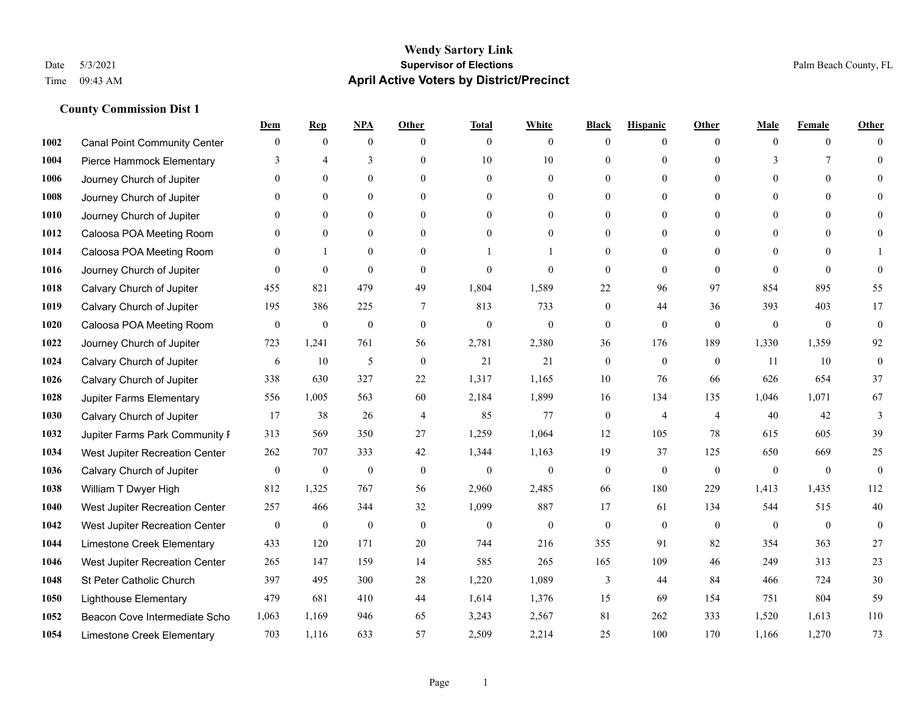# Wendy Sartory Link

**Supervisor of Elections**

**April Active Voters by District/Precinct**

Date 5/3/2021
Time 09:43 AM

Palm Beach County, FL

### County Commission Dist 1

| | | Dem | Rep | NPA | Other | Total | White | Black | Hispanic | Other | Male | Female | Other |
|---|---|---|---|---|---|---|---|---|---|---|---|---|---|
| 1002 | Canal Point Community Center | 0 | 0 | 0 | 0 | 0 | 0 | 0 | 0 | 0 | 0 | 0 | 0 |
| 1004 | Pierce Hammock Elementary | 3 | 4 | 3 | 0 | 10 | 10 | 0 | 0 | 0 | 3 | 7 | 0 |
| 1006 | Journey Church of Jupiter | 0 | 0 | 0 | 0 | 0 | 0 | 0 | 0 | 0 | 0 | 0 | 0 |
| 1008 | Journey Church of Jupiter | 0 | 0 | 0 | 0 | 0 | 0 | 0 | 0 | 0 | 0 | 0 | 0 |
| 1010 | Journey Church of Jupiter | 0 | 0 | 0 | 0 | 0 | 0 | 0 | 0 | 0 | 0 | 0 | 0 |
| 1012 | Caloosa POA Meeting Room | 0 | 0 | 0 | 0 | 0 | 0 | 0 | 0 | 0 | 0 | 0 | 0 |
| 1014 | Caloosa POA Meeting Room | 0 | 1 | 0 | 0 | 1 | 1 | 0 | 0 | 0 | 0 | 0 | 1 |
| 1016 | Journey Church of Jupiter | 0 | 0 | 0 | 0 | 0 | 0 | 0 | 0 | 0 | 0 | 0 | 0 |
| 1018 | Calvary Church of Jupiter | 455 | 821 | 479 | 49 | 1,804 | 1,589 | 22 | 96 | 97 | 854 | 895 | 55 |
| 1019 | Calvary Church of Jupiter | 195 | 386 | 225 | 7 | 813 | 733 | 0 | 44 | 36 | 393 | 403 | 17 |
| 1020 | Caloosa POA Meeting Room | 0 | 0 | 0 | 0 | 0 | 0 | 0 | 0 | 0 | 0 | 0 | 0 |
| 1022 | Journey Church of Jupiter | 723 | 1,241 | 761 | 56 | 2,781 | 2,380 | 36 | 176 | 189 | 1,330 | 1,359 | 92 |
| 1024 | Calvary Church of Jupiter | 6 | 10 | 5 | 0 | 21 | 21 | 0 | 0 | 0 | 11 | 10 | 0 |
| 1026 | Calvary Church of Jupiter | 338 | 630 | 327 | 22 | 1,317 | 1,165 | 10 | 76 | 66 | 626 | 654 | 37 |
| 1028 | Jupiter Farms Elementary | 556 | 1,005 | 563 | 60 | 2,184 | 1,899 | 16 | 134 | 135 | 1,046 | 1,071 | 67 |
| 1030 | Calvary Church of Jupiter | 17 | 38 | 26 | 4 | 85 | 77 | 0 | 4 | 4 | 40 | 42 | 3 |
| 1032 | Jupiter Farms Park Community F | 313 | 569 | 350 | 27 | 1,259 | 1,064 | 12 | 105 | 78 | 615 | 605 | 39 |
| 1034 | West Jupiter Recreation Center | 262 | 707 | 333 | 42 | 1,344 | 1,163 | 19 | 37 | 125 | 650 | 669 | 25 |
| 1036 | Calvary Church of Jupiter | 0 | 0 | 0 | 0 | 0 | 0 | 0 | 0 | 0 | 0 | 0 | 0 |
| 1038 | William T Dwyer High | 812 | 1,325 | 767 | 56 | 2,960 | 2,485 | 66 | 180 | 229 | 1,413 | 1,435 | 112 |
| 1040 | West Jupiter Recreation Center | 257 | 466 | 344 | 32 | 1,099 | 887 | 17 | 61 | 134 | 544 | 515 | 40 |
| 1042 | West Jupiter Recreation Center | 0 | 0 | 0 | 0 | 0 | 0 | 0 | 0 | 0 | 0 | 0 | 0 |
| 1044 | Limestone Creek Elementary | 433 | 120 | 171 | 20 | 744 | 216 | 355 | 91 | 82 | 354 | 363 | 27 |
| 1046 | West Jupiter Recreation Center | 265 | 147 | 159 | 14 | 585 | 265 | 165 | 109 | 46 | 249 | 313 | 23 |
| 1048 | St Peter Catholic Church | 397 | 495 | 300 | 28 | 1,220 | 1,089 | 3 | 44 | 84 | 466 | 724 | 30 |
| 1050 | Lighthouse Elementary | 479 | 681 | 410 | 44 | 1,614 | 1,376 | 15 | 69 | 154 | 751 | 804 | 59 |
| 1052 | Beacon Cove Intermediate Scho | 1,063 | 1,169 | 946 | 65 | 3,243 | 2,567 | 81 | 262 | 333 | 1,520 | 1,613 | 110 |
| 1054 | Limestone Creek Elementary | 703 | 1,116 | 633 | 57 | 2,509 | 2,214 | 25 | 100 | 170 | 1,166 | 1,270 | 73 |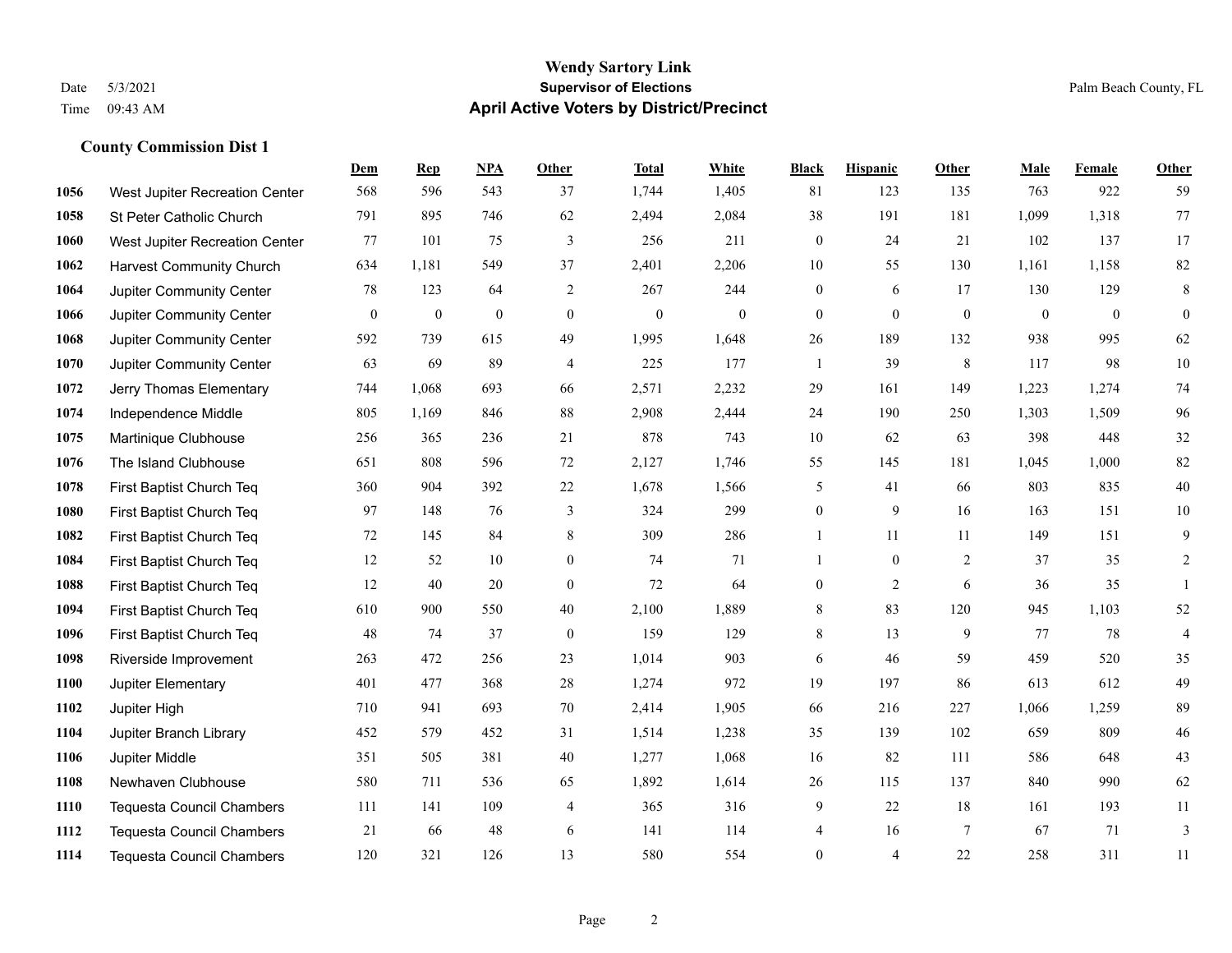# Wendy Sartory Link

## Supervisor of Elections

## April Active Voters by District/Precinct

Date 5/3/2021
Time 09:43 AM

Palm Beach County, FL

### County Commission Dist 1

| | | Dem | Rep | NPA | Other | Total | White | Black | Hispanic | Other | Male | Female | Other |
|---|---|---|---|---|---|---|---|---|---|---|---|---|---|
| 1056 | West Jupiter Recreation Center | 568 | 596 | 543 | 37 | 1,744 | 1,405 | 81 | 123 | 135 | 763 | 922 | 59 |
| 1058 | St Peter Catholic Church | 791 | 895 | 746 | 62 | 2,494 | 2,084 | 38 | 191 | 181 | 1,099 | 1,318 | 77 |
| 1060 | West Jupiter Recreation Center | 77 | 101 | 75 | 3 | 256 | 211 | 0 | 24 | 21 | 102 | 137 | 17 |
| 1062 | Harvest Community Church | 634 | 1,181 | 549 | 37 | 2,401 | 2,206 | 10 | 55 | 130 | 1,161 | 1,158 | 82 |
| 1064 | Jupiter Community Center | 78 | 123 | 64 | 2 | 267 | 244 | 0 | 6 | 17 | 130 | 129 | 8 |
| 1066 | Jupiter Community Center | 0 | 0 | 0 | 0 | 0 | 0 | 0 | 0 | 0 | 0 | 0 | 0 |
| 1068 | Jupiter Community Center | 592 | 739 | 615 | 49 | 1,995 | 1,648 | 26 | 189 | 132 | 938 | 995 | 62 |
| 1070 | Jupiter Community Center | 63 | 69 | 89 | 4 | 225 | 177 | 1 | 39 | 8 | 117 | 98 | 10 |
| 1072 | Jerry Thomas Elementary | 744 | 1,068 | 693 | 66 | 2,571 | 2,232 | 29 | 161 | 149 | 1,223 | 1,274 | 74 |
| 1074 | Independence Middle | 805 | 1,169 | 846 | 88 | 2,908 | 2,444 | 24 | 190 | 250 | 1,303 | 1,509 | 96 |
| 1075 | Martinique Clubhouse | 256 | 365 | 236 | 21 | 878 | 743 | 10 | 62 | 63 | 398 | 448 | 32 |
| 1076 | The Island Clubhouse | 651 | 808 | 596 | 72 | 2,127 | 1,746 | 55 | 145 | 181 | 1,045 | 1,000 | 82 |
| 1078 | First Baptist Church Teq | 360 | 904 | 392 | 22 | 1,678 | 1,566 | 5 | 41 | 66 | 803 | 835 | 40 |
| 1080 | First Baptist Church Teq | 97 | 148 | 76 | 3 | 324 | 299 | 0 | 9 | 16 | 163 | 151 | 10 |
| 1082 | First Baptist Church Teq | 72 | 145 | 84 | 8 | 309 | 286 | 1 | 11 | 11 | 149 | 151 | 9 |
| 1084 | First Baptist Church Teq | 12 | 52 | 10 | 0 | 74 | 71 | 1 | 0 | 2 | 37 | 35 | 2 |
| 1088 | First Baptist Church Teq | 12 | 40 | 20 | 0 | 72 | 64 | 0 | 2 | 6 | 36 | 35 | 1 |
| 1094 | First Baptist Church Teq | 610 | 900 | 550 | 40 | 2,100 | 1,889 | 8 | 83 | 120 | 945 | 1,103 | 52 |
| 1096 | First Baptist Church Teq | 48 | 74 | 37 | 0 | 159 | 129 | 8 | 13 | 9 | 77 | 78 | 4 |
| 1098 | Riverside Improvement | 263 | 472 | 256 | 23 | 1,014 | 903 | 6 | 46 | 59 | 459 | 520 | 35 |
| 1100 | Jupiter Elementary | 401 | 477 | 368 | 28 | 1,274 | 972 | 19 | 197 | 86 | 613 | 612 | 49 |
| 1102 | Jupiter High | 710 | 941 | 693 | 70 | 2,414 | 1,905 | 66 | 216 | 227 | 1,066 | 1,259 | 89 |
| 1104 | Jupiter Branch Library | 452 | 579 | 452 | 31 | 1,514 | 1,238 | 35 | 139 | 102 | 659 | 809 | 46 |
| 1106 | Jupiter Middle | 351 | 505 | 381 | 40 | 1,277 | 1,068 | 16 | 82 | 111 | 586 | 648 | 43 |
| 1108 | Newhaven Clubhouse | 580 | 711 | 536 | 65 | 1,892 | 1,614 | 26 | 115 | 137 | 840 | 990 | 62 |
| 1110 | Tequesta Council Chambers | 111 | 141 | 109 | 4 | 365 | 316 | 9 | 22 | 18 | 161 | 193 | 11 |
| 1112 | Tequesta Council Chambers | 21 | 66 | 48 | 6 | 141 | 114 | 4 | 16 | 7 | 67 | 71 | 3 |
| 1114 | Tequesta Council Chambers | 120 | 321 | 126 | 13 | 580 | 554 | 0 | 4 | 22 | 258 | 311 | 11 |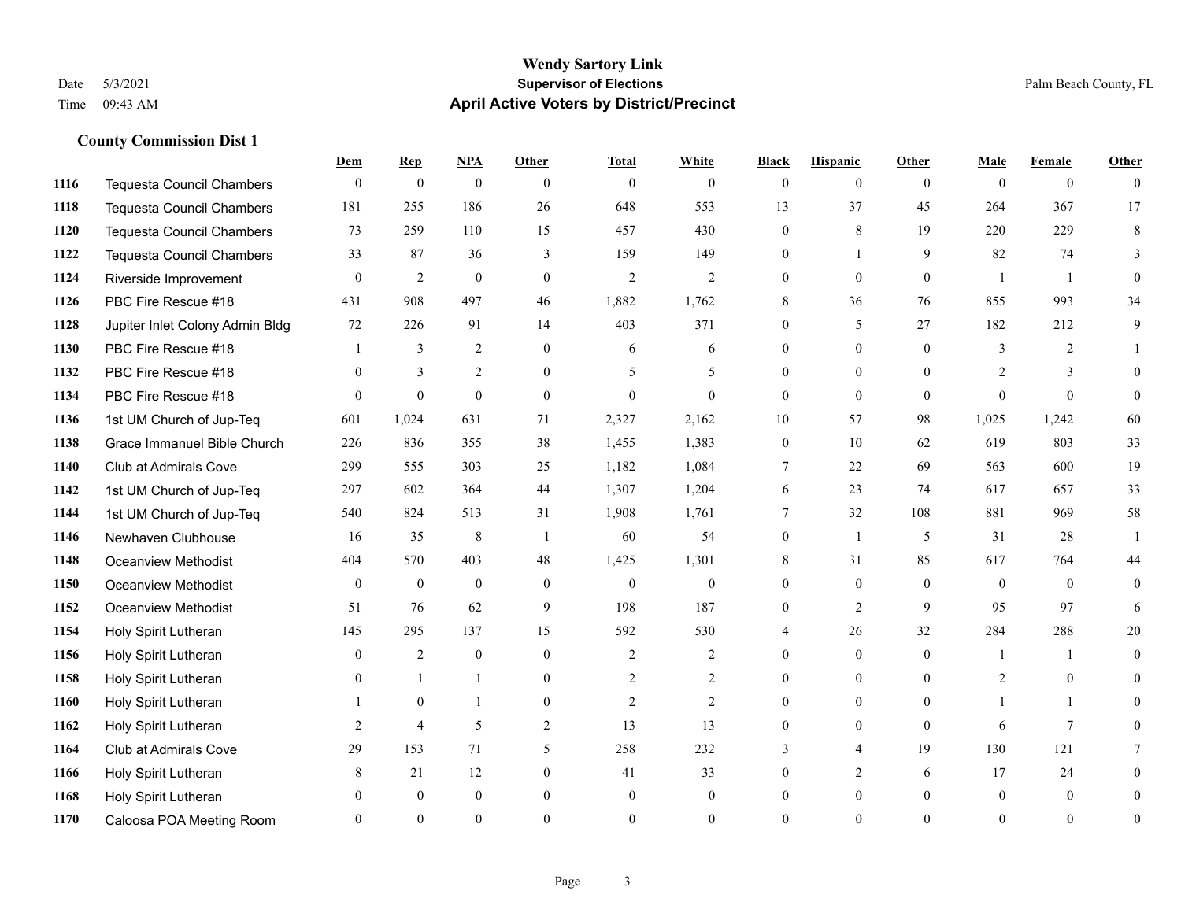**Wendy Sartory Link**
**Supervisor of Elections**
**April Active Voters by District/Precinct**

Date 5/3/2021
Time 09:43 AM

Palm Beach County, FL

### County Commission Dist 1

| | | Dem | Rep | NPA | Other | Total | White | Black | Hispanic | Other | Male | Female | Other |
|---|---|---|---|---|---|---|---|---|---|---|---|---|---|
| 1116 | Tequesta Council Chambers | 0 | 0 | 0 | 0 | 0 | 0 | 0 | 0 | 0 | 0 | 0 | 0 |
| 1118 | Tequesta Council Chambers | 181 | 255 | 186 | 26 | 648 | 553 | 13 | 37 | 45 | 264 | 367 | 17 |
| 1120 | Tequesta Council Chambers | 73 | 259 | 110 | 15 | 457 | 430 | 0 | 8 | 19 | 220 | 229 | 8 |
| 1122 | Tequesta Council Chambers | 33 | 87 | 36 | 3 | 159 | 149 | 0 | 1 | 9 | 82 | 74 | 3 |
| 1124 | Riverside Improvement | 0 | 2 | 0 | 0 | 2 | 2 | 0 | 0 | 0 | 1 | 1 | 0 |
| 1126 | PBC Fire Rescue #18 | 431 | 908 | 497 | 46 | 1,882 | 1,762 | 8 | 36 | 76 | 855 | 993 | 34 |
| 1128 | Jupiter Inlet Colony Admin Bldg | 72 | 226 | 91 | 14 | 403 | 371 | 0 | 5 | 27 | 182 | 212 | 9 |
| 1130 | PBC Fire Rescue #18 | 1 | 3 | 2 | 0 | 6 | 6 | 0 | 0 | 0 | 3 | 2 | 1 |
| 1132 | PBC Fire Rescue #18 | 0 | 3 | 2 | 0 | 5 | 5 | 0 | 0 | 0 | 2 | 3 | 0 |
| 1134 | PBC Fire Rescue #18 | 0 | 0 | 0 | 0 | 0 | 0 | 0 | 0 | 0 | 0 | 0 | 0 |
| 1136 | 1st UM Church of Jup-Teq | 601 | 1,024 | 631 | 71 | 2,327 | 2,162 | 10 | 57 | 98 | 1,025 | 1,242 | 60 |
| 1138 | Grace Immanuel Bible Church | 226 | 836 | 355 | 38 | 1,455 | 1,383 | 0 | 10 | 62 | 619 | 803 | 33 |
| 1140 | Club at Admirals Cove | 299 | 555 | 303 | 25 | 1,182 | 1,084 | 7 | 22 | 69 | 563 | 600 | 19 |
| 1142 | 1st UM Church of Jup-Teq | 297 | 602 | 364 | 44 | 1,307 | 1,204 | 6 | 23 | 74 | 617 | 657 | 33 |
| 1144 | 1st UM Church of Jup-Teq | 540 | 824 | 513 | 31 | 1,908 | 1,761 | 7 | 32 | 108 | 881 | 969 | 58 |
| 1146 | Newhaven Clubhouse | 16 | 35 | 8 | 1 | 60 | 54 | 0 | 1 | 5 | 31 | 28 | 1 |
| 1148 | Oceanview Methodist | 404 | 570 | 403 | 48 | 1,425 | 1,301 | 8 | 31 | 85 | 617 | 764 | 44 |
| 1150 | Oceanview Methodist | 0 | 0 | 0 | 0 | 0 | 0 | 0 | 0 | 0 | 0 | 0 | 0 |
| 1152 | Oceanview Methodist | 51 | 76 | 62 | 9 | 198 | 187 | 0 | 2 | 9 | 95 | 97 | 6 |
| 1154 | Holy Spirit Lutheran | 145 | 295 | 137 | 15 | 592 | 530 | 4 | 26 | 32 | 284 | 288 | 20 |
| 1156 | Holy Spirit Lutheran | 0 | 2 | 0 | 0 | 2 | 2 | 0 | 0 | 0 | 1 | 1 | 0 |
| 1158 | Holy Spirit Lutheran | 0 | 1 | 1 | 0 | 2 | 2 | 0 | 0 | 0 | 2 | 0 | 0 |
| 1160 | Holy Spirit Lutheran | 1 | 0 | 1 | 0 | 2 | 2 | 0 | 0 | 0 | 1 | 1 | 0 |
| 1162 | Holy Spirit Lutheran | 2 | 4 | 5 | 2 | 13 | 13 | 0 | 0 | 0 | 6 | 7 | 0 |
| 1164 | Club at Admirals Cove | 29 | 153 | 71 | 5 | 258 | 232 | 3 | 4 | 19 | 130 | 121 | 7 |
| 1166 | Holy Spirit Lutheran | 8 | 21 | 12 | 0 | 41 | 33 | 0 | 2 | 6 | 17 | 24 | 0 |
| 1168 | Holy Spirit Lutheran | 0 | 0 | 0 | 0 | 0 | 0 | 0 | 0 | 0 | 0 | 0 | 0 |
| 1170 | Caloosa POA Meeting Room | 0 | 0 | 0 | 0 | 0 | 0 | 0 | 0 | 0 | 0 | 0 | 0 |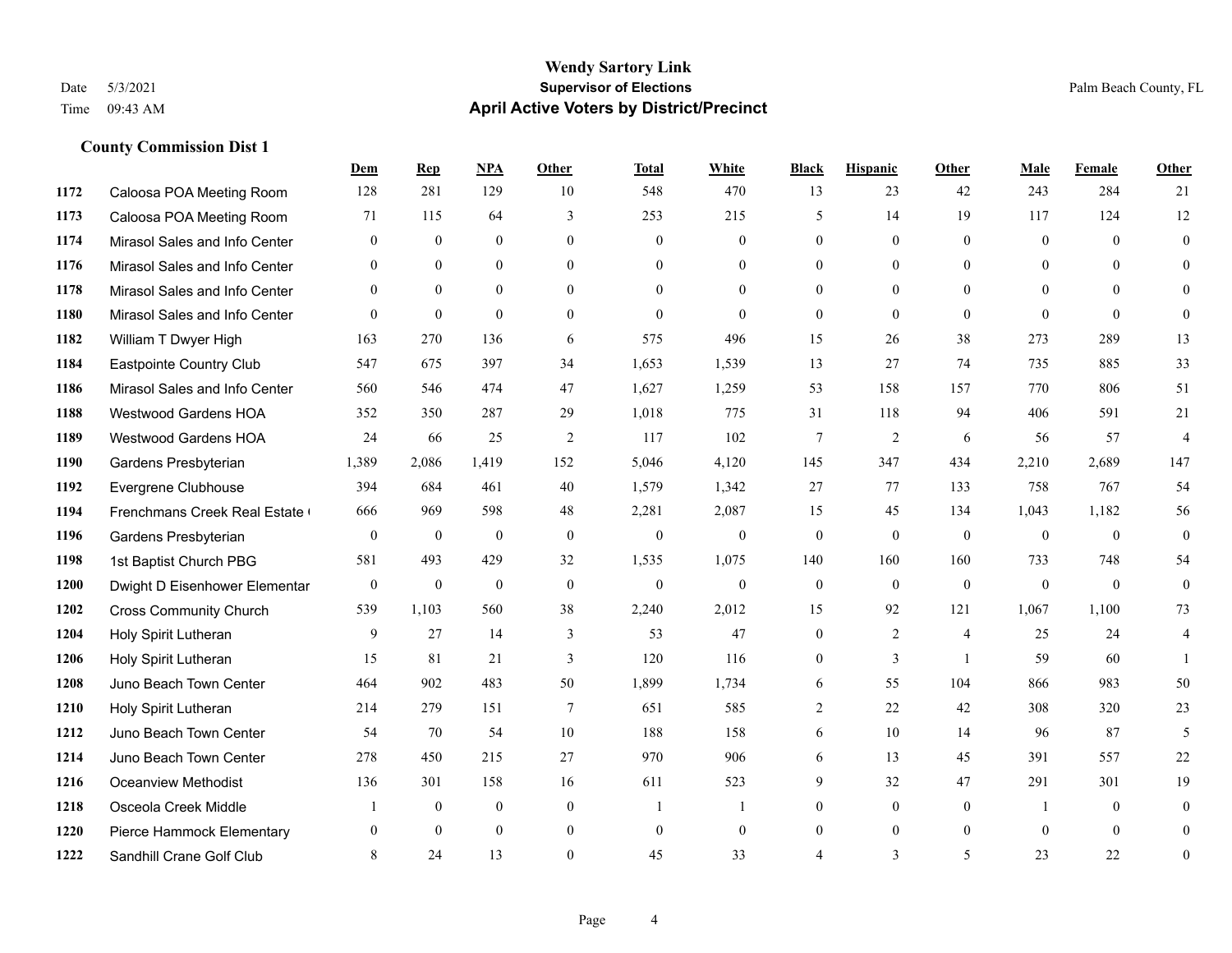# Wendy Sartory Link

## Supervisor of Elections

## April Active Voters by District/Precinct

Date 5/3/2021

Time 09:43 AM

Palm Beach County, FL

### County Commission Dist 1

| | | Dem | Rep | NPA | Other | Total | White | Black | Hispanic | Other | Male | Female | Other |
|---|---|---|---|---|---|---|---|---|---|---|---|---|---|
| 1172 | Caloosa POA Meeting Room | 128 | 281 | 129 | 10 | 548 | 470 | 13 | 23 | 42 | 243 | 284 | 21 |
| 1173 | Caloosa POA Meeting Room | 71 | 115 | 64 | 3 | 253 | 215 | 5 | 14 | 19 | 117 | 124 | 12 |
| 1174 | Mirasol Sales and Info Center | 0 | 0 | 0 | 0 | 0 | 0 | 0 | 0 | 0 | 0 | 0 | 0 |
| 1176 | Mirasol Sales and Info Center | 0 | 0 | 0 | 0 | 0 | 0 | 0 | 0 | 0 | 0 | 0 | 0 |
| 1178 | Mirasol Sales and Info Center | 0 | 0 | 0 | 0 | 0 | 0 | 0 | 0 | 0 | 0 | 0 | 0 |
| 1180 | Mirasol Sales and Info Center | 0 | 0 | 0 | 0 | 0 | 0 | 0 | 0 | 0 | 0 | 0 | 0 |
| 1182 | William T Dwyer High | 163 | 270 | 136 | 6 | 575 | 496 | 15 | 26 | 38 | 273 | 289 | 13 |
| 1184 | Eastpointe Country Club | 547 | 675 | 397 | 34 | 1,653 | 1,539 | 13 | 27 | 74 | 735 | 885 | 33 |
| 1186 | Mirasol Sales and Info Center | 560 | 546 | 474 | 47 | 1,627 | 1,259 | 53 | 158 | 157 | 770 | 806 | 51 |
| 1188 | Westwood Gardens HOA | 352 | 350 | 287 | 29 | 1,018 | 775 | 31 | 118 | 94 | 406 | 591 | 21 |
| 1189 | Westwood Gardens HOA | 24 | 66 | 25 | 2 | 117 | 102 | 7 | 2 | 6 | 56 | 57 | 4 |
| 1190 | Gardens Presbyterian | 1,389 | 2,086 | 1,419 | 152 | 5,046 | 4,120 | 145 | 347 | 434 | 2,210 | 2,689 | 147 |
| 1192 | Evergrene Clubhouse | 394 | 684 | 461 | 40 | 1,579 | 1,342 | 27 | 77 | 133 | 758 | 767 | 54 |
| 1194 | Frenchmans Creek Real Estate ( | 666 | 969 | 598 | 48 | 2,281 | 2,087 | 15 | 45 | 134 | 1,043 | 1,182 | 56 |
| 1196 | Gardens Presbyterian | 0 | 0 | 0 | 0 | 0 | 0 | 0 | 0 | 0 | 0 | 0 | 0 |
| 1198 | 1st Baptist Church PBG | 581 | 493 | 429 | 32 | 1,535 | 1,075 | 140 | 160 | 160 | 733 | 748 | 54 |
| 1200 | Dwight D Eisenhower Elementar | 0 | 0 | 0 | 0 | 0 | 0 | 0 | 0 | 0 | 0 | 0 | 0 |
| 1202 | Cross Community Church | 539 | 1,103 | 560 | 38 | 2,240 | 2,012 | 15 | 92 | 121 | 1,067 | 1,100 | 73 |
| 1204 | Holy Spirit Lutheran | 9 | 27 | 14 | 3 | 53 | 47 | 0 | 2 | 4 | 25 | 24 | 4 |
| 1206 | Holy Spirit Lutheran | 15 | 81 | 21 | 3 | 120 | 116 | 0 | 3 | 1 | 59 | 60 | 1 |
| 1208 | Juno Beach Town Center | 464 | 902 | 483 | 50 | 1,899 | 1,734 | 6 | 55 | 104 | 866 | 983 | 50 |
| 1210 | Holy Spirit Lutheran | 214 | 279 | 151 | 7 | 651 | 585 | 2 | 22 | 42 | 308 | 320 | 23 |
| 1212 | Juno Beach Town Center | 54 | 70 | 54 | 10 | 188 | 158 | 6 | 10 | 14 | 96 | 87 | 5 |
| 1214 | Juno Beach Town Center | 278 | 450 | 215 | 27 | 970 | 906 | 6 | 13 | 45 | 391 | 557 | 22 |
| 1216 | Oceanview Methodist | 136 | 301 | 158 | 16 | 611 | 523 | 9 | 32 | 47 | 291 | 301 | 19 |
| 1218 | Osceola Creek Middle | 1 | 0 | 0 | 0 | 1 | 1 | 0 | 0 | 0 | 1 | 0 | 0 |
| 1220 | Pierce Hammock Elementary | 0 | 0 | 0 | 0 | 0 | 0 | 0 | 0 | 0 | 0 | 0 | 0 |
| 1222 | Sandhill Crane Golf Club | 8 | 24 | 13 | 0 | 45 | 33 | 4 | 3 | 5 | 23 | 22 | 0 |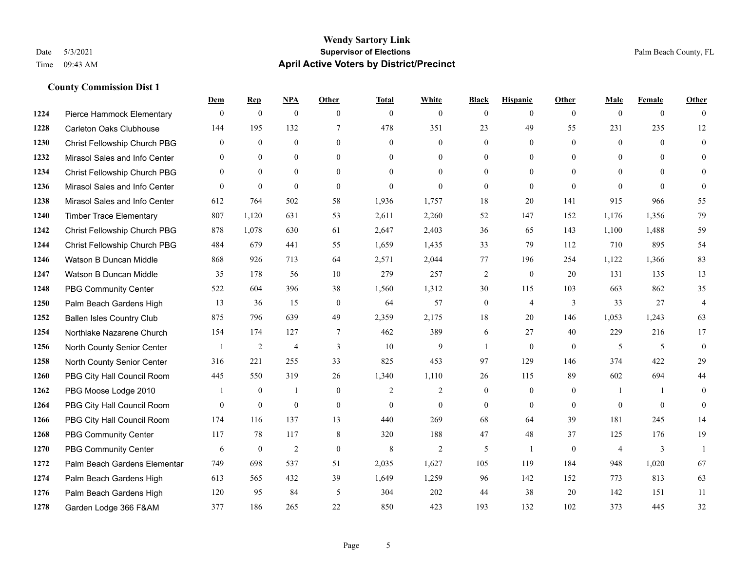# Wendy Sartory Link

**Supervisor of Elections**

**April Active Voters by District/Precinct**

Date 5/3/2021
Time 09:43 AM

Palm Beach County, FL

### County Commission Dist 1

| | | Dem | Rep | NPA | Other | Total | White | Black | Hispanic | Other | Male | Female | Other |
|---|---|---|---|---|---|---|---|---|---|---|---|---|---|
| 1224 | Pierce Hammock Elementary | 0 | 0 | 0 | 0 | 0 | 0 | 0 | 0 | 0 | 0 | 0 | 0 |
| 1228 | Carleton Oaks Clubhouse | 144 | 195 | 132 | 7 | 478 | 351 | 23 | 49 | 55 | 231 | 235 | 12 |
| 1230 | Christ Fellowship Church PBG | 0 | 0 | 0 | 0 | 0 | 0 | 0 | 0 | 0 | 0 | 0 | 0 |
| 1232 | Mirasol Sales and Info Center | 0 | 0 | 0 | 0 | 0 | 0 | 0 | 0 | 0 | 0 | 0 | 0 |
| 1234 | Christ Fellowship Church PBG | 0 | 0 | 0 | 0 | 0 | 0 | 0 | 0 | 0 | 0 | 0 | 0 |
| 1236 | Mirasol Sales and Info Center | 0 | 0 | 0 | 0 | 0 | 0 | 0 | 0 | 0 | 0 | 0 | 0 |
| 1238 | Mirasol Sales and Info Center | 612 | 764 | 502 | 58 | 1,936 | 1,757 | 18 | 20 | 141 | 915 | 966 | 55 |
| 1240 | Timber Trace Elementary | 807 | 1,120 | 631 | 53 | 2,611 | 2,260 | 52 | 147 | 152 | 1,176 | 1,356 | 79 |
| 1242 | Christ Fellowship Church PBG | 878 | 1,078 | 630 | 61 | 2,647 | 2,403 | 36 | 65 | 143 | 1,100 | 1,488 | 59 |
| 1244 | Christ Fellowship Church PBG | 484 | 679 | 441 | 55 | 1,659 | 1,435 | 33 | 79 | 112 | 710 | 895 | 54 |
| 1246 | Watson B Duncan Middle | 868 | 926 | 713 | 64 | 2,571 | 2,044 | 77 | 196 | 254 | 1,122 | 1,366 | 83 |
| 1247 | Watson B Duncan Middle | 35 | 178 | 56 | 10 | 279 | 257 | 2 | 0 | 20 | 131 | 135 | 13 |
| 1248 | PBG Community Center | 522 | 604 | 396 | 38 | 1,560 | 1,312 | 30 | 115 | 103 | 663 | 862 | 35 |
| 1250 | Palm Beach Gardens High | 13 | 36 | 15 | 0 | 64 | 57 | 0 | 4 | 3 | 33 | 27 | 4 |
| 1252 | Ballen Isles Country Club | 875 | 796 | 639 | 49 | 2,359 | 2,175 | 18 | 20 | 146 | 1,053 | 1,243 | 63 |
| 1254 | Northlake Nazarene Church | 154 | 174 | 127 | 7 | 462 | 389 | 6 | 27 | 40 | 229 | 216 | 17 |
| 1256 | North County Senior Center | 1 | 2 | 4 | 3 | 10 | 9 | 1 | 0 | 0 | 5 | 5 | 0 |
| 1258 | North County Senior Center | 316 | 221 | 255 | 33 | 825 | 453 | 97 | 129 | 146 | 374 | 422 | 29 |
| 1260 | PBG City Hall Council Room | 445 | 550 | 319 | 26 | 1,340 | 1,110 | 26 | 115 | 89 | 602 | 694 | 44 |
| 1262 | PBG Moose Lodge 2010 | 1 | 0 | 1 | 0 | 2 | 2 | 0 | 0 | 0 | 1 | 1 | 0 |
| 1264 | PBG City Hall Council Room | 0 | 0 | 0 | 0 | 0 | 0 | 0 | 0 | 0 | 0 | 0 | 0 |
| 1266 | PBG City Hall Council Room | 174 | 116 | 137 | 13 | 440 | 269 | 68 | 64 | 39 | 181 | 245 | 14 |
| 1268 | PBG Community Center | 117 | 78 | 117 | 8 | 320 | 188 | 47 | 48 | 37 | 125 | 176 | 19 |
| 1270 | PBG Community Center | 6 | 0 | 2 | 0 | 8 | 2 | 5 | 1 | 0 | 4 | 3 | 1 |
| 1272 | Palm Beach Gardens Elementar | 749 | 698 | 537 | 51 | 2,035 | 1,627 | 105 | 119 | 184 | 948 | 1,020 | 67 |
| 1274 | Palm Beach Gardens High | 613 | 565 | 432 | 39 | 1,649 | 1,259 | 96 | 142 | 152 | 773 | 813 | 63 |
| 1276 | Palm Beach Gardens High | 120 | 95 | 84 | 5 | 304 | 202 | 44 | 38 | 20 | 142 | 151 | 11 |
| 1278 | Garden Lodge 366 F&AM | 377 | 186 | 265 | 22 | 850 | 423 | 193 | 132 | 102 | 373 | 445 | 32 |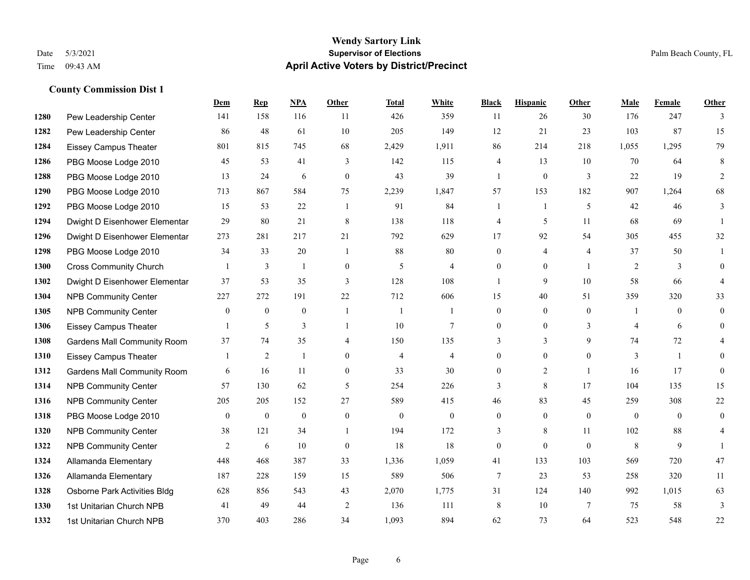# Wendy Sartory Link

**Supervisor of Elections**

**April Active Voters by District/Precinct**

Date 5/3/2021
Time 09:43 AM

Palm Beach County, FL

### County Commission Dist 1

| | | Dem | Rep | NPA | Other | Total | White | Black | Hispanic | Other | Male | Female | Other |
|---|---|---|---|---|---|---|---|---|---|---|---|---|---|
| 1280 | Pew Leadership Center | 141 | 158 | 116 | 11 | 426 | 359 | 11 | 26 | 30 | 176 | 247 | 3 |
| 1282 | Pew Leadership Center | 86 | 48 | 61 | 10 | 205 | 149 | 12 | 21 | 23 | 103 | 87 | 15 |
| 1284 | Eissey Campus Theater | 801 | 815 | 745 | 68 | 2,429 | 1,911 | 86 | 214 | 218 | 1,055 | 1,295 | 79 |
| 1286 | PBG Moose Lodge 2010 | 45 | 53 | 41 | 3 | 142 | 115 | 4 | 13 | 10 | 70 | 64 | 8 |
| 1288 | PBG Moose Lodge 2010 | 13 | 24 | 6 | 0 | 43 | 39 | 1 | 0 | 3 | 22 | 19 | 2 |
| 1290 | PBG Moose Lodge 2010 | 713 | 867 | 584 | 75 | 2,239 | 1,847 | 57 | 153 | 182 | 907 | 1,264 | 68 |
| 1292 | PBG Moose Lodge 2010 | 15 | 53 | 22 | 1 | 91 | 84 | 1 | 1 | 5 | 42 | 46 | 3 |
| 1294 | Dwight D Eisenhower Elementar | 29 | 80 | 21 | 8 | 138 | 118 | 4 | 5 | 11 | 68 | 69 | 1 |
| 1296 | Dwight D Eisenhower Elementar | 273 | 281 | 217 | 21 | 792 | 629 | 17 | 92 | 54 | 305 | 455 | 32 |
| 1298 | PBG Moose Lodge 2010 | 34 | 33 | 20 | 1 | 88 | 80 | 0 | 4 | 4 | 37 | 50 | 1 |
| 1300 | Cross Community Church | 1 | 3 | 1 | 0 | 5 | 4 | 0 | 0 | 1 | 2 | 3 | 0 |
| 1302 | Dwight D Eisenhower Elementar | 37 | 53 | 35 | 3 | 128 | 108 | 1 | 9 | 10 | 58 | 66 | 4 |
| 1304 | NPB Community Center | 227 | 272 | 191 | 22 | 712 | 606 | 15 | 40 | 51 | 359 | 320 | 33 |
| 1305 | NPB Community Center | 0 | 0 | 0 | 1 | 1 | 1 | 0 | 0 | 0 | 1 | 0 | 0 |
| 1306 | Eissey Campus Theater | 1 | 5 | 3 | 1 | 10 | 7 | 0 | 0 | 3 | 4 | 6 | 0 |
| 1308 | Gardens Mall Community Room | 37 | 74 | 35 | 4 | 150 | 135 | 3 | 3 | 9 | 74 | 72 | 4 |
| 1310 | Eissey Campus Theater | 1 | 2 | 1 | 0 | 4 | 4 | 0 | 0 | 0 | 3 | 1 | 0 |
| 1312 | Gardens Mall Community Room | 6 | 16 | 11 | 0 | 33 | 30 | 0 | 2 | 1 | 16 | 17 | 0 |
| 1314 | NPB Community Center | 57 | 130 | 62 | 5 | 254 | 226 | 3 | 8 | 17 | 104 | 135 | 15 |
| 1316 | NPB Community Center | 205 | 205 | 152 | 27 | 589 | 415 | 46 | 83 | 45 | 259 | 308 | 22 |
| 1318 | PBG Moose Lodge 2010 | 0 | 0 | 0 | 0 | 0 | 0 | 0 | 0 | 0 | 0 | 0 | 0 |
| 1320 | NPB Community Center | 38 | 121 | 34 | 1 | 194 | 172 | 3 | 8 | 11 | 102 | 88 | 4 |
| 1322 | NPB Community Center | 2 | 6 | 10 | 0 | 18 | 18 | 0 | 0 | 0 | 8 | 9 | 1 |
| 1324 | Allamanda Elementary | 448 | 468 | 387 | 33 | 1,336 | 1,059 | 41 | 133 | 103 | 569 | 720 | 47 |
| 1326 | Allamanda Elementary | 187 | 228 | 159 | 15 | 589 | 506 | 7 | 23 | 53 | 258 | 320 | 11 |
| 1328 | Osborne Park Activities Bldg | 628 | 856 | 543 | 43 | 2,070 | 1,775 | 31 | 124 | 140 | 992 | 1,015 | 63 |
| 1330 | 1st Unitarian Church NPB | 41 | 49 | 44 | 2 | 136 | 111 | 8 | 10 | 7 | 75 | 58 | 3 |
| 1332 | 1st Unitarian Church NPB | 370 | 403 | 286 | 34 | 1,093 | 894 | 62 | 73 | 64 | 523 | 548 | 22 |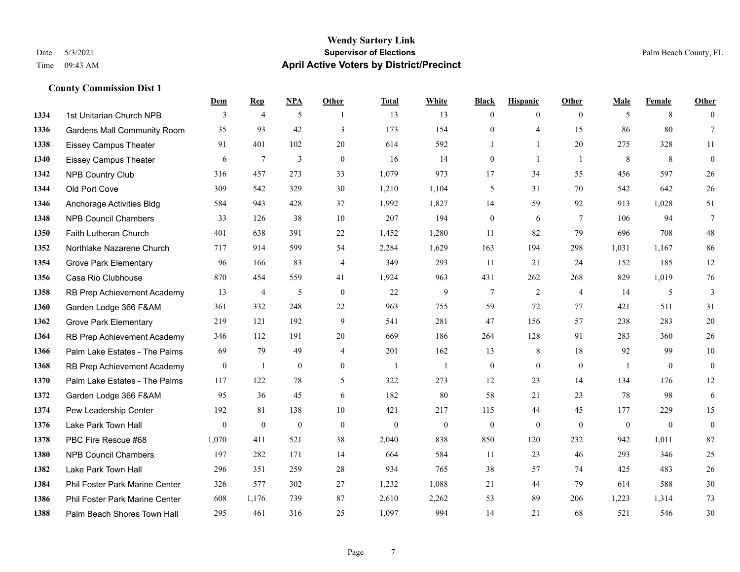# Wendy Sartory Link
## Supervisor of Elections
## April Active Voters by District/Precinct

Date 5/3/2021
Time 09:43 AM

Palm Beach County, FL

### County Commission Dist 1

| | | Dem | Rep | NPA | Other | Total | White | Black | Hispanic | Other | Male | Female | Other |
|---|---|---|---|---|---|---|---|---|---|---|---|---|---|
| 1334 | 1st Unitarian Church NPB | 3 | 4 | 5 | 1 | 13 | 13 | 0 | 0 | 0 | 5 | 8 | 0 |
| 1336 | Gardens Mall Community Room | 35 | 93 | 42 | 3 | 173 | 154 | 0 | 4 | 15 | 86 | 80 | 7 |
| 1338 | Eissey Campus Theater | 91 | 401 | 102 | 20 | 614 | 592 | 1 | 1 | 20 | 275 | 328 | 11 |
| 1340 | Eissey Campus Theater | 6 | 7 | 3 | 0 | 16 | 14 | 0 | 1 | 1 | 8 | 8 | 0 |
| 1342 | NPB Country Club | 316 | 457 | 273 | 33 | 1,079 | 973 | 17 | 34 | 55 | 456 | 597 | 26 |
| 1344 | Old Port Cove | 309 | 542 | 329 | 30 | 1,210 | 1,104 | 5 | 31 | 70 | 542 | 642 | 26 |
| 1346 | Anchorage Activities Bldg | 584 | 943 | 428 | 37 | 1,992 | 1,827 | 14 | 59 | 92 | 913 | 1,028 | 51 |
| 1348 | NPB Council Chambers | 33 | 126 | 38 | 10 | 207 | 194 | 0 | 6 | 7 | 106 | 94 | 7 |
| 1350 | Faith Lutheran Church | 401 | 638 | 391 | 22 | 1,452 | 1,280 | 11 | 82 | 79 | 696 | 708 | 48 |
| 1352 | Northlake Nazarene Church | 717 | 914 | 599 | 54 | 2,284 | 1,629 | 163 | 194 | 298 | 1,031 | 1,167 | 86 |
| 1354 | Grove Park Elementary | 96 | 166 | 83 | 4 | 349 | 293 | 11 | 21 | 24 | 152 | 185 | 12 |
| 1356 | Casa Rio Clubhouse | 870 | 454 | 559 | 41 | 1,924 | 963 | 431 | 262 | 268 | 829 | 1,019 | 76 |
| 1358 | RB Prep Achievement Academy | 13 | 4 | 5 | 0 | 22 | 9 | 7 | 2 | 4 | 14 | 5 | 3 |
| 1360 | Garden Lodge 366 F&AM | 361 | 332 | 248 | 22 | 963 | 755 | 59 | 72 | 77 | 421 | 511 | 31 |
| 1362 | Grove Park Elementary | 219 | 121 | 192 | 9 | 541 | 281 | 47 | 156 | 57 | 238 | 283 | 20 |
| 1364 | RB Prep Achievement Academy | 346 | 112 | 191 | 20 | 669 | 186 | 264 | 128 | 91 | 283 | 360 | 26 |
| 1366 | Palm Lake Estates - The Palms | 69 | 79 | 49 | 4 | 201 | 162 | 13 | 8 | 18 | 92 | 99 | 10 |
| 1368 | RB Prep Achievement Academy | 0 | 1 | 0 | 0 | 1 | 1 | 0 | 0 | 0 | 1 | 0 | 0 |
| 1370 | Palm Lake Estates - The Palms | 117 | 122 | 78 | 5 | 322 | 273 | 12 | 23 | 14 | 134 | 176 | 12 |
| 1372 | Garden Lodge 366 F&AM | 95 | 36 | 45 | 6 | 182 | 80 | 58 | 21 | 23 | 78 | 98 | 6 |
| 1374 | Pew Leadership Center | 192 | 81 | 138 | 10 | 421 | 217 | 115 | 44 | 45 | 177 | 229 | 15 |
| 1376 | Lake Park Town Hall | 0 | 0 | 0 | 0 | 0 | 0 | 0 | 0 | 0 | 0 | 0 | 0 |
| 1378 | PBC Fire Rescue #68 | 1,070 | 411 | 521 | 38 | 2,040 | 838 | 850 | 120 | 232 | 942 | 1,011 | 87 |
| 1380 | NPB Council Chambers | 197 | 282 | 171 | 14 | 664 | 584 | 11 | 23 | 46 | 293 | 346 | 25 |
| 1382 | Lake Park Town Hall | 296 | 351 | 259 | 28 | 934 | 765 | 38 | 57 | 74 | 425 | 483 | 26 |
| 1384 | Phil Foster Park Marine Center | 326 | 577 | 302 | 27 | 1,232 | 1,088 | 21 | 44 | 79 | 614 | 588 | 30 |
| 1386 | Phil Foster Park Marine Center | 608 | 1,176 | 739 | 87 | 2,610 | 2,262 | 53 | 89 | 206 | 1,223 | 1,314 | 73 |
| 1388 | Palm Beach Shores Town Hall | 295 | 461 | 316 | 25 | 1,097 | 994 | 14 | 21 | 68 | 521 | 546 | 30 |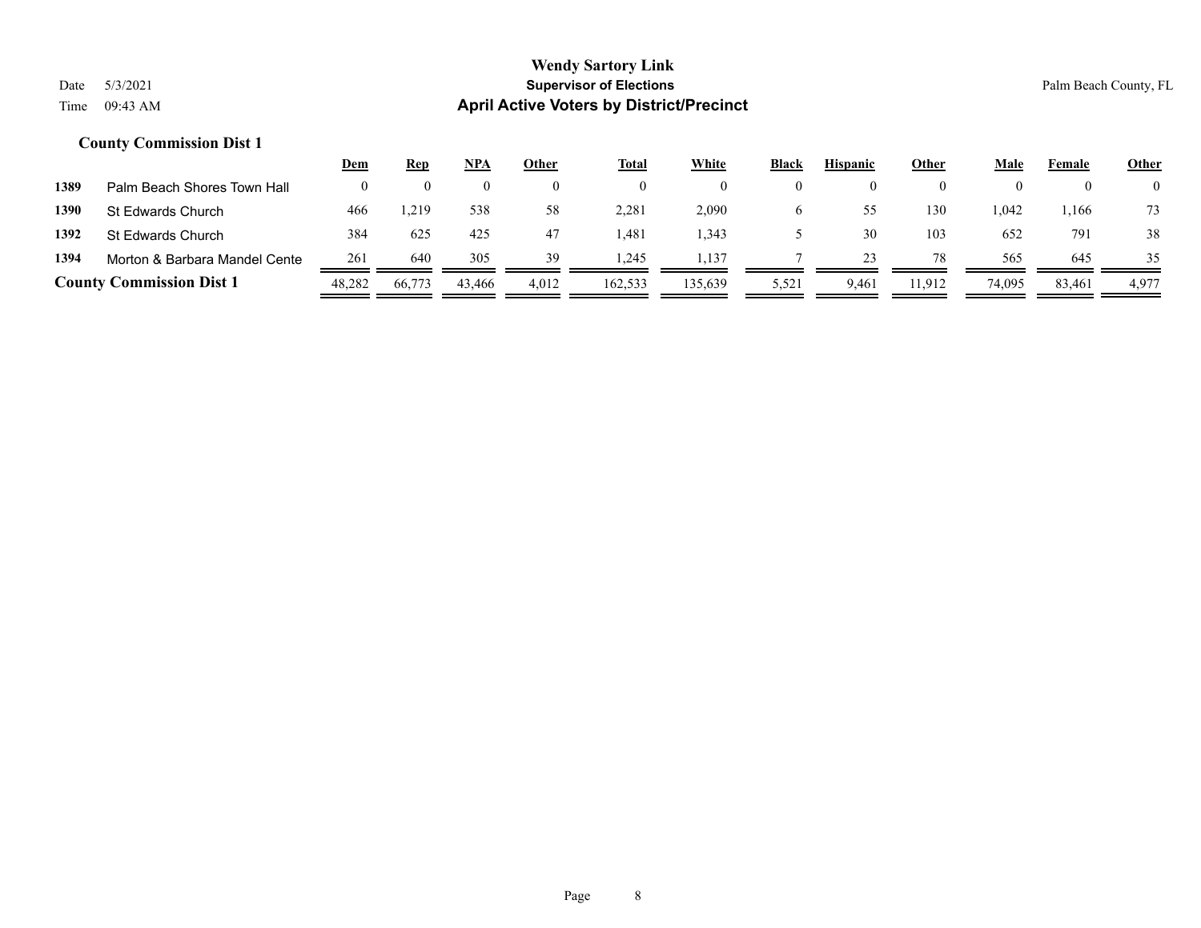## County Commission Dist 1

| | | Dem | Rep | NPA | Other | Total | White | Black | Hispanic | Other | Male | Female | Other |
|---|---|---|---|---|---|---|---|---|---|---|---|---|---|
| 1389 | Palm Beach Shores Town Hall | 0 | 0 | 0 | 0 | 0 | 0 | 0 | 0 | 0 | 0 | 0 | 0 |
| 1390 | St Edwards Church | 466 | 1,219 | 538 | 58 | 2,281 | 2,090 | 6 | 55 | 130 | 1,042 | 1,166 | 73 |
| 1392 | St Edwards Church | 384 | 625 | 425 | 47 | 1,481 | 1,343 | 5 | 30 | 103 | 652 | 791 | 38 |
| 1394 | Morton & Barbara Mandel Cente | 261 | 640 | 305 | 39 | 1,245 | 1,137 | 7 | 23 | 78 | 565 | 645 | 35 |
| **County Commission Dist 1** | | 48,282 | 66,773 | 43,466 | 4,012 | 162,533 | 135,639 | 5,521 | 9,461 | 11,912 | 74,095 | 83,461 | 4,977 |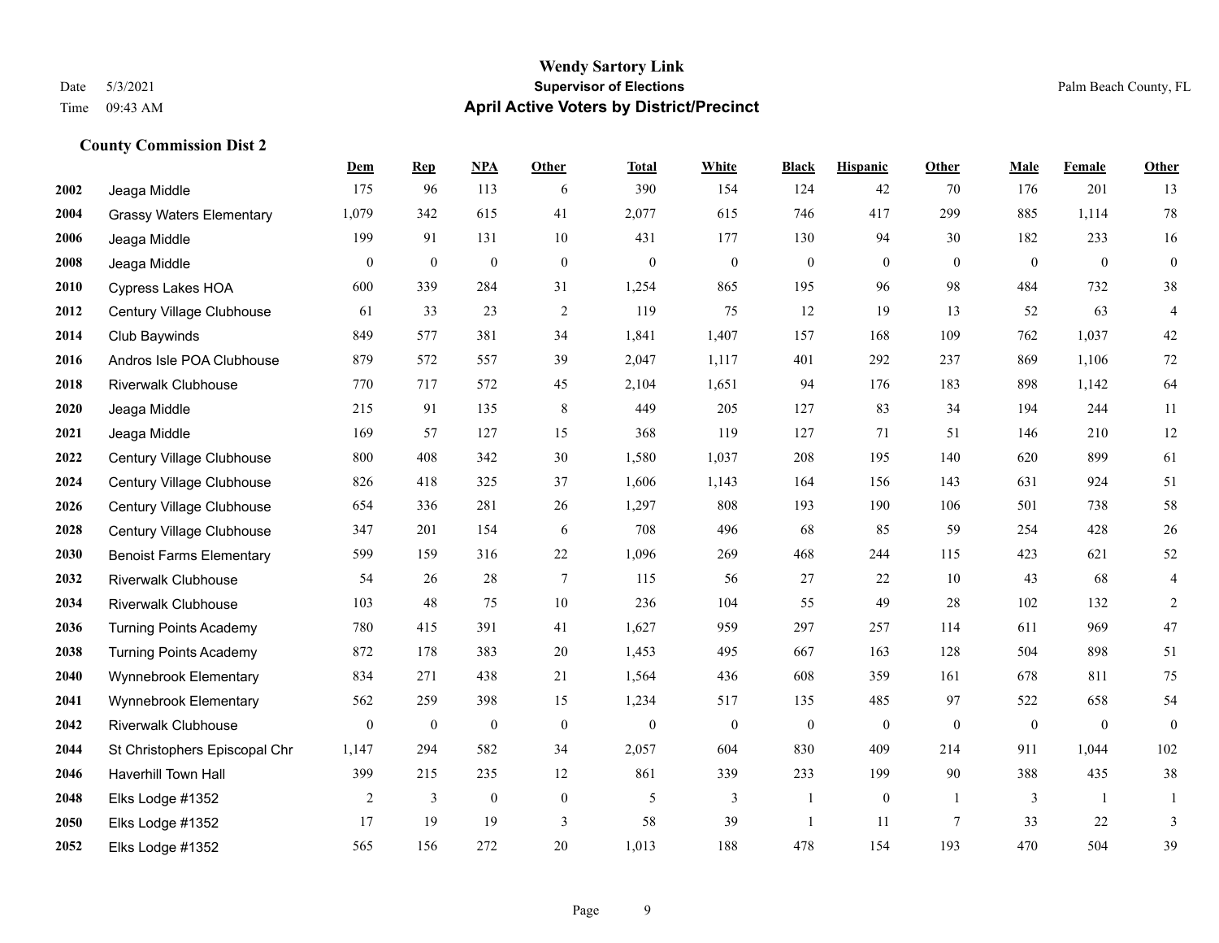# Wendy Sartory Link
## Supervisor of Elections
## April Active Voters by District/Precinct

Date 5/3/2021
Time 09:43 AM

Palm Beach County, FL

### County Commission Dist 2

| | | Dem | Rep | NPA | Other | Total | White | Black | Hispanic | Other | Male | Female | Other |
|---|---|---|---|---|---|---|---|---|---|---|---|---|---|
| 2002 | Jeaga Middle | 175 | 96 | 113 | 6 | 390 | 154 | 124 | 42 | 70 | 176 | 201 | 13 |
| 2004 | Grassy Waters Elementary | 1,079 | 342 | 615 | 41 | 2,077 | 615 | 746 | 417 | 299 | 885 | 1,114 | 78 |
| 2006 | Jeaga Middle | 199 | 91 | 131 | 10 | 431 | 177 | 130 | 94 | 30 | 182 | 233 | 16 |
| 2008 | Jeaga Middle | 0 | 0 | 0 | 0 | 0 | 0 | 0 | 0 | 0 | 0 | 0 | 0 |
| 2010 | Cypress Lakes HOA | 600 | 339 | 284 | 31 | 1,254 | 865 | 195 | 96 | 98 | 484 | 732 | 38 |
| 2012 | Century Village Clubhouse | 61 | 33 | 23 | 2 | 119 | 75 | 12 | 19 | 13 | 52 | 63 | 4 |
| 2014 | Club Baywinds | 849 | 577 | 381 | 34 | 1,841 | 1,407 | 157 | 168 | 109 | 762 | 1,037 | 42 |
| 2016 | Andros Isle POA Clubhouse | 879 | 572 | 557 | 39 | 2,047 | 1,117 | 401 | 292 | 237 | 869 | 1,106 | 72 |
| 2018 | Riverwalk Clubhouse | 770 | 717 | 572 | 45 | 2,104 | 1,651 | 94 | 176 | 183 | 898 | 1,142 | 64 |
| 2020 | Jeaga Middle | 215 | 91 | 135 | 8 | 449 | 205 | 127 | 83 | 34 | 194 | 244 | 11 |
| 2021 | Jeaga Middle | 169 | 57 | 127 | 15 | 368 | 119 | 127 | 71 | 51 | 146 | 210 | 12 |
| 2022 | Century Village Clubhouse | 800 | 408 | 342 | 30 | 1,580 | 1,037 | 208 | 195 | 140 | 620 | 899 | 61 |
| 2024 | Century Village Clubhouse | 826 | 418 | 325 | 37 | 1,606 | 1,143 | 164 | 156 | 143 | 631 | 924 | 51 |
| 2026 | Century Village Clubhouse | 654 | 336 | 281 | 26 | 1,297 | 808 | 193 | 190 | 106 | 501 | 738 | 58 |
| 2028 | Century Village Clubhouse | 347 | 201 | 154 | 6 | 708 | 496 | 68 | 85 | 59 | 254 | 428 | 26 |
| 2030 | Benoist Farms Elementary | 599 | 159 | 316 | 22 | 1,096 | 269 | 468 | 244 | 115 | 423 | 621 | 52 |
| 2032 | Riverwalk Clubhouse | 54 | 26 | 28 | 7 | 115 | 56 | 27 | 22 | 10 | 43 | 68 | 4 |
| 2034 | Riverwalk Clubhouse | 103 | 48 | 75 | 10 | 236 | 104 | 55 | 49 | 28 | 102 | 132 | 2 |
| 2036 | Turning Points Academy | 780 | 415 | 391 | 41 | 1,627 | 959 | 297 | 257 | 114 | 611 | 969 | 47 |
| 2038 | Turning Points Academy | 872 | 178 | 383 | 20 | 1,453 | 495 | 667 | 163 | 128 | 504 | 898 | 51 |
| 2040 | Wynnebrook Elementary | 834 | 271 | 438 | 21 | 1,564 | 436 | 608 | 359 | 161 | 678 | 811 | 75 |
| 2041 | Wynnebrook Elementary | 562 | 259 | 398 | 15 | 1,234 | 517 | 135 | 485 | 97 | 522 | 658 | 54 |
| 2042 | Riverwalk Clubhouse | 0 | 0 | 0 | 0 | 0 | 0 | 0 | 0 | 0 | 0 | 0 | 0 |
| 2044 | St Christophers Episcopal Chr | 1,147 | 294 | 582 | 34 | 2,057 | 604 | 830 | 409 | 214 | 911 | 1,044 | 102 |
| 2046 | Haverhill Town Hall | 399 | 215 | 235 | 12 | 861 | 339 | 233 | 199 | 90 | 388 | 435 | 38 |
| 2048 | Elks Lodge #1352 | 2 | 3 | 0 | 0 | 5 | 3 | 1 | 0 | 1 | 3 | 1 | 1 |
| 2050 | Elks Lodge #1352 | 17 | 19 | 19 | 3 | 58 | 39 | 1 | 11 | 7 | 33 | 22 | 3 |
| 2052 | Elks Lodge #1352 | 565 | 156 | 272 | 20 | 1,013 | 188 | 478 | 154 | 193 | 470 | 504 | 39 |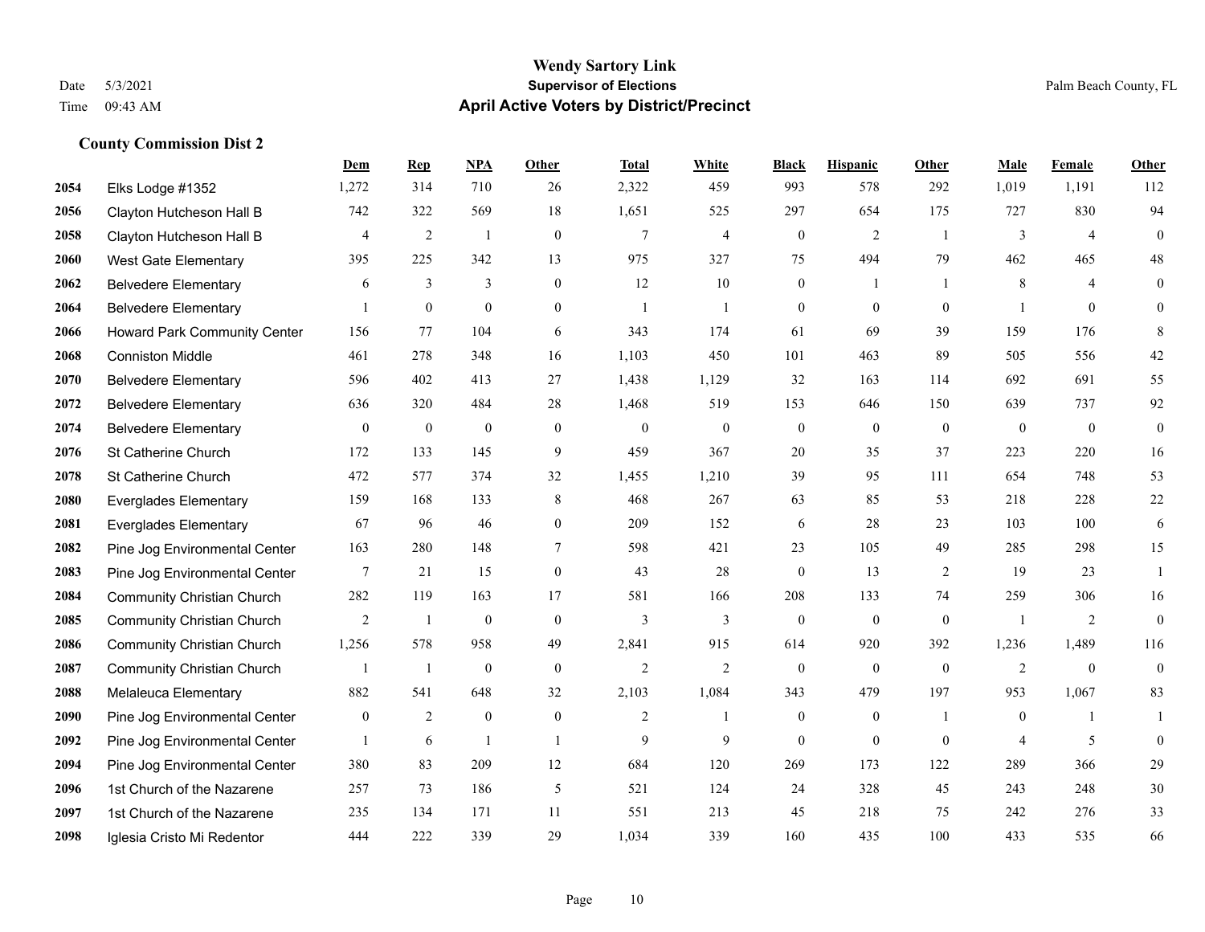# Wendy Sartory Link
## Supervisor of Elections
## April Active Voters by District/Precinct

Date 5/3/2021
Time 09:43 AM

Palm Beach County, FL

### County Commission Dist 2

| | | Dem | Rep | NPA | Other | Total | White | Black | Hispanic | Other | Male | Female | Other |
|---|---|---|---|---|---|---|---|---|---|---|---|---|---|
| 2054 | Elks Lodge #1352 | 1,272 | 314 | 710 | 26 | 2,322 | 459 | 993 | 578 | 292 | 1,019 | 1,191 | 112 |
| 2056 | Clayton Hutcheson Hall B | 742 | 322 | 569 | 18 | 1,651 | 525 | 297 | 654 | 175 | 727 | 830 | 94 |
| 2058 | Clayton Hutcheson Hall B | 4 | 2 | 1 | 0 | 7 | 4 | 0 | 2 | 1 | 3 | 4 | 0 |
| 2060 | West Gate Elementary | 395 | 225 | 342 | 13 | 975 | 327 | 75 | 494 | 79 | 462 | 465 | 48 |
| 2062 | Belvedere Elementary | 6 | 3 | 3 | 0 | 12 | 10 | 0 | 1 | 1 | 8 | 4 | 0 |
| 2064 | Belvedere Elementary | 1 | 0 | 0 | 0 | 1 | 1 | 0 | 0 | 0 | 1 | 0 | 0 |
| 2066 | Howard Park Community Center | 156 | 77 | 104 | 6 | 343 | 174 | 61 | 69 | 39 | 159 | 176 | 8 |
| 2068 | Conniston Middle | 461 | 278 | 348 | 16 | 1,103 | 450 | 101 | 463 | 89 | 505 | 556 | 42 |
| 2070 | Belvedere Elementary | 596 | 402 | 413 | 27 | 1,438 | 1,129 | 32 | 163 | 114 | 692 | 691 | 55 |
| 2072 | Belvedere Elementary | 636 | 320 | 484 | 28 | 1,468 | 519 | 153 | 646 | 150 | 639 | 737 | 92 |
| 2074 | Belvedere Elementary | 0 | 0 | 0 | 0 | 0 | 0 | 0 | 0 | 0 | 0 | 0 | 0 |
| 2076 | St Catherine Church | 172 | 133 | 145 | 9 | 459 | 367 | 20 | 35 | 37 | 223 | 220 | 16 |
| 2078 | St Catherine Church | 472 | 577 | 374 | 32 | 1,455 | 1,210 | 39 | 95 | 111 | 654 | 748 | 53 |
| 2080 | Everglades Elementary | 159 | 168 | 133 | 8 | 468 | 267 | 63 | 85 | 53 | 218 | 228 | 22 |
| 2081 | Everglades Elementary | 67 | 96 | 46 | 0 | 209 | 152 | 6 | 28 | 23 | 103 | 100 | 6 |
| 2082 | Pine Jog Environmental Center | 163 | 280 | 148 | 7 | 598 | 421 | 23 | 105 | 49 | 285 | 298 | 15 |
| 2083 | Pine Jog Environmental Center | 7 | 21 | 15 | 0 | 43 | 28 | 0 | 13 | 2 | 19 | 23 | 1 |
| 2084 | Community Christian Church | 282 | 119 | 163 | 17 | 581 | 166 | 208 | 133 | 74 | 259 | 306 | 16 |
| 2085 | Community Christian Church | 2 | 1 | 0 | 0 | 3 | 3 | 0 | 0 | 0 | 1 | 2 | 0 |
| 2086 | Community Christian Church | 1,256 | 578 | 958 | 49 | 2,841 | 915 | 614 | 920 | 392 | 1,236 | 1,489 | 116 |
| 2087 | Community Christian Church | 1 | 1 | 0 | 0 | 2 | 2 | 0 | 0 | 0 | 2 | 0 | 0 |
| 2088 | Melaleuca Elementary | 882 | 541 | 648 | 32 | 2,103 | 1,084 | 343 | 479 | 197 | 953 | 1,067 | 83 |
| 2090 | Pine Jog Environmental Center | 0 | 2 | 0 | 0 | 2 | 1 | 0 | 0 | 1 | 0 | 1 | 1 |
| 2092 | Pine Jog Environmental Center | 1 | 6 | 1 | 1 | 9 | 9 | 0 | 0 | 0 | 4 | 5 | 0 |
| 2094 | Pine Jog Environmental Center | 380 | 83 | 209 | 12 | 684 | 120 | 269 | 173 | 122 | 289 | 366 | 29 |
| 2096 | 1st Church of the Nazarene | 257 | 73 | 186 | 5 | 521 | 124 | 24 | 328 | 45 | 243 | 248 | 30 |
| 2097 | 1st Church of the Nazarene | 235 | 134 | 171 | 11 | 551 | 213 | 45 | 218 | 75 | 242 | 276 | 33 |
| 2098 | Iglesia Cristo Mi Redentor | 444 | 222 | 339 | 29 | 1,034 | 339 | 160 | 435 | 100 | 433 | 535 | 66 |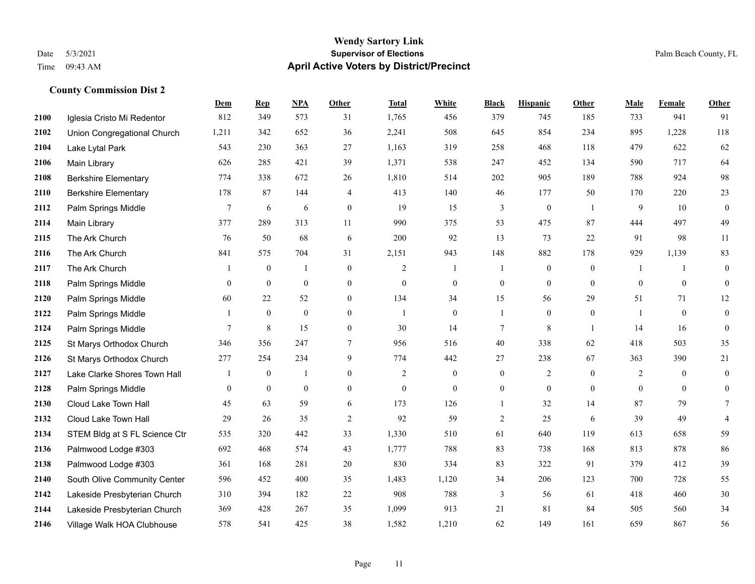# Wendy Sartory Link
## Supervisor of Elections
## April Active Voters by District/Precinct

Date 5/3/2021
Time 09:43 AM

Palm Beach County, FL

### County Commission Dist 2

| | | Dem | Rep | NPA | Other | Total | White | Black | Hispanic | Other | Male | Female | Other |
|---|---|---|---|---|---|---|---|---|---|---|---|---|---|
| 2100 | Iglesia Cristo Mi Redentor | 812 | 349 | 573 | 31 | 1,765 | 456 | 379 | 745 | 185 | 733 | 941 | 91 |
| 2102 | Union Congregational Church | 1,211 | 342 | 652 | 36 | 2,241 | 508 | 645 | 854 | 234 | 895 | 1,228 | 118 |
| 2104 | Lake Lytal Park | 543 | 230 | 363 | 27 | 1,163 | 319 | 258 | 468 | 118 | 479 | 622 | 62 |
| 2106 | Main Library | 626 | 285 | 421 | 39 | 1,371 | 538 | 247 | 452 | 134 | 590 | 717 | 64 |
| 2108 | Berkshire Elementary | 774 | 338 | 672 | 26 | 1,810 | 514 | 202 | 905 | 189 | 788 | 924 | 98 |
| 2110 | Berkshire Elementary | 178 | 87 | 144 | 4 | 413 | 140 | 46 | 177 | 50 | 170 | 220 | 23 |
| 2112 | Palm Springs Middle | 7 | 6 | 6 | 0 | 19 | 15 | 3 | 0 | 1 | 9 | 10 | 0 |
| 2114 | Main Library | 377 | 289 | 313 | 11 | 990 | 375 | 53 | 475 | 87 | 444 | 497 | 49 |
| 2115 | The Ark Church | 76 | 50 | 68 | 6 | 200 | 92 | 13 | 73 | 22 | 91 | 98 | 11 |
| 2116 | The Ark Church | 841 | 575 | 704 | 31 | 2,151 | 943 | 148 | 882 | 178 | 929 | 1,139 | 83 |
| 2117 | The Ark Church | 1 | 0 | 1 | 0 | 2 | 1 | 1 | 0 | 0 | 1 | 1 | 0 |
| 2118 | Palm Springs Middle | 0 | 0 | 0 | 0 | 0 | 0 | 0 | 0 | 0 | 0 | 0 | 0 |
| 2120 | Palm Springs Middle | 60 | 22 | 52 | 0 | 134 | 34 | 15 | 56 | 29 | 51 | 71 | 12 |
| 2122 | Palm Springs Middle | 1 | 0 | 0 | 0 | 1 | 0 | 1 | 0 | 0 | 1 | 0 | 0 |
| 2124 | Palm Springs Middle | 7 | 8 | 15 | 0 | 30 | 14 | 7 | 8 | 1 | 14 | 16 | 0 |
| 2125 | St Marys Orthodox Church | 346 | 356 | 247 | 7 | 956 | 516 | 40 | 338 | 62 | 418 | 503 | 35 |
| 2126 | St Marys Orthodox Church | 277 | 254 | 234 | 9 | 774 | 442 | 27 | 238 | 67 | 363 | 390 | 21 |
| 2127 | Lake Clarke Shores Town Hall | 1 | 0 | 1 | 0 | 2 | 0 | 0 | 2 | 0 | 2 | 0 | 0 |
| 2128 | Palm Springs Middle | 0 | 0 | 0 | 0 | 0 | 0 | 0 | 0 | 0 | 0 | 0 | 0 |
| 2130 | Cloud Lake Town Hall | 45 | 63 | 59 | 6 | 173 | 126 | 1 | 32 | 14 | 87 | 79 | 7 |
| 2132 | Cloud Lake Town Hall | 29 | 26 | 35 | 2 | 92 | 59 | 2 | 25 | 6 | 39 | 49 | 4 |
| 2134 | STEM Bldg at S FL Science Ctr | 535 | 320 | 442 | 33 | 1,330 | 510 | 61 | 640 | 119 | 613 | 658 | 59 |
| 2136 | Palmwood Lodge #303 | 692 | 468 | 574 | 43 | 1,777 | 788 | 83 | 738 | 168 | 813 | 878 | 86 |
| 2138 | Palmwood Lodge #303 | 361 | 168 | 281 | 20 | 830 | 334 | 83 | 322 | 91 | 379 | 412 | 39 |
| 2140 | South Olive Community Center | 596 | 452 | 400 | 35 | 1,483 | 1,120 | 34 | 206 | 123 | 700 | 728 | 55 |
| 2142 | Lakeside Presbyterian Church | 310 | 394 | 182 | 22 | 908 | 788 | 3 | 56 | 61 | 418 | 460 | 30 |
| 2144 | Lakeside Presbyterian Church | 369 | 428 | 267 | 35 | 1,099 | 913 | 21 | 81 | 84 | 505 | 560 | 34 |
| 2146 | Village Walk HOA Clubhouse | 578 | 541 | 425 | 38 | 1,582 | 1,210 | 62 | 149 | 161 | 659 | 867 | 56 |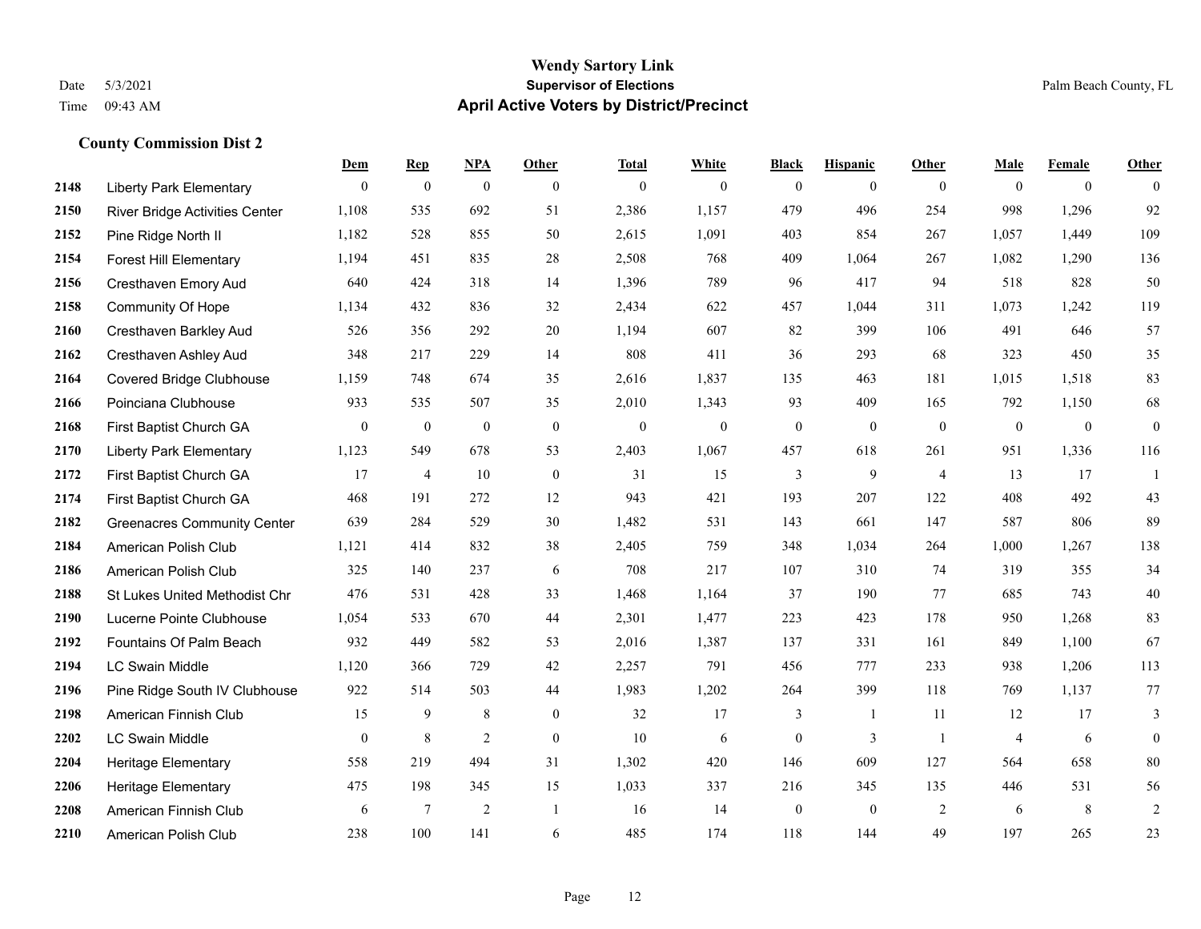# Wendy Sartory Link

Date 5/3/2021 | **Supervisor of Elections** | Palm Beach County, FL

Time 09:43 AM | **April Active Voters by District/Precinct**

### County Commission Dist 2

| | | Dem | Rep | NPA | Other | Total | White | Black | Hispanic | Other | Male | Female | Other |
|---|---|---|---|---|---|---|---|---|---|---|---|---|---|
| 2148 | Liberty Park Elementary | 0 | 0 | 0 | 0 | 0 | 0 | 0 | 0 | 0 | 0 | 0 | 0 |
| 2150 | River Bridge Activities Center | 1,108 | 535 | 692 | 51 | 2,386 | 1,157 | 479 | 496 | 254 | 998 | 1,296 | 92 |
| 2152 | Pine Ridge North II | 1,182 | 528 | 855 | 50 | 2,615 | 1,091 | 403 | 854 | 267 | 1,057 | 1,449 | 109 |
| 2154 | Forest Hill Elementary | 1,194 | 451 | 835 | 28 | 2,508 | 768 | 409 | 1,064 | 267 | 1,082 | 1,290 | 136 |
| 2156 | Cresthaven Emory Aud | 640 | 424 | 318 | 14 | 1,396 | 789 | 96 | 417 | 94 | 518 | 828 | 50 |
| 2158 | Community Of Hope | 1,134 | 432 | 836 | 32 | 2,434 | 622 | 457 | 1,044 | 311 | 1,073 | 1,242 | 119 |
| 2160 | Cresthaven Barkley Aud | 526 | 356 | 292 | 20 | 1,194 | 607 | 82 | 399 | 106 | 491 | 646 | 57 |
| 2162 | Cresthaven Ashley Aud | 348 | 217 | 229 | 14 | 808 | 411 | 36 | 293 | 68 | 323 | 450 | 35 |
| 2164 | Covered Bridge Clubhouse | 1,159 | 748 | 674 | 35 | 2,616 | 1,837 | 135 | 463 | 181 | 1,015 | 1,518 | 83 |
| 2166 | Poinciana Clubhouse | 933 | 535 | 507 | 35 | 2,010 | 1,343 | 93 | 409 | 165 | 792 | 1,150 | 68 |
| 2168 | First Baptist Church GA | 0 | 0 | 0 | 0 | 0 | 0 | 0 | 0 | 0 | 0 | 0 | 0 |
| 2170 | Liberty Park Elementary | 1,123 | 549 | 678 | 53 | 2,403 | 1,067 | 457 | 618 | 261 | 951 | 1,336 | 116 |
| 2172 | First Baptist Church GA | 17 | 4 | 10 | 0 | 31 | 15 | 3 | 9 | 4 | 13 | 17 | 1 |
| 2174 | First Baptist Church GA | 468 | 191 | 272 | 12 | 943 | 421 | 193 | 207 | 122 | 408 | 492 | 43 |
| 2182 | Greenacres Community Center | 639 | 284 | 529 | 30 | 1,482 | 531 | 143 | 661 | 147 | 587 | 806 | 89 |
| 2184 | American Polish Club | 1,121 | 414 | 832 | 38 | 2,405 | 759 | 348 | 1,034 | 264 | 1,000 | 1,267 | 138 |
| 2186 | American Polish Club | 325 | 140 | 237 | 6 | 708 | 217 | 107 | 310 | 74 | 319 | 355 | 34 |
| 2188 | St Lukes United Methodist Chr | 476 | 531 | 428 | 33 | 1,468 | 1,164 | 37 | 190 | 77 | 685 | 743 | 40 |
| 2190 | Lucerne Pointe Clubhouse | 1,054 | 533 | 670 | 44 | 2,301 | 1,477 | 223 | 423 | 178 | 950 | 1,268 | 83 |
| 2192 | Fountains Of Palm Beach | 932 | 449 | 582 | 53 | 2,016 | 1,387 | 137 | 331 | 161 | 849 | 1,100 | 67 |
| 2194 | LC Swain Middle | 1,120 | 366 | 729 | 42 | 2,257 | 791 | 456 | 777 | 233 | 938 | 1,206 | 113 |
| 2196 | Pine Ridge South IV Clubhouse | 922 | 514 | 503 | 44 | 1,983 | 1,202 | 264 | 399 | 118 | 769 | 1,137 | 77 |
| 2198 | American Finnish Club | 15 | 9 | 8 | 0 | 32 | 17 | 3 | 1 | 11 | 12 | 17 | 3 |
| 2202 | LC Swain Middle | 0 | 8 | 2 | 0 | 10 | 6 | 0 | 3 | 1 | 4 | 6 | 0 |
| 2204 | Heritage Elementary | 558 | 219 | 494 | 31 | 1,302 | 420 | 146 | 609 | 127 | 564 | 658 | 80 |
| 2206 | Heritage Elementary | 475 | 198 | 345 | 15 | 1,033 | 337 | 216 | 345 | 135 | 446 | 531 | 56 |
| 2208 | American Finnish Club | 6 | 7 | 2 | 1 | 16 | 14 | 0 | 0 | 2 | 6 | 8 | 2 |
| 2210 | American Polish Club | 238 | 100 | 141 | 6 | 485 | 174 | 118 | 144 | 49 | 197 | 265 | 23 |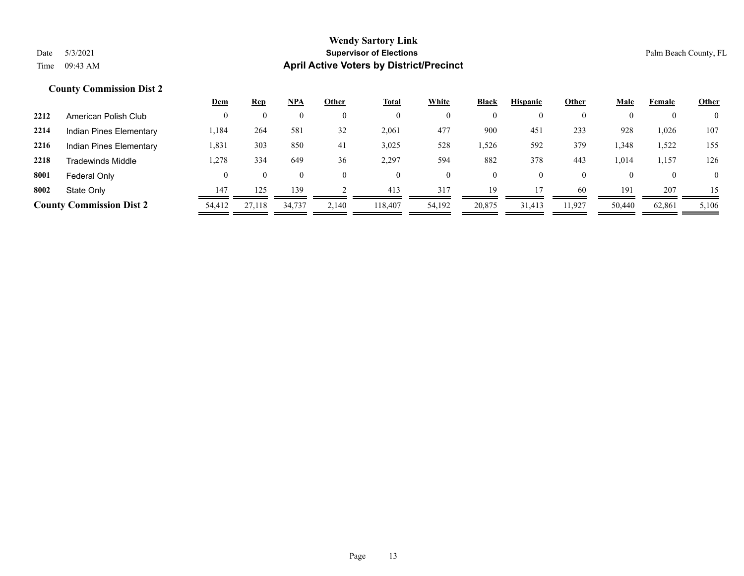**Wendy Sartory Link**

**Supervisor of Elections**

**April Active Voters by District/Precinct**

Date 5/3/2021

Time 09:43 AM

Palm Beach County, FL

### County Commission Dist 2

| | | Dem | Rep | NPA | Other | Total | White | Black | Hispanic | Other | Male | Female | Other |
|---|---|---|---|---|---|---|---|---|---|---|---|---|---|
| 2212 | American Polish Club | 0 | 0 | 0 | 0 | 0 | 0 | 0 | 0 | 0 | 0 | 0 | 0 |
| 2214 | Indian Pines Elementary | 1,184 | 264 | 581 | 32 | 2,061 | 477 | 900 | 451 | 233 | 928 | 1,026 | 107 |
| 2216 | Indian Pines Elementary | 1,831 | 303 | 850 | 41 | 3,025 | 528 | 1,526 | 592 | 379 | 1,348 | 1,522 | 155 |
| 2218 | Tradewinds Middle | 1,278 | 334 | 649 | 36 | 2,297 | 594 | 882 | 378 | 443 | 1,014 | 1,157 | 126 |
| 8001 | Federal Only | 0 | 0 | 0 | 0 | 0 | 0 | 0 | 0 | 0 | 0 | 0 | 0 |
| 8002 | State Only | 147 | 125 | 139 | 2 | 413 | 317 | 19 | 17 | 60 | 191 | 207 | 15 |
| **County Commission Dist 2** | | 54,412 | 27,118 | 34,737 | 2,140 | 118,407 | 54,192 | 20,875 | 31,413 | 11,927 | 50,440 | 62,861 | 5,106 |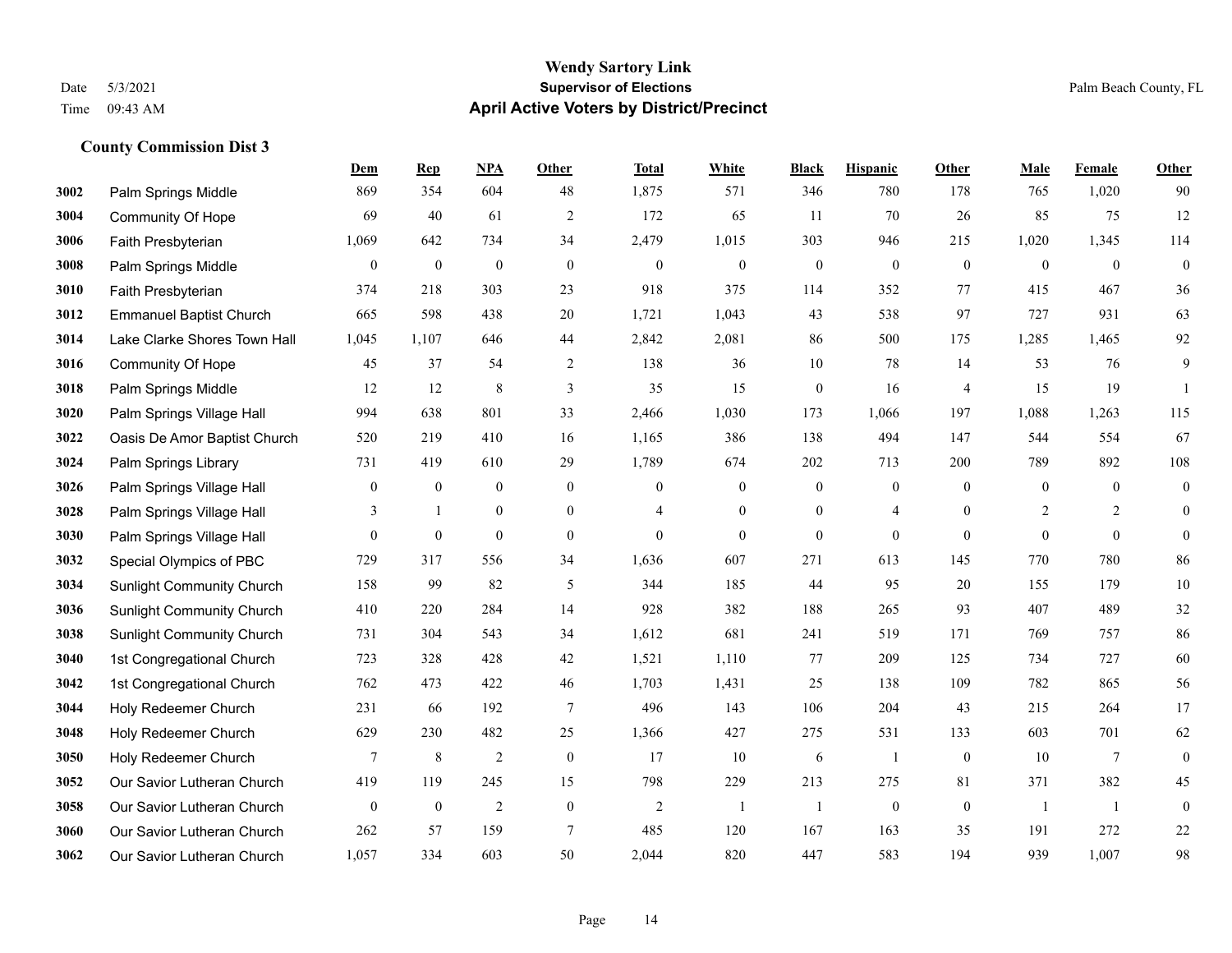**Wendy Sartory Link**
**Supervisor of Elections**
**April Active Voters by District/Precinct**

Date 5/3/2021
Time 09:43 AM

Palm Beach County, FL

### County Commission Dist 3

| | | Dem | Rep | NPA | Other | Total | White | Black | Hispanic | Other | Male | Female | Other |
|---|---|---|---|---|---|---|---|---|---|---|---|---|---|
| 3002 | Palm Springs Middle | 869 | 354 | 604 | 48 | 1,875 | 571 | 346 | 780 | 178 | 765 | 1,020 | 90 |
| 3004 | Community Of Hope | 69 | 40 | 61 | 2 | 172 | 65 | 11 | 70 | 26 | 85 | 75 | 12 |
| 3006 | Faith Presbyterian | 1,069 | 642 | 734 | 34 | 2,479 | 1,015 | 303 | 946 | 215 | 1,020 | 1,345 | 114 |
| 3008 | Palm Springs Middle | 0 | 0 | 0 | 0 | 0 | 0 | 0 | 0 | 0 | 0 | 0 | 0 |
| 3010 | Faith Presbyterian | 374 | 218 | 303 | 23 | 918 | 375 | 114 | 352 | 77 | 415 | 467 | 36 |
| 3012 | Emmanuel Baptist Church | 665 | 598 | 438 | 20 | 1,721 | 1,043 | 43 | 538 | 97 | 727 | 931 | 63 |
| 3014 | Lake Clarke Shores Town Hall | 1,045 | 1,107 | 646 | 44 | 2,842 | 2,081 | 86 | 500 | 175 | 1,285 | 1,465 | 92 |
| 3016 | Community Of Hope | 45 | 37 | 54 | 2 | 138 | 36 | 10 | 78 | 14 | 53 | 76 | 9 |
| 3018 | Palm Springs Middle | 12 | 12 | 8 | 3 | 35 | 15 | 0 | 16 | 4 | 15 | 19 | 1 |
| 3020 | Palm Springs Village Hall | 994 | 638 | 801 | 33 | 2,466 | 1,030 | 173 | 1,066 | 197 | 1,088 | 1,263 | 115 |
| 3022 | Oasis De Amor Baptist Church | 520 | 219 | 410 | 16 | 1,165 | 386 | 138 | 494 | 147 | 544 | 554 | 67 |
| 3024 | Palm Springs Library | 731 | 419 | 610 | 29 | 1,789 | 674 | 202 | 713 | 200 | 789 | 892 | 108 |
| 3026 | Palm Springs Village Hall | 0 | 0 | 0 | 0 | 0 | 0 | 0 | 0 | 0 | 0 | 0 | 0 |
| 3028 | Palm Springs Village Hall | 3 | 1 | 0 | 0 | 4 | 0 | 0 | 4 | 0 | 2 | 2 | 0 |
| 3030 | Palm Springs Village Hall | 0 | 0 | 0 | 0 | 0 | 0 | 0 | 0 | 0 | 0 | 0 | 0 |
| 3032 | Special Olympics of PBC | 729 | 317 | 556 | 34 | 1,636 | 607 | 271 | 613 | 145 | 770 | 780 | 86 |
| 3034 | Sunlight Community Church | 158 | 99 | 82 | 5 | 344 | 185 | 44 | 95 | 20 | 155 | 179 | 10 |
| 3036 | Sunlight Community Church | 410 | 220 | 284 | 14 | 928 | 382 | 188 | 265 | 93 | 407 | 489 | 32 |
| 3038 | Sunlight Community Church | 731 | 304 | 543 | 34 | 1,612 | 681 | 241 | 519 | 171 | 769 | 757 | 86 |
| 3040 | 1st Congregational Church | 723 | 328 | 428 | 42 | 1,521 | 1,110 | 77 | 209 | 125 | 734 | 727 | 60 |
| 3042 | 1st Congregational Church | 762 | 473 | 422 | 46 | 1,703 | 1,431 | 25 | 138 | 109 | 782 | 865 | 56 |
| 3044 | Holy Redeemer Church | 231 | 66 | 192 | 7 | 496 | 143 | 106 | 204 | 43 | 215 | 264 | 17 |
| 3048 | Holy Redeemer Church | 629 | 230 | 482 | 25 | 1,366 | 427 | 275 | 531 | 133 | 603 | 701 | 62 |
| 3050 | Holy Redeemer Church | 7 | 8 | 2 | 0 | 17 | 10 | 6 | 1 | 0 | 10 | 7 | 0 |
| 3052 | Our Savior Lutheran Church | 419 | 119 | 245 | 15 | 798 | 229 | 213 | 275 | 81 | 371 | 382 | 45 |
| 3058 | Our Savior Lutheran Church | 0 | 0 | 2 | 0 | 2 | 1 | 1 | 0 | 0 | 1 | 1 | 0 |
| 3060 | Our Savior Lutheran Church | 262 | 57 | 159 | 7 | 485 | 120 | 167 | 163 | 35 | 191 | 272 | 22 |
| 3062 | Our Savior Lutheran Church | 1,057 | 334 | 603 | 50 | 2,044 | 820 | 447 | 583 | 194 | 939 | 1,007 | 98 |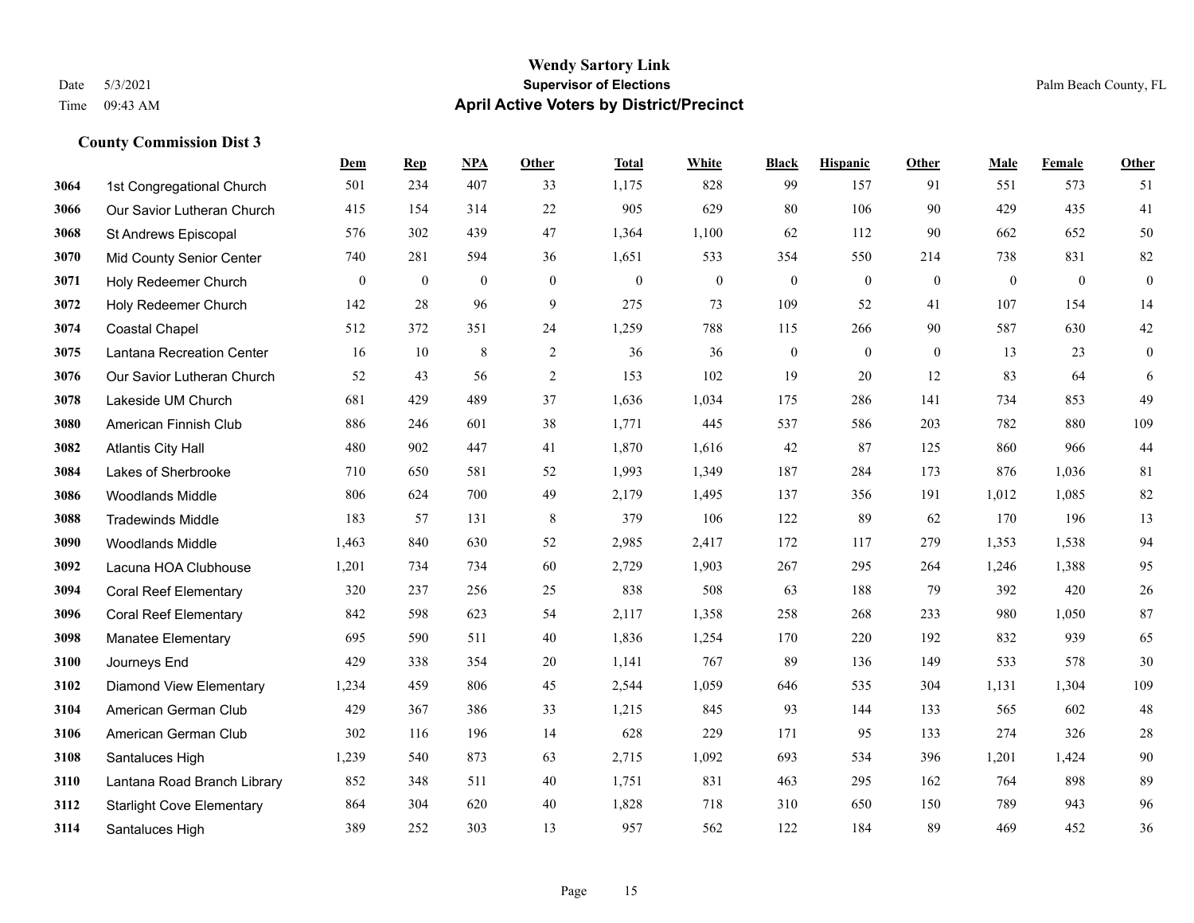# Wendy Sartory Link
## Supervisor of Elections
## April Active Voters by District/Precinct

Date 5/3/2021
Time 09:43 AM

Palm Beach County, FL

### County Commission Dist 3

| | | Dem | Rep | NPA | Other | Total | White | Black | Hispanic | Other | Male | Female | Other |
|---|---|---|---|---|---|---|---|---|---|---|---|---|---|
| 3064 | 1st Congregational Church | 501 | 234 | 407 | 33 | 1,175 | 828 | 99 | 157 | 91 | 551 | 573 | 51 |
| 3066 | Our Savior Lutheran Church | 415 | 154 | 314 | 22 | 905 | 629 | 80 | 106 | 90 | 429 | 435 | 41 |
| 3068 | St Andrews Episcopal | 576 | 302 | 439 | 47 | 1,364 | 1,100 | 62 | 112 | 90 | 662 | 652 | 50 |
| 3070 | Mid County Senior Center | 740 | 281 | 594 | 36 | 1,651 | 533 | 354 | 550 | 214 | 738 | 831 | 82 |
| 3071 | Holy Redeemer Church | 0 | 0 | 0 | 0 | 0 | 0 | 0 | 0 | 0 | 0 | 0 | 0 |
| 3072 | Holy Redeemer Church | 142 | 28 | 96 | 9 | 275 | 73 | 109 | 52 | 41 | 107 | 154 | 14 |
| 3074 | Coastal Chapel | 512 | 372 | 351 | 24 | 1,259 | 788 | 115 | 266 | 90 | 587 | 630 | 42 |
| 3075 | Lantana Recreation Center | 16 | 10 | 8 | 2 | 36 | 36 | 0 | 0 | 0 | 13 | 23 | 0 |
| 3076 | Our Savior Lutheran Church | 52 | 43 | 56 | 2 | 153 | 102 | 19 | 20 | 12 | 83 | 64 | 6 |
| 3078 | Lakeside UM Church | 681 | 429 | 489 | 37 | 1,636 | 1,034 | 175 | 286 | 141 | 734 | 853 | 49 |
| 3080 | American Finnish Club | 886 | 246 | 601 | 38 | 1,771 | 445 | 537 | 586 | 203 | 782 | 880 | 109 |
| 3082 | Atlantis City Hall | 480 | 902 | 447 | 41 | 1,870 | 1,616 | 42 | 87 | 125 | 860 | 966 | 44 |
| 3084 | Lakes of Sherbrooke | 710 | 650 | 581 | 52 | 1,993 | 1,349 | 187 | 284 | 173 | 876 | 1,036 | 81 |
| 3086 | Woodlands Middle | 806 | 624 | 700 | 49 | 2,179 | 1,495 | 137 | 356 | 191 | 1,012 | 1,085 | 82 |
| 3088 | Tradewinds Middle | 183 | 57 | 131 | 8 | 379 | 106 | 122 | 89 | 62 | 170 | 196 | 13 |
| 3090 | Woodlands Middle | 1,463 | 840 | 630 | 52 | 2,985 | 2,417 | 172 | 117 | 279 | 1,353 | 1,538 | 94 |
| 3092 | Lacuna HOA Clubhouse | 1,201 | 734 | 734 | 60 | 2,729 | 1,903 | 267 | 295 | 264 | 1,246 | 1,388 | 95 |
| 3094 | Coral Reef Elementary | 320 | 237 | 256 | 25 | 838 | 508 | 63 | 188 | 79 | 392 | 420 | 26 |
| 3096 | Coral Reef Elementary | 842 | 598 | 623 | 54 | 2,117 | 1,358 | 258 | 268 | 233 | 980 | 1,050 | 87 |
| 3098 | Manatee Elementary | 695 | 590 | 511 | 40 | 1,836 | 1,254 | 170 | 220 | 192 | 832 | 939 | 65 |
| 3100 | Journeys End | 429 | 338 | 354 | 20 | 1,141 | 767 | 89 | 136 | 149 | 533 | 578 | 30 |
| 3102 | Diamond View Elementary | 1,234 | 459 | 806 | 45 | 2,544 | 1,059 | 646 | 535 | 304 | 1,131 | 1,304 | 109 |
| 3104 | American German Club | 429 | 367 | 386 | 33 | 1,215 | 845 | 93 | 144 | 133 | 565 | 602 | 48 |
| 3106 | American German Club | 302 | 116 | 196 | 14 | 628 | 229 | 171 | 95 | 133 | 274 | 326 | 28 |
| 3108 | Santaluces High | 1,239 | 540 | 873 | 63 | 2,715 | 1,092 | 693 | 534 | 396 | 1,201 | 1,424 | 90 |
| 3110 | Lantana Road Branch Library | 852 | 348 | 511 | 40 | 1,751 | 831 | 463 | 295 | 162 | 764 | 898 | 89 |
| 3112 | Starlight Cove Elementary | 864 | 304 | 620 | 40 | 1,828 | 718 | 310 | 650 | 150 | 789 | 943 | 96 |
| 3114 | Santaluces High | 389 | 252 | 303 | 13 | 957 | 562 | 122 | 184 | 89 | 469 | 452 | 36 |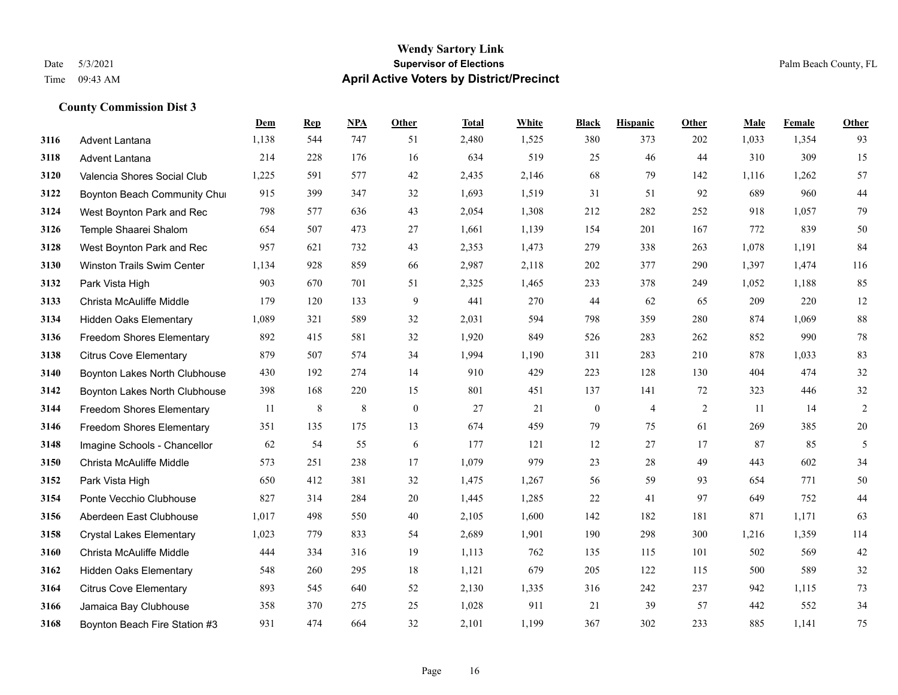# Wendy Sartory Link

Date 5/3/2021 **Supervisor of Elections** Palm Beach County, FL

Time 09:43 AM **April Active Voters by District/Precinct**

### County Commission Dist 3

| | | Dem | Rep | NPA | Other | Total | White | Black | Hispanic | Other | Male | Female | Other |
|---|---|---|---|---|---|---|---|---|---|---|---|---|---|
| 3116 | Advent Lantana | 1,138 | 544 | 747 | 51 | 2,480 | 1,525 | 380 | 373 | 202 | 1,033 | 1,354 | 93 |
| 3118 | Advent Lantana | 214 | 228 | 176 | 16 | 634 | 519 | 25 | 46 | 44 | 310 | 309 | 15 |
| 3120 | Valencia Shores Social Club | 1,225 | 591 | 577 | 42 | 2,435 | 2,146 | 68 | 79 | 142 | 1,116 | 1,262 | 57 |
| 3122 | Boynton Beach Community Chur | 915 | 399 | 347 | 32 | 1,693 | 1,519 | 31 | 51 | 92 | 689 | 960 | 44 |
| 3124 | West Boynton Park and Rec | 798 | 577 | 636 | 43 | 2,054 | 1,308 | 212 | 282 | 252 | 918 | 1,057 | 79 |
| 3126 | Temple Shaarei Shalom | 654 | 507 | 473 | 27 | 1,661 | 1,139 | 154 | 201 | 167 | 772 | 839 | 50 |
| 3128 | West Boynton Park and Rec | 957 | 621 | 732 | 43 | 2,353 | 1,473 | 279 | 338 | 263 | 1,078 | 1,191 | 84 |
| 3130 | Winston Trails Swim Center | 1,134 | 928 | 859 | 66 | 2,987 | 2,118 | 202 | 377 | 290 | 1,397 | 1,474 | 116 |
| 3132 | Park Vista High | 903 | 670 | 701 | 51 | 2,325 | 1,465 | 233 | 378 | 249 | 1,052 | 1,188 | 85 |
| 3133 | Christa McAuliffe Middle | 179 | 120 | 133 | 9 | 441 | 270 | 44 | 62 | 65 | 209 | 220 | 12 |
| 3134 | Hidden Oaks Elementary | 1,089 | 321 | 589 | 32 | 2,031 | 594 | 798 | 359 | 280 | 874 | 1,069 | 88 |
| 3136 | Freedom Shores Elementary | 892 | 415 | 581 | 32 | 1,920 | 849 | 526 | 283 | 262 | 852 | 990 | 78 |
| 3138 | Citrus Cove Elementary | 879 | 507 | 574 | 34 | 1,994 | 1,190 | 311 | 283 | 210 | 878 | 1,033 | 83 |
| 3140 | Boynton Lakes North Clubhouse | 430 | 192 | 274 | 14 | 910 | 429 | 223 | 128 | 130 | 404 | 474 | 32 |
| 3142 | Boynton Lakes North Clubhouse | 398 | 168 | 220 | 15 | 801 | 451 | 137 | 141 | 72 | 323 | 446 | 32 |
| 3144 | Freedom Shores Elementary | 11 | 8 | 8 | 0 | 27 | 21 | 0 | 4 | 2 | 11 | 14 | 2 |
| 3146 | Freedom Shores Elementary | 351 | 135 | 175 | 13 | 674 | 459 | 79 | 75 | 61 | 269 | 385 | 20 |
| 3148 | Imagine Schools - Chancellor | 62 | 54 | 55 | 6 | 177 | 121 | 12 | 27 | 17 | 87 | 85 | 5 |
| 3150 | Christa McAuliffe Middle | 573 | 251 | 238 | 17 | 1,079 | 979 | 23 | 28 | 49 | 443 | 602 | 34 |
| 3152 | Park Vista High | 650 | 412 | 381 | 32 | 1,475 | 1,267 | 56 | 59 | 93 | 654 | 771 | 50 |
| 3154 | Ponte Vecchio Clubhouse | 827 | 314 | 284 | 20 | 1,445 | 1,285 | 22 | 41 | 97 | 649 | 752 | 44 |
| 3156 | Aberdeen East Clubhouse | 1,017 | 498 | 550 | 40 | 2,105 | 1,600 | 142 | 182 | 181 | 871 | 1,171 | 63 |
| 3158 | Crystal Lakes Elementary | 1,023 | 779 | 833 | 54 | 2,689 | 1,901 | 190 | 298 | 300 | 1,216 | 1,359 | 114 |
| 3160 | Christa McAuliffe Middle | 444 | 334 | 316 | 19 | 1,113 | 762 | 135 | 115 | 101 | 502 | 569 | 42 |
| 3162 | Hidden Oaks Elementary | 548 | 260 | 295 | 18 | 1,121 | 679 | 205 | 122 | 115 | 500 | 589 | 32 |
| 3164 | Citrus Cove Elementary | 893 | 545 | 640 | 52 | 2,130 | 1,335 | 316 | 242 | 237 | 942 | 1,115 | 73 |
| 3166 | Jamaica Bay Clubhouse | 358 | 370 | 275 | 25 | 1,028 | 911 | 21 | 39 | 57 | 442 | 552 | 34 |
| 3168 | Boynton Beach Fire Station #3 | 931 | 474 | 664 | 32 | 2,101 | 1,199 | 367 | 302 | 233 | 885 | 1,141 | 75 |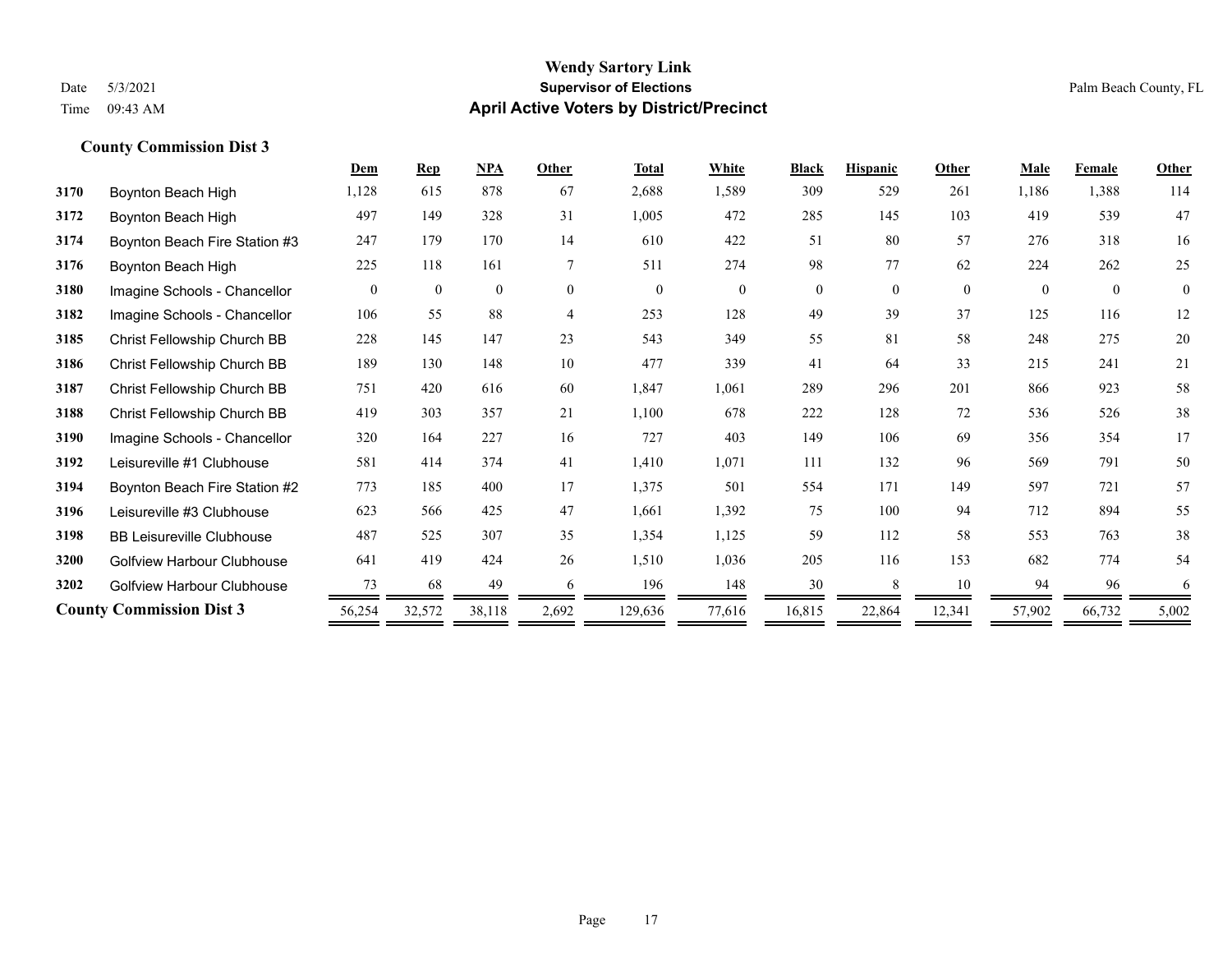# Wendy Sartory Link
## Supervisor of Elections
## April Active Voters by District/Precinct

Date 5/3/2021
Time 09:43 AM

Palm Beach County, FL

### County Commission Dist 3

| | | Dem | Rep | NPA | Other | Total | White | Black | Hispanic | Other | Male | Female | Other |
|---|---|---|---|---|---|---|---|---|---|---|---|---|---|
| 3170 | Boynton Beach High | 1,128 | 615 | 878 | 67 | 2,688 | 1,589 | 309 | 529 | 261 | 1,186 | 1,388 | 114 |
| 3172 | Boynton Beach High | 497 | 149 | 328 | 31 | 1,005 | 472 | 285 | 145 | 103 | 419 | 539 | 47 |
| 3174 | Boynton Beach Fire Station #3 | 247 | 179 | 170 | 14 | 610 | 422 | 51 | 80 | 57 | 276 | 318 | 16 |
| 3176 | Boynton Beach High | 225 | 118 | 161 | 7 | 511 | 274 | 98 | 77 | 62 | 224 | 262 | 25 |
| 3180 | Imagine Schools - Chancellor | 0 | 0 | 0 | 0 | 0 | 0 | 0 | 0 | 0 | 0 | 0 | 0 |
| 3182 | Imagine Schools - Chancellor | 106 | 55 | 88 | 4 | 253 | 128 | 49 | 39 | 37 | 125 | 116 | 12 |
| 3185 | Christ Fellowship Church BB | 228 | 145 | 147 | 23 | 543 | 349 | 55 | 81 | 58 | 248 | 275 | 20 |
| 3186 | Christ Fellowship Church BB | 189 | 130 | 148 | 10 | 477 | 339 | 41 | 64 | 33 | 215 | 241 | 21 |
| 3187 | Christ Fellowship Church BB | 751 | 420 | 616 | 60 | 1,847 | 1,061 | 289 | 296 | 201 | 866 | 923 | 58 |
| 3188 | Christ Fellowship Church BB | 419 | 303 | 357 | 21 | 1,100 | 678 | 222 | 128 | 72 | 536 | 526 | 38 |
| 3190 | Imagine Schools - Chancellor | 320 | 164 | 227 | 16 | 727 | 403 | 149 | 106 | 69 | 356 | 354 | 17 |
| 3192 | Leisureville #1 Clubhouse | 581 | 414 | 374 | 41 | 1,410 | 1,071 | 111 | 132 | 96 | 569 | 791 | 50 |
| 3194 | Boynton Beach Fire Station #2 | 773 | 185 | 400 | 17 | 1,375 | 501 | 554 | 171 | 149 | 597 | 721 | 57 |
| 3196 | Leisureville #3 Clubhouse | 623 | 566 | 425 | 47 | 1,661 | 1,392 | 75 | 100 | 94 | 712 | 894 | 55 |
| 3198 | BB Leisureville Clubhouse | 487 | 525 | 307 | 35 | 1,354 | 1,125 | 59 | 112 | 58 | 553 | 763 | 38 |
| 3200 | Golfview Harbour Clubhouse | 641 | 419 | 424 | 26 | 1,510 | 1,036 | 205 | 116 | 153 | 682 | 774 | 54 |
| 3202 | Golfview Harbour Clubhouse | 73 | 68 | 49 | 6 | 196 | 148 | 30 | 8 | 10 | 94 | 96 | 6 |
| **County Commission Dist 3** | | 56,254 | 32,572 | 38,118 | 2,692 | 129,636 | 77,616 | 16,815 | 22,864 | 12,341 | 57,902 | 66,732 | 5,002 |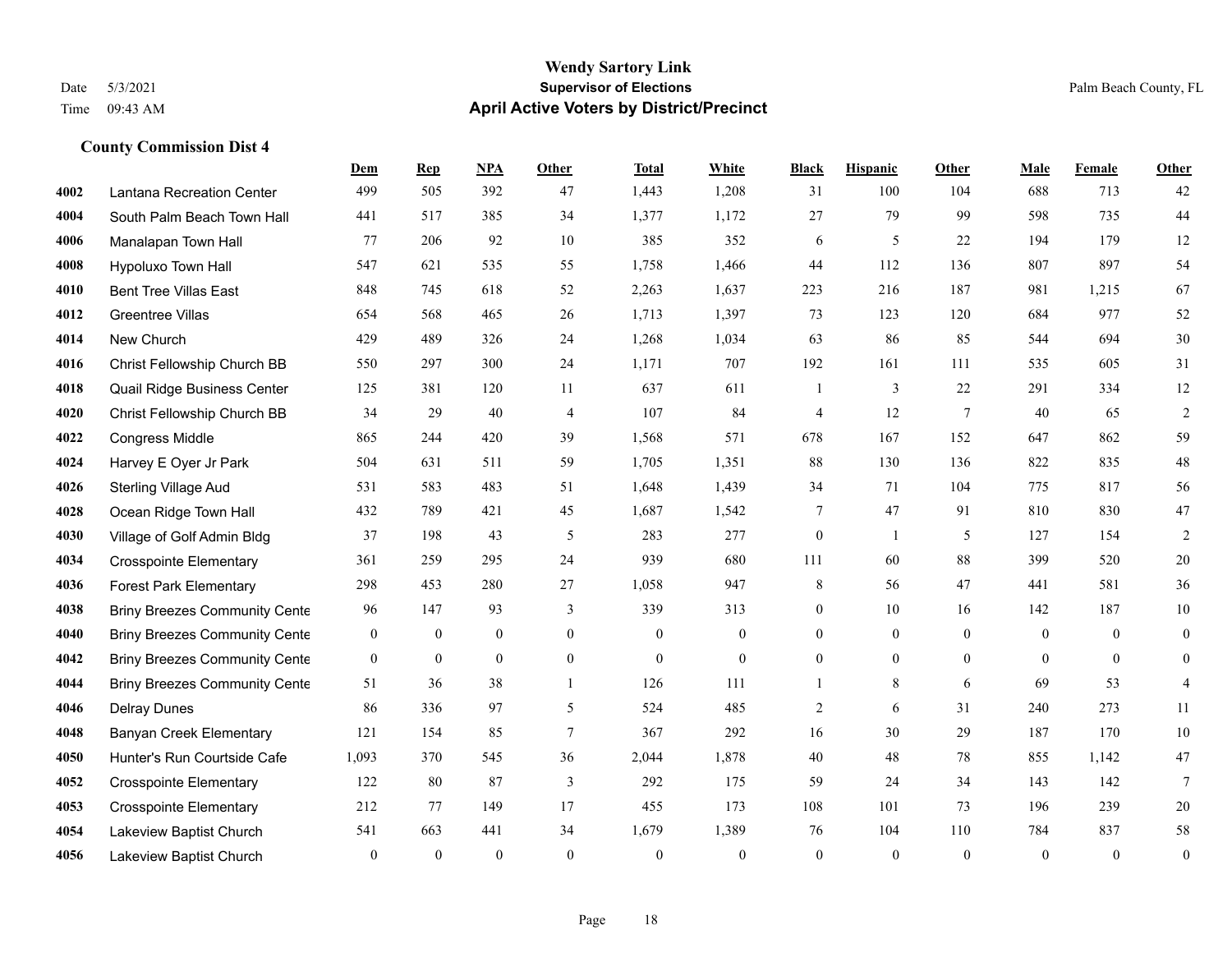# Wendy Sartory Link

**Supervisor of Elections**

**April Active Voters by District/Precinct**

Date 5/3/2021
Time 09:43 AM

Palm Beach County, FL

### County Commission Dist 4

| | | Dem | Rep | NPA | Other | Total | White | Black | Hispanic | Other | Male | Female | Other |
|---|---|---|---|---|---|---|---|---|---|---|---|---|---|
| 4002 | Lantana Recreation Center | 499 | 505 | 392 | 47 | 1,443 | 1,208 | 31 | 100 | 104 | 688 | 713 | 42 |
| 4004 | South Palm Beach Town Hall | 441 | 517 | 385 | 34 | 1,377 | 1,172 | 27 | 79 | 99 | 598 | 735 | 44 |
| 4006 | Manalapan Town Hall | 77 | 206 | 92 | 10 | 385 | 352 | 6 | 5 | 22 | 194 | 179 | 12 |
| 4008 | Hypoluxo Town Hall | 547 | 621 | 535 | 55 | 1,758 | 1,466 | 44 | 112 | 136 | 807 | 897 | 54 |
| 4010 | Bent Tree Villas East | 848 | 745 | 618 | 52 | 2,263 | 1,637 | 223 | 216 | 187 | 981 | 1,215 | 67 |
| 4012 | Greentree Villas | 654 | 568 | 465 | 26 | 1,713 | 1,397 | 73 | 123 | 120 | 684 | 977 | 52 |
| 4014 | New Church | 429 | 489 | 326 | 24 | 1,268 | 1,034 | 63 | 86 | 85 | 544 | 694 | 30 |
| 4016 | Christ Fellowship Church BB | 550 | 297 | 300 | 24 | 1,171 | 707 | 192 | 161 | 111 | 535 | 605 | 31 |
| 4018 | Quail Ridge Business Center | 125 | 381 | 120 | 11 | 637 | 611 | 1 | 3 | 22 | 291 | 334 | 12 |
| 4020 | Christ Fellowship Church BB | 34 | 29 | 40 | 4 | 107 | 84 | 4 | 12 | 7 | 40 | 65 | 2 |
| 4022 | Congress Middle | 865 | 244 | 420 | 39 | 1,568 | 571 | 678 | 167 | 152 | 647 | 862 | 59 |
| 4024 | Harvey E Oyer Jr Park | 504 | 631 | 511 | 59 | 1,705 | 1,351 | 88 | 130 | 136 | 822 | 835 | 48 |
| 4026 | Sterling Village Aud | 531 | 583 | 483 | 51 | 1,648 | 1,439 | 34 | 71 | 104 | 775 | 817 | 56 |
| 4028 | Ocean Ridge Town Hall | 432 | 789 | 421 | 45 | 1,687 | 1,542 | 7 | 47 | 91 | 810 | 830 | 47 |
| 4030 | Village of Golf Admin Bldg | 37 | 198 | 43 | 5 | 283 | 277 | 0 | 1 | 5 | 127 | 154 | 2 |
| 4034 | Crosspointe Elementary | 361 | 259 | 295 | 24 | 939 | 680 | 111 | 60 | 88 | 399 | 520 | 20 |
| 4036 | Forest Park Elementary | 298 | 453 | 280 | 27 | 1,058 | 947 | 8 | 56 | 47 | 441 | 581 | 36 |
| 4038 | Briny Breezes Community Cente | 96 | 147 | 93 | 3 | 339 | 313 | 0 | 10 | 16 | 142 | 187 | 10 |
| 4040 | Briny Breezes Community Cente | 0 | 0 | 0 | 0 | 0 | 0 | 0 | 0 | 0 | 0 | 0 | 0 |
| 4042 | Briny Breezes Community Cente | 0 | 0 | 0 | 0 | 0 | 0 | 0 | 0 | 0 | 0 | 0 | 0 |
| 4044 | Briny Breezes Community Cente | 51 | 36 | 38 | 1 | 126 | 111 | 1 | 8 | 6 | 69 | 53 | 4 |
| 4046 | Delray Dunes | 86 | 336 | 97 | 5 | 524 | 485 | 2 | 6 | 31 | 240 | 273 | 11 |
| 4048 | Banyan Creek Elementary | 121 | 154 | 85 | 7 | 367 | 292 | 16 | 30 | 29 | 187 | 170 | 10 |
| 4050 | Hunter's Run Courtside Cafe | 1,093 | 370 | 545 | 36 | 2,044 | 1,878 | 40 | 48 | 78 | 855 | 1,142 | 47 |
| 4052 | Crosspointe Elementary | 122 | 80 | 87 | 3 | 292 | 175 | 59 | 24 | 34 | 143 | 142 | 7 |
| 4053 | Crosspointe Elementary | 212 | 77 | 149 | 17 | 455 | 173 | 108 | 101 | 73 | 196 | 239 | 20 |
| 4054 | Lakeview Baptist Church | 541 | 663 | 441 | 34 | 1,679 | 1,389 | 76 | 104 | 110 | 784 | 837 | 58 |
| 4056 | Lakeview Baptist Church | 0 | 0 | 0 | 0 | 0 | 0 | 0 | 0 | 0 | 0 | 0 | 0 |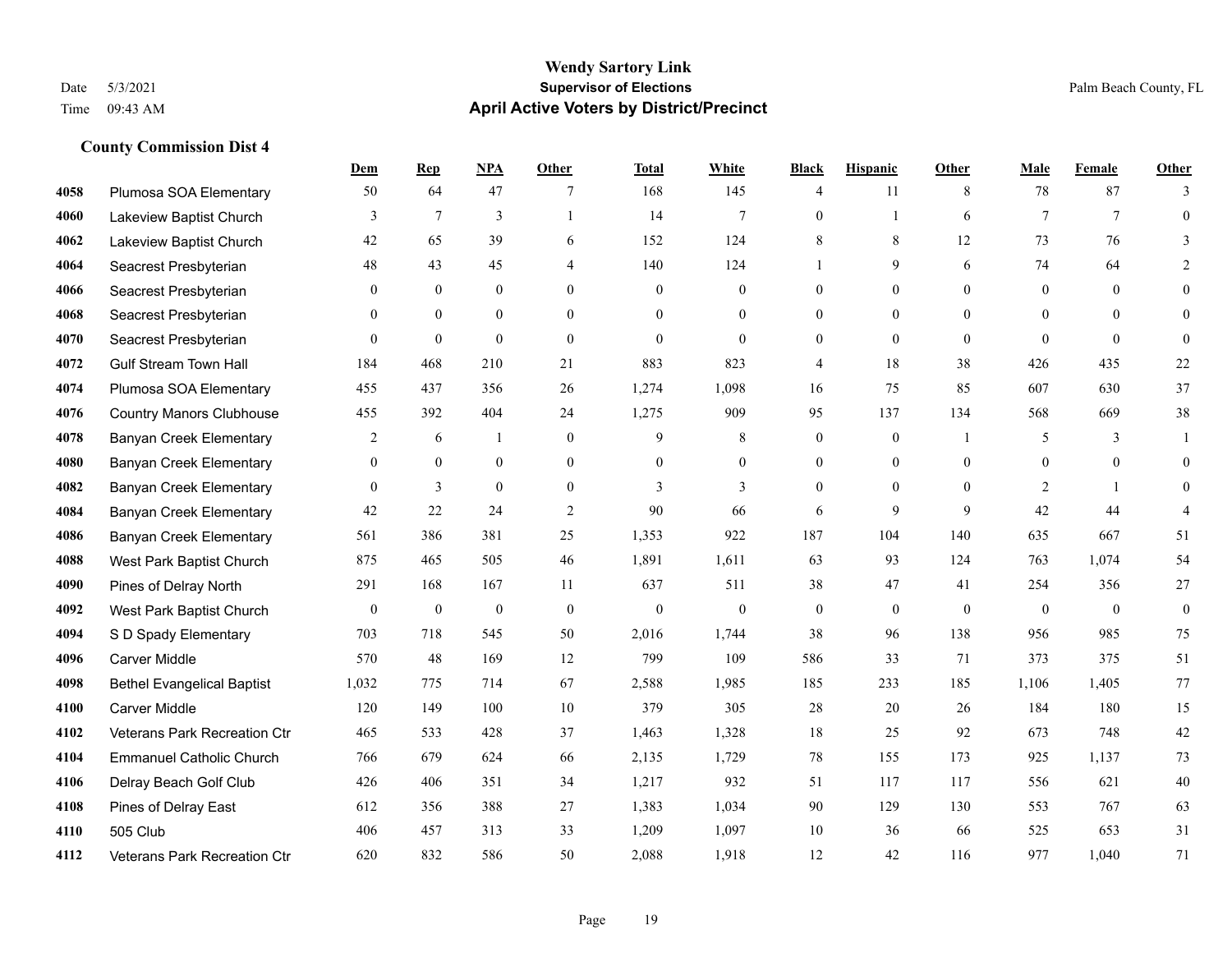# Wendy Sartory Link
## Supervisor of Elections
## April Active Voters by District/Precinct

Date 5/3/2021
Time 09:43 AM

Palm Beach County, FL

### County Commission Dist 4

| | | Dem | Rep | NPA | Other | Total | White | Black | Hispanic | Other | Male | Female | Other |
|---|---|---|---|---|---|---|---|---|---|---|---|---|---|
| 4058 | Plumosa SOA Elementary | 50 | 64 | 47 | 7 | 168 | 145 | 4 | 11 | 8 | 78 | 87 | 3 |
| 4060 | Lakeview Baptist Church | 3 | 7 | 3 | 1 | 14 | 7 | 0 | 1 | 6 | 7 | 7 | 0 |
| 4062 | Lakeview Baptist Church | 42 | 65 | 39 | 6 | 152 | 124 | 8 | 8 | 12 | 73 | 76 | 3 |
| 4064 | Seacrest Presbyterian | 48 | 43 | 45 | 4 | 140 | 124 | 1 | 9 | 6 | 74 | 64 | 2 |
| 4066 | Seacrest Presbyterian | 0 | 0 | 0 | 0 | 0 | 0 | 0 | 0 | 0 | 0 | 0 | 0 |
| 4068 | Seacrest Presbyterian | 0 | 0 | 0 | 0 | 0 | 0 | 0 | 0 | 0 | 0 | 0 | 0 |
| 4070 | Seacrest Presbyterian | 0 | 0 | 0 | 0 | 0 | 0 | 0 | 0 | 0 | 0 | 0 | 0 |
| 4072 | Gulf Stream Town Hall | 184 | 468 | 210 | 21 | 883 | 823 | 4 | 18 | 38 | 426 | 435 | 22 |
| 4074 | Plumosa SOA Elementary | 455 | 437 | 356 | 26 | 1,274 | 1,098 | 16 | 75 | 85 | 607 | 630 | 37 |
| 4076 | Country Manors Clubhouse | 455 | 392 | 404 | 24 | 1,275 | 909 | 95 | 137 | 134 | 568 | 669 | 38 |
| 4078 | Banyan Creek Elementary | 2 | 6 | 1 | 0 | 9 | 8 | 0 | 0 | 1 | 5 | 3 | 1 |
| 4080 | Banyan Creek Elementary | 0 | 0 | 0 | 0 | 0 | 0 | 0 | 0 | 0 | 0 | 0 | 0 |
| 4082 | Banyan Creek Elementary | 0 | 3 | 0 | 0 | 3 | 3 | 0 | 0 | 0 | 2 | 1 | 0 |
| 4084 | Banyan Creek Elementary | 42 | 22 | 24 | 2 | 90 | 66 | 6 | 9 | 9 | 42 | 44 | 4 |
| 4086 | Banyan Creek Elementary | 561 | 386 | 381 | 25 | 1,353 | 922 | 187 | 104 | 140 | 635 | 667 | 51 |
| 4088 | West Park Baptist Church | 875 | 465 | 505 | 46 | 1,891 | 1,611 | 63 | 93 | 124 | 763 | 1,074 | 54 |
| 4090 | Pines of Delray North | 291 | 168 | 167 | 11 | 637 | 511 | 38 | 47 | 41 | 254 | 356 | 27 |
| 4092 | West Park Baptist Church | 0 | 0 | 0 | 0 | 0 | 0 | 0 | 0 | 0 | 0 | 0 | 0 |
| 4094 | S D Spady Elementary | 703 | 718 | 545 | 50 | 2,016 | 1,744 | 38 | 96 | 138 | 956 | 985 | 75 |
| 4096 | Carver Middle | 570 | 48 | 169 | 12 | 799 | 109 | 586 | 33 | 71 | 373 | 375 | 51 |
| 4098 | Bethel Evangelical Baptist | 1,032 | 775 | 714 | 67 | 2,588 | 1,985 | 185 | 233 | 185 | 1,106 | 1,405 | 77 |
| 4100 | Carver Middle | 120 | 149 | 100 | 10 | 379 | 305 | 28 | 20 | 26 | 184 | 180 | 15 |
| 4102 | Veterans Park Recreation Ctr | 465 | 533 | 428 | 37 | 1,463 | 1,328 | 18 | 25 | 92 | 673 | 748 | 42 |
| 4104 | Emmanuel Catholic Church | 766 | 679 | 624 | 66 | 2,135 | 1,729 | 78 | 155 | 173 | 925 | 1,137 | 73 |
| 4106 | Delray Beach Golf Club | 426 | 406 | 351 | 34 | 1,217 | 932 | 51 | 117 | 117 | 556 | 621 | 40 |
| 4108 | Pines of Delray East | 612 | 356 | 388 | 27 | 1,383 | 1,034 | 90 | 129 | 130 | 553 | 767 | 63 |
| 4110 | 505 Club | 406 | 457 | 313 | 33 | 1,209 | 1,097 | 10 | 36 | 66 | 525 | 653 | 31 |
| 4112 | Veterans Park Recreation Ctr | 620 | 832 | 586 | 50 | 2,088 | 1,918 | 12 | 42 | 116 | 977 | 1,040 | 71 |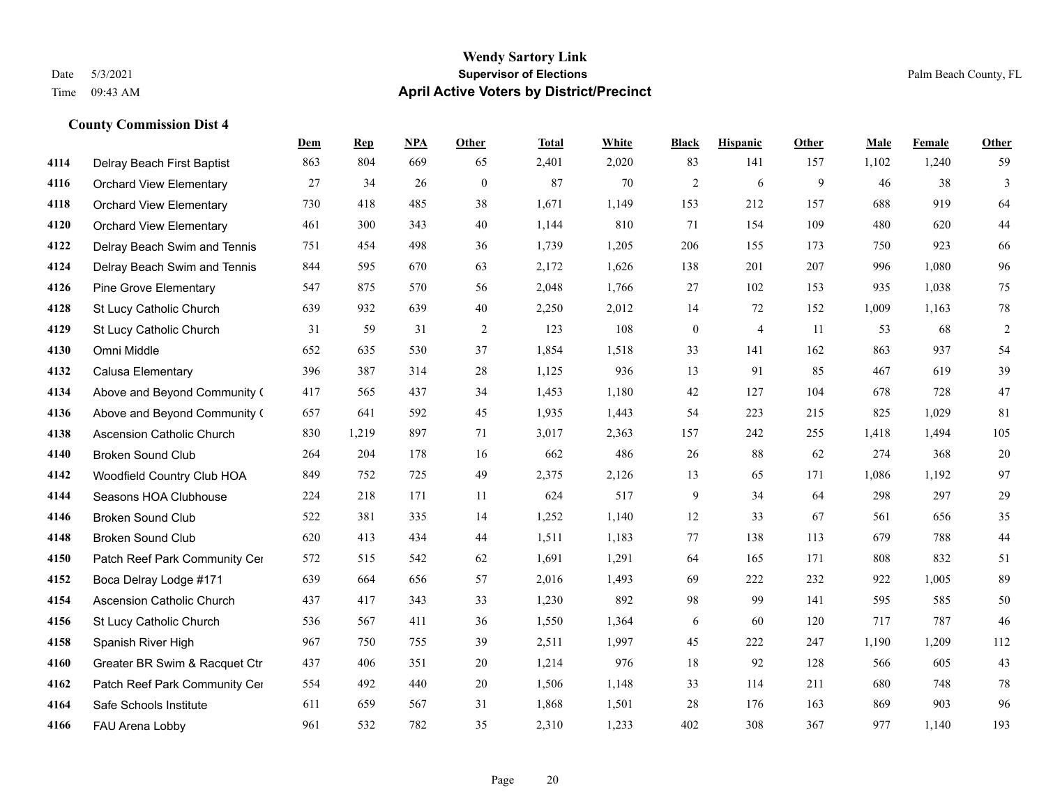# Wendy Sartory Link
## Supervisor of Elections
## April Active Voters by District/Precinct

Date 5/3/2021
Time 09:43 AM

Palm Beach County, FL

### County Commission Dist 4

| | | Dem | Rep | NPA | Other | Total | White | Black | Hispanic | Other | Male | Female | Other |
|---|---|---|---|---|---|---|---|---|---|---|---|---|---|
| 4114 | Delray Beach First Baptist | 863 | 804 | 669 | 65 | 2,401 | 2,020 | 83 | 141 | 157 | 1,102 | 1,240 | 59 |
| 4116 | Orchard View Elementary | 27 | 34 | 26 | 0 | 87 | 70 | 2 | 6 | 9 | 46 | 38 | 3 |
| 4118 | Orchard View Elementary | 730 | 418 | 485 | 38 | 1,671 | 1,149 | 153 | 212 | 157 | 688 | 919 | 64 |
| 4120 | Orchard View Elementary | 461 | 300 | 343 | 40 | 1,144 | 810 | 71 | 154 | 109 | 480 | 620 | 44 |
| 4122 | Delray Beach Swim and Tennis | 751 | 454 | 498 | 36 | 1,739 | 1,205 | 206 | 155 | 173 | 750 | 923 | 66 |
| 4124 | Delray Beach Swim and Tennis | 844 | 595 | 670 | 63 | 2,172 | 1,626 | 138 | 201 | 207 | 996 | 1,080 | 96 |
| 4126 | Pine Grove Elementary | 547 | 875 | 570 | 56 | 2,048 | 1,766 | 27 | 102 | 153 | 935 | 1,038 | 75 |
| 4128 | St Lucy Catholic Church | 639 | 932 | 639 | 40 | 2,250 | 2,012 | 14 | 72 | 152 | 1,009 | 1,163 | 78 |
| 4129 | St Lucy Catholic Church | 31 | 59 | 31 | 2 | 123 | 108 | 0 | 4 | 11 | 53 | 68 | 2 |
| 4130 | Omni Middle | 652 | 635 | 530 | 37 | 1,854 | 1,518 | 33 | 141 | 162 | 863 | 937 | 54 |
| 4132 | Calusa Elementary | 396 | 387 | 314 | 28 | 1,125 | 936 | 13 | 91 | 85 | 467 | 619 | 39 |
| 4134 | Above and Beyond Community ( | 417 | 565 | 437 | 34 | 1,453 | 1,180 | 42 | 127 | 104 | 678 | 728 | 47 |
| 4136 | Above and Beyond Community ( | 657 | 641 | 592 | 45 | 1,935 | 1,443 | 54 | 223 | 215 | 825 | 1,029 | 81 |
| 4138 | Ascension Catholic Church | 830 | 1,219 | 897 | 71 | 3,017 | 2,363 | 157 | 242 | 255 | 1,418 | 1,494 | 105 |
| 4140 | Broken Sound Club | 264 | 204 | 178 | 16 | 662 | 486 | 26 | 88 | 62 | 274 | 368 | 20 |
| 4142 | Woodfield Country Club HOA | 849 | 752 | 725 | 49 | 2,375 | 2,126 | 13 | 65 | 171 | 1,086 | 1,192 | 97 |
| 4144 | Seasons HOA Clubhouse | 224 | 218 | 171 | 11 | 624 | 517 | 9 | 34 | 64 | 298 | 297 | 29 |
| 4146 | Broken Sound Club | 522 | 381 | 335 | 14 | 1,252 | 1,140 | 12 | 33 | 67 | 561 | 656 | 35 |
| 4148 | Broken Sound Club | 620 | 413 | 434 | 44 | 1,511 | 1,183 | 77 | 138 | 113 | 679 | 788 | 44 |
| 4150 | Patch Reef Park Community Cer | 572 | 515 | 542 | 62 | 1,691 | 1,291 | 64 | 165 | 171 | 808 | 832 | 51 |
| 4152 | Boca Delray Lodge #171 | 639 | 664 | 656 | 57 | 2,016 | 1,493 | 69 | 222 | 232 | 922 | 1,005 | 89 |
| 4154 | Ascension Catholic Church | 437 | 417 | 343 | 33 | 1,230 | 892 | 98 | 99 | 141 | 595 | 585 | 50 |
| 4156 | St Lucy Catholic Church | 536 | 567 | 411 | 36 | 1,550 | 1,364 | 6 | 60 | 120 | 717 | 787 | 46 |
| 4158 | Spanish River High | 967 | 750 | 755 | 39 | 2,511 | 1,997 | 45 | 222 | 247 | 1,190 | 1,209 | 112 |
| 4160 | Greater BR Swim & Racquet Ctr | 437 | 406 | 351 | 20 | 1,214 | 976 | 18 | 92 | 128 | 566 | 605 | 43 |
| 4162 | Patch Reef Park Community Cer | 554 | 492 | 440 | 20 | 1,506 | 1,148 | 33 | 114 | 211 | 680 | 748 | 78 |
| 4164 | Safe Schools Institute | 611 | 659 | 567 | 31 | 1,868 | 1,501 | 28 | 176 | 163 | 869 | 903 | 96 |
| 4166 | FAU Arena Lobby | 961 | 532 | 782 | 35 | 2,310 | 1,233 | 402 | 308 | 367 | 977 | 1,140 | 193 |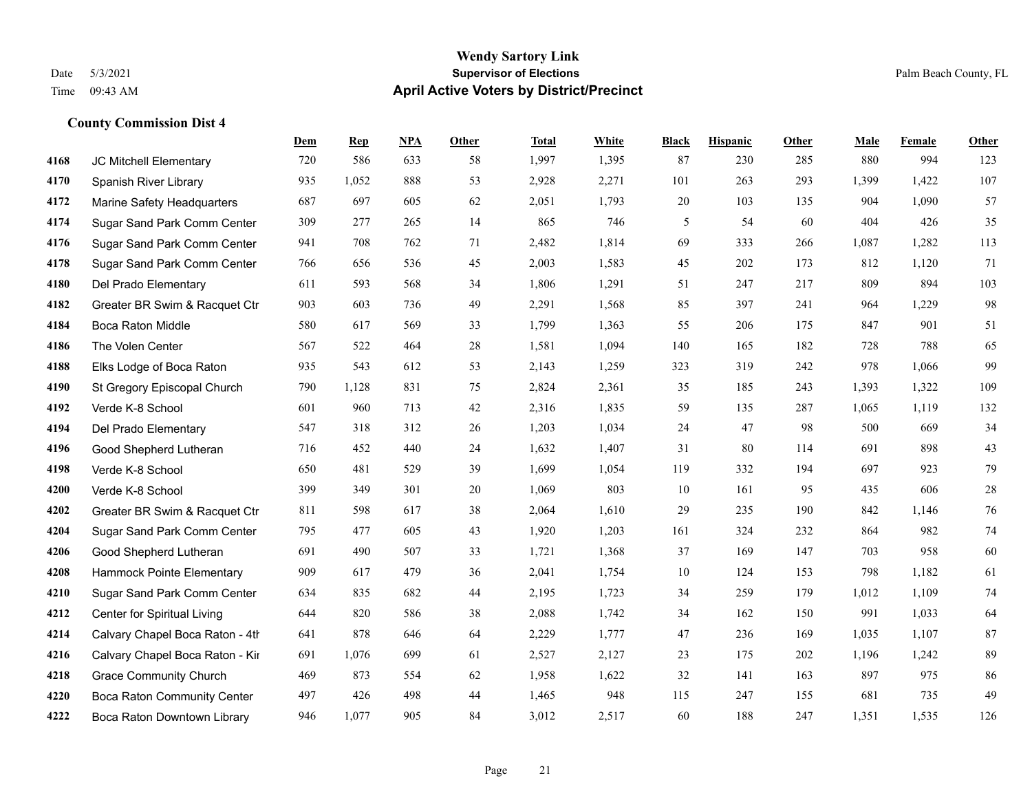# Wendy Sartory Link

## Supervisor of Elections

## April Active Voters by District/Precinct

Date 5/3/2021
Time 09:43 AM

Palm Beach County, FL

### County Commission Dist 4

| | | Dem | Rep | NPA | Other | Total | White | Black | Hispanic | Other | Male | Female | Other |
|---|---|---|---|---|---|---|---|---|---|---|---|---|---|
| 4168 | JC Mitchell Elementary | 720 | 586 | 633 | 58 | 1,997 | 1,395 | 87 | 230 | 285 | 880 | 994 | 123 |
| 4170 | Spanish River Library | 935 | 1,052 | 888 | 53 | 2,928 | 2,271 | 101 | 263 | 293 | 1,399 | 1,422 | 107 |
| 4172 | Marine Safety Headquarters | 687 | 697 | 605 | 62 | 2,051 | 1,793 | 20 | 103 | 135 | 904 | 1,090 | 57 |
| 4174 | Sugar Sand Park Comm Center | 309 | 277 | 265 | 14 | 865 | 746 | 5 | 54 | 60 | 404 | 426 | 35 |
| 4176 | Sugar Sand Park Comm Center | 941 | 708 | 762 | 71 | 2,482 | 1,814 | 69 | 333 | 266 | 1,087 | 1,282 | 113 |
| 4178 | Sugar Sand Park Comm Center | 766 | 656 | 536 | 45 | 2,003 | 1,583 | 45 | 202 | 173 | 812 | 1,120 | 71 |
| 4180 | Del Prado Elementary | 611 | 593 | 568 | 34 | 1,806 | 1,291 | 51 | 247 | 217 | 809 | 894 | 103 |
| 4182 | Greater BR Swim & Racquet Ctr | 903 | 603 | 736 | 49 | 2,291 | 1,568 | 85 | 397 | 241 | 964 | 1,229 | 98 |
| 4184 | Boca Raton Middle | 580 | 617 | 569 | 33 | 1,799 | 1,363 | 55 | 206 | 175 | 847 | 901 | 51 |
| 4186 | The Volen Center | 567 | 522 | 464 | 28 | 1,581 | 1,094 | 140 | 165 | 182 | 728 | 788 | 65 |
| 4188 | Elks Lodge of Boca Raton | 935 | 543 | 612 | 53 | 2,143 | 1,259 | 323 | 319 | 242 | 978 | 1,066 | 99 |
| 4190 | St Gregory Episcopal Church | 790 | 1,128 | 831 | 75 | 2,824 | 2,361 | 35 | 185 | 243 | 1,393 | 1,322 | 109 |
| 4192 | Verde K-8 School | 601 | 960 | 713 | 42 | 2,316 | 1,835 | 59 | 135 | 287 | 1,065 | 1,119 | 132 |
| 4194 | Del Prado Elementary | 547 | 318 | 312 | 26 | 1,203 | 1,034 | 24 | 47 | 98 | 500 | 669 | 34 |
| 4196 | Good Shepherd Lutheran | 716 | 452 | 440 | 24 | 1,632 | 1,407 | 31 | 80 | 114 | 691 | 898 | 43 |
| 4198 | Verde K-8 School | 650 | 481 | 529 | 39 | 1,699 | 1,054 | 119 | 332 | 194 | 697 | 923 | 79 |
| 4200 | Verde K-8 School | 399 | 349 | 301 | 20 | 1,069 | 803 | 10 | 161 | 95 | 435 | 606 | 28 |
| 4202 | Greater BR Swim & Racquet Ctr | 811 | 598 | 617 | 38 | 2,064 | 1,610 | 29 | 235 | 190 | 842 | 1,146 | 76 |
| 4204 | Sugar Sand Park Comm Center | 795 | 477 | 605 | 43 | 1,920 | 1,203 | 161 | 324 | 232 | 864 | 982 | 74 |
| 4206 | Good Shepherd Lutheran | 691 | 490 | 507 | 33 | 1,721 | 1,368 | 37 | 169 | 147 | 703 | 958 | 60 |
| 4208 | Hammock Pointe Elementary | 909 | 617 | 479 | 36 | 2,041 | 1,754 | 10 | 124 | 153 | 798 | 1,182 | 61 |
| 4210 | Sugar Sand Park Comm Center | 634 | 835 | 682 | 44 | 2,195 | 1,723 | 34 | 259 | 179 | 1,012 | 1,109 | 74 |
| 4212 | Center for Spiritual Living | 644 | 820 | 586 | 38 | 2,088 | 1,742 | 34 | 162 | 150 | 991 | 1,033 | 64 |
| 4214 | Calvary Chapel Boca Raton - 4th | 641 | 878 | 646 | 64 | 2,229 | 1,777 | 47 | 236 | 169 | 1,035 | 1,107 | 87 |
| 4216 | Calvary Chapel Boca Raton - Kir | 691 | 1,076 | 699 | 61 | 2,527 | 2,127 | 23 | 175 | 202 | 1,196 | 1,242 | 89 |
| 4218 | Grace Community Church | 469 | 873 | 554 | 62 | 1,958 | 1,622 | 32 | 141 | 163 | 897 | 975 | 86 |
| 4220 | Boca Raton Community Center | 497 | 426 | 498 | 44 | 1,465 | 948 | 115 | 247 | 155 | 681 | 735 | 49 |
| 4222 | Boca Raton Downtown Library | 946 | 1,077 | 905 | 84 | 3,012 | 2,517 | 60 | 188 | 247 | 1,351 | 1,535 | 126 |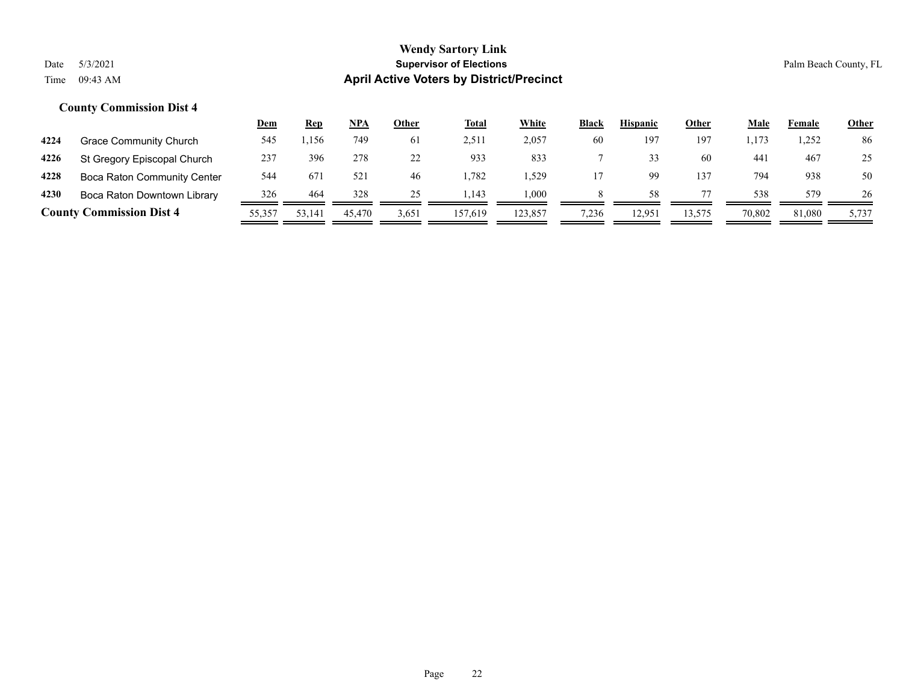**Wendy Sartory Link**
**Supervisor of Elections**
**April Active Voters by District/Precinct**

Date 5/3/2021
Time 09:43 AM

Palm Beach County, FL

### County Commission Dist 4

| | | Dem | Rep | NPA | Other | Total | White | Black | Hispanic | Other | Male | Female | Other |
|---|---|---|---|---|---|---|---|---|---|---|---|---|---|
| 4224 | Grace Community Church | 545 | 1,156 | 749 | 61 | 2,511 | 2,057 | 60 | 197 | 197 | 1,173 | 1,252 | 86 |
| 4226 | St Gregory Episcopal Church | 237 | 396 | 278 | 22 | 933 | 833 | 7 | 33 | 60 | 441 | 467 | 25 |
| 4228 | Boca Raton Community Center | 544 | 671 | 521 | 46 | 1,782 | 1,529 | 17 | 99 | 137 | 794 | 938 | 50 |
| 4230 | Boca Raton Downtown Library | 326 | 464 | 328 | 25 | 1,143 | 1,000 | 8 | 58 | 77 | 538 | 579 | 26 |
| **County Commission Dist 4** | | 55,357 | 53,141 | 45,470 | 3,651 | 157,619 | 123,857 | 7,236 | 12,951 | 13,575 | 70,802 | 81,080 | 5,737 |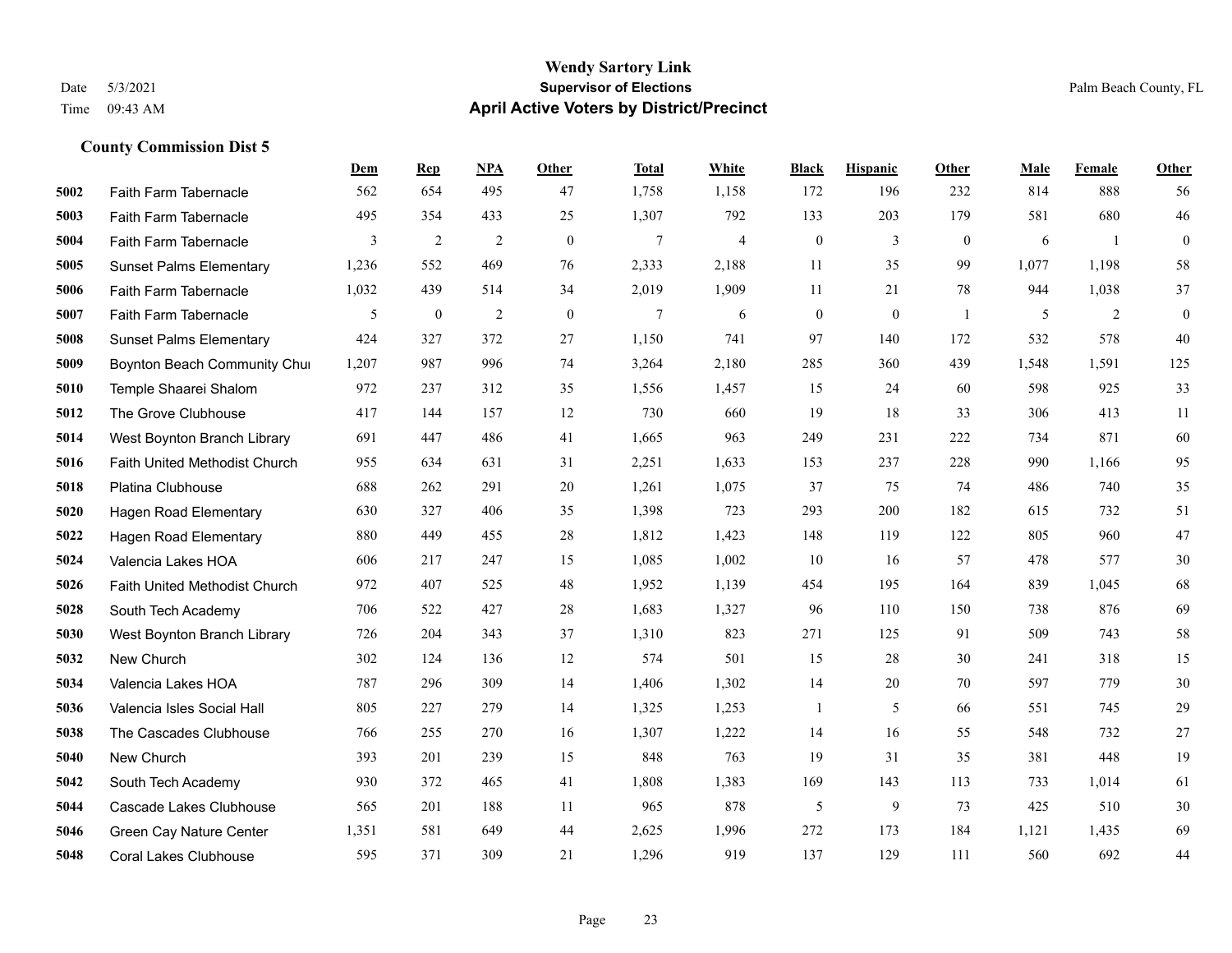# Wendy Sartory Link

**Supervisor of Elections**

**April Active Voters by District/Precinct**

Date 5/3/2021 Palm Beach County, FL

Time 09:43 AM

### County Commission Dist 5

| | | Dem | Rep | NPA | Other | Total | White | Black | Hispanic | Other | Male | Female | Other |
|---|---|---|---|---|---|---|---|---|---|---|---|---|---|
| 5002 | Faith Farm Tabernacle | 562 | 654 | 495 | 47 | 1,758 | 1,158 | 172 | 196 | 232 | 814 | 888 | 56 |
| 5003 | Faith Farm Tabernacle | 495 | 354 | 433 | 25 | 1,307 | 792 | 133 | 203 | 179 | 581 | 680 | 46 |
| 5004 | Faith Farm Tabernacle | 3 | 2 | 2 | 0 | 7 | 4 | 0 | 3 | 0 | 6 | 1 | 0 |
| 5005 | Sunset Palms Elementary | 1,236 | 552 | 469 | 76 | 2,333 | 2,188 | 11 | 35 | 99 | 1,077 | 1,198 | 58 |
| 5006 | Faith Farm Tabernacle | 1,032 | 439 | 514 | 34 | 2,019 | 1,909 | 11 | 21 | 78 | 944 | 1,038 | 37 |
| 5007 | Faith Farm Tabernacle | 5 | 0 | 2 | 0 | 7 | 6 | 0 | 0 | 1 | 5 | 2 | 0 |
| 5008 | Sunset Palms Elementary | 424 | 327 | 372 | 27 | 1,150 | 741 | 97 | 140 | 172 | 532 | 578 | 40 |
| 5009 | Boynton Beach Community Chur | 1,207 | 987 | 996 | 74 | 3,264 | 2,180 | 285 | 360 | 439 | 1,548 | 1,591 | 125 |
| 5010 | Temple Shaarei Shalom | 972 | 237 | 312 | 35 | 1,556 | 1,457 | 15 | 24 | 60 | 598 | 925 | 33 |
| 5012 | The Grove Clubhouse | 417 | 144 | 157 | 12 | 730 | 660 | 19 | 18 | 33 | 306 | 413 | 11 |
| 5014 | West Boynton Branch Library | 691 | 447 | 486 | 41 | 1,665 | 963 | 249 | 231 | 222 | 734 | 871 | 60 |
| 5016 | Faith United Methodist Church | 955 | 634 | 631 | 31 | 2,251 | 1,633 | 153 | 237 | 228 | 990 | 1,166 | 95 |
| 5018 | Platina Clubhouse | 688 | 262 | 291 | 20 | 1,261 | 1,075 | 37 | 75 | 74 | 486 | 740 | 35 |
| 5020 | Hagen Road Elementary | 630 | 327 | 406 | 35 | 1,398 | 723 | 293 | 200 | 182 | 615 | 732 | 51 |
| 5022 | Hagen Road Elementary | 880 | 449 | 455 | 28 | 1,812 | 1,423 | 148 | 119 | 122 | 805 | 960 | 47 |
| 5024 | Valencia Lakes HOA | 606 | 217 | 247 | 15 | 1,085 | 1,002 | 10 | 16 | 57 | 478 | 577 | 30 |
| 5026 | Faith United Methodist Church | 972 | 407 | 525 | 48 | 1,952 | 1,139 | 454 | 195 | 164 | 839 | 1,045 | 68 |
| 5028 | South Tech Academy | 706 | 522 | 427 | 28 | 1,683 | 1,327 | 96 | 110 | 150 | 738 | 876 | 69 |
| 5030 | West Boynton Branch Library | 726 | 204 | 343 | 37 | 1,310 | 823 | 271 | 125 | 91 | 509 | 743 | 58 |
| 5032 | New Church | 302 | 124 | 136 | 12 | 574 | 501 | 15 | 28 | 30 | 241 | 318 | 15 |
| 5034 | Valencia Lakes HOA | 787 | 296 | 309 | 14 | 1,406 | 1,302 | 14 | 20 | 70 | 597 | 779 | 30 |
| 5036 | Valencia Isles Social Hall | 805 | 227 | 279 | 14 | 1,325 | 1,253 | 1 | 5 | 66 | 551 | 745 | 29 |
| 5038 | The Cascades Clubhouse | 766 | 255 | 270 | 16 | 1,307 | 1,222 | 14 | 16 | 55 | 548 | 732 | 27 |
| 5040 | New Church | 393 | 201 | 239 | 15 | 848 | 763 | 19 | 31 | 35 | 381 | 448 | 19 |
| 5042 | South Tech Academy | 930 | 372 | 465 | 41 | 1,808 | 1,383 | 169 | 143 | 113 | 733 | 1,014 | 61 |
| 5044 | Cascade Lakes Clubhouse | 565 | 201 | 188 | 11 | 965 | 878 | 5 | 9 | 73 | 425 | 510 | 30 |
| 5046 | Green Cay Nature Center | 1,351 | 581 | 649 | 44 | 2,625 | 1,996 | 272 | 173 | 184 | 1,121 | 1,435 | 69 |
| 5048 | Coral Lakes Clubhouse | 595 | 371 | 309 | 21 | 1,296 | 919 | 137 | 129 | 111 | 560 | 692 | 44 |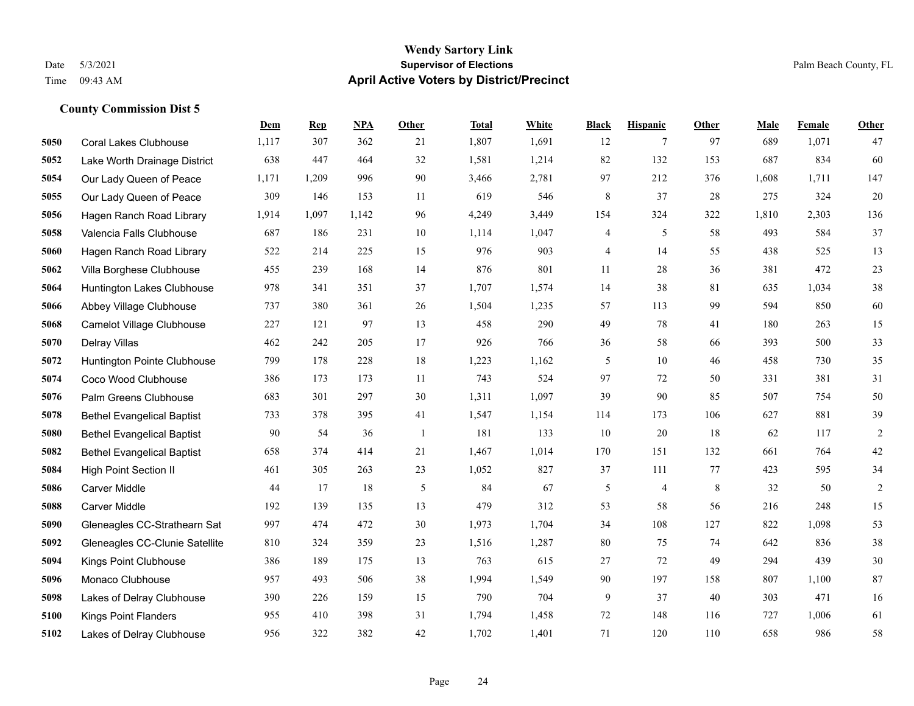# Wendy Sartory Link

**Supervisor of Elections**

**April Active Voters by District/Precinct**

Date 5/3/2021
Time 09:43 AM

Palm Beach County, FL

### County Commission Dist 5

| | | Dem | Rep | NPA | Other | Total | White | Black | Hispanic | Other | Male | Female | Other |
|---|---|---|---|---|---|---|---|---|---|---|---|---|---|
| 5050 | Coral Lakes Clubhouse | 1,117 | 307 | 362 | 21 | 1,807 | 1,691 | 12 | 7 | 97 | 689 | 1,071 | 47 |
| 5052 | Lake Worth Drainage District | 638 | 447 | 464 | 32 | 1,581 | 1,214 | 82 | 132 | 153 | 687 | 834 | 60 |
| 5054 | Our Lady Queen of Peace | 1,171 | 1,209 | 996 | 90 | 3,466 | 2,781 | 97 | 212 | 376 | 1,608 | 1,711 | 147 |
| 5055 | Our Lady Queen of Peace | 309 | 146 | 153 | 11 | 619 | 546 | 8 | 37 | 28 | 275 | 324 | 20 |
| 5056 | Hagen Ranch Road Library | 1,914 | 1,097 | 1,142 | 96 | 4,249 | 3,449 | 154 | 324 | 322 | 1,810 | 2,303 | 136 |
| 5058 | Valencia Falls Clubhouse | 687 | 186 | 231 | 10 | 1,114 | 1,047 | 4 | 5 | 58 | 493 | 584 | 37 |
| 5060 | Hagen Ranch Road Library | 522 | 214 | 225 | 15 | 976 | 903 | 4 | 14 | 55 | 438 | 525 | 13 |
| 5062 | Villa Borghese Clubhouse | 455 | 239 | 168 | 14 | 876 | 801 | 11 | 28 | 36 | 381 | 472 | 23 |
| 5064 | Huntington Lakes Clubhouse | 978 | 341 | 351 | 37 | 1,707 | 1,574 | 14 | 38 | 81 | 635 | 1,034 | 38 |
| 5066 | Abbey Village Clubhouse | 737 | 380 | 361 | 26 | 1,504 | 1,235 | 57 | 113 | 99 | 594 | 850 | 60 |
| 5068 | Camelot Village Clubhouse | 227 | 121 | 97 | 13 | 458 | 290 | 49 | 78 | 41 | 180 | 263 | 15 |
| 5070 | Delray Villas | 462 | 242 | 205 | 17 | 926 | 766 | 36 | 58 | 66 | 393 | 500 | 33 |
| 5072 | Huntington Pointe Clubhouse | 799 | 178 | 228 | 18 | 1,223 | 1,162 | 5 | 10 | 46 | 458 | 730 | 35 |
| 5074 | Coco Wood Clubhouse | 386 | 173 | 173 | 11 | 743 | 524 | 97 | 72 | 50 | 331 | 381 | 31 |
| 5076 | Palm Greens Clubhouse | 683 | 301 | 297 | 30 | 1,311 | 1,097 | 39 | 90 | 85 | 507 | 754 | 50 |
| 5078 | Bethel Evangelical Baptist | 733 | 378 | 395 | 41 | 1,547 | 1,154 | 114 | 173 | 106 | 627 | 881 | 39 |
| 5080 | Bethel Evangelical Baptist | 90 | 54 | 36 | 1 | 181 | 133 | 10 | 20 | 18 | 62 | 117 | 2 |
| 5082 | Bethel Evangelical Baptist | 658 | 374 | 414 | 21 | 1,467 | 1,014 | 170 | 151 | 132 | 661 | 764 | 42 |
| 5084 | High Point Section II | 461 | 305 | 263 | 23 | 1,052 | 827 | 37 | 111 | 77 | 423 | 595 | 34 |
| 5086 | Carver Middle | 44 | 17 | 18 | 5 | 84 | 67 | 5 | 4 | 8 | 32 | 50 | 2 |
| 5088 | Carver Middle | 192 | 139 | 135 | 13 | 479 | 312 | 53 | 58 | 56 | 216 | 248 | 15 |
| 5090 | Gleneagles CC-Strathearn Sat | 997 | 474 | 472 | 30 | 1,973 | 1,704 | 34 | 108 | 127 | 822 | 1,098 | 53 |
| 5092 | Gleneagles CC-Clunie Satellite | 810 | 324 | 359 | 23 | 1,516 | 1,287 | 80 | 75 | 74 | 642 | 836 | 38 |
| 5094 | Kings Point Clubhouse | 386 | 189 | 175 | 13 | 763 | 615 | 27 | 72 | 49 | 294 | 439 | 30 |
| 5096 | Monaco Clubhouse | 957 | 493 | 506 | 38 | 1,994 | 1,549 | 90 | 197 | 158 | 807 | 1,100 | 87 |
| 5098 | Lakes of Delray Clubhouse | 390 | 226 | 159 | 15 | 790 | 704 | 9 | 37 | 40 | 303 | 471 | 16 |
| 5100 | Kings Point Flanders | 955 | 410 | 398 | 31 | 1,794 | 1,458 | 72 | 148 | 116 | 727 | 1,006 | 61 |
| 5102 | Lakes of Delray Clubhouse | 956 | 322 | 382 | 42 | 1,702 | 1,401 | 71 | 120 | 110 | 658 | 986 | 58 |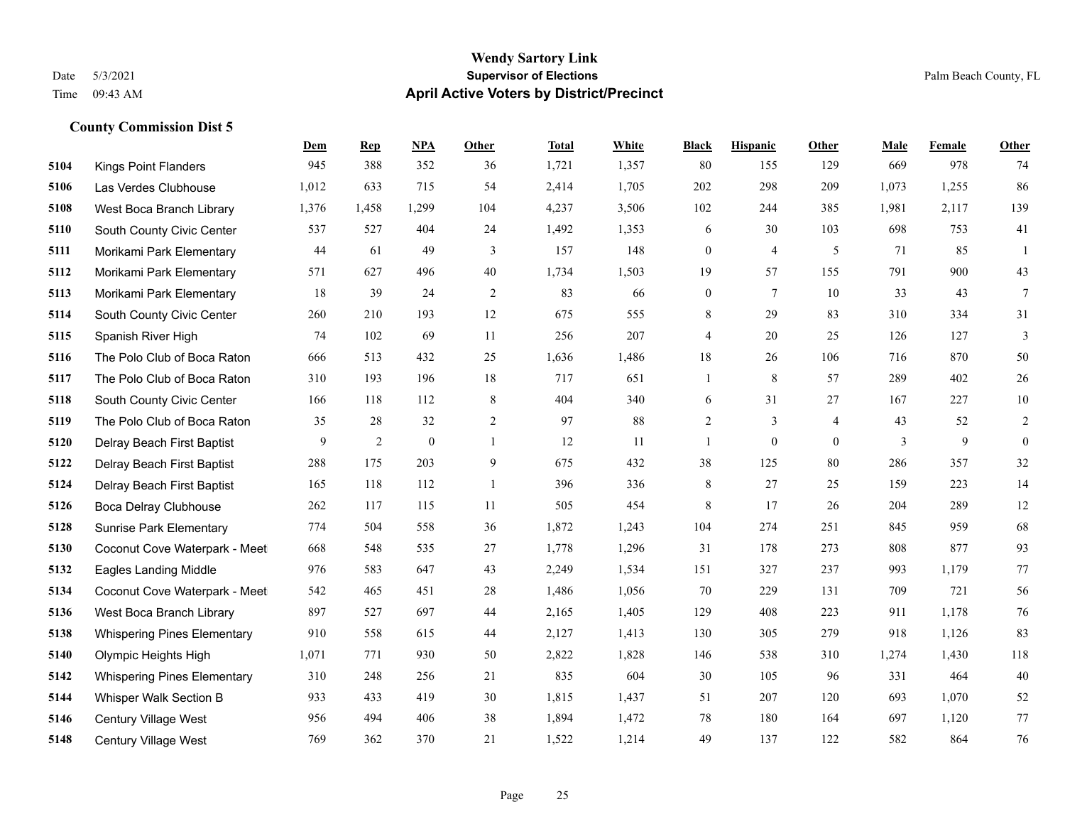# Wendy Sartory Link

**Supervisor of Elections**

**April Active Voters by District/Precinct**

Date 5/3/2021

Time 09:43 AM

Palm Beach County, FL

### County Commission Dist 5

| | | Dem | Rep | NPA | Other | Total | White | Black | Hispanic | Other | Male | Female | Other |
|---|---|---|---|---|---|---|---|---|---|---|---|---|---|
| 5104 | Kings Point Flanders | 945 | 388 | 352 | 36 | 1,721 | 1,357 | 80 | 155 | 129 | 669 | 978 | 74 |
| 5106 | Las Verdes Clubhouse | 1,012 | 633 | 715 | 54 | 2,414 | 1,705 | 202 | 298 | 209 | 1,073 | 1,255 | 86 |
| 5108 | West Boca Branch Library | 1,376 | 1,458 | 1,299 | 104 | 4,237 | 3,506 | 102 | 244 | 385 | 1,981 | 2,117 | 139 |
| 5110 | South County Civic Center | 537 | 527 | 404 | 24 | 1,492 | 1,353 | 6 | 30 | 103 | 698 | 753 | 41 |
| 5111 | Morikami Park Elementary | 44 | 61 | 49 | 3 | 157 | 148 | 0 | 4 | 5 | 71 | 85 | 1 |
| 5112 | Morikami Park Elementary | 571 | 627 | 496 | 40 | 1,734 | 1,503 | 19 | 57 | 155 | 791 | 900 | 43 |
| 5113 | Morikami Park Elementary | 18 | 39 | 24 | 2 | 83 | 66 | 0 | 7 | 10 | 33 | 43 | 7 |
| 5114 | South County Civic Center | 260 | 210 | 193 | 12 | 675 | 555 | 8 | 29 | 83 | 310 | 334 | 31 |
| 5115 | Spanish River High | 74 | 102 | 69 | 11 | 256 | 207 | 4 | 20 | 25 | 126 | 127 | 3 |
| 5116 | The Polo Club of Boca Raton | 666 | 513 | 432 | 25 | 1,636 | 1,486 | 18 | 26 | 106 | 716 | 870 | 50 |
| 5117 | The Polo Club of Boca Raton | 310 | 193 | 196 | 18 | 717 | 651 | 1 | 8 | 57 | 289 | 402 | 26 |
| 5118 | South County Civic Center | 166 | 118 | 112 | 8 | 404 | 340 | 6 | 31 | 27 | 167 | 227 | 10 |
| 5119 | The Polo Club of Boca Raton | 35 | 28 | 32 | 2 | 97 | 88 | 2 | 3 | 4 | 43 | 52 | 2 |
| 5120 | Delray Beach First Baptist | 9 | 2 | 0 | 1 | 12 | 11 | 1 | 0 | 0 | 3 | 9 | 0 |
| 5122 | Delray Beach First Baptist | 288 | 175 | 203 | 9 | 675 | 432 | 38 | 125 | 80 | 286 | 357 | 32 |
| 5124 | Delray Beach First Baptist | 165 | 118 | 112 | 1 | 396 | 336 | 8 | 27 | 25 | 159 | 223 | 14 |
| 5126 | Boca Delray Clubhouse | 262 | 117 | 115 | 11 | 505 | 454 | 8 | 17 | 26 | 204 | 289 | 12 |
| 5128 | Sunrise Park Elementary | 774 | 504 | 558 | 36 | 1,872 | 1,243 | 104 | 274 | 251 | 845 | 959 | 68 |
| 5130 | Coconut Cove Waterpark - Meet | 668 | 548 | 535 | 27 | 1,778 | 1,296 | 31 | 178 | 273 | 808 | 877 | 93 |
| 5132 | Eagles Landing Middle | 976 | 583 | 647 | 43 | 2,249 | 1,534 | 151 | 327 | 237 | 993 | 1,179 | 77 |
| 5134 | Coconut Cove Waterpark - Meet | 542 | 465 | 451 | 28 | 1,486 | 1,056 | 70 | 229 | 131 | 709 | 721 | 56 |
| 5136 | West Boca Branch Library | 897 | 527 | 697 | 44 | 2,165 | 1,405 | 129 | 408 | 223 | 911 | 1,178 | 76 |
| 5138 | Whispering Pines Elementary | 910 | 558 | 615 | 44 | 2,127 | 1,413 | 130 | 305 | 279 | 918 | 1,126 | 83 |
| 5140 | Olympic Heights High | 1,071 | 771 | 930 | 50 | 2,822 | 1,828 | 146 | 538 | 310 | 1,274 | 1,430 | 118 |
| 5142 | Whispering Pines Elementary | 310 | 248 | 256 | 21 | 835 | 604 | 30 | 105 | 96 | 331 | 464 | 40 |
| 5144 | Whisper Walk Section B | 933 | 433 | 419 | 30 | 1,815 | 1,437 | 51 | 207 | 120 | 693 | 1,070 | 52 |
| 5146 | Century Village West | 956 | 494 | 406 | 38 | 1,894 | 1,472 | 78 | 180 | 164 | 697 | 1,120 | 77 |
| 5148 | Century Village West | 769 | 362 | 370 | 21 | 1,522 | 1,214 | 49 | 137 | 122 | 582 | 864 | 76 |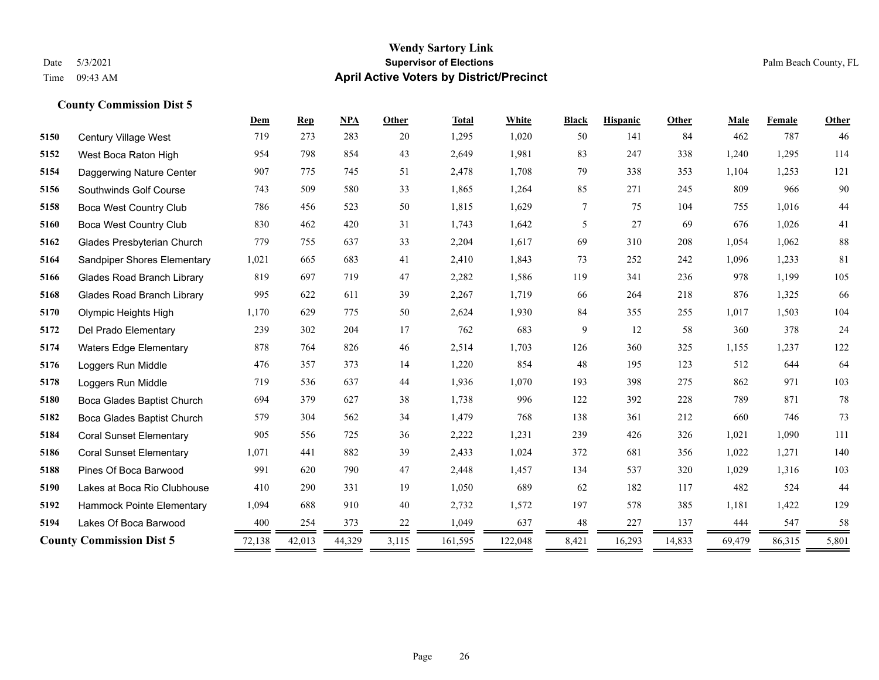**Wendy Sartory Link**
**Supervisor of Elections**
**April Active Voters by District/Precinct**

Date 5/3/2021
Time 09:43 AM

Palm Beach County, FL

### County Commission Dist 5

| | | Dem | Rep | NPA | Other | Total | White | Black | Hispanic | Other | Male | Female | Other |
|---|---|---|---|---|---|---|---|---|---|---|---|---|---|
| 5150 | Century Village West | 719 | 273 | 283 | 20 | 1,295 | 1,020 | 50 | 141 | 84 | 462 | 787 | 46 |
| 5152 | West Boca Raton High | 954 | 798 | 854 | 43 | 2,649 | 1,981 | 83 | 247 | 338 | 1,240 | 1,295 | 114 |
| 5154 | Daggerwing Nature Center | 907 | 775 | 745 | 51 | 2,478 | 1,708 | 79 | 338 | 353 | 1,104 | 1,253 | 121 |
| 5156 | Southwinds Golf Course | 743 | 509 | 580 | 33 | 1,865 | 1,264 | 85 | 271 | 245 | 809 | 966 | 90 |
| 5158 | Boca West Country Club | 786 | 456 | 523 | 50 | 1,815 | 1,629 | 7 | 75 | 104 | 755 | 1,016 | 44 |
| 5160 | Boca West Country Club | 830 | 462 | 420 | 31 | 1,743 | 1,642 | 5 | 27 | 69 | 676 | 1,026 | 41 |
| 5162 | Glades Presbyterian Church | 779 | 755 | 637 | 33 | 2,204 | 1,617 | 69 | 310 | 208 | 1,054 | 1,062 | 88 |
| 5164 | Sandpiper Shores Elementary | 1,021 | 665 | 683 | 41 | 2,410 | 1,843 | 73 | 252 | 242 | 1,096 | 1,233 | 81 |
| 5166 | Glades Road Branch Library | 819 | 697 | 719 | 47 | 2,282 | 1,586 | 119 | 341 | 236 | 978 | 1,199 | 105 |
| 5168 | Glades Road Branch Library | 995 | 622 | 611 | 39 | 2,267 | 1,719 | 66 | 264 | 218 | 876 | 1,325 | 66 |
| 5170 | Olympic Heights High | 1,170 | 629 | 775 | 50 | 2,624 | 1,930 | 84 | 355 | 255 | 1,017 | 1,503 | 104 |
| 5172 | Del Prado Elementary | 239 | 302 | 204 | 17 | 762 | 683 | 9 | 12 | 58 | 360 | 378 | 24 |
| 5174 | Waters Edge Elementary | 878 | 764 | 826 | 46 | 2,514 | 1,703 | 126 | 360 | 325 | 1,155 | 1,237 | 122 |
| 5176 | Loggers Run Middle | 476 | 357 | 373 | 14 | 1,220 | 854 | 48 | 195 | 123 | 512 | 644 | 64 |
| 5178 | Loggers Run Middle | 719 | 536 | 637 | 44 | 1,936 | 1,070 | 193 | 398 | 275 | 862 | 971 | 103 |
| 5180 | Boca Glades Baptist Church | 694 | 379 | 627 | 38 | 1,738 | 996 | 122 | 392 | 228 | 789 | 871 | 78 |
| 5182 | Boca Glades Baptist Church | 579 | 304 | 562 | 34 | 1,479 | 768 | 138 | 361 | 212 | 660 | 746 | 73 |
| 5184 | Coral Sunset Elementary | 905 | 556 | 725 | 36 | 2,222 | 1,231 | 239 | 426 | 326 | 1,021 | 1,090 | 111 |
| 5186 | Coral Sunset Elementary | 1,071 | 441 | 882 | 39 | 2,433 | 1,024 | 372 | 681 | 356 | 1,022 | 1,271 | 140 |
| 5188 | Pines Of Boca Barwood | 991 | 620 | 790 | 47 | 2,448 | 1,457 | 134 | 537 | 320 | 1,029 | 1,316 | 103 |
| 5190 | Lakes at Boca Rio Clubhouse | 410 | 290 | 331 | 19 | 1,050 | 689 | 62 | 182 | 117 | 482 | 524 | 44 |
| 5192 | Hammock Pointe Elementary | 1,094 | 688 | 910 | 40 | 2,732 | 1,572 | 197 | 578 | 385 | 1,181 | 1,422 | 129 |
| 5194 | Lakes Of Boca Barwood | 400 | 254 | 373 | 22 | 1,049 | 637 | 48 | 227 | 137 | 444 | 547 | 58 |
| **County Commission Dist 5** | | 72,138 | 42,013 | 44,329 | 3,115 | 161,595 | 122,048 | 8,421 | 16,293 | 14,833 | 69,479 | 86,315 | 5,801 |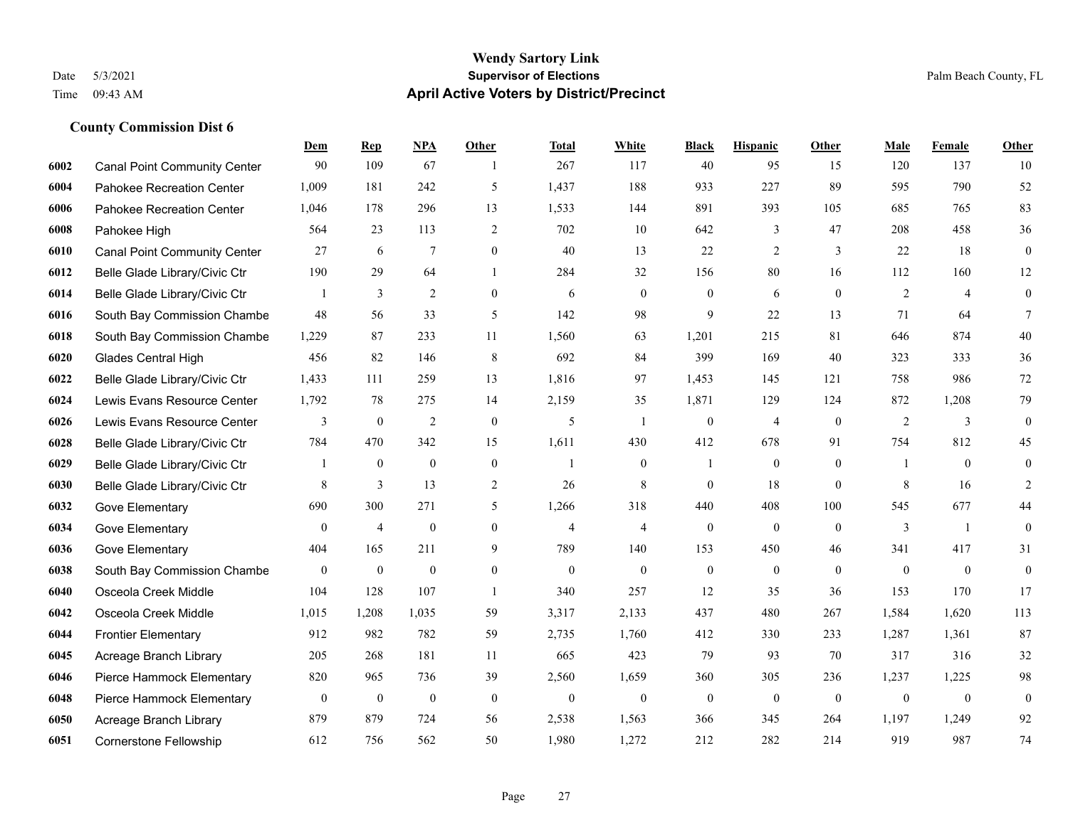# Wendy Sartory Link

## Supervisor of Elections

## April Active Voters by District/Precinct

Date 5/3/2021
Time 09:43 AM

Palm Beach County, FL

### County Commission Dist 6

| | | Dem | Rep | NPA | Other | Total | White | Black | Hispanic | Other | Male | Female | Other |
|---|---|---|---|---|---|---|---|---|---|---|---|---|---|
| 6002 | Canal Point Community Center | 90 | 109 | 67 | 1 | 267 | 117 | 40 | 95 | 15 | 120 | 137 | 10 |
| 6004 | Pahokee Recreation Center | 1,009 | 181 | 242 | 5 | 1,437 | 188 | 933 | 227 | 89 | 595 | 790 | 52 |
| 6006 | Pahokee Recreation Center | 1,046 | 178 | 296 | 13 | 1,533 | 144 | 891 | 393 | 105 | 685 | 765 | 83 |
| 6008 | Pahokee High | 564 | 23 | 113 | 2 | 702 | 10 | 642 | 3 | 47 | 208 | 458 | 36 |
| 6010 | Canal Point Community Center | 27 | 6 | 7 | 0 | 40 | 13 | 22 | 2 | 3 | 22 | 18 | 0 |
| 6012 | Belle Glade Library/Civic Ctr | 190 | 29 | 64 | 1 | 284 | 32 | 156 | 80 | 16 | 112 | 160 | 12 |
| 6014 | Belle Glade Library/Civic Ctr | 1 | 3 | 2 | 0 | 6 | 0 | 0 | 6 | 0 | 2 | 4 | 0 |
| 6016 | South Bay Commission Chambe | 48 | 56 | 33 | 5 | 142 | 98 | 9 | 22 | 13 | 71 | 64 | 7 |
| 6018 | South Bay Commission Chambe | 1,229 | 87 | 233 | 11 | 1,560 | 63 | 1,201 | 215 | 81 | 646 | 874 | 40 |
| 6020 | Glades Central High | 456 | 82 | 146 | 8 | 692 | 84 | 399 | 169 | 40 | 323 | 333 | 36 |
| 6022 | Belle Glade Library/Civic Ctr | 1,433 | 111 | 259 | 13 | 1,816 | 97 | 1,453 | 145 | 121 | 758 | 986 | 72 |
| 6024 | Lewis Evans Resource Center | 1,792 | 78 | 275 | 14 | 2,159 | 35 | 1,871 | 129 | 124 | 872 | 1,208 | 79 |
| 6026 | Lewis Evans Resource Center | 3 | 0 | 2 | 0 | 5 | 1 | 0 | 4 | 0 | 2 | 3 | 0 |
| 6028 | Belle Glade Library/Civic Ctr | 784 | 470 | 342 | 15 | 1,611 | 430 | 412 | 678 | 91 | 754 | 812 | 45 |
| 6029 | Belle Glade Library/Civic Ctr | 1 | 0 | 0 | 0 | 1 | 0 | 1 | 0 | 0 | 1 | 0 | 0 |
| 6030 | Belle Glade Library/Civic Ctr | 8 | 3 | 13 | 2 | 26 | 8 | 0 | 18 | 0 | 8 | 16 | 2 |
| 6032 | Gove Elementary | 690 | 300 | 271 | 5 | 1,266 | 318 | 440 | 408 | 100 | 545 | 677 | 44 |
| 6034 | Gove Elementary | 0 | 4 | 0 | 0 | 4 | 4 | 0 | 0 | 0 | 3 | 1 | 0 |
| 6036 | Gove Elementary | 404 | 165 | 211 | 9 | 789 | 140 | 153 | 450 | 46 | 341 | 417 | 31 |
| 6038 | South Bay Commission Chambe | 0 | 0 | 0 | 0 | 0 | 0 | 0 | 0 | 0 | 0 | 0 | 0 |
| 6040 | Osceola Creek Middle | 104 | 128 | 107 | 1 | 340 | 257 | 12 | 35 | 36 | 153 | 170 | 17 |
| 6042 | Osceola Creek Middle | 1,015 | 1,208 | 1,035 | 59 | 3,317 | 2,133 | 437 | 480 | 267 | 1,584 | 1,620 | 113 |
| 6044 | Frontier Elementary | 912 | 982 | 782 | 59 | 2,735 | 1,760 | 412 | 330 | 233 | 1,287 | 1,361 | 87 |
| 6045 | Acreage Branch Library | 205 | 268 | 181 | 11 | 665 | 423 | 79 | 93 | 70 | 317 | 316 | 32 |
| 6046 | Pierce Hammock Elementary | 820 | 965 | 736 | 39 | 2,560 | 1,659 | 360 | 305 | 236 | 1,237 | 1,225 | 98 |
| 6048 | Pierce Hammock Elementary | 0 | 0 | 0 | 0 | 0 | 0 | 0 | 0 | 0 | 0 | 0 | 0 |
| 6050 | Acreage Branch Library | 879 | 879 | 724 | 56 | 2,538 | 1,563 | 366 | 345 | 264 | 1,197 | 1,249 | 92 |
| 6051 | Cornerstone Fellowship | 612 | 756 | 562 | 50 | 1,980 | 1,272 | 212 | 282 | 214 | 919 | 987 | 74 |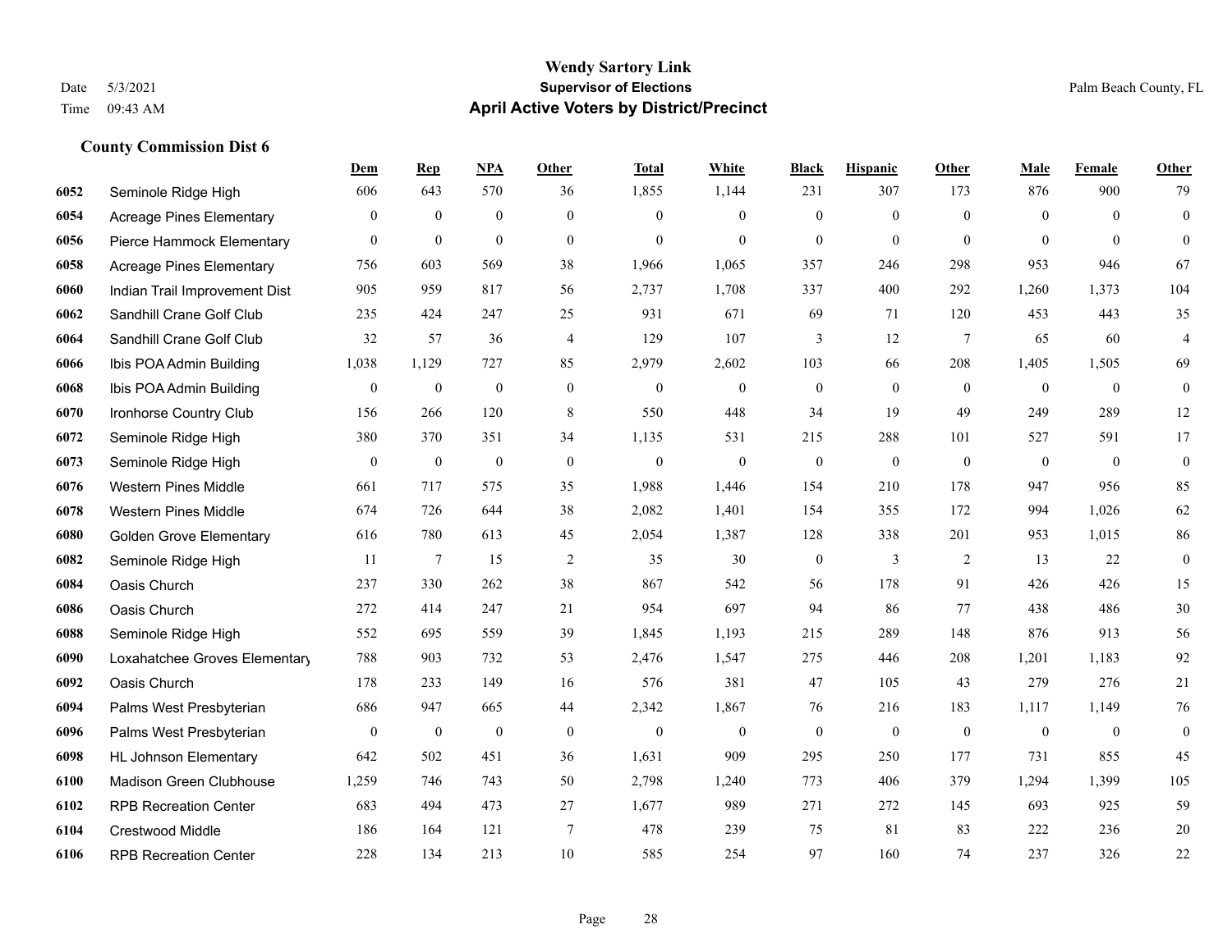# Wendy Sartory Link

**Supervisor of Elections**

**April Active Voters by District/Precinct**

Date 5/3/2021
Time 09:43 AM

Palm Beach County, FL

## County Commission Dist 6

| | | Dem | Rep | NPA | Other | Total | White | Black | Hispanic | Other | Male | Female | Other |
|---|---|---|---|---|---|---|---|---|---|---|---|---|---|
| 6052 | Seminole Ridge High | 606 | 643 | 570 | 36 | 1,855 | 1,144 | 231 | 307 | 173 | 876 | 900 | 79 |
| 6054 | Acreage Pines Elementary | 0 | 0 | 0 | 0 | 0 | 0 | 0 | 0 | 0 | 0 | 0 | 0 |
| 6056 | Pierce Hammock Elementary | 0 | 0 | 0 | 0 | 0 | 0 | 0 | 0 | 0 | 0 | 0 | 0 |
| 6058 | Acreage Pines Elementary | 756 | 603 | 569 | 38 | 1,966 | 1,065 | 357 | 246 | 298 | 953 | 946 | 67 |
| 6060 | Indian Trail Improvement Dist | 905 | 959 | 817 | 56 | 2,737 | 1,708 | 337 | 400 | 292 | 1,260 | 1,373 | 104 |
| 6062 | Sandhill Crane Golf Club | 235 | 424 | 247 | 25 | 931 | 671 | 69 | 71 | 120 | 453 | 443 | 35 |
| 6064 | Sandhill Crane Golf Club | 32 | 57 | 36 | 4 | 129 | 107 | 3 | 12 | 7 | 65 | 60 | 4 |
| 6066 | Ibis POA Admin Building | 1,038 | 1,129 | 727 | 85 | 2,979 | 2,602 | 103 | 66 | 208 | 1,405 | 1,505 | 69 |
| 6068 | Ibis POA Admin Building | 0 | 0 | 0 | 0 | 0 | 0 | 0 | 0 | 0 | 0 | 0 | 0 |
| 6070 | Ironhorse Country Club | 156 | 266 | 120 | 8 | 550 | 448 | 34 | 19 | 49 | 249 | 289 | 12 |
| 6072 | Seminole Ridge High | 380 | 370 | 351 | 34 | 1,135 | 531 | 215 | 288 | 101 | 527 | 591 | 17 |
| 6073 | Seminole Ridge High | 0 | 0 | 0 | 0 | 0 | 0 | 0 | 0 | 0 | 0 | 0 | 0 |
| 6076 | Western Pines Middle | 661 | 717 | 575 | 35 | 1,988 | 1,446 | 154 | 210 | 178 | 947 | 956 | 85 |
| 6078 | Western Pines Middle | 674 | 726 | 644 | 38 | 2,082 | 1,401 | 154 | 355 | 172 | 994 | 1,026 | 62 |
| 6080 | Golden Grove Elementary | 616 | 780 | 613 | 45 | 2,054 | 1,387 | 128 | 338 | 201 | 953 | 1,015 | 86 |
| 6082 | Seminole Ridge High | 11 | 7 | 15 | 2 | 35 | 30 | 0 | 3 | 2 | 13 | 22 | 0 |
| 6084 | Oasis Church | 237 | 330 | 262 | 38 | 867 | 542 | 56 | 178 | 91 | 426 | 426 | 15 |
| 6086 | Oasis Church | 272 | 414 | 247 | 21 | 954 | 697 | 94 | 86 | 77 | 438 | 486 | 30 |
| 6088 | Seminole Ridge High | 552 | 695 | 559 | 39 | 1,845 | 1,193 | 215 | 289 | 148 | 876 | 913 | 56 |
| 6090 | Loxahatchee Groves Elementary | 788 | 903 | 732 | 53 | 2,476 | 1,547 | 275 | 446 | 208 | 1,201 | 1,183 | 92 |
| 6092 | Oasis Church | 178 | 233 | 149 | 16 | 576 | 381 | 47 | 105 | 43 | 279 | 276 | 21 |
| 6094 | Palms West Presbyterian | 686 | 947 | 665 | 44 | 2,342 | 1,867 | 76 | 216 | 183 | 1,117 | 1,149 | 76 |
| 6096 | Palms West Presbyterian | 0 | 0 | 0 | 0 | 0 | 0 | 0 | 0 | 0 | 0 | 0 | 0 |
| 6098 | HL Johnson Elementary | 642 | 502 | 451 | 36 | 1,631 | 909 | 295 | 250 | 177 | 731 | 855 | 45 |
| 6100 | Madison Green Clubhouse | 1,259 | 746 | 743 | 50 | 2,798 | 1,240 | 773 | 406 | 379 | 1,294 | 1,399 | 105 |
| 6102 | RPB Recreation Center | 683 | 494 | 473 | 27 | 1,677 | 989 | 271 | 272 | 145 | 693 | 925 | 59 |
| 6104 | Crestwood Middle | 186 | 164 | 121 | 7 | 478 | 239 | 75 | 81 | 83 | 222 | 236 | 20 |
| 6106 | RPB Recreation Center | 228 | 134 | 213 | 10 | 585 | 254 | 97 | 160 | 74 | 237 | 326 | 22 |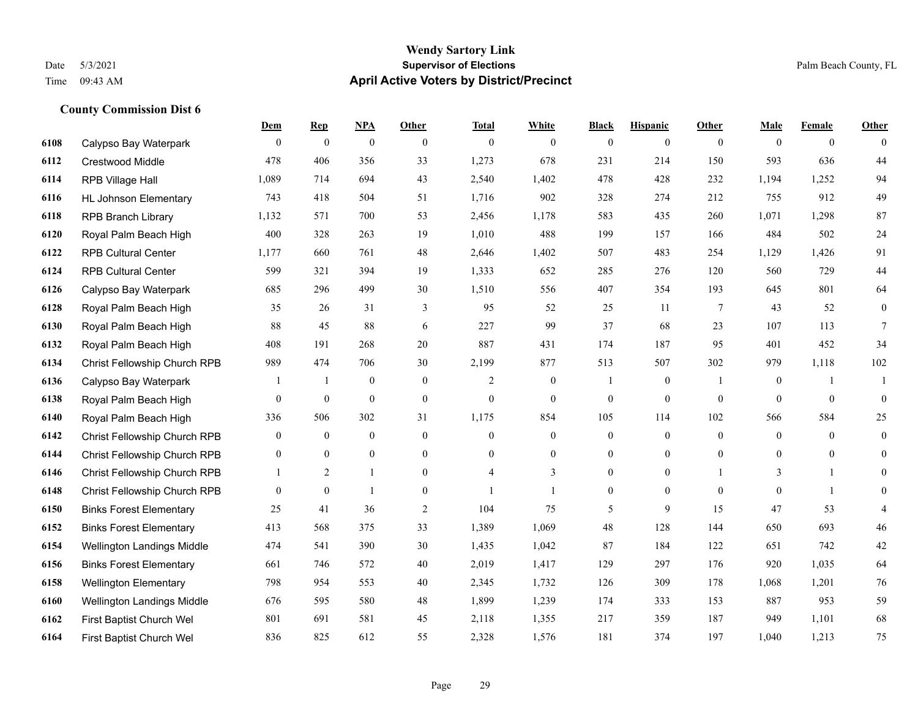# Wendy Sartory Link
## Supervisor of Elections
## April Active Voters by District/Precinct

Date 5/3/2021
Time 09:43 AM

Palm Beach County, FL

### County Commission Dist 6

| | | Dem | Rep | NPA | Other | Total | White | Black | Hispanic | Other | Male | Female | Other |
|---|---|---|---|---|---|---|---|---|---|---|---|---|---|
| 6108 | Calypso Bay Waterpark | 0 | 0 | 0 | 0 | 0 | 0 | 0 | 0 | 0 | 0 | 0 | 0 |
| 6112 | Crestwood Middle | 478 | 406 | 356 | 33 | 1,273 | 678 | 231 | 214 | 150 | 593 | 636 | 44 |
| 6114 | RPB Village Hall | 1,089 | 714 | 694 | 43 | 2,540 | 1,402 | 478 | 428 | 232 | 1,194 | 1,252 | 94 |
| 6116 | HL Johnson Elementary | 743 | 418 | 504 | 51 | 1,716 | 902 | 328 | 274 | 212 | 755 | 912 | 49 |
| 6118 | RPB Branch Library | 1,132 | 571 | 700 | 53 | 2,456 | 1,178 | 583 | 435 | 260 | 1,071 | 1,298 | 87 |
| 6120 | Royal Palm Beach High | 400 | 328 | 263 | 19 | 1,010 | 488 | 199 | 157 | 166 | 484 | 502 | 24 |
| 6122 | RPB Cultural Center | 1,177 | 660 | 761 | 48 | 2,646 | 1,402 | 507 | 483 | 254 | 1,129 | 1,426 | 91 |
| 6124 | RPB Cultural Center | 599 | 321 | 394 | 19 | 1,333 | 652 | 285 | 276 | 120 | 560 | 729 | 44 |
| 6126 | Calypso Bay Waterpark | 685 | 296 | 499 | 30 | 1,510 | 556 | 407 | 354 | 193 | 645 | 801 | 64 |
| 6128 | Royal Palm Beach High | 35 | 26 | 31 | 3 | 95 | 52 | 25 | 11 | 7 | 43 | 52 | 0 |
| 6130 | Royal Palm Beach High | 88 | 45 | 88 | 6 | 227 | 99 | 37 | 68 | 23 | 107 | 113 | 7 |
| 6132 | Royal Palm Beach High | 408 | 191 | 268 | 20 | 887 | 431 | 174 | 187 | 95 | 401 | 452 | 34 |
| 6134 | Christ Fellowship Church RPB | 989 | 474 | 706 | 30 | 2,199 | 877 | 513 | 507 | 302 | 979 | 1,118 | 102 |
| 6136 | Calypso Bay Waterpark | 1 | 1 | 0 | 0 | 2 | 0 | 1 | 0 | 1 | 0 | 1 | 1 |
| 6138 | Royal Palm Beach High | 0 | 0 | 0 | 0 | 0 | 0 | 0 | 0 | 0 | 0 | 0 | 0 |
| 6140 | Royal Palm Beach High | 336 | 506 | 302 | 31 | 1,175 | 854 | 105 | 114 | 102 | 566 | 584 | 25 |
| 6142 | Christ Fellowship Church RPB | 0 | 0 | 0 | 0 | 0 | 0 | 0 | 0 | 0 | 0 | 0 | 0 |
| 6144 | Christ Fellowship Church RPB | 0 | 0 | 0 | 0 | 0 | 0 | 0 | 0 | 0 | 0 | 0 | 0 |
| 6146 | Christ Fellowship Church RPB | 1 | 2 | 1 | 0 | 4 | 3 | 0 | 0 | 1 | 3 | 1 | 0 |
| 6148 | Christ Fellowship Church RPB | 0 | 0 | 1 | 0 | 1 | 1 | 0 | 0 | 0 | 0 | 1 | 0 |
| 6150 | Binks Forest Elementary | 25 | 41 | 36 | 2 | 104 | 75 | 5 | 9 | 15 | 47 | 53 | 4 |
| 6152 | Binks Forest Elementary | 413 | 568 | 375 | 33 | 1,389 | 1,069 | 48 | 128 | 144 | 650 | 693 | 46 |
| 6154 | Wellington Landings Middle | 474 | 541 | 390 | 30 | 1,435 | 1,042 | 87 | 184 | 122 | 651 | 742 | 42 |
| 6156 | Binks Forest Elementary | 661 | 746 | 572 | 40 | 2,019 | 1,417 | 129 | 297 | 176 | 920 | 1,035 | 64 |
| 6158 | Wellington Elementary | 798 | 954 | 553 | 40 | 2,345 | 1,732 | 126 | 309 | 178 | 1,068 | 1,201 | 76 |
| 6160 | Wellington Landings Middle | 676 | 595 | 580 | 48 | 1,899 | 1,239 | 174 | 333 | 153 | 887 | 953 | 59 |
| 6162 | First Baptist Church Wel | 801 | 691 | 581 | 45 | 2,118 | 1,355 | 217 | 359 | 187 | 949 | 1,101 | 68 |
| 6164 | First Baptist Church Wel | 836 | 825 | 612 | 55 | 2,328 | 1,576 | 181 | 374 | 197 | 1,040 | 1,213 | 75 |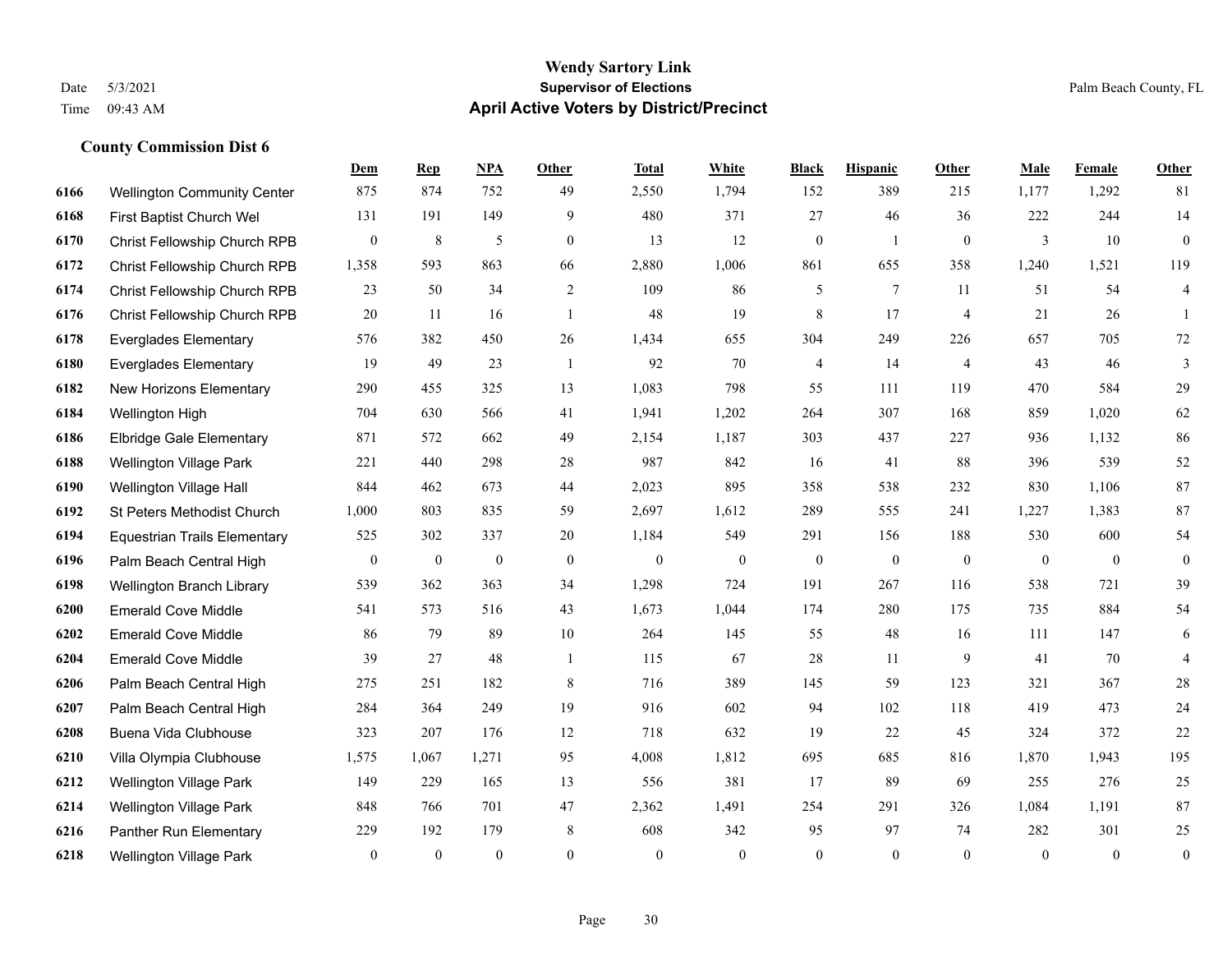# Wendy Sartory Link
## Supervisor of Elections
## April Active Voters by District/Precinct

Date 5/3/2021
Time 09:43 AM

Palm Beach County, FL

### County Commission Dist 6

| | | Dem | Rep | NPA | Other | Total | White | Black | Hispanic | Other | Male | Female | Other |
|---|---|---|---|---|---|---|---|---|---|---|---|---|---|
| 6166 | Wellington Community Center | 875 | 874 | 752 | 49 | 2,550 | 1,794 | 152 | 389 | 215 | 1,177 | 1,292 | 81 |
| 6168 | First Baptist Church Wel | 131 | 191 | 149 | 9 | 480 | 371 | 27 | 46 | 36 | 222 | 244 | 14 |
| 6170 | Christ Fellowship Church RPB | 0 | 8 | 5 | 0 | 13 | 12 | 0 | 1 | 0 | 3 | 10 | 0 |
| 6172 | Christ Fellowship Church RPB | 1,358 | 593 | 863 | 66 | 2,880 | 1,006 | 861 | 655 | 358 | 1,240 | 1,521 | 119 |
| 6174 | Christ Fellowship Church RPB | 23 | 50 | 34 | 2 | 109 | 86 | 5 | 7 | 11 | 51 | 54 | 4 |
| 6176 | Christ Fellowship Church RPB | 20 | 11 | 16 | 1 | 48 | 19 | 8 | 17 | 4 | 21 | 26 | 1 |
| 6178 | Everglades Elementary | 576 | 382 | 450 | 26 | 1,434 | 655 | 304 | 249 | 226 | 657 | 705 | 72 |
| 6180 | Everglades Elementary | 19 | 49 | 23 | 1 | 92 | 70 | 4 | 14 | 4 | 43 | 46 | 3 |
| 6182 | New Horizons Elementary | 290 | 455 | 325 | 13 | 1,083 | 798 | 55 | 111 | 119 | 470 | 584 | 29 |
| 6184 | Wellington High | 704 | 630 | 566 | 41 | 1,941 | 1,202 | 264 | 307 | 168 | 859 | 1,020 | 62 |
| 6186 | Elbridge Gale Elementary | 871 | 572 | 662 | 49 | 2,154 | 1,187 | 303 | 437 | 227 | 936 | 1,132 | 86 |
| 6188 | Wellington Village Park | 221 | 440 | 298 | 28 | 987 | 842 | 16 | 41 | 88 | 396 | 539 | 52 |
| 6190 | Wellington Village Hall | 844 | 462 | 673 | 44 | 2,023 | 895 | 358 | 538 | 232 | 830 | 1,106 | 87 |
| 6192 | St Peters Methodist Church | 1,000 | 803 | 835 | 59 | 2,697 | 1,612 | 289 | 555 | 241 | 1,227 | 1,383 | 87 |
| 6194 | Equestrian Trails Elementary | 525 | 302 | 337 | 20 | 1,184 | 549 | 291 | 156 | 188 | 530 | 600 | 54 |
| 6196 | Palm Beach Central High | 0 | 0 | 0 | 0 | 0 | 0 | 0 | 0 | 0 | 0 | 0 | 0 |
| 6198 | Wellington Branch Library | 539 | 362 | 363 | 34 | 1,298 | 724 | 191 | 267 | 116 | 538 | 721 | 39 |
| 6200 | Emerald Cove Middle | 541 | 573 | 516 | 43 | 1,673 | 1,044 | 174 | 280 | 175 | 735 | 884 | 54 |
| 6202 | Emerald Cove Middle | 86 | 79 | 89 | 10 | 264 | 145 | 55 | 48 | 16 | 111 | 147 | 6 |
| 6204 | Emerald Cove Middle | 39 | 27 | 48 | 1 | 115 | 67 | 28 | 11 | 9 | 41 | 70 | 4 |
| 6206 | Palm Beach Central High | 275 | 251 | 182 | 8 | 716 | 389 | 145 | 59 | 123 | 321 | 367 | 28 |
| 6207 | Palm Beach Central High | 284 | 364 | 249 | 19 | 916 | 602 | 94 | 102 | 118 | 419 | 473 | 24 |
| 6208 | Buena Vida Clubhouse | 323 | 207 | 176 | 12 | 718 | 632 | 19 | 22 | 45 | 324 | 372 | 22 |
| 6210 | Villa Olympia Clubhouse | 1,575 | 1,067 | 1,271 | 95 | 4,008 | 1,812 | 695 | 685 | 816 | 1,870 | 1,943 | 195 |
| 6212 | Wellington Village Park | 149 | 229 | 165 | 13 | 556 | 381 | 17 | 89 | 69 | 255 | 276 | 25 |
| 6214 | Wellington Village Park | 848 | 766 | 701 | 47 | 2,362 | 1,491 | 254 | 291 | 326 | 1,084 | 1,191 | 87 |
| 6216 | Panther Run Elementary | 229 | 192 | 179 | 8 | 608 | 342 | 95 | 97 | 74 | 282 | 301 | 25 |
| 6218 | Wellington Village Park | 0 | 0 | 0 | 0 | 0 | 0 | 0 | 0 | 0 | 0 | 0 | 0 |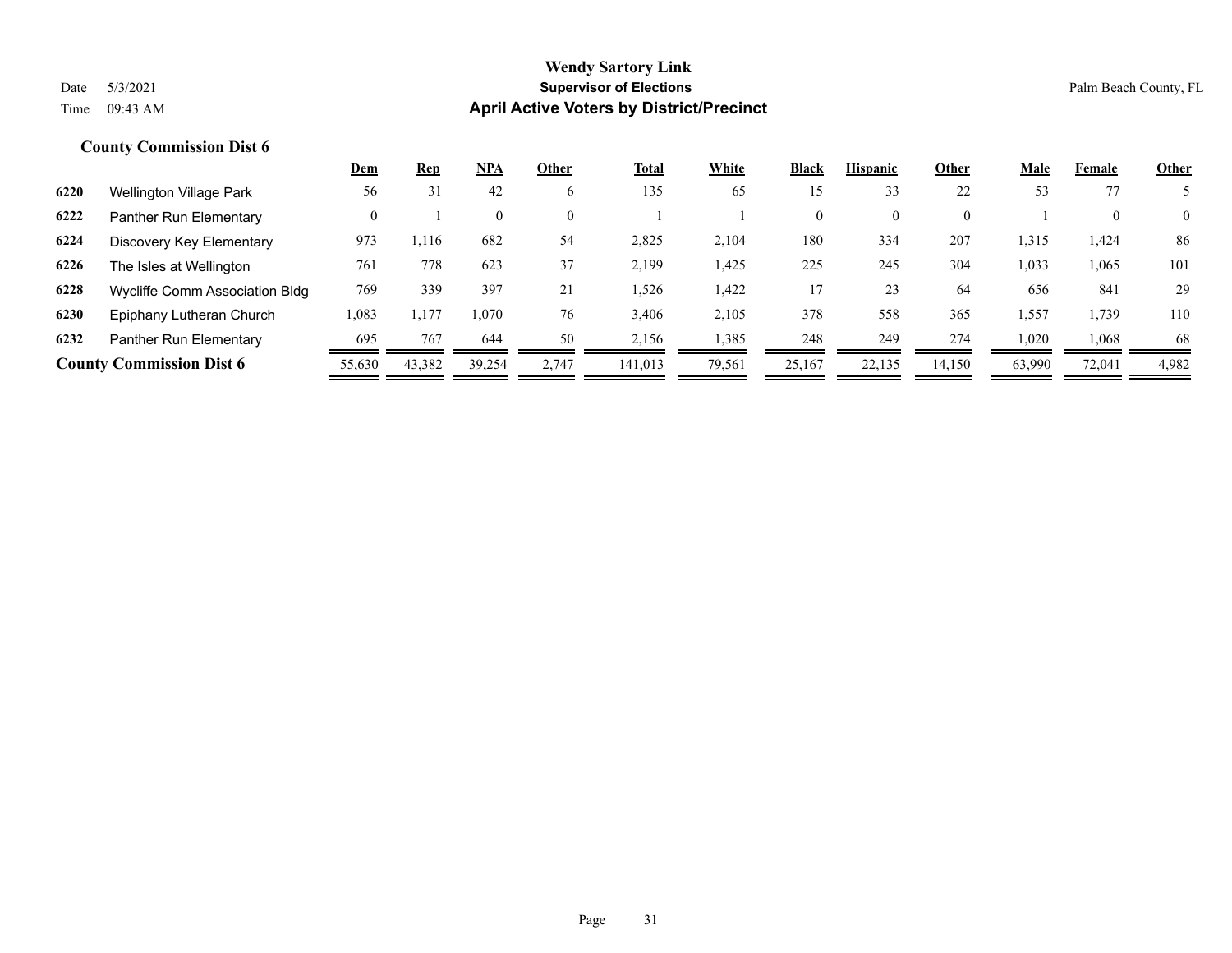**Wendy Sartory Link**
**Supervisor of Elections**
**April Active Voters by District/Precinct**

Date 5/3/2021
Time 09:43 AM

Palm Beach County, FL

### County Commission Dist 6

| | | Dem | Rep | NPA | Other | Total | White | Black | Hispanic | Other | Male | Female | Other |
|---|---|---|---|---|---|---|---|---|---|---|---|---|---|
| 6220 | Wellington Village Park | 56 | 31 | 42 | 6 | 135 | 65 | 15 | 33 | 22 | 53 | 77 | 5 |
| 6222 | Panther Run Elementary | 0 | 1 | 0 | 0 | 1 | 1 | 0 | 0 | 0 | 1 | 0 | 0 |
| 6224 | Discovery Key Elementary | 973 | 1,116 | 682 | 54 | 2,825 | 2,104 | 180 | 334 | 207 | 1,315 | 1,424 | 86 |
| 6226 | The Isles at Wellington | 761 | 778 | 623 | 37 | 2,199 | 1,425 | 225 | 245 | 304 | 1,033 | 1,065 | 101 |
| 6228 | Wycliffe Comm Association Bldg | 769 | 339 | 397 | 21 | 1,526 | 1,422 | 17 | 23 | 64 | 656 | 841 | 29 |
| 6230 | Epiphany Lutheran Church | 1,083 | 1,177 | 1,070 | 76 | 3,406 | 2,105 | 378 | 558 | 365 | 1,557 | 1,739 | 110 |
| 6232 | Panther Run Elementary | 695 | 767 | 644 | 50 | 2,156 | 1,385 | 248 | 249 | 274 | 1,020 | 1,068 | 68 |
| **County Commission Dist 6** | | 55,630 | 43,382 | 39,254 | 2,747 | 141,013 | 79,561 | 25,167 | 22,135 | 14,150 | 63,990 | 72,041 | 4,982 |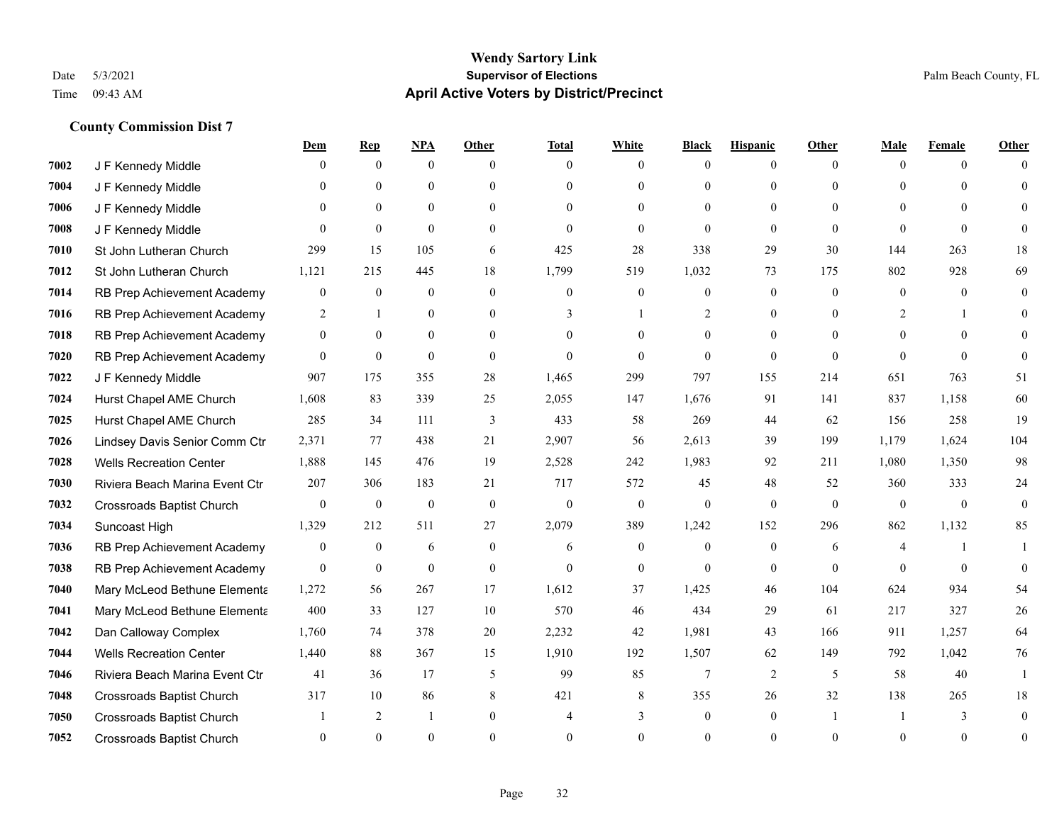# Wendy Sartory Link
## Supervisor of Elections
## April Active Voters by District/Precinct

Date 5/3/2021
Time 09:43 AM

Palm Beach County, FL

### County Commission Dist 7

| | | Dem | Rep | NPA | Other | Total | White | Black | Hispanic | Other | Male | Female | Other |
|---|---|---|---|---|---|---|---|---|---|---|---|---|---|
| 7002 | J F Kennedy Middle | 0 | 0 | 0 | 0 | 0 | 0 | 0 | 0 | 0 | 0 | 0 | 0 |
| 7004 | J F Kennedy Middle | 0 | 0 | 0 | 0 | 0 | 0 | 0 | 0 | 0 | 0 | 0 | 0 |
| 7006 | J F Kennedy Middle | 0 | 0 | 0 | 0 | 0 | 0 | 0 | 0 | 0 | 0 | 0 | 0 |
| 7008 | J F Kennedy Middle | 0 | 0 | 0 | 0 | 0 | 0 | 0 | 0 | 0 | 0 | 0 | 0 |
| 7010 | St John Lutheran Church | 299 | 15 | 105 | 6 | 425 | 28 | 338 | 29 | 30 | 144 | 263 | 18 |
| 7012 | St John Lutheran Church | 1,121 | 215 | 445 | 18 | 1,799 | 519 | 1,032 | 73 | 175 | 802 | 928 | 69 |
| 7014 | RB Prep Achievement Academy | 0 | 0 | 0 | 0 | 0 | 0 | 0 | 0 | 0 | 0 | 0 | 0 |
| 7016 | RB Prep Achievement Academy | 2 | 1 | 0 | 0 | 3 | 1 | 2 | 0 | 0 | 2 | 1 | 0 |
| 7018 | RB Prep Achievement Academy | 0 | 0 | 0 | 0 | 0 | 0 | 0 | 0 | 0 | 0 | 0 | 0 |
| 7020 | RB Prep Achievement Academy | 0 | 0 | 0 | 0 | 0 | 0 | 0 | 0 | 0 | 0 | 0 | 0 |
| 7022 | J F Kennedy Middle | 907 | 175 | 355 | 28 | 1,465 | 299 | 797 | 155 | 214 | 651 | 763 | 51 |
| 7024 | Hurst Chapel AME Church | 1,608 | 83 | 339 | 25 | 2,055 | 147 | 1,676 | 91 | 141 | 837 | 1,158 | 60 |
| 7025 | Hurst Chapel AME Church | 285 | 34 | 111 | 3 | 433 | 58 | 269 | 44 | 62 | 156 | 258 | 19 |
| 7026 | Lindsey Davis Senior Comm Ctr | 2,371 | 77 | 438 | 21 | 2,907 | 56 | 2,613 | 39 | 199 | 1,179 | 1,624 | 104 |
| 7028 | Wells Recreation Center | 1,888 | 145 | 476 | 19 | 2,528 | 242 | 1,983 | 92 | 211 | 1,080 | 1,350 | 98 |
| 7030 | Riviera Beach Marina Event Ctr | 207 | 306 | 183 | 21 | 717 | 572 | 45 | 48 | 52 | 360 | 333 | 24 |
| 7032 | Crossroads Baptist Church | 0 | 0 | 0 | 0 | 0 | 0 | 0 | 0 | 0 | 0 | 0 | 0 |
| 7034 | Suncoast High | 1,329 | 212 | 511 | 27 | 2,079 | 389 | 1,242 | 152 | 296 | 862 | 1,132 | 85 |
| 7036 | RB Prep Achievement Academy | 0 | 0 | 6 | 0 | 6 | 0 | 0 | 0 | 6 | 4 | 1 | 1 |
| 7038 | RB Prep Achievement Academy | 0 | 0 | 0 | 0 | 0 | 0 | 0 | 0 | 0 | 0 | 0 | 0 |
| 7040 | Mary McLeod Bethune Elementa | 1,272 | 56 | 267 | 17 | 1,612 | 37 | 1,425 | 46 | 104 | 624 | 934 | 54 |
| 7041 | Mary McLeod Bethune Elementa | 400 | 33 | 127 | 10 | 570 | 46 | 434 | 29 | 61 | 217 | 327 | 26 |
| 7042 | Dan Calloway Complex | 1,760 | 74 | 378 | 20 | 2,232 | 42 | 1,981 | 43 | 166 | 911 | 1,257 | 64 |
| 7044 | Wells Recreation Center | 1,440 | 88 | 367 | 15 | 1,910 | 192 | 1,507 | 62 | 149 | 792 | 1,042 | 76 |
| 7046 | Riviera Beach Marina Event Ctr | 41 | 36 | 17 | 5 | 99 | 85 | 7 | 2 | 5 | 58 | 40 | 1 |
| 7048 | Crossroads Baptist Church | 317 | 10 | 86 | 8 | 421 | 8 | 355 | 26 | 32 | 138 | 265 | 18 |
| 7050 | Crossroads Baptist Church | 1 | 2 | 1 | 0 | 4 | 3 | 0 | 0 | 1 | 1 | 3 | 0 |
| 7052 | Crossroads Baptist Church | 0 | 0 | 0 | 0 | 0 | 0 | 0 | 0 | 0 | 0 | 0 | 0 |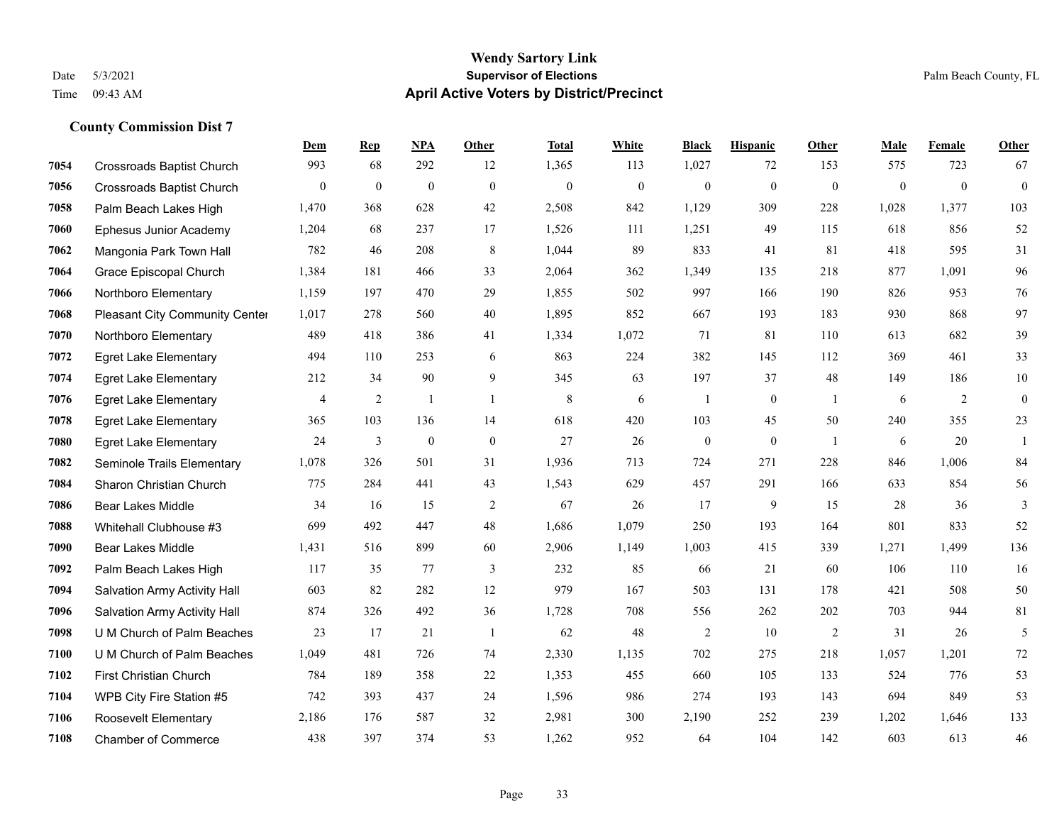# Wendy Sartory Link

## Supervisor of Elections

## April Active Voters by District/Precinct

Date 5/3/2021
Time 09:43 AM

Palm Beach County, FL

### County Commission Dist 7

| | | Dem | Rep | NPA | Other | Total | White | Black | Hispanic | Other | Male | Female | Other |
|---|---|---|---|---|---|---|---|---|---|---|---|---|---|
| 7054 | Crossroads Baptist Church | 993 | 68 | 292 | 12 | 1,365 | 113 | 1,027 | 72 | 153 | 575 | 723 | 67 |
| 7056 | Crossroads Baptist Church | 0 | 0 | 0 | 0 | 0 | 0 | 0 | 0 | 0 | 0 | 0 | 0 |
| 7058 | Palm Beach Lakes High | 1,470 | 368 | 628 | 42 | 2,508 | 842 | 1,129 | 309 | 228 | 1,028 | 1,377 | 103 |
| 7060 | Ephesus Junior Academy | 1,204 | 68 | 237 | 17 | 1,526 | 111 | 1,251 | 49 | 115 | 618 | 856 | 52 |
| 7062 | Mangonia Park Town Hall | 782 | 46 | 208 | 8 | 1,044 | 89 | 833 | 41 | 81 | 418 | 595 | 31 |
| 7064 | Grace Episcopal Church | 1,384 | 181 | 466 | 33 | 2,064 | 362 | 1,349 | 135 | 218 | 877 | 1,091 | 96 |
| 7066 | Northboro Elementary | 1,159 | 197 | 470 | 29 | 1,855 | 502 | 997 | 166 | 190 | 826 | 953 | 76 |
| 7068 | Pleasant City Community Center | 1,017 | 278 | 560 | 40 | 1,895 | 852 | 667 | 193 | 183 | 930 | 868 | 97 |
| 7070 | Northboro Elementary | 489 | 418 | 386 | 41 | 1,334 | 1,072 | 71 | 81 | 110 | 613 | 682 | 39 |
| 7072 | Egret Lake Elementary | 494 | 110 | 253 | 6 | 863 | 224 | 382 | 145 | 112 | 369 | 461 | 33 |
| 7074 | Egret Lake Elementary | 212 | 34 | 90 | 9 | 345 | 63 | 197 | 37 | 48 | 149 | 186 | 10 |
| 7076 | Egret Lake Elementary | 4 | 2 | 1 | 1 | 8 | 6 | 1 | 0 | 1 | 6 | 2 | 0 |
| 7078 | Egret Lake Elementary | 365 | 103 | 136 | 14 | 618 | 420 | 103 | 45 | 50 | 240 | 355 | 23 |
| 7080 | Egret Lake Elementary | 24 | 3 | 0 | 0 | 27 | 26 | 0 | 0 | 1 | 6 | 20 | 1 |
| 7082 | Seminole Trails Elementary | 1,078 | 326 | 501 | 31 | 1,936 | 713 | 724 | 271 | 228 | 846 | 1,006 | 84 |
| 7084 | Sharon Christian Church | 775 | 284 | 441 | 43 | 1,543 | 629 | 457 | 291 | 166 | 633 | 854 | 56 |
| 7086 | Bear Lakes Middle | 34 | 16 | 15 | 2 | 67 | 26 | 17 | 9 | 15 | 28 | 36 | 3 |
| 7088 | Whitehall Clubhouse #3 | 699 | 492 | 447 | 48 | 1,686 | 1,079 | 250 | 193 | 164 | 801 | 833 | 52 |
| 7090 | Bear Lakes Middle | 1,431 | 516 | 899 | 60 | 2,906 | 1,149 | 1,003 | 415 | 339 | 1,271 | 1,499 | 136 |
| 7092 | Palm Beach Lakes High | 117 | 35 | 77 | 3 | 232 | 85 | 66 | 21 | 60 | 106 | 110 | 16 |
| 7094 | Salvation Army Activity Hall | 603 | 82 | 282 | 12 | 979 | 167 | 503 | 131 | 178 | 421 | 508 | 50 |
| 7096 | Salvation Army Activity Hall | 874 | 326 | 492 | 36 | 1,728 | 708 | 556 | 262 | 202 | 703 | 944 | 81 |
| 7098 | U M Church of Palm Beaches | 23 | 17 | 21 | 1 | 62 | 48 | 2 | 10 | 2 | 31 | 26 | 5 |
| 7100 | U M Church of Palm Beaches | 1,049 | 481 | 726 | 74 | 2,330 | 1,135 | 702 | 275 | 218 | 1,057 | 1,201 | 72 |
| 7102 | First Christian Church | 784 | 189 | 358 | 22 | 1,353 | 455 | 660 | 105 | 133 | 524 | 776 | 53 |
| 7104 | WPB City Fire Station #5 | 742 | 393 | 437 | 24 | 1,596 | 986 | 274 | 193 | 143 | 694 | 849 | 53 |
| 7106 | Roosevelt Elementary | 2,186 | 176 | 587 | 32 | 2,981 | 300 | 2,190 | 252 | 239 | 1,202 | 1,646 | 133 |
| 7108 | Chamber of Commerce | 438 | 397 | 374 | 53 | 1,262 | 952 | 64 | 104 | 142 | 603 | 613 | 46 |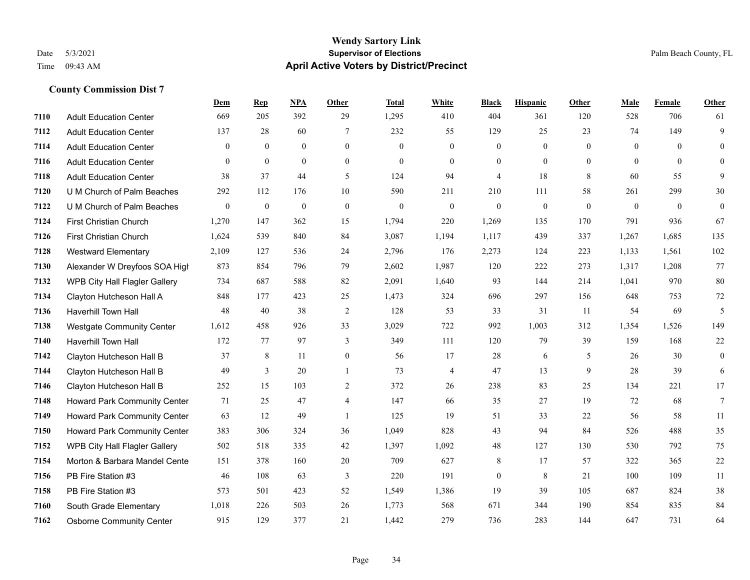# Wendy Sartory Link

**Supervisor of Elections**

**April Active Voters by District/Precinct**

Date 5/3/2021
Time 09:43 AM

Palm Beach County, FL

### County Commission Dist 7

| | | Dem | Rep | NPA | Other | Total | White | Black | Hispanic | Other | Male | Female | Other |
|---|---|---|---|---|---|---|---|---|---|---|---|---|---|
| 7110 | Adult Education Center | 669 | 205 | 392 | 29 | 1,295 | 410 | 404 | 361 | 120 | 528 | 706 | 61 |
| 7112 | Adult Education Center | 137 | 28 | 60 | 7 | 232 | 55 | 129 | 25 | 23 | 74 | 149 | 9 |
| 7114 | Adult Education Center | 0 | 0 | 0 | 0 | 0 | 0 | 0 | 0 | 0 | 0 | 0 | 0 |
| 7116 | Adult Education Center | 0 | 0 | 0 | 0 | 0 | 0 | 0 | 0 | 0 | 0 | 0 | 0 |
| 7118 | Adult Education Center | 38 | 37 | 44 | 5 | 124 | 94 | 4 | 18 | 8 | 60 | 55 | 9 |
| 7120 | U M Church of Palm Beaches | 292 | 112 | 176 | 10 | 590 | 211 | 210 | 111 | 58 | 261 | 299 | 30 |
| 7122 | U M Church of Palm Beaches | 0 | 0 | 0 | 0 | 0 | 0 | 0 | 0 | 0 | 0 | 0 | 0 |
| 7124 | First Christian Church | 1,270 | 147 | 362 | 15 | 1,794 | 220 | 1,269 | 135 | 170 | 791 | 936 | 67 |
| 7126 | First Christian Church | 1,624 | 539 | 840 | 84 | 3,087 | 1,194 | 1,117 | 439 | 337 | 1,267 | 1,685 | 135 |
| 7128 | Westward Elementary | 2,109 | 127 | 536 | 24 | 2,796 | 176 | 2,273 | 124 | 223 | 1,133 | 1,561 | 102 |
| 7130 | Alexander W Dreyfoos SOA High | 873 | 854 | 796 | 79 | 2,602 | 1,987 | 120 | 222 | 273 | 1,317 | 1,208 | 77 |
| 7132 | WPB City Hall Flagler Gallery | 734 | 687 | 588 | 82 | 2,091 | 1,640 | 93 | 144 | 214 | 1,041 | 970 | 80 |
| 7134 | Clayton Hutcheson Hall A | 848 | 177 | 423 | 25 | 1,473 | 324 | 696 | 297 | 156 | 648 | 753 | 72 |
| 7136 | Haverhill Town Hall | 48 | 40 | 38 | 2 | 128 | 53 | 33 | 31 | 11 | 54 | 69 | 5 |
| 7138 | Westgate Community Center | 1,612 | 458 | 926 | 33 | 3,029 | 722 | 992 | 1,003 | 312 | 1,354 | 1,526 | 149 |
| 7140 | Haverhill Town Hall | 172 | 77 | 97 | 3 | 349 | 111 | 120 | 79 | 39 | 159 | 168 | 22 |
| 7142 | Clayton Hutcheson Hall B | 37 | 8 | 11 | 0 | 56 | 17 | 28 | 6 | 5 | 26 | 30 | 0 |
| 7144 | Clayton Hutcheson Hall B | 49 | 3 | 20 | 1 | 73 | 4 | 47 | 13 | 9 | 28 | 39 | 6 |
| 7146 | Clayton Hutcheson Hall B | 252 | 15 | 103 | 2 | 372 | 26 | 238 | 83 | 25 | 134 | 221 | 17 |
| 7148 | Howard Park Community Center | 71 | 25 | 47 | 4 | 147 | 66 | 35 | 27 | 19 | 72 | 68 | 7 |
| 7149 | Howard Park Community Center | 63 | 12 | 49 | 1 | 125 | 19 | 51 | 33 | 22 | 56 | 58 | 11 |
| 7150 | Howard Park Community Center | 383 | 306 | 324 | 36 | 1,049 | 828 | 43 | 94 | 84 | 526 | 488 | 35 |
| 7152 | WPB City Hall Flagler Gallery | 502 | 518 | 335 | 42 | 1,397 | 1,092 | 48 | 127 | 130 | 530 | 792 | 75 |
| 7154 | Morton & Barbara Mandel Cente | 151 | 378 | 160 | 20 | 709 | 627 | 8 | 17 | 57 | 322 | 365 | 22 |
| 7156 | PB Fire Station #3 | 46 | 108 | 63 | 3 | 220 | 191 | 0 | 8 | 21 | 100 | 109 | 11 |
| 7158 | PB Fire Station #3 | 573 | 501 | 423 | 52 | 1,549 | 1,386 | 19 | 39 | 105 | 687 | 824 | 38 |
| 7160 | South Grade Elementary | 1,018 | 226 | 503 | 26 | 1,773 | 568 | 671 | 344 | 190 | 854 | 835 | 84 |
| 7162 | Osborne Community Center | 915 | 129 | 377 | 21 | 1,442 | 279 | 736 | 283 | 144 | 647 | 731 | 64 |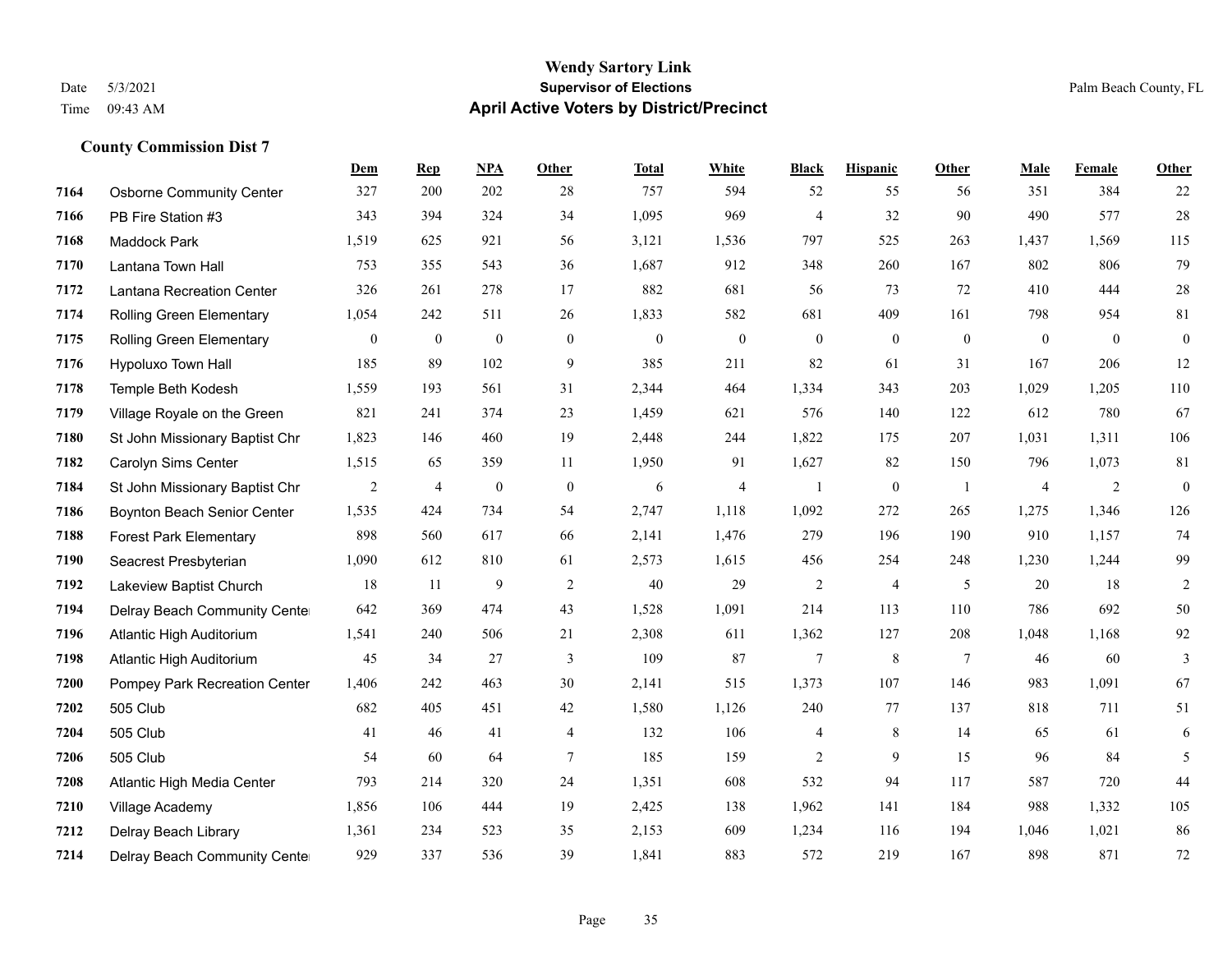**Wendy Sartory Link**
**Supervisor of Elections**
**April Active Voters by District/Precinct**

Date 5/3/2021
Time 09:43 AM

Palm Beach County, FL

### County Commission Dist 7

| | | Dem | Rep | NPA | Other | Total | White | Black | Hispanic | Other | Male | Female | Other |
|---|---|---|---|---|---|---|---|---|---|---|---|---|---|
| 7164 | Osborne Community Center | 327 | 200 | 202 | 28 | 757 | 594 | 52 | 55 | 56 | 351 | 384 | 22 |
| 7166 | PB Fire Station #3 | 343 | 394 | 324 | 34 | 1,095 | 969 | 4 | 32 | 90 | 490 | 577 | 28 |
| 7168 | Maddock Park | 1,519 | 625 | 921 | 56 | 3,121 | 1,536 | 797 | 525 | 263 | 1,437 | 1,569 | 115 |
| 7170 | Lantana Town Hall | 753 | 355 | 543 | 36 | 1,687 | 912 | 348 | 260 | 167 | 802 | 806 | 79 |
| 7172 | Lantana Recreation Center | 326 | 261 | 278 | 17 | 882 | 681 | 56 | 73 | 72 | 410 | 444 | 28 |
| 7174 | Rolling Green Elementary | 1,054 | 242 | 511 | 26 | 1,833 | 582 | 681 | 409 | 161 | 798 | 954 | 81 |
| 7175 | Rolling Green Elementary | 0 | 0 | 0 | 0 | 0 | 0 | 0 | 0 | 0 | 0 | 0 | 0 |
| 7176 | Hypoluxo Town Hall | 185 | 89 | 102 | 9 | 385 | 211 | 82 | 61 | 31 | 167 | 206 | 12 |
| 7178 | Temple Beth Kodesh | 1,559 | 193 | 561 | 31 | 2,344 | 464 | 1,334 | 343 | 203 | 1,029 | 1,205 | 110 |
| 7179 | Village Royale on the Green | 821 | 241 | 374 | 23 | 1,459 | 621 | 576 | 140 | 122 | 612 | 780 | 67 |
| 7180 | St John Missionary Baptist Chr | 1,823 | 146 | 460 | 19 | 2,448 | 244 | 1,822 | 175 | 207 | 1,031 | 1,311 | 106 |
| 7182 | Carolyn Sims Center | 1,515 | 65 | 359 | 11 | 1,950 | 91 | 1,627 | 82 | 150 | 796 | 1,073 | 81 |
| 7184 | St John Missionary Baptist Chr | 2 | 4 | 0 | 0 | 6 | 4 | 1 | 0 | 1 | 4 | 2 | 0 |
| 7186 | Boynton Beach Senior Center | 1,535 | 424 | 734 | 54 | 2,747 | 1,118 | 1,092 | 272 | 265 | 1,275 | 1,346 | 126 |
| 7188 | Forest Park Elementary | 898 | 560 | 617 | 66 | 2,141 | 1,476 | 279 | 196 | 190 | 910 | 1,157 | 74 |
| 7190 | Seacrest Presbyterian | 1,090 | 612 | 810 | 61 | 2,573 | 1,615 | 456 | 254 | 248 | 1,230 | 1,244 | 99 |
| 7192 | Lakeview Baptist Church | 18 | 11 | 9 | 2 | 40 | 29 | 2 | 4 | 5 | 20 | 18 | 2 |
| 7194 | Delray Beach Community Center | 642 | 369 | 474 | 43 | 1,528 | 1,091 | 214 | 113 | 110 | 786 | 692 | 50 |
| 7196 | Atlantic High Auditorium | 1,541 | 240 | 506 | 21 | 2,308 | 611 | 1,362 | 127 | 208 | 1,048 | 1,168 | 92 |
| 7198 | Atlantic High Auditorium | 45 | 34 | 27 | 3 | 109 | 87 | 7 | 8 | 7 | 46 | 60 | 3 |
| 7200 | Pompey Park Recreation Center | 1,406 | 242 | 463 | 30 | 2,141 | 515 | 1,373 | 107 | 146 | 983 | 1,091 | 67 |
| 7202 | 505 Club | 682 | 405 | 451 | 42 | 1,580 | 1,126 | 240 | 77 | 137 | 818 | 711 | 51 |
| 7204 | 505 Club | 41 | 46 | 41 | 4 | 132 | 106 | 4 | 8 | 14 | 65 | 61 | 6 |
| 7206 | 505 Club | 54 | 60 | 64 | 7 | 185 | 159 | 2 | 9 | 15 | 96 | 84 | 5 |
| 7208 | Atlantic High Media Center | 793 | 214 | 320 | 24 | 1,351 | 608 | 532 | 94 | 117 | 587 | 720 | 44 |
| 7210 | Village Academy | 1,856 | 106 | 444 | 19 | 2,425 | 138 | 1,962 | 141 | 184 | 988 | 1,332 | 105 |
| 7212 | Delray Beach Library | 1,361 | 234 | 523 | 35 | 2,153 | 609 | 1,234 | 116 | 194 | 1,046 | 1,021 | 86 |
| 7214 | Delray Beach Community Center | 929 | 337 | 536 | 39 | 1,841 | 883 | 572 | 219 | 167 | 898 | 871 | 72 |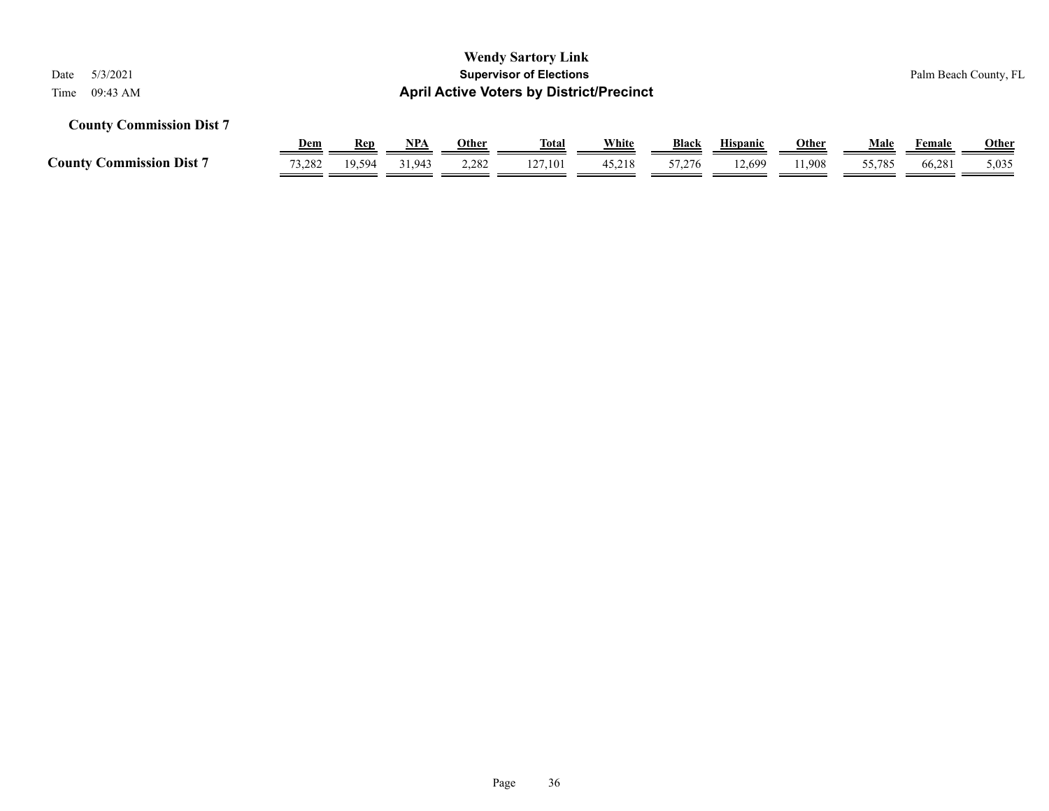**Wendy Sartory Link**

**Supervisor of Elections**

**April Active Voters by District/Precinct**

Date 5/3/2021

Time 09:43 AM

Palm Beach County, FL

### County Commission Dist 7

| | Dem | Rep | NPA | Other | Total | White | Black | Hispanic | Other | Male | Female | Other |
|---|---|---|---|---|---|---|---|---|---|---|---|---|
| **County Commission Dist 7** | 73,282 | 19,594 | 31,943 | 2,282 | 127,101 | 45,218 | 57,276 | 12,699 | 11,908 | 55,785 | 66,281 | 5,035 |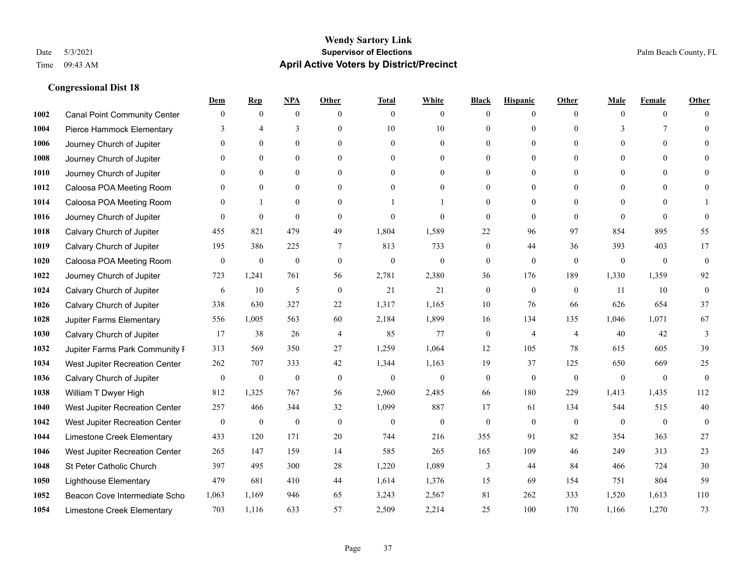# Wendy Sartory Link

**Supervisor of Elections**

**April Active Voters by District/Precinct**

Date 5/3/2021
Time 09:43 AM

Palm Beach County, FL

### Congressional Dist 18

| | | Dem | Rep | NPA | Other | Total | White | Black | Hispanic | Other | Male | Female | Other |
|---|---|---|---|---|---|---|---|---|---|---|---|---|---|
| 1002 | Canal Point Community Center | 0 | 0 | 0 | 0 | 0 | 0 | 0 | 0 | 0 | 0 | 0 | 0 |
| 1004 | Pierce Hammock Elementary | 3 | 4 | 3 | 0 | 10 | 10 | 0 | 0 | 0 | 3 | 7 | 0 |
| 1006 | Journey Church of Jupiter | 0 | 0 | 0 | 0 | 0 | 0 | 0 | 0 | 0 | 0 | 0 | 0 |
| 1008 | Journey Church of Jupiter | 0 | 0 | 0 | 0 | 0 | 0 | 0 | 0 | 0 | 0 | 0 | 0 |
| 1010 | Journey Church of Jupiter | 0 | 0 | 0 | 0 | 0 | 0 | 0 | 0 | 0 | 0 | 0 | 0 |
| 1012 | Caloosa POA Meeting Room | 0 | 0 | 0 | 0 | 0 | 0 | 0 | 0 | 0 | 0 | 0 | 0 |
| 1014 | Caloosa POA Meeting Room | 0 | 1 | 0 | 0 | 1 | 1 | 0 | 0 | 0 | 0 | 0 | 1 |
| 1016 | Journey Church of Jupiter | 0 | 0 | 0 | 0 | 0 | 0 | 0 | 0 | 0 | 0 | 0 | 0 |
| 1018 | Calvary Church of Jupiter | 455 | 821 | 479 | 49 | 1,804 | 1,589 | 22 | 96 | 97 | 854 | 895 | 55 |
| 1019 | Calvary Church of Jupiter | 195 | 386 | 225 | 7 | 813 | 733 | 0 | 44 | 36 | 393 | 403 | 17 |
| 1020 | Caloosa POA Meeting Room | 0 | 0 | 0 | 0 | 0 | 0 | 0 | 0 | 0 | 0 | 0 | 0 |
| 1022 | Journey Church of Jupiter | 723 | 1,241 | 761 | 56 | 2,781 | 2,380 | 36 | 176 | 189 | 1,330 | 1,359 | 92 |
| 1024 | Calvary Church of Jupiter | 6 | 10 | 5 | 0 | 21 | 21 | 0 | 0 | 0 | 11 | 10 | 0 |
| 1026 | Calvary Church of Jupiter | 338 | 630 | 327 | 22 | 1,317 | 1,165 | 10 | 76 | 66 | 626 | 654 | 37 |
| 1028 | Jupiter Farms Elementary | 556 | 1,005 | 563 | 60 | 2,184 | 1,899 | 16 | 134 | 135 | 1,046 | 1,071 | 67 |
| 1030 | Calvary Church of Jupiter | 17 | 38 | 26 | 4 | 85 | 77 | 0 | 4 | 4 | 40 | 42 | 3 |
| 1032 | Jupiter Farms Park Community F | 313 | 569 | 350 | 27 | 1,259 | 1,064 | 12 | 105 | 78 | 615 | 605 | 39 |
| 1034 | West Jupiter Recreation Center | 262 | 707 | 333 | 42 | 1,344 | 1,163 | 19 | 37 | 125 | 650 | 669 | 25 |
| 1036 | Calvary Church of Jupiter | 0 | 0 | 0 | 0 | 0 | 0 | 0 | 0 | 0 | 0 | 0 | 0 |
| 1038 | William T Dwyer High | 812 | 1,325 | 767 | 56 | 2,960 | 2,485 | 66 | 180 | 229 | 1,413 | 1,435 | 112 |
| 1040 | West Jupiter Recreation Center | 257 | 466 | 344 | 32 | 1,099 | 887 | 17 | 61 | 134 | 544 | 515 | 40 |
| 1042 | West Jupiter Recreation Center | 0 | 0 | 0 | 0 | 0 | 0 | 0 | 0 | 0 | 0 | 0 | 0 |
| 1044 | Limestone Creek Elementary | 433 | 120 | 171 | 20 | 744 | 216 | 355 | 91 | 82 | 354 | 363 | 27 |
| 1046 | West Jupiter Recreation Center | 265 | 147 | 159 | 14 | 585 | 265 | 165 | 109 | 46 | 249 | 313 | 23 |
| 1048 | St Peter Catholic Church | 397 | 495 | 300 | 28 | 1,220 | 1,089 | 3 | 44 | 84 | 466 | 724 | 30 |
| 1050 | Lighthouse Elementary | 479 | 681 | 410 | 44 | 1,614 | 1,376 | 15 | 69 | 154 | 751 | 804 | 59 |
| 1052 | Beacon Cove Intermediate Scho | 1,063 | 1,169 | 946 | 65 | 3,243 | 2,567 | 81 | 262 | 333 | 1,520 | 1,613 | 110 |
| 1054 | Limestone Creek Elementary | 703 | 1,116 | 633 | 57 | 2,509 | 2,214 | 25 | 100 | 170 | 1,166 | 1,270 | 73 |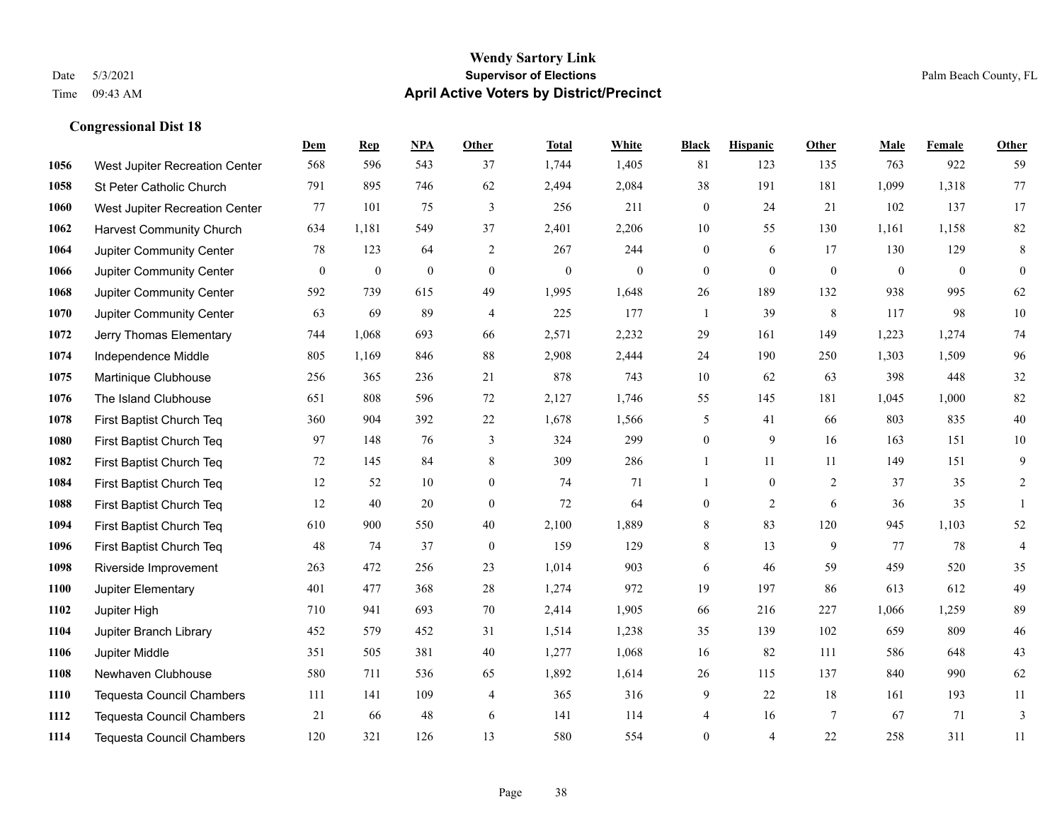**Wendy Sartory Link**
**Supervisor of Elections**
**April Active Voters by District/Precinct**

Date 5/3/2021
Time 09:43 AM

Palm Beach County, FL

### Congressional Dist 18

| | | Dem | Rep | NPA | Other | Total | White | Black | Hispanic | Other | Male | Female | Other |
|---|---|---|---|---|---|---|---|---|---|---|---|---|---|
| 1056 | West Jupiter Recreation Center | 568 | 596 | 543 | 37 | 1,744 | 1,405 | 81 | 123 | 135 | 763 | 922 | 59 |
| 1058 | St Peter Catholic Church | 791 | 895 | 746 | 62 | 2,494 | 2,084 | 38 | 191 | 181 | 1,099 | 1,318 | 77 |
| 1060 | West Jupiter Recreation Center | 77 | 101 | 75 | 3 | 256 | 211 | 0 | 24 | 21 | 102 | 137 | 17 |
| 1062 | Harvest Community Church | 634 | 1,181 | 549 | 37 | 2,401 | 2,206 | 10 | 55 | 130 | 1,161 | 1,158 | 82 |
| 1064 | Jupiter Community Center | 78 | 123 | 64 | 2 | 267 | 244 | 0 | 6 | 17 | 130 | 129 | 8 |
| 1066 | Jupiter Community Center | 0 | 0 | 0 | 0 | 0 | 0 | 0 | 0 | 0 | 0 | 0 | 0 |
| 1068 | Jupiter Community Center | 592 | 739 | 615 | 49 | 1,995 | 1,648 | 26 | 189 | 132 | 938 | 995 | 62 |
| 1070 | Jupiter Community Center | 63 | 69 | 89 | 4 | 225 | 177 | 1 | 39 | 8 | 117 | 98 | 10 |
| 1072 | Jerry Thomas Elementary | 744 | 1,068 | 693 | 66 | 2,571 | 2,232 | 29 | 161 | 149 | 1,223 | 1,274 | 74 |
| 1074 | Independence Middle | 805 | 1,169 | 846 | 88 | 2,908 | 2,444 | 24 | 190 | 250 | 1,303 | 1,509 | 96 |
| 1075 | Martinique Clubhouse | 256 | 365 | 236 | 21 | 878 | 743 | 10 | 62 | 63 | 398 | 448 | 32 |
| 1076 | The Island Clubhouse | 651 | 808 | 596 | 72 | 2,127 | 1,746 | 55 | 145 | 181 | 1,045 | 1,000 | 82 |
| 1078 | First Baptist Church Teq | 360 | 904 | 392 | 22 | 1,678 | 1,566 | 5 | 41 | 66 | 803 | 835 | 40 |
| 1080 | First Baptist Church Teq | 97 | 148 | 76 | 3 | 324 | 299 | 0 | 9 | 16 | 163 | 151 | 10 |
| 1082 | First Baptist Church Teq | 72 | 145 | 84 | 8 | 309 | 286 | 1 | 11 | 11 | 149 | 151 | 9 |
| 1084 | First Baptist Church Teq | 12 | 52 | 10 | 0 | 74 | 71 | 1 | 0 | 2 | 37 | 35 | 2 |
| 1088 | First Baptist Church Teq | 12 | 40 | 20 | 0 | 72 | 64 | 0 | 2 | 6 | 36 | 35 | 1 |
| 1094 | First Baptist Church Teq | 610 | 900 | 550 | 40 | 2,100 | 1,889 | 8 | 83 | 120 | 945 | 1,103 | 52 |
| 1096 | First Baptist Church Teq | 48 | 74 | 37 | 0 | 159 | 129 | 8 | 13 | 9 | 77 | 78 | 4 |
| 1098 | Riverside Improvement | 263 | 472 | 256 | 23 | 1,014 | 903 | 6 | 46 | 59 | 459 | 520 | 35 |
| 1100 | Jupiter Elementary | 401 | 477 | 368 | 28 | 1,274 | 972 | 19 | 197 | 86 | 613 | 612 | 49 |
| 1102 | Jupiter High | 710 | 941 | 693 | 70 | 2,414 | 1,905 | 66 | 216 | 227 | 1,066 | 1,259 | 89 |
| 1104 | Jupiter Branch Library | 452 | 579 | 452 | 31 | 1,514 | 1,238 | 35 | 139 | 102 | 659 | 809 | 46 |
| 1106 | Jupiter Middle | 351 | 505 | 381 | 40 | 1,277 | 1,068 | 16 | 82 | 111 | 586 | 648 | 43 |
| 1108 | Newhaven Clubhouse | 580 | 711 | 536 | 65 | 1,892 | 1,614 | 26 | 115 | 137 | 840 | 990 | 62 |
| 1110 | Tequesta Council Chambers | 111 | 141 | 109 | 4 | 365 | 316 | 9 | 22 | 18 | 161 | 193 | 11 |
| 1112 | Tequesta Council Chambers | 21 | 66 | 48 | 6 | 141 | 114 | 4 | 16 | 7 | 67 | 71 | 3 |
| 1114 | Tequesta Council Chambers | 120 | 321 | 126 | 13 | 580 | 554 | 0 | 4 | 22 | 258 | 311 | 11 |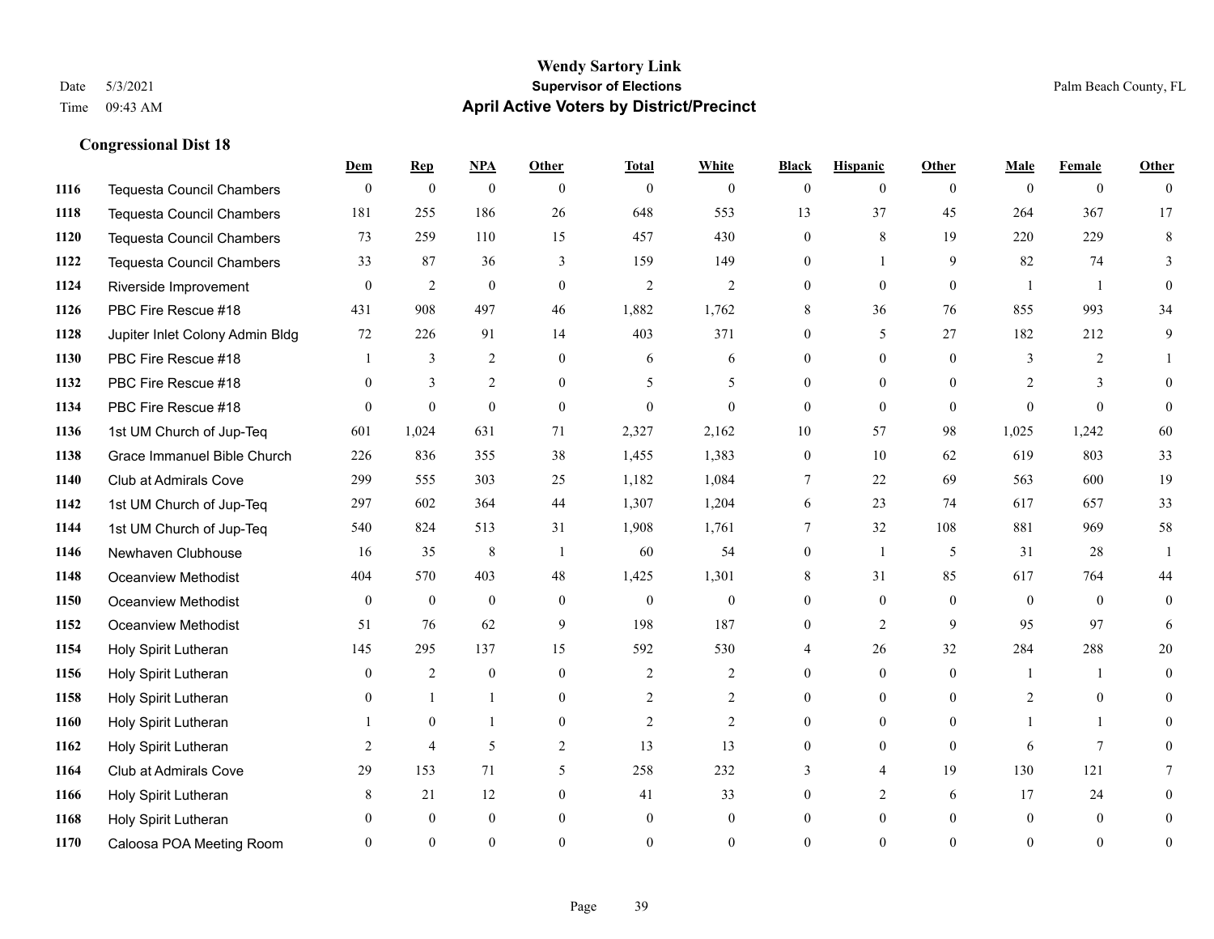# Wendy Sartory Link
## Supervisor of Elections
## April Active Voters by District/Precinct

Date 5/3/2021
Time 09:43 AM

Palm Beach County, FL

### Congressional Dist 18

| | | Dem | Rep | NPA | Other | Total | White | Black | Hispanic | Other | Male | Female | Other |
|---|---|---|---|---|---|---|---|---|---|---|---|---|---|
| 1116 | Tequesta Council Chambers | 0 | 0 | 0 | 0 | 0 | 0 | 0 | 0 | 0 | 0 | 0 | 0 |
| 1118 | Tequesta Council Chambers | 181 | 255 | 186 | 26 | 648 | 553 | 13 | 37 | 45 | 264 | 367 | 17 |
| 1120 | Tequesta Council Chambers | 73 | 259 | 110 | 15 | 457 | 430 | 0 | 8 | 19 | 220 | 229 | 8 |
| 1122 | Tequesta Council Chambers | 33 | 87 | 36 | 3 | 159 | 149 | 0 | 1 | 9 | 82 | 74 | 3 |
| 1124 | Riverside Improvement | 0 | 2 | 0 | 0 | 2 | 2 | 0 | 0 | 0 | 1 | 1 | 0 |
| 1126 | PBC Fire Rescue #18 | 431 | 908 | 497 | 46 | 1,882 | 1,762 | 8 | 36 | 76 | 855 | 993 | 34 |
| 1128 | Jupiter Inlet Colony Admin Bldg | 72 | 226 | 91 | 14 | 403 | 371 | 0 | 5 | 27 | 182 | 212 | 9 |
| 1130 | PBC Fire Rescue #18 | 1 | 3 | 2 | 0 | 6 | 6 | 0 | 0 | 0 | 3 | 2 | 1 |
| 1132 | PBC Fire Rescue #18 | 0 | 3 | 2 | 0 | 5 | 5 | 0 | 0 | 0 | 2 | 3 | 0 |
| 1134 | PBC Fire Rescue #18 | 0 | 0 | 0 | 0 | 0 | 0 | 0 | 0 | 0 | 0 | 0 | 0 |
| 1136 | 1st UM Church of Jup-Teq | 601 | 1,024 | 631 | 71 | 2,327 | 2,162 | 10 | 57 | 98 | 1,025 | 1,242 | 60 |
| 1138 | Grace Immanuel Bible Church | 226 | 836 | 355 | 38 | 1,455 | 1,383 | 0 | 10 | 62 | 619 | 803 | 33 |
| 1140 | Club at Admirals Cove | 299 | 555 | 303 | 25 | 1,182 | 1,084 | 7 | 22 | 69 | 563 | 600 | 19 |
| 1142 | 1st UM Church of Jup-Teq | 297 | 602 | 364 | 44 | 1,307 | 1,204 | 6 | 23 | 74 | 617 | 657 | 33 |
| 1144 | 1st UM Church of Jup-Teq | 540 | 824 | 513 | 31 | 1,908 | 1,761 | 7 | 32 | 108 | 881 | 969 | 58 |
| 1146 | Newhaven Clubhouse | 16 | 35 | 8 | 1 | 60 | 54 | 0 | 1 | 5 | 31 | 28 | 1 |
| 1148 | Oceanview Methodist | 404 | 570 | 403 | 48 | 1,425 | 1,301 | 8 | 31 | 85 | 617 | 764 | 44 |
| 1150 | Oceanview Methodist | 0 | 0 | 0 | 0 | 0 | 0 | 0 | 0 | 0 | 0 | 0 | 0 |
| 1152 | Oceanview Methodist | 51 | 76 | 62 | 9 | 198 | 187 | 0 | 2 | 9 | 95 | 97 | 6 |
| 1154 | Holy Spirit Lutheran | 145 | 295 | 137 | 15 | 592 | 530 | 4 | 26 | 32 | 284 | 288 | 20 |
| 1156 | Holy Spirit Lutheran | 0 | 2 | 0 | 0 | 2 | 2 | 0 | 0 | 0 | 1 | 1 | 0 |
| 1158 | Holy Spirit Lutheran | 0 | 1 | 1 | 0 | 2 | 2 | 0 | 0 | 0 | 2 | 0 | 0 |
| 1160 | Holy Spirit Lutheran | 1 | 0 | 1 | 0 | 2 | 2 | 0 | 0 | 0 | 1 | 1 | 0 |
| 1162 | Holy Spirit Lutheran | 2 | 4 | 5 | 2 | 13 | 13 | 0 | 0 | 0 | 6 | 7 | 0 |
| 1164 | Club at Admirals Cove | 29 | 153 | 71 | 5 | 258 | 232 | 3 | 4 | 19 | 130 | 121 | 7 |
| 1166 | Holy Spirit Lutheran | 8 | 21 | 12 | 0 | 41 | 33 | 0 | 2 | 6 | 17 | 24 | 0 |
| 1168 | Holy Spirit Lutheran | 0 | 0 | 0 | 0 | 0 | 0 | 0 | 0 | 0 | 0 | 0 | 0 |
| 1170 | Caloosa POA Meeting Room | 0 | 0 | 0 | 0 | 0 | 0 | 0 | 0 | 0 | 0 | 0 | 0 |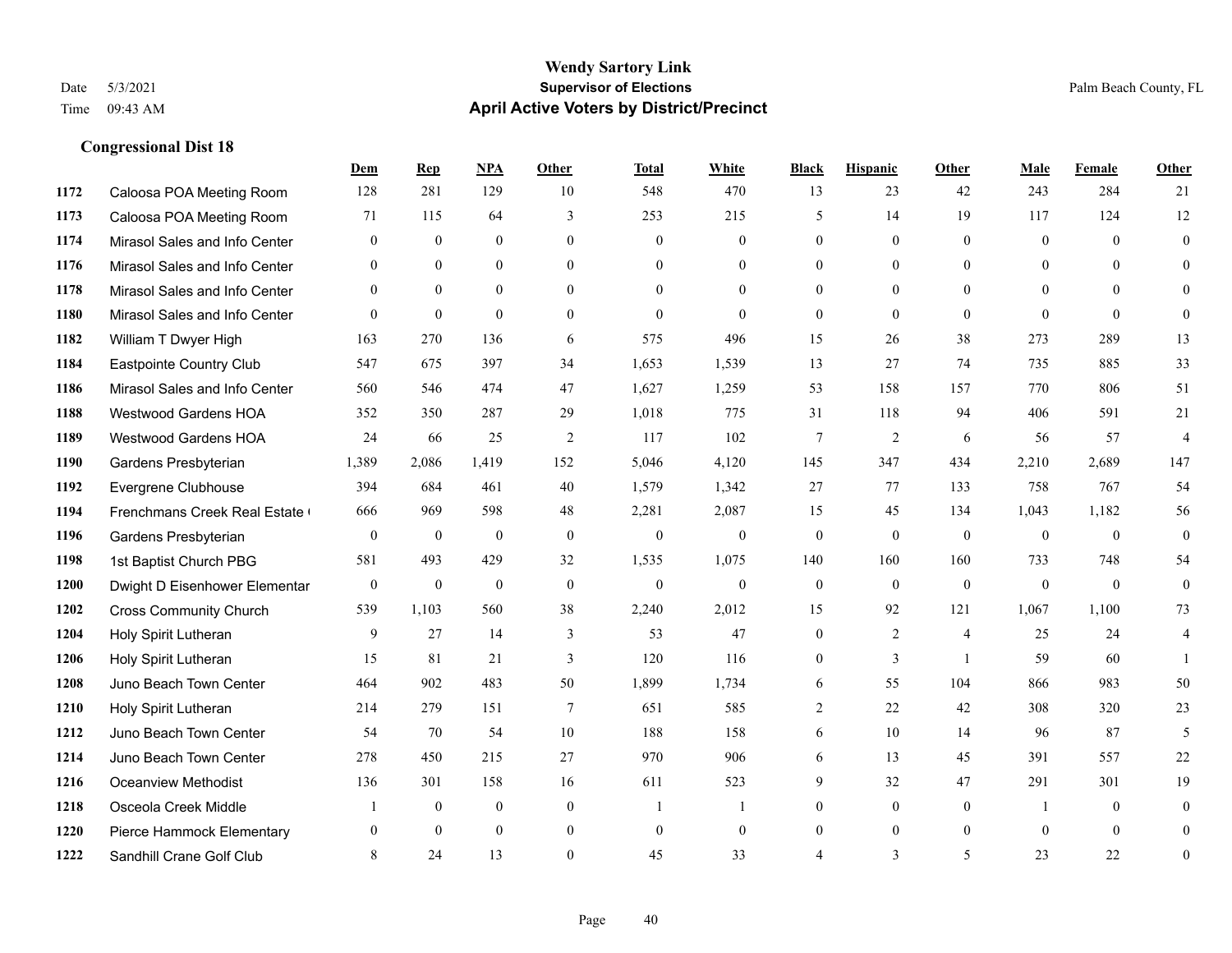# Wendy Sartory Link
## Supervisor of Elections
## April Active Voters by District/Precinct

Date 5/3/2021
Time 09:43 AM
Palm Beach County, FL

### Congressional Dist 18

| | | Dem | Rep | NPA | Other | Total | White | Black | Hispanic | Other | Male | Female | Other |
|---|---|---|---|---|---|---|---|---|---|---|---|---|---|
| 1172 | Caloosa POA Meeting Room | 128 | 281 | 129 | 10 | 548 | 470 | 13 | 23 | 42 | 243 | 284 | 21 |
| 1173 | Caloosa POA Meeting Room | 71 | 115 | 64 | 3 | 253 | 215 | 5 | 14 | 19 | 117 | 124 | 12 |
| 1174 | Mirasol Sales and Info Center | 0 | 0 | 0 | 0 | 0 | 0 | 0 | 0 | 0 | 0 | 0 | 0 |
| 1176 | Mirasol Sales and Info Center | 0 | 0 | 0 | 0 | 0 | 0 | 0 | 0 | 0 | 0 | 0 | 0 |
| 1178 | Mirasol Sales and Info Center | 0 | 0 | 0 | 0 | 0 | 0 | 0 | 0 | 0 | 0 | 0 | 0 |
| 1180 | Mirasol Sales and Info Center | 0 | 0 | 0 | 0 | 0 | 0 | 0 | 0 | 0 | 0 | 0 | 0 |
| 1182 | William T Dwyer High | 163 | 270 | 136 | 6 | 575 | 496 | 15 | 26 | 38 | 273 | 289 | 13 |
| 1184 | Eastpointe Country Club | 547 | 675 | 397 | 34 | 1,653 | 1,539 | 13 | 27 | 74 | 735 | 885 | 33 |
| 1186 | Mirasol Sales and Info Center | 560 | 546 | 474 | 47 | 1,627 | 1,259 | 53 | 158 | 157 | 770 | 806 | 51 |
| 1188 | Westwood Gardens HOA | 352 | 350 | 287 | 29 | 1,018 | 775 | 31 | 118 | 94 | 406 | 591 | 21 |
| 1189 | Westwood Gardens HOA | 24 | 66 | 25 | 2 | 117 | 102 | 7 | 2 | 6 | 56 | 57 | 4 |
| 1190 | Gardens Presbyterian | 1,389 | 2,086 | 1,419 | 152 | 5,046 | 4,120 | 145 | 347 | 434 | 2,210 | 2,689 | 147 |
| 1192 | Evergrene Clubhouse | 394 | 684 | 461 | 40 | 1,579 | 1,342 | 27 | 77 | 133 | 758 | 767 | 54 |
| 1194 | Frenchmans Creek Real Estate ( | 666 | 969 | 598 | 48 | 2,281 | 2,087 | 15 | 45 | 134 | 1,043 | 1,182 | 56 |
| 1196 | Gardens Presbyterian | 0 | 0 | 0 | 0 | 0 | 0 | 0 | 0 | 0 | 0 | 0 | 0 |
| 1198 | 1st Baptist Church PBG | 581 | 493 | 429 | 32 | 1,535 | 1,075 | 140 | 160 | 160 | 733 | 748 | 54 |
| 1200 | Dwight D Eisenhower Elementar | 0 | 0 | 0 | 0 | 0 | 0 | 0 | 0 | 0 | 0 | 0 | 0 |
| 1202 | Cross Community Church | 539 | 1,103 | 560 | 38 | 2,240 | 2,012 | 15 | 92 | 121 | 1,067 | 1,100 | 73 |
| 1204 | Holy Spirit Lutheran | 9 | 27 | 14 | 3 | 53 | 47 | 0 | 2 | 4 | 25 | 24 | 4 |
| 1206 | Holy Spirit Lutheran | 15 | 81 | 21 | 3 | 120 | 116 | 0 | 3 | 1 | 59 | 60 | 1 |
| 1208 | Juno Beach Town Center | 464 | 902 | 483 | 50 | 1,899 | 1,734 | 6 | 55 | 104 | 866 | 983 | 50 |
| 1210 | Holy Spirit Lutheran | 214 | 279 | 151 | 7 | 651 | 585 | 2 | 22 | 42 | 308 | 320 | 23 |
| 1212 | Juno Beach Town Center | 54 | 70 | 54 | 10 | 188 | 158 | 6 | 10 | 14 | 96 | 87 | 5 |
| 1214 | Juno Beach Town Center | 278 | 450 | 215 | 27 | 970 | 906 | 6 | 13 | 45 | 391 | 557 | 22 |
| 1216 | Oceanview Methodist | 136 | 301 | 158 | 16 | 611 | 523 | 9 | 32 | 47 | 291 | 301 | 19 |
| 1218 | Osceola Creek Middle | 1 | 0 | 0 | 0 | 1 | 1 | 0 | 0 | 0 | 1 | 0 | 0 |
| 1220 | Pierce Hammock Elementary | 0 | 0 | 0 | 0 | 0 | 0 | 0 | 0 | 0 | 0 | 0 | 0 |
| 1222 | Sandhill Crane Golf Club | 8 | 24 | 13 | 0 | 45 | 33 | 4 | 3 | 5 | 23 | 22 | 0 |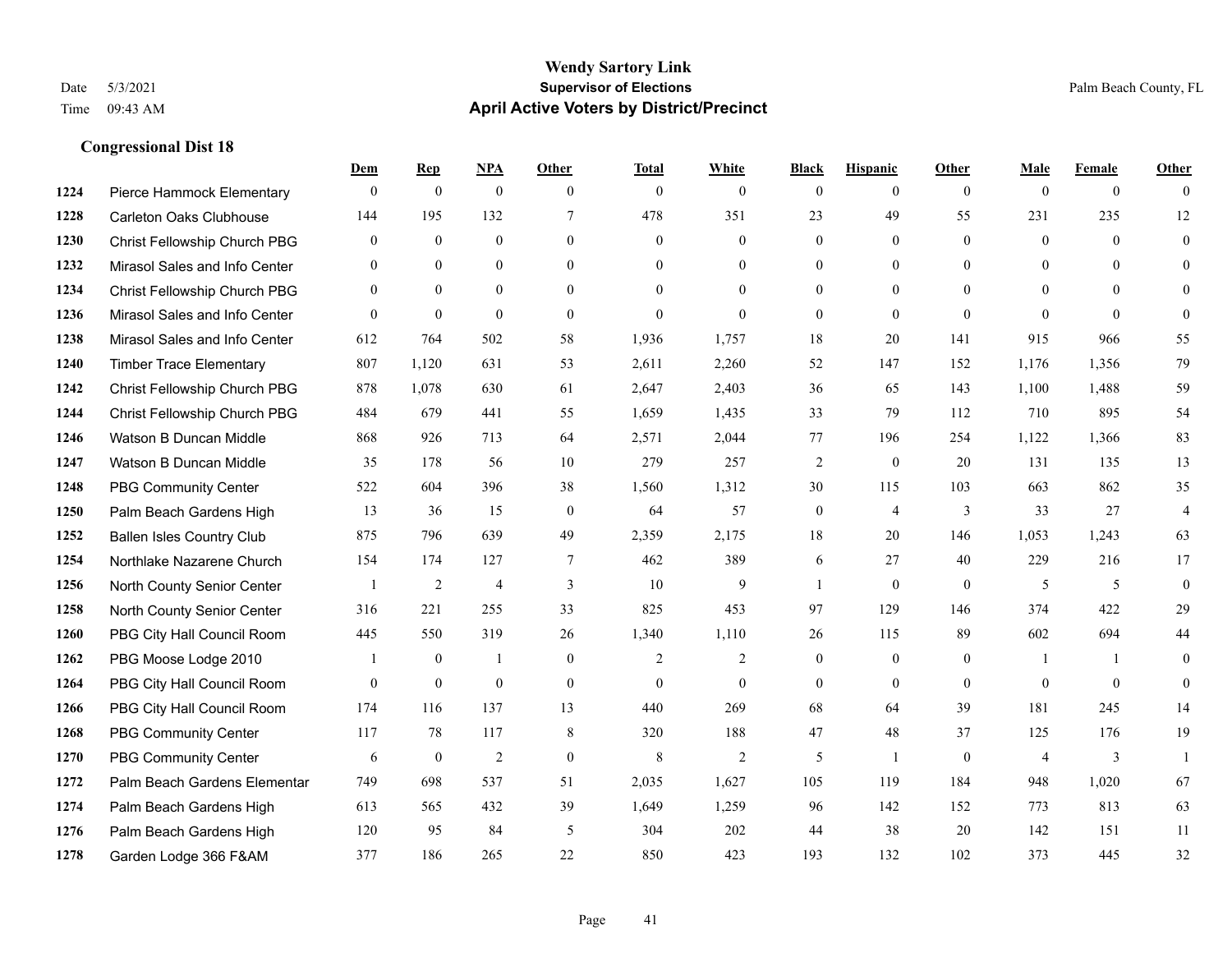# Wendy Sartory Link

Date 5/3/2021

Time 09:43 AM

**Supervisor of Elections**

**April Active Voters by District/Precinct**

Palm Beach County, FL

### Congressional Dist 18

| | | Dem | Rep | NPA | Other | Total | White | Black | Hispanic | Other | Male | Female | Other |
|---|---|---|---|---|---|---|---|---|---|---|---|---|---|
| 1224 | Pierce Hammock Elementary | 0 | 0 | 0 | 0 | 0 | 0 | 0 | 0 | 0 | 0 | 0 | 0 |
| 1228 | Carleton Oaks Clubhouse | 144 | 195 | 132 | 7 | 478 | 351 | 23 | 49 | 55 | 231 | 235 | 12 |
| 1230 | Christ Fellowship Church PBG | 0 | 0 | 0 | 0 | 0 | 0 | 0 | 0 | 0 | 0 | 0 | 0 |
| 1232 | Mirasol Sales and Info Center | 0 | 0 | 0 | 0 | 0 | 0 | 0 | 0 | 0 | 0 | 0 | 0 |
| 1234 | Christ Fellowship Church PBG | 0 | 0 | 0 | 0 | 0 | 0 | 0 | 0 | 0 | 0 | 0 | 0 |
| 1236 | Mirasol Sales and Info Center | 0 | 0 | 0 | 0 | 0 | 0 | 0 | 0 | 0 | 0 | 0 | 0 |
| 1238 | Mirasol Sales and Info Center | 612 | 764 | 502 | 58 | 1,936 | 1,757 | 18 | 20 | 141 | 915 | 966 | 55 |
| 1240 | Timber Trace Elementary | 807 | 1,120 | 631 | 53 | 2,611 | 2,260 | 52 | 147 | 152 | 1,176 | 1,356 | 79 |
| 1242 | Christ Fellowship Church PBG | 878 | 1,078 | 630 | 61 | 2,647 | 2,403 | 36 | 65 | 143 | 1,100 | 1,488 | 59 |
| 1244 | Christ Fellowship Church PBG | 484 | 679 | 441 | 55 | 1,659 | 1,435 | 33 | 79 | 112 | 710 | 895 | 54 |
| 1246 | Watson B Duncan Middle | 868 | 926 | 713 | 64 | 2,571 | 2,044 | 77 | 196 | 254 | 1,122 | 1,366 | 83 |
| 1247 | Watson B Duncan Middle | 35 | 178 | 56 | 10 | 279 | 257 | 2 | 0 | 20 | 131 | 135 | 13 |
| 1248 | PBG Community Center | 522 | 604 | 396 | 38 | 1,560 | 1,312 | 30 | 115 | 103 | 663 | 862 | 35 |
| 1250 | Palm Beach Gardens High | 13 | 36 | 15 | 0 | 64 | 57 | 0 | 4 | 3 | 33 | 27 | 4 |
| 1252 | Ballen Isles Country Club | 875 | 796 | 639 | 49 | 2,359 | 2,175 | 18 | 20 | 146 | 1,053 | 1,243 | 63 |
| 1254 | Northlake Nazarene Church | 154 | 174 | 127 | 7 | 462 | 389 | 6 | 27 | 40 | 229 | 216 | 17 |
| 1256 | North County Senior Center | 1 | 2 | 4 | 3 | 10 | 9 | 1 | 0 | 0 | 5 | 5 | 0 |
| 1258 | North County Senior Center | 316 | 221 | 255 | 33 | 825 | 453 | 97 | 129 | 146 | 374 | 422 | 29 |
| 1260 | PBG City Hall Council Room | 445 | 550 | 319 | 26 | 1,340 | 1,110 | 26 | 115 | 89 | 602 | 694 | 44 |
| 1262 | PBG Moose Lodge 2010 | 1 | 0 | 1 | 0 | 2 | 2 | 0 | 0 | 0 | 1 | 1 | 0 |
| 1264 | PBG City Hall Council Room | 0 | 0 | 0 | 0 | 0 | 0 | 0 | 0 | 0 | 0 | 0 | 0 |
| 1266 | PBG City Hall Council Room | 174 | 116 | 137 | 13 | 440 | 269 | 68 | 64 | 39 | 181 | 245 | 14 |
| 1268 | PBG Community Center | 117 | 78 | 117 | 8 | 320 | 188 | 47 | 48 | 37 | 125 | 176 | 19 |
| 1270 | PBG Community Center | 6 | 0 | 2 | 0 | 8 | 2 | 5 | 1 | 0 | 4 | 3 | 1 |
| 1272 | Palm Beach Gardens Elementar | 749 | 698 | 537 | 51 | 2,035 | 1,627 | 105 | 119 | 184 | 948 | 1,020 | 67 |
| 1274 | Palm Beach Gardens High | 613 | 565 | 432 | 39 | 1,649 | 1,259 | 96 | 142 | 152 | 773 | 813 | 63 |
| 1276 | Palm Beach Gardens High | 120 | 95 | 84 | 5 | 304 | 202 | 44 | 38 | 20 | 142 | 151 | 11 |
| 1278 | Garden Lodge 366 F&AM | 377 | 186 | 265 | 22 | 850 | 423 | 193 | 132 | 102 | 373 | 445 | 32 |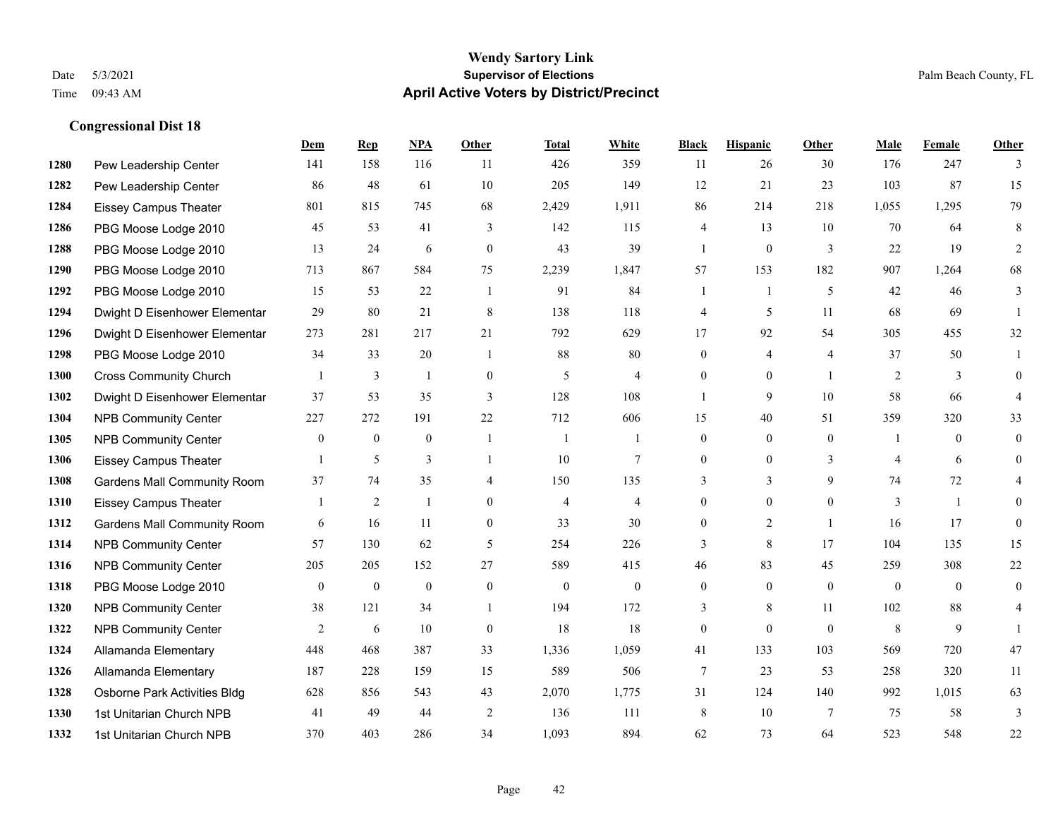# Wendy Sartory Link
## Supervisor of Elections
## April Active Voters by District/Precinct

Date 5/3/2021
Time 09:43 AM

Palm Beach County, FL

### Congressional Dist 18

| | | Dem | Rep | NPA | Other | Total | White | Black | Hispanic | Other | Male | Female | Other |
|---|---|---|---|---|---|---|---|---|---|---|---|---|---|
| 1280 | Pew Leadership Center | 141 | 158 | 116 | 11 | 426 | 359 | 11 | 26 | 30 | 176 | 247 | 3 |
| 1282 | Pew Leadership Center | 86 | 48 | 61 | 10 | 205 | 149 | 12 | 21 | 23 | 103 | 87 | 15 |
| 1284 | Eissey Campus Theater | 801 | 815 | 745 | 68 | 2,429 | 1,911 | 86 | 214 | 218 | 1,055 | 1,295 | 79 |
| 1286 | PBG Moose Lodge 2010 | 45 | 53 | 41 | 3 | 142 | 115 | 4 | 13 | 10 | 70 | 64 | 8 |
| 1288 | PBG Moose Lodge 2010 | 13 | 24 | 6 | 0 | 43 | 39 | 1 | 0 | 3 | 22 | 19 | 2 |
| 1290 | PBG Moose Lodge 2010 | 713 | 867 | 584 | 75 | 2,239 | 1,847 | 57 | 153 | 182 | 907 | 1,264 | 68 |
| 1292 | PBG Moose Lodge 2010 | 15 | 53 | 22 | 1 | 91 | 84 | 1 | 1 | 5 | 42 | 46 | 3 |
| 1294 | Dwight D Eisenhower Elementar | 29 | 80 | 21 | 8 | 138 | 118 | 4 | 5 | 11 | 68 | 69 | 1 |
| 1296 | Dwight D Eisenhower Elementar | 273 | 281 | 217 | 21 | 792 | 629 | 17 | 92 | 54 | 305 | 455 | 32 |
| 1298 | PBG Moose Lodge 2010 | 34 | 33 | 20 | 1 | 88 | 80 | 0 | 4 | 4 | 37 | 50 | 1 |
| 1300 | Cross Community Church | 1 | 3 | 1 | 0 | 5 | 4 | 0 | 0 | 1 | 2 | 3 | 0 |
| 1302 | Dwight D Eisenhower Elementar | 37 | 53 | 35 | 3 | 128 | 108 | 1 | 9 | 10 | 58 | 66 | 4 |
| 1304 | NPB Community Center | 227 | 272 | 191 | 22 | 712 | 606 | 15 | 40 | 51 | 359 | 320 | 33 |
| 1305 | NPB Community Center | 0 | 0 | 0 | 1 | 1 | 1 | 0 | 0 | 0 | 1 | 0 | 0 |
| 1306 | Eissey Campus Theater | 1 | 5 | 3 | 1 | 10 | 7 | 0 | 0 | 3 | 4 | 6 | 0 |
| 1308 | Gardens Mall Community Room | 37 | 74 | 35 | 4 | 150 | 135 | 3 | 3 | 9 | 74 | 72 | 4 |
| 1310 | Eissey Campus Theater | 1 | 2 | 1 | 0 | 4 | 4 | 0 | 0 | 0 | 3 | 1 | 0 |
| 1312 | Gardens Mall Community Room | 6 | 16 | 11 | 0 | 33 | 30 | 0 | 2 | 1 | 16 | 17 | 0 |
| 1314 | NPB Community Center | 57 | 130 | 62 | 5 | 254 | 226 | 3 | 8 | 17 | 104 | 135 | 15 |
| 1316 | NPB Community Center | 205 | 205 | 152 | 27 | 589 | 415 | 46 | 83 | 45 | 259 | 308 | 22 |
| 1318 | PBG Moose Lodge 2010 | 0 | 0 | 0 | 0 | 0 | 0 | 0 | 0 | 0 | 0 | 0 | 0 |
| 1320 | NPB Community Center | 38 | 121 | 34 | 1 | 194 | 172 | 3 | 8 | 11 | 102 | 88 | 4 |
| 1322 | NPB Community Center | 2 | 6 | 10 | 0 | 18 | 18 | 0 | 0 | 0 | 8 | 9 | 1 |
| 1324 | Allamanda Elementary | 448 | 468 | 387 | 33 | 1,336 | 1,059 | 41 | 133 | 103 | 569 | 720 | 47 |
| 1326 | Allamanda Elementary | 187 | 228 | 159 | 15 | 589 | 506 | 7 | 23 | 53 | 258 | 320 | 11 |
| 1328 | Osborne Park Activities Bldg | 628 | 856 | 543 | 43 | 2,070 | 1,775 | 31 | 124 | 140 | 992 | 1,015 | 63 |
| 1330 | 1st Unitarian Church NPB | 41 | 49 | 44 | 2 | 136 | 111 | 8 | 10 | 7 | 75 | 58 | 3 |
| 1332 | 1st Unitarian Church NPB | 370 | 403 | 286 | 34 | 1,093 | 894 | 62 | 73 | 64 | 523 | 548 | 22 |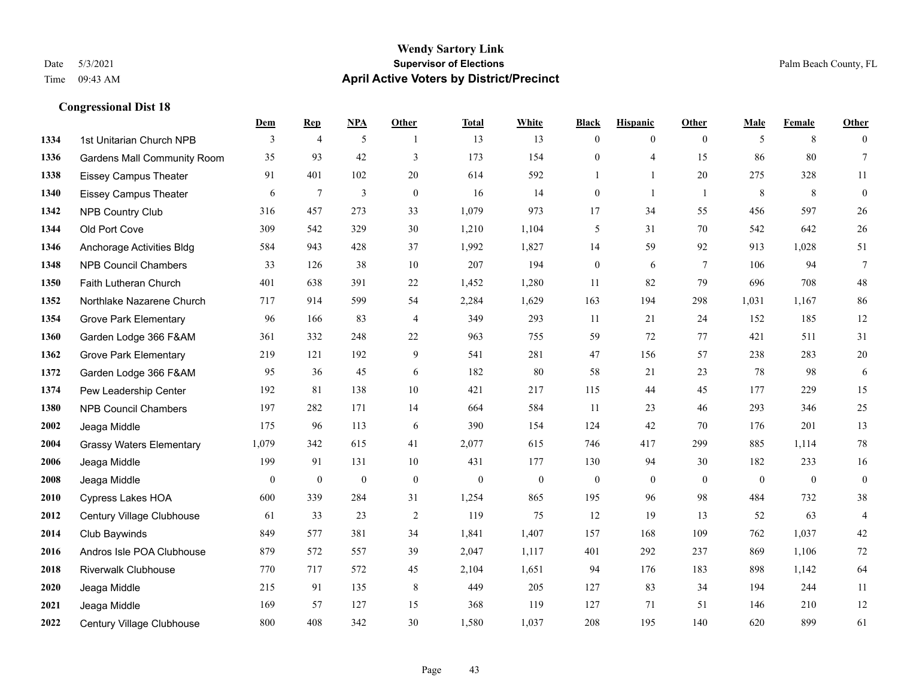# Wendy Sartory Link

## Supervisor of Elections

## April Active Voters by District/Precinct

Date 5/3/2021
Time 09:43 AM

Palm Beach County, FL

### Congressional Dist 18

| | | Dem | Rep | NPA | Other | Total | White | Black | Hispanic | Other | Male | Female | Other |
|---|---|---|---|---|---|---|---|---|---|---|---|---|---|
| 1334 | 1st Unitarian Church NPB | 3 | 4 | 5 | 1 | 13 | 13 | 0 | 0 | 0 | 5 | 8 | 0 |
| 1336 | Gardens Mall Community Room | 35 | 93 | 42 | 3 | 173 | 154 | 0 | 4 | 15 | 86 | 80 | 7 |
| 1338 | Eissey Campus Theater | 91 | 401 | 102 | 20 | 614 | 592 | 1 | 1 | 20 | 275 | 328 | 11 |
| 1340 | Eissey Campus Theater | 6 | 7 | 3 | 0 | 16 | 14 | 0 | 1 | 1 | 8 | 8 | 0 |
| 1342 | NPB Country Club | 316 | 457 | 273 | 33 | 1,079 | 973 | 17 | 34 | 55 | 456 | 597 | 26 |
| 1344 | Old Port Cove | 309 | 542 | 329 | 30 | 1,210 | 1,104 | 5 | 31 | 70 | 542 | 642 | 26 |
| 1346 | Anchorage Activities Bldg | 584 | 943 | 428 | 37 | 1,992 | 1,827 | 14 | 59 | 92 | 913 | 1,028 | 51 |
| 1348 | NPB Council Chambers | 33 | 126 | 38 | 10 | 207 | 194 | 0 | 6 | 7 | 106 | 94 | 7 |
| 1350 | Faith Lutheran Church | 401 | 638 | 391 | 22 | 1,452 | 1,280 | 11 | 82 | 79 | 696 | 708 | 48 |
| 1352 | Northlake Nazarene Church | 717 | 914 | 599 | 54 | 2,284 | 1,629 | 163 | 194 | 298 | 1,031 | 1,167 | 86 |
| 1354 | Grove Park Elementary | 96 | 166 | 83 | 4 | 349 | 293 | 11 | 21 | 24 | 152 | 185 | 12 |
| 1360 | Garden Lodge 366 F&AM | 361 | 332 | 248 | 22 | 963 | 755 | 59 | 72 | 77 | 421 | 511 | 31 |
| 1362 | Grove Park Elementary | 219 | 121 | 192 | 9 | 541 | 281 | 47 | 156 | 57 | 238 | 283 | 20 |
| 1372 | Garden Lodge 366 F&AM | 95 | 36 | 45 | 6 | 182 | 80 | 58 | 21 | 23 | 78 | 98 | 6 |
| 1374 | Pew Leadership Center | 192 | 81 | 138 | 10 | 421 | 217 | 115 | 44 | 45 | 177 | 229 | 15 |
| 1380 | NPB Council Chambers | 197 | 282 | 171 | 14 | 664 | 584 | 11 | 23 | 46 | 293 | 346 | 25 |
| 2002 | Jeaga Middle | 175 | 96 | 113 | 6 | 390 | 154 | 124 | 42 | 70 | 176 | 201 | 13 |
| 2004 | Grassy Waters Elementary | 1,079 | 342 | 615 | 41 | 2,077 | 615 | 746 | 417 | 299 | 885 | 1,114 | 78 |
| 2006 | Jeaga Middle | 199 | 91 | 131 | 10 | 431 | 177 | 130 | 94 | 30 | 182 | 233 | 16 |
| 2008 | Jeaga Middle | 0 | 0 | 0 | 0 | 0 | 0 | 0 | 0 | 0 | 0 | 0 | 0 |
| 2010 | Cypress Lakes HOA | 600 | 339 | 284 | 31 | 1,254 | 865 | 195 | 96 | 98 | 484 | 732 | 38 |
| 2012 | Century Village Clubhouse | 61 | 33 | 23 | 2 | 119 | 75 | 12 | 19 | 13 | 52 | 63 | 4 |
| 2014 | Club Baywinds | 849 | 577 | 381 | 34 | 1,841 | 1,407 | 157 | 168 | 109 | 762 | 1,037 | 42 |
| 2016 | Andros Isle POA Clubhouse | 879 | 572 | 557 | 39 | 2,047 | 1,117 | 401 | 292 | 237 | 869 | 1,106 | 72 |
| 2018 | Riverwalk Clubhouse | 770 | 717 | 572 | 45 | 2,104 | 1,651 | 94 | 176 | 183 | 898 | 1,142 | 64 |
| 2020 | Jeaga Middle | 215 | 91 | 135 | 8 | 449 | 205 | 127 | 83 | 34 | 194 | 244 | 11 |
| 2021 | Jeaga Middle | 169 | 57 | 127 | 15 | 368 | 119 | 127 | 71 | 51 | 146 | 210 | 12 |
| 2022 | Century Village Clubhouse | 800 | 408 | 342 | 30 | 1,580 | 1,037 | 208 | 195 | 140 | 620 | 899 | 61 |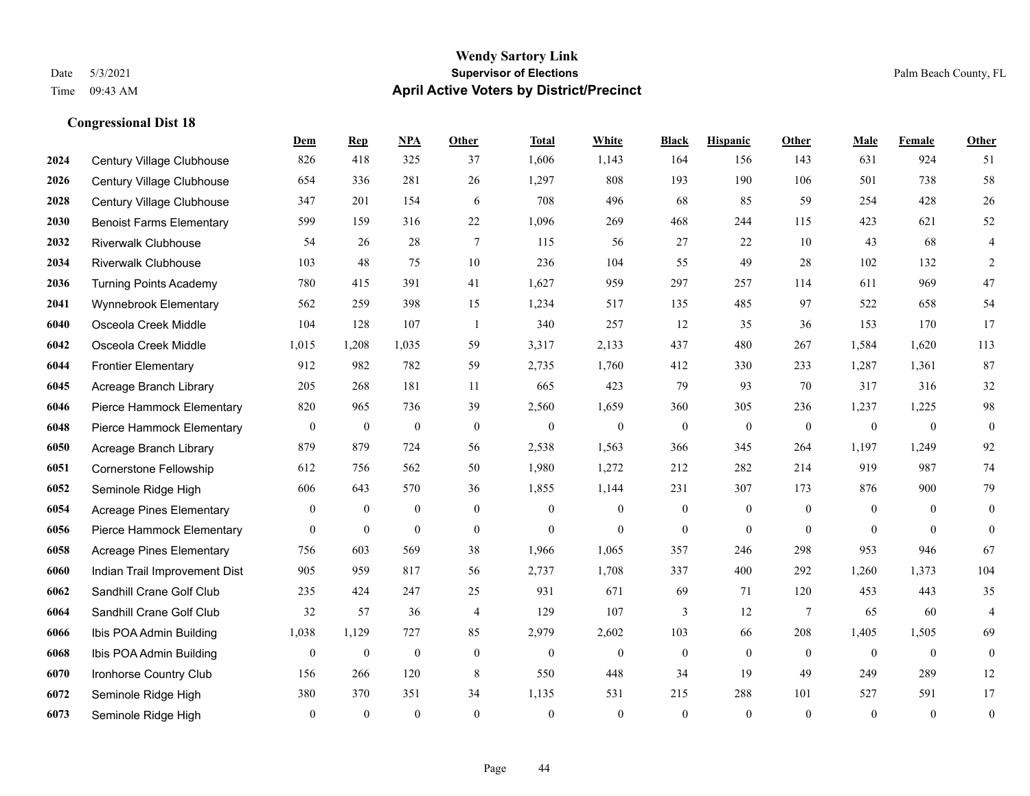# Wendy Sartory Link
## Supervisor of Elections
## April Active Voters by District/Precinct

Date 5/3/2021
Time 09:43 AM

Palm Beach County, FL

### Congressional Dist 18

| | | Dem | Rep | NPA | Other | Total | White | Black | Hispanic | Other | Male | Female | Other |
|---|---|---|---|---|---|---|---|---|---|---|---|---|---|
| 2024 | Century Village Clubhouse | 826 | 418 | 325 | 37 | 1,606 | 1,143 | 164 | 156 | 143 | 631 | 924 | 51 |
| 2026 | Century Village Clubhouse | 654 | 336 | 281 | 26 | 1,297 | 808 | 193 | 190 | 106 | 501 | 738 | 58 |
| 2028 | Century Village Clubhouse | 347 | 201 | 154 | 6 | 708 | 496 | 68 | 85 | 59 | 254 | 428 | 26 |
| 2030 | Benoist Farms Elementary | 599 | 159 | 316 | 22 | 1,096 | 269 | 468 | 244 | 115 | 423 | 621 | 52 |
| 2032 | Riverwalk Clubhouse | 54 | 26 | 28 | 7 | 115 | 56 | 27 | 22 | 10 | 43 | 68 | 4 |
| 2034 | Riverwalk Clubhouse | 103 | 48 | 75 | 10 | 236 | 104 | 55 | 49 | 28 | 102 | 132 | 2 |
| 2036 | Turning Points Academy | 780 | 415 | 391 | 41 | 1,627 | 959 | 297 | 257 | 114 | 611 | 969 | 47 |
| 2041 | Wynnebrook Elementary | 562 | 259 | 398 | 15 | 1,234 | 517 | 135 | 485 | 97 | 522 | 658 | 54 |
| 6040 | Osceola Creek Middle | 104 | 128 | 107 | 1 | 340 | 257 | 12 | 35 | 36 | 153 | 170 | 17 |
| 6042 | Osceola Creek Middle | 1,015 | 1,208 | 1,035 | 59 | 3,317 | 2,133 | 437 | 480 | 267 | 1,584 | 1,620 | 113 |
| 6044 | Frontier Elementary | 912 | 982 | 782 | 59 | 2,735 | 1,760 | 412 | 330 | 233 | 1,287 | 1,361 | 87 |
| 6045 | Acreage Branch Library | 205 | 268 | 181 | 11 | 665 | 423 | 79 | 93 | 70 | 317 | 316 | 32 |
| 6046 | Pierce Hammock Elementary | 820 | 965 | 736 | 39 | 2,560 | 1,659 | 360 | 305 | 236 | 1,237 | 1,225 | 98 |
| 6048 | Pierce Hammock Elementary | 0 | 0 | 0 | 0 | 0 | 0 | 0 | 0 | 0 | 0 | 0 | 0 |
| 6050 | Acreage Branch Library | 879 | 879 | 724 | 56 | 2,538 | 1,563 | 366 | 345 | 264 | 1,197 | 1,249 | 92 |
| 6051 | Cornerstone Fellowship | 612 | 756 | 562 | 50 | 1,980 | 1,272 | 212 | 282 | 214 | 919 | 987 | 74 |
| 6052 | Seminole Ridge High | 606 | 643 | 570 | 36 | 1,855 | 1,144 | 231 | 307 | 173 | 876 | 900 | 79 |
| 6054 | Acreage Pines Elementary | 0 | 0 | 0 | 0 | 0 | 0 | 0 | 0 | 0 | 0 | 0 | 0 |
| 6056 | Pierce Hammock Elementary | 0 | 0 | 0 | 0 | 0 | 0 | 0 | 0 | 0 | 0 | 0 | 0 |
| 6058 | Acreage Pines Elementary | 756 | 603 | 569 | 38 | 1,966 | 1,065 | 357 | 246 | 298 | 953 | 946 | 67 |
| 6060 | Indian Trail Improvement Dist | 905 | 959 | 817 | 56 | 2,737 | 1,708 | 337 | 400 | 292 | 1,260 | 1,373 | 104 |
| 6062 | Sandhill Crane Golf Club | 235 | 424 | 247 | 25 | 931 | 671 | 69 | 71 | 120 | 453 | 443 | 35 |
| 6064 | Sandhill Crane Golf Club | 32 | 57 | 36 | 4 | 129 | 107 | 3 | 12 | 7 | 65 | 60 | 4 |
| 6066 | Ibis POA Admin Building | 1,038 | 1,129 | 727 | 85 | 2,979 | 2,602 | 103 | 66 | 208 | 1,405 | 1,505 | 69 |
| 6068 | Ibis POA Admin Building | 0 | 0 | 0 | 0 | 0 | 0 | 0 | 0 | 0 | 0 | 0 | 0 |
| 6070 | Ironhorse Country Club | 156 | 266 | 120 | 8 | 550 | 448 | 34 | 19 | 49 | 249 | 289 | 12 |
| 6072 | Seminole Ridge High | 380 | 370 | 351 | 34 | 1,135 | 531 | 215 | 288 | 101 | 527 | 591 | 17 |
| 6073 | Seminole Ridge High | 0 | 0 | 0 | 0 | 0 | 0 | 0 | 0 | 0 | 0 | 0 | 0 |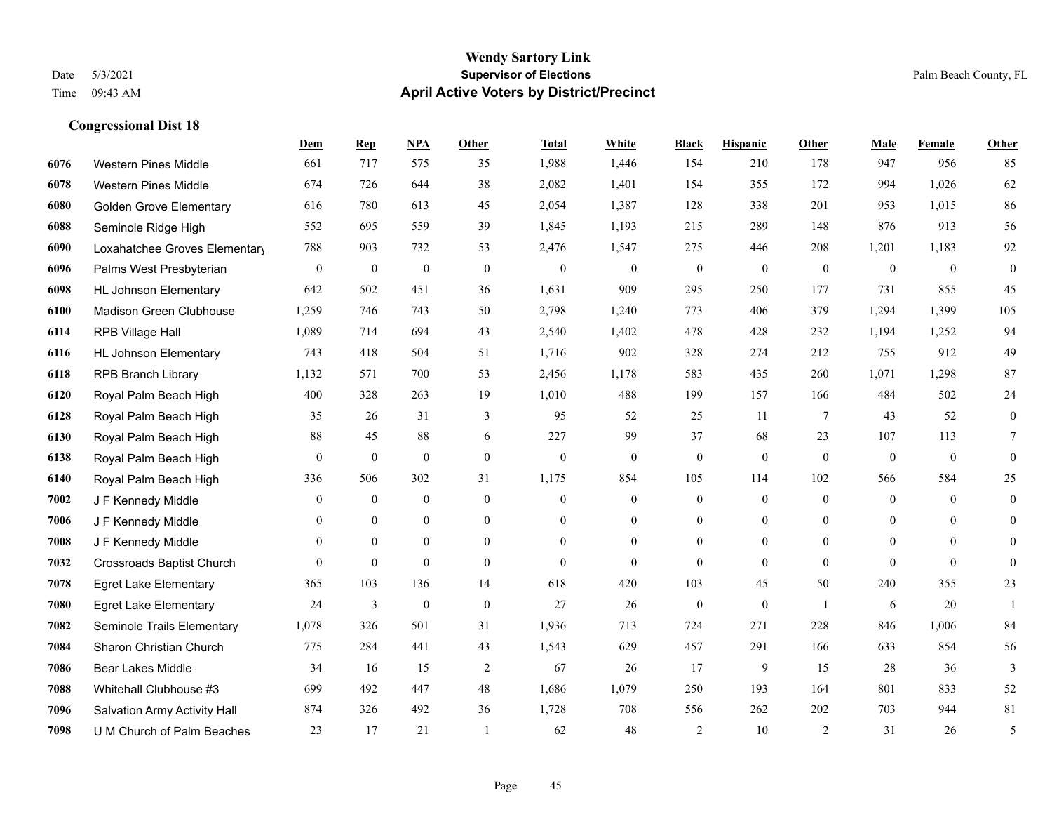**Wendy Sartory Link**
**Supervisor of Elections**
**April Active Voters by District/Precinct**

Date 5/3/2021
Time 09:43 AM

Palm Beach County, FL

### Congressional Dist 18

| | | Dem | Rep | NPA | Other | Total | White | Black | Hispanic | Other | Male | Female | Other |
|---|---|---|---|---|---|---|---|---|---|---|---|---|---|
| 6076 | Western Pines Middle | 661 | 717 | 575 | 35 | 1,988 | 1,446 | 154 | 210 | 178 | 947 | 956 | 85 |
| 6078 | Western Pines Middle | 674 | 726 | 644 | 38 | 2,082 | 1,401 | 154 | 355 | 172 | 994 | 1,026 | 62 |
| 6080 | Golden Grove Elementary | 616 | 780 | 613 | 45 | 2,054 | 1,387 | 128 | 338 | 201 | 953 | 1,015 | 86 |
| 6088 | Seminole Ridge High | 552 | 695 | 559 | 39 | 1,845 | 1,193 | 215 | 289 | 148 | 876 | 913 | 56 |
| 6090 | Loxahatchee Groves Elementary | 788 | 903 | 732 | 53 | 2,476 | 1,547 | 275 | 446 | 208 | 1,201 | 1,183 | 92 |
| 6096 | Palms West Presbyterian | 0 | 0 | 0 | 0 | 0 | 0 | 0 | 0 | 0 | 0 | 0 | 0 |
| 6098 | HL Johnson Elementary | 642 | 502 | 451 | 36 | 1,631 | 909 | 295 | 250 | 177 | 731 | 855 | 45 |
| 6100 | Madison Green Clubhouse | 1,259 | 746 | 743 | 50 | 2,798 | 1,240 | 773 | 406 | 379 | 1,294 | 1,399 | 105 |
| 6114 | RPB Village Hall | 1,089 | 714 | 694 | 43 | 2,540 | 1,402 | 478 | 428 | 232 | 1,194 | 1,252 | 94 |
| 6116 | HL Johnson Elementary | 743 | 418 | 504 | 51 | 1,716 | 902 | 328 | 274 | 212 | 755 | 912 | 49 |
| 6118 | RPB Branch Library | 1,132 | 571 | 700 | 53 | 2,456 | 1,178 | 583 | 435 | 260 | 1,071 | 1,298 | 87 |
| 6120 | Royal Palm Beach High | 400 | 328 | 263 | 19 | 1,010 | 488 | 199 | 157 | 166 | 484 | 502 | 24 |
| 6128 | Royal Palm Beach High | 35 | 26 | 31 | 3 | 95 | 52 | 25 | 11 | 7 | 43 | 52 | 0 |
| 6130 | Royal Palm Beach High | 88 | 45 | 88 | 6 | 227 | 99 | 37 | 68 | 23 | 107 | 113 | 7 |
| 6138 | Royal Palm Beach High | 0 | 0 | 0 | 0 | 0 | 0 | 0 | 0 | 0 | 0 | 0 | 0 |
| 6140 | Royal Palm Beach High | 336 | 506 | 302 | 31 | 1,175 | 854 | 105 | 114 | 102 | 566 | 584 | 25 |
| 7002 | J F Kennedy Middle | 0 | 0 | 0 | 0 | 0 | 0 | 0 | 0 | 0 | 0 | 0 | 0 |
| 7006 | J F Kennedy Middle | 0 | 0 | 0 | 0 | 0 | 0 | 0 | 0 | 0 | 0 | 0 | 0 |
| 7008 | J F Kennedy Middle | 0 | 0 | 0 | 0 | 0 | 0 | 0 | 0 | 0 | 0 | 0 | 0 |
| 7032 | Crossroads Baptist Church | 0 | 0 | 0 | 0 | 0 | 0 | 0 | 0 | 0 | 0 | 0 | 0 |
| 7078 | Egret Lake Elementary | 365 | 103 | 136 | 14 | 618 | 420 | 103 | 45 | 50 | 240 | 355 | 23 |
| 7080 | Egret Lake Elementary | 24 | 3 | 0 | 0 | 27 | 26 | 0 | 0 | 1 | 6 | 20 | 1 |
| 7082 | Seminole Trails Elementary | 1,078 | 326 | 501 | 31 | 1,936 | 713 | 724 | 271 | 228 | 846 | 1,006 | 84 |
| 7084 | Sharon Christian Church | 775 | 284 | 441 | 43 | 1,543 | 629 | 457 | 291 | 166 | 633 | 854 | 56 |
| 7086 | Bear Lakes Middle | 34 | 16 | 15 | 2 | 67 | 26 | 17 | 9 | 15 | 28 | 36 | 3 |
| 7088 | Whitehall Clubhouse #3 | 699 | 492 | 447 | 48 | 1,686 | 1,079 | 250 | 193 | 164 | 801 | 833 | 52 |
| 7096 | Salvation Army Activity Hall | 874 | 326 | 492 | 36 | 1,728 | 708 | 556 | 262 | 202 | 703 | 944 | 81 |
| 7098 | U M Church of Palm Beaches | 23 | 17 | 21 | 1 | 62 | 48 | 2 | 10 | 2 | 31 | 26 | 5 |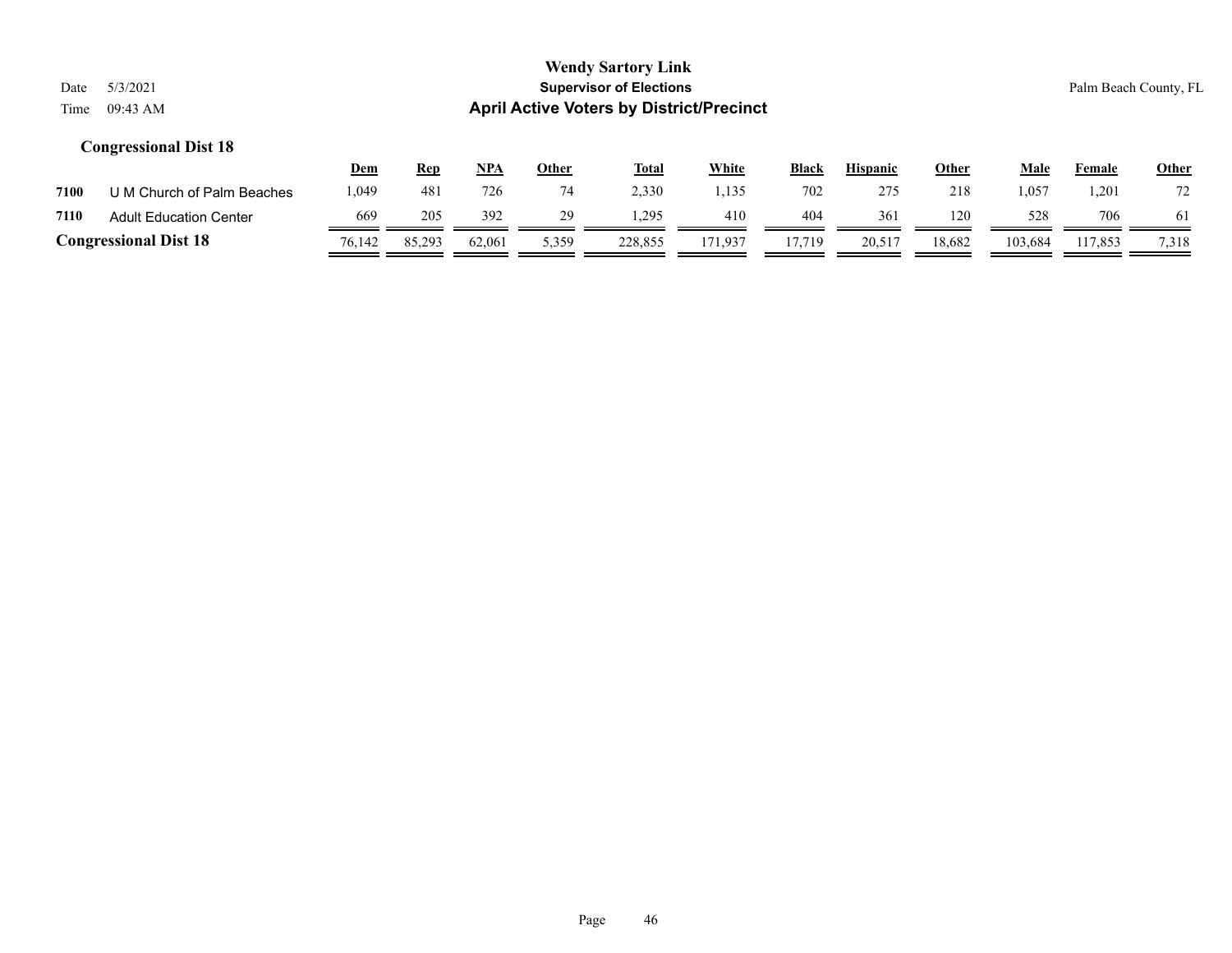**Wendy Sartory Link**
**Supervisor of Elections**
**April Active Voters by District/Precinct**

Date 5/3/2021
Time 09:43 AM

Palm Beach County, FL

### Congressional Dist 18

| | | Dem | Rep | NPA | Other | Total | White | Black | Hispanic | Other | Male | Female | Other |
|---|---|---|---|---|---|---|---|---|---|---|---|---|---|
| 7100 | U M Church of Palm Beaches | 1,049 | 481 | 726 | 74 | 2,330 | 1,135 | 702 | 275 | 218 | 1,057 | 1,201 | 72 |
| 7110 | Adult Education Center | 669 | 205 | 392 | 29 | 1,295 | 410 | 404 | 361 | 120 | 528 | 706 | 61 |
| **Congressional Dist 18** | | 76,142 | 85,293 | 62,061 | 5,359 | 228,855 | 171,937 | 17,719 | 20,517 | 18,682 | 103,684 | 117,853 | 7,318 |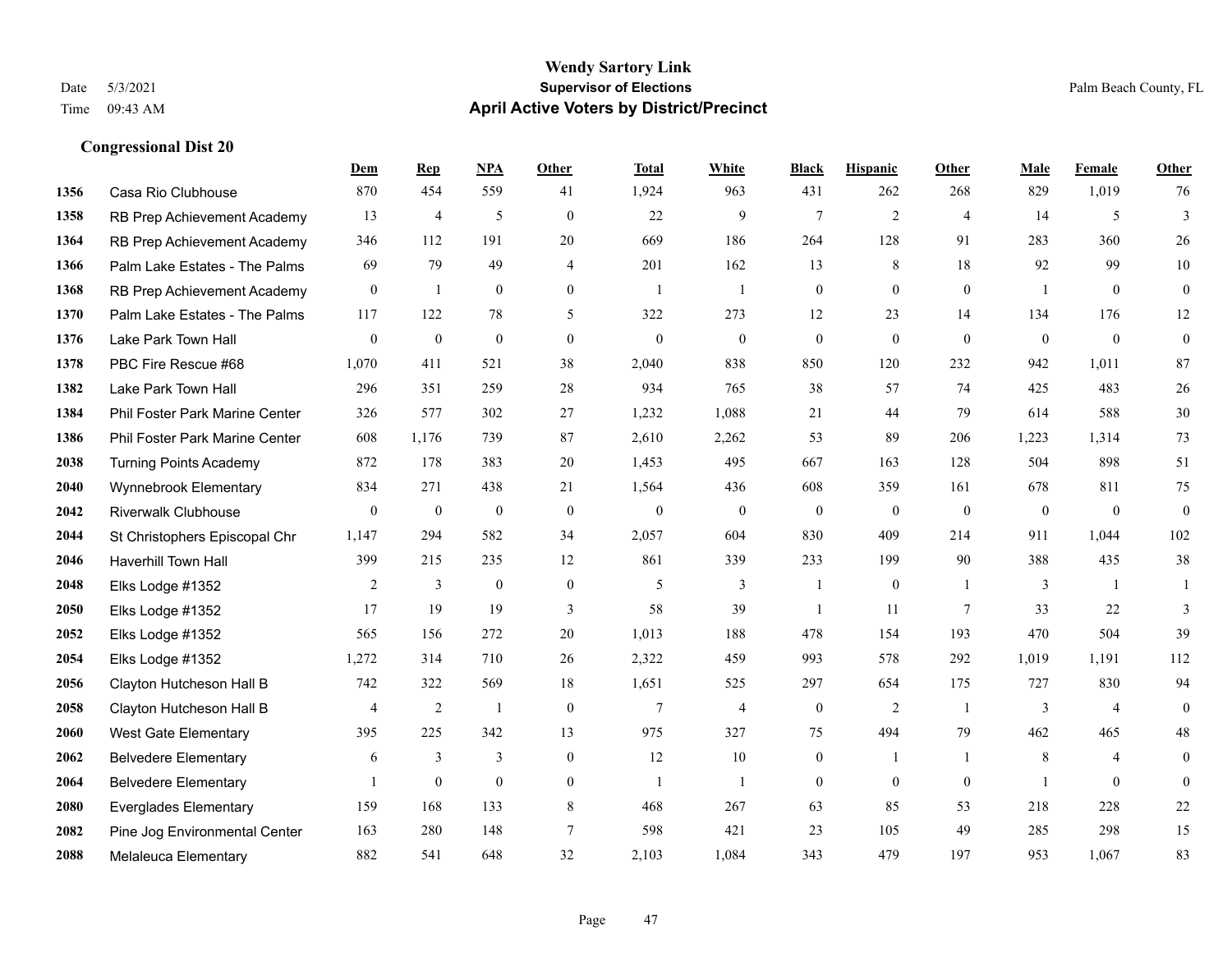# Wendy Sartory Link
## Supervisor of Elections
## April Active Voters by District/Precinct

Date 5/3/2021
Time 09:43 AM

Palm Beach County, FL

### Congressional Dist 20

| | | Dem | Rep | NPA | Other | Total | White | Black | Hispanic | Other | Male | Female | Other |
|---|---|---|---|---|---|---|---|---|---|---|---|---|---|
| 1356 | Casa Rio Clubhouse | 870 | 454 | 559 | 41 | 1,924 | 963 | 431 | 262 | 268 | 829 | 1,019 | 76 |
| 1358 | RB Prep Achievement Academy | 13 | 4 | 5 | 0 | 22 | 9 | 7 | 2 | 4 | 14 | 5 | 3 |
| 1364 | RB Prep Achievement Academy | 346 | 112 | 191 | 20 | 669 | 186 | 264 | 128 | 91 | 283 | 360 | 26 |
| 1366 | Palm Lake Estates - The Palms | 69 | 79 | 49 | 4 | 201 | 162 | 13 | 8 | 18 | 92 | 99 | 10 |
| 1368 | RB Prep Achievement Academy | 0 | 1 | 0 | 0 | 1 | 1 | 0 | 0 | 0 | 1 | 0 | 0 |
| 1370 | Palm Lake Estates - The Palms | 117 | 122 | 78 | 5 | 322 | 273 | 12 | 23 | 14 | 134 | 176 | 12 |
| 1376 | Lake Park Town Hall | 0 | 0 | 0 | 0 | 0 | 0 | 0 | 0 | 0 | 0 | 0 | 0 |
| 1378 | PBC Fire Rescue #68 | 1,070 | 411 | 521 | 38 | 2,040 | 838 | 850 | 120 | 232 | 942 | 1,011 | 87 |
| 1382 | Lake Park Town Hall | 296 | 351 | 259 | 28 | 934 | 765 | 38 | 57 | 74 | 425 | 483 | 26 |
| 1384 | Phil Foster Park Marine Center | 326 | 577 | 302 | 27 | 1,232 | 1,088 | 21 | 44 | 79 | 614 | 588 | 30 |
| 1386 | Phil Foster Park Marine Center | 608 | 1,176 | 739 | 87 | 2,610 | 2,262 | 53 | 89 | 206 | 1,223 | 1,314 | 73 |
| 2038 | Turning Points Academy | 872 | 178 | 383 | 20 | 1,453 | 495 | 667 | 163 | 128 | 504 | 898 | 51 |
| 2040 | Wynnebrook Elementary | 834 | 271 | 438 | 21 | 1,564 | 436 | 608 | 359 | 161 | 678 | 811 | 75 |
| 2042 | Riverwalk Clubhouse | 0 | 0 | 0 | 0 | 0 | 0 | 0 | 0 | 0 | 0 | 0 | 0 |
| 2044 | St Christophers Episcopal Chr | 1,147 | 294 | 582 | 34 | 2,057 | 604 | 830 | 409 | 214 | 911 | 1,044 | 102 |
| 2046 | Haverhill Town Hall | 399 | 215 | 235 | 12 | 861 | 339 | 233 | 199 | 90 | 388 | 435 | 38 |
| 2048 | Elks Lodge #1352 | 2 | 3 | 0 | 0 | 5 | 3 | 1 | 0 | 1 | 3 | 1 | 1 |
| 2050 | Elks Lodge #1352 | 17 | 19 | 19 | 3 | 58 | 39 | 1 | 11 | 7 | 33 | 22 | 3 |
| 2052 | Elks Lodge #1352 | 565 | 156 | 272 | 20 | 1,013 | 188 | 478 | 154 | 193 | 470 | 504 | 39 |
| 2054 | Elks Lodge #1352 | 1,272 | 314 | 710 | 26 | 2,322 | 459 | 993 | 578 | 292 | 1,019 | 1,191 | 112 |
| 2056 | Clayton Hutcheson Hall B | 742 | 322 | 569 | 18 | 1,651 | 525 | 297 | 654 | 175 | 727 | 830 | 94 |
| 2058 | Clayton Hutcheson Hall B | 4 | 2 | 1 | 0 | 7 | 4 | 0 | 2 | 1 | 3 | 4 | 0 |
| 2060 | West Gate Elementary | 395 | 225 | 342 | 13 | 975 | 327 | 75 | 494 | 79 | 462 | 465 | 48 |
| 2062 | Belvedere Elementary | 6 | 3 | 3 | 0 | 12 | 10 | 0 | 1 | 1 | 8 | 4 | 0 |
| 2064 | Belvedere Elementary | 1 | 0 | 0 | 0 | 1 | 1 | 0 | 0 | 0 | 1 | 0 | 0 |
| 2080 | Everglades Elementary | 159 | 168 | 133 | 8 | 468 | 267 | 63 | 85 | 53 | 218 | 228 | 22 |
| 2082 | Pine Jog Environmental Center | 163 | 280 | 148 | 7 | 598 | 421 | 23 | 105 | 49 | 285 | 298 | 15 |
| 2088 | Melaleuca Elementary | 882 | 541 | 648 | 32 | 2,103 | 1,084 | 343 | 479 | 197 | 953 | 1,067 | 83 |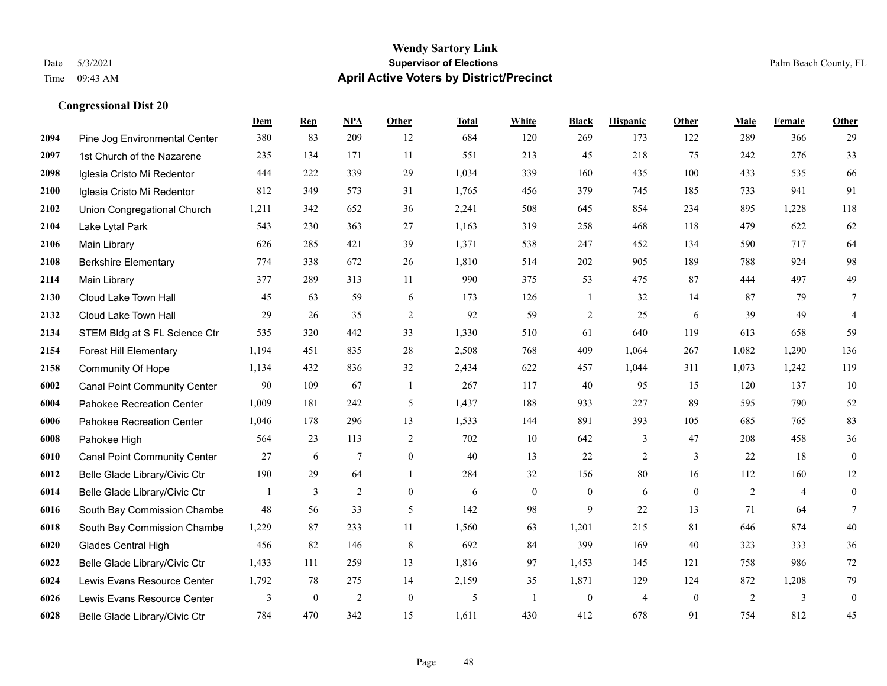# Wendy Sartory Link
## Supervisor of Elections
## April Active Voters by District/Precinct

Date 5/3/2021
Time 09:43 AM

Palm Beach County, FL

### Congressional Dist 20

| | | Dem | Rep | NPA | Other | Total | White | Black | Hispanic | Other | Male | Female | Other |
|---|---|---|---|---|---|---|---|---|---|---|---|---|---|
| 2094 | Pine Jog Environmental Center | 380 | 83 | 209 | 12 | 684 | 120 | 269 | 173 | 122 | 289 | 366 | 29 |
| 2097 | 1st Church of the Nazarene | 235 | 134 | 171 | 11 | 551 | 213 | 45 | 218 | 75 | 242 | 276 | 33 |
| 2098 | Iglesia Cristo Mi Redentor | 444 | 222 | 339 | 29 | 1,034 | 339 | 160 | 435 | 100 | 433 | 535 | 66 |
| 2100 | Iglesia Cristo Mi Redentor | 812 | 349 | 573 | 31 | 1,765 | 456 | 379 | 745 | 185 | 733 | 941 | 91 |
| 2102 | Union Congregational Church | 1,211 | 342 | 652 | 36 | 2,241 | 508 | 645 | 854 | 234 | 895 | 1,228 | 118 |
| 2104 | Lake Lytal Park | 543 | 230 | 363 | 27 | 1,163 | 319 | 258 | 468 | 118 | 479 | 622 | 62 |
| 2106 | Main Library | 626 | 285 | 421 | 39 | 1,371 | 538 | 247 | 452 | 134 | 590 | 717 | 64 |
| 2108 | Berkshire Elementary | 774 | 338 | 672 | 26 | 1,810 | 514 | 202 | 905 | 189 | 788 | 924 | 98 |
| 2114 | Main Library | 377 | 289 | 313 | 11 | 990 | 375 | 53 | 475 | 87 | 444 | 497 | 49 |
| 2130 | Cloud Lake Town Hall | 45 | 63 | 59 | 6 | 173 | 126 | 1 | 32 | 14 | 87 | 79 | 7 |
| 2132 | Cloud Lake Town Hall | 29 | 26 | 35 | 2 | 92 | 59 | 2 | 25 | 6 | 39 | 49 | 4 |
| 2134 | STEM Bldg at S FL Science Ctr | 535 | 320 | 442 | 33 | 1,330 | 510 | 61 | 640 | 119 | 613 | 658 | 59 |
| 2154 | Forest Hill Elementary | 1,194 | 451 | 835 | 28 | 2,508 | 768 | 409 | 1,064 | 267 | 1,082 | 1,290 | 136 |
| 2158 | Community Of Hope | 1,134 | 432 | 836 | 32 | 2,434 | 622 | 457 | 1,044 | 311 | 1,073 | 1,242 | 119 |
| 6002 | Canal Point Community Center | 90 | 109 | 67 | 1 | 267 | 117 | 40 | 95 | 15 | 120 | 137 | 10 |
| 6004 | Pahokee Recreation Center | 1,009 | 181 | 242 | 5 | 1,437 | 188 | 933 | 227 | 89 | 595 | 790 | 52 |
| 6006 | Pahokee Recreation Center | 1,046 | 178 | 296 | 13 | 1,533 | 144 | 891 | 393 | 105 | 685 | 765 | 83 |
| 6008 | Pahokee High | 564 | 23 | 113 | 2 | 702 | 10 | 642 | 3 | 47 | 208 | 458 | 36 |
| 6010 | Canal Point Community Center | 27 | 6 | 7 | 0 | 40 | 13 | 22 | 2 | 3 | 22 | 18 | 0 |
| 6012 | Belle Glade Library/Civic Ctr | 190 | 29 | 64 | 1 | 284 | 32 | 156 | 80 | 16 | 112 | 160 | 12 |
| 6014 | Belle Glade Library/Civic Ctr | 1 | 3 | 2 | 0 | 6 | 0 | 0 | 6 | 0 | 2 | 4 | 0 |
| 6016 | South Bay Commission Chambe | 48 | 56 | 33 | 5 | 142 | 98 | 9 | 22 | 13 | 71 | 64 | 7 |
| 6018 | South Bay Commission Chambe | 1,229 | 87 | 233 | 11 | 1,560 | 63 | 1,201 | 215 | 81 | 646 | 874 | 40 |
| 6020 | Glades Central High | 456 | 82 | 146 | 8 | 692 | 84 | 399 | 169 | 40 | 323 | 333 | 36 |
| 6022 | Belle Glade Library/Civic Ctr | 1,433 | 111 | 259 | 13 | 1,816 | 97 | 1,453 | 145 | 121 | 758 | 986 | 72 |
| 6024 | Lewis Evans Resource Center | 1,792 | 78 | 275 | 14 | 2,159 | 35 | 1,871 | 129 | 124 | 872 | 1,208 | 79 |
| 6026 | Lewis Evans Resource Center | 3 | 0 | 2 | 0 | 5 | 1 | 0 | 4 | 0 | 2 | 3 | 0 |
| 6028 | Belle Glade Library/Civic Ctr | 784 | 470 | 342 | 15 | 1,611 | 430 | 412 | 678 | 91 | 754 | 812 | 45 |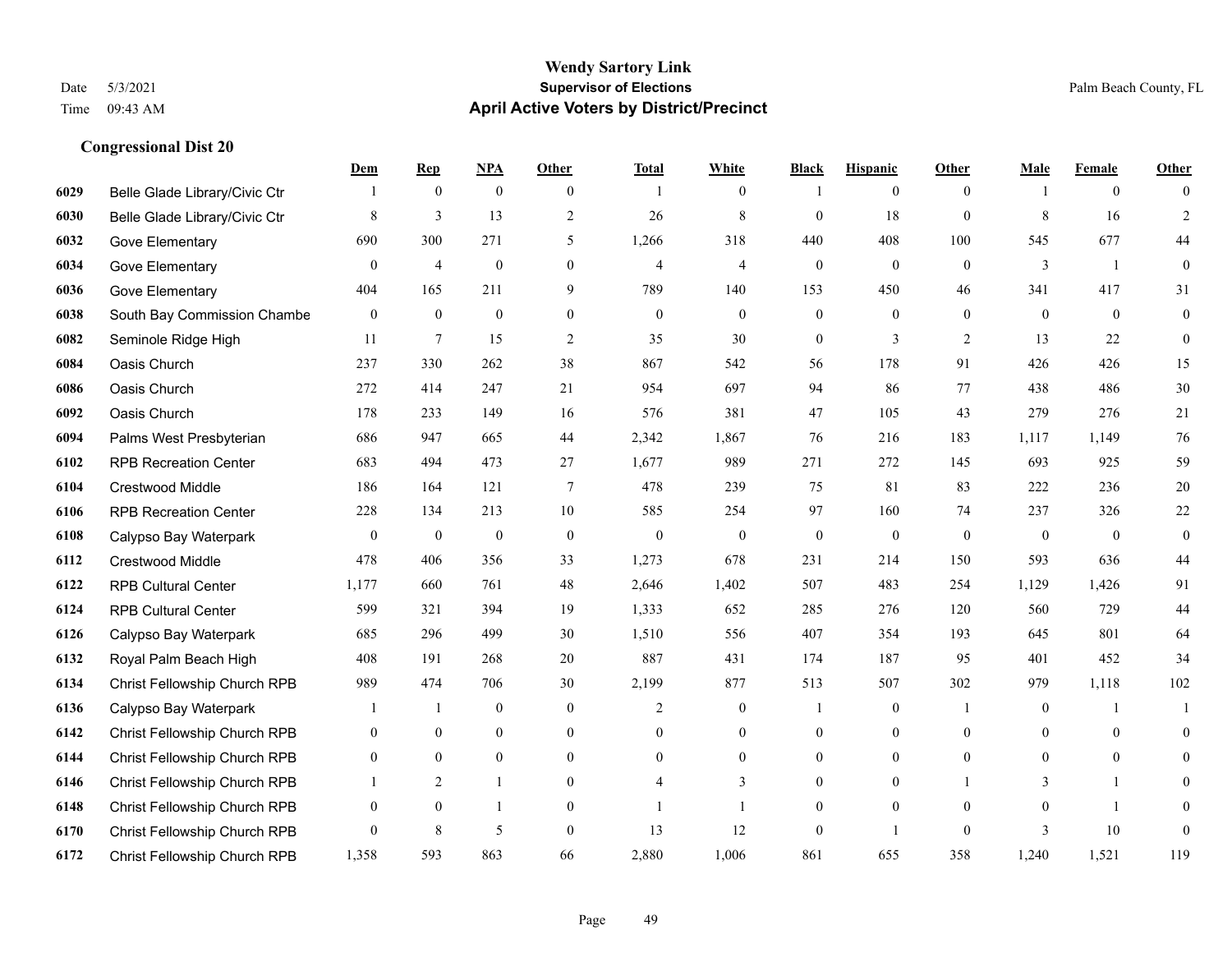**Wendy Sartory Link**
**Supervisor of Elections**
**April Active Voters by District/Precinct**

Date 5/3/2021
Time 09:43 AM
Palm Beach County, FL

### Congressional Dist 20

| | | Dem | Rep | NPA | Other | Total | White | Black | Hispanic | Other | Male | Female | Other |
|---|---|---|---|---|---|---|---|---|---|---|---|---|---|
| 6029 | Belle Glade Library/Civic Ctr | 1 | 0 | 0 | 0 | 1 | 0 | 1 | 0 | 0 | 1 | 0 | 0 |
| 6030 | Belle Glade Library/Civic Ctr | 8 | 3 | 13 | 2 | 26 | 8 | 0 | 18 | 0 | 8 | 16 | 2 |
| 6032 | Gove Elementary | 690 | 300 | 271 | 5 | 1,266 | 318 | 440 | 408 | 100 | 545 | 677 | 44 |
| 6034 | Gove Elementary | 0 | 4 | 0 | 0 | 4 | 4 | 0 | 0 | 0 | 3 | 1 | 0 |
| 6036 | Gove Elementary | 404 | 165 | 211 | 9 | 789 | 140 | 153 | 450 | 46 | 341 | 417 | 31 |
| 6038 | South Bay Commission Chambe | 0 | 0 | 0 | 0 | 0 | 0 | 0 | 0 | 0 | 0 | 0 | 0 |
| 6082 | Seminole Ridge High | 11 | 7 | 15 | 2 | 35 | 30 | 0 | 3 | 2 | 13 | 22 | 0 |
| 6084 | Oasis Church | 237 | 330 | 262 | 38 | 867 | 542 | 56 | 178 | 91 | 426 | 426 | 15 |
| 6086 | Oasis Church | 272 | 414 | 247 | 21 | 954 | 697 | 94 | 86 | 77 | 438 | 486 | 30 |
| 6092 | Oasis Church | 178 | 233 | 149 | 16 | 576 | 381 | 47 | 105 | 43 | 279 | 276 | 21 |
| 6094 | Palms West Presbyterian | 686 | 947 | 665 | 44 | 2,342 | 1,867 | 76 | 216 | 183 | 1,117 | 1,149 | 76 |
| 6102 | RPB Recreation Center | 683 | 494 | 473 | 27 | 1,677 | 989 | 271 | 272 | 145 | 693 | 925 | 59 |
| 6104 | Crestwood Middle | 186 | 164 | 121 | 7 | 478 | 239 | 75 | 81 | 83 | 222 | 236 | 20 |
| 6106 | RPB Recreation Center | 228 | 134 | 213 | 10 | 585 | 254 | 97 | 160 | 74 | 237 | 326 | 22 |
| 6108 | Calypso Bay Waterpark | 0 | 0 | 0 | 0 | 0 | 0 | 0 | 0 | 0 | 0 | 0 | 0 |
| 6112 | Crestwood Middle | 478 | 406 | 356 | 33 | 1,273 | 678 | 231 | 214 | 150 | 593 | 636 | 44 |
| 6122 | RPB Cultural Center | 1,177 | 660 | 761 | 48 | 2,646 | 1,402 | 507 | 483 | 254 | 1,129 | 1,426 | 91 |
| 6124 | RPB Cultural Center | 599 | 321 | 394 | 19 | 1,333 | 652 | 285 | 276 | 120 | 560 | 729 | 44 |
| 6126 | Calypso Bay Waterpark | 685 | 296 | 499 | 30 | 1,510 | 556 | 407 | 354 | 193 | 645 | 801 | 64 |
| 6132 | Royal Palm Beach High | 408 | 191 | 268 | 20 | 887 | 431 | 174 | 187 | 95 | 401 | 452 | 34 |
| 6134 | Christ Fellowship Church RPB | 989 | 474 | 706 | 30 | 2,199 | 877 | 513 | 507 | 302 | 979 | 1,118 | 102 |
| 6136 | Calypso Bay Waterpark | 1 | 1 | 0 | 0 | 2 | 0 | 1 | 0 | 1 | 0 | 1 | 1 |
| 6142 | Christ Fellowship Church RPB | 0 | 0 | 0 | 0 | 0 | 0 | 0 | 0 | 0 | 0 | 0 | 0 |
| 6144 | Christ Fellowship Church RPB | 0 | 0 | 0 | 0 | 0 | 0 | 0 | 0 | 0 | 0 | 0 | 0 |
| 6146 | Christ Fellowship Church RPB | 1 | 2 | 1 | 0 | 4 | 3 | 0 | 0 | 1 | 3 | 1 | 0 |
| 6148 | Christ Fellowship Church RPB | 0 | 0 | 1 | 0 | 1 | 1 | 0 | 0 | 0 | 0 | 1 | 0 |
| 6170 | Christ Fellowship Church RPB | 0 | 8 | 5 | 0 | 13 | 12 | 0 | 1 | 0 | 3 | 10 | 0 |
| 6172 | Christ Fellowship Church RPB | 1,358 | 593 | 863 | 66 | 2,880 | 1,006 | 861 | 655 | 358 | 1,240 | 1,521 | 119 |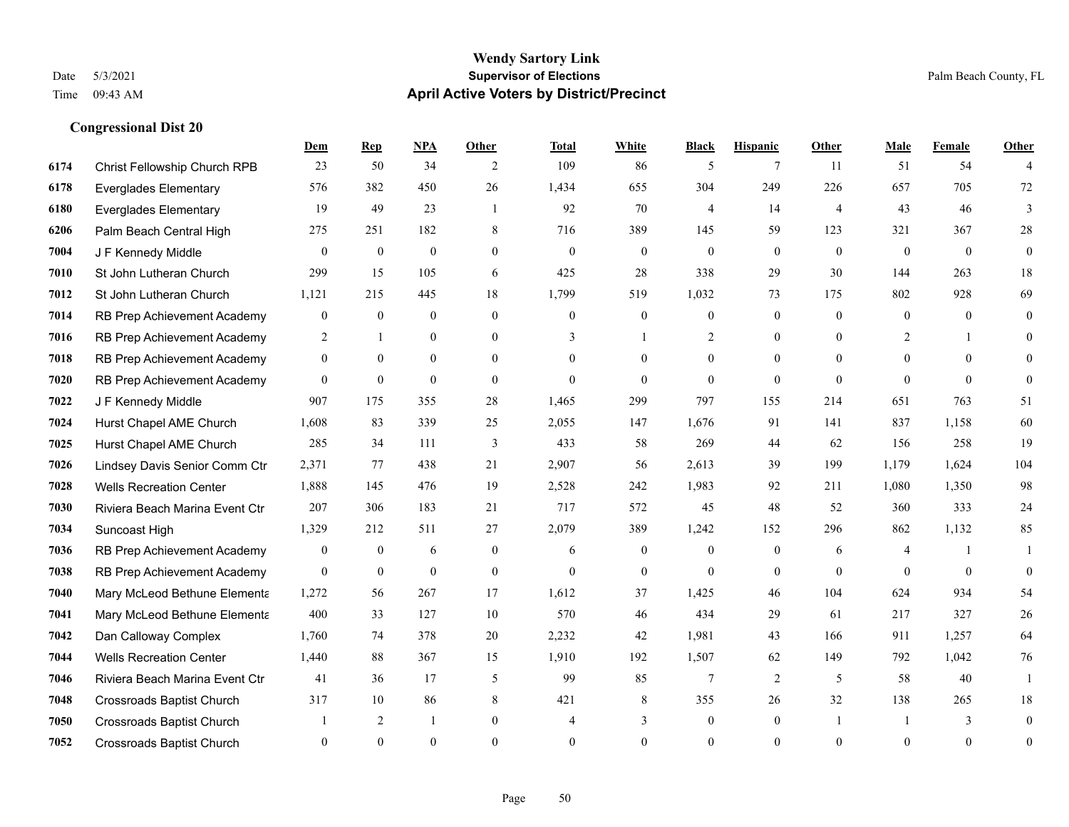# Wendy Sartory Link
## Supervisor of Elections
## April Active Voters by District/Precinct

Date 5/3/2021
Time 09:43 AM

Palm Beach County, FL

### Congressional Dist 20

| | | Dem | Rep | NPA | Other | Total | White | Black | Hispanic | Other | Male | Female | Other |
|---|---|---|---|---|---|---|---|---|---|---|---|---|---|
| 6174 | Christ Fellowship Church RPB | 23 | 50 | 34 | 2 | 109 | 86 | 5 | 7 | 11 | 51 | 54 | 4 |
| 6178 | Everglades Elementary | 576 | 382 | 450 | 26 | 1,434 | 655 | 304 | 249 | 226 | 657 | 705 | 72 |
| 6180 | Everglades Elementary | 19 | 49 | 23 | 1 | 92 | 70 | 4 | 14 | 4 | 43 | 46 | 3 |
| 6206 | Palm Beach Central High | 275 | 251 | 182 | 8 | 716 | 389 | 145 | 59 | 123 | 321 | 367 | 28 |
| 7004 | J F Kennedy Middle | 0 | 0 | 0 | 0 | 0 | 0 | 0 | 0 | 0 | 0 | 0 | 0 |
| 7010 | St John Lutheran Church | 299 | 15 | 105 | 6 | 425 | 28 | 338 | 29 | 30 | 144 | 263 | 18 |
| 7012 | St John Lutheran Church | 1,121 | 215 | 445 | 18 | 1,799 | 519 | 1,032 | 73 | 175 | 802 | 928 | 69 |
| 7014 | RB Prep Achievement Academy | 0 | 0 | 0 | 0 | 0 | 0 | 0 | 0 | 0 | 0 | 0 | 0 |
| 7016 | RB Prep Achievement Academy | 2 | 1 | 0 | 0 | 3 | 1 | 2 | 0 | 0 | 2 | 1 | 0 |
| 7018 | RB Prep Achievement Academy | 0 | 0 | 0 | 0 | 0 | 0 | 0 | 0 | 0 | 0 | 0 | 0 |
| 7020 | RB Prep Achievement Academy | 0 | 0 | 0 | 0 | 0 | 0 | 0 | 0 | 0 | 0 | 0 | 0 |
| 7022 | J F Kennedy Middle | 907 | 175 | 355 | 28 | 1,465 | 299 | 797 | 155 | 214 | 651 | 763 | 51 |
| 7024 | Hurst Chapel AME Church | 1,608 | 83 | 339 | 25 | 2,055 | 147 | 1,676 | 91 | 141 | 837 | 1,158 | 60 |
| 7025 | Hurst Chapel AME Church | 285 | 34 | 111 | 3 | 433 | 58 | 269 | 44 | 62 | 156 | 258 | 19 |
| 7026 | Lindsey Davis Senior Comm Ctr | 2,371 | 77 | 438 | 21 | 2,907 | 56 | 2,613 | 39 | 199 | 1,179 | 1,624 | 104 |
| 7028 | Wells Recreation Center | 1,888 | 145 | 476 | 19 | 2,528 | 242 | 1,983 | 92 | 211 | 1,080 | 1,350 | 98 |
| 7030 | Riviera Beach Marina Event Ctr | 207 | 306 | 183 | 21 | 717 | 572 | 45 | 48 | 52 | 360 | 333 | 24 |
| 7034 | Suncoast High | 1,329 | 212 | 511 | 27 | 2,079 | 389 | 1,242 | 152 | 296 | 862 | 1,132 | 85 |
| 7036 | RB Prep Achievement Academy | 0 | 0 | 6 | 0 | 6 | 0 | 0 | 0 | 6 | 4 | 1 | 1 |
| 7038 | RB Prep Achievement Academy | 0 | 0 | 0 | 0 | 0 | 0 | 0 | 0 | 0 | 0 | 0 | 0 |
| 7040 | Mary McLeod Bethune Elementa | 1,272 | 56 | 267 | 17 | 1,612 | 37 | 1,425 | 46 | 104 | 624 | 934 | 54 |
| 7041 | Mary McLeod Bethune Elementa | 400 | 33 | 127 | 10 | 570 | 46 | 434 | 29 | 61 | 217 | 327 | 26 |
| 7042 | Dan Calloway Complex | 1,760 | 74 | 378 | 20 | 2,232 | 42 | 1,981 | 43 | 166 | 911 | 1,257 | 64 |
| 7044 | Wells Recreation Center | 1,440 | 88 | 367 | 15 | 1,910 | 192 | 1,507 | 62 | 149 | 792 | 1,042 | 76 |
| 7046 | Riviera Beach Marina Event Ctr | 41 | 36 | 17 | 5 | 99 | 85 | 7 | 2 | 5 | 58 | 40 | 1 |
| 7048 | Crossroads Baptist Church | 317 | 10 | 86 | 8 | 421 | 8 | 355 | 26 | 32 | 138 | 265 | 18 |
| 7050 | Crossroads Baptist Church | 1 | 2 | 1 | 0 | 4 | 3 | 0 | 0 | 1 | 1 | 3 | 0 |
| 7052 | Crossroads Baptist Church | 0 | 0 | 0 | 0 | 0 | 0 | 0 | 0 | 0 | 0 | 0 | 0 |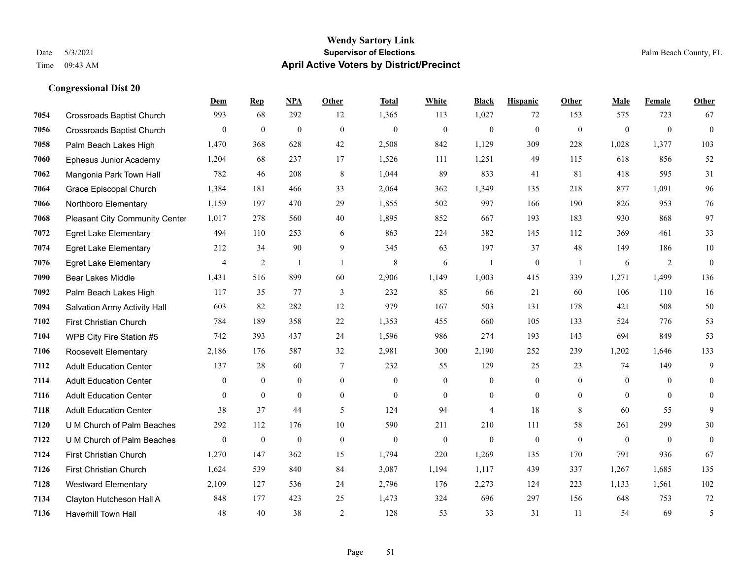**Wendy Sartory Link**
**Supervisor of Elections**
**April Active Voters by District/Precinct**

Date 5/3/2021
Time 09:43 AM

Palm Beach County, FL

## Congressional Dist 20

| | | Dem | Rep | NPA | Other | Total | White | Black | Hispanic | Other | Male | Female | Other |
|---|---|---|---|---|---|---|---|---|---|---|---|---|---|
| 7054 | Crossroads Baptist Church | 993 | 68 | 292 | 12 | 1,365 | 113 | 1,027 | 72 | 153 | 575 | 723 | 67 |
| 7056 | Crossroads Baptist Church | 0 | 0 | 0 | 0 | 0 | 0 | 0 | 0 | 0 | 0 | 0 | 0 |
| 7058 | Palm Beach Lakes High | 1,470 | 368 | 628 | 42 | 2,508 | 842 | 1,129 | 309 | 228 | 1,028 | 1,377 | 103 |
| 7060 | Ephesus Junior Academy | 1,204 | 68 | 237 | 17 | 1,526 | 111 | 1,251 | 49 | 115 | 618 | 856 | 52 |
| 7062 | Mangonia Park Town Hall | 782 | 46 | 208 | 8 | 1,044 | 89 | 833 | 41 | 81 | 418 | 595 | 31 |
| 7064 | Grace Episcopal Church | 1,384 | 181 | 466 | 33 | 2,064 | 362 | 1,349 | 135 | 218 | 877 | 1,091 | 96 |
| 7066 | Northboro Elementary | 1,159 | 197 | 470 | 29 | 1,855 | 502 | 997 | 166 | 190 | 826 | 953 | 76 |
| 7068 | Pleasant City Community Center | 1,017 | 278 | 560 | 40 | 1,895 | 852 | 667 | 193 | 183 | 930 | 868 | 97 |
| 7072 | Egret Lake Elementary | 494 | 110 | 253 | 6 | 863 | 224 | 382 | 145 | 112 | 369 | 461 | 33 |
| 7074 | Egret Lake Elementary | 212 | 34 | 90 | 9 | 345 | 63 | 197 | 37 | 48 | 149 | 186 | 10 |
| 7076 | Egret Lake Elementary | 4 | 2 | 1 | 1 | 8 | 6 | 1 | 0 | 1 | 6 | 2 | 0 |
| 7090 | Bear Lakes Middle | 1,431 | 516 | 899 | 60 | 2,906 | 1,149 | 1,003 | 415 | 339 | 1,271 | 1,499 | 136 |
| 7092 | Palm Beach Lakes High | 117 | 35 | 77 | 3 | 232 | 85 | 66 | 21 | 60 | 106 | 110 | 16 |
| 7094 | Salvation Army Activity Hall | 603 | 82 | 282 | 12 | 979 | 167 | 503 | 131 | 178 | 421 | 508 | 50 |
| 7102 | First Christian Church | 784 | 189 | 358 | 22 | 1,353 | 455 | 660 | 105 | 133 | 524 | 776 | 53 |
| 7104 | WPB City Fire Station #5 | 742 | 393 | 437 | 24 | 1,596 | 986 | 274 | 193 | 143 | 694 | 849 | 53 |
| 7106 | Roosevelt Elementary | 2,186 | 176 | 587 | 32 | 2,981 | 300 | 2,190 | 252 | 239 | 1,202 | 1,646 | 133 |
| 7112 | Adult Education Center | 137 | 28 | 60 | 7 | 232 | 55 | 129 | 25 | 23 | 74 | 149 | 9 |
| 7114 | Adult Education Center | 0 | 0 | 0 | 0 | 0 | 0 | 0 | 0 | 0 | 0 | 0 | 0 |
| 7116 | Adult Education Center | 0 | 0 | 0 | 0 | 0 | 0 | 0 | 0 | 0 | 0 | 0 | 0 |
| 7118 | Adult Education Center | 38 | 37 | 44 | 5 | 124 | 94 | 4 | 18 | 8 | 60 | 55 | 9 |
| 7120 | U M Church of Palm Beaches | 292 | 112 | 176 | 10 | 590 | 211 | 210 | 111 | 58 | 261 | 299 | 30 |
| 7122 | U M Church of Palm Beaches | 0 | 0 | 0 | 0 | 0 | 0 | 0 | 0 | 0 | 0 | 0 | 0 |
| 7124 | First Christian Church | 1,270 | 147 | 362 | 15 | 1,794 | 220 | 1,269 | 135 | 170 | 791 | 936 | 67 |
| 7126 | First Christian Church | 1,624 | 539 | 840 | 84 | 3,087 | 1,194 | 1,117 | 439 | 337 | 1,267 | 1,685 | 135 |
| 7128 | Westward Elementary | 2,109 | 127 | 536 | 24 | 2,796 | 176 | 2,273 | 124 | 223 | 1,133 | 1,561 | 102 |
| 7134 | Clayton Hutcheson Hall A | 848 | 177 | 423 | 25 | 1,473 | 324 | 696 | 297 | 156 | 648 | 753 | 72 |
| 7136 | Haverhill Town Hall | 48 | 40 | 38 | 2 | 128 | 53 | 33 | 31 | 11 | 54 | 69 | 5 |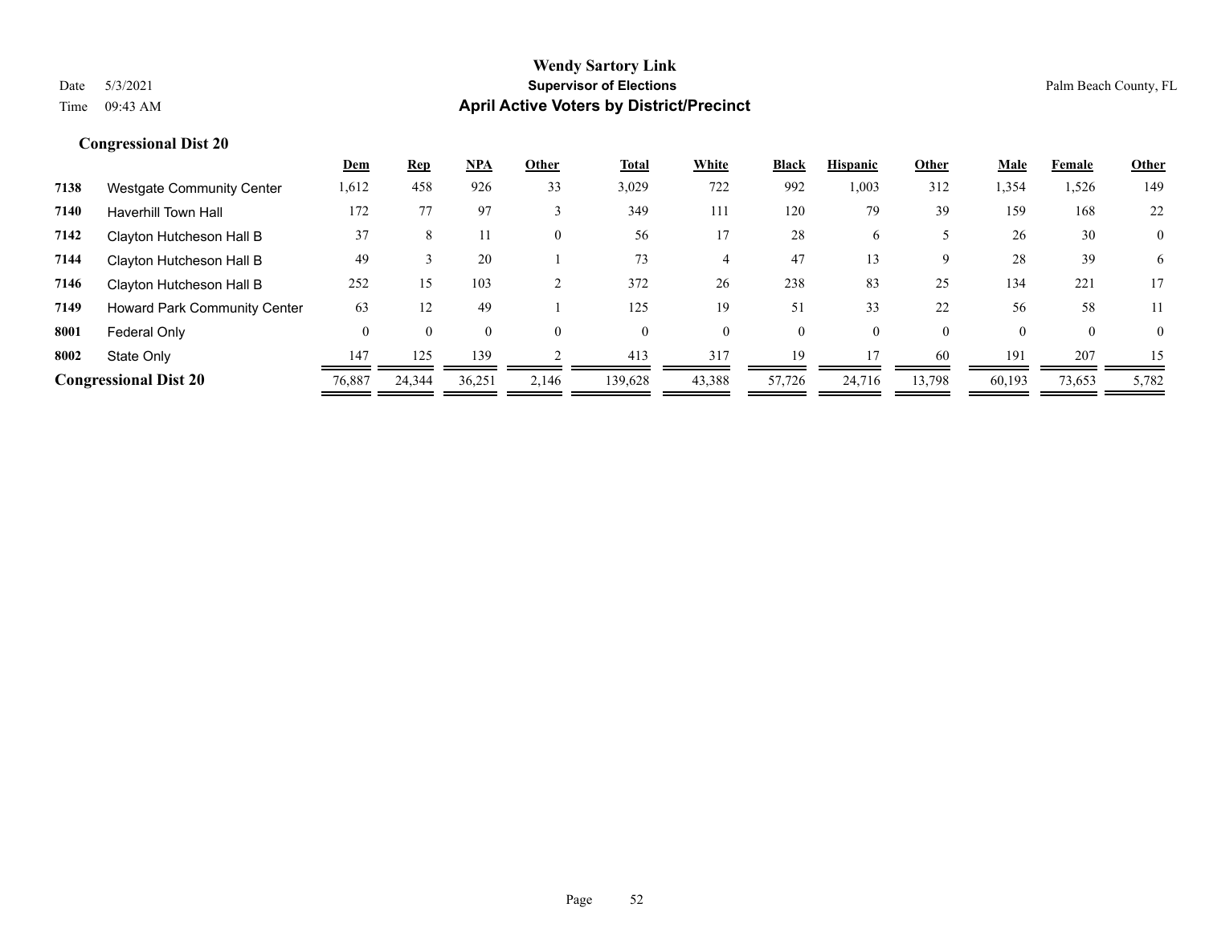# Wendy Sartory Link
## Supervisor of Elections
## April Active Voters by District/Precinct

Date 5/3/2021
Time 09:43 AM

Palm Beach County, FL

### Congressional Dist 20

| | | Dem | Rep | NPA | Other | Total | White | Black | Hispanic | Other | Male | Female | Other |
|---|---|---|---|---|---|---|---|---|---|---|---|---|---|
| 7138 | Westgate Community Center | 1,612 | 458 | 926 | 33 | 3,029 | 722 | 992 | 1,003 | 312 | 1,354 | 1,526 | 149 |
| 7140 | Haverhill Town Hall | 172 | 77 | 97 | 3 | 349 | 111 | 120 | 79 | 39 | 159 | 168 | 22 |
| 7142 | Clayton Hutcheson Hall B | 37 | 8 | 11 | 0 | 56 | 17 | 28 | 6 | 5 | 26 | 30 | 0 |
| 7144 | Clayton Hutcheson Hall B | 49 | 3 | 20 | 1 | 73 | 4 | 47 | 13 | 9 | 28 | 39 | 6 |
| 7146 | Clayton Hutcheson Hall B | 252 | 15 | 103 | 2 | 372 | 26 | 238 | 83 | 25 | 134 | 221 | 17 |
| 7149 | Howard Park Community Center | 63 | 12 | 49 | 1 | 125 | 19 | 51 | 33 | 22 | 56 | 58 | 11 |
| 8001 | Federal Only | 0 | 0 | 0 | 0 | 0 | 0 | 0 | 0 | 0 | 0 | 0 | 0 |
| 8002 | State Only | 147 | 125 | 139 | 2 | 413 | 317 | 19 | 17 | 60 | 191 | 207 | 15 |
| **Congressional Dist 20** | | 76,887 | 24,344 | 36,251 | 2,146 | 139,628 | 43,388 | 57,726 | 24,716 | 13,798 | 60,193 | 73,653 | 5,782 |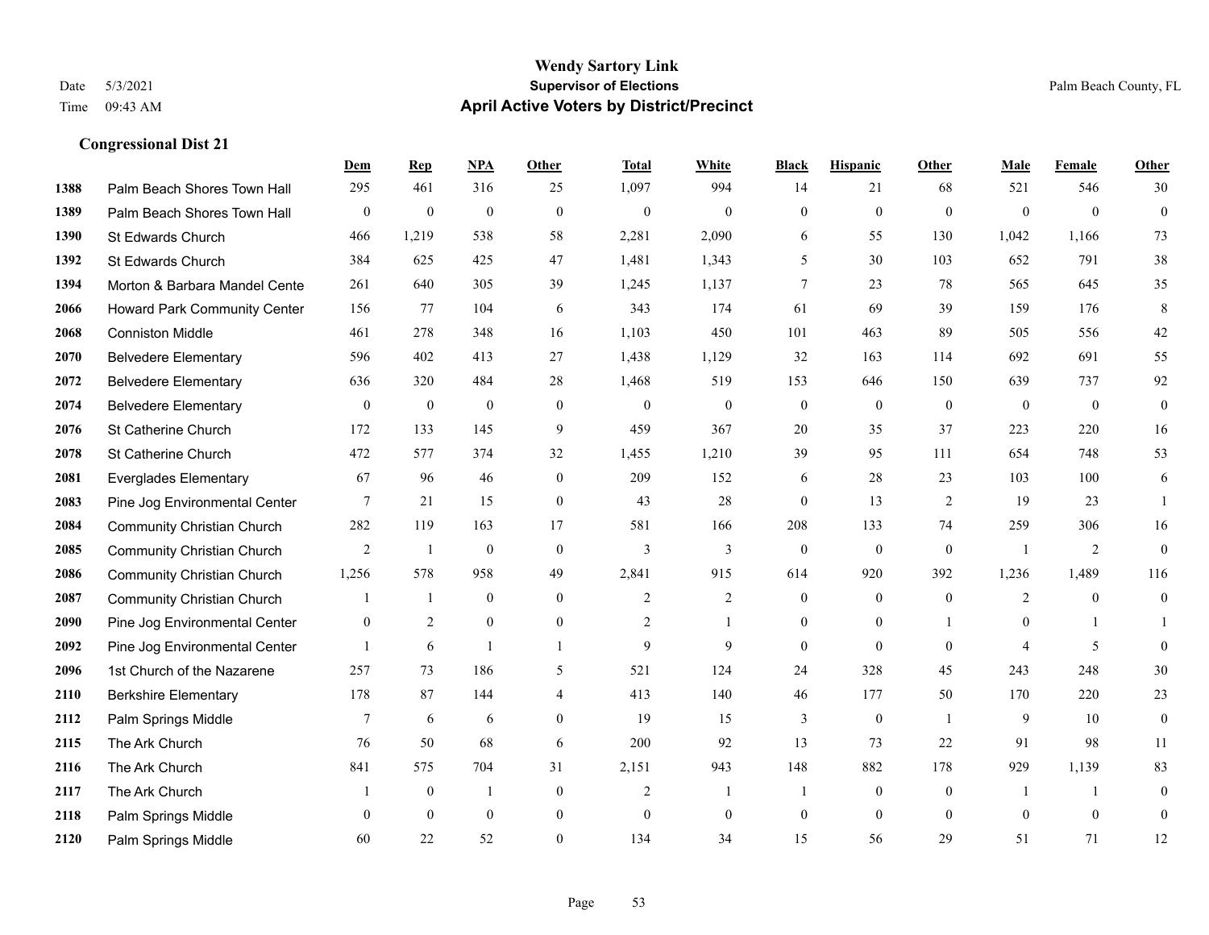# Wendy Sartory Link
## Supervisor of Elections
## April Active Voters by District/Precinct

Date 5/3/2021
Time 09:43 AM

Palm Beach County, FL

### Congressional Dist 21

| | | Dem | Rep | NPA | Other | Total | White | Black | Hispanic | Other | Male | Female | Other |
|---|---|---|---|---|---|---|---|---|---|---|---|---|---|
| 1388 | Palm Beach Shores Town Hall | 295 | 461 | 316 | 25 | 1,097 | 994 | 14 | 21 | 68 | 521 | 546 | 30 |
| 1389 | Palm Beach Shores Town Hall | 0 | 0 | 0 | 0 | 0 | 0 | 0 | 0 | 0 | 0 | 0 | 0 |
| 1390 | St Edwards Church | 466 | 1,219 | 538 | 58 | 2,281 | 2,090 | 6 | 55 | 130 | 1,042 | 1,166 | 73 |
| 1392 | St Edwards Church | 384 | 625 | 425 | 47 | 1,481 | 1,343 | 5 | 30 | 103 | 652 | 791 | 38 |
| 1394 | Morton & Barbara Mandel Cente | 261 | 640 | 305 | 39 | 1,245 | 1,137 | 7 | 23 | 78 | 565 | 645 | 35 |
| 2066 | Howard Park Community Center | 156 | 77 | 104 | 6 | 343 | 174 | 61 | 69 | 39 | 159 | 176 | 8 |
| 2068 | Conniston Middle | 461 | 278 | 348 | 16 | 1,103 | 450 | 101 | 463 | 89 | 505 | 556 | 42 |
| 2070 | Belvedere Elementary | 596 | 402 | 413 | 27 | 1,438 | 1,129 | 32 | 163 | 114 | 692 | 691 | 55 |
| 2072 | Belvedere Elementary | 636 | 320 | 484 | 28 | 1,468 | 519 | 153 | 646 | 150 | 639 | 737 | 92 |
| 2074 | Belvedere Elementary | 0 | 0 | 0 | 0 | 0 | 0 | 0 | 0 | 0 | 0 | 0 | 0 |
| 2076 | St Catherine Church | 172 | 133 | 145 | 9 | 459 | 367 | 20 | 35 | 37 | 223 | 220 | 16 |
| 2078 | St Catherine Church | 472 | 577 | 374 | 32 | 1,455 | 1,210 | 39 | 95 | 111 | 654 | 748 | 53 |
| 2081 | Everglades Elementary | 67 | 96 | 46 | 0 | 209 | 152 | 6 | 28 | 23 | 103 | 100 | 6 |
| 2083 | Pine Jog Environmental Center | 7 | 21 | 15 | 0 | 43 | 28 | 0 | 13 | 2 | 19 | 23 | 1 |
| 2084 | Community Christian Church | 282 | 119 | 163 | 17 | 581 | 166 | 208 | 133 | 74 | 259 | 306 | 16 |
| 2085 | Community Christian Church | 2 | 1 | 0 | 0 | 3 | 3 | 0 | 0 | 0 | 1 | 2 | 0 |
| 2086 | Community Christian Church | 1,256 | 578 | 958 | 49 | 2,841 | 915 | 614 | 920 | 392 | 1,236 | 1,489 | 116 |
| 2087 | Community Christian Church | 1 | 1 | 0 | 0 | 2 | 2 | 0 | 0 | 0 | 2 | 0 | 0 |
| 2090 | Pine Jog Environmental Center | 0 | 2 | 0 | 0 | 2 | 1 | 0 | 0 | 1 | 0 | 1 | 1 |
| 2092 | Pine Jog Environmental Center | 1 | 6 | 1 | 1 | 9 | 9 | 0 | 0 | 0 | 4 | 5 | 0 |
| 2096 | 1st Church of the Nazarene | 257 | 73 | 186 | 5 | 521 | 124 | 24 | 328 | 45 | 243 | 248 | 30 |
| 2110 | Berkshire Elementary | 178 | 87 | 144 | 4 | 413 | 140 | 46 | 177 | 50 | 170 | 220 | 23 |
| 2112 | Palm Springs Middle | 7 | 6 | 6 | 0 | 19 | 15 | 3 | 0 | 1 | 9 | 10 | 0 |
| 2115 | The Ark Church | 76 | 50 | 68 | 6 | 200 | 92 | 13 | 73 | 22 | 91 | 98 | 11 |
| 2116 | The Ark Church | 841 | 575 | 704 | 31 | 2,151 | 943 | 148 | 882 | 178 | 929 | 1,139 | 83 |
| 2117 | The Ark Church | 1 | 0 | 1 | 0 | 2 | 1 | 1 | 0 | 0 | 1 | 1 | 0 |
| 2118 | Palm Springs Middle | 0 | 0 | 0 | 0 | 0 | 0 | 0 | 0 | 0 | 0 | 0 | 0 |
| 2120 | Palm Springs Middle | 60 | 22 | 52 | 0 | 134 | 34 | 15 | 56 | 29 | 51 | 71 | 12 |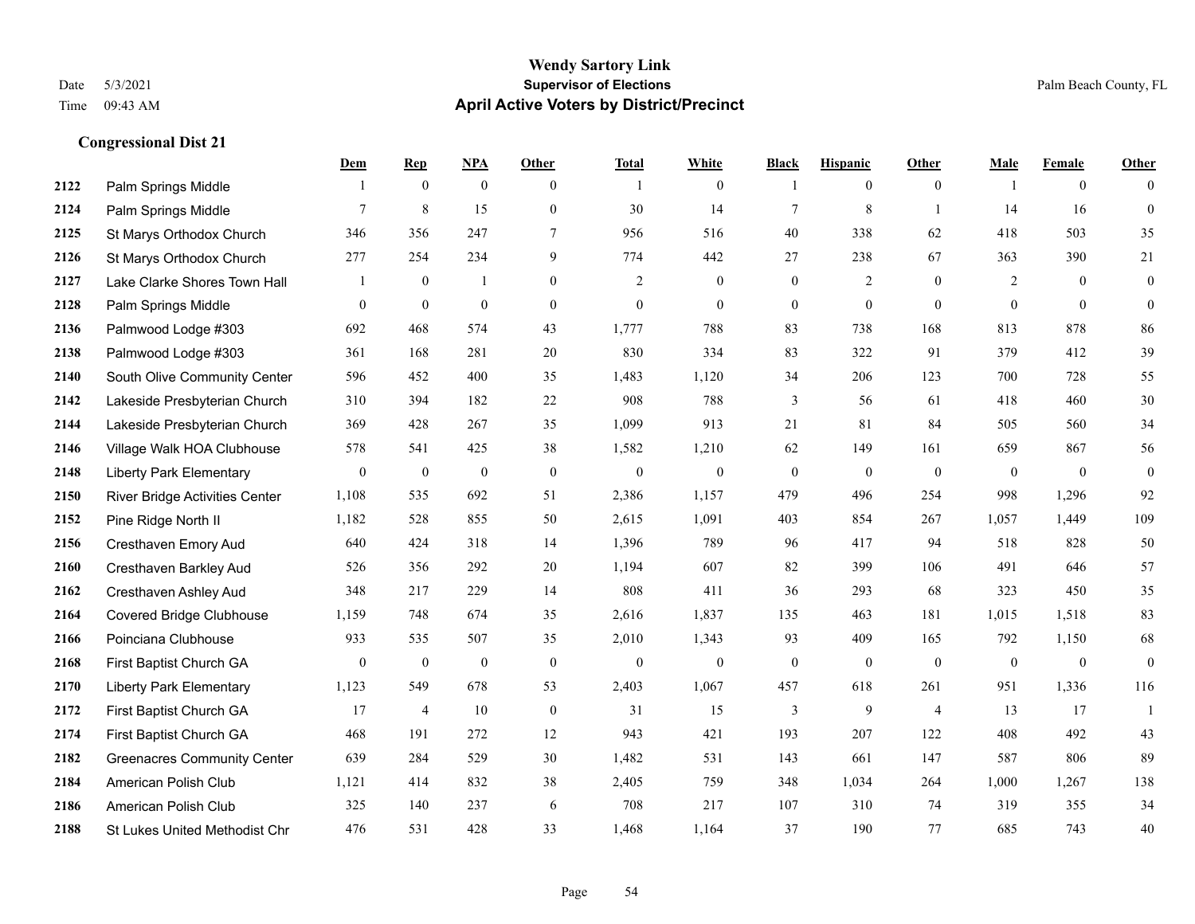# Wendy Sartory Link

**Supervisor of Elections**

**April Active Voters by District/Precinct**

Date 5/3/2021
Time 09:43 AM

Palm Beach County, FL

### Congressional Dist 21

| | | Dem | Rep | NPA | Other | Total | White | Black | Hispanic | Other | Male | Female | Other |
|---|---|---|---|---|---|---|---|---|---|---|---|---|---|
| 2122 | Palm Springs Middle | 1 | 0 | 0 | 0 | 1 | 0 | 1 | 0 | 0 | 1 | 0 | 0 |
| 2124 | Palm Springs Middle | 7 | 8 | 15 | 0 | 30 | 14 | 7 | 8 | 1 | 14 | 16 | 0 |
| 2125 | St Marys Orthodox Church | 346 | 356 | 247 | 7 | 956 | 516 | 40 | 338 | 62 | 418 | 503 | 35 |
| 2126 | St Marys Orthodox Church | 277 | 254 | 234 | 9 | 774 | 442 | 27 | 238 | 67 | 363 | 390 | 21 |
| 2127 | Lake Clarke Shores Town Hall | 1 | 0 | 1 | 0 | 2 | 0 | 0 | 2 | 0 | 2 | 0 | 0 |
| 2128 | Palm Springs Middle | 0 | 0 | 0 | 0 | 0 | 0 | 0 | 0 | 0 | 0 | 0 | 0 |
| 2136 | Palmwood Lodge #303 | 692 | 468 | 574 | 43 | 1,777 | 788 | 83 | 738 | 168 | 813 | 878 | 86 |
| 2138 | Palmwood Lodge #303 | 361 | 168 | 281 | 20 | 830 | 334 | 83 | 322 | 91 | 379 | 412 | 39 |
| 2140 | South Olive Community Center | 596 | 452 | 400 | 35 | 1,483 | 1,120 | 34 | 206 | 123 | 700 | 728 | 55 |
| 2142 | Lakeside Presbyterian Church | 310 | 394 | 182 | 22 | 908 | 788 | 3 | 56 | 61 | 418 | 460 | 30 |
| 2144 | Lakeside Presbyterian Church | 369 | 428 | 267 | 35 | 1,099 | 913 | 21 | 81 | 84 | 505 | 560 | 34 |
| 2146 | Village Walk HOA Clubhouse | 578 | 541 | 425 | 38 | 1,582 | 1,210 | 62 | 149 | 161 | 659 | 867 | 56 |
| 2148 | Liberty Park Elementary | 0 | 0 | 0 | 0 | 0 | 0 | 0 | 0 | 0 | 0 | 0 | 0 |
| 2150 | River Bridge Activities Center | 1,108 | 535 | 692 | 51 | 2,386 | 1,157 | 479 | 496 | 254 | 998 | 1,296 | 92 |
| 2152 | Pine Ridge North II | 1,182 | 528 | 855 | 50 | 2,615 | 1,091 | 403 | 854 | 267 | 1,057 | 1,449 | 109 |
| 2156 | Cresthaven Emory Aud | 640 | 424 | 318 | 14 | 1,396 | 789 | 96 | 417 | 94 | 518 | 828 | 50 |
| 2160 | Cresthaven Barkley Aud | 526 | 356 | 292 | 20 | 1,194 | 607 | 82 | 399 | 106 | 491 | 646 | 57 |
| 2162 | Cresthaven Ashley Aud | 348 | 217 | 229 | 14 | 808 | 411 | 36 | 293 | 68 | 323 | 450 | 35 |
| 2164 | Covered Bridge Clubhouse | 1,159 | 748 | 674 | 35 | 2,616 | 1,837 | 135 | 463 | 181 | 1,015 | 1,518 | 83 |
| 2166 | Poinciana Clubhouse | 933 | 535 | 507 | 35 | 2,010 | 1,343 | 93 | 409 | 165 | 792 | 1,150 | 68 |
| 2168 | First Baptist Church GA | 0 | 0 | 0 | 0 | 0 | 0 | 0 | 0 | 0 | 0 | 0 | 0 |
| 2170 | Liberty Park Elementary | 1,123 | 549 | 678 | 53 | 2,403 | 1,067 | 457 | 618 | 261 | 951 | 1,336 | 116 |
| 2172 | First Baptist Church GA | 17 | 4 | 10 | 0 | 31 | 15 | 3 | 9 | 4 | 13 | 17 | 1 |
| 2174 | First Baptist Church GA | 468 | 191 | 272 | 12 | 943 | 421 | 193 | 207 | 122 | 408 | 492 | 43 |
| 2182 | Greenacres Community Center | 639 | 284 | 529 | 30 | 1,482 | 531 | 143 | 661 | 147 | 587 | 806 | 89 |
| 2184 | American Polish Club | 1,121 | 414 | 832 | 38 | 2,405 | 759 | 348 | 1,034 | 264 | 1,000 | 1,267 | 138 |
| 2186 | American Polish Club | 325 | 140 | 237 | 6 | 708 | 217 | 107 | 310 | 74 | 319 | 355 | 34 |
| 2188 | St Lukes United Methodist Chr | 476 | 531 | 428 | 33 | 1,468 | 1,164 | 37 | 190 | 77 | 685 | 743 | 40 |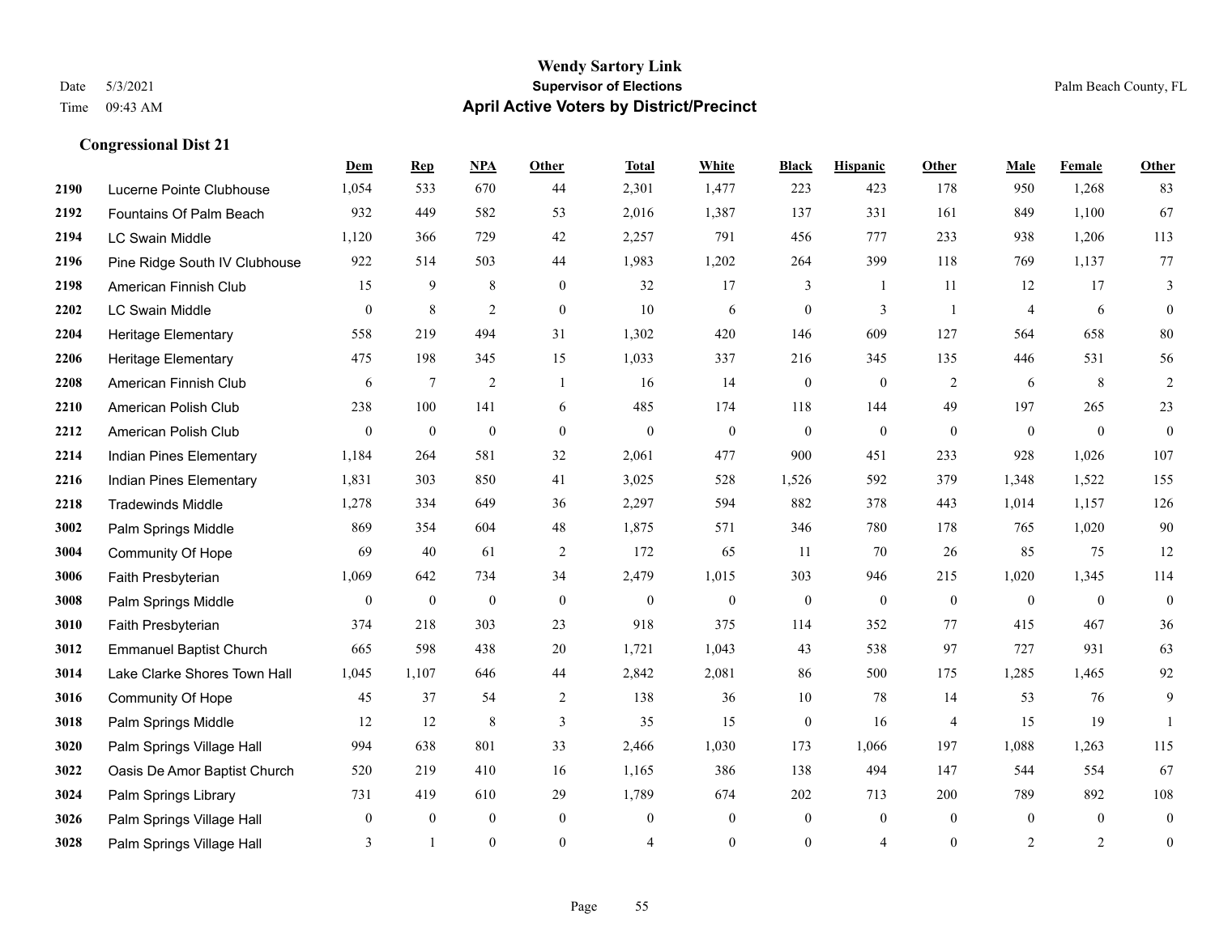# Wendy Sartory Link
## Supervisor of Elections
## April Active Voters by District/Precinct

Date 5/3/2021
Time 09:43 AM

Palm Beach County, FL

### Congressional Dist 21

| | | Dem | Rep | NPA | Other | Total | White | Black | Hispanic | Other | Male | Female | Other |
|---|---|---|---|---|---|---|---|---|---|---|---|---|---|
| 2190 | Lucerne Pointe Clubhouse | 1,054 | 533 | 670 | 44 | 2,301 | 1,477 | 223 | 423 | 178 | 950 | 1,268 | 83 |
| 2192 | Fountains Of Palm Beach | 932 | 449 | 582 | 53 | 2,016 | 1,387 | 137 | 331 | 161 | 849 | 1,100 | 67 |
| 2194 | LC Swain Middle | 1,120 | 366 | 729 | 42 | 2,257 | 791 | 456 | 777 | 233 | 938 | 1,206 | 113 |
| 2196 | Pine Ridge South IV Clubhouse | 922 | 514 | 503 | 44 | 1,983 | 1,202 | 264 | 399 | 118 | 769 | 1,137 | 77 |
| 2198 | American Finnish Club | 15 | 9 | 8 | 0 | 32 | 17 | 3 | 1 | 11 | 12 | 17 | 3 |
| 2202 | LC Swain Middle | 0 | 8 | 2 | 0 | 10 | 6 | 0 | 3 | 1 | 4 | 6 | 0 |
| 2204 | Heritage Elementary | 558 | 219 | 494 | 31 | 1,302 | 420 | 146 | 609 | 127 | 564 | 658 | 80 |
| 2206 | Heritage Elementary | 475 | 198 | 345 | 15 | 1,033 | 337 | 216 | 345 | 135 | 446 | 531 | 56 |
| 2208 | American Finnish Club | 6 | 7 | 2 | 1 | 16 | 14 | 0 | 0 | 2 | 6 | 8 | 2 |
| 2210 | American Polish Club | 238 | 100 | 141 | 6 | 485 | 174 | 118 | 144 | 49 | 197 | 265 | 23 |
| 2212 | American Polish Club | 0 | 0 | 0 | 0 | 0 | 0 | 0 | 0 | 0 | 0 | 0 | 0 |
| 2214 | Indian Pines Elementary | 1,184 | 264 | 581 | 32 | 2,061 | 477 | 900 | 451 | 233 | 928 | 1,026 | 107 |
| 2216 | Indian Pines Elementary | 1,831 | 303 | 850 | 41 | 3,025 | 528 | 1,526 | 592 | 379 | 1,348 | 1,522 | 155 |
| 2218 | Tradewinds Middle | 1,278 | 334 | 649 | 36 | 2,297 | 594 | 882 | 378 | 443 | 1,014 | 1,157 | 126 |
| 3002 | Palm Springs Middle | 869 | 354 | 604 | 48 | 1,875 | 571 | 346 | 780 | 178 | 765 | 1,020 | 90 |
| 3004 | Community Of Hope | 69 | 40 | 61 | 2 | 172 | 65 | 11 | 70 | 26 | 85 | 75 | 12 |
| 3006 | Faith Presbyterian | 1,069 | 642 | 734 | 34 | 2,479 | 1,015 | 303 | 946 | 215 | 1,020 | 1,345 | 114 |
| 3008 | Palm Springs Middle | 0 | 0 | 0 | 0 | 0 | 0 | 0 | 0 | 0 | 0 | 0 | 0 |
| 3010 | Faith Presbyterian | 374 | 218 | 303 | 23 | 918 | 375 | 114 | 352 | 77 | 415 | 467 | 36 |
| 3012 | Emmanuel Baptist Church | 665 | 598 | 438 | 20 | 1,721 | 1,043 | 43 | 538 | 97 | 727 | 931 | 63 |
| 3014 | Lake Clarke Shores Town Hall | 1,045 | 1,107 | 646 | 44 | 2,842 | 2,081 | 86 | 500 | 175 | 1,285 | 1,465 | 92 |
| 3016 | Community Of Hope | 45 | 37 | 54 | 2 | 138 | 36 | 10 | 78 | 14 | 53 | 76 | 9 |
| 3018 | Palm Springs Middle | 12 | 12 | 8 | 3 | 35 | 15 | 0 | 16 | 4 | 15 | 19 | 1 |
| 3020 | Palm Springs Village Hall | 994 | 638 | 801 | 33 | 2,466 | 1,030 | 173 | 1,066 | 197 | 1,088 | 1,263 | 115 |
| 3022 | Oasis De Amor Baptist Church | 520 | 219 | 410 | 16 | 1,165 | 386 | 138 | 494 | 147 | 544 | 554 | 67 |
| 3024 | Palm Springs Library | 731 | 419 | 610 | 29 | 1,789 | 674 | 202 | 713 | 200 | 789 | 892 | 108 |
| 3026 | Palm Springs Village Hall | 0 | 0 | 0 | 0 | 0 | 0 | 0 | 0 | 0 | 0 | 0 | 0 |
| 3028 | Palm Springs Village Hall | 3 | 1 | 0 | 0 | 4 | 0 | 0 | 4 | 0 | 2 | 2 | 0 |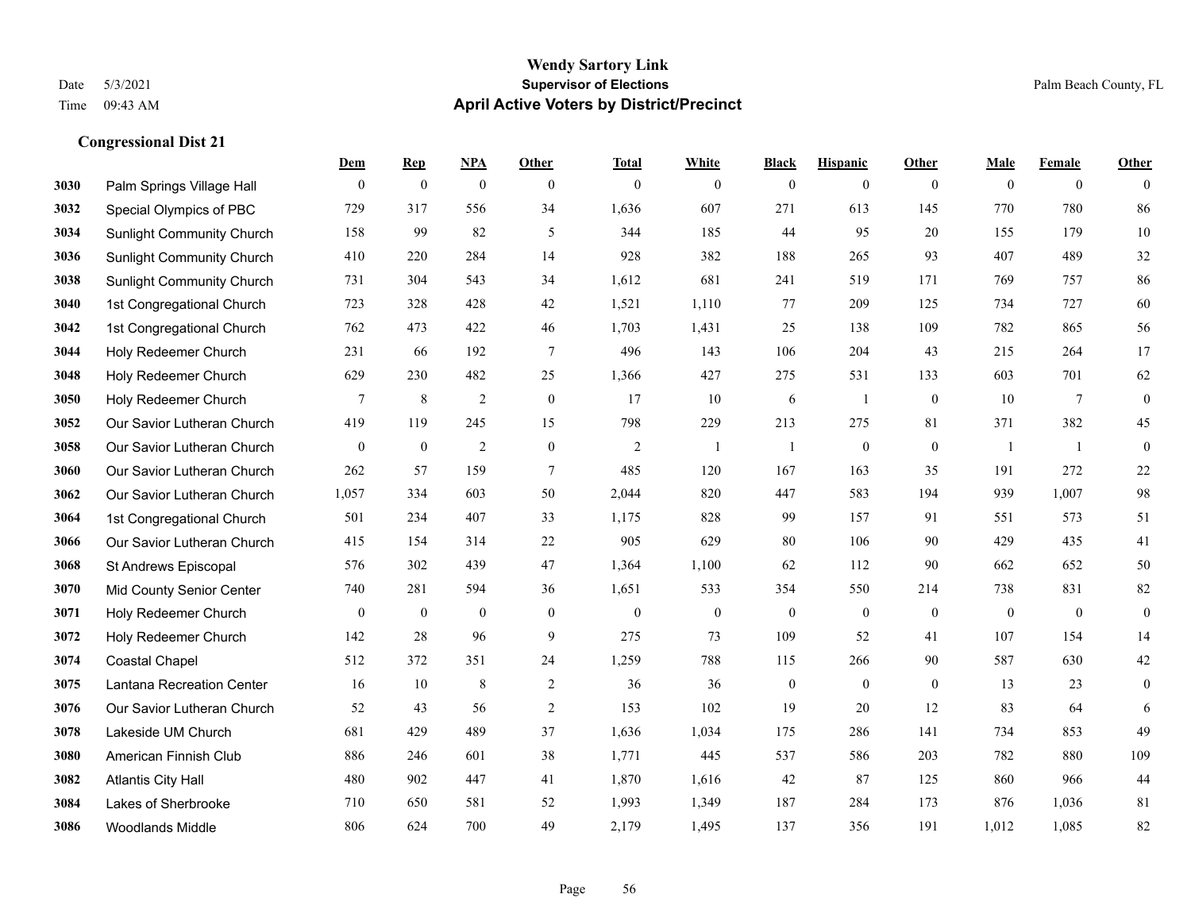**Wendy Sartory Link**
**Supervisor of Elections**
**April Active Voters by District/Precinct**

Date 5/3/2021
Time 09:43 AM
Palm Beach County, FL

### Congressional Dist 21

| | | Dem | Rep | NPA | Other | Total | White | Black | Hispanic | Other | Male | Female | Other |
|---|---|---|---|---|---|---|---|---|---|---|---|---|---|
| 3030 | Palm Springs Village Hall | 0 | 0 | 0 | 0 | 0 | 0 | 0 | 0 | 0 | 0 | 0 | 0 |
| 3032 | Special Olympics of PBC | 729 | 317 | 556 | 34 | 1,636 | 607 | 271 | 613 | 145 | 770 | 780 | 86 |
| 3034 | Sunlight Community Church | 158 | 99 | 82 | 5 | 344 | 185 | 44 | 95 | 20 | 155 | 179 | 10 |
| 3036 | Sunlight Community Church | 410 | 220 | 284 | 14 | 928 | 382 | 188 | 265 | 93 | 407 | 489 | 32 |
| 3038 | Sunlight Community Church | 731 | 304 | 543 | 34 | 1,612 | 681 | 241 | 519 | 171 | 769 | 757 | 86 |
| 3040 | 1st Congregational Church | 723 | 328 | 428 | 42 | 1,521 | 1,110 | 77 | 209 | 125 | 734 | 727 | 60 |
| 3042 | 1st Congregational Church | 762 | 473 | 422 | 46 | 1,703 | 1,431 | 25 | 138 | 109 | 782 | 865 | 56 |
| 3044 | Holy Redeemer Church | 231 | 66 | 192 | 7 | 496 | 143 | 106 | 204 | 43 | 215 | 264 | 17 |
| 3048 | Holy Redeemer Church | 629 | 230 | 482 | 25 | 1,366 | 427 | 275 | 531 | 133 | 603 | 701 | 62 |
| 3050 | Holy Redeemer Church | 7 | 8 | 2 | 0 | 17 | 10 | 6 | 1 | 0 | 10 | 7 | 0 |
| 3052 | Our Savior Lutheran Church | 419 | 119 | 245 | 15 | 798 | 229 | 213 | 275 | 81 | 371 | 382 | 45 |
| 3058 | Our Savior Lutheran Church | 0 | 0 | 2 | 0 | 2 | 1 | 1 | 0 | 0 | 1 | 1 | 0 |
| 3060 | Our Savior Lutheran Church | 262 | 57 | 159 | 7 | 485 | 120 | 167 | 163 | 35 | 191 | 272 | 22 |
| 3062 | Our Savior Lutheran Church | 1,057 | 334 | 603 | 50 | 2,044 | 820 | 447 | 583 | 194 | 939 | 1,007 | 98 |
| 3064 | 1st Congregational Church | 501 | 234 | 407 | 33 | 1,175 | 828 | 99 | 157 | 91 | 551 | 573 | 51 |
| 3066 | Our Savior Lutheran Church | 415 | 154 | 314 | 22 | 905 | 629 | 80 | 106 | 90 | 429 | 435 | 41 |
| 3068 | St Andrews Episcopal | 576 | 302 | 439 | 47 | 1,364 | 1,100 | 62 | 112 | 90 | 662 | 652 | 50 |
| 3070 | Mid County Senior Center | 740 | 281 | 594 | 36 | 1,651 | 533 | 354 | 550 | 214 | 738 | 831 | 82 |
| 3071 | Holy Redeemer Church | 0 | 0 | 0 | 0 | 0 | 0 | 0 | 0 | 0 | 0 | 0 | 0 |
| 3072 | Holy Redeemer Church | 142 | 28 | 96 | 9 | 275 | 73 | 109 | 52 | 41 | 107 | 154 | 14 |
| 3074 | Coastal Chapel | 512 | 372 | 351 | 24 | 1,259 | 788 | 115 | 266 | 90 | 587 | 630 | 42 |
| 3075 | Lantana Recreation Center | 16 | 10 | 8 | 2 | 36 | 36 | 0 | 0 | 0 | 13 | 23 | 0 |
| 3076 | Our Savior Lutheran Church | 52 | 43 | 56 | 2 | 153 | 102 | 19 | 20 | 12 | 83 | 64 | 6 |
| 3078 | Lakeside UM Church | 681 | 429 | 489 | 37 | 1,636 | 1,034 | 175 | 286 | 141 | 734 | 853 | 49 |
| 3080 | American Finnish Club | 886 | 246 | 601 | 38 | 1,771 | 445 | 537 | 586 | 203 | 782 | 880 | 109 |
| 3082 | Atlantis City Hall | 480 | 902 | 447 | 41 | 1,870 | 1,616 | 42 | 87 | 125 | 860 | 966 | 44 |
| 3084 | Lakes of Sherbrooke | 710 | 650 | 581 | 52 | 1,993 | 1,349 | 187 | 284 | 173 | 876 | 1,036 | 81 |
| 3086 | Woodlands Middle | 806 | 624 | 700 | 49 | 2,179 | 1,495 | 137 | 356 | 191 | 1,012 | 1,085 | 82 |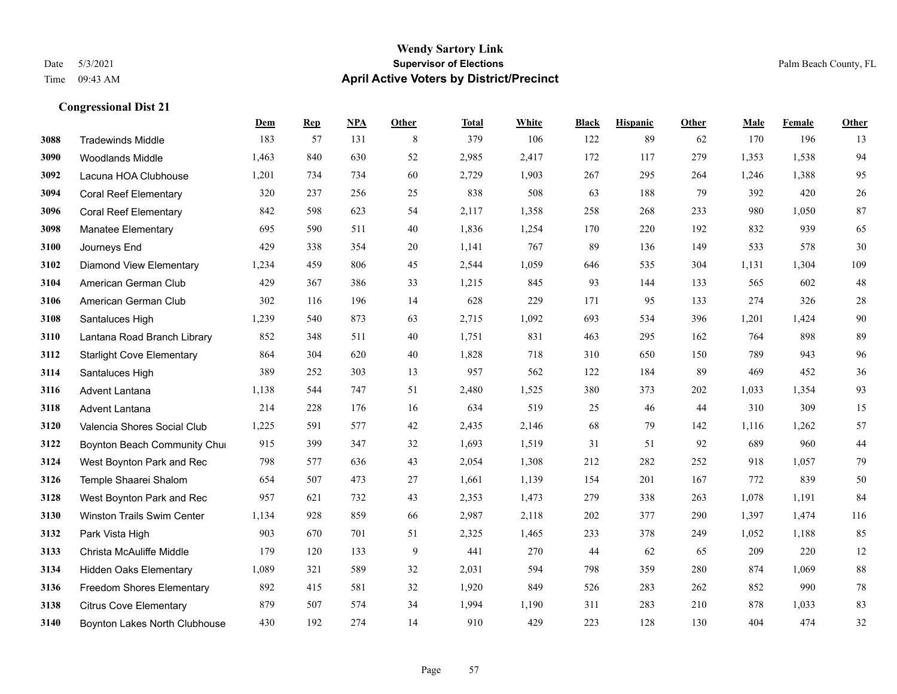# Wendy Sartory Link
## Supervisor of Elections
## April Active Voters by District/Precinct

Date 5/3/2021
Time 09:43 AM

Palm Beach County, FL

### Congressional Dist 21

| | | Dem | Rep | NPA | Other | Total | White | Black | Hispanic | Other | Male | Female | Other |
|---|---|---|---|---|---|---|---|---|---|---|---|---|---|
| 3088 | Tradewinds Middle | 183 | 57 | 131 | 8 | 379 | 106 | 122 | 89 | 62 | 170 | 196 | 13 |
| 3090 | Woodlands Middle | 1,463 | 840 | 630 | 52 | 2,985 | 2,417 | 172 | 117 | 279 | 1,353 | 1,538 | 94 |
| 3092 | Lacuna HOA Clubhouse | 1,201 | 734 | 734 | 60 | 2,729 | 1,903 | 267 | 295 | 264 | 1,246 | 1,388 | 95 |
| 3094 | Coral Reef Elementary | 320 | 237 | 256 | 25 | 838 | 508 | 63 | 188 | 79 | 392 | 420 | 26 |
| 3096 | Coral Reef Elementary | 842 | 598 | 623 | 54 | 2,117 | 1,358 | 258 | 268 | 233 | 980 | 1,050 | 87 |
| 3098 | Manatee Elementary | 695 | 590 | 511 | 40 | 1,836 | 1,254 | 170 | 220 | 192 | 832 | 939 | 65 |
| 3100 | Journeys End | 429 | 338 | 354 | 20 | 1,141 | 767 | 89 | 136 | 149 | 533 | 578 | 30 |
| 3102 | Diamond View Elementary | 1,234 | 459 | 806 | 45 | 2,544 | 1,059 | 646 | 535 | 304 | 1,131 | 1,304 | 109 |
| 3104 | American German Club | 429 | 367 | 386 | 33 | 1,215 | 845 | 93 | 144 | 133 | 565 | 602 | 48 |
| 3106 | American German Club | 302 | 116 | 196 | 14 | 628 | 229 | 171 | 95 | 133 | 274 | 326 | 28 |
| 3108 | Santaluces High | 1,239 | 540 | 873 | 63 | 2,715 | 1,092 | 693 | 534 | 396 | 1,201 | 1,424 | 90 |
| 3110 | Lantana Road Branch Library | 852 | 348 | 511 | 40 | 1,751 | 831 | 463 | 295 | 162 | 764 | 898 | 89 |
| 3112 | Starlight Cove Elementary | 864 | 304 | 620 | 40 | 1,828 | 718 | 310 | 650 | 150 | 789 | 943 | 96 |
| 3114 | Santaluces High | 389 | 252 | 303 | 13 | 957 | 562 | 122 | 184 | 89 | 469 | 452 | 36 |
| 3116 | Advent Lantana | 1,138 | 544 | 747 | 51 | 2,480 | 1,525 | 380 | 373 | 202 | 1,033 | 1,354 | 93 |
| 3118 | Advent Lantana | 214 | 228 | 176 | 16 | 634 | 519 | 25 | 46 | 44 | 310 | 309 | 15 |
| 3120 | Valencia Shores Social Club | 1,225 | 591 | 577 | 42 | 2,435 | 2,146 | 68 | 79 | 142 | 1,116 | 1,262 | 57 |
| 3122 | Boynton Beach Community Chui | 915 | 399 | 347 | 32 | 1,693 | 1,519 | 31 | 51 | 92 | 689 | 960 | 44 |
| 3124 | West Boynton Park and Rec | 798 | 577 | 636 | 43 | 2,054 | 1,308 | 212 | 282 | 252 | 918 | 1,057 | 79 |
| 3126 | Temple Shaarei Shalom | 654 | 507 | 473 | 27 | 1,661 | 1,139 | 154 | 201 | 167 | 772 | 839 | 50 |
| 3128 | West Boynton Park and Rec | 957 | 621 | 732 | 43 | 2,353 | 1,473 | 279 | 338 | 263 | 1,078 | 1,191 | 84 |
| 3130 | Winston Trails Swim Center | 1,134 | 928 | 859 | 66 | 2,987 | 2,118 | 202 | 377 | 290 | 1,397 | 1,474 | 116 |
| 3132 | Park Vista High | 903 | 670 | 701 | 51 | 2,325 | 1,465 | 233 | 378 | 249 | 1,052 | 1,188 | 85 |
| 3133 | Christa McAuliffe Middle | 179 | 120 | 133 | 9 | 441 | 270 | 44 | 62 | 65 | 209 | 220 | 12 |
| 3134 | Hidden Oaks Elementary | 1,089 | 321 | 589 | 32 | 2,031 | 594 | 798 | 359 | 280 | 874 | 1,069 | 88 |
| 3136 | Freedom Shores Elementary | 892 | 415 | 581 | 32 | 1,920 | 849 | 526 | 283 | 262 | 852 | 990 | 78 |
| 3138 | Citrus Cove Elementary | 879 | 507 | 574 | 34 | 1,994 | 1,190 | 311 | 283 | 210 | 878 | 1,033 | 83 |
| 3140 | Boynton Lakes North Clubhouse | 430 | 192 | 274 | 14 | 910 | 429 | 223 | 128 | 130 | 404 | 474 | 32 |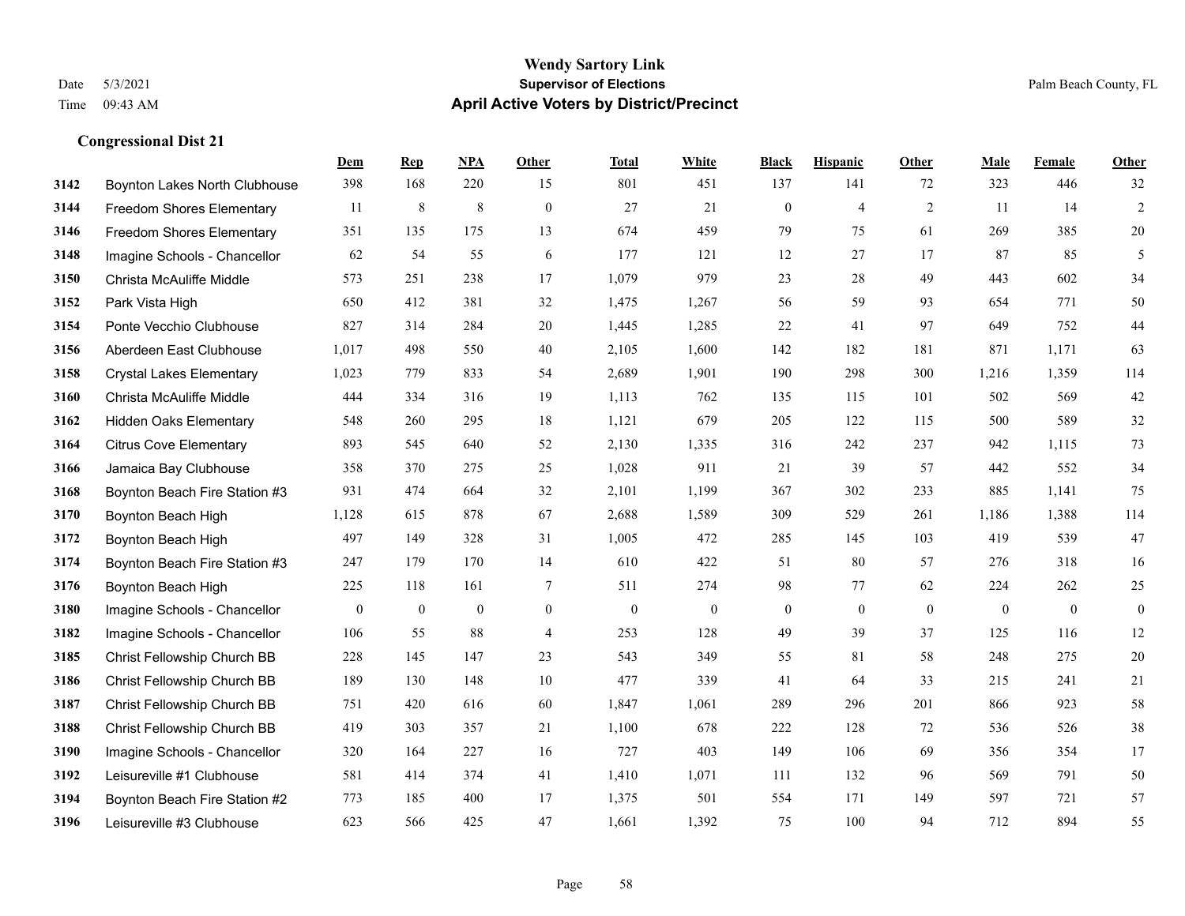# Wendy Sartory Link

**Supervisor of Elections**

**April Active Voters by District/Precinct**

Date 5/3/2021
Time 09:43 AM

Palm Beach County, FL

## Congressional Dist 21

| | | Dem | Rep | NPA | Other | Total | White | Black | Hispanic | Other | Male | Female | Other |
|---|---|---|---|---|---|---|---|---|---|---|---|---|---|
| 3142 | Boynton Lakes North Clubhouse | 398 | 168 | 220 | 15 | 801 | 451 | 137 | 141 | 72 | 323 | 446 | 32 |
| 3144 | Freedom Shores Elementary | 11 | 8 | 8 | 0 | 27 | 21 | 0 | 4 | 2 | 11 | 14 | 2 |
| 3146 | Freedom Shores Elementary | 351 | 135 | 175 | 13 | 674 | 459 | 79 | 75 | 61 | 269 | 385 | 20 |
| 3148 | Imagine Schools - Chancellor | 62 | 54 | 55 | 6 | 177 | 121 | 12 | 27 | 17 | 87 | 85 | 5 |
| 3150 | Christa McAuliffe Middle | 573 | 251 | 238 | 17 | 1,079 | 979 | 23 | 28 | 49 | 443 | 602 | 34 |
| 3152 | Park Vista High | 650 | 412 | 381 | 32 | 1,475 | 1,267 | 56 | 59 | 93 | 654 | 771 | 50 |
| 3154 | Ponte Vecchio Clubhouse | 827 | 314 | 284 | 20 | 1,445 | 1,285 | 22 | 41 | 97 | 649 | 752 | 44 |
| 3156 | Aberdeen East Clubhouse | 1,017 | 498 | 550 | 40 | 2,105 | 1,600 | 142 | 182 | 181 | 871 | 1,171 | 63 |
| 3158 | Crystal Lakes Elementary | 1,023 | 779 | 833 | 54 | 2,689 | 1,901 | 190 | 298 | 300 | 1,216 | 1,359 | 114 |
| 3160 | Christa McAuliffe Middle | 444 | 334 | 316 | 19 | 1,113 | 762 | 135 | 115 | 101 | 502 | 569 | 42 |
| 3162 | Hidden Oaks Elementary | 548 | 260 | 295 | 18 | 1,121 | 679 | 205 | 122 | 115 | 500 | 589 | 32 |
| 3164 | Citrus Cove Elementary | 893 | 545 | 640 | 52 | 2,130 | 1,335 | 316 | 242 | 237 | 942 | 1,115 | 73 |
| 3166 | Jamaica Bay Clubhouse | 358 | 370 | 275 | 25 | 1,028 | 911 | 21 | 39 | 57 | 442 | 552 | 34 |
| 3168 | Boynton Beach Fire Station #3 | 931 | 474 | 664 | 32 | 2,101 | 1,199 | 367 | 302 | 233 | 885 | 1,141 | 75 |
| 3170 | Boynton Beach High | 1,128 | 615 | 878 | 67 | 2,688 | 1,589 | 309 | 529 | 261 | 1,186 | 1,388 | 114 |
| 3172 | Boynton Beach High | 497 | 149 | 328 | 31 | 1,005 | 472 | 285 | 145 | 103 | 419 | 539 | 47 |
| 3174 | Boynton Beach Fire Station #3 | 247 | 179 | 170 | 14 | 610 | 422 | 51 | 80 | 57 | 276 | 318 | 16 |
| 3176 | Boynton Beach High | 225 | 118 | 161 | 7 | 511 | 274 | 98 | 77 | 62 | 224 | 262 | 25 |
| 3180 | Imagine Schools - Chancellor | 0 | 0 | 0 | 0 | 0 | 0 | 0 | 0 | 0 | 0 | 0 | 0 |
| 3182 | Imagine Schools - Chancellor | 106 | 55 | 88 | 4 | 253 | 128 | 49 | 39 | 37 | 125 | 116 | 12 |
| 3185 | Christ Fellowship Church BB | 228 | 145 | 147 | 23 | 543 | 349 | 55 | 81 | 58 | 248 | 275 | 20 |
| 3186 | Christ Fellowship Church BB | 189 | 130 | 148 | 10 | 477 | 339 | 41 | 64 | 33 | 215 | 241 | 21 |
| 3187 | Christ Fellowship Church BB | 751 | 420 | 616 | 60 | 1,847 | 1,061 | 289 | 296 | 201 | 866 | 923 | 58 |
| 3188 | Christ Fellowship Church BB | 419 | 303 | 357 | 21 | 1,100 | 678 | 222 | 128 | 72 | 536 | 526 | 38 |
| 3190 | Imagine Schools - Chancellor | 320 | 164 | 227 | 16 | 727 | 403 | 149 | 106 | 69 | 356 | 354 | 17 |
| 3192 | Leisureville #1 Clubhouse | 581 | 414 | 374 | 41 | 1,410 | 1,071 | 111 | 132 | 96 | 569 | 791 | 50 |
| 3194 | Boynton Beach Fire Station #2 | 773 | 185 | 400 | 17 | 1,375 | 501 | 554 | 171 | 149 | 597 | 721 | 57 |
| 3196 | Leisureville #3 Clubhouse | 623 | 566 | 425 | 47 | 1,661 | 1,392 | 75 | 100 | 94 | 712 | 894 | 55 |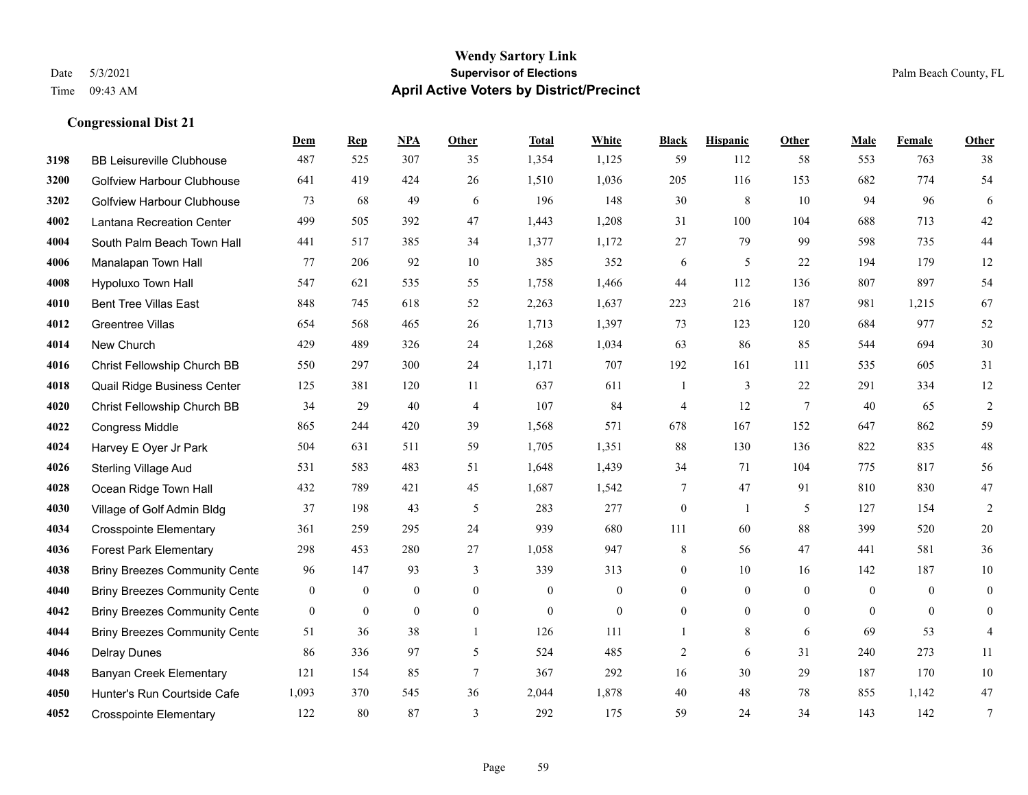**Wendy Sartory Link**
**Supervisor of Elections**
**April Active Voters by District/Precinct**

Date 5/3/2021
Time 09:43 AM

Palm Beach County, FL

### Congressional Dist 21

| | | Dem | Rep | NPA | Other | Total | White | Black | Hispanic | Other | Male | Female | Other |
|---|---|---|---|---|---|---|---|---|---|---|---|---|---|
| 3198 | BB Leisureville Clubhouse | 487 | 525 | 307 | 35 | 1,354 | 1,125 | 59 | 112 | 58 | 553 | 763 | 38 |
| 3200 | Golfview Harbour Clubhouse | 641 | 419 | 424 | 26 | 1,510 | 1,036 | 205 | 116 | 153 | 682 | 774 | 54 |
| 3202 | Golfview Harbour Clubhouse | 73 | 68 | 49 | 6 | 196 | 148 | 30 | 8 | 10 | 94 | 96 | 6 |
| 4002 | Lantana Recreation Center | 499 | 505 | 392 | 47 | 1,443 | 1,208 | 31 | 100 | 104 | 688 | 713 | 42 |
| 4004 | South Palm Beach Town Hall | 441 | 517 | 385 | 34 | 1,377 | 1,172 | 27 | 79 | 99 | 598 | 735 | 44 |
| 4006 | Manalapan Town Hall | 77 | 206 | 92 | 10 | 385 | 352 | 6 | 5 | 22 | 194 | 179 | 12 |
| 4008 | Hypoluxo Town Hall | 547 | 621 | 535 | 55 | 1,758 | 1,466 | 44 | 112 | 136 | 807 | 897 | 54 |
| 4010 | Bent Tree Villas East | 848 | 745 | 618 | 52 | 2,263 | 1,637 | 223 | 216 | 187 | 981 | 1,215 | 67 |
| 4012 | Greentree Villas | 654 | 568 | 465 | 26 | 1,713 | 1,397 | 73 | 123 | 120 | 684 | 977 | 52 |
| 4014 | New Church | 429 | 489 | 326 | 24 | 1,268 | 1,034 | 63 | 86 | 85 | 544 | 694 | 30 |
| 4016 | Christ Fellowship Church BB | 550 | 297 | 300 | 24 | 1,171 | 707 | 192 | 161 | 111 | 535 | 605 | 31 |
| 4018 | Quail Ridge Business Center | 125 | 381 | 120 | 11 | 637 | 611 | 1 | 3 | 22 | 291 | 334 | 12 |
| 4020 | Christ Fellowship Church BB | 34 | 29 | 40 | 4 | 107 | 84 | 4 | 12 | 7 | 40 | 65 | 2 |
| 4022 | Congress Middle | 865 | 244 | 420 | 39 | 1,568 | 571 | 678 | 167 | 152 | 647 | 862 | 59 |
| 4024 | Harvey E Oyer Jr Park | 504 | 631 | 511 | 59 | 1,705 | 1,351 | 88 | 130 | 136 | 822 | 835 | 48 |
| 4026 | Sterling Village Aud | 531 | 583 | 483 | 51 | 1,648 | 1,439 | 34 | 71 | 104 | 775 | 817 | 56 |
| 4028 | Ocean Ridge Town Hall | 432 | 789 | 421 | 45 | 1,687 | 1,542 | 7 | 47 | 91 | 810 | 830 | 47 |
| 4030 | Village of Golf Admin Bldg | 37 | 198 | 43 | 5 | 283 | 277 | 0 | 1 | 5 | 127 | 154 | 2 |
| 4034 | Crosspointe Elementary | 361 | 259 | 295 | 24 | 939 | 680 | 111 | 60 | 88 | 399 | 520 | 20 |
| 4036 | Forest Park Elementary | 298 | 453 | 280 | 27 | 1,058 | 947 | 8 | 56 | 47 | 441 | 581 | 36 |
| 4038 | Briny Breezes Community Cente | 96 | 147 | 93 | 3 | 339 | 313 | 0 | 10 | 16 | 142 | 187 | 10 |
| 4040 | Briny Breezes Community Cente | 0 | 0 | 0 | 0 | 0 | 0 | 0 | 0 | 0 | 0 | 0 | 0 |
| 4042 | Briny Breezes Community Cente | 0 | 0 | 0 | 0 | 0 | 0 | 0 | 0 | 0 | 0 | 0 | 0 |
| 4044 | Briny Breezes Community Cente | 51 | 36 | 38 | 1 | 126 | 111 | 1 | 8 | 6 | 69 | 53 | 4 |
| 4046 | Delray Dunes | 86 | 336 | 97 | 5 | 524 | 485 | 2 | 6 | 31 | 240 | 273 | 11 |
| 4048 | Banyan Creek Elementary | 121 | 154 | 85 | 7 | 367 | 292 | 16 | 30 | 29 | 187 | 170 | 10 |
| 4050 | Hunter's Run Courtside Cafe | 1,093 | 370 | 545 | 36 | 2,044 | 1,878 | 40 | 48 | 78 | 855 | 1,142 | 47 |
| 4052 | Crosspointe Elementary | 122 | 80 | 87 | 3 | 292 | 175 | 59 | 24 | 34 | 143 | 142 | 7 |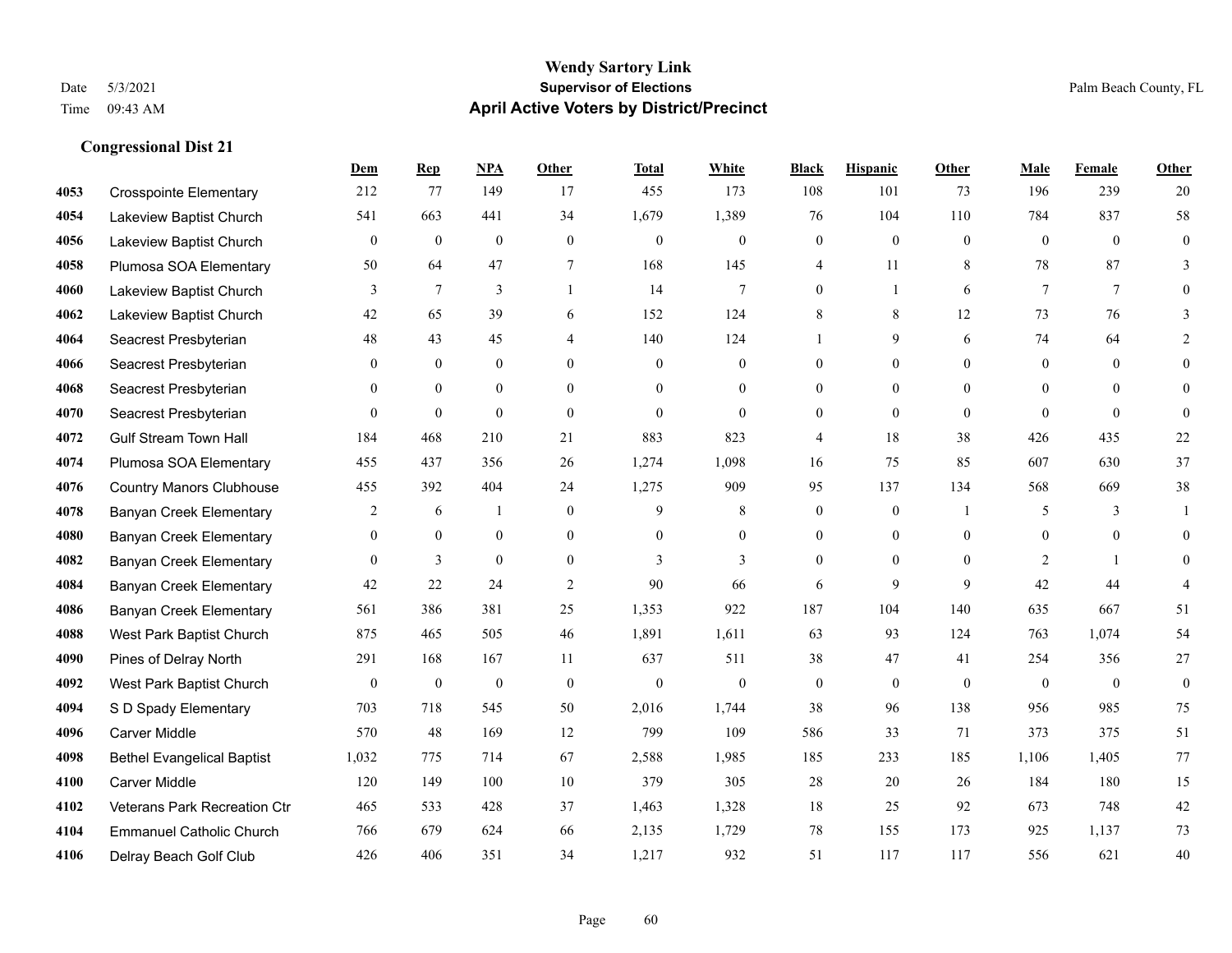# Wendy Sartory Link
## Supervisor of Elections
## April Active Voters by District/Precinct

Date 5/3/2021
Time 09:43 AM
Palm Beach County, FL

### Congressional Dist 21

| | | Dem | Rep | NPA | Other | Total | White | Black | Hispanic | Other | Male | Female | Other |
|---|---|---|---|---|---|---|---|---|---|---|---|---|---|
| 4053 | Crosspointe Elementary | 212 | 77 | 149 | 17 | 455 | 173 | 108 | 101 | 73 | 196 | 239 | 20 |
| 4054 | Lakeview Baptist Church | 541 | 663 | 441 | 34 | 1,679 | 1,389 | 76 | 104 | 110 | 784 | 837 | 58 |
| 4056 | Lakeview Baptist Church | 0 | 0 | 0 | 0 | 0 | 0 | 0 | 0 | 0 | 0 | 0 | 0 |
| 4058 | Plumosa SOA Elementary | 50 | 64 | 47 | 7 | 168 | 145 | 4 | 11 | 8 | 78 | 87 | 3 |
| 4060 | Lakeview Baptist Church | 3 | 7 | 3 | 1 | 14 | 7 | 0 | 1 | 6 | 7 | 7 | 0 |
| 4062 | Lakeview Baptist Church | 42 | 65 | 39 | 6 | 152 | 124 | 8 | 8 | 12 | 73 | 76 | 3 |
| 4064 | Seacrest Presbyterian | 48 | 43 | 45 | 4 | 140 | 124 | 1 | 9 | 6 | 74 | 64 | 2 |
| 4066 | Seacrest Presbyterian | 0 | 0 | 0 | 0 | 0 | 0 | 0 | 0 | 0 | 0 | 0 | 0 |
| 4068 | Seacrest Presbyterian | 0 | 0 | 0 | 0 | 0 | 0 | 0 | 0 | 0 | 0 | 0 | 0 |
| 4070 | Seacrest Presbyterian | 0 | 0 | 0 | 0 | 0 | 0 | 0 | 0 | 0 | 0 | 0 | 0 |
| 4072 | Gulf Stream Town Hall | 184 | 468 | 210 | 21 | 883 | 823 | 4 | 18 | 38 | 426 | 435 | 22 |
| 4074 | Plumosa SOA Elementary | 455 | 437 | 356 | 26 | 1,274 | 1,098 | 16 | 75 | 85 | 607 | 630 | 37 |
| 4076 | Country Manors Clubhouse | 455 | 392 | 404 | 24 | 1,275 | 909 | 95 | 137 | 134 | 568 | 669 | 38 |
| 4078 | Banyan Creek Elementary | 2 | 6 | 1 | 0 | 9 | 8 | 0 | 0 | 1 | 5 | 3 | 1 |
| 4080 | Banyan Creek Elementary | 0 | 0 | 0 | 0 | 0 | 0 | 0 | 0 | 0 | 0 | 0 | 0 |
| 4082 | Banyan Creek Elementary | 0 | 3 | 0 | 0 | 3 | 3 | 0 | 0 | 0 | 2 | 1 | 0 |
| 4084 | Banyan Creek Elementary | 42 | 22 | 24 | 2 | 90 | 66 | 6 | 9 | 9 | 42 | 44 | 4 |
| 4086 | Banyan Creek Elementary | 561 | 386 | 381 | 25 | 1,353 | 922 | 187 | 104 | 140 | 635 | 667 | 51 |
| 4088 | West Park Baptist Church | 875 | 465 | 505 | 46 | 1,891 | 1,611 | 63 | 93 | 124 | 763 | 1,074 | 54 |
| 4090 | Pines of Delray North | 291 | 168 | 167 | 11 | 637 | 511 | 38 | 47 | 41 | 254 | 356 | 27 |
| 4092 | West Park Baptist Church | 0 | 0 | 0 | 0 | 0 | 0 | 0 | 0 | 0 | 0 | 0 | 0 |
| 4094 | S D Spady Elementary | 703 | 718 | 545 | 50 | 2,016 | 1,744 | 38 | 96 | 138 | 956 | 985 | 75 |
| 4096 | Carver Middle | 570 | 48 | 169 | 12 | 799 | 109 | 586 | 33 | 71 | 373 | 375 | 51 |
| 4098 | Bethel Evangelical Baptist | 1,032 | 775 | 714 | 67 | 2,588 | 1,985 | 185 | 233 | 185 | 1,106 | 1,405 | 77 |
| 4100 | Carver Middle | 120 | 149 | 100 | 10 | 379 | 305 | 28 | 20 | 26 | 184 | 180 | 15 |
| 4102 | Veterans Park Recreation Ctr | 465 | 533 | 428 | 37 | 1,463 | 1,328 | 18 | 25 | 92 | 673 | 748 | 42 |
| 4104 | Emmanuel Catholic Church | 766 | 679 | 624 | 66 | 2,135 | 1,729 | 78 | 155 | 173 | 925 | 1,137 | 73 |
| 4106 | Delray Beach Golf Club | 426 | 406 | 351 | 34 | 1,217 | 932 | 51 | 117 | 117 | 556 | 621 | 40 |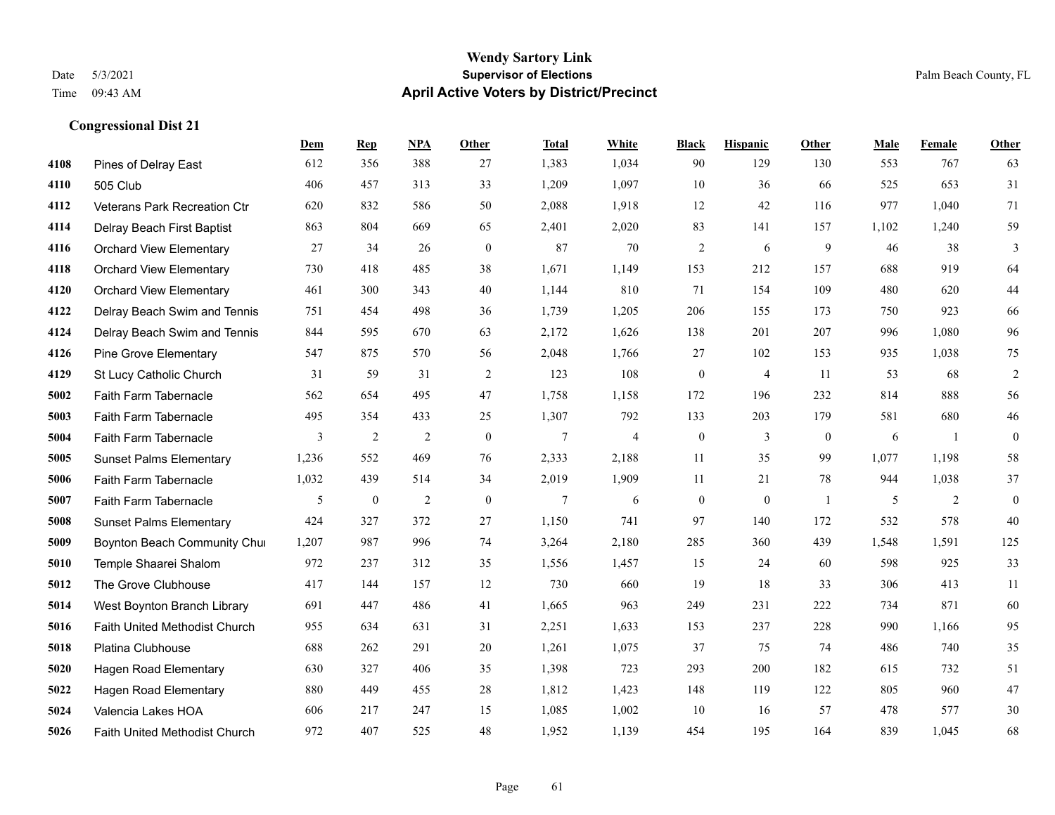# Wendy Sartory Link
## Supervisor of Elections
## April Active Voters by District/Precinct

Date 5/3/2021
Time 09:43 AM

Palm Beach County, FL

### Congressional Dist 21

| | | Dem | Rep | NPA | Other | Total | White | Black | Hispanic | Other | Male | Female | Other |
|---|---|---|---|---|---|---|---|---|---|---|---|---|---|
| 4108 | Pines of Delray East | 612 | 356 | 388 | 27 | 1,383 | 1,034 | 90 | 129 | 130 | 553 | 767 | 63 |
| 4110 | 505 Club | 406 | 457 | 313 | 33 | 1,209 | 1,097 | 10 | 36 | 66 | 525 | 653 | 31 |
| 4112 | Veterans Park Recreation Ctr | 620 | 832 | 586 | 50 | 2,088 | 1,918 | 12 | 42 | 116 | 977 | 1,040 | 71 |
| 4114 | Delray Beach First Baptist | 863 | 804 | 669 | 65 | 2,401 | 2,020 | 83 | 141 | 157 | 1,102 | 1,240 | 59 |
| 4116 | Orchard View Elementary | 27 | 34 | 26 | 0 | 87 | 70 | 2 | 6 | 9 | 46 | 38 | 3 |
| 4118 | Orchard View Elementary | 730 | 418 | 485 | 38 | 1,671 | 1,149 | 153 | 212 | 157 | 688 | 919 | 64 |
| 4120 | Orchard View Elementary | 461 | 300 | 343 | 40 | 1,144 | 810 | 71 | 154 | 109 | 480 | 620 | 44 |
| 4122 | Delray Beach Swim and Tennis | 751 | 454 | 498 | 36 | 1,739 | 1,205 | 206 | 155 | 173 | 750 | 923 | 66 |
| 4124 | Delray Beach Swim and Tennis | 844 | 595 | 670 | 63 | 2,172 | 1,626 | 138 | 201 | 207 | 996 | 1,080 | 96 |
| 4126 | Pine Grove Elementary | 547 | 875 | 570 | 56 | 2,048 | 1,766 | 27 | 102 | 153 | 935 | 1,038 | 75 |
| 4129 | St Lucy Catholic Church | 31 | 59 | 31 | 2 | 123 | 108 | 0 | 4 | 11 | 53 | 68 | 2 |
| 5002 | Faith Farm Tabernacle | 562 | 654 | 495 | 47 | 1,758 | 1,158 | 172 | 196 | 232 | 814 | 888 | 56 |
| 5003 | Faith Farm Tabernacle | 495 | 354 | 433 | 25 | 1,307 | 792 | 133 | 203 | 179 | 581 | 680 | 46 |
| 5004 | Faith Farm Tabernacle | 3 | 2 | 2 | 0 | 7 | 4 | 0 | 3 | 0 | 6 | 1 | 0 |
| 5005 | Sunset Palms Elementary | 1,236 | 552 | 469 | 76 | 2,333 | 2,188 | 11 | 35 | 99 | 1,077 | 1,198 | 58 |
| 5006 | Faith Farm Tabernacle | 1,032 | 439 | 514 | 34 | 2,019 | 1,909 | 11 | 21 | 78 | 944 | 1,038 | 37 |
| 5007 | Faith Farm Tabernacle | 5 | 0 | 2 | 0 | 7 | 6 | 0 | 0 | 1 | 5 | 2 | 0 |
| 5008 | Sunset Palms Elementary | 424 | 327 | 372 | 27 | 1,150 | 741 | 97 | 140 | 172 | 532 | 578 | 40 |
| 5009 | Boynton Beach Community Chui | 1,207 | 987 | 996 | 74 | 3,264 | 2,180 | 285 | 360 | 439 | 1,548 | 1,591 | 125 |
| 5010 | Temple Shaarei Shalom | 972 | 237 | 312 | 35 | 1,556 | 1,457 | 15 | 24 | 60 | 598 | 925 | 33 |
| 5012 | The Grove Clubhouse | 417 | 144 | 157 | 12 | 730 | 660 | 19 | 18 | 33 | 306 | 413 | 11 |
| 5014 | West Boynton Branch Library | 691 | 447 | 486 | 41 | 1,665 | 963 | 249 | 231 | 222 | 734 | 871 | 60 |
| 5016 | Faith United Methodist Church | 955 | 634 | 631 | 31 | 2,251 | 1,633 | 153 | 237 | 228 | 990 | 1,166 | 95 |
| 5018 | Platina Clubhouse | 688 | 262 | 291 | 20 | 1,261 | 1,075 | 37 | 75 | 74 | 486 | 740 | 35 |
| 5020 | Hagen Road Elementary | 630 | 327 | 406 | 35 | 1,398 | 723 | 293 | 200 | 182 | 615 | 732 | 51 |
| 5022 | Hagen Road Elementary | 880 | 449 | 455 | 28 | 1,812 | 1,423 | 148 | 119 | 122 | 805 | 960 | 47 |
| 5024 | Valencia Lakes HOA | 606 | 217 | 247 | 15 | 1,085 | 1,002 | 10 | 16 | 57 | 478 | 577 | 30 |
| 5026 | Faith United Methodist Church | 972 | 407 | 525 | 48 | 1,952 | 1,139 | 454 | 195 | 164 | 839 | 1,045 | 68 |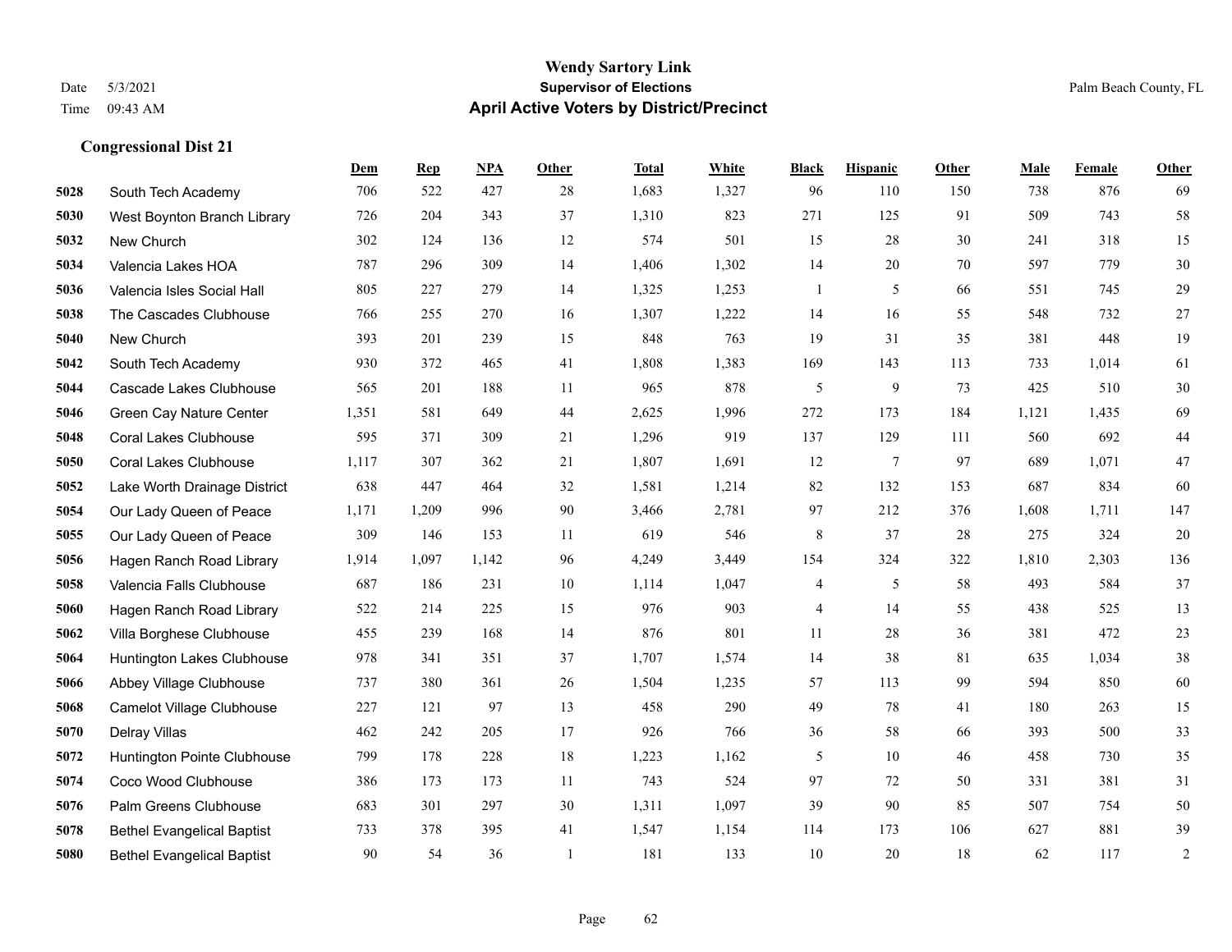**Wendy Sartory Link**

**Supervisor of Elections**

**April Active Voters by District/Precinct**

Date 5/3/2021

Time 09:43 AM

Palm Beach County, FL

### Congressional Dist 21

| | | Dem | Rep | NPA | Other | Total | White | Black | Hispanic | Other | Male | Female | Other |
|---|---|---|---|---|---|---|---|---|---|---|---|---|---|
| 5028 | South Tech Academy | 706 | 522 | 427 | 28 | 1,683 | 1,327 | 96 | 110 | 150 | 738 | 876 | 69 |
| 5030 | West Boynton Branch Library | 726 | 204 | 343 | 37 | 1,310 | 823 | 271 | 125 | 91 | 509 | 743 | 58 |
| 5032 | New Church | 302 | 124 | 136 | 12 | 574 | 501 | 15 | 28 | 30 | 241 | 318 | 15 |
| 5034 | Valencia Lakes HOA | 787 | 296 | 309 | 14 | 1,406 | 1,302 | 14 | 20 | 70 | 597 | 779 | 30 |
| 5036 | Valencia Isles Social Hall | 805 | 227 | 279 | 14 | 1,325 | 1,253 | 1 | 5 | 66 | 551 | 745 | 29 |
| 5038 | The Cascades Clubhouse | 766 | 255 | 270 | 16 | 1,307 | 1,222 | 14 | 16 | 55 | 548 | 732 | 27 |
| 5040 | New Church | 393 | 201 | 239 | 15 | 848 | 763 | 19 | 31 | 35 | 381 | 448 | 19 |
| 5042 | South Tech Academy | 930 | 372 | 465 | 41 | 1,808 | 1,383 | 169 | 143 | 113 | 733 | 1,014 | 61 |
| 5044 | Cascade Lakes Clubhouse | 565 | 201 | 188 | 11 | 965 | 878 | 5 | 9 | 73 | 425 | 510 | 30 |
| 5046 | Green Cay Nature Center | 1,351 | 581 | 649 | 44 | 2,625 | 1,996 | 272 | 173 | 184 | 1,121 | 1,435 | 69 |
| 5048 | Coral Lakes Clubhouse | 595 | 371 | 309 | 21 | 1,296 | 919 | 137 | 129 | 111 | 560 | 692 | 44 |
| 5050 | Coral Lakes Clubhouse | 1,117 | 307 | 362 | 21 | 1,807 | 1,691 | 12 | 7 | 97 | 689 | 1,071 | 47 |
| 5052 | Lake Worth Drainage District | 638 | 447 | 464 | 32 | 1,581 | 1,214 | 82 | 132 | 153 | 687 | 834 | 60 |
| 5054 | Our Lady Queen of Peace | 1,171 | 1,209 | 996 | 90 | 3,466 | 2,781 | 97 | 212 | 376 | 1,608 | 1,711 | 147 |
| 5055 | Our Lady Queen of Peace | 309 | 146 | 153 | 11 | 619 | 546 | 8 | 37 | 28 | 275 | 324 | 20 |
| 5056 | Hagen Ranch Road Library | 1,914 | 1,097 | 1,142 | 96 | 4,249 | 3,449 | 154 | 324 | 322 | 1,810 | 2,303 | 136 |
| 5058 | Valencia Falls Clubhouse | 687 | 186 | 231 | 10 | 1,114 | 1,047 | 4 | 5 | 58 | 493 | 584 | 37 |
| 5060 | Hagen Ranch Road Library | 522 | 214 | 225 | 15 | 976 | 903 | 4 | 14 | 55 | 438 | 525 | 13 |
| 5062 | Villa Borghese Clubhouse | 455 | 239 | 168 | 14 | 876 | 801 | 11 | 28 | 36 | 381 | 472 | 23 |
| 5064 | Huntington Lakes Clubhouse | 978 | 341 | 351 | 37 | 1,707 | 1,574 | 14 | 38 | 81 | 635 | 1,034 | 38 |
| 5066 | Abbey Village Clubhouse | 737 | 380 | 361 | 26 | 1,504 | 1,235 | 57 | 113 | 99 | 594 | 850 | 60 |
| 5068 | Camelot Village Clubhouse | 227 | 121 | 97 | 13 | 458 | 290 | 49 | 78 | 41 | 180 | 263 | 15 |
| 5070 | Delray Villas | 462 | 242 | 205 | 17 | 926 | 766 | 36 | 58 | 66 | 393 | 500 | 33 |
| 5072 | Huntington Pointe Clubhouse | 799 | 178 | 228 | 18 | 1,223 | 1,162 | 5 | 10 | 46 | 458 | 730 | 35 |
| 5074 | Coco Wood Clubhouse | 386 | 173 | 173 | 11 | 743 | 524 | 97 | 72 | 50 | 331 | 381 | 31 |
| 5076 | Palm Greens Clubhouse | 683 | 301 | 297 | 30 | 1,311 | 1,097 | 39 | 90 | 85 | 507 | 754 | 50 |
| 5078 | Bethel Evangelical Baptist | 733 | 378 | 395 | 41 | 1,547 | 1,154 | 114 | 173 | 106 | 627 | 881 | 39 |
| 5080 | Bethel Evangelical Baptist | 90 | 54 | 36 | 1 | 181 | 133 | 10 | 20 | 18 | 62 | 117 | 2 |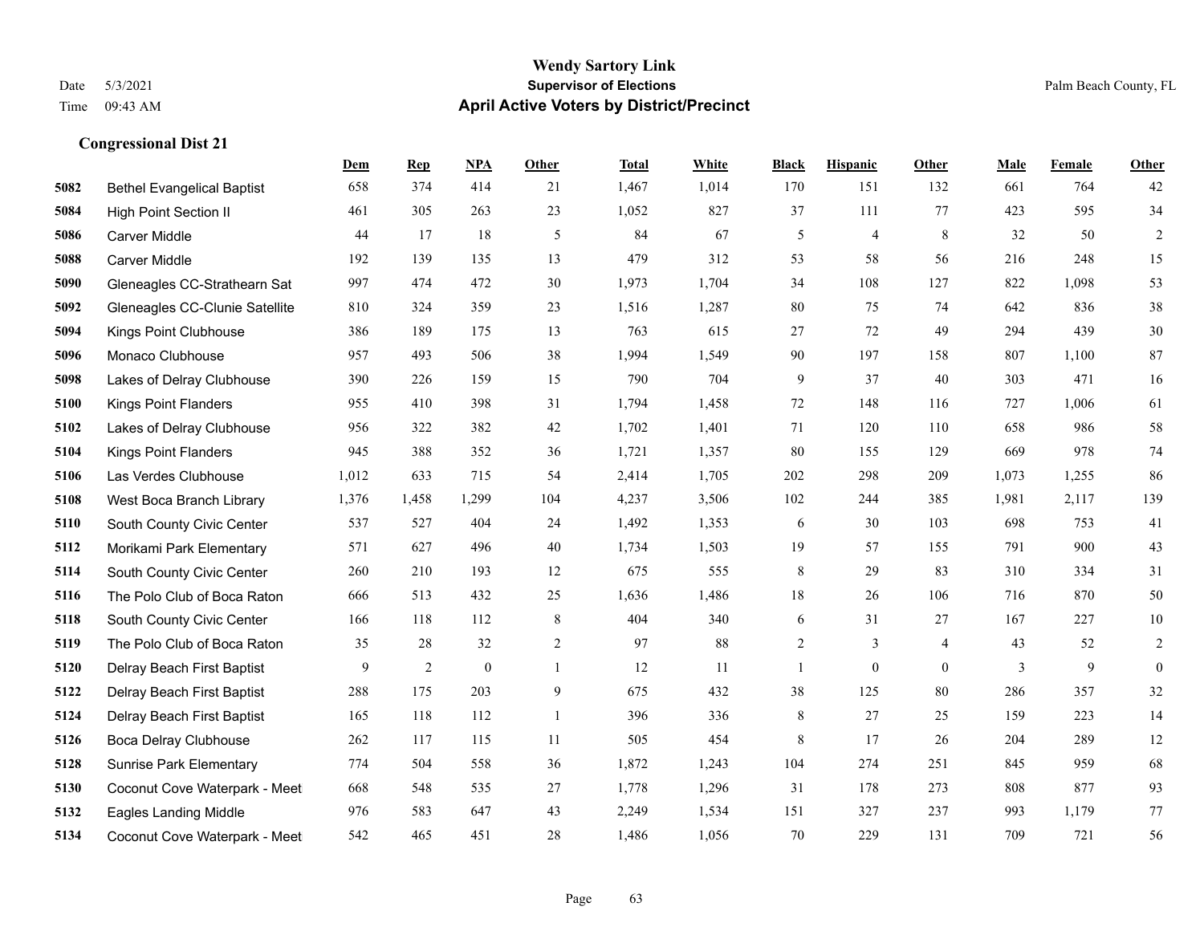Wendy Sartory Link
Date 5/3/2021
Time 09:43 AM

**Supervisor of Elections**

**April Active Voters by District/Precinct**

Palm Beach County, FL

### Congressional Dist 21

| | | Dem | Rep | NPA | Other | Total | White | Black | Hispanic | Other | Male | Female | Other |
|---|---|---|---|---|---|---|---|---|---|---|---|---|---|
| 5082 | Bethel Evangelical Baptist | 658 | 374 | 414 | 21 | 1,467 | 1,014 | 170 | 151 | 132 | 661 | 764 | 42 |
| 5084 | High Point Section II | 461 | 305 | 263 | 23 | 1,052 | 827 | 37 | 111 | 77 | 423 | 595 | 34 |
| 5086 | Carver Middle | 44 | 17 | 18 | 5 | 84 | 67 | 5 | 4 | 8 | 32 | 50 | 2 |
| 5088 | Carver Middle | 192 | 139 | 135 | 13 | 479 | 312 | 53 | 58 | 56 | 216 | 248 | 15 |
| 5090 | Gleneagles CC-Strathearn Sat | 997 | 474 | 472 | 30 | 1,973 | 1,704 | 34 | 108 | 127 | 822 | 1,098 | 53 |
| 5092 | Gleneagles CC-Clunie Satellite | 810 | 324 | 359 | 23 | 1,516 | 1,287 | 80 | 75 | 74 | 642 | 836 | 38 |
| 5094 | Kings Point Clubhouse | 386 | 189 | 175 | 13 | 763 | 615 | 27 | 72 | 49 | 294 | 439 | 30 |
| 5096 | Monaco Clubhouse | 957 | 493 | 506 | 38 | 1,994 | 1,549 | 90 | 197 | 158 | 807 | 1,100 | 87 |
| 5098 | Lakes of Delray Clubhouse | 390 | 226 | 159 | 15 | 790 | 704 | 9 | 37 | 40 | 303 | 471 | 16 |
| 5100 | Kings Point Flanders | 955 | 410 | 398 | 31 | 1,794 | 1,458 | 72 | 148 | 116 | 727 | 1,006 | 61 |
| 5102 | Lakes of Delray Clubhouse | 956 | 322 | 382 | 42 | 1,702 | 1,401 | 71 | 120 | 110 | 658 | 986 | 58 |
| 5104 | Kings Point Flanders | 945 | 388 | 352 | 36 | 1,721 | 1,357 | 80 | 155 | 129 | 669 | 978 | 74 |
| 5106 | Las Verdes Clubhouse | 1,012 | 633 | 715 | 54 | 2,414 | 1,705 | 202 | 298 | 209 | 1,073 | 1,255 | 86 |
| 5108 | West Boca Branch Library | 1,376 | 1,458 | 1,299 | 104 | 4,237 | 3,506 | 102 | 244 | 385 | 1,981 | 2,117 | 139 |
| 5110 | South County Civic Center | 537 | 527 | 404 | 24 | 1,492 | 1,353 | 6 | 30 | 103 | 698 | 753 | 41 |
| 5112 | Morikami Park Elementary | 571 | 627 | 496 | 40 | 1,734 | 1,503 | 19 | 57 | 155 | 791 | 900 | 43 |
| 5114 | South County Civic Center | 260 | 210 | 193 | 12 | 675 | 555 | 8 | 29 | 83 | 310 | 334 | 31 |
| 5116 | The Polo Club of Boca Raton | 666 | 513 | 432 | 25 | 1,636 | 1,486 | 18 | 26 | 106 | 716 | 870 | 50 |
| 5118 | South County Civic Center | 166 | 118 | 112 | 8 | 404 | 340 | 6 | 31 | 27 | 167 | 227 | 10 |
| 5119 | The Polo Club of Boca Raton | 35 | 28 | 32 | 2 | 97 | 88 | 2 | 3 | 4 | 43 | 52 | 2 |
| 5120 | Delray Beach First Baptist | 9 | 2 | 0 | 1 | 12 | 11 | 1 | 0 | 0 | 3 | 9 | 0 |
| 5122 | Delray Beach First Baptist | 288 | 175 | 203 | 9 | 675 | 432 | 38 | 125 | 80 | 286 | 357 | 32 |
| 5124 | Delray Beach First Baptist | 165 | 118 | 112 | 1 | 396 | 336 | 8 | 27 | 25 | 159 | 223 | 14 |
| 5126 | Boca Delray Clubhouse | 262 | 117 | 115 | 11 | 505 | 454 | 8 | 17 | 26 | 204 | 289 | 12 |
| 5128 | Sunrise Park Elementary | 774 | 504 | 558 | 36 | 1,872 | 1,243 | 104 | 274 | 251 | 845 | 959 | 68 |
| 5130 | Coconut Cove Waterpark - Meet | 668 | 548 | 535 | 27 | 1,778 | 1,296 | 31 | 178 | 273 | 808 | 877 | 93 |
| 5132 | Eagles Landing Middle | 976 | 583 | 647 | 43 | 2,249 | 1,534 | 151 | 327 | 237 | 993 | 1,179 | 77 |
| 5134 | Coconut Cove Waterpark - Meet | 542 | 465 | 451 | 28 | 1,486 | 1,056 | 70 | 229 | 131 | 709 | 721 | 56 |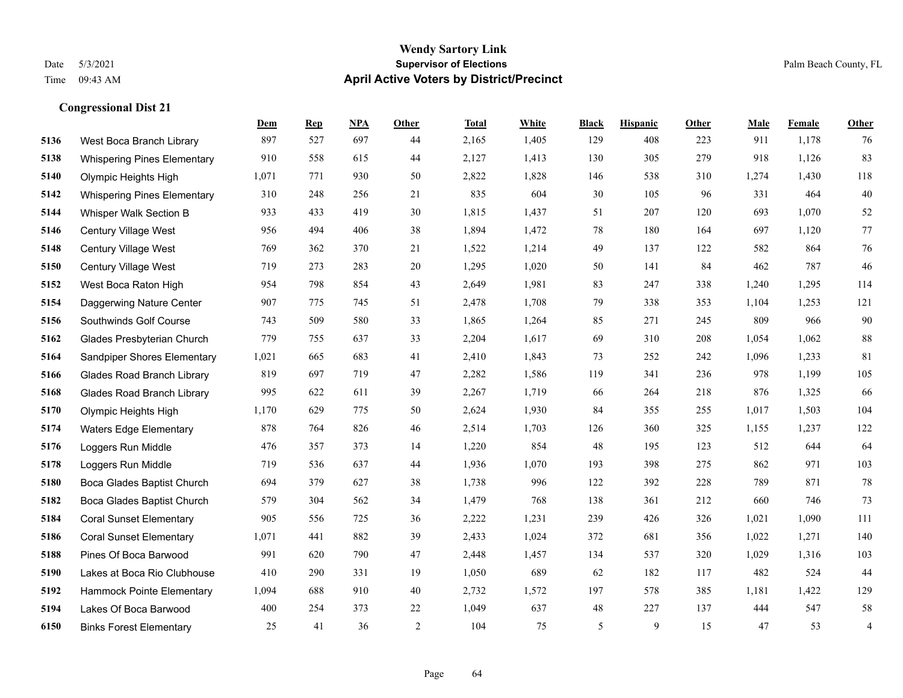# Wendy Sartory Link

**Supervisor of Elections**

**April Active Voters by District/Precinct**

Date 5/3/2021
Time 09:43 AM

Palm Beach County, FL

## Congressional Dist 21

| | | Dem | Rep | NPA | Other | Total | White | Black | Hispanic | Other | Male | Female | Other |
|---|---|---|---|---|---|---|---|---|---|---|---|---|---|
| 5136 | West Boca Branch Library | 897 | 527 | 697 | 44 | 2,165 | 1,405 | 129 | 408 | 223 | 911 | 1,178 | 76 |
| 5138 | Whispering Pines Elementary | 910 | 558 | 615 | 44 | 2,127 | 1,413 | 130 | 305 | 279 | 918 | 1,126 | 83 |
| 5140 | Olympic Heights High | 1,071 | 771 | 930 | 50 | 2,822 | 1,828 | 146 | 538 | 310 | 1,274 | 1,430 | 118 |
| 5142 | Whispering Pines Elementary | 310 | 248 | 256 | 21 | 835 | 604 | 30 | 105 | 96 | 331 | 464 | 40 |
| 5144 | Whisper Walk Section B | 933 | 433 | 419 | 30 | 1,815 | 1,437 | 51 | 207 | 120 | 693 | 1,070 | 52 |
| 5146 | Century Village West | 956 | 494 | 406 | 38 | 1,894 | 1,472 | 78 | 180 | 164 | 697 | 1,120 | 77 |
| 5148 | Century Village West | 769 | 362 | 370 | 21 | 1,522 | 1,214 | 49 | 137 | 122 | 582 | 864 | 76 |
| 5150 | Century Village West | 719 | 273 | 283 | 20 | 1,295 | 1,020 | 50 | 141 | 84 | 462 | 787 | 46 |
| 5152 | West Boca Raton High | 954 | 798 | 854 | 43 | 2,649 | 1,981 | 83 | 247 | 338 | 1,240 | 1,295 | 114 |
| 5154 | Daggerwing Nature Center | 907 | 775 | 745 | 51 | 2,478 | 1,708 | 79 | 338 | 353 | 1,104 | 1,253 | 121 |
| 5156 | Southwinds Golf Course | 743 | 509 | 580 | 33 | 1,865 | 1,264 | 85 | 271 | 245 | 809 | 966 | 90 |
| 5162 | Glades Presbyterian Church | 779 | 755 | 637 | 33 | 2,204 | 1,617 | 69 | 310 | 208 | 1,054 | 1,062 | 88 |
| 5164 | Sandpiper Shores Elementary | 1,021 | 665 | 683 | 41 | 2,410 | 1,843 | 73 | 252 | 242 | 1,096 | 1,233 | 81 |
| 5166 | Glades Road Branch Library | 819 | 697 | 719 | 47 | 2,282 | 1,586 | 119 | 341 | 236 | 978 | 1,199 | 105 |
| 5168 | Glades Road Branch Library | 995 | 622 | 611 | 39 | 2,267 | 1,719 | 66 | 264 | 218 | 876 | 1,325 | 66 |
| 5170 | Olympic Heights High | 1,170 | 629 | 775 | 50 | 2,624 | 1,930 | 84 | 355 | 255 | 1,017 | 1,503 | 104 |
| 5174 | Waters Edge Elementary | 878 | 764 | 826 | 46 | 2,514 | 1,703 | 126 | 360 | 325 | 1,155 | 1,237 | 122 |
| 5176 | Loggers Run Middle | 476 | 357 | 373 | 14 | 1,220 | 854 | 48 | 195 | 123 | 512 | 644 | 64 |
| 5178 | Loggers Run Middle | 719 | 536 | 637 | 44 | 1,936 | 1,070 | 193 | 398 | 275 | 862 | 971 | 103 |
| 5180 | Boca Glades Baptist Church | 694 | 379 | 627 | 38 | 1,738 | 996 | 122 | 392 | 228 | 789 | 871 | 78 |
| 5182 | Boca Glades Baptist Church | 579 | 304 | 562 | 34 | 1,479 | 768 | 138 | 361 | 212 | 660 | 746 | 73 |
| 5184 | Coral Sunset Elementary | 905 | 556 | 725 | 36 | 2,222 | 1,231 | 239 | 426 | 326 | 1,021 | 1,090 | 111 |
| 5186 | Coral Sunset Elementary | 1,071 | 441 | 882 | 39 | 2,433 | 1,024 | 372 | 681 | 356 | 1,022 | 1,271 | 140 |
| 5188 | Pines Of Boca Barwood | 991 | 620 | 790 | 47 | 2,448 | 1,457 | 134 | 537 | 320 | 1,029 | 1,316 | 103 |
| 5190 | Lakes at Boca Rio Clubhouse | 410 | 290 | 331 | 19 | 1,050 | 689 | 62 | 182 | 117 | 482 | 524 | 44 |
| 5192 | Hammock Pointe Elementary | 1,094 | 688 | 910 | 40 | 2,732 | 1,572 | 197 | 578 | 385 | 1,181 | 1,422 | 129 |
| 5194 | Lakes Of Boca Barwood | 400 | 254 | 373 | 22 | 1,049 | 637 | 48 | 227 | 137 | 444 | 547 | 58 |
| 6150 | Binks Forest Elementary | 25 | 41 | 36 | 2 | 104 | 75 | 5 | 9 | 15 | 47 | 53 | 4 |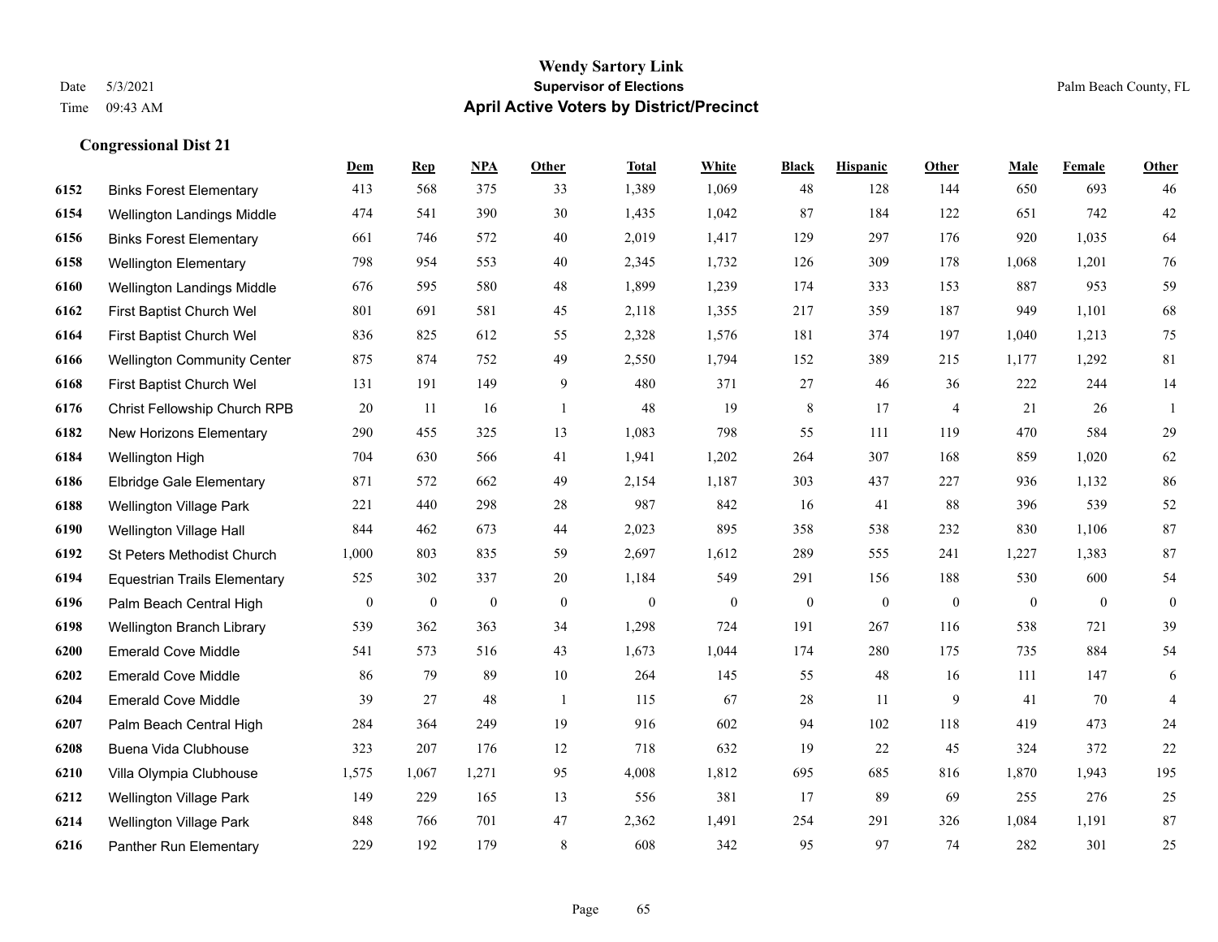**Wendy Sartory Link**

**Supervisor of Elections**

**April Active Voters by District/Precinct**

Date 5/3/2021

Time 09:43 AM

Palm Beach County, FL

### Congressional Dist 21

| | | Dem | Rep | NPA | Other | Total | White | Black | Hispanic | Other | Male | Female | Other |
|---|---|---|---|---|---|---|---|---|---|---|---|---|---|
| 6152 | Binks Forest Elementary | 413 | 568 | 375 | 33 | 1,389 | 1,069 | 48 | 128 | 144 | 650 | 693 | 46 |
| 6154 | Wellington Landings Middle | 474 | 541 | 390 | 30 | 1,435 | 1,042 | 87 | 184 | 122 | 651 | 742 | 42 |
| 6156 | Binks Forest Elementary | 661 | 746 | 572 | 40 | 2,019 | 1,417 | 129 | 297 | 176 | 920 | 1,035 | 64 |
| 6158 | Wellington Elementary | 798 | 954 | 553 | 40 | 2,345 | 1,732 | 126 | 309 | 178 | 1,068 | 1,201 | 76 |
| 6160 | Wellington Landings Middle | 676 | 595 | 580 | 48 | 1,899 | 1,239 | 174 | 333 | 153 | 887 | 953 | 59 |
| 6162 | First Baptist Church Wel | 801 | 691 | 581 | 45 | 2,118 | 1,355 | 217 | 359 | 187 | 949 | 1,101 | 68 |
| 6164 | First Baptist Church Wel | 836 | 825 | 612 | 55 | 2,328 | 1,576 | 181 | 374 | 197 | 1,040 | 1,213 | 75 |
| 6166 | Wellington Community Center | 875 | 874 | 752 | 49 | 2,550 | 1,794 | 152 | 389 | 215 | 1,177 | 1,292 | 81 |
| 6168 | First Baptist Church Wel | 131 | 191 | 149 | 9 | 480 | 371 | 27 | 46 | 36 | 222 | 244 | 14 |
| 6176 | Christ Fellowship Church RPB | 20 | 11 | 16 | 1 | 48 | 19 | 8 | 17 | 4 | 21 | 26 | 1 |
| 6182 | New Horizons Elementary | 290 | 455 | 325 | 13 | 1,083 | 798 | 55 | 111 | 119 | 470 | 584 | 29 |
| 6184 | Wellington High | 704 | 630 | 566 | 41 | 1,941 | 1,202 | 264 | 307 | 168 | 859 | 1,020 | 62 |
| 6186 | Elbridge Gale Elementary | 871 | 572 | 662 | 49 | 2,154 | 1,187 | 303 | 437 | 227 | 936 | 1,132 | 86 |
| 6188 | Wellington Village Park | 221 | 440 | 298 | 28 | 987 | 842 | 16 | 41 | 88 | 396 | 539 | 52 |
| 6190 | Wellington Village Hall | 844 | 462 | 673 | 44 | 2,023 | 895 | 358 | 538 | 232 | 830 | 1,106 | 87 |
| 6192 | St Peters Methodist Church | 1,000 | 803 | 835 | 59 | 2,697 | 1,612 | 289 | 555 | 241 | 1,227 | 1,383 | 87 |
| 6194 | Equestrian Trails Elementary | 525 | 302 | 337 | 20 | 1,184 | 549 | 291 | 156 | 188 | 530 | 600 | 54 |
| 6196 | Palm Beach Central High | 0 | 0 | 0 | 0 | 0 | 0 | 0 | 0 | 0 | 0 | 0 | 0 |
| 6198 | Wellington Branch Library | 539 | 362 | 363 | 34 | 1,298 | 724 | 191 | 267 | 116 | 538 | 721 | 39 |
| 6200 | Emerald Cove Middle | 541 | 573 | 516 | 43 | 1,673 | 1,044 | 174 | 280 | 175 | 735 | 884 | 54 |
| 6202 | Emerald Cove Middle | 86 | 79 | 89 | 10 | 264 | 145 | 55 | 48 | 16 | 111 | 147 | 6 |
| 6204 | Emerald Cove Middle | 39 | 27 | 48 | 1 | 115 | 67 | 28 | 11 | 9 | 41 | 70 | 4 |
| 6207 | Palm Beach Central High | 284 | 364 | 249 | 19 | 916 | 602 | 94 | 102 | 118 | 419 | 473 | 24 |
| 6208 | Buena Vida Clubhouse | 323 | 207 | 176 | 12 | 718 | 632 | 19 | 22 | 45 | 324 | 372 | 22 |
| 6210 | Villa Olympia Clubhouse | 1,575 | 1,067 | 1,271 | 95 | 4,008 | 1,812 | 695 | 685 | 816 | 1,870 | 1,943 | 195 |
| 6212 | Wellington Village Park | 149 | 229 | 165 | 13 | 556 | 381 | 17 | 89 | 69 | 255 | 276 | 25 |
| 6214 | Wellington Village Park | 848 | 766 | 701 | 47 | 2,362 | 1,491 | 254 | 291 | 326 | 1,084 | 1,191 | 87 |
| 6216 | Panther Run Elementary | 229 | 192 | 179 | 8 | 608 | 342 | 95 | 97 | 74 | 282 | 301 | 25 |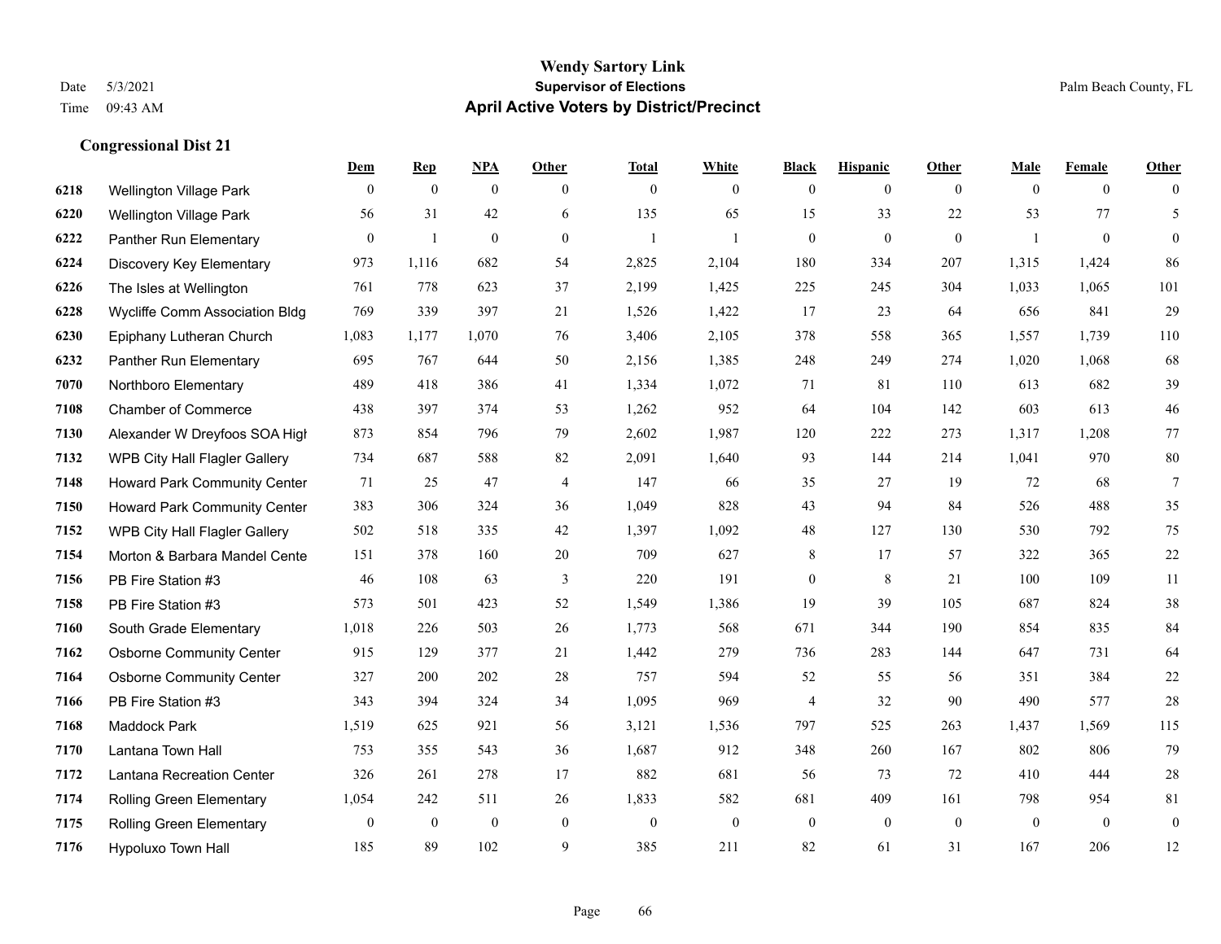# Wendy Sartory Link
## Supervisor of Elections
## April Active Voters by District/Precinct

Date 5/3/2021
Time 09:43 AM
Palm Beach County, FL

### Congressional Dist 21

| | | Dem | Rep | NPA | Other | Total | White | Black | Hispanic | Other | Male | Female | Other |
|---|---|---|---|---|---|---|---|---|---|---|---|---|---|
| 6218 | Wellington Village Park | 0 | 0 | 0 | 0 | 0 | 0 | 0 | 0 | 0 | 0 | 0 | 0 |
| 6220 | Wellington Village Park | 56 | 31 | 42 | 6 | 135 | 65 | 15 | 33 | 22 | 53 | 77 | 5 |
| 6222 | Panther Run Elementary | 0 | 1 | 0 | 0 | 1 | 1 | 0 | 0 | 0 | 1 | 0 | 0 |
| 6224 | Discovery Key Elementary | 973 | 1,116 | 682 | 54 | 2,825 | 2,104 | 180 | 334 | 207 | 1,315 | 1,424 | 86 |
| 6226 | The Isles at Wellington | 761 | 778 | 623 | 37 | 2,199 | 1,425 | 225 | 245 | 304 | 1,033 | 1,065 | 101 |
| 6228 | Wycliffe Comm Association Bldg | 769 | 339 | 397 | 21 | 1,526 | 1,422 | 17 | 23 | 64 | 656 | 841 | 29 |
| 6230 | Epiphany Lutheran Church | 1,083 | 1,177 | 1,070 | 76 | 3,406 | 2,105 | 378 | 558 | 365 | 1,557 | 1,739 | 110 |
| 6232 | Panther Run Elementary | 695 | 767 | 644 | 50 | 2,156 | 1,385 | 248 | 249 | 274 | 1,020 | 1,068 | 68 |
| 7070 | Northboro Elementary | 489 | 418 | 386 | 41 | 1,334 | 1,072 | 71 | 81 | 110 | 613 | 682 | 39 |
| 7108 | Chamber of Commerce | 438 | 397 | 374 | 53 | 1,262 | 952 | 64 | 104 | 142 | 603 | 613 | 46 |
| 7130 | Alexander W Dreyfoos SOA High | 873 | 854 | 796 | 79 | 2,602 | 1,987 | 120 | 222 | 273 | 1,317 | 1,208 | 77 |
| 7132 | WPB City Hall Flagler Gallery | 734 | 687 | 588 | 82 | 2,091 | 1,640 | 93 | 144 | 214 | 1,041 | 970 | 80 |
| 7148 | Howard Park Community Center | 71 | 25 | 47 | 4 | 147 | 66 | 35 | 27 | 19 | 72 | 68 | 7 |
| 7150 | Howard Park Community Center | 383 | 306 | 324 | 36 | 1,049 | 828 | 43 | 94 | 84 | 526 | 488 | 35 |
| 7152 | WPB City Hall Flagler Gallery | 502 | 518 | 335 | 42 | 1,397 | 1,092 | 48 | 127 | 130 | 530 | 792 | 75 |
| 7154 | Morton & Barbara Mandel Cente | 151 | 378 | 160 | 20 | 709 | 627 | 8 | 17 | 57 | 322 | 365 | 22 |
| 7156 | PB Fire Station #3 | 46 | 108 | 63 | 3 | 220 | 191 | 0 | 8 | 21 | 100 | 109 | 11 |
| 7158 | PB Fire Station #3 | 573 | 501 | 423 | 52 | 1,549 | 1,386 | 19 | 39 | 105 | 687 | 824 | 38 |
| 7160 | South Grade Elementary | 1,018 | 226 | 503 | 26 | 1,773 | 568 | 671 | 344 | 190 | 854 | 835 | 84 |
| 7162 | Osborne Community Center | 915 | 129 | 377 | 21 | 1,442 | 279 | 736 | 283 | 144 | 647 | 731 | 64 |
| 7164 | Osborne Community Center | 327 | 200 | 202 | 28 | 757 | 594 | 52 | 55 | 56 | 351 | 384 | 22 |
| 7166 | PB Fire Station #3 | 343 | 394 | 324 | 34 | 1,095 | 969 | 4 | 32 | 90 | 490 | 577 | 28 |
| 7168 | Maddock Park | 1,519 | 625 | 921 | 56 | 3,121 | 1,536 | 797 | 525 | 263 | 1,437 | 1,569 | 115 |
| 7170 | Lantana Town Hall | 753 | 355 | 543 | 36 | 1,687 | 912 | 348 | 260 | 167 | 802 | 806 | 79 |
| 7172 | Lantana Recreation Center | 326 | 261 | 278 | 17 | 882 | 681 | 56 | 73 | 72 | 410 | 444 | 28 |
| 7174 | Rolling Green Elementary | 1,054 | 242 | 511 | 26 | 1,833 | 582 | 681 | 409 | 161 | 798 | 954 | 81 |
| 7175 | Rolling Green Elementary | 0 | 0 | 0 | 0 | 0 | 0 | 0 | 0 | 0 | 0 | 0 | 0 |
| 7176 | Hypoluxo Town Hall | 185 | 89 | 102 | 9 | 385 | 211 | 82 | 61 | 31 | 167 | 206 | 12 |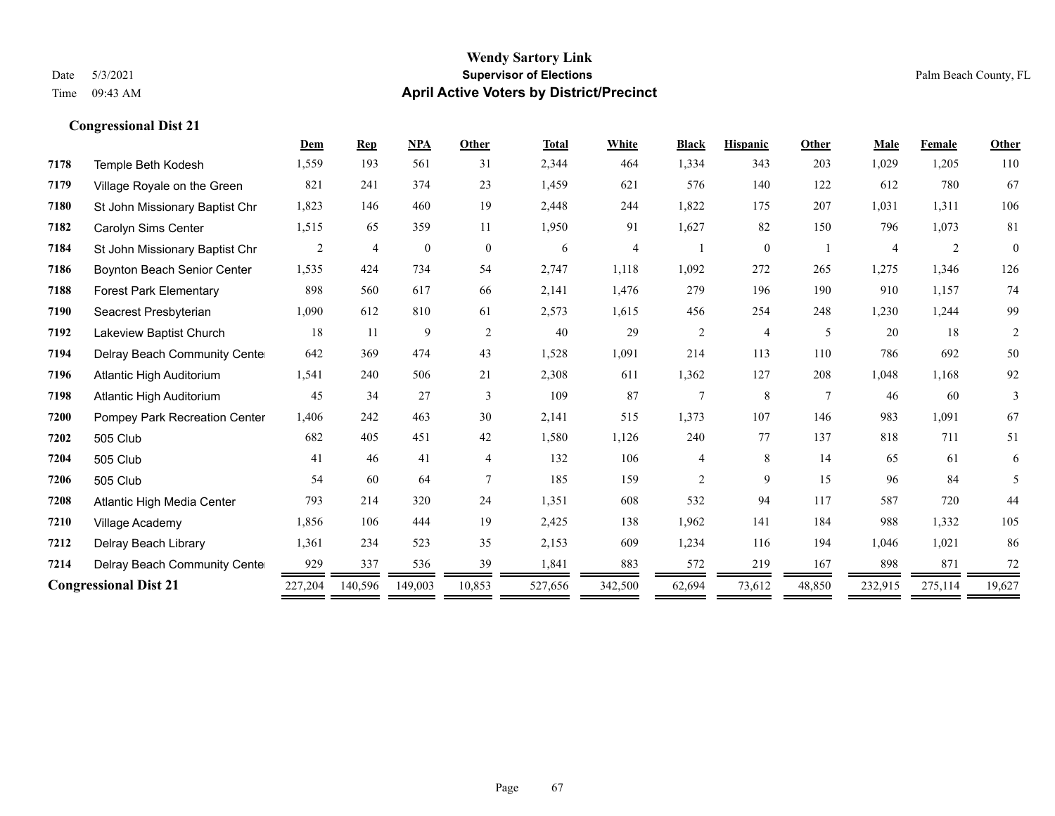**Wendy Sartory Link**
**Supervisor of Elections**
**April Active Voters by District/Precinct**

Date 5/3/2021
Time 09:43 AM

Palm Beach County, FL

### Congressional Dist 21

| | | Dem | Rep | NPA | Other | Total | White | Black | Hispanic | Other | Male | Female | Other |
|---|---|---|---|---|---|---|---|---|---|---|---|---|---|
| 7178 | Temple Beth Kodesh | 1,559 | 193 | 561 | 31 | 2,344 | 464 | 1,334 | 343 | 203 | 1,029 | 1,205 | 110 |
| 7179 | Village Royale on the Green | 821 | 241 | 374 | 23 | 1,459 | 621 | 576 | 140 | 122 | 612 | 780 | 67 |
| 7180 | St John Missionary Baptist Chr | 1,823 | 146 | 460 | 19 | 2,448 | 244 | 1,822 | 175 | 207 | 1,031 | 1,311 | 106 |
| 7182 | Carolyn Sims Center | 1,515 | 65 | 359 | 11 | 1,950 | 91 | 1,627 | 82 | 150 | 796 | 1,073 | 81 |
| 7184 | St John Missionary Baptist Chr | 2 | 4 | 0 | 0 | 6 | 4 | 1 | 0 | 1 | 4 | 2 | 0 |
| 7186 | Boynton Beach Senior Center | 1,535 | 424 | 734 | 54 | 2,747 | 1,118 | 1,092 | 272 | 265 | 1,275 | 1,346 | 126 |
| 7188 | Forest Park Elementary | 898 | 560 | 617 | 66 | 2,141 | 1,476 | 279 | 196 | 190 | 910 | 1,157 | 74 |
| 7190 | Seacrest Presbyterian | 1,090 | 612 | 810 | 61 | 2,573 | 1,615 | 456 | 254 | 248 | 1,230 | 1,244 | 99 |
| 7192 | Lakeview Baptist Church | 18 | 11 | 9 | 2 | 40 | 29 | 2 | 4 | 5 | 20 | 18 | 2 |
| 7194 | Delray Beach Community Center | 642 | 369 | 474 | 43 | 1,528 | 1,091 | 214 | 113 | 110 | 786 | 692 | 50 |
| 7196 | Atlantic High Auditorium | 1,541 | 240 | 506 | 21 | 2,308 | 611 | 1,362 | 127 | 208 | 1,048 | 1,168 | 92 |
| 7198 | Atlantic High Auditorium | 45 | 34 | 27 | 3 | 109 | 87 | 7 | 8 | 7 | 46 | 60 | 3 |
| 7200 | Pompey Park Recreation Center | 1,406 | 242 | 463 | 30 | 2,141 | 515 | 1,373 | 107 | 146 | 983 | 1,091 | 67 |
| 7202 | 505 Club | 682 | 405 | 451 | 42 | 1,580 | 1,126 | 240 | 77 | 137 | 818 | 711 | 51 |
| 7204 | 505 Club | 41 | 46 | 41 | 4 | 132 | 106 | 4 | 8 | 14 | 65 | 61 | 6 |
| 7206 | 505 Club | 54 | 60 | 64 | 7 | 185 | 159 | 2 | 9 | 15 | 96 | 84 | 5 |
| 7208 | Atlantic High Media Center | 793 | 214 | 320 | 24 | 1,351 | 608 | 532 | 94 | 117 | 587 | 720 | 44 |
| 7210 | Village Academy | 1,856 | 106 | 444 | 19 | 2,425 | 138 | 1,962 | 141 | 184 | 988 | 1,332 | 105 |
| 7212 | Delray Beach Library | 1,361 | 234 | 523 | 35 | 2,153 | 609 | 1,234 | 116 | 194 | 1,046 | 1,021 | 86 |
| 7214 | Delray Beach Community Center | 929 | 337 | 536 | 39 | 1,841 | 883 | 572 | 219 | 167 | 898 | 871 | 72 |
| **Congressional Dist 21** | | 227,204 | 140,596 | 149,003 | 10,853 | 527,656 | 342,500 | 62,694 | 73,612 | 48,850 | 232,915 | 275,114 | 19,627 |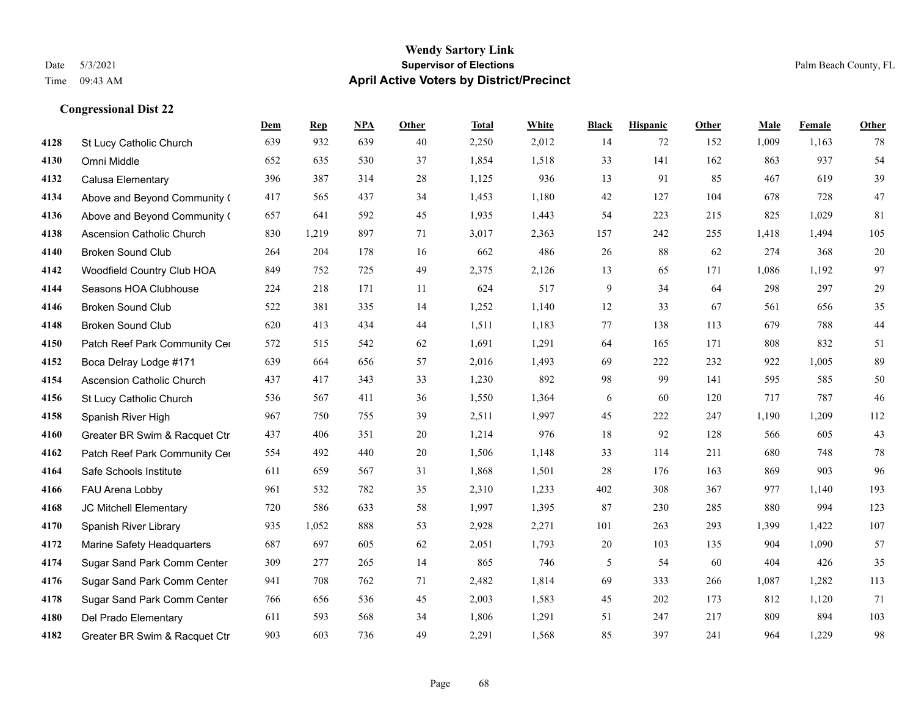# Wendy Sartory Link

**Supervisor of Elections**

**April Active Voters by District/Precinct**

Date 5/3/2021
Time 09:43 AM

Palm Beach County, FL

### Congressional Dist 22

| | | Dem | Rep | NPA | Other | Total | White | Black | Hispanic | Other | Male | Female | Other |
|---|---|---|---|---|---|---|---|---|---|---|---|---|---|
| 4128 | St Lucy Catholic Church | 639 | 932 | 639 | 40 | 2,250 | 2,012 | 14 | 72 | 152 | 1,009 | 1,163 | 78 |
| 4130 | Omni Middle | 652 | 635 | 530 | 37 | 1,854 | 1,518 | 33 | 141 | 162 | 863 | 937 | 54 |
| 4132 | Calusa Elementary | 396 | 387 | 314 | 28 | 1,125 | 936 | 13 | 91 | 85 | 467 | 619 | 39 |
| 4134 | Above and Beyond Community ( | 417 | 565 | 437 | 34 | 1,453 | 1,180 | 42 | 127 | 104 | 678 | 728 | 47 |
| 4136 | Above and Beyond Community ( | 657 | 641 | 592 | 45 | 1,935 | 1,443 | 54 | 223 | 215 | 825 | 1,029 | 81 |
| 4138 | Ascension Catholic Church | 830 | 1,219 | 897 | 71 | 3,017 | 2,363 | 157 | 242 | 255 | 1,418 | 1,494 | 105 |
| 4140 | Broken Sound Club | 264 | 204 | 178 | 16 | 662 | 486 | 26 | 88 | 62 | 274 | 368 | 20 |
| 4142 | Woodfield Country Club HOA | 849 | 752 | 725 | 49 | 2,375 | 2,126 | 13 | 65 | 171 | 1,086 | 1,192 | 97 |
| 4144 | Seasons HOA Clubhouse | 224 | 218 | 171 | 11 | 624 | 517 | 9 | 34 | 64 | 298 | 297 | 29 |
| 4146 | Broken Sound Club | 522 | 381 | 335 | 14 | 1,252 | 1,140 | 12 | 33 | 67 | 561 | 656 | 35 |
| 4148 | Broken Sound Club | 620 | 413 | 434 | 44 | 1,511 | 1,183 | 77 | 138 | 113 | 679 | 788 | 44 |
| 4150 | Patch Reef Park Community Cer | 572 | 515 | 542 | 62 | 1,691 | 1,291 | 64 | 165 | 171 | 808 | 832 | 51 |
| 4152 | Boca Delray Lodge #171 | 639 | 664 | 656 | 57 | 2,016 | 1,493 | 69 | 222 | 232 | 922 | 1,005 | 89 |
| 4154 | Ascension Catholic Church | 437 | 417 | 343 | 33 | 1,230 | 892 | 98 | 99 | 141 | 595 | 585 | 50 |
| 4156 | St Lucy Catholic Church | 536 | 567 | 411 | 36 | 1,550 | 1,364 | 6 | 60 | 120 | 717 | 787 | 46 |
| 4158 | Spanish River High | 967 | 750 | 755 | 39 | 2,511 | 1,997 | 45 | 222 | 247 | 1,190 | 1,209 | 112 |
| 4160 | Greater BR Swim & Racquet Ctr | 437 | 406 | 351 | 20 | 1,214 | 976 | 18 | 92 | 128 | 566 | 605 | 43 |
| 4162 | Patch Reef Park Community Cer | 554 | 492 | 440 | 20 | 1,506 | 1,148 | 33 | 114 | 211 | 680 | 748 | 78 |
| 4164 | Safe Schools Institute | 611 | 659 | 567 | 31 | 1,868 | 1,501 | 28 | 176 | 163 | 869 | 903 | 96 |
| 4166 | FAU Arena Lobby | 961 | 532 | 782 | 35 | 2,310 | 1,233 | 402 | 308 | 367 | 977 | 1,140 | 193 |
| 4168 | JC Mitchell Elementary | 720 | 586 | 633 | 58 | 1,997 | 1,395 | 87 | 230 | 285 | 880 | 994 | 123 |
| 4170 | Spanish River Library | 935 | 1,052 | 888 | 53 | 2,928 | 2,271 | 101 | 263 | 293 | 1,399 | 1,422 | 107 |
| 4172 | Marine Safety Headquarters | 687 | 697 | 605 | 62 | 2,051 | 1,793 | 20 | 103 | 135 | 904 | 1,090 | 57 |
| 4174 | Sugar Sand Park Comm Center | 309 | 277 | 265 | 14 | 865 | 746 | 5 | 54 | 60 | 404 | 426 | 35 |
| 4176 | Sugar Sand Park Comm Center | 941 | 708 | 762 | 71 | 2,482 | 1,814 | 69 | 333 | 266 | 1,087 | 1,282 | 113 |
| 4178 | Sugar Sand Park Comm Center | 766 | 656 | 536 | 45 | 2,003 | 1,583 | 45 | 202 | 173 | 812 | 1,120 | 71 |
| 4180 | Del Prado Elementary | 611 | 593 | 568 | 34 | 1,806 | 1,291 | 51 | 247 | 217 | 809 | 894 | 103 |
| 4182 | Greater BR Swim & Racquet Ctr | 903 | 603 | 736 | 49 | 2,291 | 1,568 | 85 | 397 | 241 | 964 | 1,229 | 98 |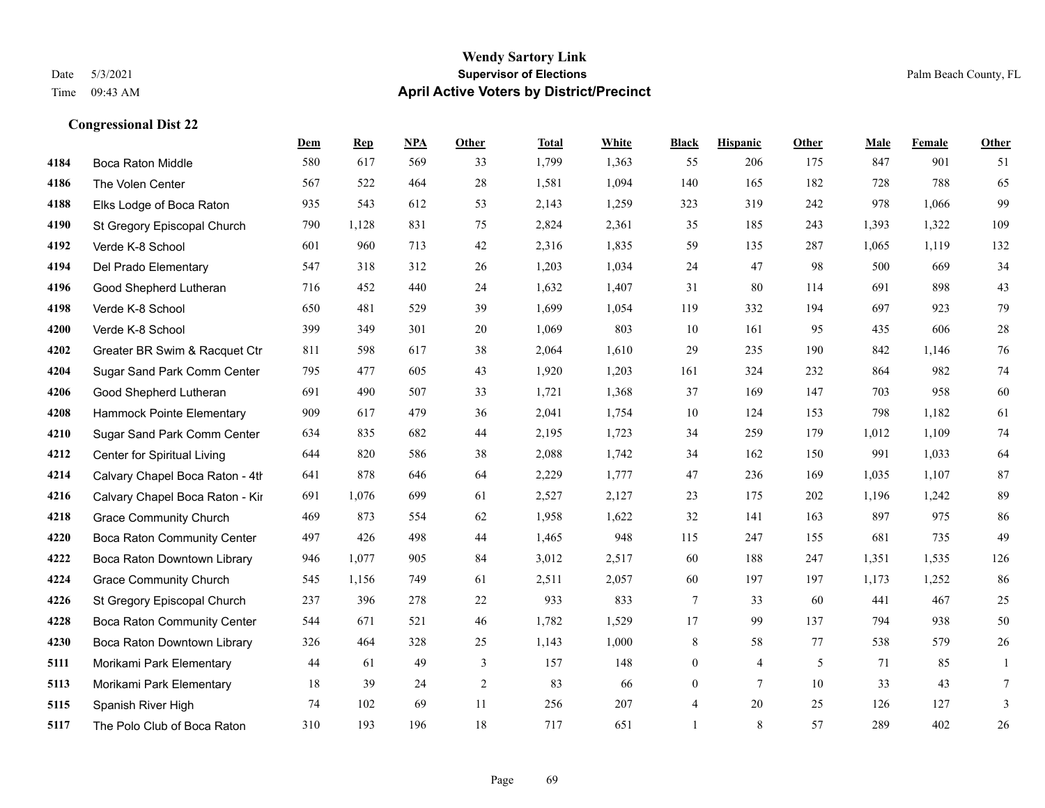**Wendy Sartory Link**
**Supervisor of Elections**
**April Active Voters by District/Precinct**

Date 5/3/2021
Time 09:43 AM

Palm Beach County, FL

### Congressional Dist 22

| | | Dem | Rep | NPA | Other | Total | White | Black | Hispanic | Other | Male | Female | Other |
|---|---|---|---|---|---|---|---|---|---|---|---|---|---|
| 4184 | Boca Raton Middle | 580 | 617 | 569 | 33 | 1,799 | 1,363 | 55 | 206 | 175 | 847 | 901 | 51 |
| 4186 | The Volen Center | 567 | 522 | 464 | 28 | 1,581 | 1,094 | 140 | 165 | 182 | 728 | 788 | 65 |
| 4188 | Elks Lodge of Boca Raton | 935 | 543 | 612 | 53 | 2,143 | 1,259 | 323 | 319 | 242 | 978 | 1,066 | 99 |
| 4190 | St Gregory Episcopal Church | 790 | 1,128 | 831 | 75 | 2,824 | 2,361 | 35 | 185 | 243 | 1,393 | 1,322 | 109 |
| 4192 | Verde K-8 School | 601 | 960 | 713 | 42 | 2,316 | 1,835 | 59 | 135 | 287 | 1,065 | 1,119 | 132 |
| 4194 | Del Prado Elementary | 547 | 318 | 312 | 26 | 1,203 | 1,034 | 24 | 47 | 98 | 500 | 669 | 34 |
| 4196 | Good Shepherd Lutheran | 716 | 452 | 440 | 24 | 1,632 | 1,407 | 31 | 80 | 114 | 691 | 898 | 43 |
| 4198 | Verde K-8 School | 650 | 481 | 529 | 39 | 1,699 | 1,054 | 119 | 332 | 194 | 697 | 923 | 79 |
| 4200 | Verde K-8 School | 399 | 349 | 301 | 20 | 1,069 | 803 | 10 | 161 | 95 | 435 | 606 | 28 |
| 4202 | Greater BR Swim & Racquet Ctr | 811 | 598 | 617 | 38 | 2,064 | 1,610 | 29 | 235 | 190 | 842 | 1,146 | 76 |
| 4204 | Sugar Sand Park Comm Center | 795 | 477 | 605 | 43 | 1,920 | 1,203 | 161 | 324 | 232 | 864 | 982 | 74 |
| 4206 | Good Shepherd Lutheran | 691 | 490 | 507 | 33 | 1,721 | 1,368 | 37 | 169 | 147 | 703 | 958 | 60 |
| 4208 | Hammock Pointe Elementary | 909 | 617 | 479 | 36 | 2,041 | 1,754 | 10 | 124 | 153 | 798 | 1,182 | 61 |
| 4210 | Sugar Sand Park Comm Center | 634 | 835 | 682 | 44 | 2,195 | 1,723 | 34 | 259 | 179 | 1,012 | 1,109 | 74 |
| 4212 | Center for Spiritual Living | 644 | 820 | 586 | 38 | 2,088 | 1,742 | 34 | 162 | 150 | 991 | 1,033 | 64 |
| 4214 | Calvary Chapel Boca Raton - 4th | 641 | 878 | 646 | 64 | 2,229 | 1,777 | 47 | 236 | 169 | 1,035 | 1,107 | 87 |
| 4216 | Calvary Chapel Boca Raton - Kir | 691 | 1,076 | 699 | 61 | 2,527 | 2,127 | 23 | 175 | 202 | 1,196 | 1,242 | 89 |
| 4218 | Grace Community Church | 469 | 873 | 554 | 62 | 1,958 | 1,622 | 32 | 141 | 163 | 897 | 975 | 86 |
| 4220 | Boca Raton Community Center | 497 | 426 | 498 | 44 | 1,465 | 948 | 115 | 247 | 155 | 681 | 735 | 49 |
| 4222 | Boca Raton Downtown Library | 946 | 1,077 | 905 | 84 | 3,012 | 2,517 | 60 | 188 | 247 | 1,351 | 1,535 | 126 |
| 4224 | Grace Community Church | 545 | 1,156 | 749 | 61 | 2,511 | 2,057 | 60 | 197 | 197 | 1,173 | 1,252 | 86 |
| 4226 | St Gregory Episcopal Church | 237 | 396 | 278 | 22 | 933 | 833 | 7 | 33 | 60 | 441 | 467 | 25 |
| 4228 | Boca Raton Community Center | 544 | 671 | 521 | 46 | 1,782 | 1,529 | 17 | 99 | 137 | 794 | 938 | 50 |
| 4230 | Boca Raton Downtown Library | 326 | 464 | 328 | 25 | 1,143 | 1,000 | 8 | 58 | 77 | 538 | 579 | 26 |
| 5111 | Morikami Park Elementary | 44 | 61 | 49 | 3 | 157 | 148 | 0 | 4 | 5 | 71 | 85 | 1 |
| 5113 | Morikami Park Elementary | 18 | 39 | 24 | 2 | 83 | 66 | 0 | 7 | 10 | 33 | 43 | 7 |
| 5115 | Spanish River High | 74 | 102 | 69 | 11 | 256 | 207 | 4 | 20 | 25 | 126 | 127 | 3 |
| 5117 | The Polo Club of Boca Raton | 310 | 193 | 196 | 18 | 717 | 651 | 1 | 8 | 57 | 289 | 402 | 26 |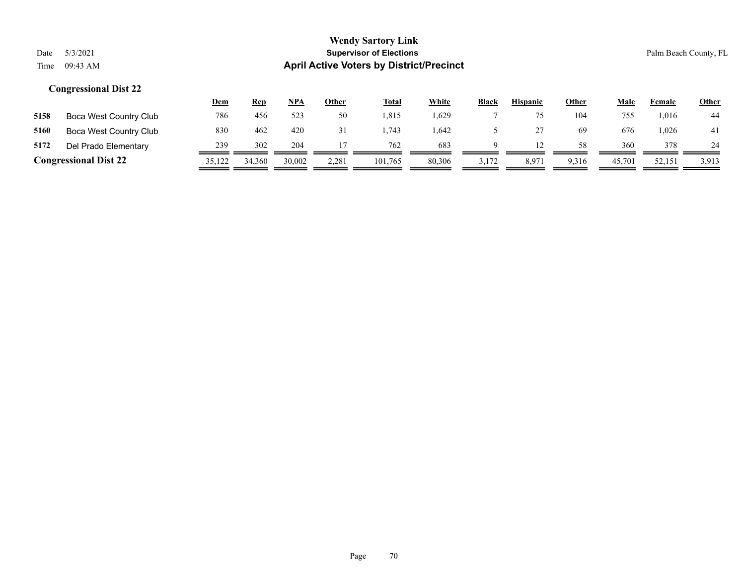# Wendy Sartory Link
## Supervisor of Elections
## April Active Voters by District/Precinct

Date 5/3/2021
Time 09:43 AM

Palm Beach County, FL

### Congressional Dist 22

| | | Dem | Rep | NPA | Other | Total | White | Black | Hispanic | Other | Male | Female | Other |
|---|---|---|---|---|---|---|---|---|---|---|---|---|---|
| 5158 | Boca West Country Club | 786 | 456 | 523 | 50 | 1,815 | 1,629 | 7 | 75 | 104 | 755 | 1,016 | 44 |
| 5160 | Boca West Country Club | 830 | 462 | 420 | 31 | 1,743 | 1,642 | 5 | 27 | 69 | 676 | 1,026 | 41 |
| 5172 | Del Prado Elementary | 239 | 302 | 204 | 17 | 762 | 683 | 9 | 12 | 58 | 360 | 378 | 24 |
| **Congressional Dist 22** | | 35,122 | 34,360 | 30,002 | 2,281 | 101,765 | 80,306 | 3,172 | 8,971 | 9,316 | 45,701 | 52,151 | 3,913 |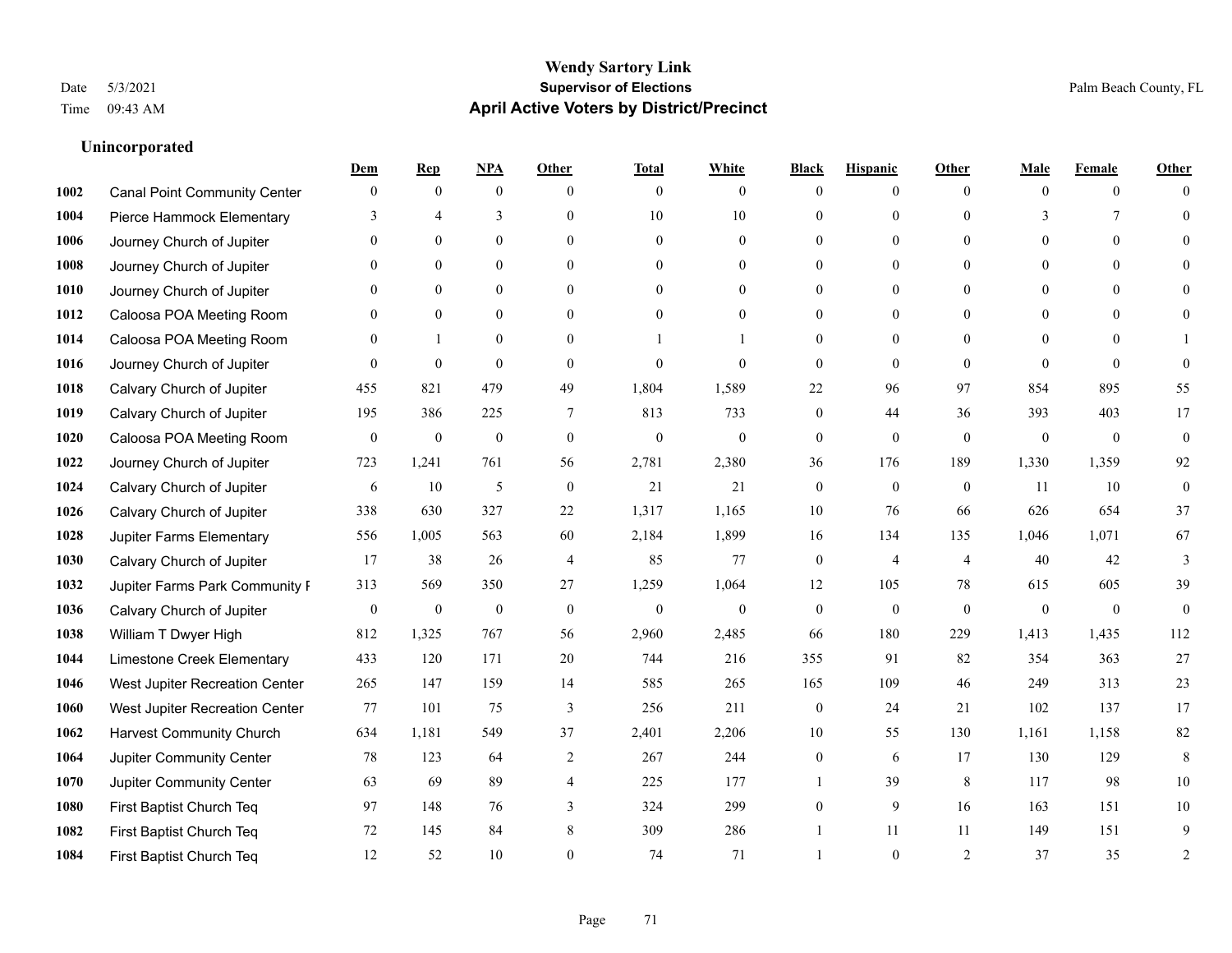# Wendy Sartory Link
## Supervisor of Elections
## April Active Voters by District/Precinct

Date 5/3/2021
Time 09:43 AM

Palm Beach County, FL

### Unincorporated

| | | Dem | Rep | NPA | Other | Total | White | Black | Hispanic | Other | Male | Female | Other |
|---|---|---|---|---|---|---|---|---|---|---|---|---|---|
| 1002 | Canal Point Community Center | 0 | 0 | 0 | 0 | 0 | 0 | 0 | 0 | 0 | 0 | 0 | 0 |
| 1004 | Pierce Hammock Elementary | 3 | 4 | 3 | 0 | 10 | 10 | 0 | 0 | 0 | 3 | 7 | 0 |
| 1006 | Journey Church of Jupiter | 0 | 0 | 0 | 0 | 0 | 0 | 0 | 0 | 0 | 0 | 0 | 0 |
| 1008 | Journey Church of Jupiter | 0 | 0 | 0 | 0 | 0 | 0 | 0 | 0 | 0 | 0 | 0 | 0 |
| 1010 | Journey Church of Jupiter | 0 | 0 | 0 | 0 | 0 | 0 | 0 | 0 | 0 | 0 | 0 | 0 |
| 1012 | Caloosa POA Meeting Room | 0 | 0 | 0 | 0 | 0 | 0 | 0 | 0 | 0 | 0 | 0 | 0 |
| 1014 | Caloosa POA Meeting Room | 0 | 1 | 0 | 0 | 1 | 1 | 0 | 0 | 0 | 0 | 0 | 1 |
| 1016 | Journey Church of Jupiter | 0 | 0 | 0 | 0 | 0 | 0 | 0 | 0 | 0 | 0 | 0 | 0 |
| 1018 | Calvary Church of Jupiter | 455 | 821 | 479 | 49 | 1,804 | 1,589 | 22 | 96 | 97 | 854 | 895 | 55 |
| 1019 | Calvary Church of Jupiter | 195 | 386 | 225 | 7 | 813 | 733 | 0 | 44 | 36 | 393 | 403 | 17 |
| 1020 | Caloosa POA Meeting Room | 0 | 0 | 0 | 0 | 0 | 0 | 0 | 0 | 0 | 0 | 0 | 0 |
| 1022 | Journey Church of Jupiter | 723 | 1,241 | 761 | 56 | 2,781 | 2,380 | 36 | 176 | 189 | 1,330 | 1,359 | 92 |
| 1024 | Calvary Church of Jupiter | 6 | 10 | 5 | 0 | 21 | 21 | 0 | 0 | 0 | 11 | 10 | 0 |
| 1026 | Calvary Church of Jupiter | 338 | 630 | 327 | 22 | 1,317 | 1,165 | 10 | 76 | 66 | 626 | 654 | 37 |
| 1028 | Jupiter Farms Elementary | 556 | 1,005 | 563 | 60 | 2,184 | 1,899 | 16 | 134 | 135 | 1,046 | 1,071 | 67 |
| 1030 | Calvary Church of Jupiter | 17 | 38 | 26 | 4 | 85 | 77 | 0 | 4 | 4 | 40 | 42 | 3 |
| 1032 | Jupiter Farms Park Community F | 313 | 569 | 350 | 27 | 1,259 | 1,064 | 12 | 105 | 78 | 615 | 605 | 39 |
| 1036 | Calvary Church of Jupiter | 0 | 0 | 0 | 0 | 0 | 0 | 0 | 0 | 0 | 0 | 0 | 0 |
| 1038 | William T Dwyer High | 812 | 1,325 | 767 | 56 | 2,960 | 2,485 | 66 | 180 | 229 | 1,413 | 1,435 | 112 |
| 1044 | Limestone Creek Elementary | 433 | 120 | 171 | 20 | 744 | 216 | 355 | 91 | 82 | 354 | 363 | 27 |
| 1046 | West Jupiter Recreation Center | 265 | 147 | 159 | 14 | 585 | 265 | 165 | 109 | 46 | 249 | 313 | 23 |
| 1060 | West Jupiter Recreation Center | 77 | 101 | 75 | 3 | 256 | 211 | 0 | 24 | 21 | 102 | 137 | 17 |
| 1062 | Harvest Community Church | 634 | 1,181 | 549 | 37 | 2,401 | 2,206 | 10 | 55 | 130 | 1,161 | 1,158 | 82 |
| 1064 | Jupiter Community Center | 78 | 123 | 64 | 2 | 267 | 244 | 0 | 6 | 17 | 130 | 129 | 8 |
| 1070 | Jupiter Community Center | 63 | 69 | 89 | 4 | 225 | 177 | 1 | 39 | 8 | 117 | 98 | 10 |
| 1080 | First Baptist Church Teq | 97 | 148 | 76 | 3 | 324 | 299 | 0 | 9 | 16 | 163 | 151 | 10 |
| 1082 | First Baptist Church Teq | 72 | 145 | 84 | 8 | 309 | 286 | 1 | 11 | 11 | 149 | 151 | 9 |
| 1084 | First Baptist Church Teq | 12 | 52 | 10 | 0 | 74 | 71 | 1 | 0 | 2 | 37 | 35 | 2 |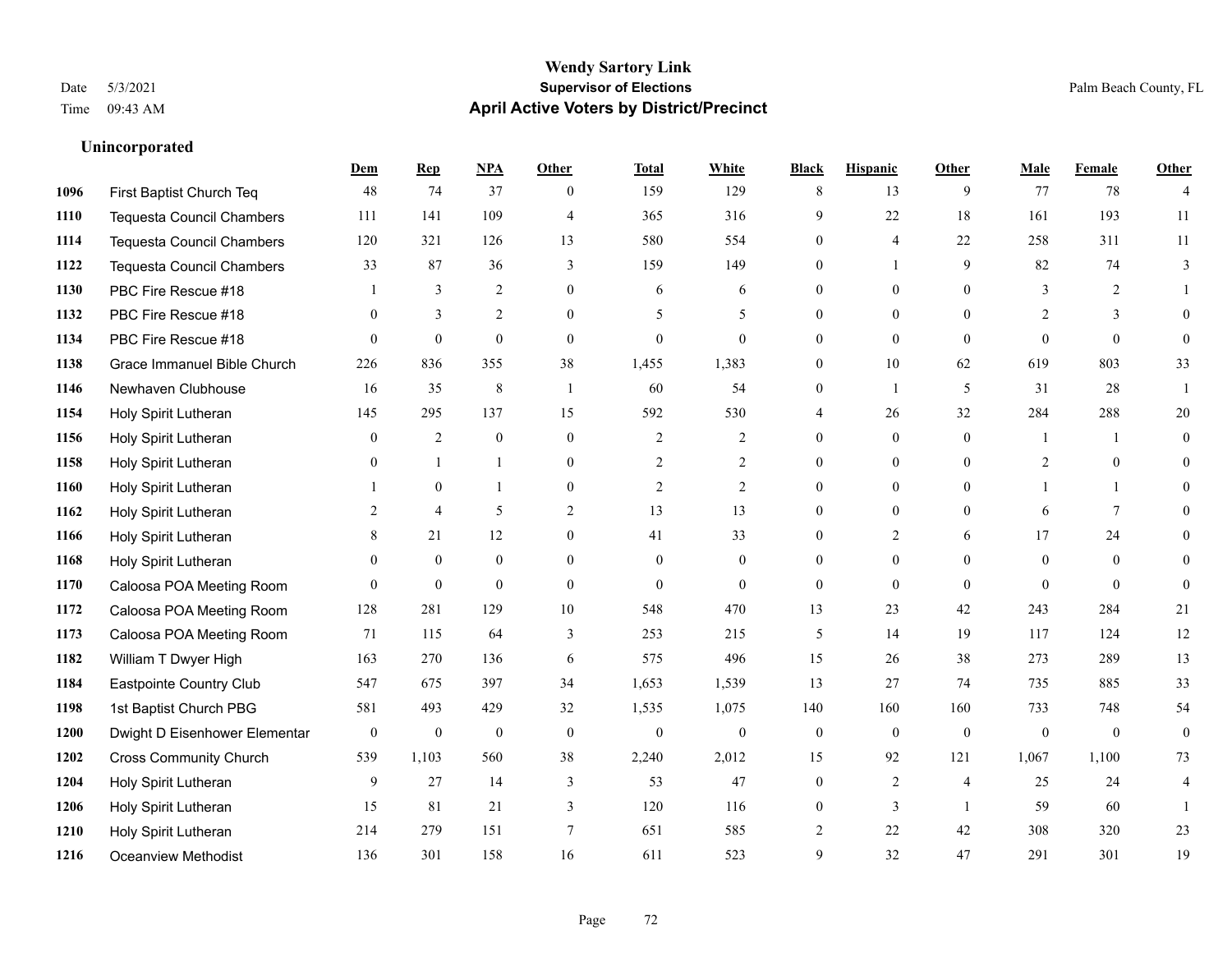# Wendy Sartory Link

**Supervisor of Elections**

**April Active Voters by District/Precinct**

Date 5/3/2021
Time 09:43 AM

Palm Beach County, FL

### Unincorporated

| | | Dem | Rep | NPA | Other | Total | White | Black | Hispanic | Other | Male | Female | Other |
|---|---|---|---|---|---|---|---|---|---|---|---|---|---|
| 1096 | First Baptist Church Teq | 48 | 74 | 37 | 0 | 159 | 129 | 8 | 13 | 9 | 77 | 78 | 4 |
| 1110 | Tequesta Council Chambers | 111 | 141 | 109 | 4 | 365 | 316 | 9 | 22 | 18 | 161 | 193 | 11 |
| 1114 | Tequesta Council Chambers | 120 | 321 | 126 | 13 | 580 | 554 | 0 | 4 | 22 | 258 | 311 | 11 |
| 1122 | Tequesta Council Chambers | 33 | 87 | 36 | 3 | 159 | 149 | 0 | 1 | 9 | 82 | 74 | 3 |
| 1130 | PBC Fire Rescue #18 | 1 | 3 | 2 | 0 | 6 | 6 | 0 | 0 | 0 | 3 | 2 | 1 |
| 1132 | PBC Fire Rescue #18 | 0 | 3 | 2 | 0 | 5 | 5 | 0 | 0 | 0 | 2 | 3 | 0 |
| 1134 | PBC Fire Rescue #18 | 0 | 0 | 0 | 0 | 0 | 0 | 0 | 0 | 0 | 0 | 0 | 0 |
| 1138 | Grace Immanuel Bible Church | 226 | 836 | 355 | 38 | 1,455 | 1,383 | 0 | 10 | 62 | 619 | 803 | 33 |
| 1146 | Newhaven Clubhouse | 16 | 35 | 8 | 1 | 60 | 54 | 0 | 1 | 5 | 31 | 28 | 1 |
| 1154 | Holy Spirit Lutheran | 145 | 295 | 137 | 15 | 592 | 530 | 4 | 26 | 32 | 284 | 288 | 20 |
| 1156 | Holy Spirit Lutheran | 0 | 2 | 0 | 0 | 2 | 2 | 0 | 0 | 0 | 1 | 1 | 0 |
| 1158 | Holy Spirit Lutheran | 0 | 1 | 1 | 0 | 2 | 2 | 0 | 0 | 0 | 2 | 0 | 0 |
| 1160 | Holy Spirit Lutheran | 1 | 0 | 1 | 0 | 2 | 2 | 0 | 0 | 0 | 1 | 1 | 0 |
| 1162 | Holy Spirit Lutheran | 2 | 4 | 5 | 2 | 13 | 13 | 0 | 0 | 0 | 6 | 7 | 0 |
| 1166 | Holy Spirit Lutheran | 8 | 21 | 12 | 0 | 41 | 33 | 0 | 2 | 6 | 17 | 24 | 0 |
| 1168 | Holy Spirit Lutheran | 0 | 0 | 0 | 0 | 0 | 0 | 0 | 0 | 0 | 0 | 0 | 0 |
| 1170 | Caloosa POA Meeting Room | 0 | 0 | 0 | 0 | 0 | 0 | 0 | 0 | 0 | 0 | 0 | 0 |
| 1172 | Caloosa POA Meeting Room | 128 | 281 | 129 | 10 | 548 | 470 | 13 | 23 | 42 | 243 | 284 | 21 |
| 1173 | Caloosa POA Meeting Room | 71 | 115 | 64 | 3 | 253 | 215 | 5 | 14 | 19 | 117 | 124 | 12 |
| 1182 | William T Dwyer High | 163 | 270 | 136 | 6 | 575 | 496 | 15 | 26 | 38 | 273 | 289 | 13 |
| 1184 | Eastpointe Country Club | 547 | 675 | 397 | 34 | 1,653 | 1,539 | 13 | 27 | 74 | 735 | 885 | 33 |
| 1198 | 1st Baptist Church PBG | 581 | 493 | 429 | 32 | 1,535 | 1,075 | 140 | 160 | 160 | 733 | 748 | 54 |
| 1200 | Dwight D Eisenhower Elementar | 0 | 0 | 0 | 0 | 0 | 0 | 0 | 0 | 0 | 0 | 0 | 0 |
| 1202 | Cross Community Church | 539 | 1,103 | 560 | 38 | 2,240 | 2,012 | 15 | 92 | 121 | 1,067 | 1,100 | 73 |
| 1204 | Holy Spirit Lutheran | 9 | 27 | 14 | 3 | 53 | 47 | 0 | 2 | 4 | 25 | 24 | 4 |
| 1206 | Holy Spirit Lutheran | 15 | 81 | 21 | 3 | 120 | 116 | 0 | 3 | 1 | 59 | 60 | 1 |
| 1210 | Holy Spirit Lutheran | 214 | 279 | 151 | 7 | 651 | 585 | 2 | 22 | 42 | 308 | 320 | 23 |
| 1216 | Oceanview Methodist | 136 | 301 | 158 | 16 | 611 | 523 | 9 | 32 | 47 | 291 | 301 | 19 |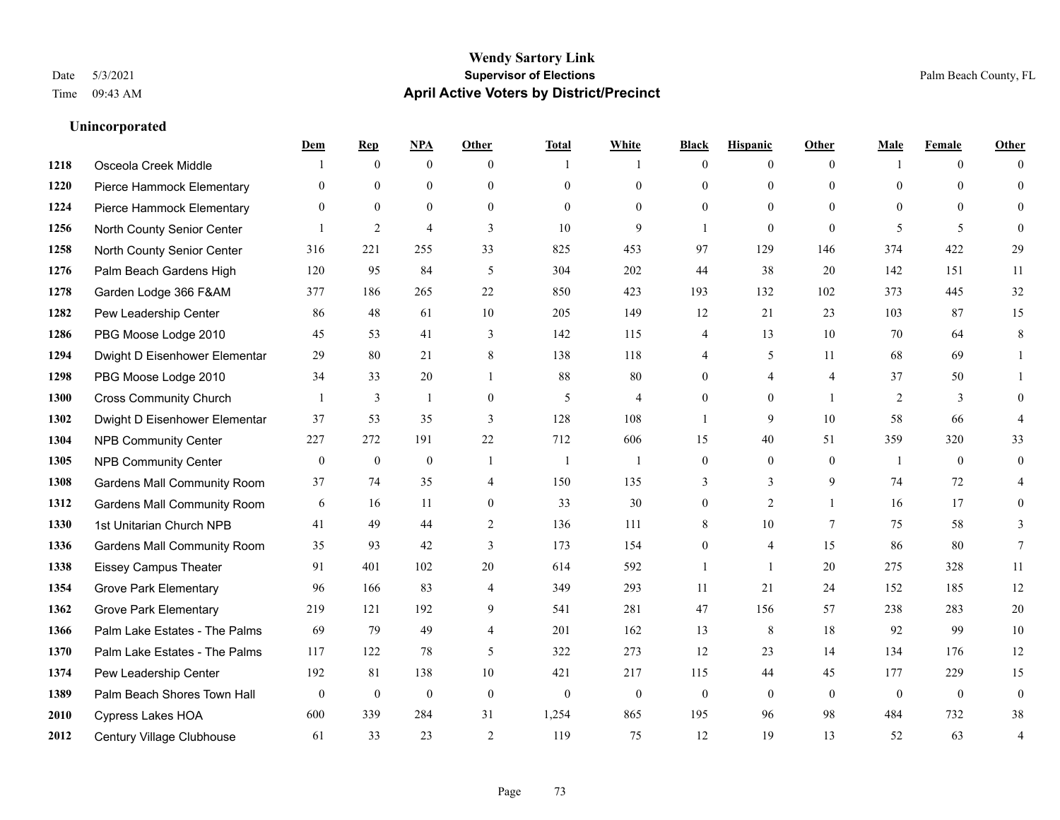# Wendy Sartory Link
## Supervisor of Elections
## April Active Voters by District/Precinct

Date 5/3/2021
Time 09:43 AM

Palm Beach County, FL

### Unincorporated

| | | Dem | Rep | NPA | Other | Total | White | Black | Hispanic | Other | Male | Female | Other |
|---|---|---|---|---|---|---|---|---|---|---|---|---|---|
| 1218 | Osceola Creek Middle | 1 | 0 | 0 | 0 | 1 | 1 | 0 | 0 | 0 | 1 | 0 | 0 |
| 1220 | Pierce Hammock Elementary | 0 | 0 | 0 | 0 | 0 | 0 | 0 | 0 | 0 | 0 | 0 | 0 |
| 1224 | Pierce Hammock Elementary | 0 | 0 | 0 | 0 | 0 | 0 | 0 | 0 | 0 | 0 | 0 | 0 |
| 1256 | North County Senior Center | 1 | 2 | 4 | 3 | 10 | 9 | 1 | 0 | 0 | 5 | 5 | 0 |
| 1258 | North County Senior Center | 316 | 221 | 255 | 33 | 825 | 453 | 97 | 129 | 146 | 374 | 422 | 29 |
| 1276 | Palm Beach Gardens High | 120 | 95 | 84 | 5 | 304 | 202 | 44 | 38 | 20 | 142 | 151 | 11 |
| 1278 | Garden Lodge 366 F&AM | 377 | 186 | 265 | 22 | 850 | 423 | 193 | 132 | 102 | 373 | 445 | 32 |
| 1282 | Pew Leadership Center | 86 | 48 | 61 | 10 | 205 | 149 | 12 | 21 | 23 | 103 | 87 | 15 |
| 1286 | PBG Moose Lodge 2010 | 45 | 53 | 41 | 3 | 142 | 115 | 4 | 13 | 10 | 70 | 64 | 8 |
| 1294 | Dwight D Eisenhower Elementar | 29 | 80 | 21 | 8 | 138 | 118 | 4 | 5 | 11 | 68 | 69 | 1 |
| 1298 | PBG Moose Lodge 2010 | 34 | 33 | 20 | 1 | 88 | 80 | 0 | 4 | 4 | 37 | 50 | 1 |
| 1300 | Cross Community Church | 1 | 3 | 1 | 0 | 5 | 4 | 0 | 0 | 1 | 2 | 3 | 0 |
| 1302 | Dwight D Eisenhower Elementar | 37 | 53 | 35 | 3 | 128 | 108 | 1 | 9 | 10 | 58 | 66 | 4 |
| 1304 | NPB Community Center | 227 | 272 | 191 | 22 | 712 | 606 | 15 | 40 | 51 | 359 | 320 | 33 |
| 1305 | NPB Community Center | 0 | 0 | 0 | 1 | 1 | 1 | 0 | 0 | 0 | 1 | 0 | 0 |
| 1308 | Gardens Mall Community Room | 37 | 74 | 35 | 4 | 150 | 135 | 3 | 3 | 9 | 74 | 72 | 4 |
| 1312 | Gardens Mall Community Room | 6 | 16 | 11 | 0 | 33 | 30 | 0 | 2 | 1 | 16 | 17 | 0 |
| 1330 | 1st Unitarian Church NPB | 41 | 49 | 44 | 2 | 136 | 111 | 8 | 10 | 7 | 75 | 58 | 3 |
| 1336 | Gardens Mall Community Room | 35 | 93 | 42 | 3 | 173 | 154 | 0 | 4 | 15 | 86 | 80 | 7 |
| 1338 | Eissey Campus Theater | 91 | 401 | 102 | 20 | 614 | 592 | 1 | 1 | 20 | 275 | 328 | 11 |
| 1354 | Grove Park Elementary | 96 | 166 | 83 | 4 | 349 | 293 | 11 | 21 | 24 | 152 | 185 | 12 |
| 1362 | Grove Park Elementary | 219 | 121 | 192 | 9 | 541 | 281 | 47 | 156 | 57 | 238 | 283 | 20 |
| 1366 | Palm Lake Estates - The Palms | 69 | 79 | 49 | 4 | 201 | 162 | 13 | 8 | 18 | 92 | 99 | 10 |
| 1370 | Palm Lake Estates - The Palms | 117 | 122 | 78 | 5 | 322 | 273 | 12 | 23 | 14 | 134 | 176 | 12 |
| 1374 | Pew Leadership Center | 192 | 81 | 138 | 10 | 421 | 217 | 115 | 44 | 45 | 177 | 229 | 15 |
| 1389 | Palm Beach Shores Town Hall | 0 | 0 | 0 | 0 | 0 | 0 | 0 | 0 | 0 | 0 | 0 | 0 |
| 2010 | Cypress Lakes HOA | 600 | 339 | 284 | 31 | 1,254 | 865 | 195 | 96 | 98 | 484 | 732 | 38 |
| 2012 | Century Village Clubhouse | 61 | 33 | 23 | 2 | 119 | 75 | 12 | 19 | 13 | 52 | 63 | 4 |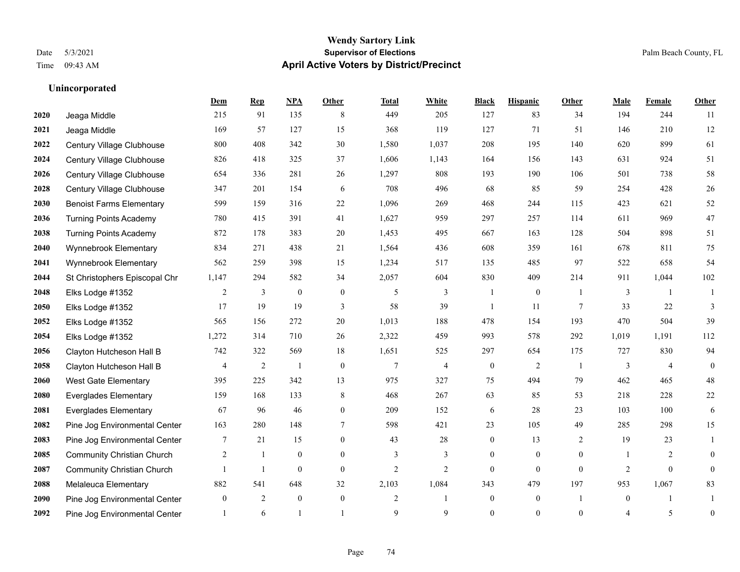# Wendy Sartory Link
## Supervisor of Elections
## April Active Voters by District/Precinct

Date 5/3/2021
Time 09:43 AM

Palm Beach County, FL

### Unincorporated

| | | Dem | Rep | NPA | Other | Total | White | Black | Hispanic | Other | Male | Female | Other |
|---|---|---|---|---|---|---|---|---|---|---|---|---|---|
| 2020 | Jeaga Middle | 215 | 91 | 135 | 8 | 449 | 205 | 127 | 83 | 34 | 194 | 244 | 11 |
| 2021 | Jeaga Middle | 169 | 57 | 127 | 15 | 368 | 119 | 127 | 71 | 51 | 146 | 210 | 12 |
| 2022 | Century Village Clubhouse | 800 | 408 | 342 | 30 | 1,580 | 1,037 | 208 | 195 | 140 | 620 | 899 | 61 |
| 2024 | Century Village Clubhouse | 826 | 418 | 325 | 37 | 1,606 | 1,143 | 164 | 156 | 143 | 631 | 924 | 51 |
| 2026 | Century Village Clubhouse | 654 | 336 | 281 | 26 | 1,297 | 808 | 193 | 190 | 106 | 501 | 738 | 58 |
| 2028 | Century Village Clubhouse | 347 | 201 | 154 | 6 | 708 | 496 | 68 | 85 | 59 | 254 | 428 | 26 |
| 2030 | Benoist Farms Elementary | 599 | 159 | 316 | 22 | 1,096 | 269 | 468 | 244 | 115 | 423 | 621 | 52 |
| 2036 | Turning Points Academy | 780 | 415 | 391 | 41 | 1,627 | 959 | 297 | 257 | 114 | 611 | 969 | 47 |
| 2038 | Turning Points Academy | 872 | 178 | 383 | 20 | 1,453 | 495 | 667 | 163 | 128 | 504 | 898 | 51 |
| 2040 | Wynnebrook Elementary | 834 | 271 | 438 | 21 | 1,564 | 436 | 608 | 359 | 161 | 678 | 811 | 75 |
| 2041 | Wynnebrook Elementary | 562 | 259 | 398 | 15 | 1,234 | 517 | 135 | 485 | 97 | 522 | 658 | 54 |
| 2044 | St Christophers Episcopal Chr | 1,147 | 294 | 582 | 34 | 2,057 | 604 | 830 | 409 | 214 | 911 | 1,044 | 102 |
| 2048 | Elks Lodge #1352 | 2 | 3 | 0 | 0 | 5 | 3 | 1 | 0 | 1 | 3 | 1 | 1 |
| 2050 | Elks Lodge #1352 | 17 | 19 | 19 | 3 | 58 | 39 | 1 | 11 | 7 | 33 | 22 | 3 |
| 2052 | Elks Lodge #1352 | 565 | 156 | 272 | 20 | 1,013 | 188 | 478 | 154 | 193 | 470 | 504 | 39 |
| 2054 | Elks Lodge #1352 | 1,272 | 314 | 710 | 26 | 2,322 | 459 | 993 | 578 | 292 | 1,019 | 1,191 | 112 |
| 2056 | Clayton Hutcheson Hall B | 742 | 322 | 569 | 18 | 1,651 | 525 | 297 | 654 | 175 | 727 | 830 | 94 |
| 2058 | Clayton Hutcheson Hall B | 4 | 2 | 1 | 0 | 7 | 4 | 0 | 2 | 1 | 3 | 4 | 0 |
| 2060 | West Gate Elementary | 395 | 225 | 342 | 13 | 975 | 327 | 75 | 494 | 79 | 462 | 465 | 48 |
| 2080 | Everglades Elementary | 159 | 168 | 133 | 8 | 468 | 267 | 63 | 85 | 53 | 218 | 228 | 22 |
| 2081 | Everglades Elementary | 67 | 96 | 46 | 0 | 209 | 152 | 6 | 28 | 23 | 103 | 100 | 6 |
| 2082 | Pine Jog Environmental Center | 163 | 280 | 148 | 7 | 598 | 421 | 23 | 105 | 49 | 285 | 298 | 15 |
| 2083 | Pine Jog Environmental Center | 7 | 21 | 15 | 0 | 43 | 28 | 0 | 13 | 2 | 19 | 23 | 1 |
| 2085 | Community Christian Church | 2 | 1 | 0 | 0 | 3 | 3 | 0 | 0 | 0 | 1 | 2 | 0 |
| 2087 | Community Christian Church | 1 | 1 | 0 | 0 | 2 | 2 | 0 | 0 | 0 | 2 | 0 | 0 |
| 2088 | Melaleuca Elementary | 882 | 541 | 648 | 32 | 2,103 | 1,084 | 343 | 479 | 197 | 953 | 1,067 | 83 |
| 2090 | Pine Jog Environmental Center | 0 | 2 | 0 | 0 | 2 | 1 | 0 | 0 | 1 | 0 | 1 | 1 |
| 2092 | Pine Jog Environmental Center | 1 | 6 | 1 | 1 | 9 | 9 | 0 | 0 | 0 | 4 | 5 | 0 |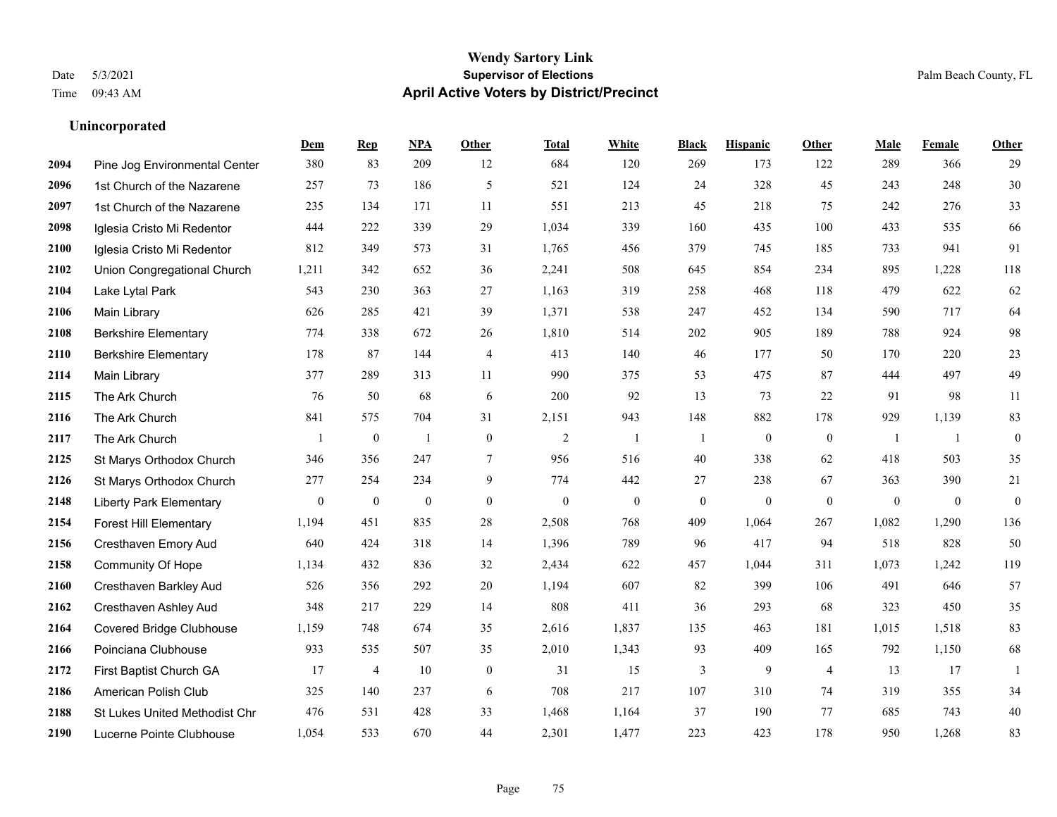# Wendy Sartory Link
## Supervisor of Elections
## April Active Voters by District/Precinct

Date 5/3/2021
Time 09:43 AM

Palm Beach County, FL

### Unincorporated

| | | Dem | Rep | NPA | Other | Total | White | Black | Hispanic | Other | Male | Female | Other |
|---|---|---|---|---|---|---|---|---|---|---|---|---|---|
| 2094 | Pine Jog Environmental Center | 380 | 83 | 209 | 12 | 684 | 120 | 269 | 173 | 122 | 289 | 366 | 29 |
| 2096 | 1st Church of the Nazarene | 257 | 73 | 186 | 5 | 521 | 124 | 24 | 328 | 45 | 243 | 248 | 30 |
| 2097 | 1st Church of the Nazarene | 235 | 134 | 171 | 11 | 551 | 213 | 45 | 218 | 75 | 242 | 276 | 33 |
| 2098 | Iglesia Cristo Mi Redentor | 444 | 222 | 339 | 29 | 1,034 | 339 | 160 | 435 | 100 | 433 | 535 | 66 |
| 2100 | Iglesia Cristo Mi Redentor | 812 | 349 | 573 | 31 | 1,765 | 456 | 379 | 745 | 185 | 733 | 941 | 91 |
| 2102 | Union Congregational Church | 1,211 | 342 | 652 | 36 | 2,241 | 508 | 645 | 854 | 234 | 895 | 1,228 | 118 |
| 2104 | Lake Lytal Park | 543 | 230 | 363 | 27 | 1,163 | 319 | 258 | 468 | 118 | 479 | 622 | 62 |
| 2106 | Main Library | 626 | 285 | 421 | 39 | 1,371 | 538 | 247 | 452 | 134 | 590 | 717 | 64 |
| 2108 | Berkshire Elementary | 774 | 338 | 672 | 26 | 1,810 | 514 | 202 | 905 | 189 | 788 | 924 | 98 |
| 2110 | Berkshire Elementary | 178 | 87 | 144 | 4 | 413 | 140 | 46 | 177 | 50 | 170 | 220 | 23 |
| 2114 | Main Library | 377 | 289 | 313 | 11 | 990 | 375 | 53 | 475 | 87 | 444 | 497 | 49 |
| 2115 | The Ark Church | 76 | 50 | 68 | 6 | 200 | 92 | 13 | 73 | 22 | 91 | 98 | 11 |
| 2116 | The Ark Church | 841 | 575 | 704 | 31 | 2,151 | 943 | 148 | 882 | 178 | 929 | 1,139 | 83 |
| 2117 | The Ark Church | 1 | 0 | 1 | 0 | 2 | 1 | 1 | 0 | 0 | 1 | 1 | 0 |
| 2125 | St Marys Orthodox Church | 346 | 356 | 247 | 7 | 956 | 516 | 40 | 338 | 62 | 418 | 503 | 35 |
| 2126 | St Marys Orthodox Church | 277 | 254 | 234 | 9 | 774 | 442 | 27 | 238 | 67 | 363 | 390 | 21 |
| 2148 | Liberty Park Elementary | 0 | 0 | 0 | 0 | 0 | 0 | 0 | 0 | 0 | 0 | 0 | 0 |
| 2154 | Forest Hill Elementary | 1,194 | 451 | 835 | 28 | 2,508 | 768 | 409 | 1,064 | 267 | 1,082 | 1,290 | 136 |
| 2156 | Cresthaven Emory Aud | 640 | 424 | 318 | 14 | 1,396 | 789 | 96 | 417 | 94 | 518 | 828 | 50 |
| 2158 | Community Of Hope | 1,134 | 432 | 836 | 32 | 2,434 | 622 | 457 | 1,044 | 311 | 1,073 | 1,242 | 119 |
| 2160 | Cresthaven Barkley Aud | 526 | 356 | 292 | 20 | 1,194 | 607 | 82 | 399 | 106 | 491 | 646 | 57 |
| 2162 | Cresthaven Ashley Aud | 348 | 217 | 229 | 14 | 808 | 411 | 36 | 293 | 68 | 323 | 450 | 35 |
| 2164 | Covered Bridge Clubhouse | 1,159 | 748 | 674 | 35 | 2,616 | 1,837 | 135 | 463 | 181 | 1,015 | 1,518 | 83 |
| 2166 | Poinciana Clubhouse | 933 | 535 | 507 | 35 | 2,010 | 1,343 | 93 | 409 | 165 | 792 | 1,150 | 68 |
| 2172 | First Baptist Church GA | 17 | 4 | 10 | 0 | 31 | 15 | 3 | 9 | 4 | 13 | 17 | 1 |
| 2186 | American Polish Club | 325 | 140 | 237 | 6 | 708 | 217 | 107 | 310 | 74 | 319 | 355 | 34 |
| 2188 | St Lukes United Methodist Chr | 476 | 531 | 428 | 33 | 1,468 | 1,164 | 37 | 190 | 77 | 685 | 743 | 40 |
| 2190 | Lucerne Pointe Clubhouse | 1,054 | 533 | 670 | 44 | 2,301 | 1,477 | 223 | 423 | 178 | 950 | 1,268 | 83 |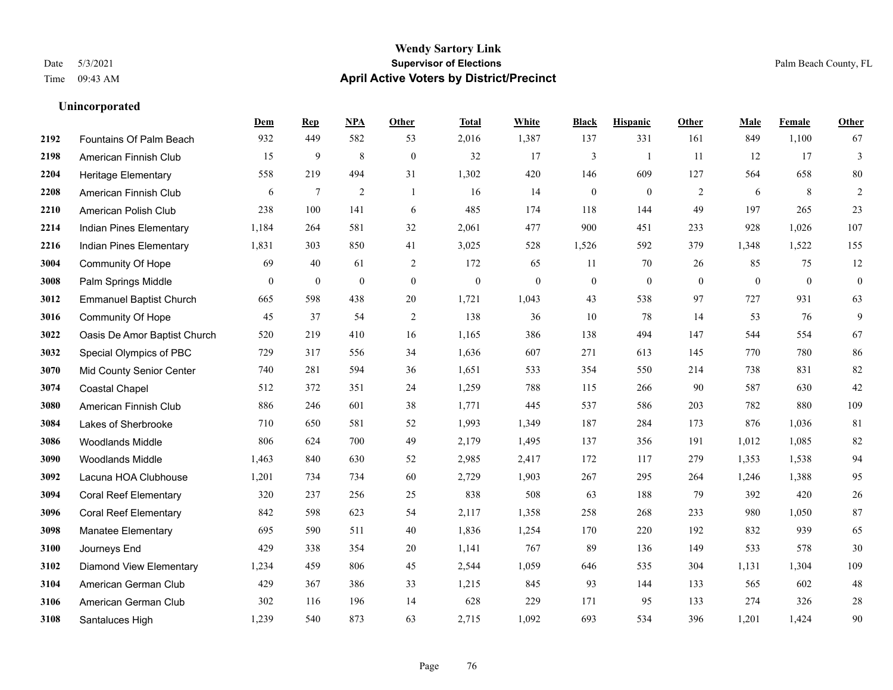**Wendy Sartory Link**
**Supervisor of Elections**
**April Active Voters by District/Precinct**

Date 5/3/2021
Time 09:43 AM

Palm Beach County, FL

### Unincorporated

| | | Dem | Rep | NPA | Other | Total | White | Black | Hispanic | Other | Male | Female | Other |
|---|---|---|---|---|---|---|---|---|---|---|---|---|---|
| 2192 | Fountains Of Palm Beach | 932 | 449 | 582 | 53 | 2,016 | 1,387 | 137 | 331 | 161 | 849 | 1,100 | 67 |
| 2198 | American Finnish Club | 15 | 9 | 8 | 0 | 32 | 17 | 3 | 1 | 11 | 12 | 17 | 3 |
| 2204 | Heritage Elementary | 558 | 219 | 494 | 31 | 1,302 | 420 | 146 | 609 | 127 | 564 | 658 | 80 |
| 2208 | American Finnish Club | 6 | 7 | 2 | 1 | 16 | 14 | 0 | 0 | 2 | 6 | 8 | 2 |
| 2210 | American Polish Club | 238 | 100 | 141 | 6 | 485 | 174 | 118 | 144 | 49 | 197 | 265 | 23 |
| 2214 | Indian Pines Elementary | 1,184 | 264 | 581 | 32 | 2,061 | 477 | 900 | 451 | 233 | 928 | 1,026 | 107 |
| 2216 | Indian Pines Elementary | 1,831 | 303 | 850 | 41 | 3,025 | 528 | 1,526 | 592 | 379 | 1,348 | 1,522 | 155 |
| 3004 | Community Of Hope | 69 | 40 | 61 | 2 | 172 | 65 | 11 | 70 | 26 | 85 | 75 | 12 |
| 3008 | Palm Springs Middle | 0 | 0 | 0 | 0 | 0 | 0 | 0 | 0 | 0 | 0 | 0 | 0 |
| 3012 | Emmanuel Baptist Church | 665 | 598 | 438 | 20 | 1,721 | 1,043 | 43 | 538 | 97 | 727 | 931 | 63 |
| 3016 | Community Of Hope | 45 | 37 | 54 | 2 | 138 | 36 | 10 | 78 | 14 | 53 | 76 | 9 |
| 3022 | Oasis De Amor Baptist Church | 520 | 219 | 410 | 16 | 1,165 | 386 | 138 | 494 | 147 | 544 | 554 | 67 |
| 3032 | Special Olympics of PBC | 729 | 317 | 556 | 34 | 1,636 | 607 | 271 | 613 | 145 | 770 | 780 | 86 |
| 3070 | Mid County Senior Center | 740 | 281 | 594 | 36 | 1,651 | 533 | 354 | 550 | 214 | 738 | 831 | 82 |
| 3074 | Coastal Chapel | 512 | 372 | 351 | 24 | 1,259 | 788 | 115 | 266 | 90 | 587 | 630 | 42 |
| 3080 | American Finnish Club | 886 | 246 | 601 | 38 | 1,771 | 445 | 537 | 586 | 203 | 782 | 880 | 109 |
| 3084 | Lakes of Sherbrooke | 710 | 650 | 581 | 52 | 1,993 | 1,349 | 187 | 284 | 173 | 876 | 1,036 | 81 |
| 3086 | Woodlands Middle | 806 | 624 | 700 | 49 | 2,179 | 1,495 | 137 | 356 | 191 | 1,012 | 1,085 | 82 |
| 3090 | Woodlands Middle | 1,463 | 840 | 630 | 52 | 2,985 | 2,417 | 172 | 117 | 279 | 1,353 | 1,538 | 94 |
| 3092 | Lacuna HOA Clubhouse | 1,201 | 734 | 734 | 60 | 2,729 | 1,903 | 267 | 295 | 264 | 1,246 | 1,388 | 95 |
| 3094 | Coral Reef Elementary | 320 | 237 | 256 | 25 | 838 | 508 | 63 | 188 | 79 | 392 | 420 | 26 |
| 3096 | Coral Reef Elementary | 842 | 598 | 623 | 54 | 2,117 | 1,358 | 258 | 268 | 233 | 980 | 1,050 | 87 |
| 3098 | Manatee Elementary | 695 | 590 | 511 | 40 | 1,836 | 1,254 | 170 | 220 | 192 | 832 | 939 | 65 |
| 3100 | Journeys End | 429 | 338 | 354 | 20 | 1,141 | 767 | 89 | 136 | 149 | 533 | 578 | 30 |
| 3102 | Diamond View Elementary | 1,234 | 459 | 806 | 45 | 2,544 | 1,059 | 646 | 535 | 304 | 1,131 | 1,304 | 109 |
| 3104 | American German Club | 429 | 367 | 386 | 33 | 1,215 | 845 | 93 | 144 | 133 | 565 | 602 | 48 |
| 3106 | American German Club | 302 | 116 | 196 | 14 | 628 | 229 | 171 | 95 | 133 | 274 | 326 | 28 |
| 3108 | Santaluces High | 1,239 | 540 | 873 | 63 | 2,715 | 1,092 | 693 | 534 | 396 | 1,201 | 1,424 | 90 |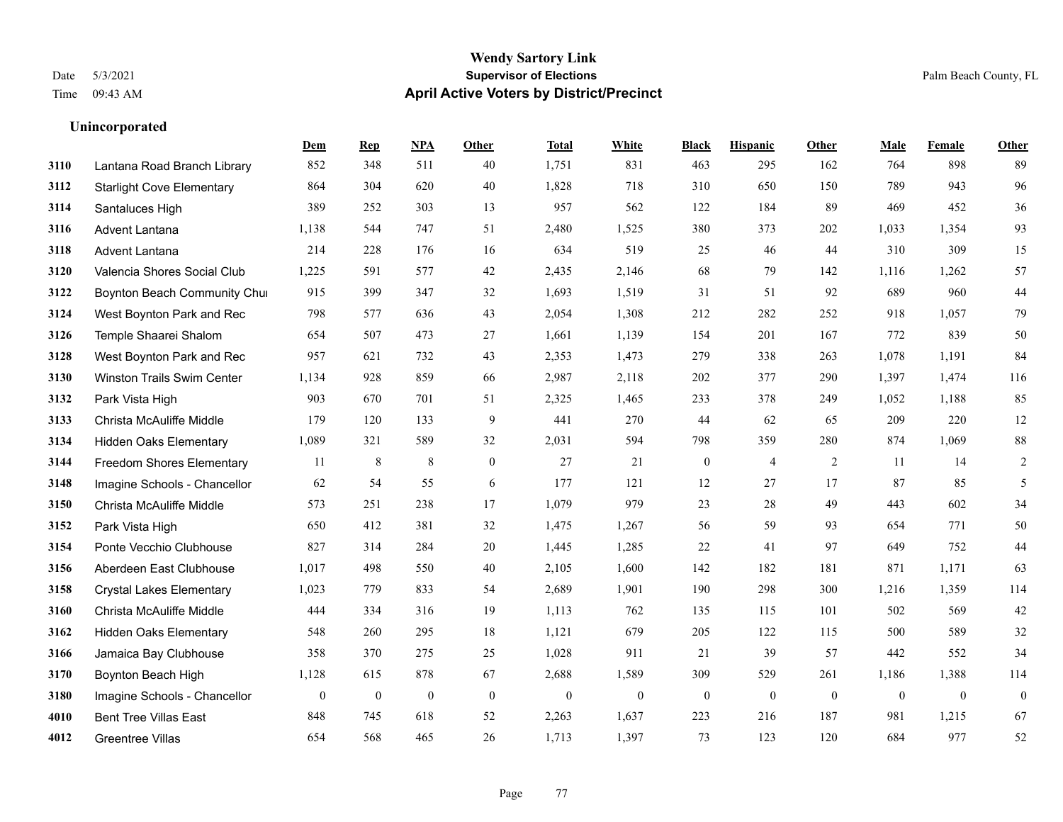# Wendy Sartory Link
## Supervisor of Elections
## April Active Voters by District/Precinct

Date 5/3/2021
Time 09:43 AM

Palm Beach County, FL

### Unincorporated

| | | Dem | Rep | NPA | Other | Total | White | Black | Hispanic | Other | Male | Female | Other |
|---|---|---|---|---|---|---|---|---|---|---|---|---|---|
| 3110 | Lantana Road Branch Library | 852 | 348 | 511 | 40 | 1,751 | 831 | 463 | 295 | 162 | 764 | 898 | 89 |
| 3112 | Starlight Cove Elementary | 864 | 304 | 620 | 40 | 1,828 | 718 | 310 | 650 | 150 | 789 | 943 | 96 |
| 3114 | Santaluces High | 389 | 252 | 303 | 13 | 957 | 562 | 122 | 184 | 89 | 469 | 452 | 36 |
| 3116 | Advent Lantana | 1,138 | 544 | 747 | 51 | 2,480 | 1,525 | 380 | 373 | 202 | 1,033 | 1,354 | 93 |
| 3118 | Advent Lantana | 214 | 228 | 176 | 16 | 634 | 519 | 25 | 46 | 44 | 310 | 309 | 15 |
| 3120 | Valencia Shores Social Club | 1,225 | 591 | 577 | 42 | 2,435 | 2,146 | 68 | 79 | 142 | 1,116 | 1,262 | 57 |
| 3122 | Boynton Beach Community Chui | 915 | 399 | 347 | 32 | 1,693 | 1,519 | 31 | 51 | 92 | 689 | 960 | 44 |
| 3124 | West Boynton Park and Rec | 798 | 577 | 636 | 43 | 2,054 | 1,308 | 212 | 282 | 252 | 918 | 1,057 | 79 |
| 3126 | Temple Shaarei Shalom | 654 | 507 | 473 | 27 | 1,661 | 1,139 | 154 | 201 | 167 | 772 | 839 | 50 |
| 3128 | West Boynton Park and Rec | 957 | 621 | 732 | 43 | 2,353 | 1,473 | 279 | 338 | 263 | 1,078 | 1,191 | 84 |
| 3130 | Winston Trails Swim Center | 1,134 | 928 | 859 | 66 | 2,987 | 2,118 | 202 | 377 | 290 | 1,397 | 1,474 | 116 |
| 3132 | Park Vista High | 903 | 670 | 701 | 51 | 2,325 | 1,465 | 233 | 378 | 249 | 1,052 | 1,188 | 85 |
| 3133 | Christa McAuliffe Middle | 179 | 120 | 133 | 9 | 441 | 270 | 44 | 62 | 65 | 209 | 220 | 12 |
| 3134 | Hidden Oaks Elementary | 1,089 | 321 | 589 | 32 | 2,031 | 594 | 798 | 359 | 280 | 874 | 1,069 | 88 |
| 3144 | Freedom Shores Elementary | 11 | 8 | 8 | 0 | 27 | 21 | 0 | 4 | 2 | 11 | 14 | 2 |
| 3148 | Imagine Schools - Chancellor | 62 | 54 | 55 | 6 | 177 | 121 | 12 | 27 | 17 | 87 | 85 | 5 |
| 3150 | Christa McAuliffe Middle | 573 | 251 | 238 | 17 | 1,079 | 979 | 23 | 28 | 49 | 443 | 602 | 34 |
| 3152 | Park Vista High | 650 | 412 | 381 | 32 | 1,475 | 1,267 | 56 | 59 | 93 | 654 | 771 | 50 |
| 3154 | Ponte Vecchio Clubhouse | 827 | 314 | 284 | 20 | 1,445 | 1,285 | 22 | 41 | 97 | 649 | 752 | 44 |
| 3156 | Aberdeen East Clubhouse | 1,017 | 498 | 550 | 40 | 2,105 | 1,600 | 142 | 182 | 181 | 871 | 1,171 | 63 |
| 3158 | Crystal Lakes Elementary | 1,023 | 779 | 833 | 54 | 2,689 | 1,901 | 190 | 298 | 300 | 1,216 | 1,359 | 114 |
| 3160 | Christa McAuliffe Middle | 444 | 334 | 316 | 19 | 1,113 | 762 | 135 | 115 | 101 | 502 | 569 | 42 |
| 3162 | Hidden Oaks Elementary | 548 | 260 | 295 | 18 | 1,121 | 679 | 205 | 122 | 115 | 500 | 589 | 32 |
| 3166 | Jamaica Bay Clubhouse | 358 | 370 | 275 | 25 | 1,028 | 911 | 21 | 39 | 57 | 442 | 552 | 34 |
| 3170 | Boynton Beach High | 1,128 | 615 | 878 | 67 | 2,688 | 1,589 | 309 | 529 | 261 | 1,186 | 1,388 | 114 |
| 3180 | Imagine Schools - Chancellor | 0 | 0 | 0 | 0 | 0 | 0 | 0 | 0 | 0 | 0 | 0 | 0 |
| 4010 | Bent Tree Villas East | 848 | 745 | 618 | 52 | 2,263 | 1,637 | 223 | 216 | 187 | 981 | 1,215 | 67 |
| 4012 | Greentree Villas | 654 | 568 | 465 | 26 | 1,713 | 1,397 | 73 | 123 | 120 | 684 | 977 | 52 |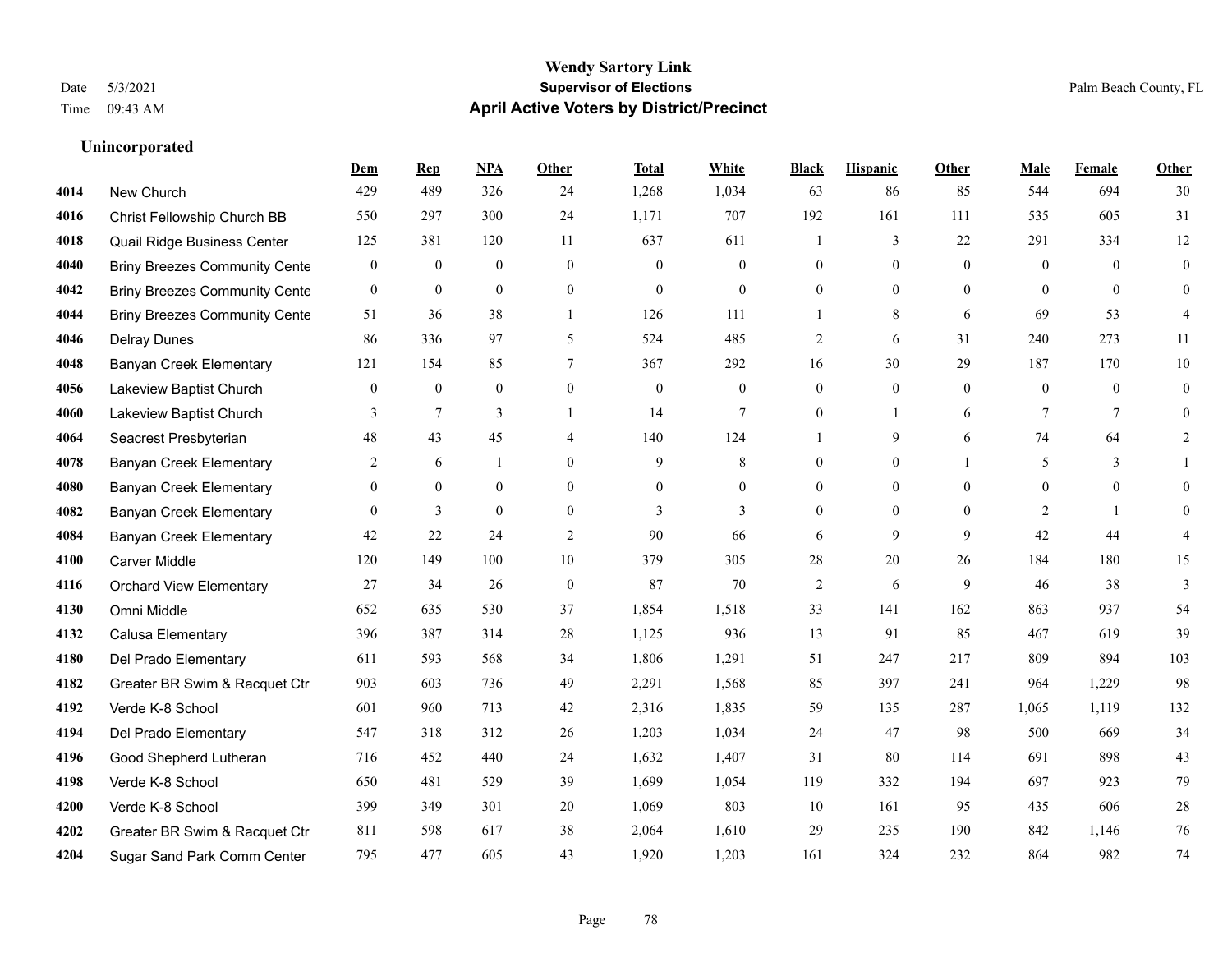# Wendy Sartory Link
## Supervisor of Elections
## April Active Voters by District/Precinct

Date 5/3/2021
Time 09:43 AM

Palm Beach County, FL

### Unincorporated

| | | Dem | Rep | NPA | Other | Total | White | Black | Hispanic | Other | Male | Female | Other |
|---|---|---|---|---|---|---|---|---|---|---|---|---|---|
| 4014 | New Church | 429 | 489 | 326 | 24 | 1,268 | 1,034 | 63 | 86 | 85 | 544 | 694 | 30 |
| 4016 | Christ Fellowship Church BB | 550 | 297 | 300 | 24 | 1,171 | 707 | 192 | 161 | 111 | 535 | 605 | 31 |
| 4018 | Quail Ridge Business Center | 125 | 381 | 120 | 11 | 637 | 611 | 1 | 3 | 22 | 291 | 334 | 12 |
| 4040 | Briny Breezes Community Cente | 0 | 0 | 0 | 0 | 0 | 0 | 0 | 0 | 0 | 0 | 0 | 0 |
| 4042 | Briny Breezes Community Cente | 0 | 0 | 0 | 0 | 0 | 0 | 0 | 0 | 0 | 0 | 0 | 0 |
| 4044 | Briny Breezes Community Cente | 51 | 36 | 38 | 1 | 126 | 111 | 1 | 8 | 6 | 69 | 53 | 4 |
| 4046 | Delray Dunes | 86 | 336 | 97 | 5 | 524 | 485 | 2 | 6 | 31 | 240 | 273 | 11 |
| 4048 | Banyan Creek Elementary | 121 | 154 | 85 | 7 | 367 | 292 | 16 | 30 | 29 | 187 | 170 | 10 |
| 4056 | Lakeview Baptist Church | 0 | 0 | 0 | 0 | 0 | 0 | 0 | 0 | 0 | 0 | 0 | 0 |
| 4060 | Lakeview Baptist Church | 3 | 7 | 3 | 1 | 14 | 7 | 0 | 1 | 6 | 7 | 7 | 0 |
| 4064 | Seacrest Presbyterian | 48 | 43 | 45 | 4 | 140 | 124 | 1 | 9 | 6 | 74 | 64 | 2 |
| 4078 | Banyan Creek Elementary | 2 | 6 | 1 | 0 | 9 | 8 | 0 | 0 | 1 | 5 | 3 | 1 |
| 4080 | Banyan Creek Elementary | 0 | 0 | 0 | 0 | 0 | 0 | 0 | 0 | 0 | 0 | 0 | 0 |
| 4082 | Banyan Creek Elementary | 0 | 3 | 0 | 0 | 3 | 3 | 0 | 0 | 0 | 2 | 1 | 0 |
| 4084 | Banyan Creek Elementary | 42 | 22 | 24 | 2 | 90 | 66 | 6 | 9 | 9 | 42 | 44 | 4 |
| 4100 | Carver Middle | 120 | 149 | 100 | 10 | 379 | 305 | 28 | 20 | 26 | 184 | 180 | 15 |
| 4116 | Orchard View Elementary | 27 | 34 | 26 | 0 | 87 | 70 | 2 | 6 | 9 | 46 | 38 | 3 |
| 4130 | Omni Middle | 652 | 635 | 530 | 37 | 1,854 | 1,518 | 33 | 141 | 162 | 863 | 937 | 54 |
| 4132 | Calusa Elementary | 396 | 387 | 314 | 28 | 1,125 | 936 | 13 | 91 | 85 | 467 | 619 | 39 |
| 4180 | Del Prado Elementary | 611 | 593 | 568 | 34 | 1,806 | 1,291 | 51 | 247 | 217 | 809 | 894 | 103 |
| 4182 | Greater BR Swim & Racquet Ctr | 903 | 603 | 736 | 49 | 2,291 | 1,568 | 85 | 397 | 241 | 964 | 1,229 | 98 |
| 4192 | Verde K-8 School | 601 | 960 | 713 | 42 | 2,316 | 1,835 | 59 | 135 | 287 | 1,065 | 1,119 | 132 |
| 4194 | Del Prado Elementary | 547 | 318 | 312 | 26 | 1,203 | 1,034 | 24 | 47 | 98 | 500 | 669 | 34 |
| 4196 | Good Shepherd Lutheran | 716 | 452 | 440 | 24 | 1,632 | 1,407 | 31 | 80 | 114 | 691 | 898 | 43 |
| 4198 | Verde K-8 School | 650 | 481 | 529 | 39 | 1,699 | 1,054 | 119 | 332 | 194 | 697 | 923 | 79 |
| 4200 | Verde K-8 School | 399 | 349 | 301 | 20 | 1,069 | 803 | 10 | 161 | 95 | 435 | 606 | 28 |
| 4202 | Greater BR Swim & Racquet Ctr | 811 | 598 | 617 | 38 | 2,064 | 1,610 | 29 | 235 | 190 | 842 | 1,146 | 76 |
| 4204 | Sugar Sand Park Comm Center | 795 | 477 | 605 | 43 | 1,920 | 1,203 | 161 | 324 | 232 | 864 | 982 | 74 |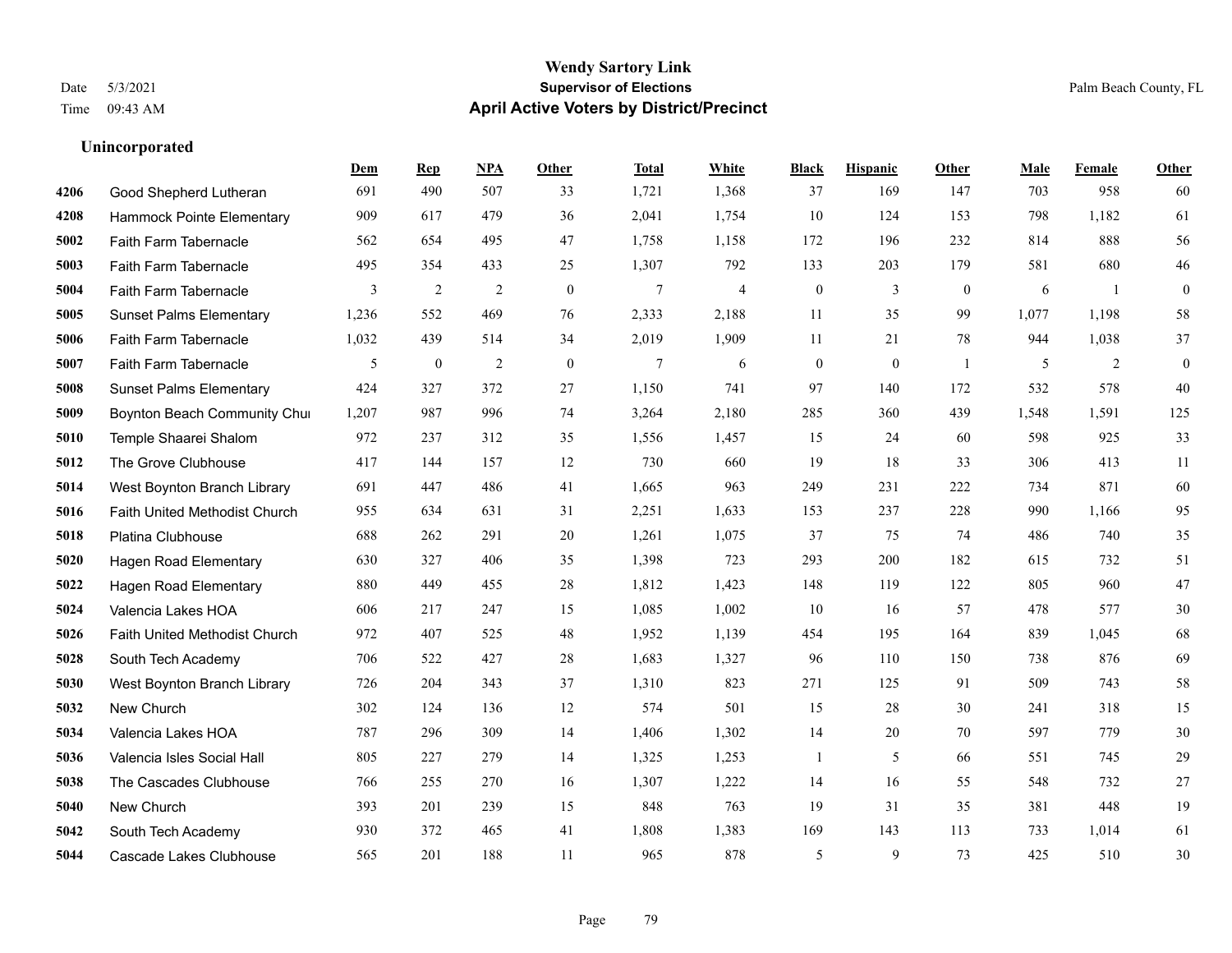# Wendy Sartory Link
## Supervisor of Elections
## April Active Voters by District/Precinct

Date 5/3/2021
Time 09:43 AM

Palm Beach County, FL

### Unincorporated

| | | Dem | Rep | NPA | Other | Total | White | Black | Hispanic | Other | Male | Female | Other |
|---|---|---|---|---|---|---|---|---|---|---|---|---|---|
| 4206 | Good Shepherd Lutheran | 691 | 490 | 507 | 33 | 1,721 | 1,368 | 37 | 169 | 147 | 703 | 958 | 60 |
| 4208 | Hammock Pointe Elementary | 909 | 617 | 479 | 36 | 2,041 | 1,754 | 10 | 124 | 153 | 798 | 1,182 | 61 |
| 5002 | Faith Farm Tabernacle | 562 | 654 | 495 | 47 | 1,758 | 1,158 | 172 | 196 | 232 | 814 | 888 | 56 |
| 5003 | Faith Farm Tabernacle | 495 | 354 | 433 | 25 | 1,307 | 792 | 133 | 203 | 179 | 581 | 680 | 46 |
| 5004 | Faith Farm Tabernacle | 3 | 2 | 2 | 0 | 7 | 4 | 0 | 3 | 0 | 6 | 1 | 0 |
| 5005 | Sunset Palms Elementary | 1,236 | 552 | 469 | 76 | 2,333 | 2,188 | 11 | 35 | 99 | 1,077 | 1,198 | 58 |
| 5006 | Faith Farm Tabernacle | 1,032 | 439 | 514 | 34 | 2,019 | 1,909 | 11 | 21 | 78 | 944 | 1,038 | 37 |
| 5007 | Faith Farm Tabernacle | 5 | 0 | 2 | 0 | 7 | 6 | 0 | 0 | 1 | 5 | 2 | 0 |
| 5008 | Sunset Palms Elementary | 424 | 327 | 372 | 27 | 1,150 | 741 | 97 | 140 | 172 | 532 | 578 | 40 |
| 5009 | Boynton Beach Community Chu | 1,207 | 987 | 996 | 74 | 3,264 | 2,180 | 285 | 360 | 439 | 1,548 | 1,591 | 125 |
| 5010 | Temple Shaarei Shalom | 972 | 237 | 312 | 35 | 1,556 | 1,457 | 15 | 24 | 60 | 598 | 925 | 33 |
| 5012 | The Grove Clubhouse | 417 | 144 | 157 | 12 | 730 | 660 | 19 | 18 | 33 | 306 | 413 | 11 |
| 5014 | West Boynton Branch Library | 691 | 447 | 486 | 41 | 1,665 | 963 | 249 | 231 | 222 | 734 | 871 | 60 |
| 5016 | Faith United Methodist Church | 955 | 634 | 631 | 31 | 2,251 | 1,633 | 153 | 237 | 228 | 990 | 1,166 | 95 |
| 5018 | Platina Clubhouse | 688 | 262 | 291 | 20 | 1,261 | 1,075 | 37 | 75 | 74 | 486 | 740 | 35 |
| 5020 | Hagen Road Elementary | 630 | 327 | 406 | 35 | 1,398 | 723 | 293 | 200 | 182 | 615 | 732 | 51 |
| 5022 | Hagen Road Elementary | 880 | 449 | 455 | 28 | 1,812 | 1,423 | 148 | 119 | 122 | 805 | 960 | 47 |
| 5024 | Valencia Lakes HOA | 606 | 217 | 247 | 15 | 1,085 | 1,002 | 10 | 16 | 57 | 478 | 577 | 30 |
| 5026 | Faith United Methodist Church | 972 | 407 | 525 | 48 | 1,952 | 1,139 | 454 | 195 | 164 | 839 | 1,045 | 68 |
| 5028 | South Tech Academy | 706 | 522 | 427 | 28 | 1,683 | 1,327 | 96 | 110 | 150 | 738 | 876 | 69 |
| 5030 | West Boynton Branch Library | 726 | 204 | 343 | 37 | 1,310 | 823 | 271 | 125 | 91 | 509 | 743 | 58 |
| 5032 | New Church | 302 | 124 | 136 | 12 | 574 | 501 | 15 | 28 | 30 | 241 | 318 | 15 |
| 5034 | Valencia Lakes HOA | 787 | 296 | 309 | 14 | 1,406 | 1,302 | 14 | 20 | 70 | 597 | 779 | 30 |
| 5036 | Valencia Isles Social Hall | 805 | 227 | 279 | 14 | 1,325 | 1,253 | 1 | 5 | 66 | 551 | 745 | 29 |
| 5038 | The Cascades Clubhouse | 766 | 255 | 270 | 16 | 1,307 | 1,222 | 14 | 16 | 55 | 548 | 732 | 27 |
| 5040 | New Church | 393 | 201 | 239 | 15 | 848 | 763 | 19 | 31 | 35 | 381 | 448 | 19 |
| 5042 | South Tech Academy | 930 | 372 | 465 | 41 | 1,808 | 1,383 | 169 | 143 | 113 | 733 | 1,014 | 61 |
| 5044 | Cascade Lakes Clubhouse | 565 | 201 | 188 | 11 | 965 | 878 | 5 | 9 | 73 | 425 | 510 | 30 |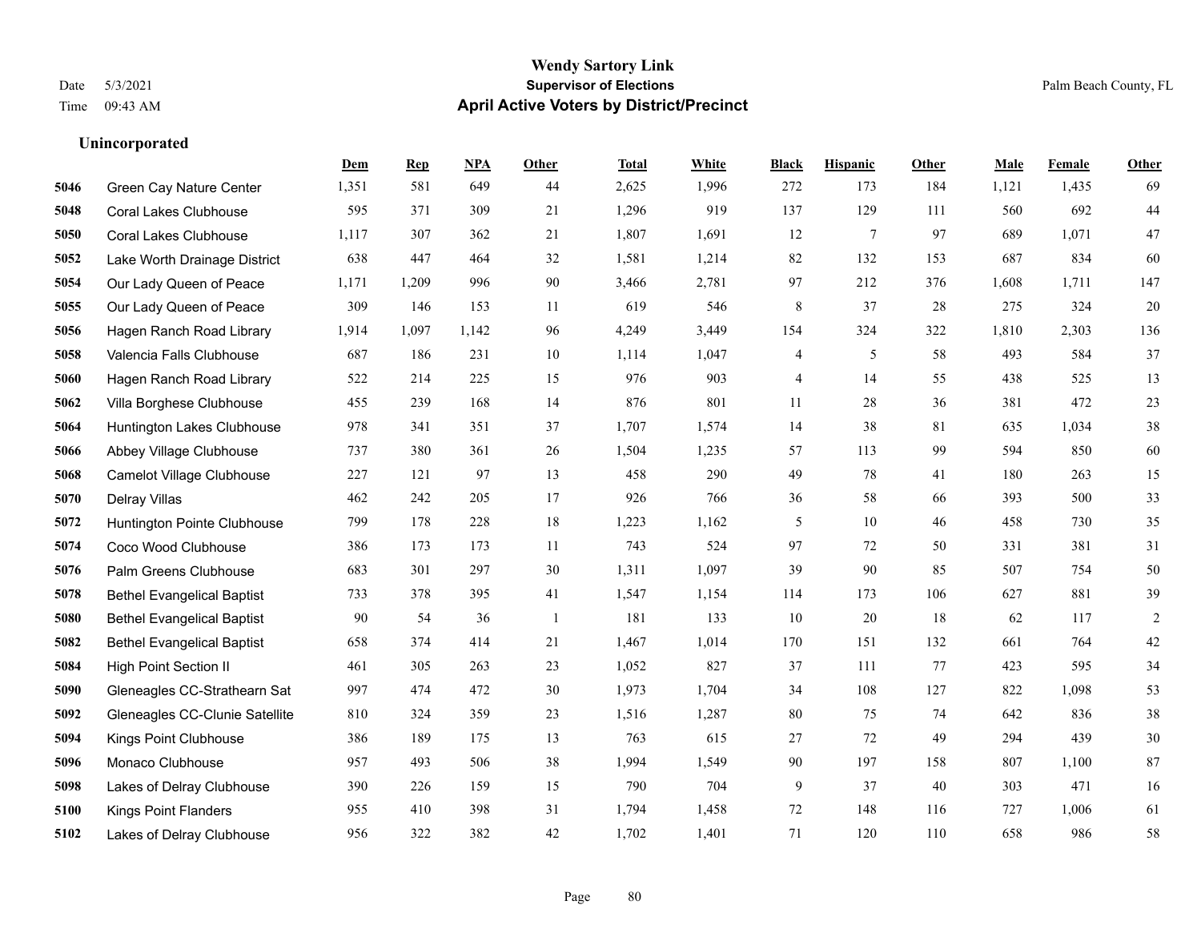# Wendy Sartory Link
## Supervisor of Elections
## April Active Voters by District/Precinct

Date 5/3/2021
Time 09:43 AM

Palm Beach County, FL

### Unincorporated

| | | Dem | Rep | NPA | Other | Total | White | Black | Hispanic | Other | Male | Female | Other |
|---|---|---|---|---|---|---|---|---|---|---|---|---|---|
| 5046 | Green Cay Nature Center | 1,351 | 581 | 649 | 44 | 2,625 | 1,996 | 272 | 173 | 184 | 1,121 | 1,435 | 69 |
| 5048 | Coral Lakes Clubhouse | 595 | 371 | 309 | 21 | 1,296 | 919 | 137 | 129 | 111 | 560 | 692 | 44 |
| 5050 | Coral Lakes Clubhouse | 1,117 | 307 | 362 | 21 | 1,807 | 1,691 | 12 | 7 | 97 | 689 | 1,071 | 47 |
| 5052 | Lake Worth Drainage District | 638 | 447 | 464 | 32 | 1,581 | 1,214 | 82 | 132 | 153 | 687 | 834 | 60 |
| 5054 | Our Lady Queen of Peace | 1,171 | 1,209 | 996 | 90 | 3,466 | 2,781 | 97 | 212 | 376 | 1,608 | 1,711 | 147 |
| 5055 | Our Lady Queen of Peace | 309 | 146 | 153 | 11 | 619 | 546 | 8 | 37 | 28 | 275 | 324 | 20 |
| 5056 | Hagen Ranch Road Library | 1,914 | 1,097 | 1,142 | 96 | 4,249 | 3,449 | 154 | 324 | 322 | 1,810 | 2,303 | 136 |
| 5058 | Valencia Falls Clubhouse | 687 | 186 | 231 | 10 | 1,114 | 1,047 | 4 | 5 | 58 | 493 | 584 | 37 |
| 5060 | Hagen Ranch Road Library | 522 | 214 | 225 | 15 | 976 | 903 | 4 | 14 | 55 | 438 | 525 | 13 |
| 5062 | Villa Borghese Clubhouse | 455 | 239 | 168 | 14 | 876 | 801 | 11 | 28 | 36 | 381 | 472 | 23 |
| 5064 | Huntington Lakes Clubhouse | 978 | 341 | 351 | 37 | 1,707 | 1,574 | 14 | 38 | 81 | 635 | 1,034 | 38 |
| 5066 | Abbey Village Clubhouse | 737 | 380 | 361 | 26 | 1,504 | 1,235 | 57 | 113 | 99 | 594 | 850 | 60 |
| 5068 | Camelot Village Clubhouse | 227 | 121 | 97 | 13 | 458 | 290 | 49 | 78 | 41 | 180 | 263 | 15 |
| 5070 | Delray Villas | 462 | 242 | 205 | 17 | 926 | 766 | 36 | 58 | 66 | 393 | 500 | 33 |
| 5072 | Huntington Pointe Clubhouse | 799 | 178 | 228 | 18 | 1,223 | 1,162 | 5 | 10 | 46 | 458 | 730 | 35 |
| 5074 | Coco Wood Clubhouse | 386 | 173 | 173 | 11 | 743 | 524 | 97 | 72 | 50 | 331 | 381 | 31 |
| 5076 | Palm Greens Clubhouse | 683 | 301 | 297 | 30 | 1,311 | 1,097 | 39 | 90 | 85 | 507 | 754 | 50 |
| 5078 | Bethel Evangelical Baptist | 733 | 378 | 395 | 41 | 1,547 | 1,154 | 114 | 173 | 106 | 627 | 881 | 39 |
| 5080 | Bethel Evangelical Baptist | 90 | 54 | 36 | 1 | 181 | 133 | 10 | 20 | 18 | 62 | 117 | 2 |
| 5082 | Bethel Evangelical Baptist | 658 | 374 | 414 | 21 | 1,467 | 1,014 | 170 | 151 | 132 | 661 | 764 | 42 |
| 5084 | High Point Section II | 461 | 305 | 263 | 23 | 1,052 | 827 | 37 | 111 | 77 | 423 | 595 | 34 |
| 5090 | Gleneagles CC-Strathearn Sat | 997 | 474 | 472 | 30 | 1,973 | 1,704 | 34 | 108 | 127 | 822 | 1,098 | 53 |
| 5092 | Gleneagles CC-Clunie Satellite | 810 | 324 | 359 | 23 | 1,516 | 1,287 | 80 | 75 | 74 | 642 | 836 | 38 |
| 5094 | Kings Point Clubhouse | 386 | 189 | 175 | 13 | 763 | 615 | 27 | 72 | 49 | 294 | 439 | 30 |
| 5096 | Monaco Clubhouse | 957 | 493 | 506 | 38 | 1,994 | 1,549 | 90 | 197 | 158 | 807 | 1,100 | 87 |
| 5098 | Lakes of Delray Clubhouse | 390 | 226 | 159 | 15 | 790 | 704 | 9 | 37 | 40 | 303 | 471 | 16 |
| 5100 | Kings Point Flanders | 955 | 410 | 398 | 31 | 1,794 | 1,458 | 72 | 148 | 116 | 727 | 1,006 | 61 |
| 5102 | Lakes of Delray Clubhouse | 956 | 322 | 382 | 42 | 1,702 | 1,401 | 71 | 120 | 110 | 658 | 986 | 58 |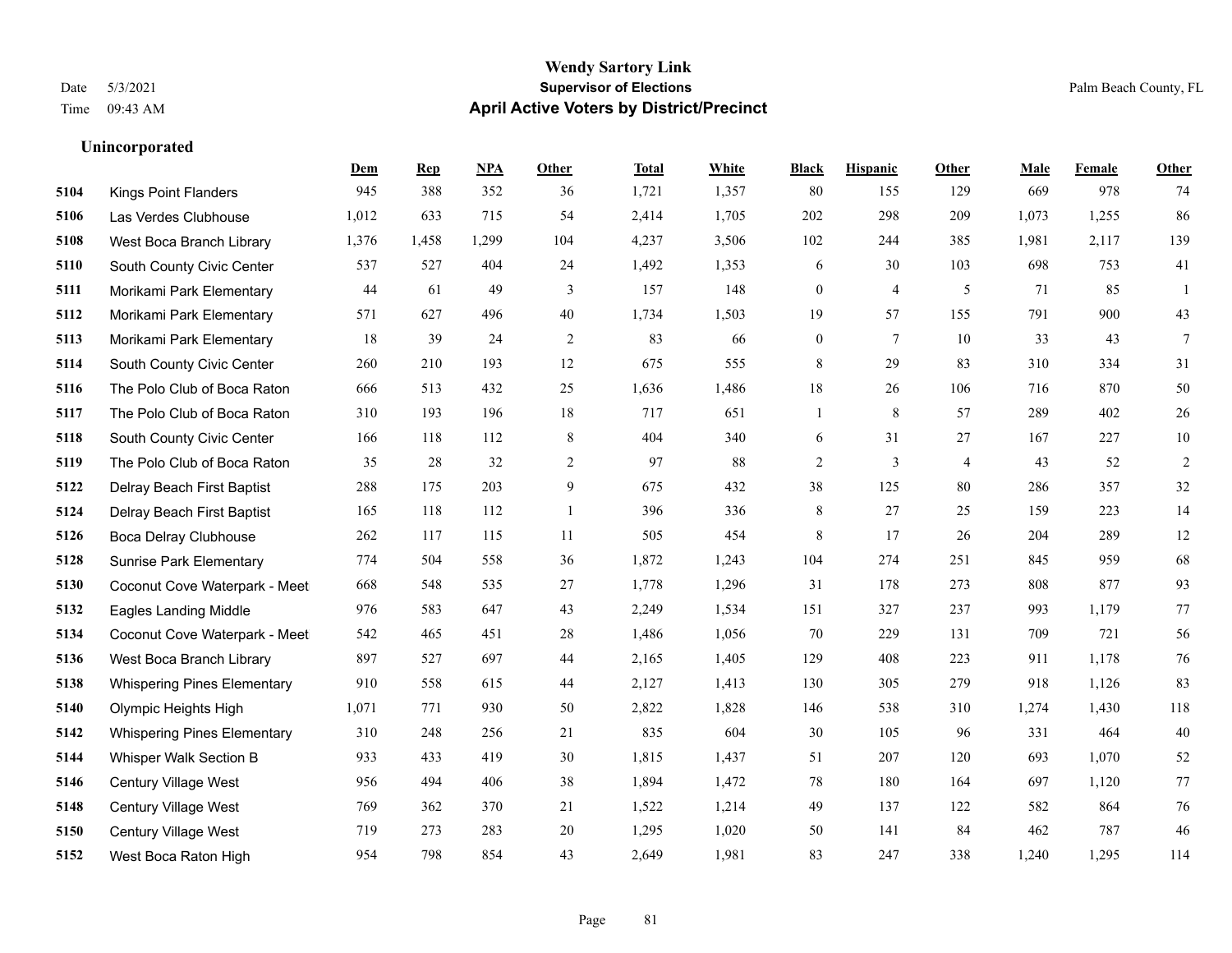# Wendy Sartory Link

## Supervisor of Elections

## April Active Voters by District/Precinct

Date 5/3/2021
Time 09:43 AM

Palm Beach County, FL

### Unincorporated

| | | Dem | Rep | NPA | Other | Total | White | Black | Hispanic | Other | Male | Female | Other |
|---|---|---|---|---|---|---|---|---|---|---|---|---|---|
| 5104 | Kings Point Flanders | 945 | 388 | 352 | 36 | 1,721 | 1,357 | 80 | 155 | 129 | 669 | 978 | 74 |
| 5106 | Las Verdes Clubhouse | 1,012 | 633 | 715 | 54 | 2,414 | 1,705 | 202 | 298 | 209 | 1,073 | 1,255 | 86 |
| 5108 | West Boca Branch Library | 1,376 | 1,458 | 1,299 | 104 | 4,237 | 3,506 | 102 | 244 | 385 | 1,981 | 2,117 | 139 |
| 5110 | South County Civic Center | 537 | 527 | 404 | 24 | 1,492 | 1,353 | 6 | 30 | 103 | 698 | 753 | 41 |
| 5111 | Morikami Park Elementary | 44 | 61 | 49 | 3 | 157 | 148 | 0 | 4 | 5 | 71 | 85 | 1 |
| 5112 | Morikami Park Elementary | 571 | 627 | 496 | 40 | 1,734 | 1,503 | 19 | 57 | 155 | 791 | 900 | 43 |
| 5113 | Morikami Park Elementary | 18 | 39 | 24 | 2 | 83 | 66 | 0 | 7 | 10 | 33 | 43 | 7 |
| 5114 | South County Civic Center | 260 | 210 | 193 | 12 | 675 | 555 | 8 | 29 | 83 | 310 | 334 | 31 |
| 5116 | The Polo Club of Boca Raton | 666 | 513 | 432 | 25 | 1,636 | 1,486 | 18 | 26 | 106 | 716 | 870 | 50 |
| 5117 | The Polo Club of Boca Raton | 310 | 193 | 196 | 18 | 717 | 651 | 1 | 8 | 57 | 289 | 402 | 26 |
| 5118 | South County Civic Center | 166 | 118 | 112 | 8 | 404 | 340 | 6 | 31 | 27 | 167 | 227 | 10 |
| 5119 | The Polo Club of Boca Raton | 35 | 28 | 32 | 2 | 97 | 88 | 2 | 3 | 4 | 43 | 52 | 2 |
| 5122 | Delray Beach First Baptist | 288 | 175 | 203 | 9 | 675 | 432 | 38 | 125 | 80 | 286 | 357 | 32 |
| 5124 | Delray Beach First Baptist | 165 | 118 | 112 | 1 | 396 | 336 | 8 | 27 | 25 | 159 | 223 | 14 |
| 5126 | Boca Delray Clubhouse | 262 | 117 | 115 | 11 | 505 | 454 | 8 | 17 | 26 | 204 | 289 | 12 |
| 5128 | Sunrise Park Elementary | 774 | 504 | 558 | 36 | 1,872 | 1,243 | 104 | 274 | 251 | 845 | 959 | 68 |
| 5130 | Coconut Cove Waterpark - Meet | 668 | 548 | 535 | 27 | 1,778 | 1,296 | 31 | 178 | 273 | 808 | 877 | 93 |
| 5132 | Eagles Landing Middle | 976 | 583 | 647 | 43 | 2,249 | 1,534 | 151 | 327 | 237 | 993 | 1,179 | 77 |
| 5134 | Coconut Cove Waterpark - Meet | 542 | 465 | 451 | 28 | 1,486 | 1,056 | 70 | 229 | 131 | 709 | 721 | 56 |
| 5136 | West Boca Branch Library | 897 | 527 | 697 | 44 | 2,165 | 1,405 | 129 | 408 | 223 | 911 | 1,178 | 76 |
| 5138 | Whispering Pines Elementary | 910 | 558 | 615 | 44 | 2,127 | 1,413 | 130 | 305 | 279 | 918 | 1,126 | 83 |
| 5140 | Olympic Heights High | 1,071 | 771 | 930 | 50 | 2,822 | 1,828 | 146 | 538 | 310 | 1,274 | 1,430 | 118 |
| 5142 | Whispering Pines Elementary | 310 | 248 | 256 | 21 | 835 | 604 | 30 | 105 | 96 | 331 | 464 | 40 |
| 5144 | Whisper Walk Section B | 933 | 433 | 419 | 30 | 1,815 | 1,437 | 51 | 207 | 120 | 693 | 1,070 | 52 |
| 5146 | Century Village West | 956 | 494 | 406 | 38 | 1,894 | 1,472 | 78 | 180 | 164 | 697 | 1,120 | 77 |
| 5148 | Century Village West | 769 | 362 | 370 | 21 | 1,522 | 1,214 | 49 | 137 | 122 | 582 | 864 | 76 |
| 5150 | Century Village West | 719 | 273 | 283 | 20 | 1,295 | 1,020 | 50 | 141 | 84 | 462 | 787 | 46 |
| 5152 | West Boca Raton High | 954 | 798 | 854 | 43 | 2,649 | 1,981 | 83 | 247 | 338 | 1,240 | 1,295 | 114 |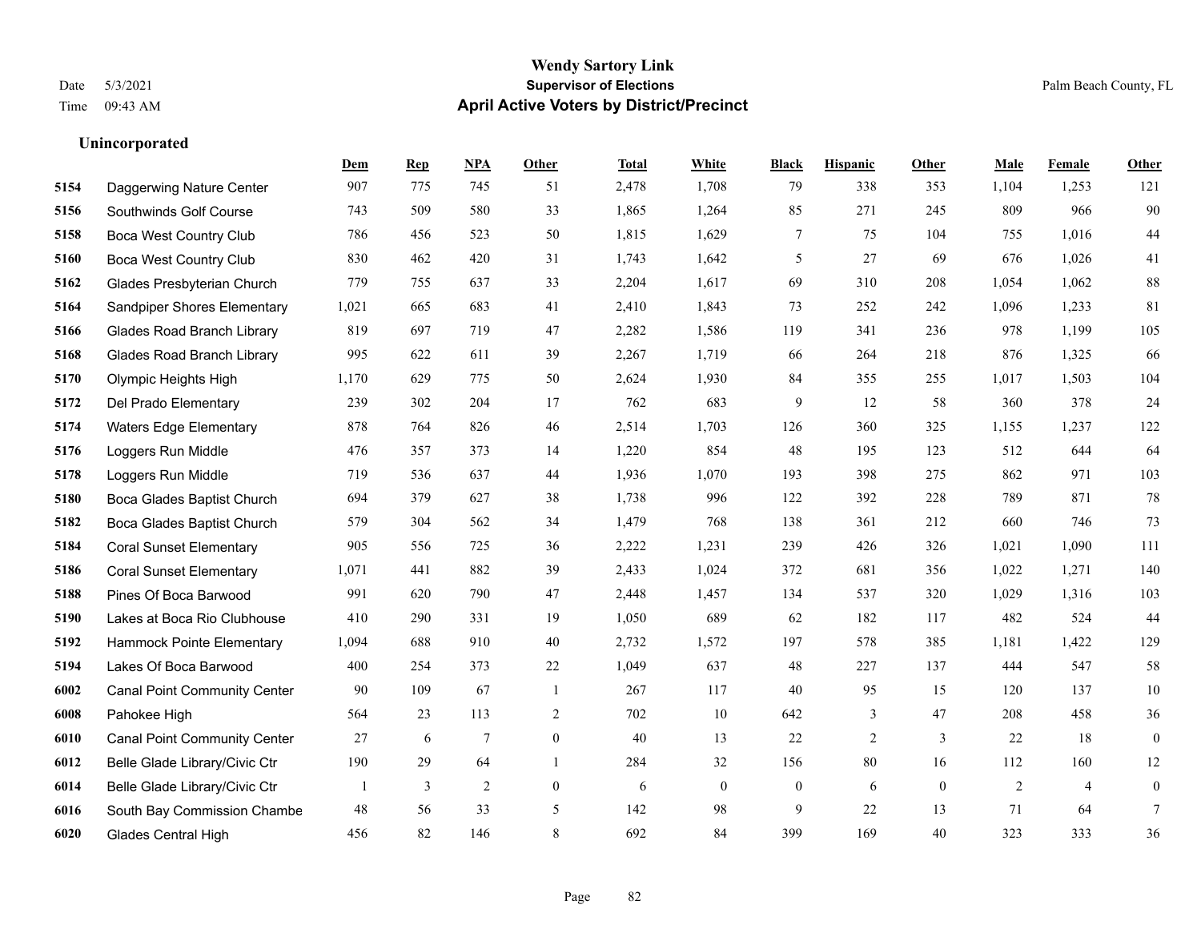# Wendy Sartory Link
## Supervisor of Elections
## April Active Voters by District/Precinct

Date 5/3/2021
Time 09:43 AM

Palm Beach County, FL

### Unincorporated

| | | Dem | Rep | NPA | Other | Total | White | Black | Hispanic | Other | Male | Female | Other |
|---|---|---|---|---|---|---|---|---|---|---|---|---|---|
| 5154 | Daggerwing Nature Center | 907 | 775 | 745 | 51 | 2,478 | 1,708 | 79 | 338 | 353 | 1,104 | 1,253 | 121 |
| 5156 | Southwinds Golf Course | 743 | 509 | 580 | 33 | 1,865 | 1,264 | 85 | 271 | 245 | 809 | 966 | 90 |
| 5158 | Boca West Country Club | 786 | 456 | 523 | 50 | 1,815 | 1,629 | 7 | 75 | 104 | 755 | 1,016 | 44 |
| 5160 | Boca West Country Club | 830 | 462 | 420 | 31 | 1,743 | 1,642 | 5 | 27 | 69 | 676 | 1,026 | 41 |
| 5162 | Glades Presbyterian Church | 779 | 755 | 637 | 33 | 2,204 | 1,617 | 69 | 310 | 208 | 1,054 | 1,062 | 88 |
| 5164 | Sandpiper Shores Elementary | 1,021 | 665 | 683 | 41 | 2,410 | 1,843 | 73 | 252 | 242 | 1,096 | 1,233 | 81 |
| 5166 | Glades Road Branch Library | 819 | 697 | 719 | 47 | 2,282 | 1,586 | 119 | 341 | 236 | 978 | 1,199 | 105 |
| 5168 | Glades Road Branch Library | 995 | 622 | 611 | 39 | 2,267 | 1,719 | 66 | 264 | 218 | 876 | 1,325 | 66 |
| 5170 | Olympic Heights High | 1,170 | 629 | 775 | 50 | 2,624 | 1,930 | 84 | 355 | 255 | 1,017 | 1,503 | 104 |
| 5172 | Del Prado Elementary | 239 | 302 | 204 | 17 | 762 | 683 | 9 | 12 | 58 | 360 | 378 | 24 |
| 5174 | Waters Edge Elementary | 878 | 764 | 826 | 46 | 2,514 | 1,703 | 126 | 360 | 325 | 1,155 | 1,237 | 122 |
| 5176 | Loggers Run Middle | 476 | 357 | 373 | 14 | 1,220 | 854 | 48 | 195 | 123 | 512 | 644 | 64 |
| 5178 | Loggers Run Middle | 719 | 536 | 637 | 44 | 1,936 | 1,070 | 193 | 398 | 275 | 862 | 971 | 103 |
| 5180 | Boca Glades Baptist Church | 694 | 379 | 627 | 38 | 1,738 | 996 | 122 | 392 | 228 | 789 | 871 | 78 |
| 5182 | Boca Glades Baptist Church | 579 | 304 | 562 | 34 | 1,479 | 768 | 138 | 361 | 212 | 660 | 746 | 73 |
| 5184 | Coral Sunset Elementary | 905 | 556 | 725 | 36 | 2,222 | 1,231 | 239 | 426 | 326 | 1,021 | 1,090 | 111 |
| 5186 | Coral Sunset Elementary | 1,071 | 441 | 882 | 39 | 2,433 | 1,024 | 372 | 681 | 356 | 1,022 | 1,271 | 140 |
| 5188 | Pines Of Boca Barwood | 991 | 620 | 790 | 47 | 2,448 | 1,457 | 134 | 537 | 320 | 1,029 | 1,316 | 103 |
| 5190 | Lakes at Boca Rio Clubhouse | 410 | 290 | 331 | 19 | 1,050 | 689 | 62 | 182 | 117 | 482 | 524 | 44 |
| 5192 | Hammock Pointe Elementary | 1,094 | 688 | 910 | 40 | 2,732 | 1,572 | 197 | 578 | 385 | 1,181 | 1,422 | 129 |
| 5194 | Lakes Of Boca Barwood | 400 | 254 | 373 | 22 | 1,049 | 637 | 48 | 227 | 137 | 444 | 547 | 58 |
| 6002 | Canal Point Community Center | 90 | 109 | 67 | 1 | 267 | 117 | 40 | 95 | 15 | 120 | 137 | 10 |
| 6008 | Pahokee High | 564 | 23 | 113 | 2 | 702 | 10 | 642 | 3 | 47 | 208 | 458 | 36 |
| 6010 | Canal Point Community Center | 27 | 6 | 7 | 0 | 40 | 13 | 22 | 2 | 3 | 22 | 18 | 0 |
| 6012 | Belle Glade Library/Civic Ctr | 190 | 29 | 64 | 1 | 284 | 32 | 156 | 80 | 16 | 112 | 160 | 12 |
| 6014 | Belle Glade Library/Civic Ctr | 1 | 3 | 2 | 0 | 6 | 0 | 0 | 6 | 0 | 2 | 4 | 0 |
| 6016 | South Bay Commission Chambe | 48 | 56 | 33 | 5 | 142 | 98 | 9 | 22 | 13 | 71 | 64 | 7 |
| 6020 | Glades Central High | 456 | 82 | 146 | 8 | 692 | 84 | 399 | 169 | 40 | 323 | 333 | 36 |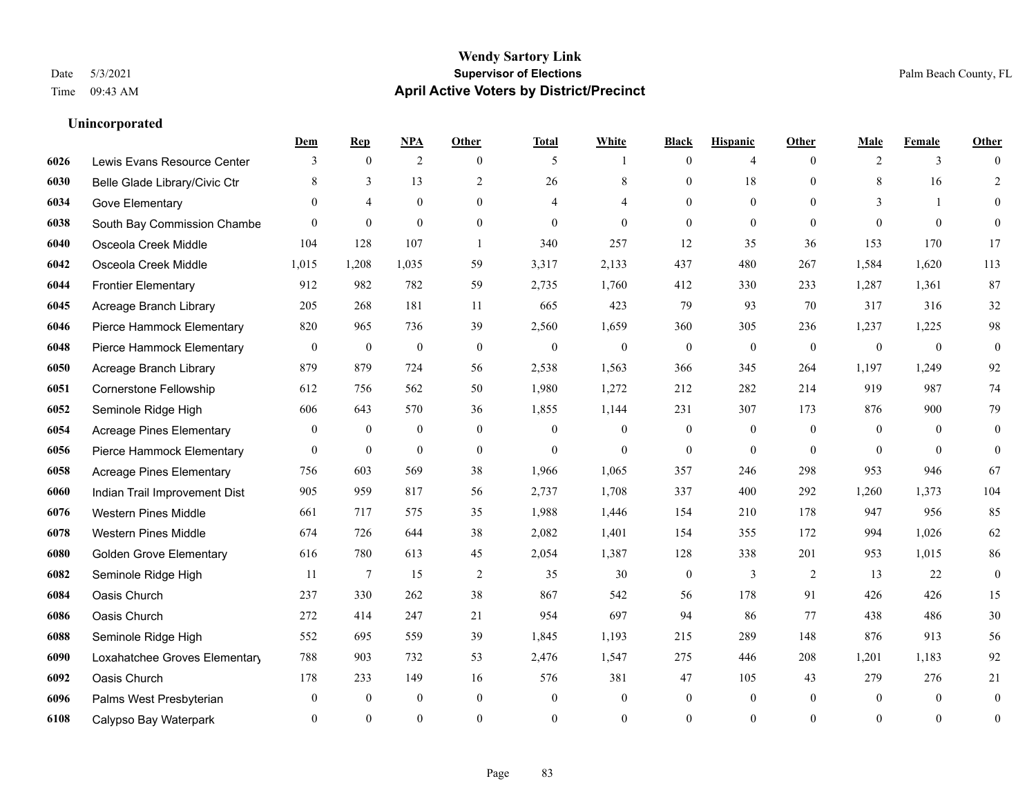# Wendy Sartory Link
## Supervisor of Elections
## April Active Voters by District/Precinct

Date 5/3/2021
Time 09:43 AM

Palm Beach County, FL

### Unincorporated

| | | Dem | Rep | NPA | Other | Total | White | Black | Hispanic | Other | Male | Female | Other |
|---|---|---|---|---|---|---|---|---|---|---|---|---|---|
| 6026 | Lewis Evans Resource Center | 3 | 0 | 2 | 0 | 5 | 1 | 0 | 4 | 0 | 2 | 3 | 0 |
| 6030 | Belle Glade Library/Civic Ctr | 8 | 3 | 13 | 2 | 26 | 8 | 0 | 18 | 0 | 8 | 16 | 2 |
| 6034 | Gove Elementary | 0 | 4 | 0 | 0 | 4 | 4 | 0 | 0 | 0 | 3 | 1 | 0 |
| 6038 | South Bay Commission Chambe | 0 | 0 | 0 | 0 | 0 | 0 | 0 | 0 | 0 | 0 | 0 | 0 |
| 6040 | Osceola Creek Middle | 104 | 128 | 107 | 1 | 340 | 257 | 12 | 35 | 36 | 153 | 170 | 17 |
| 6042 | Osceola Creek Middle | 1,015 | 1,208 | 1,035 | 59 | 3,317 | 2,133 | 437 | 480 | 267 | 1,584 | 1,620 | 113 |
| 6044 | Frontier Elementary | 912 | 982 | 782 | 59 | 2,735 | 1,760 | 412 | 330 | 233 | 1,287 | 1,361 | 87 |
| 6045 | Acreage Branch Library | 205 | 268 | 181 | 11 | 665 | 423 | 79 | 93 | 70 | 317 | 316 | 32 |
| 6046 | Pierce Hammock Elementary | 820 | 965 | 736 | 39 | 2,560 | 1,659 | 360 | 305 | 236 | 1,237 | 1,225 | 98 |
| 6048 | Pierce Hammock Elementary | 0 | 0 | 0 | 0 | 0 | 0 | 0 | 0 | 0 | 0 | 0 | 0 |
| 6050 | Acreage Branch Library | 879 | 879 | 724 | 56 | 2,538 | 1,563 | 366 | 345 | 264 | 1,197 | 1,249 | 92 |
| 6051 | Cornerstone Fellowship | 612 | 756 | 562 | 50 | 1,980 | 1,272 | 212 | 282 | 214 | 919 | 987 | 74 |
| 6052 | Seminole Ridge High | 606 | 643 | 570 | 36 | 1,855 | 1,144 | 231 | 307 | 173 | 876 | 900 | 79 |
| 6054 | Acreage Pines Elementary | 0 | 0 | 0 | 0 | 0 | 0 | 0 | 0 | 0 | 0 | 0 | 0 |
| 6056 | Pierce Hammock Elementary | 0 | 0 | 0 | 0 | 0 | 0 | 0 | 0 | 0 | 0 | 0 | 0 |
| 6058 | Acreage Pines Elementary | 756 | 603 | 569 | 38 | 1,966 | 1,065 | 357 | 246 | 298 | 953 | 946 | 67 |
| 6060 | Indian Trail Improvement Dist | 905 | 959 | 817 | 56 | 2,737 | 1,708 | 337 | 400 | 292 | 1,260 | 1,373 | 104 |
| 6076 | Western Pines Middle | 661 | 717 | 575 | 35 | 1,988 | 1,446 | 154 | 210 | 178 | 947 | 956 | 85 |
| 6078 | Western Pines Middle | 674 | 726 | 644 | 38 | 2,082 | 1,401 | 154 | 355 | 172 | 994 | 1,026 | 62 |
| 6080 | Golden Grove Elementary | 616 | 780 | 613 | 45 | 2,054 | 1,387 | 128 | 338 | 201 | 953 | 1,015 | 86 |
| 6082 | Seminole Ridge High | 11 | 7 | 15 | 2 | 35 | 30 | 0 | 3 | 2 | 13 | 22 | 0 |
| 6084 | Oasis Church | 237 | 330 | 262 | 38 | 867 | 542 | 56 | 178 | 91 | 426 | 426 | 15 |
| 6086 | Oasis Church | 272 | 414 | 247 | 21 | 954 | 697 | 94 | 86 | 77 | 438 | 486 | 30 |
| 6088 | Seminole Ridge High | 552 | 695 | 559 | 39 | 1,845 | 1,193 | 215 | 289 | 148 | 876 | 913 | 56 |
| 6090 | Loxahatchee Groves Elementary | 788 | 903 | 732 | 53 | 2,476 | 1,547 | 275 | 446 | 208 | 1,201 | 1,183 | 92 |
| 6092 | Oasis Church | 178 | 233 | 149 | 16 | 576 | 381 | 47 | 105 | 43 | 279 | 276 | 21 |
| 6096 | Palms West Presbyterian | 0 | 0 | 0 | 0 | 0 | 0 | 0 | 0 | 0 | 0 | 0 | 0 |
| 6108 | Calypso Bay Waterpark | 0 | 0 | 0 | 0 | 0 | 0 | 0 | 0 | 0 | 0 | 0 | 0 |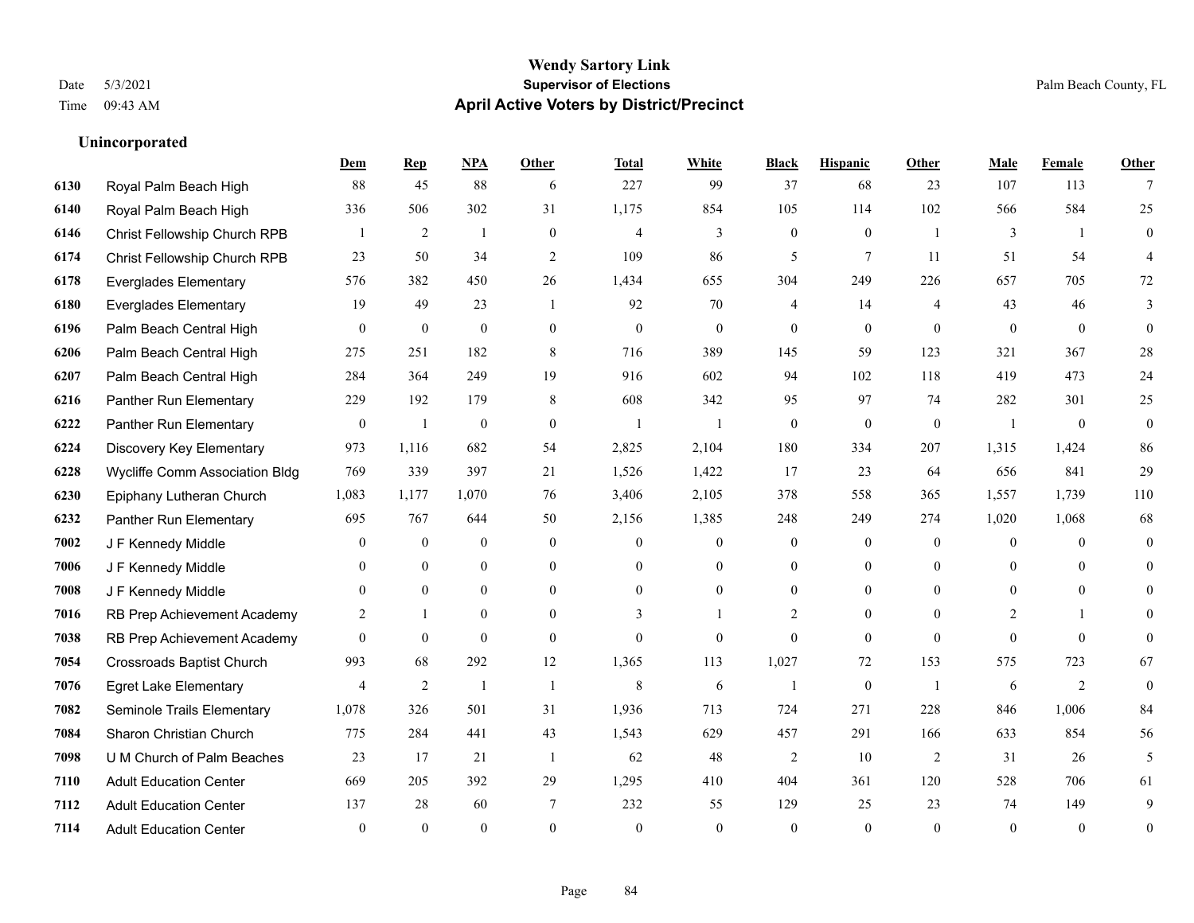# Wendy Sartory Link

**Supervisor of Elections**

**April Active Voters by District/Precinct**

Date 5/3/2021
Time 09:43 AM

Palm Beach County, FL

**Unincorporated**

| | | Dem | Rep | NPA | Other | Total | White | Black | Hispanic | Other | Male | Female | Other |
|---|---|---|---|---|---|---|---|---|---|---|---|---|---|
| 6130 | Royal Palm Beach High | 88 | 45 | 88 | 6 | 227 | 99 | 37 | 68 | 23 | 107 | 113 | 7 |
| 6140 | Royal Palm Beach High | 336 | 506 | 302 | 31 | 1,175 | 854 | 105 | 114 | 102 | 566 | 584 | 25 |
| 6146 | Christ Fellowship Church RPB | 1 | 2 | 1 | 0 | 4 | 3 | 0 | 0 | 1 | 3 | 1 | 0 |
| 6174 | Christ Fellowship Church RPB | 23 | 50 | 34 | 2 | 109 | 86 | 5 | 7 | 11 | 51 | 54 | 4 |
| 6178 | Everglades Elementary | 576 | 382 | 450 | 26 | 1,434 | 655 | 304 | 249 | 226 | 657 | 705 | 72 |
| 6180 | Everglades Elementary | 19 | 49 | 23 | 1 | 92 | 70 | 4 | 14 | 4 | 43 | 46 | 3 |
| 6196 | Palm Beach Central High | 0 | 0 | 0 | 0 | 0 | 0 | 0 | 0 | 0 | 0 | 0 | 0 |
| 6206 | Palm Beach Central High | 275 | 251 | 182 | 8 | 716 | 389 | 145 | 59 | 123 | 321 | 367 | 28 |
| 6207 | Palm Beach Central High | 284 | 364 | 249 | 19 | 916 | 602 | 94 | 102 | 118 | 419 | 473 | 24 |
| 6216 | Panther Run Elementary | 229 | 192 | 179 | 8 | 608 | 342 | 95 | 97 | 74 | 282 | 301 | 25 |
| 6222 | Panther Run Elementary | 0 | 1 | 0 | 0 | 1 | 1 | 0 | 0 | 0 | 1 | 0 | 0 |
| 6224 | Discovery Key Elementary | 973 | 1,116 | 682 | 54 | 2,825 | 2,104 | 180 | 334 | 207 | 1,315 | 1,424 | 86 |
| 6228 | Wycliffe Comm Association Bldg | 769 | 339 | 397 | 21 | 1,526 | 1,422 | 17 | 23 | 64 | 656 | 841 | 29 |
| 6230 | Epiphany Lutheran Church | 1,083 | 1,177 | 1,070 | 76 | 3,406 | 2,105 | 378 | 558 | 365 | 1,557 | 1,739 | 110 |
| 6232 | Panther Run Elementary | 695 | 767 | 644 | 50 | 2,156 | 1,385 | 248 | 249 | 274 | 1,020 | 1,068 | 68 |
| 7002 | J F Kennedy Middle | 0 | 0 | 0 | 0 | 0 | 0 | 0 | 0 | 0 | 0 | 0 | 0 |
| 7006 | J F Kennedy Middle | 0 | 0 | 0 | 0 | 0 | 0 | 0 | 0 | 0 | 0 | 0 | 0 |
| 7008 | J F Kennedy Middle | 0 | 0 | 0 | 0 | 0 | 0 | 0 | 0 | 0 | 0 | 0 | 0 |
| 7016 | RB Prep Achievement Academy | 2 | 1 | 0 | 0 | 3 | 1 | 2 | 0 | 0 | 2 | 1 | 0 |
| 7038 | RB Prep Achievement Academy | 0 | 0 | 0 | 0 | 0 | 0 | 0 | 0 | 0 | 0 | 0 | 0 |
| 7054 | Crossroads Baptist Church | 993 | 68 | 292 | 12 | 1,365 | 113 | 1,027 | 72 | 153 | 575 | 723 | 67 |
| 7076 | Egret Lake Elementary | 4 | 2 | 1 | 1 | 8 | 6 | 1 | 0 | 1 | 6 | 2 | 0 |
| 7082 | Seminole Trails Elementary | 1,078 | 326 | 501 | 31 | 1,936 | 713 | 724 | 271 | 228 | 846 | 1,006 | 84 |
| 7084 | Sharon Christian Church | 775 | 284 | 441 | 43 | 1,543 | 629 | 457 | 291 | 166 | 633 | 854 | 56 |
| 7098 | U M Church of Palm Beaches | 23 | 17 | 21 | 1 | 62 | 48 | 2 | 10 | 2 | 31 | 26 | 5 |
| 7110 | Adult Education Center | 669 | 205 | 392 | 29 | 1,295 | 410 | 404 | 361 | 120 | 528 | 706 | 61 |
| 7112 | Adult Education Center | 137 | 28 | 60 | 7 | 232 | 55 | 129 | 25 | 23 | 74 | 149 | 9 |
| 7114 | Adult Education Center | 0 | 0 | 0 | 0 | 0 | 0 | 0 | 0 | 0 | 0 | 0 | 0 |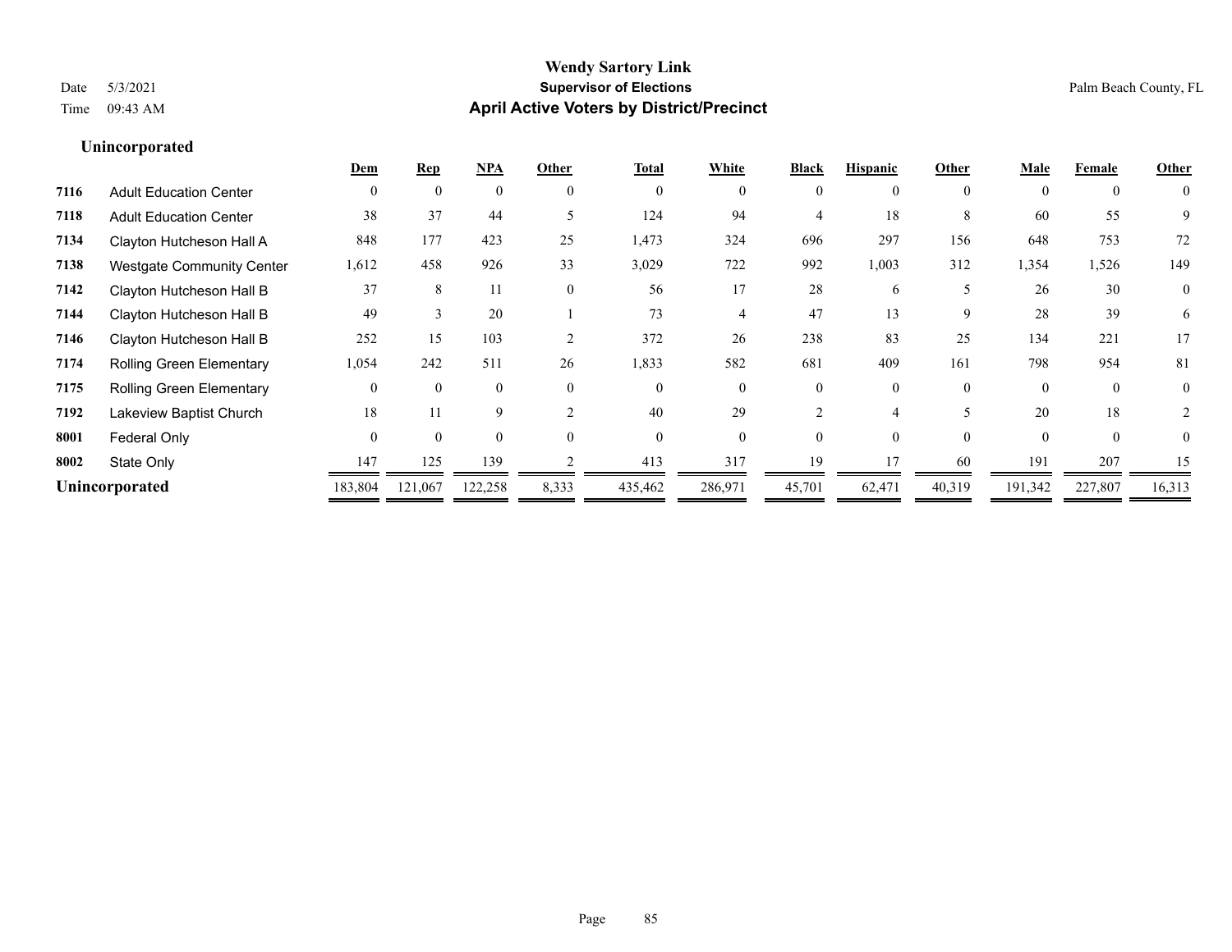# Wendy Sartory Link
## Supervisor of Elections
## April Active Voters by District/Precinct

Date 5/3/2021
Time 09:43 AM

Palm Beach County, FL

### Unincorporated

| | | Dem | Rep | NPA | Other | Total | White | Black | Hispanic | Other | Male | Female | Other |
|---|---|---|---|---|---|---|---|---|---|---|---|---|---|
| 7116 | Adult Education Center | 0 | 0 | 0 | 0 | 0 | 0 | 0 | 0 | 0 | 0 | 0 | 0 |
| 7118 | Adult Education Center | 38 | 37 | 44 | 5 | 124 | 94 | 4 | 18 | 8 | 60 | 55 | 9 |
| 7134 | Clayton Hutcheson Hall A | 848 | 177 | 423 | 25 | 1,473 | 324 | 696 | 297 | 156 | 648 | 753 | 72 |
| 7138 | Westgate Community Center | 1,612 | 458 | 926 | 33 | 3,029 | 722 | 992 | 1,003 | 312 | 1,354 | 1,526 | 149 |
| 7142 | Clayton Hutcheson Hall B | 37 | 8 | 11 | 0 | 56 | 17 | 28 | 6 | 5 | 26 | 30 | 0 |
| 7144 | Clayton Hutcheson Hall B | 49 | 3 | 20 | 1 | 73 | 4 | 47 | 13 | 9 | 28 | 39 | 6 |
| 7146 | Clayton Hutcheson Hall B | 252 | 15 | 103 | 2 | 372 | 26 | 238 | 83 | 25 | 134 | 221 | 17 |
| 7174 | Rolling Green Elementary | 1,054 | 242 | 511 | 26 | 1,833 | 582 | 681 | 409 | 161 | 798 | 954 | 81 |
| 7175 | Rolling Green Elementary | 0 | 0 | 0 | 0 | 0 | 0 | 0 | 0 | 0 | 0 | 0 | 0 |
| 7192 | Lakeview Baptist Church | 18 | 11 | 9 | 2 | 40 | 29 | 2 | 4 | 5 | 20 | 18 | 2 |
| 8001 | Federal Only | 0 | 0 | 0 | 0 | 0 | 0 | 0 | 0 | 0 | 0 | 0 | 0 |
| 8002 | State Only | 147 | 125 | 139 | 2 | 413 | 317 | 19 | 17 | 60 | 191 | 207 | 15 |
| **Unincorporated** | | 183,804 | 121,067 | 122,258 | 8,333 | 435,462 | 286,971 | 45,701 | 62,471 | 40,319 | 191,342 | 227,807 | 16,313 |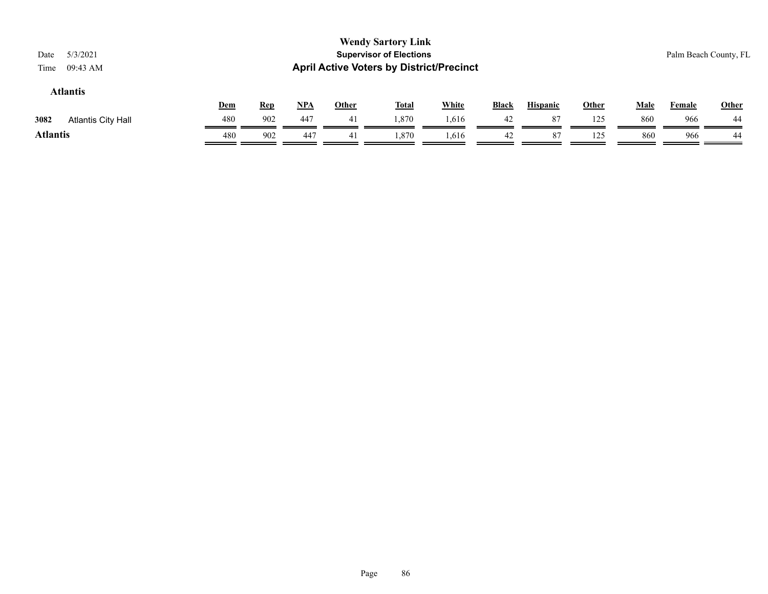# Wendy Sartory Link
## Supervisor of Elections
## April Active Voters by District/Precinct

Date 5/3/2021
Time 09:43 AM

Palm Beach County, FL

### Atlantis

| | | Dem | Rep | NPA | Other | Total | White | Black | Hispanic | Other | Male | Female | Other |
|---|---|---|---|---|---|---|---|---|---|---|---|---|---|
| 3082 | Atlantis City Hall | 480 | 902 | 447 | 41 | 1,870 | 1,616 | 42 | 87 | 125 | 860 | 966 | 44 |
| **Atlantis** | | 480 | 902 | 447 | 41 | 1,870 | 1,616 | 42 | 87 | 125 | 860 | 966 | 44 |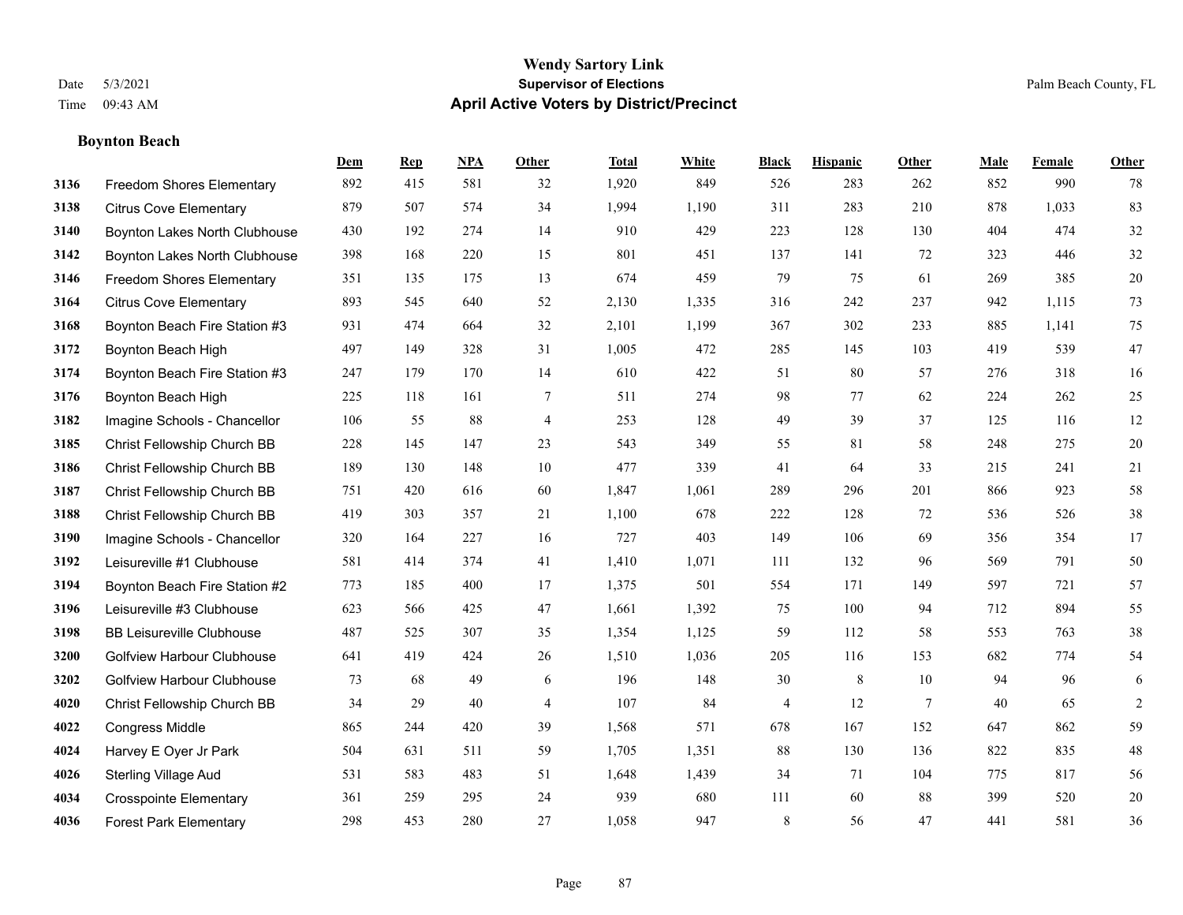# Wendy Sartory Link

## Supervisor of Elections

## April Active Voters by District/Precinct

Date 5/3/2021
Time 09:43 AM

Palm Beach County, FL

### Boynton Beach

| | | Dem | Rep | NPA | Other | Total | White | Black | Hispanic | Other | Male | Female | Other |
|---|---|---|---|---|---|---|---|---|---|---|---|---|---|
| 3136 | Freedom Shores Elementary | 892 | 415 | 581 | 32 | 1,920 | 849 | 526 | 283 | 262 | 852 | 990 | 78 |
| 3138 | Citrus Cove Elementary | 879 | 507 | 574 | 34 | 1,994 | 1,190 | 311 | 283 | 210 | 878 | 1,033 | 83 |
| 3140 | Boynton Lakes North Clubhouse | 430 | 192 | 274 | 14 | 910 | 429 | 223 | 128 | 130 | 404 | 474 | 32 |
| 3142 | Boynton Lakes North Clubhouse | 398 | 168 | 220 | 15 | 801 | 451 | 137 | 141 | 72 | 323 | 446 | 32 |
| 3146 | Freedom Shores Elementary | 351 | 135 | 175 | 13 | 674 | 459 | 79 | 75 | 61 | 269 | 385 | 20 |
| 3164 | Citrus Cove Elementary | 893 | 545 | 640 | 52 | 2,130 | 1,335 | 316 | 242 | 237 | 942 | 1,115 | 73 |
| 3168 | Boynton Beach Fire Station #3 | 931 | 474 | 664 | 32 | 2,101 | 1,199 | 367 | 302 | 233 | 885 | 1,141 | 75 |
| 3172 | Boynton Beach High | 497 | 149 | 328 | 31 | 1,005 | 472 | 285 | 145 | 103 | 419 | 539 | 47 |
| 3174 | Boynton Beach Fire Station #3 | 247 | 179 | 170 | 14 | 610 | 422 | 51 | 80 | 57 | 276 | 318 | 16 |
| 3176 | Boynton Beach High | 225 | 118 | 161 | 7 | 511 | 274 | 98 | 77 | 62 | 224 | 262 | 25 |
| 3182 | Imagine Schools - Chancellor | 106 | 55 | 88 | 4 | 253 | 128 | 49 | 39 | 37 | 125 | 116 | 12 |
| 3185 | Christ Fellowship Church BB | 228 | 145 | 147 | 23 | 543 | 349 | 55 | 81 | 58 | 248 | 275 | 20 |
| 3186 | Christ Fellowship Church BB | 189 | 130 | 148 | 10 | 477 | 339 | 41 | 64 | 33 | 215 | 241 | 21 |
| 3187 | Christ Fellowship Church BB | 751 | 420 | 616 | 60 | 1,847 | 1,061 | 289 | 296 | 201 | 866 | 923 | 58 |
| 3188 | Christ Fellowship Church BB | 419 | 303 | 357 | 21 | 1,100 | 678 | 222 | 128 | 72 | 536 | 526 | 38 |
| 3190 | Imagine Schools - Chancellor | 320 | 164 | 227 | 16 | 727 | 403 | 149 | 106 | 69 | 356 | 354 | 17 |
| 3192 | Leisureville #1 Clubhouse | 581 | 414 | 374 | 41 | 1,410 | 1,071 | 111 | 132 | 96 | 569 | 791 | 50 |
| 3194 | Boynton Beach Fire Station #2 | 773 | 185 | 400 | 17 | 1,375 | 501 | 554 | 171 | 149 | 597 | 721 | 57 |
| 3196 | Leisureville #3 Clubhouse | 623 | 566 | 425 | 47 | 1,661 | 1,392 | 75 | 100 | 94 | 712 | 894 | 55 |
| 3198 | BB Leisureville Clubhouse | 487 | 525 | 307 | 35 | 1,354 | 1,125 | 59 | 112 | 58 | 553 | 763 | 38 |
| 3200 | Golfview Harbour Clubhouse | 641 | 419 | 424 | 26 | 1,510 | 1,036 | 205 | 116 | 153 | 682 | 774 | 54 |
| 3202 | Golfview Harbour Clubhouse | 73 | 68 | 49 | 6 | 196 | 148 | 30 | 8 | 10 | 94 | 96 | 6 |
| 4020 | Christ Fellowship Church BB | 34 | 29 | 40 | 4 | 107 | 84 | 4 | 12 | 7 | 40 | 65 | 2 |
| 4022 | Congress Middle | 865 | 244 | 420 | 39 | 1,568 | 571 | 678 | 167 | 152 | 647 | 862 | 59 |
| 4024 | Harvey E Oyer Jr Park | 504 | 631 | 511 | 59 | 1,705 | 1,351 | 88 | 130 | 136 | 822 | 835 | 48 |
| 4026 | Sterling Village Aud | 531 | 583 | 483 | 51 | 1,648 | 1,439 | 34 | 71 | 104 | 775 | 817 | 56 |
| 4034 | Crosspointe Elementary | 361 | 259 | 295 | 24 | 939 | 680 | 111 | 60 | 88 | 399 | 520 | 20 |
| 4036 | Forest Park Elementary | 298 | 453 | 280 | 27 | 1,058 | 947 | 8 | 56 | 47 | 441 | 581 | 36 |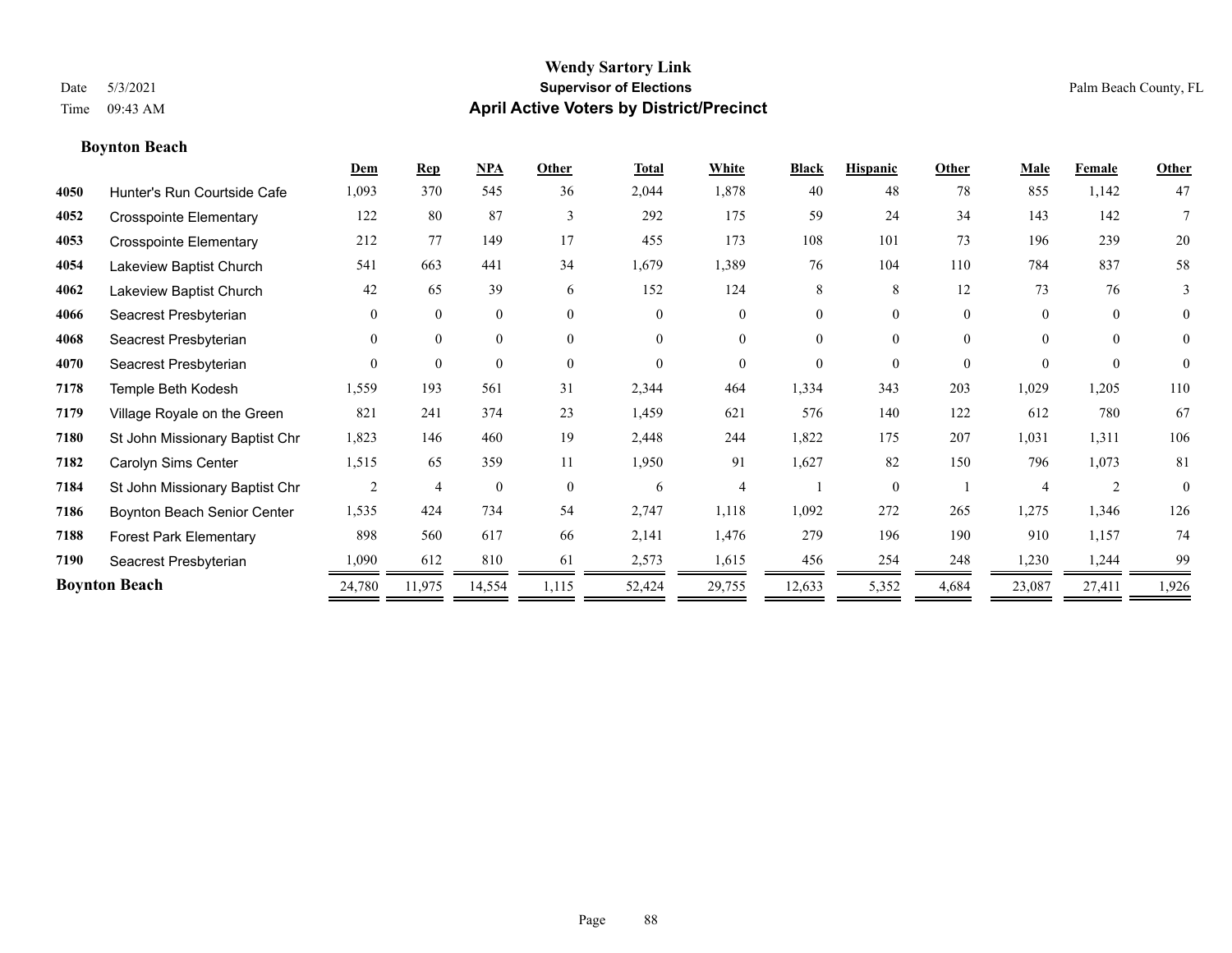# Wendy Sartory Link
## Supervisor of Elections
## April Active Voters by District/Precinct

Date 5/3/2021
Time 09:43 AM

Palm Beach County, FL

### Boynton Beach

| | | Dem | Rep | NPA | Other | Total | White | Black | Hispanic | Other | Male | Female | Other |
|---|---|---|---|---|---|---|---|---|---|---|---|---|---|
| 4050 | Hunter's Run Courtside Cafe | 1,093 | 370 | 545 | 36 | 2,044 | 1,878 | 40 | 48 | 78 | 855 | 1,142 | 47 |
| 4052 | Crosspointe Elementary | 122 | 80 | 87 | 3 | 292 | 175 | 59 | 24 | 34 | 143 | 142 | 7 |
| 4053 | Crosspointe Elementary | 212 | 77 | 149 | 17 | 455 | 173 | 108 | 101 | 73 | 196 | 239 | 20 |
| 4054 | Lakeview Baptist Church | 541 | 663 | 441 | 34 | 1,679 | 1,389 | 76 | 104 | 110 | 784 | 837 | 58 |
| 4062 | Lakeview Baptist Church | 42 | 65 | 39 | 6 | 152 | 124 | 8 | 8 | 12 | 73 | 76 | 3 |
| 4066 | Seacrest Presbyterian | 0 | 0 | 0 | 0 | 0 | 0 | 0 | 0 | 0 | 0 | 0 | 0 |
| 4068 | Seacrest Presbyterian | 0 | 0 | 0 | 0 | 0 | 0 | 0 | 0 | 0 | 0 | 0 | 0 |
| 4070 | Seacrest Presbyterian | 0 | 0 | 0 | 0 | 0 | 0 | 0 | 0 | 0 | 0 | 0 | 0 |
| 7178 | Temple Beth Kodesh | 1,559 | 193 | 561 | 31 | 2,344 | 464 | 1,334 | 343 | 203 | 1,029 | 1,205 | 110 |
| 7179 | Village Royale on the Green | 821 | 241 | 374 | 23 | 1,459 | 621 | 576 | 140 | 122 | 612 | 780 | 67 |
| 7180 | St John Missionary Baptist Chr | 1,823 | 146 | 460 | 19 | 2,448 | 244 | 1,822 | 175 | 207 | 1,031 | 1,311 | 106 |
| 7182 | Carolyn Sims Center | 1,515 | 65 | 359 | 11 | 1,950 | 91 | 1,627 | 82 | 150 | 796 | 1,073 | 81 |
| 7184 | St John Missionary Baptist Chr | 2 | 4 | 0 | 0 | 6 | 4 | 1 | 0 | 1 | 4 | 2 | 0 |
| 7186 | Boynton Beach Senior Center | 1,535 | 424 | 734 | 54 | 2,747 | 1,118 | 1,092 | 272 | 265 | 1,275 | 1,346 | 126 |
| 7188 | Forest Park Elementary | 898 | 560 | 617 | 66 | 2,141 | 1,476 | 279 | 196 | 190 | 910 | 1,157 | 74 |
| 7190 | Seacrest Presbyterian | 1,090 | 612 | 810 | 61 | 2,573 | 1,615 | 456 | 254 | 248 | 1,230 | 1,244 | 99 |
| **Boynton Beach** | | 24,780 | 11,975 | 14,554 | 1,115 | 52,424 | 29,755 | 12,633 | 5,352 | 4,684 | 23,087 | 27,411 | 1,926 |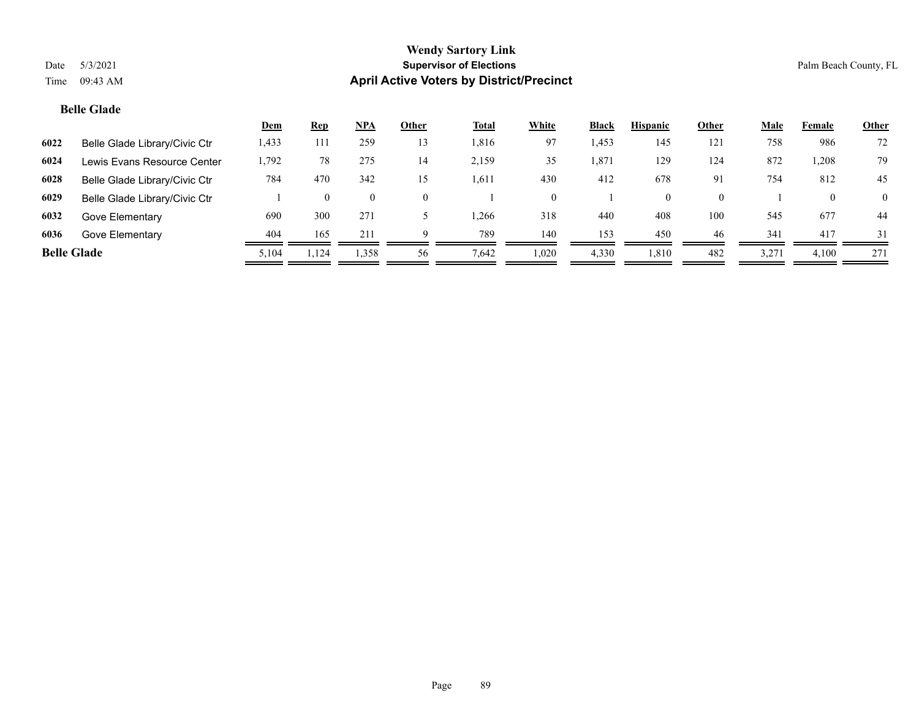**Wendy Sartory Link**

**Supervisor of Elections**

**April Active Voters by District/Precinct**

Date 5/3/2021

Time 09:43 AM

Palm Beach County, FL

## Belle Glade

| | | Dem | Rep | NPA | Other | Total | White | Black | Hispanic | Other | Male | Female | Other |
|---|---|---|---|---|---|---|---|---|---|---|---|---|---|
| **6022** | Belle Glade Library/Civic Ctr | 1,433 | 111 | 259 | 13 | 1,816 | 97 | 1,453 | 145 | 121 | 758 | 986 | 72 |
| **6024** | Lewis Evans Resource Center | 1,792 | 78 | 275 | 14 | 2,159 | 35 | 1,871 | 129 | 124 | 872 | 1,208 | 79 |
| **6028** | Belle Glade Library/Civic Ctr | 784 | 470 | 342 | 15 | 1,611 | 430 | 412 | 678 | 91 | 754 | 812 | 45 |
| **6029** | Belle Glade Library/Civic Ctr | 1 | 0 | 0 | 0 | 1 | 0 | 1 | 0 | 0 | 1 | 0 | 0 |
| **6032** | Gove Elementary | 690 | 300 | 271 | 5 | 1,266 | 318 | 440 | 408 | 100 | 545 | 677 | 44 |
| **6036** | Gove Elementary | 404 | 165 | 211 | 9 | 789 | 140 | 153 | 450 | 46 | 341 | 417 | 31 |
| **Belle Glade** | | 5,104 | 1,124 | 1,358 | 56 | 7,642 | 1,020 | 4,330 | 1,810 | 482 | 3,271 | 4,100 | 271 |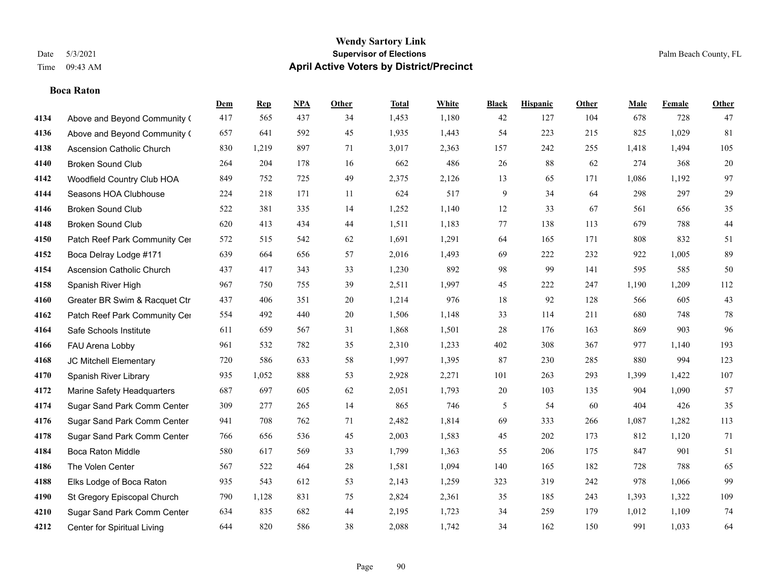# Wendy Sartory Link

**Supervisor of Elections**

**April Active Voters by District/Precinct**

Date 5/3/2021
Time 09:43 AM

Palm Beach County, FL

### Boca Raton

| | | Dem | Rep | NPA | Other | Total | White | Black | Hispanic | Other | Male | Female | Other |
|---|---|---|---|---|---|---|---|---|---|---|---|---|---|
| 4134 | Above and Beyond Community ( | 417 | 565 | 437 | 34 | 1,453 | 1,180 | 42 | 127 | 104 | 678 | 728 | 47 |
| 4136 | Above and Beyond Community ( | 657 | 641 | 592 | 45 | 1,935 | 1,443 | 54 | 223 | 215 | 825 | 1,029 | 81 |
| 4138 | Ascension Catholic Church | 830 | 1,219 | 897 | 71 | 3,017 | 2,363 | 157 | 242 | 255 | 1,418 | 1,494 | 105 |
| 4140 | Broken Sound Club | 264 | 204 | 178 | 16 | 662 | 486 | 26 | 88 | 62 | 274 | 368 | 20 |
| 4142 | Woodfield Country Club HOA | 849 | 752 | 725 | 49 | 2,375 | 2,126 | 13 | 65 | 171 | 1,086 | 1,192 | 97 |
| 4144 | Seasons HOA Clubhouse | 224 | 218 | 171 | 11 | 624 | 517 | 9 | 34 | 64 | 298 | 297 | 29 |
| 4146 | Broken Sound Club | 522 | 381 | 335 | 14 | 1,252 | 1,140 | 12 | 33 | 67 | 561 | 656 | 35 |
| 4148 | Broken Sound Club | 620 | 413 | 434 | 44 | 1,511 | 1,183 | 77 | 138 | 113 | 679 | 788 | 44 |
| 4150 | Patch Reef Park Community Cer | 572 | 515 | 542 | 62 | 1,691 | 1,291 | 64 | 165 | 171 | 808 | 832 | 51 |
| 4152 | Boca Delray Lodge #171 | 639 | 664 | 656 | 57 | 2,016 | 1,493 | 69 | 222 | 232 | 922 | 1,005 | 89 |
| 4154 | Ascension Catholic Church | 437 | 417 | 343 | 33 | 1,230 | 892 | 98 | 99 | 141 | 595 | 585 | 50 |
| 4158 | Spanish River High | 967 | 750 | 755 | 39 | 2,511 | 1,997 | 45 | 222 | 247 | 1,190 | 1,209 | 112 |
| 4160 | Greater BR Swim & Racquet Ctr | 437 | 406 | 351 | 20 | 1,214 | 976 | 18 | 92 | 128 | 566 | 605 | 43 |
| 4162 | Patch Reef Park Community Cer | 554 | 492 | 440 | 20 | 1,506 | 1,148 | 33 | 114 | 211 | 680 | 748 | 78 |
| 4164 | Safe Schools Institute | 611 | 659 | 567 | 31 | 1,868 | 1,501 | 28 | 176 | 163 | 869 | 903 | 96 |
| 4166 | FAU Arena Lobby | 961 | 532 | 782 | 35 | 2,310 | 1,233 | 402 | 308 | 367 | 977 | 1,140 | 193 |
| 4168 | JC Mitchell Elementary | 720 | 586 | 633 | 58 | 1,997 | 1,395 | 87 | 230 | 285 | 880 | 994 | 123 |
| 4170 | Spanish River Library | 935 | 1,052 | 888 | 53 | 2,928 | 2,271 | 101 | 263 | 293 | 1,399 | 1,422 | 107 |
| 4172 | Marine Safety Headquarters | 687 | 697 | 605 | 62 | 2,051 | 1,793 | 20 | 103 | 135 | 904 | 1,090 | 57 |
| 4174 | Sugar Sand Park Comm Center | 309 | 277 | 265 | 14 | 865 | 746 | 5 | 54 | 60 | 404 | 426 | 35 |
| 4176 | Sugar Sand Park Comm Center | 941 | 708 | 762 | 71 | 2,482 | 1,814 | 69 | 333 | 266 | 1,087 | 1,282 | 113 |
| 4178 | Sugar Sand Park Comm Center | 766 | 656 | 536 | 45 | 2,003 | 1,583 | 45 | 202 | 173 | 812 | 1,120 | 71 |
| 4184 | Boca Raton Middle | 580 | 617 | 569 | 33 | 1,799 | 1,363 | 55 | 206 | 175 | 847 | 901 | 51 |
| 4186 | The Volen Center | 567 | 522 | 464 | 28 | 1,581 | 1,094 | 140 | 165 | 182 | 728 | 788 | 65 |
| 4188 | Elks Lodge of Boca Raton | 935 | 543 | 612 | 53 | 2,143 | 1,259 | 323 | 319 | 242 | 978 | 1,066 | 99 |
| 4190 | St Gregory Episcopal Church | 790 | 1,128 | 831 | 75 | 2,824 | 2,361 | 35 | 185 | 243 | 1,393 | 1,322 | 109 |
| 4210 | Sugar Sand Park Comm Center | 634 | 835 | 682 | 44 | 2,195 | 1,723 | 34 | 259 | 179 | 1,012 | 1,109 | 74 |
| 4212 | Center for Spiritual Living | 644 | 820 | 586 | 38 | 2,088 | 1,742 | 34 | 162 | 150 | 991 | 1,033 | 64 |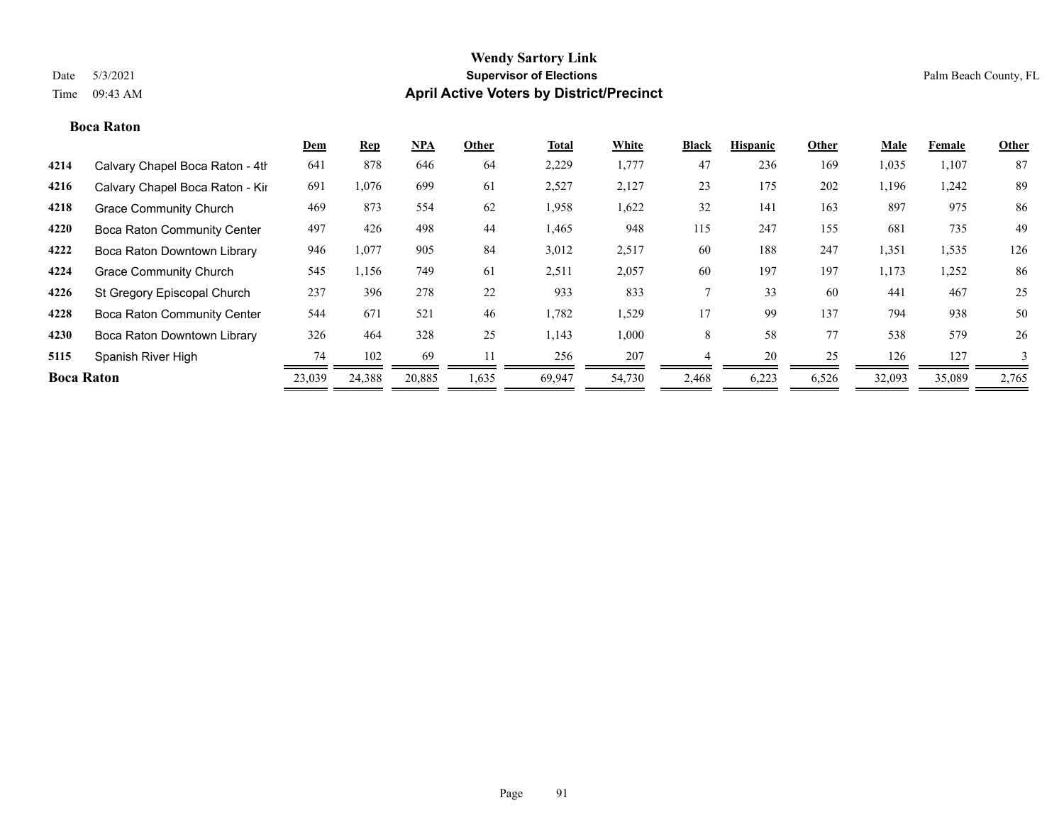# Wendy Sartory Link
## Supervisor of Elections
## April Active Voters by District/Precinct

Date 5/3/2021
Time 09:43 AM

Palm Beach County, FL

### Boca Raton

| | | Dem | Rep | NPA | Other | Total | White | Black | Hispanic | Other | Male | Female | Other |
|---|---|---|---|---|---|---|---|---|---|---|---|---|---|
| 4214 | Calvary Chapel Boca Raton - 4th | 641 | 878 | 646 | 64 | 2,229 | 1,777 | 47 | 236 | 169 | 1,035 | 1,107 | 87 |
| 4216 | Calvary Chapel Boca Raton - Kir | 691 | 1,076 | 699 | 61 | 2,527 | 2,127 | 23 | 175 | 202 | 1,196 | 1,242 | 89 |
| 4218 | Grace Community Church | 469 | 873 | 554 | 62 | 1,958 | 1,622 | 32 | 141 | 163 | 897 | 975 | 86 |
| 4220 | Boca Raton Community Center | 497 | 426 | 498 | 44 | 1,465 | 948 | 115 | 247 | 155 | 681 | 735 | 49 |
| 4222 | Boca Raton Downtown Library | 946 | 1,077 | 905 | 84 | 3,012 | 2,517 | 60 | 188 | 247 | 1,351 | 1,535 | 126 |
| 4224 | Grace Community Church | 545 | 1,156 | 749 | 61 | 2,511 | 2,057 | 60 | 197 | 197 | 1,173 | 1,252 | 86 |
| 4226 | St Gregory Episcopal Church | 237 | 396 | 278 | 22 | 933 | 833 | 7 | 33 | 60 | 441 | 467 | 25 |
| 4228 | Boca Raton Community Center | 544 | 671 | 521 | 46 | 1,782 | 1,529 | 17 | 99 | 137 | 794 | 938 | 50 |
| 4230 | Boca Raton Downtown Library | 326 | 464 | 328 | 25 | 1,143 | 1,000 | 8 | 58 | 77 | 538 | 579 | 26 |
| 5115 | Spanish River High | 74 | 102 | 69 | 11 | 256 | 207 | 4 | 20 | 25 | 126 | 127 | 3 |
| **Boca Raton** | | 23,039 | 24,388 | 20,885 | 1,635 | 69,947 | 54,730 | 2,468 | 6,223 | 6,526 | 32,093 | 35,089 | 2,765 |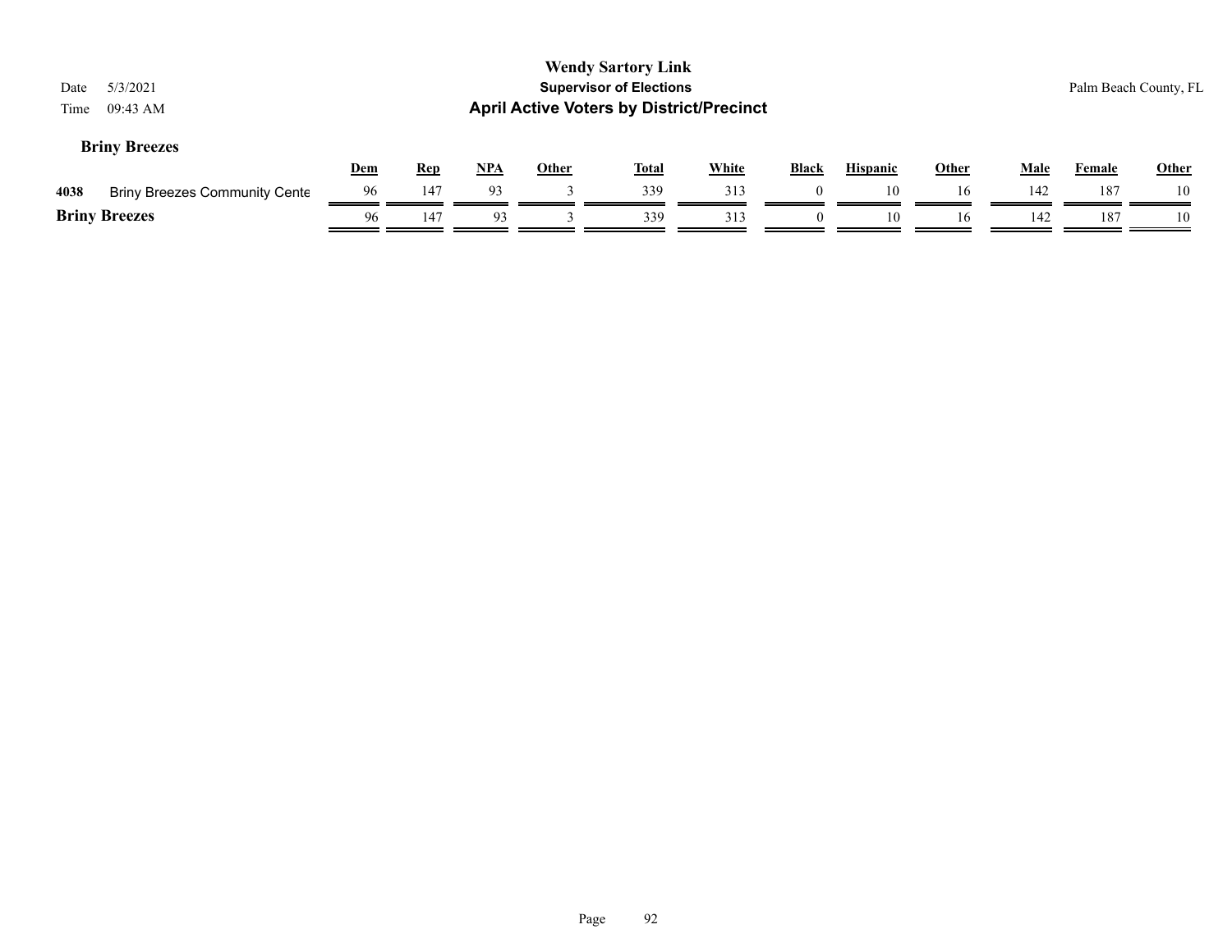**Wendy Sartory Link**
**Supervisor of Elections**
**April Active Voters by District/Precinct**

Date 5/3/2021
Time 09:43 AM

Palm Beach County, FL

### Briny Breezes

| | | Dem | Rep | NPA | Other | Total | White | Black | Hispanic | Other | Male | Female | Other |
|---|---|---|---|---|---|---|---|---|---|---|---|---|---|
| 4038 | Briny Breezes Community Cente | 96 | 147 | 93 | 3 | 339 | 313 | 0 | 10 | 16 | 142 | 187 | 10 |
| **Briny Breezes** | | 96 | 147 | 93 | 3 | 339 | 313 | 0 | 10 | 16 | 142 | 187 | 10 |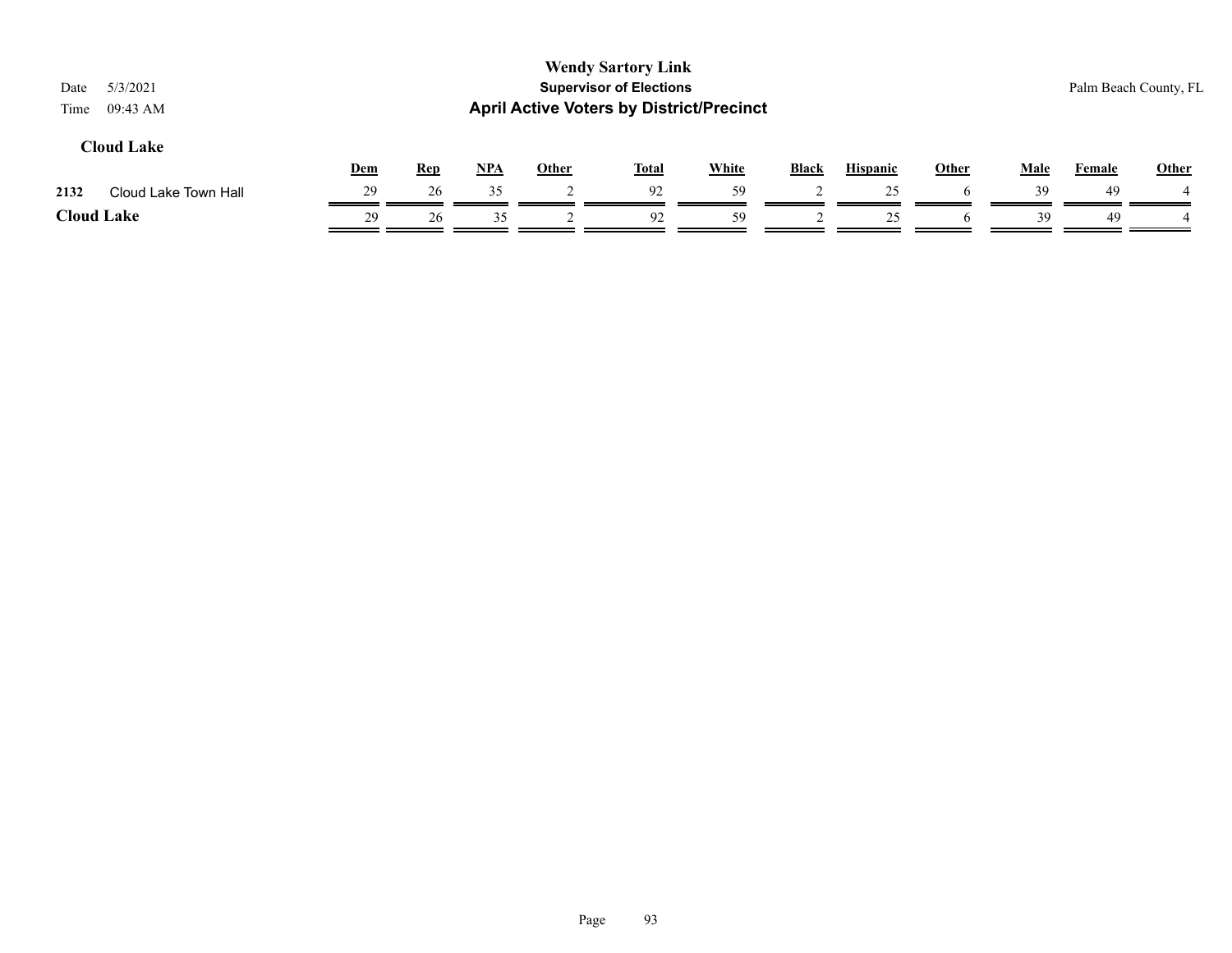# Wendy Sartory Link

## Supervisor of Elections

## April Active Voters by District/Precinct

Date 5/3/2021

Time 09:43 AM

Palm Beach County, FL

### Cloud Lake

| | | Dem | Rep | NPA | Other | Total | White | Black | Hispanic | Other | Male | Female | Other |
|---|---|---|---|---|---|---|---|---|---|---|---|---|---|
| 2132 | Cloud Lake Town Hall | 29 | 26 | 35 | 2 | 92 | 59 | 2 | 25 | 6 | 39 | 49 | 4 |
| **Cloud Lake** | | 29 | 26 | 35 | 2 | 92 | 59 | 2 | 25 | 6 | 39 | 49 | 4 |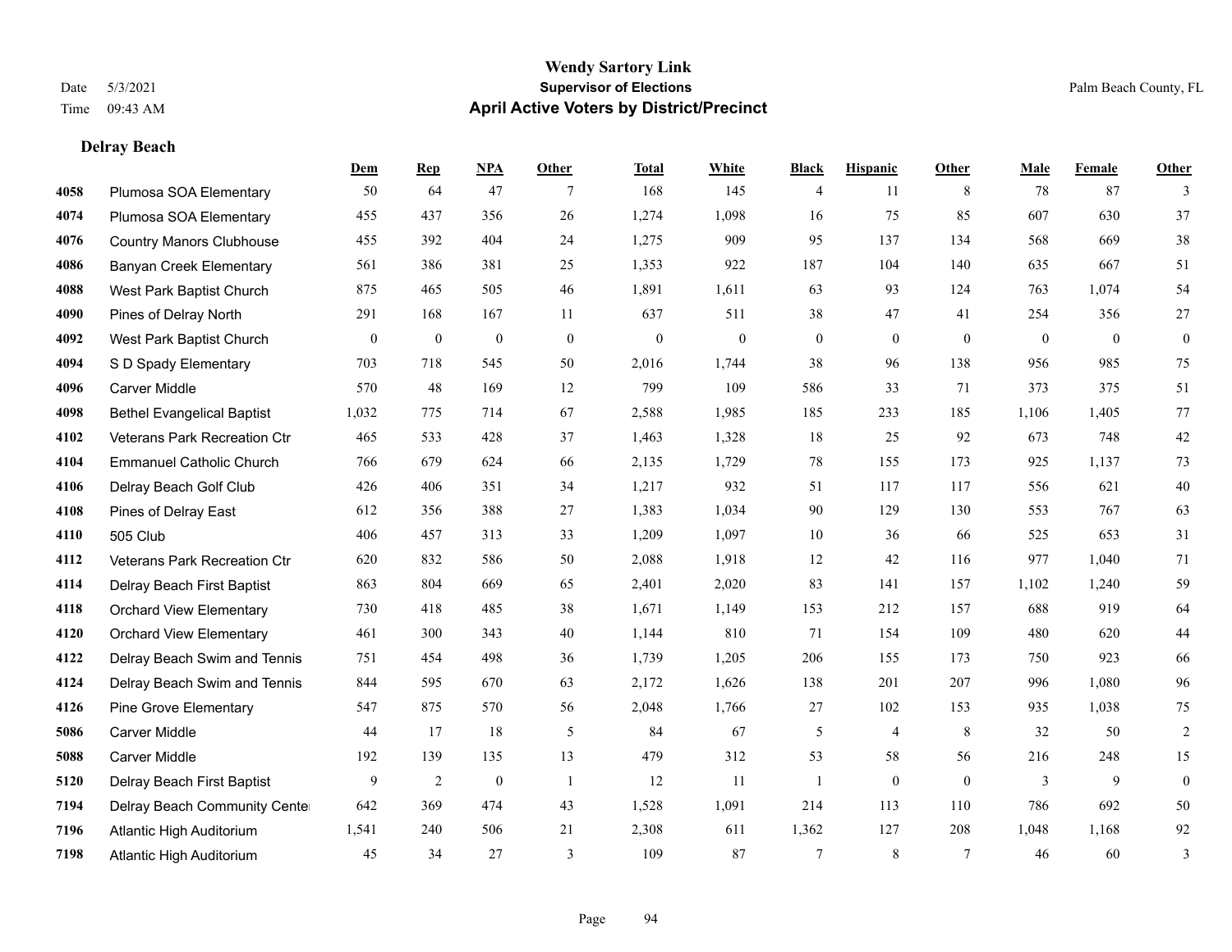# Wendy Sartory Link
## Supervisor of Elections
## April Active Voters by District/Precinct

Date 5/3/2021
Time 09:43 AM

Palm Beach County, FL

### Delray Beach

| | | Dem | Rep | NPA | Other | Total | White | Black | Hispanic | Other | Male | Female | Other |
|---|---|---|---|---|---|---|---|---|---|---|---|---|---|
| 4058 | Plumosa SOA Elementary | 50 | 64 | 47 | 7 | 168 | 145 | 4 | 11 | 8 | 78 | 87 | 3 |
| 4074 | Plumosa SOA Elementary | 455 | 437 | 356 | 26 | 1,274 | 1,098 | 16 | 75 | 85 | 607 | 630 | 37 |
| 4076 | Country Manors Clubhouse | 455 | 392 | 404 | 24 | 1,275 | 909 | 95 | 137 | 134 | 568 | 669 | 38 |
| 4086 | Banyan Creek Elementary | 561 | 386 | 381 | 25 | 1,353 | 922 | 187 | 104 | 140 | 635 | 667 | 51 |
| 4088 | West Park Baptist Church | 875 | 465 | 505 | 46 | 1,891 | 1,611 | 63 | 93 | 124 | 763 | 1,074 | 54 |
| 4090 | Pines of Delray North | 291 | 168 | 167 | 11 | 637 | 511 | 38 | 47 | 41 | 254 | 356 | 27 |
| 4092 | West Park Baptist Church | 0 | 0 | 0 | 0 | 0 | 0 | 0 | 0 | 0 | 0 | 0 | 0 |
| 4094 | S D Spady Elementary | 703 | 718 | 545 | 50 | 2,016 | 1,744 | 38 | 96 | 138 | 956 | 985 | 75 |
| 4096 | Carver Middle | 570 | 48 | 169 | 12 | 799 | 109 | 586 | 33 | 71 | 373 | 375 | 51 |
| 4098 | Bethel Evangelical Baptist | 1,032 | 775 | 714 | 67 | 2,588 | 1,985 | 185 | 233 | 185 | 1,106 | 1,405 | 77 |
| 4102 | Veterans Park Recreation Ctr | 465 | 533 | 428 | 37 | 1,463 | 1,328 | 18 | 25 | 92 | 673 | 748 | 42 |
| 4104 | Emmanuel Catholic Church | 766 | 679 | 624 | 66 | 2,135 | 1,729 | 78 | 155 | 173 | 925 | 1,137 | 73 |
| 4106 | Delray Beach Golf Club | 426 | 406 | 351 | 34 | 1,217 | 932 | 51 | 117 | 117 | 556 | 621 | 40 |
| 4108 | Pines of Delray East | 612 | 356 | 388 | 27 | 1,383 | 1,034 | 90 | 129 | 130 | 553 | 767 | 63 |
| 4110 | 505 Club | 406 | 457 | 313 | 33 | 1,209 | 1,097 | 10 | 36 | 66 | 525 | 653 | 31 |
| 4112 | Veterans Park Recreation Ctr | 620 | 832 | 586 | 50 | 2,088 | 1,918 | 12 | 42 | 116 | 977 | 1,040 | 71 |
| 4114 | Delray Beach First Baptist | 863 | 804 | 669 | 65 | 2,401 | 2,020 | 83 | 141 | 157 | 1,102 | 1,240 | 59 |
| 4118 | Orchard View Elementary | 730 | 418 | 485 | 38 | 1,671 | 1,149 | 153 | 212 | 157 | 688 | 919 | 64 |
| 4120 | Orchard View Elementary | 461 | 300 | 343 | 40 | 1,144 | 810 | 71 | 154 | 109 | 480 | 620 | 44 |
| 4122 | Delray Beach Swim and Tennis | 751 | 454 | 498 | 36 | 1,739 | 1,205 | 206 | 155 | 173 | 750 | 923 | 66 |
| 4124 | Delray Beach Swim and Tennis | 844 | 595 | 670 | 63 | 2,172 | 1,626 | 138 | 201 | 207 | 996 | 1,080 | 96 |
| 4126 | Pine Grove Elementary | 547 | 875 | 570 | 56 | 2,048 | 1,766 | 27 | 102 | 153 | 935 | 1,038 | 75 |
| 5086 | Carver Middle | 44 | 17 | 18 | 5 | 84 | 67 | 5 | 4 | 8 | 32 | 50 | 2 |
| 5088 | Carver Middle | 192 | 139 | 135 | 13 | 479 | 312 | 53 | 58 | 56 | 216 | 248 | 15 |
| 5120 | Delray Beach First Baptist | 9 | 2 | 0 | 1 | 12 | 11 | 1 | 0 | 0 | 3 | 9 | 0 |
| 7194 | Delray Beach Community Cente | 642 | 369 | 474 | 43 | 1,528 | 1,091 | 214 | 113 | 110 | 786 | 692 | 50 |
| 7196 | Atlantic High Auditorium | 1,541 | 240 | 506 | 21 | 2,308 | 611 | 1,362 | 127 | 208 | 1,048 | 1,168 | 92 |
| 7198 | Atlantic High Auditorium | 45 | 34 | 27 | 3 | 109 | 87 | 7 | 8 | 7 | 46 | 60 | 3 |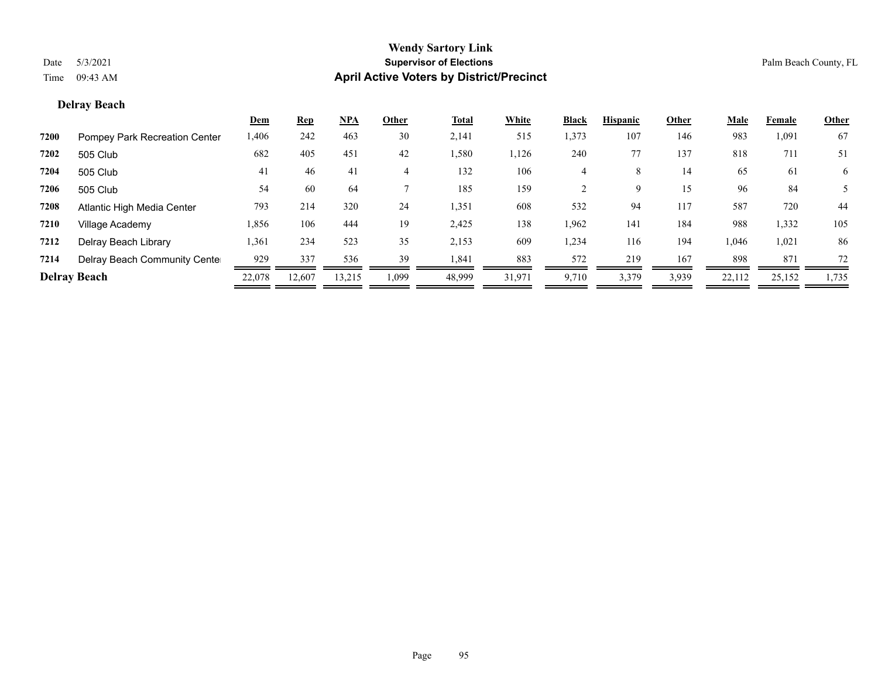## Delray Beach

| | | Dem | Rep | NPA | Other | Total | White | Black | Hispanic | Other | Male | Female | Other |
|---|---|---|---|---|---|---|---|---|---|---|---|---|---|
| **7200** | Pompey Park Recreation Center | 1,406 | 242 | 463 | 30 | 2,141 | 515 | 1,373 | 107 | 146 | 983 | 1,091 | 67 |
| **7202** | 505 Club | 682 | 405 | 451 | 42 | 1,580 | 1,126 | 240 | 77 | 137 | 818 | 711 | 51 |
| **7204** | 505 Club | 41 | 46 | 41 | 4 | 132 | 106 | 4 | 8 | 14 | 65 | 61 | 6 |
| **7206** | 505 Club | 54 | 60 | 64 | 7 | 185 | 159 | 2 | 9 | 15 | 96 | 84 | 5 |
| **7208** | Atlantic High Media Center | 793 | 214 | 320 | 24 | 1,351 | 608 | 532 | 94 | 117 | 587 | 720 | 44 |
| **7210** | Village Academy | 1,856 | 106 | 444 | 19 | 2,425 | 138 | 1,962 | 141 | 184 | 988 | 1,332 | 105 |
| **7212** | Delray Beach Library | 1,361 | 234 | 523 | 35 | 2,153 | 609 | 1,234 | 116 | 194 | 1,046 | 1,021 | 86 |
| **7214** | Delray Beach Community Center | 929 | 337 | 536 | 39 | 1,841 | 883 | 572 | 219 | 167 | 898 | 871 | 72 |
| **Delray Beach** | | 22,078 | 12,607 | 13,215 | 1,099 | 48,999 | 31,971 | 9,710 | 3,379 | 3,939 | 22,112 | 25,152 | 1,735 |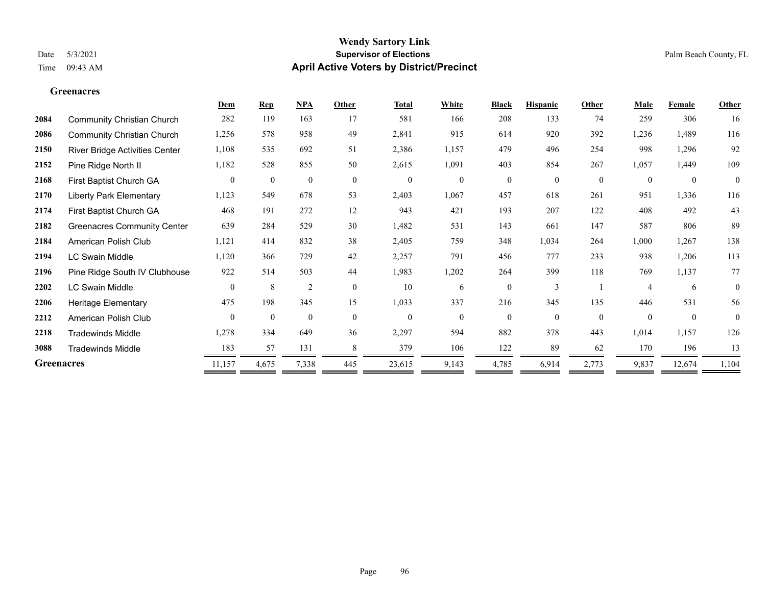# Wendy Sartory Link
## Supervisor of Elections
## April Active Voters by District/Precinct

Date 5/3/2021
Time 09:43 AM

Palm Beach County, FL

### Greenacres

| | | Dem | Rep | NPA | Other | Total | White | Black | Hispanic | Other | Male | Female | Other |
|---|---|---|---|---|---|---|---|---|---|---|---|---|---|
| 2084 | Community Christian Church | 282 | 119 | 163 | 17 | 581 | 166 | 208 | 133 | 74 | 259 | 306 | 16 |
| 2086 | Community Christian Church | 1,256 | 578 | 958 | 49 | 2,841 | 915 | 614 | 920 | 392 | 1,236 | 1,489 | 116 |
| 2150 | River Bridge Activities Center | 1,108 | 535 | 692 | 51 | 2,386 | 1,157 | 479 | 496 | 254 | 998 | 1,296 | 92 |
| 2152 | Pine Ridge North II | 1,182 | 528 | 855 | 50 | 2,615 | 1,091 | 403 | 854 | 267 | 1,057 | 1,449 | 109 |
| 2168 | First Baptist Church GA | 0 | 0 | 0 | 0 | 0 | 0 | 0 | 0 | 0 | 0 | 0 | 0 |
| 2170 | Liberty Park Elementary | 1,123 | 549 | 678 | 53 | 2,403 | 1,067 | 457 | 618 | 261 | 951 | 1,336 | 116 |
| 2174 | First Baptist Church GA | 468 | 191 | 272 | 12 | 943 | 421 | 193 | 207 | 122 | 408 | 492 | 43 |
| 2182 | Greenacres Community Center | 639 | 284 | 529 | 30 | 1,482 | 531 | 143 | 661 | 147 | 587 | 806 | 89 |
| 2184 | American Polish Club | 1,121 | 414 | 832 | 38 | 2,405 | 759 | 348 | 1,034 | 264 | 1,000 | 1,267 | 138 |
| 2194 | LC Swain Middle | 1,120 | 366 | 729 | 42 | 2,257 | 791 | 456 | 777 | 233 | 938 | 1,206 | 113 |
| 2196 | Pine Ridge South IV Clubhouse | 922 | 514 | 503 | 44 | 1,983 | 1,202 | 264 | 399 | 118 | 769 | 1,137 | 77 |
| 2202 | LC Swain Middle | 0 | 8 | 2 | 0 | 10 | 6 | 0 | 3 | 1 | 4 | 6 | 0 |
| 2206 | Heritage Elementary | 475 | 198 | 345 | 15 | 1,033 | 337 | 216 | 345 | 135 | 446 | 531 | 56 |
| 2212 | American Polish Club | 0 | 0 | 0 | 0 | 0 | 0 | 0 | 0 | 0 | 0 | 0 | 0 |
| 2218 | Tradewinds Middle | 1,278 | 334 | 649 | 36 | 2,297 | 594 | 882 | 378 | 443 | 1,014 | 1,157 | 126 |
| 3088 | Tradewinds Middle | 183 | 57 | 131 | 8 | 379 | 106 | 122 | 89 | 62 | 170 | 196 | 13 |
| **Greenacres** | | 11,157 | 4,675 | 7,338 | 445 | 23,615 | 9,143 | 4,785 | 6,914 | 2,773 | 9,837 | 12,674 | 1,104 |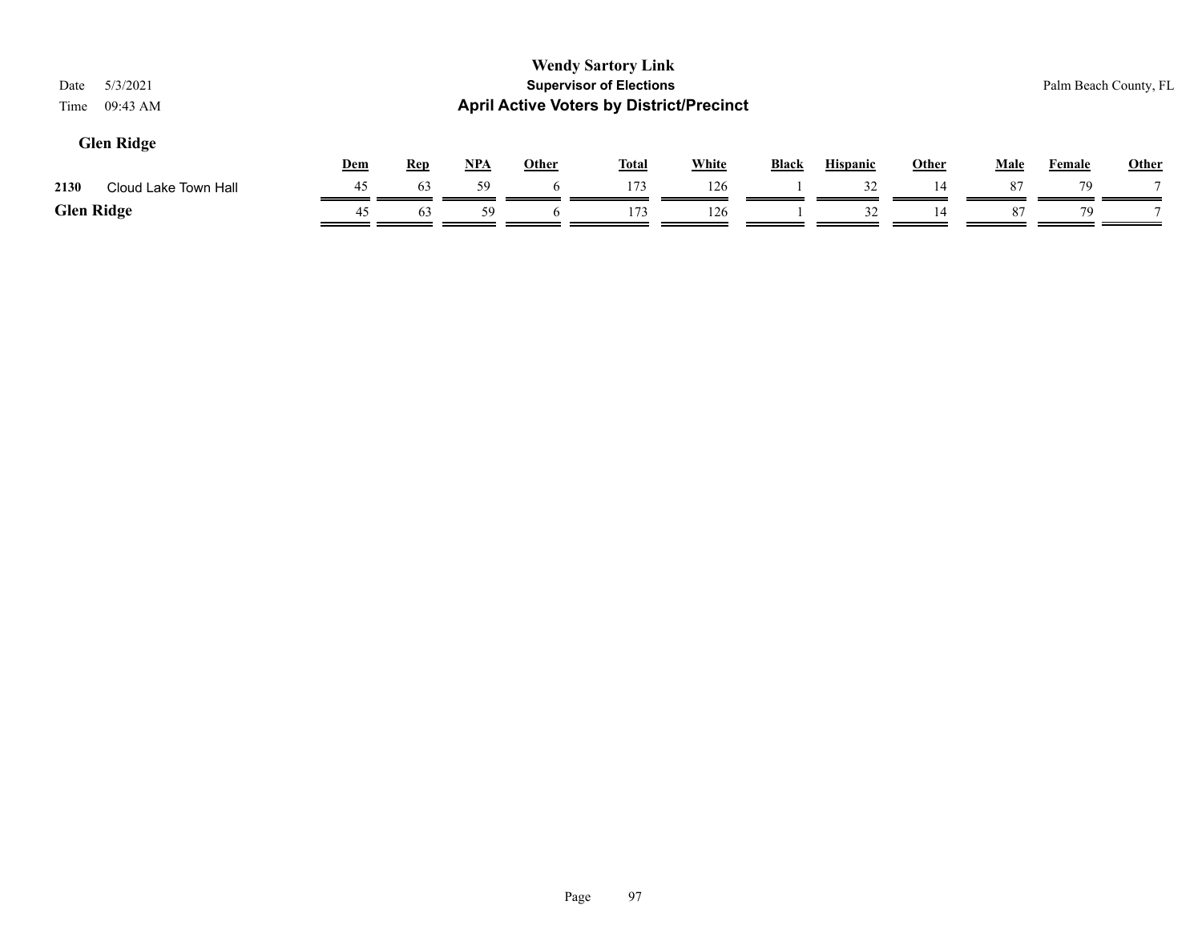## Glen Ridge

| | | Dem | Rep | NPA | Other | Total | White | Black | Hispanic | Other | Male | Female | Other |
|---|---|---|---|---|---|---|---|---|---|---|---|---|---|
| 2130 | Cloud Lake Town Hall | 45 | 63 | 59 | 6 | 173 | 126 | 1 | 32 | 14 | 87 | 79 | 7 |
| **Glen Ridge** | | 45 | 63 | 59 | 6 | 173 | 126 | 1 | 32 | 14 | 87 | 79 | 7 |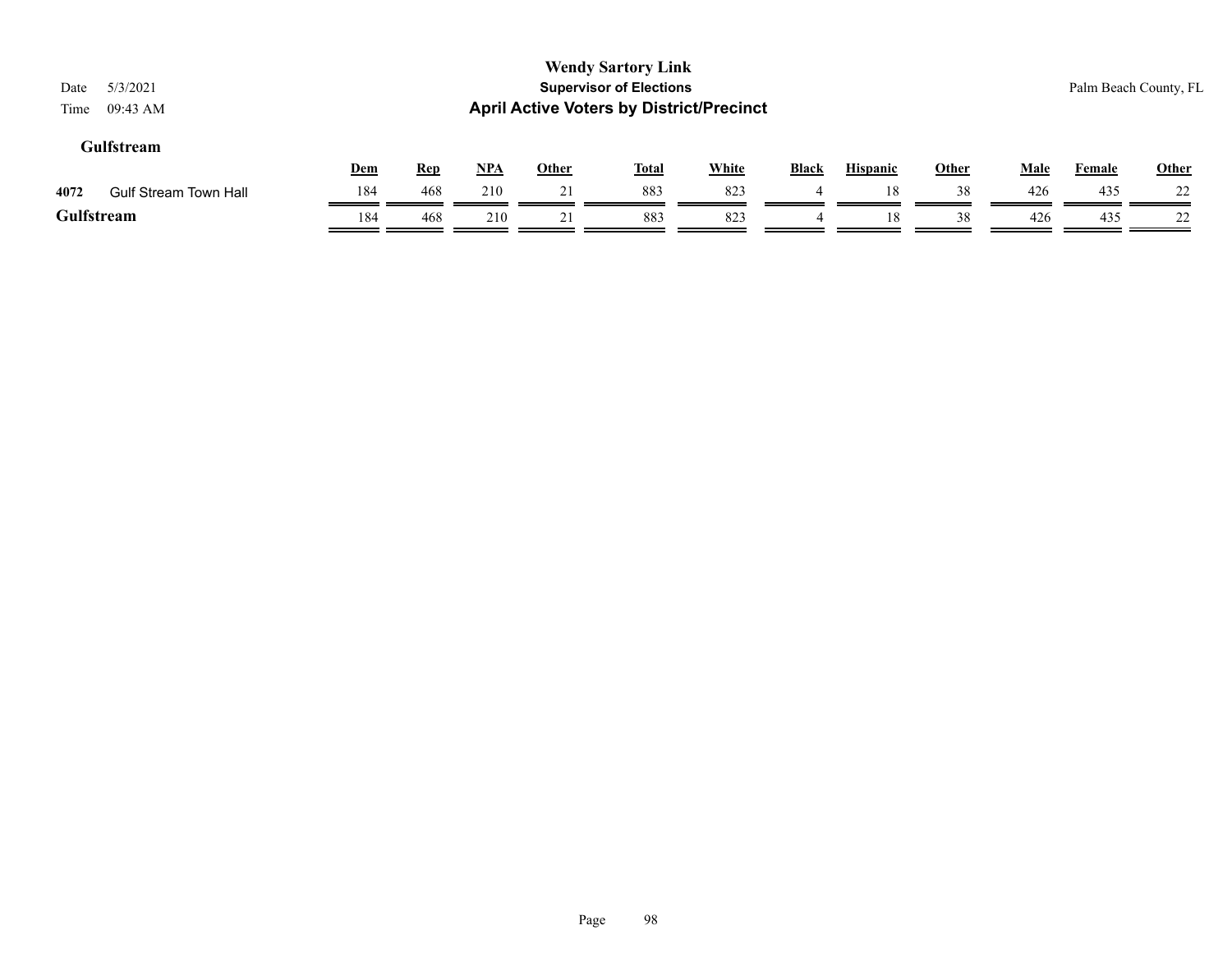**Wendy Sartory Link**
**Supervisor of Elections**
**April Active Voters by District/Precinct**

Date 5/3/2021
Time 09:43 AM

Palm Beach County, FL

## Gulfstream

| | | Dem | Rep | NPA | Other | Total | White | Black | Hispanic | Other | Male | Female | Other |
|---|---|---|---|---|---|---|---|---|---|---|---|---|---|
| 4072 | Gulf Stream Town Hall | 184 | 468 | 210 | 21 | 883 | 823 | 4 | 18 | 38 | 426 | 435 | 22 |
| **Gulfstream** | | 184 | 468 | 210 | 21 | 883 | 823 | 4 | 18 | 38 | 426 | 435 | 22 |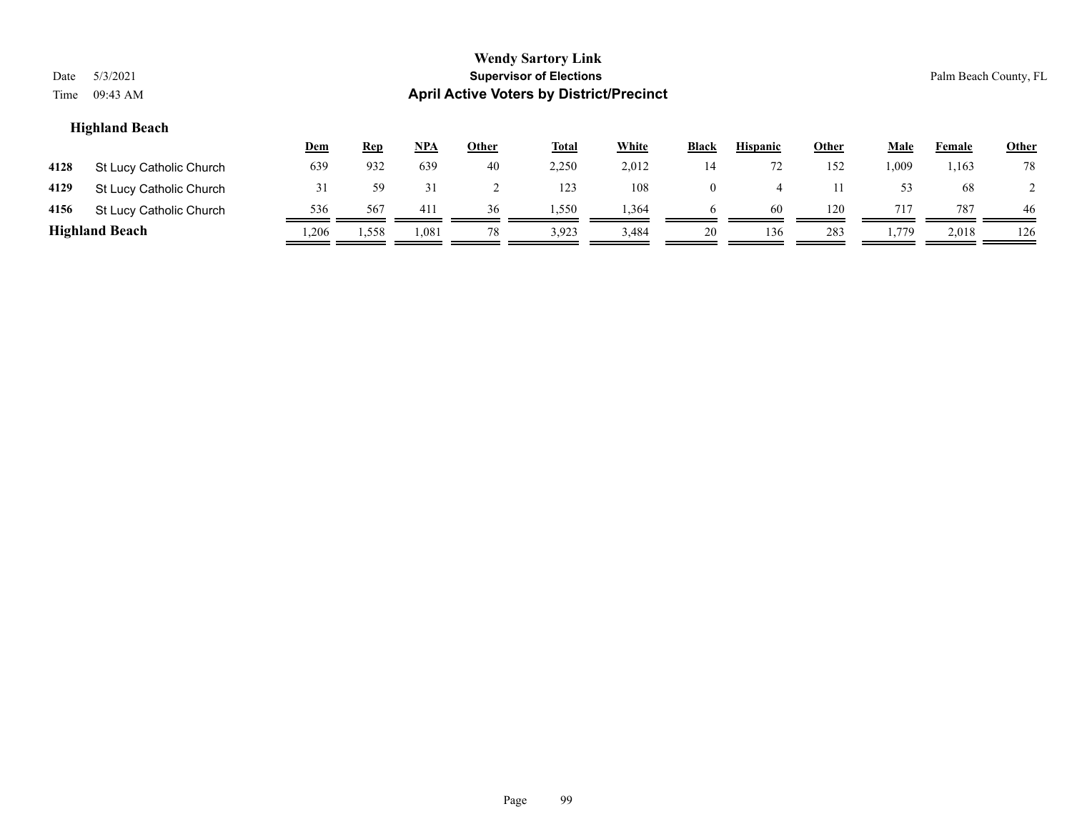**Wendy Sartory Link**
**Supervisor of Elections**
**April Active Voters by District/Precinct**

Date 5/3/2021
Time 09:43 AM

Palm Beach County, FL

### Highland Beach

| | | Dem | Rep | NPA | Other | Total | White | Black | Hispanic | Other | Male | Female | Other |
|---|---|---|---|---|---|---|---|---|---|---|---|---|---|
| **4128** | St Lucy Catholic Church | 639 | 932 | 639 | 40 | 2,250 | 2,012 | 14 | 72 | 152 | 1,009 | 1,163 | 78 |
| **4129** | St Lucy Catholic Church | 31 | 59 | 31 | 2 | 123 | 108 | 0 | 4 | 11 | 53 | 68 | 2 |
| **4156** | St Lucy Catholic Church | 536 | 567 | 411 | 36 | 1,550 | 1,364 | 6 | 60 | 120 | 717 | 787 | 46 |
| **Highland Beach** | | 1,206 | 1,558 | 1,081 | 78 | 3,923 | 3,484 | 20 | 136 | 283 | 1,779 | 2,018 | 126 |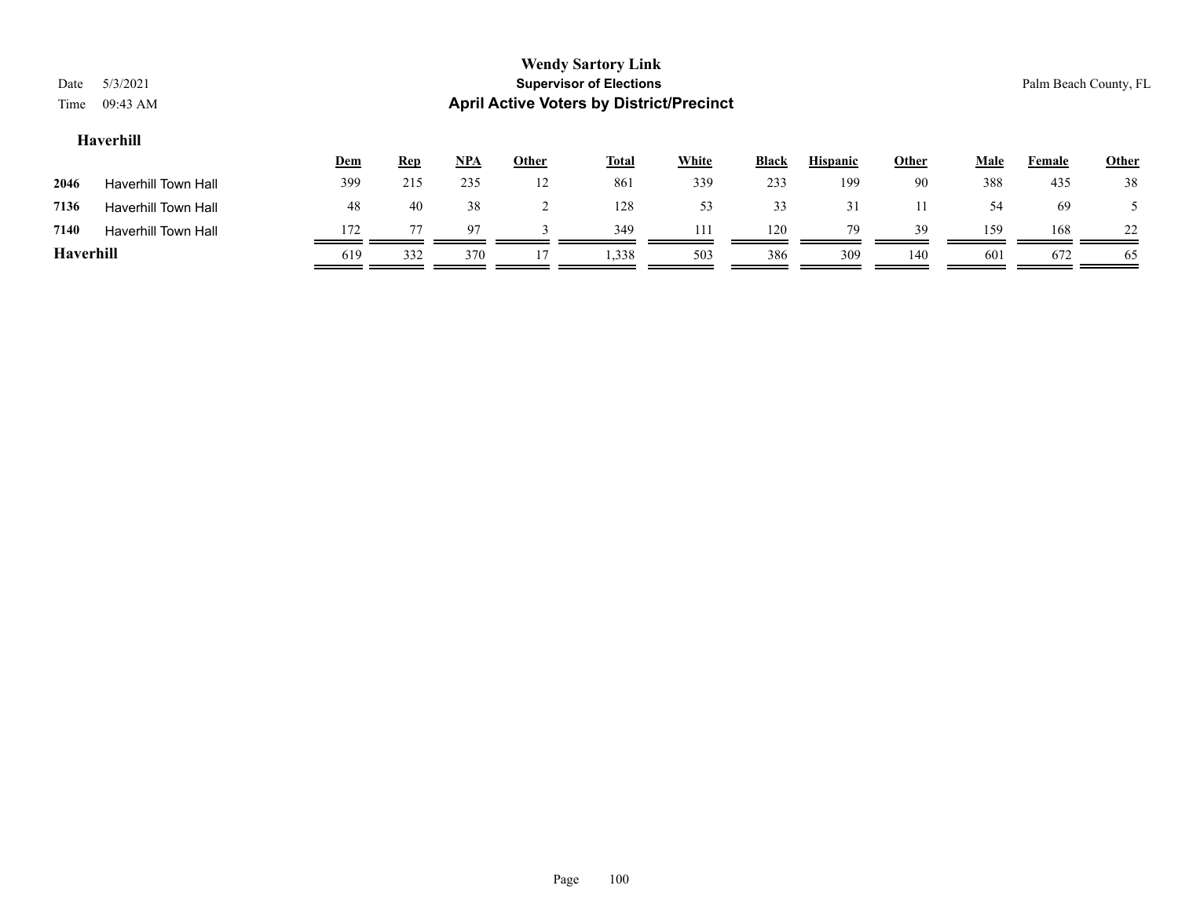**Haverhill**

| | | Dem | Rep | NPA | Other | Total | White | Black | Hispanic | Other | Male | Female | Other |
|---|---|---|---|---|---|---|---|---|---|---|---|---|---|
| **2046** | Haverhill Town Hall | 399 | 215 | 235 | 12 | 861 | 339 | 233 | 199 | 90 | 388 | 435 | 38 |
| **7136** | Haverhill Town Hall | 48 | 40 | 38 | 2 | 128 | 53 | 33 | 31 | 11 | 54 | 69 | 5 |
| **7140** | Haverhill Town Hall | 172 | 77 | 97 | 3 | 349 | 111 | 120 | 79 | 39 | 159 | 168 | 22 |
| **Haverhill** | | 619 | 332 | 370 | 17 | 1,338 | 503 | 386 | 309 | 140 | 601 | 672 | 65 |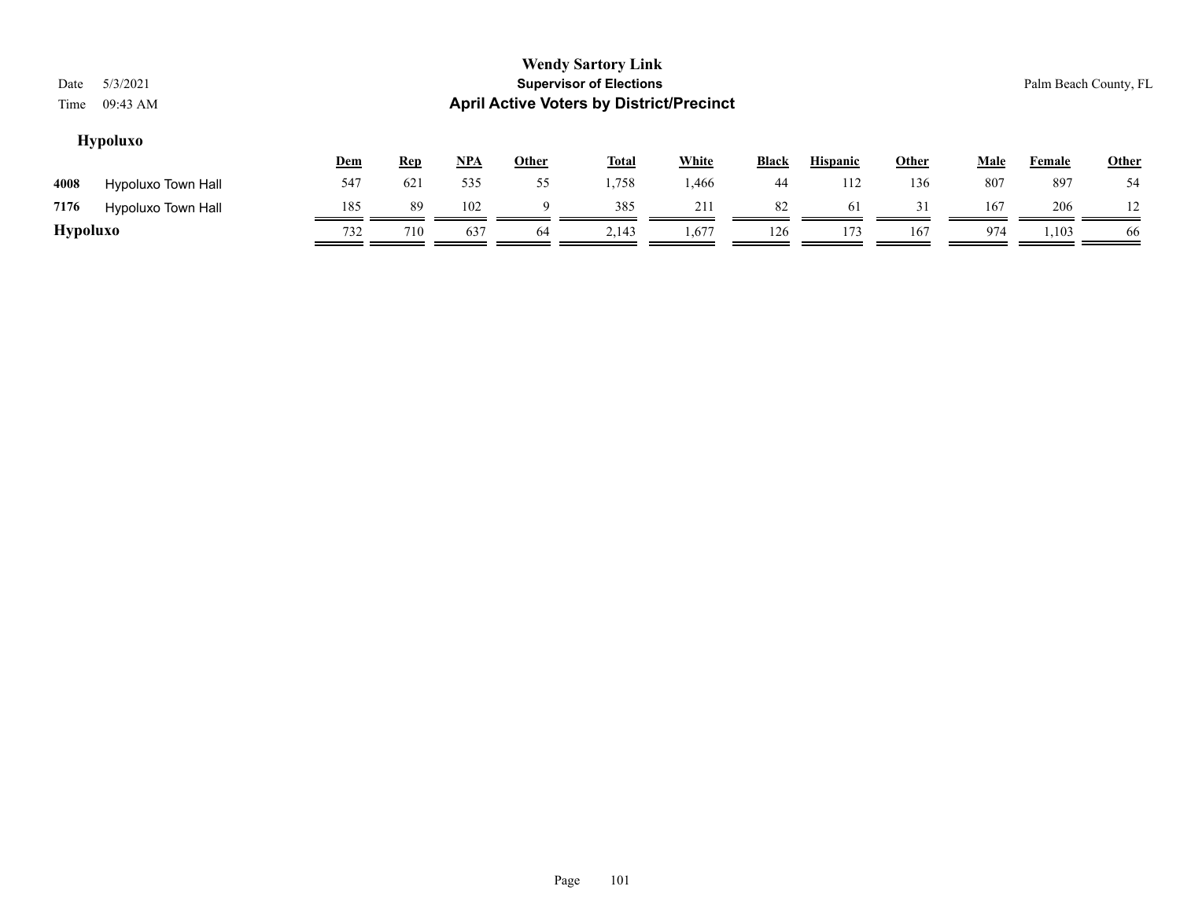**Wendy Sartory Link**
**Supervisor of Elections**
**April Active Voters by District/Precinct**

Date 5/3/2021
Time 09:43 AM

Palm Beach County, FL

## Hypoluxo

| | | Dem | Rep | NPA | Other | Total | White | Black | Hispanic | Other | Male | Female | Other |
|---|---|---|---|---|---|---|---|---|---|---|---|---|---|
| 4008 | Hypoluxo Town Hall | 547 | 621 | 535 | 55 | 1,758 | 1,466 | 44 | 112 | 136 | 807 | 897 | 54 |
| 7176 | Hypoluxo Town Hall | 185 | 89 | 102 | 9 | 385 | 211 | 82 | 61 | 31 | 167 | 206 | 12 |
| **Hypoluxo** | | 732 | 710 | 637 | 64 | 2,143 | 1,677 | 126 | 173 | 167 | 974 | 1,103 | 66 |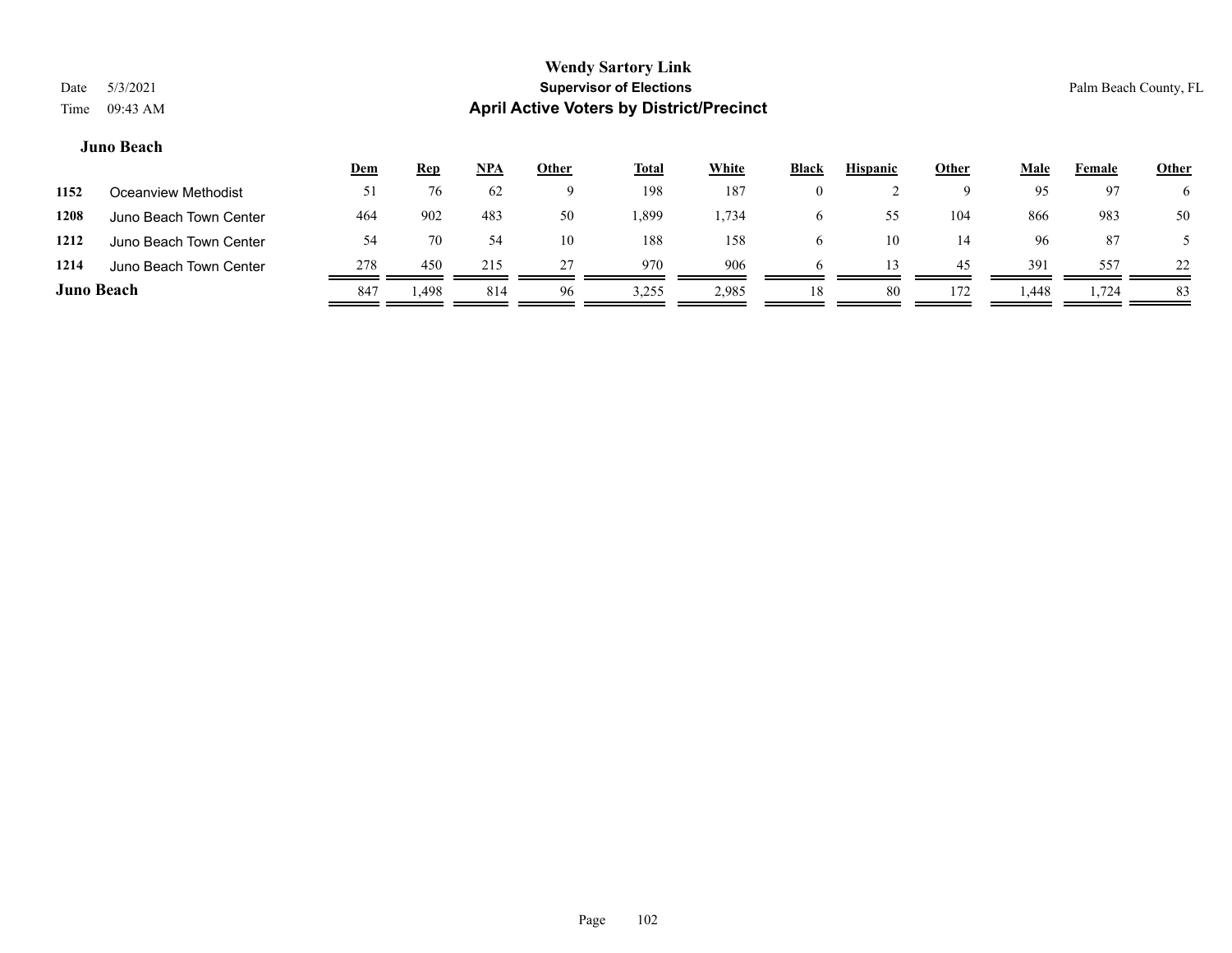# Wendy Sartory Link
## Supervisor of Elections
## April Active Voters by District/Precinct

Date 5/3/2021
Time 09:43 AM

Palm Beach County, FL

### Juno Beach

| | | Dem | Rep | NPA | Other | Total | White | Black | Hispanic | Other | Male | Female | Other |
|---|---|---|---|---|---|---|---|---|---|---|---|---|---|
| 1152 | Oceanview Methodist | 51 | 76 | 62 | 9 | 198 | 187 | 0 | 2 | 9 | 95 | 97 | 6 |
| 1208 | Juno Beach Town Center | 464 | 902 | 483 | 50 | 1,899 | 1,734 | 6 | 55 | 104 | 866 | 983 | 50 |
| 1212 | Juno Beach Town Center | 54 | 70 | 54 | 10 | 188 | 158 | 6 | 10 | 14 | 96 | 87 | 5 |
| 1214 | Juno Beach Town Center | 278 | 450 | 215 | 27 | 970 | 906 | 6 | 13 | 45 | 391 | 557 | 22 |
| **Juno Beach** | | 847 | 1,498 | 814 | 96 | 3,255 | 2,985 | 18 | 80 | 172 | 1,448 | 1,724 | 83 |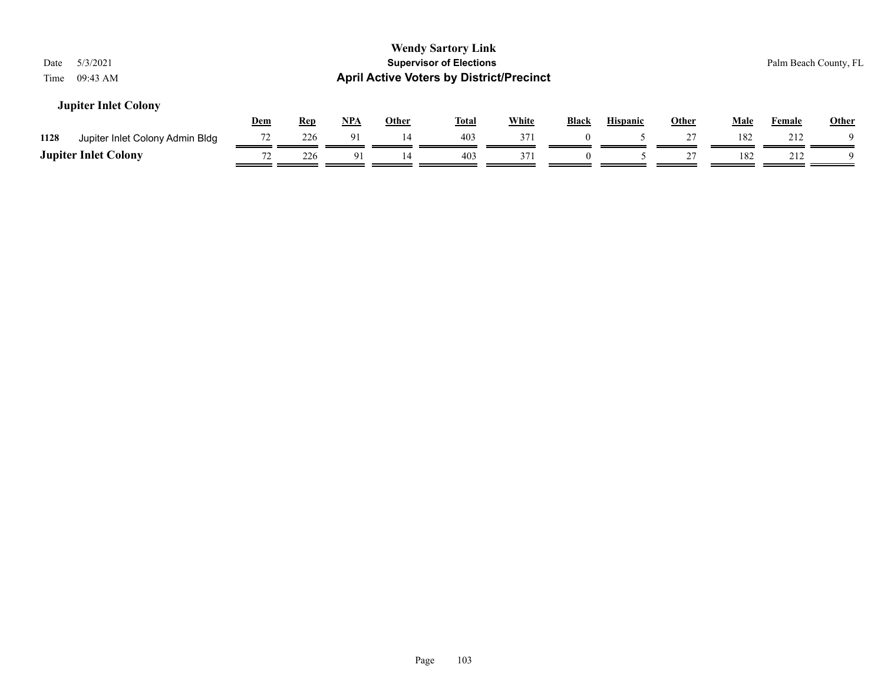**Wendy Sartory Link**
**Supervisor of Elections**
**April Active Voters by District/Precinct**

Date 5/3/2021
Time 09:43 AM

Palm Beach County, FL

### Jupiter Inlet Colony

| | | Dem | Rep | NPA | Other | Total | White | Black | Hispanic | Other | Male | Female | Other |
|---|---|---|---|---|---|---|---|---|---|---|---|---|---|
| 1128 | Jupiter Inlet Colony Admin Bldg | 72 | 226 | 91 | 14 | 403 | 371 | 0 | 5 | 27 | 182 | 212 | 9 |
| **Jupiter Inlet Colony** | | 72 | 226 | 91 | 14 | 403 | 371 | 0 | 5 | 27 | 182 | 212 | 9 |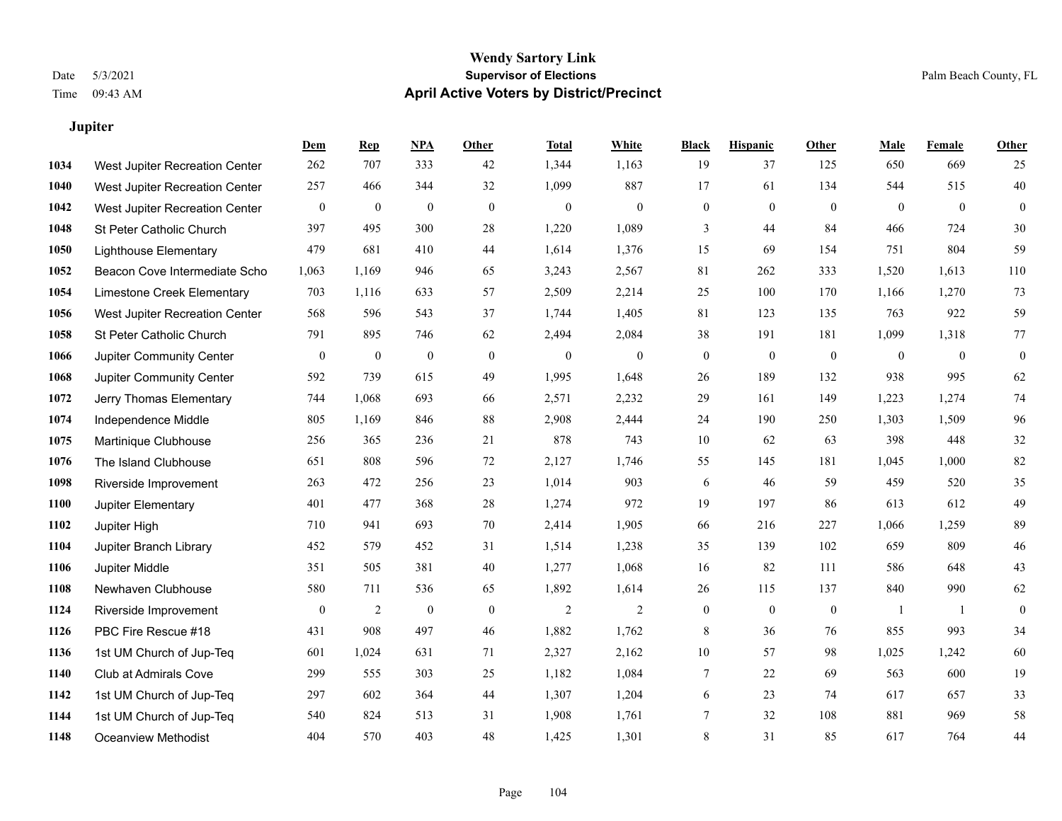# Wendy Sartory Link

**Supervisor of Elections**

**April Active Voters by District/Precinct**

Date 5/3/2021

Time 09:43 AM

Palm Beach County, FL

### Jupiter

| | | Dem | Rep | NPA | Other | Total | White | Black | Hispanic | Other | Male | Female | Other |
|---|---|---|---|---|---|---|---|---|---|---|---|---|---|
| 1034 | West Jupiter Recreation Center | 262 | 707 | 333 | 42 | 1,344 | 1,163 | 19 | 37 | 125 | 650 | 669 | 25 |
| 1040 | West Jupiter Recreation Center | 257 | 466 | 344 | 32 | 1,099 | 887 | 17 | 61 | 134 | 544 | 515 | 40 |
| 1042 | West Jupiter Recreation Center | 0 | 0 | 0 | 0 | 0 | 0 | 0 | 0 | 0 | 0 | 0 | 0 |
| 1048 | St Peter Catholic Church | 397 | 495 | 300 | 28 | 1,220 | 1,089 | 3 | 44 | 84 | 466 | 724 | 30 |
| 1050 | Lighthouse Elementary | 479 | 681 | 410 | 44 | 1,614 | 1,376 | 15 | 69 | 154 | 751 | 804 | 59 |
| 1052 | Beacon Cove Intermediate Scho | 1,063 | 1,169 | 946 | 65 | 3,243 | 2,567 | 81 | 262 | 333 | 1,520 | 1,613 | 110 |
| 1054 | Limestone Creek Elementary | 703 | 1,116 | 633 | 57 | 2,509 | 2,214 | 25 | 100 | 170 | 1,166 | 1,270 | 73 |
| 1056 | West Jupiter Recreation Center | 568 | 596 | 543 | 37 | 1,744 | 1,405 | 81 | 123 | 135 | 763 | 922 | 59 |
| 1058 | St Peter Catholic Church | 791 | 895 | 746 | 62 | 2,494 | 2,084 | 38 | 191 | 181 | 1,099 | 1,318 | 77 |
| 1066 | Jupiter Community Center | 0 | 0 | 0 | 0 | 0 | 0 | 0 | 0 | 0 | 0 | 0 | 0 |
| 1068 | Jupiter Community Center | 592 | 739 | 615 | 49 | 1,995 | 1,648 | 26 | 189 | 132 | 938 | 995 | 62 |
| 1072 | Jerry Thomas Elementary | 744 | 1,068 | 693 | 66 | 2,571 | 2,232 | 29 | 161 | 149 | 1,223 | 1,274 | 74 |
| 1074 | Independence Middle | 805 | 1,169 | 846 | 88 | 2,908 | 2,444 | 24 | 190 | 250 | 1,303 | 1,509 | 96 |
| 1075 | Martinique Clubhouse | 256 | 365 | 236 | 21 | 878 | 743 | 10 | 62 | 63 | 398 | 448 | 32 |
| 1076 | The Island Clubhouse | 651 | 808 | 596 | 72 | 2,127 | 1,746 | 55 | 145 | 181 | 1,045 | 1,000 | 82 |
| 1098 | Riverside Improvement | 263 | 472 | 256 | 23 | 1,014 | 903 | 6 | 46 | 59 | 459 | 520 | 35 |
| 1100 | Jupiter Elementary | 401 | 477 | 368 | 28 | 1,274 | 972 | 19 | 197 | 86 | 613 | 612 | 49 |
| 1102 | Jupiter High | 710 | 941 | 693 | 70 | 2,414 | 1,905 | 66 | 216 | 227 | 1,066 | 1,259 | 89 |
| 1104 | Jupiter Branch Library | 452 | 579 | 452 | 31 | 1,514 | 1,238 | 35 | 139 | 102 | 659 | 809 | 46 |
| 1106 | Jupiter Middle | 351 | 505 | 381 | 40 | 1,277 | 1,068 | 16 | 82 | 111 | 586 | 648 | 43 |
| 1108 | Newhaven Clubhouse | 580 | 711 | 536 | 65 | 1,892 | 1,614 | 26 | 115 | 137 | 840 | 990 | 62 |
| 1124 | Riverside Improvement | 0 | 2 | 0 | 0 | 2 | 2 | 0 | 0 | 0 | 1 | 1 | 0 |
| 1126 | PBC Fire Rescue #18 | 431 | 908 | 497 | 46 | 1,882 | 1,762 | 8 | 36 | 76 | 855 | 993 | 34 |
| 1136 | 1st UM Church of Jup-Teq | 601 | 1,024 | 631 | 71 | 2,327 | 2,162 | 10 | 57 | 98 | 1,025 | 1,242 | 60 |
| 1140 | Club at Admirals Cove | 299 | 555 | 303 | 25 | 1,182 | 1,084 | 7 | 22 | 69 | 563 | 600 | 19 |
| 1142 | 1st UM Church of Jup-Teq | 297 | 602 | 364 | 44 | 1,307 | 1,204 | 6 | 23 | 74 | 617 | 657 | 33 |
| 1144 | 1st UM Church of Jup-Teq | 540 | 824 | 513 | 31 | 1,908 | 1,761 | 7 | 32 | 108 | 881 | 969 | 58 |
| 1148 | Oceanview Methodist | 404 | 570 | 403 | 48 | 1,425 | 1,301 | 8 | 31 | 85 | 617 | 764 | 44 |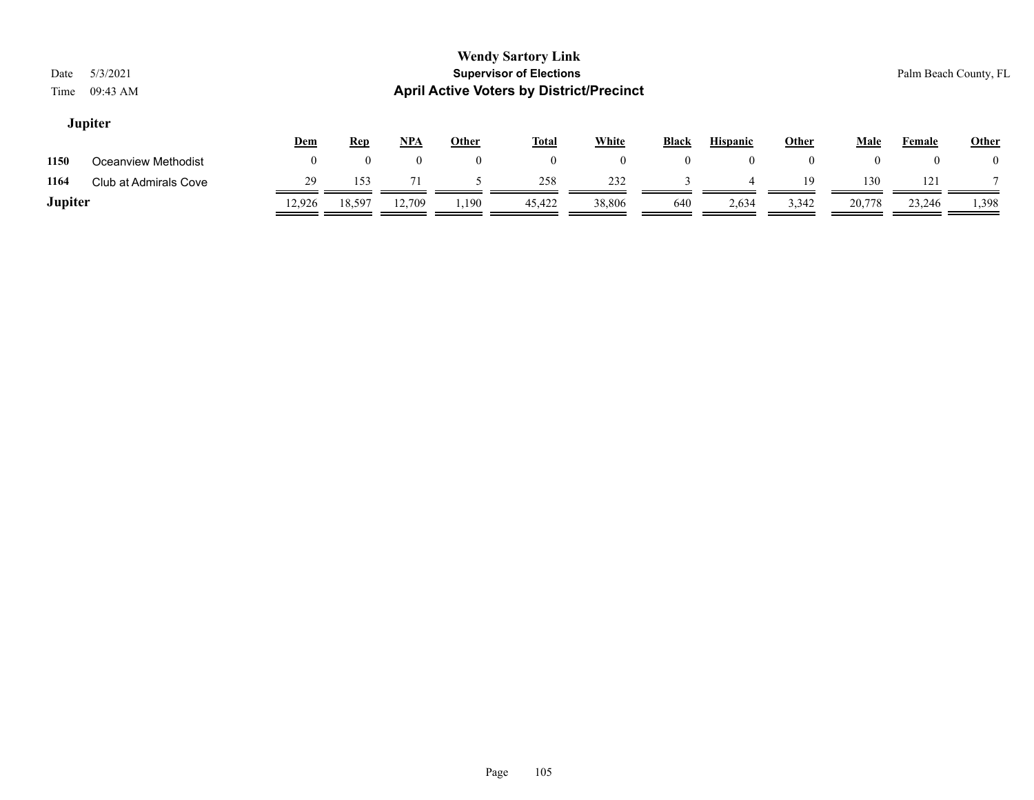# Wendy Sartory Link

## Supervisor of Elections

## April Active Voters by District/Precinct

Date 5/3/2021
Time 09:43 AM

Palm Beach County, FL

### Jupiter

| | | Dem | Rep | NPA | Other | Total | White | Black | Hispanic | Other | Male | Female | Other |
|---|---|---|---|---|---|---|---|---|---|---|---|---|---|
| 1150 | Oceanview Methodist | 0 | 0 | 0 | 0 | 0 | 0 | 0 | 0 | 0 | 0 | 0 | 0 |
| 1164 | Club at Admirals Cove | 29 | 153 | 71 | 5 | 258 | 232 | 3 | 4 | 19 | 130 | 121 | 7 |
| **Jupiter** | | 12,926 | 18,597 | 12,709 | 1,190 | 45,422 | 38,806 | 640 | 2,634 | 3,342 | 20,778 | 23,246 | 1,398 |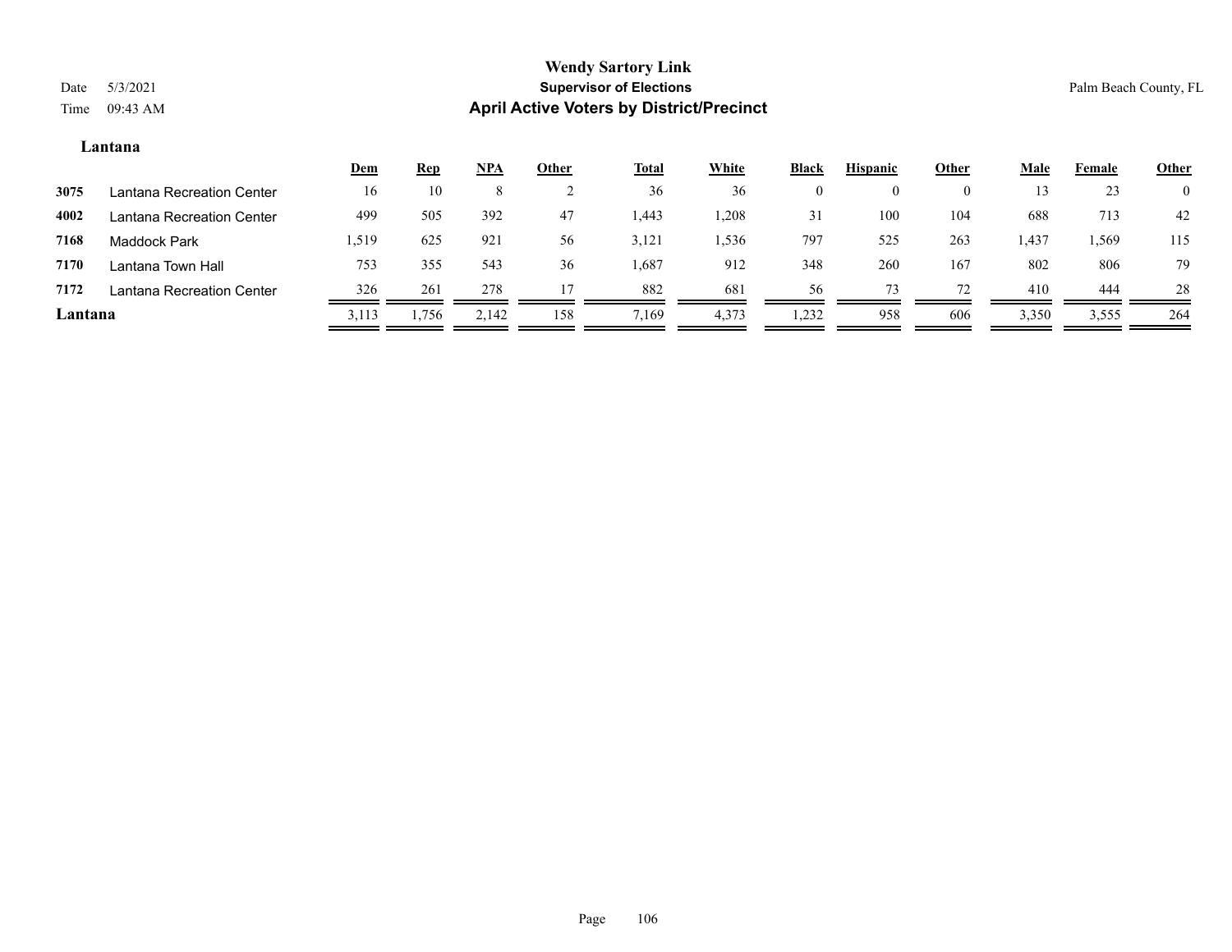# Wendy Sartory Link
## Supervisor of Elections
## April Active Voters by District/Precinct

Date 5/3/2021
Time 09:43 AM

Palm Beach County, FL

### Lantana

| | | Dem | Rep | NPA | Other | Total | White | Black | Hispanic | Other | Male | Female | Other |
|---|---|---|---|---|---|---|---|---|---|---|---|---|---|
| 3075 | Lantana Recreation Center | 16 | 10 | 8 | 2 | 36 | 36 | 0 | 0 | 0 | 13 | 23 | 0 |
| 4002 | Lantana Recreation Center | 499 | 505 | 392 | 47 | 1,443 | 1,208 | 31 | 100 | 104 | 688 | 713 | 42 |
| 7168 | Maddock Park | 1,519 | 625 | 921 | 56 | 3,121 | 1,536 | 797 | 525 | 263 | 1,437 | 1,569 | 115 |
| 7170 | Lantana Town Hall | 753 | 355 | 543 | 36 | 1,687 | 912 | 348 | 260 | 167 | 802 | 806 | 79 |
| 7172 | Lantana Recreation Center | 326 | 261 | 278 | 17 | 882 | 681 | 56 | 73 | 72 | 410 | 444 | 28 |
| **Lantana** | | 3,113 | 1,756 | 2,142 | 158 | 7,169 | 4,373 | 1,232 | 958 | 606 | 3,350 | 3,555 | 264 |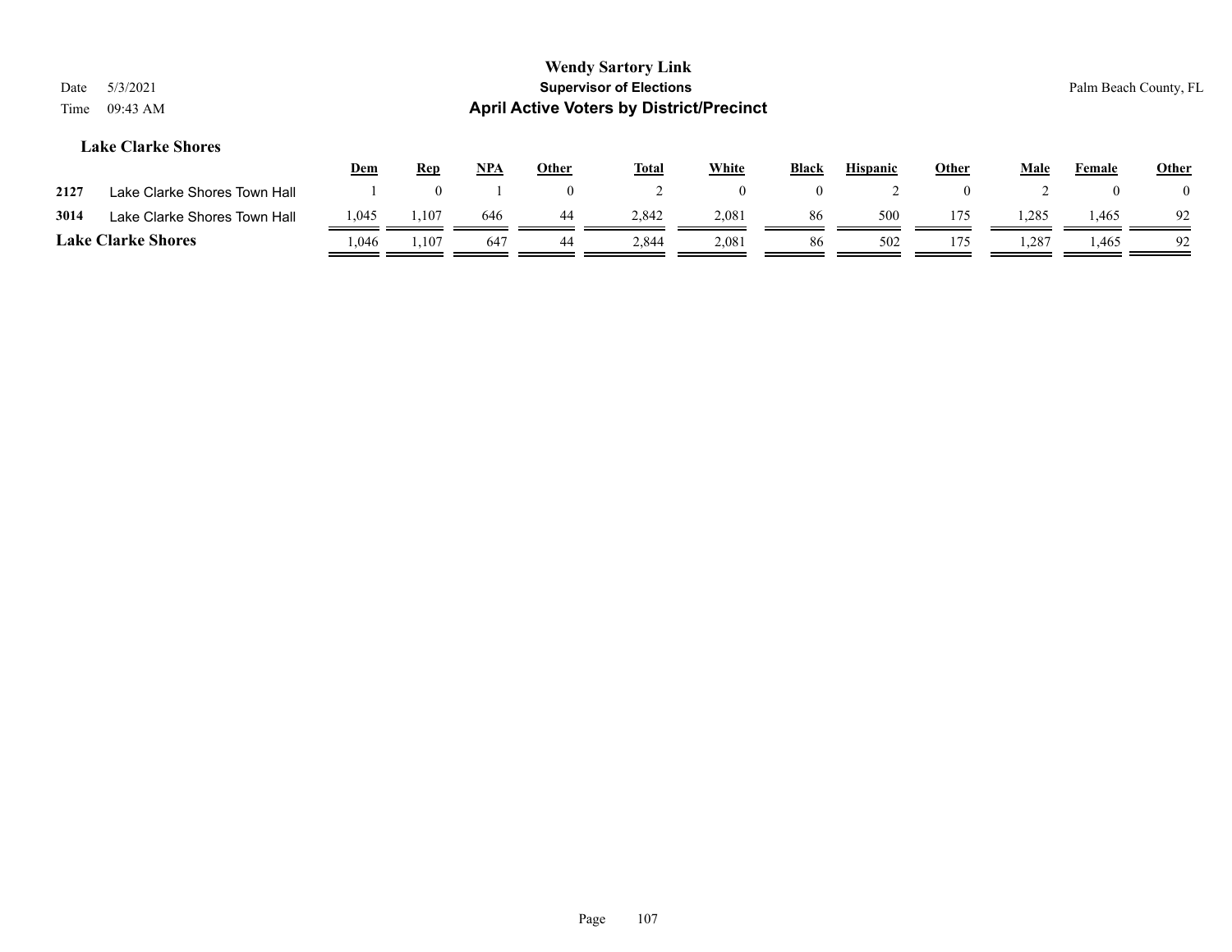**Wendy Sartory Link**
**Supervisor of Elections**
**April Active Voters by District/Precinct**

Date 5/3/2021
Time 09:43 AM

Palm Beach County, FL

### Lake Clarke Shores

| | | Dem | Rep | NPA | Other | Total | White | Black | Hispanic | Other | Male | Female | Other |
|---|---|---|---|---|---|---|---|---|---|---|---|---|---|
| 2127 | Lake Clarke Shores Town Hall | 1 | 0 | 1 | 0 | 2 | 0 | 0 | 2 | 0 | 2 | 0 | 0 |
| 3014 | Lake Clarke Shores Town Hall | 1,045 | 1,107 | 646 | 44 | 2,842 | 2,081 | 86 | 500 | 175 | 1,285 | 1,465 | 92 |
| **Lake Clarke Shores** | | 1,046 | 1,107 | 647 | 44 | 2,844 | 2,081 | 86 | 502 | 175 | 1,287 | 1,465 | 92 |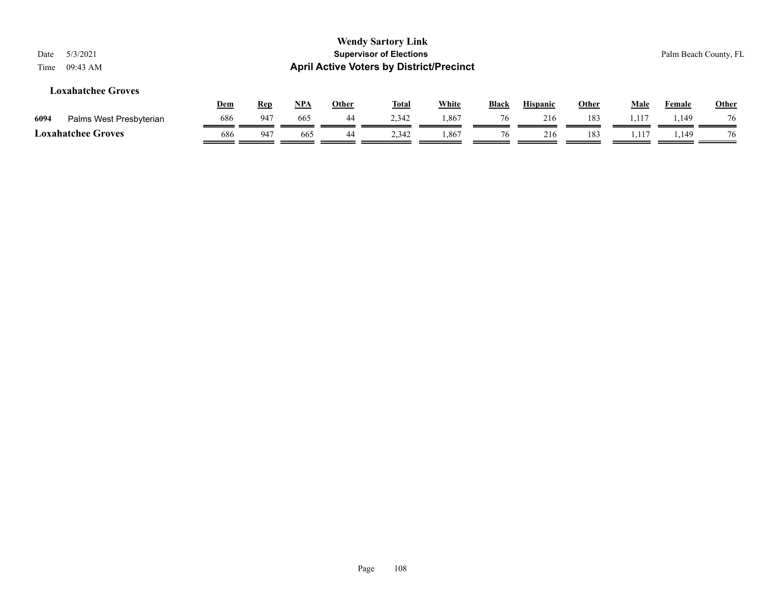## Loxahatchee Groves

| | | Dem | Rep | NPA | Other | Total | White | Black | Hispanic | Other | Male | Female | Other |
|---|---|---|---|---|---|---|---|---|---|---|---|---|---|
| 6094 | Palms West Presbyterian | 686 | 947 | 665 | 44 | 2,342 | 1,867 | 76 | 216 | 183 | 1,117 | 1,149 | 76 |
| **Loxahatchee Groves** | | 686 | 947 | 665 | 44 | 2,342 | 1,867 | 76 | 216 | 183 | 1,117 | 1,149 | 76 |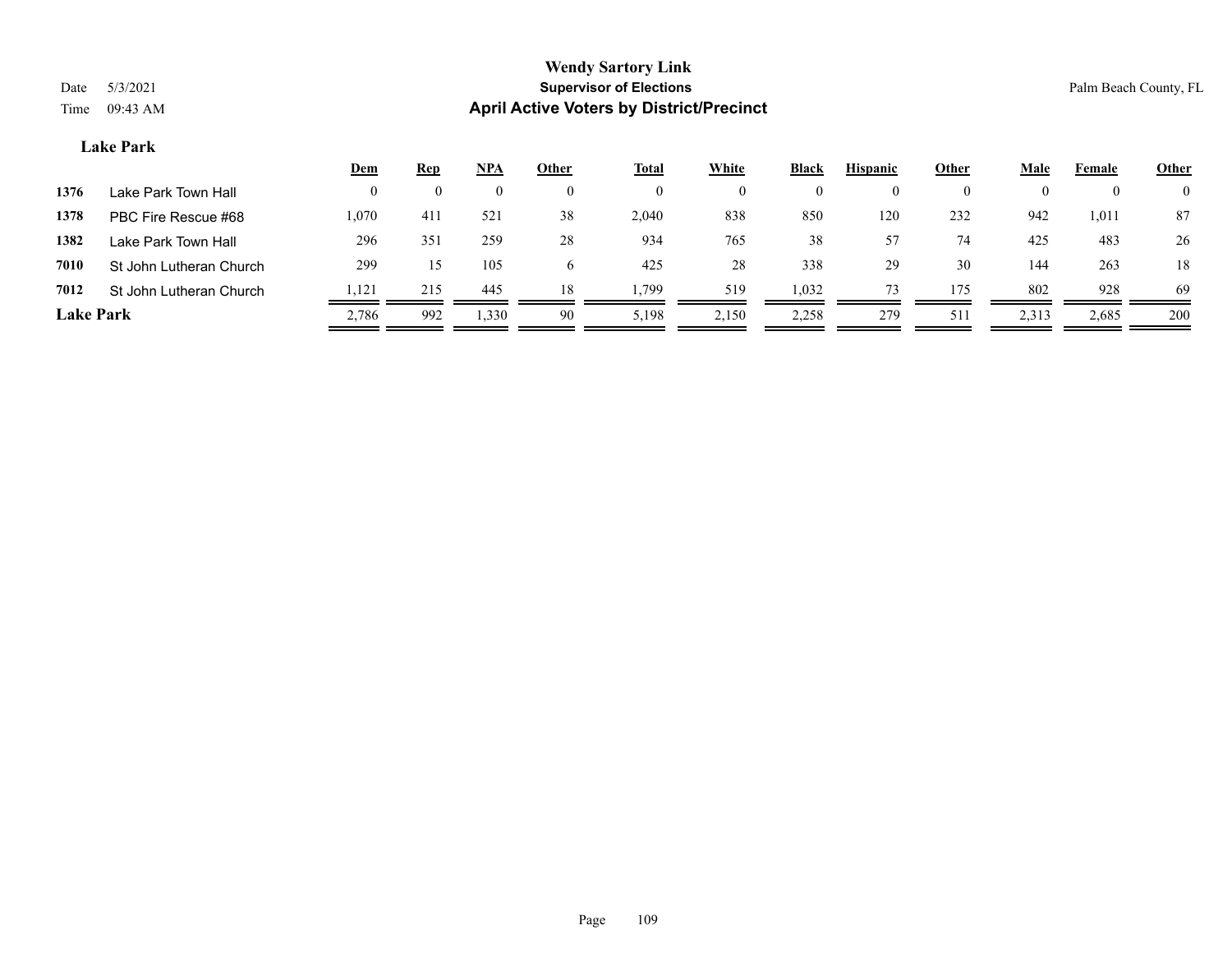# Wendy Sartory Link

## Supervisor of Elections

## April Active Voters by District/Precinct

Date 5/3/2021
Time 09:43 AM

Palm Beach County, FL

### Lake Park

| | | Dem | Rep | NPA | Other | Total | White | Black | Hispanic | Other | Male | Female | Other |
|---|---|---|---|---|---|---|---|---|---|---|---|---|---|
| 1376 | Lake Park Town Hall | 0 | 0 | 0 | 0 | 0 | 0 | 0 | 0 | 0 | 0 | 0 | 0 |
| 1378 | PBC Fire Rescue #68 | 1,070 | 411 | 521 | 38 | 2,040 | 838 | 850 | 120 | 232 | 942 | 1,011 | 87 |
| 1382 | Lake Park Town Hall | 296 | 351 | 259 | 28 | 934 | 765 | 38 | 57 | 74 | 425 | 483 | 26 |
| 7010 | St John Lutheran Church | 299 | 15 | 105 | 6 | 425 | 28 | 338 | 29 | 30 | 144 | 263 | 18 |
| 7012 | St John Lutheran Church | 1,121 | 215 | 445 | 18 | 1,799 | 519 | 1,032 | 73 | 175 | 802 | 928 | 69 |
| **Lake Park** | | 2,786 | 992 | 1,330 | 90 | 5,198 | 2,150 | 2,258 | 279 | 511 | 2,313 | 2,685 | 200 |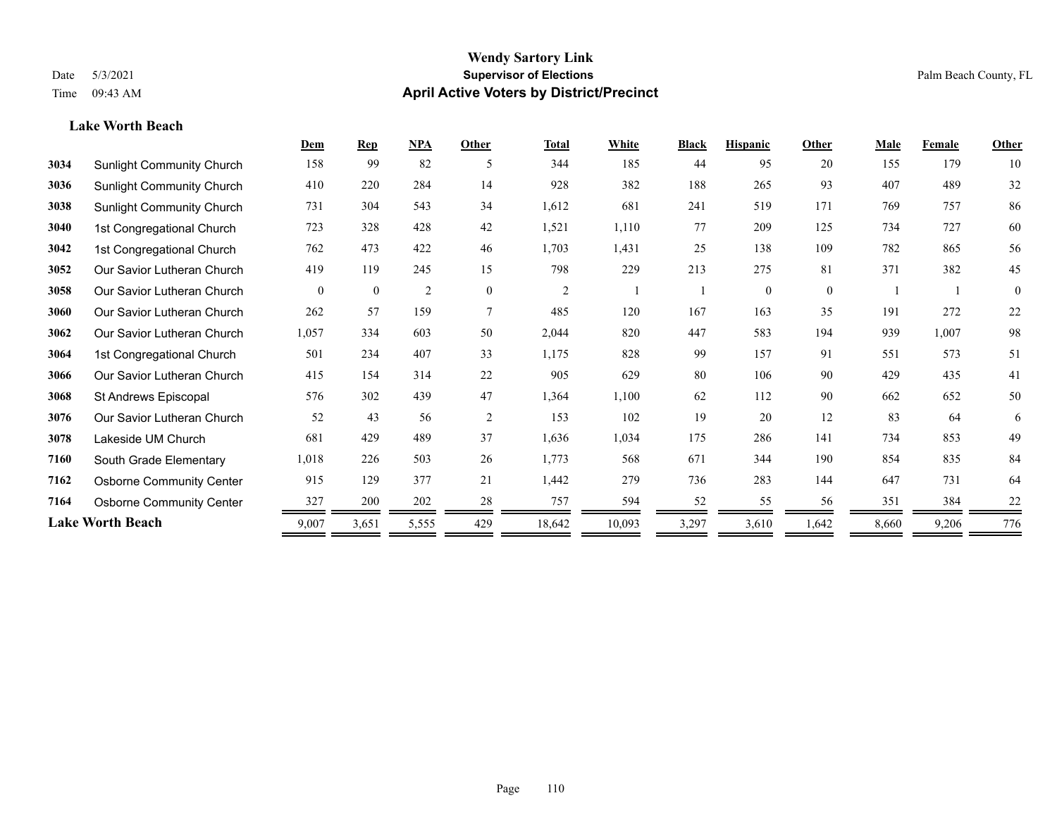# Wendy Sartory Link
## Supervisor of Elections
## April Active Voters by District/Precinct

Date 5/3/2021
Time 09:43 AM

Palm Beach County, FL

**Lake Worth Beach**

| | | Dem | Rep | NPA | Other | Total | White | Black | Hispanic | Other | Male | Female | Other |
|---|---|---|---|---|---|---|---|---|---|---|---|---|---|
| 3034 | Sunlight Community Church | 158 | 99 | 82 | 5 | 344 | 185 | 44 | 95 | 20 | 155 | 179 | 10 |
| 3036 | Sunlight Community Church | 410 | 220 | 284 | 14 | 928 | 382 | 188 | 265 | 93 | 407 | 489 | 32 |
| 3038 | Sunlight Community Church | 731 | 304 | 543 | 34 | 1,612 | 681 | 241 | 519 | 171 | 769 | 757 | 86 |
| 3040 | 1st Congregational Church | 723 | 328 | 428 | 42 | 1,521 | 1,110 | 77 | 209 | 125 | 734 | 727 | 60 |
| 3042 | 1st Congregational Church | 762 | 473 | 422 | 46 | 1,703 | 1,431 | 25 | 138 | 109 | 782 | 865 | 56 |
| 3052 | Our Savior Lutheran Church | 419 | 119 | 245 | 15 | 798 | 229 | 213 | 275 | 81 | 371 | 382 | 45 |
| 3058 | Our Savior Lutheran Church | 0 | 0 | 2 | 0 | 2 | 1 | 1 | 0 | 0 | 1 | 1 | 0 |
| 3060 | Our Savior Lutheran Church | 262 | 57 | 159 | 7 | 485 | 120 | 167 | 163 | 35 | 191 | 272 | 22 |
| 3062 | Our Savior Lutheran Church | 1,057 | 334 | 603 | 50 | 2,044 | 820 | 447 | 583 | 194 | 939 | 1,007 | 98 |
| 3064 | 1st Congregational Church | 501 | 234 | 407 | 33 | 1,175 | 828 | 99 | 157 | 91 | 551 | 573 | 51 |
| 3066 | Our Savior Lutheran Church | 415 | 154 | 314 | 22 | 905 | 629 | 80 | 106 | 90 | 429 | 435 | 41 |
| 3068 | St Andrews Episcopal | 576 | 302 | 439 | 47 | 1,364 | 1,100 | 62 | 112 | 90 | 662 | 652 | 50 |
| 3076 | Our Savior Lutheran Church | 52 | 43 | 56 | 2 | 153 | 102 | 19 | 20 | 12 | 83 | 64 | 6 |
| 3078 | Lakeside UM Church | 681 | 429 | 489 | 37 | 1,636 | 1,034 | 175 | 286 | 141 | 734 | 853 | 49 |
| 7160 | South Grade Elementary | 1,018 | 226 | 503 | 26 | 1,773 | 568 | 671 | 344 | 190 | 854 | 835 | 84 |
| 7162 | Osborne Community Center | 915 | 129 | 377 | 21 | 1,442 | 279 | 736 | 283 | 144 | 647 | 731 | 64 |
| 7164 | Osborne Community Center | 327 | 200 | 202 | 28 | 757 | 594 | 52 | 55 | 56 | 351 | 384 | 22 |
| **Lake Worth Beach** | | 9,007 | 3,651 | 5,555 | 429 | 18,642 | 10,093 | 3,297 | 3,610 | 1,642 | 8,660 | 9,206 | 776 |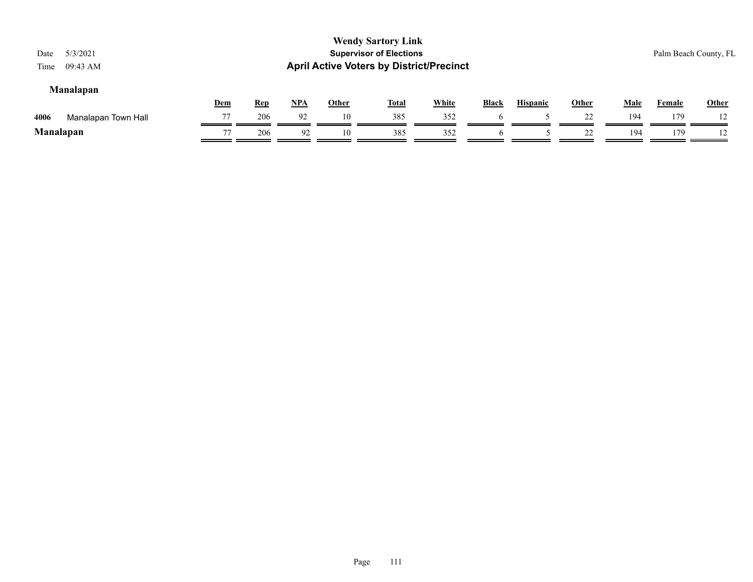# Wendy Sartory Link

**Supervisor of Elections**

**April Active Voters by District/Precinct**

Date 5/3/2021
Time 09:43 AM

Palm Beach County, FL

### Manalapan

| | | Dem | Rep | NPA | Other | Total | White | Black | Hispanic | Other | Male | Female | Other |
|---|---|---|---|---|---|---|---|---|---|---|---|---|---|
| 4006 | Manalapan Town Hall | 77 | 206 | 92 | 10 | 385 | 352 | 6 | 5 | 22 | 194 | 179 | 12 |
| **Manalapan** | | 77 | 206 | 92 | 10 | 385 | 352 | 6 | 5 | 22 | 194 | 179 | 12 |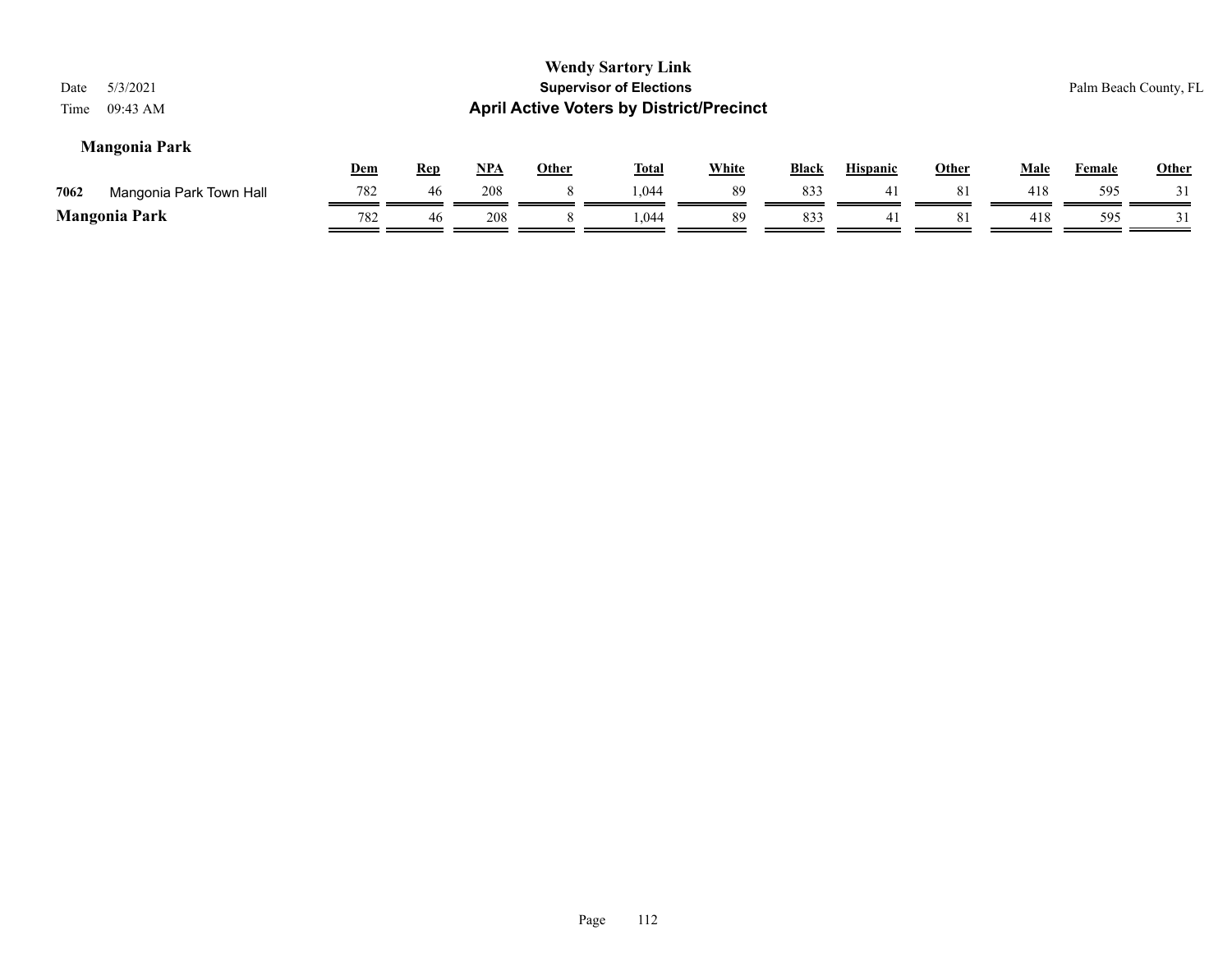**Wendy Sartory Link**
**Supervisor of Elections**
**April Active Voters by District/Precinct**

Date 5/3/2021
Time 09:43 AM

Palm Beach County, FL

### Mangonia Park

| | | Dem | Rep | NPA | Other | Total | White | Black | Hispanic | Other | Male | Female | Other |
|---|---|---|---|---|---|---|---|---|---|---|---|---|---|
| 7062 | Mangonia Park Town Hall | 782 | 46 | 208 | 8 | 1,044 | 89 | 833 | 41 | 81 | 418 | 595 | 31 |
| **Mangonia Park** | | 782 | 46 | 208 | 8 | 1,044 | 89 | 833 | 41 | 81 | 418 | 595 | 31 |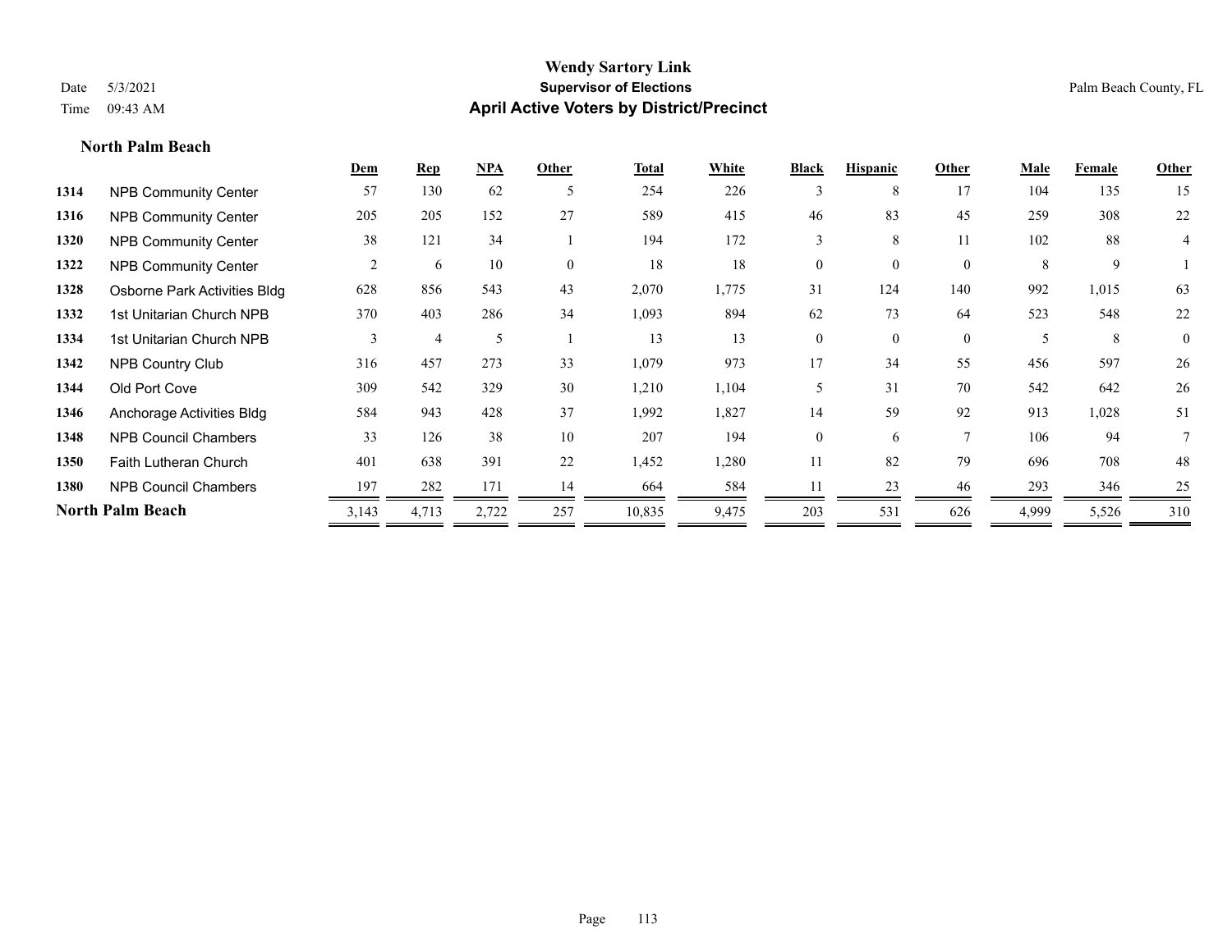**Wendy Sartory Link**
**Supervisor of Elections**
**April Active Voters by District/Precinct**

Date 5/3/2021
Time 09:43 AM

Palm Beach County, FL

### North Palm Beach

| | | Dem | Rep | NPA | Other | Total | White | Black | Hispanic | Other | Male | Female | Other |
|---|---|---|---|---|---|---|---|---|---|---|---|---|---|
| 1314 | NPB Community Center | 57 | 130 | 62 | 5 | 254 | 226 | 3 | 8 | 17 | 104 | 135 | 15 |
| 1316 | NPB Community Center | 205 | 205 | 152 | 27 | 589 | 415 | 46 | 83 | 45 | 259 | 308 | 22 |
| 1320 | NPB Community Center | 38 | 121 | 34 | 1 | 194 | 172 | 3 | 8 | 11 | 102 | 88 | 4 |
| 1322 | NPB Community Center | 2 | 6 | 10 | 0 | 18 | 18 | 0 | 0 | 0 | 8 | 9 | 1 |
| 1328 | Osborne Park Activities Bldg | 628 | 856 | 543 | 43 | 2,070 | 1,775 | 31 | 124 | 140 | 992 | 1,015 | 63 |
| 1332 | 1st Unitarian Church NPB | 370 | 403 | 286 | 34 | 1,093 | 894 | 62 | 73 | 64 | 523 | 548 | 22 |
| 1334 | 1st Unitarian Church NPB | 3 | 4 | 5 | 1 | 13 | 13 | 0 | 0 | 0 | 5 | 8 | 0 |
| 1342 | NPB Country Club | 316 | 457 | 273 | 33 | 1,079 | 973 | 17 | 34 | 55 | 456 | 597 | 26 |
| 1344 | Old Port Cove | 309 | 542 | 329 | 30 | 1,210 | 1,104 | 5 | 31 | 70 | 542 | 642 | 26 |
| 1346 | Anchorage Activities Bldg | 584 | 943 | 428 | 37 | 1,992 | 1,827 | 14 | 59 | 92 | 913 | 1,028 | 51 |
| 1348 | NPB Council Chambers | 33 | 126 | 38 | 10 | 207 | 194 | 0 | 6 | 7 | 106 | 94 | 7 |
| 1350 | Faith Lutheran Church | 401 | 638 | 391 | 22 | 1,452 | 1,280 | 11 | 82 | 79 | 696 | 708 | 48 |
| 1380 | NPB Council Chambers | 197 | 282 | 171 | 14 | 664 | 584 | 11 | 23 | 46 | 293 | 346 | 25 |
| **North Palm Beach** | | 3,143 | 4,713 | 2,722 | 257 | 10,835 | 9,475 | 203 | 531 | 626 | 4,999 | 5,526 | 310 |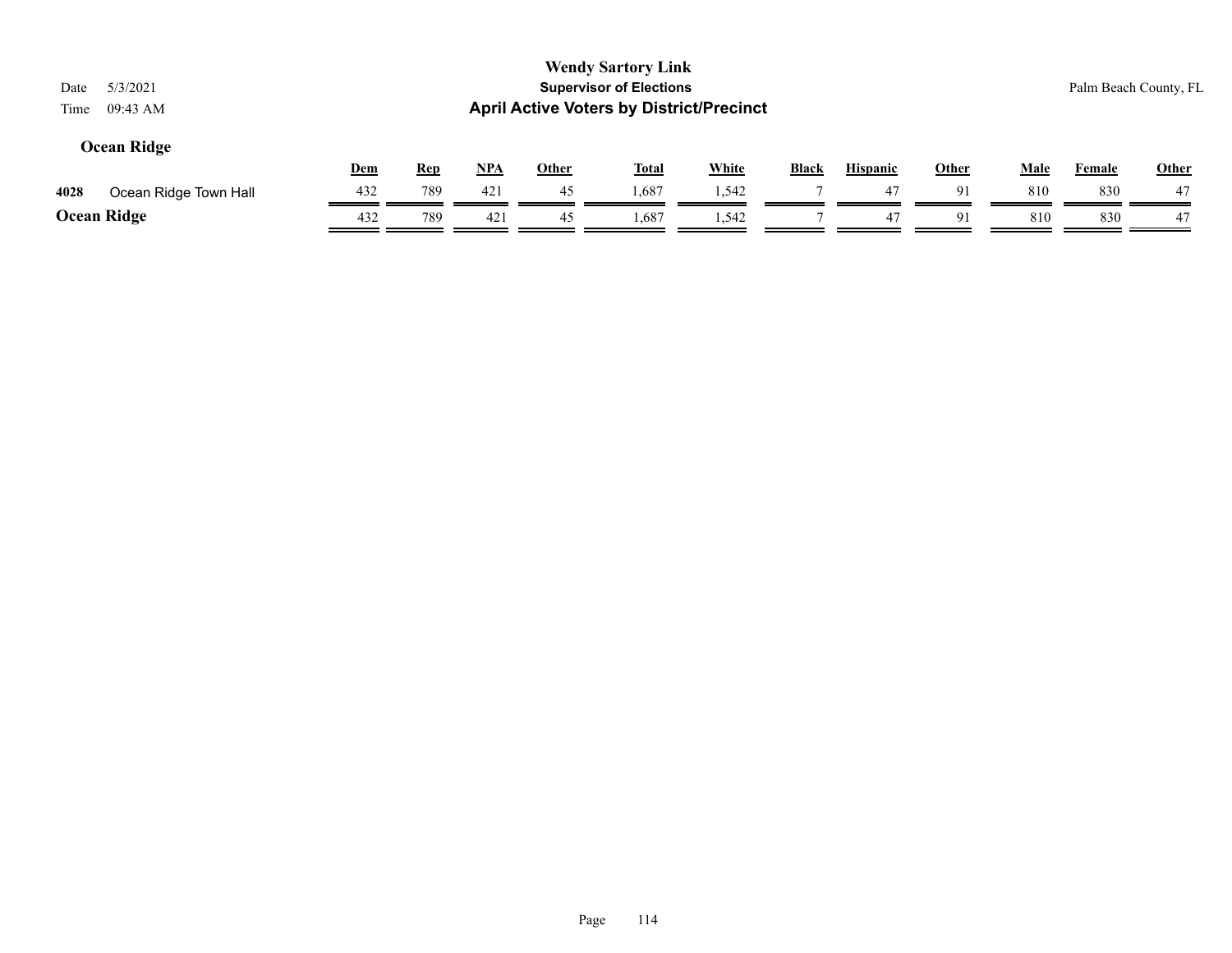# Wendy Sartory Link

**Supervisor of Elections**

**April Active Voters by District/Precinct**

Date 5/3/2021

Time 09:43 AM

Palm Beach County, FL

## Ocean Ridge

| | | Dem | Rep | NPA | Other | Total | White | Black | Hispanic | Other | Male | Female | Other |
|---|---|---|---|---|---|---|---|---|---|---|---|---|---|
| 4028 | Ocean Ridge Town Hall | 432 | 789 | 421 | 45 | 1,687 | 1,542 | 7 | 47 | 91 | 810 | 830 | 47 |
| **Ocean Ridge** | | 432 | 789 | 421 | 45 | 1,687 | 1,542 | 7 | 47 | 91 | 810 | 830 | 47 |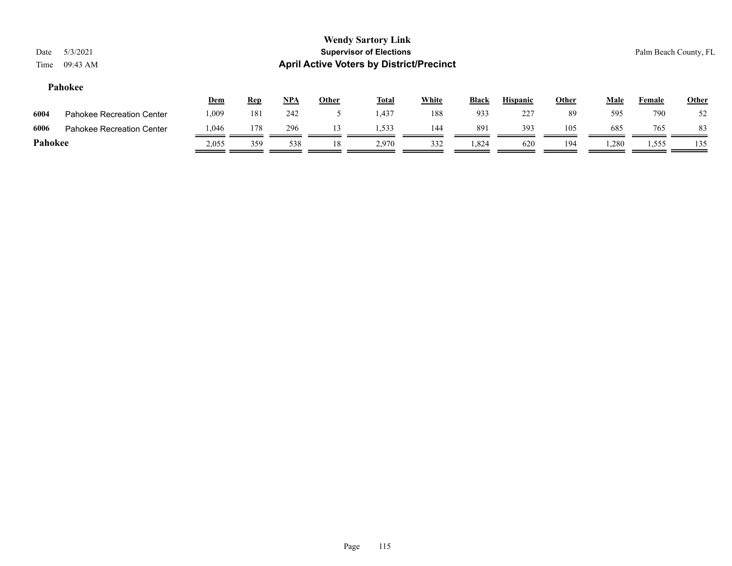# Wendy Sartory Link
## Supervisor of Elections
## April Active Voters by District/Precinct

Date 5/3/2021
Time 09:43 AM

Palm Beach County, FL

### Pahokee

| | | Dem | Rep | NPA | Other | Total | White | Black | Hispanic | Other | Male | Female | Other |
|---|---|---|---|---|---|---|---|---|---|---|---|---|---|
| 6004 | Pahokee Recreation Center | 1,009 | 181 | 242 | 5 | 1,437 | 188 | 933 | 227 | 89 | 595 | 790 | 52 |
| 6006 | Pahokee Recreation Center | 1,046 | 178 | 296 | 13 | 1,533 | 144 | 891 | 393 | 105 | 685 | 765 | 83 |
| **Pahokee** | | 2,055 | 359 | 538 | 18 | 2,970 | 332 | 1,824 | 620 | 194 | 1,280 | 1,555 | 135 |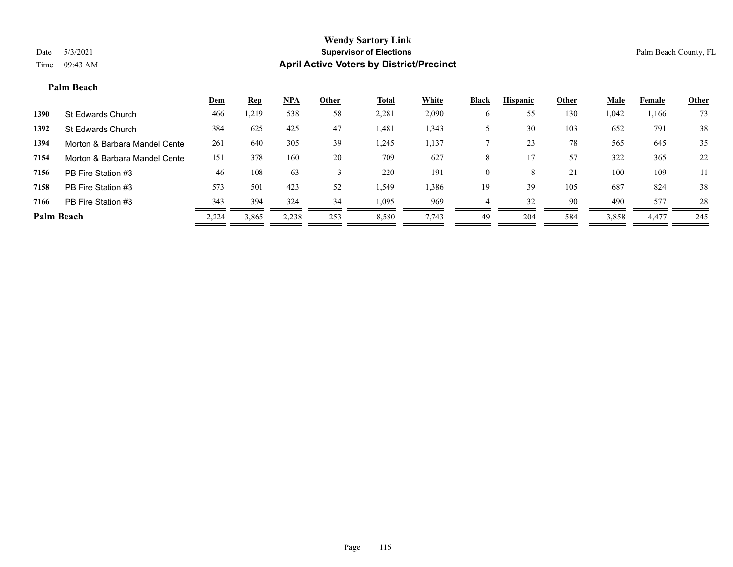# Wendy Sartory Link

## Supervisor of Elections

## April Active Voters by District/Precinct

Date 5/3/2021
Time 09:43 AM

Palm Beach County, FL

### Palm Beach

| | | Dem | Rep | NPA | Other | Total | White | Black | Hispanic | Other | Male | Female | Other |
|---|---|---|---|---|---|---|---|---|---|---|---|---|---|
| 1390 | St Edwards Church | 466 | 1,219 | 538 | 58 | 2,281 | 2,090 | 6 | 55 | 130 | 1,042 | 1,166 | 73 |
| 1392 | St Edwards Church | 384 | 625 | 425 | 47 | 1,481 | 1,343 | 5 | 30 | 103 | 652 | 791 | 38 |
| 1394 | Morton & Barbara Mandel Cente | 261 | 640 | 305 | 39 | 1,245 | 1,137 | 7 | 23 | 78 | 565 | 645 | 35 |
| 7154 | Morton & Barbara Mandel Cente | 151 | 378 | 160 | 20 | 709 | 627 | 8 | 17 | 57 | 322 | 365 | 22 |
| 7156 | PB Fire Station #3 | 46 | 108 | 63 | 3 | 220 | 191 | 0 | 8 | 21 | 100 | 109 | 11 |
| 7158 | PB Fire Station #3 | 573 | 501 | 423 | 52 | 1,549 | 1,386 | 19 | 39 | 105 | 687 | 824 | 38 |
| 7166 | PB Fire Station #3 | 343 | 394 | 324 | 34 | 1,095 | 969 | 4 | 32 | 90 | 490 | 577 | 28 |
| **Palm Beach** | | 2,224 | 3,865 | 2,238 | 253 | 8,580 | 7,743 | 49 | 204 | 584 | 3,858 | 4,477 | 245 |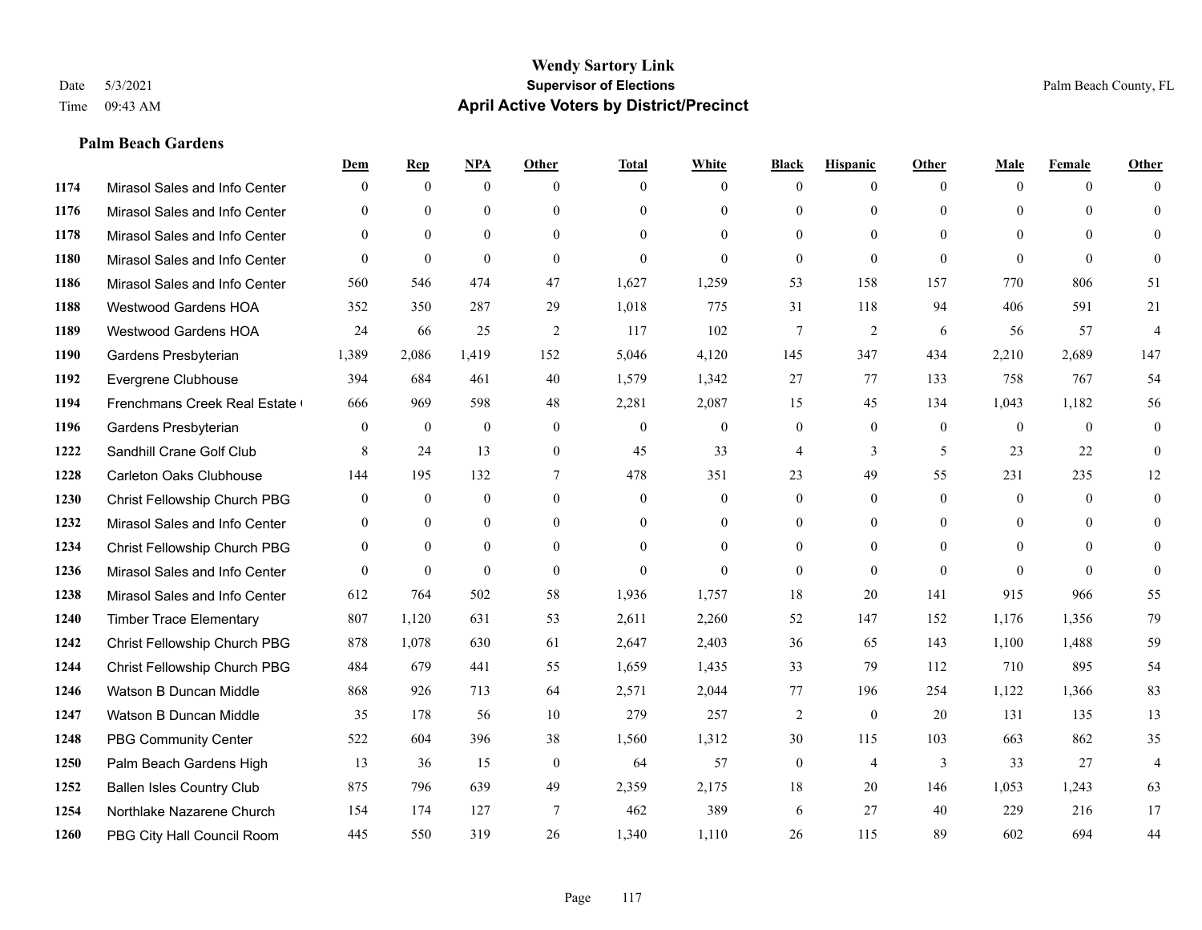# Wendy Sartory Link

**Supervisor of Elections**

**April Active Voters by District/Precinct**

Date 5/3/2021

Time 09:43 AM

Palm Beach County, FL

## Palm Beach Gardens

| | | Dem | Rep | NPA | Other | Total | White | Black | Hispanic | Other | Male | Female | Other |
|---|---|---|---|---|---|---|---|---|---|---|---|---|---|
| 1174 | Mirasol Sales and Info Center | 0 | 0 | 0 | 0 | 0 | 0 | 0 | 0 | 0 | 0 | 0 | 0 |
| 1176 | Mirasol Sales and Info Center | 0 | 0 | 0 | 0 | 0 | 0 | 0 | 0 | 0 | 0 | 0 | 0 |
| 1178 | Mirasol Sales and Info Center | 0 | 0 | 0 | 0 | 0 | 0 | 0 | 0 | 0 | 0 | 0 | 0 |
| 1180 | Mirasol Sales and Info Center | 0 | 0 | 0 | 0 | 0 | 0 | 0 | 0 | 0 | 0 | 0 | 0 |
| 1186 | Mirasol Sales and Info Center | 560 | 546 | 474 | 47 | 1,627 | 1,259 | 53 | 158 | 157 | 770 | 806 | 51 |
| 1188 | Westwood Gardens HOA | 352 | 350 | 287 | 29 | 1,018 | 775 | 31 | 118 | 94 | 406 | 591 | 21 |
| 1189 | Westwood Gardens HOA | 24 | 66 | 25 | 2 | 117 | 102 | 7 | 2 | 6 | 56 | 57 | 4 |
| 1190 | Gardens Presbyterian | 1,389 | 2,086 | 1,419 | 152 | 5,046 | 4,120 | 145 | 347 | 434 | 2,210 | 2,689 | 147 |
| 1192 | Evergrene Clubhouse | 394 | 684 | 461 | 40 | 1,579 | 1,342 | 27 | 77 | 133 | 758 | 767 | 54 |
| 1194 | Frenchmans Creek Real Estate ( | 666 | 969 | 598 | 48 | 2,281 | 2,087 | 15 | 45 | 134 | 1,043 | 1,182 | 56 |
| 1196 | Gardens Presbyterian | 0 | 0 | 0 | 0 | 0 | 0 | 0 | 0 | 0 | 0 | 0 | 0 |
| 1222 | Sandhill Crane Golf Club | 8 | 24 | 13 | 0 | 45 | 33 | 4 | 3 | 5 | 23 | 22 | 0 |
| 1228 | Carleton Oaks Clubhouse | 144 | 195 | 132 | 7 | 478 | 351 | 23 | 49 | 55 | 231 | 235 | 12 |
| 1230 | Christ Fellowship Church PBG | 0 | 0 | 0 | 0 | 0 | 0 | 0 | 0 | 0 | 0 | 0 | 0 |
| 1232 | Mirasol Sales and Info Center | 0 | 0 | 0 | 0 | 0 | 0 | 0 | 0 | 0 | 0 | 0 | 0 |
| 1234 | Christ Fellowship Church PBG | 0 | 0 | 0 | 0 | 0 | 0 | 0 | 0 | 0 | 0 | 0 | 0 |
| 1236 | Mirasol Sales and Info Center | 0 | 0 | 0 | 0 | 0 | 0 | 0 | 0 | 0 | 0 | 0 | 0 |
| 1238 | Mirasol Sales and Info Center | 612 | 764 | 502 | 58 | 1,936 | 1,757 | 18 | 20 | 141 | 915 | 966 | 55 |
| 1240 | Timber Trace Elementary | 807 | 1,120 | 631 | 53 | 2,611 | 2,260 | 52 | 147 | 152 | 1,176 | 1,356 | 79 |
| 1242 | Christ Fellowship Church PBG | 878 | 1,078 | 630 | 61 | 2,647 | 2,403 | 36 | 65 | 143 | 1,100 | 1,488 | 59 |
| 1244 | Christ Fellowship Church PBG | 484 | 679 | 441 | 55 | 1,659 | 1,435 | 33 | 79 | 112 | 710 | 895 | 54 |
| 1246 | Watson B Duncan Middle | 868 | 926 | 713 | 64 | 2,571 | 2,044 | 77 | 196 | 254 | 1,122 | 1,366 | 83 |
| 1247 | Watson B Duncan Middle | 35 | 178 | 56 | 10 | 279 | 257 | 2 | 0 | 20 | 131 | 135 | 13 |
| 1248 | PBG Community Center | 522 | 604 | 396 | 38 | 1,560 | 1,312 | 30 | 115 | 103 | 663 | 862 | 35 |
| 1250 | Palm Beach Gardens High | 13 | 36 | 15 | 0 | 64 | 57 | 0 | 4 | 3 | 33 | 27 | 4 |
| 1252 | Ballen Isles Country Club | 875 | 796 | 639 | 49 | 2,359 | 2,175 | 18 | 20 | 146 | 1,053 | 1,243 | 63 |
| 1254 | Northlake Nazarene Church | 154 | 174 | 127 | 7 | 462 | 389 | 6 | 27 | 40 | 229 | 216 | 17 |
| 1260 | PBG City Hall Council Room | 445 | 550 | 319 | 26 | 1,340 | 1,110 | 26 | 115 | 89 | 602 | 694 | 44 |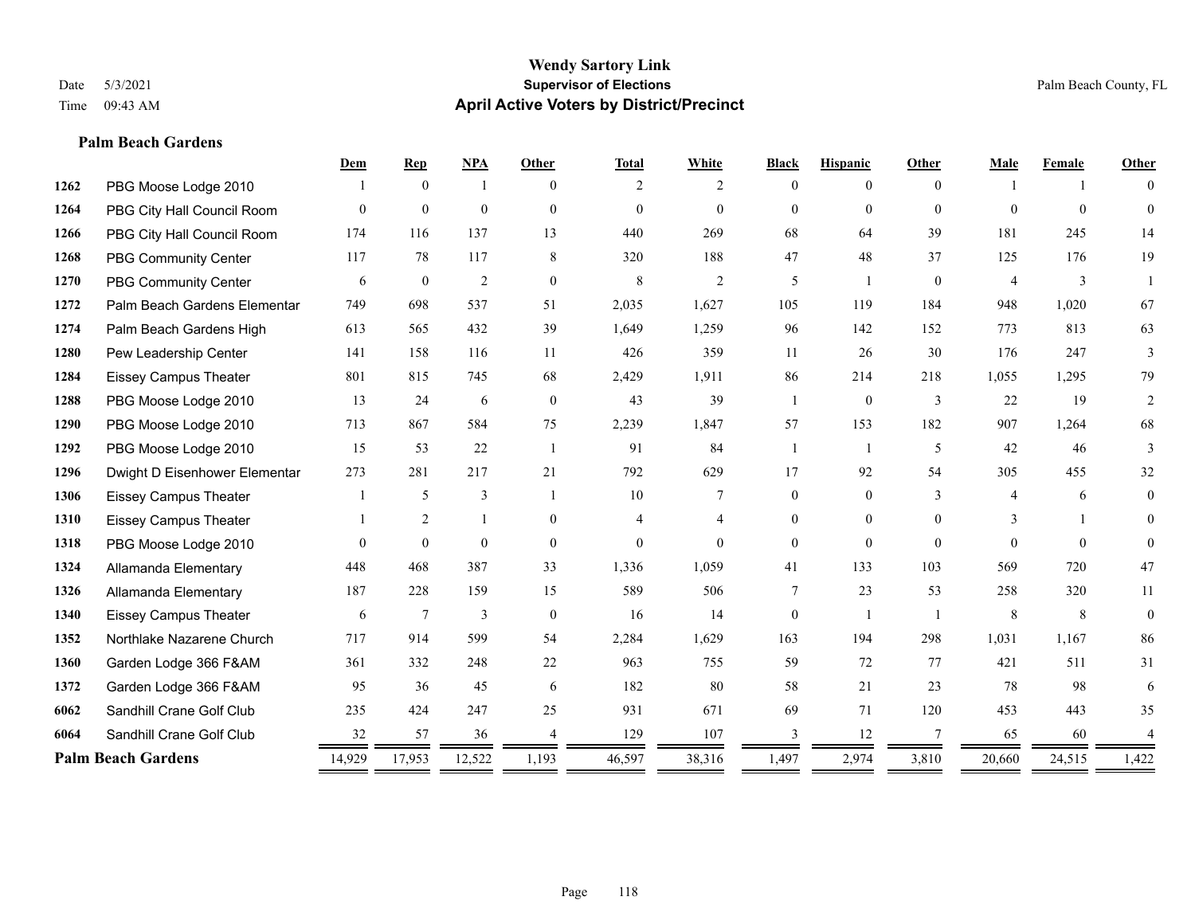**Wendy Sartory Link**
**Supervisor of Elections**
**April Active Voters by District/Precinct**

Date 5/3/2021
Time 09:43 AM

Palm Beach County, FL

### Palm Beach Gardens

| | | Dem | Rep | NPA | Other | Total | White | Black | Hispanic | Other | Male | Female | Other |
|---|---|---|---|---|---|---|---|---|---|---|---|---|---|
| 1262 | PBG Moose Lodge 2010 | 1 | 0 | 1 | 0 | 2 | 2 | 0 | 0 | 0 | 1 | 1 | 0 |
| 1264 | PBG City Hall Council Room | 0 | 0 | 0 | 0 | 0 | 0 | 0 | 0 | 0 | 0 | 0 | 0 |
| 1266 | PBG City Hall Council Room | 174 | 116 | 137 | 13 | 440 | 269 | 68 | 64 | 39 | 181 | 245 | 14 |
| 1268 | PBG Community Center | 117 | 78 | 117 | 8 | 320 | 188 | 47 | 48 | 37 | 125 | 176 | 19 |
| 1270 | PBG Community Center | 6 | 0 | 2 | 0 | 8 | 2 | 5 | 1 | 0 | 4 | 3 | 1 |
| 1272 | Palm Beach Gardens Elementar | 749 | 698 | 537 | 51 | 2,035 | 1,627 | 105 | 119 | 184 | 948 | 1,020 | 67 |
| 1274 | Palm Beach Gardens High | 613 | 565 | 432 | 39 | 1,649 | 1,259 | 96 | 142 | 152 | 773 | 813 | 63 |
| 1280 | Pew Leadership Center | 141 | 158 | 116 | 11 | 426 | 359 | 11 | 26 | 30 | 176 | 247 | 3 |
| 1284 | Eissey Campus Theater | 801 | 815 | 745 | 68 | 2,429 | 1,911 | 86 | 214 | 218 | 1,055 | 1,295 | 79 |
| 1288 | PBG Moose Lodge 2010 | 13 | 24 | 6 | 0 | 43 | 39 | 1 | 0 | 3 | 22 | 19 | 2 |
| 1290 | PBG Moose Lodge 2010 | 713 | 867 | 584 | 75 | 2,239 | 1,847 | 57 | 153 | 182 | 907 | 1,264 | 68 |
| 1292 | PBG Moose Lodge 2010 | 15 | 53 | 22 | 1 | 91 | 84 | 1 | 1 | 5 | 42 | 46 | 3 |
| 1296 | Dwight D Eisenhower Elementar | 273 | 281 | 217 | 21 | 792 | 629 | 17 | 92 | 54 | 305 | 455 | 32 |
| 1306 | Eissey Campus Theater | 1 | 5 | 3 | 1 | 10 | 7 | 0 | 0 | 3 | 4 | 6 | 0 |
| 1310 | Eissey Campus Theater | 1 | 2 | 1 | 0 | 4 | 4 | 0 | 0 | 0 | 3 | 1 | 0 |
| 1318 | PBG Moose Lodge 2010 | 0 | 0 | 0 | 0 | 0 | 0 | 0 | 0 | 0 | 0 | 0 | 0 |
| 1324 | Allamanda Elementary | 448 | 468 | 387 | 33 | 1,336 | 1,059 | 41 | 133 | 103 | 569 | 720 | 47 |
| 1326 | Allamanda Elementary | 187 | 228 | 159 | 15 | 589 | 506 | 7 | 23 | 53 | 258 | 320 | 11 |
| 1340 | Eissey Campus Theater | 6 | 7 | 3 | 0 | 16 | 14 | 0 | 1 | 1 | 8 | 8 | 0 |
| 1352 | Northlake Nazarene Church | 717 | 914 | 599 | 54 | 2,284 | 1,629 | 163 | 194 | 298 | 1,031 | 1,167 | 86 |
| 1360 | Garden Lodge 366 F&AM | 361 | 332 | 248 | 22 | 963 | 755 | 59 | 72 | 77 | 421 | 511 | 31 |
| 1372 | Garden Lodge 366 F&AM | 95 | 36 | 45 | 6 | 182 | 80 | 58 | 21 | 23 | 78 | 98 | 6 |
| 6062 | Sandhill Crane Golf Club | 235 | 424 | 247 | 25 | 931 | 671 | 69 | 71 | 120 | 453 | 443 | 35 |
| 6064 | Sandhill Crane Golf Club | 32 | 57 | 36 | 4 | 129 | 107 | 3 | 12 | 7 | 65 | 60 | 4 |
| **Palm Beach Gardens** | | 14,929 | 17,953 | 12,522 | 1,193 | 46,597 | 38,316 | 1,497 | 2,974 | 3,810 | 20,660 | 24,515 | 1,422 |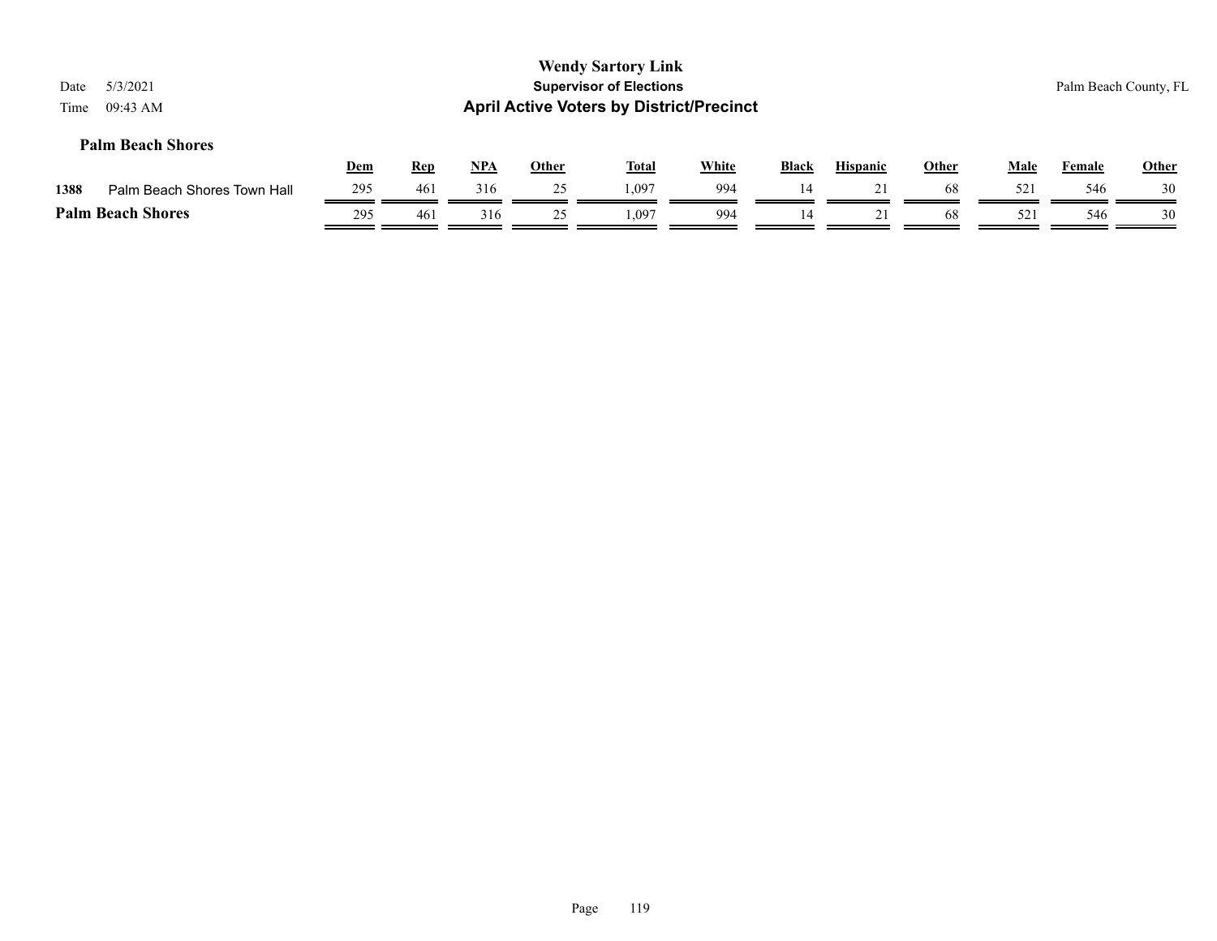**Wendy Sartory Link**
**Supervisor of Elections**
**April Active Voters by District/Precinct**

Date 5/3/2021
Time 09:43 AM

Palm Beach County, FL

### Palm Beach Shores

| | | Dem | Rep | NPA | Other | Total | White | Black | Hispanic | Other | Male | Female | Other |
|---|---|---|---|---|---|---|---|---|---|---|---|---|---|
| 1388 | Palm Beach Shores Town Hall | 295 | 461 | 316 | 25 | 1,097 | 994 | 14 | 21 | 68 | 521 | 546 | 30 |
| **Palm Beach Shores** | | 295 | 461 | 316 | 25 | 1,097 | 994 | 14 | 21 | 68 | 521 | 546 | 30 |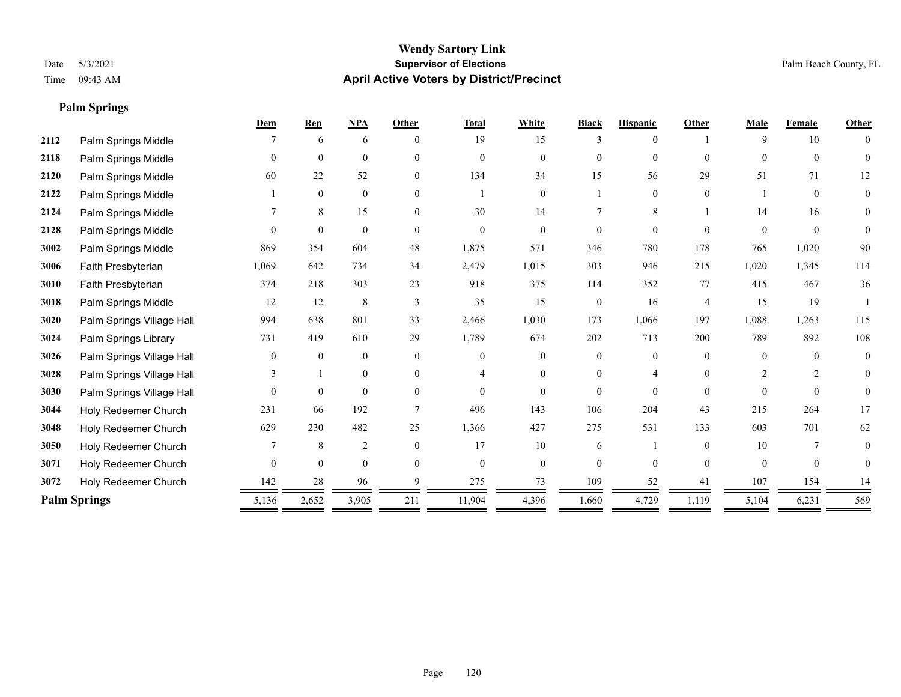# Wendy Sartory Link
## Supervisor of Elections
## April Active Voters by District/Precinct

Date 5/3/2021
Time 09:43 AM

Palm Beach County, FL

### Palm Springs

| | | Dem | Rep | NPA | Other | Total | White | Black | Hispanic | Other | Male | Female | Other |
|---|---|---|---|---|---|---|---|---|---|---|---|---|---|
| 2112 | Palm Springs Middle | 7 | 6 | 6 | 0 | 19 | 15 | 3 | 0 | 1 | 9 | 10 | 0 |
| 2118 | Palm Springs Middle | 0 | 0 | 0 | 0 | 0 | 0 | 0 | 0 | 0 | 0 | 0 | 0 |
| 2120 | Palm Springs Middle | 60 | 22 | 52 | 0 | 134 | 34 | 15 | 56 | 29 | 51 | 71 | 12 |
| 2122 | Palm Springs Middle | 1 | 0 | 0 | 0 | 1 | 0 | 1 | 0 | 0 | 1 | 0 | 0 |
| 2124 | Palm Springs Middle | 7 | 8 | 15 | 0 | 30 | 14 | 7 | 8 | 1 | 14 | 16 | 0 |
| 2128 | Palm Springs Middle | 0 | 0 | 0 | 0 | 0 | 0 | 0 | 0 | 0 | 0 | 0 | 0 |
| 3002 | Palm Springs Middle | 869 | 354 | 604 | 48 | 1,875 | 571 | 346 | 780 | 178 | 765 | 1,020 | 90 |
| 3006 | Faith Presbyterian | 1,069 | 642 | 734 | 34 | 2,479 | 1,015 | 303 | 946 | 215 | 1,020 | 1,345 | 114 |
| 3010 | Faith Presbyterian | 374 | 218 | 303 | 23 | 918 | 375 | 114 | 352 | 77 | 415 | 467 | 36 |
| 3018 | Palm Springs Middle | 12 | 12 | 8 | 3 | 35 | 15 | 0 | 16 | 4 | 15 | 19 | 1 |
| 3020 | Palm Springs Village Hall | 994 | 638 | 801 | 33 | 2,466 | 1,030 | 173 | 1,066 | 197 | 1,088 | 1,263 | 115 |
| 3024 | Palm Springs Library | 731 | 419 | 610 | 29 | 1,789 | 674 | 202 | 713 | 200 | 789 | 892 | 108 |
| 3026 | Palm Springs Village Hall | 0 | 0 | 0 | 0 | 0 | 0 | 0 | 0 | 0 | 0 | 0 | 0 |
| 3028 | Palm Springs Village Hall | 3 | 1 | 0 | 0 | 4 | 0 | 0 | 4 | 0 | 2 | 2 | 0 |
| 3030 | Palm Springs Village Hall | 0 | 0 | 0 | 0 | 0 | 0 | 0 | 0 | 0 | 0 | 0 | 0 |
| 3044 | Holy Redeemer Church | 231 | 66 | 192 | 7 | 496 | 143 | 106 | 204 | 43 | 215 | 264 | 17 |
| 3048 | Holy Redeemer Church | 629 | 230 | 482 | 25 | 1,366 | 427 | 275 | 531 | 133 | 603 | 701 | 62 |
| 3050 | Holy Redeemer Church | 7 | 8 | 2 | 0 | 17 | 10 | 6 | 1 | 0 | 10 | 7 | 0 |
| 3071 | Holy Redeemer Church | 0 | 0 | 0 | 0 | 0 | 0 | 0 | 0 | 0 | 0 | 0 | 0 |
| 3072 | Holy Redeemer Church | 142 | 28 | 96 | 9 | 275 | 73 | 109 | 52 | 41 | 107 | 154 | 14 |
| **Palm Springs** | | 5,136 | 2,652 | 3,905 | 211 | 11,904 | 4,396 | 1,660 | 4,729 | 1,119 | 5,104 | 6,231 | 569 |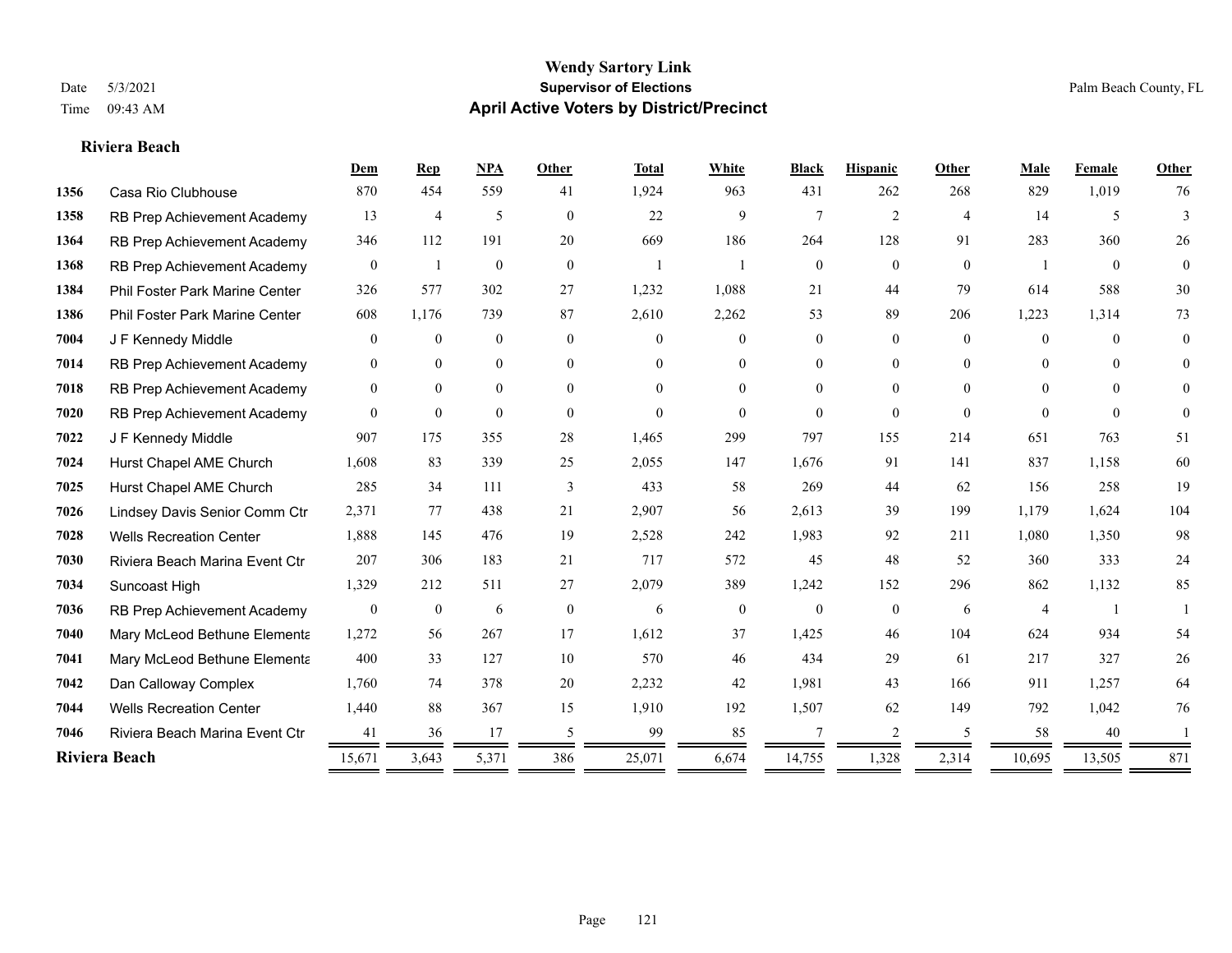# Wendy Sartory Link
## Supervisor of Elections
## April Active Voters by District/Precinct

Date 5/3/2021
Time 09:43 AM

Palm Beach County, FL

**Riviera Beach**

| | | Dem | Rep | NPA | Other | Total | White | Black | Hispanic | Other | Male | Female | Other |
|---|---|---|---|---|---|---|---|---|---|---|---|---|---|
| 1356 | Casa Rio Clubhouse | 870 | 454 | 559 | 41 | 1,924 | 963 | 431 | 262 | 268 | 829 | 1,019 | 76 |
| 1358 | RB Prep Achievement Academy | 13 | 4 | 5 | 0 | 22 | 9 | 7 | 2 | 4 | 14 | 5 | 3 |
| 1364 | RB Prep Achievement Academy | 346 | 112 | 191 | 20 | 669 | 186 | 264 | 128 | 91 | 283 | 360 | 26 |
| 1368 | RB Prep Achievement Academy | 0 | 1 | 0 | 0 | 1 | 1 | 0 | 0 | 0 | 1 | 0 | 0 |
| 1384 | Phil Foster Park Marine Center | 326 | 577 | 302 | 27 | 1,232 | 1,088 | 21 | 44 | 79 | 614 | 588 | 30 |
| 1386 | Phil Foster Park Marine Center | 608 | 1,176 | 739 | 87 | 2,610 | 2,262 | 53 | 89 | 206 | 1,223 | 1,314 | 73 |
| 7004 | J F Kennedy Middle | 0 | 0 | 0 | 0 | 0 | 0 | 0 | 0 | 0 | 0 | 0 | 0 |
| 7014 | RB Prep Achievement Academy | 0 | 0 | 0 | 0 | 0 | 0 | 0 | 0 | 0 | 0 | 0 | 0 |
| 7018 | RB Prep Achievement Academy | 0 | 0 | 0 | 0 | 0 | 0 | 0 | 0 | 0 | 0 | 0 | 0 |
| 7020 | RB Prep Achievement Academy | 0 | 0 | 0 | 0 | 0 | 0 | 0 | 0 | 0 | 0 | 0 | 0 |
| 7022 | J F Kennedy Middle | 907 | 175 | 355 | 28 | 1,465 | 299 | 797 | 155 | 214 | 651 | 763 | 51 |
| 7024 | Hurst Chapel AME Church | 1,608 | 83 | 339 | 25 | 2,055 | 147 | 1,676 | 91 | 141 | 837 | 1,158 | 60 |
| 7025 | Hurst Chapel AME Church | 285 | 34 | 111 | 3 | 433 | 58 | 269 | 44 | 62 | 156 | 258 | 19 |
| 7026 | Lindsey Davis Senior Comm Ctr | 2,371 | 77 | 438 | 21 | 2,907 | 56 | 2,613 | 39 | 199 | 1,179 | 1,624 | 104 |
| 7028 | Wells Recreation Center | 1,888 | 145 | 476 | 19 | 2,528 | 242 | 1,983 | 92 | 211 | 1,080 | 1,350 | 98 |
| 7030 | Riviera Beach Marina Event Ctr | 207 | 306 | 183 | 21 | 717 | 572 | 45 | 48 | 52 | 360 | 333 | 24 |
| 7034 | Suncoast High | 1,329 | 212 | 511 | 27 | 2,079 | 389 | 1,242 | 152 | 296 | 862 | 1,132 | 85 |
| 7036 | RB Prep Achievement Academy | 0 | 0 | 6 | 0 | 6 | 0 | 0 | 0 | 6 | 4 | 1 | 1 |
| 7040 | Mary McLeod Bethune Elementa | 1,272 | 56 | 267 | 17 | 1,612 | 37 | 1,425 | 46 | 104 | 624 | 934 | 54 |
| 7041 | Mary McLeod Bethune Elementa | 400 | 33 | 127 | 10 | 570 | 46 | 434 | 29 | 61 | 217 | 327 | 26 |
| 7042 | Dan Calloway Complex | 1,760 | 74 | 378 | 20 | 2,232 | 42 | 1,981 | 43 | 166 | 911 | 1,257 | 64 |
| 7044 | Wells Recreation Center | 1,440 | 88 | 367 | 15 | 1,910 | 192 | 1,507 | 62 | 149 | 792 | 1,042 | 76 |
| 7046 | Riviera Beach Marina Event Ctr | 41 | 36 | 17 | 5 | 99 | 85 | 7 | 2 | 5 | 58 | 40 | 1 |
| **Riviera Beach** | | 15,671 | 3,643 | 5,371 | 386 | 25,071 | 6,674 | 14,755 | 1,328 | 2,314 | 10,695 | 13,505 | 871 |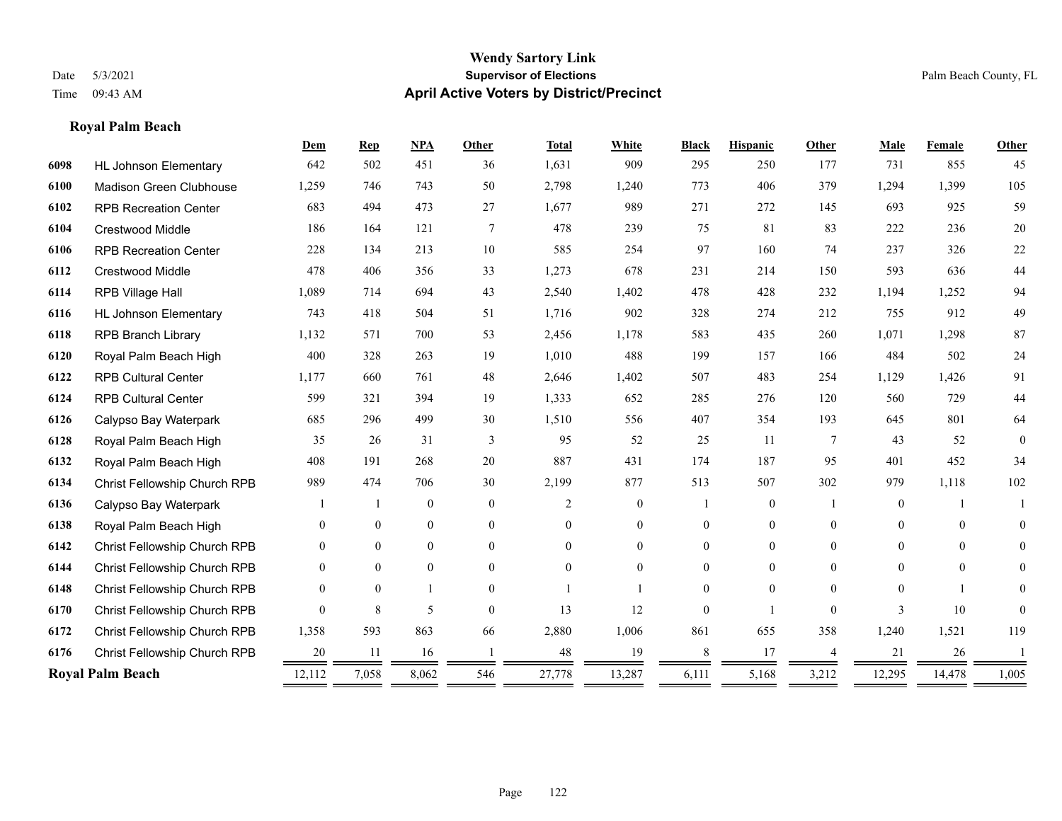# Wendy Sartory Link

**Supervisor of Elections**

**April Active Voters by District/Precinct**

Date 5/3/2021 Palm Beach County, FL

Time 09:43 AM

## Royal Palm Beach

| | | Dem | Rep | NPA | Other | Total | White | Black | Hispanic | Other | Male | Female | Other |
|---|---|---|---|---|---|---|---|---|---|---|---|---|---|
| 6098 | HL Johnson Elementary | 642 | 502 | 451 | 36 | 1,631 | 909 | 295 | 250 | 177 | 731 | 855 | 45 |
| 6100 | Madison Green Clubhouse | 1,259 | 746 | 743 | 50 | 2,798 | 1,240 | 773 | 406 | 379 | 1,294 | 1,399 | 105 |
| 6102 | RPB Recreation Center | 683 | 494 | 473 | 27 | 1,677 | 989 | 271 | 272 | 145 | 693 | 925 | 59 |
| 6104 | Crestwood Middle | 186 | 164 | 121 | 7 | 478 | 239 | 75 | 81 | 83 | 222 | 236 | 20 |
| 6106 | RPB Recreation Center | 228 | 134 | 213 | 10 | 585 | 254 | 97 | 160 | 74 | 237 | 326 | 22 |
| 6112 | Crestwood Middle | 478 | 406 | 356 | 33 | 1,273 | 678 | 231 | 214 | 150 | 593 | 636 | 44 |
| 6114 | RPB Village Hall | 1,089 | 714 | 694 | 43 | 2,540 | 1,402 | 478 | 428 | 232 | 1,194 | 1,252 | 94 |
| 6116 | HL Johnson Elementary | 743 | 418 | 504 | 51 | 1,716 | 902 | 328 | 274 | 212 | 755 | 912 | 49 |
| 6118 | RPB Branch Library | 1,132 | 571 | 700 | 53 | 2,456 | 1,178 | 583 | 435 | 260 | 1,071 | 1,298 | 87 |
| 6120 | Royal Palm Beach High | 400 | 328 | 263 | 19 | 1,010 | 488 | 199 | 157 | 166 | 484 | 502 | 24 |
| 6122 | RPB Cultural Center | 1,177 | 660 | 761 | 48 | 2,646 | 1,402 | 507 | 483 | 254 | 1,129 | 1,426 | 91 |
| 6124 | RPB Cultural Center | 599 | 321 | 394 | 19 | 1,333 | 652 | 285 | 276 | 120 | 560 | 729 | 44 |
| 6126 | Calypso Bay Waterpark | 685 | 296 | 499 | 30 | 1,510 | 556 | 407 | 354 | 193 | 645 | 801 | 64 |
| 6128 | Royal Palm Beach High | 35 | 26 | 31 | 3 | 95 | 52 | 25 | 11 | 7 | 43 | 52 | 0 |
| 6132 | Royal Palm Beach High | 408 | 191 | 268 | 20 | 887 | 431 | 174 | 187 | 95 | 401 | 452 | 34 |
| 6134 | Christ Fellowship Church RPB | 989 | 474 | 706 | 30 | 2,199 | 877 | 513 | 507 | 302 | 979 | 1,118 | 102 |
| 6136 | Calypso Bay Waterpark | 1 | 1 | 0 | 0 | 2 | 0 | 1 | 0 | 1 | 0 | 1 | 1 |
| 6138 | Royal Palm Beach High | 0 | 0 | 0 | 0 | 0 | 0 | 0 | 0 | 0 | 0 | 0 | 0 |
| 6142 | Christ Fellowship Church RPB | 0 | 0 | 0 | 0 | 0 | 0 | 0 | 0 | 0 | 0 | 0 | 0 |
| 6144 | Christ Fellowship Church RPB | 0 | 0 | 0 | 0 | 0 | 0 | 0 | 0 | 0 | 0 | 0 | 0 |
| 6148 | Christ Fellowship Church RPB | 0 | 0 | 1 | 0 | 1 | 1 | 0 | 0 | 0 | 0 | 1 | 0 |
| 6170 | Christ Fellowship Church RPB | 0 | 8 | 5 | 0 | 13 | 12 | 0 | 1 | 0 | 3 | 10 | 0 |
| 6172 | Christ Fellowship Church RPB | 1,358 | 593 | 863 | 66 | 2,880 | 1,006 | 861 | 655 | 358 | 1,240 | 1,521 | 119 |
| 6176 | Christ Fellowship Church RPB | 20 | 11 | 16 | 1 | 48 | 19 | 8 | 17 | 4 | 21 | 26 | 1 |
| **Royal Palm Beach** | | 12,112 | 7,058 | 8,062 | 546 | 27,778 | 13,287 | 6,111 | 5,168 | 3,212 | 12,295 | 14,478 | 1,005 |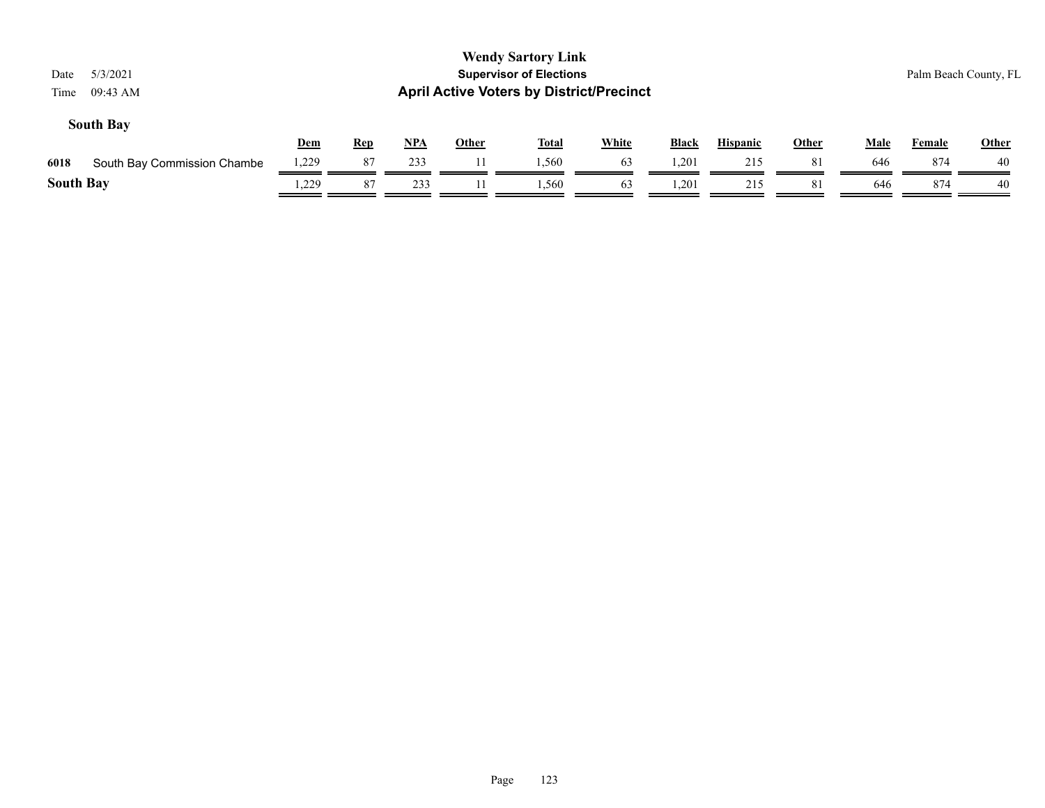# Wendy Sartory Link
## Supervisor of Elections
## April Active Voters by District/Precinct

Date 5/3/2021
Time 09:43 AM

Palm Beach County, FL

### South Bay

| | | Dem | Rep | NPA | Other | Total | White | Black | Hispanic | Other | Male | Female | Other |
|---|---|---|---|---|---|---|---|---|---|---|---|---|---|
| 6018 | South Bay Commission Chambe | 1,229 | 87 | 233 | 11 | 1,560 | 63 | 1,201 | 215 | 81 | 646 | 874 | 40 |
| **South Bay** | | 1,229 | 87 | 233 | 11 | 1,560 | 63 | 1,201 | 215 | 81 | 646 | 874 | 40 |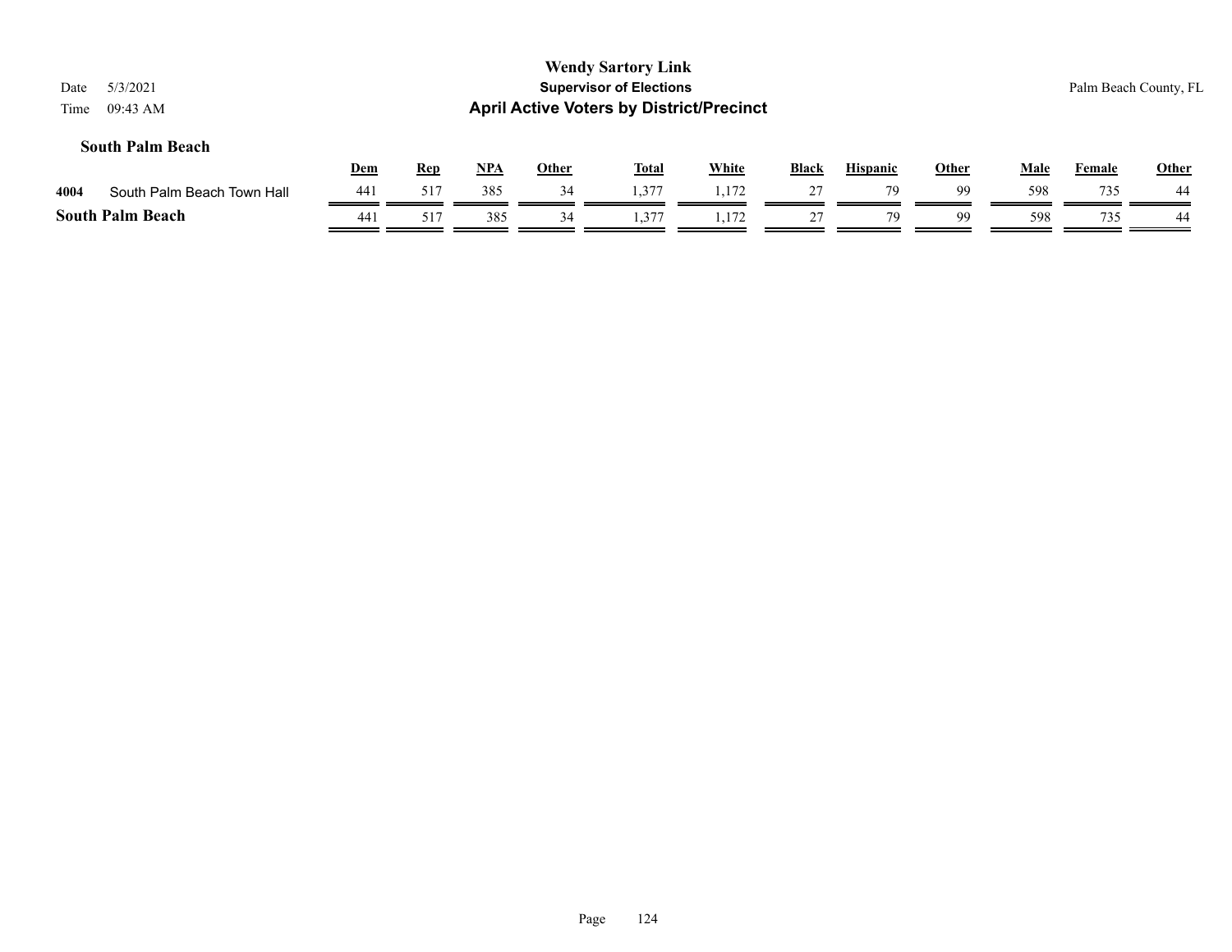**Wendy Sartory Link**
**Supervisor of Elections**
**April Active Voters by District/Precinct**

Date 5/3/2021
Time 09:43 AM

Palm Beach County, FL

### South Palm Beach

| | | Dem | Rep | NPA | Other | Total | White | Black | Hispanic | Other | Male | Female | Other |
|---|---|---|---|---|---|---|---|---|---|---|---|---|---|
| 4004 | South Palm Beach Town Hall | 441 | 517 | 385 | 34 | 1,377 | 1,172 | 27 | 79 | 99 | 598 | 735 | 44 |
| **South Palm Beach** | | 441 | 517 | 385 | 34 | 1,377 | 1,172 | 27 | 79 | 99 | 598 | 735 | 44 |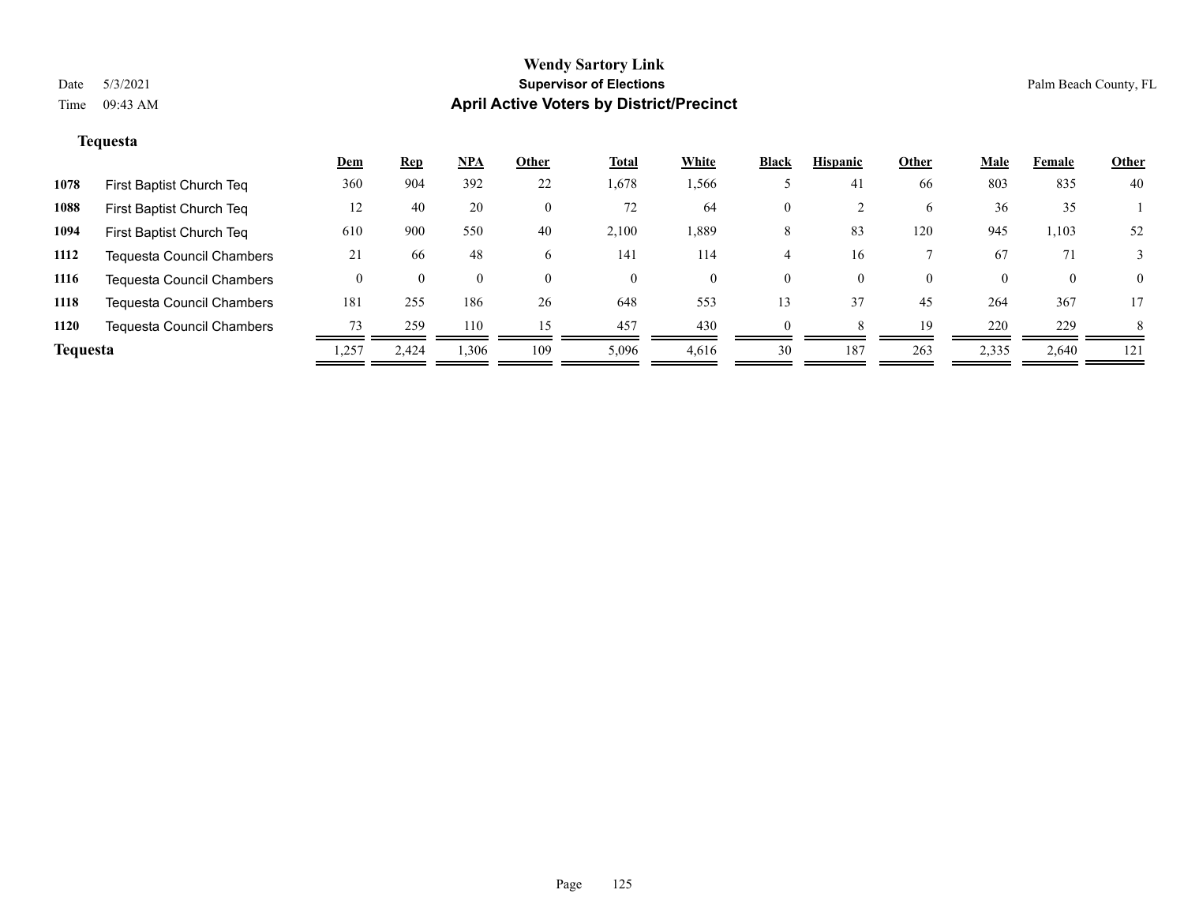**Wendy Sartory Link**
**Supervisor of Elections**
**April Active Voters by District/Precinct**

Date 5/3/2021
Time 09:43 AM

Palm Beach County, FL

### Tequesta

| | | Dem | Rep | NPA | Other | Total | White | Black | Hispanic | Other | Male | Female | Other |
|---|---|---|---|---|---|---|---|---|---|---|---|---|---|
| 1078 | First Baptist Church Teq | 360 | 904 | 392 | 22 | 1,678 | 1,566 | 5 | 41 | 66 | 803 | 835 | 40 |
| 1088 | First Baptist Church Teq | 12 | 40 | 20 | 0 | 72 | 64 | 0 | 2 | 6 | 36 | 35 | 1 |
| 1094 | First Baptist Church Teq | 610 | 900 | 550 | 40 | 2,100 | 1,889 | 8 | 83 | 120 | 945 | 1,103 | 52 |
| 1112 | Tequesta Council Chambers | 21 | 66 | 48 | 6 | 141 | 114 | 4 | 16 | 7 | 67 | 71 | 3 |
| 1116 | Tequesta Council Chambers | 0 | 0 | 0 | 0 | 0 | 0 | 0 | 0 | 0 | 0 | 0 | 0 |
| 1118 | Tequesta Council Chambers | 181 | 255 | 186 | 26 | 648 | 553 | 13 | 37 | 45 | 264 | 367 | 17 |
| 1120 | Tequesta Council Chambers | 73 | 259 | 110 | 15 | 457 | 430 | 0 | 8 | 19 | 220 | 229 | 8 |
| **Tequesta** | | 1,257 | 2,424 | 1,306 | 109 | 5,096 | 4,616 | 30 | 187 | 263 | 2,335 | 2,640 | 121 |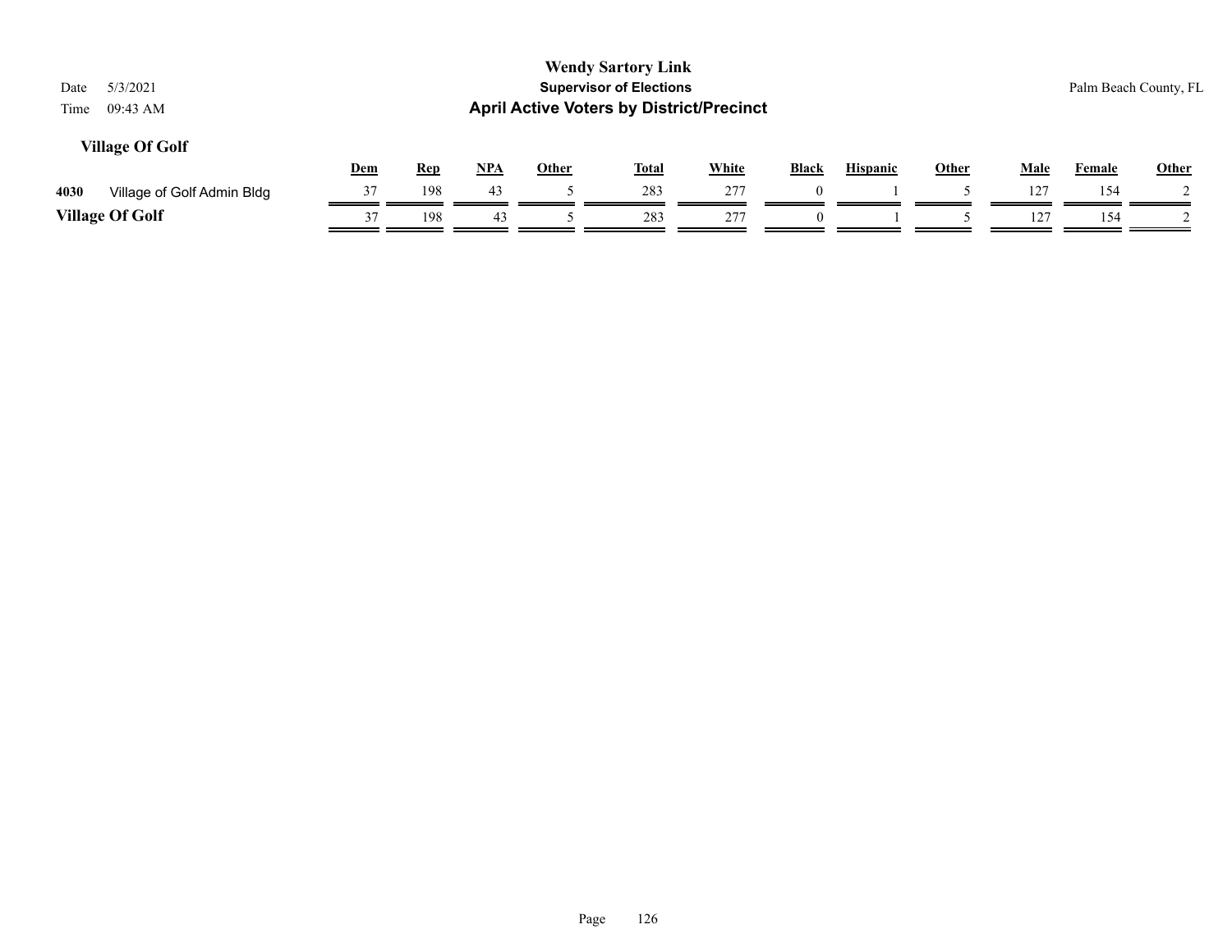# Wendy Sartory Link
## Supervisor of Elections
## April Active Voters by District/Precinct

Date 5/3/2021
Time 09:43 AM

Palm Beach County, FL

### Village Of Golf

| | | Dem | Rep | NPA | Other | Total | White | Black | Hispanic | Other | Male | Female | Other |
|---|---|---|---|---|---|---|---|---|---|---|---|---|---|
| 4030 | Village of Golf Admin Bldg | 37 | 198 | 43 | 5 | 283 | 277 | 0 | 1 | 5 | 127 | 154 | 2 |
| **Village Of Golf** | | 37 | 198 | 43 | 5 | 283 | 277 | 0 | 1 | 5 | 127 | 154 | 2 |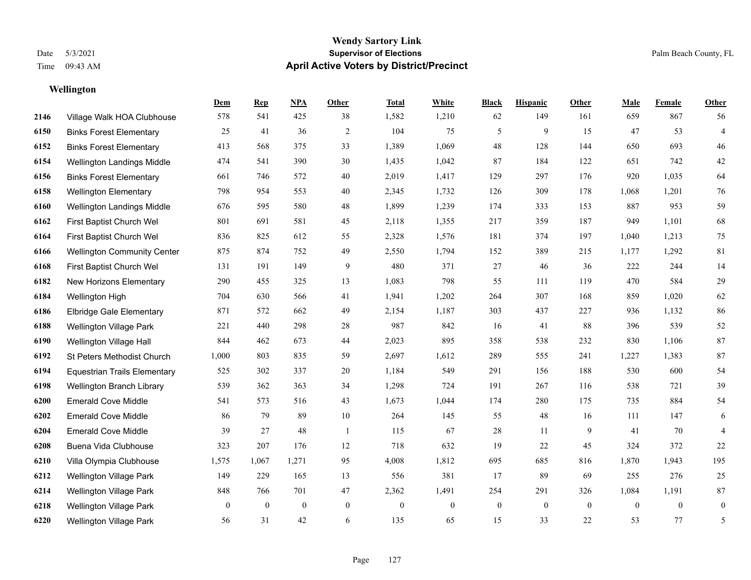**Wendy Sartory Link**
**Supervisor of Elections**
**April Active Voters by District/Precinct**

Date 5/3/2021
Time 09:43 AM

Palm Beach County, FL

## Wellington

| | | Dem | Rep | NPA | Other | Total | White | Black | Hispanic | Other | Male | Female | Other |
|---|---|---|---|---|---|---|---|---|---|---|---|---|---|
| 2146 | Village Walk HOA Clubhouse | 578 | 541 | 425 | 38 | 1,582 | 1,210 | 62 | 149 | 161 | 659 | 867 | 56 |
| 6150 | Binks Forest Elementary | 25 | 41 | 36 | 2 | 104 | 75 | 5 | 9 | 15 | 47 | 53 | 4 |
| 6152 | Binks Forest Elementary | 413 | 568 | 375 | 33 | 1,389 | 1,069 | 48 | 128 | 144 | 650 | 693 | 46 |
| 6154 | Wellington Landings Middle | 474 | 541 | 390 | 30 | 1,435 | 1,042 | 87 | 184 | 122 | 651 | 742 | 42 |
| 6156 | Binks Forest Elementary | 661 | 746 | 572 | 40 | 2,019 | 1,417 | 129 | 297 | 176 | 920 | 1,035 | 64 |
| 6158 | Wellington Elementary | 798 | 954 | 553 | 40 | 2,345 | 1,732 | 126 | 309 | 178 | 1,068 | 1,201 | 76 |
| 6160 | Wellington Landings Middle | 676 | 595 | 580 | 48 | 1,899 | 1,239 | 174 | 333 | 153 | 887 | 953 | 59 |
| 6162 | First Baptist Church Wel | 801 | 691 | 581 | 45 | 2,118 | 1,355 | 217 | 359 | 187 | 949 | 1,101 | 68 |
| 6164 | First Baptist Church Wel | 836 | 825 | 612 | 55 | 2,328 | 1,576 | 181 | 374 | 197 | 1,040 | 1,213 | 75 |
| 6166 | Wellington Community Center | 875 | 874 | 752 | 49 | 2,550 | 1,794 | 152 | 389 | 215 | 1,177 | 1,292 | 81 |
| 6168 | First Baptist Church Wel | 131 | 191 | 149 | 9 | 480 | 371 | 27 | 46 | 36 | 222 | 244 | 14 |
| 6182 | New Horizons Elementary | 290 | 455 | 325 | 13 | 1,083 | 798 | 55 | 111 | 119 | 470 | 584 | 29 |
| 6184 | Wellington High | 704 | 630 | 566 | 41 | 1,941 | 1,202 | 264 | 307 | 168 | 859 | 1,020 | 62 |
| 6186 | Elbridge Gale Elementary | 871 | 572 | 662 | 49 | 2,154 | 1,187 | 303 | 437 | 227 | 936 | 1,132 | 86 |
| 6188 | Wellington Village Park | 221 | 440 | 298 | 28 | 987 | 842 | 16 | 41 | 88 | 396 | 539 | 52 |
| 6190 | Wellington Village Hall | 844 | 462 | 673 | 44 | 2,023 | 895 | 358 | 538 | 232 | 830 | 1,106 | 87 |
| 6192 | St Peters Methodist Church | 1,000 | 803 | 835 | 59 | 2,697 | 1,612 | 289 | 555 | 241 | 1,227 | 1,383 | 87 |
| 6194 | Equestrian Trails Elementary | 525 | 302 | 337 | 20 | 1,184 | 549 | 291 | 156 | 188 | 530 | 600 | 54 |
| 6198 | Wellington Branch Library | 539 | 362 | 363 | 34 | 1,298 | 724 | 191 | 267 | 116 | 538 | 721 | 39 |
| 6200 | Emerald Cove Middle | 541 | 573 | 516 | 43 | 1,673 | 1,044 | 174 | 280 | 175 | 735 | 884 | 54 |
| 6202 | Emerald Cove Middle | 86 | 79 | 89 | 10 | 264 | 145 | 55 | 48 | 16 | 111 | 147 | 6 |
| 6204 | Emerald Cove Middle | 39 | 27 | 48 | 1 | 115 | 67 | 28 | 11 | 9 | 41 | 70 | 4 |
| 6208 | Buena Vida Clubhouse | 323 | 207 | 176 | 12 | 718 | 632 | 19 | 22 | 45 | 324 | 372 | 22 |
| 6210 | Villa Olympia Clubhouse | 1,575 | 1,067 | 1,271 | 95 | 4,008 | 1,812 | 695 | 685 | 816 | 1,870 | 1,943 | 195 |
| 6212 | Wellington Village Park | 149 | 229 | 165 | 13 | 556 | 381 | 17 | 89 | 69 | 255 | 276 | 25 |
| 6214 | Wellington Village Park | 848 | 766 | 701 | 47 | 2,362 | 1,491 | 254 | 291 | 326 | 1,084 | 1,191 | 87 |
| 6218 | Wellington Village Park | 0 | 0 | 0 | 0 | 0 | 0 | 0 | 0 | 0 | 0 | 0 | 0 |
| 6220 | Wellington Village Park | 56 | 31 | 42 | 6 | 135 | 65 | 15 | 33 | 22 | 53 | 77 | 5 |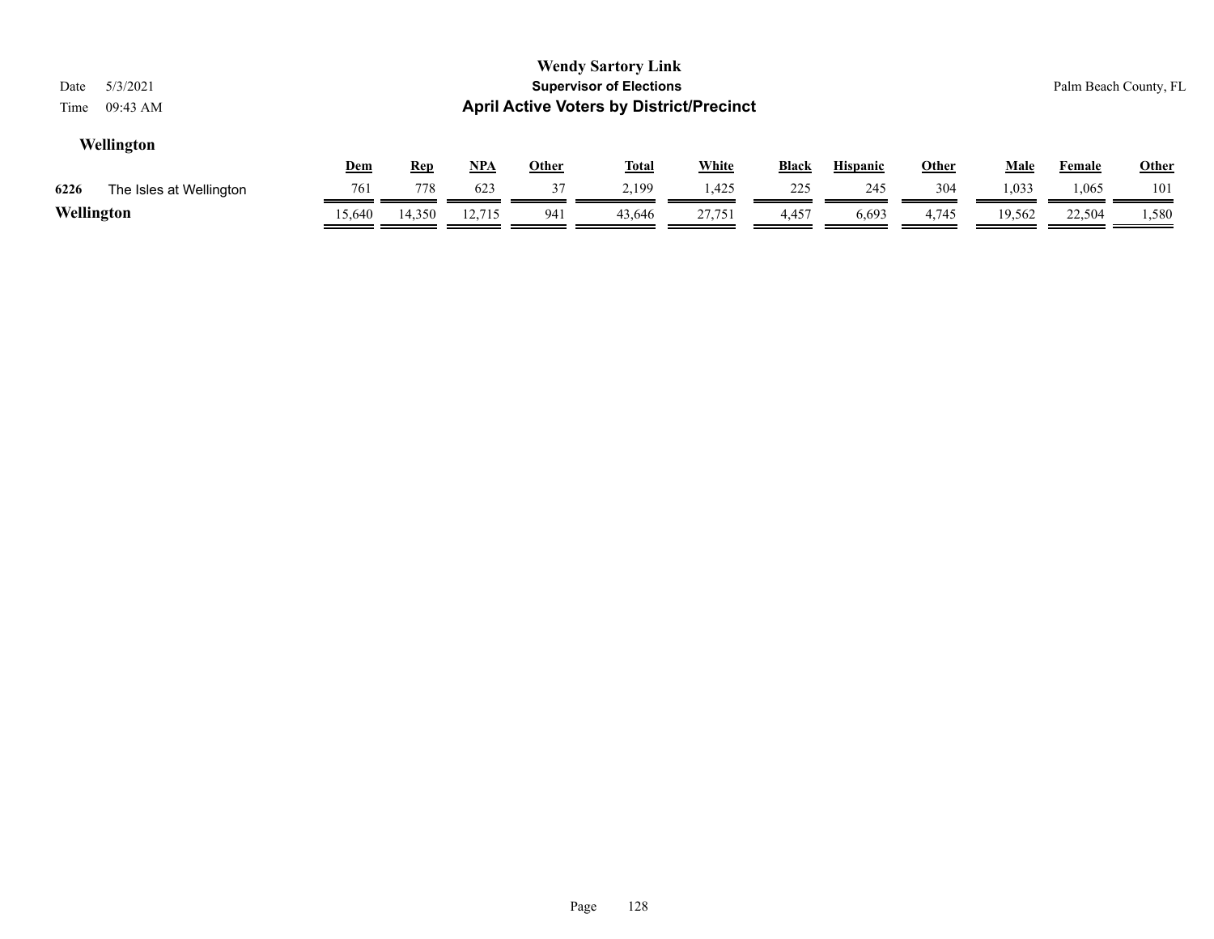### Wellington

| | | Dem | Rep | NPA | Other | Total | White | Black | Hispanic | Other | Male | Female | Other |
|---|---|---|---|---|---|---|---|---|---|---|---|---|---|
| 6226 | The Isles at Wellington | 761 | 778 | 623 | 37 | 2,199 | 1,425 | 225 | 245 | 304 | 1,033 | 1,065 | 101 |
| **Wellington** | | 15,640 | 14,350 | 12,715 | 941 | 43,646 | 27,751 | 4,457 | 6,693 | 4,745 | 19,562 | 22,504 | 1,580 |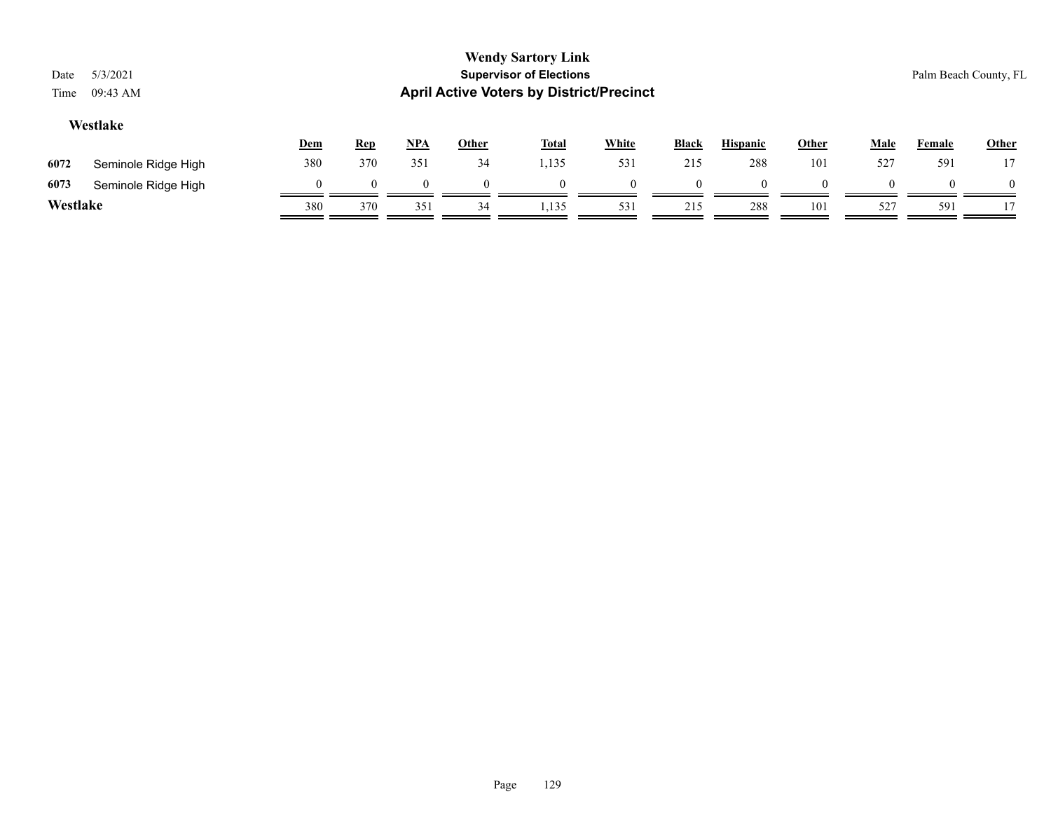# Wendy Sartory Link

## Supervisor of Elections

## April Active Voters by District/Precinct

Date 5/3/2021

Time 09:43 AM

Palm Beach County, FL

### Westlake

| | | Dem | Rep | NPA | Other | Total | White | Black | Hispanic | Other | Male | Female | Other |
|---|---|---|---|---|---|---|---|---|---|---|---|---|---|
| 6072 | Seminole Ridge High | 380 | 370 | 351 | 34 | 1,135 | 531 | 215 | 288 | 101 | 527 | 591 | 17 |
| 6073 | Seminole Ridge High | 0 | 0 | 0 | 0 | 0 | 0 | 0 | 0 | 0 | 0 | 0 | 0 |
| **Westlake** | | 380 | 370 | 351 | 34 | 1,135 | 531 | 215 | 288 | 101 | 527 | 591 | 17 |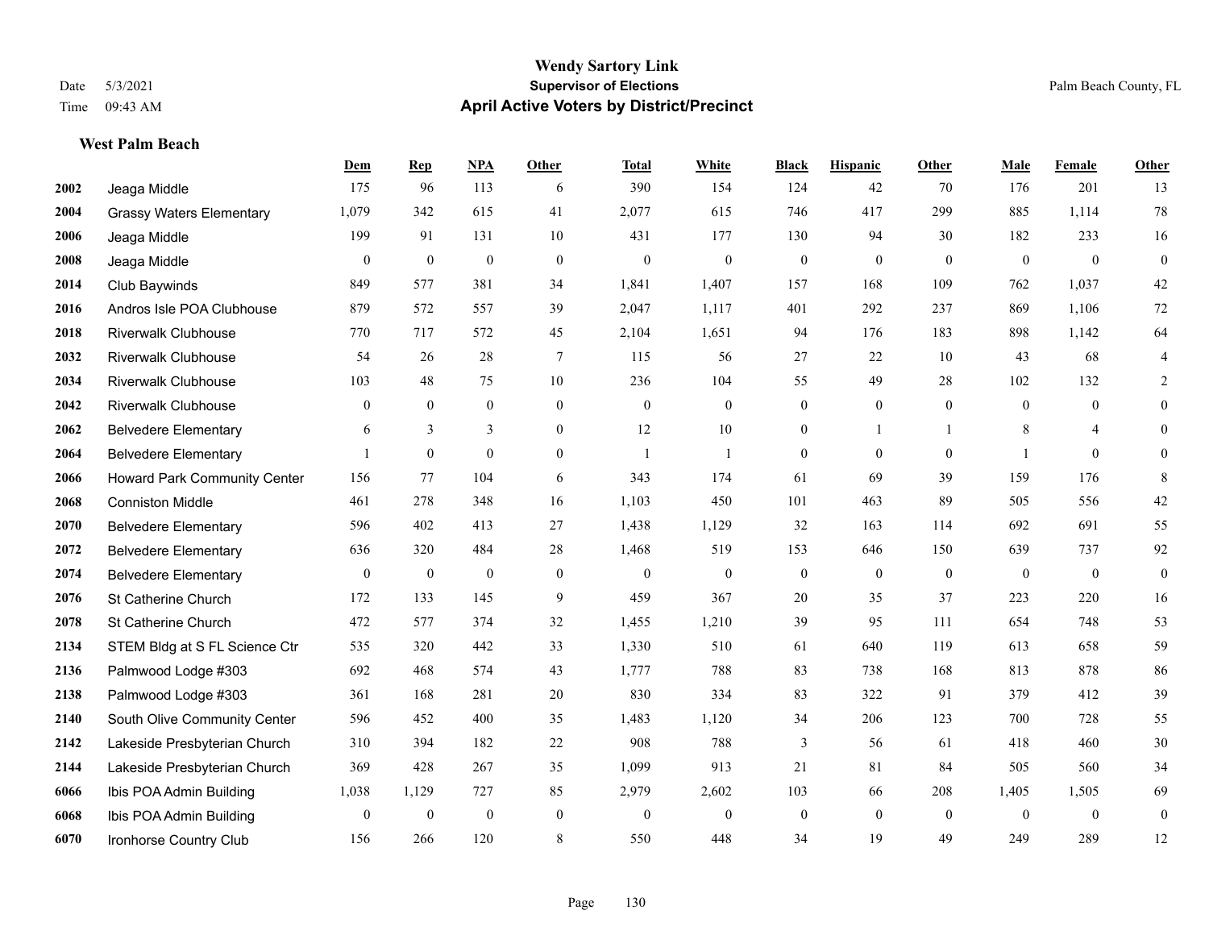# Wendy Sartory Link

**Supervisor of Elections**

**April Active Voters by District/Precinct**

Date 5/3/2021
Time 09:43 AM

Palm Beach County, FL

### West Palm Beach

| | | Dem | Rep | NPA | Other | Total | White | Black | Hispanic | Other | Male | Female | Other |
|---|---|---|---|---|---|---|---|---|---|---|---|---|---|
| 2002 | Jeaga Middle | 175 | 96 | 113 | 6 | 390 | 154 | 124 | 42 | 70 | 176 | 201 | 13 |
| 2004 | Grassy Waters Elementary | 1,079 | 342 | 615 | 41 | 2,077 | 615 | 746 | 417 | 299 | 885 | 1,114 | 78 |
| 2006 | Jeaga Middle | 199 | 91 | 131 | 10 | 431 | 177 | 130 | 94 | 30 | 182 | 233 | 16 |
| 2008 | Jeaga Middle | 0 | 0 | 0 | 0 | 0 | 0 | 0 | 0 | 0 | 0 | 0 | 0 |
| 2014 | Club Baywinds | 849 | 577 | 381 | 34 | 1,841 | 1,407 | 157 | 168 | 109 | 762 | 1,037 | 42 |
| 2016 | Andros Isle POA Clubhouse | 879 | 572 | 557 | 39 | 2,047 | 1,117 | 401 | 292 | 237 | 869 | 1,106 | 72 |
| 2018 | Riverwalk Clubhouse | 770 | 717 | 572 | 45 | 2,104 | 1,651 | 94 | 176 | 183 | 898 | 1,142 | 64 |
| 2032 | Riverwalk Clubhouse | 54 | 26 | 28 | 7 | 115 | 56 | 27 | 22 | 10 | 43 | 68 | 4 |
| 2034 | Riverwalk Clubhouse | 103 | 48 | 75 | 10 | 236 | 104 | 55 | 49 | 28 | 102 | 132 | 2 |
| 2042 | Riverwalk Clubhouse | 0 | 0 | 0 | 0 | 0 | 0 | 0 | 0 | 0 | 0 | 0 | 0 |
| 2062 | Belvedere Elementary | 6 | 3 | 3 | 0 | 12 | 10 | 0 | 1 | 1 | 8 | 4 | 0 |
| 2064 | Belvedere Elementary | 1 | 0 | 0 | 0 | 1 | 1 | 0 | 0 | 0 | 1 | 0 | 0 |
| 2066 | Howard Park Community Center | 156 | 77 | 104 | 6 | 343 | 174 | 61 | 69 | 39 | 159 | 176 | 8 |
| 2068 | Conniston Middle | 461 | 278 | 348 | 16 | 1,103 | 450 | 101 | 463 | 89 | 505 | 556 | 42 |
| 2070 | Belvedere Elementary | 596 | 402 | 413 | 27 | 1,438 | 1,129 | 32 | 163 | 114 | 692 | 691 | 55 |
| 2072 | Belvedere Elementary | 636 | 320 | 484 | 28 | 1,468 | 519 | 153 | 646 | 150 | 639 | 737 | 92 |
| 2074 | Belvedere Elementary | 0 | 0 | 0 | 0 | 0 | 0 | 0 | 0 | 0 | 0 | 0 | 0 |
| 2076 | St Catherine Church | 172 | 133 | 145 | 9 | 459 | 367 | 20 | 35 | 37 | 223 | 220 | 16 |
| 2078 | St Catherine Church | 472 | 577 | 374 | 32 | 1,455 | 1,210 | 39 | 95 | 111 | 654 | 748 | 53 |
| 2134 | STEM Bldg at S FL Science Ctr | 535 | 320 | 442 | 33 | 1,330 | 510 | 61 | 640 | 119 | 613 | 658 | 59 |
| 2136 | Palmwood Lodge #303 | 692 | 468 | 574 | 43 | 1,777 | 788 | 83 | 738 | 168 | 813 | 878 | 86 |
| 2138 | Palmwood Lodge #303 | 361 | 168 | 281 | 20 | 830 | 334 | 83 | 322 | 91 | 379 | 412 | 39 |
| 2140 | South Olive Community Center | 596 | 452 | 400 | 35 | 1,483 | 1,120 | 34 | 206 | 123 | 700 | 728 | 55 |
| 2142 | Lakeside Presbyterian Church | 310 | 394 | 182 | 22 | 908 | 788 | 3 | 56 | 61 | 418 | 460 | 30 |
| 2144 | Lakeside Presbyterian Church | 369 | 428 | 267 | 35 | 1,099 | 913 | 21 | 81 | 84 | 505 | 560 | 34 |
| 6066 | Ibis POA Admin Building | 1,038 | 1,129 | 727 | 85 | 2,979 | 2,602 | 103 | 66 | 208 | 1,405 | 1,505 | 69 |
| 6068 | Ibis POA Admin Building | 0 | 0 | 0 | 0 | 0 | 0 | 0 | 0 | 0 | 0 | 0 | 0 |
| 6070 | Ironhorse Country Club | 156 | 266 | 120 | 8 | 550 | 448 | 34 | 19 | 49 | 249 | 289 | 12 |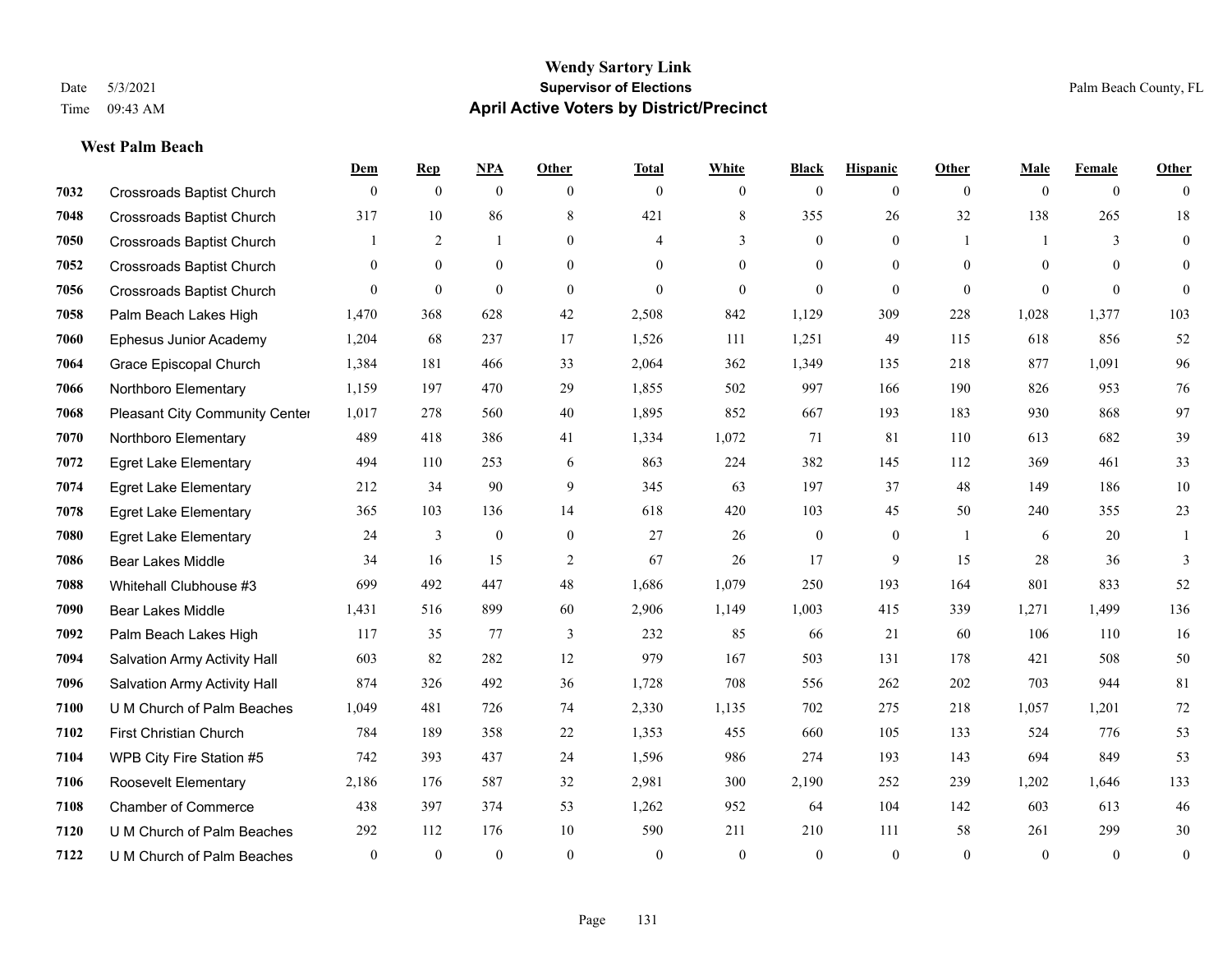# Wendy Sartory Link
## Supervisor of Elections
## April Active Voters by District/Precinct

Date 5/3/2021
Time 09:43 AM

Palm Beach County, FL

### West Palm Beach

| | | Dem | Rep | NPA | Other | Total | White | Black | Hispanic | Other | Male | Female | Other |
|---|---|---|---|---|---|---|---|---|---|---|---|---|---|
| 7032 | Crossroads Baptist Church | 0 | 0 | 0 | 0 | 0 | 0 | 0 | 0 | 0 | 0 | 0 | 0 |
| 7048 | Crossroads Baptist Church | 317 | 10 | 86 | 8 | 421 | 8 | 355 | 26 | 32 | 138 | 265 | 18 |
| 7050 | Crossroads Baptist Church | 1 | 2 | 1 | 0 | 4 | 3 | 0 | 0 | 1 | 1 | 3 | 0 |
| 7052 | Crossroads Baptist Church | 0 | 0 | 0 | 0 | 0 | 0 | 0 | 0 | 0 | 0 | 0 | 0 |
| 7056 | Crossroads Baptist Church | 0 | 0 | 0 | 0 | 0 | 0 | 0 | 0 | 0 | 0 | 0 | 0 |
| 7058 | Palm Beach Lakes High | 1,470 | 368 | 628 | 42 | 2,508 | 842 | 1,129 | 309 | 228 | 1,028 | 1,377 | 103 |
| 7060 | Ephesus Junior Academy | 1,204 | 68 | 237 | 17 | 1,526 | 111 | 1,251 | 49 | 115 | 618 | 856 | 52 |
| 7064 | Grace Episcopal Church | 1,384 | 181 | 466 | 33 | 2,064 | 362 | 1,349 | 135 | 218 | 877 | 1,091 | 96 |
| 7066 | Northboro Elementary | 1,159 | 197 | 470 | 29 | 1,855 | 502 | 997 | 166 | 190 | 826 | 953 | 76 |
| 7068 | Pleasant City Community Center | 1,017 | 278 | 560 | 40 | 1,895 | 852 | 667 | 193 | 183 | 930 | 868 | 97 |
| 7070 | Northboro Elementary | 489 | 418 | 386 | 41 | 1,334 | 1,072 | 71 | 81 | 110 | 613 | 682 | 39 |
| 7072 | Egret Lake Elementary | 494 | 110 | 253 | 6 | 863 | 224 | 382 | 145 | 112 | 369 | 461 | 33 |
| 7074 | Egret Lake Elementary | 212 | 34 | 90 | 9 | 345 | 63 | 197 | 37 | 48 | 149 | 186 | 10 |
| 7078 | Egret Lake Elementary | 365 | 103 | 136 | 14 | 618 | 420 | 103 | 45 | 50 | 240 | 355 | 23 |
| 7080 | Egret Lake Elementary | 24 | 3 | 0 | 0 | 27 | 26 | 0 | 0 | 1 | 6 | 20 | 1 |
| 7086 | Bear Lakes Middle | 34 | 16 | 15 | 2 | 67 | 26 | 17 | 9 | 15 | 28 | 36 | 3 |
| 7088 | Whitehall Clubhouse #3 | 699 | 492 | 447 | 48 | 1,686 | 1,079 | 250 | 193 | 164 | 801 | 833 | 52 |
| 7090 | Bear Lakes Middle | 1,431 | 516 | 899 | 60 | 2,906 | 1,149 | 1,003 | 415 | 339 | 1,271 | 1,499 | 136 |
| 7092 | Palm Beach Lakes High | 117 | 35 | 77 | 3 | 232 | 85 | 66 | 21 | 60 | 106 | 110 | 16 |
| 7094 | Salvation Army Activity Hall | 603 | 82 | 282 | 12 | 979 | 167 | 503 | 131 | 178 | 421 | 508 | 50 |
| 7096 | Salvation Army Activity Hall | 874 | 326 | 492 | 36 | 1,728 | 708 | 556 | 262 | 202 | 703 | 944 | 81 |
| 7100 | U M Church of Palm Beaches | 1,049 | 481 | 726 | 74 | 2,330 | 1,135 | 702 | 275 | 218 | 1,057 | 1,201 | 72 |
| 7102 | First Christian Church | 784 | 189 | 358 | 22 | 1,353 | 455 | 660 | 105 | 133 | 524 | 776 | 53 |
| 7104 | WPB City Fire Station #5 | 742 | 393 | 437 | 24 | 1,596 | 986 | 274 | 193 | 143 | 694 | 849 | 53 |
| 7106 | Roosevelt Elementary | 2,186 | 176 | 587 | 32 | 2,981 | 300 | 2,190 | 252 | 239 | 1,202 | 1,646 | 133 |
| 7108 | Chamber of Commerce | 438 | 397 | 374 | 53 | 1,262 | 952 | 64 | 104 | 142 | 603 | 613 | 46 |
| 7120 | U M Church of Palm Beaches | 292 | 112 | 176 | 10 | 590 | 211 | 210 | 111 | 58 | 261 | 299 | 30 |
| 7122 | U M Church of Palm Beaches | 0 | 0 | 0 | 0 | 0 | 0 | 0 | 0 | 0 | 0 | 0 | 0 |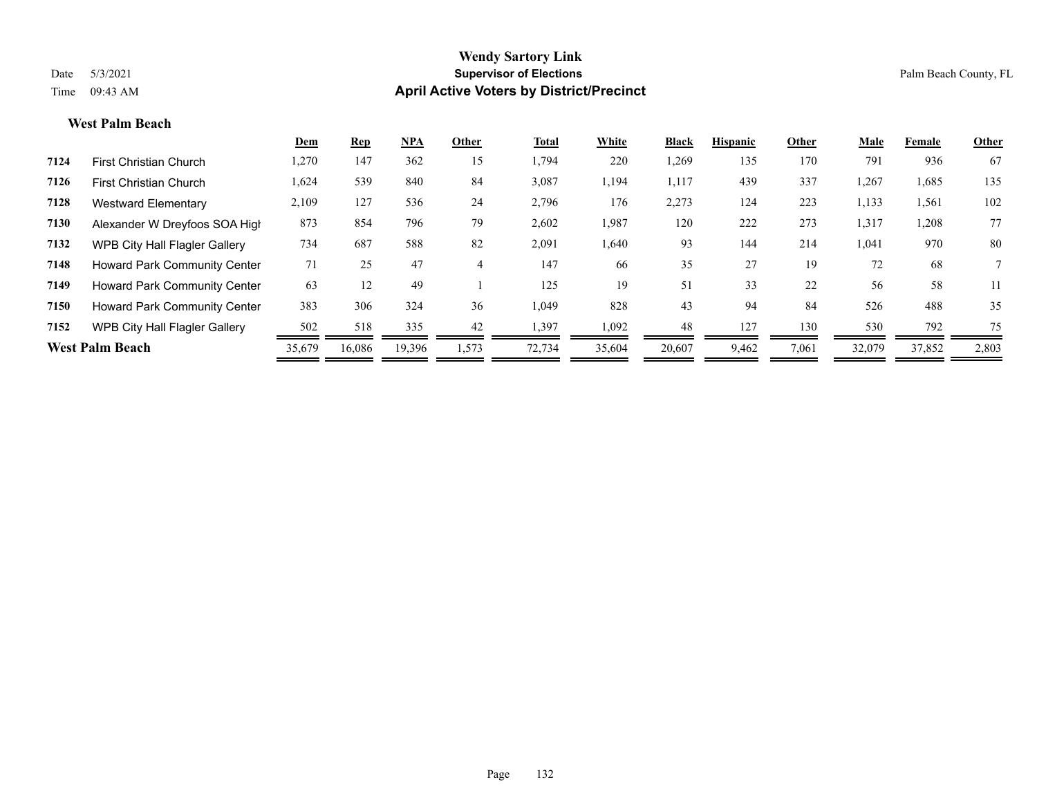# Wendy Sartory Link

## Supervisor of Elections

## April Active Voters by District/Precinct

Date 5/3/2021
Time 09:43 AM

Palm Beach County, FL

### West Palm Beach

| | | Dem | Rep | NPA | Other | Total | White | Black | Hispanic | Other | Male | Female | Other |
|---|---|---|---|---|---|---|---|---|---|---|---|---|---|
| 7124 | First Christian Church | 1,270 | 147 | 362 | 15 | 1,794 | 220 | 1,269 | 135 | 170 | 791 | 936 | 67 |
| 7126 | First Christian Church | 1,624 | 539 | 840 | 84 | 3,087 | 1,194 | 1,117 | 439 | 337 | 1,267 | 1,685 | 135 |
| 7128 | Westward Elementary | 2,109 | 127 | 536 | 24 | 2,796 | 176 | 2,273 | 124 | 223 | 1,133 | 1,561 | 102 |
| 7130 | Alexander W Dreyfoos SOA Higl | 873 | 854 | 796 | 79 | 2,602 | 1,987 | 120 | 222 | 273 | 1,317 | 1,208 | 77 |
| 7132 | WPB City Hall Flagler Gallery | 734 | 687 | 588 | 82 | 2,091 | 1,640 | 93 | 144 | 214 | 1,041 | 970 | 80 |
| 7148 | Howard Park Community Center | 71 | 25 | 47 | 4 | 147 | 66 | 35 | 27 | 19 | 72 | 68 | 7 |
| 7149 | Howard Park Community Center | 63 | 12 | 49 | 1 | 125 | 19 | 51 | 33 | 22 | 56 | 58 | 11 |
| 7150 | Howard Park Community Center | 383 | 306 | 324 | 36 | 1,049 | 828 | 43 | 94 | 84 | 526 | 488 | 35 |
| 7152 | WPB City Hall Flagler Gallery | 502 | 518 | 335 | 42 | 1,397 | 1,092 | 48 | 127 | 130 | 530 | 792 | 75 |
| **West Palm Beach** | | 35,679 | 16,086 | 19,396 | 1,573 | 72,734 | 35,604 | 20,607 | 9,462 | 7,061 | 32,079 | 37,852 | 2,803 |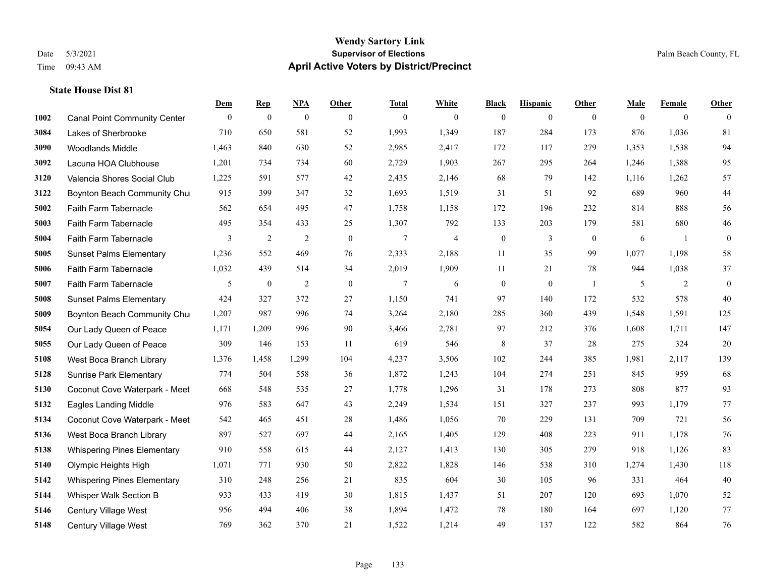# Wendy Sartory Link
## Supervisor of Elections
## April Active Voters by District/Precinct

Date 5/3/2021
Time 09:43 AM
Palm Beach County, FL

### State House Dist 81

| | | Dem | Rep | NPA | Other | Total | White | Black | Hispanic | Other | Male | Female | Other |
|---|---|---|---|---|---|---|---|---|---|---|---|---|---|
| 1002 | Canal Point Community Center | 0 | 0 | 0 | 0 | 0 | 0 | 0 | 0 | 0 | 0 | 0 | 0 |
| 3084 | Lakes of Sherbrooke | 710 | 650 | 581 | 52 | 1,993 | 1,349 | 187 | 284 | 173 | 876 | 1,036 | 81 |
| 3090 | Woodlands Middle | 1,463 | 840 | 630 | 52 | 2,985 | 2,417 | 172 | 117 | 279 | 1,353 | 1,538 | 94 |
| 3092 | Lacuna HOA Clubhouse | 1,201 | 734 | 734 | 60 | 2,729 | 1,903 | 267 | 295 | 264 | 1,246 | 1,388 | 95 |
| 3120 | Valencia Shores Social Club | 1,225 | 591 | 577 | 42 | 2,435 | 2,146 | 68 | 79 | 142 | 1,116 | 1,262 | 57 |
| 3122 | Boynton Beach Community Chur | 915 | 399 | 347 | 32 | 1,693 | 1,519 | 31 | 51 | 92 | 689 | 960 | 44 |
| 5002 | Faith Farm Tabernacle | 562 | 654 | 495 | 47 | 1,758 | 1,158 | 172 | 196 | 232 | 814 | 888 | 56 |
| 5003 | Faith Farm Tabernacle | 495 | 354 | 433 | 25 | 1,307 | 792 | 133 | 203 | 179 | 581 | 680 | 46 |
| 5004 | Faith Farm Tabernacle | 3 | 2 | 2 | 0 | 7 | 4 | 0 | 3 | 0 | 6 | 1 | 0 |
| 5005 | Sunset Palms Elementary | 1,236 | 552 | 469 | 76 | 2,333 | 2,188 | 11 | 35 | 99 | 1,077 | 1,198 | 58 |
| 5006 | Faith Farm Tabernacle | 1,032 | 439 | 514 | 34 | 2,019 | 1,909 | 11 | 21 | 78 | 944 | 1,038 | 37 |
| 5007 | Faith Farm Tabernacle | 5 | 0 | 2 | 0 | 7 | 6 | 0 | 0 | 1 | 5 | 2 | 0 |
| 5008 | Sunset Palms Elementary | 424 | 327 | 372 | 27 | 1,150 | 741 | 97 | 140 | 172 | 532 | 578 | 40 |
| 5009 | Boynton Beach Community Chur | 1,207 | 987 | 996 | 74 | 3,264 | 2,180 | 285 | 360 | 439 | 1,548 | 1,591 | 125 |
| 5054 | Our Lady Queen of Peace | 1,171 | 1,209 | 996 | 90 | 3,466 | 2,781 | 97 | 212 | 376 | 1,608 | 1,711 | 147 |
| 5055 | Our Lady Queen of Peace | 309 | 146 | 153 | 11 | 619 | 546 | 8 | 37 | 28 | 275 | 324 | 20 |
| 5108 | West Boca Branch Library | 1,376 | 1,458 | 1,299 | 104 | 4,237 | 3,506 | 102 | 244 | 385 | 1,981 | 2,117 | 139 |
| 5128 | Sunrise Park Elementary | 774 | 504 | 558 | 36 | 1,872 | 1,243 | 104 | 274 | 251 | 845 | 959 | 68 |
| 5130 | Coconut Cove Waterpark - Meet | 668 | 548 | 535 | 27 | 1,778 | 1,296 | 31 | 178 | 273 | 808 | 877 | 93 |
| 5132 | Eagles Landing Middle | 976 | 583 | 647 | 43 | 2,249 | 1,534 | 151 | 327 | 237 | 993 | 1,179 | 77 |
| 5134 | Coconut Cove Waterpark - Meet | 542 | 465 | 451 | 28 | 1,486 | 1,056 | 70 | 229 | 131 | 709 | 721 | 56 |
| 5136 | West Boca Branch Library | 897 | 527 | 697 | 44 | 2,165 | 1,405 | 129 | 408 | 223 | 911 | 1,178 | 76 |
| 5138 | Whispering Pines Elementary | 910 | 558 | 615 | 44 | 2,127 | 1,413 | 130 | 305 | 279 | 918 | 1,126 | 83 |
| 5140 | Olympic Heights High | 1,071 | 771 | 930 | 50 | 2,822 | 1,828 | 146 | 538 | 310 | 1,274 | 1,430 | 118 |
| 5142 | Whispering Pines Elementary | 310 | 248 | 256 | 21 | 835 | 604 | 30 | 105 | 96 | 331 | 464 | 40 |
| 5144 | Whisper Walk Section B | 933 | 433 | 419 | 30 | 1,815 | 1,437 | 51 | 207 | 120 | 693 | 1,070 | 52 |
| 5146 | Century Village West | 956 | 494 | 406 | 38 | 1,894 | 1,472 | 78 | 180 | 164 | 697 | 1,120 | 77 |
| 5148 | Century Village West | 769 | 362 | 370 | 21 | 1,522 | 1,214 | 49 | 137 | 122 | 582 | 864 | 76 |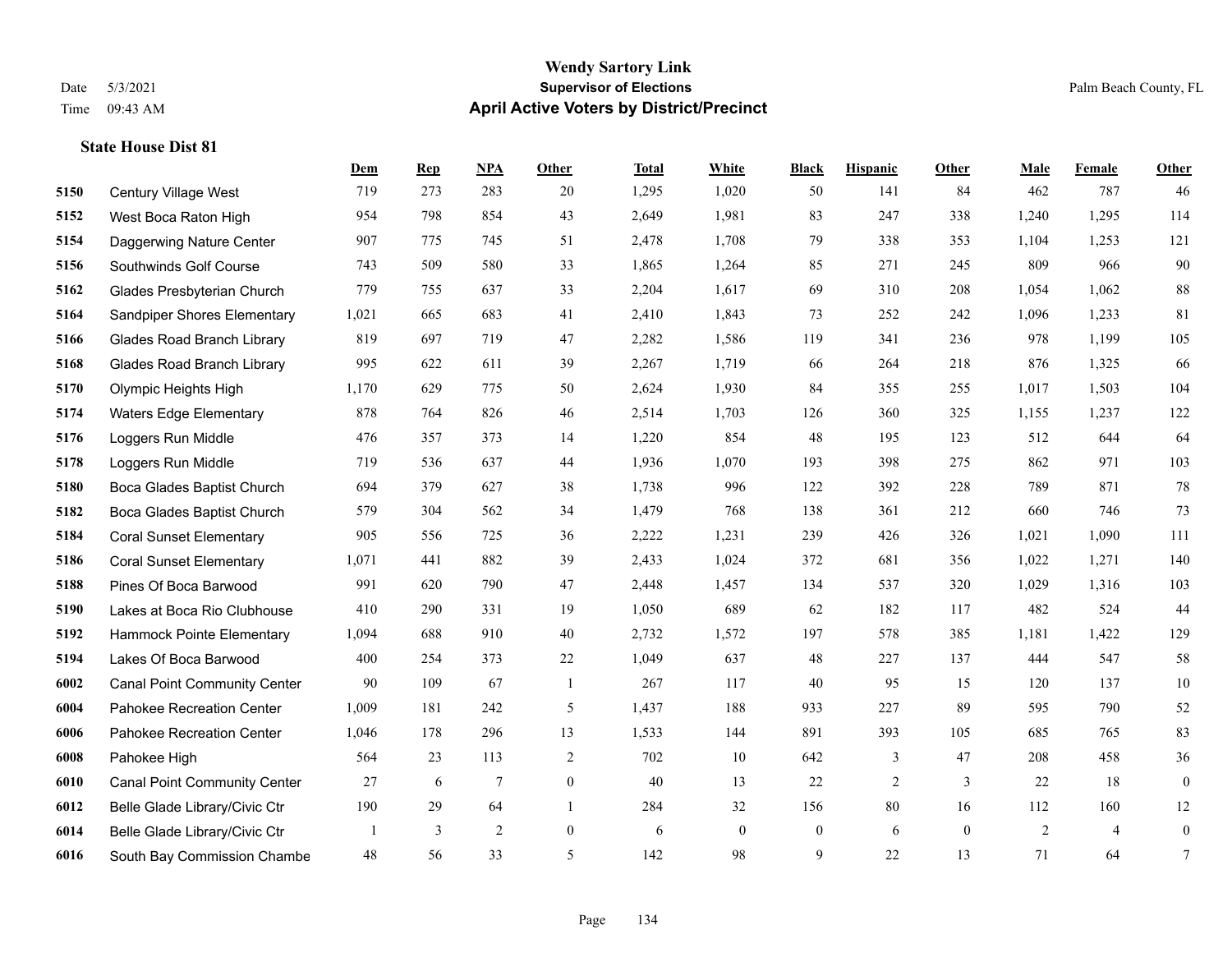# Wendy Sartory Link
## Supervisor of Elections
## April Active Voters by District/Precinct

Date 5/3/2021
Time 09:43 AM

Palm Beach County, FL

### State House Dist 81

| | | Dem | Rep | NPA | Other | Total | White | Black | Hispanic | Other | Male | Female | Other |
|---|---|---|---|---|---|---|---|---|---|---|---|---|---|
| 5150 | Century Village West | 719 | 273 | 283 | 20 | 1,295 | 1,020 | 50 | 141 | 84 | 462 | 787 | 46 |
| 5152 | West Boca Raton High | 954 | 798 | 854 | 43 | 2,649 | 1,981 | 83 | 247 | 338 | 1,240 | 1,295 | 114 |
| 5154 | Daggerwing Nature Center | 907 | 775 | 745 | 51 | 2,478 | 1,708 | 79 | 338 | 353 | 1,104 | 1,253 | 121 |
| 5156 | Southwinds Golf Course | 743 | 509 | 580 | 33 | 1,865 | 1,264 | 85 | 271 | 245 | 809 | 966 | 90 |
| 5162 | Glades Presbyterian Church | 779 | 755 | 637 | 33 | 2,204 | 1,617 | 69 | 310 | 208 | 1,054 | 1,062 | 88 |
| 5164 | Sandpiper Shores Elementary | 1,021 | 665 | 683 | 41 | 2,410 | 1,843 | 73 | 252 | 242 | 1,096 | 1,233 | 81 |
| 5166 | Glades Road Branch Library | 819 | 697 | 719 | 47 | 2,282 | 1,586 | 119 | 341 | 236 | 978 | 1,199 | 105 |
| 5168 | Glades Road Branch Library | 995 | 622 | 611 | 39 | 2,267 | 1,719 | 66 | 264 | 218 | 876 | 1,325 | 66 |
| 5170 | Olympic Heights High | 1,170 | 629 | 775 | 50 | 2,624 | 1,930 | 84 | 355 | 255 | 1,017 | 1,503 | 104 |
| 5174 | Waters Edge Elementary | 878 | 764 | 826 | 46 | 2,514 | 1,703 | 126 | 360 | 325 | 1,155 | 1,237 | 122 |
| 5176 | Loggers Run Middle | 476 | 357 | 373 | 14 | 1,220 | 854 | 48 | 195 | 123 | 512 | 644 | 64 |
| 5178 | Loggers Run Middle | 719 | 536 | 637 | 44 | 1,936 | 1,070 | 193 | 398 | 275 | 862 | 971 | 103 |
| 5180 | Boca Glades Baptist Church | 694 | 379 | 627 | 38 | 1,738 | 996 | 122 | 392 | 228 | 789 | 871 | 78 |
| 5182 | Boca Glades Baptist Church | 579 | 304 | 562 | 34 | 1,479 | 768 | 138 | 361 | 212 | 660 | 746 | 73 |
| 5184 | Coral Sunset Elementary | 905 | 556 | 725 | 36 | 2,222 | 1,231 | 239 | 426 | 326 | 1,021 | 1,090 | 111 |
| 5186 | Coral Sunset Elementary | 1,071 | 441 | 882 | 39 | 2,433 | 1,024 | 372 | 681 | 356 | 1,022 | 1,271 | 140 |
| 5188 | Pines Of Boca Barwood | 991 | 620 | 790 | 47 | 2,448 | 1,457 | 134 | 537 | 320 | 1,029 | 1,316 | 103 |
| 5190 | Lakes at Boca Rio Clubhouse | 410 | 290 | 331 | 19 | 1,050 | 689 | 62 | 182 | 117 | 482 | 524 | 44 |
| 5192 | Hammock Pointe Elementary | 1,094 | 688 | 910 | 40 | 2,732 | 1,572 | 197 | 578 | 385 | 1,181 | 1,422 | 129 |
| 5194 | Lakes Of Boca Barwood | 400 | 254 | 373 | 22 | 1,049 | 637 | 48 | 227 | 137 | 444 | 547 | 58 |
| 6002 | Canal Point Community Center | 90 | 109 | 67 | 1 | 267 | 117 | 40 | 95 | 15 | 120 | 137 | 10 |
| 6004 | Pahokee Recreation Center | 1,009 | 181 | 242 | 5 | 1,437 | 188 | 933 | 227 | 89 | 595 | 790 | 52 |
| 6006 | Pahokee Recreation Center | 1,046 | 178 | 296 | 13 | 1,533 | 144 | 891 | 393 | 105 | 685 | 765 | 83 |
| 6008 | Pahokee High | 564 | 23 | 113 | 2 | 702 | 10 | 642 | 3 | 47 | 208 | 458 | 36 |
| 6010 | Canal Point Community Center | 27 | 6 | 7 | 0 | 40 | 13 | 22 | 2 | 3 | 22 | 18 | 0 |
| 6012 | Belle Glade Library/Civic Ctr | 190 | 29 | 64 | 1 | 284 | 32 | 156 | 80 | 16 | 112 | 160 | 12 |
| 6014 | Belle Glade Library/Civic Ctr | 1 | 3 | 2 | 0 | 6 | 0 | 0 | 6 | 0 | 2 | 4 | 0 |
| 6016 | South Bay Commission Chambe | 48 | 56 | 33 | 5 | 142 | 98 | 9 | 22 | 13 | 71 | 64 | 7 |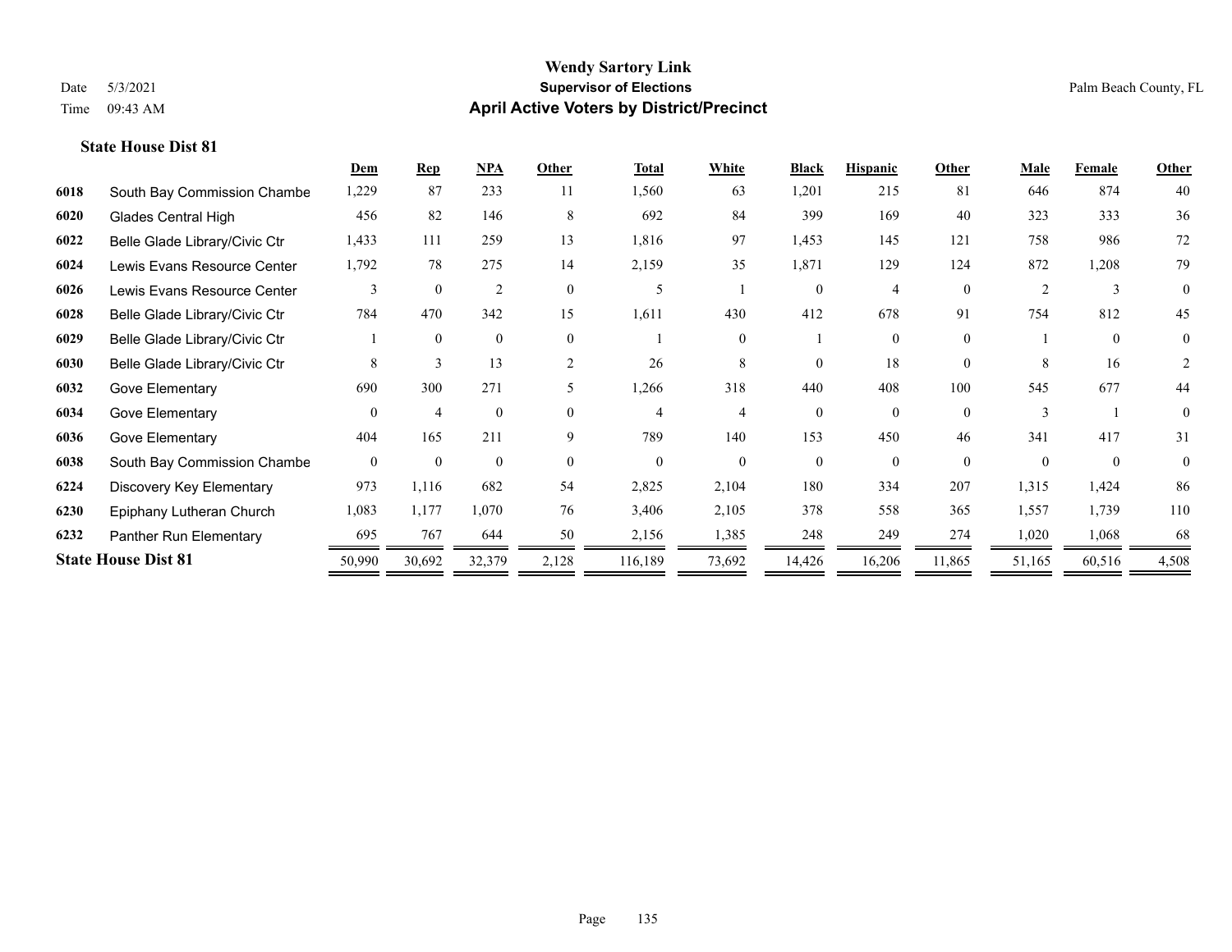# Wendy Sartory Link
## Supervisor of Elections
## April Active Voters by District/Precinct

Date 5/3/2021
Time 09:43 AM

Palm Beach County, FL

### State House Dist 81

| | | Dem | Rep | NPA | Other | Total | White | Black | Hispanic | Other | Male | Female | Other |
|---|---|---|---|---|---|---|---|---|---|---|---|---|---|
| 6018 | South Bay Commission Chambe | 1,229 | 87 | 233 | 11 | 1,560 | 63 | 1,201 | 215 | 81 | 646 | 874 | 40 |
| 6020 | Glades Central High | 456 | 82 | 146 | 8 | 692 | 84 | 399 | 169 | 40 | 323 | 333 | 36 |
| 6022 | Belle Glade Library/Civic Ctr | 1,433 | 111 | 259 | 13 | 1,816 | 97 | 1,453 | 145 | 121 | 758 | 986 | 72 |
| 6024 | Lewis Evans Resource Center | 1,792 | 78 | 275 | 14 | 2,159 | 35 | 1,871 | 129 | 124 | 872 | 1,208 | 79 |
| 6026 | Lewis Evans Resource Center | 3 | 0 | 2 | 0 | 5 | 1 | 0 | 4 | 0 | 2 | 3 | 0 |
| 6028 | Belle Glade Library/Civic Ctr | 784 | 470 | 342 | 15 | 1,611 | 430 | 412 | 678 | 91 | 754 | 812 | 45 |
| 6029 | Belle Glade Library/Civic Ctr | 1 | 0 | 0 | 0 | 1 | 0 | 1 | 0 | 0 | 1 | 0 | 0 |
| 6030 | Belle Glade Library/Civic Ctr | 8 | 3 | 13 | 2 | 26 | 8 | 0 | 18 | 0 | 8 | 16 | 2 |
| 6032 | Gove Elementary | 690 | 300 | 271 | 5 | 1,266 | 318 | 440 | 408 | 100 | 545 | 677 | 44 |
| 6034 | Gove Elementary | 0 | 4 | 0 | 0 | 4 | 4 | 0 | 0 | 0 | 3 | 1 | 0 |
| 6036 | Gove Elementary | 404 | 165 | 211 | 9 | 789 | 140 | 153 | 450 | 46 | 341 | 417 | 31 |
| 6038 | South Bay Commission Chambe | 0 | 0 | 0 | 0 | 0 | 0 | 0 | 0 | 0 | 0 | 0 | 0 |
| 6224 | Discovery Key Elementary | 973 | 1,116 | 682 | 54 | 2,825 | 2,104 | 180 | 334 | 207 | 1,315 | 1,424 | 86 |
| 6230 | Epiphany Lutheran Church | 1,083 | 1,177 | 1,070 | 76 | 3,406 | 2,105 | 378 | 558 | 365 | 1,557 | 1,739 | 110 |
| 6232 | Panther Run Elementary | 695 | 767 | 644 | 50 | 2,156 | 1,385 | 248 | 249 | 274 | 1,020 | 1,068 | 68 |
| **State House Dist 81** | | 50,990 | 30,692 | 32,379 | 2,128 | 116,189 | 73,692 | 14,426 | 16,206 | 11,865 | 51,165 | 60,516 | 4,508 |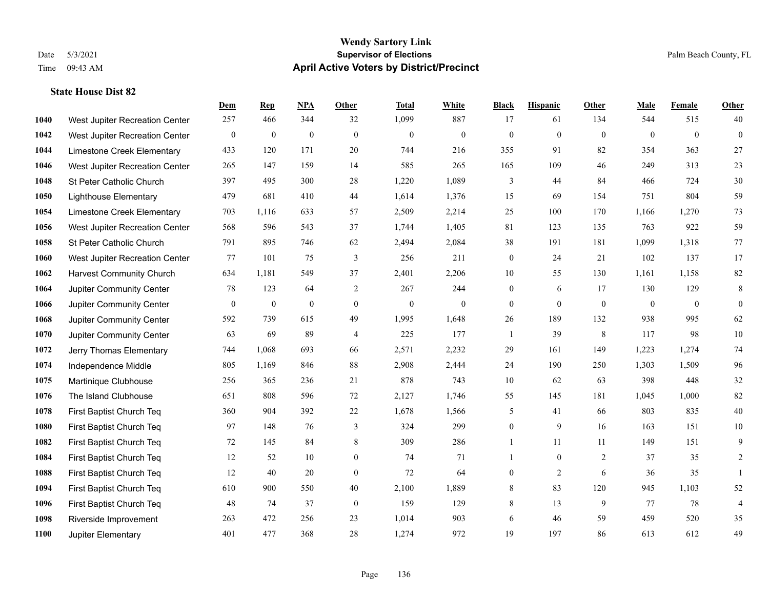# Wendy Sartory Link
## Supervisor of Elections
## April Active Voters by District/Precinct

Date 5/3/2021
Time 09:43 AM

Palm Beach County, FL

### State House Dist 82

| | | Dem | Rep | NPA | Other | Total | White | Black | Hispanic | Other | Male | Female | Other |
|---|---|---|---|---|---|---|---|---|---|---|---|---|---|
| 1040 | West Jupiter Recreation Center | 257 | 466 | 344 | 32 | 1,099 | 887 | 17 | 61 | 134 | 544 | 515 | 40 |
| 1042 | West Jupiter Recreation Center | 0 | 0 | 0 | 0 | 0 | 0 | 0 | 0 | 0 | 0 | 0 | 0 |
| 1044 | Limestone Creek Elementary | 433 | 120 | 171 | 20 | 744 | 216 | 355 | 91 | 82 | 354 | 363 | 27 |
| 1046 | West Jupiter Recreation Center | 265 | 147 | 159 | 14 | 585 | 265 | 165 | 109 | 46 | 249 | 313 | 23 |
| 1048 | St Peter Catholic Church | 397 | 495 | 300 | 28 | 1,220 | 1,089 | 3 | 44 | 84 | 466 | 724 | 30 |
| 1050 | Lighthouse Elementary | 479 | 681 | 410 | 44 | 1,614 | 1,376 | 15 | 69 | 154 | 751 | 804 | 59 |
| 1054 | Limestone Creek Elementary | 703 | 1,116 | 633 | 57 | 2,509 | 2,214 | 25 | 100 | 170 | 1,166 | 1,270 | 73 |
| 1056 | West Jupiter Recreation Center | 568 | 596 | 543 | 37 | 1,744 | 1,405 | 81 | 123 | 135 | 763 | 922 | 59 |
| 1058 | St Peter Catholic Church | 791 | 895 | 746 | 62 | 2,494 | 2,084 | 38 | 191 | 181 | 1,099 | 1,318 | 77 |
| 1060 | West Jupiter Recreation Center | 77 | 101 | 75 | 3 | 256 | 211 | 0 | 24 | 21 | 102 | 137 | 17 |
| 1062 | Harvest Community Church | 634 | 1,181 | 549 | 37 | 2,401 | 2,206 | 10 | 55 | 130 | 1,161 | 1,158 | 82 |
| 1064 | Jupiter Community Center | 78 | 123 | 64 | 2 | 267 | 244 | 0 | 6 | 17 | 130 | 129 | 8 |
| 1066 | Jupiter Community Center | 0 | 0 | 0 | 0 | 0 | 0 | 0 | 0 | 0 | 0 | 0 | 0 |
| 1068 | Jupiter Community Center | 592 | 739 | 615 | 49 | 1,995 | 1,648 | 26 | 189 | 132 | 938 | 995 | 62 |
| 1070 | Jupiter Community Center | 63 | 69 | 89 | 4 | 225 | 177 | 1 | 39 | 8 | 117 | 98 | 10 |
| 1072 | Jerry Thomas Elementary | 744 | 1,068 | 693 | 66 | 2,571 | 2,232 | 29 | 161 | 149 | 1,223 | 1,274 | 74 |
| 1074 | Independence Middle | 805 | 1,169 | 846 | 88 | 2,908 | 2,444 | 24 | 190 | 250 | 1,303 | 1,509 | 96 |
| 1075 | Martinique Clubhouse | 256 | 365 | 236 | 21 | 878 | 743 | 10 | 62 | 63 | 398 | 448 | 32 |
| 1076 | The Island Clubhouse | 651 | 808 | 596 | 72 | 2,127 | 1,746 | 55 | 145 | 181 | 1,045 | 1,000 | 82 |
| 1078 | First Baptist Church Teq | 360 | 904 | 392 | 22 | 1,678 | 1,566 | 5 | 41 | 66 | 803 | 835 | 40 |
| 1080 | First Baptist Church Teq | 97 | 148 | 76 | 3 | 324 | 299 | 0 | 9 | 16 | 163 | 151 | 10 |
| 1082 | First Baptist Church Teq | 72 | 145 | 84 | 8 | 309 | 286 | 1 | 11 | 11 | 149 | 151 | 9 |
| 1084 | First Baptist Church Teq | 12 | 52 | 10 | 0 | 74 | 71 | 1 | 0 | 2 | 37 | 35 | 2 |
| 1088 | First Baptist Church Teq | 12 | 40 | 20 | 0 | 72 | 64 | 0 | 2 | 6 | 36 | 35 | 1 |
| 1094 | First Baptist Church Teq | 610 | 900 | 550 | 40 | 2,100 | 1,889 | 8 | 83 | 120 | 945 | 1,103 | 52 |
| 1096 | First Baptist Church Teq | 48 | 74 | 37 | 0 | 159 | 129 | 8 | 13 | 9 | 77 | 78 | 4 |
| 1098 | Riverside Improvement | 263 | 472 | 256 | 23 | 1,014 | 903 | 6 | 46 | 59 | 459 | 520 | 35 |
| 1100 | Jupiter Elementary | 401 | 477 | 368 | 28 | 1,274 | 972 | 19 | 197 | 86 | 613 | 612 | 49 |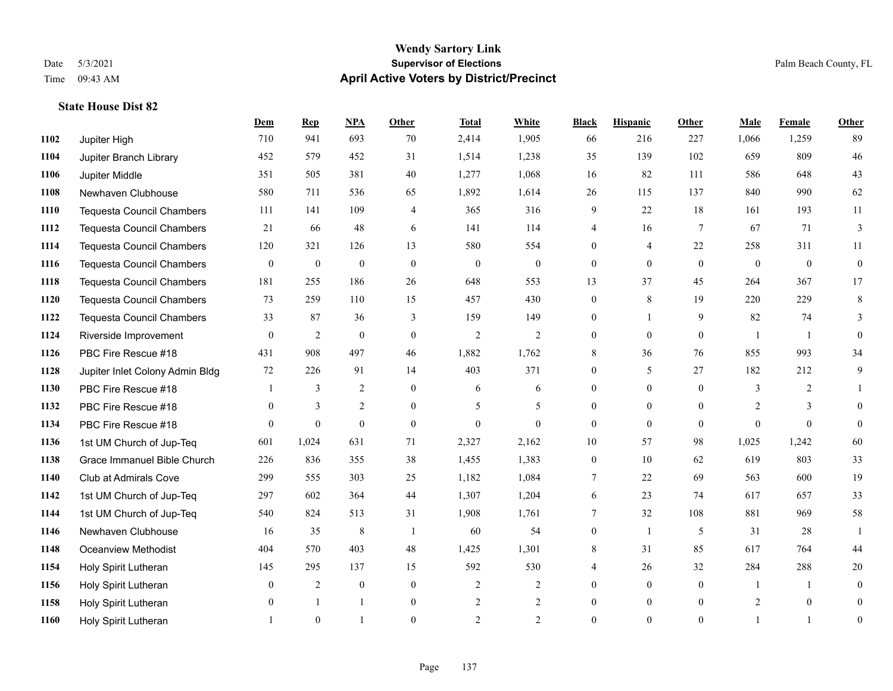# Wendy Sartory Link
## Supervisor of Elections
## April Active Voters by District/Precinct

Date 5/3/2021
Time 09:43 AM

Palm Beach County, FL

**State House Dist 82**

| | | Dem | Rep | NPA | Other | Total | White | Black | Hispanic | Other | Male | Female | Other |
|---|---|---|---|---|---|---|---|---|---|---|---|---|---|
| 1102 | Jupiter High | 710 | 941 | 693 | 70 | 2,414 | 1,905 | 66 | 216 | 227 | 1,066 | 1,259 | 89 |
| 1104 | Jupiter Branch Library | 452 | 579 | 452 | 31 | 1,514 | 1,238 | 35 | 139 | 102 | 659 | 809 | 46 |
| 1106 | Jupiter Middle | 351 | 505 | 381 | 40 | 1,277 | 1,068 | 16 | 82 | 111 | 586 | 648 | 43 |
| 1108 | Newhaven Clubhouse | 580 | 711 | 536 | 65 | 1,892 | 1,614 | 26 | 115 | 137 | 840 | 990 | 62 |
| 1110 | Tequesta Council Chambers | 111 | 141 | 109 | 4 | 365 | 316 | 9 | 22 | 18 | 161 | 193 | 11 |
| 1112 | Tequesta Council Chambers | 21 | 66 | 48 | 6 | 141 | 114 | 4 | 16 | 7 | 67 | 71 | 3 |
| 1114 | Tequesta Council Chambers | 120 | 321 | 126 | 13 | 580 | 554 | 0 | 4 | 22 | 258 | 311 | 11 |
| 1116 | Tequesta Council Chambers | 0 | 0 | 0 | 0 | 0 | 0 | 0 | 0 | 0 | 0 | 0 | 0 |
| 1118 | Tequesta Council Chambers | 181 | 255 | 186 | 26 | 648 | 553 | 13 | 37 | 45 | 264 | 367 | 17 |
| 1120 | Tequesta Council Chambers | 73 | 259 | 110 | 15 | 457 | 430 | 0 | 8 | 19 | 220 | 229 | 8 |
| 1122 | Tequesta Council Chambers | 33 | 87 | 36 | 3 | 159 | 149 | 0 | 1 | 9 | 82 | 74 | 3 |
| 1124 | Riverside Improvement | 0 | 2 | 0 | 0 | 2 | 2 | 0 | 0 | 0 | 1 | 1 | 0 |
| 1126 | PBC Fire Rescue #18 | 431 | 908 | 497 | 46 | 1,882 | 1,762 | 8 | 36 | 76 | 855 | 993 | 34 |
| 1128 | Jupiter Inlet Colony Admin Bldg | 72 | 226 | 91 | 14 | 403 | 371 | 0 | 5 | 27 | 182 | 212 | 9 |
| 1130 | PBC Fire Rescue #18 | 1 | 3 | 2 | 0 | 6 | 6 | 0 | 0 | 0 | 3 | 2 | 1 |
| 1132 | PBC Fire Rescue #18 | 0 | 3 | 2 | 0 | 5 | 5 | 0 | 0 | 0 | 2 | 3 | 0 |
| 1134 | PBC Fire Rescue #18 | 0 | 0 | 0 | 0 | 0 | 0 | 0 | 0 | 0 | 0 | 0 | 0 |
| 1136 | 1st UM Church of Jup-Teq | 601 | 1,024 | 631 | 71 | 2,327 | 2,162 | 10 | 57 | 98 | 1,025 | 1,242 | 60 |
| 1138 | Grace Immanuel Bible Church | 226 | 836 | 355 | 38 | 1,455 | 1,383 | 0 | 10 | 62 | 619 | 803 | 33 |
| 1140 | Club at Admirals Cove | 299 | 555 | 303 | 25 | 1,182 | 1,084 | 7 | 22 | 69 | 563 | 600 | 19 |
| 1142 | 1st UM Church of Jup-Teq | 297 | 602 | 364 | 44 | 1,307 | 1,204 | 6 | 23 | 74 | 617 | 657 | 33 |
| 1144 | 1st UM Church of Jup-Teq | 540 | 824 | 513 | 31 | 1,908 | 1,761 | 7 | 32 | 108 | 881 | 969 | 58 |
| 1146 | Newhaven Clubhouse | 16 | 35 | 8 | 1 | 60 | 54 | 0 | 1 | 5 | 31 | 28 | 1 |
| 1148 | Oceanview Methodist | 404 | 570 | 403 | 48 | 1,425 | 1,301 | 8 | 31 | 85 | 617 | 764 | 44 |
| 1154 | Holy Spirit Lutheran | 145 | 295 | 137 | 15 | 592 | 530 | 4 | 26 | 32 | 284 | 288 | 20 |
| 1156 | Holy Spirit Lutheran | 0 | 2 | 0 | 0 | 2 | 2 | 0 | 0 | 0 | 1 | 1 | 0 |
| 1158 | Holy Spirit Lutheran | 0 | 1 | 1 | 0 | 2 | 2 | 0 | 0 | 0 | 2 | 0 | 0 |
| 1160 | Holy Spirit Lutheran | 1 | 0 | 1 | 0 | 2 | 2 | 0 | 0 | 0 | 1 | 1 | 0 |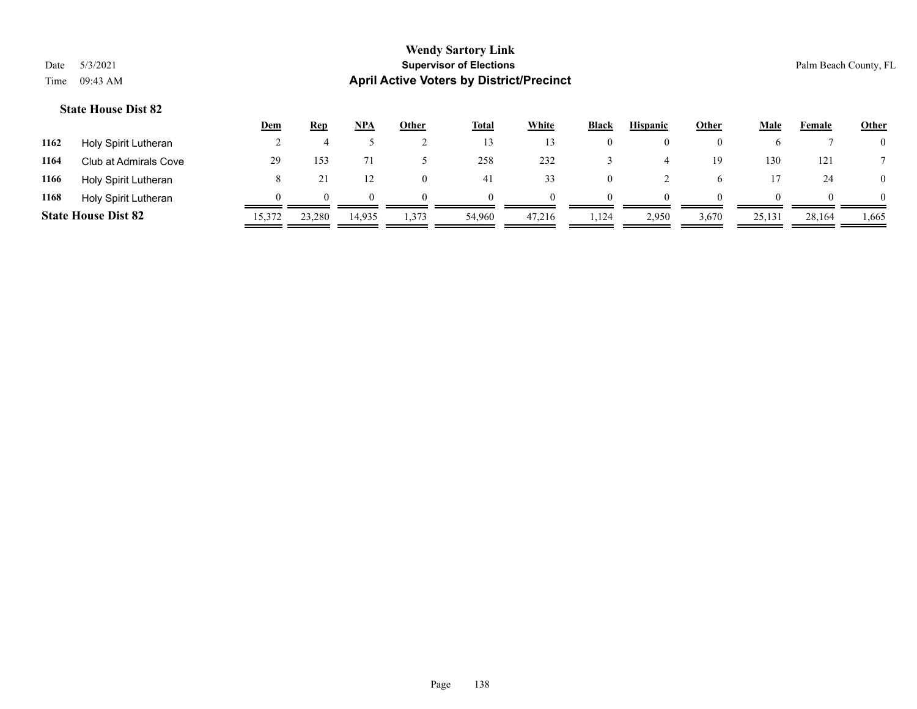# Wendy Sartory Link
## Supervisor of Elections
## April Active Voters by District/Precinct

Date 5/3/2021
Time 09:43 AM

Palm Beach County, FL

### State House Dist 82

| | | Dem | Rep | NPA | Other | Total | White | Black | Hispanic | Other | Male | Female | Other |
|---|---|---|---|---|---|---|---|---|---|---|---|---|---|
| 1162 | Holy Spirit Lutheran | 2 | 4 | 5 | 2 | 13 | 13 | 0 | 0 | 0 | 6 | 7 | 0 |
| 1164 | Club at Admirals Cove | 29 | 153 | 71 | 5 | 258 | 232 | 3 | 4 | 19 | 130 | 121 | 7 |
| 1166 | Holy Spirit Lutheran | 8 | 21 | 12 | 0 | 41 | 33 | 0 | 2 | 6 | 17 | 24 | 0 |
| 1168 | Holy Spirit Lutheran | 0 | 0 | 0 | 0 | 0 | 0 | 0 | 0 | 0 | 0 | 0 | 0 |
| **State House Dist 82** | | 15,372 | 23,280 | 14,935 | 1,373 | 54,960 | 47,216 | 1,124 | 2,950 | 3,670 | 25,131 | 28,164 | 1,665 |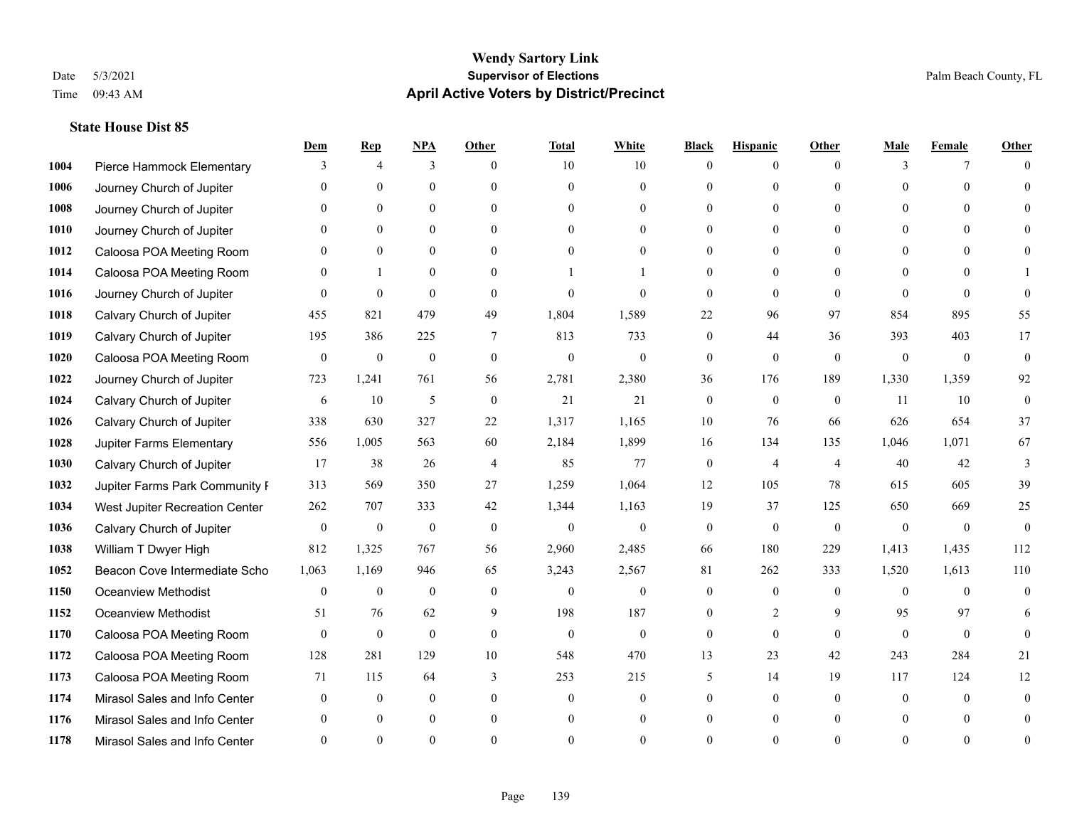# Wendy Sartory Link
## Supervisor of Elections
## April Active Voters by District/Precinct

Date 5/3/2021 Palm Beach County, FL
Time 09:43 AM

### State House Dist 85

| | | Dem | Rep | NPA | Other | Total | White | Black | Hispanic | Other | Male | Female | Other |
|---|---|---|---|---|---|---|---|---|---|---|---|---|---|
| 1004 | Pierce Hammock Elementary | 3 | 4 | 3 | 0 | 10 | 10 | 0 | 0 | 0 | 3 | 7 | 0 |
| 1006 | Journey Church of Jupiter | 0 | 0 | 0 | 0 | 0 | 0 | 0 | 0 | 0 | 0 | 0 | 0 |
| 1008 | Journey Church of Jupiter | 0 | 0 | 0 | 0 | 0 | 0 | 0 | 0 | 0 | 0 | 0 | 0 |
| 1010 | Journey Church of Jupiter | 0 | 0 | 0 | 0 | 0 | 0 | 0 | 0 | 0 | 0 | 0 | 0 |
| 1012 | Caloosa POA Meeting Room | 0 | 0 | 0 | 0 | 0 | 0 | 0 | 0 | 0 | 0 | 0 | 0 |
| 1014 | Caloosa POA Meeting Room | 0 | 1 | 0 | 0 | 1 | 1 | 0 | 0 | 0 | 0 | 0 | 1 |
| 1016 | Journey Church of Jupiter | 0 | 0 | 0 | 0 | 0 | 0 | 0 | 0 | 0 | 0 | 0 | 0 |
| 1018 | Calvary Church of Jupiter | 455 | 821 | 479 | 49 | 1,804 | 1,589 | 22 | 96 | 97 | 854 | 895 | 55 |
| 1019 | Calvary Church of Jupiter | 195 | 386 | 225 | 7 | 813 | 733 | 0 | 44 | 36 | 393 | 403 | 17 |
| 1020 | Caloosa POA Meeting Room | 0 | 0 | 0 | 0 | 0 | 0 | 0 | 0 | 0 | 0 | 0 | 0 |
| 1022 | Journey Church of Jupiter | 723 | 1,241 | 761 | 56 | 2,781 | 2,380 | 36 | 176 | 189 | 1,330 | 1,359 | 92 |
| 1024 | Calvary Church of Jupiter | 6 | 10 | 5 | 0 | 21 | 21 | 0 | 0 | 0 | 11 | 10 | 0 |
| 1026 | Calvary Church of Jupiter | 338 | 630 | 327 | 22 | 1,317 | 1,165 | 10 | 76 | 66 | 626 | 654 | 37 |
| 1028 | Jupiter Farms Elementary | 556 | 1,005 | 563 | 60 | 2,184 | 1,899 | 16 | 134 | 135 | 1,046 | 1,071 | 67 |
| 1030 | Calvary Church of Jupiter | 17 | 38 | 26 | 4 | 85 | 77 | 0 | 4 | 4 | 40 | 42 | 3 |
| 1032 | Jupiter Farms Park Community F | 313 | 569 | 350 | 27 | 1,259 | 1,064 | 12 | 105 | 78 | 615 | 605 | 39 |
| 1034 | West Jupiter Recreation Center | 262 | 707 | 333 | 42 | 1,344 | 1,163 | 19 | 37 | 125 | 650 | 669 | 25 |
| 1036 | Calvary Church of Jupiter | 0 | 0 | 0 | 0 | 0 | 0 | 0 | 0 | 0 | 0 | 0 | 0 |
| 1038 | William T Dwyer High | 812 | 1,325 | 767 | 56 | 2,960 | 2,485 | 66 | 180 | 229 | 1,413 | 1,435 | 112 |
| 1052 | Beacon Cove Intermediate Scho | 1,063 | 1,169 | 946 | 65 | 3,243 | 2,567 | 81 | 262 | 333 | 1,520 | 1,613 | 110 |
| 1150 | Oceanview Methodist | 0 | 0 | 0 | 0 | 0 | 0 | 0 | 0 | 0 | 0 | 0 | 0 |
| 1152 | Oceanview Methodist | 51 | 76 | 62 | 9 | 198 | 187 | 0 | 2 | 9 | 95 | 97 | 6 |
| 1170 | Caloosa POA Meeting Room | 0 | 0 | 0 | 0 | 0 | 0 | 0 | 0 | 0 | 0 | 0 | 0 |
| 1172 | Caloosa POA Meeting Room | 128 | 281 | 129 | 10 | 548 | 470 | 13 | 23 | 42 | 243 | 284 | 21 |
| 1173 | Caloosa POA Meeting Room | 71 | 115 | 64 | 3 | 253 | 215 | 5 | 14 | 19 | 117 | 124 | 12 |
| 1174 | Mirasol Sales and Info Center | 0 | 0 | 0 | 0 | 0 | 0 | 0 | 0 | 0 | 0 | 0 | 0 |
| 1176 | Mirasol Sales and Info Center | 0 | 0 | 0 | 0 | 0 | 0 | 0 | 0 | 0 | 0 | 0 | 0 |
| 1178 | Mirasol Sales and Info Center | 0 | 0 | 0 | 0 | 0 | 0 | 0 | 0 | 0 | 0 | 0 | 0 |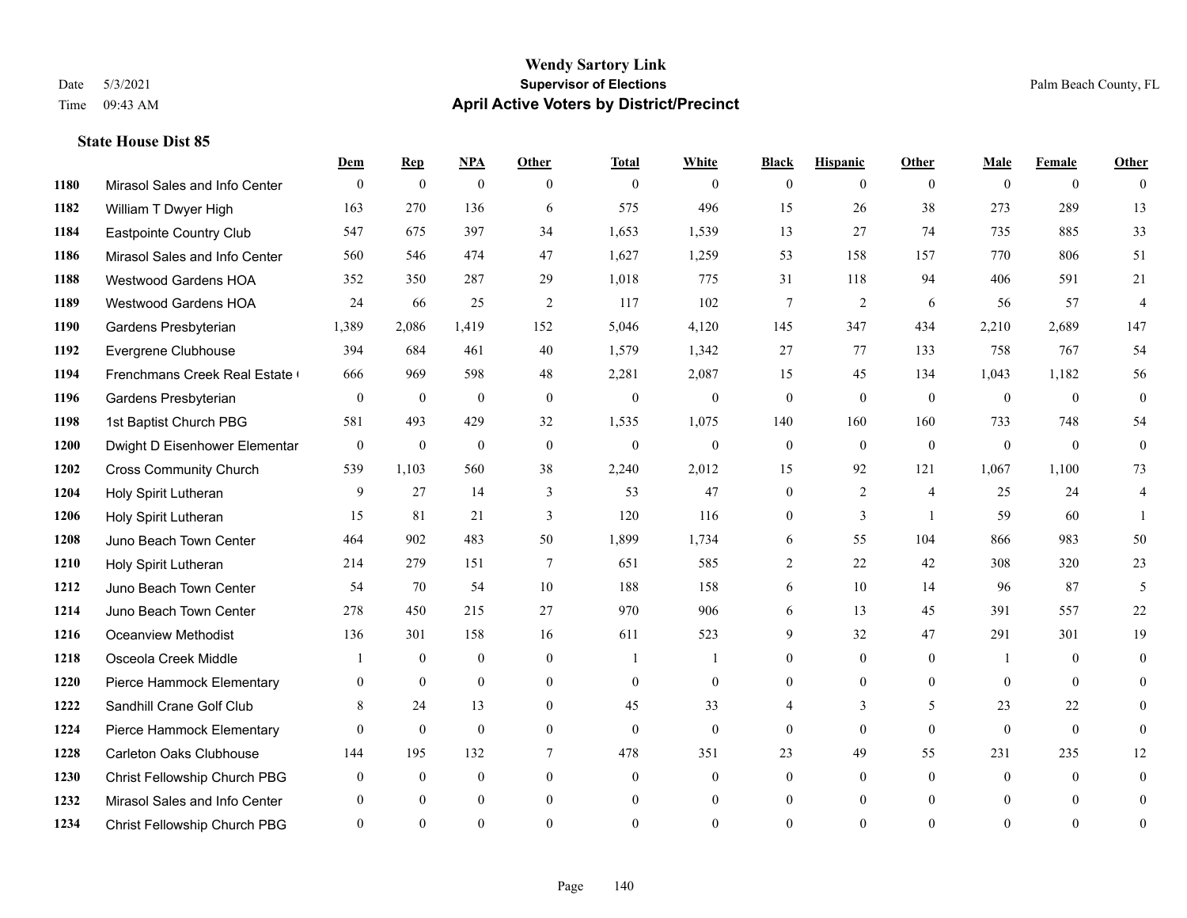# Wendy Sartory Link

**Supervisor of Elections**

**April Active Voters by District/Precinct**

Date 5/3/2021

Time 09:43 AM

Palm Beach County, FL

### State House Dist 85

| | | Dem | Rep | NPA | Other | Total | White | Black | Hispanic | Other | Male | Female | Other |
|---|---|---|---|---|---|---|---|---|---|---|---|---|---|
| 1180 | Mirasol Sales and Info Center | 0 | 0 | 0 | 0 | 0 | 0 | 0 | 0 | 0 | 0 | 0 | 0 |
| 1182 | William T Dwyer High | 163 | 270 | 136 | 6 | 575 | 496 | 15 | 26 | 38 | 273 | 289 | 13 |
| 1184 | Eastpointe Country Club | 547 | 675 | 397 | 34 | 1,653 | 1,539 | 13 | 27 | 74 | 735 | 885 | 33 |
| 1186 | Mirasol Sales and Info Center | 560 | 546 | 474 | 47 | 1,627 | 1,259 | 53 | 158 | 157 | 770 | 806 | 51 |
| 1188 | Westwood Gardens HOA | 352 | 350 | 287 | 29 | 1,018 | 775 | 31 | 118 | 94 | 406 | 591 | 21 |
| 1189 | Westwood Gardens HOA | 24 | 66 | 25 | 2 | 117 | 102 | 7 | 2 | 6 | 56 | 57 | 4 |
| 1190 | Gardens Presbyterian | 1,389 | 2,086 | 1,419 | 152 | 5,046 | 4,120 | 145 | 347 | 434 | 2,210 | 2,689 | 147 |
| 1192 | Evergrene Clubhouse | 394 | 684 | 461 | 40 | 1,579 | 1,342 | 27 | 77 | 133 | 758 | 767 | 54 |
| 1194 | Frenchmans Creek Real Estate ( | 666 | 969 | 598 | 48 | 2,281 | 2,087 | 15 | 45 | 134 | 1,043 | 1,182 | 56 |
| 1196 | Gardens Presbyterian | 0 | 0 | 0 | 0 | 0 | 0 | 0 | 0 | 0 | 0 | 0 | 0 |
| 1198 | 1st Baptist Church PBG | 581 | 493 | 429 | 32 | 1,535 | 1,075 | 140 | 160 | 160 | 733 | 748 | 54 |
| 1200 | Dwight D Eisenhower Elementar | 0 | 0 | 0 | 0 | 0 | 0 | 0 | 0 | 0 | 0 | 0 | 0 |
| 1202 | Cross Community Church | 539 | 1,103 | 560 | 38 | 2,240 | 2,012 | 15 | 92 | 121 | 1,067 | 1,100 | 73 |
| 1204 | Holy Spirit Lutheran | 9 | 27 | 14 | 3 | 53 | 47 | 0 | 2 | 4 | 25 | 24 | 4 |
| 1206 | Holy Spirit Lutheran | 15 | 81 | 21 | 3 | 120 | 116 | 0 | 3 | 1 | 59 | 60 | 1 |
| 1208 | Juno Beach Town Center | 464 | 902 | 483 | 50 | 1,899 | 1,734 | 6 | 55 | 104 | 866 | 983 | 50 |
| 1210 | Holy Spirit Lutheran | 214 | 279 | 151 | 7 | 651 | 585 | 2 | 22 | 42 | 308 | 320 | 23 |
| 1212 | Juno Beach Town Center | 54 | 70 | 54 | 10 | 188 | 158 | 6 | 10 | 14 | 96 | 87 | 5 |
| 1214 | Juno Beach Town Center | 278 | 450 | 215 | 27 | 970 | 906 | 6 | 13 | 45 | 391 | 557 | 22 |
| 1216 | Oceanview Methodist | 136 | 301 | 158 | 16 | 611 | 523 | 9 | 32 | 47 | 291 | 301 | 19 |
| 1218 | Osceola Creek Middle | 1 | 0 | 0 | 0 | 1 | 1 | 0 | 0 | 0 | 1 | 0 | 0 |
| 1220 | Pierce Hammock Elementary | 0 | 0 | 0 | 0 | 0 | 0 | 0 | 0 | 0 | 0 | 0 | 0 |
| 1222 | Sandhill Crane Golf Club | 8 | 24 | 13 | 0 | 45 | 33 | 4 | 3 | 5 | 23 | 22 | 0 |
| 1224 | Pierce Hammock Elementary | 0 | 0 | 0 | 0 | 0 | 0 | 0 | 0 | 0 | 0 | 0 | 0 |
| 1228 | Carleton Oaks Clubhouse | 144 | 195 | 132 | 7 | 478 | 351 | 23 | 49 | 55 | 231 | 235 | 12 |
| 1230 | Christ Fellowship Church PBG | 0 | 0 | 0 | 0 | 0 | 0 | 0 | 0 | 0 | 0 | 0 | 0 |
| 1232 | Mirasol Sales and Info Center | 0 | 0 | 0 | 0 | 0 | 0 | 0 | 0 | 0 | 0 | 0 | 0 |
| 1234 | Christ Fellowship Church PBG | 0 | 0 | 0 | 0 | 0 | 0 | 0 | 0 | 0 | 0 | 0 | 0 |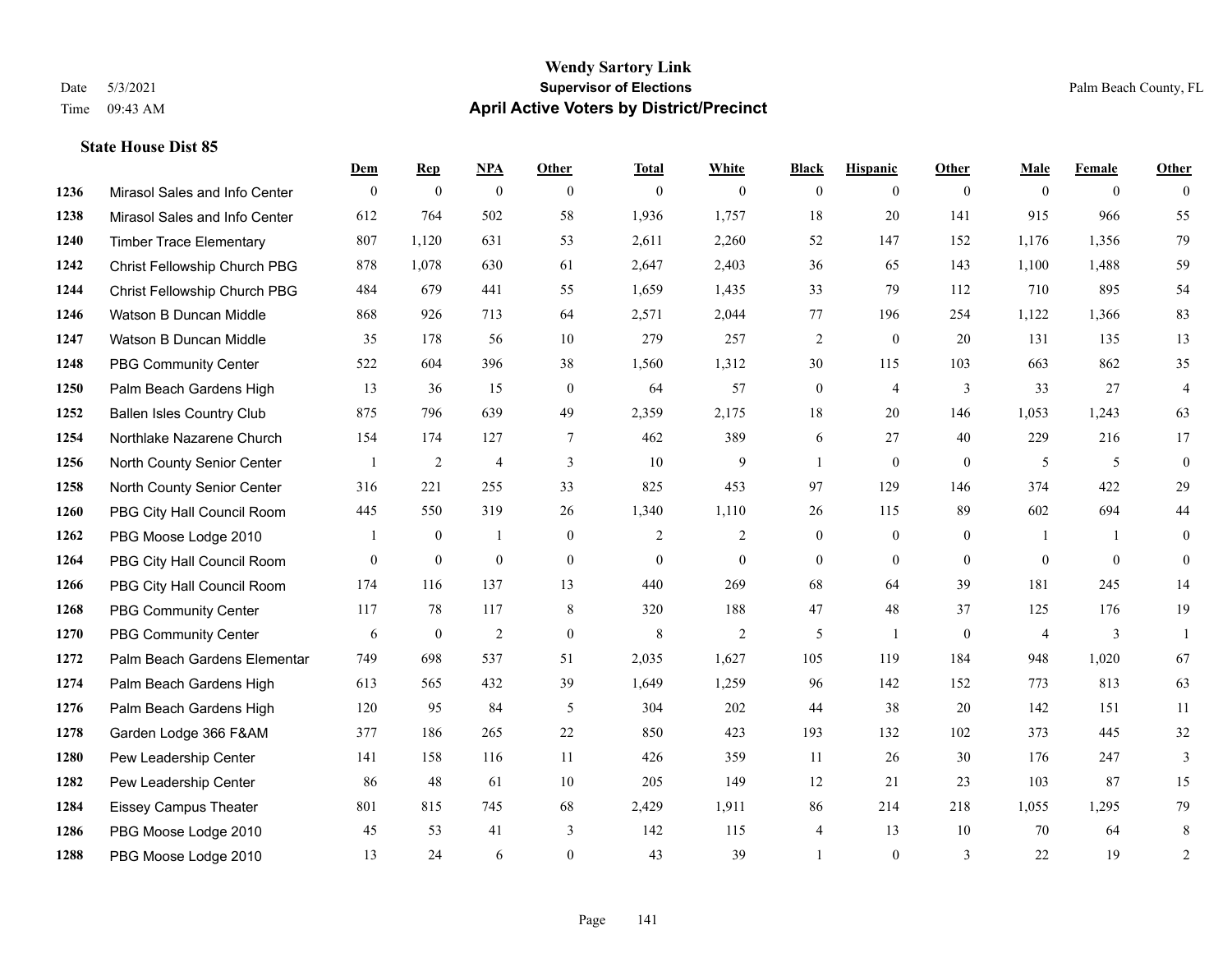# Wendy Sartory Link

**Supervisor of Elections**

**April Active Voters by District/Precinct**

Date 5/3/2021
Time 09:43 AM

Palm Beach County, FL

### State House Dist 85

| | | Dem | Rep | NPA | Other | Total | White | Black | Hispanic | Other | Male | Female | Other |
|---|---|---|---|---|---|---|---|---|---|---|---|---|---|
| 1236 | Mirasol Sales and Info Center | 0 | 0 | 0 | 0 | 0 | 0 | 0 | 0 | 0 | 0 | 0 | 0 |
| 1238 | Mirasol Sales and Info Center | 612 | 764 | 502 | 58 | 1,936 | 1,757 | 18 | 20 | 141 | 915 | 966 | 55 |
| 1240 | Timber Trace Elementary | 807 | 1,120 | 631 | 53 | 2,611 | 2,260 | 52 | 147 | 152 | 1,176 | 1,356 | 79 |
| 1242 | Christ Fellowship Church PBG | 878 | 1,078 | 630 | 61 | 2,647 | 2,403 | 36 | 65 | 143 | 1,100 | 1,488 | 59 |
| 1244 | Christ Fellowship Church PBG | 484 | 679 | 441 | 55 | 1,659 | 1,435 | 33 | 79 | 112 | 710 | 895 | 54 |
| 1246 | Watson B Duncan Middle | 868 | 926 | 713 | 64 | 2,571 | 2,044 | 77 | 196 | 254 | 1,122 | 1,366 | 83 |
| 1247 | Watson B Duncan Middle | 35 | 178 | 56 | 10 | 279 | 257 | 2 | 0 | 20 | 131 | 135 | 13 |
| 1248 | PBG Community Center | 522 | 604 | 396 | 38 | 1,560 | 1,312 | 30 | 115 | 103 | 663 | 862 | 35 |
| 1250 | Palm Beach Gardens High | 13 | 36 | 15 | 0 | 64 | 57 | 0 | 4 | 3 | 33 | 27 | 4 |
| 1252 | Ballen Isles Country Club | 875 | 796 | 639 | 49 | 2,359 | 2,175 | 18 | 20 | 146 | 1,053 | 1,243 | 63 |
| 1254 | Northlake Nazarene Church | 154 | 174 | 127 | 7 | 462 | 389 | 6 | 27 | 40 | 229 | 216 | 17 |
| 1256 | North County Senior Center | 1 | 2 | 4 | 3 | 10 | 9 | 1 | 0 | 0 | 5 | 5 | 0 |
| 1258 | North County Senior Center | 316 | 221 | 255 | 33 | 825 | 453 | 97 | 129 | 146 | 374 | 422 | 29 |
| 1260 | PBG City Hall Council Room | 445 | 550 | 319 | 26 | 1,340 | 1,110 | 26 | 115 | 89 | 602 | 694 | 44 |
| 1262 | PBG Moose Lodge 2010 | 1 | 0 | 1 | 0 | 2 | 2 | 0 | 0 | 0 | 1 | 1 | 0 |
| 1264 | PBG City Hall Council Room | 0 | 0 | 0 | 0 | 0 | 0 | 0 | 0 | 0 | 0 | 0 | 0 |
| 1266 | PBG City Hall Council Room | 174 | 116 | 137 | 13 | 440 | 269 | 68 | 64 | 39 | 181 | 245 | 14 |
| 1268 | PBG Community Center | 117 | 78 | 117 | 8 | 320 | 188 | 47 | 48 | 37 | 125 | 176 | 19 |
| 1270 | PBG Community Center | 6 | 0 | 2 | 0 | 8 | 2 | 5 | 1 | 0 | 4 | 3 | 1 |
| 1272 | Palm Beach Gardens Elementar | 749 | 698 | 537 | 51 | 2,035 | 1,627 | 105 | 119 | 184 | 948 | 1,020 | 67 |
| 1274 | Palm Beach Gardens High | 613 | 565 | 432 | 39 | 1,649 | 1,259 | 96 | 142 | 152 | 773 | 813 | 63 |
| 1276 | Palm Beach Gardens High | 120 | 95 | 84 | 5 | 304 | 202 | 44 | 38 | 20 | 142 | 151 | 11 |
| 1278 | Garden Lodge 366 F&AM | 377 | 186 | 265 | 22 | 850 | 423 | 193 | 132 | 102 | 373 | 445 | 32 |
| 1280 | Pew Leadership Center | 141 | 158 | 116 | 11 | 426 | 359 | 11 | 26 | 30 | 176 | 247 | 3 |
| 1282 | Pew Leadership Center | 86 | 48 | 61 | 10 | 205 | 149 | 12 | 21 | 23 | 103 | 87 | 15 |
| 1284 | Eissey Campus Theater | 801 | 815 | 745 | 68 | 2,429 | 1,911 | 86 | 214 | 218 | 1,055 | 1,295 | 79 |
| 1286 | PBG Moose Lodge 2010 | 45 | 53 | 41 | 3 | 142 | 115 | 4 | 13 | 10 | 70 | 64 | 8 |
| 1288 | PBG Moose Lodge 2010 | 13 | 24 | 6 | 0 | 43 | 39 | 1 | 0 | 3 | 22 | 19 | 2 |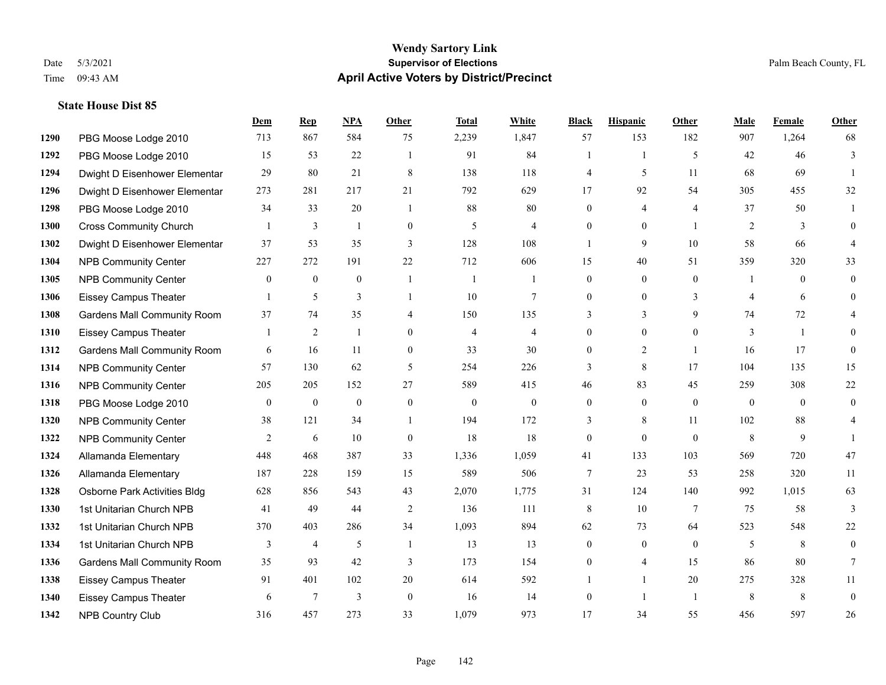# Wendy Sartory Link
## Supervisor of Elections
## April Active Voters by District/Precinct

Date 5/3/2021
Time 09:43 AM

Palm Beach County, FL

### State House Dist 85

| | | Dem | Rep | NPA | Other | Total | White | Black | Hispanic | Other | Male | Female | Other |
|---|---|---|---|---|---|---|---|---|---|---|---|---|---|
| 1290 | PBG Moose Lodge 2010 | 713 | 867 | 584 | 75 | 2,239 | 1,847 | 57 | 153 | 182 | 907 | 1,264 | 68 |
| 1292 | PBG Moose Lodge 2010 | 15 | 53 | 22 | 1 | 91 | 84 | 1 | 1 | 5 | 42 | 46 | 3 |
| 1294 | Dwight D Eisenhower Elementar | 29 | 80 | 21 | 8 | 138 | 118 | 4 | 5 | 11 | 68 | 69 | 1 |
| 1296 | Dwight D Eisenhower Elementar | 273 | 281 | 217 | 21 | 792 | 629 | 17 | 92 | 54 | 305 | 455 | 32 |
| 1298 | PBG Moose Lodge 2010 | 34 | 33 | 20 | 1 | 88 | 80 | 0 | 4 | 4 | 37 | 50 | 1 |
| 1300 | Cross Community Church | 1 | 3 | 1 | 0 | 5 | 4 | 0 | 0 | 1 | 2 | 3 | 0 |
| 1302 | Dwight D Eisenhower Elementar | 37 | 53 | 35 | 3 | 128 | 108 | 1 | 9 | 10 | 58 | 66 | 4 |
| 1304 | NPB Community Center | 227 | 272 | 191 | 22 | 712 | 606 | 15 | 40 | 51 | 359 | 320 | 33 |
| 1305 | NPB Community Center | 0 | 0 | 0 | 1 | 1 | 1 | 0 | 0 | 0 | 1 | 0 | 0 |
| 1306 | Eissey Campus Theater | 1 | 5 | 3 | 1 | 10 | 7 | 0 | 0 | 3 | 4 | 6 | 0 |
| 1308 | Gardens Mall Community Room | 37 | 74 | 35 | 4 | 150 | 135 | 3 | 3 | 9 | 74 | 72 | 4 |
| 1310 | Eissey Campus Theater | 1 | 2 | 1 | 0 | 4 | 4 | 0 | 0 | 0 | 3 | 1 | 0 |
| 1312 | Gardens Mall Community Room | 6 | 16 | 11 | 0 | 33 | 30 | 0 | 2 | 1 | 16 | 17 | 0 |
| 1314 | NPB Community Center | 57 | 130 | 62 | 5 | 254 | 226 | 3 | 8 | 17 | 104 | 135 | 15 |
| 1316 | NPB Community Center | 205 | 205 | 152 | 27 | 589 | 415 | 46 | 83 | 45 | 259 | 308 | 22 |
| 1318 | PBG Moose Lodge 2010 | 0 | 0 | 0 | 0 | 0 | 0 | 0 | 0 | 0 | 0 | 0 | 0 |
| 1320 | NPB Community Center | 38 | 121 | 34 | 1 | 194 | 172 | 3 | 8 | 11 | 102 | 88 | 4 |
| 1322 | NPB Community Center | 2 | 6 | 10 | 0 | 18 | 18 | 0 | 0 | 0 | 8 | 9 | 1 |
| 1324 | Allamanda Elementary | 448 | 468 | 387 | 33 | 1,336 | 1,059 | 41 | 133 | 103 | 569 | 720 | 47 |
| 1326 | Allamanda Elementary | 187 | 228 | 159 | 15 | 589 | 506 | 7 | 23 | 53 | 258 | 320 | 11 |
| 1328 | Osborne Park Activities Bldg | 628 | 856 | 543 | 43 | 2,070 | 1,775 | 31 | 124 | 140 | 992 | 1,015 | 63 |
| 1330 | 1st Unitarian Church NPB | 41 | 49 | 44 | 2 | 136 | 111 | 8 | 10 | 7 | 75 | 58 | 3 |
| 1332 | 1st Unitarian Church NPB | 370 | 403 | 286 | 34 | 1,093 | 894 | 62 | 73 | 64 | 523 | 548 | 22 |
| 1334 | 1st Unitarian Church NPB | 3 | 4 | 5 | 1 | 13 | 13 | 0 | 0 | 0 | 5 | 8 | 0 |
| 1336 | Gardens Mall Community Room | 35 | 93 | 42 | 3 | 173 | 154 | 0 | 4 | 15 | 86 | 80 | 7 |
| 1338 | Eissey Campus Theater | 91 | 401 | 102 | 20 | 614 | 592 | 1 | 1 | 20 | 275 | 328 | 11 |
| 1340 | Eissey Campus Theater | 6 | 7 | 3 | 0 | 16 | 14 | 0 | 1 | 1 | 8 | 8 | 0 |
| 1342 | NPB Country Club | 316 | 457 | 273 | 33 | 1,079 | 973 | 17 | 34 | 55 | 456 | 597 | 26 |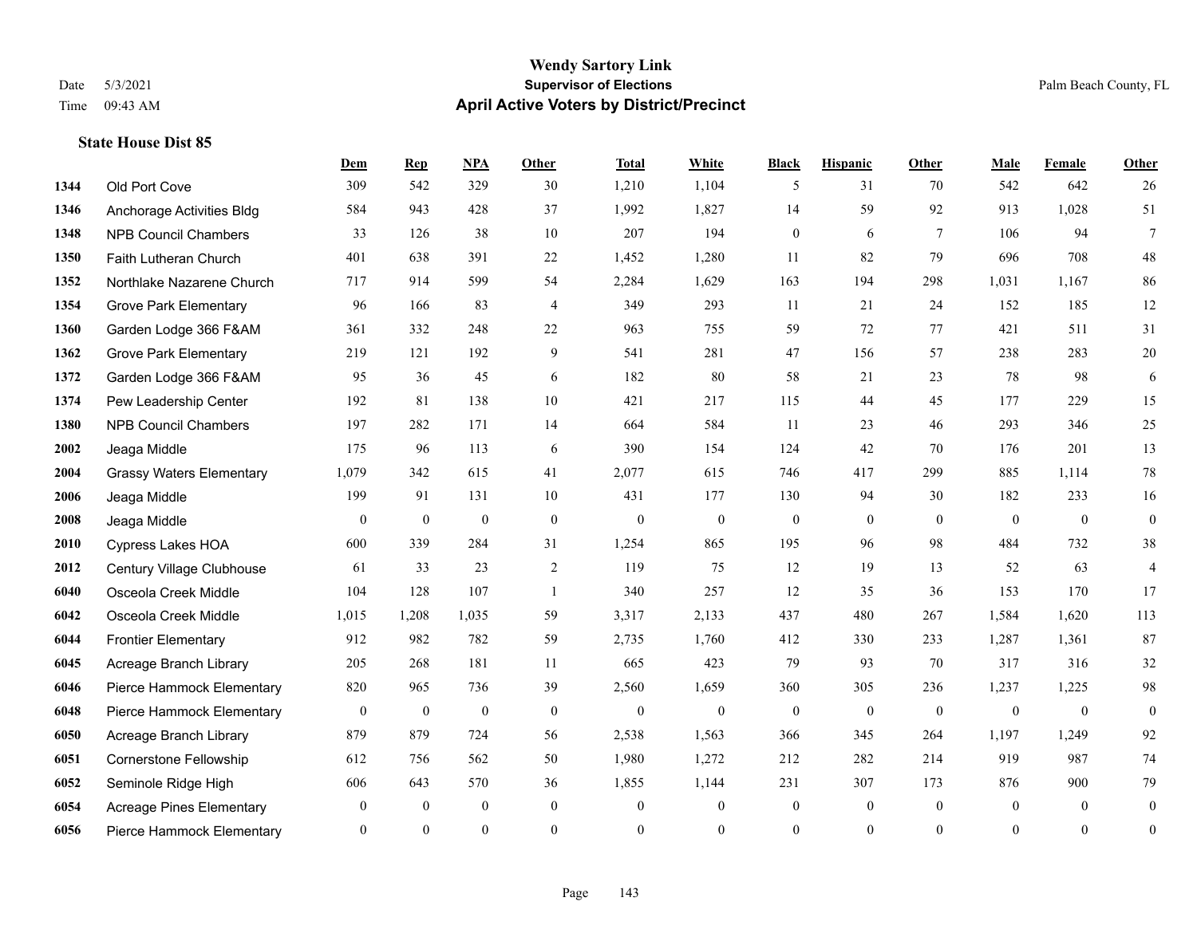# Wendy Sartory Link

**Supervisor of Elections**

**April Active Voters by District/Precinct**

Date 5/3/2021
Time 09:43 AM

Palm Beach County, FL

### State House Dist 85

| | | Dem | Rep | NPA | Other | Total | White | Black | Hispanic | Other | Male | Female | Other |
|---|---|---|---|---|---|---|---|---|---|---|---|---|---|
| 1344 | Old Port Cove | 309 | 542 | 329 | 30 | 1,210 | 1,104 | 5 | 31 | 70 | 542 | 642 | 26 |
| 1346 | Anchorage Activities Bldg | 584 | 943 | 428 | 37 | 1,992 | 1,827 | 14 | 59 | 92 | 913 | 1,028 | 51 |
| 1348 | NPB Council Chambers | 33 | 126 | 38 | 10 | 207 | 194 | 0 | 6 | 7 | 106 | 94 | 7 |
| 1350 | Faith Lutheran Church | 401 | 638 | 391 | 22 | 1,452 | 1,280 | 11 | 82 | 79 | 696 | 708 | 48 |
| 1352 | Northlake Nazarene Church | 717 | 914 | 599 | 54 | 2,284 | 1,629 | 163 | 194 | 298 | 1,031 | 1,167 | 86 |
| 1354 | Grove Park Elementary | 96 | 166 | 83 | 4 | 349 | 293 | 11 | 21 | 24 | 152 | 185 | 12 |
| 1360 | Garden Lodge 366 F&AM | 361 | 332 | 248 | 22 | 963 | 755 | 59 | 72 | 77 | 421 | 511 | 31 |
| 1362 | Grove Park Elementary | 219 | 121 | 192 | 9 | 541 | 281 | 47 | 156 | 57 | 238 | 283 | 20 |
| 1372 | Garden Lodge 366 F&AM | 95 | 36 | 45 | 6 | 182 | 80 | 58 | 21 | 23 | 78 | 98 | 6 |
| 1374 | Pew Leadership Center | 192 | 81 | 138 | 10 | 421 | 217 | 115 | 44 | 45 | 177 | 229 | 15 |
| 1380 | NPB Council Chambers | 197 | 282 | 171 | 14 | 664 | 584 | 11 | 23 | 46 | 293 | 346 | 25 |
| 2002 | Jeaga Middle | 175 | 96 | 113 | 6 | 390 | 154 | 124 | 42 | 70 | 176 | 201 | 13 |
| 2004 | Grassy Waters Elementary | 1,079 | 342 | 615 | 41 | 2,077 | 615 | 746 | 417 | 299 | 885 | 1,114 | 78 |
| 2006 | Jeaga Middle | 199 | 91 | 131 | 10 | 431 | 177 | 130 | 94 | 30 | 182 | 233 | 16 |
| 2008 | Jeaga Middle | 0 | 0 | 0 | 0 | 0 | 0 | 0 | 0 | 0 | 0 | 0 | 0 |
| 2010 | Cypress Lakes HOA | 600 | 339 | 284 | 31 | 1,254 | 865 | 195 | 96 | 98 | 484 | 732 | 38 |
| 2012 | Century Village Clubhouse | 61 | 33 | 23 | 2 | 119 | 75 | 12 | 19 | 13 | 52 | 63 | 4 |
| 6040 | Osceola Creek Middle | 104 | 128 | 107 | 1 | 340 | 257 | 12 | 35 | 36 | 153 | 170 | 17 |
| 6042 | Osceola Creek Middle | 1,015 | 1,208 | 1,035 | 59 | 3,317 | 2,133 | 437 | 480 | 267 | 1,584 | 1,620 | 113 |
| 6044 | Frontier Elementary | 912 | 982 | 782 | 59 | 2,735 | 1,760 | 412 | 330 | 233 | 1,287 | 1,361 | 87 |
| 6045 | Acreage Branch Library | 205 | 268 | 181 | 11 | 665 | 423 | 79 | 93 | 70 | 317 | 316 | 32 |
| 6046 | Pierce Hammock Elementary | 820 | 965 | 736 | 39 | 2,560 | 1,659 | 360 | 305 | 236 | 1,237 | 1,225 | 98 |
| 6048 | Pierce Hammock Elementary | 0 | 0 | 0 | 0 | 0 | 0 | 0 | 0 | 0 | 0 | 0 | 0 |
| 6050 | Acreage Branch Library | 879 | 879 | 724 | 56 | 2,538 | 1,563 | 366 | 345 | 264 | 1,197 | 1,249 | 92 |
| 6051 | Cornerstone Fellowship | 612 | 756 | 562 | 50 | 1,980 | 1,272 | 212 | 282 | 214 | 919 | 987 | 74 |
| 6052 | Seminole Ridge High | 606 | 643 | 570 | 36 | 1,855 | 1,144 | 231 | 307 | 173 | 876 | 900 | 79 |
| 6054 | Acreage Pines Elementary | 0 | 0 | 0 | 0 | 0 | 0 | 0 | 0 | 0 | 0 | 0 | 0 |
| 6056 | Pierce Hammock Elementary | 0 | 0 | 0 | 0 | 0 | 0 | 0 | 0 | 0 | 0 | 0 | 0 |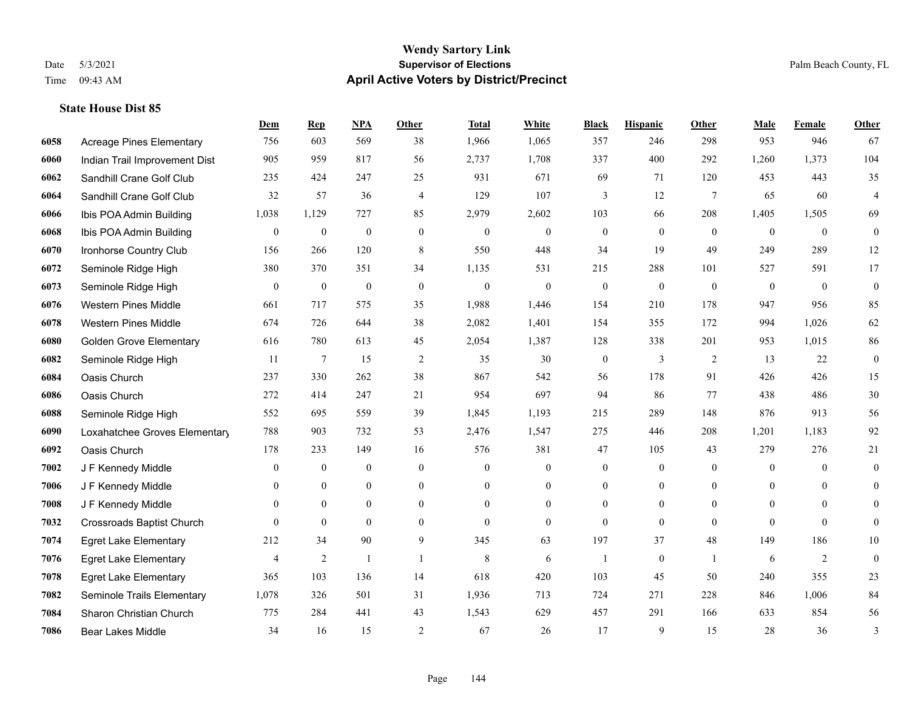# Wendy Sartory Link

**Supervisor of Elections**

**April Active Voters by District/Precinct**

Date 5/3/2021
Time 09:43 AM

Palm Beach County, FL

### State House Dist 85

| | | Dem | Rep | NPA | Other | Total | White | Black | Hispanic | Other | Male | Female | Other |
|---|---|---|---|---|---|---|---|---|---|---|---|---|---|
| 6058 | Acreage Pines Elementary | 756 | 603 | 569 | 38 | 1,966 | 1,065 | 357 | 246 | 298 | 953 | 946 | 67 |
| 6060 | Indian Trail Improvement Dist | 905 | 959 | 817 | 56 | 2,737 | 1,708 | 337 | 400 | 292 | 1,260 | 1,373 | 104 |
| 6062 | Sandhill Crane Golf Club | 235 | 424 | 247 | 25 | 931 | 671 | 69 | 71 | 120 | 453 | 443 | 35 |
| 6064 | Sandhill Crane Golf Club | 32 | 57 | 36 | 4 | 129 | 107 | 3 | 12 | 7 | 65 | 60 | 4 |
| 6066 | Ibis POA Admin Building | 1,038 | 1,129 | 727 | 85 | 2,979 | 2,602 | 103 | 66 | 208 | 1,405 | 1,505 | 69 |
| 6068 | Ibis POA Admin Building | 0 | 0 | 0 | 0 | 0 | 0 | 0 | 0 | 0 | 0 | 0 | 0 |
| 6070 | Ironhorse Country Club | 156 | 266 | 120 | 8 | 550 | 448 | 34 | 19 | 49 | 249 | 289 | 12 |
| 6072 | Seminole Ridge High | 380 | 370 | 351 | 34 | 1,135 | 531 | 215 | 288 | 101 | 527 | 591 | 17 |
| 6073 | Seminole Ridge High | 0 | 0 | 0 | 0 | 0 | 0 | 0 | 0 | 0 | 0 | 0 | 0 |
| 6076 | Western Pines Middle | 661 | 717 | 575 | 35 | 1,988 | 1,446 | 154 | 210 | 178 | 947 | 956 | 85 |
| 6078 | Western Pines Middle | 674 | 726 | 644 | 38 | 2,082 | 1,401 | 154 | 355 | 172 | 994 | 1,026 | 62 |
| 6080 | Golden Grove Elementary | 616 | 780 | 613 | 45 | 2,054 | 1,387 | 128 | 338 | 201 | 953 | 1,015 | 86 |
| 6082 | Seminole Ridge High | 11 | 7 | 15 | 2 | 35 | 30 | 0 | 3 | 2 | 13 | 22 | 0 |
| 6084 | Oasis Church | 237 | 330 | 262 | 38 | 867 | 542 | 56 | 178 | 91 | 426 | 426 | 15 |
| 6086 | Oasis Church | 272 | 414 | 247 | 21 | 954 | 697 | 94 | 86 | 77 | 438 | 486 | 30 |
| 6088 | Seminole Ridge High | 552 | 695 | 559 | 39 | 1,845 | 1,193 | 215 | 289 | 148 | 876 | 913 | 56 |
| 6090 | Loxahatchee Groves Elementary | 788 | 903 | 732 | 53 | 2,476 | 1,547 | 275 | 446 | 208 | 1,201 | 1,183 | 92 |
| 6092 | Oasis Church | 178 | 233 | 149 | 16 | 576 | 381 | 47 | 105 | 43 | 279 | 276 | 21 |
| 7002 | J F Kennedy Middle | 0 | 0 | 0 | 0 | 0 | 0 | 0 | 0 | 0 | 0 | 0 | 0 |
| 7006 | J F Kennedy Middle | 0 | 0 | 0 | 0 | 0 | 0 | 0 | 0 | 0 | 0 | 0 | 0 |
| 7008 | J F Kennedy Middle | 0 | 0 | 0 | 0 | 0 | 0 | 0 | 0 | 0 | 0 | 0 | 0 |
| 7032 | Crossroads Baptist Church | 0 | 0 | 0 | 0 | 0 | 0 | 0 | 0 | 0 | 0 | 0 | 0 |
| 7074 | Egret Lake Elementary | 212 | 34 | 90 | 9 | 345 | 63 | 197 | 37 | 48 | 149 | 186 | 10 |
| 7076 | Egret Lake Elementary | 4 | 2 | 1 | 1 | 8 | 6 | 1 | 0 | 1 | 6 | 2 | 0 |
| 7078 | Egret Lake Elementary | 365 | 103 | 136 | 14 | 618 | 420 | 103 | 45 | 50 | 240 | 355 | 23 |
| 7082 | Seminole Trails Elementary | 1,078 | 326 | 501 | 31 | 1,936 | 713 | 724 | 271 | 228 | 846 | 1,006 | 84 |
| 7084 | Sharon Christian Church | 775 | 284 | 441 | 43 | 1,543 | 629 | 457 | 291 | 166 | 633 | 854 | 56 |
| 7086 | Bear Lakes Middle | 34 | 16 | 15 | 2 | 67 | 26 | 17 | 9 | 15 | 28 | 36 | 3 |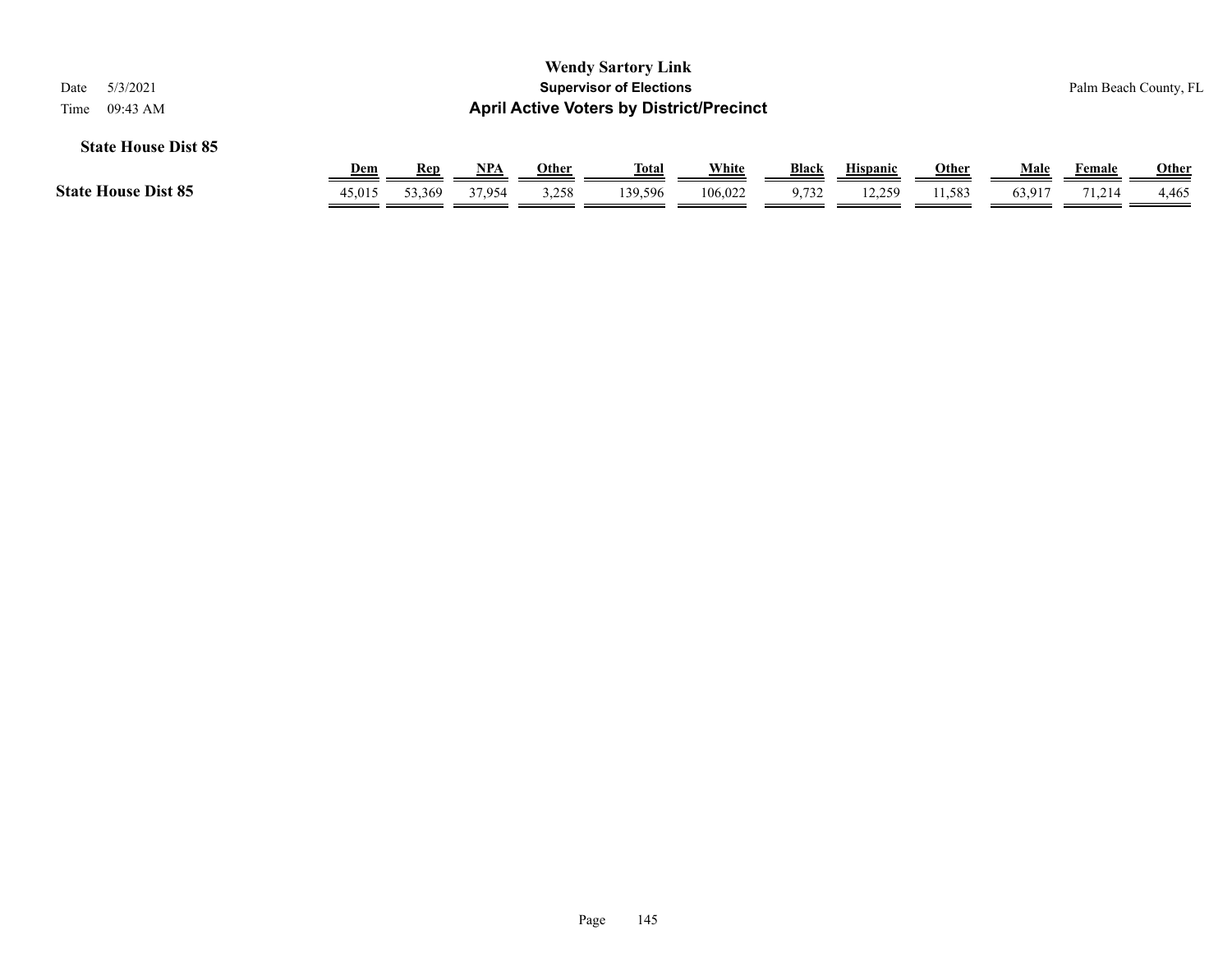# Wendy Sartory Link

## Supervisor of Elections

## April Active Voters by District/Precinct

Date 5/3/2021

Time 09:43 AM

Palm Beach County, FL

### State House Dist 85

| | Dem | Rep | NPA | Other | Total | White | Black | Hispanic | Other | Male | Female | Other |
|---|---|---|---|---|---|---|---|---|---|---|---|---|
| **State House Dist 85** | 45,015 | 53,369 | 37,954 | 3,258 | 139,596 | 106,022 | 9,732 | 12,259 | 11,583 | 63,917 | 71,214 | 4,465 |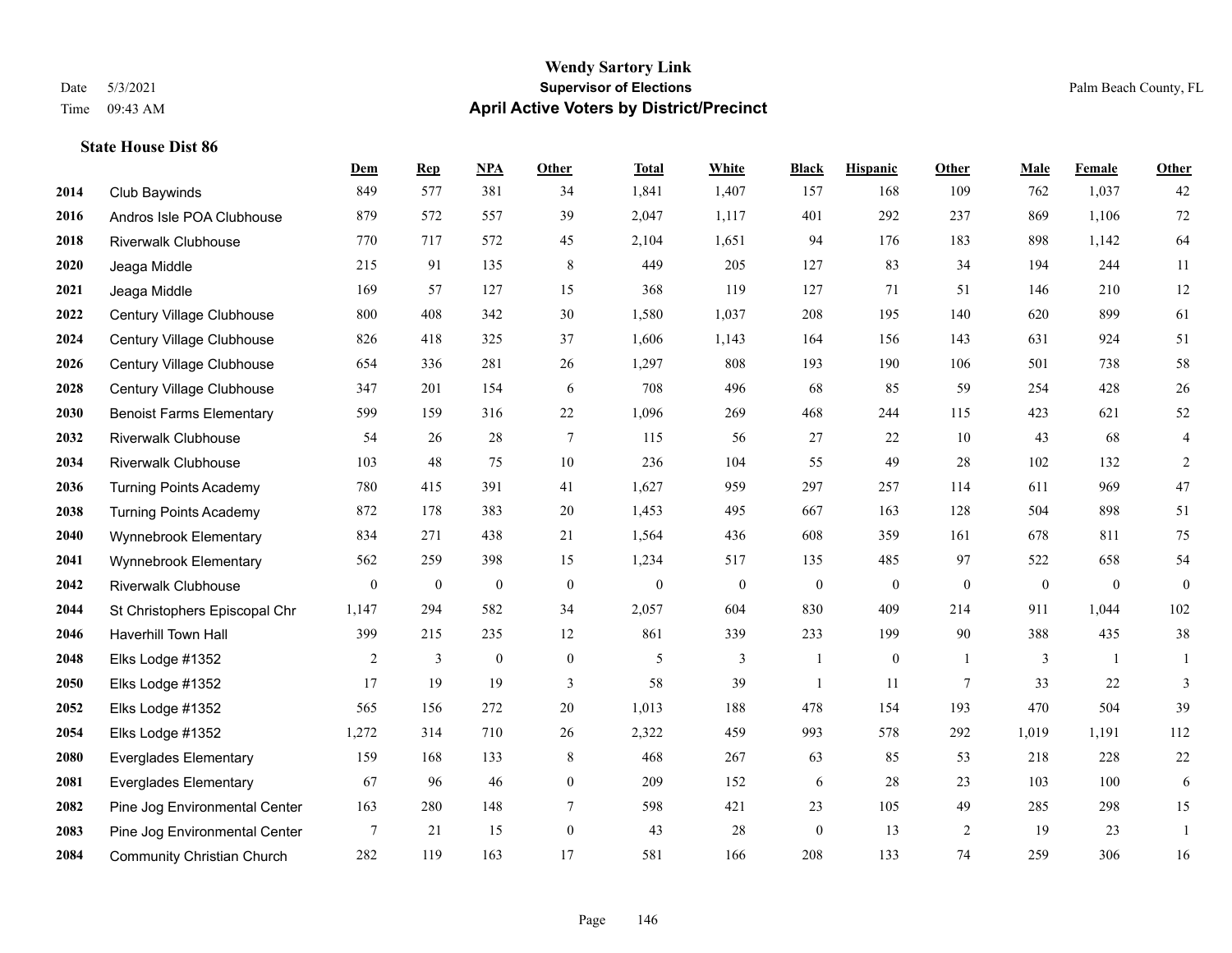# Wendy Sartory Link

## Supervisor of Elections

## April Active Voters by District/Precinct

Date 5/3/2021
Time 09:43 AM

Palm Beach County, FL

### State House Dist 86

| | | Dem | Rep | NPA | Other | Total | White | Black | Hispanic | Other | Male | Female | Other |
|---|---|---|---|---|---|---|---|---|---|---|---|---|---|
| 2014 | Club Baywinds | 849 | 577 | 381 | 34 | 1,841 | 1,407 | 157 | 168 | 109 | 762 | 1,037 | 42 |
| 2016 | Andros Isle POA Clubhouse | 879 | 572 | 557 | 39 | 2,047 | 1,117 | 401 | 292 | 237 | 869 | 1,106 | 72 |
| 2018 | Riverwalk Clubhouse | 770 | 717 | 572 | 45 | 2,104 | 1,651 | 94 | 176 | 183 | 898 | 1,142 | 64 |
| 2020 | Jeaga Middle | 215 | 91 | 135 | 8 | 449 | 205 | 127 | 83 | 34 | 194 | 244 | 11 |
| 2021 | Jeaga Middle | 169 | 57 | 127 | 15 | 368 | 119 | 127 | 71 | 51 | 146 | 210 | 12 |
| 2022 | Century Village Clubhouse | 800 | 408 | 342 | 30 | 1,580 | 1,037 | 208 | 195 | 140 | 620 | 899 | 61 |
| 2024 | Century Village Clubhouse | 826 | 418 | 325 | 37 | 1,606 | 1,143 | 164 | 156 | 143 | 631 | 924 | 51 |
| 2026 | Century Village Clubhouse | 654 | 336 | 281 | 26 | 1,297 | 808 | 193 | 190 | 106 | 501 | 738 | 58 |
| 2028 | Century Village Clubhouse | 347 | 201 | 154 | 6 | 708 | 496 | 68 | 85 | 59 | 254 | 428 | 26 |
| 2030 | Benoist Farms Elementary | 599 | 159 | 316 | 22 | 1,096 | 269 | 468 | 244 | 115 | 423 | 621 | 52 |
| 2032 | Riverwalk Clubhouse | 54 | 26 | 28 | 7 | 115 | 56 | 27 | 22 | 10 | 43 | 68 | 4 |
| 2034 | Riverwalk Clubhouse | 103 | 48 | 75 | 10 | 236 | 104 | 55 | 49 | 28 | 102 | 132 | 2 |
| 2036 | Turning Points Academy | 780 | 415 | 391 | 41 | 1,627 | 959 | 297 | 257 | 114 | 611 | 969 | 47 |
| 2038 | Turning Points Academy | 872 | 178 | 383 | 20 | 1,453 | 495 | 667 | 163 | 128 | 504 | 898 | 51 |
| 2040 | Wynnebrook Elementary | 834 | 271 | 438 | 21 | 1,564 | 436 | 608 | 359 | 161 | 678 | 811 | 75 |
| 2041 | Wynnebrook Elementary | 562 | 259 | 398 | 15 | 1,234 | 517 | 135 | 485 | 97 | 522 | 658 | 54 |
| 2042 | Riverwalk Clubhouse | 0 | 0 | 0 | 0 | 0 | 0 | 0 | 0 | 0 | 0 | 0 | 0 |
| 2044 | St Christophers Episcopal Chr | 1,147 | 294 | 582 | 34 | 2,057 | 604 | 830 | 409 | 214 | 911 | 1,044 | 102 |
| 2046 | Haverhill Town Hall | 399 | 215 | 235 | 12 | 861 | 339 | 233 | 199 | 90 | 388 | 435 | 38 |
| 2048 | Elks Lodge #1352 | 2 | 3 | 0 | 0 | 5 | 3 | 1 | 0 | 1 | 3 | 1 | 1 |
| 2050 | Elks Lodge #1352 | 17 | 19 | 19 | 3 | 58 | 39 | 1 | 11 | 7 | 33 | 22 | 3 |
| 2052 | Elks Lodge #1352 | 565 | 156 | 272 | 20 | 1,013 | 188 | 478 | 154 | 193 | 470 | 504 | 39 |
| 2054 | Elks Lodge #1352 | 1,272 | 314 | 710 | 26 | 2,322 | 459 | 993 | 578 | 292 | 1,019 | 1,191 | 112 |
| 2080 | Everglades Elementary | 159 | 168 | 133 | 8 | 468 | 267 | 63 | 85 | 53 | 218 | 228 | 22 |
| 2081 | Everglades Elementary | 67 | 96 | 46 | 0 | 209 | 152 | 6 | 28 | 23 | 103 | 100 | 6 |
| 2082 | Pine Jog Environmental Center | 163 | 280 | 148 | 7 | 598 | 421 | 23 | 105 | 49 | 285 | 298 | 15 |
| 2083 | Pine Jog Environmental Center | 7 | 21 | 15 | 0 | 43 | 28 | 0 | 13 | 2 | 19 | 23 | 1 |
| 2084 | Community Christian Church | 282 | 119 | 163 | 17 | 581 | 166 | 208 | 133 | 74 | 259 | 306 | 16 |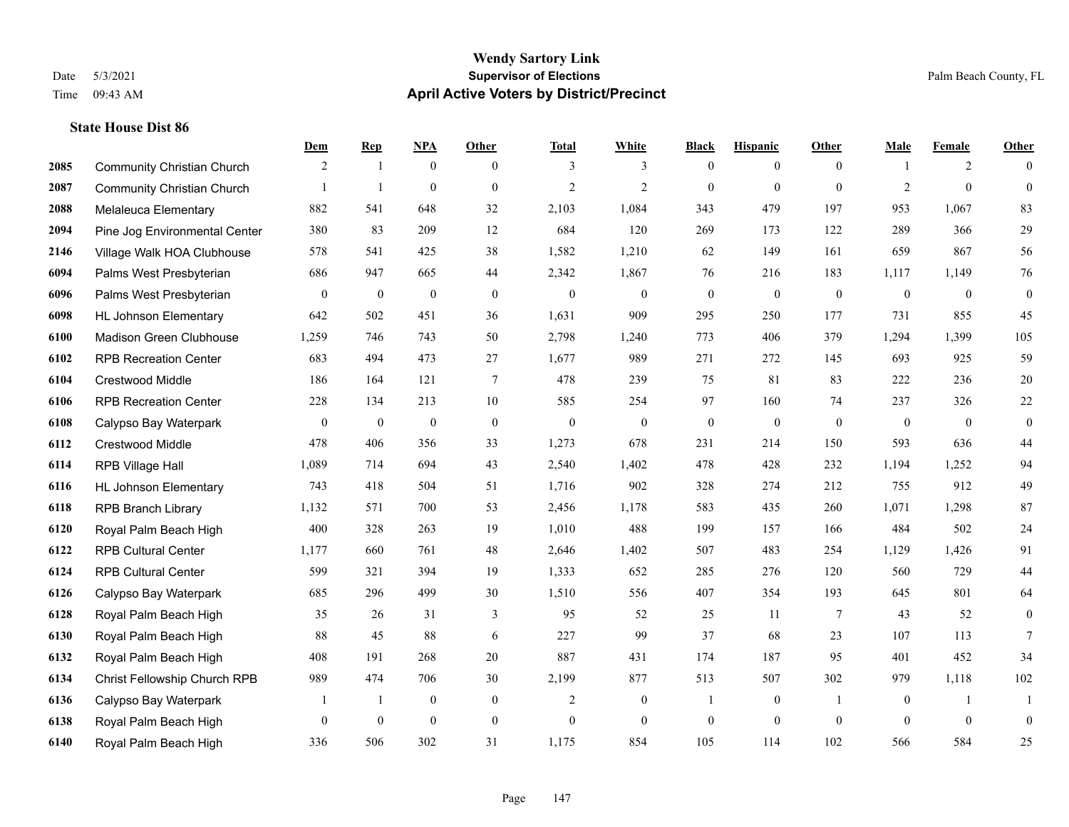# Wendy Sartory Link
**Supervisor of Elections**
**April Active Voters by District/Precinct**

Date 5/3/2021
Time 09:43 AM

Palm Beach County, FL

### State House Dist 86

| | | Dem | Rep | NPA | Other | Total | White | Black | Hispanic | Other | Male | Female | Other |
|---|---|---|---|---|---|---|---|---|---|---|---|---|---|
| 2085 | Community Christian Church | 2 | 1 | 0 | 0 | 3 | 3 | 0 | 0 | 0 | 1 | 2 | 0 |
| 2087 | Community Christian Church | 1 | 1 | 0 | 0 | 2 | 2 | 0 | 0 | 0 | 2 | 0 | 0 |
| 2088 | Melaleuca Elementary | 882 | 541 | 648 | 32 | 2,103 | 1,084 | 343 | 479 | 197 | 953 | 1,067 | 83 |
| 2094 | Pine Jog Environmental Center | 380 | 83 | 209 | 12 | 684 | 120 | 269 | 173 | 122 | 289 | 366 | 29 |
| 2146 | Village Walk HOA Clubhouse | 578 | 541 | 425 | 38 | 1,582 | 1,210 | 62 | 149 | 161 | 659 | 867 | 56 |
| 6094 | Palms West Presbyterian | 686 | 947 | 665 | 44 | 2,342 | 1,867 | 76 | 216 | 183 | 1,117 | 1,149 | 76 |
| 6096 | Palms West Presbyterian | 0 | 0 | 0 | 0 | 0 | 0 | 0 | 0 | 0 | 0 | 0 | 0 |
| 6098 | HL Johnson Elementary | 642 | 502 | 451 | 36 | 1,631 | 909 | 295 | 250 | 177 | 731 | 855 | 45 |
| 6100 | Madison Green Clubhouse | 1,259 | 746 | 743 | 50 | 2,798 | 1,240 | 773 | 406 | 379 | 1,294 | 1,399 | 105 |
| 6102 | RPB Recreation Center | 683 | 494 | 473 | 27 | 1,677 | 989 | 271 | 272 | 145 | 693 | 925 | 59 |
| 6104 | Crestwood Middle | 186 | 164 | 121 | 7 | 478 | 239 | 75 | 81 | 83 | 222 | 236 | 20 |
| 6106 | RPB Recreation Center | 228 | 134 | 213 | 10 | 585 | 254 | 97 | 160 | 74 | 237 | 326 | 22 |
| 6108 | Calypso Bay Waterpark | 0 | 0 | 0 | 0 | 0 | 0 | 0 | 0 | 0 | 0 | 0 | 0 |
| 6112 | Crestwood Middle | 478 | 406 | 356 | 33 | 1,273 | 678 | 231 | 214 | 150 | 593 | 636 | 44 |
| 6114 | RPB Village Hall | 1,089 | 714 | 694 | 43 | 2,540 | 1,402 | 478 | 428 | 232 | 1,194 | 1,252 | 94 |
| 6116 | HL Johnson Elementary | 743 | 418 | 504 | 51 | 1,716 | 902 | 328 | 274 | 212 | 755 | 912 | 49 |
| 6118 | RPB Branch Library | 1,132 | 571 | 700 | 53 | 2,456 | 1,178 | 583 | 435 | 260 | 1,071 | 1,298 | 87 |
| 6120 | Royal Palm Beach High | 400 | 328 | 263 | 19 | 1,010 | 488 | 199 | 157 | 166 | 484 | 502 | 24 |
| 6122 | RPB Cultural Center | 1,177 | 660 | 761 | 48 | 2,646 | 1,402 | 507 | 483 | 254 | 1,129 | 1,426 | 91 |
| 6124 | RPB Cultural Center | 599 | 321 | 394 | 19 | 1,333 | 652 | 285 | 276 | 120 | 560 | 729 | 44 |
| 6126 | Calypso Bay Waterpark | 685 | 296 | 499 | 30 | 1,510 | 556 | 407 | 354 | 193 | 645 | 801 | 64 |
| 6128 | Royal Palm Beach High | 35 | 26 | 31 | 3 | 95 | 52 | 25 | 11 | 7 | 43 | 52 | 0 |
| 6130 | Royal Palm Beach High | 88 | 45 | 88 | 6 | 227 | 99 | 37 | 68 | 23 | 107 | 113 | 7 |
| 6132 | Royal Palm Beach High | 408 | 191 | 268 | 20 | 887 | 431 | 174 | 187 | 95 | 401 | 452 | 34 |
| 6134 | Christ Fellowship Church RPB | 989 | 474 | 706 | 30 | 2,199 | 877 | 513 | 507 | 302 | 979 | 1,118 | 102 |
| 6136 | Calypso Bay Waterpark | 1 | 1 | 0 | 0 | 2 | 0 | 1 | 0 | 1 | 0 | 1 | 1 |
| 6138 | Royal Palm Beach High | 0 | 0 | 0 | 0 | 0 | 0 | 0 | 0 | 0 | 0 | 0 | 0 |
| 6140 | Royal Palm Beach High | 336 | 506 | 302 | 31 | 1,175 | 854 | 105 | 114 | 102 | 566 | 584 | 25 |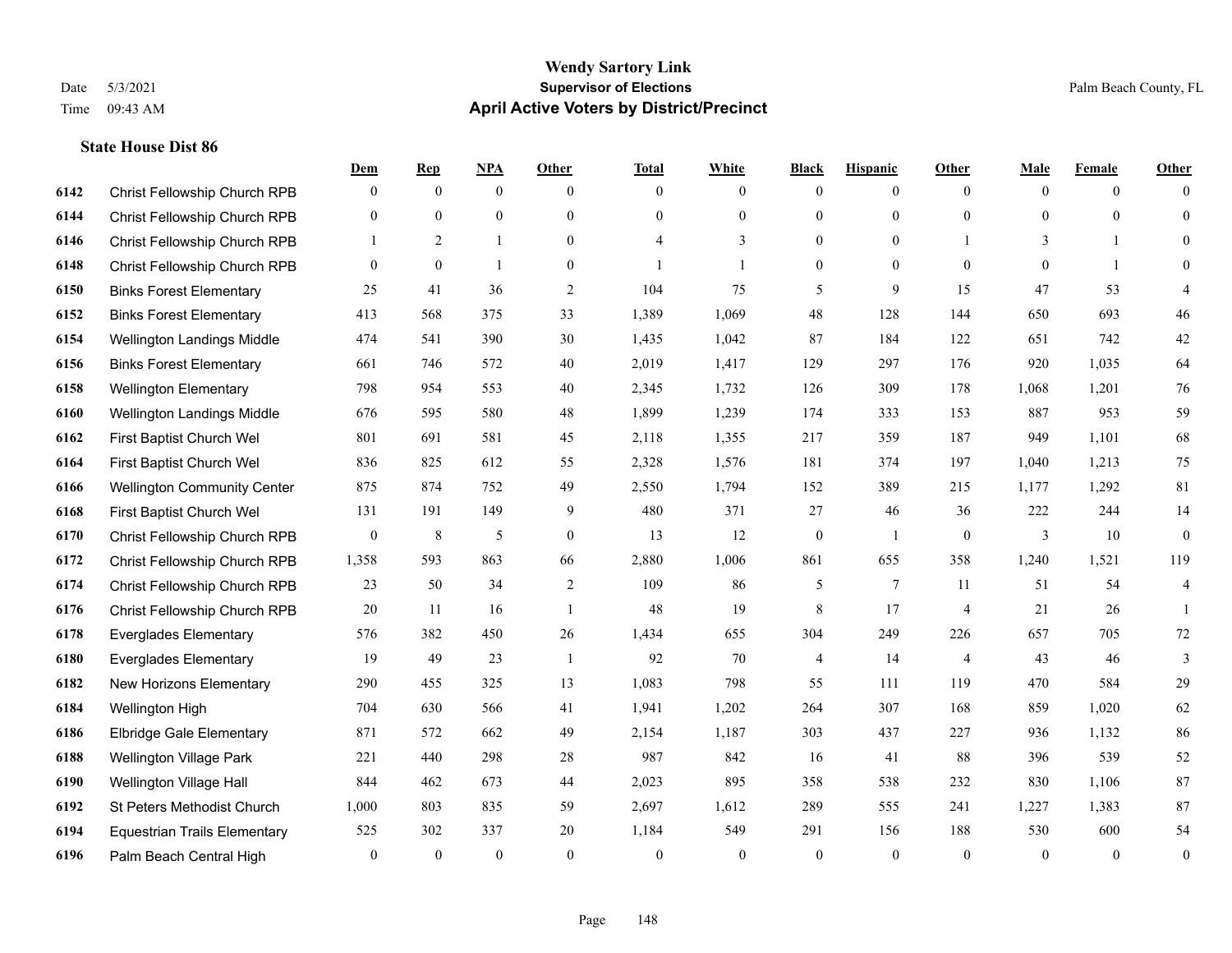# Wendy Sartory Link
## Supervisor of Elections
## April Active Voters by District/Precinct

Date 5/3/2021
Time 09:43 AM

Palm Beach County, FL

### State House Dist 86

| | | Dem | Rep | NPA | Other | Total | White | Black | Hispanic | Other | Male | Female | Other |
|---|---|---|---|---|---|---|---|---|---|---|---|---|---|
| 6142 | Christ Fellowship Church RPB | 0 | 0 | 0 | 0 | 0 | 0 | 0 | 0 | 0 | 0 | 0 | 0 |
| 6144 | Christ Fellowship Church RPB | 0 | 0 | 0 | 0 | 0 | 0 | 0 | 0 | 0 | 0 | 0 | 0 |
| 6146 | Christ Fellowship Church RPB | 1 | 2 | 1 | 0 | 4 | 3 | 0 | 0 | 1 | 3 | 1 | 0 |
| 6148 | Christ Fellowship Church RPB | 0 | 0 | 1 | 0 | 1 | 1 | 0 | 0 | 0 | 0 | 1 | 0 |
| 6150 | Binks Forest Elementary | 25 | 41 | 36 | 2 | 104 | 75 | 5 | 9 | 15 | 47 | 53 | 4 |
| 6152 | Binks Forest Elementary | 413 | 568 | 375 | 33 | 1,389 | 1,069 | 48 | 128 | 144 | 650 | 693 | 46 |
| 6154 | Wellington Landings Middle | 474 | 541 | 390 | 30 | 1,435 | 1,042 | 87 | 184 | 122 | 651 | 742 | 42 |
| 6156 | Binks Forest Elementary | 661 | 746 | 572 | 40 | 2,019 | 1,417 | 129 | 297 | 176 | 920 | 1,035 | 64 |
| 6158 | Wellington Elementary | 798 | 954 | 553 | 40 | 2,345 | 1,732 | 126 | 309 | 178 | 1,068 | 1,201 | 76 |
| 6160 | Wellington Landings Middle | 676 | 595 | 580 | 48 | 1,899 | 1,239 | 174 | 333 | 153 | 887 | 953 | 59 |
| 6162 | First Baptist Church Wel | 801 | 691 | 581 | 45 | 2,118 | 1,355 | 217 | 359 | 187 | 949 | 1,101 | 68 |
| 6164 | First Baptist Church Wel | 836 | 825 | 612 | 55 | 2,328 | 1,576 | 181 | 374 | 197 | 1,040 | 1,213 | 75 |
| 6166 | Wellington Community Center | 875 | 874 | 752 | 49 | 2,550 | 1,794 | 152 | 389 | 215 | 1,177 | 1,292 | 81 |
| 6168 | First Baptist Church Wel | 131 | 191 | 149 | 9 | 480 | 371 | 27 | 46 | 36 | 222 | 244 | 14 |
| 6170 | Christ Fellowship Church RPB | 0 | 8 | 5 | 0 | 13 | 12 | 0 | 1 | 0 | 3 | 10 | 0 |
| 6172 | Christ Fellowship Church RPB | 1,358 | 593 | 863 | 66 | 2,880 | 1,006 | 861 | 655 | 358 | 1,240 | 1,521 | 119 |
| 6174 | Christ Fellowship Church RPB | 23 | 50 | 34 | 2 | 109 | 86 | 5 | 7 | 11 | 51 | 54 | 4 |
| 6176 | Christ Fellowship Church RPB | 20 | 11 | 16 | 1 | 48 | 19 | 8 | 17 | 4 | 21 | 26 | 1 |
| 6178 | Everglades Elementary | 576 | 382 | 450 | 26 | 1,434 | 655 | 304 | 249 | 226 | 657 | 705 | 72 |
| 6180 | Everglades Elementary | 19 | 49 | 23 | 1 | 92 | 70 | 4 | 14 | 4 | 43 | 46 | 3 |
| 6182 | New Horizons Elementary | 290 | 455 | 325 | 13 | 1,083 | 798 | 55 | 111 | 119 | 470 | 584 | 29 |
| 6184 | Wellington High | 704 | 630 | 566 | 41 | 1,941 | 1,202 | 264 | 307 | 168 | 859 | 1,020 | 62 |
| 6186 | Elbridge Gale Elementary | 871 | 572 | 662 | 49 | 2,154 | 1,187 | 303 | 437 | 227 | 936 | 1,132 | 86 |
| 6188 | Wellington Village Park | 221 | 440 | 298 | 28 | 987 | 842 | 16 | 41 | 88 | 396 | 539 | 52 |
| 6190 | Wellington Village Hall | 844 | 462 | 673 | 44 | 2,023 | 895 | 358 | 538 | 232 | 830 | 1,106 | 87 |
| 6192 | St Peters Methodist Church | 1,000 | 803 | 835 | 59 | 2,697 | 1,612 | 289 | 555 | 241 | 1,227 | 1,383 | 87 |
| 6194 | Equestrian Trails Elementary | 525 | 302 | 337 | 20 | 1,184 | 549 | 291 | 156 | 188 | 530 | 600 | 54 |
| 6196 | Palm Beach Central High | 0 | 0 | 0 | 0 | 0 | 0 | 0 | 0 | 0 | 0 | 0 | 0 |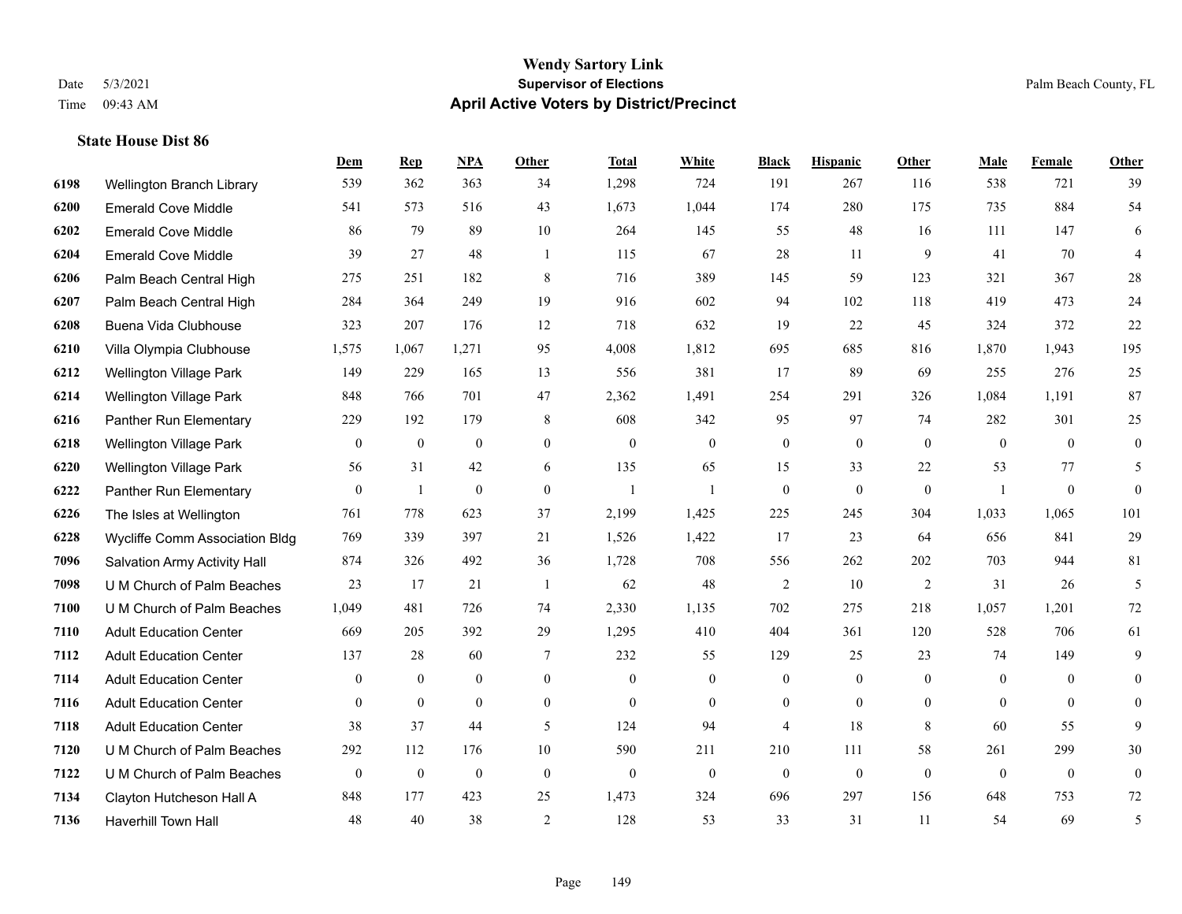# Wendy Sartory Link
## Supervisor of Elections
## April Active Voters by District/Precinct

Date 5/3/2021
Time 09:43 AM
Palm Beach County, FL

### State House Dist 86

| | | Dem | Rep | NPA | Other | Total | White | Black | Hispanic | Other | Male | Female | Other |
|---|---|---|---|---|---|---|---|---|---|---|---|---|---|
| 6198 | Wellington Branch Library | 539 | 362 | 363 | 34 | 1,298 | 724 | 191 | 267 | 116 | 538 | 721 | 39 |
| 6200 | Emerald Cove Middle | 541 | 573 | 516 | 43 | 1,673 | 1,044 | 174 | 280 | 175 | 735 | 884 | 54 |
| 6202 | Emerald Cove Middle | 86 | 79 | 89 | 10 | 264 | 145 | 55 | 48 | 16 | 111 | 147 | 6 |
| 6204 | Emerald Cove Middle | 39 | 27 | 48 | 1 | 115 | 67 | 28 | 11 | 9 | 41 | 70 | 4 |
| 6206 | Palm Beach Central High | 275 | 251 | 182 | 8 | 716 | 389 | 145 | 59 | 123 | 321 | 367 | 28 |
| 6207 | Palm Beach Central High | 284 | 364 | 249 | 19 | 916 | 602 | 94 | 102 | 118 | 419 | 473 | 24 |
| 6208 | Buena Vida Clubhouse | 323 | 207 | 176 | 12 | 718 | 632 | 19 | 22 | 45 | 324 | 372 | 22 |
| 6210 | Villa Olympia Clubhouse | 1,575 | 1,067 | 1,271 | 95 | 4,008 | 1,812 | 695 | 685 | 816 | 1,870 | 1,943 | 195 |
| 6212 | Wellington Village Park | 149 | 229 | 165 | 13 | 556 | 381 | 17 | 89 | 69 | 255 | 276 | 25 |
| 6214 | Wellington Village Park | 848 | 766 | 701 | 47 | 2,362 | 1,491 | 254 | 291 | 326 | 1,084 | 1,191 | 87 |
| 6216 | Panther Run Elementary | 229 | 192 | 179 | 8 | 608 | 342 | 95 | 97 | 74 | 282 | 301 | 25 |
| 6218 | Wellington Village Park | 0 | 0 | 0 | 0 | 0 | 0 | 0 | 0 | 0 | 0 | 0 | 0 |
| 6220 | Wellington Village Park | 56 | 31 | 42 | 6 | 135 | 65 | 15 | 33 | 22 | 53 | 77 | 5 |
| 6222 | Panther Run Elementary | 0 | 1 | 0 | 0 | 1 | 1 | 0 | 0 | 0 | 1 | 0 | 0 |
| 6226 | The Isles at Wellington | 761 | 778 | 623 | 37 | 2,199 | 1,425 | 225 | 245 | 304 | 1,033 | 1,065 | 101 |
| 6228 | Wycliffe Comm Association Bldg | 769 | 339 | 397 | 21 | 1,526 | 1,422 | 17 | 23 | 64 | 656 | 841 | 29 |
| 7096 | Salvation Army Activity Hall | 874 | 326 | 492 | 36 | 1,728 | 708 | 556 | 262 | 202 | 703 | 944 | 81 |
| 7098 | U M Church of Palm Beaches | 23 | 17 | 21 | 1 | 62 | 48 | 2 | 10 | 2 | 31 | 26 | 5 |
| 7100 | U M Church of Palm Beaches | 1,049 | 481 | 726 | 74 | 2,330 | 1,135 | 702 | 275 | 218 | 1,057 | 1,201 | 72 |
| 7110 | Adult Education Center | 669 | 205 | 392 | 29 | 1,295 | 410 | 404 | 361 | 120 | 528 | 706 | 61 |
| 7112 | Adult Education Center | 137 | 28 | 60 | 7 | 232 | 55 | 129 | 25 | 23 | 74 | 149 | 9 |
| 7114 | Adult Education Center | 0 | 0 | 0 | 0 | 0 | 0 | 0 | 0 | 0 | 0 | 0 | 0 |
| 7116 | Adult Education Center | 0 | 0 | 0 | 0 | 0 | 0 | 0 | 0 | 0 | 0 | 0 | 0 |
| 7118 | Adult Education Center | 38 | 37 | 44 | 5 | 124 | 94 | 4 | 18 | 8 | 60 | 55 | 9 |
| 7120 | U M Church of Palm Beaches | 292 | 112 | 176 | 10 | 590 | 211 | 210 | 111 | 58 | 261 | 299 | 30 |
| 7122 | U M Church of Palm Beaches | 0 | 0 | 0 | 0 | 0 | 0 | 0 | 0 | 0 | 0 | 0 | 0 |
| 7134 | Clayton Hutcheson Hall A | 848 | 177 | 423 | 25 | 1,473 | 324 | 696 | 297 | 156 | 648 | 753 | 72 |
| 7136 | Haverhill Town Hall | 48 | 40 | 38 | 2 | 128 | 53 | 33 | 31 | 11 | 54 | 69 | 5 |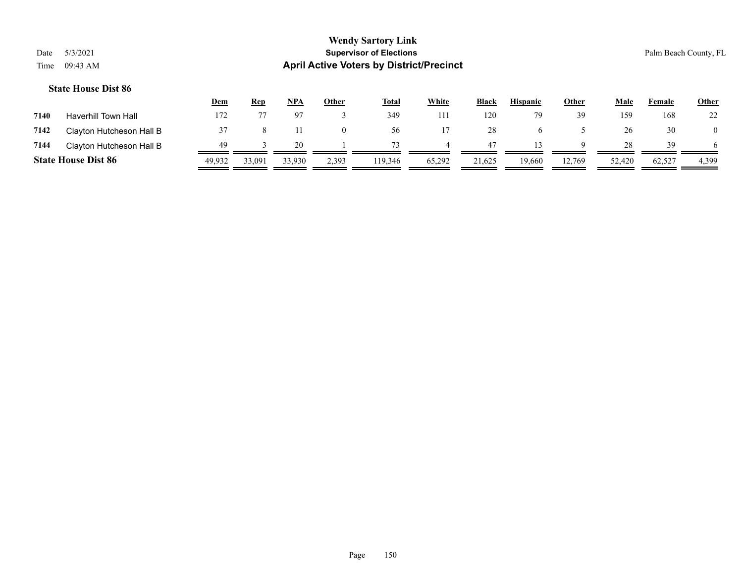**Wendy Sartory Link**
**Supervisor of Elections**
**April Active Voters by District/Precinct**

Date 5/3/2021
Time 09:43 AM

Palm Beach County, FL

### State House Dist 86

| | | Dem | Rep | NPA | Other | Total | White | Black | Hispanic | Other | Male | Female | Other |
|---|---|---|---|---|---|---|---|---|---|---|---|---|---|
| 7140 | Haverhill Town Hall | 172 | 77 | 97 | 3 | 349 | 111 | 120 | 79 | 39 | 159 | 168 | 22 |
| 7142 | Clayton Hutcheson Hall B | 37 | 8 | 11 | 0 | 56 | 17 | 28 | 6 | 5 | 26 | 30 | 0 |
| 7144 | Clayton Hutcheson Hall B | 49 | 3 | 20 | 1 | 73 | 4 | 47 | 13 | 9 | 28 | 39 | 6 |
| **State House Dist 86** | | 49,932 | 33,091 | 33,930 | 2,393 | 119,346 | 65,292 | 21,625 | 19,660 | 12,769 | 52,420 | 62,527 | 4,399 |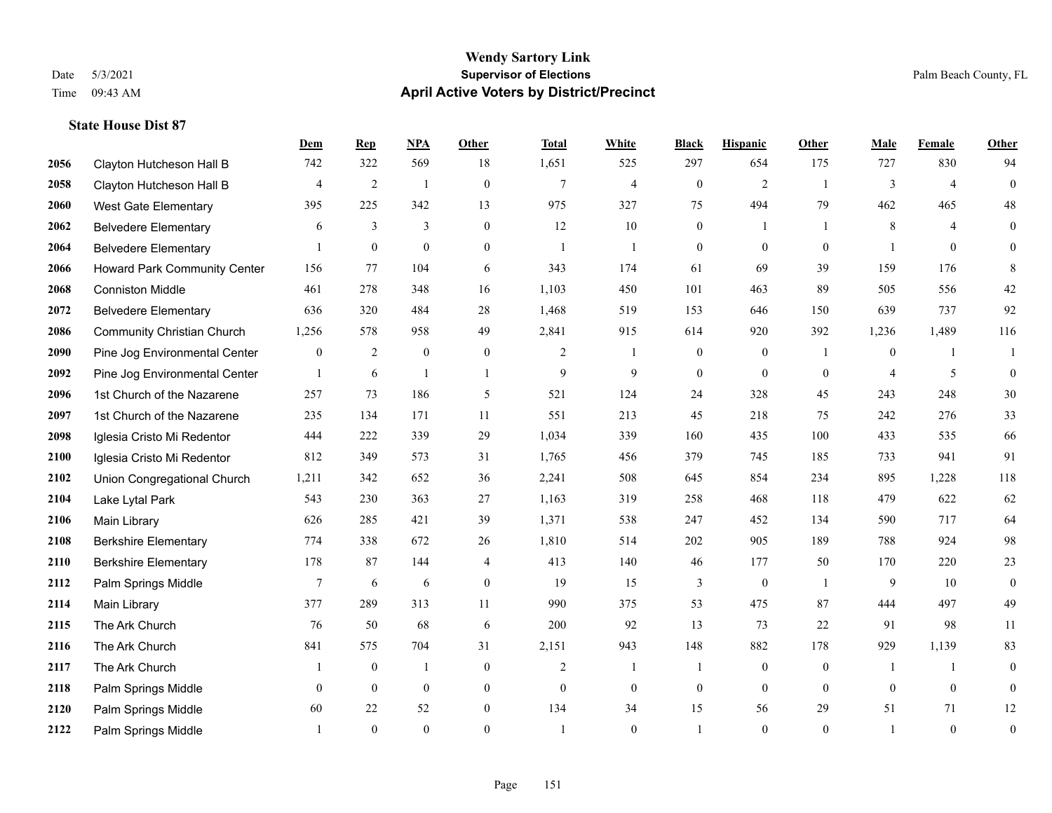# Wendy Sartory Link
## Supervisor of Elections
## April Active Voters by District/Precinct

Date 5/3/2021
Time 09:43 AM

Palm Beach County, FL

### State House Dist 87

| | | Dem | Rep | NPA | Other | Total | White | Black | Hispanic | Other | Male | Female | Other |
|---|---|---|---|---|---|---|---|---|---|---|---|---|---|
| 2056 | Clayton Hutcheson Hall B | 742 | 322 | 569 | 18 | 1,651 | 525 | 297 | 654 | 175 | 727 | 830 | 94 |
| 2058 | Clayton Hutcheson Hall B | 4 | 2 | 1 | 0 | 7 | 4 | 0 | 2 | 1 | 3 | 4 | 0 |
| 2060 | West Gate Elementary | 395 | 225 | 342 | 13 | 975 | 327 | 75 | 494 | 79 | 462 | 465 | 48 |
| 2062 | Belvedere Elementary | 6 | 3 | 3 | 0 | 12 | 10 | 0 | 1 | 1 | 8 | 4 | 0 |
| 2064 | Belvedere Elementary | 1 | 0 | 0 | 0 | 1 | 1 | 0 | 0 | 0 | 1 | 0 | 0 |
| 2066 | Howard Park Community Center | 156 | 77 | 104 | 6 | 343 | 174 | 61 | 69 | 39 | 159 | 176 | 8 |
| 2068 | Conniston Middle | 461 | 278 | 348 | 16 | 1,103 | 450 | 101 | 463 | 89 | 505 | 556 | 42 |
| 2072 | Belvedere Elementary | 636 | 320 | 484 | 28 | 1,468 | 519 | 153 | 646 | 150 | 639 | 737 | 92 |
| 2086 | Community Christian Church | 1,256 | 578 | 958 | 49 | 2,841 | 915 | 614 | 920 | 392 | 1,236 | 1,489 | 116 |
| 2090 | Pine Jog Environmental Center | 0 | 2 | 0 | 0 | 2 | 1 | 0 | 0 | 1 | 0 | 1 | 1 |
| 2092 | Pine Jog Environmental Center | 1 | 6 | 1 | 1 | 9 | 9 | 0 | 0 | 0 | 4 | 5 | 0 |
| 2096 | 1st Church of the Nazarene | 257 | 73 | 186 | 5 | 521 | 124 | 24 | 328 | 45 | 243 | 248 | 30 |
| 2097 | 1st Church of the Nazarene | 235 | 134 | 171 | 11 | 551 | 213 | 45 | 218 | 75 | 242 | 276 | 33 |
| 2098 | Iglesia Cristo Mi Redentor | 444 | 222 | 339 | 29 | 1,034 | 339 | 160 | 435 | 100 | 433 | 535 | 66 |
| 2100 | Iglesia Cristo Mi Redentor | 812 | 349 | 573 | 31 | 1,765 | 456 | 379 | 745 | 185 | 733 | 941 | 91 |
| 2102 | Union Congregational Church | 1,211 | 342 | 652 | 36 | 2,241 | 508 | 645 | 854 | 234 | 895 | 1,228 | 118 |
| 2104 | Lake Lytal Park | 543 | 230 | 363 | 27 | 1,163 | 319 | 258 | 468 | 118 | 479 | 622 | 62 |
| 2106 | Main Library | 626 | 285 | 421 | 39 | 1,371 | 538 | 247 | 452 | 134 | 590 | 717 | 64 |
| 2108 | Berkshire Elementary | 774 | 338 | 672 | 26 | 1,810 | 514 | 202 | 905 | 189 | 788 | 924 | 98 |
| 2110 | Berkshire Elementary | 178 | 87 | 144 | 4 | 413 | 140 | 46 | 177 | 50 | 170 | 220 | 23 |
| 2112 | Palm Springs Middle | 7 | 6 | 6 | 0 | 19 | 15 | 3 | 0 | 1 | 9 | 10 | 0 |
| 2114 | Main Library | 377 | 289 | 313 | 11 | 990 | 375 | 53 | 475 | 87 | 444 | 497 | 49 |
| 2115 | The Ark Church | 76 | 50 | 68 | 6 | 200 | 92 | 13 | 73 | 22 | 91 | 98 | 11 |
| 2116 | The Ark Church | 841 | 575 | 704 | 31 | 2,151 | 943 | 148 | 882 | 178 | 929 | 1,139 | 83 |
| 2117 | The Ark Church | 1 | 0 | 1 | 0 | 2 | 1 | 1 | 0 | 0 | 1 | 1 | 0 |
| 2118 | Palm Springs Middle | 0 | 0 | 0 | 0 | 0 | 0 | 0 | 0 | 0 | 0 | 0 | 0 |
| 2120 | Palm Springs Middle | 60 | 22 | 52 | 0 | 134 | 34 | 15 | 56 | 29 | 51 | 71 | 12 |
| 2122 | Palm Springs Middle | 1 | 0 | 0 | 0 | 1 | 0 | 1 | 0 | 0 | 1 | 0 | 0 |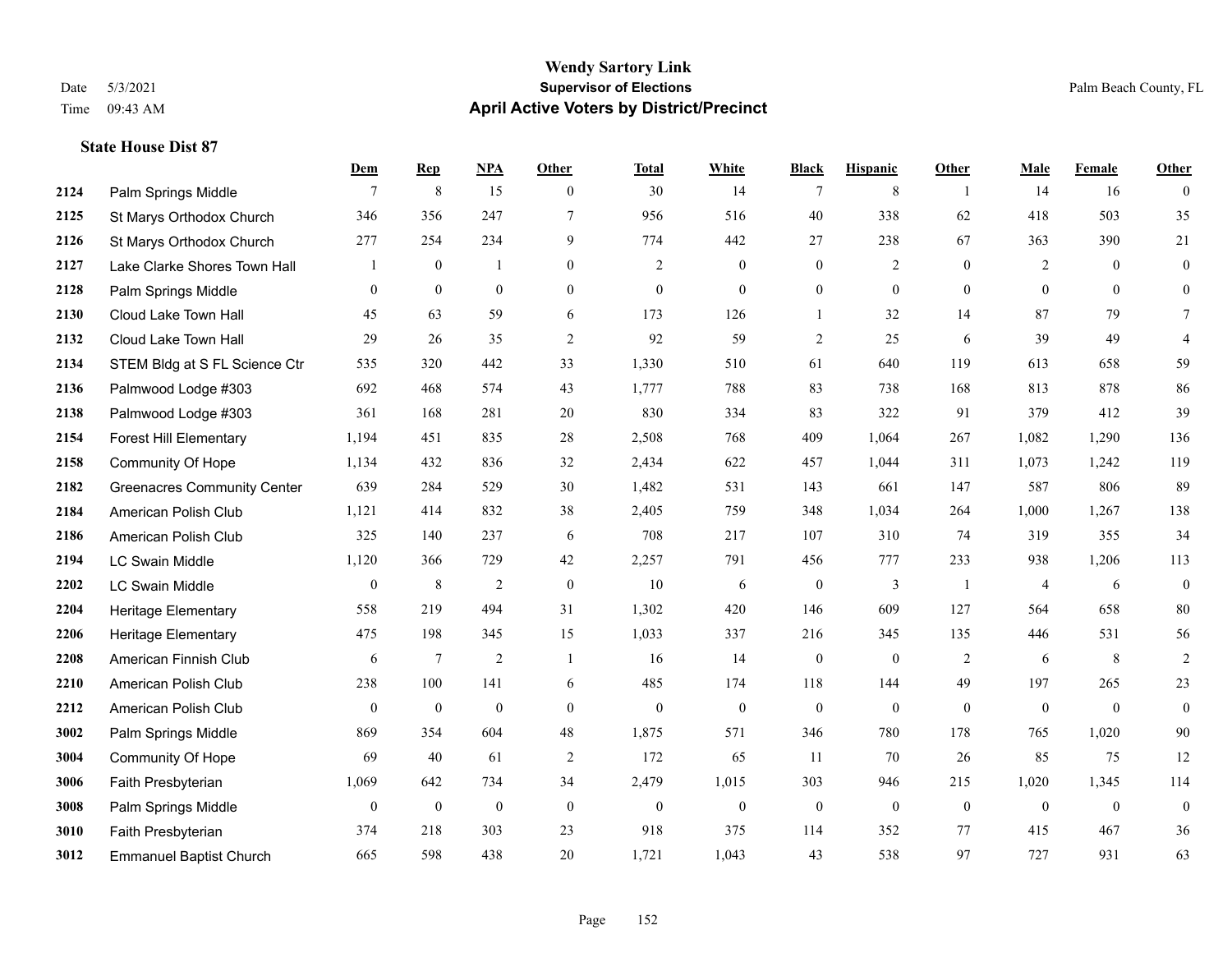# Wendy Sartory Link
## Supervisor of Elections
## April Active Voters by District/Precinct

Date 5/3/2021
Time 09:43 AM

Palm Beach County, FL

### State House Dist 87

| | | Dem | Rep | NPA | Other | Total | White | Black | Hispanic | Other | Male | Female | Other |
|---|---|---|---|---|---|---|---|---|---|---|---|---|---|
| 2124 | Palm Springs Middle | 7 | 8 | 15 | 0 | 30 | 14 | 7 | 8 | 1 | 14 | 16 | 0 |
| 2125 | St Marys Orthodox Church | 346 | 356 | 247 | 7 | 956 | 516 | 40 | 338 | 62 | 418 | 503 | 35 |
| 2126 | St Marys Orthodox Church | 277 | 254 | 234 | 9 | 774 | 442 | 27 | 238 | 67 | 363 | 390 | 21 |
| 2127 | Lake Clarke Shores Town Hall | 1 | 0 | 1 | 0 | 2 | 0 | 0 | 2 | 0 | 2 | 0 | 0 |
| 2128 | Palm Springs Middle | 0 | 0 | 0 | 0 | 0 | 0 | 0 | 0 | 0 | 0 | 0 | 0 |
| 2130 | Cloud Lake Town Hall | 45 | 63 | 59 | 6 | 173 | 126 | 1 | 32 | 14 | 87 | 79 | 7 |
| 2132 | Cloud Lake Town Hall | 29 | 26 | 35 | 2 | 92 | 59 | 2 | 25 | 6 | 39 | 49 | 4 |
| 2134 | STEM Bldg at S FL Science Ctr | 535 | 320 | 442 | 33 | 1,330 | 510 | 61 | 640 | 119 | 613 | 658 | 59 |
| 2136 | Palmwood Lodge #303 | 692 | 468 | 574 | 43 | 1,777 | 788 | 83 | 738 | 168 | 813 | 878 | 86 |
| 2138 | Palmwood Lodge #303 | 361 | 168 | 281 | 20 | 830 | 334 | 83 | 322 | 91 | 379 | 412 | 39 |
| 2154 | Forest Hill Elementary | 1,194 | 451 | 835 | 28 | 2,508 | 768 | 409 | 1,064 | 267 | 1,082 | 1,290 | 136 |
| 2158 | Community Of Hope | 1,134 | 432 | 836 | 32 | 2,434 | 622 | 457 | 1,044 | 311 | 1,073 | 1,242 | 119 |
| 2182 | Greenacres Community Center | 639 | 284 | 529 | 30 | 1,482 | 531 | 143 | 661 | 147 | 587 | 806 | 89 |
| 2184 | American Polish Club | 1,121 | 414 | 832 | 38 | 2,405 | 759 | 348 | 1,034 | 264 | 1,000 | 1,267 | 138 |
| 2186 | American Polish Club | 325 | 140 | 237 | 6 | 708 | 217 | 107 | 310 | 74 | 319 | 355 | 34 |
| 2194 | LC Swain Middle | 1,120 | 366 | 729 | 42 | 2,257 | 791 | 456 | 777 | 233 | 938 | 1,206 | 113 |
| 2202 | LC Swain Middle | 0 | 8 | 2 | 0 | 10 | 6 | 0 | 3 | 1 | 4 | 6 | 0 |
| 2204 | Heritage Elementary | 558 | 219 | 494 | 31 | 1,302 | 420 | 146 | 609 | 127 | 564 | 658 | 80 |
| 2206 | Heritage Elementary | 475 | 198 | 345 | 15 | 1,033 | 337 | 216 | 345 | 135 | 446 | 531 | 56 |
| 2208 | American Finnish Club | 6 | 7 | 2 | 1 | 16 | 14 | 0 | 0 | 2 | 6 | 8 | 2 |
| 2210 | American Polish Club | 238 | 100 | 141 | 6 | 485 | 174 | 118 | 144 | 49 | 197 | 265 | 23 |
| 2212 | American Polish Club | 0 | 0 | 0 | 0 | 0 | 0 | 0 | 0 | 0 | 0 | 0 | 0 |
| 3002 | Palm Springs Middle | 869 | 354 | 604 | 48 | 1,875 | 571 | 346 | 780 | 178 | 765 | 1,020 | 90 |
| 3004 | Community Of Hope | 69 | 40 | 61 | 2 | 172 | 65 | 11 | 70 | 26 | 85 | 75 | 12 |
| 3006 | Faith Presbyterian | 1,069 | 642 | 734 | 34 | 2,479 | 1,015 | 303 | 946 | 215 | 1,020 | 1,345 | 114 |
| 3008 | Palm Springs Middle | 0 | 0 | 0 | 0 | 0 | 0 | 0 | 0 | 0 | 0 | 0 | 0 |
| 3010 | Faith Presbyterian | 374 | 218 | 303 | 23 | 918 | 375 | 114 | 352 | 77 | 415 | 467 | 36 |
| 3012 | Emmanuel Baptist Church | 665 | 598 | 438 | 20 | 1,721 | 1,043 | 43 | 538 | 97 | 727 | 931 | 63 |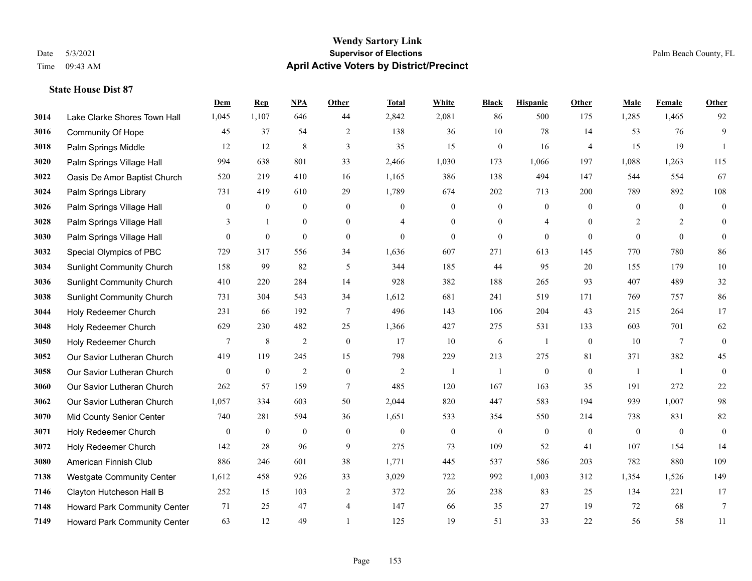# Wendy Sartory Link
## Supervisor of Elections
## April Active Voters by District/Precinct

Date 5/3/2021
Time 09:43 AM

Palm Beach County, FL

### State House Dist 87

| | | Dem | Rep | NPA | Other | Total | White | Black | Hispanic | Other | Male | Female | Other |
|---|---|---|---|---|---|---|---|---|---|---|---|---|---|
| 3014 | Lake Clarke Shores Town Hall | 1,045 | 1,107 | 646 | 44 | 2,842 | 2,081 | 86 | 500 | 175 | 1,285 | 1,465 | 92 |
| 3016 | Community Of Hope | 45 | 37 | 54 | 2 | 138 | 36 | 10 | 78 | 14 | 53 | 76 | 9 |
| 3018 | Palm Springs Middle | 12 | 12 | 8 | 3 | 35 | 15 | 0 | 16 | 4 | 15 | 19 | 1 |
| 3020 | Palm Springs Village Hall | 994 | 638 | 801 | 33 | 2,466 | 1,030 | 173 | 1,066 | 197 | 1,088 | 1,263 | 115 |
| 3022 | Oasis De Amor Baptist Church | 520 | 219 | 410 | 16 | 1,165 | 386 | 138 | 494 | 147 | 544 | 554 | 67 |
| 3024 | Palm Springs Library | 731 | 419 | 610 | 29 | 1,789 | 674 | 202 | 713 | 200 | 789 | 892 | 108 |
| 3026 | Palm Springs Village Hall | 0 | 0 | 0 | 0 | 0 | 0 | 0 | 0 | 0 | 0 | 0 | 0 |
| 3028 | Palm Springs Village Hall | 3 | 1 | 0 | 0 | 4 | 0 | 0 | 4 | 0 | 2 | 2 | 0 |
| 3030 | Palm Springs Village Hall | 0 | 0 | 0 | 0 | 0 | 0 | 0 | 0 | 0 | 0 | 0 | 0 |
| 3032 | Special Olympics of PBC | 729 | 317 | 556 | 34 | 1,636 | 607 | 271 | 613 | 145 | 770 | 780 | 86 |
| 3034 | Sunlight Community Church | 158 | 99 | 82 | 5 | 344 | 185 | 44 | 95 | 20 | 155 | 179 | 10 |
| 3036 | Sunlight Community Church | 410 | 220 | 284 | 14 | 928 | 382 | 188 | 265 | 93 | 407 | 489 | 32 |
| 3038 | Sunlight Community Church | 731 | 304 | 543 | 34 | 1,612 | 681 | 241 | 519 | 171 | 769 | 757 | 86 |
| 3044 | Holy Redeemer Church | 231 | 66 | 192 | 7 | 496 | 143 | 106 | 204 | 43 | 215 | 264 | 17 |
| 3048 | Holy Redeemer Church | 629 | 230 | 482 | 25 | 1,366 | 427 | 275 | 531 | 133 | 603 | 701 | 62 |
| 3050 | Holy Redeemer Church | 7 | 8 | 2 | 0 | 17 | 10 | 6 | 1 | 0 | 10 | 7 | 0 |
| 3052 | Our Savior Lutheran Church | 419 | 119 | 245 | 15 | 798 | 229 | 213 | 275 | 81 | 371 | 382 | 45 |
| 3058 | Our Savior Lutheran Church | 0 | 0 | 2 | 0 | 2 | 1 | 1 | 0 | 0 | 1 | 1 | 0 |
| 3060 | Our Savior Lutheran Church | 262 | 57 | 159 | 7 | 485 | 120 | 167 | 163 | 35 | 191 | 272 | 22 |
| 3062 | Our Savior Lutheran Church | 1,057 | 334 | 603 | 50 | 2,044 | 820 | 447 | 583 | 194 | 939 | 1,007 | 98 |
| 3070 | Mid County Senior Center | 740 | 281 | 594 | 36 | 1,651 | 533 | 354 | 550 | 214 | 738 | 831 | 82 |
| 3071 | Holy Redeemer Church | 0 | 0 | 0 | 0 | 0 | 0 | 0 | 0 | 0 | 0 | 0 | 0 |
| 3072 | Holy Redeemer Church | 142 | 28 | 96 | 9 | 275 | 73 | 109 | 52 | 41 | 107 | 154 | 14 |
| 3080 | American Finnish Club | 886 | 246 | 601 | 38 | 1,771 | 445 | 537 | 586 | 203 | 782 | 880 | 109 |
| 7138 | Westgate Community Center | 1,612 | 458 | 926 | 33 | 3,029 | 722 | 992 | 1,003 | 312 | 1,354 | 1,526 | 149 |
| 7146 | Clayton Hutcheson Hall B | 252 | 15 | 103 | 2 | 372 | 26 | 238 | 83 | 25 | 134 | 221 | 17 |
| 7148 | Howard Park Community Center | 71 | 25 | 47 | 4 | 147 | 66 | 35 | 27 | 19 | 72 | 68 | 7 |
| 7149 | Howard Park Community Center | 63 | 12 | 49 | 1 | 125 | 19 | 51 | 33 | 22 | 56 | 58 | 11 |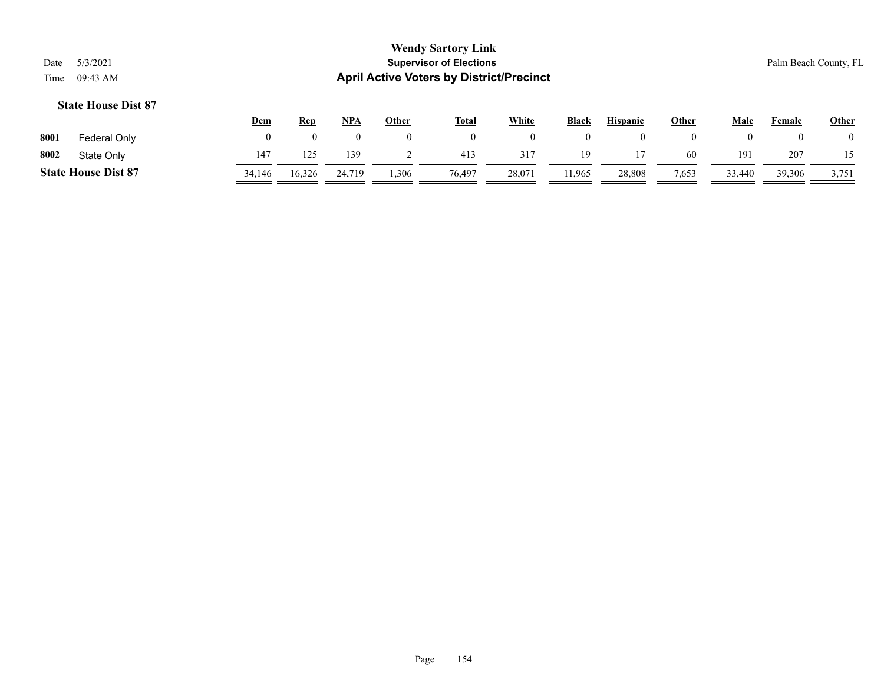# Wendy Sartory Link

## Supervisor of Elections

## April Active Voters by District/Precinct

Date 5/3/2021
Time 09:43 AM

Palm Beach County, FL

### State House Dist 87

| | | Dem | Rep | NPA | Other | Total | White | Black | Hispanic | Other | Male | Female | Other |
|---|---|---|---|---|---|---|---|---|---|---|---|---|---|
| 8001 | Federal Only | 0 | 0 | 0 | 0 | 0 | 0 | 0 | 0 | 0 | 0 | 0 | 0 |
| 8002 | State Only | 147 | 125 | 139 | 2 | 413 | 317 | 19 | 17 | 60 | 191 | 207 | 15 |
| **State House Dist 87** | | 34,146 | 16,326 | 24,719 | 1,306 | 76,497 | 28,071 | 11,965 | 28,808 | 7,653 | 33,440 | 39,306 | 3,751 |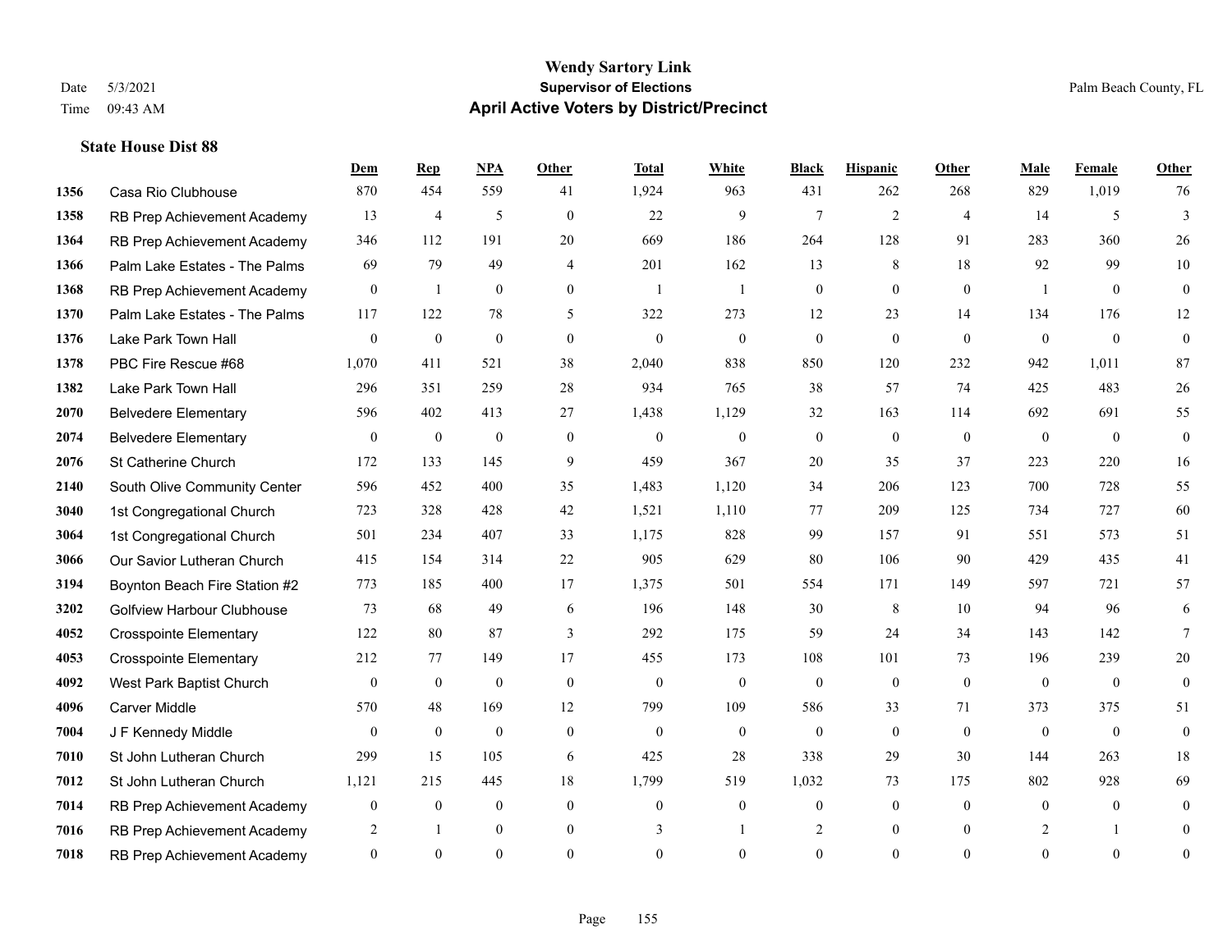# Wendy Sartory Link

**Supervisor of Elections**

**April Active Voters by District/Precinct**

Date 5/3/2021
Time 09:43 AM

Palm Beach County, FL

### State House Dist 88

| | | Dem | Rep | NPA | Other | Total | White | Black | Hispanic | Other | Male | Female | Other |
|---|---|---|---|---|---|---|---|---|---|---|---|---|---|
| 1356 | Casa Rio Clubhouse | 870 | 454 | 559 | 41 | 1,924 | 963 | 431 | 262 | 268 | 829 | 1,019 | 76 |
| 1358 | RB Prep Achievement Academy | 13 | 4 | 5 | 0 | 22 | 9 | 7 | 2 | 4 | 14 | 5 | 3 |
| 1364 | RB Prep Achievement Academy | 346 | 112 | 191 | 20 | 669 | 186 | 264 | 128 | 91 | 283 | 360 | 26 |
| 1366 | Palm Lake Estates - The Palms | 69 | 79 | 49 | 4 | 201 | 162 | 13 | 8 | 18 | 92 | 99 | 10 |
| 1368 | RB Prep Achievement Academy | 0 | 1 | 0 | 0 | 1 | 1 | 0 | 0 | 0 | 1 | 0 | 0 |
| 1370 | Palm Lake Estates - The Palms | 117 | 122 | 78 | 5 | 322 | 273 | 12 | 23 | 14 | 134 | 176 | 12 |
| 1376 | Lake Park Town Hall | 0 | 0 | 0 | 0 | 0 | 0 | 0 | 0 | 0 | 0 | 0 | 0 |
| 1378 | PBC Fire Rescue #68 | 1,070 | 411 | 521 | 38 | 2,040 | 838 | 850 | 120 | 232 | 942 | 1,011 | 87 |
| 1382 | Lake Park Town Hall | 296 | 351 | 259 | 28 | 934 | 765 | 38 | 57 | 74 | 425 | 483 | 26 |
| 2070 | Belvedere Elementary | 596 | 402 | 413 | 27 | 1,438 | 1,129 | 32 | 163 | 114 | 692 | 691 | 55 |
| 2074 | Belvedere Elementary | 0 | 0 | 0 | 0 | 0 | 0 | 0 | 0 | 0 | 0 | 0 | 0 |
| 2076 | St Catherine Church | 172 | 133 | 145 | 9 | 459 | 367 | 20 | 35 | 37 | 223 | 220 | 16 |
| 2140 | South Olive Community Center | 596 | 452 | 400 | 35 | 1,483 | 1,120 | 34 | 206 | 123 | 700 | 728 | 55 |
| 3040 | 1st Congregational Church | 723 | 328 | 428 | 42 | 1,521 | 1,110 | 77 | 209 | 125 | 734 | 727 | 60 |
| 3064 | 1st Congregational Church | 501 | 234 | 407 | 33 | 1,175 | 828 | 99 | 157 | 91 | 551 | 573 | 51 |
| 3066 | Our Savior Lutheran Church | 415 | 154 | 314 | 22 | 905 | 629 | 80 | 106 | 90 | 429 | 435 | 41 |
| 3194 | Boynton Beach Fire Station #2 | 773 | 185 | 400 | 17 | 1,375 | 501 | 554 | 171 | 149 | 597 | 721 | 57 |
| 3202 | Golfview Harbour Clubhouse | 73 | 68 | 49 | 6 | 196 | 148 | 30 | 8 | 10 | 94 | 96 | 6 |
| 4052 | Crosspointe Elementary | 122 | 80 | 87 | 3 | 292 | 175 | 59 | 24 | 34 | 143 | 142 | 7 |
| 4053 | Crosspointe Elementary | 212 | 77 | 149 | 17 | 455 | 173 | 108 | 101 | 73 | 196 | 239 | 20 |
| 4092 | West Park Baptist Church | 0 | 0 | 0 | 0 | 0 | 0 | 0 | 0 | 0 | 0 | 0 | 0 |
| 4096 | Carver Middle | 570 | 48 | 169 | 12 | 799 | 109 | 586 | 33 | 71 | 373 | 375 | 51 |
| 7004 | J F Kennedy Middle | 0 | 0 | 0 | 0 | 0 | 0 | 0 | 0 | 0 | 0 | 0 | 0 |
| 7010 | St John Lutheran Church | 299 | 15 | 105 | 6 | 425 | 28 | 338 | 29 | 30 | 144 | 263 | 18 |
| 7012 | St John Lutheran Church | 1,121 | 215 | 445 | 18 | 1,799 | 519 | 1,032 | 73 | 175 | 802 | 928 | 69 |
| 7014 | RB Prep Achievement Academy | 0 | 0 | 0 | 0 | 0 | 0 | 0 | 0 | 0 | 0 | 0 | 0 |
| 7016 | RB Prep Achievement Academy | 2 | 1 | 0 | 0 | 3 | 1 | 2 | 0 | 0 | 2 | 1 | 0 |
| 7018 | RB Prep Achievement Academy | 0 | 0 | 0 | 0 | 0 | 0 | 0 | 0 | 0 | 0 | 0 | 0 |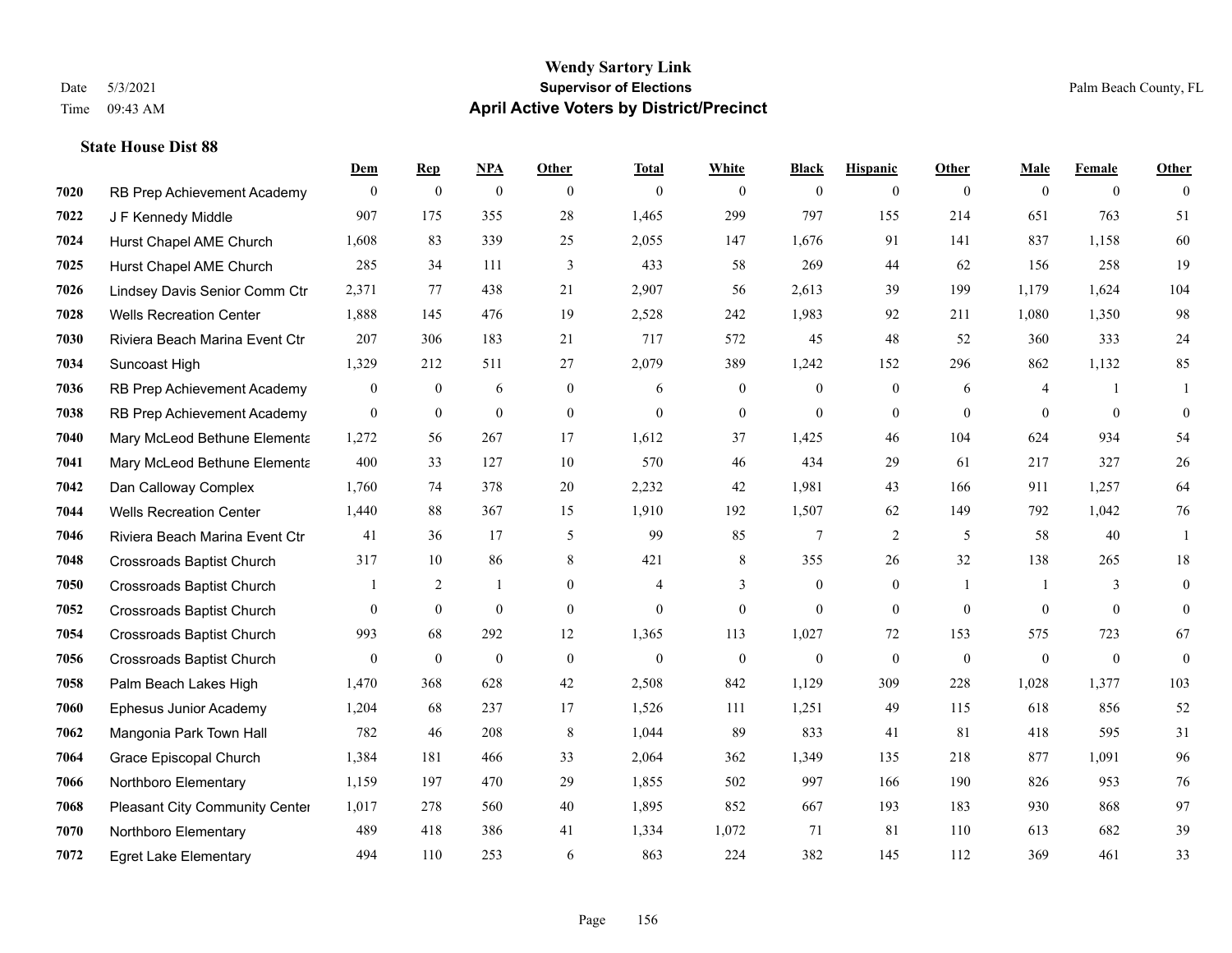# Wendy Sartory Link
## Supervisor of Elections
## April Active Voters by District/Precinct

Date 5/3/2021
Time 09:43 AM

Palm Beach County, FL

### State House Dist 88

| | | Dem | Rep | NPA | Other | Total | White | Black | Hispanic | Other | Male | Female | Other |
|---|---|---|---|---|---|---|---|---|---|---|---|---|---|
| 7020 | RB Prep Achievement Academy | 0 | 0 | 0 | 0 | 0 | 0 | 0 | 0 | 0 | 0 | 0 | 0 |
| 7022 | J F Kennedy Middle | 907 | 175 | 355 | 28 | 1,465 | 299 | 797 | 155 | 214 | 651 | 763 | 51 |
| 7024 | Hurst Chapel AME Church | 1,608 | 83 | 339 | 25 | 2,055 | 147 | 1,676 | 91 | 141 | 837 | 1,158 | 60 |
| 7025 | Hurst Chapel AME Church | 285 | 34 | 111 | 3 | 433 | 58 | 269 | 44 | 62 | 156 | 258 | 19 |
| 7026 | Lindsey Davis Senior Comm Ctr | 2,371 | 77 | 438 | 21 | 2,907 | 56 | 2,613 | 39 | 199 | 1,179 | 1,624 | 104 |
| 7028 | Wells Recreation Center | 1,888 | 145 | 476 | 19 | 2,528 | 242 | 1,983 | 92 | 211 | 1,080 | 1,350 | 98 |
| 7030 | Riviera Beach Marina Event Ctr | 207 | 306 | 183 | 21 | 717 | 572 | 45 | 48 | 52 | 360 | 333 | 24 |
| 7034 | Suncoast High | 1,329 | 212 | 511 | 27 | 2,079 | 389 | 1,242 | 152 | 296 | 862 | 1,132 | 85 |
| 7036 | RB Prep Achievement Academy | 0 | 0 | 6 | 0 | 6 | 0 | 0 | 0 | 6 | 4 | 1 | 1 |
| 7038 | RB Prep Achievement Academy | 0 | 0 | 0 | 0 | 0 | 0 | 0 | 0 | 0 | 0 | 0 | 0 |
| 7040 | Mary McLeod Bethune Elementa | 1,272 | 56 | 267 | 17 | 1,612 | 37 | 1,425 | 46 | 104 | 624 | 934 | 54 |
| 7041 | Mary McLeod Bethune Elementa | 400 | 33 | 127 | 10 | 570 | 46 | 434 | 29 | 61 | 217 | 327 | 26 |
| 7042 | Dan Calloway Complex | 1,760 | 74 | 378 | 20 | 2,232 | 42 | 1,981 | 43 | 166 | 911 | 1,257 | 64 |
| 7044 | Wells Recreation Center | 1,440 | 88 | 367 | 15 | 1,910 | 192 | 1,507 | 62 | 149 | 792 | 1,042 | 76 |
| 7046 | Riviera Beach Marina Event Ctr | 41 | 36 | 17 | 5 | 99 | 85 | 7 | 2 | 5 | 58 | 40 | 1 |
| 7048 | Crossroads Baptist Church | 317 | 10 | 86 | 8 | 421 | 8 | 355 | 26 | 32 | 138 | 265 | 18 |
| 7050 | Crossroads Baptist Church | 1 | 2 | 1 | 0 | 4 | 3 | 0 | 0 | 1 | 1 | 3 | 0 |
| 7052 | Crossroads Baptist Church | 0 | 0 | 0 | 0 | 0 | 0 | 0 | 0 | 0 | 0 | 0 | 0 |
| 7054 | Crossroads Baptist Church | 993 | 68 | 292 | 12 | 1,365 | 113 | 1,027 | 72 | 153 | 575 | 723 | 67 |
| 7056 | Crossroads Baptist Church | 0 | 0 | 0 | 0 | 0 | 0 | 0 | 0 | 0 | 0 | 0 | 0 |
| 7058 | Palm Beach Lakes High | 1,470 | 368 | 628 | 42 | 2,508 | 842 | 1,129 | 309 | 228 | 1,028 | 1,377 | 103 |
| 7060 | Ephesus Junior Academy | 1,204 | 68 | 237 | 17 | 1,526 | 111 | 1,251 | 49 | 115 | 618 | 856 | 52 |
| 7062 | Mangonia Park Town Hall | 782 | 46 | 208 | 8 | 1,044 | 89 | 833 | 41 | 81 | 418 | 595 | 31 |
| 7064 | Grace Episcopal Church | 1,384 | 181 | 466 | 33 | 2,064 | 362 | 1,349 | 135 | 218 | 877 | 1,091 | 96 |
| 7066 | Northboro Elementary | 1,159 | 197 | 470 | 29 | 1,855 | 502 | 997 | 166 | 190 | 826 | 953 | 76 |
| 7068 | Pleasant City Community Center | 1,017 | 278 | 560 | 40 | 1,895 | 852 | 667 | 193 | 183 | 930 | 868 | 97 |
| 7070 | Northboro Elementary | 489 | 418 | 386 | 41 | 1,334 | 1,072 | 71 | 81 | 110 | 613 | 682 | 39 |
| 7072 | Egret Lake Elementary | 494 | 110 | 253 | 6 | 863 | 224 | 382 | 145 | 112 | 369 | 461 | 33 |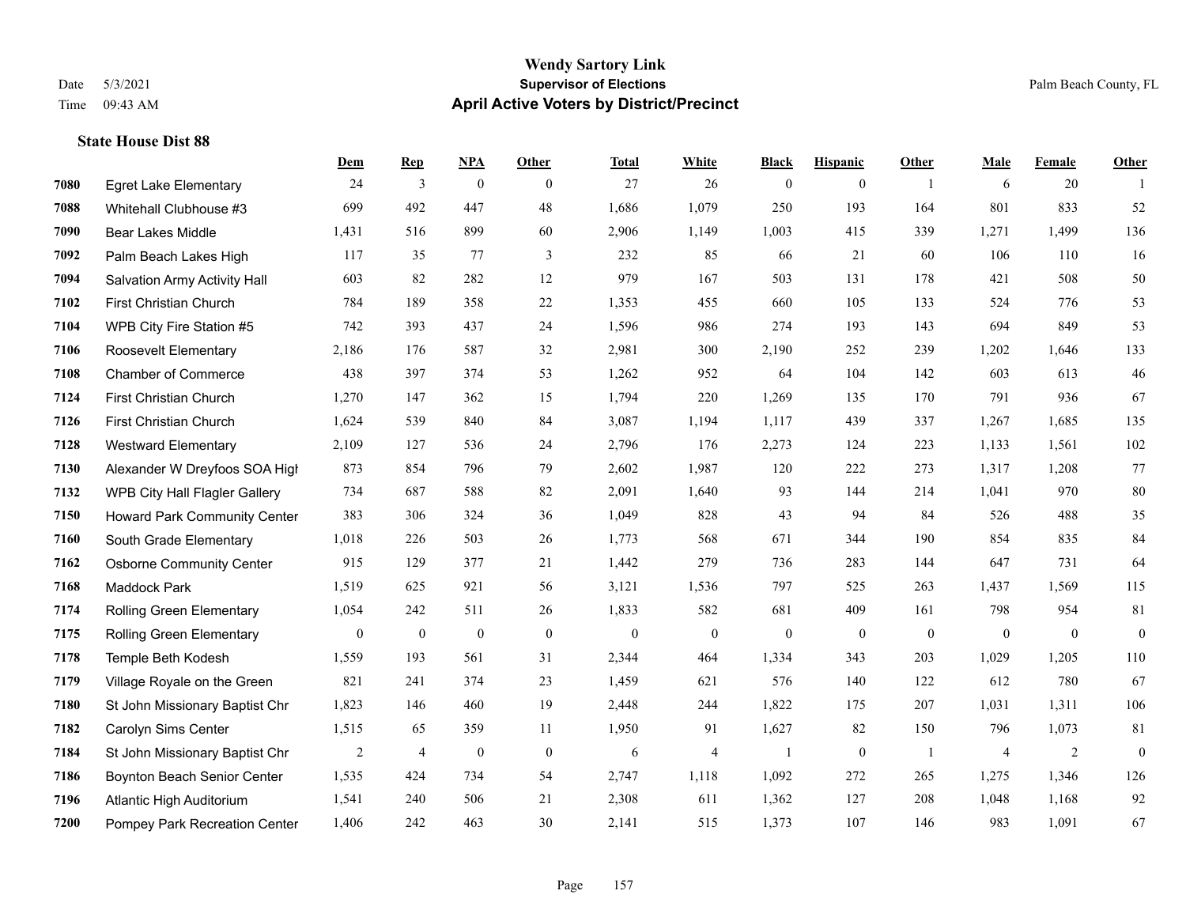# Wendy Sartory Link
## Supervisor of Elections
## April Active Voters by District/Precinct

Date 5/3/2021
Time 09:43 AM

Palm Beach County, FL

### State House Dist 88

| | | Dem | Rep | NPA | Other | Total | White | Black | Hispanic | Other | Male | Female | Other |
|---|---|---|---|---|---|---|---|---|---|---|---|---|---|
| 7080 | Egret Lake Elementary | 24 | 3 | 0 | 0 | 27 | 26 | 0 | 0 | 1 | 6 | 20 | 1 |
| 7088 | Whitehall Clubhouse #3 | 699 | 492 | 447 | 48 | 1,686 | 1,079 | 250 | 193 | 164 | 801 | 833 | 52 |
| 7090 | Bear Lakes Middle | 1,431 | 516 | 899 | 60 | 2,906 | 1,149 | 1,003 | 415 | 339 | 1,271 | 1,499 | 136 |
| 7092 | Palm Beach Lakes High | 117 | 35 | 77 | 3 | 232 | 85 | 66 | 21 | 60 | 106 | 110 | 16 |
| 7094 | Salvation Army Activity Hall | 603 | 82 | 282 | 12 | 979 | 167 | 503 | 131 | 178 | 421 | 508 | 50 |
| 7102 | First Christian Church | 784 | 189 | 358 | 22 | 1,353 | 455 | 660 | 105 | 133 | 524 | 776 | 53 |
| 7104 | WPB City Fire Station #5 | 742 | 393 | 437 | 24 | 1,596 | 986 | 274 | 193 | 143 | 694 | 849 | 53 |
| 7106 | Roosevelt Elementary | 2,186 | 176 | 587 | 32 | 2,981 | 300 | 2,190 | 252 | 239 | 1,202 | 1,646 | 133 |
| 7108 | Chamber of Commerce | 438 | 397 | 374 | 53 | 1,262 | 952 | 64 | 104 | 142 | 603 | 613 | 46 |
| 7124 | First Christian Church | 1,270 | 147 | 362 | 15 | 1,794 | 220 | 1,269 | 135 | 170 | 791 | 936 | 67 |
| 7126 | First Christian Church | 1,624 | 539 | 840 | 84 | 3,087 | 1,194 | 1,117 | 439 | 337 | 1,267 | 1,685 | 135 |
| 7128 | Westward Elementary | 2,109 | 127 | 536 | 24 | 2,796 | 176 | 2,273 | 124 | 223 | 1,133 | 1,561 | 102 |
| 7130 | Alexander W Dreyfoos SOA High | 873 | 854 | 796 | 79 | 2,602 | 1,987 | 120 | 222 | 273 | 1,317 | 1,208 | 77 |
| 7132 | WPB City Hall Flagler Gallery | 734 | 687 | 588 | 82 | 2,091 | 1,640 | 93 | 144 | 214 | 1,041 | 970 | 80 |
| 7150 | Howard Park Community Center | 383 | 306 | 324 | 36 | 1,049 | 828 | 43 | 94 | 84 | 526 | 488 | 35 |
| 7160 | South Grade Elementary | 1,018 | 226 | 503 | 26 | 1,773 | 568 | 671 | 344 | 190 | 854 | 835 | 84 |
| 7162 | Osborne Community Center | 915 | 129 | 377 | 21 | 1,442 | 279 | 736 | 283 | 144 | 647 | 731 | 64 |
| 7168 | Maddock Park | 1,519 | 625 | 921 | 56 | 3,121 | 1,536 | 797 | 525 | 263 | 1,437 | 1,569 | 115 |
| 7174 | Rolling Green Elementary | 1,054 | 242 | 511 | 26 | 1,833 | 582 | 681 | 409 | 161 | 798 | 954 | 81 |
| 7175 | Rolling Green Elementary | 0 | 0 | 0 | 0 | 0 | 0 | 0 | 0 | 0 | 0 | 0 | 0 |
| 7178 | Temple Beth Kodesh | 1,559 | 193 | 561 | 31 | 2,344 | 464 | 1,334 | 343 | 203 | 1,029 | 1,205 | 110 |
| 7179 | Village Royale on the Green | 821 | 241 | 374 | 23 | 1,459 | 621 | 576 | 140 | 122 | 612 | 780 | 67 |
| 7180 | St John Missionary Baptist Chr | 1,823 | 146 | 460 | 19 | 2,448 | 244 | 1,822 | 175 | 207 | 1,031 | 1,311 | 106 |
| 7182 | Carolyn Sims Center | 1,515 | 65 | 359 | 11 | 1,950 | 91 | 1,627 | 82 | 150 | 796 | 1,073 | 81 |
| 7184 | St John Missionary Baptist Chr | 2 | 4 | 0 | 0 | 6 | 4 | 1 | 0 | 1 | 4 | 2 | 0 |
| 7186 | Boynton Beach Senior Center | 1,535 | 424 | 734 | 54 | 2,747 | 1,118 | 1,092 | 272 | 265 | 1,275 | 1,346 | 126 |
| 7196 | Atlantic High Auditorium | 1,541 | 240 | 506 | 21 | 2,308 | 611 | 1,362 | 127 | 208 | 1,048 | 1,168 | 92 |
| 7200 | Pompey Park Recreation Center | 1,406 | 242 | 463 | 30 | 2,141 | 515 | 1,373 | 107 | 146 | 983 | 1,091 | 67 |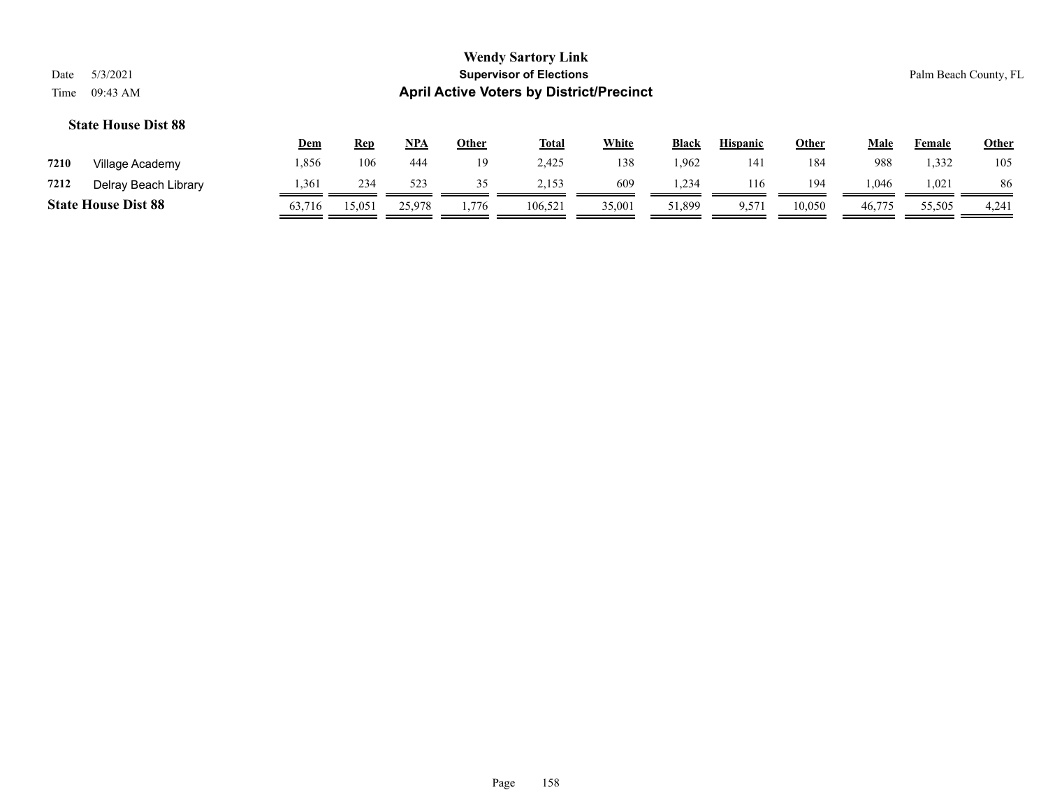**Wendy Sartory Link**
**Supervisor of Elections**
**April Active Voters by District/Precinct**

Date 5/3/2021
Time 09:43 AM

Palm Beach County, FL

### State House Dist 88

| | | Dem | Rep | NPA | Other | Total | White | Black | Hispanic | Other | Male | Female | Other |
|---|---|---|---|---|---|---|---|---|---|---|---|---|---|
| 7210 | Village Academy | 1,856 | 106 | 444 | 19 | 2,425 | 138 | 1,962 | 141 | 184 | 988 | 1,332 | 105 |
| 7212 | Delray Beach Library | 1,361 | 234 | 523 | 35 | 2,153 | 609 | 1,234 | 116 | 194 | 1,046 | 1,021 | 86 |
| **State House Dist 88** | | 63,716 | 15,051 | 25,978 | 1,776 | 106,521 | 35,001 | 51,899 | 9,571 | 10,050 | 46,775 | 55,505 | 4,241 |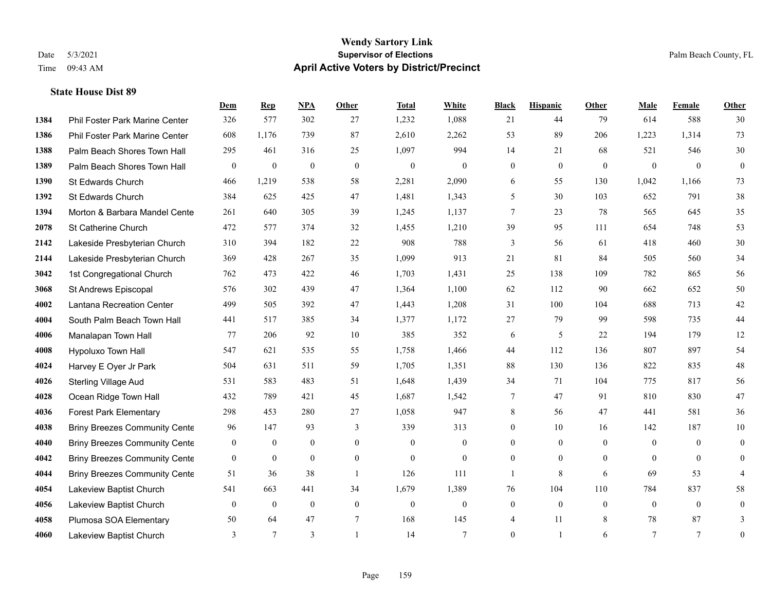# Wendy Sartory Link
## Supervisor of Elections
## April Active Voters by District/Precinct

Date 5/3/2021
Time 09:43 AM

Palm Beach County, FL

### State House Dist 89

| | | Dem | Rep | NPA | Other | Total | White | Black | Hispanic | Other | Male | Female | Other |
|---|---|---|---|---|---|---|---|---|---|---|---|---|---|
| 1384 | Phil Foster Park Marine Center | 326 | 577 | 302 | 27 | 1,232 | 1,088 | 21 | 44 | 79 | 614 | 588 | 30 |
| 1386 | Phil Foster Park Marine Center | 608 | 1,176 | 739 | 87 | 2,610 | 2,262 | 53 | 89 | 206 | 1,223 | 1,314 | 73 |
| 1388 | Palm Beach Shores Town Hall | 295 | 461 | 316 | 25 | 1,097 | 994 | 14 | 21 | 68 | 521 | 546 | 30 |
| 1389 | Palm Beach Shores Town Hall | 0 | 0 | 0 | 0 | 0 | 0 | 0 | 0 | 0 | 0 | 0 | 0 |
| 1390 | St Edwards Church | 466 | 1,219 | 538 | 58 | 2,281 | 2,090 | 6 | 55 | 130 | 1,042 | 1,166 | 73 |
| 1392 | St Edwards Church | 384 | 625 | 425 | 47 | 1,481 | 1,343 | 5 | 30 | 103 | 652 | 791 | 38 |
| 1394 | Morton & Barbara Mandel Cente | 261 | 640 | 305 | 39 | 1,245 | 1,137 | 7 | 23 | 78 | 565 | 645 | 35 |
| 2078 | St Catherine Church | 472 | 577 | 374 | 32 | 1,455 | 1,210 | 39 | 95 | 111 | 654 | 748 | 53 |
| 2142 | Lakeside Presbyterian Church | 310 | 394 | 182 | 22 | 908 | 788 | 3 | 56 | 61 | 418 | 460 | 30 |
| 2144 | Lakeside Presbyterian Church | 369 | 428 | 267 | 35 | 1,099 | 913 | 21 | 81 | 84 | 505 | 560 | 34 |
| 3042 | 1st Congregational Church | 762 | 473 | 422 | 46 | 1,703 | 1,431 | 25 | 138 | 109 | 782 | 865 | 56 |
| 3068 | St Andrews Episcopal | 576 | 302 | 439 | 47 | 1,364 | 1,100 | 62 | 112 | 90 | 662 | 652 | 50 |
| 4002 | Lantana Recreation Center | 499 | 505 | 392 | 47 | 1,443 | 1,208 | 31 | 100 | 104 | 688 | 713 | 42 |
| 4004 | South Palm Beach Town Hall | 441 | 517 | 385 | 34 | 1,377 | 1,172 | 27 | 79 | 99 | 598 | 735 | 44 |
| 4006 | Manalapan Town Hall | 77 | 206 | 92 | 10 | 385 | 352 | 6 | 5 | 22 | 194 | 179 | 12 |
| 4008 | Hypoluxo Town Hall | 547 | 621 | 535 | 55 | 1,758 | 1,466 | 44 | 112 | 136 | 807 | 897 | 54 |
| 4024 | Harvey E Oyer Jr Park | 504 | 631 | 511 | 59 | 1,705 | 1,351 | 88 | 130 | 136 | 822 | 835 | 48 |
| 4026 | Sterling Village Aud | 531 | 583 | 483 | 51 | 1,648 | 1,439 | 34 | 71 | 104 | 775 | 817 | 56 |
| 4028 | Ocean Ridge Town Hall | 432 | 789 | 421 | 45 | 1,687 | 1,542 | 7 | 47 | 91 | 810 | 830 | 47 |
| 4036 | Forest Park Elementary | 298 | 453 | 280 | 27 | 1,058 | 947 | 8 | 56 | 47 | 441 | 581 | 36 |
| 4038 | Briny Breezes Community Cente | 96 | 147 | 93 | 3 | 339 | 313 | 0 | 10 | 16 | 142 | 187 | 10 |
| 4040 | Briny Breezes Community Cente | 0 | 0 | 0 | 0 | 0 | 0 | 0 | 0 | 0 | 0 | 0 | 0 |
| 4042 | Briny Breezes Community Cente | 0 | 0 | 0 | 0 | 0 | 0 | 0 | 0 | 0 | 0 | 0 | 0 |
| 4044 | Briny Breezes Community Cente | 51 | 36 | 38 | 1 | 126 | 111 | 1 | 8 | 6 | 69 | 53 | 4 |
| 4054 | Lakeview Baptist Church | 541 | 663 | 441 | 34 | 1,679 | 1,389 | 76 | 104 | 110 | 784 | 837 | 58 |
| 4056 | Lakeview Baptist Church | 0 | 0 | 0 | 0 | 0 | 0 | 0 | 0 | 0 | 0 | 0 | 0 |
| 4058 | Plumosa SOA Elementary | 50 | 64 | 47 | 7 | 168 | 145 | 4 | 11 | 8 | 78 | 87 | 3 |
| 4060 | Lakeview Baptist Church | 3 | 7 | 3 | 1 | 14 | 7 | 0 | 1 | 6 | 7 | 7 | 0 |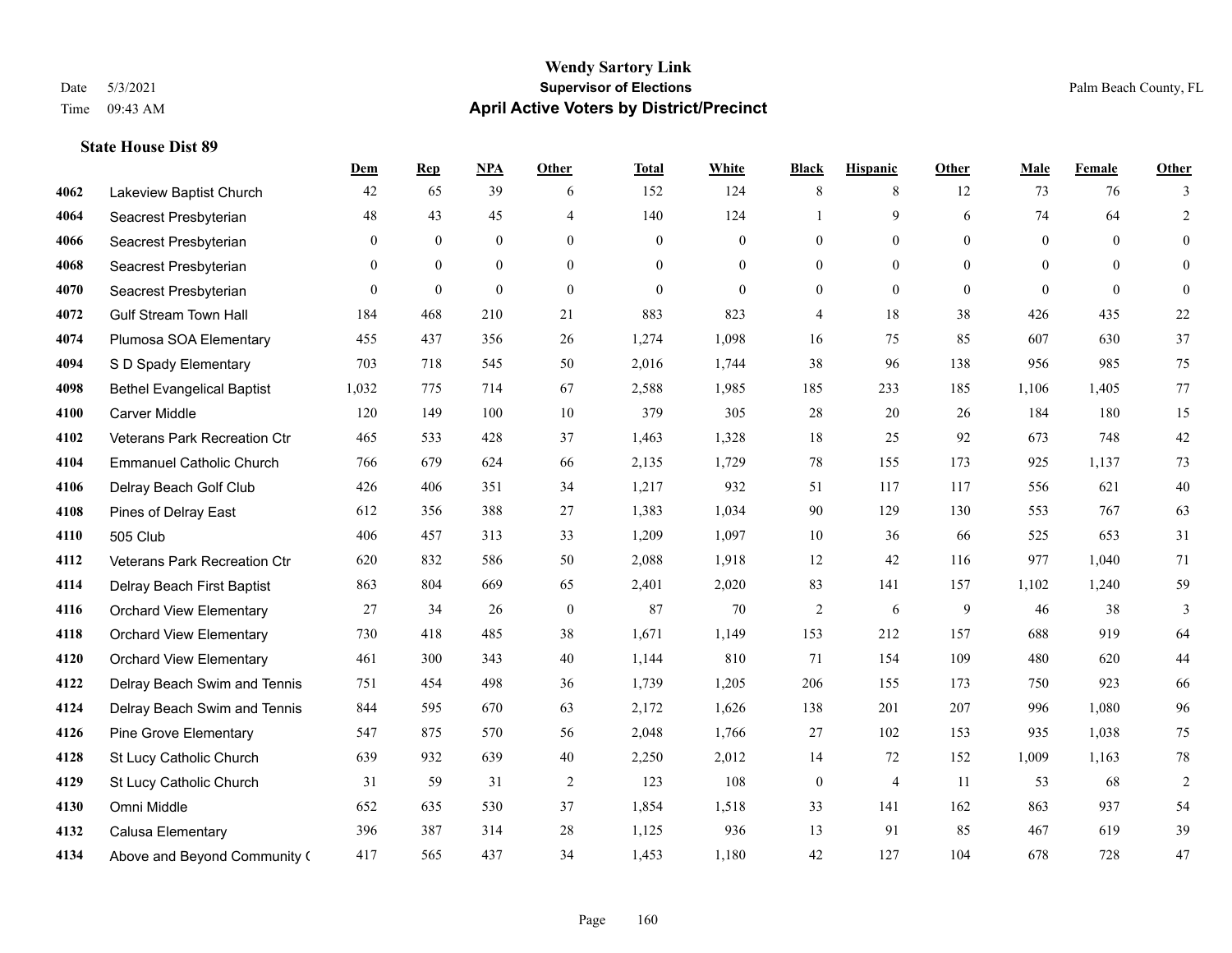# Wendy Sartory Link
## Supervisor of Elections
## April Active Voters by District/Precinct

Date 5/3/2021
Time 09:43 AM

Palm Beach County, FL

### State House Dist 89

| | | Dem | Rep | NPA | Other | Total | White | Black | Hispanic | Other | Male | Female | Other |
|---|---|---|---|---|---|---|---|---|---|---|---|---|---|
| 4062 | Lakeview Baptist Church | 42 | 65 | 39 | 6 | 152 | 124 | 8 | 8 | 12 | 73 | 76 | 3 |
| 4064 | Seacrest Presbyterian | 48 | 43 | 45 | 4 | 140 | 124 | 1 | 9 | 6 | 74 | 64 | 2 |
| 4066 | Seacrest Presbyterian | 0 | 0 | 0 | 0 | 0 | 0 | 0 | 0 | 0 | 0 | 0 | 0 |
| 4068 | Seacrest Presbyterian | 0 | 0 | 0 | 0 | 0 | 0 | 0 | 0 | 0 | 0 | 0 | 0 |
| 4070 | Seacrest Presbyterian | 0 | 0 | 0 | 0 | 0 | 0 | 0 | 0 | 0 | 0 | 0 | 0 |
| 4072 | Gulf Stream Town Hall | 184 | 468 | 210 | 21 | 883 | 823 | 4 | 18 | 38 | 426 | 435 | 22 |
| 4074 | Plumosa SOA Elementary | 455 | 437 | 356 | 26 | 1,274 | 1,098 | 16 | 75 | 85 | 607 | 630 | 37 |
| 4094 | S D Spady Elementary | 703 | 718 | 545 | 50 | 2,016 | 1,744 | 38 | 96 | 138 | 956 | 985 | 75 |
| 4098 | Bethel Evangelical Baptist | 1,032 | 775 | 714 | 67 | 2,588 | 1,985 | 185 | 233 | 185 | 1,106 | 1,405 | 77 |
| 4100 | Carver Middle | 120 | 149 | 100 | 10 | 379 | 305 | 28 | 20 | 26 | 184 | 180 | 15 |
| 4102 | Veterans Park Recreation Ctr | 465 | 533 | 428 | 37 | 1,463 | 1,328 | 18 | 25 | 92 | 673 | 748 | 42 |
| 4104 | Emmanuel Catholic Church | 766 | 679 | 624 | 66 | 2,135 | 1,729 | 78 | 155 | 173 | 925 | 1,137 | 73 |
| 4106 | Delray Beach Golf Club | 426 | 406 | 351 | 34 | 1,217 | 932 | 51 | 117 | 117 | 556 | 621 | 40 |
| 4108 | Pines of Delray East | 612 | 356 | 388 | 27 | 1,383 | 1,034 | 90 | 129 | 130 | 553 | 767 | 63 |
| 4110 | 505 Club | 406 | 457 | 313 | 33 | 1,209 | 1,097 | 10 | 36 | 66 | 525 | 653 | 31 |
| 4112 | Veterans Park Recreation Ctr | 620 | 832 | 586 | 50 | 2,088 | 1,918 | 12 | 42 | 116 | 977 | 1,040 | 71 |
| 4114 | Delray Beach First Baptist | 863 | 804 | 669 | 65 | 2,401 | 2,020 | 83 | 141 | 157 | 1,102 | 1,240 | 59 |
| 4116 | Orchard View Elementary | 27 | 34 | 26 | 0 | 87 | 70 | 2 | 6 | 9 | 46 | 38 | 3 |
| 4118 | Orchard View Elementary | 730 | 418 | 485 | 38 | 1,671 | 1,149 | 153 | 212 | 157 | 688 | 919 | 64 |
| 4120 | Orchard View Elementary | 461 | 300 | 343 | 40 | 1,144 | 810 | 71 | 154 | 109 | 480 | 620 | 44 |
| 4122 | Delray Beach Swim and Tennis | 751 | 454 | 498 | 36 | 1,739 | 1,205 | 206 | 155 | 173 | 750 | 923 | 66 |
| 4124 | Delray Beach Swim and Tennis | 844 | 595 | 670 | 63 | 2,172 | 1,626 | 138 | 201 | 207 | 996 | 1,080 | 96 |
| 4126 | Pine Grove Elementary | 547 | 875 | 570 | 56 | 2,048 | 1,766 | 27 | 102 | 153 | 935 | 1,038 | 75 |
| 4128 | St Lucy Catholic Church | 639 | 932 | 639 | 40 | 2,250 | 2,012 | 14 | 72 | 152 | 1,009 | 1,163 | 78 |
| 4129 | St Lucy Catholic Church | 31 | 59 | 31 | 2 | 123 | 108 | 0 | 4 | 11 | 53 | 68 | 2 |
| 4130 | Omni Middle | 652 | 635 | 530 | 37 | 1,854 | 1,518 | 33 | 141 | 162 | 863 | 937 | 54 |
| 4132 | Calusa Elementary | 396 | 387 | 314 | 28 | 1,125 | 936 | 13 | 91 | 85 | 467 | 619 | 39 |
| 4134 | Above and Beyond Community C | 417 | 565 | 437 | 34 | 1,453 | 1,180 | 42 | 127 | 104 | 678 | 728 | 47 |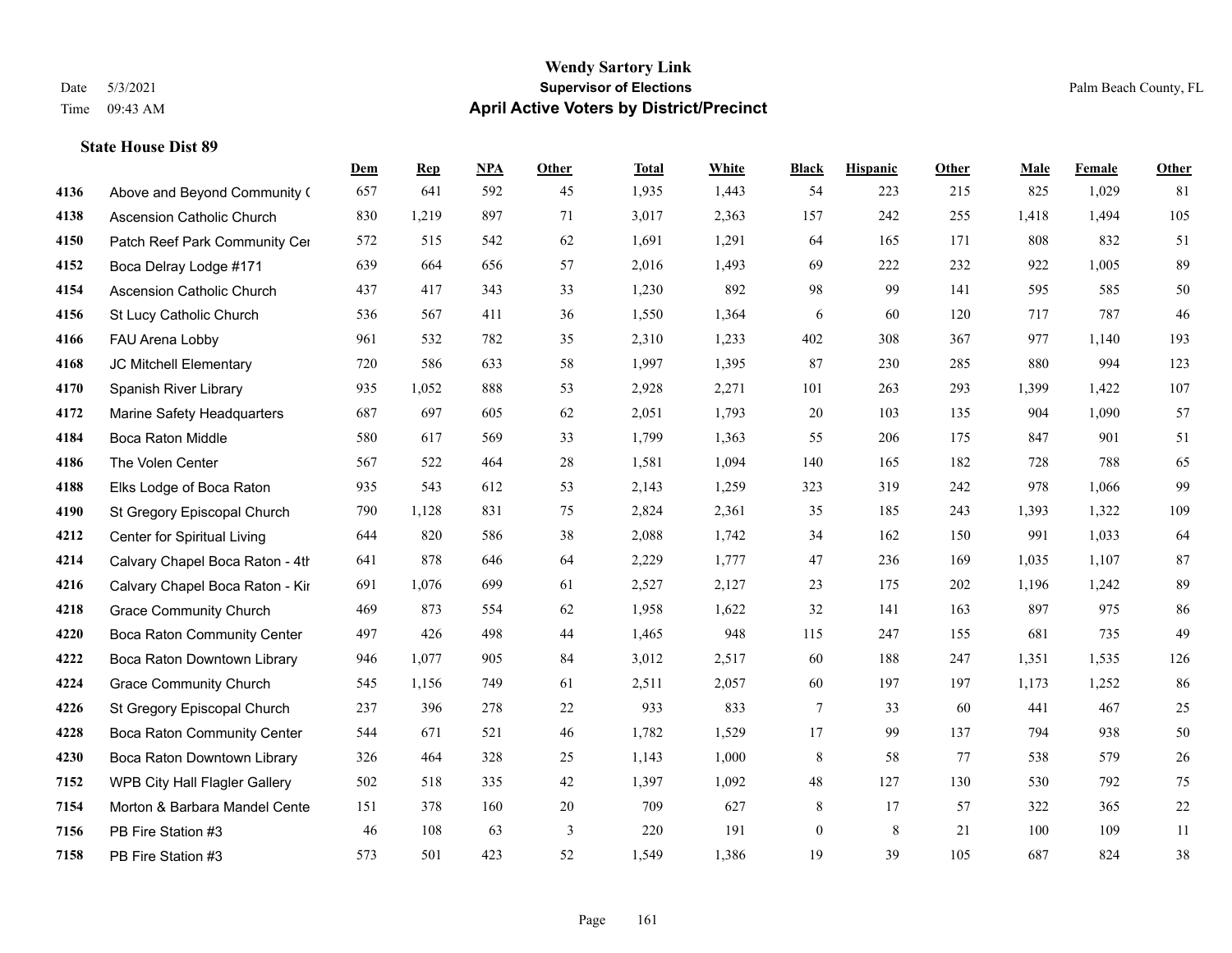# Wendy Sartory Link

**Supervisor of Elections**

**April Active Voters by District/Precinct**

Date 5/3/2021
Time 09:43 AM

Palm Beach County, FL

### State House Dist 89

| | | Dem | Rep | NPA | Other | Total | White | Black | Hispanic | Other | Male | Female | Other |
|---|---|---|---|---|---|---|---|---|---|---|---|---|---|
| 4136 | Above and Beyond Community ( | 657 | 641 | 592 | 45 | 1,935 | 1,443 | 54 | 223 | 215 | 825 | 1,029 | 81 |
| 4138 | Ascension Catholic Church | 830 | 1,219 | 897 | 71 | 3,017 | 2,363 | 157 | 242 | 255 | 1,418 | 1,494 | 105 |
| 4150 | Patch Reef Park Community Cer | 572 | 515 | 542 | 62 | 1,691 | 1,291 | 64 | 165 | 171 | 808 | 832 | 51 |
| 4152 | Boca Delray Lodge #171 | 639 | 664 | 656 | 57 | 2,016 | 1,493 | 69 | 222 | 232 | 922 | 1,005 | 89 |
| 4154 | Ascension Catholic Church | 437 | 417 | 343 | 33 | 1,230 | 892 | 98 | 99 | 141 | 595 | 585 | 50 |
| 4156 | St Lucy Catholic Church | 536 | 567 | 411 | 36 | 1,550 | 1,364 | 6 | 60 | 120 | 717 | 787 | 46 |
| 4166 | FAU Arena Lobby | 961 | 532 | 782 | 35 | 2,310 | 1,233 | 402 | 308 | 367 | 977 | 1,140 | 193 |
| 4168 | JC Mitchell Elementary | 720 | 586 | 633 | 58 | 1,997 | 1,395 | 87 | 230 | 285 | 880 | 994 | 123 |
| 4170 | Spanish River Library | 935 | 1,052 | 888 | 53 | 2,928 | 2,271 | 101 | 263 | 293 | 1,399 | 1,422 | 107 |
| 4172 | Marine Safety Headquarters | 687 | 697 | 605 | 62 | 2,051 | 1,793 | 20 | 103 | 135 | 904 | 1,090 | 57 |
| 4184 | Boca Raton Middle | 580 | 617 | 569 | 33 | 1,799 | 1,363 | 55 | 206 | 175 | 847 | 901 | 51 |
| 4186 | The Volen Center | 567 | 522 | 464 | 28 | 1,581 | 1,094 | 140 | 165 | 182 | 728 | 788 | 65 |
| 4188 | Elks Lodge of Boca Raton | 935 | 543 | 612 | 53 | 2,143 | 1,259 | 323 | 319 | 242 | 978 | 1,066 | 99 |
| 4190 | St Gregory Episcopal Church | 790 | 1,128 | 831 | 75 | 2,824 | 2,361 | 35 | 185 | 243 | 1,393 | 1,322 | 109 |
| 4212 | Center for Spiritual Living | 644 | 820 | 586 | 38 | 2,088 | 1,742 | 34 | 162 | 150 | 991 | 1,033 | 64 |
| 4214 | Calvary Chapel Boca Raton - 4th | 641 | 878 | 646 | 64 | 2,229 | 1,777 | 47 | 236 | 169 | 1,035 | 1,107 | 87 |
| 4216 | Calvary Chapel Boca Raton - Kir | 691 | 1,076 | 699 | 61 | 2,527 | 2,127 | 23 | 175 | 202 | 1,196 | 1,242 | 89 |
| 4218 | Grace Community Church | 469 | 873 | 554 | 62 | 1,958 | 1,622 | 32 | 141 | 163 | 897 | 975 | 86 |
| 4220 | Boca Raton Community Center | 497 | 426 | 498 | 44 | 1,465 | 948 | 115 | 247 | 155 | 681 | 735 | 49 |
| 4222 | Boca Raton Downtown Library | 946 | 1,077 | 905 | 84 | 3,012 | 2,517 | 60 | 188 | 247 | 1,351 | 1,535 | 126 |
| 4224 | Grace Community Church | 545 | 1,156 | 749 | 61 | 2,511 | 2,057 | 60 | 197 | 197 | 1,173 | 1,252 | 86 |
| 4226 | St Gregory Episcopal Church | 237 | 396 | 278 | 22 | 933 | 833 | 7 | 33 | 60 | 441 | 467 | 25 |
| 4228 | Boca Raton Community Center | 544 | 671 | 521 | 46 | 1,782 | 1,529 | 17 | 99 | 137 | 794 | 938 | 50 |
| 4230 | Boca Raton Downtown Library | 326 | 464 | 328 | 25 | 1,143 | 1,000 | 8 | 58 | 77 | 538 | 579 | 26 |
| 7152 | WPB City Hall Flagler Gallery | 502 | 518 | 335 | 42 | 1,397 | 1,092 | 48 | 127 | 130 | 530 | 792 | 75 |
| 7154 | Morton & Barbara Mandel Cente | 151 | 378 | 160 | 20 | 709 | 627 | 8 | 17 | 57 | 322 | 365 | 22 |
| 7156 | PB Fire Station #3 | 46 | 108 | 63 | 3 | 220 | 191 | 0 | 8 | 21 | 100 | 109 | 11 |
| 7158 | PB Fire Station #3 | 573 | 501 | 423 | 52 | 1,549 | 1,386 | 19 | 39 | 105 | 687 | 824 | 38 |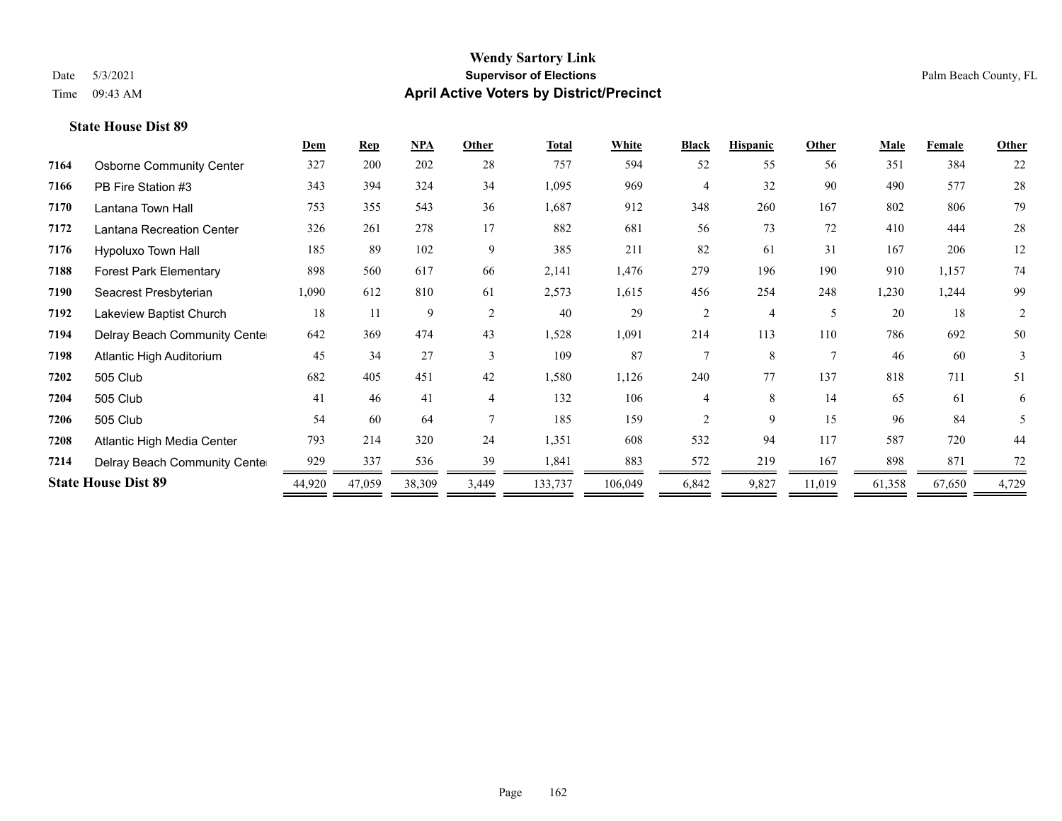**Wendy Sartory Link**
**Supervisor of Elections**
**April Active Voters by District/Precinct**

Date 5/3/2021
Time 09:43 AM

Palm Beach County, FL

### State House Dist 89

| | | Dem | Rep | NPA | Other | Total | White | Black | Hispanic | Other | Male | Female | Other |
|---|---|---|---|---|---|---|---|---|---|---|---|---|---|
| 7164 | Osborne Community Center | 327 | 200 | 202 | 28 | 757 | 594 | 52 | 55 | 56 | 351 | 384 | 22 |
| 7166 | PB Fire Station #3 | 343 | 394 | 324 | 34 | 1,095 | 969 | 4 | 32 | 90 | 490 | 577 | 28 |
| 7170 | Lantana Town Hall | 753 | 355 | 543 | 36 | 1,687 | 912 | 348 | 260 | 167 | 802 | 806 | 79 |
| 7172 | Lantana Recreation Center | 326 | 261 | 278 | 17 | 882 | 681 | 56 | 73 | 72 | 410 | 444 | 28 |
| 7176 | Hypoluxo Town Hall | 185 | 89 | 102 | 9 | 385 | 211 | 82 | 61 | 31 | 167 | 206 | 12 |
| 7188 | Forest Park Elementary | 898 | 560 | 617 | 66 | 2,141 | 1,476 | 279 | 196 | 190 | 910 | 1,157 | 74 |
| 7190 | Seacrest Presbyterian | 1,090 | 612 | 810 | 61 | 2,573 | 1,615 | 456 | 254 | 248 | 1,230 | 1,244 | 99 |
| 7192 | Lakeview Baptist Church | 18 | 11 | 9 | 2 | 40 | 29 | 2 | 4 | 5 | 20 | 18 | 2 |
| 7194 | Delray Beach Community Center | 642 | 369 | 474 | 43 | 1,528 | 1,091 | 214 | 113 | 110 | 786 | 692 | 50 |
| 7198 | Atlantic High Auditorium | 45 | 34 | 27 | 3 | 109 | 87 | 7 | 8 | 7 | 46 | 60 | 3 |
| 7202 | 505 Club | 682 | 405 | 451 | 42 | 1,580 | 1,126 | 240 | 77 | 137 | 818 | 711 | 51 |
| 7204 | 505 Club | 41 | 46 | 41 | 4 | 132 | 106 | 4 | 8 | 14 | 65 | 61 | 6 |
| 7206 | 505 Club | 54 | 60 | 64 | 7 | 185 | 159 | 2 | 9 | 15 | 96 | 84 | 5 |
| 7208 | Atlantic High Media Center | 793 | 214 | 320 | 24 | 1,351 | 608 | 532 | 94 | 117 | 587 | 720 | 44 |
| 7214 | Delray Beach Community Center | 929 | 337 | 536 | 39 | 1,841 | 883 | 572 | 219 | 167 | 898 | 871 | 72 |
| **State House Dist 89** | | 44,920 | 47,059 | 38,309 | 3,449 | 133,737 | 106,049 | 6,842 | 9,827 | 11,019 | 61,358 | 67,650 | 4,729 |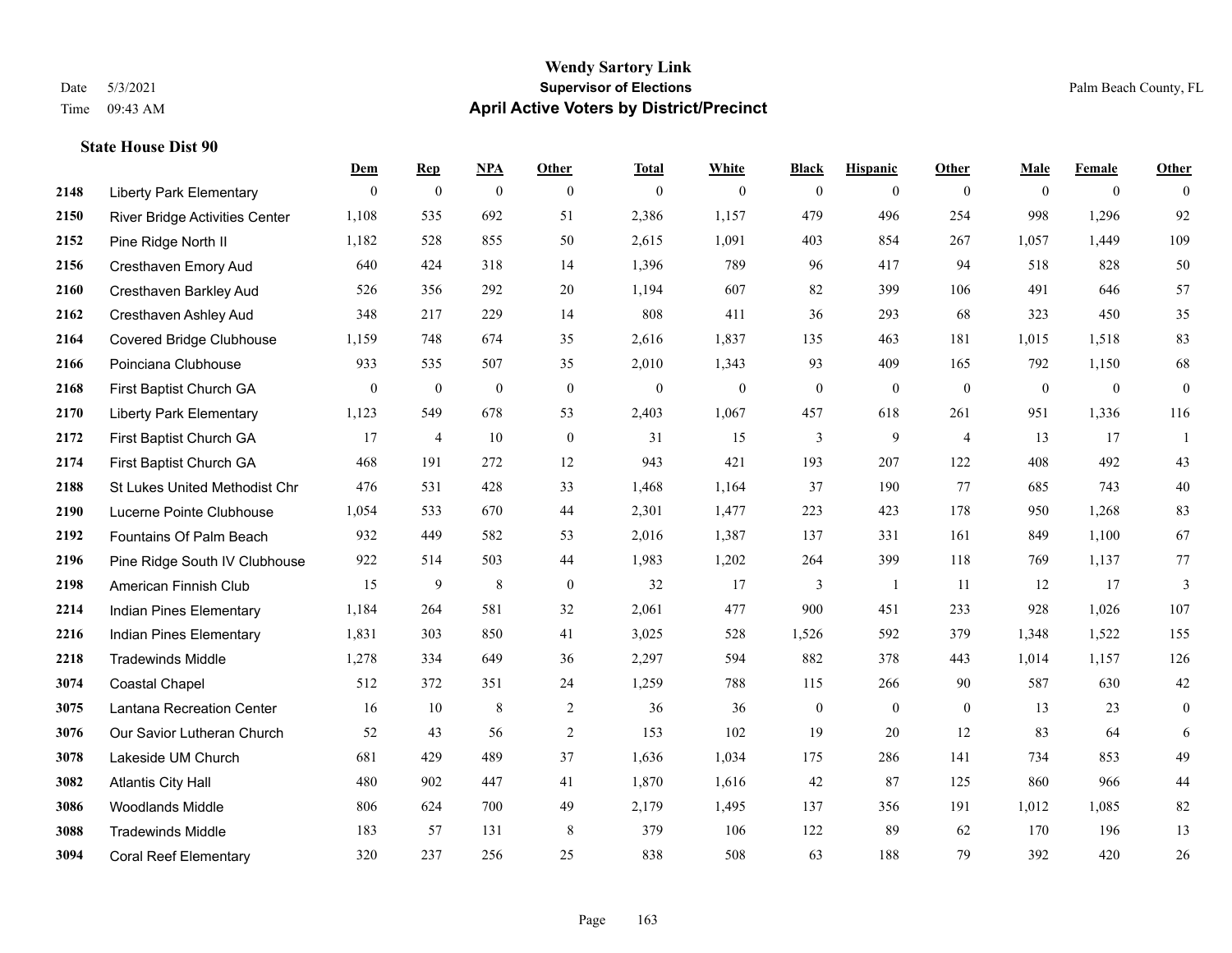# Wendy Sartory Link
## Supervisor of Elections
## April Active Voters by District/Precinct

Date 5/3/2021
Time 09:43 AM

Palm Beach County, FL

### State House Dist 90

| | | Dem | Rep | NPA | Other | Total | White | Black | Hispanic | Other | Male | Female | Other |
|---|---|---|---|---|---|---|---|---|---|---|---|---|---|
| 2148 | Liberty Park Elementary | 0 | 0 | 0 | 0 | 0 | 0 | 0 | 0 | 0 | 0 | 0 | 0 |
| 2150 | River Bridge Activities Center | 1,108 | 535 | 692 | 51 | 2,386 | 1,157 | 479 | 496 | 254 | 998 | 1,296 | 92 |
| 2152 | Pine Ridge North II | 1,182 | 528 | 855 | 50 | 2,615 | 1,091 | 403 | 854 | 267 | 1,057 | 1,449 | 109 |
| 2156 | Cresthaven Emory Aud | 640 | 424 | 318 | 14 | 1,396 | 789 | 96 | 417 | 94 | 518 | 828 | 50 |
| 2160 | Cresthaven Barkley Aud | 526 | 356 | 292 | 20 | 1,194 | 607 | 82 | 399 | 106 | 491 | 646 | 57 |
| 2162 | Cresthaven Ashley Aud | 348 | 217 | 229 | 14 | 808 | 411 | 36 | 293 | 68 | 323 | 450 | 35 |
| 2164 | Covered Bridge Clubhouse | 1,159 | 748 | 674 | 35 | 2,616 | 1,837 | 135 | 463 | 181 | 1,015 | 1,518 | 83 |
| 2166 | Poinciana Clubhouse | 933 | 535 | 507 | 35 | 2,010 | 1,343 | 93 | 409 | 165 | 792 | 1,150 | 68 |
| 2168 | First Baptist Church GA | 0 | 0 | 0 | 0 | 0 | 0 | 0 | 0 | 0 | 0 | 0 | 0 |
| 2170 | Liberty Park Elementary | 1,123 | 549 | 678 | 53 | 2,403 | 1,067 | 457 | 618 | 261 | 951 | 1,336 | 116 |
| 2172 | First Baptist Church GA | 17 | 4 | 10 | 0 | 31 | 15 | 3 | 9 | 4 | 13 | 17 | 1 |
| 2174 | First Baptist Church GA | 468 | 191 | 272 | 12 | 943 | 421 | 193 | 207 | 122 | 408 | 492 | 43 |
| 2188 | St Lukes United Methodist Chr | 476 | 531 | 428 | 33 | 1,468 | 1,164 | 37 | 190 | 77 | 685 | 743 | 40 |
| 2190 | Lucerne Pointe Clubhouse | 1,054 | 533 | 670 | 44 | 2,301 | 1,477 | 223 | 423 | 178 | 950 | 1,268 | 83 |
| 2192 | Fountains Of Palm Beach | 932 | 449 | 582 | 53 | 2,016 | 1,387 | 137 | 331 | 161 | 849 | 1,100 | 67 |
| 2196 | Pine Ridge South IV Clubhouse | 922 | 514 | 503 | 44 | 1,983 | 1,202 | 264 | 399 | 118 | 769 | 1,137 | 77 |
| 2198 | American Finnish Club | 15 | 9 | 8 | 0 | 32 | 17 | 3 | 1 | 11 | 12 | 17 | 3 |
| 2214 | Indian Pines Elementary | 1,184 | 264 | 581 | 32 | 2,061 | 477 | 900 | 451 | 233 | 928 | 1,026 | 107 |
| 2216 | Indian Pines Elementary | 1,831 | 303 | 850 | 41 | 3,025 | 528 | 1,526 | 592 | 379 | 1,348 | 1,522 | 155 |
| 2218 | Tradewinds Middle | 1,278 | 334 | 649 | 36 | 2,297 | 594 | 882 | 378 | 443 | 1,014 | 1,157 | 126 |
| 3074 | Coastal Chapel | 512 | 372 | 351 | 24 | 1,259 | 788 | 115 | 266 | 90 | 587 | 630 | 42 |
| 3075 | Lantana Recreation Center | 16 | 10 | 8 | 2 | 36 | 36 | 0 | 0 | 0 | 13 | 23 | 0 |
| 3076 | Our Savior Lutheran Church | 52 | 43 | 56 | 2 | 153 | 102 | 19 | 20 | 12 | 83 | 64 | 6 |
| 3078 | Lakeside UM Church | 681 | 429 | 489 | 37 | 1,636 | 1,034 | 175 | 286 | 141 | 734 | 853 | 49 |
| 3082 | Atlantis City Hall | 480 | 902 | 447 | 41 | 1,870 | 1,616 | 42 | 87 | 125 | 860 | 966 | 44 |
| 3086 | Woodlands Middle | 806 | 624 | 700 | 49 | 2,179 | 1,495 | 137 | 356 | 191 | 1,012 | 1,085 | 82 |
| 3088 | Tradewinds Middle | 183 | 57 | 131 | 8 | 379 | 106 | 122 | 89 | 62 | 170 | 196 | 13 |
| 3094 | Coral Reef Elementary | 320 | 237 | 256 | 25 | 838 | 508 | 63 | 188 | 79 | 392 | 420 | 26 |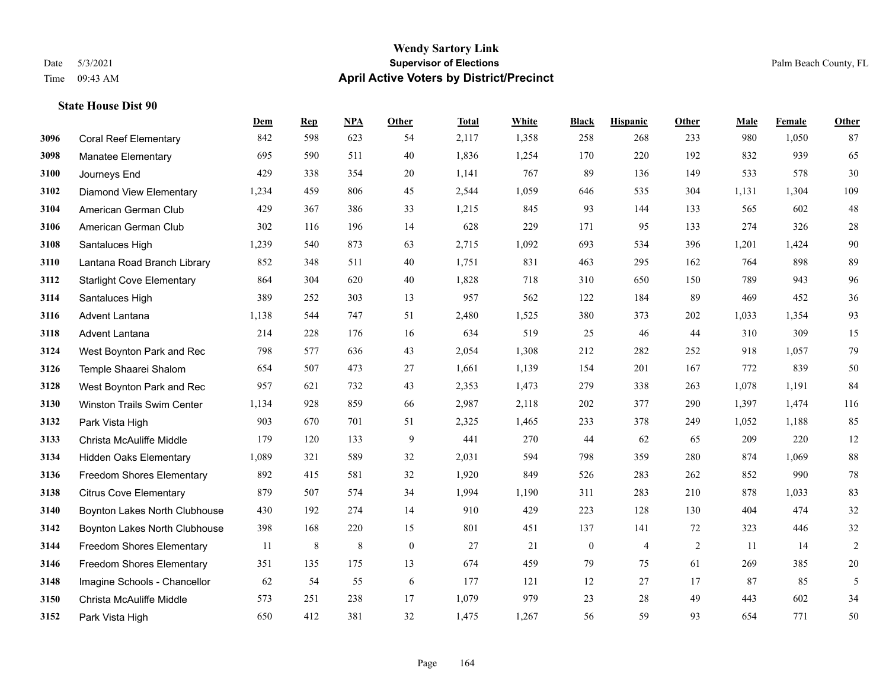# Wendy Sartory Link
## Supervisor of Elections
## April Active Voters by District/Precinct

Date 5/3/2021
Time 09:43 AM

Palm Beach County, FL

### State House Dist 90

| | | Dem | Rep | NPA | Other | Total | White | Black | Hispanic | Other | Male | Female | Other |
|---|---|---|---|---|---|---|---|---|---|---|---|---|---|
| 3096 | Coral Reef Elementary | 842 | 598 | 623 | 54 | 2,117 | 1,358 | 258 | 268 | 233 | 980 | 1,050 | 87 |
| 3098 | Manatee Elementary | 695 | 590 | 511 | 40 | 1,836 | 1,254 | 170 | 220 | 192 | 832 | 939 | 65 |
| 3100 | Journeys End | 429 | 338 | 354 | 20 | 1,141 | 767 | 89 | 136 | 149 | 533 | 578 | 30 |
| 3102 | Diamond View Elementary | 1,234 | 459 | 806 | 45 | 2,544 | 1,059 | 646 | 535 | 304 | 1,131 | 1,304 | 109 |
| 3104 | American German Club | 429 | 367 | 386 | 33 | 1,215 | 845 | 93 | 144 | 133 | 565 | 602 | 48 |
| 3106 | American German Club | 302 | 116 | 196 | 14 | 628 | 229 | 171 | 95 | 133 | 274 | 326 | 28 |
| 3108 | Santaluces High | 1,239 | 540 | 873 | 63 | 2,715 | 1,092 | 693 | 534 | 396 | 1,201 | 1,424 | 90 |
| 3110 | Lantana Road Branch Library | 852 | 348 | 511 | 40 | 1,751 | 831 | 463 | 295 | 162 | 764 | 898 | 89 |
| 3112 | Starlight Cove Elementary | 864 | 304 | 620 | 40 | 1,828 | 718 | 310 | 650 | 150 | 789 | 943 | 96 |
| 3114 | Santaluces High | 389 | 252 | 303 | 13 | 957 | 562 | 122 | 184 | 89 | 469 | 452 | 36 |
| 3116 | Advent Lantana | 1,138 | 544 | 747 | 51 | 2,480 | 1,525 | 380 | 373 | 202 | 1,033 | 1,354 | 93 |
| 3118 | Advent Lantana | 214 | 228 | 176 | 16 | 634 | 519 | 25 | 46 | 44 | 310 | 309 | 15 |
| 3124 | West Boynton Park and Rec | 798 | 577 | 636 | 43 | 2,054 | 1,308 | 212 | 282 | 252 | 918 | 1,057 | 79 |
| 3126 | Temple Shaarei Shalom | 654 | 507 | 473 | 27 | 1,661 | 1,139 | 154 | 201 | 167 | 772 | 839 | 50 |
| 3128 | West Boynton Park and Rec | 957 | 621 | 732 | 43 | 2,353 | 1,473 | 279 | 338 | 263 | 1,078 | 1,191 | 84 |
| 3130 | Winston Trails Swim Center | 1,134 | 928 | 859 | 66 | 2,987 | 2,118 | 202 | 377 | 290 | 1,397 | 1,474 | 116 |
| 3132 | Park Vista High | 903 | 670 | 701 | 51 | 2,325 | 1,465 | 233 | 378 | 249 | 1,052 | 1,188 | 85 |
| 3133 | Christa McAuliffe Middle | 179 | 120 | 133 | 9 | 441 | 270 | 44 | 62 | 65 | 209 | 220 | 12 |
| 3134 | Hidden Oaks Elementary | 1,089 | 321 | 589 | 32 | 2,031 | 594 | 798 | 359 | 280 | 874 | 1,069 | 88 |
| 3136 | Freedom Shores Elementary | 892 | 415 | 581 | 32 | 1,920 | 849 | 526 | 283 | 262 | 852 | 990 | 78 |
| 3138 | Citrus Cove Elementary | 879 | 507 | 574 | 34 | 1,994 | 1,190 | 311 | 283 | 210 | 878 | 1,033 | 83 |
| 3140 | Boynton Lakes North Clubhouse | 430 | 192 | 274 | 14 | 910 | 429 | 223 | 128 | 130 | 404 | 474 | 32 |
| 3142 | Boynton Lakes North Clubhouse | 398 | 168 | 220 | 15 | 801 | 451 | 137 | 141 | 72 | 323 | 446 | 32 |
| 3144 | Freedom Shores Elementary | 11 | 8 | 8 | 0 | 27 | 21 | 0 | 4 | 2 | 11 | 14 | 2 |
| 3146 | Freedom Shores Elementary | 351 | 135 | 175 | 13 | 674 | 459 | 79 | 75 | 61 | 269 | 385 | 20 |
| 3148 | Imagine Schools - Chancellor | 62 | 54 | 55 | 6 | 177 | 121 | 12 | 27 | 17 | 87 | 85 | 5 |
| 3150 | Christa McAuliffe Middle | 573 | 251 | 238 | 17 | 1,079 | 979 | 23 | 28 | 49 | 443 | 602 | 34 |
| 3152 | Park Vista High | 650 | 412 | 381 | 32 | 1,475 | 1,267 | 56 | 59 | 93 | 654 | 771 | 50 |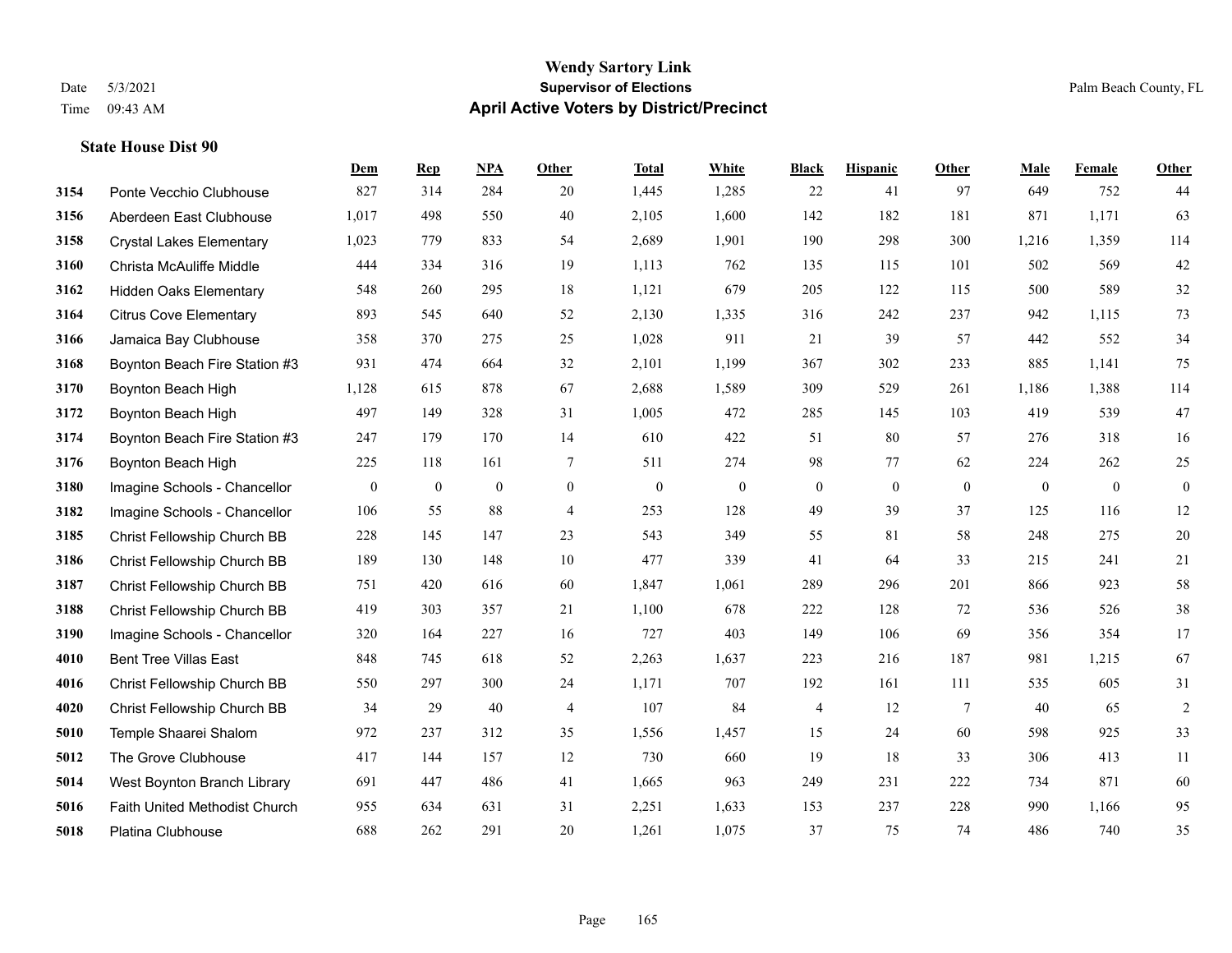# Wendy Sartory Link
## Supervisor of Elections
## April Active Voters by District/Precinct

Date 5/3/2021
Time 09:43 AM

Palm Beach County, FL

### State House Dist 90

| | | Dem | Rep | NPA | Other | Total | White | Black | Hispanic | Other | Male | Female | Other |
|---|---|---|---|---|---|---|---|---|---|---|---|---|---|
| 3154 | Ponte Vecchio Clubhouse | 827 | 314 | 284 | 20 | 1,445 | 1,285 | 22 | 41 | 97 | 649 | 752 | 44 |
| 3156 | Aberdeen East Clubhouse | 1,017 | 498 | 550 | 40 | 2,105 | 1,600 | 142 | 182 | 181 | 871 | 1,171 | 63 |
| 3158 | Crystal Lakes Elementary | 1,023 | 779 | 833 | 54 | 2,689 | 1,901 | 190 | 298 | 300 | 1,216 | 1,359 | 114 |
| 3160 | Christa McAuliffe Middle | 444 | 334 | 316 | 19 | 1,113 | 762 | 135 | 115 | 101 | 502 | 569 | 42 |
| 3162 | Hidden Oaks Elementary | 548 | 260 | 295 | 18 | 1,121 | 679 | 205 | 122 | 115 | 500 | 589 | 32 |
| 3164 | Citrus Cove Elementary | 893 | 545 | 640 | 52 | 2,130 | 1,335 | 316 | 242 | 237 | 942 | 1,115 | 73 |
| 3166 | Jamaica Bay Clubhouse | 358 | 370 | 275 | 25 | 1,028 | 911 | 21 | 39 | 57 | 442 | 552 | 34 |
| 3168 | Boynton Beach Fire Station #3 | 931 | 474 | 664 | 32 | 2,101 | 1,199 | 367 | 302 | 233 | 885 | 1,141 | 75 |
| 3170 | Boynton Beach High | 1,128 | 615 | 878 | 67 | 2,688 | 1,589 | 309 | 529 | 261 | 1,186 | 1,388 | 114 |
| 3172 | Boynton Beach High | 497 | 149 | 328 | 31 | 1,005 | 472 | 285 | 145 | 103 | 419 | 539 | 47 |
| 3174 | Boynton Beach Fire Station #3 | 247 | 179 | 170 | 14 | 610 | 422 | 51 | 80 | 57 | 276 | 318 | 16 |
| 3176 | Boynton Beach High | 225 | 118 | 161 | 7 | 511 | 274 | 98 | 77 | 62 | 224 | 262 | 25 |
| 3180 | Imagine Schools - Chancellor | 0 | 0 | 0 | 0 | 0 | 0 | 0 | 0 | 0 | 0 | 0 | 0 |
| 3182 | Imagine Schools - Chancellor | 106 | 55 | 88 | 4 | 253 | 128 | 49 | 39 | 37 | 125 | 116 | 12 |
| 3185 | Christ Fellowship Church BB | 228 | 145 | 147 | 23 | 543 | 349 | 55 | 81 | 58 | 248 | 275 | 20 |
| 3186 | Christ Fellowship Church BB | 189 | 130 | 148 | 10 | 477 | 339 | 41 | 64 | 33 | 215 | 241 | 21 |
| 3187 | Christ Fellowship Church BB | 751 | 420 | 616 | 60 | 1,847 | 1,061 | 289 | 296 | 201 | 866 | 923 | 58 |
| 3188 | Christ Fellowship Church BB | 419 | 303 | 357 | 21 | 1,100 | 678 | 222 | 128 | 72 | 536 | 526 | 38 |
| 3190 | Imagine Schools - Chancellor | 320 | 164 | 227 | 16 | 727 | 403 | 149 | 106 | 69 | 356 | 354 | 17 |
| 4010 | Bent Tree Villas East | 848 | 745 | 618 | 52 | 2,263 | 1,637 | 223 | 216 | 187 | 981 | 1,215 | 67 |
| 4016 | Christ Fellowship Church BB | 550 | 297 | 300 | 24 | 1,171 | 707 | 192 | 161 | 111 | 535 | 605 | 31 |
| 4020 | Christ Fellowship Church BB | 34 | 29 | 40 | 4 | 107 | 84 | 4 | 12 | 7 | 40 | 65 | 2 |
| 5010 | Temple Shaarei Shalom | 972 | 237 | 312 | 35 | 1,556 | 1,457 | 15 | 24 | 60 | 598 | 925 | 33 |
| 5012 | The Grove Clubhouse | 417 | 144 | 157 | 12 | 730 | 660 | 19 | 18 | 33 | 306 | 413 | 11 |
| 5014 | West Boynton Branch Library | 691 | 447 | 486 | 41 | 1,665 | 963 | 249 | 231 | 222 | 734 | 871 | 60 |
| 5016 | Faith United Methodist Church | 955 | 634 | 631 | 31 | 2,251 | 1,633 | 153 | 237 | 228 | 990 | 1,166 | 95 |
| 5018 | Platina Clubhouse | 688 | 262 | 291 | 20 | 1,261 | 1,075 | 37 | 75 | 74 | 486 | 740 | 35 |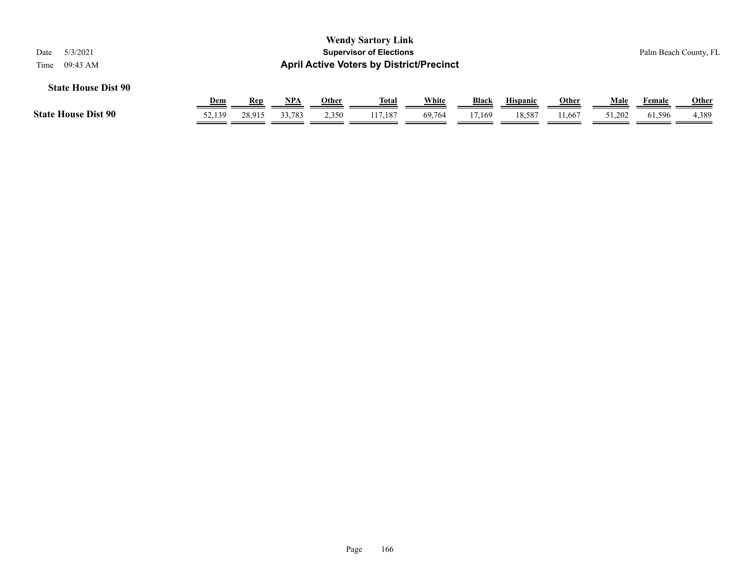**State House Dist 90**

| | Dem | Rep | NPA | Other | Total | White | Black | Hispanic | Other | Male | Female | Other |
|---|---|---|---|---|---|---|---|---|---|---|---|---|
| **State House Dist 90** | 52,139 | 28,915 | 33,783 | 2,350 | 117,187 | 69,764 | 17,169 | 18,587 | 11,667 | 51,202 | 61,596 | 4,389 |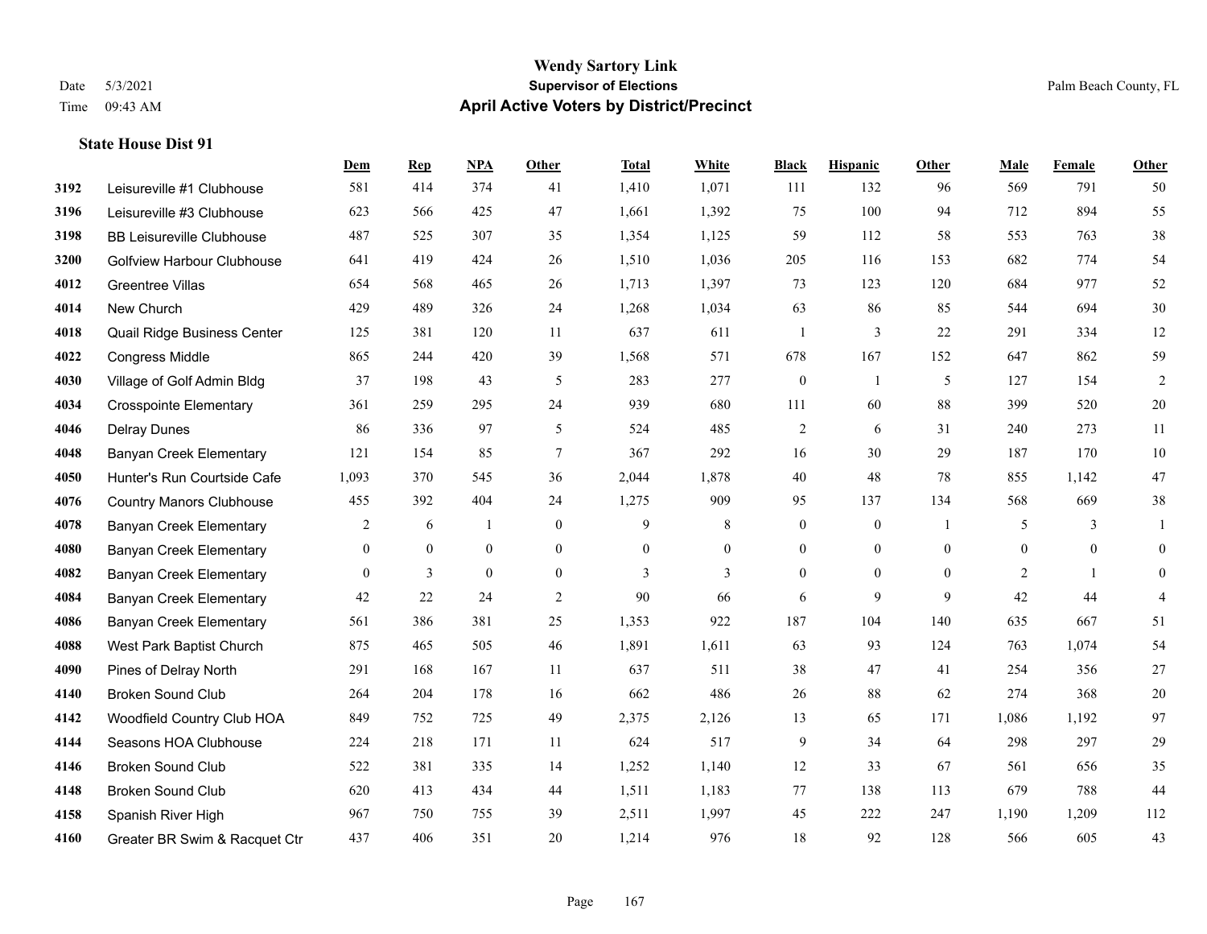# Wendy Sartory Link
## Supervisor of Elections
## April Active Voters by District/Precinct

Date 5/3/2021
Time 09:43 AM

Palm Beach County, FL

### State House Dist 91

| | | Dem | Rep | NPA | Other | Total | White | Black | Hispanic | Other | Male | Female | Other |
|---|---|---|---|---|---|---|---|---|---|---|---|---|---|
| 3192 | Leisureville #1 Clubhouse | 581 | 414 | 374 | 41 | 1,410 | 1,071 | 111 | 132 | 96 | 569 | 791 | 50 |
| 3196 | Leisureville #3 Clubhouse | 623 | 566 | 425 | 47 | 1,661 | 1,392 | 75 | 100 | 94 | 712 | 894 | 55 |
| 3198 | BB Leisureville Clubhouse | 487 | 525 | 307 | 35 | 1,354 | 1,125 | 59 | 112 | 58 | 553 | 763 | 38 |
| 3200 | Golfview Harbour Clubhouse | 641 | 419 | 424 | 26 | 1,510 | 1,036 | 205 | 116 | 153 | 682 | 774 | 54 |
| 4012 | Greentree Villas | 654 | 568 | 465 | 26 | 1,713 | 1,397 | 73 | 123 | 120 | 684 | 977 | 52 |
| 4014 | New Church | 429 | 489 | 326 | 24 | 1,268 | 1,034 | 63 | 86 | 85 | 544 | 694 | 30 |
| 4018 | Quail Ridge Business Center | 125 | 381 | 120 | 11 | 637 | 611 | 1 | 3 | 22 | 291 | 334 | 12 |
| 4022 | Congress Middle | 865 | 244 | 420 | 39 | 1,568 | 571 | 678 | 167 | 152 | 647 | 862 | 59 |
| 4030 | Village of Golf Admin Bldg | 37 | 198 | 43 | 5 | 283 | 277 | 0 | 1 | 5 | 127 | 154 | 2 |
| 4034 | Crosspointe Elementary | 361 | 259 | 295 | 24 | 939 | 680 | 111 | 60 | 88 | 399 | 520 | 20 |
| 4046 | Delray Dunes | 86 | 336 | 97 | 5 | 524 | 485 | 2 | 6 | 31 | 240 | 273 | 11 |
| 4048 | Banyan Creek Elementary | 121 | 154 | 85 | 7 | 367 | 292 | 16 | 30 | 29 | 187 | 170 | 10 |
| 4050 | Hunter's Run Courtside Cafe | 1,093 | 370 | 545 | 36 | 2,044 | 1,878 | 40 | 48 | 78 | 855 | 1,142 | 47 |
| 4076 | Country Manors Clubhouse | 455 | 392 | 404 | 24 | 1,275 | 909 | 95 | 137 | 134 | 568 | 669 | 38 |
| 4078 | Banyan Creek Elementary | 2 | 6 | 1 | 0 | 9 | 8 | 0 | 0 | 1 | 5 | 3 | 1 |
| 4080 | Banyan Creek Elementary | 0 | 0 | 0 | 0 | 0 | 0 | 0 | 0 | 0 | 0 | 0 | 0 |
| 4082 | Banyan Creek Elementary | 0 | 3 | 0 | 0 | 3 | 3 | 0 | 0 | 0 | 2 | 1 | 0 |
| 4084 | Banyan Creek Elementary | 42 | 22 | 24 | 2 | 90 | 66 | 6 | 9 | 9 | 42 | 44 | 4 |
| 4086 | Banyan Creek Elementary | 561 | 386 | 381 | 25 | 1,353 | 922 | 187 | 104 | 140 | 635 | 667 | 51 |
| 4088 | West Park Baptist Church | 875 | 465 | 505 | 46 | 1,891 | 1,611 | 63 | 93 | 124 | 763 | 1,074 | 54 |
| 4090 | Pines of Delray North | 291 | 168 | 167 | 11 | 637 | 511 | 38 | 47 | 41 | 254 | 356 | 27 |
| 4140 | Broken Sound Club | 264 | 204 | 178 | 16 | 662 | 486 | 26 | 88 | 62 | 274 | 368 | 20 |
| 4142 | Woodfield Country Club HOA | 849 | 752 | 725 | 49 | 2,375 | 2,126 | 13 | 65 | 171 | 1,086 | 1,192 | 97 |
| 4144 | Seasons HOA Clubhouse | 224 | 218 | 171 | 11 | 624 | 517 | 9 | 34 | 64 | 298 | 297 | 29 |
| 4146 | Broken Sound Club | 522 | 381 | 335 | 14 | 1,252 | 1,140 | 12 | 33 | 67 | 561 | 656 | 35 |
| 4148 | Broken Sound Club | 620 | 413 | 434 | 44 | 1,511 | 1,183 | 77 | 138 | 113 | 679 | 788 | 44 |
| 4158 | Spanish River High | 967 | 750 | 755 | 39 | 2,511 | 1,997 | 45 | 222 | 247 | 1,190 | 1,209 | 112 |
| 4160 | Greater BR Swim & Racquet Ctr | 437 | 406 | 351 | 20 | 1,214 | 976 | 18 | 92 | 128 | 566 | 605 | 43 |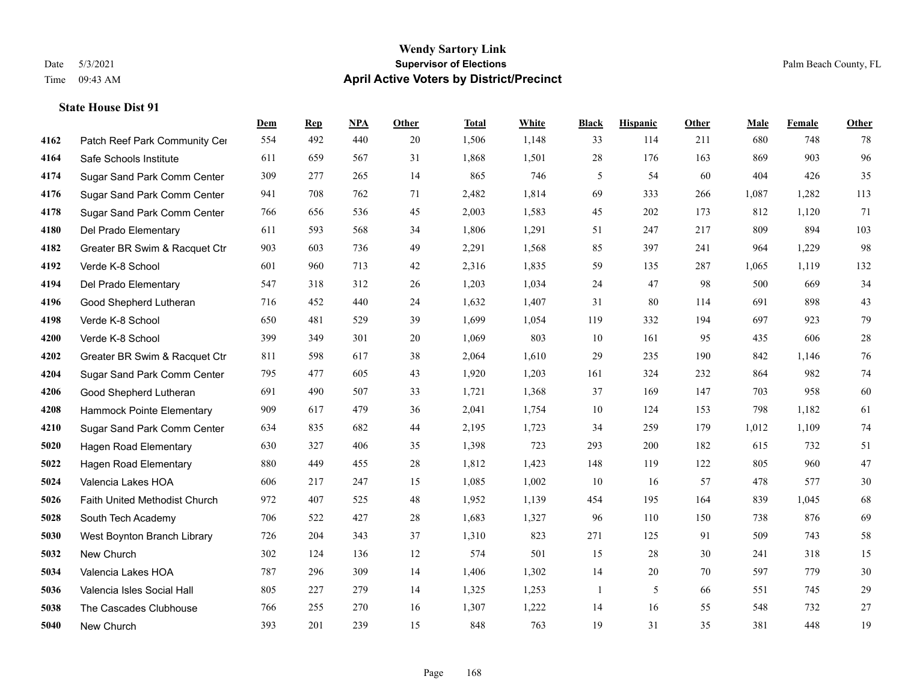# Wendy Sartory Link
## Supervisor of Elections
## April Active Voters by District/Precinct

Date 5/3/2021
Time 09:43 AM
Palm Beach County, FL

**State House Dist 91**

| | | Dem | Rep | NPA | Other | Total | White | Black | Hispanic | Other | Male | Female | Other |
|---|---|---|---|---|---|---|---|---|---|---|---|---|---|
| 4162 | Patch Reef Park Community Cer | 554 | 492 | 440 | 20 | 1,506 | 1,148 | 33 | 114 | 211 | 680 | 748 | 78 |
| 4164 | Safe Schools Institute | 611 | 659 | 567 | 31 | 1,868 | 1,501 | 28 | 176 | 163 | 869 | 903 | 96 |
| 4174 | Sugar Sand Park Comm Center | 309 | 277 | 265 | 14 | 865 | 746 | 5 | 54 | 60 | 404 | 426 | 35 |
| 4176 | Sugar Sand Park Comm Center | 941 | 708 | 762 | 71 | 2,482 | 1,814 | 69 | 333 | 266 | 1,087 | 1,282 | 113 |
| 4178 | Sugar Sand Park Comm Center | 766 | 656 | 536 | 45 | 2,003 | 1,583 | 45 | 202 | 173 | 812 | 1,120 | 71 |
| 4180 | Del Prado Elementary | 611 | 593 | 568 | 34 | 1,806 | 1,291 | 51 | 247 | 217 | 809 | 894 | 103 |
| 4182 | Greater BR Swim & Racquet Ctr | 903 | 603 | 736 | 49 | 2,291 | 1,568 | 85 | 397 | 241 | 964 | 1,229 | 98 |
| 4192 | Verde K-8 School | 601 | 960 | 713 | 42 | 2,316 | 1,835 | 59 | 135 | 287 | 1,065 | 1,119 | 132 |
| 4194 | Del Prado Elementary | 547 | 318 | 312 | 26 | 1,203 | 1,034 | 24 | 47 | 98 | 500 | 669 | 34 |
| 4196 | Good Shepherd Lutheran | 716 | 452 | 440 | 24 | 1,632 | 1,407 | 31 | 80 | 114 | 691 | 898 | 43 |
| 4198 | Verde K-8 School | 650 | 481 | 529 | 39 | 1,699 | 1,054 | 119 | 332 | 194 | 697 | 923 | 79 |
| 4200 | Verde K-8 School | 399 | 349 | 301 | 20 | 1,069 | 803 | 10 | 161 | 95 | 435 | 606 | 28 |
| 4202 | Greater BR Swim & Racquet Ctr | 811 | 598 | 617 | 38 | 2,064 | 1,610 | 29 | 235 | 190 | 842 | 1,146 | 76 |
| 4204 | Sugar Sand Park Comm Center | 795 | 477 | 605 | 43 | 1,920 | 1,203 | 161 | 324 | 232 | 864 | 982 | 74 |
| 4206 | Good Shepherd Lutheran | 691 | 490 | 507 | 33 | 1,721 | 1,368 | 37 | 169 | 147 | 703 | 958 | 60 |
| 4208 | Hammock Pointe Elementary | 909 | 617 | 479 | 36 | 2,041 | 1,754 | 10 | 124 | 153 | 798 | 1,182 | 61 |
| 4210 | Sugar Sand Park Comm Center | 634 | 835 | 682 | 44 | 2,195 | 1,723 | 34 | 259 | 179 | 1,012 | 1,109 | 74 |
| 5020 | Hagen Road Elementary | 630 | 327 | 406 | 35 | 1,398 | 723 | 293 | 200 | 182 | 615 | 732 | 51 |
| 5022 | Hagen Road Elementary | 880 | 449 | 455 | 28 | 1,812 | 1,423 | 148 | 119 | 122 | 805 | 960 | 47 |
| 5024 | Valencia Lakes HOA | 606 | 217 | 247 | 15 | 1,085 | 1,002 | 10 | 16 | 57 | 478 | 577 | 30 |
| 5026 | Faith United Methodist Church | 972 | 407 | 525 | 48 | 1,952 | 1,139 | 454 | 195 | 164 | 839 | 1,045 | 68 |
| 5028 | South Tech Academy | 706 | 522 | 427 | 28 | 1,683 | 1,327 | 96 | 110 | 150 | 738 | 876 | 69 |
| 5030 | West Boynton Branch Library | 726 | 204 | 343 | 37 | 1,310 | 823 | 271 | 125 | 91 | 509 | 743 | 58 |
| 5032 | New Church | 302 | 124 | 136 | 12 | 574 | 501 | 15 | 28 | 30 | 241 | 318 | 15 |
| 5034 | Valencia Lakes HOA | 787 | 296 | 309 | 14 | 1,406 | 1,302 | 14 | 20 | 70 | 597 | 779 | 30 |
| 5036 | Valencia Isles Social Hall | 805 | 227 | 279 | 14 | 1,325 | 1,253 | 1 | 5 | 66 | 551 | 745 | 29 |
| 5038 | The Cascades Clubhouse | 766 | 255 | 270 | 16 | 1,307 | 1,222 | 14 | 16 | 55 | 548 | 732 | 27 |
| 5040 | New Church | 393 | 201 | 239 | 15 | 848 | 763 | 19 | 31 | 35 | 381 | 448 | 19 |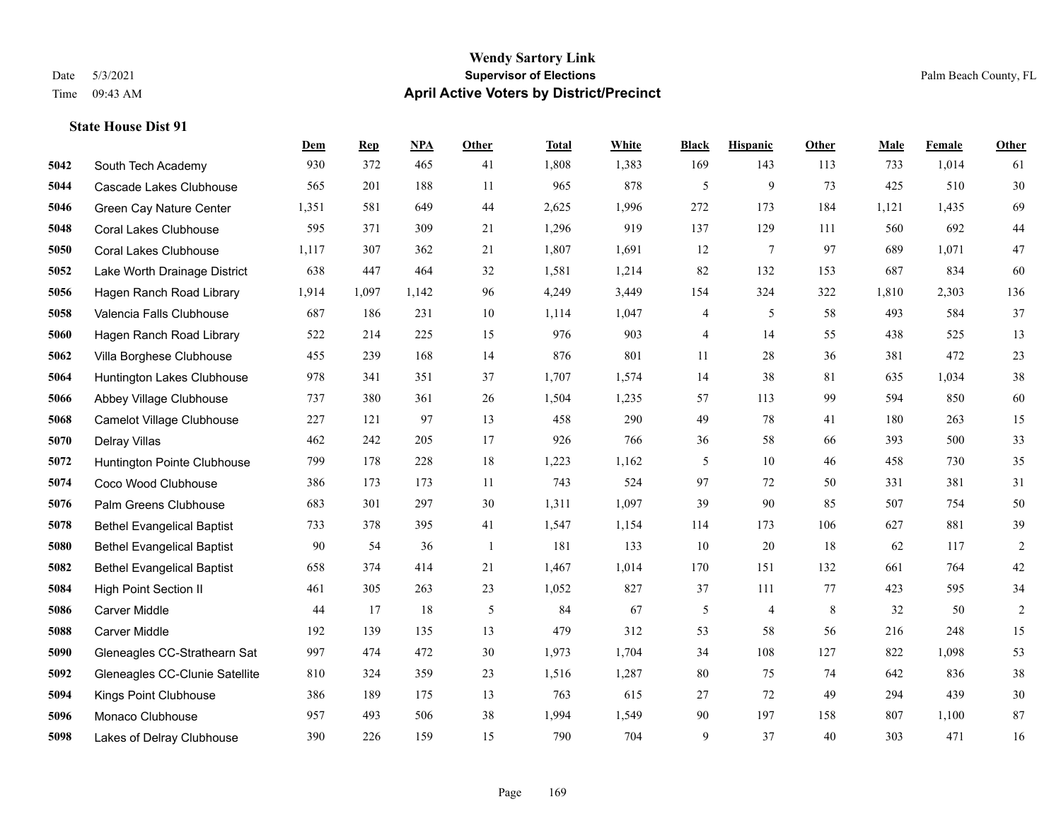# Wendy Sartory Link
## Supervisor of Elections
## April Active Voters by District/Precinct

Date 5/3/2021
Time 09:43 AM

Palm Beach County, FL

### State House Dist 91

| | | Dem | Rep | NPA | Other | Total | White | Black | Hispanic | Other | Male | Female | Other |
|---|---|---|---|---|---|---|---|---|---|---|---|---|---|
| 5042 | South Tech Academy | 930 | 372 | 465 | 41 | 1,808 | 1,383 | 169 | 143 | 113 | 733 | 1,014 | 61 |
| 5044 | Cascade Lakes Clubhouse | 565 | 201 | 188 | 11 | 965 | 878 | 5 | 9 | 73 | 425 | 510 | 30 |
| 5046 | Green Cay Nature Center | 1,351 | 581 | 649 | 44 | 2,625 | 1,996 | 272 | 173 | 184 | 1,121 | 1,435 | 69 |
| 5048 | Coral Lakes Clubhouse | 595 | 371 | 309 | 21 | 1,296 | 919 | 137 | 129 | 111 | 560 | 692 | 44 |
| 5050 | Coral Lakes Clubhouse | 1,117 | 307 | 362 | 21 | 1,807 | 1,691 | 12 | 7 | 97 | 689 | 1,071 | 47 |
| 5052 | Lake Worth Drainage District | 638 | 447 | 464 | 32 | 1,581 | 1,214 | 82 | 132 | 153 | 687 | 834 | 60 |
| 5056 | Hagen Ranch Road Library | 1,914 | 1,097 | 1,142 | 96 | 4,249 | 3,449 | 154 | 324 | 322 | 1,810 | 2,303 | 136 |
| 5058 | Valencia Falls Clubhouse | 687 | 186 | 231 | 10 | 1,114 | 1,047 | 4 | 5 | 58 | 493 | 584 | 37 |
| 5060 | Hagen Ranch Road Library | 522 | 214 | 225 | 15 | 976 | 903 | 4 | 14 | 55 | 438 | 525 | 13 |
| 5062 | Villa Borghese Clubhouse | 455 | 239 | 168 | 14 | 876 | 801 | 11 | 28 | 36 | 381 | 472 | 23 |
| 5064 | Huntington Lakes Clubhouse | 978 | 341 | 351 | 37 | 1,707 | 1,574 | 14 | 38 | 81 | 635 | 1,034 | 38 |
| 5066 | Abbey Village Clubhouse | 737 | 380 | 361 | 26 | 1,504 | 1,235 | 57 | 113 | 99 | 594 | 850 | 60 |
| 5068 | Camelot Village Clubhouse | 227 | 121 | 97 | 13 | 458 | 290 | 49 | 78 | 41 | 180 | 263 | 15 |
| 5070 | Delray Villas | 462 | 242 | 205 | 17 | 926 | 766 | 36 | 58 | 66 | 393 | 500 | 33 |
| 5072 | Huntington Pointe Clubhouse | 799 | 178 | 228 | 18 | 1,223 | 1,162 | 5 | 10 | 46 | 458 | 730 | 35 |
| 5074 | Coco Wood Clubhouse | 386 | 173 | 173 | 11 | 743 | 524 | 97 | 72 | 50 | 331 | 381 | 31 |
| 5076 | Palm Greens Clubhouse | 683 | 301 | 297 | 30 | 1,311 | 1,097 | 39 | 90 | 85 | 507 | 754 | 50 |
| 5078 | Bethel Evangelical Baptist | 733 | 378 | 395 | 41 | 1,547 | 1,154 | 114 | 173 | 106 | 627 | 881 | 39 |
| 5080 | Bethel Evangelical Baptist | 90 | 54 | 36 | 1 | 181 | 133 | 10 | 20 | 18 | 62 | 117 | 2 |
| 5082 | Bethel Evangelical Baptist | 658 | 374 | 414 | 21 | 1,467 | 1,014 | 170 | 151 | 132 | 661 | 764 | 42 |
| 5084 | High Point Section II | 461 | 305 | 263 | 23 | 1,052 | 827 | 37 | 111 | 77 | 423 | 595 | 34 |
| 5086 | Carver Middle | 44 | 17 | 18 | 5 | 84 | 67 | 5 | 4 | 8 | 32 | 50 | 2 |
| 5088 | Carver Middle | 192 | 139 | 135 | 13 | 479 | 312 | 53 | 58 | 56 | 216 | 248 | 15 |
| 5090 | Gleneagles CC-Strathearn Sat | 997 | 474 | 472 | 30 | 1,973 | 1,704 | 34 | 108 | 127 | 822 | 1,098 | 53 |
| 5092 | Gleneagles CC-Clunie Satellite | 810 | 324 | 359 | 23 | 1,516 | 1,287 | 80 | 75 | 74 | 642 | 836 | 38 |
| 5094 | Kings Point Clubhouse | 386 | 189 | 175 | 13 | 763 | 615 | 27 | 72 | 49 | 294 | 439 | 30 |
| 5096 | Monaco Clubhouse | 957 | 493 | 506 | 38 | 1,994 | 1,549 | 90 | 197 | 158 | 807 | 1,100 | 87 |
| 5098 | Lakes of Delray Clubhouse | 390 | 226 | 159 | 15 | 790 | 704 | 9 | 37 | 40 | 303 | 471 | 16 |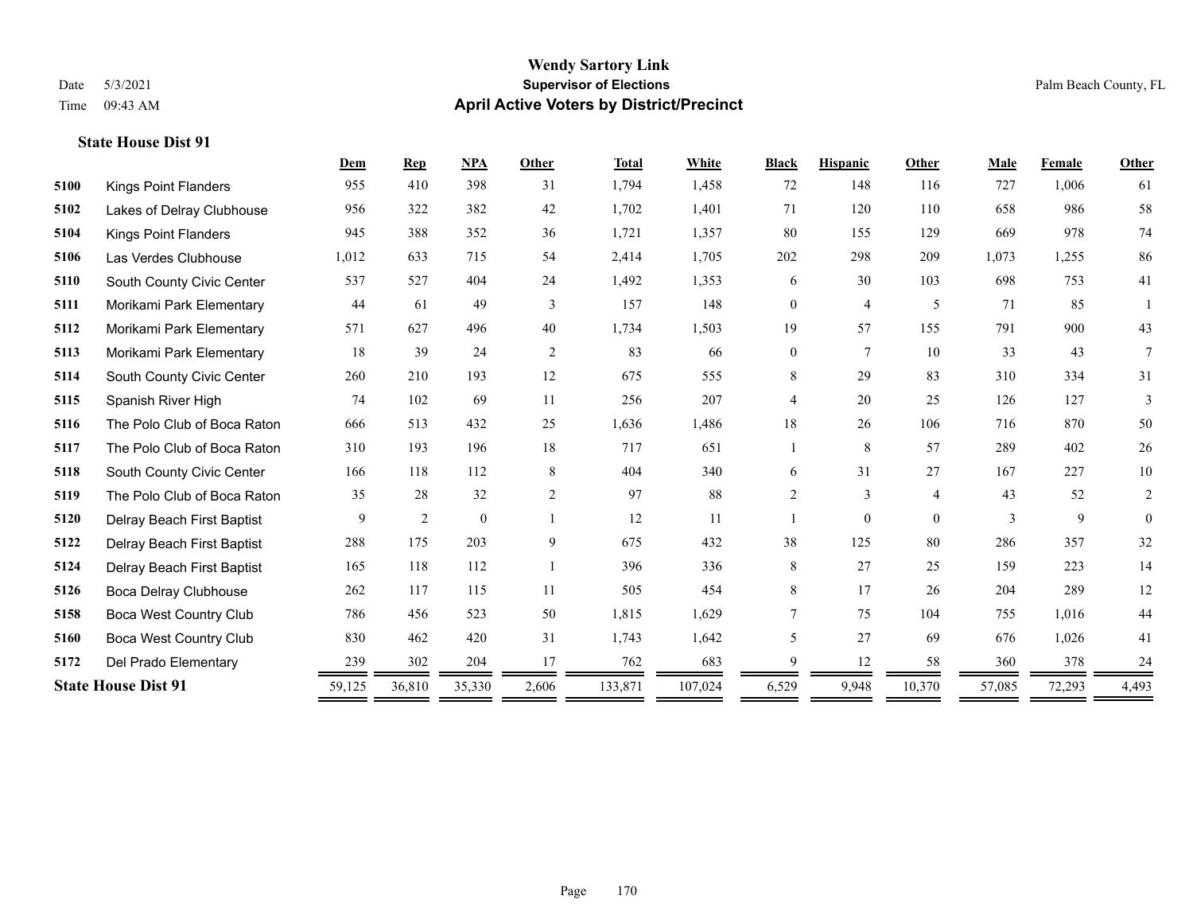# Wendy Sartory Link
## Supervisor of Elections
## April Active Voters by District/Precinct

Date 5/3/2021
Time 09:43 AM

Palm Beach County, FL

### State House Dist 91

| | | Dem | Rep | NPA | Other | Total | White | Black | Hispanic | Other | Male | Female | Other |
|---|---|---|---|---|---|---|---|---|---|---|---|---|---|
| 5100 | Kings Point Flanders | 955 | 410 | 398 | 31 | 1,794 | 1,458 | 72 | 148 | 116 | 727 | 1,006 | 61 |
| 5102 | Lakes of Delray Clubhouse | 956 | 322 | 382 | 42 | 1,702 | 1,401 | 71 | 120 | 110 | 658 | 986 | 58 |
| 5104 | Kings Point Flanders | 945 | 388 | 352 | 36 | 1,721 | 1,357 | 80 | 155 | 129 | 669 | 978 | 74 |
| 5106 | Las Verdes Clubhouse | 1,012 | 633 | 715 | 54 | 2,414 | 1,705 | 202 | 298 | 209 | 1,073 | 1,255 | 86 |
| 5110 | South County Civic Center | 537 | 527 | 404 | 24 | 1,492 | 1,353 | 6 | 30 | 103 | 698 | 753 | 41 |
| 5111 | Morikami Park Elementary | 44 | 61 | 49 | 3 | 157 | 148 | 0 | 4 | 5 | 71 | 85 | 1 |
| 5112 | Morikami Park Elementary | 571 | 627 | 496 | 40 | 1,734 | 1,503 | 19 | 57 | 155 | 791 | 900 | 43 |
| 5113 | Morikami Park Elementary | 18 | 39 | 24 | 2 | 83 | 66 | 0 | 7 | 10 | 33 | 43 | 7 |
| 5114 | South County Civic Center | 260 | 210 | 193 | 12 | 675 | 555 | 8 | 29 | 83 | 310 | 334 | 31 |
| 5115 | Spanish River High | 74 | 102 | 69 | 11 | 256 | 207 | 4 | 20 | 25 | 126 | 127 | 3 |
| 5116 | The Polo Club of Boca Raton | 666 | 513 | 432 | 25 | 1,636 | 1,486 | 18 | 26 | 106 | 716 | 870 | 50 |
| 5117 | The Polo Club of Boca Raton | 310 | 193 | 196 | 18 | 717 | 651 | 1 | 8 | 57 | 289 | 402 | 26 |
| 5118 | South County Civic Center | 166 | 118 | 112 | 8 | 404 | 340 | 6 | 31 | 27 | 167 | 227 | 10 |
| 5119 | The Polo Club of Boca Raton | 35 | 28 | 32 | 2 | 97 | 88 | 2 | 3 | 4 | 43 | 52 | 2 |
| 5120 | Delray Beach First Baptist | 9 | 2 | 0 | 1 | 12 | 11 | 1 | 0 | 0 | 3 | 9 | 0 |
| 5122 | Delray Beach First Baptist | 288 | 175 | 203 | 9 | 675 | 432 | 38 | 125 | 80 | 286 | 357 | 32 |
| 5124 | Delray Beach First Baptist | 165 | 118 | 112 | 1 | 396 | 336 | 8 | 27 | 25 | 159 | 223 | 14 |
| 5126 | Boca Delray Clubhouse | 262 | 117 | 115 | 11 | 505 | 454 | 8 | 17 | 26 | 204 | 289 | 12 |
| 5158 | Boca West Country Club | 786 | 456 | 523 | 50 | 1,815 | 1,629 | 7 | 75 | 104 | 755 | 1,016 | 44 |
| 5160 | Boca West Country Club | 830 | 462 | 420 | 31 | 1,743 | 1,642 | 5 | 27 | 69 | 676 | 1,026 | 41 |
| 5172 | Del Prado Elementary | 239 | 302 | 204 | 17 | 762 | 683 | 9 | 12 | 58 | 360 | 378 | 24 |
| **State House Dist 91** | | 59,125 | 36,810 | 35,330 | 2,606 | 133,871 | 107,024 | 6,529 | 9,948 | 10,370 | 57,085 | 72,293 | 4,493 |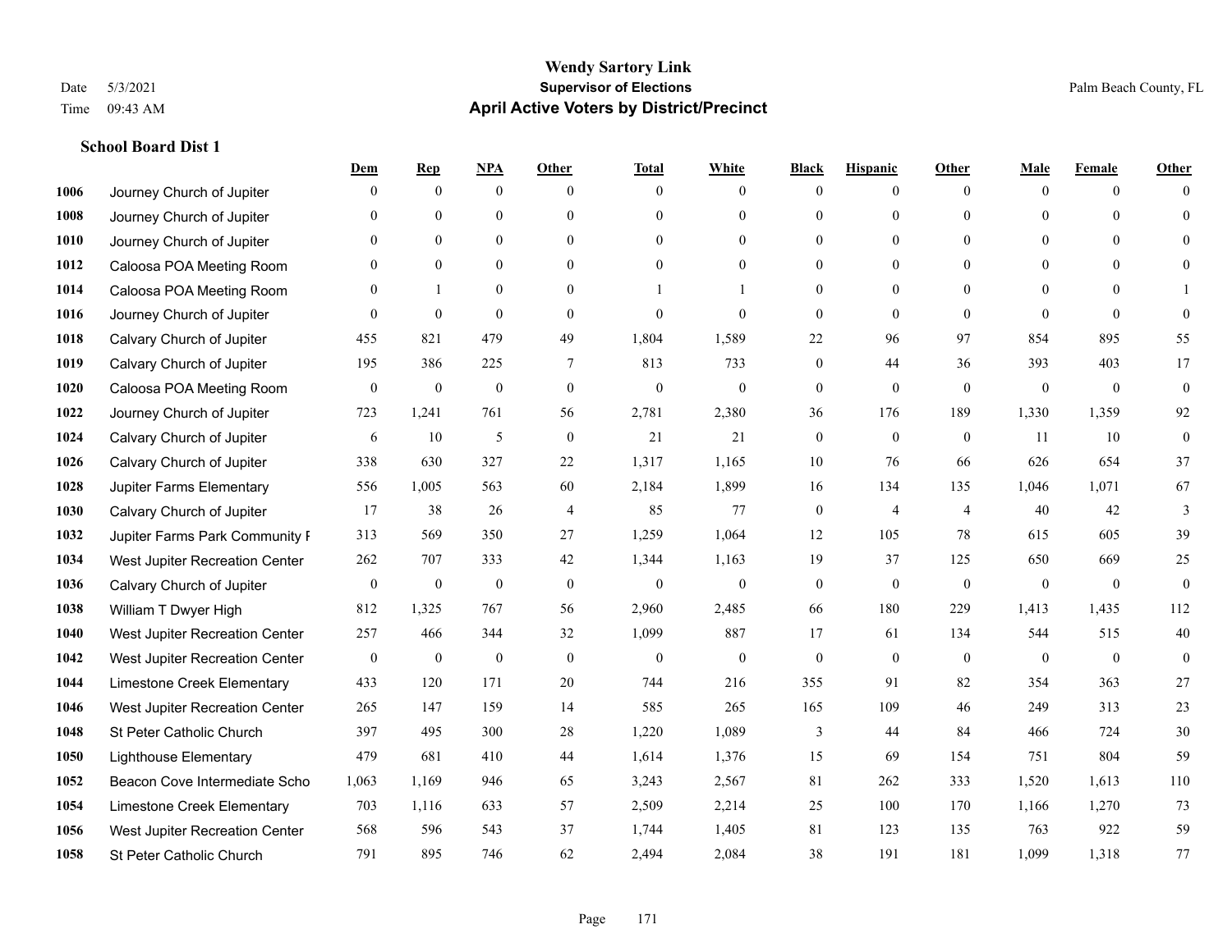# Wendy Sartory Link
## Supervisor of Elections
## April Active Voters by District/Precinct

Date 5/3/2021
Time 09:43 AM

Palm Beach County, FL

### School Board Dist 1

| | | Dem | Rep | NPA | Other | Total | White | Black | Hispanic | Other | Male | Female | Other |
|---|---|---|---|---|---|---|---|---|---|---|---|---|---|
| 1006 | Journey Church of Jupiter | 0 | 0 | 0 | 0 | 0 | 0 | 0 | 0 | 0 | 0 | 0 | 0 |
| 1008 | Journey Church of Jupiter | 0 | 0 | 0 | 0 | 0 | 0 | 0 | 0 | 0 | 0 | 0 | 0 |
| 1010 | Journey Church of Jupiter | 0 | 0 | 0 | 0 | 0 | 0 | 0 | 0 | 0 | 0 | 0 | 0 |
| 1012 | Caloosa POA Meeting Room | 0 | 0 | 0 | 0 | 0 | 0 | 0 | 0 | 0 | 0 | 0 | 0 |
| 1014 | Caloosa POA Meeting Room | 0 | 1 | 0 | 0 | 1 | 1 | 0 | 0 | 0 | 0 | 0 | 1 |
| 1016 | Journey Church of Jupiter | 0 | 0 | 0 | 0 | 0 | 0 | 0 | 0 | 0 | 0 | 0 | 0 |
| 1018 | Calvary Church of Jupiter | 455 | 821 | 479 | 49 | 1,804 | 1,589 | 22 | 96 | 97 | 854 | 895 | 55 |
| 1019 | Calvary Church of Jupiter | 195 | 386 | 225 | 7 | 813 | 733 | 0 | 44 | 36 | 393 | 403 | 17 |
| 1020 | Caloosa POA Meeting Room | 0 | 0 | 0 | 0 | 0 | 0 | 0 | 0 | 0 | 0 | 0 | 0 |
| 1022 | Journey Church of Jupiter | 723 | 1,241 | 761 | 56 | 2,781 | 2,380 | 36 | 176 | 189 | 1,330 | 1,359 | 92 |
| 1024 | Calvary Church of Jupiter | 6 | 10 | 5 | 0 | 21 | 21 | 0 | 0 | 0 | 11 | 10 | 0 |
| 1026 | Calvary Church of Jupiter | 338 | 630 | 327 | 22 | 1,317 | 1,165 | 10 | 76 | 66 | 626 | 654 | 37 |
| 1028 | Jupiter Farms Elementary | 556 | 1,005 | 563 | 60 | 2,184 | 1,899 | 16 | 134 | 135 | 1,046 | 1,071 | 67 |
| 1030 | Calvary Church of Jupiter | 17 | 38 | 26 | 4 | 85 | 77 | 0 | 4 | 4 | 40 | 42 | 3 |
| 1032 | Jupiter Farms Park Community F | 313 | 569 | 350 | 27 | 1,259 | 1,064 | 12 | 105 | 78 | 615 | 605 | 39 |
| 1034 | West Jupiter Recreation Center | 262 | 707 | 333 | 42 | 1,344 | 1,163 | 19 | 37 | 125 | 650 | 669 | 25 |
| 1036 | Calvary Church of Jupiter | 0 | 0 | 0 | 0 | 0 | 0 | 0 | 0 | 0 | 0 | 0 | 0 |
| 1038 | William T Dwyer High | 812 | 1,325 | 767 | 56 | 2,960 | 2,485 | 66 | 180 | 229 | 1,413 | 1,435 | 112 |
| 1040 | West Jupiter Recreation Center | 257 | 466 | 344 | 32 | 1,099 | 887 | 17 | 61 | 134 | 544 | 515 | 40 |
| 1042 | West Jupiter Recreation Center | 0 | 0 | 0 | 0 | 0 | 0 | 0 | 0 | 0 | 0 | 0 | 0 |
| 1044 | Limestone Creek Elementary | 433 | 120 | 171 | 20 | 744 | 216 | 355 | 91 | 82 | 354 | 363 | 27 |
| 1046 | West Jupiter Recreation Center | 265 | 147 | 159 | 14 | 585 | 265 | 165 | 109 | 46 | 249 | 313 | 23 |
| 1048 | St Peter Catholic Church | 397 | 495 | 300 | 28 | 1,220 | 1,089 | 3 | 44 | 84 | 466 | 724 | 30 |
| 1050 | Lighthouse Elementary | 479 | 681 | 410 | 44 | 1,614 | 1,376 | 15 | 69 | 154 | 751 | 804 | 59 |
| 1052 | Beacon Cove Intermediate Scho | 1,063 | 1,169 | 946 | 65 | 3,243 | 2,567 | 81 | 262 | 333 | 1,520 | 1,613 | 110 |
| 1054 | Limestone Creek Elementary | 703 | 1,116 | 633 | 57 | 2,509 | 2,214 | 25 | 100 | 170 | 1,166 | 1,270 | 73 |
| 1056 | West Jupiter Recreation Center | 568 | 596 | 543 | 37 | 1,744 | 1,405 | 81 | 123 | 135 | 763 | 922 | 59 |
| 1058 | St Peter Catholic Church | 791 | 895 | 746 | 62 | 2,494 | 2,084 | 38 | 191 | 181 | 1,099 | 1,318 | 77 |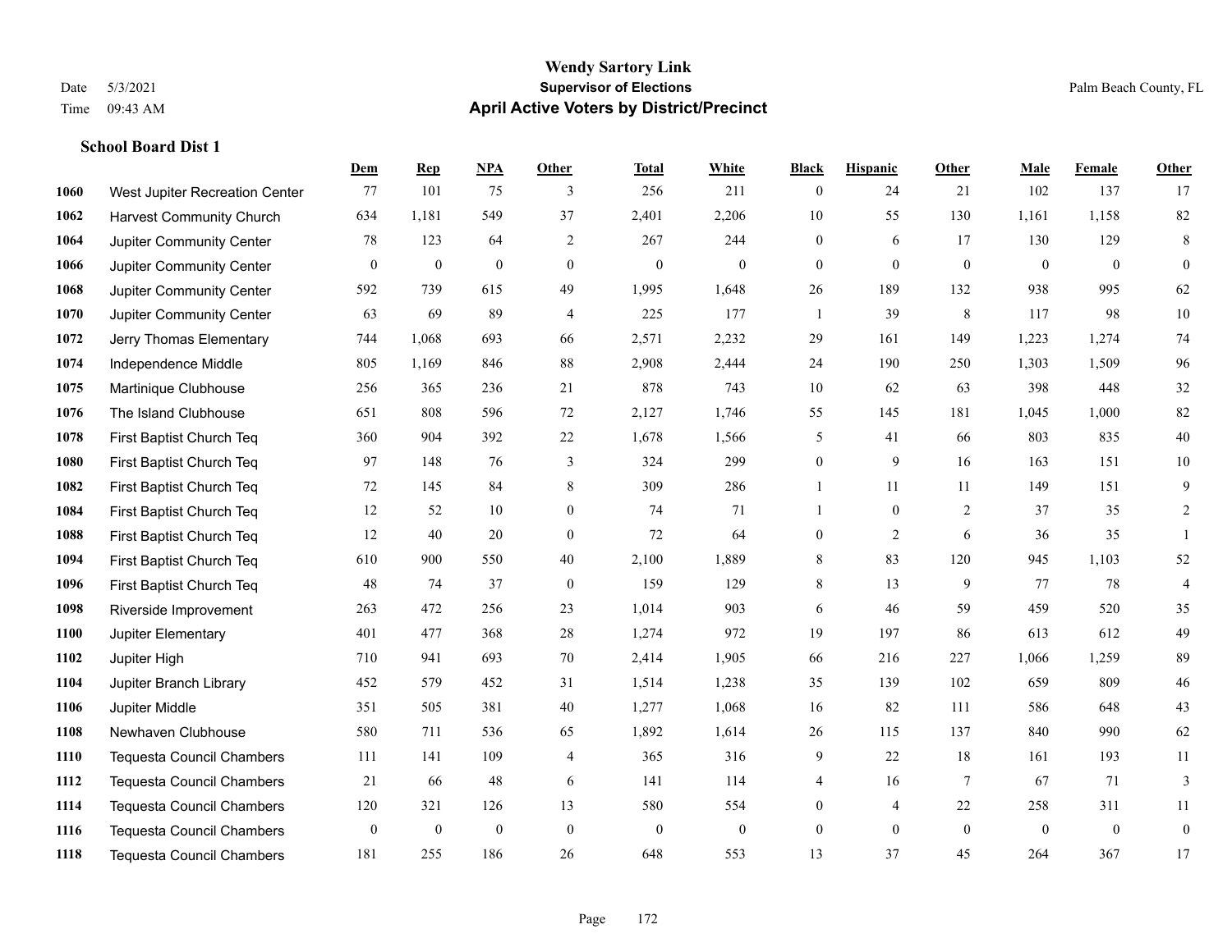# Wendy Sartory Link

## Supervisor of Elections

## April Active Voters by District/Precinct

Date 5/3/2021
Time 09:43 AM

Palm Beach County, FL

### School Board Dist 1

| | | Dem | Rep | NPA | Other | Total | White | Black | Hispanic | Other | Male | Female | Other |
|---|---|---|---|---|---|---|---|---|---|---|---|---|---|
| 1060 | West Jupiter Recreation Center | 77 | 101 | 75 | 3 | 256 | 211 | 0 | 24 | 21 | 102 | 137 | 17 |
| 1062 | Harvest Community Church | 634 | 1,181 | 549 | 37 | 2,401 | 2,206 | 10 | 55 | 130 | 1,161 | 1,158 | 82 |
| 1064 | Jupiter Community Center | 78 | 123 | 64 | 2 | 267 | 244 | 0 | 6 | 17 | 130 | 129 | 8 |
| 1066 | Jupiter Community Center | 0 | 0 | 0 | 0 | 0 | 0 | 0 | 0 | 0 | 0 | 0 | 0 |
| 1068 | Jupiter Community Center | 592 | 739 | 615 | 49 | 1,995 | 1,648 | 26 | 189 | 132 | 938 | 995 | 62 |
| 1070 | Jupiter Community Center | 63 | 69 | 89 | 4 | 225 | 177 | 1 | 39 | 8 | 117 | 98 | 10 |
| 1072 | Jerry Thomas Elementary | 744 | 1,068 | 693 | 66 | 2,571 | 2,232 | 29 | 161 | 149 | 1,223 | 1,274 | 74 |
| 1074 | Independence Middle | 805 | 1,169 | 846 | 88 | 2,908 | 2,444 | 24 | 190 | 250 | 1,303 | 1,509 | 96 |
| 1075 | Martinique Clubhouse | 256 | 365 | 236 | 21 | 878 | 743 | 10 | 62 | 63 | 398 | 448 | 32 |
| 1076 | The Island Clubhouse | 651 | 808 | 596 | 72 | 2,127 | 1,746 | 55 | 145 | 181 | 1,045 | 1,000 | 82 |
| 1078 | First Baptist Church Teq | 360 | 904 | 392 | 22 | 1,678 | 1,566 | 5 | 41 | 66 | 803 | 835 | 40 |
| 1080 | First Baptist Church Teq | 97 | 148 | 76 | 3 | 324 | 299 | 0 | 9 | 16 | 163 | 151 | 10 |
| 1082 | First Baptist Church Teq | 72 | 145 | 84 | 8 | 309 | 286 | 1 | 11 | 11 | 149 | 151 | 9 |
| 1084 | First Baptist Church Teq | 12 | 52 | 10 | 0 | 74 | 71 | 1 | 0 | 2 | 37 | 35 | 2 |
| 1088 | First Baptist Church Teq | 12 | 40 | 20 | 0 | 72 | 64 | 0 | 2 | 6 | 36 | 35 | 1 |
| 1094 | First Baptist Church Teq | 610 | 900 | 550 | 40 | 2,100 | 1,889 | 8 | 83 | 120 | 945 | 1,103 | 52 |
| 1096 | First Baptist Church Teq | 48 | 74 | 37 | 0 | 159 | 129 | 8 | 13 | 9 | 77 | 78 | 4 |
| 1098 | Riverside Improvement | 263 | 472 | 256 | 23 | 1,014 | 903 | 6 | 46 | 59 | 459 | 520 | 35 |
| 1100 | Jupiter Elementary | 401 | 477 | 368 | 28 | 1,274 | 972 | 19 | 197 | 86 | 613 | 612 | 49 |
| 1102 | Jupiter High | 710 | 941 | 693 | 70 | 2,414 | 1,905 | 66 | 216 | 227 | 1,066 | 1,259 | 89 |
| 1104 | Jupiter Branch Library | 452 | 579 | 452 | 31 | 1,514 | 1,238 | 35 | 139 | 102 | 659 | 809 | 46 |
| 1106 | Jupiter Middle | 351 | 505 | 381 | 40 | 1,277 | 1,068 | 16 | 82 | 111 | 586 | 648 | 43 |
| 1108 | Newhaven Clubhouse | 580 | 711 | 536 | 65 | 1,892 | 1,614 | 26 | 115 | 137 | 840 | 990 | 62 |
| 1110 | Tequesta Council Chambers | 111 | 141 | 109 | 4 | 365 | 316 | 9 | 22 | 18 | 161 | 193 | 11 |
| 1112 | Tequesta Council Chambers | 21 | 66 | 48 | 6 | 141 | 114 | 4 | 16 | 7 | 67 | 71 | 3 |
| 1114 | Tequesta Council Chambers | 120 | 321 | 126 | 13 | 580 | 554 | 0 | 4 | 22 | 258 | 311 | 11 |
| 1116 | Tequesta Council Chambers | 0 | 0 | 0 | 0 | 0 | 0 | 0 | 0 | 0 | 0 | 0 | 0 |
| 1118 | Tequesta Council Chambers | 181 | 255 | 186 | 26 | 648 | 553 | 13 | 37 | 45 | 264 | 367 | 17 |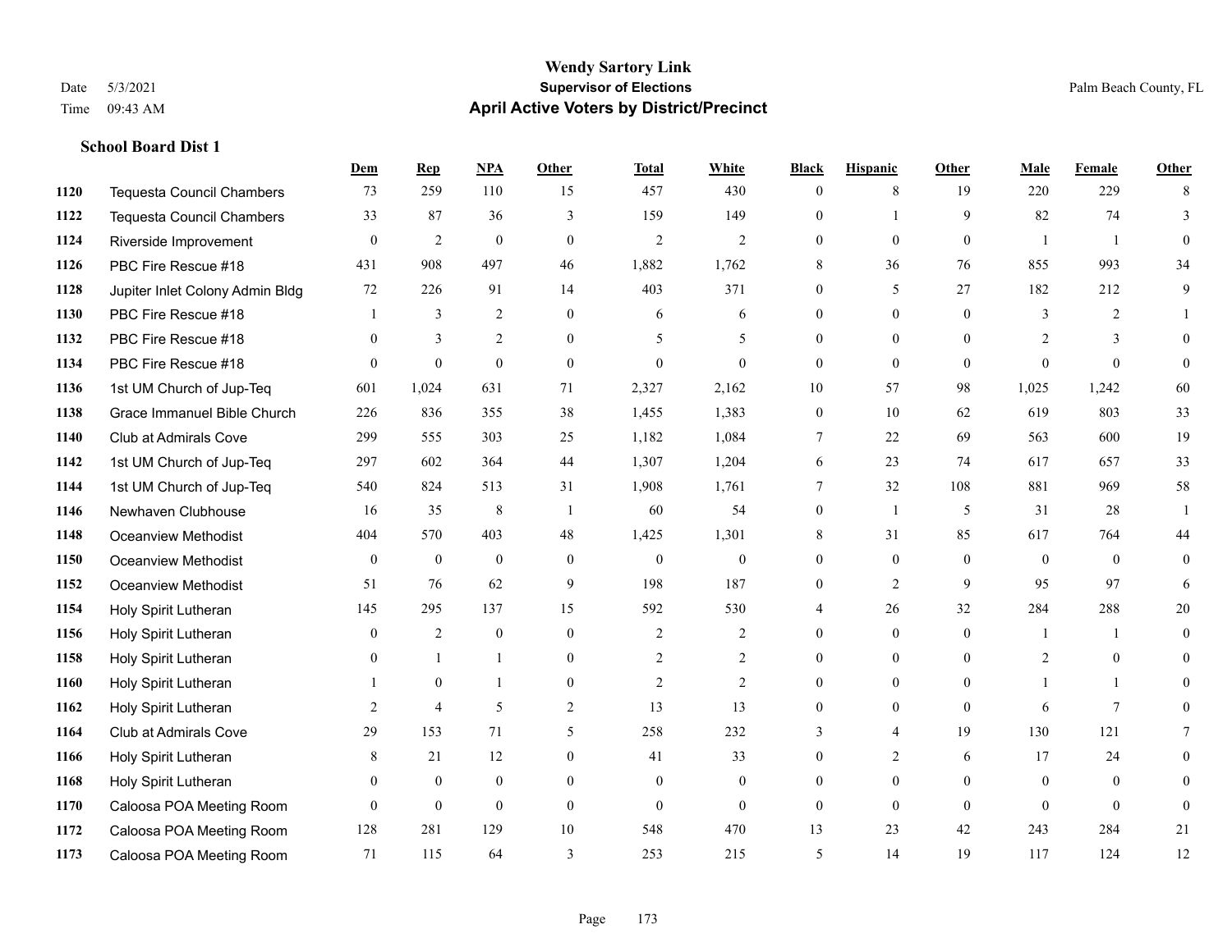# Wendy Sartory Link
## Supervisor of Elections
## April Active Voters by District/Precinct

Date 5/3/2021
Time 09:43 AM
Palm Beach County, FL

### School Board Dist 1

| | | Dem | Rep | NPA | Other | Total | White | Black | Hispanic | Other | Male | Female | Other |
|---|---|---|---|---|---|---|---|---|---|---|---|---|---|
| 1120 | Tequesta Council Chambers | 73 | 259 | 110 | 15 | 457 | 430 | 0 | 8 | 19 | 220 | 229 | 8 |
| 1122 | Tequesta Council Chambers | 33 | 87 | 36 | 3 | 159 | 149 | 0 | 1 | 9 | 82 | 74 | 3 |
| 1124 | Riverside Improvement | 0 | 2 | 0 | 0 | 2 | 2 | 0 | 0 | 0 | 1 | 1 | 0 |
| 1126 | PBC Fire Rescue #18 | 431 | 908 | 497 | 46 | 1,882 | 1,762 | 8 | 36 | 76 | 855 | 993 | 34 |
| 1128 | Jupiter Inlet Colony Admin Bldg | 72 | 226 | 91 | 14 | 403 | 371 | 0 | 5 | 27 | 182 | 212 | 9 |
| 1130 | PBC Fire Rescue #18 | 1 | 3 | 2 | 0 | 6 | 6 | 0 | 0 | 0 | 3 | 2 | 1 |
| 1132 | PBC Fire Rescue #18 | 0 | 3 | 2 | 0 | 5 | 5 | 0 | 0 | 0 | 2 | 3 | 0 |
| 1134 | PBC Fire Rescue #18 | 0 | 0 | 0 | 0 | 0 | 0 | 0 | 0 | 0 | 0 | 0 | 0 |
| 1136 | 1st UM Church of Jup-Teq | 601 | 1,024 | 631 | 71 | 2,327 | 2,162 | 10 | 57 | 98 | 1,025 | 1,242 | 60 |
| 1138 | Grace Immanuel Bible Church | 226 | 836 | 355 | 38 | 1,455 | 1,383 | 0 | 10 | 62 | 619 | 803 | 33 |
| 1140 | Club at Admirals Cove | 299 | 555 | 303 | 25 | 1,182 | 1,084 | 7 | 22 | 69 | 563 | 600 | 19 |
| 1142 | 1st UM Church of Jup-Teq | 297 | 602 | 364 | 44 | 1,307 | 1,204 | 6 | 23 | 74 | 617 | 657 | 33 |
| 1144 | 1st UM Church of Jup-Teq | 540 | 824 | 513 | 31 | 1,908 | 1,761 | 7 | 32 | 108 | 881 | 969 | 58 |
| 1146 | Newhaven Clubhouse | 16 | 35 | 8 | 1 | 60 | 54 | 0 | 1 | 5 | 31 | 28 | 1 |
| 1148 | Oceanview Methodist | 404 | 570 | 403 | 48 | 1,425 | 1,301 | 8 | 31 | 85 | 617 | 764 | 44 |
| 1150 | Oceanview Methodist | 0 | 0 | 0 | 0 | 0 | 0 | 0 | 0 | 0 | 0 | 0 | 0 |
| 1152 | Oceanview Methodist | 51 | 76 | 62 | 9 | 198 | 187 | 0 | 2 | 9 | 95 | 97 | 6 |
| 1154 | Holy Spirit Lutheran | 145 | 295 | 137 | 15 | 592 | 530 | 4 | 26 | 32 | 284 | 288 | 20 |
| 1156 | Holy Spirit Lutheran | 0 | 2 | 0 | 0 | 2 | 2 | 0 | 0 | 0 | 1 | 1 | 0 |
| 1158 | Holy Spirit Lutheran | 0 | 1 | 1 | 0 | 2 | 2 | 0 | 0 | 0 | 2 | 0 | 0 |
| 1160 | Holy Spirit Lutheran | 1 | 0 | 1 | 0 | 2 | 2 | 0 | 0 | 0 | 1 | 1 | 0 |
| 1162 | Holy Spirit Lutheran | 2 | 4 | 5 | 2 | 13 | 13 | 0 | 0 | 0 | 6 | 7 | 0 |
| 1164 | Club at Admirals Cove | 29 | 153 | 71 | 5 | 258 | 232 | 3 | 4 | 19 | 130 | 121 | 7 |
| 1166 | Holy Spirit Lutheran | 8 | 21 | 12 | 0 | 41 | 33 | 0 | 2 | 6 | 17 | 24 | 0 |
| 1168 | Holy Spirit Lutheran | 0 | 0 | 0 | 0 | 0 | 0 | 0 | 0 | 0 | 0 | 0 | 0 |
| 1170 | Caloosa POA Meeting Room | 0 | 0 | 0 | 0 | 0 | 0 | 0 | 0 | 0 | 0 | 0 | 0 |
| 1172 | Caloosa POA Meeting Room | 128 | 281 | 129 | 10 | 548 | 470 | 13 | 23 | 42 | 243 | 284 | 21 |
| 1173 | Caloosa POA Meeting Room | 71 | 115 | 64 | 3 | 253 | 215 | 5 | 14 | 19 | 117 | 124 | 12 |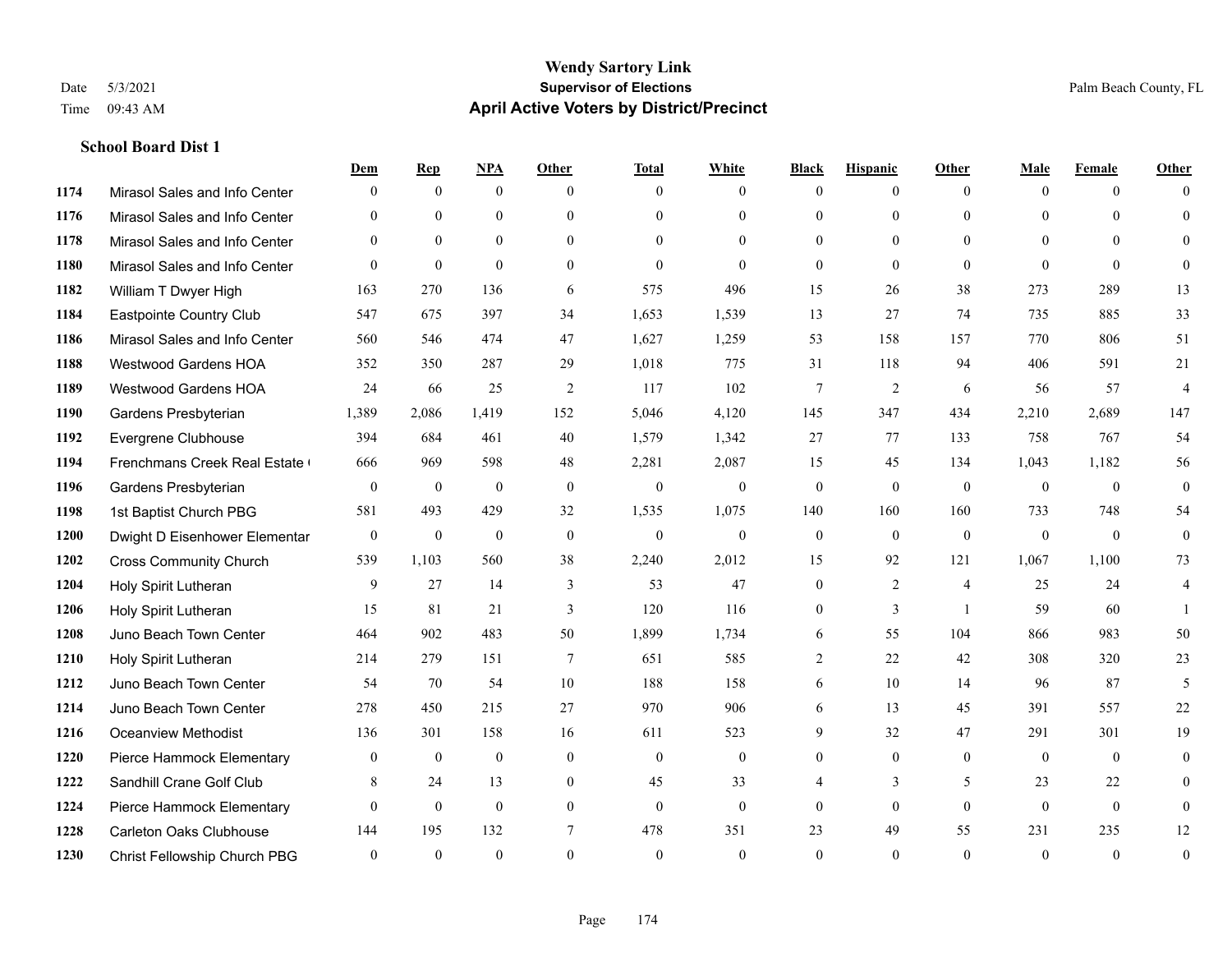**Wendy Sartory Link**
**Supervisor of Elections**
**April Active Voters by District/Precinct**

Date 5/3/2021
Time 09:43 AM

Palm Beach County, FL

### School Board Dist 1

| | | Dem | Rep | NPA | Other | Total | White | Black | Hispanic | Other | Male | Female | Other |
|---|---|---|---|---|---|---|---|---|---|---|---|---|---|
| 1174 | Mirasol Sales and Info Center | 0 | 0 | 0 | 0 | 0 | 0 | 0 | 0 | 0 | 0 | 0 | 0 |
| 1176 | Mirasol Sales and Info Center | 0 | 0 | 0 | 0 | 0 | 0 | 0 | 0 | 0 | 0 | 0 | 0 |
| 1178 | Mirasol Sales and Info Center | 0 | 0 | 0 | 0 | 0 | 0 | 0 | 0 | 0 | 0 | 0 | 0 |
| 1180 | Mirasol Sales and Info Center | 0 | 0 | 0 | 0 | 0 | 0 | 0 | 0 | 0 | 0 | 0 | 0 |
| 1182 | William T Dwyer High | 163 | 270 | 136 | 6 | 575 | 496 | 15 | 26 | 38 | 273 | 289 | 13 |
| 1184 | Eastpointe Country Club | 547 | 675 | 397 | 34 | 1,653 | 1,539 | 13 | 27 | 74 | 735 | 885 | 33 |
| 1186 | Mirasol Sales and Info Center | 560 | 546 | 474 | 47 | 1,627 | 1,259 | 53 | 158 | 157 | 770 | 806 | 51 |
| 1188 | Westwood Gardens HOA | 352 | 350 | 287 | 29 | 1,018 | 775 | 31 | 118 | 94 | 406 | 591 | 21 |
| 1189 | Westwood Gardens HOA | 24 | 66 | 25 | 2 | 117 | 102 | 7 | 2 | 6 | 56 | 57 | 4 |
| 1190 | Gardens Presbyterian | 1,389 | 2,086 | 1,419 | 152 | 5,046 | 4,120 | 145 | 347 | 434 | 2,210 | 2,689 | 147 |
| 1192 | Evergrene Clubhouse | 394 | 684 | 461 | 40 | 1,579 | 1,342 | 27 | 77 | 133 | 758 | 767 | 54 |
| 1194 | Frenchmans Creek Real Estate ( | 666 | 969 | 598 | 48 | 2,281 | 2,087 | 15 | 45 | 134 | 1,043 | 1,182 | 56 |
| 1196 | Gardens Presbyterian | 0 | 0 | 0 | 0 | 0 | 0 | 0 | 0 | 0 | 0 | 0 | 0 |
| 1198 | 1st Baptist Church PBG | 581 | 493 | 429 | 32 | 1,535 | 1,075 | 140 | 160 | 160 | 733 | 748 | 54 |
| 1200 | Dwight D Eisenhower Elementar | 0 | 0 | 0 | 0 | 0 | 0 | 0 | 0 | 0 | 0 | 0 | 0 |
| 1202 | Cross Community Church | 539 | 1,103 | 560 | 38 | 2,240 | 2,012 | 15 | 92 | 121 | 1,067 | 1,100 | 73 |
| 1204 | Holy Spirit Lutheran | 9 | 27 | 14 | 3 | 53 | 47 | 0 | 2 | 4 | 25 | 24 | 4 |
| 1206 | Holy Spirit Lutheran | 15 | 81 | 21 | 3 | 120 | 116 | 0 | 3 | 1 | 59 | 60 | 1 |
| 1208 | Juno Beach Town Center | 464 | 902 | 483 | 50 | 1,899 | 1,734 | 6 | 55 | 104 | 866 | 983 | 50 |
| 1210 | Holy Spirit Lutheran | 214 | 279 | 151 | 7 | 651 | 585 | 2 | 22 | 42 | 308 | 320 | 23 |
| 1212 | Juno Beach Town Center | 54 | 70 | 54 | 10 | 188 | 158 | 6 | 10 | 14 | 96 | 87 | 5 |
| 1214 | Juno Beach Town Center | 278 | 450 | 215 | 27 | 970 | 906 | 6 | 13 | 45 | 391 | 557 | 22 |
| 1216 | Oceanview Methodist | 136 | 301 | 158 | 16 | 611 | 523 | 9 | 32 | 47 | 291 | 301 | 19 |
| 1220 | Pierce Hammock Elementary | 0 | 0 | 0 | 0 | 0 | 0 | 0 | 0 | 0 | 0 | 0 | 0 |
| 1222 | Sandhill Crane Golf Club | 8 | 24 | 13 | 0 | 45 | 33 | 4 | 3 | 5 | 23 | 22 | 0 |
| 1224 | Pierce Hammock Elementary | 0 | 0 | 0 | 0 | 0 | 0 | 0 | 0 | 0 | 0 | 0 | 0 |
| 1228 | Carleton Oaks Clubhouse | 144 | 195 | 132 | 7 | 478 | 351 | 23 | 49 | 55 | 231 | 235 | 12 |
| 1230 | Christ Fellowship Church PBG | 0 | 0 | 0 | 0 | 0 | 0 | 0 | 0 | 0 | 0 | 0 | 0 |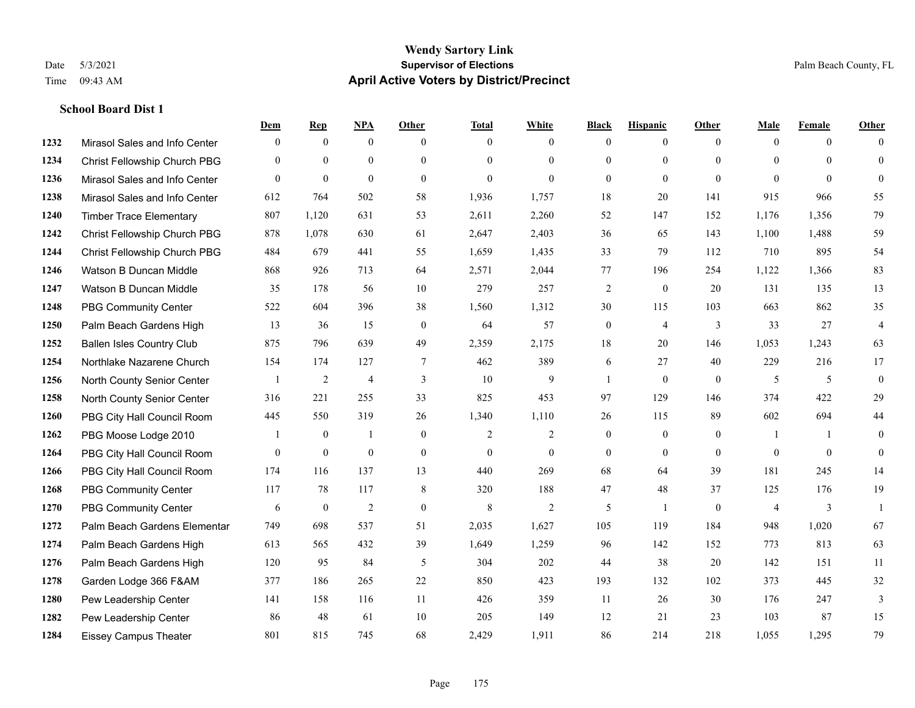**Wendy Sartory Link**
**Supervisor of Elections**
**April Active Voters by District/Precinct**

Date 5/3/2021
Time 09:43 AM

Palm Beach County, FL

### School Board Dist 1

| | | Dem | Rep | NPA | Other | Total | White | Black | Hispanic | Other | Male | Female | Other |
|---|---|---|---|---|---|---|---|---|---|---|---|---|---|
| 1232 | Mirasol Sales and Info Center | 0 | 0 | 0 | 0 | 0 | 0 | 0 | 0 | 0 | 0 | 0 | 0 |
| 1234 | Christ Fellowship Church PBG | 0 | 0 | 0 | 0 | 0 | 0 | 0 | 0 | 0 | 0 | 0 | 0 |
| 1236 | Mirasol Sales and Info Center | 0 | 0 | 0 | 0 | 0 | 0 | 0 | 0 | 0 | 0 | 0 | 0 |
| 1238 | Mirasol Sales and Info Center | 612 | 764 | 502 | 58 | 1,936 | 1,757 | 18 | 20 | 141 | 915 | 966 | 55 |
| 1240 | Timber Trace Elementary | 807 | 1,120 | 631 | 53 | 2,611 | 2,260 | 52 | 147 | 152 | 1,176 | 1,356 | 79 |
| 1242 | Christ Fellowship Church PBG | 878 | 1,078 | 630 | 61 | 2,647 | 2,403 | 36 | 65 | 143 | 1,100 | 1,488 | 59 |
| 1244 | Christ Fellowship Church PBG | 484 | 679 | 441 | 55 | 1,659 | 1,435 | 33 | 79 | 112 | 710 | 895 | 54 |
| 1246 | Watson B Duncan Middle | 868 | 926 | 713 | 64 | 2,571 | 2,044 | 77 | 196 | 254 | 1,122 | 1,366 | 83 |
| 1247 | Watson B Duncan Middle | 35 | 178 | 56 | 10 | 279 | 257 | 2 | 0 | 20 | 131 | 135 | 13 |
| 1248 | PBG Community Center | 522 | 604 | 396 | 38 | 1,560 | 1,312 | 30 | 115 | 103 | 663 | 862 | 35 |
| 1250 | Palm Beach Gardens High | 13 | 36 | 15 | 0 | 64 | 57 | 0 | 4 | 3 | 33 | 27 | 4 |
| 1252 | Ballen Isles Country Club | 875 | 796 | 639 | 49 | 2,359 | 2,175 | 18 | 20 | 146 | 1,053 | 1,243 | 63 |
| 1254 | Northlake Nazarene Church | 154 | 174 | 127 | 7 | 462 | 389 | 6 | 27 | 40 | 229 | 216 | 17 |
| 1256 | North County Senior Center | 1 | 2 | 4 | 3 | 10 | 9 | 1 | 0 | 0 | 5 | 5 | 0 |
| 1258 | North County Senior Center | 316 | 221 | 255 | 33 | 825 | 453 | 97 | 129 | 146 | 374 | 422 | 29 |
| 1260 | PBG City Hall Council Room | 445 | 550 | 319 | 26 | 1,340 | 1,110 | 26 | 115 | 89 | 602 | 694 | 44 |
| 1262 | PBG Moose Lodge 2010 | 1 | 0 | 1 | 0 | 2 | 2 | 0 | 0 | 0 | 1 | 1 | 0 |
| 1264 | PBG City Hall Council Room | 0 | 0 | 0 | 0 | 0 | 0 | 0 | 0 | 0 | 0 | 0 | 0 |
| 1266 | PBG City Hall Council Room | 174 | 116 | 137 | 13 | 440 | 269 | 68 | 64 | 39 | 181 | 245 | 14 |
| 1268 | PBG Community Center | 117 | 78 | 117 | 8 | 320 | 188 | 47 | 48 | 37 | 125 | 176 | 19 |
| 1270 | PBG Community Center | 6 | 0 | 2 | 0 | 8 | 2 | 5 | 1 | 0 | 4 | 3 | 1 |
| 1272 | Palm Beach Gardens Elementar | 749 | 698 | 537 | 51 | 2,035 | 1,627 | 105 | 119 | 184 | 948 | 1,020 | 67 |
| 1274 | Palm Beach Gardens High | 613 | 565 | 432 | 39 | 1,649 | 1,259 | 96 | 142 | 152 | 773 | 813 | 63 |
| 1276 | Palm Beach Gardens High | 120 | 95 | 84 | 5 | 304 | 202 | 44 | 38 | 20 | 142 | 151 | 11 |
| 1278 | Garden Lodge 366 F&AM | 377 | 186 | 265 | 22 | 850 | 423 | 193 | 132 | 102 | 373 | 445 | 32 |
| 1280 | Pew Leadership Center | 141 | 158 | 116 | 11 | 426 | 359 | 11 | 26 | 30 | 176 | 247 | 3 |
| 1282 | Pew Leadership Center | 86 | 48 | 61 | 10 | 205 | 149 | 12 | 21 | 23 | 103 | 87 | 15 |
| 1284 | Eissey Campus Theater | 801 | 815 | 745 | 68 | 2,429 | 1,911 | 86 | 214 | 218 | 1,055 | 1,295 | 79 |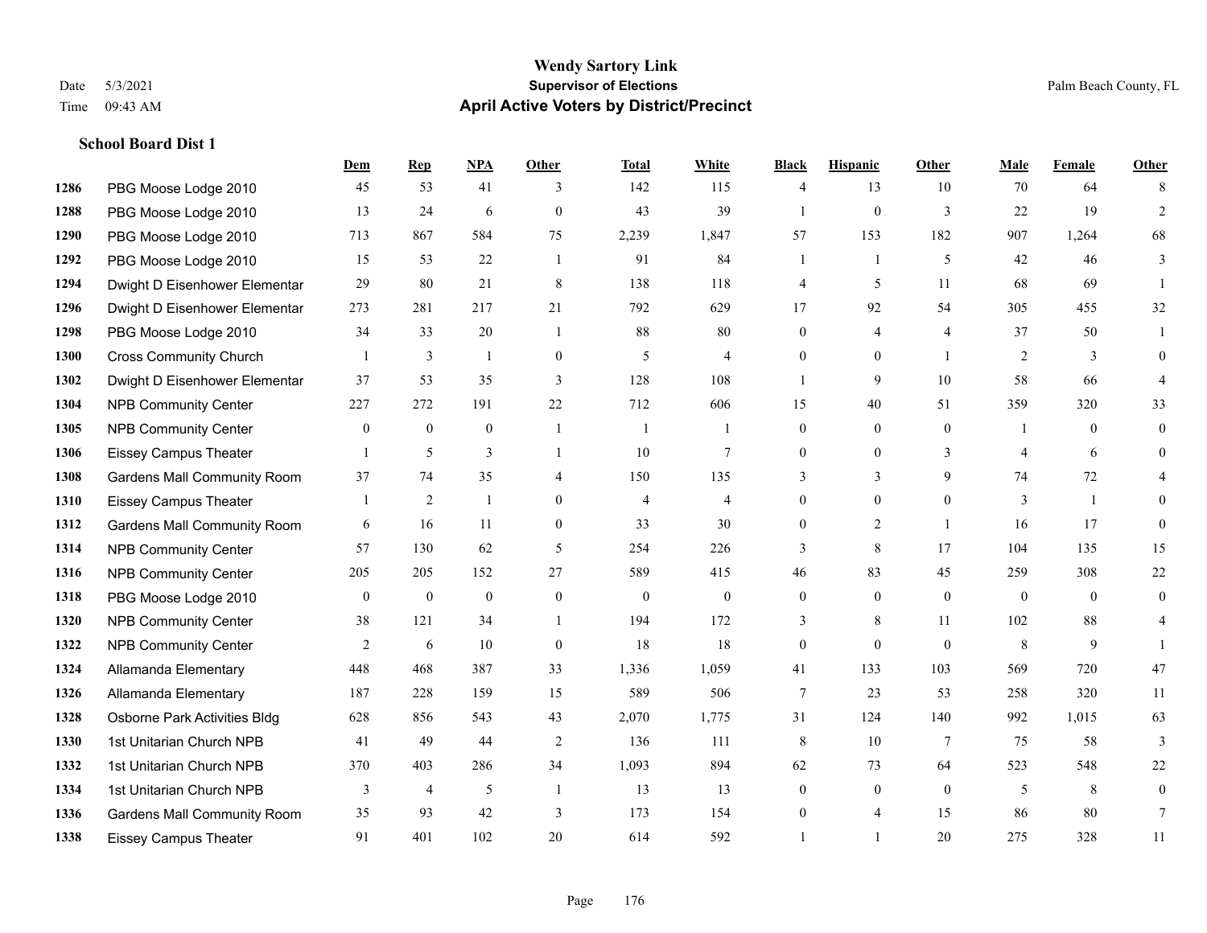# Wendy Sartory Link
## Supervisor of Elections
## April Active Voters by District/Precinct

Date 5/3/2021
Time 09:43 AM
Palm Beach County, FL

### School Board Dist 1

| | | Dem | Rep | NPA | Other | Total | White | Black | Hispanic | Other | Male | Female | Other |
|---|---|---|---|---|---|---|---|---|---|---|---|---|---|
| 1286 | PBG Moose Lodge 2010 | 45 | 53 | 41 | 3 | 142 | 115 | 4 | 13 | 10 | 70 | 64 | 8 |
| 1288 | PBG Moose Lodge 2010 | 13 | 24 | 6 | 0 | 43 | 39 | 1 | 0 | 3 | 22 | 19 | 2 |
| 1290 | PBG Moose Lodge 2010 | 713 | 867 | 584 | 75 | 2,239 | 1,847 | 57 | 153 | 182 | 907 | 1,264 | 68 |
| 1292 | PBG Moose Lodge 2010 | 15 | 53 | 22 | 1 | 91 | 84 | 1 | 1 | 5 | 42 | 46 | 3 |
| 1294 | Dwight D Eisenhower Elementar | 29 | 80 | 21 | 8 | 138 | 118 | 4 | 5 | 11 | 68 | 69 | 1 |
| 1296 | Dwight D Eisenhower Elementar | 273 | 281 | 217 | 21 | 792 | 629 | 17 | 92 | 54 | 305 | 455 | 32 |
| 1298 | PBG Moose Lodge 2010 | 34 | 33 | 20 | 1 | 88 | 80 | 0 | 4 | 4 | 37 | 50 | 1 |
| 1300 | Cross Community Church | 1 | 3 | 1 | 0 | 5 | 4 | 0 | 0 | 1 | 2 | 3 | 0 |
| 1302 | Dwight D Eisenhower Elementar | 37 | 53 | 35 | 3 | 128 | 108 | 1 | 9 | 10 | 58 | 66 | 4 |
| 1304 | NPB Community Center | 227 | 272 | 191 | 22 | 712 | 606 | 15 | 40 | 51 | 359 | 320 | 33 |
| 1305 | NPB Community Center | 0 | 0 | 0 | 1 | 1 | 1 | 0 | 0 | 0 | 1 | 0 | 0 |
| 1306 | Eissey Campus Theater | 1 | 5 | 3 | 1 | 10 | 7 | 0 | 0 | 3 | 4 | 6 | 0 |
| 1308 | Gardens Mall Community Room | 37 | 74 | 35 | 4 | 150 | 135 | 3 | 3 | 9 | 74 | 72 | 4 |
| 1310 | Eissey Campus Theater | 1 | 2 | 1 | 0 | 4 | 4 | 0 | 0 | 0 | 3 | 1 | 0 |
| 1312 | Gardens Mall Community Room | 6 | 16 | 11 | 0 | 33 | 30 | 0 | 2 | 1 | 16 | 17 | 0 |
| 1314 | NPB Community Center | 57 | 130 | 62 | 5 | 254 | 226 | 3 | 8 | 17 | 104 | 135 | 15 |
| 1316 | NPB Community Center | 205 | 205 | 152 | 27 | 589 | 415 | 46 | 83 | 45 | 259 | 308 | 22 |
| 1318 | PBG Moose Lodge 2010 | 0 | 0 | 0 | 0 | 0 | 0 | 0 | 0 | 0 | 0 | 0 | 0 |
| 1320 | NPB Community Center | 38 | 121 | 34 | 1 | 194 | 172 | 3 | 8 | 11 | 102 | 88 | 4 |
| 1322 | NPB Community Center | 2 | 6 | 10 | 0 | 18 | 18 | 0 | 0 | 0 | 8 | 9 | 1 |
| 1324 | Allamanda Elementary | 448 | 468 | 387 | 33 | 1,336 | 1,059 | 41 | 133 | 103 | 569 | 720 | 47 |
| 1326 | Allamanda Elementary | 187 | 228 | 159 | 15 | 589 | 506 | 7 | 23 | 53 | 258 | 320 | 11 |
| 1328 | Osborne Park Activities Bldg | 628 | 856 | 543 | 43 | 2,070 | 1,775 | 31 | 124 | 140 | 992 | 1,015 | 63 |
| 1330 | 1st Unitarian Church NPB | 41 | 49 | 44 | 2 | 136 | 111 | 8 | 10 | 7 | 75 | 58 | 3 |
| 1332 | 1st Unitarian Church NPB | 370 | 403 | 286 | 34 | 1,093 | 894 | 62 | 73 | 64 | 523 | 548 | 22 |
| 1334 | 1st Unitarian Church NPB | 3 | 4 | 5 | 1 | 13 | 13 | 0 | 0 | 0 | 5 | 8 | 0 |
| 1336 | Gardens Mall Community Room | 35 | 93 | 42 | 3 | 173 | 154 | 0 | 4 | 15 | 86 | 80 | 7 |
| 1338 | Eissey Campus Theater | 91 | 401 | 102 | 20 | 614 | 592 | 1 | 1 | 20 | 275 | 328 | 11 |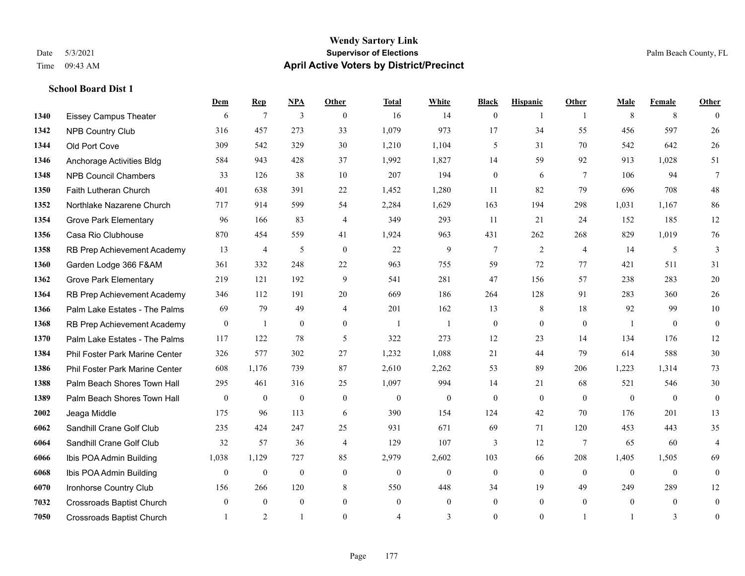# Wendy Sartory Link
## Supervisor of Elections
## April Active Voters by District/Precinct

Date 5/3/2021
Time 09:43 AM

Palm Beach County, FL

### School Board Dist 1

| | | Dem | Rep | NPA | Other | Total | White | Black | Hispanic | Other | Male | Female | Other |
|---|---|---|---|---|---|---|---|---|---|---|---|---|---|
| 1340 | Eissey Campus Theater | 6 | 7 | 3 | 0 | 16 | 14 | 0 | 1 | 1 | 8 | 8 | 0 |
| 1342 | NPB Country Club | 316 | 457 | 273 | 33 | 1,079 | 973 | 17 | 34 | 55 | 456 | 597 | 26 |
| 1344 | Old Port Cove | 309 | 542 | 329 | 30 | 1,210 | 1,104 | 5 | 31 | 70 | 542 | 642 | 26 |
| 1346 | Anchorage Activities Bldg | 584 | 943 | 428 | 37 | 1,992 | 1,827 | 14 | 59 | 92 | 913 | 1,028 | 51 |
| 1348 | NPB Council Chambers | 33 | 126 | 38 | 10 | 207 | 194 | 0 | 6 | 7 | 106 | 94 | 7 |
| 1350 | Faith Lutheran Church | 401 | 638 | 391 | 22 | 1,452 | 1,280 | 11 | 82 | 79 | 696 | 708 | 48 |
| 1352 | Northlake Nazarene Church | 717 | 914 | 599 | 54 | 2,284 | 1,629 | 163 | 194 | 298 | 1,031 | 1,167 | 86 |
| 1354 | Grove Park Elementary | 96 | 166 | 83 | 4 | 349 | 293 | 11 | 21 | 24 | 152 | 185 | 12 |
| 1356 | Casa Rio Clubhouse | 870 | 454 | 559 | 41 | 1,924 | 963 | 431 | 262 | 268 | 829 | 1,019 | 76 |
| 1358 | RB Prep Achievement Academy | 13 | 4 | 5 | 0 | 22 | 9 | 7 | 2 | 4 | 14 | 5 | 3 |
| 1360 | Garden Lodge 366 F&AM | 361 | 332 | 248 | 22 | 963 | 755 | 59 | 72 | 77 | 421 | 511 | 31 |
| 1362 | Grove Park Elementary | 219 | 121 | 192 | 9 | 541 | 281 | 47 | 156 | 57 | 238 | 283 | 20 |
| 1364 | RB Prep Achievement Academy | 346 | 112 | 191 | 20 | 669 | 186 | 264 | 128 | 91 | 283 | 360 | 26 |
| 1366 | Palm Lake Estates - The Palms | 69 | 79 | 49 | 4 | 201 | 162 | 13 | 8 | 18 | 92 | 99 | 10 |
| 1368 | RB Prep Achievement Academy | 0 | 1 | 0 | 0 | 1 | 1 | 0 | 0 | 0 | 1 | 0 | 0 |
| 1370 | Palm Lake Estates - The Palms | 117 | 122 | 78 | 5 | 322 | 273 | 12 | 23 | 14 | 134 | 176 | 12 |
| 1384 | Phil Foster Park Marine Center | 326 | 577 | 302 | 27 | 1,232 | 1,088 | 21 | 44 | 79 | 614 | 588 | 30 |
| 1386 | Phil Foster Park Marine Center | 608 | 1,176 | 739 | 87 | 2,610 | 2,262 | 53 | 89 | 206 | 1,223 | 1,314 | 73 |
| 1388 | Palm Beach Shores Town Hall | 295 | 461 | 316 | 25 | 1,097 | 994 | 14 | 21 | 68 | 521 | 546 | 30 |
| 1389 | Palm Beach Shores Town Hall | 0 | 0 | 0 | 0 | 0 | 0 | 0 | 0 | 0 | 0 | 0 | 0 |
| 2002 | Jeaga Middle | 175 | 96 | 113 | 6 | 390 | 154 | 124 | 42 | 70 | 176 | 201 | 13 |
| 6062 | Sandhill Crane Golf Club | 235 | 424 | 247 | 25 | 931 | 671 | 69 | 71 | 120 | 453 | 443 | 35 |
| 6064 | Sandhill Crane Golf Club | 32 | 57 | 36 | 4 | 129 | 107 | 3 | 12 | 7 | 65 | 60 | 4 |
| 6066 | Ibis POA Admin Building | 1,038 | 1,129 | 727 | 85 | 2,979 | 2,602 | 103 | 66 | 208 | 1,405 | 1,505 | 69 |
| 6068 | Ibis POA Admin Building | 0 | 0 | 0 | 0 | 0 | 0 | 0 | 0 | 0 | 0 | 0 | 0 |
| 6070 | Ironhorse Country Club | 156 | 266 | 120 | 8 | 550 | 448 | 34 | 19 | 49 | 249 | 289 | 12 |
| 7032 | Crossroads Baptist Church | 0 | 0 | 0 | 0 | 0 | 0 | 0 | 0 | 0 | 0 | 0 | 0 |
| 7050 | Crossroads Baptist Church | 1 | 2 | 1 | 0 | 4 | 3 | 0 | 0 | 1 | 1 | 3 | 0 |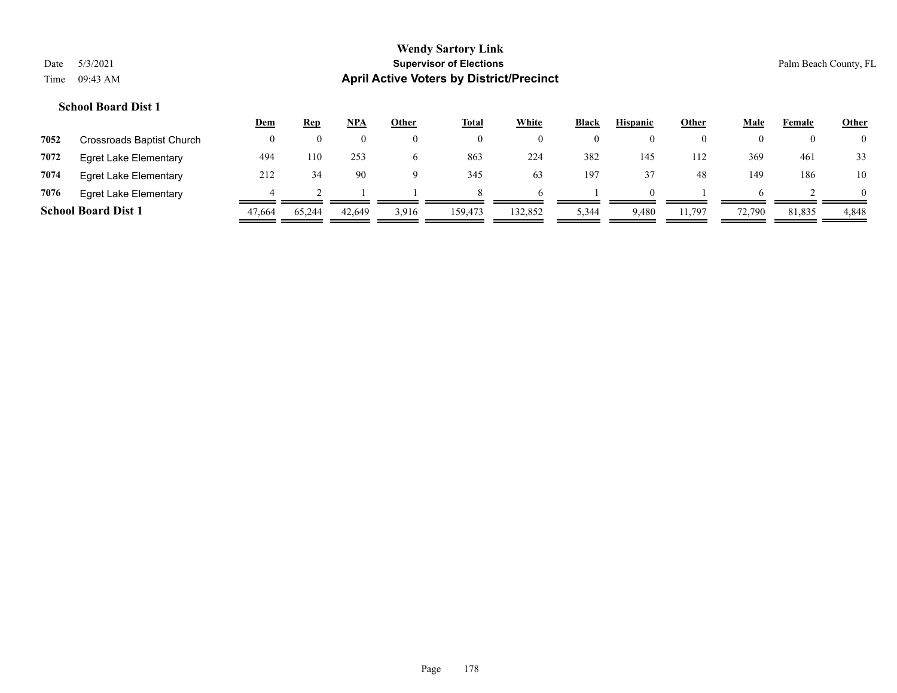# Wendy Sartory Link
## Supervisor of Elections
## April Active Voters by District/Precinct

Date 5/3/2021
Time 09:43 AM

Palm Beach County, FL

### School Board Dist 1

| | | Dem | Rep | NPA | Other | Total | White | Black | Hispanic | Other | Male | Female | Other |
|---|---|---|---|---|---|---|---|---|---|---|---|---|---|
| 7052 | Crossroads Baptist Church | 0 | 0 | 0 | 0 | 0 | 0 | 0 | 0 | 0 | 0 | 0 | 0 |
| 7072 | Egret Lake Elementary | 494 | 110 | 253 | 6 | 863 | 224 | 382 | 145 | 112 | 369 | 461 | 33 |
| 7074 | Egret Lake Elementary | 212 | 34 | 90 | 9 | 345 | 63 | 197 | 37 | 48 | 149 | 186 | 10 |
| 7076 | Egret Lake Elementary | 4 | 2 | 1 | 1 | 8 | 6 | 1 | 0 | 1 | 6 | 2 | 0 |
| **School Board Dist 1** | | 47,664 | 65,244 | 42,649 | 3,916 | 159,473 | 132,852 | 5,344 | 9,480 | 11,797 | 72,790 | 81,835 | 4,848 |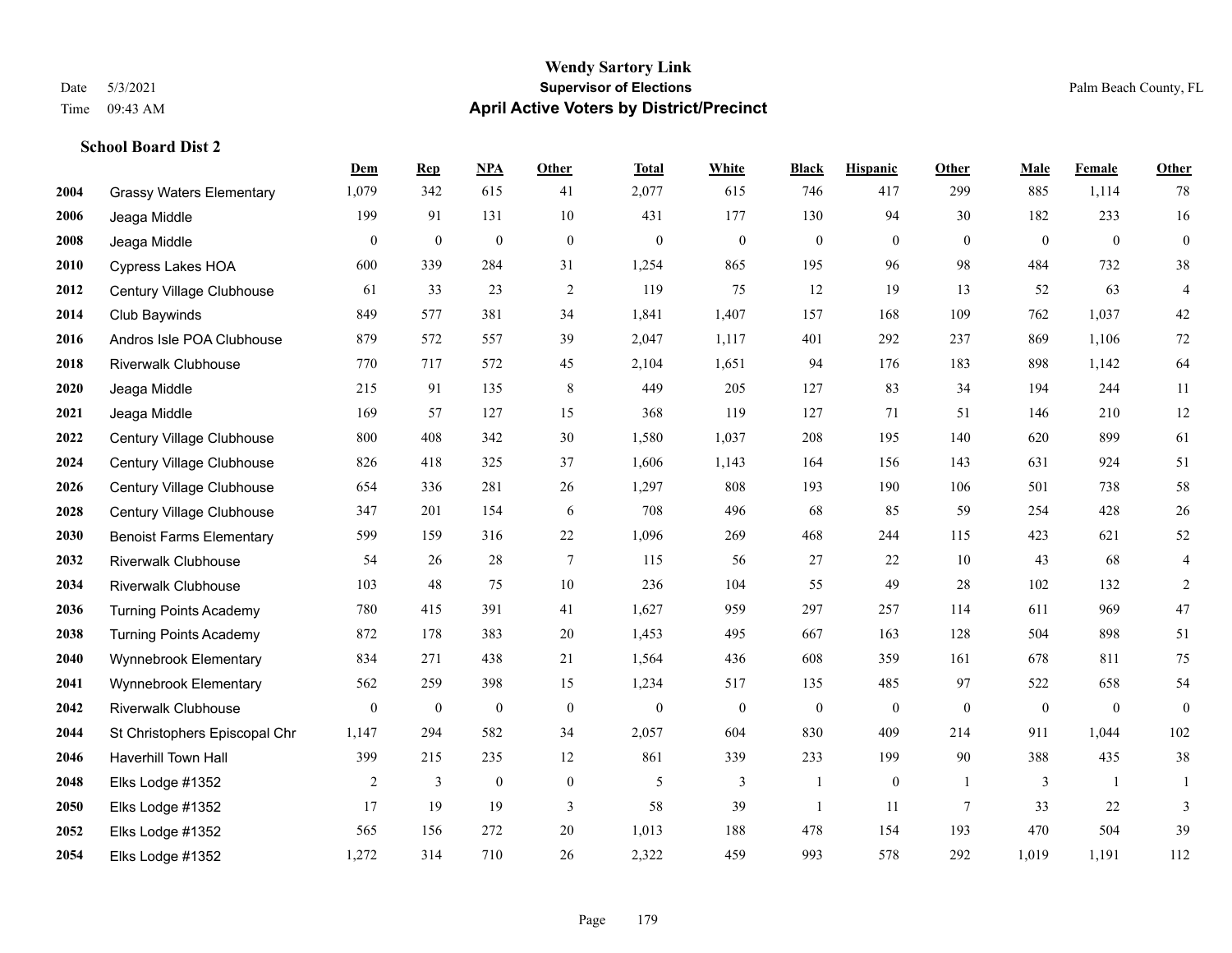# Wendy Sartory Link
## Supervisor of Elections
## April Active Voters by District/Precinct

Date 5/3/2021
Time 09:43 AM

Palm Beach County, FL

### School Board Dist 2

| | | Dem | Rep | NPA | Other | Total | White | Black | Hispanic | Other | Male | Female | Other |
|---|---|---|---|---|---|---|---|---|---|---|---|---|---|
| 2004 | Grassy Waters Elementary | 1,079 | 342 | 615 | 41 | 2,077 | 615 | 746 | 417 | 299 | 885 | 1,114 | 78 |
| 2006 | Jeaga Middle | 199 | 91 | 131 | 10 | 431 | 177 | 130 | 94 | 30 | 182 | 233 | 16 |
| 2008 | Jeaga Middle | 0 | 0 | 0 | 0 | 0 | 0 | 0 | 0 | 0 | 0 | 0 | 0 |
| 2010 | Cypress Lakes HOA | 600 | 339 | 284 | 31 | 1,254 | 865 | 195 | 96 | 98 | 484 | 732 | 38 |
| 2012 | Century Village Clubhouse | 61 | 33 | 23 | 2 | 119 | 75 | 12 | 19 | 13 | 52 | 63 | 4 |
| 2014 | Club Baywinds | 849 | 577 | 381 | 34 | 1,841 | 1,407 | 157 | 168 | 109 | 762 | 1,037 | 42 |
| 2016 | Andros Isle POA Clubhouse | 879 | 572 | 557 | 39 | 2,047 | 1,117 | 401 | 292 | 237 | 869 | 1,106 | 72 |
| 2018 | Riverwalk Clubhouse | 770 | 717 | 572 | 45 | 2,104 | 1,651 | 94 | 176 | 183 | 898 | 1,142 | 64 |
| 2020 | Jeaga Middle | 215 | 91 | 135 | 8 | 449 | 205 | 127 | 83 | 34 | 194 | 244 | 11 |
| 2021 | Jeaga Middle | 169 | 57 | 127 | 15 | 368 | 119 | 127 | 71 | 51 | 146 | 210 | 12 |
| 2022 | Century Village Clubhouse | 800 | 408 | 342 | 30 | 1,580 | 1,037 | 208 | 195 | 140 | 620 | 899 | 61 |
| 2024 | Century Village Clubhouse | 826 | 418 | 325 | 37 | 1,606 | 1,143 | 164 | 156 | 143 | 631 | 924 | 51 |
| 2026 | Century Village Clubhouse | 654 | 336 | 281 | 26 | 1,297 | 808 | 193 | 190 | 106 | 501 | 738 | 58 |
| 2028 | Century Village Clubhouse | 347 | 201 | 154 | 6 | 708 | 496 | 68 | 85 | 59 | 254 | 428 | 26 |
| 2030 | Benoist Farms Elementary | 599 | 159 | 316 | 22 | 1,096 | 269 | 468 | 244 | 115 | 423 | 621 | 52 |
| 2032 | Riverwalk Clubhouse | 54 | 26 | 28 | 7 | 115 | 56 | 27 | 22 | 10 | 43 | 68 | 4 |
| 2034 | Riverwalk Clubhouse | 103 | 48 | 75 | 10 | 236 | 104 | 55 | 49 | 28 | 102 | 132 | 2 |
| 2036 | Turning Points Academy | 780 | 415 | 391 | 41 | 1,627 | 959 | 297 | 257 | 114 | 611 | 969 | 47 |
| 2038 | Turning Points Academy | 872 | 178 | 383 | 20 | 1,453 | 495 | 667 | 163 | 128 | 504 | 898 | 51 |
| 2040 | Wynnebrook Elementary | 834 | 271 | 438 | 21 | 1,564 | 436 | 608 | 359 | 161 | 678 | 811 | 75 |
| 2041 | Wynnebrook Elementary | 562 | 259 | 398 | 15 | 1,234 | 517 | 135 | 485 | 97 | 522 | 658 | 54 |
| 2042 | Riverwalk Clubhouse | 0 | 0 | 0 | 0 | 0 | 0 | 0 | 0 | 0 | 0 | 0 | 0 |
| 2044 | St Christophers Episcopal Chr | 1,147 | 294 | 582 | 34 | 2,057 | 604 | 830 | 409 | 214 | 911 | 1,044 | 102 |
| 2046 | Haverhill Town Hall | 399 | 215 | 235 | 12 | 861 | 339 | 233 | 199 | 90 | 388 | 435 | 38 |
| 2048 | Elks Lodge #1352 | 2 | 3 | 0 | 0 | 5 | 3 | 1 | 0 | 1 | 3 | 1 | 1 |
| 2050 | Elks Lodge #1352 | 17 | 19 | 19 | 3 | 58 | 39 | 1 | 11 | 7 | 33 | 22 | 3 |
| 2052 | Elks Lodge #1352 | 565 | 156 | 272 | 20 | 1,013 | 188 | 478 | 154 | 193 | 470 | 504 | 39 |
| 2054 | Elks Lodge #1352 | 1,272 | 314 | 710 | 26 | 2,322 | 459 | 993 | 578 | 292 | 1,019 | 1,191 | 112 |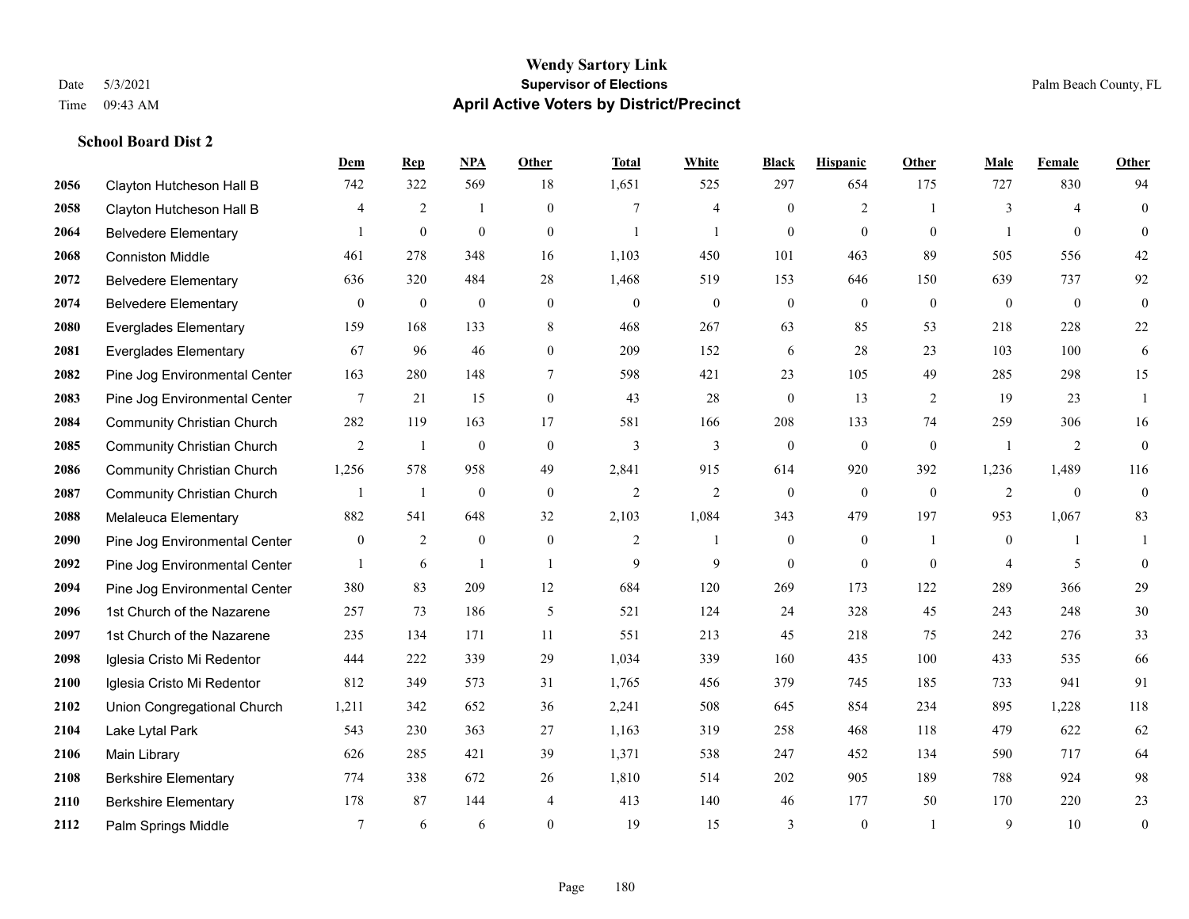# Wendy Sartory Link

**Supervisor of Elections**

**April Active Voters by District/Precinct**

Date 5/3/2021
Time 09:43 AM

Palm Beach County, FL

### School Board Dist 2

| | | Dem | Rep | NPA | Other | Total | White | Black | Hispanic | Other | Male | Female | Other |
|---|---|---|---|---|---|---|---|---|---|---|---|---|---|
| 2056 | Clayton Hutcheson Hall B | 742 | 322 | 569 | 18 | 1,651 | 525 | 297 | 654 | 175 | 727 | 830 | 94 |
| 2058 | Clayton Hutcheson Hall B | 4 | 2 | 1 | 0 | 7 | 4 | 0 | 2 | 1 | 3 | 4 | 0 |
| 2064 | Belvedere Elementary | 1 | 0 | 0 | 0 | 1 | 1 | 0 | 0 | 0 | 1 | 0 | 0 |
| 2068 | Conniston Middle | 461 | 278 | 348 | 16 | 1,103 | 450 | 101 | 463 | 89 | 505 | 556 | 42 |
| 2072 | Belvedere Elementary | 636 | 320 | 484 | 28 | 1,468 | 519 | 153 | 646 | 150 | 639 | 737 | 92 |
| 2074 | Belvedere Elementary | 0 | 0 | 0 | 0 | 0 | 0 | 0 | 0 | 0 | 0 | 0 | 0 |
| 2080 | Everglades Elementary | 159 | 168 | 133 | 8 | 468 | 267 | 63 | 85 | 53 | 218 | 228 | 22 |
| 2081 | Everglades Elementary | 67 | 96 | 46 | 0 | 209 | 152 | 6 | 28 | 23 | 103 | 100 | 6 |
| 2082 | Pine Jog Environmental Center | 163 | 280 | 148 | 7 | 598 | 421 | 23 | 105 | 49 | 285 | 298 | 15 |
| 2083 | Pine Jog Environmental Center | 7 | 21 | 15 | 0 | 43 | 28 | 0 | 13 | 2 | 19 | 23 | 1 |
| 2084 | Community Christian Church | 282 | 119 | 163 | 17 | 581 | 166 | 208 | 133 | 74 | 259 | 306 | 16 |
| 2085 | Community Christian Church | 2 | 1 | 0 | 0 | 3 | 3 | 0 | 0 | 0 | 1 | 2 | 0 |
| 2086 | Community Christian Church | 1,256 | 578 | 958 | 49 | 2,841 | 915 | 614 | 920 | 392 | 1,236 | 1,489 | 116 |
| 2087 | Community Christian Church | 1 | 1 | 0 | 0 | 2 | 2 | 0 | 0 | 0 | 2 | 0 | 0 |
| 2088 | Melaleuca Elementary | 882 | 541 | 648 | 32 | 2,103 | 1,084 | 343 | 479 | 197 | 953 | 1,067 | 83 |
| 2090 | Pine Jog Environmental Center | 0 | 2 | 0 | 0 | 2 | 1 | 0 | 0 | 1 | 0 | 1 | 1 |
| 2092 | Pine Jog Environmental Center | 1 | 6 | 1 | 1 | 9 | 9 | 0 | 0 | 0 | 4 | 5 | 0 |
| 2094 | Pine Jog Environmental Center | 380 | 83 | 209 | 12 | 684 | 120 | 269 | 173 | 122 | 289 | 366 | 29 |
| 2096 | 1st Church of the Nazarene | 257 | 73 | 186 | 5 | 521 | 124 | 24 | 328 | 45 | 243 | 248 | 30 |
| 2097 | 1st Church of the Nazarene | 235 | 134 | 171 | 11 | 551 | 213 | 45 | 218 | 75 | 242 | 276 | 33 |
| 2098 | Iglesia Cristo Mi Redentor | 444 | 222 | 339 | 29 | 1,034 | 339 | 160 | 435 | 100 | 433 | 535 | 66 |
| 2100 | Iglesia Cristo Mi Redentor | 812 | 349 | 573 | 31 | 1,765 | 456 | 379 | 745 | 185 | 733 | 941 | 91 |
| 2102 | Union Congregational Church | 1,211 | 342 | 652 | 36 | 2,241 | 508 | 645 | 854 | 234 | 895 | 1,228 | 118 |
| 2104 | Lake Lytal Park | 543 | 230 | 363 | 27 | 1,163 | 319 | 258 | 468 | 118 | 479 | 622 | 62 |
| 2106 | Main Library | 626 | 285 | 421 | 39 | 1,371 | 538 | 247 | 452 | 134 | 590 | 717 | 64 |
| 2108 | Berkshire Elementary | 774 | 338 | 672 | 26 | 1,810 | 514 | 202 | 905 | 189 | 788 | 924 | 98 |
| 2110 | Berkshire Elementary | 178 | 87 | 144 | 4 | 413 | 140 | 46 | 177 | 50 | 170 | 220 | 23 |
| 2112 | Palm Springs Middle | 7 | 6 | 6 | 0 | 19 | 15 | 3 | 0 | 1 | 9 | 10 | 0 |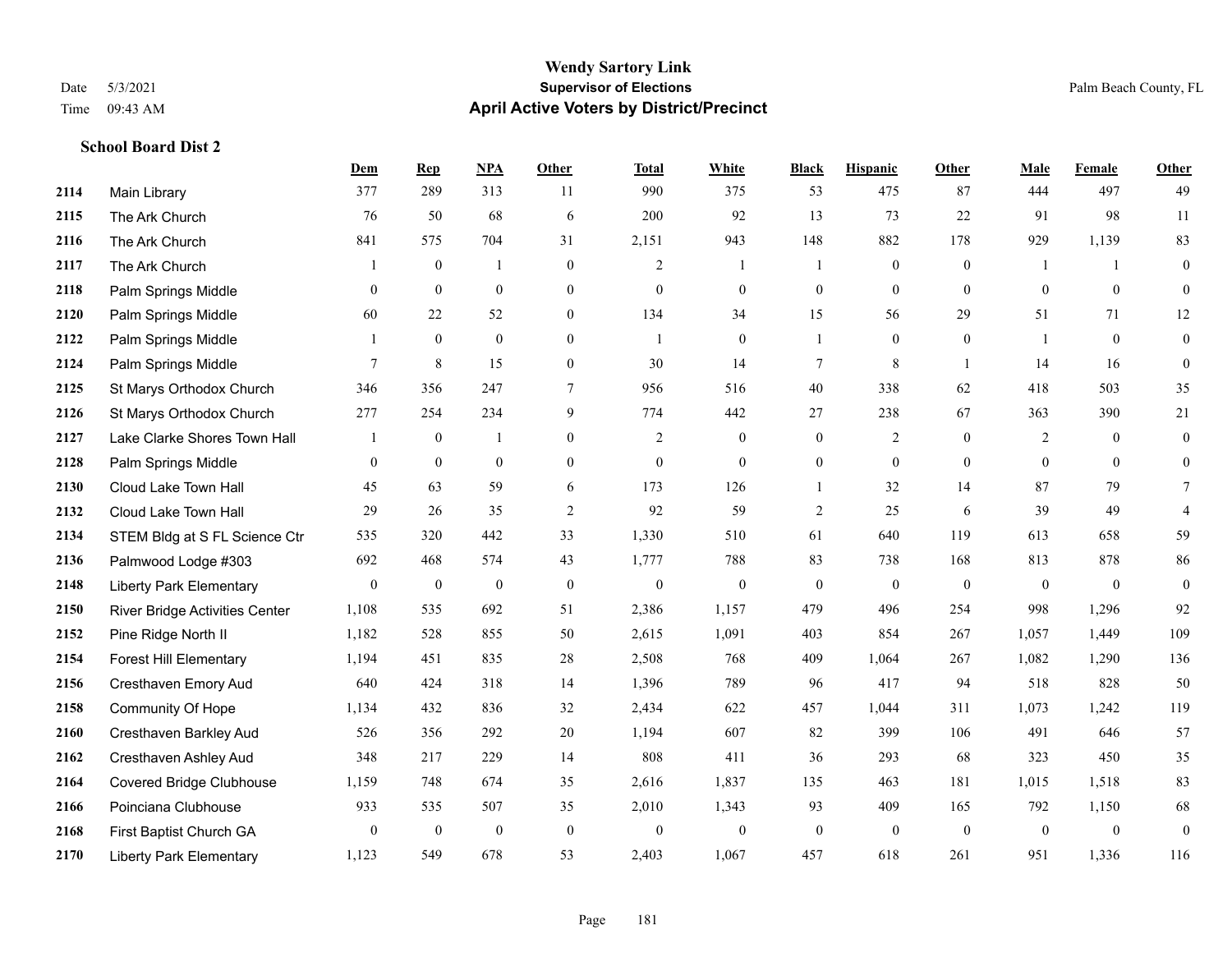**Wendy Sartory Link**
**Supervisor of Elections**
**April Active Voters by District/Precinct**

Date 5/3/2021
Time 09:43 AM
Palm Beach County, FL

### School Board Dist 2

| | | Dem | Rep | NPA | Other | Total | White | Black | Hispanic | Other | Male | Female | Other |
|---|---|---|---|---|---|---|---|---|---|---|---|---|---|
| 2114 | Main Library | 377 | 289 | 313 | 11 | 990 | 375 | 53 | 475 | 87 | 444 | 497 | 49 |
| 2115 | The Ark Church | 76 | 50 | 68 | 6 | 200 | 92 | 13 | 73 | 22 | 91 | 98 | 11 |
| 2116 | The Ark Church | 841 | 575 | 704 | 31 | 2,151 | 943 | 148 | 882 | 178 | 929 | 1,139 | 83 |
| 2117 | The Ark Church | 1 | 0 | 1 | 0 | 2 | 1 | 1 | 0 | 0 | 1 | 1 | 0 |
| 2118 | Palm Springs Middle | 0 | 0 | 0 | 0 | 0 | 0 | 0 | 0 | 0 | 0 | 0 | 0 |
| 2120 | Palm Springs Middle | 60 | 22 | 52 | 0 | 134 | 34 | 15 | 56 | 29 | 51 | 71 | 12 |
| 2122 | Palm Springs Middle | 1 | 0 | 0 | 0 | 1 | 0 | 1 | 0 | 0 | 1 | 0 | 0 |
| 2124 | Palm Springs Middle | 7 | 8 | 15 | 0 | 30 | 14 | 7 | 8 | 1 | 14 | 16 | 0 |
| 2125 | St Marys Orthodox Church | 346 | 356 | 247 | 7 | 956 | 516 | 40 | 338 | 62 | 418 | 503 | 35 |
| 2126 | St Marys Orthodox Church | 277 | 254 | 234 | 9 | 774 | 442 | 27 | 238 | 67 | 363 | 390 | 21 |
| 2127 | Lake Clarke Shores Town Hall | 1 | 0 | 1 | 0 | 2 | 0 | 0 | 2 | 0 | 2 | 0 | 0 |
| 2128 | Palm Springs Middle | 0 | 0 | 0 | 0 | 0 | 0 | 0 | 0 | 0 | 0 | 0 | 0 |
| 2130 | Cloud Lake Town Hall | 45 | 63 | 59 | 6 | 173 | 126 | 1 | 32 | 14 | 87 | 79 | 7 |
| 2132 | Cloud Lake Town Hall | 29 | 26 | 35 | 2 | 92 | 59 | 2 | 25 | 6 | 39 | 49 | 4 |
| 2134 | STEM Bldg at S FL Science Ctr | 535 | 320 | 442 | 33 | 1,330 | 510 | 61 | 640 | 119 | 613 | 658 | 59 |
| 2136 | Palmwood Lodge #303 | 692 | 468 | 574 | 43 | 1,777 | 788 | 83 | 738 | 168 | 813 | 878 | 86 |
| 2148 | Liberty Park Elementary | 0 | 0 | 0 | 0 | 0 | 0 | 0 | 0 | 0 | 0 | 0 | 0 |
| 2150 | River Bridge Activities Center | 1,108 | 535 | 692 | 51 | 2,386 | 1,157 | 479 | 496 | 254 | 998 | 1,296 | 92 |
| 2152 | Pine Ridge North II | 1,182 | 528 | 855 | 50 | 2,615 | 1,091 | 403 | 854 | 267 | 1,057 | 1,449 | 109 |
| 2154 | Forest Hill Elementary | 1,194 | 451 | 835 | 28 | 2,508 | 768 | 409 | 1,064 | 267 | 1,082 | 1,290 | 136 |
| 2156 | Cresthaven Emory Aud | 640 | 424 | 318 | 14 | 1,396 | 789 | 96 | 417 | 94 | 518 | 828 | 50 |
| 2158 | Community Of Hope | 1,134 | 432 | 836 | 32 | 2,434 | 622 | 457 | 1,044 | 311 | 1,073 | 1,242 | 119 |
| 2160 | Cresthaven Barkley Aud | 526 | 356 | 292 | 20 | 1,194 | 607 | 82 | 399 | 106 | 491 | 646 | 57 |
| 2162 | Cresthaven Ashley Aud | 348 | 217 | 229 | 14 | 808 | 411 | 36 | 293 | 68 | 323 | 450 | 35 |
| 2164 | Covered Bridge Clubhouse | 1,159 | 748 | 674 | 35 | 2,616 | 1,837 | 135 | 463 | 181 | 1,015 | 1,518 | 83 |
| 2166 | Poinciana Clubhouse | 933 | 535 | 507 | 35 | 2,010 | 1,343 | 93 | 409 | 165 | 792 | 1,150 | 68 |
| 2168 | First Baptist Church GA | 0 | 0 | 0 | 0 | 0 | 0 | 0 | 0 | 0 | 0 | 0 | 0 |
| 2170 | Liberty Park Elementary | 1,123 | 549 | 678 | 53 | 2,403 | 1,067 | 457 | 618 | 261 | 951 | 1,336 | 116 |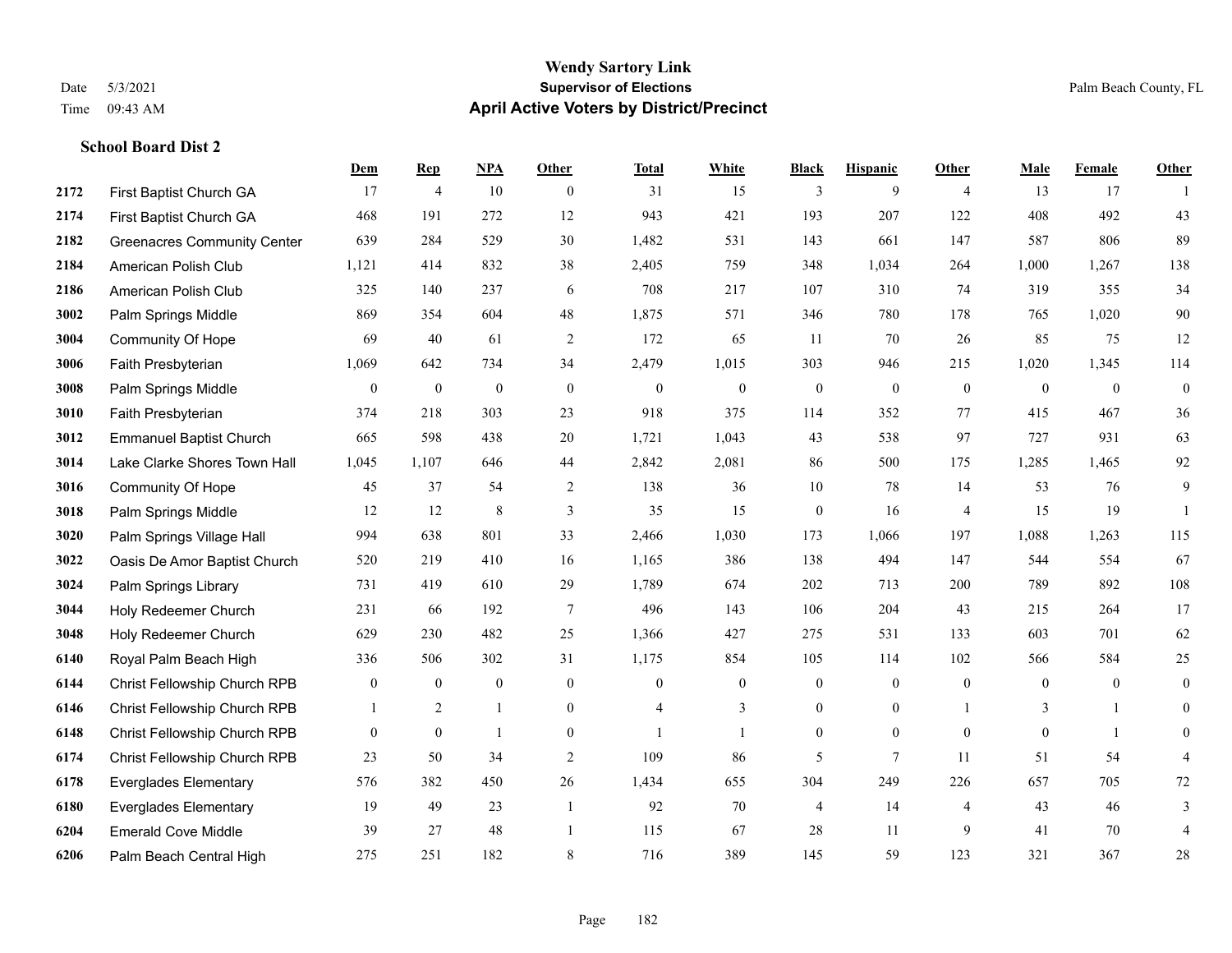# Wendy Sartory Link
## Supervisor of Elections
## April Active Voters by District/Precinct

Date 5/3/2021
Time 09:43 AM

Palm Beach County, FL

### School Board Dist 2

| | | Dem | Rep | NPA | Other | Total | White | Black | Hispanic | Other | Male | Female | Other |
|---|---|---|---|---|---|---|---|---|---|---|---|---|---|
| 2172 | First Baptist Church GA | 17 | 4 | 10 | 0 | 31 | 15 | 3 | 9 | 4 | 13 | 17 | 1 |
| 2174 | First Baptist Church GA | 468 | 191 | 272 | 12 | 943 | 421 | 193 | 207 | 122 | 408 | 492 | 43 |
| 2182 | Greenacres Community Center | 639 | 284 | 529 | 30 | 1,482 | 531 | 143 | 661 | 147 | 587 | 806 | 89 |
| 2184 | American Polish Club | 1,121 | 414 | 832 | 38 | 2,405 | 759 | 348 | 1,034 | 264 | 1,000 | 1,267 | 138 |
| 2186 | American Polish Club | 325 | 140 | 237 | 6 | 708 | 217 | 107 | 310 | 74 | 319 | 355 | 34 |
| 3002 | Palm Springs Middle | 869 | 354 | 604 | 48 | 1,875 | 571 | 346 | 780 | 178 | 765 | 1,020 | 90 |
| 3004 | Community Of Hope | 69 | 40 | 61 | 2 | 172 | 65 | 11 | 70 | 26 | 85 | 75 | 12 |
| 3006 | Faith Presbyterian | 1,069 | 642 | 734 | 34 | 2,479 | 1,015 | 303 | 946 | 215 | 1,020 | 1,345 | 114 |
| 3008 | Palm Springs Middle | 0 | 0 | 0 | 0 | 0 | 0 | 0 | 0 | 0 | 0 | 0 | 0 |
| 3010 | Faith Presbyterian | 374 | 218 | 303 | 23 | 918 | 375 | 114 | 352 | 77 | 415 | 467 | 36 |
| 3012 | Emmanuel Baptist Church | 665 | 598 | 438 | 20 | 1,721 | 1,043 | 43 | 538 | 97 | 727 | 931 | 63 |
| 3014 | Lake Clarke Shores Town Hall | 1,045 | 1,107 | 646 | 44 | 2,842 | 2,081 | 86 | 500 | 175 | 1,285 | 1,465 | 92 |
| 3016 | Community Of Hope | 45 | 37 | 54 | 2 | 138 | 36 | 10 | 78 | 14 | 53 | 76 | 9 |
| 3018 | Palm Springs Middle | 12 | 12 | 8 | 3 | 35 | 15 | 0 | 16 | 4 | 15 | 19 | 1 |
| 3020 | Palm Springs Village Hall | 994 | 638 | 801 | 33 | 2,466 | 1,030 | 173 | 1,066 | 197 | 1,088 | 1,263 | 115 |
| 3022 | Oasis De Amor Baptist Church | 520 | 219 | 410 | 16 | 1,165 | 386 | 138 | 494 | 147 | 544 | 554 | 67 |
| 3024 | Palm Springs Library | 731 | 419 | 610 | 29 | 1,789 | 674 | 202 | 713 | 200 | 789 | 892 | 108 |
| 3044 | Holy Redeemer Church | 231 | 66 | 192 | 7 | 496 | 143 | 106 | 204 | 43 | 215 | 264 | 17 |
| 3048 | Holy Redeemer Church | 629 | 230 | 482 | 25 | 1,366 | 427 | 275 | 531 | 133 | 603 | 701 | 62 |
| 6140 | Royal Palm Beach High | 336 | 506 | 302 | 31 | 1,175 | 854 | 105 | 114 | 102 | 566 | 584 | 25 |
| 6144 | Christ Fellowship Church RPB | 0 | 0 | 0 | 0 | 0 | 0 | 0 | 0 | 0 | 0 | 0 | 0 |
| 6146 | Christ Fellowship Church RPB | 1 | 2 | 1 | 0 | 4 | 3 | 0 | 0 | 1 | 3 | 1 | 0 |
| 6148 | Christ Fellowship Church RPB | 0 | 0 | 1 | 0 | 1 | 1 | 0 | 0 | 0 | 0 | 1 | 0 |
| 6174 | Christ Fellowship Church RPB | 23 | 50 | 34 | 2 | 109 | 86 | 5 | 7 | 11 | 51 | 54 | 4 |
| 6178 | Everglades Elementary | 576 | 382 | 450 | 26 | 1,434 | 655 | 304 | 249 | 226 | 657 | 705 | 72 |
| 6180 | Everglades Elementary | 19 | 49 | 23 | 1 | 92 | 70 | 4 | 14 | 4 | 43 | 46 | 3 |
| 6204 | Emerald Cove Middle | 39 | 27 | 48 | 1 | 115 | 67 | 28 | 11 | 9 | 41 | 70 | 4 |
| 6206 | Palm Beach Central High | 275 | 251 | 182 | 8 | 716 | 389 | 145 | 59 | 123 | 321 | 367 | 28 |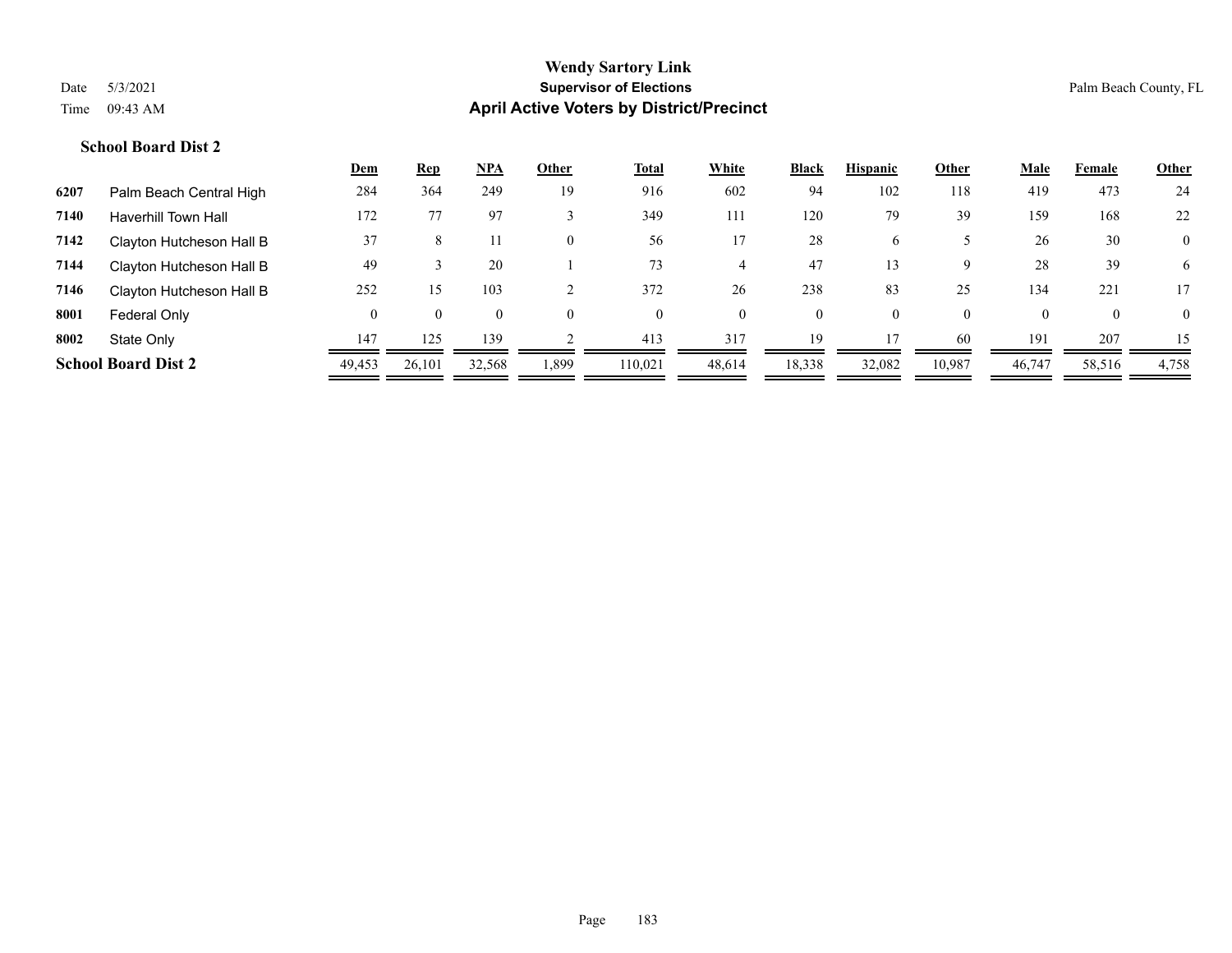# Wendy Sartory Link

## Supervisor of Elections

## April Active Voters by District/Precinct

Date 5/3/2021

Time 09:43 AM

Palm Beach County, FL

### School Board Dist 2

| | | Dem | Rep | NPA | Other | Total | White | Black | Hispanic | Other | Male | Female | Other |
|---|---|---|---|---|---|---|---|---|---|---|---|---|---|
| 6207 | Palm Beach Central High | 284 | 364 | 249 | 19 | 916 | 602 | 94 | 102 | 118 | 419 | 473 | 24 |
| 7140 | Haverhill Town Hall | 172 | 77 | 97 | 3 | 349 | 111 | 120 | 79 | 39 | 159 | 168 | 22 |
| 7142 | Clayton Hutcheson Hall B | 37 | 8 | 11 | 0 | 56 | 17 | 28 | 6 | 5 | 26 | 30 | 0 |
| 7144 | Clayton Hutcheson Hall B | 49 | 3 | 20 | 1 | 73 | 4 | 47 | 13 | 9 | 28 | 39 | 6 |
| 7146 | Clayton Hutcheson Hall B | 252 | 15 | 103 | 2 | 372 | 26 | 238 | 83 | 25 | 134 | 221 | 17 |
| 8001 | Federal Only | 0 | 0 | 0 | 0 | 0 | 0 | 0 | 0 | 0 | 0 | 0 | 0 |
| 8002 | State Only | 147 | 125 | 139 | 2 | 413 | 317 | 19 | 17 | 60 | 191 | 207 | 15 |
| **School Board Dist 2** | | 49,453 | 26,101 | 32,568 | 1,899 | 110,021 | 48,614 | 18,338 | 32,082 | 10,987 | 46,747 | 58,516 | 4,758 |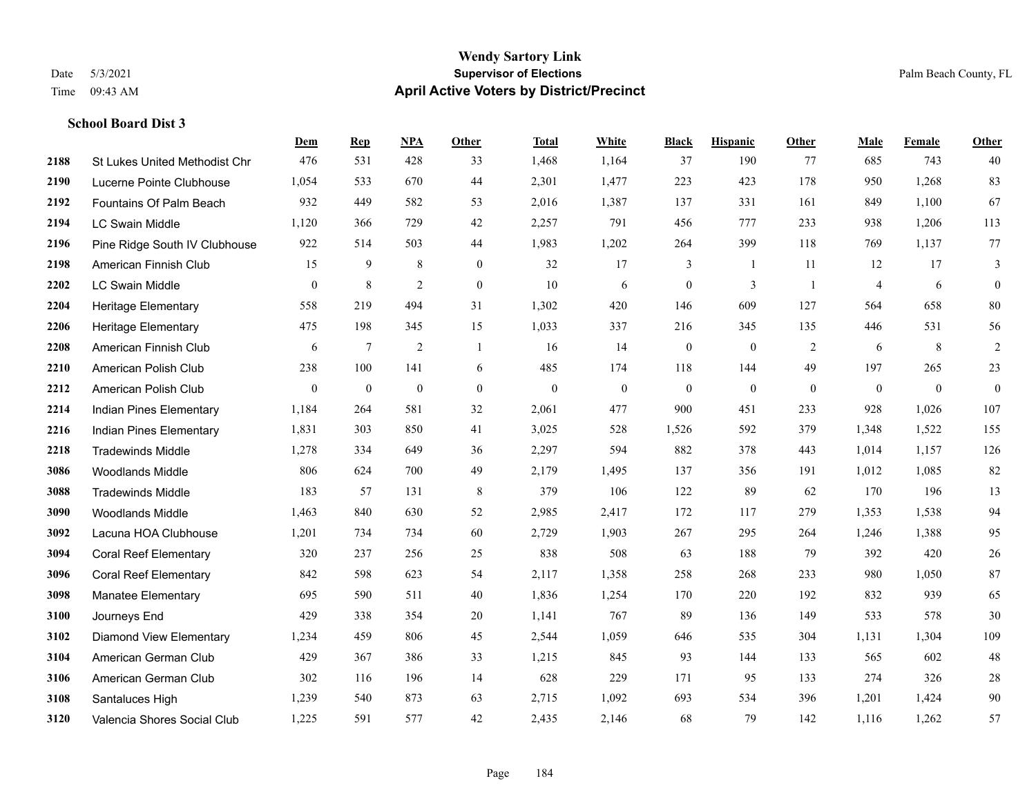# Wendy Sartory Link
## Supervisor of Elections
## April Active Voters by District/Precinct

Date 5/3/2021
Time 09:43 AM

Palm Beach County, FL

### School Board Dist 3

| | | Dem | Rep | NPA | Other | Total | White | Black | Hispanic | Other | Male | Female | Other |
|---|---|---|---|---|---|---|---|---|---|---|---|---|---|
| 2188 | St Lukes United Methodist Chr | 476 | 531 | 428 | 33 | 1,468 | 1,164 | 37 | 190 | 77 | 685 | 743 | 40 |
| 2190 | Lucerne Pointe Clubhouse | 1,054 | 533 | 670 | 44 | 2,301 | 1,477 | 223 | 423 | 178 | 950 | 1,268 | 83 |
| 2192 | Fountains Of Palm Beach | 932 | 449 | 582 | 53 | 2,016 | 1,387 | 137 | 331 | 161 | 849 | 1,100 | 67 |
| 2194 | LC Swain Middle | 1,120 | 366 | 729 | 42 | 2,257 | 791 | 456 | 777 | 233 | 938 | 1,206 | 113 |
| 2196 | Pine Ridge South IV Clubhouse | 922 | 514 | 503 | 44 | 1,983 | 1,202 | 264 | 399 | 118 | 769 | 1,137 | 77 |
| 2198 | American Finnish Club | 15 | 9 | 8 | 0 | 32 | 17 | 3 | 1 | 11 | 12 | 17 | 3 |
| 2202 | LC Swain Middle | 0 | 8 | 2 | 0 | 10 | 6 | 0 | 3 | 1 | 4 | 6 | 0 |
| 2204 | Heritage Elementary | 558 | 219 | 494 | 31 | 1,302 | 420 | 146 | 609 | 127 | 564 | 658 | 80 |
| 2206 | Heritage Elementary | 475 | 198 | 345 | 15 | 1,033 | 337 | 216 | 345 | 135 | 446 | 531 | 56 |
| 2208 | American Finnish Club | 6 | 7 | 2 | 1 | 16 | 14 | 0 | 0 | 2 | 6 | 8 | 2 |
| 2210 | American Polish Club | 238 | 100 | 141 | 6 | 485 | 174 | 118 | 144 | 49 | 197 | 265 | 23 |
| 2212 | American Polish Club | 0 | 0 | 0 | 0 | 0 | 0 | 0 | 0 | 0 | 0 | 0 | 0 |
| 2214 | Indian Pines Elementary | 1,184 | 264 | 581 | 32 | 2,061 | 477 | 900 | 451 | 233 | 928 | 1,026 | 107 |
| 2216 | Indian Pines Elementary | 1,831 | 303 | 850 | 41 | 3,025 | 528 | 1,526 | 592 | 379 | 1,348 | 1,522 | 155 |
| 2218 | Tradewinds Middle | 1,278 | 334 | 649 | 36 | 2,297 | 594 | 882 | 378 | 443 | 1,014 | 1,157 | 126 |
| 3086 | Woodlands Middle | 806 | 624 | 700 | 49 | 2,179 | 1,495 | 137 | 356 | 191 | 1,012 | 1,085 | 82 |
| 3088 | Tradewinds Middle | 183 | 57 | 131 | 8 | 379 | 106 | 122 | 89 | 62 | 170 | 196 | 13 |
| 3090 | Woodlands Middle | 1,463 | 840 | 630 | 52 | 2,985 | 2,417 | 172 | 117 | 279 | 1,353 | 1,538 | 94 |
| 3092 | Lacuna HOA Clubhouse | 1,201 | 734 | 734 | 60 | 2,729 | 1,903 | 267 | 295 | 264 | 1,246 | 1,388 | 95 |
| 3094 | Coral Reef Elementary | 320 | 237 | 256 | 25 | 838 | 508 | 63 | 188 | 79 | 392 | 420 | 26 |
| 3096 | Coral Reef Elementary | 842 | 598 | 623 | 54 | 2,117 | 1,358 | 258 | 268 | 233 | 980 | 1,050 | 87 |
| 3098 | Manatee Elementary | 695 | 590 | 511 | 40 | 1,836 | 1,254 | 170 | 220 | 192 | 832 | 939 | 65 |
| 3100 | Journeys End | 429 | 338 | 354 | 20 | 1,141 | 767 | 89 | 136 | 149 | 533 | 578 | 30 |
| 3102 | Diamond View Elementary | 1,234 | 459 | 806 | 45 | 2,544 | 1,059 | 646 | 535 | 304 | 1,131 | 1,304 | 109 |
| 3104 | American German Club | 429 | 367 | 386 | 33 | 1,215 | 845 | 93 | 144 | 133 | 565 | 602 | 48 |
| 3106 | American German Club | 302 | 116 | 196 | 14 | 628 | 229 | 171 | 95 | 133 | 274 | 326 | 28 |
| 3108 | Santaluces High | 1,239 | 540 | 873 | 63 | 2,715 | 1,092 | 693 | 534 | 396 | 1,201 | 1,424 | 90 |
| 3120 | Valencia Shores Social Club | 1,225 | 591 | 577 | 42 | 2,435 | 2,146 | 68 | 79 | 142 | 1,116 | 1,262 | 57 |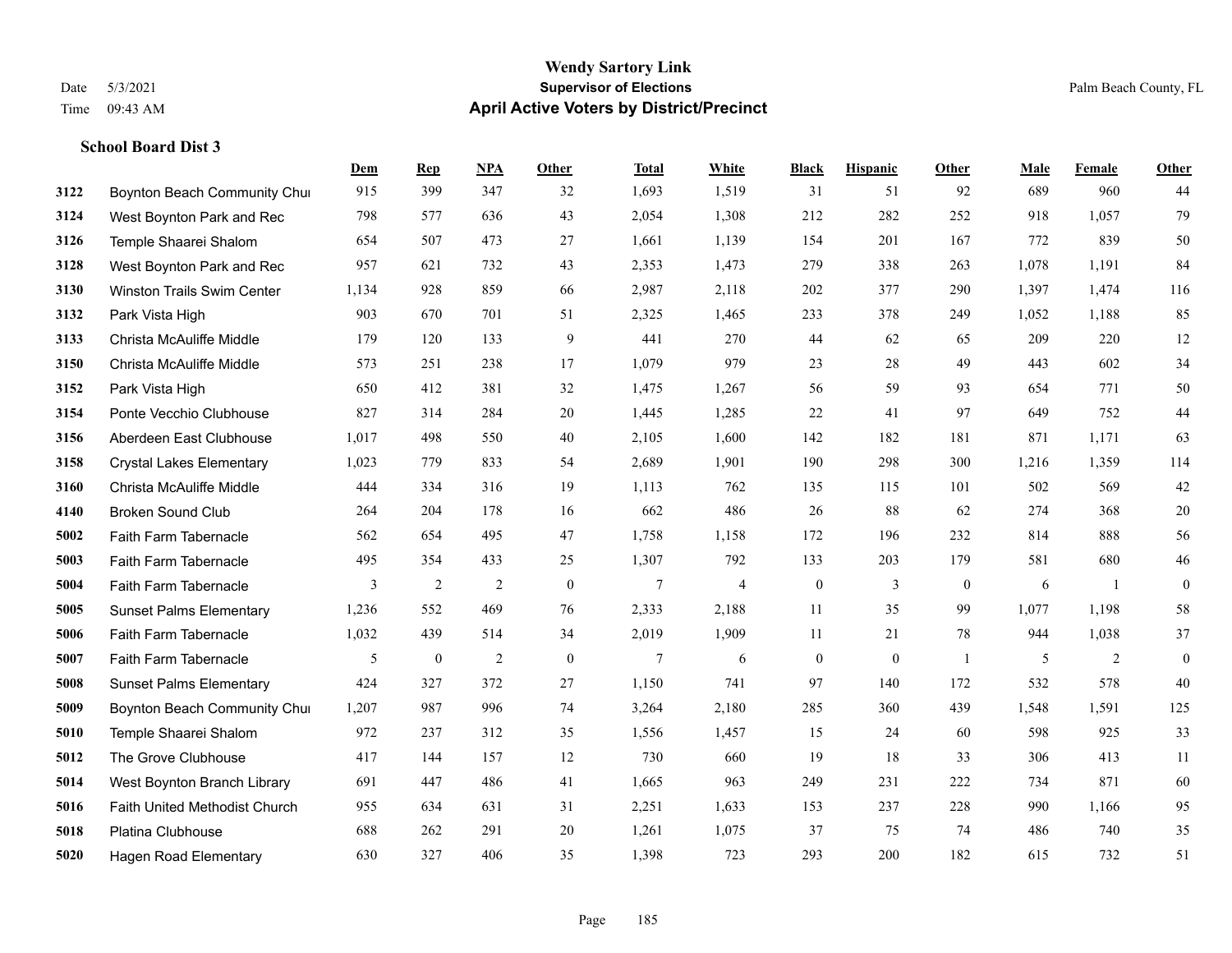# Wendy Sartory Link
## Supervisor of Elections
## April Active Voters by District/Precinct

Date 5/3/2021
Time 09:43 AM

Palm Beach County, FL

**School Board Dist 3**

| | | Dem | Rep | NPA | Other | Total | White | Black | Hispanic | Other | Male | Female | Other |
|---|---|---|---|---|---|---|---|---|---|---|---|---|---|
| 3122 | Boynton Beach Community Chu | 915 | 399 | 347 | 32 | 1,693 | 1,519 | 31 | 51 | 92 | 689 | 960 | 44 |
| 3124 | West Boynton Park and Rec | 798 | 577 | 636 | 43 | 2,054 | 1,308 | 212 | 282 | 252 | 918 | 1,057 | 79 |
| 3126 | Temple Shaarei Shalom | 654 | 507 | 473 | 27 | 1,661 | 1,139 | 154 | 201 | 167 | 772 | 839 | 50 |
| 3128 | West Boynton Park and Rec | 957 | 621 | 732 | 43 | 2,353 | 1,473 | 279 | 338 | 263 | 1,078 | 1,191 | 84 |
| 3130 | Winston Trails Swim Center | 1,134 | 928 | 859 | 66 | 2,987 | 2,118 | 202 | 377 | 290 | 1,397 | 1,474 | 116 |
| 3132 | Park Vista High | 903 | 670 | 701 | 51 | 2,325 | 1,465 | 233 | 378 | 249 | 1,052 | 1,188 | 85 |
| 3133 | Christa McAuliffe Middle | 179 | 120 | 133 | 9 | 441 | 270 | 44 | 62 | 65 | 209 | 220 | 12 |
| 3150 | Christa McAuliffe Middle | 573 | 251 | 238 | 17 | 1,079 | 979 | 23 | 28 | 49 | 443 | 602 | 34 |
| 3152 | Park Vista High | 650 | 412 | 381 | 32 | 1,475 | 1,267 | 56 | 59 | 93 | 654 | 771 | 50 |
| 3154 | Ponte Vecchio Clubhouse | 827 | 314 | 284 | 20 | 1,445 | 1,285 | 22 | 41 | 97 | 649 | 752 | 44 |
| 3156 | Aberdeen East Clubhouse | 1,017 | 498 | 550 | 40 | 2,105 | 1,600 | 142 | 182 | 181 | 871 | 1,171 | 63 |
| 3158 | Crystal Lakes Elementary | 1,023 | 779 | 833 | 54 | 2,689 | 1,901 | 190 | 298 | 300 | 1,216 | 1,359 | 114 |
| 3160 | Christa McAuliffe Middle | 444 | 334 | 316 | 19 | 1,113 | 762 | 135 | 115 | 101 | 502 | 569 | 42 |
| 4140 | Broken Sound Club | 264 | 204 | 178 | 16 | 662 | 486 | 26 | 88 | 62 | 274 | 368 | 20 |
| 5002 | Faith Farm Tabernacle | 562 | 654 | 495 | 47 | 1,758 | 1,158 | 172 | 196 | 232 | 814 | 888 | 56 |
| 5003 | Faith Farm Tabernacle | 495 | 354 | 433 | 25 | 1,307 | 792 | 133 | 203 | 179 | 581 | 680 | 46 |
| 5004 | Faith Farm Tabernacle | 3 | 2 | 2 | 0 | 7 | 4 | 0 | 3 | 0 | 6 | 1 | 0 |
| 5005 | Sunset Palms Elementary | 1,236 | 552 | 469 | 76 | 2,333 | 2,188 | 11 | 35 | 99 | 1,077 | 1,198 | 58 |
| 5006 | Faith Farm Tabernacle | 1,032 | 439 | 514 | 34 | 2,019 | 1,909 | 11 | 21 | 78 | 944 | 1,038 | 37 |
| 5007 | Faith Farm Tabernacle | 5 | 0 | 2 | 0 | 7 | 6 | 0 | 0 | 1 | 5 | 2 | 0 |
| 5008 | Sunset Palms Elementary | 424 | 327 | 372 | 27 | 1,150 | 741 | 97 | 140 | 172 | 532 | 578 | 40 |
| 5009 | Boynton Beach Community Chu | 1,207 | 987 | 996 | 74 | 3,264 | 2,180 | 285 | 360 | 439 | 1,548 | 1,591 | 125 |
| 5010 | Temple Shaarei Shalom | 972 | 237 | 312 | 35 | 1,556 | 1,457 | 15 | 24 | 60 | 598 | 925 | 33 |
| 5012 | The Grove Clubhouse | 417 | 144 | 157 | 12 | 730 | 660 | 19 | 18 | 33 | 306 | 413 | 11 |
| 5014 | West Boynton Branch Library | 691 | 447 | 486 | 41 | 1,665 | 963 | 249 | 231 | 222 | 734 | 871 | 60 |
| 5016 | Faith United Methodist Church | 955 | 634 | 631 | 31 | 2,251 | 1,633 | 153 | 237 | 228 | 990 | 1,166 | 95 |
| 5018 | Platina Clubhouse | 688 | 262 | 291 | 20 | 1,261 | 1,075 | 37 | 75 | 74 | 486 | 740 | 35 |
| 5020 | Hagen Road Elementary | 630 | 327 | 406 | 35 | 1,398 | 723 | 293 | 200 | 182 | 615 | 732 | 51 |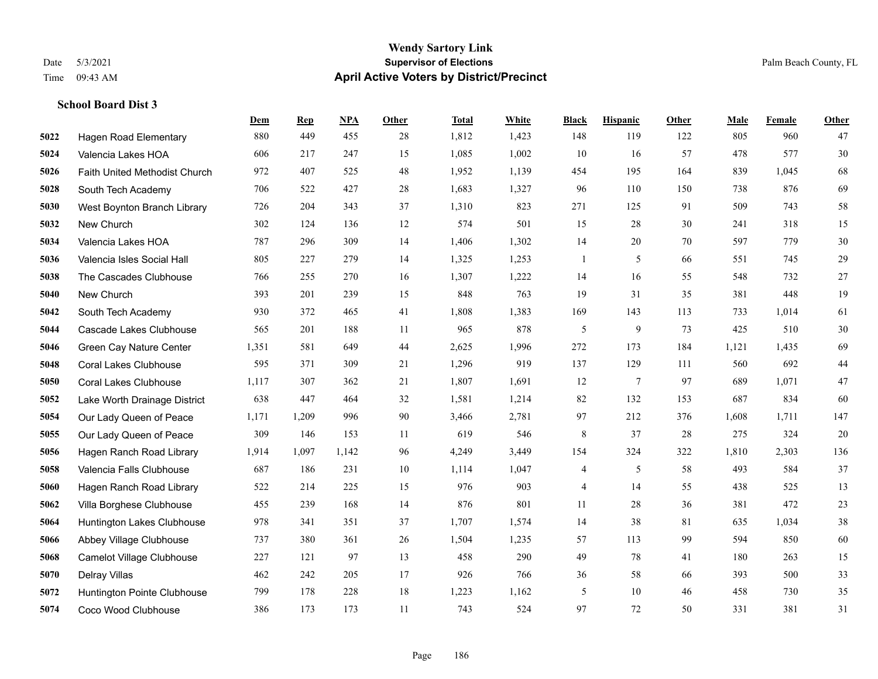**Wendy Sartory Link**
**Supervisor of Elections**
**April Active Voters by District/Precinct**

Date 5/3/2021
Time 09:43 AM

Palm Beach County, FL

### School Board Dist 3

| | | Dem | Rep | NPA | Other | Total | White | Black | Hispanic | Other | Male | Female | Other |
|---|---|---|---|---|---|---|---|---|---|---|---|---|---|
| 5022 | Hagen Road Elementary | 880 | 449 | 455 | 28 | 1,812 | 1,423 | 148 | 119 | 122 | 805 | 960 | 47 |
| 5024 | Valencia Lakes HOA | 606 | 217 | 247 | 15 | 1,085 | 1,002 | 10 | 16 | 57 | 478 | 577 | 30 |
| 5026 | Faith United Methodist Church | 972 | 407 | 525 | 48 | 1,952 | 1,139 | 454 | 195 | 164 | 839 | 1,045 | 68 |
| 5028 | South Tech Academy | 706 | 522 | 427 | 28 | 1,683 | 1,327 | 96 | 110 | 150 | 738 | 876 | 69 |
| 5030 | West Boynton Branch Library | 726 | 204 | 343 | 37 | 1,310 | 823 | 271 | 125 | 91 | 509 | 743 | 58 |
| 5032 | New Church | 302 | 124 | 136 | 12 | 574 | 501 | 15 | 28 | 30 | 241 | 318 | 15 |
| 5034 | Valencia Lakes HOA | 787 | 296 | 309 | 14 | 1,406 | 1,302 | 14 | 20 | 70 | 597 | 779 | 30 |
| 5036 | Valencia Isles Social Hall | 805 | 227 | 279 | 14 | 1,325 | 1,253 | 1 | 5 | 66 | 551 | 745 | 29 |
| 5038 | The Cascades Clubhouse | 766 | 255 | 270 | 16 | 1,307 | 1,222 | 14 | 16 | 55 | 548 | 732 | 27 |
| 5040 | New Church | 393 | 201 | 239 | 15 | 848 | 763 | 19 | 31 | 35 | 381 | 448 | 19 |
| 5042 | South Tech Academy | 930 | 372 | 465 | 41 | 1,808 | 1,383 | 169 | 143 | 113 | 733 | 1,014 | 61 |
| 5044 | Cascade Lakes Clubhouse | 565 | 201 | 188 | 11 | 965 | 878 | 5 | 9 | 73 | 425 | 510 | 30 |
| 5046 | Green Cay Nature Center | 1,351 | 581 | 649 | 44 | 2,625 | 1,996 | 272 | 173 | 184 | 1,121 | 1,435 | 69 |
| 5048 | Coral Lakes Clubhouse | 595 | 371 | 309 | 21 | 1,296 | 919 | 137 | 129 | 111 | 560 | 692 | 44 |
| 5050 | Coral Lakes Clubhouse | 1,117 | 307 | 362 | 21 | 1,807 | 1,691 | 12 | 7 | 97 | 689 | 1,071 | 47 |
| 5052 | Lake Worth Drainage District | 638 | 447 | 464 | 32 | 1,581 | 1,214 | 82 | 132 | 153 | 687 | 834 | 60 |
| 5054 | Our Lady Queen of Peace | 1,171 | 1,209 | 996 | 90 | 3,466 | 2,781 | 97 | 212 | 376 | 1,608 | 1,711 | 147 |
| 5055 | Our Lady Queen of Peace | 309 | 146 | 153 | 11 | 619 | 546 | 8 | 37 | 28 | 275 | 324 | 20 |
| 5056 | Hagen Ranch Road Library | 1,914 | 1,097 | 1,142 | 96 | 4,249 | 3,449 | 154 | 324 | 322 | 1,810 | 2,303 | 136 |
| 5058 | Valencia Falls Clubhouse | 687 | 186 | 231 | 10 | 1,114 | 1,047 | 4 | 5 | 58 | 493 | 584 | 37 |
| 5060 | Hagen Ranch Road Library | 522 | 214 | 225 | 15 | 976 | 903 | 4 | 14 | 55 | 438 | 525 | 13 |
| 5062 | Villa Borghese Clubhouse | 455 | 239 | 168 | 14 | 876 | 801 | 11 | 28 | 36 | 381 | 472 | 23 |
| 5064 | Huntington Lakes Clubhouse | 978 | 341 | 351 | 37 | 1,707 | 1,574 | 14 | 38 | 81 | 635 | 1,034 | 38 |
| 5066 | Abbey Village Clubhouse | 737 | 380 | 361 | 26 | 1,504 | 1,235 | 57 | 113 | 99 | 594 | 850 | 60 |
| 5068 | Camelot Village Clubhouse | 227 | 121 | 97 | 13 | 458 | 290 | 49 | 78 | 41 | 180 | 263 | 15 |
| 5070 | Delray Villas | 462 | 242 | 205 | 17 | 926 | 766 | 36 | 58 | 66 | 393 | 500 | 33 |
| 5072 | Huntington Pointe Clubhouse | 799 | 178 | 228 | 18 | 1,223 | 1,162 | 5 | 10 | 46 | 458 | 730 | 35 |
| 5074 | Coco Wood Clubhouse | 386 | 173 | 173 | 11 | 743 | 524 | 97 | 72 | 50 | 331 | 381 | 31 |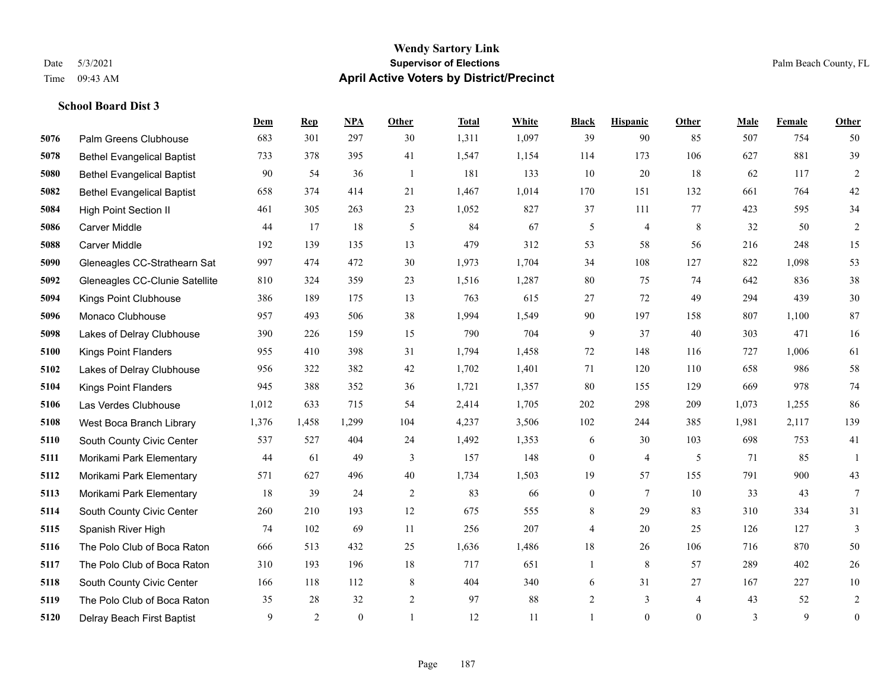# Wendy Sartory Link

## Supervisor of Elections

## April Active Voters by District/Precinct

Date 5/3/2021
Time 09:43 AM
Palm Beach County, FL

### School Board Dist 3

| | | Dem | Rep | NPA | Other | Total | White | Black | Hispanic | Other | Male | Female | Other |
|---|---|---|---|---|---|---|---|---|---|---|---|---|---|
| 5076 | Palm Greens Clubhouse | 683 | 301 | 297 | 30 | 1,311 | 1,097 | 39 | 90 | 85 | 507 | 754 | 50 |
| 5078 | Bethel Evangelical Baptist | 733 | 378 | 395 | 41 | 1,547 | 1,154 | 114 | 173 | 106 | 627 | 881 | 39 |
| 5080 | Bethel Evangelical Baptist | 90 | 54 | 36 | 1 | 181 | 133 | 10 | 20 | 18 | 62 | 117 | 2 |
| 5082 | Bethel Evangelical Baptist | 658 | 374 | 414 | 21 | 1,467 | 1,014 | 170 | 151 | 132 | 661 | 764 | 42 |
| 5084 | High Point Section II | 461 | 305 | 263 | 23 | 1,052 | 827 | 37 | 111 | 77 | 423 | 595 | 34 |
| 5086 | Carver Middle | 44 | 17 | 18 | 5 | 84 | 67 | 5 | 4 | 8 | 32 | 50 | 2 |
| 5088 | Carver Middle | 192 | 139 | 135 | 13 | 479 | 312 | 53 | 58 | 56 | 216 | 248 | 15 |
| 5090 | Gleneagles CC-Strathearn Sat | 997 | 474 | 472 | 30 | 1,973 | 1,704 | 34 | 108 | 127 | 822 | 1,098 | 53 |
| 5092 | Gleneagles CC-Clunie Satellite | 810 | 324 | 359 | 23 | 1,516 | 1,287 | 80 | 75 | 74 | 642 | 836 | 38 |
| 5094 | Kings Point Clubhouse | 386 | 189 | 175 | 13 | 763 | 615 | 27 | 72 | 49 | 294 | 439 | 30 |
| 5096 | Monaco Clubhouse | 957 | 493 | 506 | 38 | 1,994 | 1,549 | 90 | 197 | 158 | 807 | 1,100 | 87 |
| 5098 | Lakes of Delray Clubhouse | 390 | 226 | 159 | 15 | 790 | 704 | 9 | 37 | 40 | 303 | 471 | 16 |
| 5100 | Kings Point Flanders | 955 | 410 | 398 | 31 | 1,794 | 1,458 | 72 | 148 | 116 | 727 | 1,006 | 61 |
| 5102 | Lakes of Delray Clubhouse | 956 | 322 | 382 | 42 | 1,702 | 1,401 | 71 | 120 | 110 | 658 | 986 | 58 |
| 5104 | Kings Point Flanders | 945 | 388 | 352 | 36 | 1,721 | 1,357 | 80 | 155 | 129 | 669 | 978 | 74 |
| 5106 | Las Verdes Clubhouse | 1,012 | 633 | 715 | 54 | 2,414 | 1,705 | 202 | 298 | 209 | 1,073 | 1,255 | 86 |
| 5108 | West Boca Branch Library | 1,376 | 1,458 | 1,299 | 104 | 4,237 | 3,506 | 102 | 244 | 385 | 1,981 | 2,117 | 139 |
| 5110 | South County Civic Center | 537 | 527 | 404 | 24 | 1,492 | 1,353 | 6 | 30 | 103 | 698 | 753 | 41 |
| 5111 | Morikami Park Elementary | 44 | 61 | 49 | 3 | 157 | 148 | 0 | 4 | 5 | 71 | 85 | 1 |
| 5112 | Morikami Park Elementary | 571 | 627 | 496 | 40 | 1,734 | 1,503 | 19 | 57 | 155 | 791 | 900 | 43 |
| 5113 | Morikami Park Elementary | 18 | 39 | 24 | 2 | 83 | 66 | 0 | 7 | 10 | 33 | 43 | 7 |
| 5114 | South County Civic Center | 260 | 210 | 193 | 12 | 675 | 555 | 8 | 29 | 83 | 310 | 334 | 31 |
| 5115 | Spanish River High | 74 | 102 | 69 | 11 | 256 | 207 | 4 | 20 | 25 | 126 | 127 | 3 |
| 5116 | The Polo Club of Boca Raton | 666 | 513 | 432 | 25 | 1,636 | 1,486 | 18 | 26 | 106 | 716 | 870 | 50 |
| 5117 | The Polo Club of Boca Raton | 310 | 193 | 196 | 18 | 717 | 651 | 1 | 8 | 57 | 289 | 402 | 26 |
| 5118 | South County Civic Center | 166 | 118 | 112 | 8 | 404 | 340 | 6 | 31 | 27 | 167 | 227 | 10 |
| 5119 | The Polo Club of Boca Raton | 35 | 28 | 32 | 2 | 97 | 88 | 2 | 3 | 4 | 43 | 52 | 2 |
| 5120 | Delray Beach First Baptist | 9 | 2 | 0 | 1 | 12 | 11 | 1 | 0 | 0 | 3 | 9 | 0 |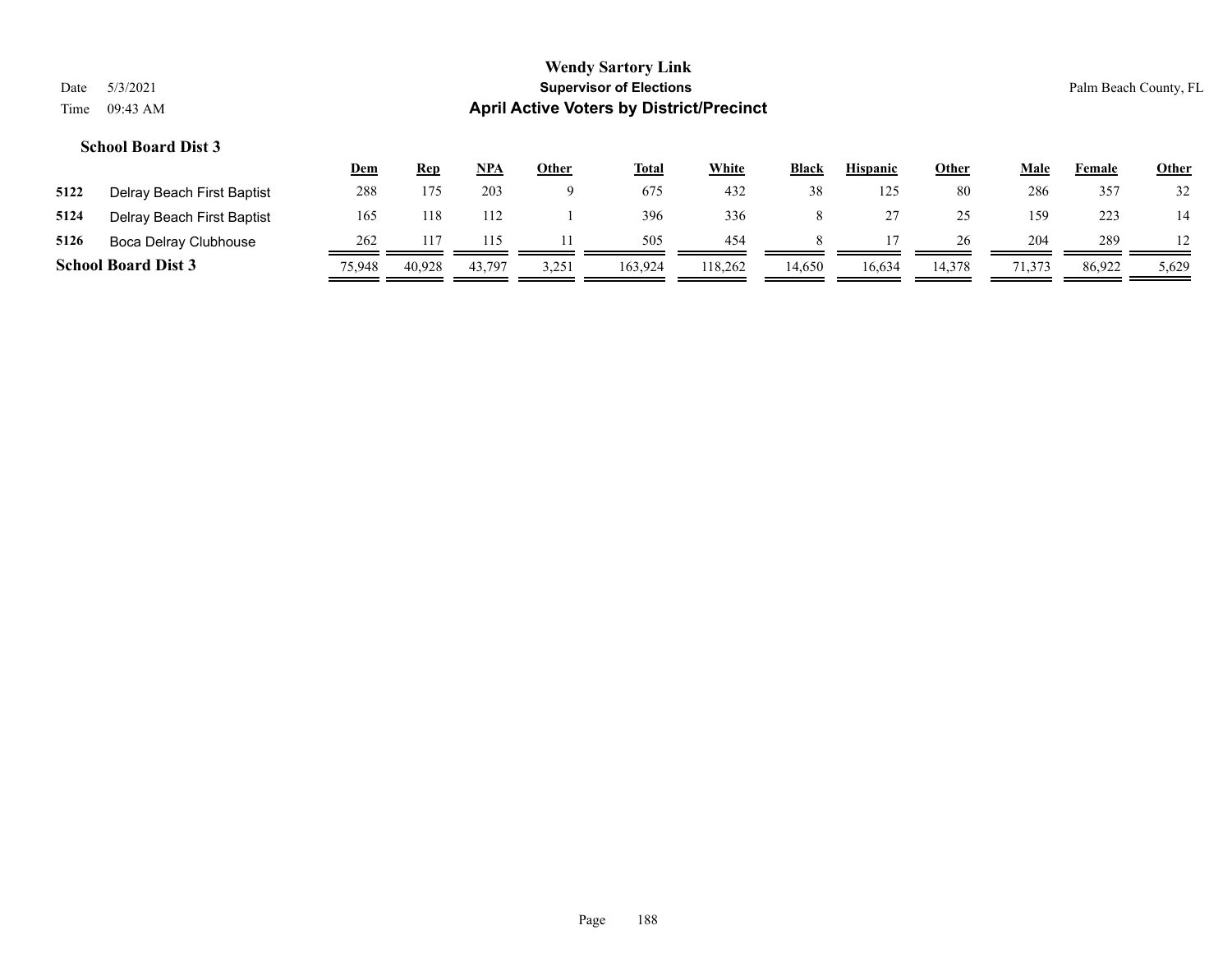**School Board Dist 3**

| | | Dem | Rep | NPA | Other | Total | White | Black | Hispanic | Other | Male | Female | Other |
|---|---|---|---|---|---|---|---|---|---|---|---|---|---|
| 5122 | Delray Beach First Baptist | 288 | 175 | 203 | 9 | 675 | 432 | 38 | 125 | 80 | 286 | 357 | 32 |
| 5124 | Delray Beach First Baptist | 165 | 118 | 112 | 1 | 396 | 336 | 8 | 27 | 25 | 159 | 223 | 14 |
| 5126 | Boca Delray Clubhouse | 262 | 117 | 115 | 11 | 505 | 454 | 8 | 17 | 26 | 204 | 289 | 12 |
| **School Board Dist 3** | | 75,948 | 40,928 | 43,797 | 3,251 | 163,924 | 118,262 | 14,650 | 16,634 | 14,378 | 71,373 | 86,922 | 5,629 |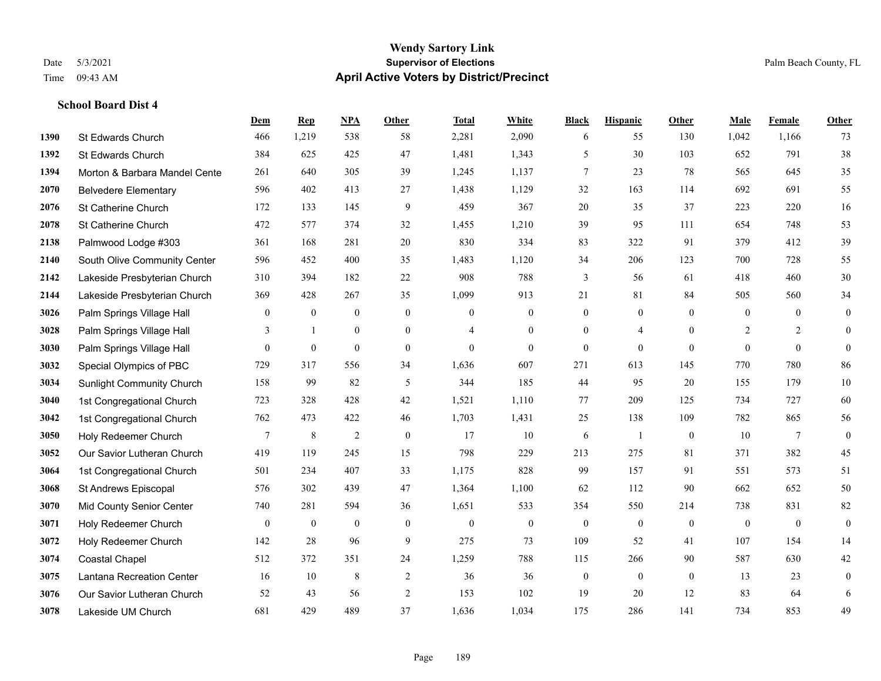# Wendy Sartory Link

**Supervisor of Elections**

**April Active Voters by District/Precinct**

Date 5/3/2021
Time 09:43 AM

Palm Beach County, FL

### School Board Dist 4

| | | Dem | Rep | NPA | Other | Total | White | Black | Hispanic | Other | Male | Female | Other |
|---|---|---|---|---|---|---|---|---|---|---|---|---|---|
| 1390 | St Edwards Church | 466 | 1,219 | 538 | 58 | 2,281 | 2,090 | 6 | 55 | 130 | 1,042 | 1,166 | 73 |
| 1392 | St Edwards Church | 384 | 625 | 425 | 47 | 1,481 | 1,343 | 5 | 30 | 103 | 652 | 791 | 38 |
| 1394 | Morton & Barbara Mandel Cente | 261 | 640 | 305 | 39 | 1,245 | 1,137 | 7 | 23 | 78 | 565 | 645 | 35 |
| 2070 | Belvedere Elementary | 596 | 402 | 413 | 27 | 1,438 | 1,129 | 32 | 163 | 114 | 692 | 691 | 55 |
| 2076 | St Catherine Church | 172 | 133 | 145 | 9 | 459 | 367 | 20 | 35 | 37 | 223 | 220 | 16 |
| 2078 | St Catherine Church | 472 | 577 | 374 | 32 | 1,455 | 1,210 | 39 | 95 | 111 | 654 | 748 | 53 |
| 2138 | Palmwood Lodge #303 | 361 | 168 | 281 | 20 | 830 | 334 | 83 | 322 | 91 | 379 | 412 | 39 |
| 2140 | South Olive Community Center | 596 | 452 | 400 | 35 | 1,483 | 1,120 | 34 | 206 | 123 | 700 | 728 | 55 |
| 2142 | Lakeside Presbyterian Church | 310 | 394 | 182 | 22 | 908 | 788 | 3 | 56 | 61 | 418 | 460 | 30 |
| 2144 | Lakeside Presbyterian Church | 369 | 428 | 267 | 35 | 1,099 | 913 | 21 | 81 | 84 | 505 | 560 | 34 |
| 3026 | Palm Springs Village Hall | 0 | 0 | 0 | 0 | 0 | 0 | 0 | 0 | 0 | 0 | 0 | 0 |
| 3028 | Palm Springs Village Hall | 3 | 1 | 0 | 0 | 4 | 0 | 0 | 4 | 0 | 2 | 2 | 0 |
| 3030 | Palm Springs Village Hall | 0 | 0 | 0 | 0 | 0 | 0 | 0 | 0 | 0 | 0 | 0 | 0 |
| 3032 | Special Olympics of PBC | 729 | 317 | 556 | 34 | 1,636 | 607 | 271 | 613 | 145 | 770 | 780 | 86 |
| 3034 | Sunlight Community Church | 158 | 99 | 82 | 5 | 344 | 185 | 44 | 95 | 20 | 155 | 179 | 10 |
| 3040 | 1st Congregational Church | 723 | 328 | 428 | 42 | 1,521 | 1,110 | 77 | 209 | 125 | 734 | 727 | 60 |
| 3042 | 1st Congregational Church | 762 | 473 | 422 | 46 | 1,703 | 1,431 | 25 | 138 | 109 | 782 | 865 | 56 |
| 3050 | Holy Redeemer Church | 7 | 8 | 2 | 0 | 17 | 10 | 6 | 1 | 0 | 10 | 7 | 0 |
| 3052 | Our Savior Lutheran Church | 419 | 119 | 245 | 15 | 798 | 229 | 213 | 275 | 81 | 371 | 382 | 45 |
| 3064 | 1st Congregational Church | 501 | 234 | 407 | 33 | 1,175 | 828 | 99 | 157 | 91 | 551 | 573 | 51 |
| 3068 | St Andrews Episcopal | 576 | 302 | 439 | 47 | 1,364 | 1,100 | 62 | 112 | 90 | 662 | 652 | 50 |
| 3070 | Mid County Senior Center | 740 | 281 | 594 | 36 | 1,651 | 533 | 354 | 550 | 214 | 738 | 831 | 82 |
| 3071 | Holy Redeemer Church | 0 | 0 | 0 | 0 | 0 | 0 | 0 | 0 | 0 | 0 | 0 | 0 |
| 3072 | Holy Redeemer Church | 142 | 28 | 96 | 9 | 275 | 73 | 109 | 52 | 41 | 107 | 154 | 14 |
| 3074 | Coastal Chapel | 512 | 372 | 351 | 24 | 1,259 | 788 | 115 | 266 | 90 | 587 | 630 | 42 |
| 3075 | Lantana Recreation Center | 16 | 10 | 8 | 2 | 36 | 36 | 0 | 0 | 0 | 13 | 23 | 0 |
| 3076 | Our Savior Lutheran Church | 52 | 43 | 56 | 2 | 153 | 102 | 19 | 20 | 12 | 83 | 64 | 6 |
| 3078 | Lakeside UM Church | 681 | 429 | 489 | 37 | 1,636 | 1,034 | 175 | 286 | 141 | 734 | 853 | 49 |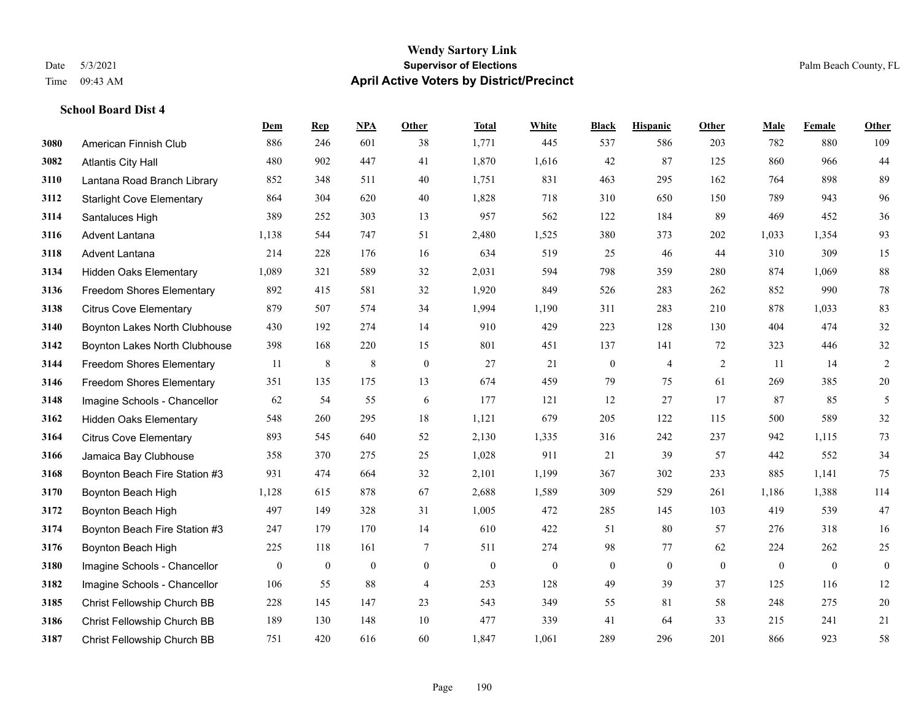# Wendy Sartory Link
## Supervisor of Elections
## April Active Voters by District/Precinct

Date 5/3/2021
Time 09:43 AM
Palm Beach County, FL

### School Board Dist 4

| | | Dem | Rep | NPA | Other | Total | White | Black | Hispanic | Other | Male | Female | Other |
|---|---|---|---|---|---|---|---|---|---|---|---|---|---|
| 3080 | American Finnish Club | 886 | 246 | 601 | 38 | 1,771 | 445 | 537 | 586 | 203 | 782 | 880 | 109 |
| 3082 | Atlantis City Hall | 480 | 902 | 447 | 41 | 1,870 | 1,616 | 42 | 87 | 125 | 860 | 966 | 44 |
| 3110 | Lantana Road Branch Library | 852 | 348 | 511 | 40 | 1,751 | 831 | 463 | 295 | 162 | 764 | 898 | 89 |
| 3112 | Starlight Cove Elementary | 864 | 304 | 620 | 40 | 1,828 | 718 | 310 | 650 | 150 | 789 | 943 | 96 |
| 3114 | Santaluces High | 389 | 252 | 303 | 13 | 957 | 562 | 122 | 184 | 89 | 469 | 452 | 36 |
| 3116 | Advent Lantana | 1,138 | 544 | 747 | 51 | 2,480 | 1,525 | 380 | 373 | 202 | 1,033 | 1,354 | 93 |
| 3118 | Advent Lantana | 214 | 228 | 176 | 16 | 634 | 519 | 25 | 46 | 44 | 310 | 309 | 15 |
| 3134 | Hidden Oaks Elementary | 1,089 | 321 | 589 | 32 | 2,031 | 594 | 798 | 359 | 280 | 874 | 1,069 | 88 |
| 3136 | Freedom Shores Elementary | 892 | 415 | 581 | 32 | 1,920 | 849 | 526 | 283 | 262 | 852 | 990 | 78 |
| 3138 | Citrus Cove Elementary | 879 | 507 | 574 | 34 | 1,994 | 1,190 | 311 | 283 | 210 | 878 | 1,033 | 83 |
| 3140 | Boynton Lakes North Clubhouse | 430 | 192 | 274 | 14 | 910 | 429 | 223 | 128 | 130 | 404 | 474 | 32 |
| 3142 | Boynton Lakes North Clubhouse | 398 | 168 | 220 | 15 | 801 | 451 | 137 | 141 | 72 | 323 | 446 | 32 |
| 3144 | Freedom Shores Elementary | 11 | 8 | 8 | 0 | 27 | 21 | 0 | 4 | 2 | 11 | 14 | 2 |
| 3146 | Freedom Shores Elementary | 351 | 135 | 175 | 13 | 674 | 459 | 79 | 75 | 61 | 269 | 385 | 20 |
| 3148 | Imagine Schools - Chancellor | 62 | 54 | 55 | 6 | 177 | 121 | 12 | 27 | 17 | 87 | 85 | 5 |
| 3162 | Hidden Oaks Elementary | 548 | 260 | 295 | 18 | 1,121 | 679 | 205 | 122 | 115 | 500 | 589 | 32 |
| 3164 | Citrus Cove Elementary | 893 | 545 | 640 | 52 | 2,130 | 1,335 | 316 | 242 | 237 | 942 | 1,115 | 73 |
| 3166 | Jamaica Bay Clubhouse | 358 | 370 | 275 | 25 | 1,028 | 911 | 21 | 39 | 57 | 442 | 552 | 34 |
| 3168 | Boynton Beach Fire Station #3 | 931 | 474 | 664 | 32 | 2,101 | 1,199 | 367 | 302 | 233 | 885 | 1,141 | 75 |
| 3170 | Boynton Beach High | 1,128 | 615 | 878 | 67 | 2,688 | 1,589 | 309 | 529 | 261 | 1,186 | 1,388 | 114 |
| 3172 | Boynton Beach High | 497 | 149 | 328 | 31 | 1,005 | 472 | 285 | 145 | 103 | 419 | 539 | 47 |
| 3174 | Boynton Beach Fire Station #3 | 247 | 179 | 170 | 14 | 610 | 422 | 51 | 80 | 57 | 276 | 318 | 16 |
| 3176 | Boynton Beach High | 225 | 118 | 161 | 7 | 511 | 274 | 98 | 77 | 62 | 224 | 262 | 25 |
| 3180 | Imagine Schools - Chancellor | 0 | 0 | 0 | 0 | 0 | 0 | 0 | 0 | 0 | 0 | 0 | 0 |
| 3182 | Imagine Schools - Chancellor | 106 | 55 | 88 | 4 | 253 | 128 | 49 | 39 | 37 | 125 | 116 | 12 |
| 3185 | Christ Fellowship Church BB | 228 | 145 | 147 | 23 | 543 | 349 | 55 | 81 | 58 | 248 | 275 | 20 |
| 3186 | Christ Fellowship Church BB | 189 | 130 | 148 | 10 | 477 | 339 | 41 | 64 | 33 | 215 | 241 | 21 |
| 3187 | Christ Fellowship Church BB | 751 | 420 | 616 | 60 | 1,847 | 1,061 | 289 | 296 | 201 | 866 | 923 | 58 |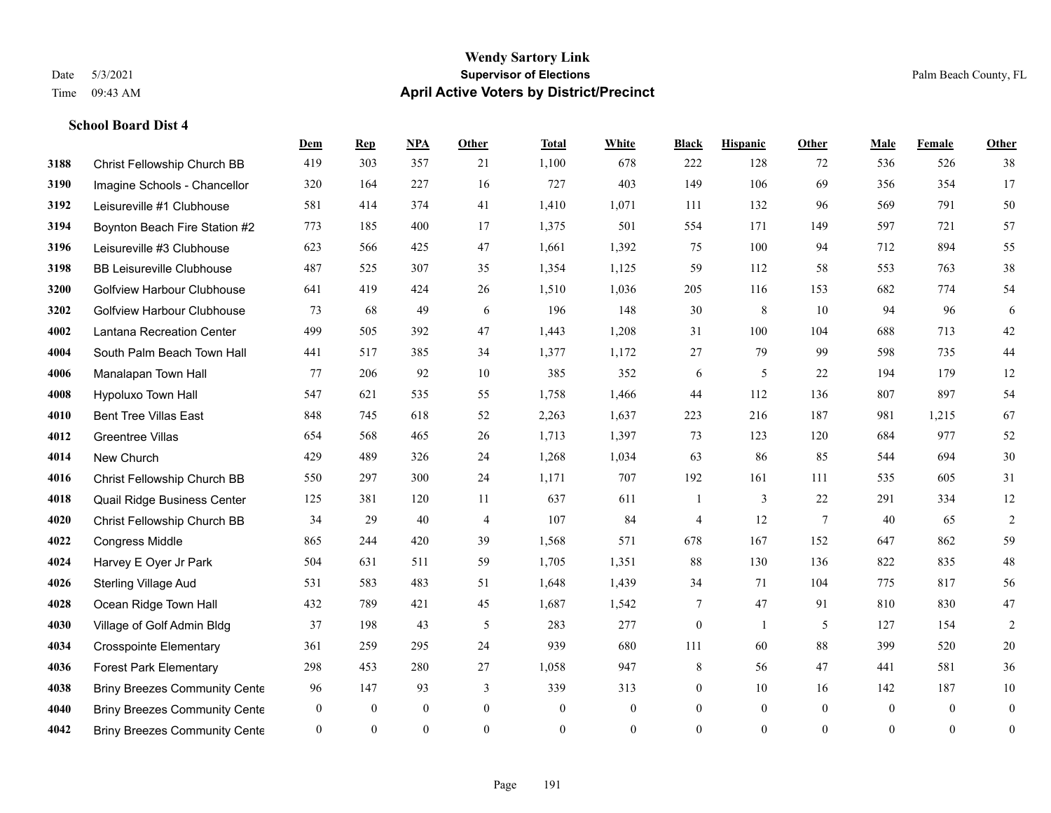# Wendy Sartory Link
## Supervisor of Elections
## April Active Voters by District/Precinct

Date 5/3/2021
Time 09:43 AM

Palm Beach County, FL

### School Board Dist 4

| | | Dem | Rep | NPA | Other | Total | White | Black | Hispanic | Other | Male | Female | Other |
|---|---|---|---|---|---|---|---|---|---|---|---|---|---|
| 3188 | Christ Fellowship Church BB | 419 | 303 | 357 | 21 | 1,100 | 678 | 222 | 128 | 72 | 536 | 526 | 38 |
| 3190 | Imagine Schools - Chancellor | 320 | 164 | 227 | 16 | 727 | 403 | 149 | 106 | 69 | 356 | 354 | 17 |
| 3192 | Leisureville #1 Clubhouse | 581 | 414 | 374 | 41 | 1,410 | 1,071 | 111 | 132 | 96 | 569 | 791 | 50 |
| 3194 | Boynton Beach Fire Station #2 | 773 | 185 | 400 | 17 | 1,375 | 501 | 554 | 171 | 149 | 597 | 721 | 57 |
| 3196 | Leisureville #3 Clubhouse | 623 | 566 | 425 | 47 | 1,661 | 1,392 | 75 | 100 | 94 | 712 | 894 | 55 |
| 3198 | BB Leisureville Clubhouse | 487 | 525 | 307 | 35 | 1,354 | 1,125 | 59 | 112 | 58 | 553 | 763 | 38 |
| 3200 | Golfview Harbour Clubhouse | 641 | 419 | 424 | 26 | 1,510 | 1,036 | 205 | 116 | 153 | 682 | 774 | 54 |
| 3202 | Golfview Harbour Clubhouse | 73 | 68 | 49 | 6 | 196 | 148 | 30 | 8 | 10 | 94 | 96 | 6 |
| 4002 | Lantana Recreation Center | 499 | 505 | 392 | 47 | 1,443 | 1,208 | 31 | 100 | 104 | 688 | 713 | 42 |
| 4004 | South Palm Beach Town Hall | 441 | 517 | 385 | 34 | 1,377 | 1,172 | 27 | 79 | 99 | 598 | 735 | 44 |
| 4006 | Manalapan Town Hall | 77 | 206 | 92 | 10 | 385 | 352 | 6 | 5 | 22 | 194 | 179 | 12 |
| 4008 | Hypoluxo Town Hall | 547 | 621 | 535 | 55 | 1,758 | 1,466 | 44 | 112 | 136 | 807 | 897 | 54 |
| 4010 | Bent Tree Villas East | 848 | 745 | 618 | 52 | 2,263 | 1,637 | 223 | 216 | 187 | 981 | 1,215 | 67 |
| 4012 | Greentree Villas | 654 | 568 | 465 | 26 | 1,713 | 1,397 | 73 | 123 | 120 | 684 | 977 | 52 |
| 4014 | New Church | 429 | 489 | 326 | 24 | 1,268 | 1,034 | 63 | 86 | 85 | 544 | 694 | 30 |
| 4016 | Christ Fellowship Church BB | 550 | 297 | 300 | 24 | 1,171 | 707 | 192 | 161 | 111 | 535 | 605 | 31 |
| 4018 | Quail Ridge Business Center | 125 | 381 | 120 | 11 | 637 | 611 | 1 | 3 | 22 | 291 | 334 | 12 |
| 4020 | Christ Fellowship Church BB | 34 | 29 | 40 | 4 | 107 | 84 | 4 | 12 | 7 | 40 | 65 | 2 |
| 4022 | Congress Middle | 865 | 244 | 420 | 39 | 1,568 | 571 | 678 | 167 | 152 | 647 | 862 | 59 |
| 4024 | Harvey E Oyer Jr Park | 504 | 631 | 511 | 59 | 1,705 | 1,351 | 88 | 130 | 136 | 822 | 835 | 48 |
| 4026 | Sterling Village Aud | 531 | 583 | 483 | 51 | 1,648 | 1,439 | 34 | 71 | 104 | 775 | 817 | 56 |
| 4028 | Ocean Ridge Town Hall | 432 | 789 | 421 | 45 | 1,687 | 1,542 | 7 | 47 | 91 | 810 | 830 | 47 |
| 4030 | Village of Golf Admin Bldg | 37 | 198 | 43 | 5 | 283 | 277 | 0 | 1 | 5 | 127 | 154 | 2 |
| 4034 | Crosspointe Elementary | 361 | 259 | 295 | 24 | 939 | 680 | 111 | 60 | 88 | 399 | 520 | 20 |
| 4036 | Forest Park Elementary | 298 | 453 | 280 | 27 | 1,058 | 947 | 8 | 56 | 47 | 441 | 581 | 36 |
| 4038 | Briny Breezes Community Cente | 96 | 147 | 93 | 3 | 339 | 313 | 0 | 10 | 16 | 142 | 187 | 10 |
| 4040 | Briny Breezes Community Cente | 0 | 0 | 0 | 0 | 0 | 0 | 0 | 0 | 0 | 0 | 0 | 0 |
| 4042 | Briny Breezes Community Cente | 0 | 0 | 0 | 0 | 0 | 0 | 0 | 0 | 0 | 0 | 0 | 0 |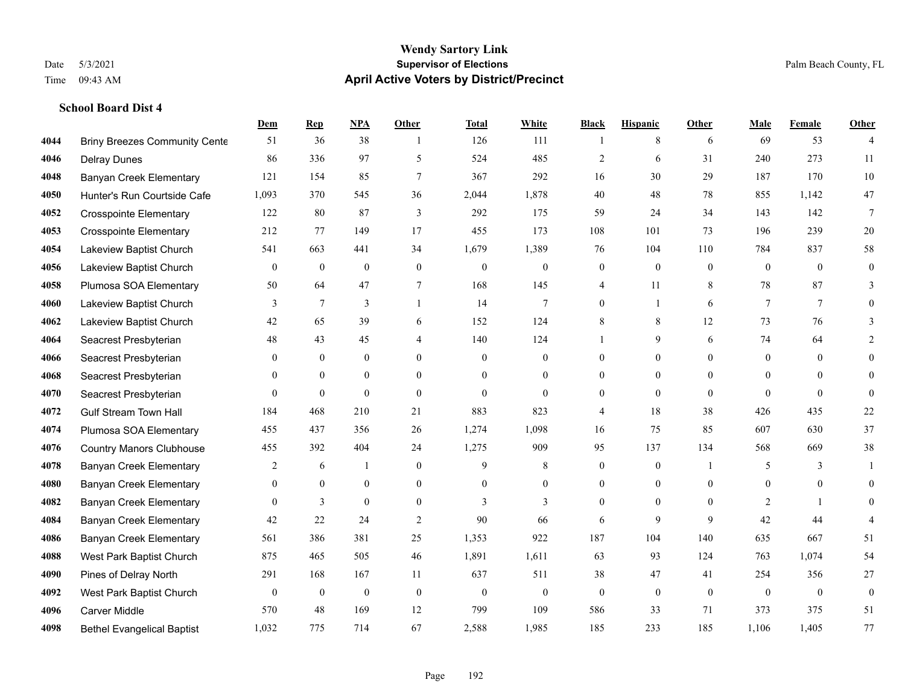# Wendy Sartory Link

**Supervisor of Elections**

**April Active Voters by District/Precinct**

Date 5/3/2021

Time 09:43 AM

Palm Beach County, FL

### School Board Dist 4

| | | Dem | Rep | NPA | Other | Total | White | Black | Hispanic | Other | Male | Female | Other |
|---|---|---|---|---|---|---|---|---|---|---|---|---|---|
| 4044 | Briny Breezes Community Cente | 51 | 36 | 38 | 1 | 126 | 111 | 1 | 8 | 6 | 69 | 53 | 4 |
| 4046 | Delray Dunes | 86 | 336 | 97 | 5 | 524 | 485 | 2 | 6 | 31 | 240 | 273 | 11 |
| 4048 | Banyan Creek Elementary | 121 | 154 | 85 | 7 | 367 | 292 | 16 | 30 | 29 | 187 | 170 | 10 |
| 4050 | Hunter's Run Courtside Cafe | 1,093 | 370 | 545 | 36 | 2,044 | 1,878 | 40 | 48 | 78 | 855 | 1,142 | 47 |
| 4052 | Crosspointe Elementary | 122 | 80 | 87 | 3 | 292 | 175 | 59 | 24 | 34 | 143 | 142 | 7 |
| 4053 | Crosspointe Elementary | 212 | 77 | 149 | 17 | 455 | 173 | 108 | 101 | 73 | 196 | 239 | 20 |
| 4054 | Lakeview Baptist Church | 541 | 663 | 441 | 34 | 1,679 | 1,389 | 76 | 104 | 110 | 784 | 837 | 58 |
| 4056 | Lakeview Baptist Church | 0 | 0 | 0 | 0 | 0 | 0 | 0 | 0 | 0 | 0 | 0 | 0 |
| 4058 | Plumosa SOA Elementary | 50 | 64 | 47 | 7 | 168 | 145 | 4 | 11 | 8 | 78 | 87 | 3 |
| 4060 | Lakeview Baptist Church | 3 | 7 | 3 | 1 | 14 | 7 | 0 | 1 | 6 | 7 | 7 | 0 |
| 4062 | Lakeview Baptist Church | 42 | 65 | 39 | 6 | 152 | 124 | 8 | 8 | 12 | 73 | 76 | 3 |
| 4064 | Seacrest Presbyterian | 48 | 43 | 45 | 4 | 140 | 124 | 1 | 9 | 6 | 74 | 64 | 2 |
| 4066 | Seacrest Presbyterian | 0 | 0 | 0 | 0 | 0 | 0 | 0 | 0 | 0 | 0 | 0 | 0 |
| 4068 | Seacrest Presbyterian | 0 | 0 | 0 | 0 | 0 | 0 | 0 | 0 | 0 | 0 | 0 | 0 |
| 4070 | Seacrest Presbyterian | 0 | 0 | 0 | 0 | 0 | 0 | 0 | 0 | 0 | 0 | 0 | 0 |
| 4072 | Gulf Stream Town Hall | 184 | 468 | 210 | 21 | 883 | 823 | 4 | 18 | 38 | 426 | 435 | 22 |
| 4074 | Plumosa SOA Elementary | 455 | 437 | 356 | 26 | 1,274 | 1,098 | 16 | 75 | 85 | 607 | 630 | 37 |
| 4076 | Country Manors Clubhouse | 455 | 392 | 404 | 24 | 1,275 | 909 | 95 | 137 | 134 | 568 | 669 | 38 |
| 4078 | Banyan Creek Elementary | 2 | 6 | 1 | 0 | 9 | 8 | 0 | 0 | 1 | 5 | 3 | 1 |
| 4080 | Banyan Creek Elementary | 0 | 0 | 0 | 0 | 0 | 0 | 0 | 0 | 0 | 0 | 0 | 0 |
| 4082 | Banyan Creek Elementary | 0 | 3 | 0 | 0 | 3 | 3 | 0 | 0 | 0 | 2 | 1 | 0 |
| 4084 | Banyan Creek Elementary | 42 | 22 | 24 | 2 | 90 | 66 | 6 | 9 | 9 | 42 | 44 | 4 |
| 4086 | Banyan Creek Elementary | 561 | 386 | 381 | 25 | 1,353 | 922 | 187 | 104 | 140 | 635 | 667 | 51 |
| 4088 | West Park Baptist Church | 875 | 465 | 505 | 46 | 1,891 | 1,611 | 63 | 93 | 124 | 763 | 1,074 | 54 |
| 4090 | Pines of Delray North | 291 | 168 | 167 | 11 | 637 | 511 | 38 | 47 | 41 | 254 | 356 | 27 |
| 4092 | West Park Baptist Church | 0 | 0 | 0 | 0 | 0 | 0 | 0 | 0 | 0 | 0 | 0 | 0 |
| 4096 | Carver Middle | 570 | 48 | 169 | 12 | 799 | 109 | 586 | 33 | 71 | 373 | 375 | 51 |
| 4098 | Bethel Evangelical Baptist | 1,032 | 775 | 714 | 67 | 2,588 | 1,985 | 185 | 233 | 185 | 1,106 | 1,405 | 77 |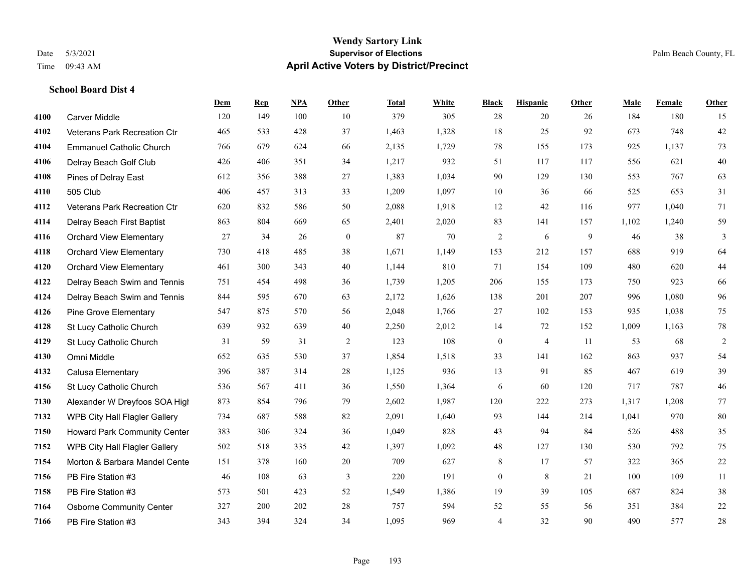# Wendy Sartory Link

**Supervisor of Elections**

**April Active Voters by District/Precinct**

Date 5/3/2021
Time 09:43 AM

Palm Beach County, FL

### School Board Dist 4

| | | Dem | Rep | NPA | Other | Total | White | Black | Hispanic | Other | Male | Female | Other |
|---|---|---|---|---|---|---|---|---|---|---|---|---|---|
| 4100 | Carver Middle | 120 | 149 | 100 | 10 | 379 | 305 | 28 | 20 | 26 | 184 | 180 | 15 |
| 4102 | Veterans Park Recreation Ctr | 465 | 533 | 428 | 37 | 1,463 | 1,328 | 18 | 25 | 92 | 673 | 748 | 42 |
| 4104 | Emmanuel Catholic Church | 766 | 679 | 624 | 66 | 2,135 | 1,729 | 78 | 155 | 173 | 925 | 1,137 | 73 |
| 4106 | Delray Beach Golf Club | 426 | 406 | 351 | 34 | 1,217 | 932 | 51 | 117 | 117 | 556 | 621 | 40 |
| 4108 | Pines of Delray East | 612 | 356 | 388 | 27 | 1,383 | 1,034 | 90 | 129 | 130 | 553 | 767 | 63 |
| 4110 | 505 Club | 406 | 457 | 313 | 33 | 1,209 | 1,097 | 10 | 36 | 66 | 525 | 653 | 31 |
| 4112 | Veterans Park Recreation Ctr | 620 | 832 | 586 | 50 | 2,088 | 1,918 | 12 | 42 | 116 | 977 | 1,040 | 71 |
| 4114 | Delray Beach First Baptist | 863 | 804 | 669 | 65 | 2,401 | 2,020 | 83 | 141 | 157 | 1,102 | 1,240 | 59 |
| 4116 | Orchard View Elementary | 27 | 34 | 26 | 0 | 87 | 70 | 2 | 6 | 9 | 46 | 38 | 3 |
| 4118 | Orchard View Elementary | 730 | 418 | 485 | 38 | 1,671 | 1,149 | 153 | 212 | 157 | 688 | 919 | 64 |
| 4120 | Orchard View Elementary | 461 | 300 | 343 | 40 | 1,144 | 810 | 71 | 154 | 109 | 480 | 620 | 44 |
| 4122 | Delray Beach Swim and Tennis | 751 | 454 | 498 | 36 | 1,739 | 1,205 | 206 | 155 | 173 | 750 | 923 | 66 |
| 4124 | Delray Beach Swim and Tennis | 844 | 595 | 670 | 63 | 2,172 | 1,626 | 138 | 201 | 207 | 996 | 1,080 | 96 |
| 4126 | Pine Grove Elementary | 547 | 875 | 570 | 56 | 2,048 | 1,766 | 27 | 102 | 153 | 935 | 1,038 | 75 |
| 4128 | St Lucy Catholic Church | 639 | 932 | 639 | 40 | 2,250 | 2,012 | 14 | 72 | 152 | 1,009 | 1,163 | 78 |
| 4129 | St Lucy Catholic Church | 31 | 59 | 31 | 2 | 123 | 108 | 0 | 4 | 11 | 53 | 68 | 2 |
| 4130 | Omni Middle | 652 | 635 | 530 | 37 | 1,854 | 1,518 | 33 | 141 | 162 | 863 | 937 | 54 |
| 4132 | Calusa Elementary | 396 | 387 | 314 | 28 | 1,125 | 936 | 13 | 91 | 85 | 467 | 619 | 39 |
| 4156 | St Lucy Catholic Church | 536 | 567 | 411 | 36 | 1,550 | 1,364 | 6 | 60 | 120 | 717 | 787 | 46 |
| 7130 | Alexander W Dreyfoos SOA High | 873 | 854 | 796 | 79 | 2,602 | 1,987 | 120 | 222 | 273 | 1,317 | 1,208 | 77 |
| 7132 | WPB City Hall Flagler Gallery | 734 | 687 | 588 | 82 | 2,091 | 1,640 | 93 | 144 | 214 | 1,041 | 970 | 80 |
| 7150 | Howard Park Community Center | 383 | 306 | 324 | 36 | 1,049 | 828 | 43 | 94 | 84 | 526 | 488 | 35 |
| 7152 | WPB City Hall Flagler Gallery | 502 | 518 | 335 | 42 | 1,397 | 1,092 | 48 | 127 | 130 | 530 | 792 | 75 |
| 7154 | Morton & Barbara Mandel Center | 151 | 378 | 160 | 20 | 709 | 627 | 8 | 17 | 57 | 322 | 365 | 22 |
| 7156 | PB Fire Station #3 | 46 | 108 | 63 | 3 | 220 | 191 | 0 | 8 | 21 | 100 | 109 | 11 |
| 7158 | PB Fire Station #3 | 573 | 501 | 423 | 52 | 1,549 | 1,386 | 19 | 39 | 105 | 687 | 824 | 38 |
| 7164 | Osborne Community Center | 327 | 200 | 202 | 28 | 757 | 594 | 52 | 55 | 56 | 351 | 384 | 22 |
| 7166 | PB Fire Station #3 | 343 | 394 | 324 | 34 | 1,095 | 969 | 4 | 32 | 90 | 490 | 577 | 28 |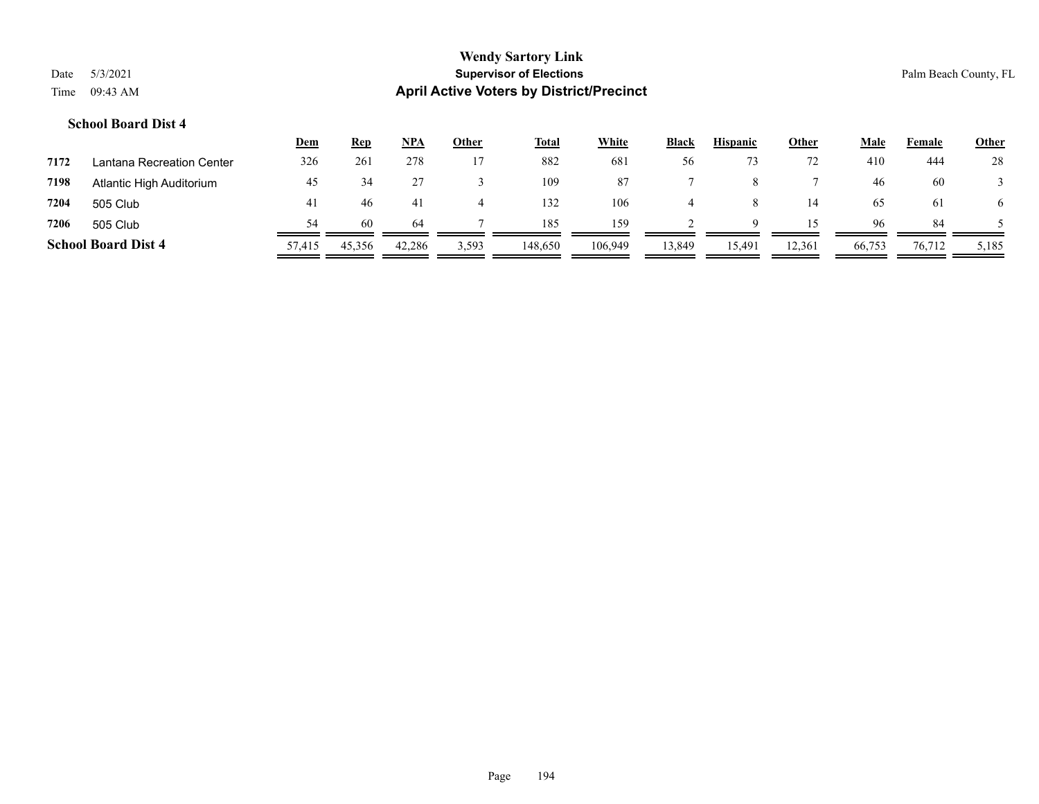# Wendy Sartory Link

## Supervisor of Elections

## April Active Voters by District/Precinct

Date 5/3/2021

Time 09:43 AM

Palm Beach County, FL

### School Board Dist 4

| | | Dem | Rep | NPA | Other | Total | White | Black | Hispanic | Other | Male | Female | Other |
|---|---|---|---|---|---|---|---|---|---|---|---|---|---|
| 7172 | Lantana Recreation Center | 326 | 261 | 278 | 17 | 882 | 681 | 56 | 73 | 72 | 410 | 444 | 28 |
| 7198 | Atlantic High Auditorium | 45 | 34 | 27 | 3 | 109 | 87 | 7 | 8 | 7 | 46 | 60 | 3 |
| 7204 | 505 Club | 41 | 46 | 41 | 4 | 132 | 106 | 4 | 8 | 14 | 65 | 61 | 6 |
| 7206 | 505 Club | 54 | 60 | 64 | 7 | 185 | 159 | 2 | 9 | 15 | 96 | 84 | 5 |
| **School Board Dist 4** | | 57,415 | 45,356 | 42,286 | 3,593 | 148,650 | 106,949 | 13,849 | 15,491 | 12,361 | 66,753 | 76,712 | 5,185 |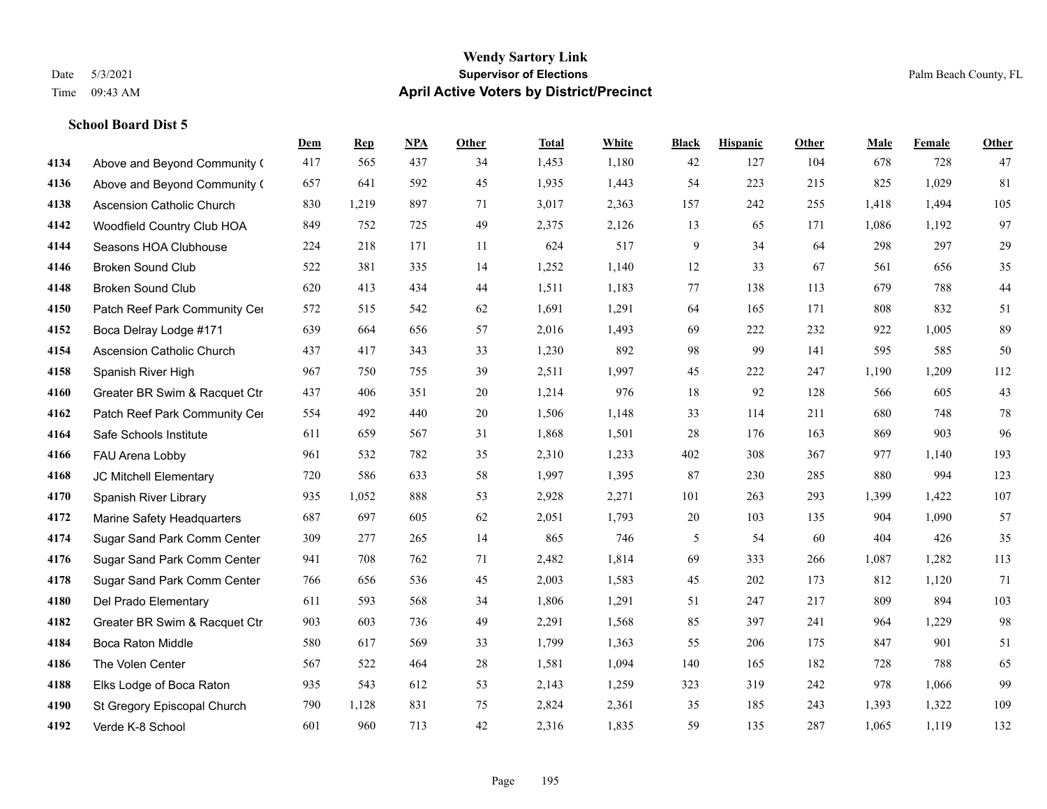# Wendy Sartory Link
## Supervisor of Elections
## April Active Voters by District/Precinct

Date 5/3/2021
Time 09:43 AM

Palm Beach County, FL

### School Board Dist 5

| | | Dem | Rep | NPA | Other | Total | White | Black | Hispanic | Other | Male | Female | Other |
|---|---|---|---|---|---|---|---|---|---|---|---|---|---|
| 4134 | Above and Beyond Community ( | 417 | 565 | 437 | 34 | 1,453 | 1,180 | 42 | 127 | 104 | 678 | 728 | 47 |
| 4136 | Above and Beyond Community ( | 657 | 641 | 592 | 45 | 1,935 | 1,443 | 54 | 223 | 215 | 825 | 1,029 | 81 |
| 4138 | Ascension Catholic Church | 830 | 1,219 | 897 | 71 | 3,017 | 2,363 | 157 | 242 | 255 | 1,418 | 1,494 | 105 |
| 4142 | Woodfield Country Club HOA | 849 | 752 | 725 | 49 | 2,375 | 2,126 | 13 | 65 | 171 | 1,086 | 1,192 | 97 |
| 4144 | Seasons HOA Clubhouse | 224 | 218 | 171 | 11 | 624 | 517 | 9 | 34 | 64 | 298 | 297 | 29 |
| 4146 | Broken Sound Club | 522 | 381 | 335 | 14 | 1,252 | 1,140 | 12 | 33 | 67 | 561 | 656 | 35 |
| 4148 | Broken Sound Club | 620 | 413 | 434 | 44 | 1,511 | 1,183 | 77 | 138 | 113 | 679 | 788 | 44 |
| 4150 | Patch Reef Park Community Cer | 572 | 515 | 542 | 62 | 1,691 | 1,291 | 64 | 165 | 171 | 808 | 832 | 51 |
| 4152 | Boca Delray Lodge #171 | 639 | 664 | 656 | 57 | 2,016 | 1,493 | 69 | 222 | 232 | 922 | 1,005 | 89 |
| 4154 | Ascension Catholic Church | 437 | 417 | 343 | 33 | 1,230 | 892 | 98 | 99 | 141 | 595 | 585 | 50 |
| 4158 | Spanish River High | 967 | 750 | 755 | 39 | 2,511 | 1,997 | 45 | 222 | 247 | 1,190 | 1,209 | 112 |
| 4160 | Greater BR Swim & Racquet Ctr | 437 | 406 | 351 | 20 | 1,214 | 976 | 18 | 92 | 128 | 566 | 605 | 43 |
| 4162 | Patch Reef Park Community Cer | 554 | 492 | 440 | 20 | 1,506 | 1,148 | 33 | 114 | 211 | 680 | 748 | 78 |
| 4164 | Safe Schools Institute | 611 | 659 | 567 | 31 | 1,868 | 1,501 | 28 | 176 | 163 | 869 | 903 | 96 |
| 4166 | FAU Arena Lobby | 961 | 532 | 782 | 35 | 2,310 | 1,233 | 402 | 308 | 367 | 977 | 1,140 | 193 |
| 4168 | JC Mitchell Elementary | 720 | 586 | 633 | 58 | 1,997 | 1,395 | 87 | 230 | 285 | 880 | 994 | 123 |
| 4170 | Spanish River Library | 935 | 1,052 | 888 | 53 | 2,928 | 2,271 | 101 | 263 | 293 | 1,399 | 1,422 | 107 |
| 4172 | Marine Safety Headquarters | 687 | 697 | 605 | 62 | 2,051 | 1,793 | 20 | 103 | 135 | 904 | 1,090 | 57 |
| 4174 | Sugar Sand Park Comm Center | 309 | 277 | 265 | 14 | 865 | 746 | 5 | 54 | 60 | 404 | 426 | 35 |
| 4176 | Sugar Sand Park Comm Center | 941 | 708 | 762 | 71 | 2,482 | 1,814 | 69 | 333 | 266 | 1,087 | 1,282 | 113 |
| 4178 | Sugar Sand Park Comm Center | 766 | 656 | 536 | 45 | 2,003 | 1,583 | 45 | 202 | 173 | 812 | 1,120 | 71 |
| 4180 | Del Prado Elementary | 611 | 593 | 568 | 34 | 1,806 | 1,291 | 51 | 247 | 217 | 809 | 894 | 103 |
| 4182 | Greater BR Swim & Racquet Ctr | 903 | 603 | 736 | 49 | 2,291 | 1,568 | 85 | 397 | 241 | 964 | 1,229 | 98 |
| 4184 | Boca Raton Middle | 580 | 617 | 569 | 33 | 1,799 | 1,363 | 55 | 206 | 175 | 847 | 901 | 51 |
| 4186 | The Volen Center | 567 | 522 | 464 | 28 | 1,581 | 1,094 | 140 | 165 | 182 | 728 | 788 | 65 |
| 4188 | Elks Lodge of Boca Raton | 935 | 543 | 612 | 53 | 2,143 | 1,259 | 323 | 319 | 242 | 978 | 1,066 | 99 |
| 4190 | St Gregory Episcopal Church | 790 | 1,128 | 831 | 75 | 2,824 | 2,361 | 35 | 185 | 243 | 1,393 | 1,322 | 109 |
| 4192 | Verde K-8 School | 601 | 960 | 713 | 42 | 2,316 | 1,835 | 59 | 135 | 287 | 1,065 | 1,119 | 132 |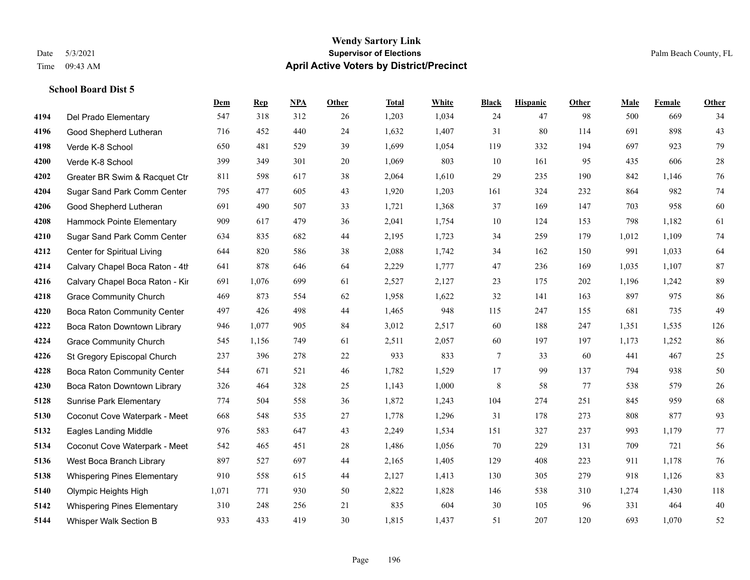**Wendy Sartory Link**
**Supervisor of Elections**
**April Active Voters by District/Precinct**

Date 5/3/2021
Time 09:43 AM

Palm Beach County, FL

### School Board Dist 5

| | | Dem | Rep | NPA | Other | Total | White | Black | Hispanic | Other | Male | Female | Other |
|---|---|---|---|---|---|---|---|---|---|---|---|---|---|
| 4194 | Del Prado Elementary | 547 | 318 | 312 | 26 | 1,203 | 1,034 | 24 | 47 | 98 | 500 | 669 | 34 |
| 4196 | Good Shepherd Lutheran | 716 | 452 | 440 | 24 | 1,632 | 1,407 | 31 | 80 | 114 | 691 | 898 | 43 |
| 4198 | Verde K-8 School | 650 | 481 | 529 | 39 | 1,699 | 1,054 | 119 | 332 | 194 | 697 | 923 | 79 |
| 4200 | Verde K-8 School | 399 | 349 | 301 | 20 | 1,069 | 803 | 10 | 161 | 95 | 435 | 606 | 28 |
| 4202 | Greater BR Swim & Racquet Ctr | 811 | 598 | 617 | 38 | 2,064 | 1,610 | 29 | 235 | 190 | 842 | 1,146 | 76 |
| 4204 | Sugar Sand Park Comm Center | 795 | 477 | 605 | 43 | 1,920 | 1,203 | 161 | 324 | 232 | 864 | 982 | 74 |
| 4206 | Good Shepherd Lutheran | 691 | 490 | 507 | 33 | 1,721 | 1,368 | 37 | 169 | 147 | 703 | 958 | 60 |
| 4208 | Hammock Pointe Elementary | 909 | 617 | 479 | 36 | 2,041 | 1,754 | 10 | 124 | 153 | 798 | 1,182 | 61 |
| 4210 | Sugar Sand Park Comm Center | 634 | 835 | 682 | 44 | 2,195 | 1,723 | 34 | 259 | 179 | 1,012 | 1,109 | 74 |
| 4212 | Center for Spiritual Living | 644 | 820 | 586 | 38 | 2,088 | 1,742 | 34 | 162 | 150 | 991 | 1,033 | 64 |
| 4214 | Calvary Chapel Boca Raton - 4th | 641 | 878 | 646 | 64 | 2,229 | 1,777 | 47 | 236 | 169 | 1,035 | 1,107 | 87 |
| 4216 | Calvary Chapel Boca Raton - Kir | 691 | 1,076 | 699 | 61 | 2,527 | 2,127 | 23 | 175 | 202 | 1,196 | 1,242 | 89 |
| 4218 | Grace Community Church | 469 | 873 | 554 | 62 | 1,958 | 1,622 | 32 | 141 | 163 | 897 | 975 | 86 |
| 4220 | Boca Raton Community Center | 497 | 426 | 498 | 44 | 1,465 | 948 | 115 | 247 | 155 | 681 | 735 | 49 |
| 4222 | Boca Raton Downtown Library | 946 | 1,077 | 905 | 84 | 3,012 | 2,517 | 60 | 188 | 247 | 1,351 | 1,535 | 126 |
| 4224 | Grace Community Church | 545 | 1,156 | 749 | 61 | 2,511 | 2,057 | 60 | 197 | 197 | 1,173 | 1,252 | 86 |
| 4226 | St Gregory Episcopal Church | 237 | 396 | 278 | 22 | 933 | 833 | 7 | 33 | 60 | 441 | 467 | 25 |
| 4228 | Boca Raton Community Center | 544 | 671 | 521 | 46 | 1,782 | 1,529 | 17 | 99 | 137 | 794 | 938 | 50 |
| 4230 | Boca Raton Downtown Library | 326 | 464 | 328 | 25 | 1,143 | 1,000 | 8 | 58 | 77 | 538 | 579 | 26 |
| 5128 | Sunrise Park Elementary | 774 | 504 | 558 | 36 | 1,872 | 1,243 | 104 | 274 | 251 | 845 | 959 | 68 |
| 5130 | Coconut Cove Waterpark - Meet | 668 | 548 | 535 | 27 | 1,778 | 1,296 | 31 | 178 | 273 | 808 | 877 | 93 |
| 5132 | Eagles Landing Middle | 976 | 583 | 647 | 43 | 2,249 | 1,534 | 151 | 327 | 237 | 993 | 1,179 | 77 |
| 5134 | Coconut Cove Waterpark - Meet | 542 | 465 | 451 | 28 | 1,486 | 1,056 | 70 | 229 | 131 | 709 | 721 | 56 |
| 5136 | West Boca Branch Library | 897 | 527 | 697 | 44 | 2,165 | 1,405 | 129 | 408 | 223 | 911 | 1,178 | 76 |
| 5138 | Whispering Pines Elementary | 910 | 558 | 615 | 44 | 2,127 | 1,413 | 130 | 305 | 279 | 918 | 1,126 | 83 |
| 5140 | Olympic Heights High | 1,071 | 771 | 930 | 50 | 2,822 | 1,828 | 146 | 538 | 310 | 1,274 | 1,430 | 118 |
| 5142 | Whispering Pines Elementary | 310 | 248 | 256 | 21 | 835 | 604 | 30 | 105 | 96 | 331 | 464 | 40 |
| 5144 | Whisper Walk Section B | 933 | 433 | 419 | 30 | 1,815 | 1,437 | 51 | 207 | 120 | 693 | 1,070 | 52 |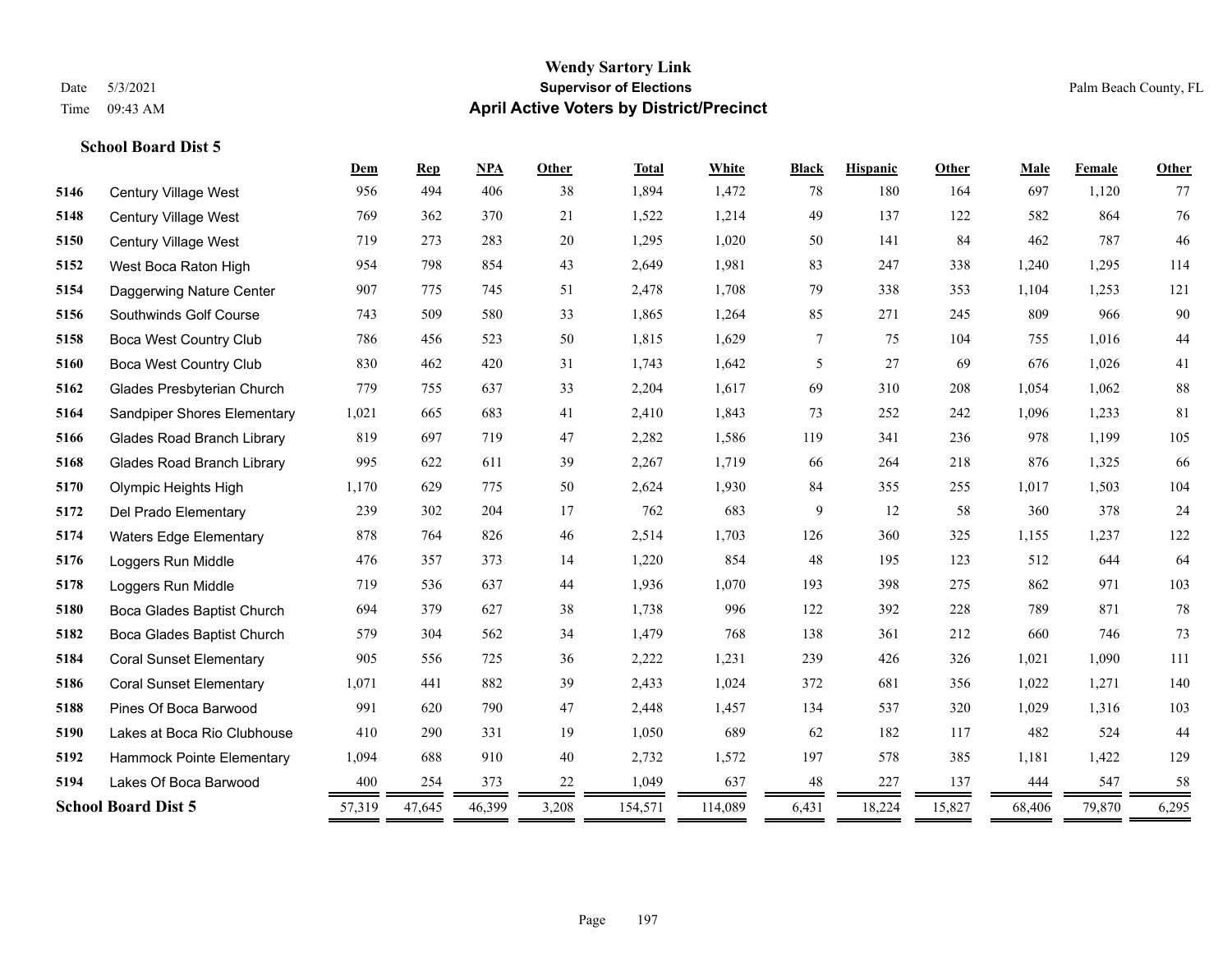# Wendy Sartory Link
## Supervisor of Elections
## April Active Voters by District/Precinct

Date 5/3/2021
Time 09:43 AM

Palm Beach County, FL

### School Board Dist 5

| | | Dem | Rep | NPA | Other | Total | White | Black | Hispanic | Other | Male | Female | Other |
|---|---|---|---|---|---|---|---|---|---|---|---|---|---|
| 5146 | Century Village West | 956 | 494 | 406 | 38 | 1,894 | 1,472 | 78 | 180 | 164 | 697 | 1,120 | 77 |
| 5148 | Century Village West | 769 | 362 | 370 | 21 | 1,522 | 1,214 | 49 | 137 | 122 | 582 | 864 | 76 |
| 5150 | Century Village West | 719 | 273 | 283 | 20 | 1,295 | 1,020 | 50 | 141 | 84 | 462 | 787 | 46 |
| 5152 | West Boca Raton High | 954 | 798 | 854 | 43 | 2,649 | 1,981 | 83 | 247 | 338 | 1,240 | 1,295 | 114 |
| 5154 | Daggerwing Nature Center | 907 | 775 | 745 | 51 | 2,478 | 1,708 | 79 | 338 | 353 | 1,104 | 1,253 | 121 |
| 5156 | Southwinds Golf Course | 743 | 509 | 580 | 33 | 1,865 | 1,264 | 85 | 271 | 245 | 809 | 966 | 90 |
| 5158 | Boca West Country Club | 786 | 456 | 523 | 50 | 1,815 | 1,629 | 7 | 75 | 104 | 755 | 1,016 | 44 |
| 5160 | Boca West Country Club | 830 | 462 | 420 | 31 | 1,743 | 1,642 | 5 | 27 | 69 | 676 | 1,026 | 41 |
| 5162 | Glades Presbyterian Church | 779 | 755 | 637 | 33 | 2,204 | 1,617 | 69 | 310 | 208 | 1,054 | 1,062 | 88 |
| 5164 | Sandpiper Shores Elementary | 1,021 | 665 | 683 | 41 | 2,410 | 1,843 | 73 | 252 | 242 | 1,096 | 1,233 | 81 |
| 5166 | Glades Road Branch Library | 819 | 697 | 719 | 47 | 2,282 | 1,586 | 119 | 341 | 236 | 978 | 1,199 | 105 |
| 5168 | Glades Road Branch Library | 995 | 622 | 611 | 39 | 2,267 | 1,719 | 66 | 264 | 218 | 876 | 1,325 | 66 |
| 5170 | Olympic Heights High | 1,170 | 629 | 775 | 50 | 2,624 | 1,930 | 84 | 355 | 255 | 1,017 | 1,503 | 104 |
| 5172 | Del Prado Elementary | 239 | 302 | 204 | 17 | 762 | 683 | 9 | 12 | 58 | 360 | 378 | 24 |
| 5174 | Waters Edge Elementary | 878 | 764 | 826 | 46 | 2,514 | 1,703 | 126 | 360 | 325 | 1,155 | 1,237 | 122 |
| 5176 | Loggers Run Middle | 476 | 357 | 373 | 14 | 1,220 | 854 | 48 | 195 | 123 | 512 | 644 | 64 |
| 5178 | Loggers Run Middle | 719 | 536 | 637 | 44 | 1,936 | 1,070 | 193 | 398 | 275 | 862 | 971 | 103 |
| 5180 | Boca Glades Baptist Church | 694 | 379 | 627 | 38 | 1,738 | 996 | 122 | 392 | 228 | 789 | 871 | 78 |
| 5182 | Boca Glades Baptist Church | 579 | 304 | 562 | 34 | 1,479 | 768 | 138 | 361 | 212 | 660 | 746 | 73 |
| 5184 | Coral Sunset Elementary | 905 | 556 | 725 | 36 | 2,222 | 1,231 | 239 | 426 | 326 | 1,021 | 1,090 | 111 |
| 5186 | Coral Sunset Elementary | 1,071 | 441 | 882 | 39 | 2,433 | 1,024 | 372 | 681 | 356 | 1,022 | 1,271 | 140 |
| 5188 | Pines Of Boca Barwood | 991 | 620 | 790 | 47 | 2,448 | 1,457 | 134 | 537 | 320 | 1,029 | 1,316 | 103 |
| 5190 | Lakes at Boca Rio Clubhouse | 410 | 290 | 331 | 19 | 1,050 | 689 | 62 | 182 | 117 | 482 | 524 | 44 |
| 5192 | Hammock Pointe Elementary | 1,094 | 688 | 910 | 40 | 2,732 | 1,572 | 197 | 578 | 385 | 1,181 | 1,422 | 129 |
| 5194 | Lakes Of Boca Barwood | 400 | 254 | 373 | 22 | 1,049 | 637 | 48 | 227 | 137 | 444 | 547 | 58 |
| **School Board Dist 5** | | 57,319 | 47,645 | 46,399 | 3,208 | 154,571 | 114,089 | 6,431 | 18,224 | 15,827 | 68,406 | 79,870 | 6,295 |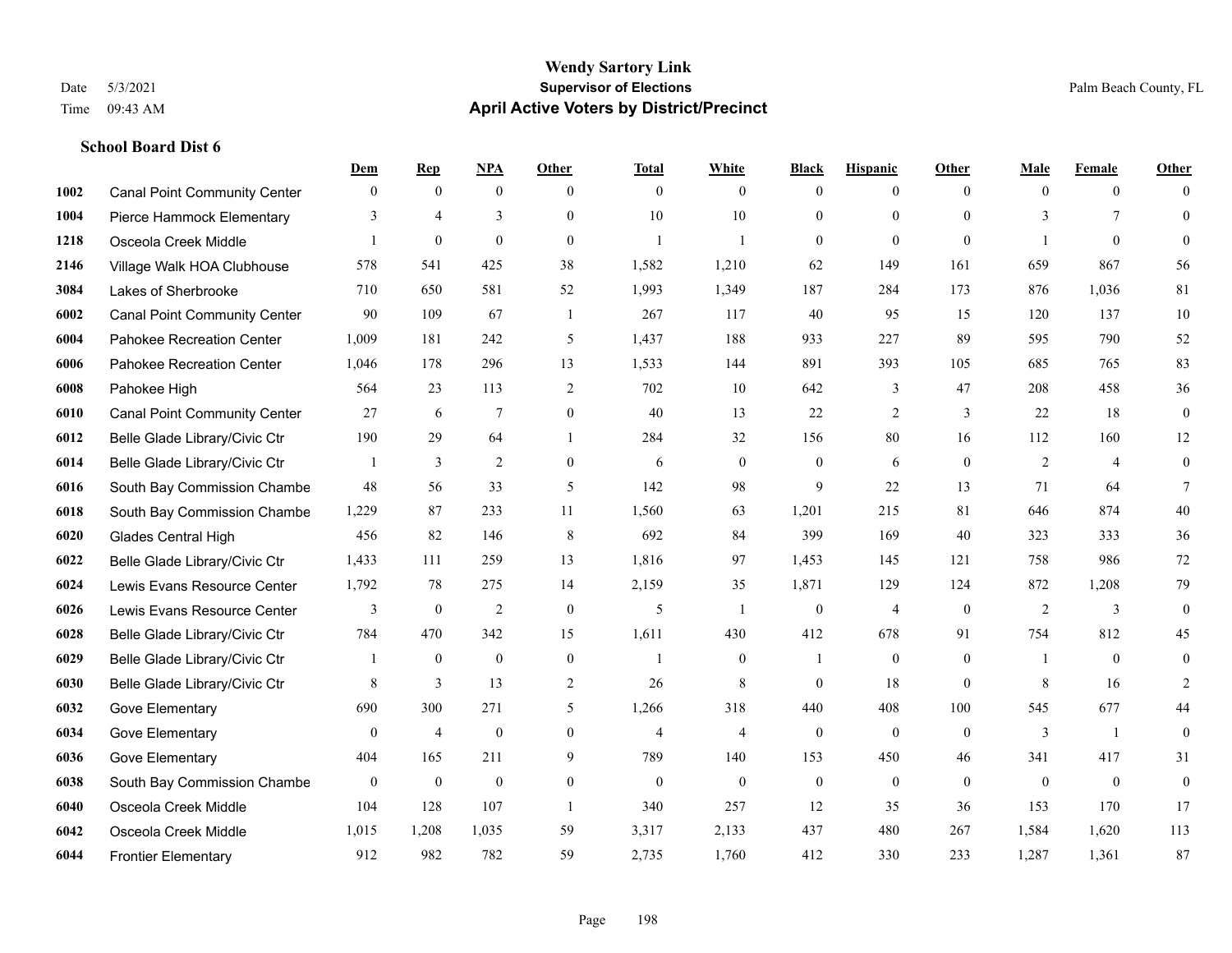# Wendy Sartory Link
## Supervisor of Elections
## April Active Voters by District/Precinct

Date 5/3/2021
Time 09:43 AM
Palm Beach County, FL

### School Board Dist 6

| | | Dem | Rep | NPA | Other | Total | White | Black | Hispanic | Other | Male | Female | Other |
|---|---|---|---|---|---|---|---|---|---|---|---|---|---|
| 1002 | Canal Point Community Center | 0 | 0 | 0 | 0 | 0 | 0 | 0 | 0 | 0 | 0 | 0 | 0 |
| 1004 | Pierce Hammock Elementary | 3 | 4 | 3 | 0 | 10 | 10 | 0 | 0 | 0 | 3 | 7 | 0 |
| 1218 | Osceola Creek Middle | 1 | 0 | 0 | 0 | 1 | 1 | 0 | 0 | 0 | 1 | 0 | 0 |
| 2146 | Village Walk HOA Clubhouse | 578 | 541 | 425 | 38 | 1,582 | 1,210 | 62 | 149 | 161 | 659 | 867 | 56 |
| 3084 | Lakes of Sherbrooke | 710 | 650 | 581 | 52 | 1,993 | 1,349 | 187 | 284 | 173 | 876 | 1,036 | 81 |
| 6002 | Canal Point Community Center | 90 | 109 | 67 | 1 | 267 | 117 | 40 | 95 | 15 | 120 | 137 | 10 |
| 6004 | Pahokee Recreation Center | 1,009 | 181 | 242 | 5 | 1,437 | 188 | 933 | 227 | 89 | 595 | 790 | 52 |
| 6006 | Pahokee Recreation Center | 1,046 | 178 | 296 | 13 | 1,533 | 144 | 891 | 393 | 105 | 685 | 765 | 83 |
| 6008 | Pahokee High | 564 | 23 | 113 | 2 | 702 | 10 | 642 | 3 | 47 | 208 | 458 | 36 |
| 6010 | Canal Point Community Center | 27 | 6 | 7 | 0 | 40 | 13 | 22 | 2 | 3 | 22 | 18 | 0 |
| 6012 | Belle Glade Library/Civic Ctr | 190 | 29 | 64 | 1 | 284 | 32 | 156 | 80 | 16 | 112 | 160 | 12 |
| 6014 | Belle Glade Library/Civic Ctr | 1 | 3 | 2 | 0 | 6 | 0 | 0 | 6 | 0 | 2 | 4 | 0 |
| 6016 | South Bay Commission Chambe | 48 | 56 | 33 | 5 | 142 | 98 | 9 | 22 | 13 | 71 | 64 | 7 |
| 6018 | South Bay Commission Chambe | 1,229 | 87 | 233 | 11 | 1,560 | 63 | 1,201 | 215 | 81 | 646 | 874 | 40 |
| 6020 | Glades Central High | 456 | 82 | 146 | 8 | 692 | 84 | 399 | 169 | 40 | 323 | 333 | 36 |
| 6022 | Belle Glade Library/Civic Ctr | 1,433 | 111 | 259 | 13 | 1,816 | 97 | 1,453 | 145 | 121 | 758 | 986 | 72 |
| 6024 | Lewis Evans Resource Center | 1,792 | 78 | 275 | 14 | 2,159 | 35 | 1,871 | 129 | 124 | 872 | 1,208 | 79 |
| 6026 | Lewis Evans Resource Center | 3 | 0 | 2 | 0 | 5 | 1 | 0 | 4 | 0 | 2 | 3 | 0 |
| 6028 | Belle Glade Library/Civic Ctr | 784 | 470 | 342 | 15 | 1,611 | 430 | 412 | 678 | 91 | 754 | 812 | 45 |
| 6029 | Belle Glade Library/Civic Ctr | 1 | 0 | 0 | 0 | 1 | 0 | 1 | 0 | 0 | 1 | 0 | 0 |
| 6030 | Belle Glade Library/Civic Ctr | 8 | 3 | 13 | 2 | 26 | 8 | 0 | 18 | 0 | 8 | 16 | 2 |
| 6032 | Gove Elementary | 690 | 300 | 271 | 5 | 1,266 | 318 | 440 | 408 | 100 | 545 | 677 | 44 |
| 6034 | Gove Elementary | 0 | 4 | 0 | 0 | 4 | 4 | 0 | 0 | 0 | 3 | 1 | 0 |
| 6036 | Gove Elementary | 404 | 165 | 211 | 9 | 789 | 140 | 153 | 450 | 46 | 341 | 417 | 31 |
| 6038 | South Bay Commission Chambe | 0 | 0 | 0 | 0 | 0 | 0 | 0 | 0 | 0 | 0 | 0 | 0 |
| 6040 | Osceola Creek Middle | 104 | 128 | 107 | 1 | 340 | 257 | 12 | 35 | 36 | 153 | 170 | 17 |
| 6042 | Osceola Creek Middle | 1,015 | 1,208 | 1,035 | 59 | 3,317 | 2,133 | 437 | 480 | 267 | 1,584 | 1,620 | 113 |
| 6044 | Frontier Elementary | 912 | 982 | 782 | 59 | 2,735 | 1,760 | 412 | 330 | 233 | 1,287 | 1,361 | 87 |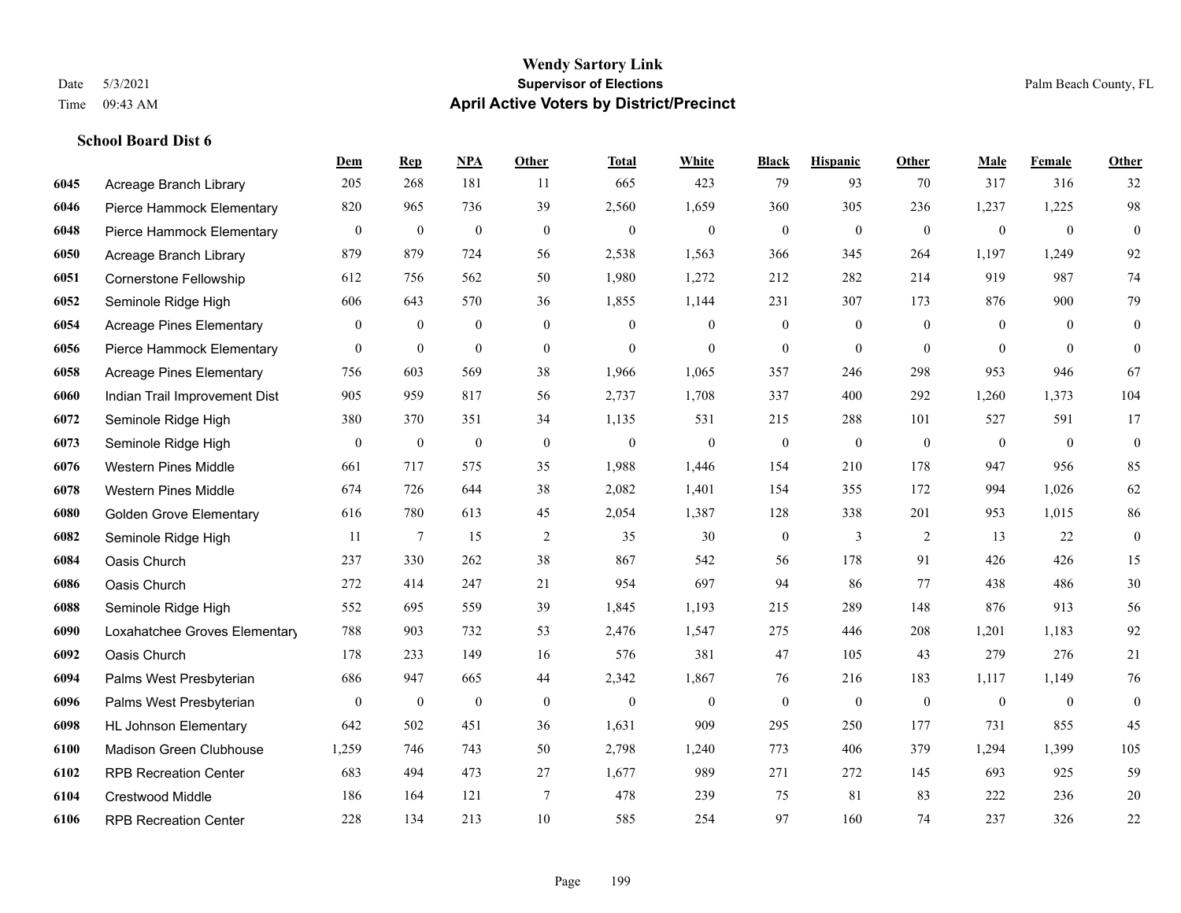# Wendy Sartory Link
## Supervisor of Elections
## April Active Voters by District/Precinct

Date 5/3/2021
Time 09:43 AM
Palm Beach County, FL

### School Board Dist 6

| | | Dem | Rep | NPA | Other | Total | White | Black | Hispanic | Other | Male | Female | Other |
|---|---|---|---|---|---|---|---|---|---|---|---|---|---|
| 6045 | Acreage Branch Library | 205 | 268 | 181 | 11 | 665 | 423 | 79 | 93 | 70 | 317 | 316 | 32 |
| 6046 | Pierce Hammock Elementary | 820 | 965 | 736 | 39 | 2,560 | 1,659 | 360 | 305 | 236 | 1,237 | 1,225 | 98 |
| 6048 | Pierce Hammock Elementary | 0 | 0 | 0 | 0 | 0 | 0 | 0 | 0 | 0 | 0 | 0 | 0 |
| 6050 | Acreage Branch Library | 879 | 879 | 724 | 56 | 2,538 | 1,563 | 366 | 345 | 264 | 1,197 | 1,249 | 92 |
| 6051 | Cornerstone Fellowship | 612 | 756 | 562 | 50 | 1,980 | 1,272 | 212 | 282 | 214 | 919 | 987 | 74 |
| 6052 | Seminole Ridge High | 606 | 643 | 570 | 36 | 1,855 | 1,144 | 231 | 307 | 173 | 876 | 900 | 79 |
| 6054 | Acreage Pines Elementary | 0 | 0 | 0 | 0 | 0 | 0 | 0 | 0 | 0 | 0 | 0 | 0 |
| 6056 | Pierce Hammock Elementary | 0 | 0 | 0 | 0 | 0 | 0 | 0 | 0 | 0 | 0 | 0 | 0 |
| 6058 | Acreage Pines Elementary | 756 | 603 | 569 | 38 | 1,966 | 1,065 | 357 | 246 | 298 | 953 | 946 | 67 |
| 6060 | Indian Trail Improvement Dist | 905 | 959 | 817 | 56 | 2,737 | 1,708 | 337 | 400 | 292 | 1,260 | 1,373 | 104 |
| 6072 | Seminole Ridge High | 380 | 370 | 351 | 34 | 1,135 | 531 | 215 | 288 | 101 | 527 | 591 | 17 |
| 6073 | Seminole Ridge High | 0 | 0 | 0 | 0 | 0 | 0 | 0 | 0 | 0 | 0 | 0 | 0 |
| 6076 | Western Pines Middle | 661 | 717 | 575 | 35 | 1,988 | 1,446 | 154 | 210 | 178 | 947 | 956 | 85 |
| 6078 | Western Pines Middle | 674 | 726 | 644 | 38 | 2,082 | 1,401 | 154 | 355 | 172 | 994 | 1,026 | 62 |
| 6080 | Golden Grove Elementary | 616 | 780 | 613 | 45 | 2,054 | 1,387 | 128 | 338 | 201 | 953 | 1,015 | 86 |
| 6082 | Seminole Ridge High | 11 | 7 | 15 | 2 | 35 | 30 | 0 | 3 | 2 | 13 | 22 | 0 |
| 6084 | Oasis Church | 237 | 330 | 262 | 38 | 867 | 542 | 56 | 178 | 91 | 426 | 426 | 15 |
| 6086 | Oasis Church | 272 | 414 | 247 | 21 | 954 | 697 | 94 | 86 | 77 | 438 | 486 | 30 |
| 6088 | Seminole Ridge High | 552 | 695 | 559 | 39 | 1,845 | 1,193 | 215 | 289 | 148 | 876 | 913 | 56 |
| 6090 | Loxahatchee Groves Elementary | 788 | 903 | 732 | 53 | 2,476 | 1,547 | 275 | 446 | 208 | 1,201 | 1,183 | 92 |
| 6092 | Oasis Church | 178 | 233 | 149 | 16 | 576 | 381 | 47 | 105 | 43 | 279 | 276 | 21 |
| 6094 | Palms West Presbyterian | 686 | 947 | 665 | 44 | 2,342 | 1,867 | 76 | 216 | 183 | 1,117 | 1,149 | 76 |
| 6096 | Palms West Presbyterian | 0 | 0 | 0 | 0 | 0 | 0 | 0 | 0 | 0 | 0 | 0 | 0 |
| 6098 | HL Johnson Elementary | 642 | 502 | 451 | 36 | 1,631 | 909 | 295 | 250 | 177 | 731 | 855 | 45 |
| 6100 | Madison Green Clubhouse | 1,259 | 746 | 743 | 50 | 2,798 | 1,240 | 773 | 406 | 379 | 1,294 | 1,399 | 105 |
| 6102 | RPB Recreation Center | 683 | 494 | 473 | 27 | 1,677 | 989 | 271 | 272 | 145 | 693 | 925 | 59 |
| 6104 | Crestwood Middle | 186 | 164 | 121 | 7 | 478 | 239 | 75 | 81 | 83 | 222 | 236 | 20 |
| 6106 | RPB Recreation Center | 228 | 134 | 213 | 10 | 585 | 254 | 97 | 160 | 74 | 237 | 326 | 22 |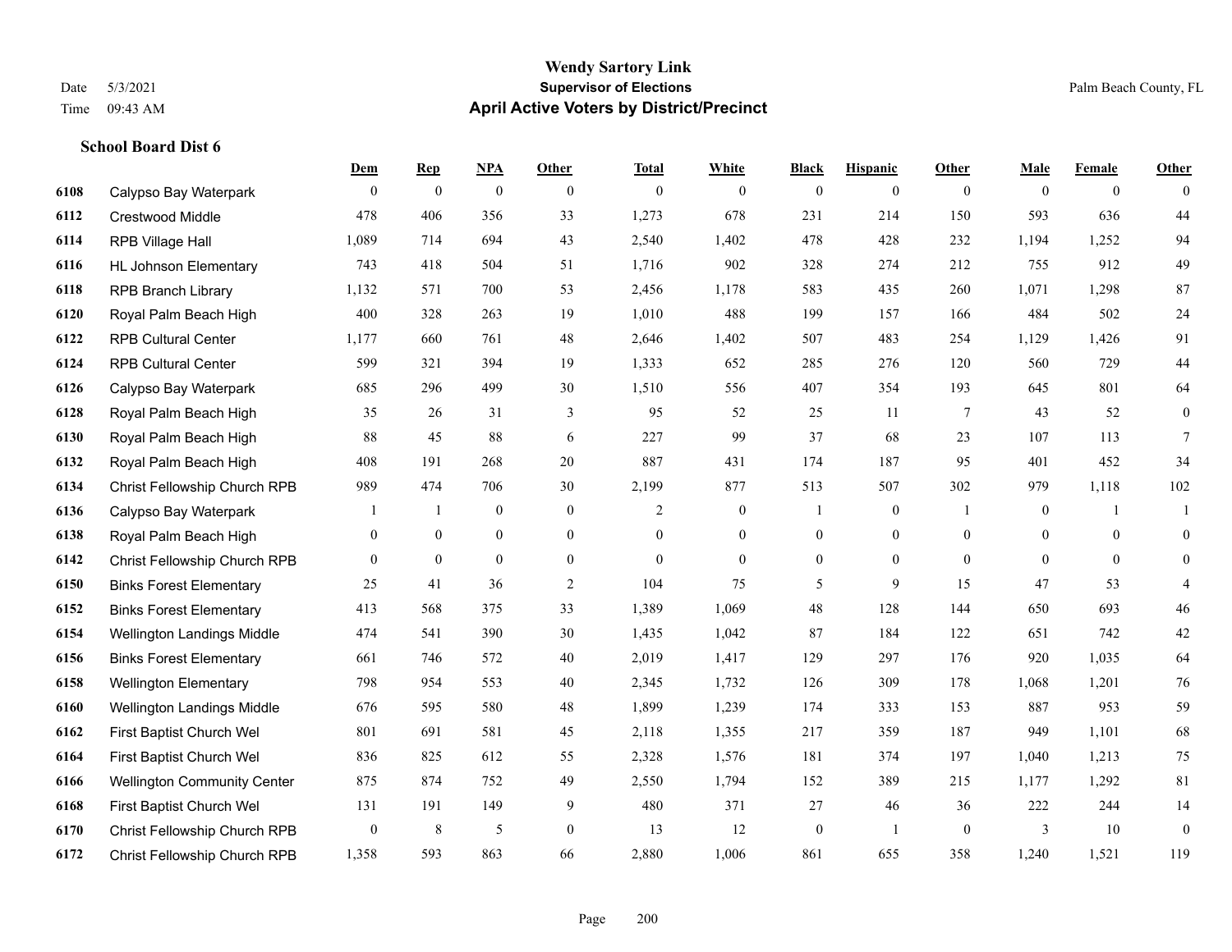# Wendy Sartory Link
## Supervisor of Elections
## April Active Voters by District/Precinct

Date 5/3/2021
Time 09:43 AM

Palm Beach County, FL

### School Board Dist 6

| | | Dem | Rep | NPA | Other | Total | White | Black | Hispanic | Other | Male | Female | Other |
|---|---|---|---|---|---|---|---|---|---|---|---|---|---|
| 6108 | Calypso Bay Waterpark | 0 | 0 | 0 | 0 | 0 | 0 | 0 | 0 | 0 | 0 | 0 | 0 |
| 6112 | Crestwood Middle | 478 | 406 | 356 | 33 | 1,273 | 678 | 231 | 214 | 150 | 593 | 636 | 44 |
| 6114 | RPB Village Hall | 1,089 | 714 | 694 | 43 | 2,540 | 1,402 | 478 | 428 | 232 | 1,194 | 1,252 | 94 |
| 6116 | HL Johnson Elementary | 743 | 418 | 504 | 51 | 1,716 | 902 | 328 | 274 | 212 | 755 | 912 | 49 |
| 6118 | RPB Branch Library | 1,132 | 571 | 700 | 53 | 2,456 | 1,178 | 583 | 435 | 260 | 1,071 | 1,298 | 87 |
| 6120 | Royal Palm Beach High | 400 | 328 | 263 | 19 | 1,010 | 488 | 199 | 157 | 166 | 484 | 502 | 24 |
| 6122 | RPB Cultural Center | 1,177 | 660 | 761 | 48 | 2,646 | 1,402 | 507 | 483 | 254 | 1,129 | 1,426 | 91 |
| 6124 | RPB Cultural Center | 599 | 321 | 394 | 19 | 1,333 | 652 | 285 | 276 | 120 | 560 | 729 | 44 |
| 6126 | Calypso Bay Waterpark | 685 | 296 | 499 | 30 | 1,510 | 556 | 407 | 354 | 193 | 645 | 801 | 64 |
| 6128 | Royal Palm Beach High | 35 | 26 | 31 | 3 | 95 | 52 | 25 | 11 | 7 | 43 | 52 | 0 |
| 6130 | Royal Palm Beach High | 88 | 45 | 88 | 6 | 227 | 99 | 37 | 68 | 23 | 107 | 113 | 7 |
| 6132 | Royal Palm Beach High | 408 | 191 | 268 | 20 | 887 | 431 | 174 | 187 | 95 | 401 | 452 | 34 |
| 6134 | Christ Fellowship Church RPB | 989 | 474 | 706 | 30 | 2,199 | 877 | 513 | 507 | 302 | 979 | 1,118 | 102 |
| 6136 | Calypso Bay Waterpark | 1 | 1 | 0 | 0 | 2 | 0 | 1 | 0 | 1 | 0 | 1 | 1 |
| 6138 | Royal Palm Beach High | 0 | 0 | 0 | 0 | 0 | 0 | 0 | 0 | 0 | 0 | 0 | 0 |
| 6142 | Christ Fellowship Church RPB | 0 | 0 | 0 | 0 | 0 | 0 | 0 | 0 | 0 | 0 | 0 | 0 |
| 6150 | Binks Forest Elementary | 25 | 41 | 36 | 2 | 104 | 75 | 5 | 9 | 15 | 47 | 53 | 4 |
| 6152 | Binks Forest Elementary | 413 | 568 | 375 | 33 | 1,389 | 1,069 | 48 | 128 | 144 | 650 | 693 | 46 |
| 6154 | Wellington Landings Middle | 474 | 541 | 390 | 30 | 1,435 | 1,042 | 87 | 184 | 122 | 651 | 742 | 42 |
| 6156 | Binks Forest Elementary | 661 | 746 | 572 | 40 | 2,019 | 1,417 | 129 | 297 | 176 | 920 | 1,035 | 64 |
| 6158 | Wellington Elementary | 798 | 954 | 553 | 40 | 2,345 | 1,732 | 126 | 309 | 178 | 1,068 | 1,201 | 76 |
| 6160 | Wellington Landings Middle | 676 | 595 | 580 | 48 | 1,899 | 1,239 | 174 | 333 | 153 | 887 | 953 | 59 |
| 6162 | First Baptist Church Wel | 801 | 691 | 581 | 45 | 2,118 | 1,355 | 217 | 359 | 187 | 949 | 1,101 | 68 |
| 6164 | First Baptist Church Wel | 836 | 825 | 612 | 55 | 2,328 | 1,576 | 181 | 374 | 197 | 1,040 | 1,213 | 75 |
| 6166 | Wellington Community Center | 875 | 874 | 752 | 49 | 2,550 | 1,794 | 152 | 389 | 215 | 1,177 | 1,292 | 81 |
| 6168 | First Baptist Church Wel | 131 | 191 | 149 | 9 | 480 | 371 | 27 | 46 | 36 | 222 | 244 | 14 |
| 6170 | Christ Fellowship Church RPB | 0 | 8 | 5 | 0 | 13 | 12 | 0 | 1 | 0 | 3 | 10 | 0 |
| 6172 | Christ Fellowship Church RPB | 1,358 | 593 | 863 | 66 | 2,880 | 1,006 | 861 | 655 | 358 | 1,240 | 1,521 | 119 |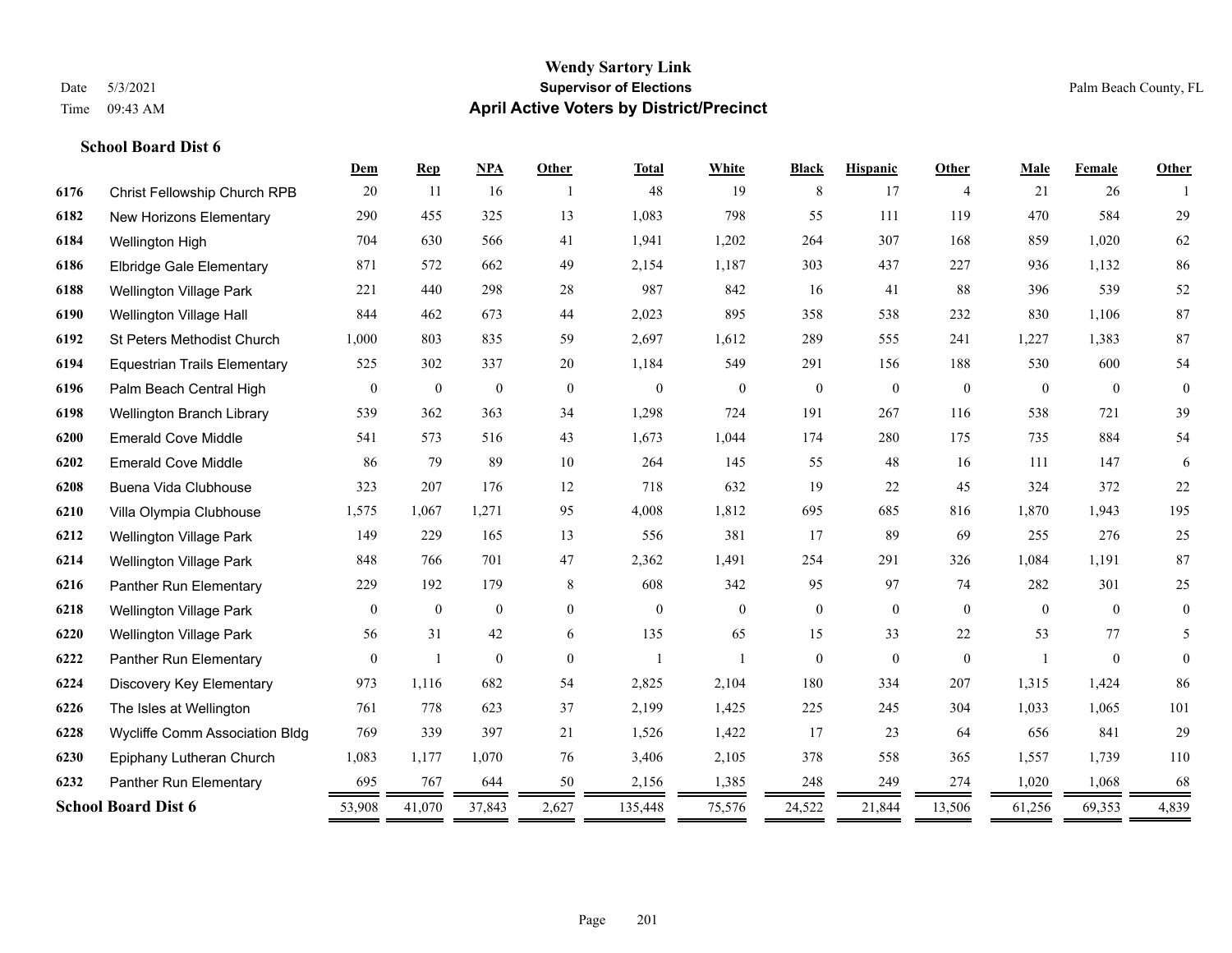# Wendy Sartory Link
## Supervisor of Elections
## April Active Voters by District/Precinct

Date 5/3/2021
Time 09:43 AM

Palm Beach County, FL

### School Board Dist 6

| | | Dem | Rep | NPA | Other | Total | White | Black | Hispanic | Other | Male | Female | Other |
|---|---|---|---|---|---|---|---|---|---|---|---|---|---|
| 6176 | Christ Fellowship Church RPB | 20 | 11 | 16 | 1 | 48 | 19 | 8 | 17 | 4 | 21 | 26 | 1 |
| 6182 | New Horizons Elementary | 290 | 455 | 325 | 13 | 1,083 | 798 | 55 | 111 | 119 | 470 | 584 | 29 |
| 6184 | Wellington High | 704 | 630 | 566 | 41 | 1,941 | 1,202 | 264 | 307 | 168 | 859 | 1,020 | 62 |
| 6186 | Elbridge Gale Elementary | 871 | 572 | 662 | 49 | 2,154 | 1,187 | 303 | 437 | 227 | 936 | 1,132 | 86 |
| 6188 | Wellington Village Park | 221 | 440 | 298 | 28 | 987 | 842 | 16 | 41 | 88 | 396 | 539 | 52 |
| 6190 | Wellington Village Hall | 844 | 462 | 673 | 44 | 2,023 | 895 | 358 | 538 | 232 | 830 | 1,106 | 87 |
| 6192 | St Peters Methodist Church | 1,000 | 803 | 835 | 59 | 2,697 | 1,612 | 289 | 555 | 241 | 1,227 | 1,383 | 87 |
| 6194 | Equestrian Trails Elementary | 525 | 302 | 337 | 20 | 1,184 | 549 | 291 | 156 | 188 | 530 | 600 | 54 |
| 6196 | Palm Beach Central High | 0 | 0 | 0 | 0 | 0 | 0 | 0 | 0 | 0 | 0 | 0 | 0 |
| 6198 | Wellington Branch Library | 539 | 362 | 363 | 34 | 1,298 | 724 | 191 | 267 | 116 | 538 | 721 | 39 |
| 6200 | Emerald Cove Middle | 541 | 573 | 516 | 43 | 1,673 | 1,044 | 174 | 280 | 175 | 735 | 884 | 54 |
| 6202 | Emerald Cove Middle | 86 | 79 | 89 | 10 | 264 | 145 | 55 | 48 | 16 | 111 | 147 | 6 |
| 6208 | Buena Vida Clubhouse | 323 | 207 | 176 | 12 | 718 | 632 | 19 | 22 | 45 | 324 | 372 | 22 |
| 6210 | Villa Olympia Clubhouse | 1,575 | 1,067 | 1,271 | 95 | 4,008 | 1,812 | 695 | 685 | 816 | 1,870 | 1,943 | 195 |
| 6212 | Wellington Village Park | 149 | 229 | 165 | 13 | 556 | 381 | 17 | 89 | 69 | 255 | 276 | 25 |
| 6214 | Wellington Village Park | 848 | 766 | 701 | 47 | 2,362 | 1,491 | 254 | 291 | 326 | 1,084 | 1,191 | 87 |
| 6216 | Panther Run Elementary | 229 | 192 | 179 | 8 | 608 | 342 | 95 | 97 | 74 | 282 | 301 | 25 |
| 6218 | Wellington Village Park | 0 | 0 | 0 | 0 | 0 | 0 | 0 | 0 | 0 | 0 | 0 | 0 |
| 6220 | Wellington Village Park | 56 | 31 | 42 | 6 | 135 | 65 | 15 | 33 | 22 | 53 | 77 | 5 |
| 6222 | Panther Run Elementary | 0 | 1 | 0 | 0 | 1 | 1 | 0 | 0 | 0 | 1 | 0 | 0 |
| 6224 | Discovery Key Elementary | 973 | 1,116 | 682 | 54 | 2,825 | 2,104 | 180 | 334 | 207 | 1,315 | 1,424 | 86 |
| 6226 | The Isles at Wellington | 761 | 778 | 623 | 37 | 2,199 | 1,425 | 225 | 245 | 304 | 1,033 | 1,065 | 101 |
| 6228 | Wycliffe Comm Association Bldg | 769 | 339 | 397 | 21 | 1,526 | 1,422 | 17 | 23 | 64 | 656 | 841 | 29 |
| 6230 | Epiphany Lutheran Church | 1,083 | 1,177 | 1,070 | 76 | 3,406 | 2,105 | 378 | 558 | 365 | 1,557 | 1,739 | 110 |
| 6232 | Panther Run Elementary | 695 | 767 | 644 | 50 | 2,156 | 1,385 | 248 | 249 | 274 | 1,020 | 1,068 | 68 |
| **School Board Dist 6** | | 53,908 | 41,070 | 37,843 | 2,627 | 135,448 | 75,576 | 24,522 | 21,844 | 13,506 | 61,256 | 69,353 | 4,839 |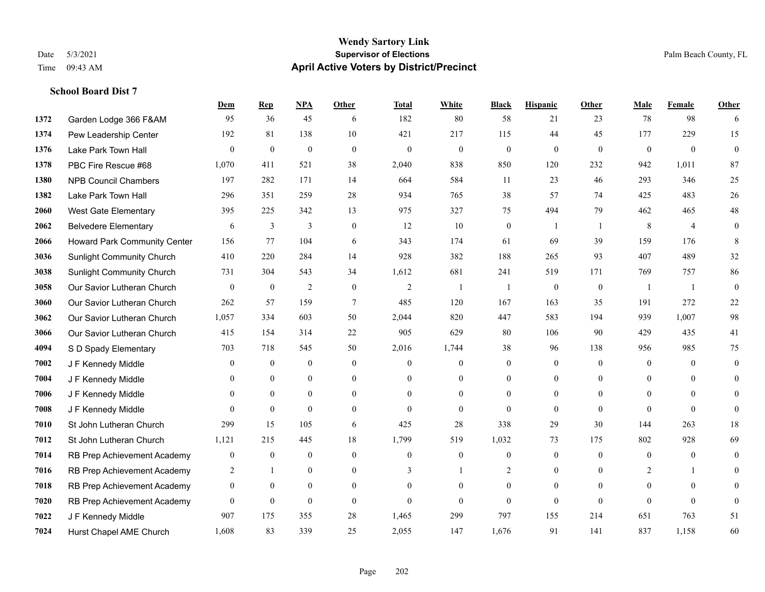# Wendy Sartory Link

**Supervisor of Elections**

**April Active Voters by District/Precinct**

Date 5/3/2021
Time 09:43 AM

Palm Beach County, FL

### School Board Dist 7

| | | Dem | Rep | NPA | Other | Total | White | Black | Hispanic | Other | Male | Female | Other |
|---|---|---|---|---|---|---|---|---|---|---|---|---|---|
| 1372 | Garden Lodge 366 F&AM | 95 | 36 | 45 | 6 | 182 | 80 | 58 | 21 | 23 | 78 | 98 | 6 |
| 1374 | Pew Leadership Center | 192 | 81 | 138 | 10 | 421 | 217 | 115 | 44 | 45 | 177 | 229 | 15 |
| 1376 | Lake Park Town Hall | 0 | 0 | 0 | 0 | 0 | 0 | 0 | 0 | 0 | 0 | 0 | 0 |
| 1378 | PBC Fire Rescue #68 | 1,070 | 411 | 521 | 38 | 2,040 | 838 | 850 | 120 | 232 | 942 | 1,011 | 87 |
| 1380 | NPB Council Chambers | 197 | 282 | 171 | 14 | 664 | 584 | 11 | 23 | 46 | 293 | 346 | 25 |
| 1382 | Lake Park Town Hall | 296 | 351 | 259 | 28 | 934 | 765 | 38 | 57 | 74 | 425 | 483 | 26 |
| 2060 | West Gate Elementary | 395 | 225 | 342 | 13 | 975 | 327 | 75 | 494 | 79 | 462 | 465 | 48 |
| 2062 | Belvedere Elementary | 6 | 3 | 3 | 0 | 12 | 10 | 0 | 1 | 1 | 8 | 4 | 0 |
| 2066 | Howard Park Community Center | 156 | 77 | 104 | 6 | 343 | 174 | 61 | 69 | 39 | 159 | 176 | 8 |
| 3036 | Sunlight Community Church | 410 | 220 | 284 | 14 | 928 | 382 | 188 | 265 | 93 | 407 | 489 | 32 |
| 3038 | Sunlight Community Church | 731 | 304 | 543 | 34 | 1,612 | 681 | 241 | 519 | 171 | 769 | 757 | 86 |
| 3058 | Our Savior Lutheran Church | 0 | 0 | 2 | 0 | 2 | 1 | 1 | 0 | 0 | 1 | 1 | 0 |
| 3060 | Our Savior Lutheran Church | 262 | 57 | 159 | 7 | 485 | 120 | 167 | 163 | 35 | 191 | 272 | 22 |
| 3062 | Our Savior Lutheran Church | 1,057 | 334 | 603 | 50 | 2,044 | 820 | 447 | 583 | 194 | 939 | 1,007 | 98 |
| 3066 | Our Savior Lutheran Church | 415 | 154 | 314 | 22 | 905 | 629 | 80 | 106 | 90 | 429 | 435 | 41 |
| 4094 | S D Spady Elementary | 703 | 718 | 545 | 50 | 2,016 | 1,744 | 38 | 96 | 138 | 956 | 985 | 75 |
| 7002 | J F Kennedy Middle | 0 | 0 | 0 | 0 | 0 | 0 | 0 | 0 | 0 | 0 | 0 | 0 |
| 7004 | J F Kennedy Middle | 0 | 0 | 0 | 0 | 0 | 0 | 0 | 0 | 0 | 0 | 0 | 0 |
| 7006 | J F Kennedy Middle | 0 | 0 | 0 | 0 | 0 | 0 | 0 | 0 | 0 | 0 | 0 | 0 |
| 7008 | J F Kennedy Middle | 0 | 0 | 0 | 0 | 0 | 0 | 0 | 0 | 0 | 0 | 0 | 0 |
| 7010 | St John Lutheran Church | 299 | 15 | 105 | 6 | 425 | 28 | 338 | 29 | 30 | 144 | 263 | 18 |
| 7012 | St John Lutheran Church | 1,121 | 215 | 445 | 18 | 1,799 | 519 | 1,032 | 73 | 175 | 802 | 928 | 69 |
| 7014 | RB Prep Achievement Academy | 0 | 0 | 0 | 0 | 0 | 0 | 0 | 0 | 0 | 0 | 0 | 0 |
| 7016 | RB Prep Achievement Academy | 2 | 1 | 0 | 0 | 3 | 1 | 2 | 0 | 0 | 2 | 1 | 0 |
| 7018 | RB Prep Achievement Academy | 0 | 0 | 0 | 0 | 0 | 0 | 0 | 0 | 0 | 0 | 0 | 0 |
| 7020 | RB Prep Achievement Academy | 0 | 0 | 0 | 0 | 0 | 0 | 0 | 0 | 0 | 0 | 0 | 0 |
| 7022 | J F Kennedy Middle | 907 | 175 | 355 | 28 | 1,465 | 299 | 797 | 155 | 214 | 651 | 763 | 51 |
| 7024 | Hurst Chapel AME Church | 1,608 | 83 | 339 | 25 | 2,055 | 147 | 1,676 | 91 | 141 | 837 | 1,158 | 60 |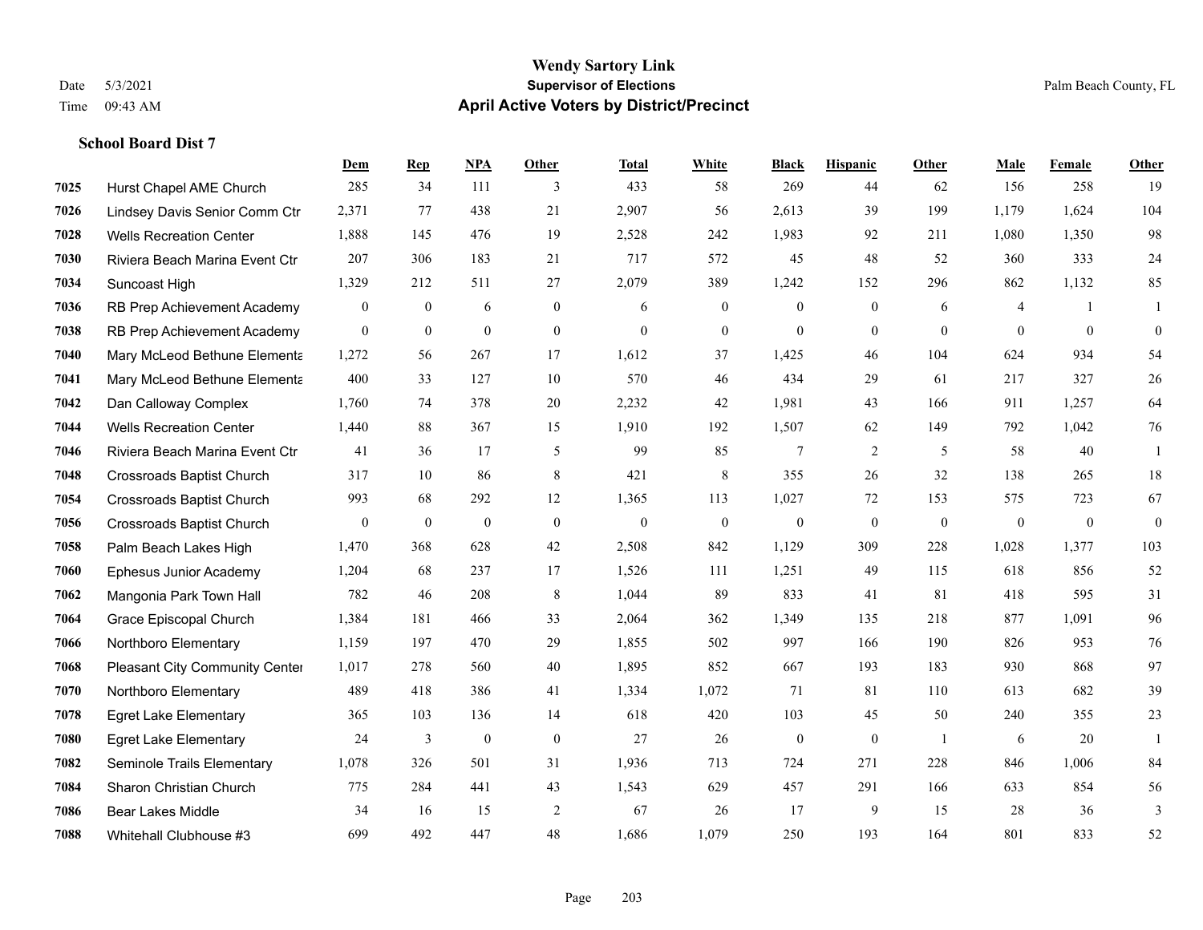# Wendy Sartory Link

## Supervisor of Elections

Date 5/3/2021 Palm Beach County, FL

Time 09:43 AM

## April Active Voters by District/Precinct

### School Board Dist 7

| | | Dem | Rep | NPA | Other | Total | White | Black | Hispanic | Other | Male | Female | Other |
|---|---|---|---|---|---|---|---|---|---|---|---|---|---|
| 7025 | Hurst Chapel AME Church | 285 | 34 | 111 | 3 | 433 | 58 | 269 | 44 | 62 | 156 | 258 | 19 |
| 7026 | Lindsey Davis Senior Comm Ctr | 2,371 | 77 | 438 | 21 | 2,907 | 56 | 2,613 | 39 | 199 | 1,179 | 1,624 | 104 |
| 7028 | Wells Recreation Center | 1,888 | 145 | 476 | 19 | 2,528 | 242 | 1,983 | 92 | 211 | 1,080 | 1,350 | 98 |
| 7030 | Riviera Beach Marina Event Ctr | 207 | 306 | 183 | 21 | 717 | 572 | 45 | 48 | 52 | 360 | 333 | 24 |
| 7034 | Suncoast High | 1,329 | 212 | 511 | 27 | 2,079 | 389 | 1,242 | 152 | 296 | 862 | 1,132 | 85 |
| 7036 | RB Prep Achievement Academy | 0 | 0 | 6 | 0 | 6 | 0 | 0 | 0 | 6 | 4 | 1 | 1 |
| 7038 | RB Prep Achievement Academy | 0 | 0 | 0 | 0 | 0 | 0 | 0 | 0 | 0 | 0 | 0 | 0 |
| 7040 | Mary McLeod Bethune Elementa | 1,272 | 56 | 267 | 17 | 1,612 | 37 | 1,425 | 46 | 104 | 624 | 934 | 54 |
| 7041 | Mary McLeod Bethune Elementa | 400 | 33 | 127 | 10 | 570 | 46 | 434 | 29 | 61 | 217 | 327 | 26 |
| 7042 | Dan Calloway Complex | 1,760 | 74 | 378 | 20 | 2,232 | 42 | 1,981 | 43 | 166 | 911 | 1,257 | 64 |
| 7044 | Wells Recreation Center | 1,440 | 88 | 367 | 15 | 1,910 | 192 | 1,507 | 62 | 149 | 792 | 1,042 | 76 |
| 7046 | Riviera Beach Marina Event Ctr | 41 | 36 | 17 | 5 | 99 | 85 | 7 | 2 | 5 | 58 | 40 | 1 |
| 7048 | Crossroads Baptist Church | 317 | 10 | 86 | 8 | 421 | 8 | 355 | 26 | 32 | 138 | 265 | 18 |
| 7054 | Crossroads Baptist Church | 993 | 68 | 292 | 12 | 1,365 | 113 | 1,027 | 72 | 153 | 575 | 723 | 67 |
| 7056 | Crossroads Baptist Church | 0 | 0 | 0 | 0 | 0 | 0 | 0 | 0 | 0 | 0 | 0 | 0 |
| 7058 | Palm Beach Lakes High | 1,470 | 368 | 628 | 42 | 2,508 | 842 | 1,129 | 309 | 228 | 1,028 | 1,377 | 103 |
| 7060 | Ephesus Junior Academy | 1,204 | 68 | 237 | 17 | 1,526 | 111 | 1,251 | 49 | 115 | 618 | 856 | 52 |
| 7062 | Mangonia Park Town Hall | 782 | 46 | 208 | 8 | 1,044 | 89 | 833 | 41 | 81 | 418 | 595 | 31 |
| 7064 | Grace Episcopal Church | 1,384 | 181 | 466 | 33 | 2,064 | 362 | 1,349 | 135 | 218 | 877 | 1,091 | 96 |
| 7066 | Northboro Elementary | 1,159 | 197 | 470 | 29 | 1,855 | 502 | 997 | 166 | 190 | 826 | 953 | 76 |
| 7068 | Pleasant City Community Center | 1,017 | 278 | 560 | 40 | 1,895 | 852 | 667 | 193 | 183 | 930 | 868 | 97 |
| 7070 | Northboro Elementary | 489 | 418 | 386 | 41 | 1,334 | 1,072 | 71 | 81 | 110 | 613 | 682 | 39 |
| 7078 | Egret Lake Elementary | 365 | 103 | 136 | 14 | 618 | 420 | 103 | 45 | 50 | 240 | 355 | 23 |
| 7080 | Egret Lake Elementary | 24 | 3 | 0 | 0 | 27 | 26 | 0 | 0 | 1 | 6 | 20 | 1 |
| 7082 | Seminole Trails Elementary | 1,078 | 326 | 501 | 31 | 1,936 | 713 | 724 | 271 | 228 | 846 | 1,006 | 84 |
| 7084 | Sharon Christian Church | 775 | 284 | 441 | 43 | 1,543 | 629 | 457 | 291 | 166 | 633 | 854 | 56 |
| 7086 | Bear Lakes Middle | 34 | 16 | 15 | 2 | 67 | 26 | 17 | 9 | 15 | 28 | 36 | 3 |
| 7088 | Whitehall Clubhouse #3 | 699 | 492 | 447 | 48 | 1,686 | 1,079 | 250 | 193 | 164 | 801 | 833 | 52 |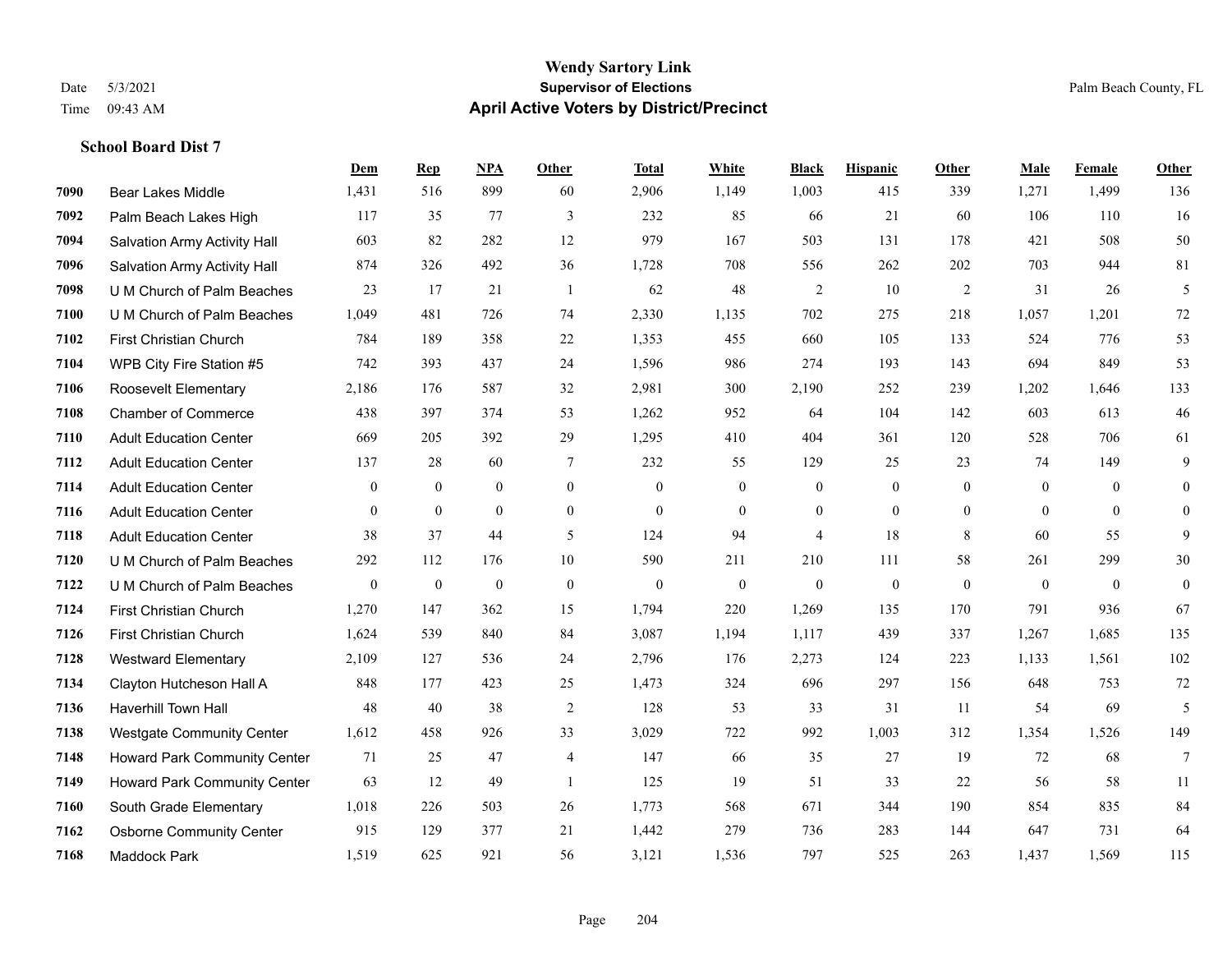# Wendy Sartory Link
## Supervisor of Elections
## April Active Voters by District/Precinct

Date 5/3/2021
Time 09:43 AM

Palm Beach County, FL

### School Board Dist 7

| | | Dem | Rep | NPA | Other | Total | White | Black | Hispanic | Other | Male | Female | Other |
|---|---|---|---|---|---|---|---|---|---|---|---|---|---|
| 7090 | Bear Lakes Middle | 1,431 | 516 | 899 | 60 | 2,906 | 1,149 | 1,003 | 415 | 339 | 1,271 | 1,499 | 136 |
| 7092 | Palm Beach Lakes High | 117 | 35 | 77 | 3 | 232 | 85 | 66 | 21 | 60 | 106 | 110 | 16 |
| 7094 | Salvation Army Activity Hall | 603 | 82 | 282 | 12 | 979 | 167 | 503 | 131 | 178 | 421 | 508 | 50 |
| 7096 | Salvation Army Activity Hall | 874 | 326 | 492 | 36 | 1,728 | 708 | 556 | 262 | 202 | 703 | 944 | 81 |
| 7098 | U M Church of Palm Beaches | 23 | 17 | 21 | 1 | 62 | 48 | 2 | 10 | 2 | 31 | 26 | 5 |
| 7100 | U M Church of Palm Beaches | 1,049 | 481 | 726 | 74 | 2,330 | 1,135 | 702 | 275 | 218 | 1,057 | 1,201 | 72 |
| 7102 | First Christian Church | 784 | 189 | 358 | 22 | 1,353 | 455 | 660 | 105 | 133 | 524 | 776 | 53 |
| 7104 | WPB City Fire Station #5 | 742 | 393 | 437 | 24 | 1,596 | 986 | 274 | 193 | 143 | 694 | 849 | 53 |
| 7106 | Roosevelt Elementary | 2,186 | 176 | 587 | 32 | 2,981 | 300 | 2,190 | 252 | 239 | 1,202 | 1,646 | 133 |
| 7108 | Chamber of Commerce | 438 | 397 | 374 | 53 | 1,262 | 952 | 64 | 104 | 142 | 603 | 613 | 46 |
| 7110 | Adult Education Center | 669 | 205 | 392 | 29 | 1,295 | 410 | 404 | 361 | 120 | 528 | 706 | 61 |
| 7112 | Adult Education Center | 137 | 28 | 60 | 7 | 232 | 55 | 129 | 25 | 23 | 74 | 149 | 9 |
| 7114 | Adult Education Center | 0 | 0 | 0 | 0 | 0 | 0 | 0 | 0 | 0 | 0 | 0 | 0 |
| 7116 | Adult Education Center | 0 | 0 | 0 | 0 | 0 | 0 | 0 | 0 | 0 | 0 | 0 | 0 |
| 7118 | Adult Education Center | 38 | 37 | 44 | 5 | 124 | 94 | 4 | 18 | 8 | 60 | 55 | 9 |
| 7120 | U M Church of Palm Beaches | 292 | 112 | 176 | 10 | 590 | 211 | 210 | 111 | 58 | 261 | 299 | 30 |
| 7122 | U M Church of Palm Beaches | 0 | 0 | 0 | 0 | 0 | 0 | 0 | 0 | 0 | 0 | 0 | 0 |
| 7124 | First Christian Church | 1,270 | 147 | 362 | 15 | 1,794 | 220 | 1,269 | 135 | 170 | 791 | 936 | 67 |
| 7126 | First Christian Church | 1,624 | 539 | 840 | 84 | 3,087 | 1,194 | 1,117 | 439 | 337 | 1,267 | 1,685 | 135 |
| 7128 | Westward Elementary | 2,109 | 127 | 536 | 24 | 2,796 | 176 | 2,273 | 124 | 223 | 1,133 | 1,561 | 102 |
| 7134 | Clayton Hutcheson Hall A | 848 | 177 | 423 | 25 | 1,473 | 324 | 696 | 297 | 156 | 648 | 753 | 72 |
| 7136 | Haverhill Town Hall | 48 | 40 | 38 | 2 | 128 | 53 | 33 | 31 | 11 | 54 | 69 | 5 |
| 7138 | Westgate Community Center | 1,612 | 458 | 926 | 33 | 3,029 | 722 | 992 | 1,003 | 312 | 1,354 | 1,526 | 149 |
| 7148 | Howard Park Community Center | 71 | 25 | 47 | 4 | 147 | 66 | 35 | 27 | 19 | 72 | 68 | 7 |
| 7149 | Howard Park Community Center | 63 | 12 | 49 | 1 | 125 | 19 | 51 | 33 | 22 | 56 | 58 | 11 |
| 7160 | South Grade Elementary | 1,018 | 226 | 503 | 26 | 1,773 | 568 | 671 | 344 | 190 | 854 | 835 | 84 |
| 7162 | Osborne Community Center | 915 | 129 | 377 | 21 | 1,442 | 279 | 736 | 283 | 144 | 647 | 731 | 64 |
| 7168 | Maddock Park | 1,519 | 625 | 921 | 56 | 3,121 | 1,536 | 797 | 525 | 263 | 1,437 | 1,569 | 115 |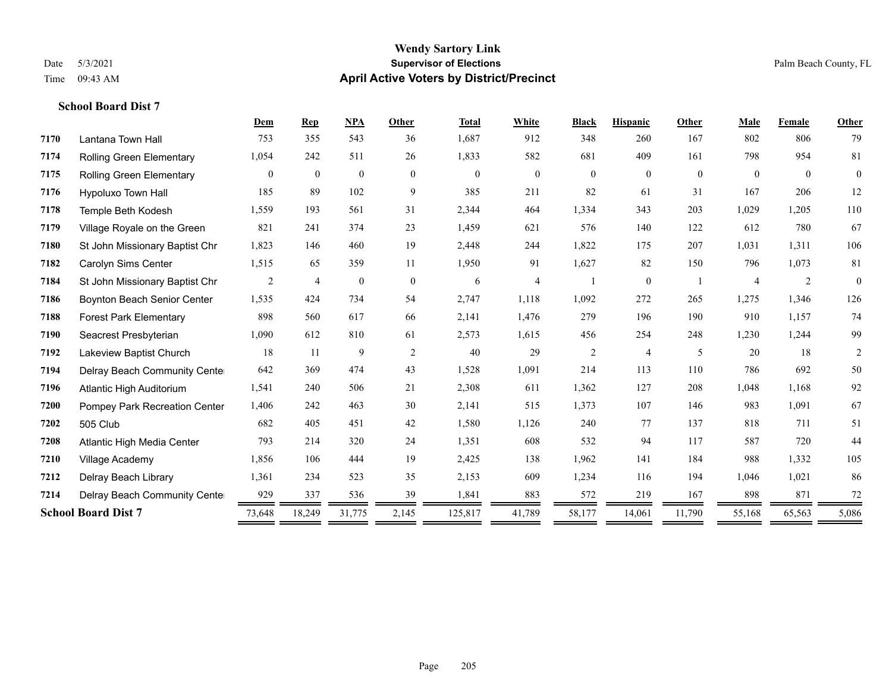**Wendy Sartory Link**
**Supervisor of Elections**
**April Active Voters by District/Precinct**

Date 5/3/2021
Time 09:43 AM
Palm Beach County, FL

### School Board Dist 7

| | | Dem | Rep | NPA | Other | Total | White | Black | Hispanic | Other | Male | Female | Other |
|---|---|---|---|---|---|---|---|---|---|---|---|---|---|
| 7170 | Lantana Town Hall | 753 | 355 | 543 | 36 | 1,687 | 912 | 348 | 260 | 167 | 802 | 806 | 79 |
| 7174 | Rolling Green Elementary | 1,054 | 242 | 511 | 26 | 1,833 | 582 | 681 | 409 | 161 | 798 | 954 | 81 |
| 7175 | Rolling Green Elementary | 0 | 0 | 0 | 0 | 0 | 0 | 0 | 0 | 0 | 0 | 0 | 0 |
| 7176 | Hypoluxo Town Hall | 185 | 89 | 102 | 9 | 385 | 211 | 82 | 61 | 31 | 167 | 206 | 12 |
| 7178 | Temple Beth Kodesh | 1,559 | 193 | 561 | 31 | 2,344 | 464 | 1,334 | 343 | 203 | 1,029 | 1,205 | 110 |
| 7179 | Village Royale on the Green | 821 | 241 | 374 | 23 | 1,459 | 621 | 576 | 140 | 122 | 612 | 780 | 67 |
| 7180 | St John Missionary Baptist Chr | 1,823 | 146 | 460 | 19 | 2,448 | 244 | 1,822 | 175 | 207 | 1,031 | 1,311 | 106 |
| 7182 | Carolyn Sims Center | 1,515 | 65 | 359 | 11 | 1,950 | 91 | 1,627 | 82 | 150 | 796 | 1,073 | 81 |
| 7184 | St John Missionary Baptist Chr | 2 | 4 | 0 | 0 | 6 | 4 | 1 | 0 | 1 | 4 | 2 | 0 |
| 7186 | Boynton Beach Senior Center | 1,535 | 424 | 734 | 54 | 2,747 | 1,118 | 1,092 | 272 | 265 | 1,275 | 1,346 | 126 |
| 7188 | Forest Park Elementary | 898 | 560 | 617 | 66 | 2,141 | 1,476 | 279 | 196 | 190 | 910 | 1,157 | 74 |
| 7190 | Seacrest Presbyterian | 1,090 | 612 | 810 | 61 | 2,573 | 1,615 | 456 | 254 | 248 | 1,230 | 1,244 | 99 |
| 7192 | Lakeview Baptist Church | 18 | 11 | 9 | 2 | 40 | 29 | 2 | 4 | 5 | 20 | 18 | 2 |
| 7194 | Delray Beach Community Center | 642 | 369 | 474 | 43 | 1,528 | 1,091 | 214 | 113 | 110 | 786 | 692 | 50 |
| 7196 | Atlantic High Auditorium | 1,541 | 240 | 506 | 21 | 2,308 | 611 | 1,362 | 127 | 208 | 1,048 | 1,168 | 92 |
| 7200 | Pompey Park Recreation Center | 1,406 | 242 | 463 | 30 | 2,141 | 515 | 1,373 | 107 | 146 | 983 | 1,091 | 67 |
| 7202 | 505 Club | 682 | 405 | 451 | 42 | 1,580 | 1,126 | 240 | 77 | 137 | 818 | 711 | 51 |
| 7208 | Atlantic High Media Center | 793 | 214 | 320 | 24 | 1,351 | 608 | 532 | 94 | 117 | 587 | 720 | 44 |
| 7210 | Village Academy | 1,856 | 106 | 444 | 19 | 2,425 | 138 | 1,962 | 141 | 184 | 988 | 1,332 | 105 |
| 7212 | Delray Beach Library | 1,361 | 234 | 523 | 35 | 2,153 | 609 | 1,234 | 116 | 194 | 1,046 | 1,021 | 86 |
| 7214 | Delray Beach Community Center | 929 | 337 | 536 | 39 | 1,841 | 883 | 572 | 219 | 167 | 898 | 871 | 72 |
| **School Board Dist 7** | | 73,648 | 18,249 | 31,775 | 2,145 | 125,817 | 41,789 | 58,177 | 14,061 | 11,790 | 55,168 | 65,563 | 5,086 |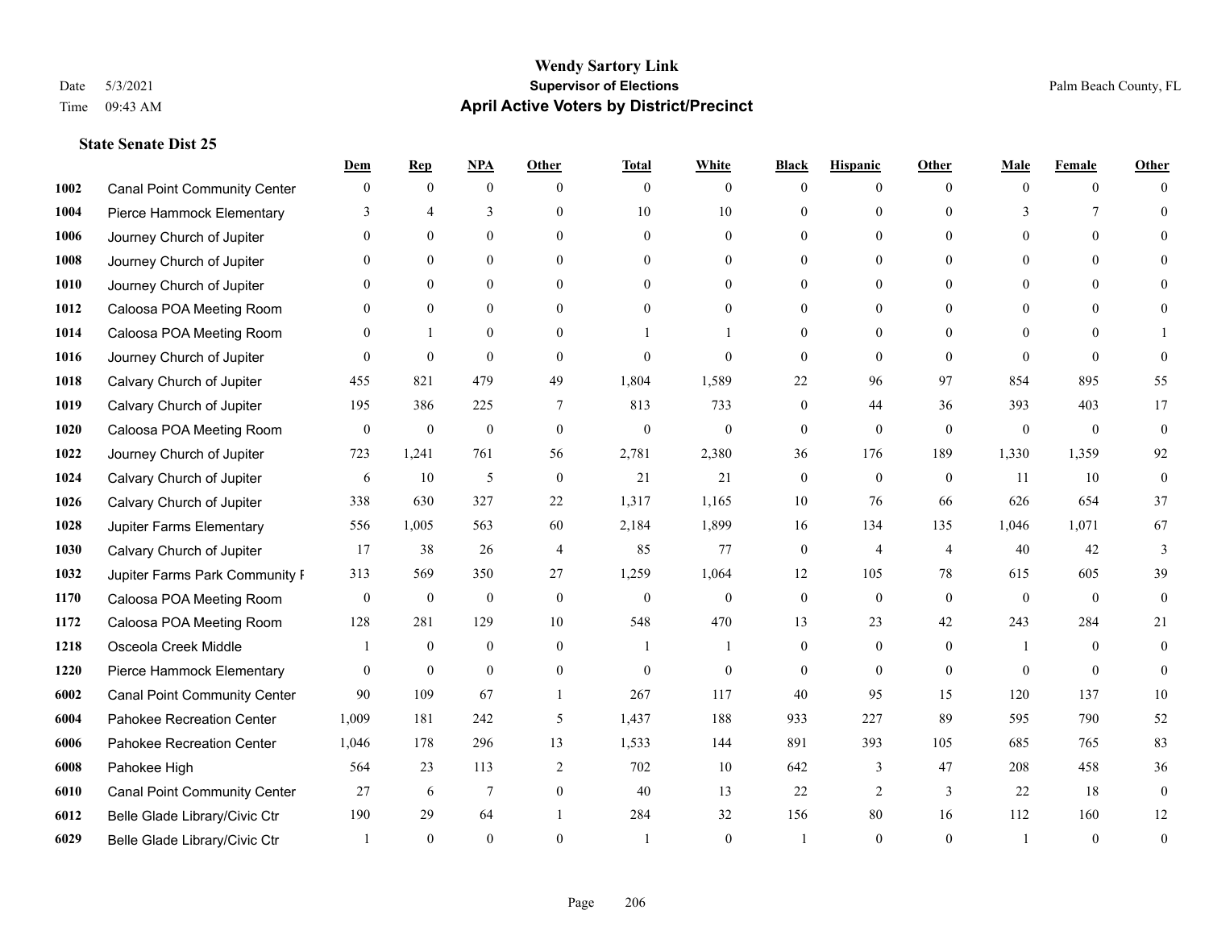# Wendy Sartory Link
## Supervisor of Elections
## April Active Voters by District/Precinct

Date 5/3/2021
Time 09:43 AM

Palm Beach County, FL

### State Senate Dist 25

| | | Dem | Rep | NPA | Other | Total | White | Black | Hispanic | Other | Male | Female | Other |
|---|---|---|---|---|---|---|---|---|---|---|---|---|---|
| 1002 | Canal Point Community Center | 0 | 0 | 0 | 0 | 0 | 0 | 0 | 0 | 0 | 0 | 0 | 0 |
| 1004 | Pierce Hammock Elementary | 3 | 4 | 3 | 0 | 10 | 10 | 0 | 0 | 0 | 3 | 7 | 0 |
| 1006 | Journey Church of Jupiter | 0 | 0 | 0 | 0 | 0 | 0 | 0 | 0 | 0 | 0 | 0 | 0 |
| 1008 | Journey Church of Jupiter | 0 | 0 | 0 | 0 | 0 | 0 | 0 | 0 | 0 | 0 | 0 | 0 |
| 1010 | Journey Church of Jupiter | 0 | 0 | 0 | 0 | 0 | 0 | 0 | 0 | 0 | 0 | 0 | 0 |
| 1012 | Caloosa POA Meeting Room | 0 | 0 | 0 | 0 | 0 | 0 | 0 | 0 | 0 | 0 | 0 | 0 |
| 1014 | Caloosa POA Meeting Room | 0 | 1 | 0 | 0 | 1 | 1 | 0 | 0 | 0 | 0 | 0 | 1 |
| 1016 | Journey Church of Jupiter | 0 | 0 | 0 | 0 | 0 | 0 | 0 | 0 | 0 | 0 | 0 | 0 |
| 1018 | Calvary Church of Jupiter | 455 | 821 | 479 | 49 | 1,804 | 1,589 | 22 | 96 | 97 | 854 | 895 | 55 |
| 1019 | Calvary Church of Jupiter | 195 | 386 | 225 | 7 | 813 | 733 | 0 | 44 | 36 | 393 | 403 | 17 |
| 1020 | Caloosa POA Meeting Room | 0 | 0 | 0 | 0 | 0 | 0 | 0 | 0 | 0 | 0 | 0 | 0 |
| 1022 | Journey Church of Jupiter | 723 | 1,241 | 761 | 56 | 2,781 | 2,380 | 36 | 176 | 189 | 1,330 | 1,359 | 92 |
| 1024 | Calvary Church of Jupiter | 6 | 10 | 5 | 0 | 21 | 21 | 0 | 0 | 0 | 11 | 10 | 0 |
| 1026 | Calvary Church of Jupiter | 338 | 630 | 327 | 22 | 1,317 | 1,165 | 10 | 76 | 66 | 626 | 654 | 37 |
| 1028 | Jupiter Farms Elementary | 556 | 1,005 | 563 | 60 | 2,184 | 1,899 | 16 | 134 | 135 | 1,046 | 1,071 | 67 |
| 1030 | Calvary Church of Jupiter | 17 | 38 | 26 | 4 | 85 | 77 | 0 | 4 | 4 | 40 | 42 | 3 |
| 1032 | Jupiter Farms Park Community F | 313 | 569 | 350 | 27 | 1,259 | 1,064 | 12 | 105 | 78 | 615 | 605 | 39 |
| 1170 | Caloosa POA Meeting Room | 0 | 0 | 0 | 0 | 0 | 0 | 0 | 0 | 0 | 0 | 0 | 0 |
| 1172 | Caloosa POA Meeting Room | 128 | 281 | 129 | 10 | 548 | 470 | 13 | 23 | 42 | 243 | 284 | 21 |
| 1218 | Osceola Creek Middle | 1 | 0 | 0 | 0 | 1 | 1 | 0 | 0 | 0 | 1 | 0 | 0 |
| 1220 | Pierce Hammock Elementary | 0 | 0 | 0 | 0 | 0 | 0 | 0 | 0 | 0 | 0 | 0 | 0 |
| 6002 | Canal Point Community Center | 90 | 109 | 67 | 1 | 267 | 117 | 40 | 95 | 15 | 120 | 137 | 10 |
| 6004 | Pahokee Recreation Center | 1,009 | 181 | 242 | 5 | 1,437 | 188 | 933 | 227 | 89 | 595 | 790 | 52 |
| 6006 | Pahokee Recreation Center | 1,046 | 178 | 296 | 13 | 1,533 | 144 | 891 | 393 | 105 | 685 | 765 | 83 |
| 6008 | Pahokee High | 564 | 23 | 113 | 2 | 702 | 10 | 642 | 3 | 47 | 208 | 458 | 36 |
| 6010 | Canal Point Community Center | 27 | 6 | 7 | 0 | 40 | 13 | 22 | 2 | 3 | 22 | 18 | 0 |
| 6012 | Belle Glade Library/Civic Ctr | 190 | 29 | 64 | 1 | 284 | 32 | 156 | 80 | 16 | 112 | 160 | 12 |
| 6029 | Belle Glade Library/Civic Ctr | 1 | 0 | 0 | 0 | 1 | 0 | 1 | 0 | 0 | 1 | 0 | 0 |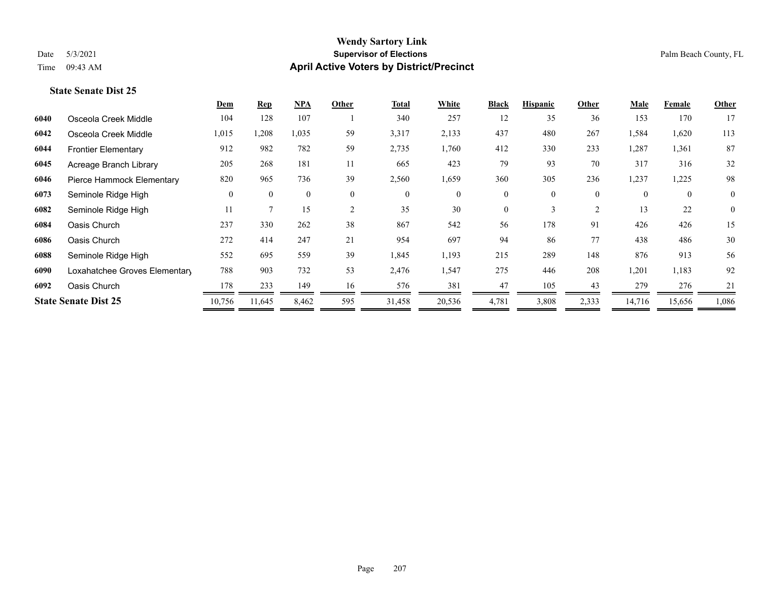# Wendy Sartory Link

## Supervisor of Elections

## April Active Voters by District/Precinct

Date 5/3/2021

Time 09:43 AM

Palm Beach County, FL

### State Senate Dist 25

| | | Dem | Rep | NPA | Other | Total | White | Black | Hispanic | Other | Male | Female | Other |
|---|---|---|---|---|---|---|---|---|---|---|---|---|---|
| 6040 | Osceola Creek Middle | 104 | 128 | 107 | 1 | 340 | 257 | 12 | 35 | 36 | 153 | 170 | 17 |
| 6042 | Osceola Creek Middle | 1,015 | 1,208 | 1,035 | 59 | 3,317 | 2,133 | 437 | 480 | 267 | 1,584 | 1,620 | 113 |
| 6044 | Frontier Elementary | 912 | 982 | 782 | 59 | 2,735 | 1,760 | 412 | 330 | 233 | 1,287 | 1,361 | 87 |
| 6045 | Acreage Branch Library | 205 | 268 | 181 | 11 | 665 | 423 | 79 | 93 | 70 | 317 | 316 | 32 |
| 6046 | Pierce Hammock Elementary | 820 | 965 | 736 | 39 | 2,560 | 1,659 | 360 | 305 | 236 | 1,237 | 1,225 | 98 |
| 6073 | Seminole Ridge High | 0 | 0 | 0 | 0 | 0 | 0 | 0 | 0 | 0 | 0 | 0 | 0 |
| 6082 | Seminole Ridge High | 11 | 7 | 15 | 2 | 35 | 30 | 0 | 3 | 2 | 13 | 22 | 0 |
| 6084 | Oasis Church | 237 | 330 | 262 | 38 | 867 | 542 | 56 | 178 | 91 | 426 | 426 | 15 |
| 6086 | Oasis Church | 272 | 414 | 247 | 21 | 954 | 697 | 94 | 86 | 77 | 438 | 486 | 30 |
| 6088 | Seminole Ridge High | 552 | 695 | 559 | 39 | 1,845 | 1,193 | 215 | 289 | 148 | 876 | 913 | 56 |
| 6090 | Loxahatchee Groves Elementary | 788 | 903 | 732 | 53 | 2,476 | 1,547 | 275 | 446 | 208 | 1,201 | 1,183 | 92 |
| 6092 | Oasis Church | 178 | 233 | 149 | 16 | 576 | 381 | 47 | 105 | 43 | 279 | 276 | 21 |
| **State Senate Dist 25** | | 10,756 | 11,645 | 8,462 | 595 | 31,458 | 20,536 | 4,781 | 3,808 | 2,333 | 14,716 | 15,656 | 1,086 |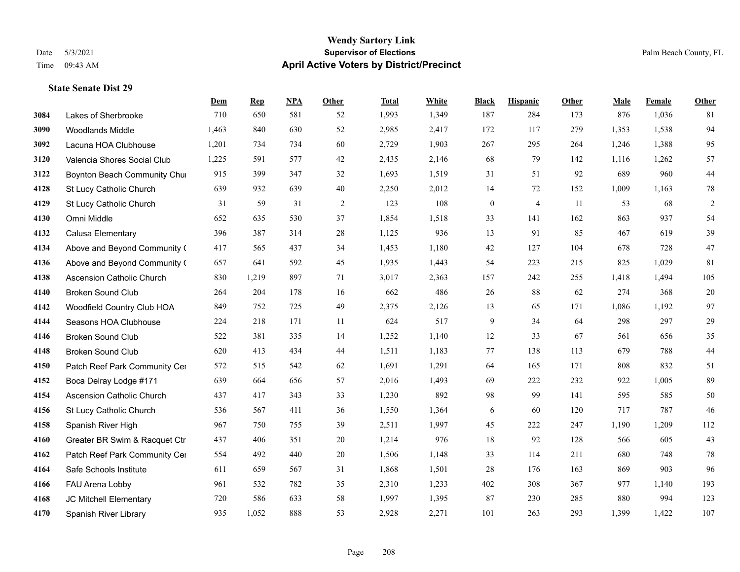# Wendy Sartory Link

**Supervisor of Elections**

**April Active Voters by District/Precinct**

Date 5/3/2021
Time 09:43 AM

Palm Beach County, FL

**State Senate Dist 29**

| | | Dem | Rep | NPA | Other | Total | White | Black | Hispanic | Other | Male | Female | Other |
|---|---|---|---|---|---|---|---|---|---|---|---|---|---|
| 3084 | Lakes of Sherbrooke | 710 | 650 | 581 | 52 | 1,993 | 1,349 | 187 | 284 | 173 | 876 | 1,036 | 81 |
| 3090 | Woodlands Middle | 1,463 | 840 | 630 | 52 | 2,985 | 2,417 | 172 | 117 | 279 | 1,353 | 1,538 | 94 |
| 3092 | Lacuna HOA Clubhouse | 1,201 | 734 | 734 | 60 | 2,729 | 1,903 | 267 | 295 | 264 | 1,246 | 1,388 | 95 |
| 3120 | Valencia Shores Social Club | 1,225 | 591 | 577 | 42 | 2,435 | 2,146 | 68 | 79 | 142 | 1,116 | 1,262 | 57 |
| 3122 | Boynton Beach Community Chur | 915 | 399 | 347 | 32 | 1,693 | 1,519 | 31 | 51 | 92 | 689 | 960 | 44 |
| 4128 | St Lucy Catholic Church | 639 | 932 | 639 | 40 | 2,250 | 2,012 | 14 | 72 | 152 | 1,009 | 1,163 | 78 |
| 4129 | St Lucy Catholic Church | 31 | 59 | 31 | 2 | 123 | 108 | 0 | 4 | 11 | 53 | 68 | 2 |
| 4130 | Omni Middle | 652 | 635 | 530 | 37 | 1,854 | 1,518 | 33 | 141 | 162 | 863 | 937 | 54 |
| 4132 | Calusa Elementary | 396 | 387 | 314 | 28 | 1,125 | 936 | 13 | 91 | 85 | 467 | 619 | 39 |
| 4134 | Above and Beyond Community ( | 417 | 565 | 437 | 34 | 1,453 | 1,180 | 42 | 127 | 104 | 678 | 728 | 47 |
| 4136 | Above and Beyond Community ( | 657 | 641 | 592 | 45 | 1,935 | 1,443 | 54 | 223 | 215 | 825 | 1,029 | 81 |
| 4138 | Ascension Catholic Church | 830 | 1,219 | 897 | 71 | 3,017 | 2,363 | 157 | 242 | 255 | 1,418 | 1,494 | 105 |
| 4140 | Broken Sound Club | 264 | 204 | 178 | 16 | 662 | 486 | 26 | 88 | 62 | 274 | 368 | 20 |
| 4142 | Woodfield Country Club HOA | 849 | 752 | 725 | 49 | 2,375 | 2,126 | 13 | 65 | 171 | 1,086 | 1,192 | 97 |
| 4144 | Seasons HOA Clubhouse | 224 | 218 | 171 | 11 | 624 | 517 | 9 | 34 | 64 | 298 | 297 | 29 |
| 4146 | Broken Sound Club | 522 | 381 | 335 | 14 | 1,252 | 1,140 | 12 | 33 | 67 | 561 | 656 | 35 |
| 4148 | Broken Sound Club | 620 | 413 | 434 | 44 | 1,511 | 1,183 | 77 | 138 | 113 | 679 | 788 | 44 |
| 4150 | Patch Reef Park Community Cer | 572 | 515 | 542 | 62 | 1,691 | 1,291 | 64 | 165 | 171 | 808 | 832 | 51 |
| 4152 | Boca Delray Lodge #171 | 639 | 664 | 656 | 57 | 2,016 | 1,493 | 69 | 222 | 232 | 922 | 1,005 | 89 |
| 4154 | Ascension Catholic Church | 437 | 417 | 343 | 33 | 1,230 | 892 | 98 | 99 | 141 | 595 | 585 | 50 |
| 4156 | St Lucy Catholic Church | 536 | 567 | 411 | 36 | 1,550 | 1,364 | 6 | 60 | 120 | 717 | 787 | 46 |
| 4158 | Spanish River High | 967 | 750 | 755 | 39 | 2,511 | 1,997 | 45 | 222 | 247 | 1,190 | 1,209 | 112 |
| 4160 | Greater BR Swim & Racquet Ctr | 437 | 406 | 351 | 20 | 1,214 | 976 | 18 | 92 | 128 | 566 | 605 | 43 |
| 4162 | Patch Reef Park Community Cer | 554 | 492 | 440 | 20 | 1,506 | 1,148 | 33 | 114 | 211 | 680 | 748 | 78 |
| 4164 | Safe Schools Institute | 611 | 659 | 567 | 31 | 1,868 | 1,501 | 28 | 176 | 163 | 869 | 903 | 96 |
| 4166 | FAU Arena Lobby | 961 | 532 | 782 | 35 | 2,310 | 1,233 | 402 | 308 | 367 | 977 | 1,140 | 193 |
| 4168 | JC Mitchell Elementary | 720 | 586 | 633 | 58 | 1,997 | 1,395 | 87 | 230 | 285 | 880 | 994 | 123 |
| 4170 | Spanish River Library | 935 | 1,052 | 888 | 53 | 2,928 | 2,271 | 101 | 263 | 293 | 1,399 | 1,422 | 107 |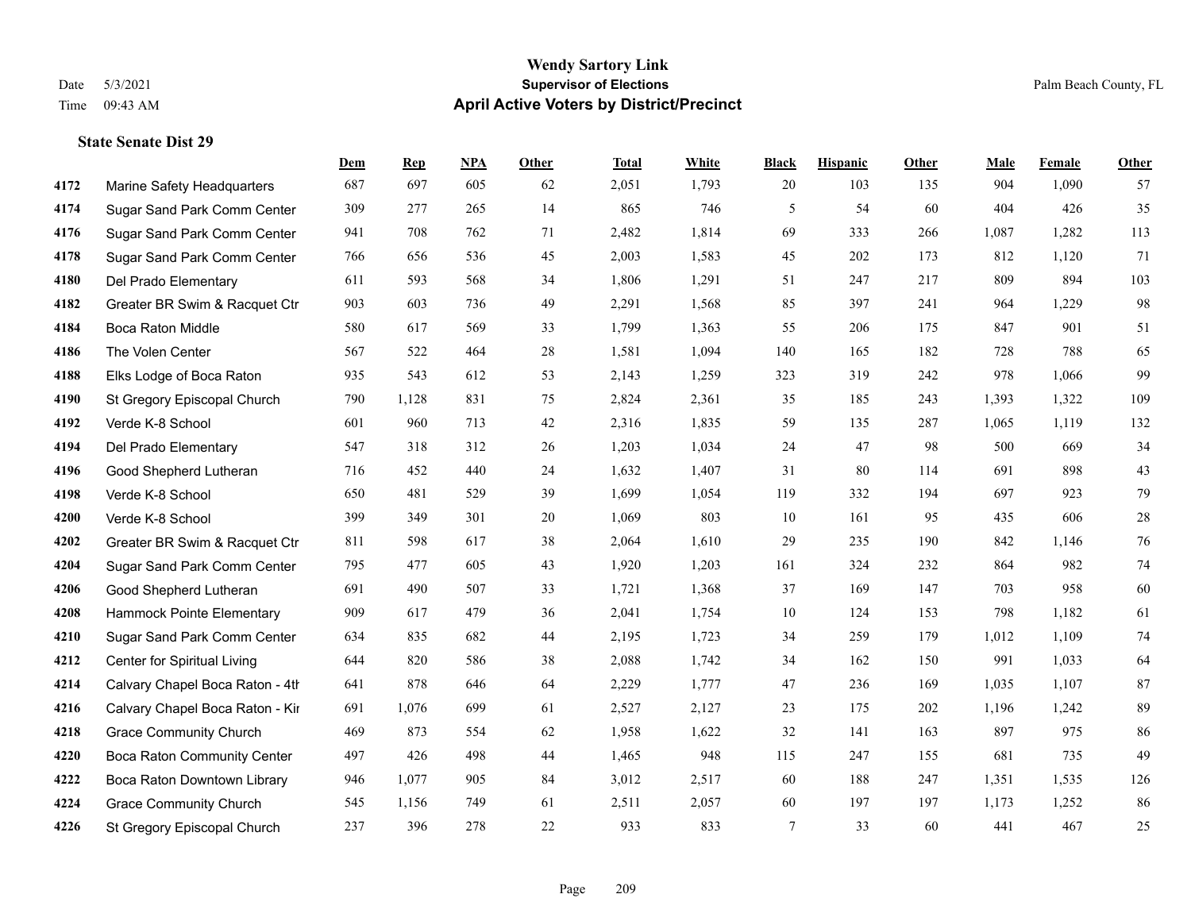**Wendy Sartory Link**
**Supervisor of Elections**
**April Active Voters by District/Precinct**

Date 5/3/2021
Time 09:43 AM

Palm Beach County, FL

**State Senate Dist 29**

| | | Dem | Rep | NPA | Other | Total | White | Black | Hispanic | Other | Male | Female | Other |
|---|---|---|---|---|---|---|---|---|---|---|---|---|---|
| 4172 | Marine Safety Headquarters | 687 | 697 | 605 | 62 | 2,051 | 1,793 | 20 | 103 | 135 | 904 | 1,090 | 57 |
| 4174 | Sugar Sand Park Comm Center | 309 | 277 | 265 | 14 | 865 | 746 | 5 | 54 | 60 | 404 | 426 | 35 |
| 4176 | Sugar Sand Park Comm Center | 941 | 708 | 762 | 71 | 2,482 | 1,814 | 69 | 333 | 266 | 1,087 | 1,282 | 113 |
| 4178 | Sugar Sand Park Comm Center | 766 | 656 | 536 | 45 | 2,003 | 1,583 | 45 | 202 | 173 | 812 | 1,120 | 71 |
| 4180 | Del Prado Elementary | 611 | 593 | 568 | 34 | 1,806 | 1,291 | 51 | 247 | 217 | 809 | 894 | 103 |
| 4182 | Greater BR Swim & Racquet Ctr | 903 | 603 | 736 | 49 | 2,291 | 1,568 | 85 | 397 | 241 | 964 | 1,229 | 98 |
| 4184 | Boca Raton Middle | 580 | 617 | 569 | 33 | 1,799 | 1,363 | 55 | 206 | 175 | 847 | 901 | 51 |
| 4186 | The Volen Center | 567 | 522 | 464 | 28 | 1,581 | 1,094 | 140 | 165 | 182 | 728 | 788 | 65 |
| 4188 | Elks Lodge of Boca Raton | 935 | 543 | 612 | 53 | 2,143 | 1,259 | 323 | 319 | 242 | 978 | 1,066 | 99 |
| 4190 | St Gregory Episcopal Church | 790 | 1,128 | 831 | 75 | 2,824 | 2,361 | 35 | 185 | 243 | 1,393 | 1,322 | 109 |
| 4192 | Verde K-8 School | 601 | 960 | 713 | 42 | 2,316 | 1,835 | 59 | 135 | 287 | 1,065 | 1,119 | 132 |
| 4194 | Del Prado Elementary | 547 | 318 | 312 | 26 | 1,203 | 1,034 | 24 | 47 | 98 | 500 | 669 | 34 |
| 4196 | Good Shepherd Lutheran | 716 | 452 | 440 | 24 | 1,632 | 1,407 | 31 | 80 | 114 | 691 | 898 | 43 |
| 4198 | Verde K-8 School | 650 | 481 | 529 | 39 | 1,699 | 1,054 | 119 | 332 | 194 | 697 | 923 | 79 |
| 4200 | Verde K-8 School | 399 | 349 | 301 | 20 | 1,069 | 803 | 10 | 161 | 95 | 435 | 606 | 28 |
| 4202 | Greater BR Swim & Racquet Ctr | 811 | 598 | 617 | 38 | 2,064 | 1,610 | 29 | 235 | 190 | 842 | 1,146 | 76 |
| 4204 | Sugar Sand Park Comm Center | 795 | 477 | 605 | 43 | 1,920 | 1,203 | 161 | 324 | 232 | 864 | 982 | 74 |
| 4206 | Good Shepherd Lutheran | 691 | 490 | 507 | 33 | 1,721 | 1,368 | 37 | 169 | 147 | 703 | 958 | 60 |
| 4208 | Hammock Pointe Elementary | 909 | 617 | 479 | 36 | 2,041 | 1,754 | 10 | 124 | 153 | 798 | 1,182 | 61 |
| 4210 | Sugar Sand Park Comm Center | 634 | 835 | 682 | 44 | 2,195 | 1,723 | 34 | 259 | 179 | 1,012 | 1,109 | 74 |
| 4212 | Center for Spiritual Living | 644 | 820 | 586 | 38 | 2,088 | 1,742 | 34 | 162 | 150 | 991 | 1,033 | 64 |
| 4214 | Calvary Chapel Boca Raton - 4th | 641 | 878 | 646 | 64 | 2,229 | 1,777 | 47 | 236 | 169 | 1,035 | 1,107 | 87 |
| 4216 | Calvary Chapel Boca Raton - Kir | 691 | 1,076 | 699 | 61 | 2,527 | 2,127 | 23 | 175 | 202 | 1,196 | 1,242 | 89 |
| 4218 | Grace Community Church | 469 | 873 | 554 | 62 | 1,958 | 1,622 | 32 | 141 | 163 | 897 | 975 | 86 |
| 4220 | Boca Raton Community Center | 497 | 426 | 498 | 44 | 1,465 | 948 | 115 | 247 | 155 | 681 | 735 | 49 |
| 4222 | Boca Raton Downtown Library | 946 | 1,077 | 905 | 84 | 3,012 | 2,517 | 60 | 188 | 247 | 1,351 | 1,535 | 126 |
| 4224 | Grace Community Church | 545 | 1,156 | 749 | 61 | 2,511 | 2,057 | 60 | 197 | 197 | 1,173 | 1,252 | 86 |
| 4226 | St Gregory Episcopal Church | 237 | 396 | 278 | 22 | 933 | 833 | 7 | 33 | 60 | 441 | 467 | 25 |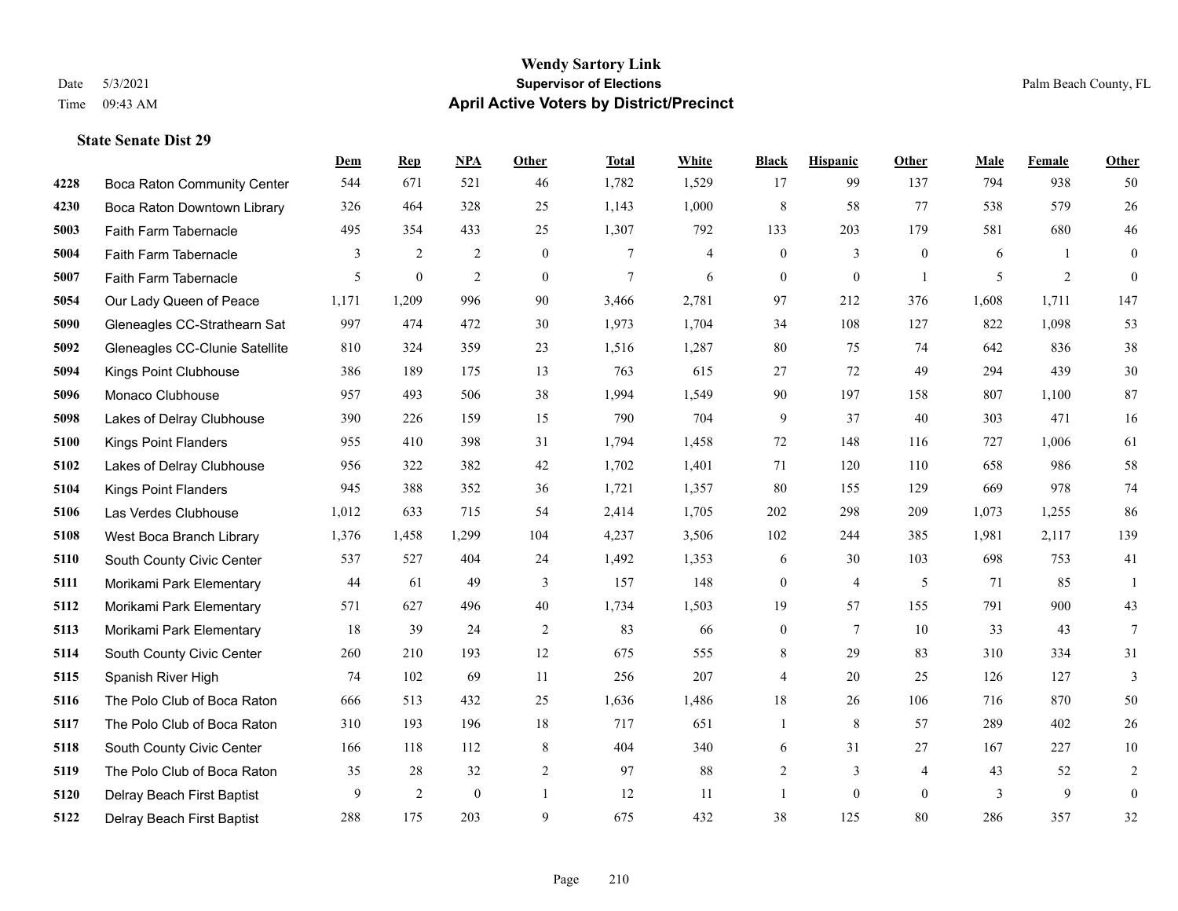Wendy Sartory Link
Date 5/3/2021
Supervisor of Elections
Palm Beach County, FL
Time 09:43 AM
**April Active Voters by District/Precinct**

### State Senate Dist 29

| | | Dem | Rep | NPA | Other | Total | White | Black | Hispanic | Other | Male | Female | Other |
|---|---|---|---|---|---|---|---|---|---|---|---|---|---|
| 4228 | Boca Raton Community Center | 544 | 671 | 521 | 46 | 1,782 | 1,529 | 17 | 99 | 137 | 794 | 938 | 50 |
| 4230 | Boca Raton Downtown Library | 326 | 464 | 328 | 25 | 1,143 | 1,000 | 8 | 58 | 77 | 538 | 579 | 26 |
| 5003 | Faith Farm Tabernacle | 495 | 354 | 433 | 25 | 1,307 | 792 | 133 | 203 | 179 | 581 | 680 | 46 |
| 5004 | Faith Farm Tabernacle | 3 | 2 | 2 | 0 | 7 | 4 | 0 | 3 | 0 | 6 | 1 | 0 |
| 5007 | Faith Farm Tabernacle | 5 | 0 | 2 | 0 | 7 | 6 | 0 | 0 | 1 | 5 | 2 | 0 |
| 5054 | Our Lady Queen of Peace | 1,171 | 1,209 | 996 | 90 | 3,466 | 2,781 | 97 | 212 | 376 | 1,608 | 1,711 | 147 |
| 5090 | Gleneagles CC-Strathearn Sat | 997 | 474 | 472 | 30 | 1,973 | 1,704 | 34 | 108 | 127 | 822 | 1,098 | 53 |
| 5092 | Gleneagles CC-Clunie Satellite | 810 | 324 | 359 | 23 | 1,516 | 1,287 | 80 | 75 | 74 | 642 | 836 | 38 |
| 5094 | Kings Point Clubhouse | 386 | 189 | 175 | 13 | 763 | 615 | 27 | 72 | 49 | 294 | 439 | 30 |
| 5096 | Monaco Clubhouse | 957 | 493 | 506 | 38 | 1,994 | 1,549 | 90 | 197 | 158 | 807 | 1,100 | 87 |
| 5098 | Lakes of Delray Clubhouse | 390 | 226 | 159 | 15 | 790 | 704 | 9 | 37 | 40 | 303 | 471 | 16 |
| 5100 | Kings Point Flanders | 955 | 410 | 398 | 31 | 1,794 | 1,458 | 72 | 148 | 116 | 727 | 1,006 | 61 |
| 5102 | Lakes of Delray Clubhouse | 956 | 322 | 382 | 42 | 1,702 | 1,401 | 71 | 120 | 110 | 658 | 986 | 58 |
| 5104 | Kings Point Flanders | 945 | 388 | 352 | 36 | 1,721 | 1,357 | 80 | 155 | 129 | 669 | 978 | 74 |
| 5106 | Las Verdes Clubhouse | 1,012 | 633 | 715 | 54 | 2,414 | 1,705 | 202 | 298 | 209 | 1,073 | 1,255 | 86 |
| 5108 | West Boca Branch Library | 1,376 | 1,458 | 1,299 | 104 | 4,237 | 3,506 | 102 | 244 | 385 | 1,981 | 2,117 | 139 |
| 5110 | South County Civic Center | 537 | 527 | 404 | 24 | 1,492 | 1,353 | 6 | 30 | 103 | 698 | 753 | 41 |
| 5111 | Morikami Park Elementary | 44 | 61 | 49 | 3 | 157 | 148 | 0 | 4 | 5 | 71 | 85 | 1 |
| 5112 | Morikami Park Elementary | 571 | 627 | 496 | 40 | 1,734 | 1,503 | 19 | 57 | 155 | 791 | 900 | 43 |
| 5113 | Morikami Park Elementary | 18 | 39 | 24 | 2 | 83 | 66 | 0 | 7 | 10 | 33 | 43 | 7 |
| 5114 | South County Civic Center | 260 | 210 | 193 | 12 | 675 | 555 | 8 | 29 | 83 | 310 | 334 | 31 |
| 5115 | Spanish River High | 74 | 102 | 69 | 11 | 256 | 207 | 4 | 20 | 25 | 126 | 127 | 3 |
| 5116 | The Polo Club of Boca Raton | 666 | 513 | 432 | 25 | 1,636 | 1,486 | 18 | 26 | 106 | 716 | 870 | 50 |
| 5117 | The Polo Club of Boca Raton | 310 | 193 | 196 | 18 | 717 | 651 | 1 | 8 | 57 | 289 | 402 | 26 |
| 5118 | South County Civic Center | 166 | 118 | 112 | 8 | 404 | 340 | 6 | 31 | 27 | 167 | 227 | 10 |
| 5119 | The Polo Club of Boca Raton | 35 | 28 | 32 | 2 | 97 | 88 | 2 | 3 | 4 | 43 | 52 | 2 |
| 5120 | Delray Beach First Baptist | 9 | 2 | 0 | 1 | 12 | 11 | 1 | 0 | 0 | 3 | 9 | 0 |
| 5122 | Delray Beach First Baptist | 288 | 175 | 203 | 9 | 675 | 432 | 38 | 125 | 80 | 286 | 357 | 32 |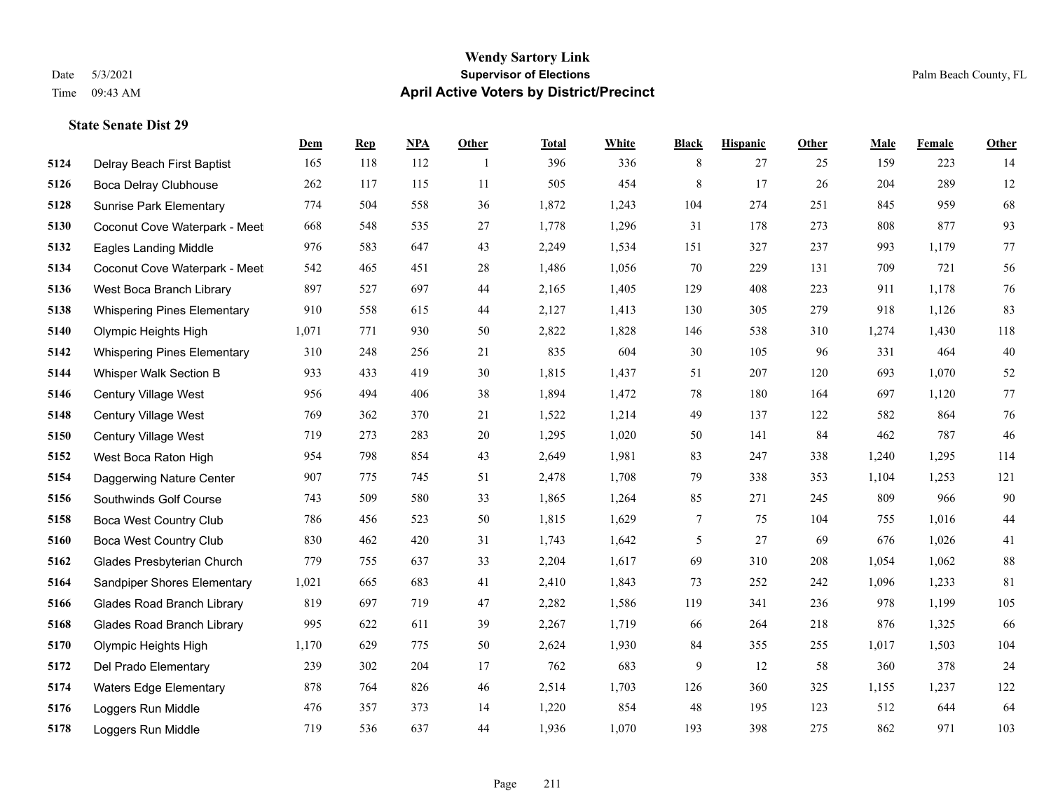**Wendy Sartory Link**
**Supervisor of Elections**
**April Active Voters by District/Precinct**

Date 5/3/2021
Time 09:43 AM

Palm Beach County, FL

### State Senate Dist 29

| | | Dem | Rep | NPA | Other | Total | White | Black | Hispanic | Other | Male | Female | Other |
|---|---|---|---|---|---|---|---|---|---|---|---|---|---|
| 5124 | Delray Beach First Baptist | 165 | 118 | 112 | 1 | 396 | 336 | 8 | 27 | 25 | 159 | 223 | 14 |
| 5126 | Boca Delray Clubhouse | 262 | 117 | 115 | 11 | 505 | 454 | 8 | 17 | 26 | 204 | 289 | 12 |
| 5128 | Sunrise Park Elementary | 774 | 504 | 558 | 36 | 1,872 | 1,243 | 104 | 274 | 251 | 845 | 959 | 68 |
| 5130 | Coconut Cove Waterpark - Meet | 668 | 548 | 535 | 27 | 1,778 | 1,296 | 31 | 178 | 273 | 808 | 877 | 93 |
| 5132 | Eagles Landing Middle | 976 | 583 | 647 | 43 | 2,249 | 1,534 | 151 | 327 | 237 | 993 | 1,179 | 77 |
| 5134 | Coconut Cove Waterpark - Meet | 542 | 465 | 451 | 28 | 1,486 | 1,056 | 70 | 229 | 131 | 709 | 721 | 56 |
| 5136 | West Boca Branch Library | 897 | 527 | 697 | 44 | 2,165 | 1,405 | 129 | 408 | 223 | 911 | 1,178 | 76 |
| 5138 | Whispering Pines Elementary | 910 | 558 | 615 | 44 | 2,127 | 1,413 | 130 | 305 | 279 | 918 | 1,126 | 83 |
| 5140 | Olympic Heights High | 1,071 | 771 | 930 | 50 | 2,822 | 1,828 | 146 | 538 | 310 | 1,274 | 1,430 | 118 |
| 5142 | Whispering Pines Elementary | 310 | 248 | 256 | 21 | 835 | 604 | 30 | 105 | 96 | 331 | 464 | 40 |
| 5144 | Whisper Walk Section B | 933 | 433 | 419 | 30 | 1,815 | 1,437 | 51 | 207 | 120 | 693 | 1,070 | 52 |
| 5146 | Century Village West | 956 | 494 | 406 | 38 | 1,894 | 1,472 | 78 | 180 | 164 | 697 | 1,120 | 77 |
| 5148 | Century Village West | 769 | 362 | 370 | 21 | 1,522 | 1,214 | 49 | 137 | 122 | 582 | 864 | 76 |
| 5150 | Century Village West | 719 | 273 | 283 | 20 | 1,295 | 1,020 | 50 | 141 | 84 | 462 | 787 | 46 |
| 5152 | West Boca Raton High | 954 | 798 | 854 | 43 | 2,649 | 1,981 | 83 | 247 | 338 | 1,240 | 1,295 | 114 |
| 5154 | Daggerwing Nature Center | 907 | 775 | 745 | 51 | 2,478 | 1,708 | 79 | 338 | 353 | 1,104 | 1,253 | 121 |
| 5156 | Southwinds Golf Course | 743 | 509 | 580 | 33 | 1,865 | 1,264 | 85 | 271 | 245 | 809 | 966 | 90 |
| 5158 | Boca West Country Club | 786 | 456 | 523 | 50 | 1,815 | 1,629 | 7 | 75 | 104 | 755 | 1,016 | 44 |
| 5160 | Boca West Country Club | 830 | 462 | 420 | 31 | 1,743 | 1,642 | 5 | 27 | 69 | 676 | 1,026 | 41 |
| 5162 | Glades Presbyterian Church | 779 | 755 | 637 | 33 | 2,204 | 1,617 | 69 | 310 | 208 | 1,054 | 1,062 | 88 |
| 5164 | Sandpiper Shores Elementary | 1,021 | 665 | 683 | 41 | 2,410 | 1,843 | 73 | 252 | 242 | 1,096 | 1,233 | 81 |
| 5166 | Glades Road Branch Library | 819 | 697 | 719 | 47 | 2,282 | 1,586 | 119 | 341 | 236 | 978 | 1,199 | 105 |
| 5168 | Glades Road Branch Library | 995 | 622 | 611 | 39 | 2,267 | 1,719 | 66 | 264 | 218 | 876 | 1,325 | 66 |
| 5170 | Olympic Heights High | 1,170 | 629 | 775 | 50 | 2,624 | 1,930 | 84 | 355 | 255 | 1,017 | 1,503 | 104 |
| 5172 | Del Prado Elementary | 239 | 302 | 204 | 17 | 762 | 683 | 9 | 12 | 58 | 360 | 378 | 24 |
| 5174 | Waters Edge Elementary | 878 | 764 | 826 | 46 | 2,514 | 1,703 | 126 | 360 | 325 | 1,155 | 1,237 | 122 |
| 5176 | Loggers Run Middle | 476 | 357 | 373 | 14 | 1,220 | 854 | 48 | 195 | 123 | 512 | 644 | 64 |
| 5178 | Loggers Run Middle | 719 | 536 | 637 | 44 | 1,936 | 1,070 | 193 | 398 | 275 | 862 | 971 | 103 |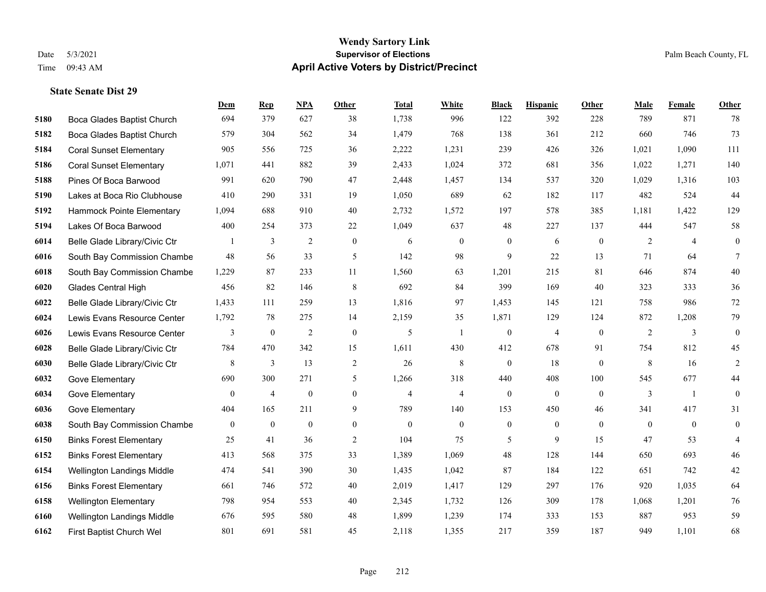# Wendy Sartory Link
## Supervisor of Elections
## April Active Voters by District/Precinct

Date 5/3/2021
Time 09:43 AM

Palm Beach County, FL

### State Senate Dist 29

| | | Dem | Rep | NPA | Other | Total | White | Black | Hispanic | Other | Male | Female | Other |
|---|---|---|---|---|---|---|---|---|---|---|---|---|---|
| 5180 | Boca Glades Baptist Church | 694 | 379 | 627 | 38 | 1,738 | 996 | 122 | 392 | 228 | 789 | 871 | 78 |
| 5182 | Boca Glades Baptist Church | 579 | 304 | 562 | 34 | 1,479 | 768 | 138 | 361 | 212 | 660 | 746 | 73 |
| 5184 | Coral Sunset Elementary | 905 | 556 | 725 | 36 | 2,222 | 1,231 | 239 | 426 | 326 | 1,021 | 1,090 | 111 |
| 5186 | Coral Sunset Elementary | 1,071 | 441 | 882 | 39 | 2,433 | 1,024 | 372 | 681 | 356 | 1,022 | 1,271 | 140 |
| 5188 | Pines Of Boca Barwood | 991 | 620 | 790 | 47 | 2,448 | 1,457 | 134 | 537 | 320 | 1,029 | 1,316 | 103 |
| 5190 | Lakes at Boca Rio Clubhouse | 410 | 290 | 331 | 19 | 1,050 | 689 | 62 | 182 | 117 | 482 | 524 | 44 |
| 5192 | Hammock Pointe Elementary | 1,094 | 688 | 910 | 40 | 2,732 | 1,572 | 197 | 578 | 385 | 1,181 | 1,422 | 129 |
| 5194 | Lakes Of Boca Barwood | 400 | 254 | 373 | 22 | 1,049 | 637 | 48 | 227 | 137 | 444 | 547 | 58 |
| 6014 | Belle Glade Library/Civic Ctr | 1 | 3 | 2 | 0 | 6 | 0 | 0 | 6 | 0 | 2 | 4 | 0 |
| 6016 | South Bay Commission Chambe | 48 | 56 | 33 | 5 | 142 | 98 | 9 | 22 | 13 | 71 | 64 | 7 |
| 6018 | South Bay Commission Chambe | 1,229 | 87 | 233 | 11 | 1,560 | 63 | 1,201 | 215 | 81 | 646 | 874 | 40 |
| 6020 | Glades Central High | 456 | 82 | 146 | 8 | 692 | 84 | 399 | 169 | 40 | 323 | 333 | 36 |
| 6022 | Belle Glade Library/Civic Ctr | 1,433 | 111 | 259 | 13 | 1,816 | 97 | 1,453 | 145 | 121 | 758 | 986 | 72 |
| 6024 | Lewis Evans Resource Center | 1,792 | 78 | 275 | 14 | 2,159 | 35 | 1,871 | 129 | 124 | 872 | 1,208 | 79 |
| 6026 | Lewis Evans Resource Center | 3 | 0 | 2 | 0 | 5 | 1 | 0 | 4 | 0 | 2 | 3 | 0 |
| 6028 | Belle Glade Library/Civic Ctr | 784 | 470 | 342 | 15 | 1,611 | 430 | 412 | 678 | 91 | 754 | 812 | 45 |
| 6030 | Belle Glade Library/Civic Ctr | 8 | 3 | 13 | 2 | 26 | 8 | 0 | 18 | 0 | 8 | 16 | 2 |
| 6032 | Gove Elementary | 690 | 300 | 271 | 5 | 1,266 | 318 | 440 | 408 | 100 | 545 | 677 | 44 |
| 6034 | Gove Elementary | 0 | 4 | 0 | 0 | 4 | 4 | 0 | 0 | 0 | 3 | 1 | 0 |
| 6036 | Gove Elementary | 404 | 165 | 211 | 9 | 789 | 140 | 153 | 450 | 46 | 341 | 417 | 31 |
| 6038 | South Bay Commission Chambe | 0 | 0 | 0 | 0 | 0 | 0 | 0 | 0 | 0 | 0 | 0 | 0 |
| 6150 | Binks Forest Elementary | 25 | 41 | 36 | 2 | 104 | 75 | 5 | 9 | 15 | 47 | 53 | 4 |
| 6152 | Binks Forest Elementary | 413 | 568 | 375 | 33 | 1,389 | 1,069 | 48 | 128 | 144 | 650 | 693 | 46 |
| 6154 | Wellington Landings Middle | 474 | 541 | 390 | 30 | 1,435 | 1,042 | 87 | 184 | 122 | 651 | 742 | 42 |
| 6156 | Binks Forest Elementary | 661 | 746 | 572 | 40 | 2,019 | 1,417 | 129 | 297 | 176 | 920 | 1,035 | 64 |
| 6158 | Wellington Elementary | 798 | 954 | 553 | 40 | 2,345 | 1,732 | 126 | 309 | 178 | 1,068 | 1,201 | 76 |
| 6160 | Wellington Landings Middle | 676 | 595 | 580 | 48 | 1,899 | 1,239 | 174 | 333 | 153 | 887 | 953 | 59 |
| 6162 | First Baptist Church Wel | 801 | 691 | 581 | 45 | 2,118 | 1,355 | 217 | 359 | 187 | 949 | 1,101 | 68 |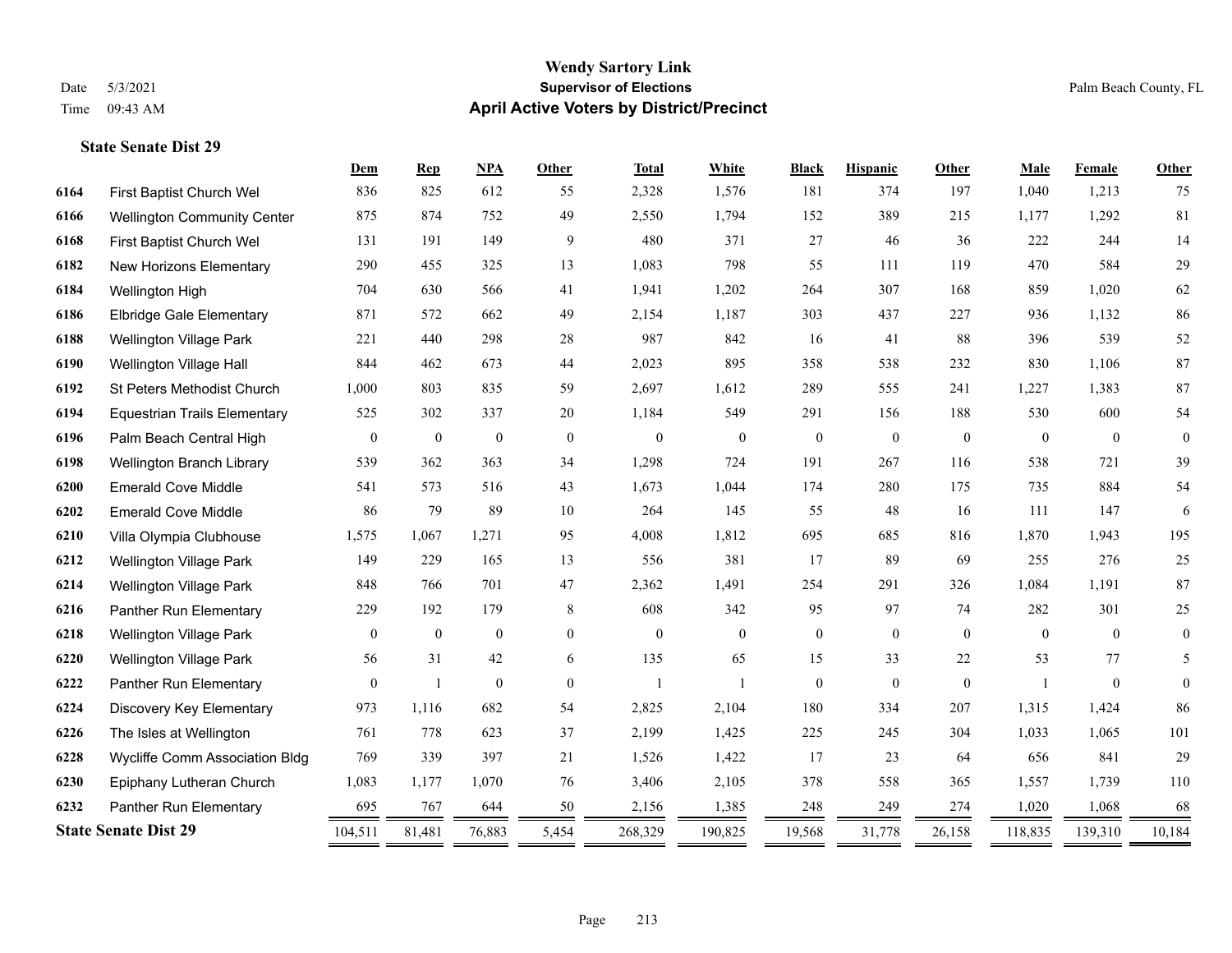# Wendy Sartory Link

**Supervisor of Elections**

**April Active Voters by District/Precinct**

Date 5/3/2021
Time 09:43 AM

Palm Beach County, FL

**State Senate Dist 29**

| | | Dem | Rep | NPA | Other | Total | White | Black | Hispanic | Other | Male | Female | Other |
|---|---|---|---|---|---|---|---|---|---|---|---|---|---|
| 6164 | First Baptist Church Wel | 836 | 825 | 612 | 55 | 2,328 | 1,576 | 181 | 374 | 197 | 1,040 | 1,213 | 75 |
| 6166 | Wellington Community Center | 875 | 874 | 752 | 49 | 2,550 | 1,794 | 152 | 389 | 215 | 1,177 | 1,292 | 81 |
| 6168 | First Baptist Church Wel | 131 | 191 | 149 | 9 | 480 | 371 | 27 | 46 | 36 | 222 | 244 | 14 |
| 6182 | New Horizons Elementary | 290 | 455 | 325 | 13 | 1,083 | 798 | 55 | 111 | 119 | 470 | 584 | 29 |
| 6184 | Wellington High | 704 | 630 | 566 | 41 | 1,941 | 1,202 | 264 | 307 | 168 | 859 | 1,020 | 62 |
| 6186 | Elbridge Gale Elementary | 871 | 572 | 662 | 49 | 2,154 | 1,187 | 303 | 437 | 227 | 936 | 1,132 | 86 |
| 6188 | Wellington Village Park | 221 | 440 | 298 | 28 | 987 | 842 | 16 | 41 | 88 | 396 | 539 | 52 |
| 6190 | Wellington Village Hall | 844 | 462 | 673 | 44 | 2,023 | 895 | 358 | 538 | 232 | 830 | 1,106 | 87 |
| 6192 | St Peters Methodist Church | 1,000 | 803 | 835 | 59 | 2,697 | 1,612 | 289 | 555 | 241 | 1,227 | 1,383 | 87 |
| 6194 | Equestrian Trails Elementary | 525 | 302 | 337 | 20 | 1,184 | 549 | 291 | 156 | 188 | 530 | 600 | 54 |
| 6196 | Palm Beach Central High | 0 | 0 | 0 | 0 | 0 | 0 | 0 | 0 | 0 | 0 | 0 | 0 |
| 6198 | Wellington Branch Library | 539 | 362 | 363 | 34 | 1,298 | 724 | 191 | 267 | 116 | 538 | 721 | 39 |
| 6200 | Emerald Cove Middle | 541 | 573 | 516 | 43 | 1,673 | 1,044 | 174 | 280 | 175 | 735 | 884 | 54 |
| 6202 | Emerald Cove Middle | 86 | 79 | 89 | 10 | 264 | 145 | 55 | 48 | 16 | 111 | 147 | 6 |
| 6210 | Villa Olympia Clubhouse | 1,575 | 1,067 | 1,271 | 95 | 4,008 | 1,812 | 695 | 685 | 816 | 1,870 | 1,943 | 195 |
| 6212 | Wellington Village Park | 149 | 229 | 165 | 13 | 556 | 381 | 17 | 89 | 69 | 255 | 276 | 25 |
| 6214 | Wellington Village Park | 848 | 766 | 701 | 47 | 2,362 | 1,491 | 254 | 291 | 326 | 1,084 | 1,191 | 87 |
| 6216 | Panther Run Elementary | 229 | 192 | 179 | 8 | 608 | 342 | 95 | 97 | 74 | 282 | 301 | 25 |
| 6218 | Wellington Village Park | 0 | 0 | 0 | 0 | 0 | 0 | 0 | 0 | 0 | 0 | 0 | 0 |
| 6220 | Wellington Village Park | 56 | 31 | 42 | 6 | 135 | 65 | 15 | 33 | 22 | 53 | 77 | 5 |
| 6222 | Panther Run Elementary | 0 | 1 | 0 | 0 | 1 | 1 | 0 | 0 | 0 | 1 | 0 | 0 |
| 6224 | Discovery Key Elementary | 973 | 1,116 | 682 | 54 | 2,825 | 2,104 | 180 | 334 | 207 | 1,315 | 1,424 | 86 |
| 6226 | The Isles at Wellington | 761 | 778 | 623 | 37 | 2,199 | 1,425 | 225 | 245 | 304 | 1,033 | 1,065 | 101 |
| 6228 | Wycliffe Comm Association Bldg | 769 | 339 | 397 | 21 | 1,526 | 1,422 | 17 | 23 | 64 | 656 | 841 | 29 |
| 6230 | Epiphany Lutheran Church | 1,083 | 1,177 | 1,070 | 76 | 3,406 | 2,105 | 378 | 558 | 365 | 1,557 | 1,739 | 110 |
| 6232 | Panther Run Elementary | 695 | 767 | 644 | 50 | 2,156 | 1,385 | 248 | 249 | 274 | 1,020 | 1,068 | 68 |
| **State Senate Dist 29** | | 104,511 | 81,481 | 76,883 | 5,454 | 268,329 | 190,825 | 19,568 | 31,778 | 26,158 | 118,835 | 139,310 | 10,184 |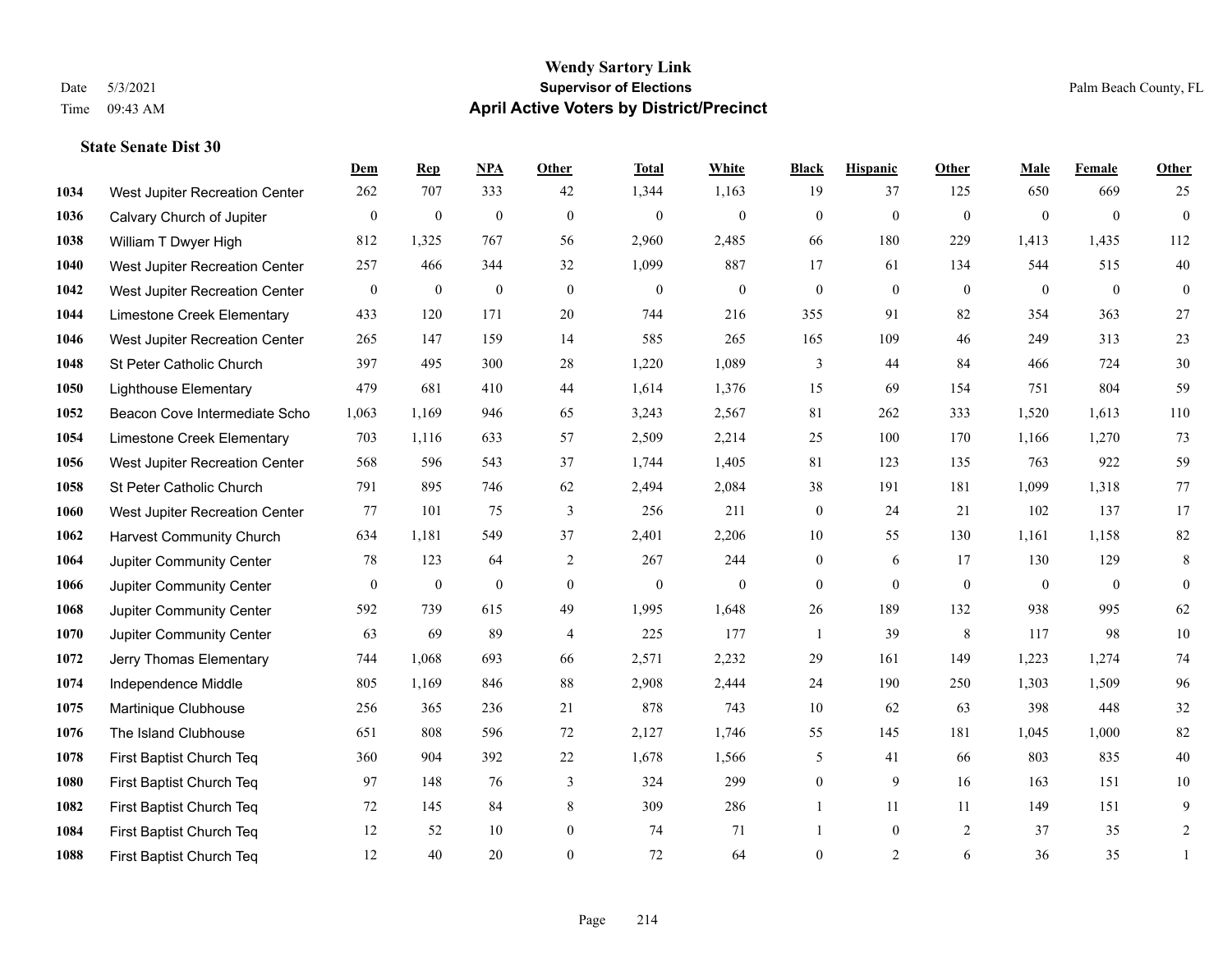**Wendy Sartory Link**
**Supervisor of Elections**
**April Active Voters by District/Precinct**

Date 5/3/2021
Time 09:43 AM

Palm Beach County, FL

### State Senate Dist 30

| | | Dem | Rep | NPA | Other | Total | White | Black | Hispanic | Other | Male | Female | Other |
|---|---|---|---|---|---|---|---|---|---|---|---|---|---|
| 1034 | West Jupiter Recreation Center | 262 | 707 | 333 | 42 | 1,344 | 1,163 | 19 | 37 | 125 | 650 | 669 | 25 |
| 1036 | Calvary Church of Jupiter | 0 | 0 | 0 | 0 | 0 | 0 | 0 | 0 | 0 | 0 | 0 | 0 |
| 1038 | William T Dwyer High | 812 | 1,325 | 767 | 56 | 2,960 | 2,485 | 66 | 180 | 229 | 1,413 | 1,435 | 112 |
| 1040 | West Jupiter Recreation Center | 257 | 466 | 344 | 32 | 1,099 | 887 | 17 | 61 | 134 | 544 | 515 | 40 |
| 1042 | West Jupiter Recreation Center | 0 | 0 | 0 | 0 | 0 | 0 | 0 | 0 | 0 | 0 | 0 | 0 |
| 1044 | Limestone Creek Elementary | 433 | 120 | 171 | 20 | 744 | 216 | 355 | 91 | 82 | 354 | 363 | 27 |
| 1046 | West Jupiter Recreation Center | 265 | 147 | 159 | 14 | 585 | 265 | 165 | 109 | 46 | 249 | 313 | 23 |
| 1048 | St Peter Catholic Church | 397 | 495 | 300 | 28 | 1,220 | 1,089 | 3 | 44 | 84 | 466 | 724 | 30 |
| 1050 | Lighthouse Elementary | 479 | 681 | 410 | 44 | 1,614 | 1,376 | 15 | 69 | 154 | 751 | 804 | 59 |
| 1052 | Beacon Cove Intermediate Scho | 1,063 | 1,169 | 946 | 65 | 3,243 | 2,567 | 81 | 262 | 333 | 1,520 | 1,613 | 110 |
| 1054 | Limestone Creek Elementary | 703 | 1,116 | 633 | 57 | 2,509 | 2,214 | 25 | 100 | 170 | 1,166 | 1,270 | 73 |
| 1056 | West Jupiter Recreation Center | 568 | 596 | 543 | 37 | 1,744 | 1,405 | 81 | 123 | 135 | 763 | 922 | 59 |
| 1058 | St Peter Catholic Church | 791 | 895 | 746 | 62 | 2,494 | 2,084 | 38 | 191 | 181 | 1,099 | 1,318 | 77 |
| 1060 | West Jupiter Recreation Center | 77 | 101 | 75 | 3 | 256 | 211 | 0 | 24 | 21 | 102 | 137 | 17 |
| 1062 | Harvest Community Church | 634 | 1,181 | 549 | 37 | 2,401 | 2,206 | 10 | 55 | 130 | 1,161 | 1,158 | 82 |
| 1064 | Jupiter Community Center | 78 | 123 | 64 | 2 | 267 | 244 | 0 | 6 | 17 | 130 | 129 | 8 |
| 1066 | Jupiter Community Center | 0 | 0 | 0 | 0 | 0 | 0 | 0 | 0 | 0 | 0 | 0 | 0 |
| 1068 | Jupiter Community Center | 592 | 739 | 615 | 49 | 1,995 | 1,648 | 26 | 189 | 132 | 938 | 995 | 62 |
| 1070 | Jupiter Community Center | 63 | 69 | 89 | 4 | 225 | 177 | 1 | 39 | 8 | 117 | 98 | 10 |
| 1072 | Jerry Thomas Elementary | 744 | 1,068 | 693 | 66 | 2,571 | 2,232 | 29 | 161 | 149 | 1,223 | 1,274 | 74 |
| 1074 | Independence Middle | 805 | 1,169 | 846 | 88 | 2,908 | 2,444 | 24 | 190 | 250 | 1,303 | 1,509 | 96 |
| 1075 | Martinique Clubhouse | 256 | 365 | 236 | 21 | 878 | 743 | 10 | 62 | 63 | 398 | 448 | 32 |
| 1076 | The Island Clubhouse | 651 | 808 | 596 | 72 | 2,127 | 1,746 | 55 | 145 | 181 | 1,045 | 1,000 | 82 |
| 1078 | First Baptist Church Teq | 360 | 904 | 392 | 22 | 1,678 | 1,566 | 5 | 41 | 66 | 803 | 835 | 40 |
| 1080 | First Baptist Church Teq | 97 | 148 | 76 | 3 | 324 | 299 | 0 | 9 | 16 | 163 | 151 | 10 |
| 1082 | First Baptist Church Teq | 72 | 145 | 84 | 8 | 309 | 286 | 1 | 11 | 11 | 149 | 151 | 9 |
| 1084 | First Baptist Church Teq | 12 | 52 | 10 | 0 | 74 | 71 | 1 | 0 | 2 | 37 | 35 | 2 |
| 1088 | First Baptist Church Teq | 12 | 40 | 20 | 0 | 72 | 64 | 0 | 2 | 6 | 36 | 35 | 1 |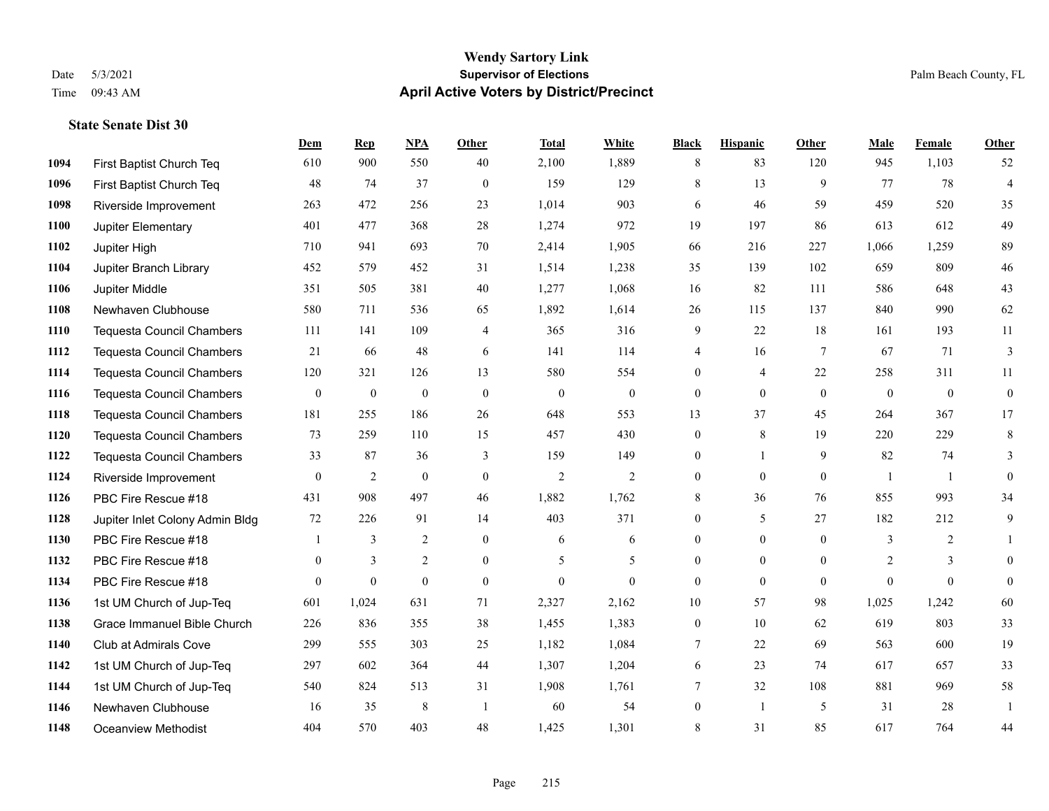# Wendy Sartory Link

**Supervisor of Elections**

**April Active Voters by District/Precinct**

Date 5/3/2021
Time 09:43 AM

Palm Beach County, FL

### State Senate Dist 30

| | | Dem | Rep | NPA | Other | Total | White | Black | Hispanic | Other | Male | Female | Other |
|---|---|---|---|---|---|---|---|---|---|---|---|---|---|
| 1094 | First Baptist Church Teq | 610 | 900 | 550 | 40 | 2,100 | 1,889 | 8 | 83 | 120 | 945 | 1,103 | 52 |
| 1096 | First Baptist Church Teq | 48 | 74 | 37 | 0 | 159 | 129 | 8 | 13 | 9 | 77 | 78 | 4 |
| 1098 | Riverside Improvement | 263 | 472 | 256 | 23 | 1,014 | 903 | 6 | 46 | 59 | 459 | 520 | 35 |
| 1100 | Jupiter Elementary | 401 | 477 | 368 | 28 | 1,274 | 972 | 19 | 197 | 86 | 613 | 612 | 49 |
| 1102 | Jupiter High | 710 | 941 | 693 | 70 | 2,414 | 1,905 | 66 | 216 | 227 | 1,066 | 1,259 | 89 |
| 1104 | Jupiter Branch Library | 452 | 579 | 452 | 31 | 1,514 | 1,238 | 35 | 139 | 102 | 659 | 809 | 46 |
| 1106 | Jupiter Middle | 351 | 505 | 381 | 40 | 1,277 | 1,068 | 16 | 82 | 111 | 586 | 648 | 43 |
| 1108 | Newhaven Clubhouse | 580 | 711 | 536 | 65 | 1,892 | 1,614 | 26 | 115 | 137 | 840 | 990 | 62 |
| 1110 | Tequesta Council Chambers | 111 | 141 | 109 | 4 | 365 | 316 | 9 | 22 | 18 | 161 | 193 | 11 |
| 1112 | Tequesta Council Chambers | 21 | 66 | 48 | 6 | 141 | 114 | 4 | 16 | 7 | 67 | 71 | 3 |
| 1114 | Tequesta Council Chambers | 120 | 321 | 126 | 13 | 580 | 554 | 0 | 4 | 22 | 258 | 311 | 11 |
| 1116 | Tequesta Council Chambers | 0 | 0 | 0 | 0 | 0 | 0 | 0 | 0 | 0 | 0 | 0 | 0 |
| 1118 | Tequesta Council Chambers | 181 | 255 | 186 | 26 | 648 | 553 | 13 | 37 | 45 | 264 | 367 | 17 |
| 1120 | Tequesta Council Chambers | 73 | 259 | 110 | 15 | 457 | 430 | 0 | 8 | 19 | 220 | 229 | 8 |
| 1122 | Tequesta Council Chambers | 33 | 87 | 36 | 3 | 159 | 149 | 0 | 1 | 9 | 82 | 74 | 3 |
| 1124 | Riverside Improvement | 0 | 2 | 0 | 0 | 2 | 2 | 0 | 0 | 0 | 1 | 1 | 0 |
| 1126 | PBC Fire Rescue #18 | 431 | 908 | 497 | 46 | 1,882 | 1,762 | 8 | 36 | 76 | 855 | 993 | 34 |
| 1128 | Jupiter Inlet Colony Admin Bldg | 72 | 226 | 91 | 14 | 403 | 371 | 0 | 5 | 27 | 182 | 212 | 9 |
| 1130 | PBC Fire Rescue #18 | 1 | 3 | 2 | 0 | 6 | 6 | 0 | 0 | 0 | 3 | 2 | 1 |
| 1132 | PBC Fire Rescue #18 | 0 | 3 | 2 | 0 | 5 | 5 | 0 | 0 | 0 | 2 | 3 | 0 |
| 1134 | PBC Fire Rescue #18 | 0 | 0 | 0 | 0 | 0 | 0 | 0 | 0 | 0 | 0 | 0 | 0 |
| 1136 | 1st UM Church of Jup-Teq | 601 | 1,024 | 631 | 71 | 2,327 | 2,162 | 10 | 57 | 98 | 1,025 | 1,242 | 60 |
| 1138 | Grace Immanuel Bible Church | 226 | 836 | 355 | 38 | 1,455 | 1,383 | 0 | 10 | 62 | 619 | 803 | 33 |
| 1140 | Club at Admirals Cove | 299 | 555 | 303 | 25 | 1,182 | 1,084 | 7 | 22 | 69 | 563 | 600 | 19 |
| 1142 | 1st UM Church of Jup-Teq | 297 | 602 | 364 | 44 | 1,307 | 1,204 | 6 | 23 | 74 | 617 | 657 | 33 |
| 1144 | 1st UM Church of Jup-Teq | 540 | 824 | 513 | 31 | 1,908 | 1,761 | 7 | 32 | 108 | 881 | 969 | 58 |
| 1146 | Newhaven Clubhouse | 16 | 35 | 8 | 1 | 60 | 54 | 0 | 1 | 5 | 31 | 28 | 1 |
| 1148 | Oceanview Methodist | 404 | 570 | 403 | 48 | 1,425 | 1,301 | 8 | 31 | 85 | 617 | 764 | 44 |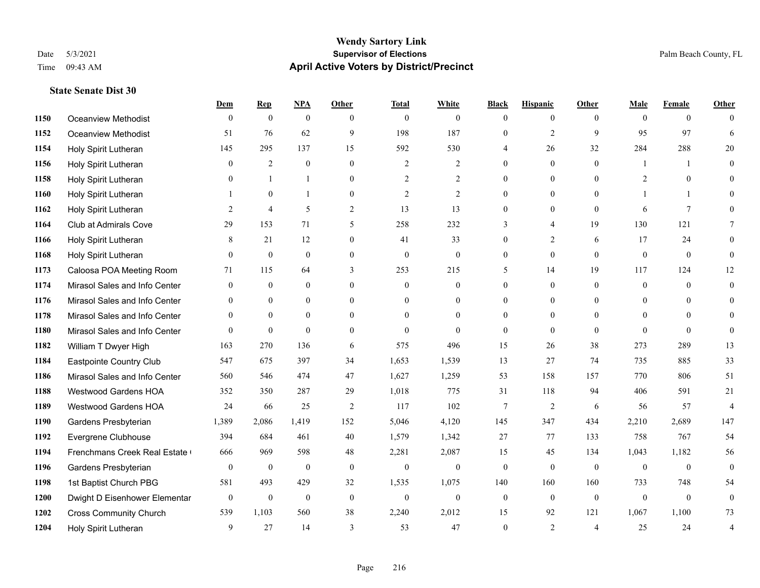# Wendy Sartory Link
## Supervisor of Elections
## April Active Voters by District/Precinct

Date 5/3/2021
Time 09:43 AM
Palm Beach County, FL

### State Senate Dist 30

| | | Dem | Rep | NPA | Other | Total | White | Black | Hispanic | Other | Male | Female | Other |
|---|---|---|---|---|---|---|---|---|---|---|---|---|---|
| 1150 | Oceanview Methodist | 0 | 0 | 0 | 0 | 0 | 0 | 0 | 0 | 0 | 0 | 0 | 0 |
| 1152 | Oceanview Methodist | 51 | 76 | 62 | 9 | 198 | 187 | 0 | 2 | 9 | 95 | 97 | 6 |
| 1154 | Holy Spirit Lutheran | 145 | 295 | 137 | 15 | 592 | 530 | 4 | 26 | 32 | 284 | 288 | 20 |
| 1156 | Holy Spirit Lutheran | 0 | 2 | 0 | 0 | 2 | 2 | 0 | 0 | 0 | 1 | 1 | 0 |
| 1158 | Holy Spirit Lutheran | 0 | 1 | 1 | 0 | 2 | 2 | 0 | 0 | 0 | 2 | 0 | 0 |
| 1160 | Holy Spirit Lutheran | 1 | 0 | 1 | 0 | 2 | 2 | 0 | 0 | 0 | 1 | 1 | 0 |
| 1162 | Holy Spirit Lutheran | 2 | 4 | 5 | 2 | 13 | 13 | 0 | 0 | 0 | 6 | 7 | 0 |
| 1164 | Club at Admirals Cove | 29 | 153 | 71 | 5 | 258 | 232 | 3 | 4 | 19 | 130 | 121 | 7 |
| 1166 | Holy Spirit Lutheran | 8 | 21 | 12 | 0 | 41 | 33 | 0 | 2 | 6 | 17 | 24 | 0 |
| 1168 | Holy Spirit Lutheran | 0 | 0 | 0 | 0 | 0 | 0 | 0 | 0 | 0 | 0 | 0 | 0 |
| 1173 | Caloosa POA Meeting Room | 71 | 115 | 64 | 3 | 253 | 215 | 5 | 14 | 19 | 117 | 124 | 12 |
| 1174 | Mirasol Sales and Info Center | 0 | 0 | 0 | 0 | 0 | 0 | 0 | 0 | 0 | 0 | 0 | 0 |
| 1176 | Mirasol Sales and Info Center | 0 | 0 | 0 | 0 | 0 | 0 | 0 | 0 | 0 | 0 | 0 | 0 |
| 1178 | Mirasol Sales and Info Center | 0 | 0 | 0 | 0 | 0 | 0 | 0 | 0 | 0 | 0 | 0 | 0 |
| 1180 | Mirasol Sales and Info Center | 0 | 0 | 0 | 0 | 0 | 0 | 0 | 0 | 0 | 0 | 0 | 0 |
| 1182 | William T Dwyer High | 163 | 270 | 136 | 6 | 575 | 496 | 15 | 26 | 38 | 273 | 289 | 13 |
| 1184 | Eastpointe Country Club | 547 | 675 | 397 | 34 | 1,653 | 1,539 | 13 | 27 | 74 | 735 | 885 | 33 |
| 1186 | Mirasol Sales and Info Center | 560 | 546 | 474 | 47 | 1,627 | 1,259 | 53 | 158 | 157 | 770 | 806 | 51 |
| 1188 | Westwood Gardens HOA | 352 | 350 | 287 | 29 | 1,018 | 775 | 31 | 118 | 94 | 406 | 591 | 21 |
| 1189 | Westwood Gardens HOA | 24 | 66 | 25 | 2 | 117 | 102 | 7 | 2 | 6 | 56 | 57 | 4 |
| 1190 | Gardens Presbyterian | 1,389 | 2,086 | 1,419 | 152 | 5,046 | 4,120 | 145 | 347 | 434 | 2,210 | 2,689 | 147 |
| 1192 | Evergrene Clubhouse | 394 | 684 | 461 | 40 | 1,579 | 1,342 | 27 | 77 | 133 | 758 | 767 | 54 |
| 1194 | Frenchmans Creek Real Estate ( | 666 | 969 | 598 | 48 | 2,281 | 2,087 | 15 | 45 | 134 | 1,043 | 1,182 | 56 |
| 1196 | Gardens Presbyterian | 0 | 0 | 0 | 0 | 0 | 0 | 0 | 0 | 0 | 0 | 0 | 0 |
| 1198 | 1st Baptist Church PBG | 581 | 493 | 429 | 32 | 1,535 | 1,075 | 140 | 160 | 160 | 733 | 748 | 54 |
| 1200 | Dwight D Eisenhower Elementar | 0 | 0 | 0 | 0 | 0 | 0 | 0 | 0 | 0 | 0 | 0 | 0 |
| 1202 | Cross Community Church | 539 | 1,103 | 560 | 38 | 2,240 | 2,012 | 15 | 92 | 121 | 1,067 | 1,100 | 73 |
| 1204 | Holy Spirit Lutheran | 9 | 27 | 14 | 3 | 53 | 47 | 0 | 2 | 4 | 25 | 24 | 4 |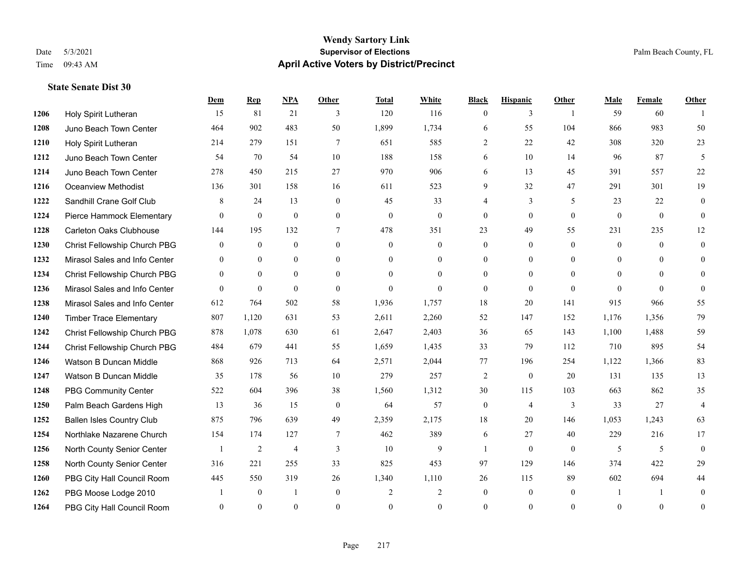# Wendy Sartory Link
## Supervisor of Elections
## April Active Voters by District/Precinct

Date 5/3/2021
Time 09:43 AM

Palm Beach County, FL

### State Senate Dist 30

| | | Dem | Rep | NPA | Other | Total | White | Black | Hispanic | Other | Male | Female | Other |
|---|---|---|---|---|---|---|---|---|---|---|---|---|---|
| 1206 | Holy Spirit Lutheran | 15 | 81 | 21 | 3 | 120 | 116 | 0 | 3 | 1 | 59 | 60 | 1 |
| 1208 | Juno Beach Town Center | 464 | 902 | 483 | 50 | 1,899 | 1,734 | 6 | 55 | 104 | 866 | 983 | 50 |
| 1210 | Holy Spirit Lutheran | 214 | 279 | 151 | 7 | 651 | 585 | 2 | 22 | 42 | 308 | 320 | 23 |
| 1212 | Juno Beach Town Center | 54 | 70 | 54 | 10 | 188 | 158 | 6 | 10 | 14 | 96 | 87 | 5 |
| 1214 | Juno Beach Town Center | 278 | 450 | 215 | 27 | 970 | 906 | 6 | 13 | 45 | 391 | 557 | 22 |
| 1216 | Oceanview Methodist | 136 | 301 | 158 | 16 | 611 | 523 | 9 | 32 | 47 | 291 | 301 | 19 |
| 1222 | Sandhill Crane Golf Club | 8 | 24 | 13 | 0 | 45 | 33 | 4 | 3 | 5 | 23 | 22 | 0 |
| 1224 | Pierce Hammock Elementary | 0 | 0 | 0 | 0 | 0 | 0 | 0 | 0 | 0 | 0 | 0 | 0 |
| 1228 | Carleton Oaks Clubhouse | 144 | 195 | 132 | 7 | 478 | 351 | 23 | 49 | 55 | 231 | 235 | 12 |
| 1230 | Christ Fellowship Church PBG | 0 | 0 | 0 | 0 | 0 | 0 | 0 | 0 | 0 | 0 | 0 | 0 |
| 1232 | Mirasol Sales and Info Center | 0 | 0 | 0 | 0 | 0 | 0 | 0 | 0 | 0 | 0 | 0 | 0 |
| 1234 | Christ Fellowship Church PBG | 0 | 0 | 0 | 0 | 0 | 0 | 0 | 0 | 0 | 0 | 0 | 0 |
| 1236 | Mirasol Sales and Info Center | 0 | 0 | 0 | 0 | 0 | 0 | 0 | 0 | 0 | 0 | 0 | 0 |
| 1238 | Mirasol Sales and Info Center | 612 | 764 | 502 | 58 | 1,936 | 1,757 | 18 | 20 | 141 | 915 | 966 | 55 |
| 1240 | Timber Trace Elementary | 807 | 1,120 | 631 | 53 | 2,611 | 2,260 | 52 | 147 | 152 | 1,176 | 1,356 | 79 |
| 1242 | Christ Fellowship Church PBG | 878 | 1,078 | 630 | 61 | 2,647 | 2,403 | 36 | 65 | 143 | 1,100 | 1,488 | 59 |
| 1244 | Christ Fellowship Church PBG | 484 | 679 | 441 | 55 | 1,659 | 1,435 | 33 | 79 | 112 | 710 | 895 | 54 |
| 1246 | Watson B Duncan Middle | 868 | 926 | 713 | 64 | 2,571 | 2,044 | 77 | 196 | 254 | 1,122 | 1,366 | 83 |
| 1247 | Watson B Duncan Middle | 35 | 178 | 56 | 10 | 279 | 257 | 2 | 0 | 20 | 131 | 135 | 13 |
| 1248 | PBG Community Center | 522 | 604 | 396 | 38 | 1,560 | 1,312 | 30 | 115 | 103 | 663 | 862 | 35 |
| 1250 | Palm Beach Gardens High | 13 | 36 | 15 | 0 | 64 | 57 | 0 | 4 | 3 | 33 | 27 | 4 |
| 1252 | Ballen Isles Country Club | 875 | 796 | 639 | 49 | 2,359 | 2,175 | 18 | 20 | 146 | 1,053 | 1,243 | 63 |
| 1254 | Northlake Nazarene Church | 154 | 174 | 127 | 7 | 462 | 389 | 6 | 27 | 40 | 229 | 216 | 17 |
| 1256 | North County Senior Center | 1 | 2 | 4 | 3 | 10 | 9 | 1 | 0 | 0 | 5 | 5 | 0 |
| 1258 | North County Senior Center | 316 | 221 | 255 | 33 | 825 | 453 | 97 | 129 | 146 | 374 | 422 | 29 |
| 1260 | PBG City Hall Council Room | 445 | 550 | 319 | 26 | 1,340 | 1,110 | 26 | 115 | 89 | 602 | 694 | 44 |
| 1262 | PBG Moose Lodge 2010 | 1 | 0 | 1 | 0 | 2 | 2 | 0 | 0 | 0 | 1 | 1 | 0 |
| 1264 | PBG City Hall Council Room | 0 | 0 | 0 | 0 | 0 | 0 | 0 | 0 | 0 | 0 | 0 | 0 |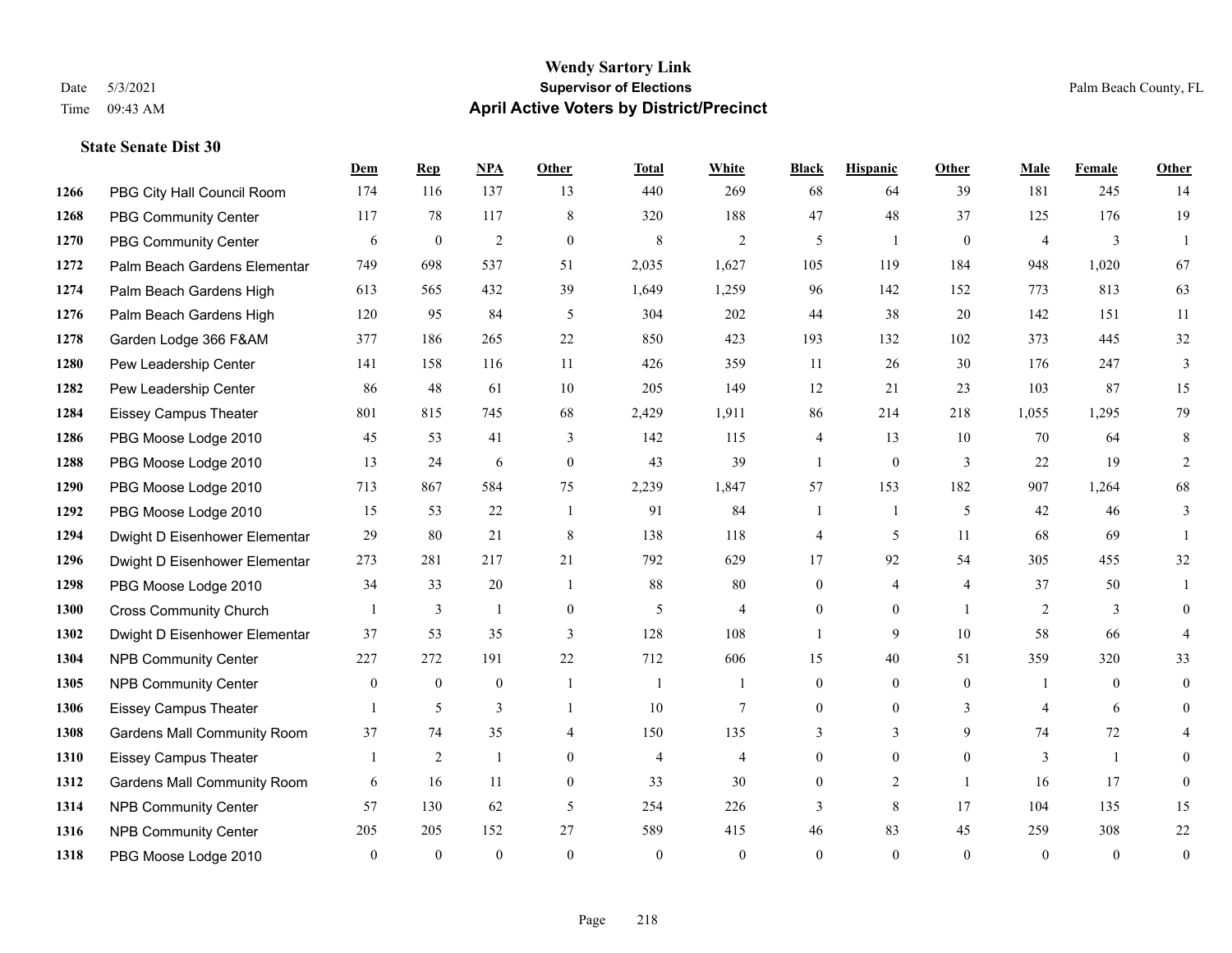# Wendy Sartory Link
## Supervisor of Elections
## April Active Voters by District/Precinct

Date 5/3/2021
Time 09:43 AM

Palm Beach County, FL

### State Senate Dist 30

| | | Dem | Rep | NPA | Other | Total | White | Black | Hispanic | Other | Male | Female | Other |
|---|---|---|---|---|---|---|---|---|---|---|---|---|---|
| 1266 | PBG City Hall Council Room | 174 | 116 | 137 | 13 | 440 | 269 | 68 | 64 | 39 | 181 | 245 | 14 |
| 1268 | PBG Community Center | 117 | 78 | 117 | 8 | 320 | 188 | 47 | 48 | 37 | 125 | 176 | 19 |
| 1270 | PBG Community Center | 6 | 0 | 2 | 0 | 8 | 2 | 5 | 1 | 0 | 4 | 3 | 1 |
| 1272 | Palm Beach Gardens Elementar | 749 | 698 | 537 | 51 | 2,035 | 1,627 | 105 | 119 | 184 | 948 | 1,020 | 67 |
| 1274 | Palm Beach Gardens High | 613 | 565 | 432 | 39 | 1,649 | 1,259 | 96 | 142 | 152 | 773 | 813 | 63 |
| 1276 | Palm Beach Gardens High | 120 | 95 | 84 | 5 | 304 | 202 | 44 | 38 | 20 | 142 | 151 | 11 |
| 1278 | Garden Lodge 366 F&AM | 377 | 186 | 265 | 22 | 850 | 423 | 193 | 132 | 102 | 373 | 445 | 32 |
| 1280 | Pew Leadership Center | 141 | 158 | 116 | 11 | 426 | 359 | 11 | 26 | 30 | 176 | 247 | 3 |
| 1282 | Pew Leadership Center | 86 | 48 | 61 | 10 | 205 | 149 | 12 | 21 | 23 | 103 | 87 | 15 |
| 1284 | Eissey Campus Theater | 801 | 815 | 745 | 68 | 2,429 | 1,911 | 86 | 214 | 218 | 1,055 | 1,295 | 79 |
| 1286 | PBG Moose Lodge 2010 | 45 | 53 | 41 | 3 | 142 | 115 | 4 | 13 | 10 | 70 | 64 | 8 |
| 1288 | PBG Moose Lodge 2010 | 13 | 24 | 6 | 0 | 43 | 39 | 1 | 0 | 3 | 22 | 19 | 2 |
| 1290 | PBG Moose Lodge 2010 | 713 | 867 | 584 | 75 | 2,239 | 1,847 | 57 | 153 | 182 | 907 | 1,264 | 68 |
| 1292 | PBG Moose Lodge 2010 | 15 | 53 | 22 | 1 | 91 | 84 | 1 | 1 | 5 | 42 | 46 | 3 |
| 1294 | Dwight D Eisenhower Elementar | 29 | 80 | 21 | 8 | 138 | 118 | 4 | 5 | 11 | 68 | 69 | 1 |
| 1296 | Dwight D Eisenhower Elementar | 273 | 281 | 217 | 21 | 792 | 629 | 17 | 92 | 54 | 305 | 455 | 32 |
| 1298 | PBG Moose Lodge 2010 | 34 | 33 | 20 | 1 | 88 | 80 | 0 | 4 | 4 | 37 | 50 | 1 |
| 1300 | Cross Community Church | 1 | 3 | 1 | 0 | 5 | 4 | 0 | 0 | 1 | 2 | 3 | 0 |
| 1302 | Dwight D Eisenhower Elementar | 37 | 53 | 35 | 3 | 128 | 108 | 1 | 9 | 10 | 58 | 66 | 4 |
| 1304 | NPB Community Center | 227 | 272 | 191 | 22 | 712 | 606 | 15 | 40 | 51 | 359 | 320 | 33 |
| 1305 | NPB Community Center | 0 | 0 | 0 | 1 | 1 | 1 | 0 | 0 | 0 | 1 | 0 | 0 |
| 1306 | Eissey Campus Theater | 1 | 5 | 3 | 1 | 10 | 7 | 0 | 0 | 3 | 4 | 6 | 0 |
| 1308 | Gardens Mall Community Room | 37 | 74 | 35 | 4 | 150 | 135 | 3 | 3 | 9 | 74 | 72 | 4 |
| 1310 | Eissey Campus Theater | 1 | 2 | 1 | 0 | 4 | 4 | 0 | 0 | 0 | 3 | 1 | 0 |
| 1312 | Gardens Mall Community Room | 6 | 16 | 11 | 0 | 33 | 30 | 0 | 2 | 1 | 16 | 17 | 0 |
| 1314 | NPB Community Center | 57 | 130 | 62 | 5 | 254 | 226 | 3 | 8 | 17 | 104 | 135 | 15 |
| 1316 | NPB Community Center | 205 | 205 | 152 | 27 | 589 | 415 | 46 | 83 | 45 | 259 | 308 | 22 |
| 1318 | PBG Moose Lodge 2010 | 0 | 0 | 0 | 0 | 0 | 0 | 0 | 0 | 0 | 0 | 0 | 0 |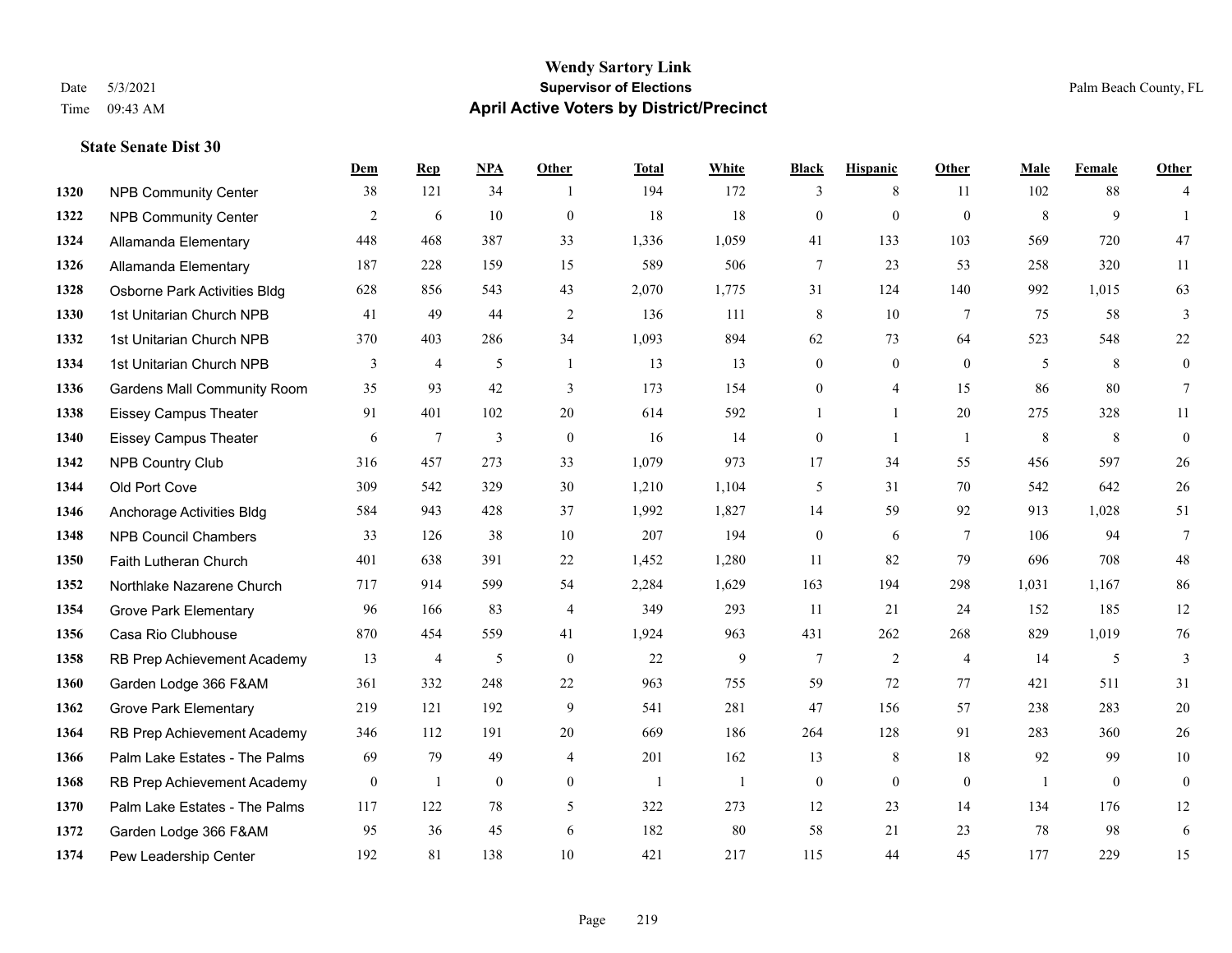# Wendy Sartory Link
## Supervisor of Elections
## April Active Voters by District/Precinct

Date 5/3/2021
Time 09:43 AM

Palm Beach County, FL

### State Senate Dist 30

| | | Dem | Rep | NPA | Other | Total | White | Black | Hispanic | Other | Male | Female | Other |
|---|---|---|---|---|---|---|---|---|---|---|---|---|---|
| 1320 | NPB Community Center | 38 | 121 | 34 | 1 | 194 | 172 | 3 | 8 | 11 | 102 | 88 | 4 |
| 1322 | NPB Community Center | 2 | 6 | 10 | 0 | 18 | 18 | 0 | 0 | 0 | 8 | 9 | 1 |
| 1324 | Allamanda Elementary | 448 | 468 | 387 | 33 | 1,336 | 1,059 | 41 | 133 | 103 | 569 | 720 | 47 |
| 1326 | Allamanda Elementary | 187 | 228 | 159 | 15 | 589 | 506 | 7 | 23 | 53 | 258 | 320 | 11 |
| 1328 | Osborne Park Activities Bldg | 628 | 856 | 543 | 43 | 2,070 | 1,775 | 31 | 124 | 140 | 992 | 1,015 | 63 |
| 1330 | 1st Unitarian Church NPB | 41 | 49 | 44 | 2 | 136 | 111 | 8 | 10 | 7 | 75 | 58 | 3 |
| 1332 | 1st Unitarian Church NPB | 370 | 403 | 286 | 34 | 1,093 | 894 | 62 | 73 | 64 | 523 | 548 | 22 |
| 1334 | 1st Unitarian Church NPB | 3 | 4 | 5 | 1 | 13 | 13 | 0 | 0 | 0 | 5 | 8 | 0 |
| 1336 | Gardens Mall Community Room | 35 | 93 | 42 | 3 | 173 | 154 | 0 | 4 | 15 | 86 | 80 | 7 |
| 1338 | Eissey Campus Theater | 91 | 401 | 102 | 20 | 614 | 592 | 1 | 1 | 20 | 275 | 328 | 11 |
| 1340 | Eissey Campus Theater | 6 | 7 | 3 | 0 | 16 | 14 | 0 | 1 | 1 | 8 | 8 | 0 |
| 1342 | NPB Country Club | 316 | 457 | 273 | 33 | 1,079 | 973 | 17 | 34 | 55 | 456 | 597 | 26 |
| 1344 | Old Port Cove | 309 | 542 | 329 | 30 | 1,210 | 1,104 | 5 | 31 | 70 | 542 | 642 | 26 |
| 1346 | Anchorage Activities Bldg | 584 | 943 | 428 | 37 | 1,992 | 1,827 | 14 | 59 | 92 | 913 | 1,028 | 51 |
| 1348 | NPB Council Chambers | 33 | 126 | 38 | 10 | 207 | 194 | 0 | 6 | 7 | 106 | 94 | 7 |
| 1350 | Faith Lutheran Church | 401 | 638 | 391 | 22 | 1,452 | 1,280 | 11 | 82 | 79 | 696 | 708 | 48 |
| 1352 | Northlake Nazarene Church | 717 | 914 | 599 | 54 | 2,284 | 1,629 | 163 | 194 | 298 | 1,031 | 1,167 | 86 |
| 1354 | Grove Park Elementary | 96 | 166 | 83 | 4 | 349 | 293 | 11 | 21 | 24 | 152 | 185 | 12 |
| 1356 | Casa Rio Clubhouse | 870 | 454 | 559 | 41 | 1,924 | 963 | 431 | 262 | 268 | 829 | 1,019 | 76 |
| 1358 | RB Prep Achievement Academy | 13 | 4 | 5 | 0 | 22 | 9 | 7 | 2 | 4 | 14 | 5 | 3 |
| 1360 | Garden Lodge 366 F&AM | 361 | 332 | 248 | 22 | 963 | 755 | 59 | 72 | 77 | 421 | 511 | 31 |
| 1362 | Grove Park Elementary | 219 | 121 | 192 | 9 | 541 | 281 | 47 | 156 | 57 | 238 | 283 | 20 |
| 1364 | RB Prep Achievement Academy | 346 | 112 | 191 | 20 | 669 | 186 | 264 | 128 | 91 | 283 | 360 | 26 |
| 1366 | Palm Lake Estates - The Palms | 69 | 79 | 49 | 4 | 201 | 162 | 13 | 8 | 18 | 92 | 99 | 10 |
| 1368 | RB Prep Achievement Academy | 0 | 1 | 0 | 0 | 1 | 1 | 0 | 0 | 0 | 1 | 0 | 0 |
| 1370 | Palm Lake Estates - The Palms | 117 | 122 | 78 | 5 | 322 | 273 | 12 | 23 | 14 | 134 | 176 | 12 |
| 1372 | Garden Lodge 366 F&AM | 95 | 36 | 45 | 6 | 182 | 80 | 58 | 21 | 23 | 78 | 98 | 6 |
| 1374 | Pew Leadership Center | 192 | 81 | 138 | 10 | 421 | 217 | 115 | 44 | 45 | 177 | 229 | 15 |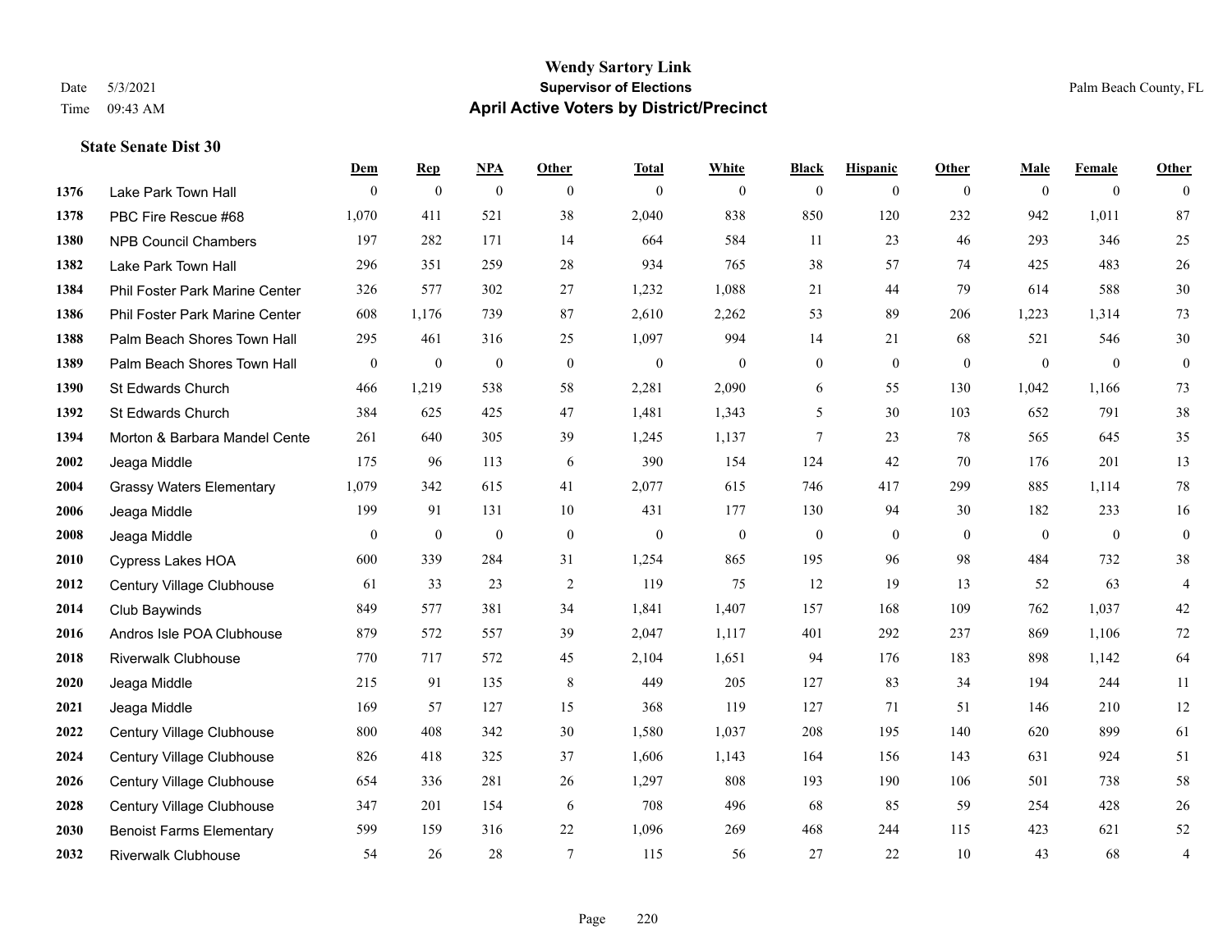# Wendy Sartory Link

## Supervisor of Elections

## April Active Voters by District/Precinct

Date 5/3/2021
Time 09:43 AM

Palm Beach County, FL

### State Senate Dist 30

| | | Dem | Rep | NPA | Other | Total | White | Black | Hispanic | Other | Male | Female | Other |
|---|---|---|---|---|---|---|---|---|---|---|---|---|---|
| 1376 | Lake Park Town Hall | 0 | 0 | 0 | 0 | 0 | 0 | 0 | 0 | 0 | 0 | 0 | 0 |
| 1378 | PBC Fire Rescue #68 | 1,070 | 411 | 521 | 38 | 2,040 | 838 | 850 | 120 | 232 | 942 | 1,011 | 87 |
| 1380 | NPB Council Chambers | 197 | 282 | 171 | 14 | 664 | 584 | 11 | 23 | 46 | 293 | 346 | 25 |
| 1382 | Lake Park Town Hall | 296 | 351 | 259 | 28 | 934 | 765 | 38 | 57 | 74 | 425 | 483 | 26 |
| 1384 | Phil Foster Park Marine Center | 326 | 577 | 302 | 27 | 1,232 | 1,088 | 21 | 44 | 79 | 614 | 588 | 30 |
| 1386 | Phil Foster Park Marine Center | 608 | 1,176 | 739 | 87 | 2,610 | 2,262 | 53 | 89 | 206 | 1,223 | 1,314 | 73 |
| 1388 | Palm Beach Shores Town Hall | 295 | 461 | 316 | 25 | 1,097 | 994 | 14 | 21 | 68 | 521 | 546 | 30 |
| 1389 | Palm Beach Shores Town Hall | 0 | 0 | 0 | 0 | 0 | 0 | 0 | 0 | 0 | 0 | 0 | 0 |
| 1390 | St Edwards Church | 466 | 1,219 | 538 | 58 | 2,281 | 2,090 | 6 | 55 | 130 | 1,042 | 1,166 | 73 |
| 1392 | St Edwards Church | 384 | 625 | 425 | 47 | 1,481 | 1,343 | 5 | 30 | 103 | 652 | 791 | 38 |
| 1394 | Morton & Barbara Mandel Cente | 261 | 640 | 305 | 39 | 1,245 | 1,137 | 7 | 23 | 78 | 565 | 645 | 35 |
| 2002 | Jeaga Middle | 175 | 96 | 113 | 6 | 390 | 154 | 124 | 42 | 70 | 176 | 201 | 13 |
| 2004 | Grassy Waters Elementary | 1,079 | 342 | 615 | 41 | 2,077 | 615 | 746 | 417 | 299 | 885 | 1,114 | 78 |
| 2006 | Jeaga Middle | 199 | 91 | 131 | 10 | 431 | 177 | 130 | 94 | 30 | 182 | 233 | 16 |
| 2008 | Jeaga Middle | 0 | 0 | 0 | 0 | 0 | 0 | 0 | 0 | 0 | 0 | 0 | 0 |
| 2010 | Cypress Lakes HOA | 600 | 339 | 284 | 31 | 1,254 | 865 | 195 | 96 | 98 | 484 | 732 | 38 |
| 2012 | Century Village Clubhouse | 61 | 33 | 23 | 2 | 119 | 75 | 12 | 19 | 13 | 52 | 63 | 4 |
| 2014 | Club Baywinds | 849 | 577 | 381 | 34 | 1,841 | 1,407 | 157 | 168 | 109 | 762 | 1,037 | 42 |
| 2016 | Andros Isle POA Clubhouse | 879 | 572 | 557 | 39 | 2,047 | 1,117 | 401 | 292 | 237 | 869 | 1,106 | 72 |
| 2018 | Riverwalk Clubhouse | 770 | 717 | 572 | 45 | 2,104 | 1,651 | 94 | 176 | 183 | 898 | 1,142 | 64 |
| 2020 | Jeaga Middle | 215 | 91 | 135 | 8 | 449 | 205 | 127 | 83 | 34 | 194 | 244 | 11 |
| 2021 | Jeaga Middle | 169 | 57 | 127 | 15 | 368 | 119 | 127 | 71 | 51 | 146 | 210 | 12 |
| 2022 | Century Village Clubhouse | 800 | 408 | 342 | 30 | 1,580 | 1,037 | 208 | 195 | 140 | 620 | 899 | 61 |
| 2024 | Century Village Clubhouse | 826 | 418 | 325 | 37 | 1,606 | 1,143 | 164 | 156 | 143 | 631 | 924 | 51 |
| 2026 | Century Village Clubhouse | 654 | 336 | 281 | 26 | 1,297 | 808 | 193 | 190 | 106 | 501 | 738 | 58 |
| 2028 | Century Village Clubhouse | 347 | 201 | 154 | 6 | 708 | 496 | 68 | 85 | 59 | 254 | 428 | 26 |
| 2030 | Benoist Farms Elementary | 599 | 159 | 316 | 22 | 1,096 | 269 | 468 | 244 | 115 | 423 | 621 | 52 |
| 2032 | Riverwalk Clubhouse | 54 | 26 | 28 | 7 | 115 | 56 | 27 | 22 | 10 | 43 | 68 | 4 |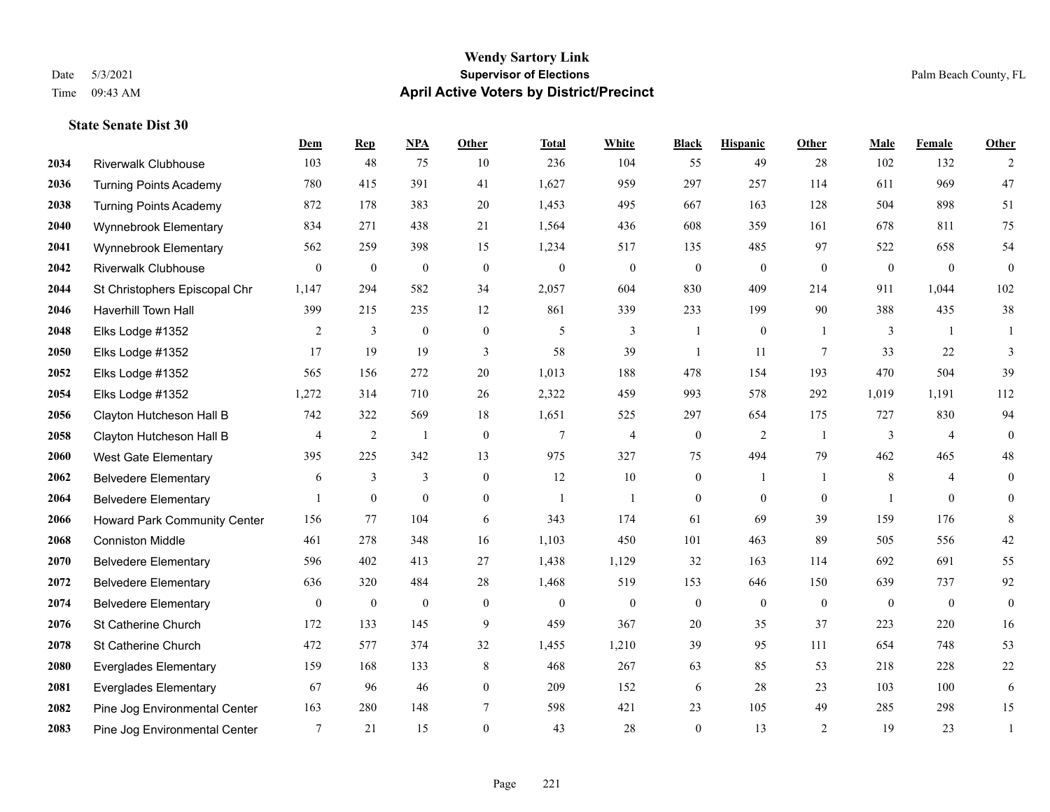# Wendy Sartory Link

## Supervisor of Elections

## April Active Voters by District/Precinct

Date 5/3/2021
Time 09:43 AM

Palm Beach County, FL

### State Senate Dist 30

| | | Dem | Rep | NPA | Other | Total | White | Black | Hispanic | Other | Male | Female | Other |
|---|---|---|---|---|---|---|---|---|---|---|---|---|---|
| 2034 | Riverwalk Clubhouse | 103 | 48 | 75 | 10 | 236 | 104 | 55 | 49 | 28 | 102 | 132 | 2 |
| 2036 | Turning Points Academy | 780 | 415 | 391 | 41 | 1,627 | 959 | 297 | 257 | 114 | 611 | 969 | 47 |
| 2038 | Turning Points Academy | 872 | 178 | 383 | 20 | 1,453 | 495 | 667 | 163 | 128 | 504 | 898 | 51 |
| 2040 | Wynnebrook Elementary | 834 | 271 | 438 | 21 | 1,564 | 436 | 608 | 359 | 161 | 678 | 811 | 75 |
| 2041 | Wynnebrook Elementary | 562 | 259 | 398 | 15 | 1,234 | 517 | 135 | 485 | 97 | 522 | 658 | 54 |
| 2042 | Riverwalk Clubhouse | 0 | 0 | 0 | 0 | 0 | 0 | 0 | 0 | 0 | 0 | 0 | 0 |
| 2044 | St Christophers Episcopal Chr | 1,147 | 294 | 582 | 34 | 2,057 | 604 | 830 | 409 | 214 | 911 | 1,044 | 102 |
| 2046 | Haverhill Town Hall | 399 | 215 | 235 | 12 | 861 | 339 | 233 | 199 | 90 | 388 | 435 | 38 |
| 2048 | Elks Lodge #1352 | 2 | 3 | 0 | 0 | 5 | 3 | 1 | 0 | 1 | 3 | 1 | 1 |
| 2050 | Elks Lodge #1352 | 17 | 19 | 19 | 3 | 58 | 39 | 1 | 11 | 7 | 33 | 22 | 3 |
| 2052 | Elks Lodge #1352 | 565 | 156 | 272 | 20 | 1,013 | 188 | 478 | 154 | 193 | 470 | 504 | 39 |
| 2054 | Elks Lodge #1352 | 1,272 | 314 | 710 | 26 | 2,322 | 459 | 993 | 578 | 292 | 1,019 | 1,191 | 112 |
| 2056 | Clayton Hutcheson Hall B | 742 | 322 | 569 | 18 | 1,651 | 525 | 297 | 654 | 175 | 727 | 830 | 94 |
| 2058 | Clayton Hutcheson Hall B | 4 | 2 | 1 | 0 | 7 | 4 | 0 | 2 | 1 | 3 | 4 | 0 |
| 2060 | West Gate Elementary | 395 | 225 | 342 | 13 | 975 | 327 | 75 | 494 | 79 | 462 | 465 | 48 |
| 2062 | Belvedere Elementary | 6 | 3 | 3 | 0 | 12 | 10 | 0 | 1 | 1 | 8 | 4 | 0 |
| 2064 | Belvedere Elementary | 1 | 0 | 0 | 0 | 1 | 1 | 0 | 0 | 0 | 1 | 0 | 0 |
| 2066 | Howard Park Community Center | 156 | 77 | 104 | 6 | 343 | 174 | 61 | 69 | 39 | 159 | 176 | 8 |
| 2068 | Conniston Middle | 461 | 278 | 348 | 16 | 1,103 | 450 | 101 | 463 | 89 | 505 | 556 | 42 |
| 2070 | Belvedere Elementary | 596 | 402 | 413 | 27 | 1,438 | 1,129 | 32 | 163 | 114 | 692 | 691 | 55 |
| 2072 | Belvedere Elementary | 636 | 320 | 484 | 28 | 1,468 | 519 | 153 | 646 | 150 | 639 | 737 | 92 |
| 2074 | Belvedere Elementary | 0 | 0 | 0 | 0 | 0 | 0 | 0 | 0 | 0 | 0 | 0 | 0 |
| 2076 | St Catherine Church | 172 | 133 | 145 | 9 | 459 | 367 | 20 | 35 | 37 | 223 | 220 | 16 |
| 2078 | St Catherine Church | 472 | 577 | 374 | 32 | 1,455 | 1,210 | 39 | 95 | 111 | 654 | 748 | 53 |
| 2080 | Everglades Elementary | 159 | 168 | 133 | 8 | 468 | 267 | 63 | 85 | 53 | 218 | 228 | 22 |
| 2081 | Everglades Elementary | 67 | 96 | 46 | 0 | 209 | 152 | 6 | 28 | 23 | 103 | 100 | 6 |
| 2082 | Pine Jog Environmental Center | 163 | 280 | 148 | 7 | 598 | 421 | 23 | 105 | 49 | 285 | 298 | 15 |
| 2083 | Pine Jog Environmental Center | 7 | 21 | 15 | 0 | 43 | 28 | 0 | 13 | 2 | 19 | 23 | 1 |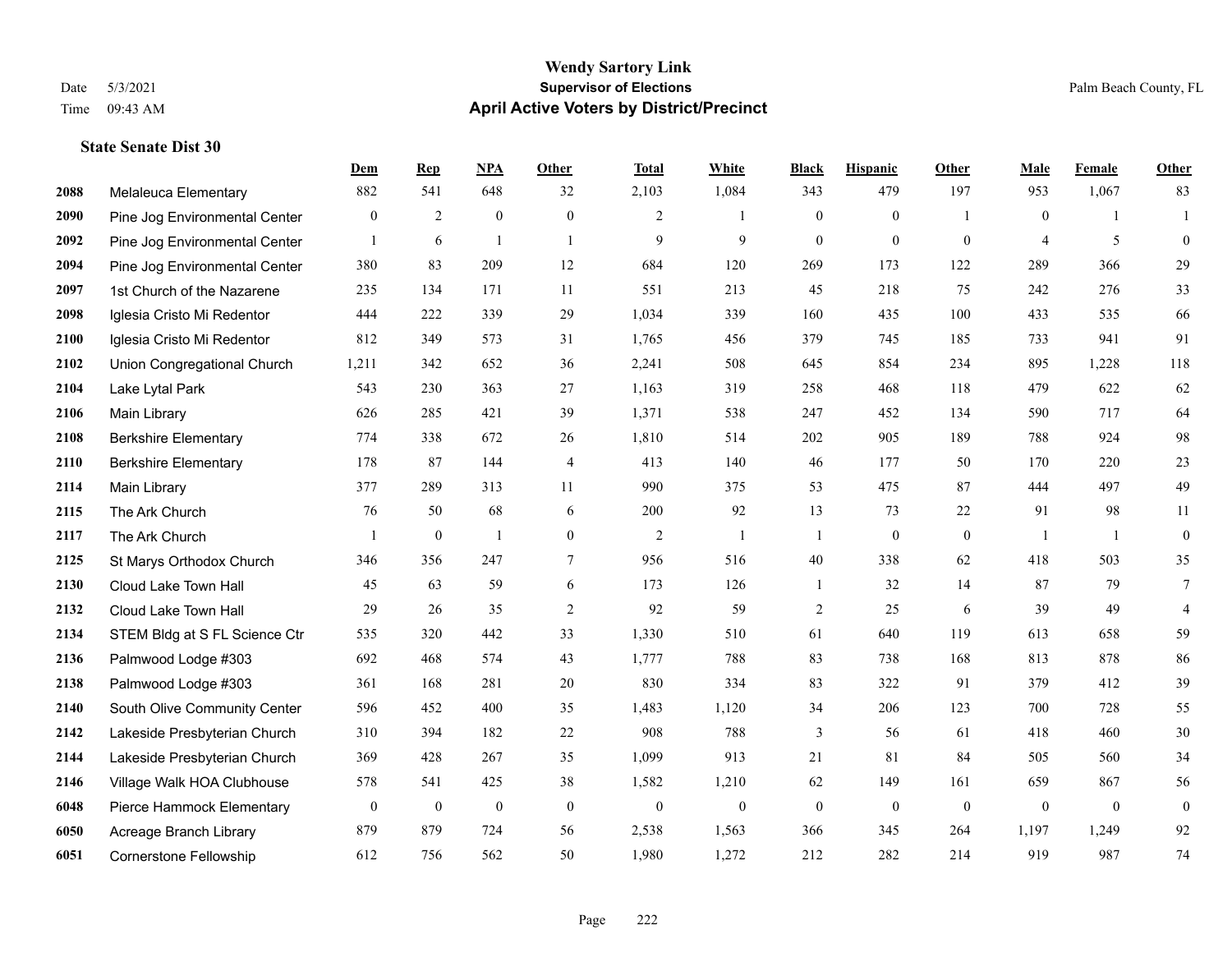# Wendy Sartory Link

## Supervisor of Elections

Date 5/3/2021 Palm Beach County, FL

Time 09:43 AM

## April Active Voters by District/Precinct

### State Senate Dist 30

| | | Dem | Rep | NPA | Other | Total | White | Black | Hispanic | Other | Male | Female | Other |
|---|---|---|---|---|---|---|---|---|---|---|---|---|---|
| 2088 | Melaleuca Elementary | 882 | 541 | 648 | 32 | 2,103 | 1,084 | 343 | 479 | 197 | 953 | 1,067 | 83 |
| 2090 | Pine Jog Environmental Center | 0 | 2 | 0 | 0 | 2 | 1 | 0 | 0 | 1 | 0 | 1 | 1 |
| 2092 | Pine Jog Environmental Center | 1 | 6 | 1 | 1 | 9 | 9 | 0 | 0 | 0 | 4 | 5 | 0 |
| 2094 | Pine Jog Environmental Center | 380 | 83 | 209 | 12 | 684 | 120 | 269 | 173 | 122 | 289 | 366 | 29 |
| 2097 | 1st Church of the Nazarene | 235 | 134 | 171 | 11 | 551 | 213 | 45 | 218 | 75 | 242 | 276 | 33 |
| 2098 | Iglesia Cristo Mi Redentor | 444 | 222 | 339 | 29 | 1,034 | 339 | 160 | 435 | 100 | 433 | 535 | 66 |
| 2100 | Iglesia Cristo Mi Redentor | 812 | 349 | 573 | 31 | 1,765 | 456 | 379 | 745 | 185 | 733 | 941 | 91 |
| 2102 | Union Congregational Church | 1,211 | 342 | 652 | 36 | 2,241 | 508 | 645 | 854 | 234 | 895 | 1,228 | 118 |
| 2104 | Lake Lytal Park | 543 | 230 | 363 | 27 | 1,163 | 319 | 258 | 468 | 118 | 479 | 622 | 62 |
| 2106 | Main Library | 626 | 285 | 421 | 39 | 1,371 | 538 | 247 | 452 | 134 | 590 | 717 | 64 |
| 2108 | Berkshire Elementary | 774 | 338 | 672 | 26 | 1,810 | 514 | 202 | 905 | 189 | 788 | 924 | 98 |
| 2110 | Berkshire Elementary | 178 | 87 | 144 | 4 | 413 | 140 | 46 | 177 | 50 | 170 | 220 | 23 |
| 2114 | Main Library | 377 | 289 | 313 | 11 | 990 | 375 | 53 | 475 | 87 | 444 | 497 | 49 |
| 2115 | The Ark Church | 76 | 50 | 68 | 6 | 200 | 92 | 13 | 73 | 22 | 91 | 98 | 11 |
| 2117 | The Ark Church | 1 | 0 | 1 | 0 | 2 | 1 | 1 | 0 | 0 | 1 | 1 | 0 |
| 2125 | St Marys Orthodox Church | 346 | 356 | 247 | 7 | 956 | 516 | 40 | 338 | 62 | 418 | 503 | 35 |
| 2130 | Cloud Lake Town Hall | 45 | 63 | 59 | 6 | 173 | 126 | 1 | 32 | 14 | 87 | 79 | 7 |
| 2132 | Cloud Lake Town Hall | 29 | 26 | 35 | 2 | 92 | 59 | 2 | 25 | 6 | 39 | 49 | 4 |
| 2134 | STEM Bldg at S FL Science Ctr | 535 | 320 | 442 | 33 | 1,330 | 510 | 61 | 640 | 119 | 613 | 658 | 59 |
| 2136 | Palmwood Lodge #303 | 692 | 468 | 574 | 43 | 1,777 | 788 | 83 | 738 | 168 | 813 | 878 | 86 |
| 2138 | Palmwood Lodge #303 | 361 | 168 | 281 | 20 | 830 | 334 | 83 | 322 | 91 | 379 | 412 | 39 |
| 2140 | South Olive Community Center | 596 | 452 | 400 | 35 | 1,483 | 1,120 | 34 | 206 | 123 | 700 | 728 | 55 |
| 2142 | Lakeside Presbyterian Church | 310 | 394 | 182 | 22 | 908 | 788 | 3 | 56 | 61 | 418 | 460 | 30 |
| 2144 | Lakeside Presbyterian Church | 369 | 428 | 267 | 35 | 1,099 | 913 | 21 | 81 | 84 | 505 | 560 | 34 |
| 2146 | Village Walk HOA Clubhouse | 578 | 541 | 425 | 38 | 1,582 | 1,210 | 62 | 149 | 161 | 659 | 867 | 56 |
| 6048 | Pierce Hammock Elementary | 0 | 0 | 0 | 0 | 0 | 0 | 0 | 0 | 0 | 0 | 0 | 0 |
| 6050 | Acreage Branch Library | 879 | 879 | 724 | 56 | 2,538 | 1,563 | 366 | 345 | 264 | 1,197 | 1,249 | 92 |
| 6051 | Cornerstone Fellowship | 612 | 756 | 562 | 50 | 1,980 | 1,272 | 212 | 282 | 214 | 919 | 987 | 74 |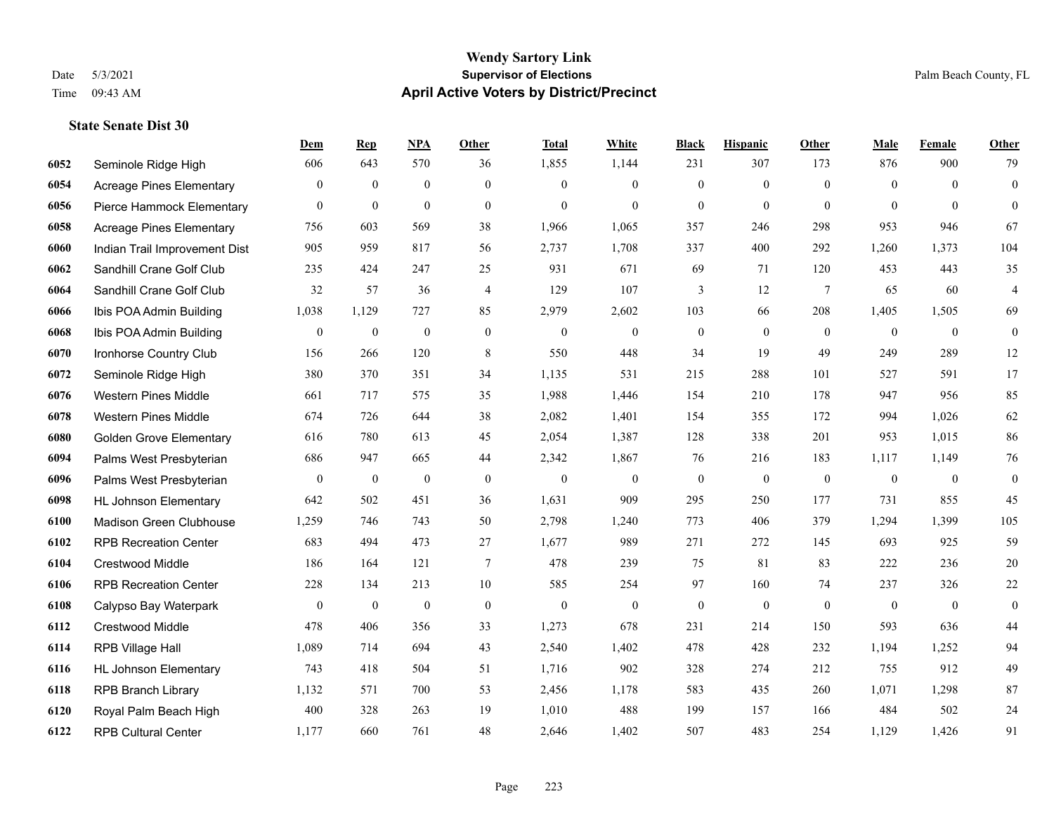# Wendy Sartory Link
## Supervisor of Elections
## April Active Voters by District/Precinct

Date 5/3/2021
Time 09:43 AM

Palm Beach County, FL

### State Senate Dist 30

| | | Dem | Rep | NPA | Other | Total | White | Black | Hispanic | Other | Male | Female | Other |
|---|---|---|---|---|---|---|---|---|---|---|---|---|---|
| 6052 | Seminole Ridge High | 606 | 643 | 570 | 36 | 1,855 | 1,144 | 231 | 307 | 173 | 876 | 900 | 79 |
| 6054 | Acreage Pines Elementary | 0 | 0 | 0 | 0 | 0 | 0 | 0 | 0 | 0 | 0 | 0 | 0 |
| 6056 | Pierce Hammock Elementary | 0 | 0 | 0 | 0 | 0 | 0 | 0 | 0 | 0 | 0 | 0 | 0 |
| 6058 | Acreage Pines Elementary | 756 | 603 | 569 | 38 | 1,966 | 1,065 | 357 | 246 | 298 | 953 | 946 | 67 |
| 6060 | Indian Trail Improvement Dist | 905 | 959 | 817 | 56 | 2,737 | 1,708 | 337 | 400 | 292 | 1,260 | 1,373 | 104 |
| 6062 | Sandhill Crane Golf Club | 235 | 424 | 247 | 25 | 931 | 671 | 69 | 71 | 120 | 453 | 443 | 35 |
| 6064 | Sandhill Crane Golf Club | 32 | 57 | 36 | 4 | 129 | 107 | 3 | 12 | 7 | 65 | 60 | 4 |
| 6066 | Ibis POA Admin Building | 1,038 | 1,129 | 727 | 85 | 2,979 | 2,602 | 103 | 66 | 208 | 1,405 | 1,505 | 69 |
| 6068 | Ibis POA Admin Building | 0 | 0 | 0 | 0 | 0 | 0 | 0 | 0 | 0 | 0 | 0 | 0 |
| 6070 | Ironhorse Country Club | 156 | 266 | 120 | 8 | 550 | 448 | 34 | 19 | 49 | 249 | 289 | 12 |
| 6072 | Seminole Ridge High | 380 | 370 | 351 | 34 | 1,135 | 531 | 215 | 288 | 101 | 527 | 591 | 17 |
| 6076 | Western Pines Middle | 661 | 717 | 575 | 35 | 1,988 | 1,446 | 154 | 210 | 178 | 947 | 956 | 85 |
| 6078 | Western Pines Middle | 674 | 726 | 644 | 38 | 2,082 | 1,401 | 154 | 355 | 172 | 994 | 1,026 | 62 |
| 6080 | Golden Grove Elementary | 616 | 780 | 613 | 45 | 2,054 | 1,387 | 128 | 338 | 201 | 953 | 1,015 | 86 |
| 6094 | Palms West Presbyterian | 686 | 947 | 665 | 44 | 2,342 | 1,867 | 76 | 216 | 183 | 1,117 | 1,149 | 76 |
| 6096 | Palms West Presbyterian | 0 | 0 | 0 | 0 | 0 | 0 | 0 | 0 | 0 | 0 | 0 | 0 |
| 6098 | HL Johnson Elementary | 642 | 502 | 451 | 36 | 1,631 | 909 | 295 | 250 | 177 | 731 | 855 | 45 |
| 6100 | Madison Green Clubhouse | 1,259 | 746 | 743 | 50 | 2,798 | 1,240 | 773 | 406 | 379 | 1,294 | 1,399 | 105 |
| 6102 | RPB Recreation Center | 683 | 494 | 473 | 27 | 1,677 | 989 | 271 | 272 | 145 | 693 | 925 | 59 |
| 6104 | Crestwood Middle | 186 | 164 | 121 | 7 | 478 | 239 | 75 | 81 | 83 | 222 | 236 | 20 |
| 6106 | RPB Recreation Center | 228 | 134 | 213 | 10 | 585 | 254 | 97 | 160 | 74 | 237 | 326 | 22 |
| 6108 | Calypso Bay Waterpark | 0 | 0 | 0 | 0 | 0 | 0 | 0 | 0 | 0 | 0 | 0 | 0 |
| 6112 | Crestwood Middle | 478 | 406 | 356 | 33 | 1,273 | 678 | 231 | 214 | 150 | 593 | 636 | 44 |
| 6114 | RPB Village Hall | 1,089 | 714 | 694 | 43 | 2,540 | 1,402 | 478 | 428 | 232 | 1,194 | 1,252 | 94 |
| 6116 | HL Johnson Elementary | 743 | 418 | 504 | 51 | 1,716 | 902 | 328 | 274 | 212 | 755 | 912 | 49 |
| 6118 | RPB Branch Library | 1,132 | 571 | 700 | 53 | 2,456 | 1,178 | 583 | 435 | 260 | 1,071 | 1,298 | 87 |
| 6120 | Royal Palm Beach High | 400 | 328 | 263 | 19 | 1,010 | 488 | 199 | 157 | 166 | 484 | 502 | 24 |
| 6122 | RPB Cultural Center | 1,177 | 660 | 761 | 48 | 2,646 | 1,402 | 507 | 483 | 254 | 1,129 | 1,426 | 91 |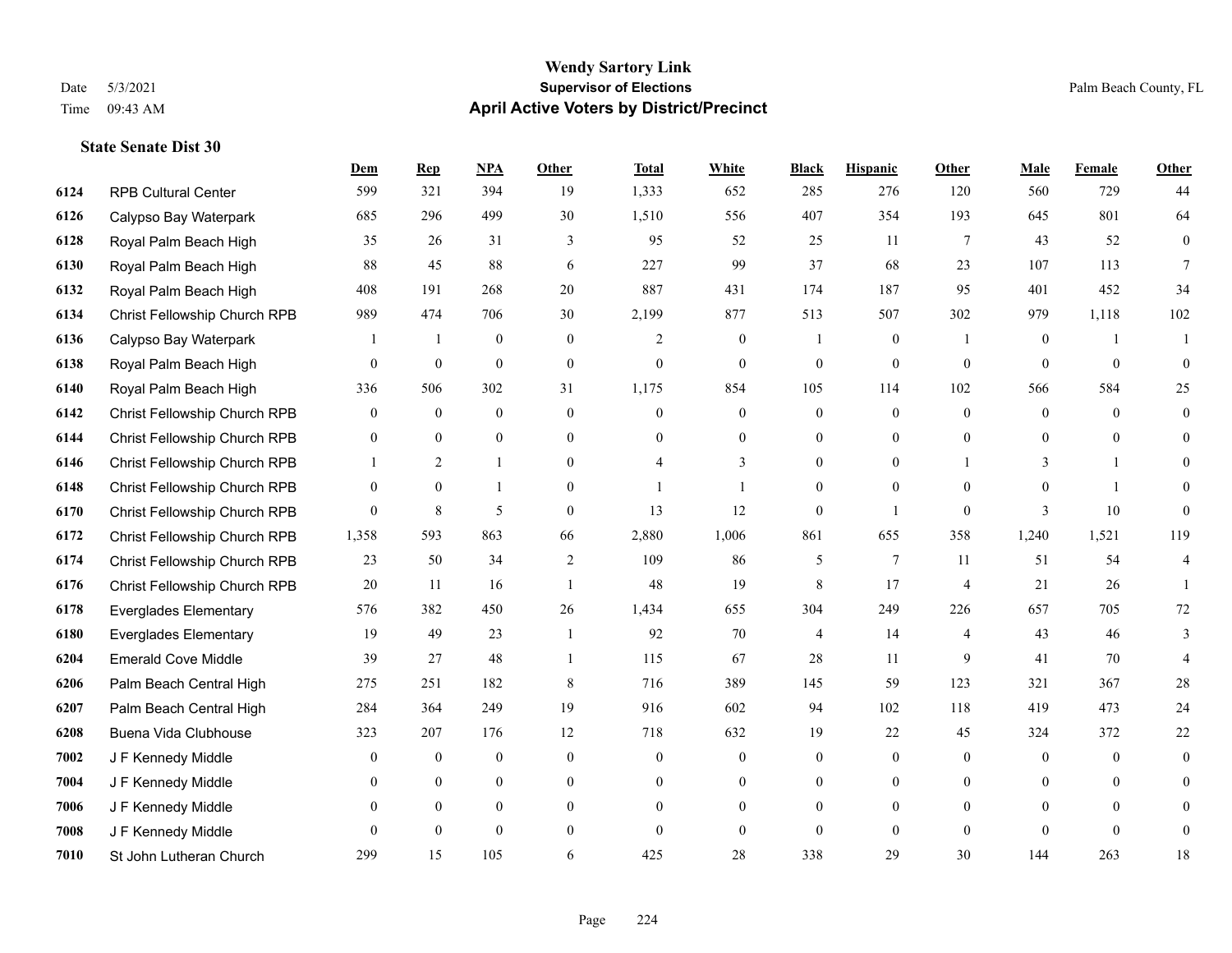# Wendy Sartory Link

**Supervisor of Elections**

**April Active Voters by District/Precinct**

Date 5/3/2021 Palm Beach County, FL

Time 09:43 AM

### State Senate Dist 30

| | | Dem | Rep | NPA | Other | Total | White | Black | Hispanic | Other | Male | Female | Other |
|---|---|---|---|---|---|---|---|---|---|---|---|---|---|
| 6124 | RPB Cultural Center | 599 | 321 | 394 | 19 | 1,333 | 652 | 285 | 276 | 120 | 560 | 729 | 44 |
| 6126 | Calypso Bay Waterpark | 685 | 296 | 499 | 30 | 1,510 | 556 | 407 | 354 | 193 | 645 | 801 | 64 |
| 6128 | Royal Palm Beach High | 35 | 26 | 31 | 3 | 95 | 52 | 25 | 11 | 7 | 43 | 52 | 0 |
| 6130 | Royal Palm Beach High | 88 | 45 | 88 | 6 | 227 | 99 | 37 | 68 | 23 | 107 | 113 | 7 |
| 6132 | Royal Palm Beach High | 408 | 191 | 268 | 20 | 887 | 431 | 174 | 187 | 95 | 401 | 452 | 34 |
| 6134 | Christ Fellowship Church RPB | 989 | 474 | 706 | 30 | 2,199 | 877 | 513 | 507 | 302 | 979 | 1,118 | 102 |
| 6136 | Calypso Bay Waterpark | 1 | 1 | 0 | 0 | 2 | 0 | 1 | 0 | 1 | 0 | 1 | 1 |
| 6138 | Royal Palm Beach High | 0 | 0 | 0 | 0 | 0 | 0 | 0 | 0 | 0 | 0 | 0 | 0 |
| 6140 | Royal Palm Beach High | 336 | 506 | 302 | 31 | 1,175 | 854 | 105 | 114 | 102 | 566 | 584 | 25 |
| 6142 | Christ Fellowship Church RPB | 0 | 0 | 0 | 0 | 0 | 0 | 0 | 0 | 0 | 0 | 0 | 0 |
| 6144 | Christ Fellowship Church RPB | 0 | 0 | 0 | 0 | 0 | 0 | 0 | 0 | 0 | 0 | 0 | 0 |
| 6146 | Christ Fellowship Church RPB | 1 | 2 | 1 | 0 | 4 | 3 | 0 | 0 | 1 | 3 | 1 | 0 |
| 6148 | Christ Fellowship Church RPB | 0 | 0 | 1 | 0 | 1 | 1 | 0 | 0 | 0 | 0 | 1 | 0 |
| 6170 | Christ Fellowship Church RPB | 0 | 8 | 5 | 0 | 13 | 12 | 0 | 1 | 0 | 3 | 10 | 0 |
| 6172 | Christ Fellowship Church RPB | 1,358 | 593 | 863 | 66 | 2,880 | 1,006 | 861 | 655 | 358 | 1,240 | 1,521 | 119 |
| 6174 | Christ Fellowship Church RPB | 23 | 50 | 34 | 2 | 109 | 86 | 5 | 7 | 11 | 51 | 54 | 4 |
| 6176 | Christ Fellowship Church RPB | 20 | 11 | 16 | 1 | 48 | 19 | 8 | 17 | 4 | 21 | 26 | 1 |
| 6178 | Everglades Elementary | 576 | 382 | 450 | 26 | 1,434 | 655 | 304 | 249 | 226 | 657 | 705 | 72 |
| 6180 | Everglades Elementary | 19 | 49 | 23 | 1 | 92 | 70 | 4 | 14 | 4 | 43 | 46 | 3 |
| 6204 | Emerald Cove Middle | 39 | 27 | 48 | 1 | 115 | 67 | 28 | 11 | 9 | 41 | 70 | 4 |
| 6206 | Palm Beach Central High | 275 | 251 | 182 | 8 | 716 | 389 | 145 | 59 | 123 | 321 | 367 | 28 |
| 6207 | Palm Beach Central High | 284 | 364 | 249 | 19 | 916 | 602 | 94 | 102 | 118 | 419 | 473 | 24 |
| 6208 | Buena Vida Clubhouse | 323 | 207 | 176 | 12 | 718 | 632 | 19 | 22 | 45 | 324 | 372 | 22 |
| 7002 | J F Kennedy Middle | 0 | 0 | 0 | 0 | 0 | 0 | 0 | 0 | 0 | 0 | 0 | 0 |
| 7004 | J F Kennedy Middle | 0 | 0 | 0 | 0 | 0 | 0 | 0 | 0 | 0 | 0 | 0 | 0 |
| 7006 | J F Kennedy Middle | 0 | 0 | 0 | 0 | 0 | 0 | 0 | 0 | 0 | 0 | 0 | 0 |
| 7008 | J F Kennedy Middle | 0 | 0 | 0 | 0 | 0 | 0 | 0 | 0 | 0 | 0 | 0 | 0 |
| 7010 | St John Lutheran Church | 299 | 15 | 105 | 6 | 425 | 28 | 338 | 29 | 30 | 144 | 263 | 18 |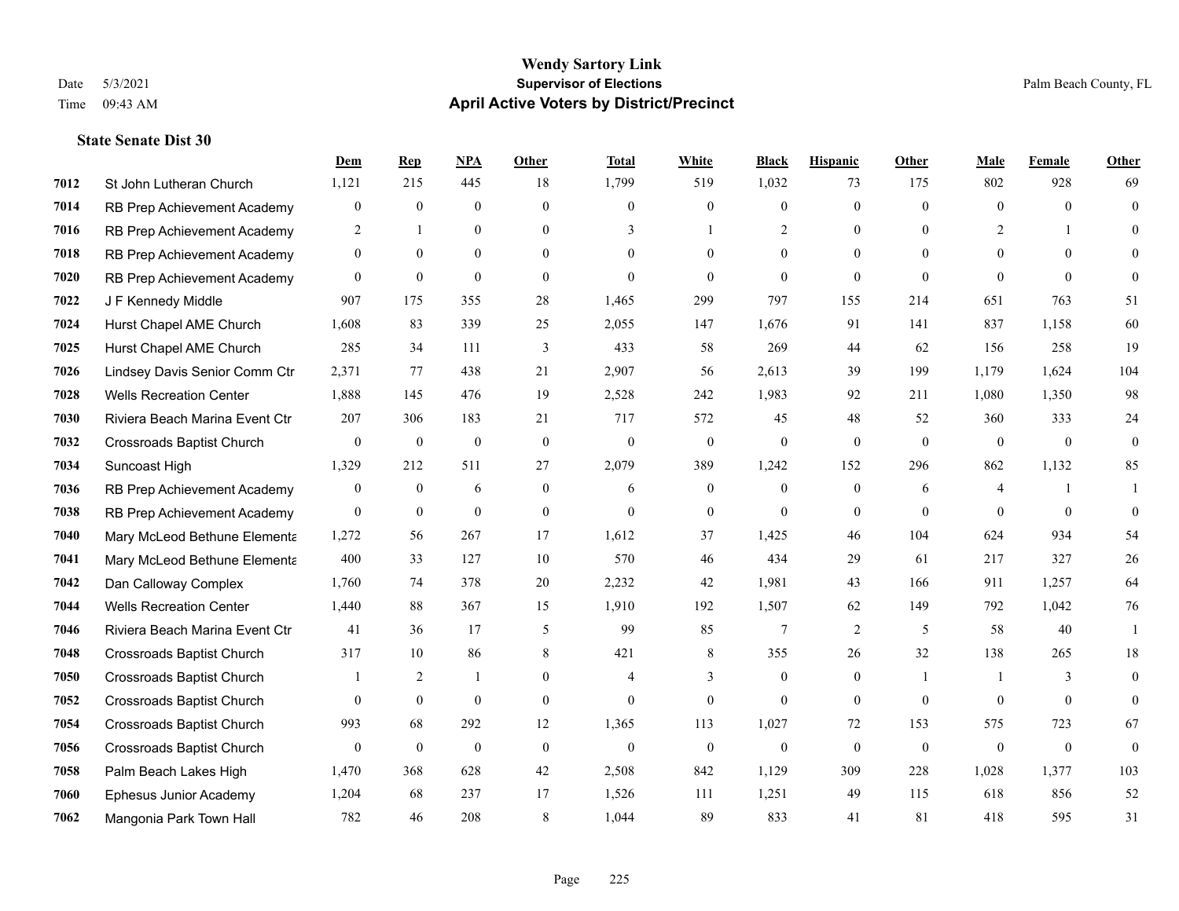# Wendy Sartory Link

**Supervisor of Elections**

**April Active Voters by District/Precinct**

Date 5/3/2021

Time 09:43 AM

Palm Beach County, FL

### State Senate Dist 30

| | | Dem | Rep | NPA | Other | Total | White | Black | Hispanic | Other | Male | Female | Other |
|---|---|---|---|---|---|---|---|---|---|---|---|---|---|
| 7012 | St John Lutheran Church | 1,121 | 215 | 445 | 18 | 1,799 | 519 | 1,032 | 73 | 175 | 802 | 928 | 69 |
| 7014 | RB Prep Achievement Academy | 0 | 0 | 0 | 0 | 0 | 0 | 0 | 0 | 0 | 0 | 0 | 0 |
| 7016 | RB Prep Achievement Academy | 2 | 1 | 0 | 0 | 3 | 1 | 2 | 0 | 0 | 2 | 1 | 0 |
| 7018 | RB Prep Achievement Academy | 0 | 0 | 0 | 0 | 0 | 0 | 0 | 0 | 0 | 0 | 0 | 0 |
| 7020 | RB Prep Achievement Academy | 0 | 0 | 0 | 0 | 0 | 0 | 0 | 0 | 0 | 0 | 0 | 0 |
| 7022 | J F Kennedy Middle | 907 | 175 | 355 | 28 | 1,465 | 299 | 797 | 155 | 214 | 651 | 763 | 51 |
| 7024 | Hurst Chapel AME Church | 1,608 | 83 | 339 | 25 | 2,055 | 147 | 1,676 | 91 | 141 | 837 | 1,158 | 60 |
| 7025 | Hurst Chapel AME Church | 285 | 34 | 111 | 3 | 433 | 58 | 269 | 44 | 62 | 156 | 258 | 19 |
| 7026 | Lindsey Davis Senior Comm Ctr | 2,371 | 77 | 438 | 21 | 2,907 | 56 | 2,613 | 39 | 199 | 1,179 | 1,624 | 104 |
| 7028 | Wells Recreation Center | 1,888 | 145 | 476 | 19 | 2,528 | 242 | 1,983 | 92 | 211 | 1,080 | 1,350 | 98 |
| 7030 | Riviera Beach Marina Event Ctr | 207 | 306 | 183 | 21 | 717 | 572 | 45 | 48 | 52 | 360 | 333 | 24 |
| 7032 | Crossroads Baptist Church | 0 | 0 | 0 | 0 | 0 | 0 | 0 | 0 | 0 | 0 | 0 | 0 |
| 7034 | Suncoast High | 1,329 | 212 | 511 | 27 | 2,079 | 389 | 1,242 | 152 | 296 | 862 | 1,132 | 85 |
| 7036 | RB Prep Achievement Academy | 0 | 0 | 6 | 0 | 6 | 0 | 0 | 0 | 6 | 4 | 1 | 1 |
| 7038 | RB Prep Achievement Academy | 0 | 0 | 0 | 0 | 0 | 0 | 0 | 0 | 0 | 0 | 0 | 0 |
| 7040 | Mary McLeod Bethune Elementa | 1,272 | 56 | 267 | 17 | 1,612 | 37 | 1,425 | 46 | 104 | 624 | 934 | 54 |
| 7041 | Mary McLeod Bethune Elementa | 400 | 33 | 127 | 10 | 570 | 46 | 434 | 29 | 61 | 217 | 327 | 26 |
| 7042 | Dan Calloway Complex | 1,760 | 74 | 378 | 20 | 2,232 | 42 | 1,981 | 43 | 166 | 911 | 1,257 | 64 |
| 7044 | Wells Recreation Center | 1,440 | 88 | 367 | 15 | 1,910 | 192 | 1,507 | 62 | 149 | 792 | 1,042 | 76 |
| 7046 | Riviera Beach Marina Event Ctr | 41 | 36 | 17 | 5 | 99 | 85 | 7 | 2 | 5 | 58 | 40 | 1 |
| 7048 | Crossroads Baptist Church | 317 | 10 | 86 | 8 | 421 | 8 | 355 | 26 | 32 | 138 | 265 | 18 |
| 7050 | Crossroads Baptist Church | 1 | 2 | 1 | 0 | 4 | 3 | 0 | 0 | 1 | 1 | 3 | 0 |
| 7052 | Crossroads Baptist Church | 0 | 0 | 0 | 0 | 0 | 0 | 0 | 0 | 0 | 0 | 0 | 0 |
| 7054 | Crossroads Baptist Church | 993 | 68 | 292 | 12 | 1,365 | 113 | 1,027 | 72 | 153 | 575 | 723 | 67 |
| 7056 | Crossroads Baptist Church | 0 | 0 | 0 | 0 | 0 | 0 | 0 | 0 | 0 | 0 | 0 | 0 |
| 7058 | Palm Beach Lakes High | 1,470 | 368 | 628 | 42 | 2,508 | 842 | 1,129 | 309 | 228 | 1,028 | 1,377 | 103 |
| 7060 | Ephesus Junior Academy | 1,204 | 68 | 237 | 17 | 1,526 | 111 | 1,251 | 49 | 115 | 618 | 856 | 52 |
| 7062 | Mangonia Park Town Hall | 782 | 46 | 208 | 8 | 1,044 | 89 | 833 | 41 | 81 | 418 | 595 | 31 |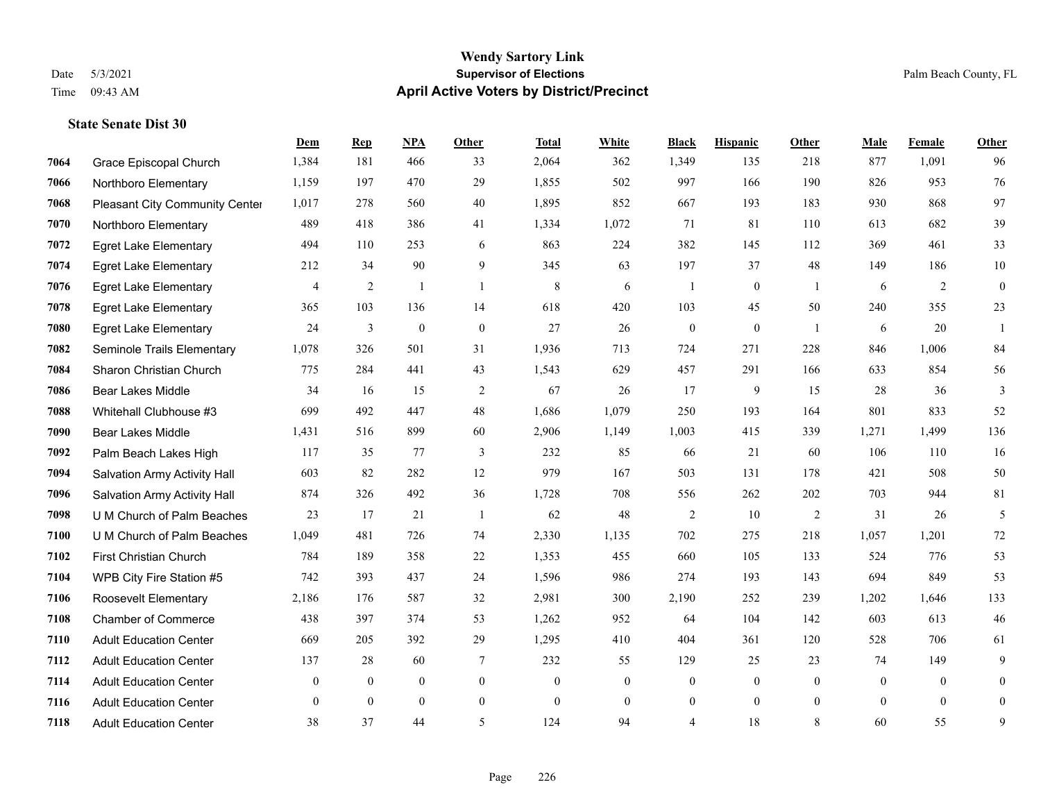# Wendy Sartory Link
## Supervisor of Elections
## April Active Voters by District/Precinct

Date 5/3/2021
Time 09:43 AM

Palm Beach County, FL

### State Senate Dist 30

| | | Dem | Rep | NPA | Other | Total | White | Black | Hispanic | Other | Male | Female | Other |
|---|---|---|---|---|---|---|---|---|---|---|---|---|---|
| 7064 | Grace Episcopal Church | 1,384 | 181 | 466 | 33 | 2,064 | 362 | 1,349 | 135 | 218 | 877 | 1,091 | 96 |
| 7066 | Northboro Elementary | 1,159 | 197 | 470 | 29 | 1,855 | 502 | 997 | 166 | 190 | 826 | 953 | 76 |
| 7068 | Pleasant City Community Center | 1,017 | 278 | 560 | 40 | 1,895 | 852 | 667 | 193 | 183 | 930 | 868 | 97 |
| 7070 | Northboro Elementary | 489 | 418 | 386 | 41 | 1,334 | 1,072 | 71 | 81 | 110 | 613 | 682 | 39 |
| 7072 | Egret Lake Elementary | 494 | 110 | 253 | 6 | 863 | 224 | 382 | 145 | 112 | 369 | 461 | 33 |
| 7074 | Egret Lake Elementary | 212 | 34 | 90 | 9 | 345 | 63 | 197 | 37 | 48 | 149 | 186 | 10 |
| 7076 | Egret Lake Elementary | 4 | 2 | 1 | 1 | 8 | 6 | 1 | 0 | 1 | 6 | 2 | 0 |
| 7078 | Egret Lake Elementary | 365 | 103 | 136 | 14 | 618 | 420 | 103 | 45 | 50 | 240 | 355 | 23 |
| 7080 | Egret Lake Elementary | 24 | 3 | 0 | 0 | 27 | 26 | 0 | 0 | 1 | 6 | 20 | 1 |
| 7082 | Seminole Trails Elementary | 1,078 | 326 | 501 | 31 | 1,936 | 713 | 724 | 271 | 228 | 846 | 1,006 | 84 |
| 7084 | Sharon Christian Church | 775 | 284 | 441 | 43 | 1,543 | 629 | 457 | 291 | 166 | 633 | 854 | 56 |
| 7086 | Bear Lakes Middle | 34 | 16 | 15 | 2 | 67 | 26 | 17 | 9 | 15 | 28 | 36 | 3 |
| 7088 | Whitehall Clubhouse #3 | 699 | 492 | 447 | 48 | 1,686 | 1,079 | 250 | 193 | 164 | 801 | 833 | 52 |
| 7090 | Bear Lakes Middle | 1,431 | 516 | 899 | 60 | 2,906 | 1,149 | 1,003 | 415 | 339 | 1,271 | 1,499 | 136 |
| 7092 | Palm Beach Lakes High | 117 | 35 | 77 | 3 | 232 | 85 | 66 | 21 | 60 | 106 | 110 | 16 |
| 7094 | Salvation Army Activity Hall | 603 | 82 | 282 | 12 | 979 | 167 | 503 | 131 | 178 | 421 | 508 | 50 |
| 7096 | Salvation Army Activity Hall | 874 | 326 | 492 | 36 | 1,728 | 708 | 556 | 262 | 202 | 703 | 944 | 81 |
| 7098 | U M Church of Palm Beaches | 23 | 17 | 21 | 1 | 62 | 48 | 2 | 10 | 2 | 31 | 26 | 5 |
| 7100 | U M Church of Palm Beaches | 1,049 | 481 | 726 | 74 | 2,330 | 1,135 | 702 | 275 | 218 | 1,057 | 1,201 | 72 |
| 7102 | First Christian Church | 784 | 189 | 358 | 22 | 1,353 | 455 | 660 | 105 | 133 | 524 | 776 | 53 |
| 7104 | WPB City Fire Station #5 | 742 | 393 | 437 | 24 | 1,596 | 986 | 274 | 193 | 143 | 694 | 849 | 53 |
| 7106 | Roosevelt Elementary | 2,186 | 176 | 587 | 32 | 2,981 | 300 | 2,190 | 252 | 239 | 1,202 | 1,646 | 133 |
| 7108 | Chamber of Commerce | 438 | 397 | 374 | 53 | 1,262 | 952 | 64 | 104 | 142 | 603 | 613 | 46 |
| 7110 | Adult Education Center | 669 | 205 | 392 | 29 | 1,295 | 410 | 404 | 361 | 120 | 528 | 706 | 61 |
| 7112 | Adult Education Center | 137 | 28 | 60 | 7 | 232 | 55 | 129 | 25 | 23 | 74 | 149 | 9 |
| 7114 | Adult Education Center | 0 | 0 | 0 | 0 | 0 | 0 | 0 | 0 | 0 | 0 | 0 | 0 |
| 7116 | Adult Education Center | 0 | 0 | 0 | 0 | 0 | 0 | 0 | 0 | 0 | 0 | 0 | 0 |
| 7118 | Adult Education Center | 38 | 37 | 44 | 5 | 124 | 94 | 4 | 18 | 8 | 60 | 55 | 9 |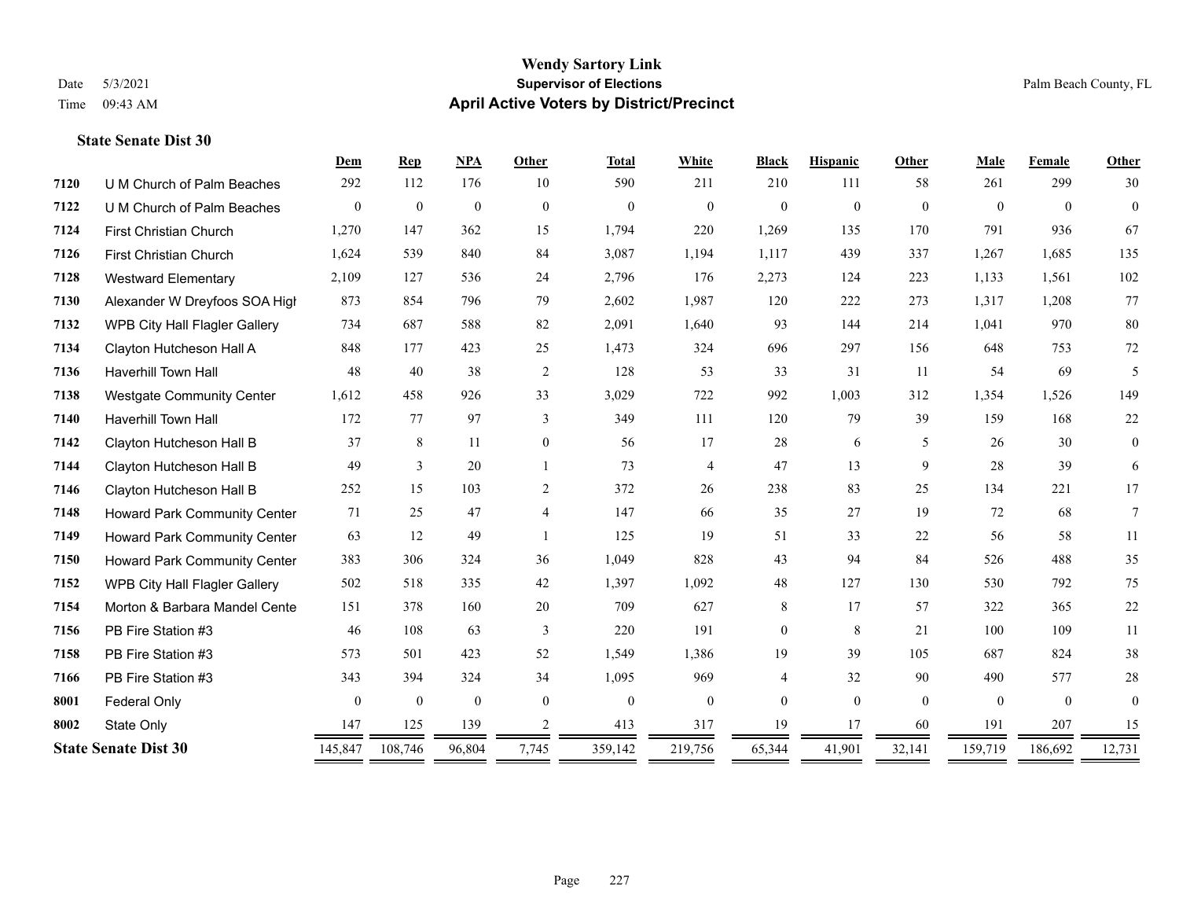# Wendy Sartory Link

**Supervisor of Elections**

**April Active Voters by District/Precinct**

Date 5/3/2021
Time 09:43 AM

Palm Beach County, FL

## State Senate Dist 30

| | | Dem | Rep | NPA | Other | Total | White | Black | Hispanic | Other | Male | Female | Other |
|---|---|---|---|---|---|---|---|---|---|---|---|---|---|
| 7120 | U M Church of Palm Beaches | 292 | 112 | 176 | 10 | 590 | 211 | 210 | 111 | 58 | 261 | 299 | 30 |
| 7122 | U M Church of Palm Beaches | 0 | 0 | 0 | 0 | 0 | 0 | 0 | 0 | 0 | 0 | 0 | 0 |
| 7124 | First Christian Church | 1,270 | 147 | 362 | 15 | 1,794 | 220 | 1,269 | 135 | 170 | 791 | 936 | 67 |
| 7126 | First Christian Church | 1,624 | 539 | 840 | 84 | 3,087 | 1,194 | 1,117 | 439 | 337 | 1,267 | 1,685 | 135 |
| 7128 | Westward Elementary | 2,109 | 127 | 536 | 24 | 2,796 | 176 | 2,273 | 124 | 223 | 1,133 | 1,561 | 102 |
| 7130 | Alexander W Dreyfoos SOA High | 873 | 854 | 796 | 79 | 2,602 | 1,987 | 120 | 222 | 273 | 1,317 | 1,208 | 77 |
| 7132 | WPB City Hall Flagler Gallery | 734 | 687 | 588 | 82 | 2,091 | 1,640 | 93 | 144 | 214 | 1,041 | 970 | 80 |
| 7134 | Clayton Hutcheson Hall A | 848 | 177 | 423 | 25 | 1,473 | 324 | 696 | 297 | 156 | 648 | 753 | 72 |
| 7136 | Haverhill Town Hall | 48 | 40 | 38 | 2 | 128 | 53 | 33 | 31 | 11 | 54 | 69 | 5 |
| 7138 | Westgate Community Center | 1,612 | 458 | 926 | 33 | 3,029 | 722 | 992 | 1,003 | 312 | 1,354 | 1,526 | 149 |
| 7140 | Haverhill Town Hall | 172 | 77 | 97 | 3 | 349 | 111 | 120 | 79 | 39 | 159 | 168 | 22 |
| 7142 | Clayton Hutcheson Hall B | 37 | 8 | 11 | 0 | 56 | 17 | 28 | 6 | 5 | 26 | 30 | 0 |
| 7144 | Clayton Hutcheson Hall B | 49 | 3 | 20 | 1 | 73 | 4 | 47 | 13 | 9 | 28 | 39 | 6 |
| 7146 | Clayton Hutcheson Hall B | 252 | 15 | 103 | 2 | 372 | 26 | 238 | 83 | 25 | 134 | 221 | 17 |
| 7148 | Howard Park Community Center | 71 | 25 | 47 | 4 | 147 | 66 | 35 | 27 | 19 | 72 | 68 | 7 |
| 7149 | Howard Park Community Center | 63 | 12 | 49 | 1 | 125 | 19 | 51 | 33 | 22 | 56 | 58 | 11 |
| 7150 | Howard Park Community Center | 383 | 306 | 324 | 36 | 1,049 | 828 | 43 | 94 | 84 | 526 | 488 | 35 |
| 7152 | WPB City Hall Flagler Gallery | 502 | 518 | 335 | 42 | 1,397 | 1,092 | 48 | 127 | 130 | 530 | 792 | 75 |
| 7154 | Morton & Barbara Mandel Cente | 151 | 378 | 160 | 20 | 709 | 627 | 8 | 17 | 57 | 322 | 365 | 22 |
| 7156 | PB Fire Station #3 | 46 | 108 | 63 | 3 | 220 | 191 | 0 | 8 | 21 | 100 | 109 | 11 |
| 7158 | PB Fire Station #3 | 573 | 501 | 423 | 52 | 1,549 | 1,386 | 19 | 39 | 105 | 687 | 824 | 38 |
| 7166 | PB Fire Station #3 | 343 | 394 | 324 | 34 | 1,095 | 969 | 4 | 32 | 90 | 490 | 577 | 28 |
| 8001 | Federal Only | 0 | 0 | 0 | 0 | 0 | 0 | 0 | 0 | 0 | 0 | 0 | 0 |
| 8002 | State Only | 147 | 125 | 139 | 2 | 413 | 317 | 19 | 17 | 60 | 191 | 207 | 15 |
| **State Senate Dist 30** | | 145,847 | 108,746 | 96,804 | 7,745 | 359,142 | 219,756 | 65,344 | 41,901 | 32,141 | 159,719 | 186,692 | 12,731 |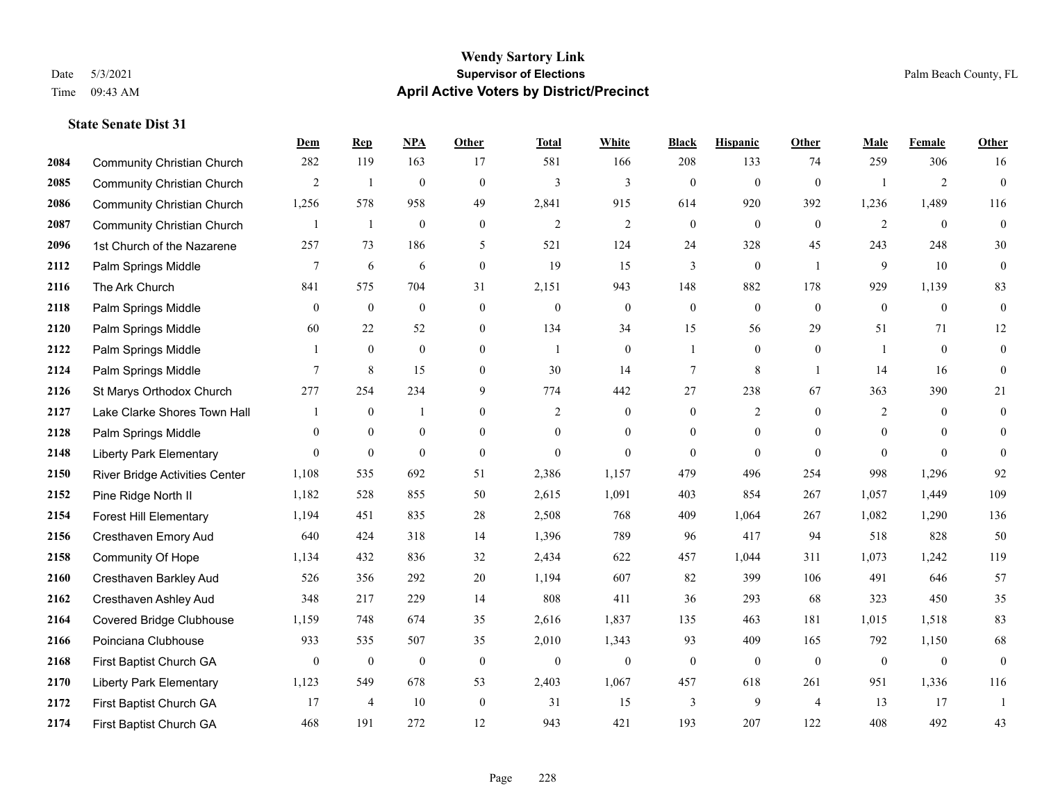# Wendy Sartory Link
**Supervisor of Elections**
**April Active Voters by District/Precinct**

Date 5/3/2021
Time 09:43 AM

Palm Beach County, FL

### State Senate Dist 31

| | | Dem | Rep | NPA | Other | Total | White | Black | Hispanic | Other | Male | Female | Other |
|---|---|---|---|---|---|---|---|---|---|---|---|---|---|
| 2084 | Community Christian Church | 282 | 119 | 163 | 17 | 581 | 166 | 208 | 133 | 74 | 259 | 306 | 16 |
| 2085 | Community Christian Church | 2 | 1 | 0 | 0 | 3 | 3 | 0 | 0 | 0 | 1 | 2 | 0 |
| 2086 | Community Christian Church | 1,256 | 578 | 958 | 49 | 2,841 | 915 | 614 | 920 | 392 | 1,236 | 1,489 | 116 |
| 2087 | Community Christian Church | 1 | 1 | 0 | 0 | 2 | 2 | 0 | 0 | 0 | 2 | 0 | 0 |
| 2096 | 1st Church of the Nazarene | 257 | 73 | 186 | 5 | 521 | 124 | 24 | 328 | 45 | 243 | 248 | 30 |
| 2112 | Palm Springs Middle | 7 | 6 | 6 | 0 | 19 | 15 | 3 | 0 | 1 | 9 | 10 | 0 |
| 2116 | The Ark Church | 841 | 575 | 704 | 31 | 2,151 | 943 | 148 | 882 | 178 | 929 | 1,139 | 83 |
| 2118 | Palm Springs Middle | 0 | 0 | 0 | 0 | 0 | 0 | 0 | 0 | 0 | 0 | 0 | 0 |
| 2120 | Palm Springs Middle | 60 | 22 | 52 | 0 | 134 | 34 | 15 | 56 | 29 | 51 | 71 | 12 |
| 2122 | Palm Springs Middle | 1 | 0 | 0 | 0 | 1 | 0 | 1 | 0 | 0 | 1 | 0 | 0 |
| 2124 | Palm Springs Middle | 7 | 8 | 15 | 0 | 30 | 14 | 7 | 8 | 1 | 14 | 16 | 0 |
| 2126 | St Marys Orthodox Church | 277 | 254 | 234 | 9 | 774 | 442 | 27 | 238 | 67 | 363 | 390 | 21 |
| 2127 | Lake Clarke Shores Town Hall | 1 | 0 | 1 | 0 | 2 | 0 | 0 | 2 | 0 | 2 | 0 | 0 |
| 2128 | Palm Springs Middle | 0 | 0 | 0 | 0 | 0 | 0 | 0 | 0 | 0 | 0 | 0 | 0 |
| 2148 | Liberty Park Elementary | 0 | 0 | 0 | 0 | 0 | 0 | 0 | 0 | 0 | 0 | 0 | 0 |
| 2150 | River Bridge Activities Center | 1,108 | 535 | 692 | 51 | 2,386 | 1,157 | 479 | 496 | 254 | 998 | 1,296 | 92 |
| 2152 | Pine Ridge North II | 1,182 | 528 | 855 | 50 | 2,615 | 1,091 | 403 | 854 | 267 | 1,057 | 1,449 | 109 |
| 2154 | Forest Hill Elementary | 1,194 | 451 | 835 | 28 | 2,508 | 768 | 409 | 1,064 | 267 | 1,082 | 1,290 | 136 |
| 2156 | Cresthaven Emory Aud | 640 | 424 | 318 | 14 | 1,396 | 789 | 96 | 417 | 94 | 518 | 828 | 50 |
| 2158 | Community Of Hope | 1,134 | 432 | 836 | 32 | 2,434 | 622 | 457 | 1,044 | 311 | 1,073 | 1,242 | 119 |
| 2160 | Cresthaven Barkley Aud | 526 | 356 | 292 | 20 | 1,194 | 607 | 82 | 399 | 106 | 491 | 646 | 57 |
| 2162 | Cresthaven Ashley Aud | 348 | 217 | 229 | 14 | 808 | 411 | 36 | 293 | 68 | 323 | 450 | 35 |
| 2164 | Covered Bridge Clubhouse | 1,159 | 748 | 674 | 35 | 2,616 | 1,837 | 135 | 463 | 181 | 1,015 | 1,518 | 83 |
| 2166 | Poinciana Clubhouse | 933 | 535 | 507 | 35 | 2,010 | 1,343 | 93 | 409 | 165 | 792 | 1,150 | 68 |
| 2168 | First Baptist Church GA | 0 | 0 | 0 | 0 | 0 | 0 | 0 | 0 | 0 | 0 | 0 | 0 |
| 2170 | Liberty Park Elementary | 1,123 | 549 | 678 | 53 | 2,403 | 1,067 | 457 | 618 | 261 | 951 | 1,336 | 116 |
| 2172 | First Baptist Church GA | 17 | 4 | 10 | 0 | 31 | 15 | 3 | 9 | 4 | 13 | 17 | 1 |
| 2174 | First Baptist Church GA | 468 | 191 | 272 | 12 | 943 | 421 | 193 | 207 | 122 | 408 | 492 | 43 |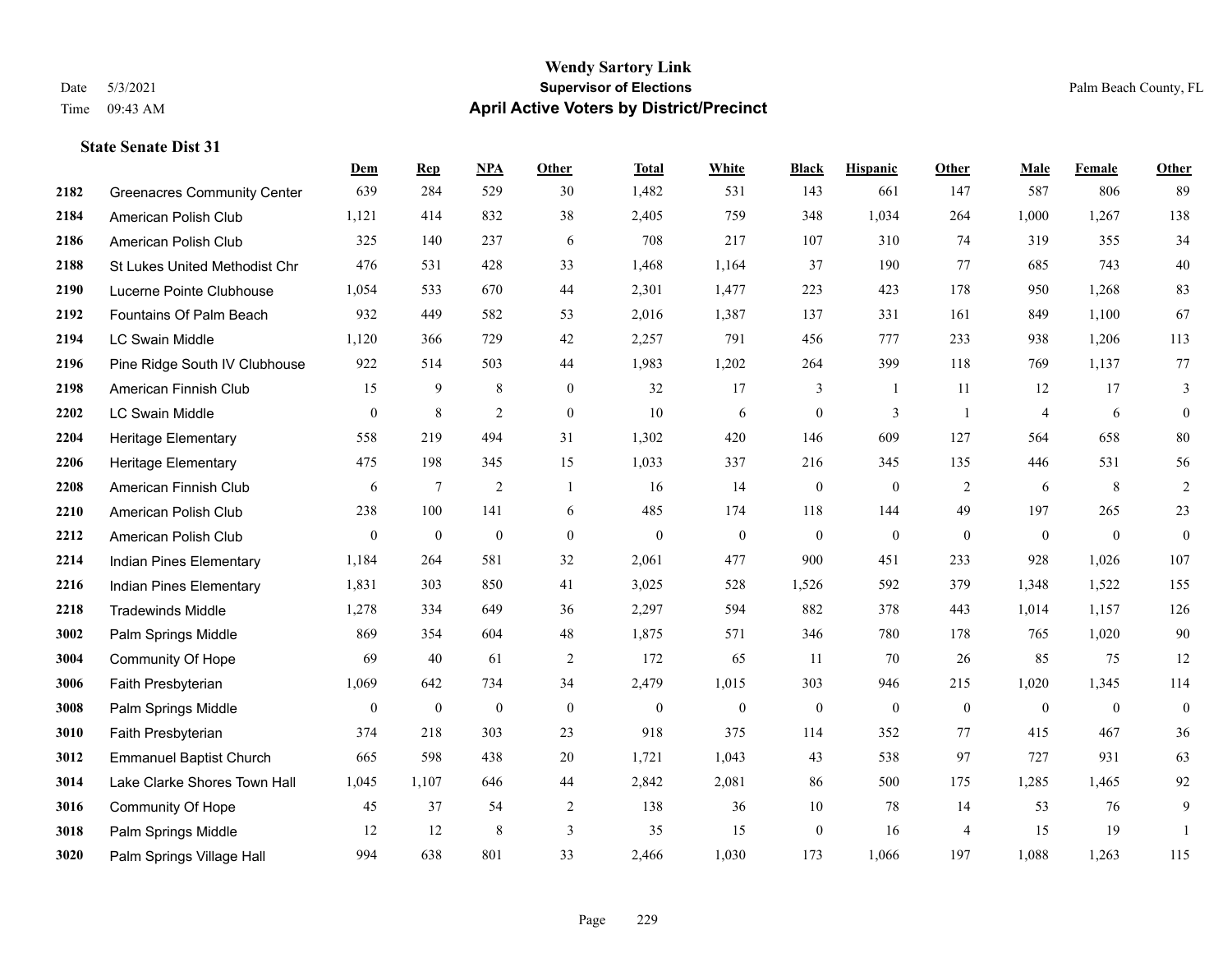# Wendy Sartory Link

**Supervisor of Elections**

**April Active Voters by District/Precinct**

Date 5/3/2021
Time 09:43 AM

Palm Beach County, FL

### State Senate Dist 31

| | | Dem | Rep | NPA | Other | Total | White | Black | Hispanic | Other | Male | Female | Other |
|---|---|---|---|---|---|---|---|---|---|---|---|---|---|
| 2182 | Greenacres Community Center | 639 | 284 | 529 | 30 | 1,482 | 531 | 143 | 661 | 147 | 587 | 806 | 89 |
| 2184 | American Polish Club | 1,121 | 414 | 832 | 38 | 2,405 | 759 | 348 | 1,034 | 264 | 1,000 | 1,267 | 138 |
| 2186 | American Polish Club | 325 | 140 | 237 | 6 | 708 | 217 | 107 | 310 | 74 | 319 | 355 | 34 |
| 2188 | St Lukes United Methodist Chr | 476 | 531 | 428 | 33 | 1,468 | 1,164 | 37 | 190 | 77 | 685 | 743 | 40 |
| 2190 | Lucerne Pointe Clubhouse | 1,054 | 533 | 670 | 44 | 2,301 | 1,477 | 223 | 423 | 178 | 950 | 1,268 | 83 |
| 2192 | Fountains Of Palm Beach | 932 | 449 | 582 | 53 | 2,016 | 1,387 | 137 | 331 | 161 | 849 | 1,100 | 67 |
| 2194 | LC Swain Middle | 1,120 | 366 | 729 | 42 | 2,257 | 791 | 456 | 777 | 233 | 938 | 1,206 | 113 |
| 2196 | Pine Ridge South IV Clubhouse | 922 | 514 | 503 | 44 | 1,983 | 1,202 | 264 | 399 | 118 | 769 | 1,137 | 77 |
| 2198 | American Finnish Club | 15 | 9 | 8 | 0 | 32 | 17 | 3 | 1 | 11 | 12 | 17 | 3 |
| 2202 | LC Swain Middle | 0 | 8 | 2 | 0 | 10 | 6 | 0 | 3 | 1 | 4 | 6 | 0 |
| 2204 | Heritage Elementary | 558 | 219 | 494 | 31 | 1,302 | 420 | 146 | 609 | 127 | 564 | 658 | 80 |
| 2206 | Heritage Elementary | 475 | 198 | 345 | 15 | 1,033 | 337 | 216 | 345 | 135 | 446 | 531 | 56 |
| 2208 | American Finnish Club | 6 | 7 | 2 | 1 | 16 | 14 | 0 | 0 | 2 | 6 | 8 | 2 |
| 2210 | American Polish Club | 238 | 100 | 141 | 6 | 485 | 174 | 118 | 144 | 49 | 197 | 265 | 23 |
| 2212 | American Polish Club | 0 | 0 | 0 | 0 | 0 | 0 | 0 | 0 | 0 | 0 | 0 | 0 |
| 2214 | Indian Pines Elementary | 1,184 | 264 | 581 | 32 | 2,061 | 477 | 900 | 451 | 233 | 928 | 1,026 | 107 |
| 2216 | Indian Pines Elementary | 1,831 | 303 | 850 | 41 | 3,025 | 528 | 1,526 | 592 | 379 | 1,348 | 1,522 | 155 |
| 2218 | Tradewinds Middle | 1,278 | 334 | 649 | 36 | 2,297 | 594 | 882 | 378 | 443 | 1,014 | 1,157 | 126 |
| 3002 | Palm Springs Middle | 869 | 354 | 604 | 48 | 1,875 | 571 | 346 | 780 | 178 | 765 | 1,020 | 90 |
| 3004 | Community Of Hope | 69 | 40 | 61 | 2 | 172 | 65 | 11 | 70 | 26 | 85 | 75 | 12 |
| 3006 | Faith Presbyterian | 1,069 | 642 | 734 | 34 | 2,479 | 1,015 | 303 | 946 | 215 | 1,020 | 1,345 | 114 |
| 3008 | Palm Springs Middle | 0 | 0 | 0 | 0 | 0 | 0 | 0 | 0 | 0 | 0 | 0 | 0 |
| 3010 | Faith Presbyterian | 374 | 218 | 303 | 23 | 918 | 375 | 114 | 352 | 77 | 415 | 467 | 36 |
| 3012 | Emmanuel Baptist Church | 665 | 598 | 438 | 20 | 1,721 | 1,043 | 43 | 538 | 97 | 727 | 931 | 63 |
| 3014 | Lake Clarke Shores Town Hall | 1,045 | 1,107 | 646 | 44 | 2,842 | 2,081 | 86 | 500 | 175 | 1,285 | 1,465 | 92 |
| 3016 | Community Of Hope | 45 | 37 | 54 | 2 | 138 | 36 | 10 | 78 | 14 | 53 | 76 | 9 |
| 3018 | Palm Springs Middle | 12 | 12 | 8 | 3 | 35 | 15 | 0 | 16 | 4 | 15 | 19 | 1 |
| 3020 | Palm Springs Village Hall | 994 | 638 | 801 | 33 | 2,466 | 1,030 | 173 | 1,066 | 197 | 1,088 | 1,263 | 115 |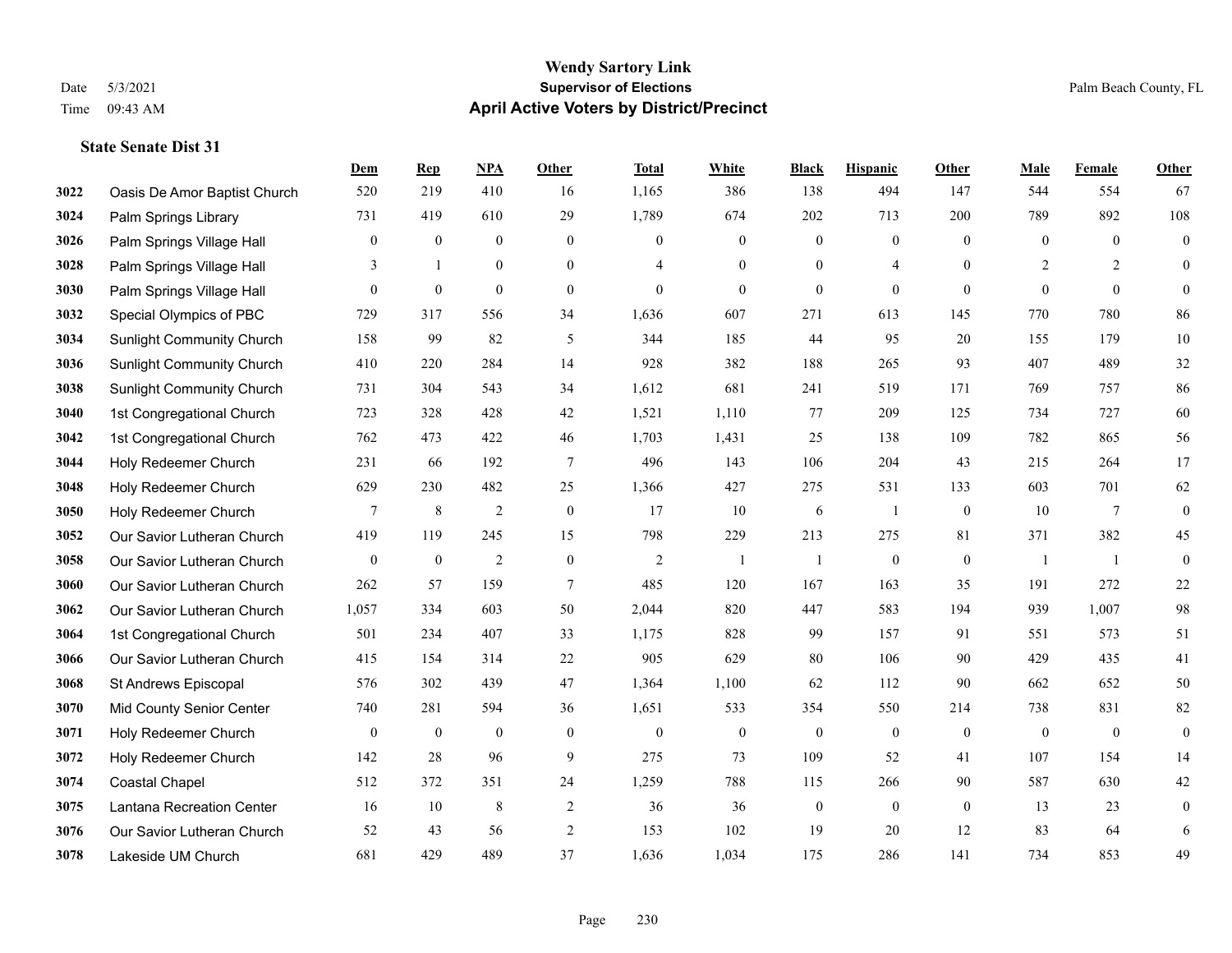# Wendy Sartory Link

**Supervisor of Elections**

**April Active Voters by District/Precinct**

Date 5/3/2021
Time 09:43 AM

Palm Beach County, FL

### State Senate Dist 31

| | | Dem | Rep | NPA | Other | Total | White | Black | Hispanic | Other | Male | Female | Other |
|---|---|---|---|---|---|---|---|---|---|---|---|---|---|
| 3022 | Oasis De Amor Baptist Church | 520 | 219 | 410 | 16 | 1,165 | 386 | 138 | 494 | 147 | 544 | 554 | 67 |
| 3024 | Palm Springs Library | 731 | 419 | 610 | 29 | 1,789 | 674 | 202 | 713 | 200 | 789 | 892 | 108 |
| 3026 | Palm Springs Village Hall | 0 | 0 | 0 | 0 | 0 | 0 | 0 | 0 | 0 | 0 | 0 | 0 |
| 3028 | Palm Springs Village Hall | 3 | 1 | 0 | 0 | 4 | 0 | 0 | 4 | 0 | 2 | 2 | 0 |
| 3030 | Palm Springs Village Hall | 0 | 0 | 0 | 0 | 0 | 0 | 0 | 0 | 0 | 0 | 0 | 0 |
| 3032 | Special Olympics of PBC | 729 | 317 | 556 | 34 | 1,636 | 607 | 271 | 613 | 145 | 770 | 780 | 86 |
| 3034 | Sunlight Community Church | 158 | 99 | 82 | 5 | 344 | 185 | 44 | 95 | 20 | 155 | 179 | 10 |
| 3036 | Sunlight Community Church | 410 | 220 | 284 | 14 | 928 | 382 | 188 | 265 | 93 | 407 | 489 | 32 |
| 3038 | Sunlight Community Church | 731 | 304 | 543 | 34 | 1,612 | 681 | 241 | 519 | 171 | 769 | 757 | 86 |
| 3040 | 1st Congregational Church | 723 | 328 | 428 | 42 | 1,521 | 1,110 | 77 | 209 | 125 | 734 | 727 | 60 |
| 3042 | 1st Congregational Church | 762 | 473 | 422 | 46 | 1,703 | 1,431 | 25 | 138 | 109 | 782 | 865 | 56 |
| 3044 | Holy Redeemer Church | 231 | 66 | 192 | 7 | 496 | 143 | 106 | 204 | 43 | 215 | 264 | 17 |
| 3048 | Holy Redeemer Church | 629 | 230 | 482 | 25 | 1,366 | 427 | 275 | 531 | 133 | 603 | 701 | 62 |
| 3050 | Holy Redeemer Church | 7 | 8 | 2 | 0 | 17 | 10 | 6 | 1 | 0 | 10 | 7 | 0 |
| 3052 | Our Savior Lutheran Church | 419 | 119 | 245 | 15 | 798 | 229 | 213 | 275 | 81 | 371 | 382 | 45 |
| 3058 | Our Savior Lutheran Church | 0 | 0 | 2 | 0 | 2 | 1 | 1 | 0 | 0 | 1 | 1 | 0 |
| 3060 | Our Savior Lutheran Church | 262 | 57 | 159 | 7 | 485 | 120 | 167 | 163 | 35 | 191 | 272 | 22 |
| 3062 | Our Savior Lutheran Church | 1,057 | 334 | 603 | 50 | 2,044 | 820 | 447 | 583 | 194 | 939 | 1,007 | 98 |
| 3064 | 1st Congregational Church | 501 | 234 | 407 | 33 | 1,175 | 828 | 99 | 157 | 91 | 551 | 573 | 51 |
| 3066 | Our Savior Lutheran Church | 415 | 154 | 314 | 22 | 905 | 629 | 80 | 106 | 90 | 429 | 435 | 41 |
| 3068 | St Andrews Episcopal | 576 | 302 | 439 | 47 | 1,364 | 1,100 | 62 | 112 | 90 | 662 | 652 | 50 |
| 3070 | Mid County Senior Center | 740 | 281 | 594 | 36 | 1,651 | 533 | 354 | 550 | 214 | 738 | 831 | 82 |
| 3071 | Holy Redeemer Church | 0 | 0 | 0 | 0 | 0 | 0 | 0 | 0 | 0 | 0 | 0 | 0 |
| 3072 | Holy Redeemer Church | 142 | 28 | 96 | 9 | 275 | 73 | 109 | 52 | 41 | 107 | 154 | 14 |
| 3074 | Coastal Chapel | 512 | 372 | 351 | 24 | 1,259 | 788 | 115 | 266 | 90 | 587 | 630 | 42 |
| 3075 | Lantana Recreation Center | 16 | 10 | 8 | 2 | 36 | 36 | 0 | 0 | 0 | 13 | 23 | 0 |
| 3076 | Our Savior Lutheran Church | 52 | 43 | 56 | 2 | 153 | 102 | 19 | 20 | 12 | 83 | 64 | 6 |
| 3078 | Lakeside UM Church | 681 | 429 | 489 | 37 | 1,636 | 1,034 | 175 | 286 | 141 | 734 | 853 | 49 |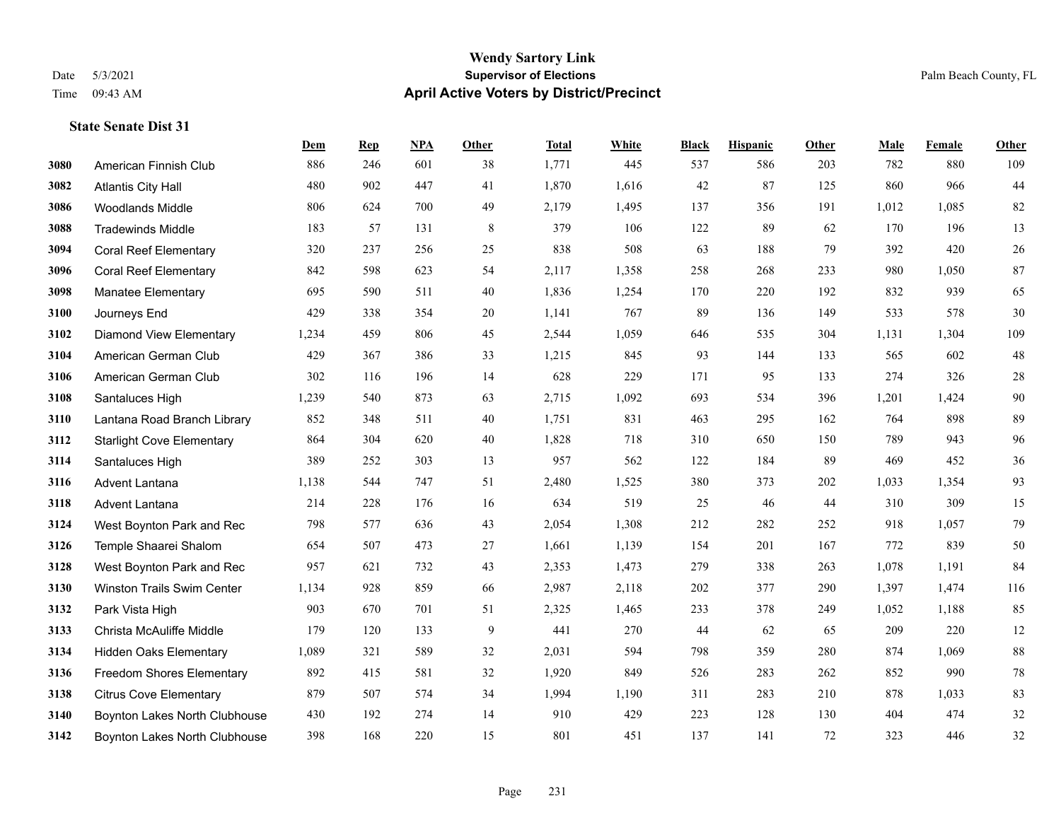# Wendy Sartory Link

**Supervisor of Elections**

**April Active Voters by District/Precinct**

Date 5/3/2021
Time 09:43 AM

Palm Beach County, FL

### State Senate Dist 31

| | | Dem | Rep | NPA | Other | Total | White | Black | Hispanic | Other | Male | Female | Other |
|---|---|---|---|---|---|---|---|---|---|---|---|---|---|
| 3080 | American Finnish Club | 886 | 246 | 601 | 38 | 1,771 | 445 | 537 | 586 | 203 | 782 | 880 | 109 |
| 3082 | Atlantis City Hall | 480 | 902 | 447 | 41 | 1,870 | 1,616 | 42 | 87 | 125 | 860 | 966 | 44 |
| 3086 | Woodlands Middle | 806 | 624 | 700 | 49 | 2,179 | 1,495 | 137 | 356 | 191 | 1,012 | 1,085 | 82 |
| 3088 | Tradewinds Middle | 183 | 57 | 131 | 8 | 379 | 106 | 122 | 89 | 62 | 170 | 196 | 13 |
| 3094 | Coral Reef Elementary | 320 | 237 | 256 | 25 | 838 | 508 | 63 | 188 | 79 | 392 | 420 | 26 |
| 3096 | Coral Reef Elementary | 842 | 598 | 623 | 54 | 2,117 | 1,358 | 258 | 268 | 233 | 980 | 1,050 | 87 |
| 3098 | Manatee Elementary | 695 | 590 | 511 | 40 | 1,836 | 1,254 | 170 | 220 | 192 | 832 | 939 | 65 |
| 3100 | Journeys End | 429 | 338 | 354 | 20 | 1,141 | 767 | 89 | 136 | 149 | 533 | 578 | 30 |
| 3102 | Diamond View Elementary | 1,234 | 459 | 806 | 45 | 2,544 | 1,059 | 646 | 535 | 304 | 1,131 | 1,304 | 109 |
| 3104 | American German Club | 429 | 367 | 386 | 33 | 1,215 | 845 | 93 | 144 | 133 | 565 | 602 | 48 |
| 3106 | American German Club | 302 | 116 | 196 | 14 | 628 | 229 | 171 | 95 | 133 | 274 | 326 | 28 |
| 3108 | Santaluces High | 1,239 | 540 | 873 | 63 | 2,715 | 1,092 | 693 | 534 | 396 | 1,201 | 1,424 | 90 |
| 3110 | Lantana Road Branch Library | 852 | 348 | 511 | 40 | 1,751 | 831 | 463 | 295 | 162 | 764 | 898 | 89 |
| 3112 | Starlight Cove Elementary | 864 | 304 | 620 | 40 | 1,828 | 718 | 310 | 650 | 150 | 789 | 943 | 96 |
| 3114 | Santaluces High | 389 | 252 | 303 | 13 | 957 | 562 | 122 | 184 | 89 | 469 | 452 | 36 |
| 3116 | Advent Lantana | 1,138 | 544 | 747 | 51 | 2,480 | 1,525 | 380 | 373 | 202 | 1,033 | 1,354 | 93 |
| 3118 | Advent Lantana | 214 | 228 | 176 | 16 | 634 | 519 | 25 | 46 | 44 | 310 | 309 | 15 |
| 3124 | West Boynton Park and Rec | 798 | 577 | 636 | 43 | 2,054 | 1,308 | 212 | 282 | 252 | 918 | 1,057 | 79 |
| 3126 | Temple Shaarei Shalom | 654 | 507 | 473 | 27 | 1,661 | 1,139 | 154 | 201 | 167 | 772 | 839 | 50 |
| 3128 | West Boynton Park and Rec | 957 | 621 | 732 | 43 | 2,353 | 1,473 | 279 | 338 | 263 | 1,078 | 1,191 | 84 |
| 3130 | Winston Trails Swim Center | 1,134 | 928 | 859 | 66 | 2,987 | 2,118 | 202 | 377 | 290 | 1,397 | 1,474 | 116 |
| 3132 | Park Vista High | 903 | 670 | 701 | 51 | 2,325 | 1,465 | 233 | 378 | 249 | 1,052 | 1,188 | 85 |
| 3133 | Christa McAuliffe Middle | 179 | 120 | 133 | 9 | 441 | 270 | 44 | 62 | 65 | 209 | 220 | 12 |
| 3134 | Hidden Oaks Elementary | 1,089 | 321 | 589 | 32 | 2,031 | 594 | 798 | 359 | 280 | 874 | 1,069 | 88 |
| 3136 | Freedom Shores Elementary | 892 | 415 | 581 | 32 | 1,920 | 849 | 526 | 283 | 262 | 852 | 990 | 78 |
| 3138 | Citrus Cove Elementary | 879 | 507 | 574 | 34 | 1,994 | 1,190 | 311 | 283 | 210 | 878 | 1,033 | 83 |
| 3140 | Boynton Lakes North Clubhouse | 430 | 192 | 274 | 14 | 910 | 429 | 223 | 128 | 130 | 404 | 474 | 32 |
| 3142 | Boynton Lakes North Clubhouse | 398 | 168 | 220 | 15 | 801 | 451 | 137 | 141 | 72 | 323 | 446 | 32 |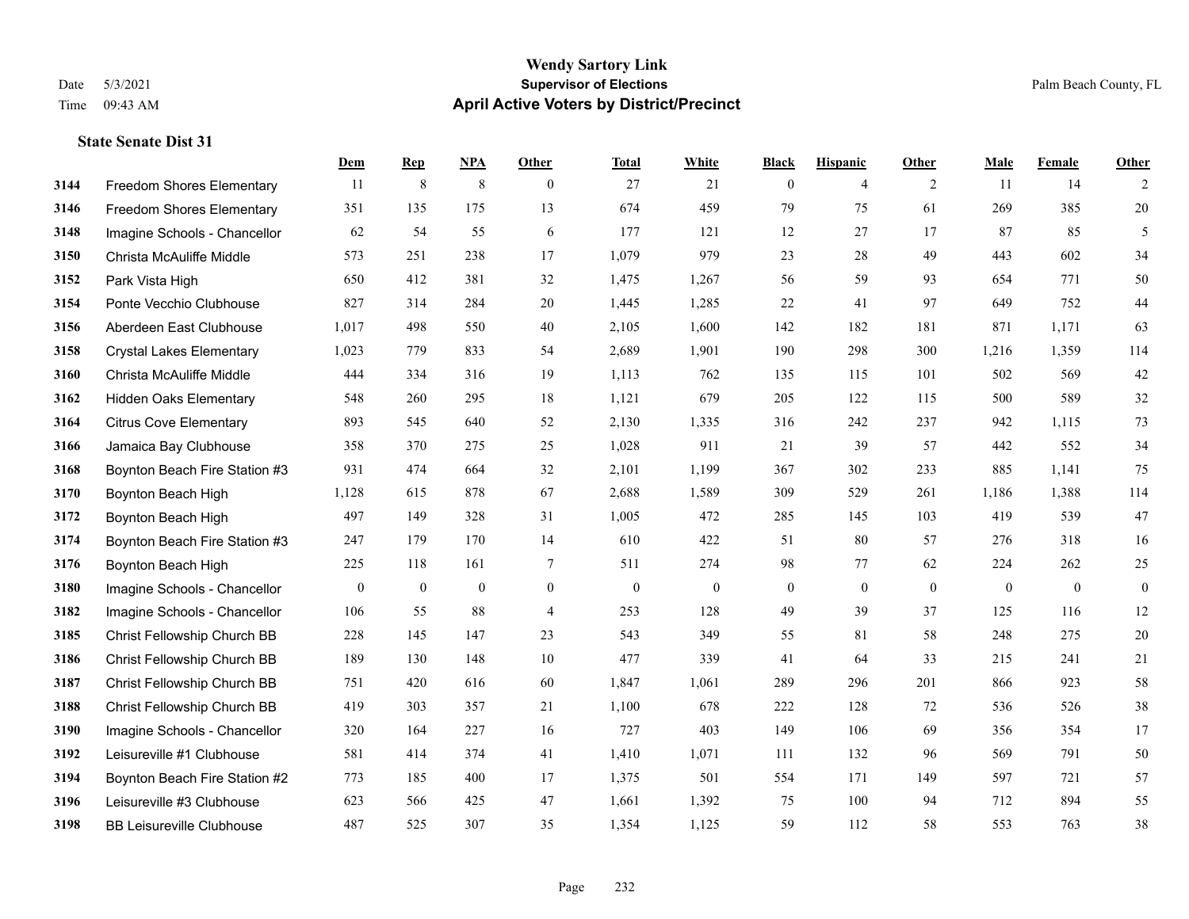# Wendy Sartory Link

**Supervisor of Elections**

**April Active Voters by District/Precinct**

Date 5/3/2021
Time 09:43 AM

Palm Beach County, FL

### State Senate Dist 31

| | | Dem | Rep | NPA | Other | Total | White | Black | Hispanic | Other | Male | Female | Other |
|---|---|---|---|---|---|---|---|---|---|---|---|---|---|
| 3144 | Freedom Shores Elementary | 11 | 8 | 8 | 0 | 27 | 21 | 0 | 4 | 2 | 11 | 14 | 2 |
| 3146 | Freedom Shores Elementary | 351 | 135 | 175 | 13 | 674 | 459 | 79 | 75 | 61 | 269 | 385 | 20 |
| 3148 | Imagine Schools - Chancellor | 62 | 54 | 55 | 6 | 177 | 121 | 12 | 27 | 17 | 87 | 85 | 5 |
| 3150 | Christa McAuliffe Middle | 573 | 251 | 238 | 17 | 1,079 | 979 | 23 | 28 | 49 | 443 | 602 | 34 |
| 3152 | Park Vista High | 650 | 412 | 381 | 32 | 1,475 | 1,267 | 56 | 59 | 93 | 654 | 771 | 50 |
| 3154 | Ponte Vecchio Clubhouse | 827 | 314 | 284 | 20 | 1,445 | 1,285 | 22 | 41 | 97 | 649 | 752 | 44 |
| 3156 | Aberdeen East Clubhouse | 1,017 | 498 | 550 | 40 | 2,105 | 1,600 | 142 | 182 | 181 | 871 | 1,171 | 63 |
| 3158 | Crystal Lakes Elementary | 1,023 | 779 | 833 | 54 | 2,689 | 1,901 | 190 | 298 | 300 | 1,216 | 1,359 | 114 |
| 3160 | Christa McAuliffe Middle | 444 | 334 | 316 | 19 | 1,113 | 762 | 135 | 115 | 101 | 502 | 569 | 42 |
| 3162 | Hidden Oaks Elementary | 548 | 260 | 295 | 18 | 1,121 | 679 | 205 | 122 | 115 | 500 | 589 | 32 |
| 3164 | Citrus Cove Elementary | 893 | 545 | 640 | 52 | 2,130 | 1,335 | 316 | 242 | 237 | 942 | 1,115 | 73 |
| 3166 | Jamaica Bay Clubhouse | 358 | 370 | 275 | 25 | 1,028 | 911 | 21 | 39 | 57 | 442 | 552 | 34 |
| 3168 | Boynton Beach Fire Station #3 | 931 | 474 | 664 | 32 | 2,101 | 1,199 | 367 | 302 | 233 | 885 | 1,141 | 75 |
| 3170 | Boynton Beach High | 1,128 | 615 | 878 | 67 | 2,688 | 1,589 | 309 | 529 | 261 | 1,186 | 1,388 | 114 |
| 3172 | Boynton Beach High | 497 | 149 | 328 | 31 | 1,005 | 472 | 285 | 145 | 103 | 419 | 539 | 47 |
| 3174 | Boynton Beach Fire Station #3 | 247 | 179 | 170 | 14 | 610 | 422 | 51 | 80 | 57 | 276 | 318 | 16 |
| 3176 | Boynton Beach High | 225 | 118 | 161 | 7 | 511 | 274 | 98 | 77 | 62 | 224 | 262 | 25 |
| 3180 | Imagine Schools - Chancellor | 0 | 0 | 0 | 0 | 0 | 0 | 0 | 0 | 0 | 0 | 0 | 0 |
| 3182 | Imagine Schools - Chancellor | 106 | 55 | 88 | 4 | 253 | 128 | 49 | 39 | 37 | 125 | 116 | 12 |
| 3185 | Christ Fellowship Church BB | 228 | 145 | 147 | 23 | 543 | 349 | 55 | 81 | 58 | 248 | 275 | 20 |
| 3186 | Christ Fellowship Church BB | 189 | 130 | 148 | 10 | 477 | 339 | 41 | 64 | 33 | 215 | 241 | 21 |
| 3187 | Christ Fellowship Church BB | 751 | 420 | 616 | 60 | 1,847 | 1,061 | 289 | 296 | 201 | 866 | 923 | 58 |
| 3188 | Christ Fellowship Church BB | 419 | 303 | 357 | 21 | 1,100 | 678 | 222 | 128 | 72 | 536 | 526 | 38 |
| 3190 | Imagine Schools - Chancellor | 320 | 164 | 227 | 16 | 727 | 403 | 149 | 106 | 69 | 356 | 354 | 17 |
| 3192 | Leisureville #1 Clubhouse | 581 | 414 | 374 | 41 | 1,410 | 1,071 | 111 | 132 | 96 | 569 | 791 | 50 |
| 3194 | Boynton Beach Fire Station #2 | 773 | 185 | 400 | 17 | 1,375 | 501 | 554 | 171 | 149 | 597 | 721 | 57 |
| 3196 | Leisureville #3 Clubhouse | 623 | 566 | 425 | 47 | 1,661 | 1,392 | 75 | 100 | 94 | 712 | 894 | 55 |
| 3198 | BB Leisureville Clubhouse | 487 | 525 | 307 | 35 | 1,354 | 1,125 | 59 | 112 | 58 | 553 | 763 | 38 |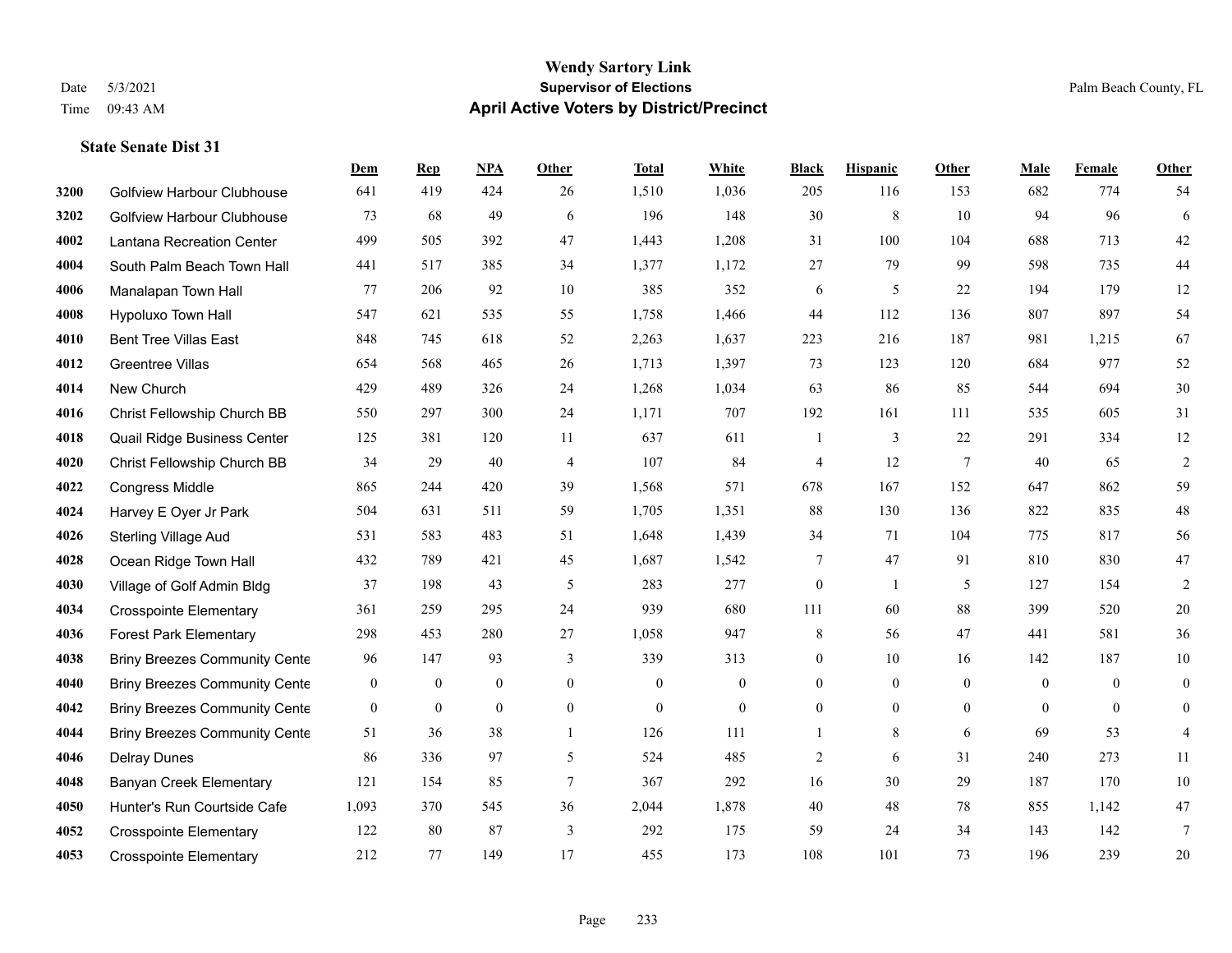# Wendy Sartory Link
## Supervisor of Elections
## April Active Voters by District/Precinct

Date 5/3/2021
Time 09:43 AM

Palm Beach County, FL

### State Senate Dist 31

| | | Dem | Rep | NPA | Other | Total | White | Black | Hispanic | Other | Male | Female | Other |
|---|---|---|---|---|---|---|---|---|---|---|---|---|---|
| 3200 | Golfview Harbour Clubhouse | 641 | 419 | 424 | 26 | 1,510 | 1,036 | 205 | 116 | 153 | 682 | 774 | 54 |
| 3202 | Golfview Harbour Clubhouse | 73 | 68 | 49 | 6 | 196 | 148 | 30 | 8 | 10 | 94 | 96 | 6 |
| 4002 | Lantana Recreation Center | 499 | 505 | 392 | 47 | 1,443 | 1,208 | 31 | 100 | 104 | 688 | 713 | 42 |
| 4004 | South Palm Beach Town Hall | 441 | 517 | 385 | 34 | 1,377 | 1,172 | 27 | 79 | 99 | 598 | 735 | 44 |
| 4006 | Manalapan Town Hall | 77 | 206 | 92 | 10 | 385 | 352 | 6 | 5 | 22 | 194 | 179 | 12 |
| 4008 | Hypoluxo Town Hall | 547 | 621 | 535 | 55 | 1,758 | 1,466 | 44 | 112 | 136 | 807 | 897 | 54 |
| 4010 | Bent Tree Villas East | 848 | 745 | 618 | 52 | 2,263 | 1,637 | 223 | 216 | 187 | 981 | 1,215 | 67 |
| 4012 | Greentree Villas | 654 | 568 | 465 | 26 | 1,713 | 1,397 | 73 | 123 | 120 | 684 | 977 | 52 |
| 4014 | New Church | 429 | 489 | 326 | 24 | 1,268 | 1,034 | 63 | 86 | 85 | 544 | 694 | 30 |
| 4016 | Christ Fellowship Church BB | 550 | 297 | 300 | 24 | 1,171 | 707 | 192 | 161 | 111 | 535 | 605 | 31 |
| 4018 | Quail Ridge Business Center | 125 | 381 | 120 | 11 | 637 | 611 | 1 | 3 | 22 | 291 | 334 | 12 |
| 4020 | Christ Fellowship Church BB | 34 | 29 | 40 | 4 | 107 | 84 | 4 | 12 | 7 | 40 | 65 | 2 |
| 4022 | Congress Middle | 865 | 244 | 420 | 39 | 1,568 | 571 | 678 | 167 | 152 | 647 | 862 | 59 |
| 4024 | Harvey E Oyer Jr Park | 504 | 631 | 511 | 59 | 1,705 | 1,351 | 88 | 130 | 136 | 822 | 835 | 48 |
| 4026 | Sterling Village Aud | 531 | 583 | 483 | 51 | 1,648 | 1,439 | 34 | 71 | 104 | 775 | 817 | 56 |
| 4028 | Ocean Ridge Town Hall | 432 | 789 | 421 | 45 | 1,687 | 1,542 | 7 | 47 | 91 | 810 | 830 | 47 |
| 4030 | Village of Golf Admin Bldg | 37 | 198 | 43 | 5 | 283 | 277 | 0 | 1 | 5 | 127 | 154 | 2 |
| 4034 | Crosspointe Elementary | 361 | 259 | 295 | 24 | 939 | 680 | 111 | 60 | 88 | 399 | 520 | 20 |
| 4036 | Forest Park Elementary | 298 | 453 | 280 | 27 | 1,058 | 947 | 8 | 56 | 47 | 441 | 581 | 36 |
| 4038 | Briny Breezes Community Cente | 96 | 147 | 93 | 3 | 339 | 313 | 0 | 10 | 16 | 142 | 187 | 10 |
| 4040 | Briny Breezes Community Cente | 0 | 0 | 0 | 0 | 0 | 0 | 0 | 0 | 0 | 0 | 0 | 0 |
| 4042 | Briny Breezes Community Cente | 0 | 0 | 0 | 0 | 0 | 0 | 0 | 0 | 0 | 0 | 0 | 0 |
| 4044 | Briny Breezes Community Cente | 51 | 36 | 38 | 1 | 126 | 111 | 1 | 8 | 6 | 69 | 53 | 4 |
| 4046 | Delray Dunes | 86 | 336 | 97 | 5 | 524 | 485 | 2 | 6 | 31 | 240 | 273 | 11 |
| 4048 | Banyan Creek Elementary | 121 | 154 | 85 | 7 | 367 | 292 | 16 | 30 | 29 | 187 | 170 | 10 |
| 4050 | Hunter's Run Courtside Cafe | 1,093 | 370 | 545 | 36 | 2,044 | 1,878 | 40 | 48 | 78 | 855 | 1,142 | 47 |
| 4052 | Crosspointe Elementary | 122 | 80 | 87 | 3 | 292 | 175 | 59 | 24 | 34 | 143 | 142 | 7 |
| 4053 | Crosspointe Elementary | 212 | 77 | 149 | 17 | 455 | 173 | 108 | 101 | 73 | 196 | 239 | 20 |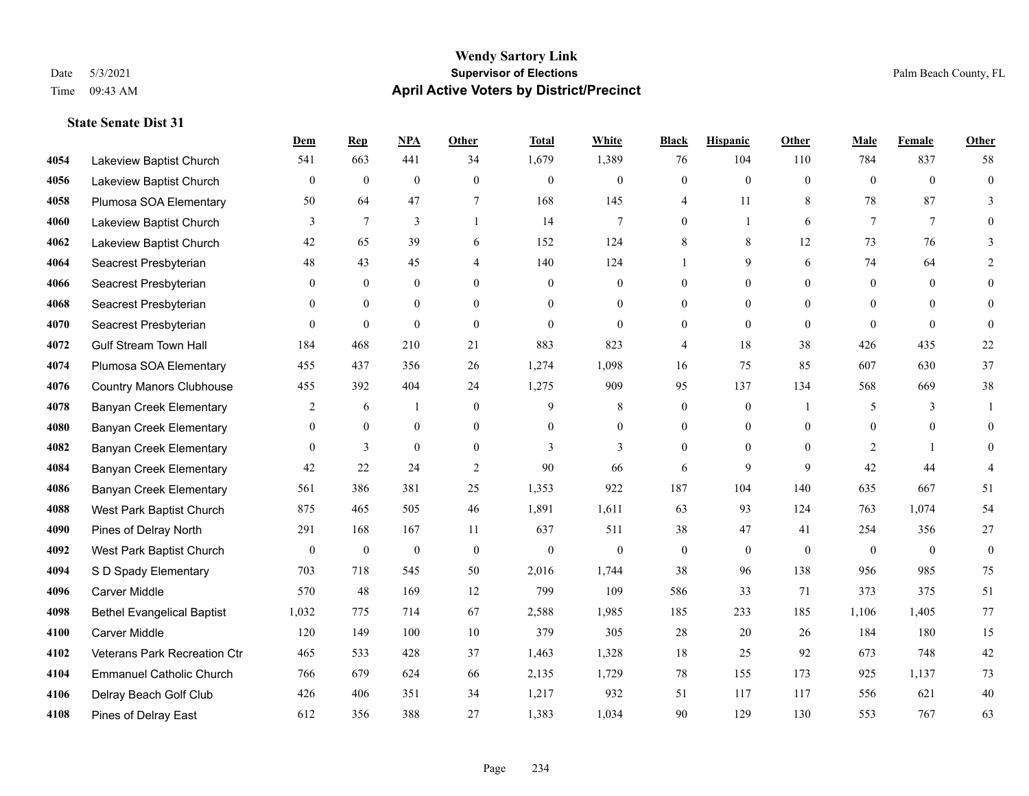# Wendy Sartory Link
## Supervisor of Elections
## April Active Voters by District/Precinct

Date 5/3/2021
Time 09:43 AM
Palm Beach County, FL

### State Senate Dist 31

| | | Dem | Rep | NPA | Other | Total | White | Black | Hispanic | Other | Male | Female | Other |
|---|---|---|---|---|---|---|---|---|---|---|---|---|---|
| 4054 | Lakeview Baptist Church | 541 | 663 | 441 | 34 | 1,679 | 1,389 | 76 | 104 | 110 | 784 | 837 | 58 |
| 4056 | Lakeview Baptist Church | 0 | 0 | 0 | 0 | 0 | 0 | 0 | 0 | 0 | 0 | 0 | 0 |
| 4058 | Plumosa SOA Elementary | 50 | 64 | 47 | 7 | 168 | 145 | 4 | 11 | 8 | 78 | 87 | 3 |
| 4060 | Lakeview Baptist Church | 3 | 7 | 3 | 1 | 14 | 7 | 0 | 1 | 6 | 7 | 7 | 0 |
| 4062 | Lakeview Baptist Church | 42 | 65 | 39 | 6 | 152 | 124 | 8 | 8 | 12 | 73 | 76 | 3 |
| 4064 | Seacrest Presbyterian | 48 | 43 | 45 | 4 | 140 | 124 | 1 | 9 | 6 | 74 | 64 | 2 |
| 4066 | Seacrest Presbyterian | 0 | 0 | 0 | 0 | 0 | 0 | 0 | 0 | 0 | 0 | 0 | 0 |
| 4068 | Seacrest Presbyterian | 0 | 0 | 0 | 0 | 0 | 0 | 0 | 0 | 0 | 0 | 0 | 0 |
| 4070 | Seacrest Presbyterian | 0 | 0 | 0 | 0 | 0 | 0 | 0 | 0 | 0 | 0 | 0 | 0 |
| 4072 | Gulf Stream Town Hall | 184 | 468 | 210 | 21 | 883 | 823 | 4 | 18 | 38 | 426 | 435 | 22 |
| 4074 | Plumosa SOA Elementary | 455 | 437 | 356 | 26 | 1,274 | 1,098 | 16 | 75 | 85 | 607 | 630 | 37 |
| 4076 | Country Manors Clubhouse | 455 | 392 | 404 | 24 | 1,275 | 909 | 95 | 137 | 134 | 568 | 669 | 38 |
| 4078 | Banyan Creek Elementary | 2 | 6 | 1 | 0 | 9 | 8 | 0 | 0 | 1 | 5 | 3 | 1 |
| 4080 | Banyan Creek Elementary | 0 | 0 | 0 | 0 | 0 | 0 | 0 | 0 | 0 | 0 | 0 | 0 |
| 4082 | Banyan Creek Elementary | 0 | 3 | 0 | 0 | 3 | 3 | 0 | 0 | 0 | 2 | 1 | 0 |
| 4084 | Banyan Creek Elementary | 42 | 22 | 24 | 2 | 90 | 66 | 6 | 9 | 9 | 42 | 44 | 4 |
| 4086 | Banyan Creek Elementary | 561 | 386 | 381 | 25 | 1,353 | 922 | 187 | 104 | 140 | 635 | 667 | 51 |
| 4088 | West Park Baptist Church | 875 | 465 | 505 | 46 | 1,891 | 1,611 | 63 | 93 | 124 | 763 | 1,074 | 54 |
| 4090 | Pines of Delray North | 291 | 168 | 167 | 11 | 637 | 511 | 38 | 47 | 41 | 254 | 356 | 27 |
| 4092 | West Park Baptist Church | 0 | 0 | 0 | 0 | 0 | 0 | 0 | 0 | 0 | 0 | 0 | 0 |
| 4094 | S D Spady Elementary | 703 | 718 | 545 | 50 | 2,016 | 1,744 | 38 | 96 | 138 | 956 | 985 | 75 |
| 4096 | Carver Middle | 570 | 48 | 169 | 12 | 799 | 109 | 586 | 33 | 71 | 373 | 375 | 51 |
| 4098 | Bethel Evangelical Baptist | 1,032 | 775 | 714 | 67 | 2,588 | 1,985 | 185 | 233 | 185 | 1,106 | 1,405 | 77 |
| 4100 | Carver Middle | 120 | 149 | 100 | 10 | 379 | 305 | 28 | 20 | 26 | 184 | 180 | 15 |
| 4102 | Veterans Park Recreation Ctr | 465 | 533 | 428 | 37 | 1,463 | 1,328 | 18 | 25 | 92 | 673 | 748 | 42 |
| 4104 | Emmanuel Catholic Church | 766 | 679 | 624 | 66 | 2,135 | 1,729 | 78 | 155 | 173 | 925 | 1,137 | 73 |
| 4106 | Delray Beach Golf Club | 426 | 406 | 351 | 34 | 1,217 | 932 | 51 | 117 | 117 | 556 | 621 | 40 |
| 4108 | Pines of Delray East | 612 | 356 | 388 | 27 | 1,383 | 1,034 | 90 | 129 | 130 | 553 | 767 | 63 |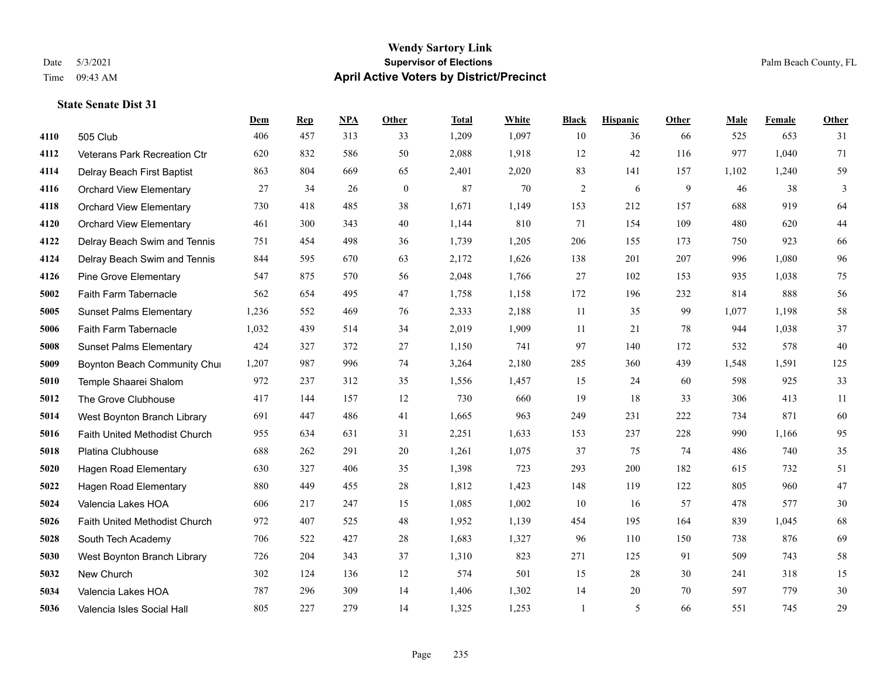# Wendy Sartory Link

**Supervisor of Elections**

**April Active Voters by District/Precinct**

Date 5/3/2021
Time 09:43 AM

Palm Beach County, FL

### State Senate Dist 31

| | | Dem | Rep | NPA | Other | Total | White | Black | Hispanic | Other | Male | Female | Other |
|---|---|---|---|---|---|---|---|---|---|---|---|---|---|
| 4110 | 505 Club | 406 | 457 | 313 | 33 | 1,209 | 1,097 | 10 | 36 | 66 | 525 | 653 | 31 |
| 4112 | Veterans Park Recreation Ctr | 620 | 832 | 586 | 50 | 2,088 | 1,918 | 12 | 42 | 116 | 977 | 1,040 | 71 |
| 4114 | Delray Beach First Baptist | 863 | 804 | 669 | 65 | 2,401 | 2,020 | 83 | 141 | 157 | 1,102 | 1,240 | 59 |
| 4116 | Orchard View Elementary | 27 | 34 | 26 | 0 | 87 | 70 | 2 | 6 | 9 | 46 | 38 | 3 |
| 4118 | Orchard View Elementary | 730 | 418 | 485 | 38 | 1,671 | 1,149 | 153 | 212 | 157 | 688 | 919 | 64 |
| 4120 | Orchard View Elementary | 461 | 300 | 343 | 40 | 1,144 | 810 | 71 | 154 | 109 | 480 | 620 | 44 |
| 4122 | Delray Beach Swim and Tennis | 751 | 454 | 498 | 36 | 1,739 | 1,205 | 206 | 155 | 173 | 750 | 923 | 66 |
| 4124 | Delray Beach Swim and Tennis | 844 | 595 | 670 | 63 | 2,172 | 1,626 | 138 | 201 | 207 | 996 | 1,080 | 96 |
| 4126 | Pine Grove Elementary | 547 | 875 | 570 | 56 | 2,048 | 1,766 | 27 | 102 | 153 | 935 | 1,038 | 75 |
| 5002 | Faith Farm Tabernacle | 562 | 654 | 495 | 47 | 1,758 | 1,158 | 172 | 196 | 232 | 814 | 888 | 56 |
| 5005 | Sunset Palms Elementary | 1,236 | 552 | 469 | 76 | 2,333 | 2,188 | 11 | 35 | 99 | 1,077 | 1,198 | 58 |
| 5006 | Faith Farm Tabernacle | 1,032 | 439 | 514 | 34 | 2,019 | 1,909 | 11 | 21 | 78 | 944 | 1,038 | 37 |
| 5008 | Sunset Palms Elementary | 424 | 327 | 372 | 27 | 1,150 | 741 | 97 | 140 | 172 | 532 | 578 | 40 |
| 5009 | Boynton Beach Community Chui | 1,207 | 987 | 996 | 74 | 3,264 | 2,180 | 285 | 360 | 439 | 1,548 | 1,591 | 125 |
| 5010 | Temple Shaarei Shalom | 972 | 237 | 312 | 35 | 1,556 | 1,457 | 15 | 24 | 60 | 598 | 925 | 33 |
| 5012 | The Grove Clubhouse | 417 | 144 | 157 | 12 | 730 | 660 | 19 | 18 | 33 | 306 | 413 | 11 |
| 5014 | West Boynton Branch Library | 691 | 447 | 486 | 41 | 1,665 | 963 | 249 | 231 | 222 | 734 | 871 | 60 |
| 5016 | Faith United Methodist Church | 955 | 634 | 631 | 31 | 2,251 | 1,633 | 153 | 237 | 228 | 990 | 1,166 | 95 |
| 5018 | Platina Clubhouse | 688 | 262 | 291 | 20 | 1,261 | 1,075 | 37 | 75 | 74 | 486 | 740 | 35 |
| 5020 | Hagen Road Elementary | 630 | 327 | 406 | 35 | 1,398 | 723 | 293 | 200 | 182 | 615 | 732 | 51 |
| 5022 | Hagen Road Elementary | 880 | 449 | 455 | 28 | 1,812 | 1,423 | 148 | 119 | 122 | 805 | 960 | 47 |
| 5024 | Valencia Lakes HOA | 606 | 217 | 247 | 15 | 1,085 | 1,002 | 10 | 16 | 57 | 478 | 577 | 30 |
| 5026 | Faith United Methodist Church | 972 | 407 | 525 | 48 | 1,952 | 1,139 | 454 | 195 | 164 | 839 | 1,045 | 68 |
| 5028 | South Tech Academy | 706 | 522 | 427 | 28 | 1,683 | 1,327 | 96 | 110 | 150 | 738 | 876 | 69 |
| 5030 | West Boynton Branch Library | 726 | 204 | 343 | 37 | 1,310 | 823 | 271 | 125 | 91 | 509 | 743 | 58 |
| 5032 | New Church | 302 | 124 | 136 | 12 | 574 | 501 | 15 | 28 | 30 | 241 | 318 | 15 |
| 5034 | Valencia Lakes HOA | 787 | 296 | 309 | 14 | 1,406 | 1,302 | 14 | 20 | 70 | 597 | 779 | 30 |
| 5036 | Valencia Isles Social Hall | 805 | 227 | 279 | 14 | 1,325 | 1,253 | 1 | 5 | 66 | 551 | 745 | 29 |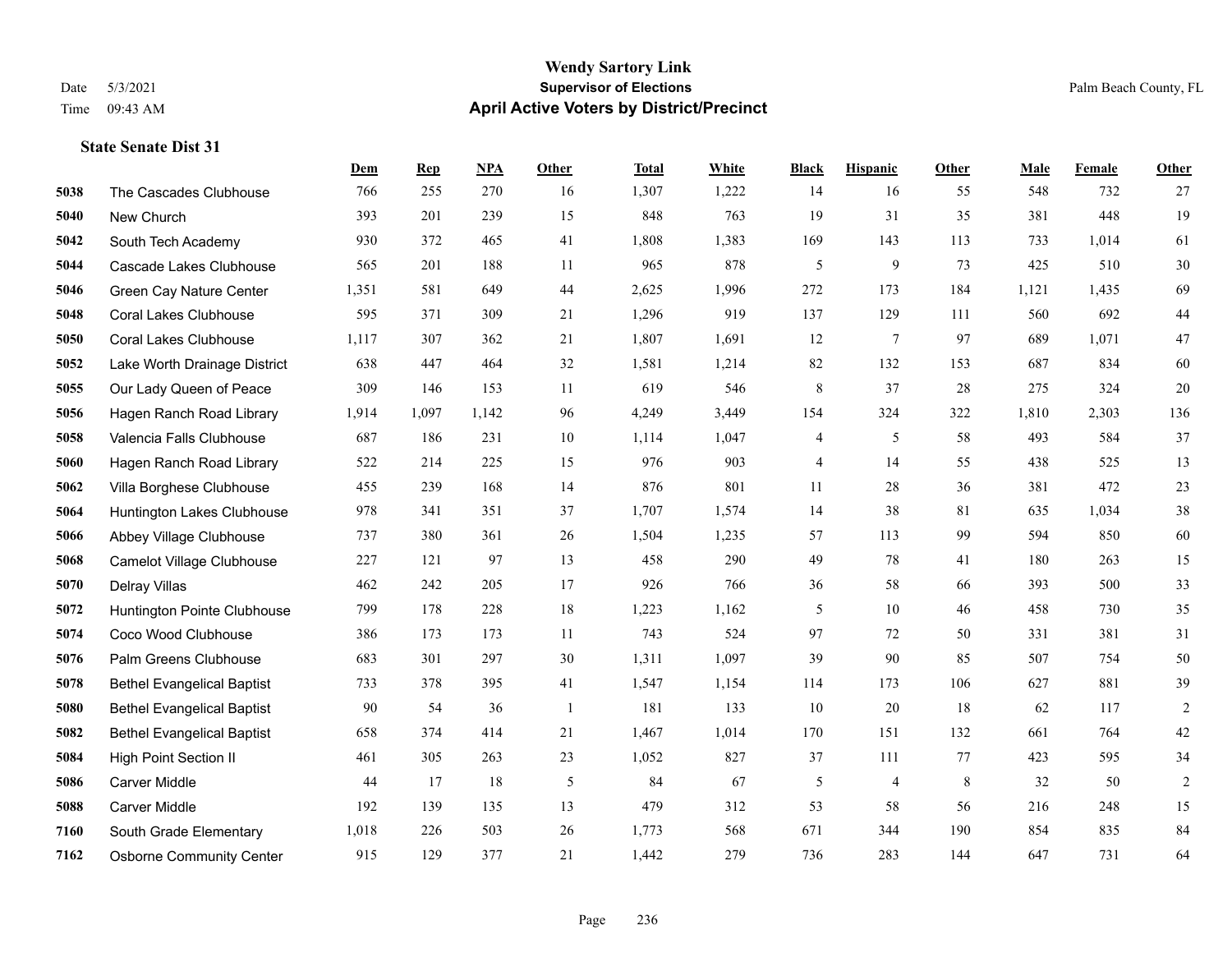# Wendy Sartory Link
## Supervisor of Elections
## April Active Voters by District/Precinct

Date 5/3/2021
Time 09:43 AM

Palm Beach County, FL

### State Senate Dist 31

| | | Dem | Rep | NPA | Other | Total | White | Black | Hispanic | Other | Male | Female | Other |
|---|---|---|---|---|---|---|---|---|---|---|---|---|---|
| 5038 | The Cascades Clubhouse | 766 | 255 | 270 | 16 | 1,307 | 1,222 | 14 | 16 | 55 | 548 | 732 | 27 |
| 5040 | New Church | 393 | 201 | 239 | 15 | 848 | 763 | 19 | 31 | 35 | 381 | 448 | 19 |
| 5042 | South Tech Academy | 930 | 372 | 465 | 41 | 1,808 | 1,383 | 169 | 143 | 113 | 733 | 1,014 | 61 |
| 5044 | Cascade Lakes Clubhouse | 565 | 201 | 188 | 11 | 965 | 878 | 5 | 9 | 73 | 425 | 510 | 30 |
| 5046 | Green Cay Nature Center | 1,351 | 581 | 649 | 44 | 2,625 | 1,996 | 272 | 173 | 184 | 1,121 | 1,435 | 69 |
| 5048 | Coral Lakes Clubhouse | 595 | 371 | 309 | 21 | 1,296 | 919 | 137 | 129 | 111 | 560 | 692 | 44 |
| 5050 | Coral Lakes Clubhouse | 1,117 | 307 | 362 | 21 | 1,807 | 1,691 | 12 | 7 | 97 | 689 | 1,071 | 47 |
| 5052 | Lake Worth Drainage District | 638 | 447 | 464 | 32 | 1,581 | 1,214 | 82 | 132 | 153 | 687 | 834 | 60 |
| 5055 | Our Lady Queen of Peace | 309 | 146 | 153 | 11 | 619 | 546 | 8 | 37 | 28 | 275 | 324 | 20 |
| 5056 | Hagen Ranch Road Library | 1,914 | 1,097 | 1,142 | 96 | 4,249 | 3,449 | 154 | 324 | 322 | 1,810 | 2,303 | 136 |
| 5058 | Valencia Falls Clubhouse | 687 | 186 | 231 | 10 | 1,114 | 1,047 | 4 | 5 | 58 | 493 | 584 | 37 |
| 5060 | Hagen Ranch Road Library | 522 | 214 | 225 | 15 | 976 | 903 | 4 | 14 | 55 | 438 | 525 | 13 |
| 5062 | Villa Borghese Clubhouse | 455 | 239 | 168 | 14 | 876 | 801 | 11 | 28 | 36 | 381 | 472 | 23 |
| 5064 | Huntington Lakes Clubhouse | 978 | 341 | 351 | 37 | 1,707 | 1,574 | 14 | 38 | 81 | 635 | 1,034 | 38 |
| 5066 | Abbey Village Clubhouse | 737 | 380 | 361 | 26 | 1,504 | 1,235 | 57 | 113 | 99 | 594 | 850 | 60 |
| 5068 | Camelot Village Clubhouse | 227 | 121 | 97 | 13 | 458 | 290 | 49 | 78 | 41 | 180 | 263 | 15 |
| 5070 | Delray Villas | 462 | 242 | 205 | 17 | 926 | 766 | 36 | 58 | 66 | 393 | 500 | 33 |
| 5072 | Huntington Pointe Clubhouse | 799 | 178 | 228 | 18 | 1,223 | 1,162 | 5 | 10 | 46 | 458 | 730 | 35 |
| 5074 | Coco Wood Clubhouse | 386 | 173 | 173 | 11 | 743 | 524 | 97 | 72 | 50 | 331 | 381 | 31 |
| 5076 | Palm Greens Clubhouse | 683 | 301 | 297 | 30 | 1,311 | 1,097 | 39 | 90 | 85 | 507 | 754 | 50 |
| 5078 | Bethel Evangelical Baptist | 733 | 378 | 395 | 41 | 1,547 | 1,154 | 114 | 173 | 106 | 627 | 881 | 39 |
| 5080 | Bethel Evangelical Baptist | 90 | 54 | 36 | 1 | 181 | 133 | 10 | 20 | 18 | 62 | 117 | 2 |
| 5082 | Bethel Evangelical Baptist | 658 | 374 | 414 | 21 | 1,467 | 1,014 | 170 | 151 | 132 | 661 | 764 | 42 |
| 5084 | High Point Section II | 461 | 305 | 263 | 23 | 1,052 | 827 | 37 | 111 | 77 | 423 | 595 | 34 |
| 5086 | Carver Middle | 44 | 17 | 18 | 5 | 84 | 67 | 5 | 4 | 8 | 32 | 50 | 2 |
| 5088 | Carver Middle | 192 | 139 | 135 | 13 | 479 | 312 | 53 | 58 | 56 | 216 | 248 | 15 |
| 7160 | South Grade Elementary | 1,018 | 226 | 503 | 26 | 1,773 | 568 | 671 | 344 | 190 | 854 | 835 | 84 |
| 7162 | Osborne Community Center | 915 | 129 | 377 | 21 | 1,442 | 279 | 736 | 283 | 144 | 647 | 731 | 64 |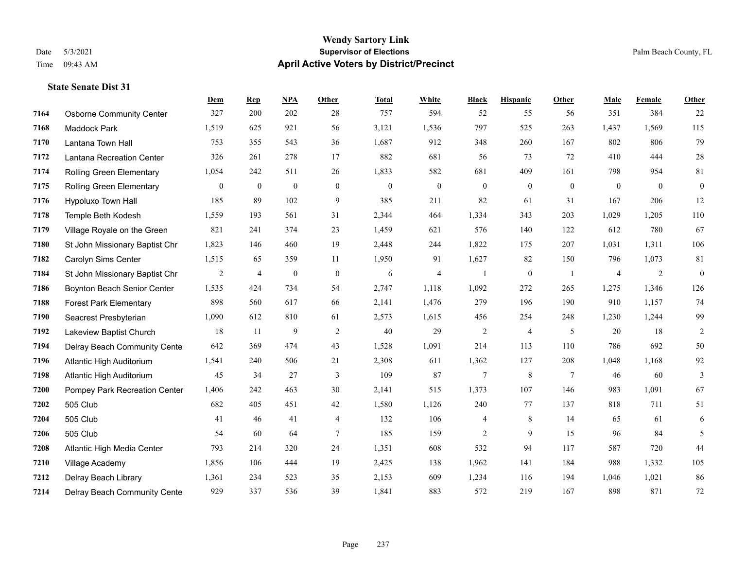# Wendy Sartory Link

**Supervisor of Elections**

**April Active Voters by District/Precinct**

Date 5/3/2021

Time 09:43 AM

Palm Beach County, FL

### State Senate Dist 31

| | | Dem | Rep | NPA | Other | Total | White | Black | Hispanic | Other | Male | Female | Other |
|---|---|---|---|---|---|---|---|---|---|---|---|---|---|
| 7164 | Osborne Community Center | 327 | 200 | 202 | 28 | 757 | 594 | 52 | 55 | 56 | 351 | 384 | 22 |
| 7168 | Maddock Park | 1,519 | 625 | 921 | 56 | 3,121 | 1,536 | 797 | 525 | 263 | 1,437 | 1,569 | 115 |
| 7170 | Lantana Town Hall | 753 | 355 | 543 | 36 | 1,687 | 912 | 348 | 260 | 167 | 802 | 806 | 79 |
| 7172 | Lantana Recreation Center | 326 | 261 | 278 | 17 | 882 | 681 | 56 | 73 | 72 | 410 | 444 | 28 |
| 7174 | Rolling Green Elementary | 1,054 | 242 | 511 | 26 | 1,833 | 582 | 681 | 409 | 161 | 798 | 954 | 81 |
| 7175 | Rolling Green Elementary | 0 | 0 | 0 | 0 | 0 | 0 | 0 | 0 | 0 | 0 | 0 | 0 |
| 7176 | Hypoluxo Town Hall | 185 | 89 | 102 | 9 | 385 | 211 | 82 | 61 | 31 | 167 | 206 | 12 |
| 7178 | Temple Beth Kodesh | 1,559 | 193 | 561 | 31 | 2,344 | 464 | 1,334 | 343 | 203 | 1,029 | 1,205 | 110 |
| 7179 | Village Royale on the Green | 821 | 241 | 374 | 23 | 1,459 | 621 | 576 | 140 | 122 | 612 | 780 | 67 |
| 7180 | St John Missionary Baptist Chr | 1,823 | 146 | 460 | 19 | 2,448 | 244 | 1,822 | 175 | 207 | 1,031 | 1,311 | 106 |
| 7182 | Carolyn Sims Center | 1,515 | 65 | 359 | 11 | 1,950 | 91 | 1,627 | 82 | 150 | 796 | 1,073 | 81 |
| 7184 | St John Missionary Baptist Chr | 2 | 4 | 0 | 0 | 6 | 4 | 1 | 0 | 1 | 4 | 2 | 0 |
| 7186 | Boynton Beach Senior Center | 1,535 | 424 | 734 | 54 | 2,747 | 1,118 | 1,092 | 272 | 265 | 1,275 | 1,346 | 126 |
| 7188 | Forest Park Elementary | 898 | 560 | 617 | 66 | 2,141 | 1,476 | 279 | 196 | 190 | 910 | 1,157 | 74 |
| 7190 | Seacrest Presbyterian | 1,090 | 612 | 810 | 61 | 2,573 | 1,615 | 456 | 254 | 248 | 1,230 | 1,244 | 99 |
| 7192 | Lakeview Baptist Church | 18 | 11 | 9 | 2 | 40 | 29 | 2 | 4 | 5 | 20 | 18 | 2 |
| 7194 | Delray Beach Community Center | 642 | 369 | 474 | 43 | 1,528 | 1,091 | 214 | 113 | 110 | 786 | 692 | 50 |
| 7196 | Atlantic High Auditorium | 1,541 | 240 | 506 | 21 | 2,308 | 611 | 1,362 | 127 | 208 | 1,048 | 1,168 | 92 |
| 7198 | Atlantic High Auditorium | 45 | 34 | 27 | 3 | 109 | 87 | 7 | 8 | 7 | 46 | 60 | 3 |
| 7200 | Pompey Park Recreation Center | 1,406 | 242 | 463 | 30 | 2,141 | 515 | 1,373 | 107 | 146 | 983 | 1,091 | 67 |
| 7202 | 505 Club | 682 | 405 | 451 | 42 | 1,580 | 1,126 | 240 | 77 | 137 | 818 | 711 | 51 |
| 7204 | 505 Club | 41 | 46 | 41 | 4 | 132 | 106 | 4 | 8 | 14 | 65 | 61 | 6 |
| 7206 | 505 Club | 54 | 60 | 64 | 7 | 185 | 159 | 2 | 9 | 15 | 96 | 84 | 5 |
| 7208 | Atlantic High Media Center | 793 | 214 | 320 | 24 | 1,351 | 608 | 532 | 94 | 117 | 587 | 720 | 44 |
| 7210 | Village Academy | 1,856 | 106 | 444 | 19 | 2,425 | 138 | 1,962 | 141 | 184 | 988 | 1,332 | 105 |
| 7212 | Delray Beach Library | 1,361 | 234 | 523 | 35 | 2,153 | 609 | 1,234 | 116 | 194 | 1,046 | 1,021 | 86 |
| 7214 | Delray Beach Community Center | 929 | 337 | 536 | 39 | 1,841 | 883 | 572 | 219 | 167 | 898 | 871 | 72 |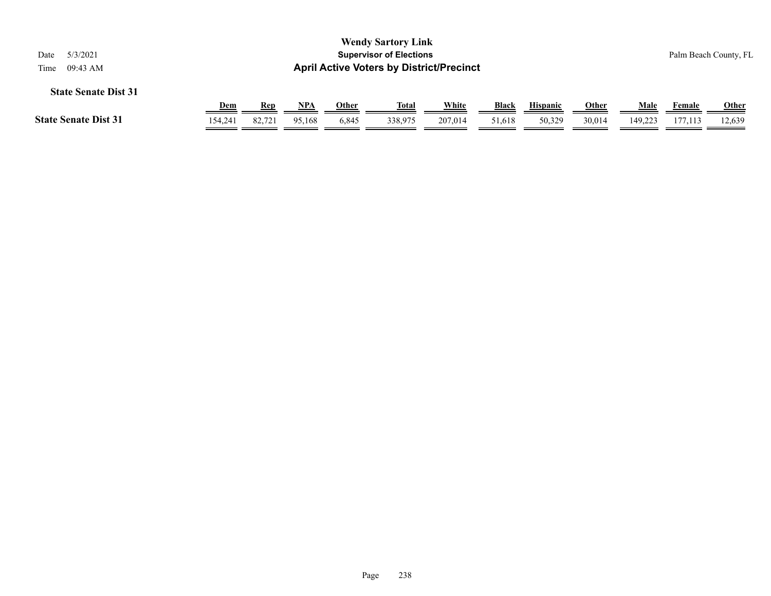**Wendy Sartory Link**
**Supervisor of Elections**
**April Active Voters by District/Precinct**

Date 5/3/2021
Time 09:43 AM

Palm Beach County, FL

### State Senate Dist 31

| | Dem | Rep | NPA | Other | Total | White | Black | Hispanic | Other | Male | Female | Other |
|---|---|---|---|---|---|---|---|---|---|---|---|---|
| **State Senate Dist 31** | 154,241 | 82,721 | 95,168 | 6,845 | 338,975 | 207,014 | 51,618 | 50,329 | 30,014 | 149,223 | 177,113 | 12,639 |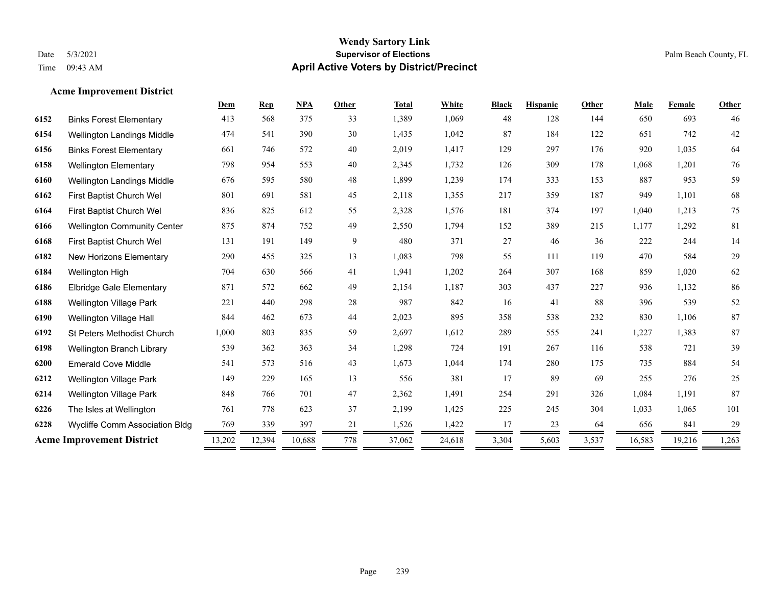# Wendy Sartory Link
## Supervisor of Elections
## April Active Voters by District/Precinct

Date 5/3/2021
Time 09:43 AM

Palm Beach County, FL

### Acme Improvement District

| | | Dem | Rep | NPA | Other | Total | White | Black | Hispanic | Other | Male | Female | Other |
|---|---|---|---|---|---|---|---|---|---|---|---|---|---|
| 6152 | Binks Forest Elementary | 413 | 568 | 375 | 33 | 1,389 | 1,069 | 48 | 128 | 144 | 650 | 693 | 46 |
| 6154 | Wellington Landings Middle | 474 | 541 | 390 | 30 | 1,435 | 1,042 | 87 | 184 | 122 | 651 | 742 | 42 |
| 6156 | Binks Forest Elementary | 661 | 746 | 572 | 40 | 2,019 | 1,417 | 129 | 297 | 176 | 920 | 1,035 | 64 |
| 6158 | Wellington Elementary | 798 | 954 | 553 | 40 | 2,345 | 1,732 | 126 | 309 | 178 | 1,068 | 1,201 | 76 |
| 6160 | Wellington Landings Middle | 676 | 595 | 580 | 48 | 1,899 | 1,239 | 174 | 333 | 153 | 887 | 953 | 59 |
| 6162 | First Baptist Church Wel | 801 | 691 | 581 | 45 | 2,118 | 1,355 | 217 | 359 | 187 | 949 | 1,101 | 68 |
| 6164 | First Baptist Church Wel | 836 | 825 | 612 | 55 | 2,328 | 1,576 | 181 | 374 | 197 | 1,040 | 1,213 | 75 |
| 6166 | Wellington Community Center | 875 | 874 | 752 | 49 | 2,550 | 1,794 | 152 | 389 | 215 | 1,177 | 1,292 | 81 |
| 6168 | First Baptist Church Wel | 131 | 191 | 149 | 9 | 480 | 371 | 27 | 46 | 36 | 222 | 244 | 14 |
| 6182 | New Horizons Elementary | 290 | 455 | 325 | 13 | 1,083 | 798 | 55 | 111 | 119 | 470 | 584 | 29 |
| 6184 | Wellington High | 704 | 630 | 566 | 41 | 1,941 | 1,202 | 264 | 307 | 168 | 859 | 1,020 | 62 |
| 6186 | Elbridge Gale Elementary | 871 | 572 | 662 | 49 | 2,154 | 1,187 | 303 | 437 | 227 | 936 | 1,132 | 86 |
| 6188 | Wellington Village Park | 221 | 440 | 298 | 28 | 987 | 842 | 16 | 41 | 88 | 396 | 539 | 52 |
| 6190 | Wellington Village Hall | 844 | 462 | 673 | 44 | 2,023 | 895 | 358 | 538 | 232 | 830 | 1,106 | 87 |
| 6192 | St Peters Methodist Church | 1,000 | 803 | 835 | 59 | 2,697 | 1,612 | 289 | 555 | 241 | 1,227 | 1,383 | 87 |
| 6198 | Wellington Branch Library | 539 | 362 | 363 | 34 | 1,298 | 724 | 191 | 267 | 116 | 538 | 721 | 39 |
| 6200 | Emerald Cove Middle | 541 | 573 | 516 | 43 | 1,673 | 1,044 | 174 | 280 | 175 | 735 | 884 | 54 |
| 6212 | Wellington Village Park | 149 | 229 | 165 | 13 | 556 | 381 | 17 | 89 | 69 | 255 | 276 | 25 |
| 6214 | Wellington Village Park | 848 | 766 | 701 | 47 | 2,362 | 1,491 | 254 | 291 | 326 | 1,084 | 1,191 | 87 |
| 6226 | The Isles at Wellington | 761 | 778 | 623 | 37 | 2,199 | 1,425 | 225 | 245 | 304 | 1,033 | 1,065 | 101 |
| 6228 | Wycliffe Comm Association Bldg | 769 | 339 | 397 | 21 | 1,526 | 1,422 | 17 | 23 | 64 | 656 | 841 | 29 |
| **Acme Improvement District** | | 13,202 | 12,394 | 10,688 | 778 | 37,062 | 24,618 | 3,304 | 5,603 | 3,537 | 16,583 | 19,216 | 1,263 |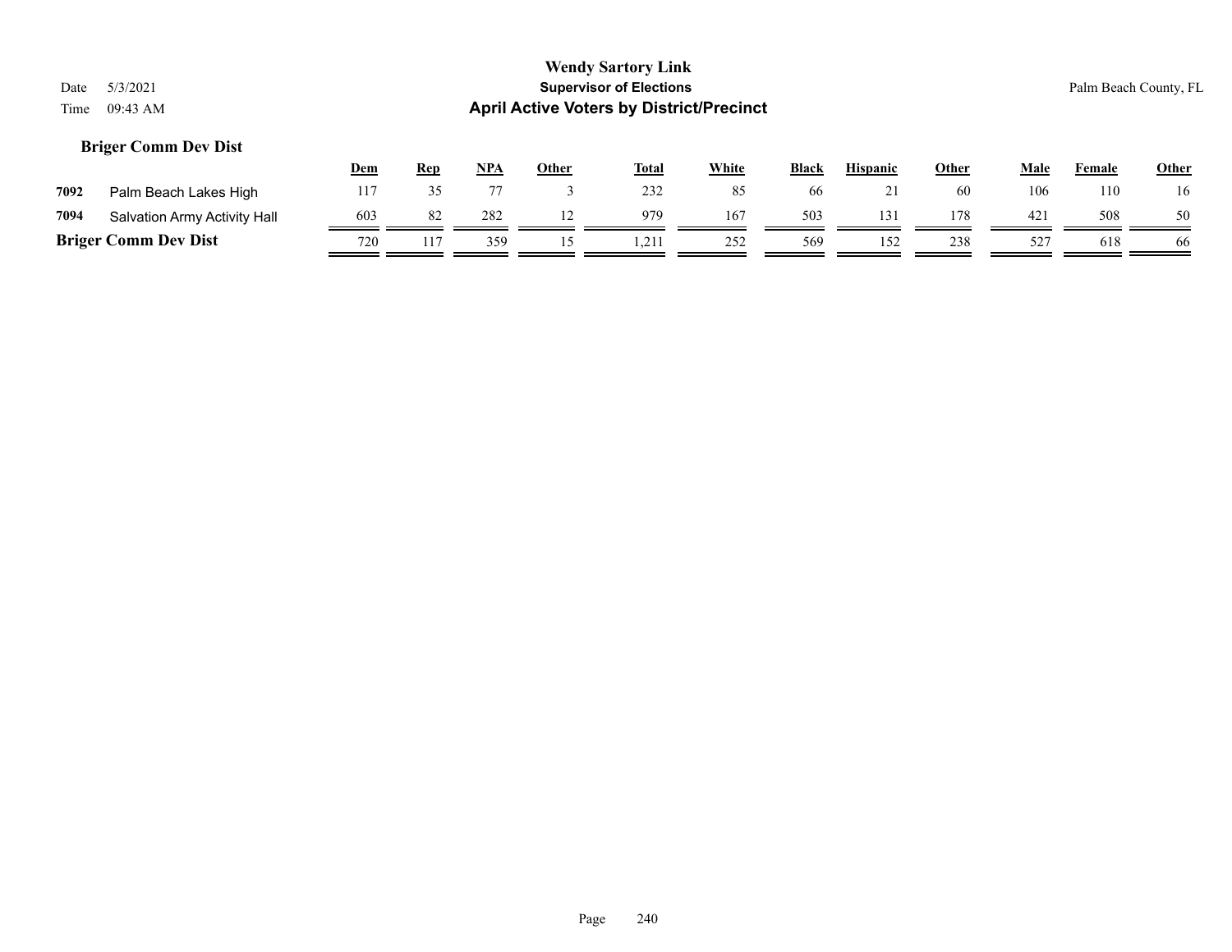# Wendy Sartory Link

**Supervisor of Elections**

**April Active Voters by District/Precinct**

Date 5/3/2021
Time 09:43 AM

Palm Beach County, FL

### Briger Comm Dev Dist

| | | Dem | Rep | NPA | Other | Total | White | Black | Hispanic | Other | Male | Female | Other |
|---|---|---|---|---|---|---|---|---|---|---|---|---|---|
| 7092 | Palm Beach Lakes High | 117 | 35 | 77 | 3 | 232 | 85 | 66 | 21 | 60 | 106 | 110 | 16 |
| 7094 | Salvation Army Activity Hall | 603 | 82 | 282 | 12 | 979 | 167 | 503 | 131 | 178 | 421 | 508 | 50 |
| **Briger Comm Dev Dist** | | 720 | 117 | 359 | 15 | 1,211 | 252 | 569 | 152 | 238 | 527 | 618 | 66 |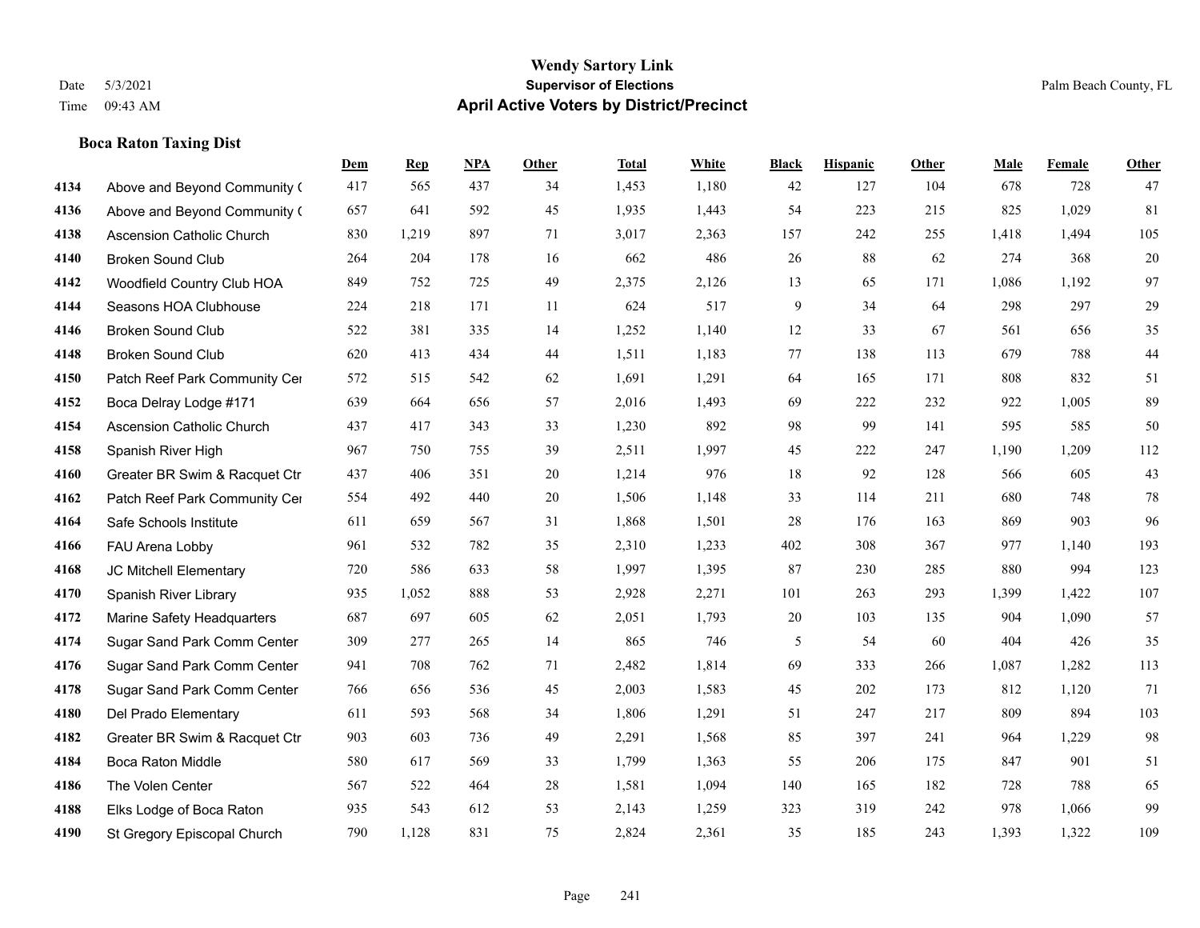# Wendy Sartory Link
## Supervisor of Elections
## April Active Voters by District/Precinct

Date 5/3/2021
Time 09:43 AM

Palm Beach County, FL

### Boca Raton Taxing Dist

| | | Dem | Rep | NPA | Other | Total | White | Black | Hispanic | Other | Male | Female | Other |
|---|---|---|---|---|---|---|---|---|---|---|---|---|---|
| 4134 | Above and Beyond Community ( | 417 | 565 | 437 | 34 | 1,453 | 1,180 | 42 | 127 | 104 | 678 | 728 | 47 |
| 4136 | Above and Beyond Community ( | 657 | 641 | 592 | 45 | 1,935 | 1,443 | 54 | 223 | 215 | 825 | 1,029 | 81 |
| 4138 | Ascension Catholic Church | 830 | 1,219 | 897 | 71 | 3,017 | 2,363 | 157 | 242 | 255 | 1,418 | 1,494 | 105 |
| 4140 | Broken Sound Club | 264 | 204 | 178 | 16 | 662 | 486 | 26 | 88 | 62 | 274 | 368 | 20 |
| 4142 | Woodfield Country Club HOA | 849 | 752 | 725 | 49 | 2,375 | 2,126 | 13 | 65 | 171 | 1,086 | 1,192 | 97 |
| 4144 | Seasons HOA Clubhouse | 224 | 218 | 171 | 11 | 624 | 517 | 9 | 34 | 64 | 298 | 297 | 29 |
| 4146 | Broken Sound Club | 522 | 381 | 335 | 14 | 1,252 | 1,140 | 12 | 33 | 67 | 561 | 656 | 35 |
| 4148 | Broken Sound Club | 620 | 413 | 434 | 44 | 1,511 | 1,183 | 77 | 138 | 113 | 679 | 788 | 44 |
| 4150 | Patch Reef Park Community Cer | 572 | 515 | 542 | 62 | 1,691 | 1,291 | 64 | 165 | 171 | 808 | 832 | 51 |
| 4152 | Boca Delray Lodge #171 | 639 | 664 | 656 | 57 | 2,016 | 1,493 | 69 | 222 | 232 | 922 | 1,005 | 89 |
| 4154 | Ascension Catholic Church | 437 | 417 | 343 | 33 | 1,230 | 892 | 98 | 99 | 141 | 595 | 585 | 50 |
| 4158 | Spanish River High | 967 | 750 | 755 | 39 | 2,511 | 1,997 | 45 | 222 | 247 | 1,190 | 1,209 | 112 |
| 4160 | Greater BR Swim & Racquet Ctr | 437 | 406 | 351 | 20 | 1,214 | 976 | 18 | 92 | 128 | 566 | 605 | 43 |
| 4162 | Patch Reef Park Community Cer | 554 | 492 | 440 | 20 | 1,506 | 1,148 | 33 | 114 | 211 | 680 | 748 | 78 |
| 4164 | Safe Schools Institute | 611 | 659 | 567 | 31 | 1,868 | 1,501 | 28 | 176 | 163 | 869 | 903 | 96 |
| 4166 | FAU Arena Lobby | 961 | 532 | 782 | 35 | 2,310 | 1,233 | 402 | 308 | 367 | 977 | 1,140 | 193 |
| 4168 | JC Mitchell Elementary | 720 | 586 | 633 | 58 | 1,997 | 1,395 | 87 | 230 | 285 | 880 | 994 | 123 |
| 4170 | Spanish River Library | 935 | 1,052 | 888 | 53 | 2,928 | 2,271 | 101 | 263 | 293 | 1,399 | 1,422 | 107 |
| 4172 | Marine Safety Headquarters | 687 | 697 | 605 | 62 | 2,051 | 1,793 | 20 | 103 | 135 | 904 | 1,090 | 57 |
| 4174 | Sugar Sand Park Comm Center | 309 | 277 | 265 | 14 | 865 | 746 | 5 | 54 | 60 | 404 | 426 | 35 |
| 4176 | Sugar Sand Park Comm Center | 941 | 708 | 762 | 71 | 2,482 | 1,814 | 69 | 333 | 266 | 1,087 | 1,282 | 113 |
| 4178 | Sugar Sand Park Comm Center | 766 | 656 | 536 | 45 | 2,003 | 1,583 | 45 | 202 | 173 | 812 | 1,120 | 71 |
| 4180 | Del Prado Elementary | 611 | 593 | 568 | 34 | 1,806 | 1,291 | 51 | 247 | 217 | 809 | 894 | 103 |
| 4182 | Greater BR Swim & Racquet Ctr | 903 | 603 | 736 | 49 | 2,291 | 1,568 | 85 | 397 | 241 | 964 | 1,229 | 98 |
| 4184 | Boca Raton Middle | 580 | 617 | 569 | 33 | 1,799 | 1,363 | 55 | 206 | 175 | 847 | 901 | 51 |
| 4186 | The Volen Center | 567 | 522 | 464 | 28 | 1,581 | 1,094 | 140 | 165 | 182 | 728 | 788 | 65 |
| 4188 | Elks Lodge of Boca Raton | 935 | 543 | 612 | 53 | 2,143 | 1,259 | 323 | 319 | 242 | 978 | 1,066 | 99 |
| 4190 | St Gregory Episcopal Church | 790 | 1,128 | 831 | 75 | 2,824 | 2,361 | 35 | 185 | 243 | 1,393 | 1,322 | 109 |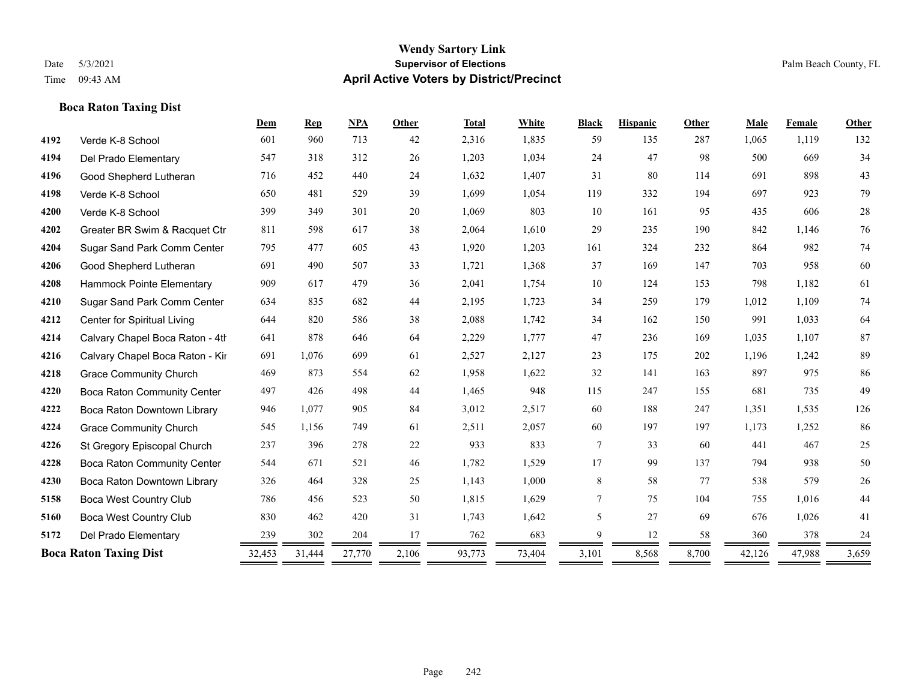**Wendy Sartory Link**
**Supervisor of Elections**
**April Active Voters by District/Precinct**

Date 5/3/2021 Palm Beach County, FL
Time 09:43 AM

### Boca Raton Taxing Dist

| | | Dem | Rep | NPA | Other | Total | White | Black | Hispanic | Other | Male | Female | Other |
|---|---|---|---|---|---|---|---|---|---|---|---|---|---|
| 4192 | Verde K-8 School | 601 | 960 | 713 | 42 | 2,316 | 1,835 | 59 | 135 | 287 | 1,065 | 1,119 | 132 |
| 4194 | Del Prado Elementary | 547 | 318 | 312 | 26 | 1,203 | 1,034 | 24 | 47 | 98 | 500 | 669 | 34 |
| 4196 | Good Shepherd Lutheran | 716 | 452 | 440 | 24 | 1,632 | 1,407 | 31 | 80 | 114 | 691 | 898 | 43 |
| 4198 | Verde K-8 School | 650 | 481 | 529 | 39 | 1,699 | 1,054 | 119 | 332 | 194 | 697 | 923 | 79 |
| 4200 | Verde K-8 School | 399 | 349 | 301 | 20 | 1,069 | 803 | 10 | 161 | 95 | 435 | 606 | 28 |
| 4202 | Greater BR Swim & Racquet Ctr | 811 | 598 | 617 | 38 | 2,064 | 1,610 | 29 | 235 | 190 | 842 | 1,146 | 76 |
| 4204 | Sugar Sand Park Comm Center | 795 | 477 | 605 | 43 | 1,920 | 1,203 | 161 | 324 | 232 | 864 | 982 | 74 |
| 4206 | Good Shepherd Lutheran | 691 | 490 | 507 | 33 | 1,721 | 1,368 | 37 | 169 | 147 | 703 | 958 | 60 |
| 4208 | Hammock Pointe Elementary | 909 | 617 | 479 | 36 | 2,041 | 1,754 | 10 | 124 | 153 | 798 | 1,182 | 61 |
| 4210 | Sugar Sand Park Comm Center | 634 | 835 | 682 | 44 | 2,195 | 1,723 | 34 | 259 | 179 | 1,012 | 1,109 | 74 |
| 4212 | Center for Spiritual Living | 644 | 820 | 586 | 38 | 2,088 | 1,742 | 34 | 162 | 150 | 991 | 1,033 | 64 |
| 4214 | Calvary Chapel Boca Raton - 4th | 641 | 878 | 646 | 64 | 2,229 | 1,777 | 47 | 236 | 169 | 1,035 | 1,107 | 87 |
| 4216 | Calvary Chapel Boca Raton - Kir | 691 | 1,076 | 699 | 61 | 2,527 | 2,127 | 23 | 175 | 202 | 1,196 | 1,242 | 89 |
| 4218 | Grace Community Church | 469 | 873 | 554 | 62 | 1,958 | 1,622 | 32 | 141 | 163 | 897 | 975 | 86 |
| 4220 | Boca Raton Community Center | 497 | 426 | 498 | 44 | 1,465 | 948 | 115 | 247 | 155 | 681 | 735 | 49 |
| 4222 | Boca Raton Downtown Library | 946 | 1,077 | 905 | 84 | 3,012 | 2,517 | 60 | 188 | 247 | 1,351 | 1,535 | 126 |
| 4224 | Grace Community Church | 545 | 1,156 | 749 | 61 | 2,511 | 2,057 | 60 | 197 | 197 | 1,173 | 1,252 | 86 |
| 4226 | St Gregory Episcopal Church | 237 | 396 | 278 | 22 | 933 | 833 | 7 | 33 | 60 | 441 | 467 | 25 |
| 4228 | Boca Raton Community Center | 544 | 671 | 521 | 46 | 1,782 | 1,529 | 17 | 99 | 137 | 794 | 938 | 50 |
| 4230 | Boca Raton Downtown Library | 326 | 464 | 328 | 25 | 1,143 | 1,000 | 8 | 58 | 77 | 538 | 579 | 26 |
| 5158 | Boca West Country Club | 786 | 456 | 523 | 50 | 1,815 | 1,629 | 7 | 75 | 104 | 755 | 1,016 | 44 |
| 5160 | Boca West Country Club | 830 | 462 | 420 | 31 | 1,743 | 1,642 | 5 | 27 | 69 | 676 | 1,026 | 41 |
| 5172 | Del Prado Elementary | 239 | 302 | 204 | 17 | 762 | 683 | 9 | 12 | 58 | 360 | 378 | 24 |
| **Boca Raton Taxing Dist** | | 32,453 | 31,444 | 27,770 | 2,106 | 93,773 | 73,404 | 3,101 | 8,568 | 8,700 | 42,126 | 47,988 | 3,659 |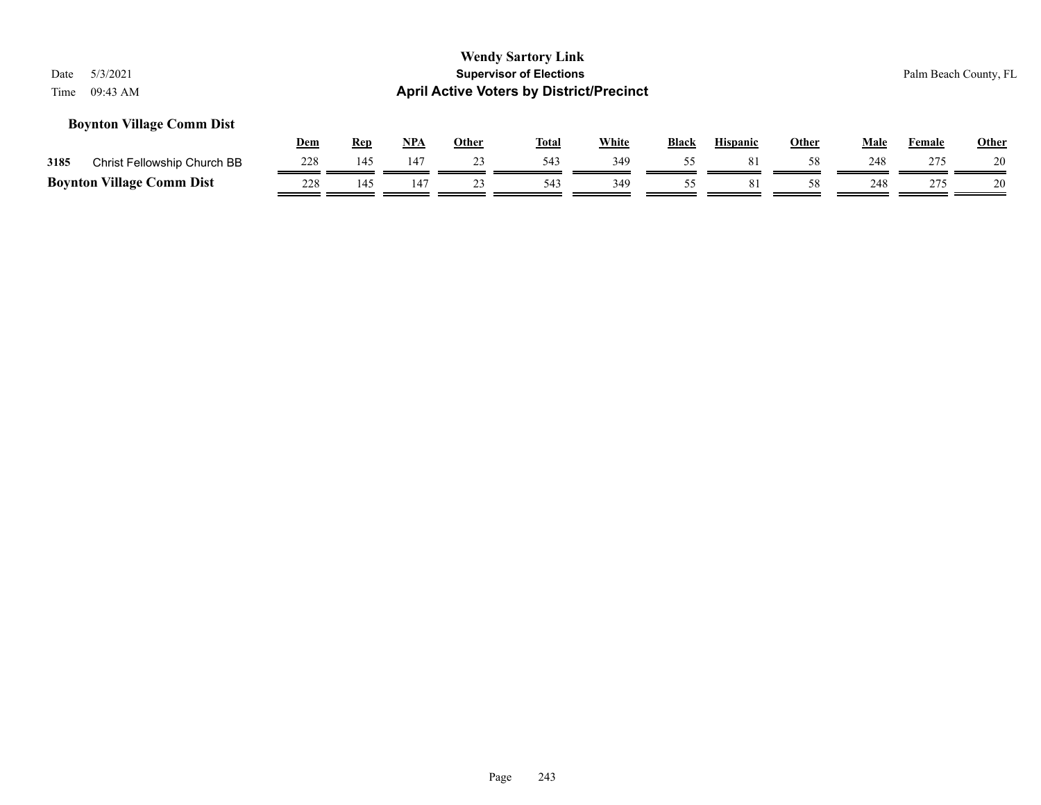**Wendy Sartory Link**

**Supervisor of Elections**

**April Active Voters by District/Precinct**

Date 5/3/2021
Time 09:43 AM

Palm Beach County, FL

### Boynton Village Comm Dist

| | | Dem | Rep | NPA | Other | Total | White | Black | Hispanic | Other | Male | Female | Other |
|---|---|---|---|---|---|---|---|---|---|---|---|---|---|
| 3185 | Christ Fellowship Church BB | 228 | 145 | 147 | 23 | 543 | 349 | 55 | 81 | 58 | 248 | 275 | 20 |
| **Boynton Village Comm Dist** | | 228 | 145 | 147 | 23 | 543 | 349 | 55 | 81 | 58 | 248 | 275 | 20 |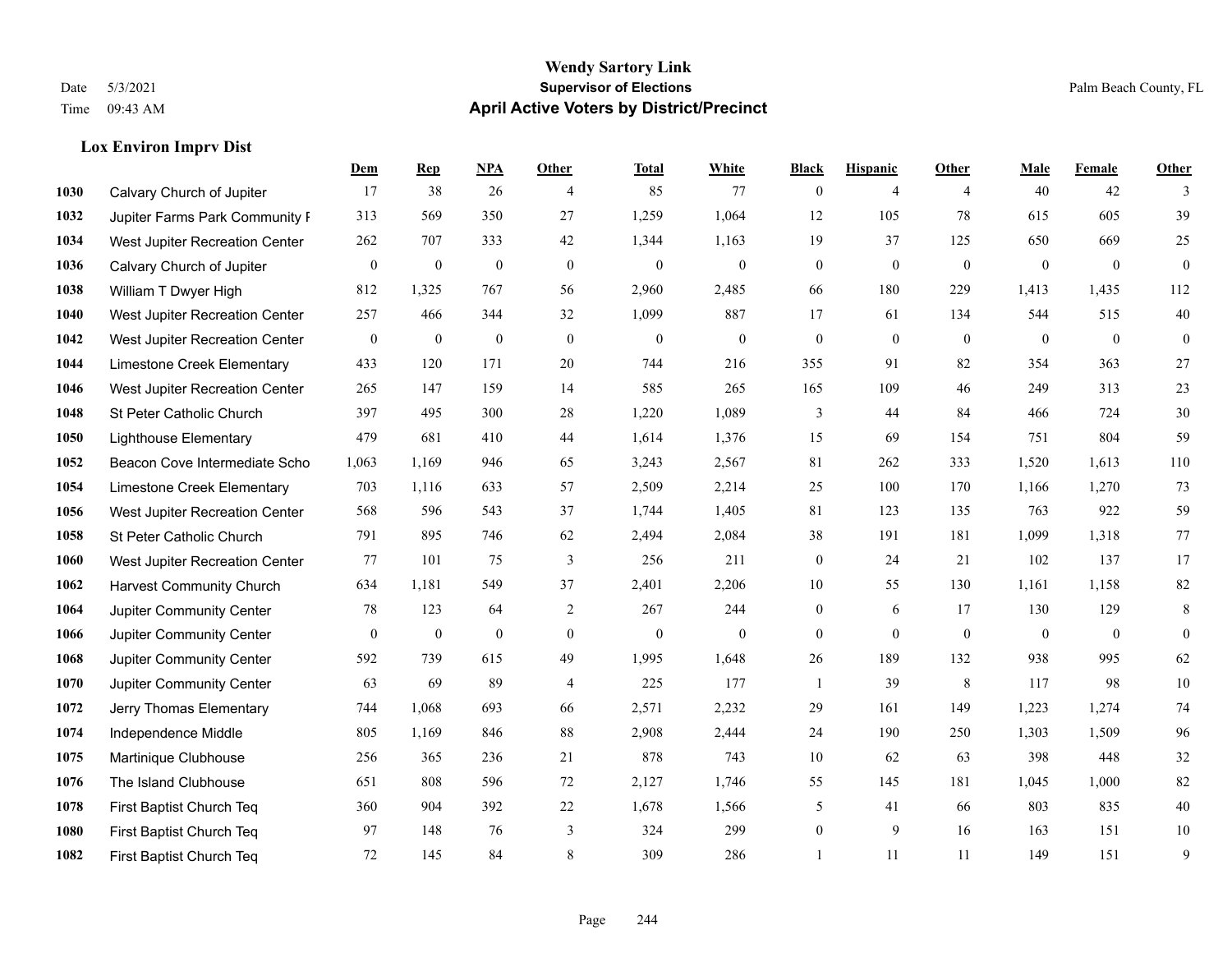# Wendy Sartory Link
## Supervisor of Elections
## April Active Voters by District/Precinct

Date 5/3/2021
Time 09:43 AM

Palm Beach County, FL

### Lox Environ Imprv Dist

| | | Dem | Rep | NPA | Other | Total | White | Black | Hispanic | Other | Male | Female | Other |
|---|---|---|---|---|---|---|---|---|---|---|---|---|---|
| 1030 | Calvary Church of Jupiter | 17 | 38 | 26 | 4 | 85 | 77 | 0 | 4 | 4 | 40 | 42 | 3 |
| 1032 | Jupiter Farms Park Community F | 313 | 569 | 350 | 27 | 1,259 | 1,064 | 12 | 105 | 78 | 615 | 605 | 39 |
| 1034 | West Jupiter Recreation Center | 262 | 707 | 333 | 42 | 1,344 | 1,163 | 19 | 37 | 125 | 650 | 669 | 25 |
| 1036 | Calvary Church of Jupiter | 0 | 0 | 0 | 0 | 0 | 0 | 0 | 0 | 0 | 0 | 0 | 0 |
| 1038 | William T Dwyer High | 812 | 1,325 | 767 | 56 | 2,960 | 2,485 | 66 | 180 | 229 | 1,413 | 1,435 | 112 |
| 1040 | West Jupiter Recreation Center | 257 | 466 | 344 | 32 | 1,099 | 887 | 17 | 61 | 134 | 544 | 515 | 40 |
| 1042 | West Jupiter Recreation Center | 0 | 0 | 0 | 0 | 0 | 0 | 0 | 0 | 0 | 0 | 0 | 0 |
| 1044 | Limestone Creek Elementary | 433 | 120 | 171 | 20 | 744 | 216 | 355 | 91 | 82 | 354 | 363 | 27 |
| 1046 | West Jupiter Recreation Center | 265 | 147 | 159 | 14 | 585 | 265 | 165 | 109 | 46 | 249 | 313 | 23 |
| 1048 | St Peter Catholic Church | 397 | 495 | 300 | 28 | 1,220 | 1,089 | 3 | 44 | 84 | 466 | 724 | 30 |
| 1050 | Lighthouse Elementary | 479 | 681 | 410 | 44 | 1,614 | 1,376 | 15 | 69 | 154 | 751 | 804 | 59 |
| 1052 | Beacon Cove Intermediate Scho | 1,063 | 1,169 | 946 | 65 | 3,243 | 2,567 | 81 | 262 | 333 | 1,520 | 1,613 | 110 |
| 1054 | Limestone Creek Elementary | 703 | 1,116 | 633 | 57 | 2,509 | 2,214 | 25 | 100 | 170 | 1,166 | 1,270 | 73 |
| 1056 | West Jupiter Recreation Center | 568 | 596 | 543 | 37 | 1,744 | 1,405 | 81 | 123 | 135 | 763 | 922 | 59 |
| 1058 | St Peter Catholic Church | 791 | 895 | 746 | 62 | 2,494 | 2,084 | 38 | 191 | 181 | 1,099 | 1,318 | 77 |
| 1060 | West Jupiter Recreation Center | 77 | 101 | 75 | 3 | 256 | 211 | 0 | 24 | 21 | 102 | 137 | 17 |
| 1062 | Harvest Community Church | 634 | 1,181 | 549 | 37 | 2,401 | 2,206 | 10 | 55 | 130 | 1,161 | 1,158 | 82 |
| 1064 | Jupiter Community Center | 78 | 123 | 64 | 2 | 267 | 244 | 0 | 6 | 17 | 130 | 129 | 8 |
| 1066 | Jupiter Community Center | 0 | 0 | 0 | 0 | 0 | 0 | 0 | 0 | 0 | 0 | 0 | 0 |
| 1068 | Jupiter Community Center | 592 | 739 | 615 | 49 | 1,995 | 1,648 | 26 | 189 | 132 | 938 | 995 | 62 |
| 1070 | Jupiter Community Center | 63 | 69 | 89 | 4 | 225 | 177 | 1 | 39 | 8 | 117 | 98 | 10 |
| 1072 | Jerry Thomas Elementary | 744 | 1,068 | 693 | 66 | 2,571 | 2,232 | 29 | 161 | 149 | 1,223 | 1,274 | 74 |
| 1074 | Independence Middle | 805 | 1,169 | 846 | 88 | 2,908 | 2,444 | 24 | 190 | 250 | 1,303 | 1,509 | 96 |
| 1075 | Martinique Clubhouse | 256 | 365 | 236 | 21 | 878 | 743 | 10 | 62 | 63 | 398 | 448 | 32 |
| 1076 | The Island Clubhouse | 651 | 808 | 596 | 72 | 2,127 | 1,746 | 55 | 145 | 181 | 1,045 | 1,000 | 82 |
| 1078 | First Baptist Church Teq | 360 | 904 | 392 | 22 | 1,678 | 1,566 | 5 | 41 | 66 | 803 | 835 | 40 |
| 1080 | First Baptist Church Teq | 97 | 148 | 76 | 3 | 324 | 299 | 0 | 9 | 16 | 163 | 151 | 10 |
| 1082 | First Baptist Church Teq | 72 | 145 | 84 | 8 | 309 | 286 | 1 | 11 | 11 | 149 | 151 | 9 |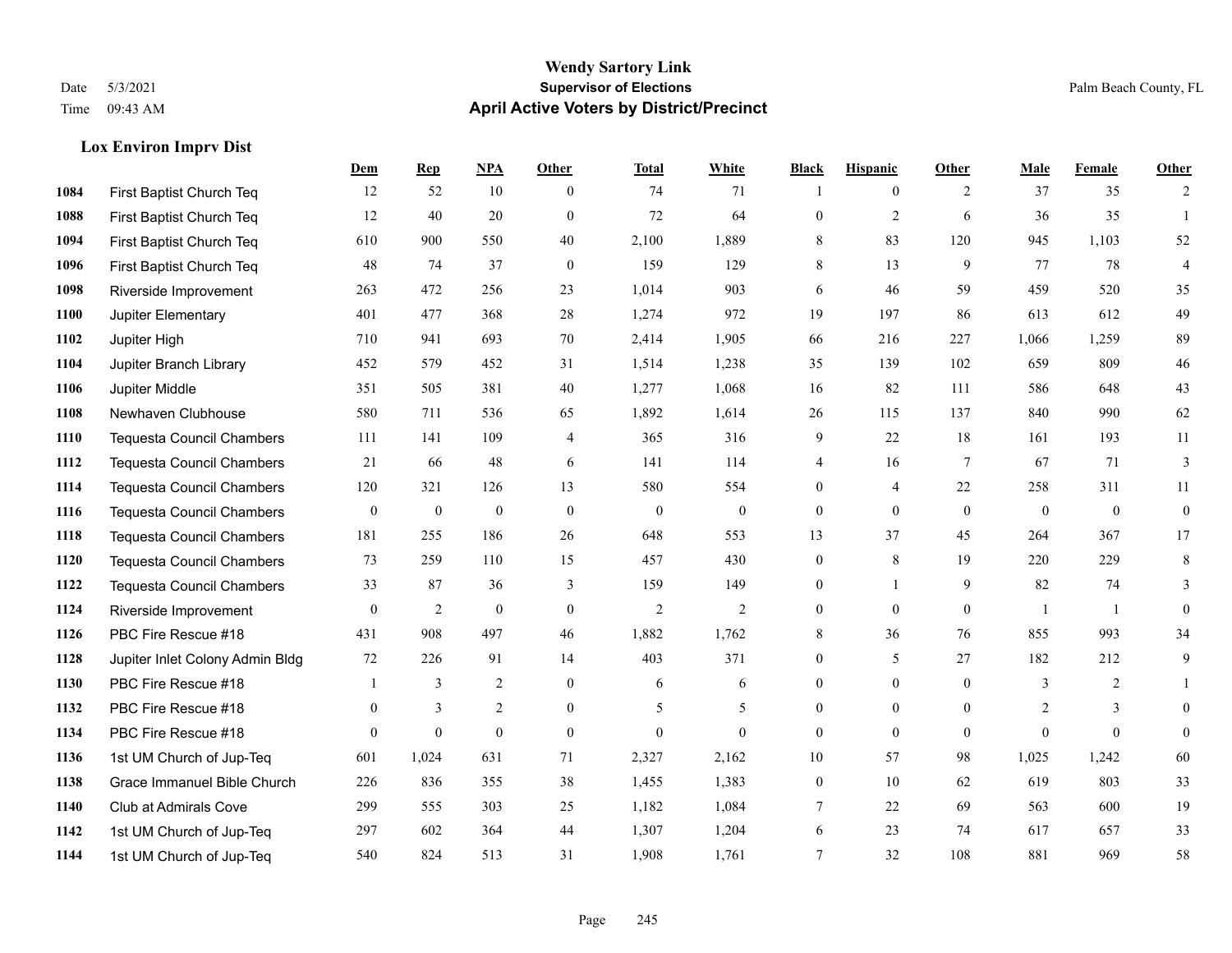**Wendy Sartory Link**
**Supervisor of Elections**
**April Active Voters by District/Precinct**

Date 5/3/2021
Time 09:43 AM
Palm Beach County, FL

### Lox Environ Imprv Dist

| | | Dem | Rep | NPA | Other | Total | White | Black | Hispanic | Other | Male | Female | Other |
|---|---|---|---|---|---|---|---|---|---|---|---|---|---|
| 1084 | First Baptist Church Teq | 12 | 52 | 10 | 0 | 74 | 71 | 1 | 0 | 2 | 37 | 35 | 2 |
| 1088 | First Baptist Church Teq | 12 | 40 | 20 | 0 | 72 | 64 | 0 | 2 | 6 | 36 | 35 | 1 |
| 1094 | First Baptist Church Teq | 610 | 900 | 550 | 40 | 2,100 | 1,889 | 8 | 83 | 120 | 945 | 1,103 | 52 |
| 1096 | First Baptist Church Teq | 48 | 74 | 37 | 0 | 159 | 129 | 8 | 13 | 9 | 77 | 78 | 4 |
| 1098 | Riverside Improvement | 263 | 472 | 256 | 23 | 1,014 | 903 | 6 | 46 | 59 | 459 | 520 | 35 |
| 1100 | Jupiter Elementary | 401 | 477 | 368 | 28 | 1,274 | 972 | 19 | 197 | 86 | 613 | 612 | 49 |
| 1102 | Jupiter High | 710 | 941 | 693 | 70 | 2,414 | 1,905 | 66 | 216 | 227 | 1,066 | 1,259 | 89 |
| 1104 | Jupiter Branch Library | 452 | 579 | 452 | 31 | 1,514 | 1,238 | 35 | 139 | 102 | 659 | 809 | 46 |
| 1106 | Jupiter Middle | 351 | 505 | 381 | 40 | 1,277 | 1,068 | 16 | 82 | 111 | 586 | 648 | 43 |
| 1108 | Newhaven Clubhouse | 580 | 711 | 536 | 65 | 1,892 | 1,614 | 26 | 115 | 137 | 840 | 990 | 62 |
| 1110 | Tequesta Council Chambers | 111 | 141 | 109 | 4 | 365 | 316 | 9 | 22 | 18 | 161 | 193 | 11 |
| 1112 | Tequesta Council Chambers | 21 | 66 | 48 | 6 | 141 | 114 | 4 | 16 | 7 | 67 | 71 | 3 |
| 1114 | Tequesta Council Chambers | 120 | 321 | 126 | 13 | 580 | 554 | 0 | 4 | 22 | 258 | 311 | 11 |
| 1116 | Tequesta Council Chambers | 0 | 0 | 0 | 0 | 0 | 0 | 0 | 0 | 0 | 0 | 0 | 0 |
| 1118 | Tequesta Council Chambers | 181 | 255 | 186 | 26 | 648 | 553 | 13 | 37 | 45 | 264 | 367 | 17 |
| 1120 | Tequesta Council Chambers | 73 | 259 | 110 | 15 | 457 | 430 | 0 | 8 | 19 | 220 | 229 | 8 |
| 1122 | Tequesta Council Chambers | 33 | 87 | 36 | 3 | 159 | 149 | 0 | 1 | 9 | 82 | 74 | 3 |
| 1124 | Riverside Improvement | 0 | 2 | 0 | 0 | 2 | 2 | 0 | 0 | 0 | 1 | 1 | 0 |
| 1126 | PBC Fire Rescue #18 | 431 | 908 | 497 | 46 | 1,882 | 1,762 | 8 | 36 | 76 | 855 | 993 | 34 |
| 1128 | Jupiter Inlet Colony Admin Bldg | 72 | 226 | 91 | 14 | 403 | 371 | 0 | 5 | 27 | 182 | 212 | 9 |
| 1130 | PBC Fire Rescue #18 | 1 | 3 | 2 | 0 | 6 | 6 | 0 | 0 | 0 | 3 | 2 | 1 |
| 1132 | PBC Fire Rescue #18 | 0 | 3 | 2 | 0 | 5 | 5 | 0 | 0 | 0 | 2 | 3 | 0 |
| 1134 | PBC Fire Rescue #18 | 0 | 0 | 0 | 0 | 0 | 0 | 0 | 0 | 0 | 0 | 0 | 0 |
| 1136 | 1st UM Church of Jup-Teq | 601 | 1,024 | 631 | 71 | 2,327 | 2,162 | 10 | 57 | 98 | 1,025 | 1,242 | 60 |
| 1138 | Grace Immanuel Bible Church | 226 | 836 | 355 | 38 | 1,455 | 1,383 | 0 | 10 | 62 | 619 | 803 | 33 |
| 1140 | Club at Admirals Cove | 299 | 555 | 303 | 25 | 1,182 | 1,084 | 7 | 22 | 69 | 563 | 600 | 19 |
| 1142 | 1st UM Church of Jup-Teq | 297 | 602 | 364 | 44 | 1,307 | 1,204 | 6 | 23 | 74 | 617 | 657 | 33 |
| 1144 | 1st UM Church of Jup-Teq | 540 | 824 | 513 | 31 | 1,908 | 1,761 | 7 | 32 | 108 | 881 | 969 | 58 |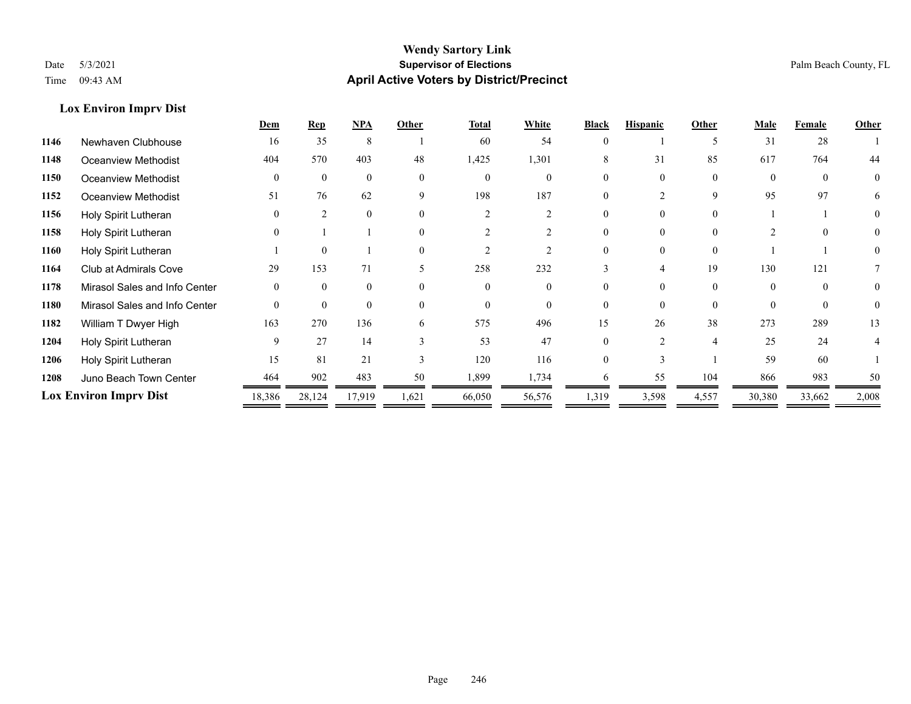**Wendy Sartory Link**
**Supervisor of Elections**
**April Active Voters by District/Precinct**

Date 5/3/2021
Time 09:43 AM

Palm Beach County, FL

### Lox Environ Imprv Dist

| | | Dem | Rep | NPA | Other | Total | White | Black | Hispanic | Other | Male | Female | Other |
|---|---|---|---|---|---|---|---|---|---|---|---|---|---|
| 1146 | Newhaven Clubhouse | 16 | 35 | 8 | 1 | 60 | 54 | 0 | 1 | 5 | 31 | 28 | 1 |
| 1148 | Oceanview Methodist | 404 | 570 | 403 | 48 | 1,425 | 1,301 | 8 | 31 | 85 | 617 | 764 | 44 |
| 1150 | Oceanview Methodist | 0 | 0 | 0 | 0 | 0 | 0 | 0 | 0 | 0 | 0 | 0 | 0 |
| 1152 | Oceanview Methodist | 51 | 76 | 62 | 9 | 198 | 187 | 0 | 2 | 9 | 95 | 97 | 6 |
| 1156 | Holy Spirit Lutheran | 0 | 2 | 0 | 0 | 2 | 2 | 0 | 0 | 0 | 1 | 1 | 0 |
| 1158 | Holy Spirit Lutheran | 0 | 1 | 1 | 0 | 2 | 2 | 0 | 0 | 0 | 2 | 0 | 0 |
| 1160 | Holy Spirit Lutheran | 1 | 0 | 1 | 0 | 2 | 2 | 0 | 0 | 0 | 1 | 1 | 0 |
| 1164 | Club at Admirals Cove | 29 | 153 | 71 | 5 | 258 | 232 | 3 | 4 | 19 | 130 | 121 | 7 |
| 1178 | Mirasol Sales and Info Center | 0 | 0 | 0 | 0 | 0 | 0 | 0 | 0 | 0 | 0 | 0 | 0 |
| 1180 | Mirasol Sales and Info Center | 0 | 0 | 0 | 0 | 0 | 0 | 0 | 0 | 0 | 0 | 0 | 0 |
| 1182 | William T Dwyer High | 163 | 270 | 136 | 6 | 575 | 496 | 15 | 26 | 38 | 273 | 289 | 13 |
| 1204 | Holy Spirit Lutheran | 9 | 27 | 14 | 3 | 53 | 47 | 0 | 2 | 4 | 25 | 24 | 4 |
| 1206 | Holy Spirit Lutheran | 15 | 81 | 21 | 3 | 120 | 116 | 0 | 3 | 1 | 59 | 60 | 1 |
| 1208 | Juno Beach Town Center | 464 | 902 | 483 | 50 | 1,899 | 1,734 | 6 | 55 | 104 | 866 | 983 | 50 |
| **Lox Environ Imprv Dist** | | 18,386 | 28,124 | 17,919 | 1,621 | 66,050 | 56,576 | 1,319 | 3,598 | 4,557 | 30,380 | 33,662 | 2,008 |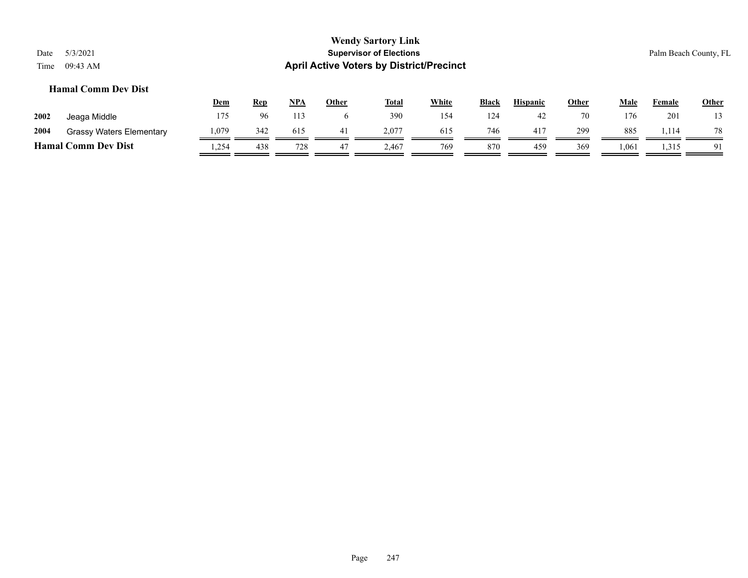**Wendy Sartory Link**
**Supervisor of Elections**
**April Active Voters by District/Precinct**

Date 5/3/2021
Time 09:43 AM

Palm Beach County, FL

### Hamal Comm Dev Dist

| | | Dem | Rep | NPA | Other | Total | White | Black | Hispanic | Other | Male | Female | Other |
|---|---|---|---|---|---|---|---|---|---|---|---|---|---|
| 2002 | Jeaga Middle | 175 | 96 | 113 | 6 | 390 | 154 | 124 | 42 | 70 | 176 | 201 | 13 |
| 2004 | Grassy Waters Elementary | 1,079 | 342 | 615 | 41 | 2,077 | 615 | 746 | 417 | 299 | 885 | 1,114 | 78 |
| **Hamal Comm Dev Dist** | | 1,254 | 438 | 728 | 47 | 2,467 | 769 | 870 | 459 | 369 | 1,061 | 1,315 | 91 |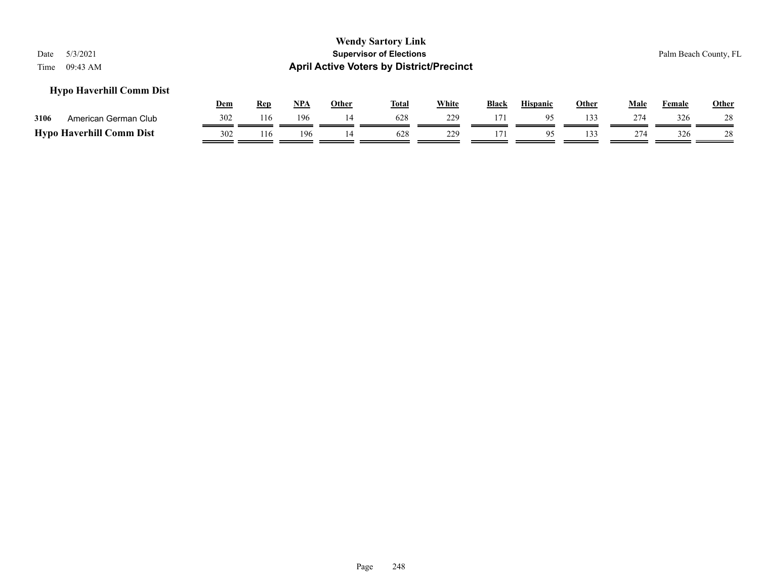## Hypo Haverhill Comm Dist

| | | Dem | Rep | NPA | Other | Total | White | Black | Hispanic | Other | Male | Female | Other |
|---|---|---|---|---|---|---|---|---|---|---|---|---|---|
| 3106 | American German Club | 302 | 116 | 196 | 14 | 628 | 229 | 171 | 95 | 133 | 274 | 326 | 28 |
| **Hypo Haverhill Comm Dist** | | 302 | 116 | 196 | 14 | 628 | 229 | 171 | 95 | 133 | 274 | 326 | 28 |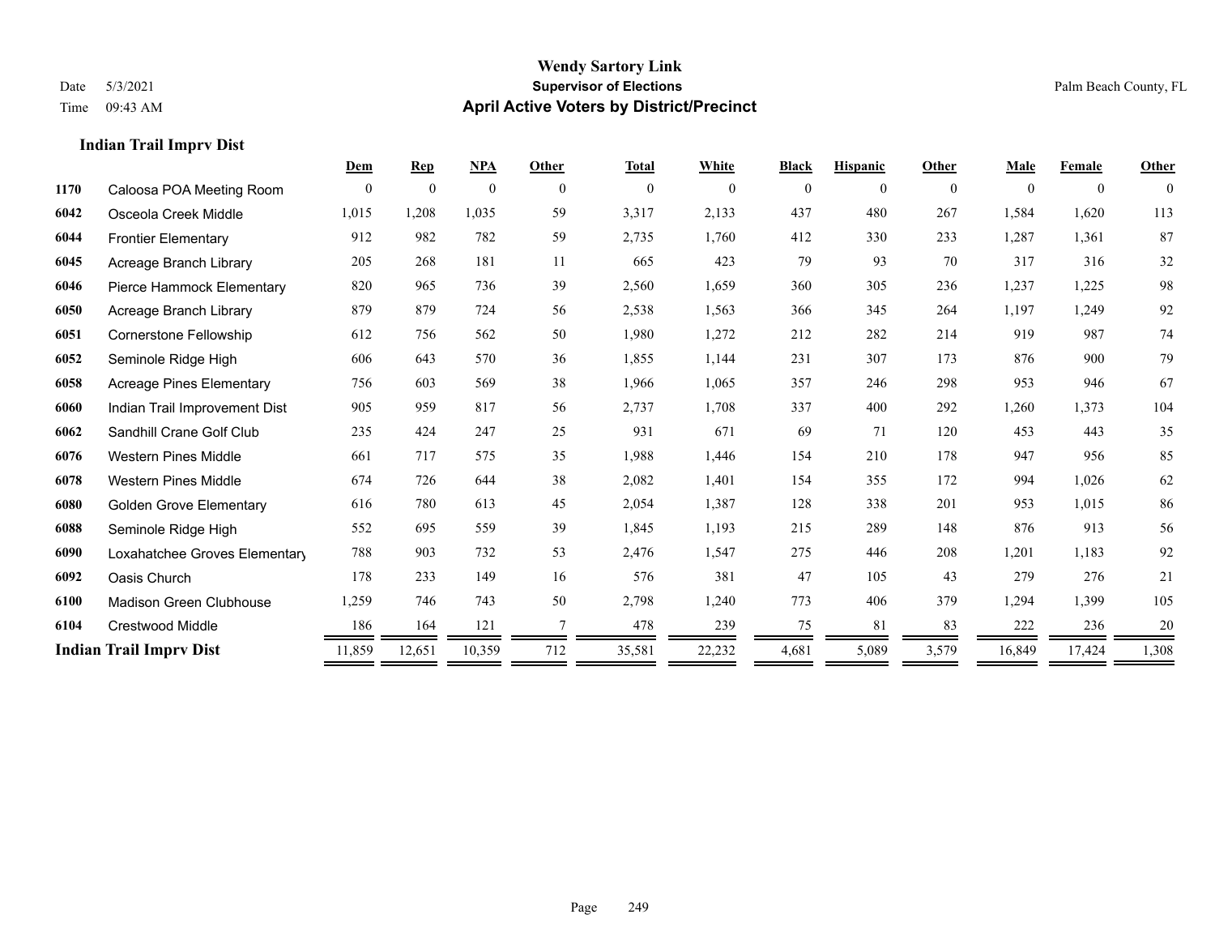# Wendy Sartory Link
## Supervisor of Elections
## April Active Voters by District/Precinct

Date 5/3/2021
Time 09:43 AM

Palm Beach County, FL

### Indian Trail Imprv Dist

| | | Dem | Rep | NPA | Other | Total | White | Black | Hispanic | Other | Male | Female | Other |
|---|---|---|---|---|---|---|---|---|---|---|---|---|---|
| 1170 | Caloosa POA Meeting Room | 0 | 0 | 0 | 0 | 0 | 0 | 0 | 0 | 0 | 0 | 0 | 0 |
| 6042 | Osceola Creek Middle | 1,015 | 1,208 | 1,035 | 59 | 3,317 | 2,133 | 437 | 480 | 267 | 1,584 | 1,620 | 113 |
| 6044 | Frontier Elementary | 912 | 982 | 782 | 59 | 2,735 | 1,760 | 412 | 330 | 233 | 1,287 | 1,361 | 87 |
| 6045 | Acreage Branch Library | 205 | 268 | 181 | 11 | 665 | 423 | 79 | 93 | 70 | 317 | 316 | 32 |
| 6046 | Pierce Hammock Elementary | 820 | 965 | 736 | 39 | 2,560 | 1,659 | 360 | 305 | 236 | 1,237 | 1,225 | 98 |
| 6050 | Acreage Branch Library | 879 | 879 | 724 | 56 | 2,538 | 1,563 | 366 | 345 | 264 | 1,197 | 1,249 | 92 |
| 6051 | Cornerstone Fellowship | 612 | 756 | 562 | 50 | 1,980 | 1,272 | 212 | 282 | 214 | 919 | 987 | 74 |
| 6052 | Seminole Ridge High | 606 | 643 | 570 | 36 | 1,855 | 1,144 | 231 | 307 | 173 | 876 | 900 | 79 |
| 6058 | Acreage Pines Elementary | 756 | 603 | 569 | 38 | 1,966 | 1,065 | 357 | 246 | 298 | 953 | 946 | 67 |
| 6060 | Indian Trail Improvement Dist | 905 | 959 | 817 | 56 | 2,737 | 1,708 | 337 | 400 | 292 | 1,260 | 1,373 | 104 |
| 6062 | Sandhill Crane Golf Club | 235 | 424 | 247 | 25 | 931 | 671 | 69 | 71 | 120 | 453 | 443 | 35 |
| 6076 | Western Pines Middle | 661 | 717 | 575 | 35 | 1,988 | 1,446 | 154 | 210 | 178 | 947 | 956 | 85 |
| 6078 | Western Pines Middle | 674 | 726 | 644 | 38 | 2,082 | 1,401 | 154 | 355 | 172 | 994 | 1,026 | 62 |
| 6080 | Golden Grove Elementary | 616 | 780 | 613 | 45 | 2,054 | 1,387 | 128 | 338 | 201 | 953 | 1,015 | 86 |
| 6088 | Seminole Ridge High | 552 | 695 | 559 | 39 | 1,845 | 1,193 | 215 | 289 | 148 | 876 | 913 | 56 |
| 6090 | Loxahatchee Groves Elementary | 788 | 903 | 732 | 53 | 2,476 | 1,547 | 275 | 446 | 208 | 1,201 | 1,183 | 92 |
| 6092 | Oasis Church | 178 | 233 | 149 | 16 | 576 | 381 | 47 | 105 | 43 | 279 | 276 | 21 |
| 6100 | Madison Green Clubhouse | 1,259 | 746 | 743 | 50 | 2,798 | 1,240 | 773 | 406 | 379 | 1,294 | 1,399 | 105 |
| 6104 | Crestwood Middle | 186 | 164 | 121 | 7 | 478 | 239 | 75 | 81 | 83 | 222 | 236 | 20 |
| **Indian Trail Imprv Dist** | | 11,859 | 12,651 | 10,359 | 712 | 35,581 | 22,232 | 4,681 | 5,089 | 3,579 | 16,849 | 17,424 | 1,308 |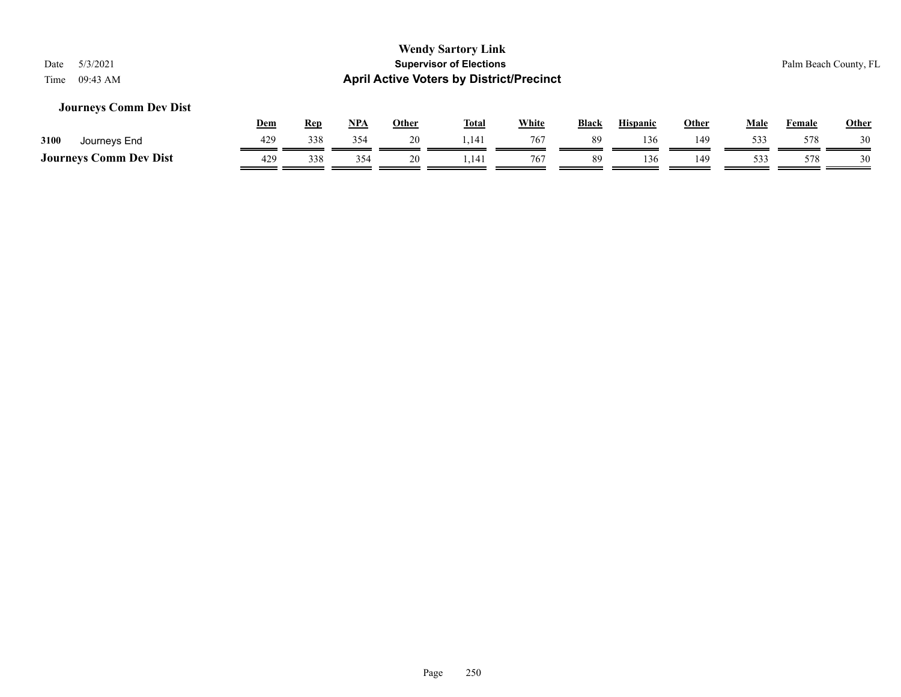# Wendy Sartory Link
## Supervisor of Elections
## April Active Voters by District/Precinct

Date 5/3/2021
Time 09:43 AM

Palm Beach County, FL

### Journeys Comm Dev Dist

| | | Dem | Rep | NPA | Other | Total | White | Black | Hispanic | Other | Male | Female | Other |
|---|---|---|---|---|---|---|---|---|---|---|---|---|---|
| 3100 | Journeys End | 429 | 338 | 354 | 20 | 1,141 | 767 | 89 | 136 | 149 | 533 | 578 | 30 |
| **Journeys Comm Dev Dist** | | 429 | 338 | 354 | 20 | 1,141 | 767 | 89 | 136 | 149 | 533 | 578 | 30 |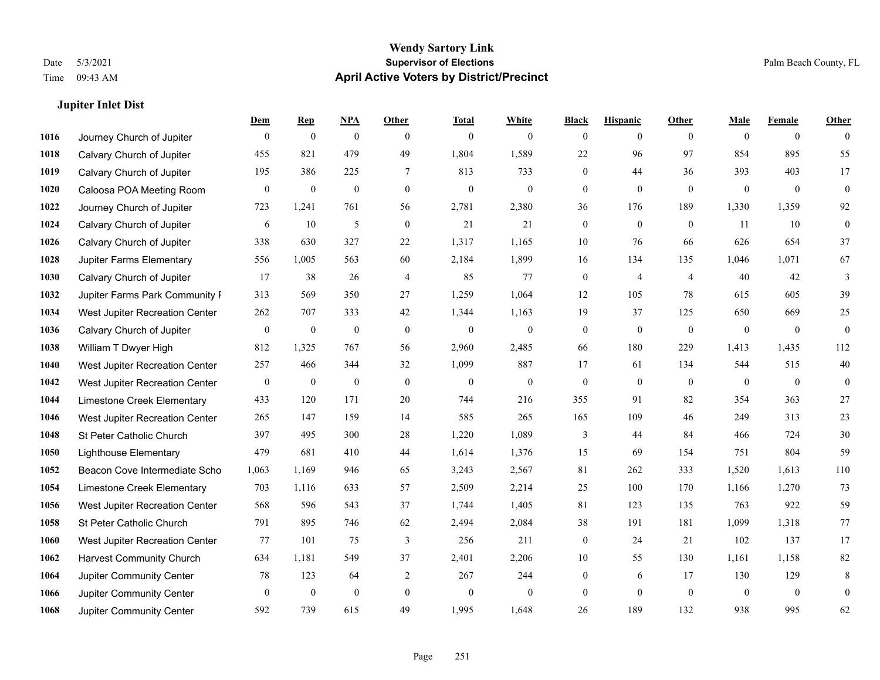# Wendy Sartory Link
## Supervisor of Elections
## April Active Voters by District/Precinct

Date 5/3/2021
Time 09:43 AM

Palm Beach County, FL

### Jupiter Inlet Dist

| | | Dem | Rep | NPA | Other | Total | White | Black | Hispanic | Other | Male | Female | Other |
|---|---|---|---|---|---|---|---|---|---|---|---|---|---|
| 1016 | Journey Church of Jupiter | 0 | 0 | 0 | 0 | 0 | 0 | 0 | 0 | 0 | 0 | 0 | 0 |
| 1018 | Calvary Church of Jupiter | 455 | 821 | 479 | 49 | 1,804 | 1,589 | 22 | 96 | 97 | 854 | 895 | 55 |
| 1019 | Calvary Church of Jupiter | 195 | 386 | 225 | 7 | 813 | 733 | 0 | 44 | 36 | 393 | 403 | 17 |
| 1020 | Caloosa POA Meeting Room | 0 | 0 | 0 | 0 | 0 | 0 | 0 | 0 | 0 | 0 | 0 | 0 |
| 1022 | Journey Church of Jupiter | 723 | 1,241 | 761 | 56 | 2,781 | 2,380 | 36 | 176 | 189 | 1,330 | 1,359 | 92 |
| 1024 | Calvary Church of Jupiter | 6 | 10 | 5 | 0 | 21 | 21 | 0 | 0 | 0 | 11 | 10 | 0 |
| 1026 | Calvary Church of Jupiter | 338 | 630 | 327 | 22 | 1,317 | 1,165 | 10 | 76 | 66 | 626 | 654 | 37 |
| 1028 | Jupiter Farms Elementary | 556 | 1,005 | 563 | 60 | 2,184 | 1,899 | 16 | 134 | 135 | 1,046 | 1,071 | 67 |
| 1030 | Calvary Church of Jupiter | 17 | 38 | 26 | 4 | 85 | 77 | 0 | 4 | 4 | 40 | 42 | 3 |
| 1032 | Jupiter Farms Park Community F | 313 | 569 | 350 | 27 | 1,259 | 1,064 | 12 | 105 | 78 | 615 | 605 | 39 |
| 1034 | West Jupiter Recreation Center | 262 | 707 | 333 | 42 | 1,344 | 1,163 | 19 | 37 | 125 | 650 | 669 | 25 |
| 1036 | Calvary Church of Jupiter | 0 | 0 | 0 | 0 | 0 | 0 | 0 | 0 | 0 | 0 | 0 | 0 |
| 1038 | William T Dwyer High | 812 | 1,325 | 767 | 56 | 2,960 | 2,485 | 66 | 180 | 229 | 1,413 | 1,435 | 112 |
| 1040 | West Jupiter Recreation Center | 257 | 466 | 344 | 32 | 1,099 | 887 | 17 | 61 | 134 | 544 | 515 | 40 |
| 1042 | West Jupiter Recreation Center | 0 | 0 | 0 | 0 | 0 | 0 | 0 | 0 | 0 | 0 | 0 | 0 |
| 1044 | Limestone Creek Elementary | 433 | 120 | 171 | 20 | 744 | 216 | 355 | 91 | 82 | 354 | 363 | 27 |
| 1046 | West Jupiter Recreation Center | 265 | 147 | 159 | 14 | 585 | 265 | 165 | 109 | 46 | 249 | 313 | 23 |
| 1048 | St Peter Catholic Church | 397 | 495 | 300 | 28 | 1,220 | 1,089 | 3 | 44 | 84 | 466 | 724 | 30 |
| 1050 | Lighthouse Elementary | 479 | 681 | 410 | 44 | 1,614 | 1,376 | 15 | 69 | 154 | 751 | 804 | 59 |
| 1052 | Beacon Cove Intermediate Scho | 1,063 | 1,169 | 946 | 65 | 3,243 | 2,567 | 81 | 262 | 333 | 1,520 | 1,613 | 110 |
| 1054 | Limestone Creek Elementary | 703 | 1,116 | 633 | 57 | 2,509 | 2,214 | 25 | 100 | 170 | 1,166 | 1,270 | 73 |
| 1056 | West Jupiter Recreation Center | 568 | 596 | 543 | 37 | 1,744 | 1,405 | 81 | 123 | 135 | 763 | 922 | 59 |
| 1058 | St Peter Catholic Church | 791 | 895 | 746 | 62 | 2,494 | 2,084 | 38 | 191 | 181 | 1,099 | 1,318 | 77 |
| 1060 | West Jupiter Recreation Center | 77 | 101 | 75 | 3 | 256 | 211 | 0 | 24 | 21 | 102 | 137 | 17 |
| 1062 | Harvest Community Church | 634 | 1,181 | 549 | 37 | 2,401 | 2,206 | 10 | 55 | 130 | 1,161 | 1,158 | 82 |
| 1064 | Jupiter Community Center | 78 | 123 | 64 | 2 | 267 | 244 | 0 | 6 | 17 | 130 | 129 | 8 |
| 1066 | Jupiter Community Center | 0 | 0 | 0 | 0 | 0 | 0 | 0 | 0 | 0 | 0 | 0 | 0 |
| 1068 | Jupiter Community Center | 592 | 739 | 615 | 49 | 1,995 | 1,648 | 26 | 189 | 132 | 938 | 995 | 62 |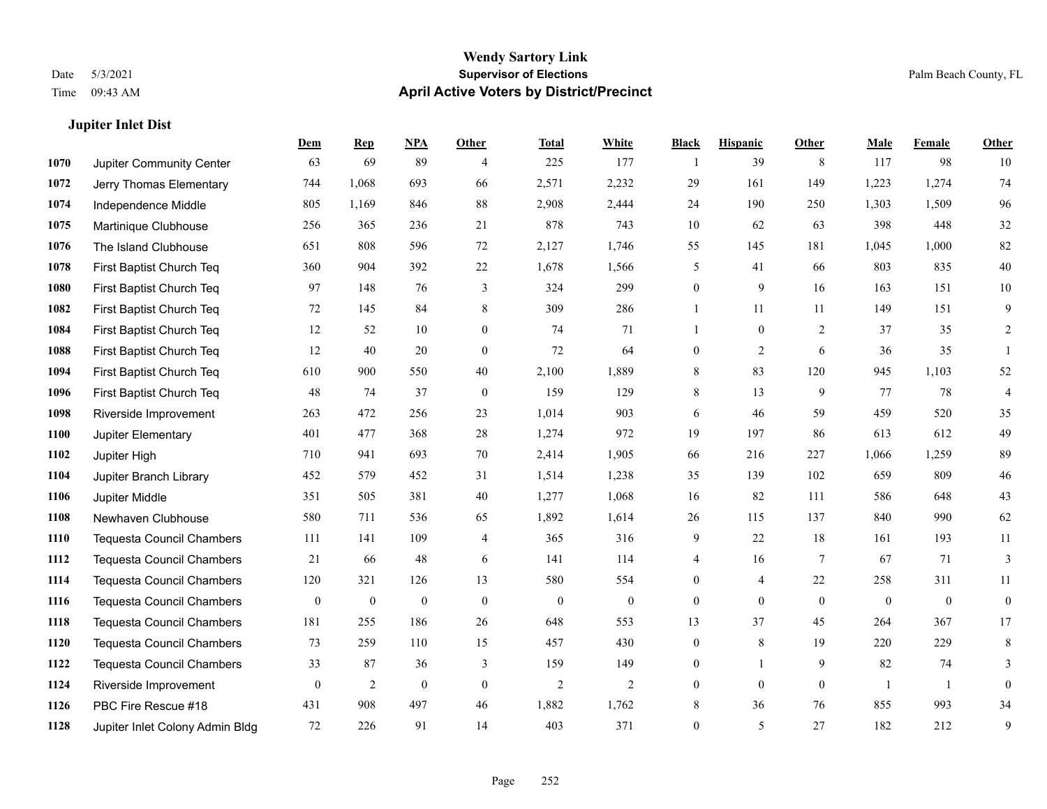# Wendy Sartory Link
## Supervisor of Elections
## April Active Voters by District/Precinct

Date 5/3/2021
Time 09:43 AM

Palm Beach County, FL

### Jupiter Inlet Dist

| | | Dem | Rep | NPA | Other | Total | White | Black | Hispanic | Other | Male | Female | Other |
|---|---|---|---|---|---|---|---|---|---|---|---|---|---|
| 1070 | Jupiter Community Center | 63 | 69 | 89 | 4 | 225 | 177 | 1 | 39 | 8 | 117 | 98 | 10 |
| 1072 | Jerry Thomas Elementary | 744 | 1,068 | 693 | 66 | 2,571 | 2,232 | 29 | 161 | 149 | 1,223 | 1,274 | 74 |
| 1074 | Independence Middle | 805 | 1,169 | 846 | 88 | 2,908 | 2,444 | 24 | 190 | 250 | 1,303 | 1,509 | 96 |
| 1075 | Martinique Clubhouse | 256 | 365 | 236 | 21 | 878 | 743 | 10 | 62 | 63 | 398 | 448 | 32 |
| 1076 | The Island Clubhouse | 651 | 808 | 596 | 72 | 2,127 | 1,746 | 55 | 145 | 181 | 1,045 | 1,000 | 82 |
| 1078 | First Baptist Church Teq | 360 | 904 | 392 | 22 | 1,678 | 1,566 | 5 | 41 | 66 | 803 | 835 | 40 |
| 1080 | First Baptist Church Teq | 97 | 148 | 76 | 3 | 324 | 299 | 0 | 9 | 16 | 163 | 151 | 10 |
| 1082 | First Baptist Church Teq | 72 | 145 | 84 | 8 | 309 | 286 | 1 | 11 | 11 | 149 | 151 | 9 |
| 1084 | First Baptist Church Teq | 12 | 52 | 10 | 0 | 74 | 71 | 1 | 0 | 2 | 37 | 35 | 2 |
| 1088 | First Baptist Church Teq | 12 | 40 | 20 | 0 | 72 | 64 | 0 | 2 | 6 | 36 | 35 | 1 |
| 1094 | First Baptist Church Teq | 610 | 900 | 550 | 40 | 2,100 | 1,889 | 8 | 83 | 120 | 945 | 1,103 | 52 |
| 1096 | First Baptist Church Teq | 48 | 74 | 37 | 0 | 159 | 129 | 8 | 13 | 9 | 77 | 78 | 4 |
| 1098 | Riverside Improvement | 263 | 472 | 256 | 23 | 1,014 | 903 | 6 | 46 | 59 | 459 | 520 | 35 |
| 1100 | Jupiter Elementary | 401 | 477 | 368 | 28 | 1,274 | 972 | 19 | 197 | 86 | 613 | 612 | 49 |
| 1102 | Jupiter High | 710 | 941 | 693 | 70 | 2,414 | 1,905 | 66 | 216 | 227 | 1,066 | 1,259 | 89 |
| 1104 | Jupiter Branch Library | 452 | 579 | 452 | 31 | 1,514 | 1,238 | 35 | 139 | 102 | 659 | 809 | 46 |
| 1106 | Jupiter Middle | 351 | 505 | 381 | 40 | 1,277 | 1,068 | 16 | 82 | 111 | 586 | 648 | 43 |
| 1108 | Newhaven Clubhouse | 580 | 711 | 536 | 65 | 1,892 | 1,614 | 26 | 115 | 137 | 840 | 990 | 62 |
| 1110 | Tequesta Council Chambers | 111 | 141 | 109 | 4 | 365 | 316 | 9 | 22 | 18 | 161 | 193 | 11 |
| 1112 | Tequesta Council Chambers | 21 | 66 | 48 | 6 | 141 | 114 | 4 | 16 | 7 | 67 | 71 | 3 |
| 1114 | Tequesta Council Chambers | 120 | 321 | 126 | 13 | 580 | 554 | 0 | 4 | 22 | 258 | 311 | 11 |
| 1116 | Tequesta Council Chambers | 0 | 0 | 0 | 0 | 0 | 0 | 0 | 0 | 0 | 0 | 0 | 0 |
| 1118 | Tequesta Council Chambers | 181 | 255 | 186 | 26 | 648 | 553 | 13 | 37 | 45 | 264 | 367 | 17 |
| 1120 | Tequesta Council Chambers | 73 | 259 | 110 | 15 | 457 | 430 | 0 | 8 | 19 | 220 | 229 | 8 |
| 1122 | Tequesta Council Chambers | 33 | 87 | 36 | 3 | 159 | 149 | 0 | 1 | 9 | 82 | 74 | 3 |
| 1124 | Riverside Improvement | 0 | 2 | 0 | 0 | 2 | 2 | 0 | 0 | 0 | 1 | 1 | 0 |
| 1126 | PBC Fire Rescue #18 | 431 | 908 | 497 | 46 | 1,882 | 1,762 | 8 | 36 | 76 | 855 | 993 | 34 |
| 1128 | Jupiter Inlet Colony Admin Bldg | 72 | 226 | 91 | 14 | 403 | 371 | 0 | 5 | 27 | 182 | 212 | 9 |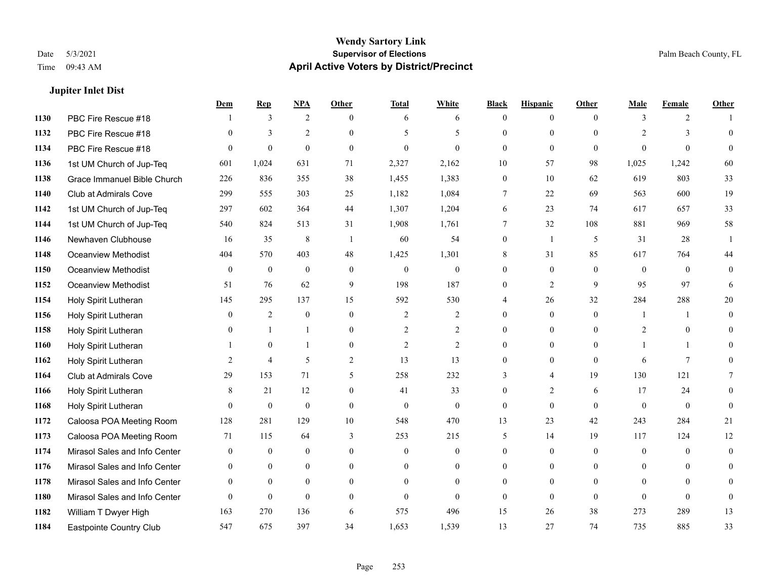# Wendy Sartory Link

**Supervisor of Elections**

**April Active Voters by District/Precinct**

Date 5/3/2021
Time 09:43 AM

Palm Beach County, FL

### Jupiter Inlet Dist

| | | Dem | Rep | NPA | Other | Total | White | Black | Hispanic | Other | Male | Female | Other |
|---|---|---|---|---|---|---|---|---|---|---|---|---|---|
| 1130 | PBC Fire Rescue #18 | 1 | 3 | 2 | 0 | 6 | 6 | 0 | 0 | 0 | 3 | 2 | 1 |
| 1132 | PBC Fire Rescue #18 | 0 | 3 | 2 | 0 | 5 | 5 | 0 | 0 | 0 | 2 | 3 | 0 |
| 1134 | PBC Fire Rescue #18 | 0 | 0 | 0 | 0 | 0 | 0 | 0 | 0 | 0 | 0 | 0 | 0 |
| 1136 | 1st UM Church of Jup-Teq | 601 | 1,024 | 631 | 71 | 2,327 | 2,162 | 10 | 57 | 98 | 1,025 | 1,242 | 60 |
| 1138 | Grace Immanuel Bible Church | 226 | 836 | 355 | 38 | 1,455 | 1,383 | 0 | 10 | 62 | 619 | 803 | 33 |
| 1140 | Club at Admirals Cove | 299 | 555 | 303 | 25 | 1,182 | 1,084 | 7 | 22 | 69 | 563 | 600 | 19 |
| 1142 | 1st UM Church of Jup-Teq | 297 | 602 | 364 | 44 | 1,307 | 1,204 | 6 | 23 | 74 | 617 | 657 | 33 |
| 1144 | 1st UM Church of Jup-Teq | 540 | 824 | 513 | 31 | 1,908 | 1,761 | 7 | 32 | 108 | 881 | 969 | 58 |
| 1146 | Newhaven Clubhouse | 16 | 35 | 8 | 1 | 60 | 54 | 0 | 1 | 5 | 31 | 28 | 1 |
| 1148 | Oceanview Methodist | 404 | 570 | 403 | 48 | 1,425 | 1,301 | 8 | 31 | 85 | 617 | 764 | 44 |
| 1150 | Oceanview Methodist | 0 | 0 | 0 | 0 | 0 | 0 | 0 | 0 | 0 | 0 | 0 | 0 |
| 1152 | Oceanview Methodist | 51 | 76 | 62 | 9 | 198 | 187 | 0 | 2 | 9 | 95 | 97 | 6 |
| 1154 | Holy Spirit Lutheran | 145 | 295 | 137 | 15 | 592 | 530 | 4 | 26 | 32 | 284 | 288 | 20 |
| 1156 | Holy Spirit Lutheran | 0 | 2 | 0 | 0 | 2 | 2 | 0 | 0 | 0 | 1 | 1 | 0 |
| 1158 | Holy Spirit Lutheran | 0 | 1 | 1 | 0 | 2 | 2 | 0 | 0 | 0 | 2 | 0 | 0 |
| 1160 | Holy Spirit Lutheran | 1 | 0 | 1 | 0 | 2 | 2 | 0 | 0 | 0 | 1 | 1 | 0 |
| 1162 | Holy Spirit Lutheran | 2 | 4 | 5 | 2 | 13 | 13 | 0 | 0 | 0 | 6 | 7 | 0 |
| 1164 | Club at Admirals Cove | 29 | 153 | 71 | 5 | 258 | 232 | 3 | 4 | 19 | 130 | 121 | 7 |
| 1166 | Holy Spirit Lutheran | 8 | 21 | 12 | 0 | 41 | 33 | 0 | 2 | 6 | 17 | 24 | 0 |
| 1168 | Holy Spirit Lutheran | 0 | 0 | 0 | 0 | 0 | 0 | 0 | 0 | 0 | 0 | 0 | 0 |
| 1172 | Caloosa POA Meeting Room | 128 | 281 | 129 | 10 | 548 | 470 | 13 | 23 | 42 | 243 | 284 | 21 |
| 1173 | Caloosa POA Meeting Room | 71 | 115 | 64 | 3 | 253 | 215 | 5 | 14 | 19 | 117 | 124 | 12 |
| 1174 | Mirasol Sales and Info Center | 0 | 0 | 0 | 0 | 0 | 0 | 0 | 0 | 0 | 0 | 0 | 0 |
| 1176 | Mirasol Sales and Info Center | 0 | 0 | 0 | 0 | 0 | 0 | 0 | 0 | 0 | 0 | 0 | 0 |
| 1178 | Mirasol Sales and Info Center | 0 | 0 | 0 | 0 | 0 | 0 | 0 | 0 | 0 | 0 | 0 | 0 |
| 1180 | Mirasol Sales and Info Center | 0 | 0 | 0 | 0 | 0 | 0 | 0 | 0 | 0 | 0 | 0 | 0 |
| 1182 | William T Dwyer High | 163 | 270 | 136 | 6 | 575 | 496 | 15 | 26 | 38 | 273 | 289 | 13 |
| 1184 | Eastpointe Country Club | 547 | 675 | 397 | 34 | 1,653 | 1,539 | 13 | 27 | 74 | 735 | 885 | 33 |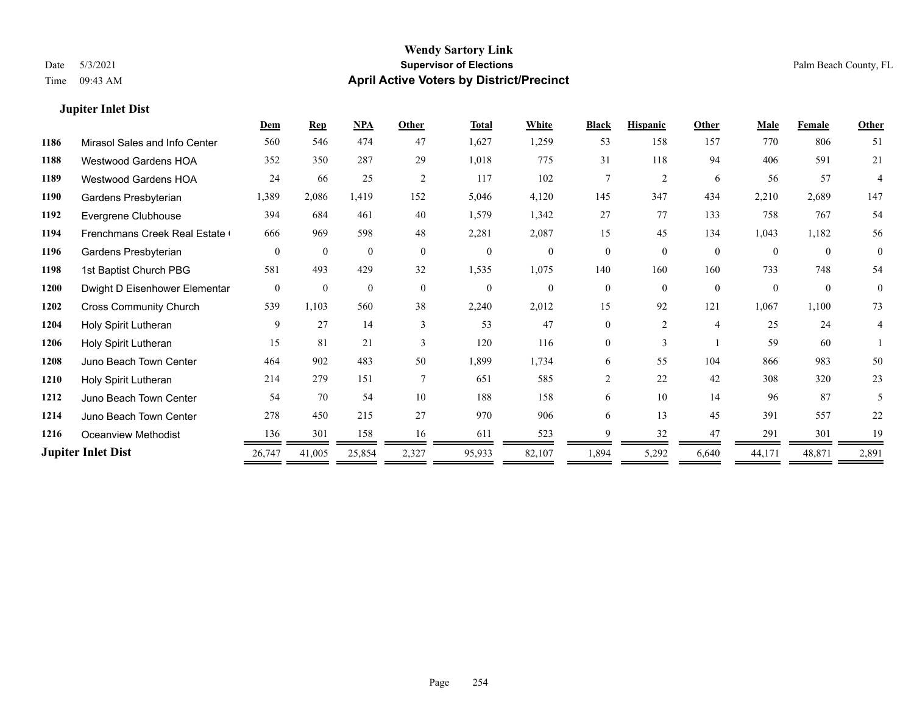# Wendy Sartory Link

## Supervisor of Elections

## April Active Voters by District/Precinct

Date 5/3/2021

Time 09:43 AM

Palm Beach County, FL

### Jupiter Inlet Dist

| | | Dem | Rep | NPA | Other | Total | White | Black | Hispanic | Other | Male | Female | Other |
|---|---|---|---|---|---|---|---|---|---|---|---|---|---|
| 1186 | Mirasol Sales and Info Center | 560 | 546 | 474 | 47 | 1,627 | 1,259 | 53 | 158 | 157 | 770 | 806 | 51 |
| 1188 | Westwood Gardens HOA | 352 | 350 | 287 | 29 | 1,018 | 775 | 31 | 118 | 94 | 406 | 591 | 21 |
| 1189 | Westwood Gardens HOA | 24 | 66 | 25 | 2 | 117 | 102 | 7 | 2 | 6 | 56 | 57 | 4 |
| 1190 | Gardens Presbyterian | 1,389 | 2,086 | 1,419 | 152 | 5,046 | 4,120 | 145 | 347 | 434 | 2,210 | 2,689 | 147 |
| 1192 | Evergrene Clubhouse | 394 | 684 | 461 | 40 | 1,579 | 1,342 | 27 | 77 | 133 | 758 | 767 | 54 |
| 1194 | Frenchmans Creek Real Estate ( | 666 | 969 | 598 | 48 | 2,281 | 2,087 | 15 | 45 | 134 | 1,043 | 1,182 | 56 |
| 1196 | Gardens Presbyterian | 0 | 0 | 0 | 0 | 0 | 0 | 0 | 0 | 0 | 0 | 0 | 0 |
| 1198 | 1st Baptist Church PBG | 581 | 493 | 429 | 32 | 1,535 | 1,075 | 140 | 160 | 160 | 733 | 748 | 54 |
| 1200 | Dwight D Eisenhower Elementar | 0 | 0 | 0 | 0 | 0 | 0 | 0 | 0 | 0 | 0 | 0 | 0 |
| 1202 | Cross Community Church | 539 | 1,103 | 560 | 38 | 2,240 | 2,012 | 15 | 92 | 121 | 1,067 | 1,100 | 73 |
| 1204 | Holy Spirit Lutheran | 9 | 27 | 14 | 3 | 53 | 47 | 0 | 2 | 4 | 25 | 24 | 4 |
| 1206 | Holy Spirit Lutheran | 15 | 81 | 21 | 3 | 120 | 116 | 0 | 3 | 1 | 59 | 60 | 1 |
| 1208 | Juno Beach Town Center | 464 | 902 | 483 | 50 | 1,899 | 1,734 | 6 | 55 | 104 | 866 | 983 | 50 |
| 1210 | Holy Spirit Lutheran | 214 | 279 | 151 | 7 | 651 | 585 | 2 | 22 | 42 | 308 | 320 | 23 |
| 1212 | Juno Beach Town Center | 54 | 70 | 54 | 10 | 188 | 158 | 6 | 10 | 14 | 96 | 87 | 5 |
| 1214 | Juno Beach Town Center | 278 | 450 | 215 | 27 | 970 | 906 | 6 | 13 | 45 | 391 | 557 | 22 |
| 1216 | Oceanview Methodist | 136 | 301 | 158 | 16 | 611 | 523 | 9 | 32 | 47 | 291 | 301 | 19 |
| **Jupiter Inlet Dist** | | 26,747 | 41,005 | 25,854 | 2,327 | 95,933 | 82,107 | 1,894 | 5,292 | 6,640 | 44,171 | 48,871 | 2,891 |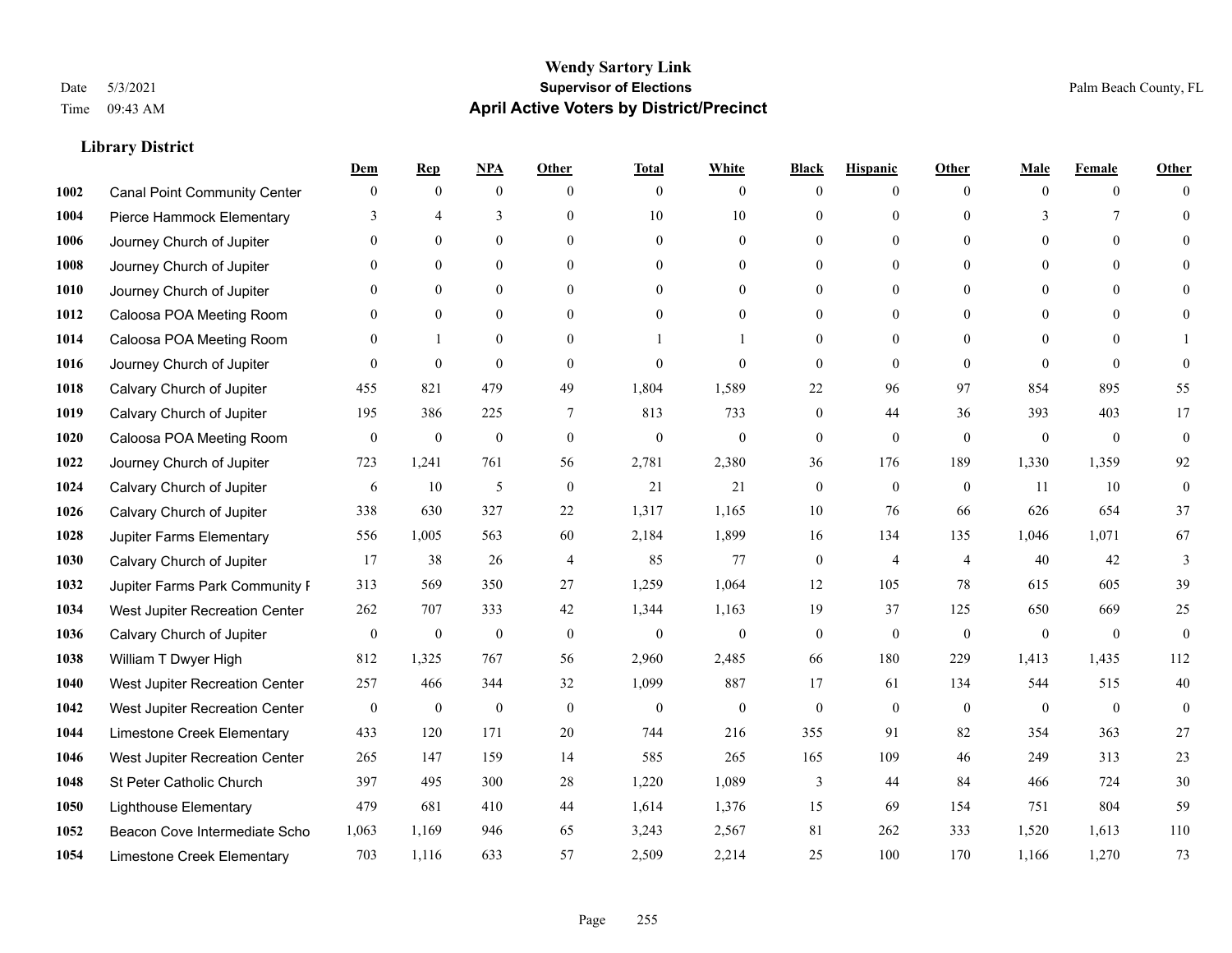**Wendy Sartory Link**
**Supervisor of Elections**
**April Active Voters by District/Precinct**

Date 5/3/2021
Time 09:43 AM

Palm Beach County, FL

### Library District

| | | Dem | Rep | NPA | Other | Total | White | Black | Hispanic | Other | Male | Female | Other |
|---|---|---|---|---|---|---|---|---|---|---|---|---|---|
| 1002 | Canal Point Community Center | 0 | 0 | 0 | 0 | 0 | 0 | 0 | 0 | 0 | 0 | 0 | 0 |
| 1004 | Pierce Hammock Elementary | 3 | 4 | 3 | 0 | 10 | 10 | 0 | 0 | 0 | 3 | 7 | 0 |
| 1006 | Journey Church of Jupiter | 0 | 0 | 0 | 0 | 0 | 0 | 0 | 0 | 0 | 0 | 0 | 0 |
| 1008 | Journey Church of Jupiter | 0 | 0 | 0 | 0 | 0 | 0 | 0 | 0 | 0 | 0 | 0 | 0 |
| 1010 | Journey Church of Jupiter | 0 | 0 | 0 | 0 | 0 | 0 | 0 | 0 | 0 | 0 | 0 | 0 |
| 1012 | Caloosa POA Meeting Room | 0 | 0 | 0 | 0 | 0 | 0 | 0 | 0 | 0 | 0 | 0 | 0 |
| 1014 | Caloosa POA Meeting Room | 0 | 1 | 0 | 0 | 1 | 1 | 0 | 0 | 0 | 0 | 0 | 1 |
| 1016 | Journey Church of Jupiter | 0 | 0 | 0 | 0 | 0 | 0 | 0 | 0 | 0 | 0 | 0 | 0 |
| 1018 | Calvary Church of Jupiter | 455 | 821 | 479 | 49 | 1,804 | 1,589 | 22 | 96 | 97 | 854 | 895 | 55 |
| 1019 | Calvary Church of Jupiter | 195 | 386 | 225 | 7 | 813 | 733 | 0 | 44 | 36 | 393 | 403 | 17 |
| 1020 | Caloosa POA Meeting Room | 0 | 0 | 0 | 0 | 0 | 0 | 0 | 0 | 0 | 0 | 0 | 0 |
| 1022 | Journey Church of Jupiter | 723 | 1,241 | 761 | 56 | 2,781 | 2,380 | 36 | 176 | 189 | 1,330 | 1,359 | 92 |
| 1024 | Calvary Church of Jupiter | 6 | 10 | 5 | 0 | 21 | 21 | 0 | 0 | 0 | 11 | 10 | 0 |
| 1026 | Calvary Church of Jupiter | 338 | 630 | 327 | 22 | 1,317 | 1,165 | 10 | 76 | 66 | 626 | 654 | 37 |
| 1028 | Jupiter Farms Elementary | 556 | 1,005 | 563 | 60 | 2,184 | 1,899 | 16 | 134 | 135 | 1,046 | 1,071 | 67 |
| 1030 | Calvary Church of Jupiter | 17 | 38 | 26 | 4 | 85 | 77 | 0 | 4 | 4 | 40 | 42 | 3 |
| 1032 | Jupiter Farms Park Community F | 313 | 569 | 350 | 27 | 1,259 | 1,064 | 12 | 105 | 78 | 615 | 605 | 39 |
| 1034 | West Jupiter Recreation Center | 262 | 707 | 333 | 42 | 1,344 | 1,163 | 19 | 37 | 125 | 650 | 669 | 25 |
| 1036 | Calvary Church of Jupiter | 0 | 0 | 0 | 0 | 0 | 0 | 0 | 0 | 0 | 0 | 0 | 0 |
| 1038 | William T Dwyer High | 812 | 1,325 | 767 | 56 | 2,960 | 2,485 | 66 | 180 | 229 | 1,413 | 1,435 | 112 |
| 1040 | West Jupiter Recreation Center | 257 | 466 | 344 | 32 | 1,099 | 887 | 17 | 61 | 134 | 544 | 515 | 40 |
| 1042 | West Jupiter Recreation Center | 0 | 0 | 0 | 0 | 0 | 0 | 0 | 0 | 0 | 0 | 0 | 0 |
| 1044 | Limestone Creek Elementary | 433 | 120 | 171 | 20 | 744 | 216 | 355 | 91 | 82 | 354 | 363 | 27 |
| 1046 | West Jupiter Recreation Center | 265 | 147 | 159 | 14 | 585 | 265 | 165 | 109 | 46 | 249 | 313 | 23 |
| 1048 | St Peter Catholic Church | 397 | 495 | 300 | 28 | 1,220 | 1,089 | 3 | 44 | 84 | 466 | 724 | 30 |
| 1050 | Lighthouse Elementary | 479 | 681 | 410 | 44 | 1,614 | 1,376 | 15 | 69 | 154 | 751 | 804 | 59 |
| 1052 | Beacon Cove Intermediate Scho | 1,063 | 1,169 | 946 | 65 | 3,243 | 2,567 | 81 | 262 | 333 | 1,520 | 1,613 | 110 |
| 1054 | Limestone Creek Elementary | 703 | 1,116 | 633 | 57 | 2,509 | 2,214 | 25 | 100 | 170 | 1,166 | 1,270 | 73 |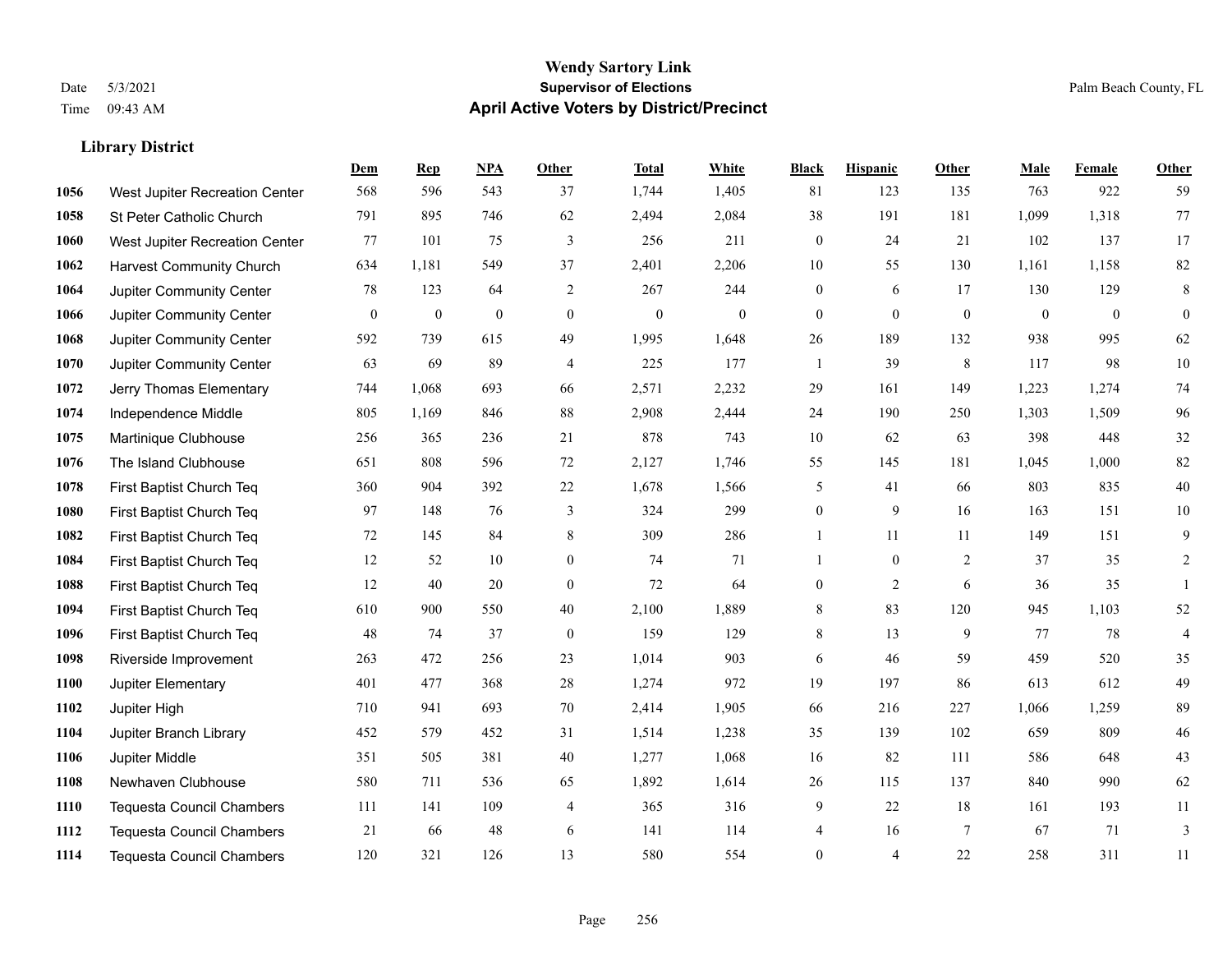# Wendy Sartory Link
## Supervisor of Elections
## April Active Voters by District/Precinct

Date 5/3/2021
Time 09:43 AM

Palm Beach County, FL

### Library District

| | | Dem | Rep | NPA | Other | Total | White | Black | Hispanic | Other | Male | Female | Other |
|---|---|---|---|---|---|---|---|---|---|---|---|---|---|
| 1056 | West Jupiter Recreation Center | 568 | 596 | 543 | 37 | 1,744 | 1,405 | 81 | 123 | 135 | 763 | 922 | 59 |
| 1058 | St Peter Catholic Church | 791 | 895 | 746 | 62 | 2,494 | 2,084 | 38 | 191 | 181 | 1,099 | 1,318 | 77 |
| 1060 | West Jupiter Recreation Center | 77 | 101 | 75 | 3 | 256 | 211 | 0 | 24 | 21 | 102 | 137 | 17 |
| 1062 | Harvest Community Church | 634 | 1,181 | 549 | 37 | 2,401 | 2,206 | 10 | 55 | 130 | 1,161 | 1,158 | 82 |
| 1064 | Jupiter Community Center | 78 | 123 | 64 | 2 | 267 | 244 | 0 | 6 | 17 | 130 | 129 | 8 |
| 1066 | Jupiter Community Center | 0 | 0 | 0 | 0 | 0 | 0 | 0 | 0 | 0 | 0 | 0 | 0 |
| 1068 | Jupiter Community Center | 592 | 739 | 615 | 49 | 1,995 | 1,648 | 26 | 189 | 132 | 938 | 995 | 62 |
| 1070 | Jupiter Community Center | 63 | 69 | 89 | 4 | 225 | 177 | 1 | 39 | 8 | 117 | 98 | 10 |
| 1072 | Jerry Thomas Elementary | 744 | 1,068 | 693 | 66 | 2,571 | 2,232 | 29 | 161 | 149 | 1,223 | 1,274 | 74 |
| 1074 | Independence Middle | 805 | 1,169 | 846 | 88 | 2,908 | 2,444 | 24 | 190 | 250 | 1,303 | 1,509 | 96 |
| 1075 | Martinique Clubhouse | 256 | 365 | 236 | 21 | 878 | 743 | 10 | 62 | 63 | 398 | 448 | 32 |
| 1076 | The Island Clubhouse | 651 | 808 | 596 | 72 | 2,127 | 1,746 | 55 | 145 | 181 | 1,045 | 1,000 | 82 |
| 1078 | First Baptist Church Teq | 360 | 904 | 392 | 22 | 1,678 | 1,566 | 5 | 41 | 66 | 803 | 835 | 40 |
| 1080 | First Baptist Church Teq | 97 | 148 | 76 | 3 | 324 | 299 | 0 | 9 | 16 | 163 | 151 | 10 |
| 1082 | First Baptist Church Teq | 72 | 145 | 84 | 8 | 309 | 286 | 1 | 11 | 11 | 149 | 151 | 9 |
| 1084 | First Baptist Church Teq | 12 | 52 | 10 | 0 | 74 | 71 | 1 | 0 | 2 | 37 | 35 | 2 |
| 1088 | First Baptist Church Teq | 12 | 40 | 20 | 0 | 72 | 64 | 0 | 2 | 6 | 36 | 35 | 1 |
| 1094 | First Baptist Church Teq | 610 | 900 | 550 | 40 | 2,100 | 1,889 | 8 | 83 | 120 | 945 | 1,103 | 52 |
| 1096 | First Baptist Church Teq | 48 | 74 | 37 | 0 | 159 | 129 | 8 | 13 | 9 | 77 | 78 | 4 |
| 1098 | Riverside Improvement | 263 | 472 | 256 | 23 | 1,014 | 903 | 6 | 46 | 59 | 459 | 520 | 35 |
| 1100 | Jupiter Elementary | 401 | 477 | 368 | 28 | 1,274 | 972 | 19 | 197 | 86 | 613 | 612 | 49 |
| 1102 | Jupiter High | 710 | 941 | 693 | 70 | 2,414 | 1,905 | 66 | 216 | 227 | 1,066 | 1,259 | 89 |
| 1104 | Jupiter Branch Library | 452 | 579 | 452 | 31 | 1,514 | 1,238 | 35 | 139 | 102 | 659 | 809 | 46 |
| 1106 | Jupiter Middle | 351 | 505 | 381 | 40 | 1,277 | 1,068 | 16 | 82 | 111 | 586 | 648 | 43 |
| 1108 | Newhaven Clubhouse | 580 | 711 | 536 | 65 | 1,892 | 1,614 | 26 | 115 | 137 | 840 | 990 | 62 |
| 1110 | Tequesta Council Chambers | 111 | 141 | 109 | 4 | 365 | 316 | 9 | 22 | 18 | 161 | 193 | 11 |
| 1112 | Tequesta Council Chambers | 21 | 66 | 48 | 6 | 141 | 114 | 4 | 16 | 7 | 67 | 71 | 3 |
| 1114 | Tequesta Council Chambers | 120 | 321 | 126 | 13 | 580 | 554 | 0 | 4 | 22 | 258 | 311 | 11 |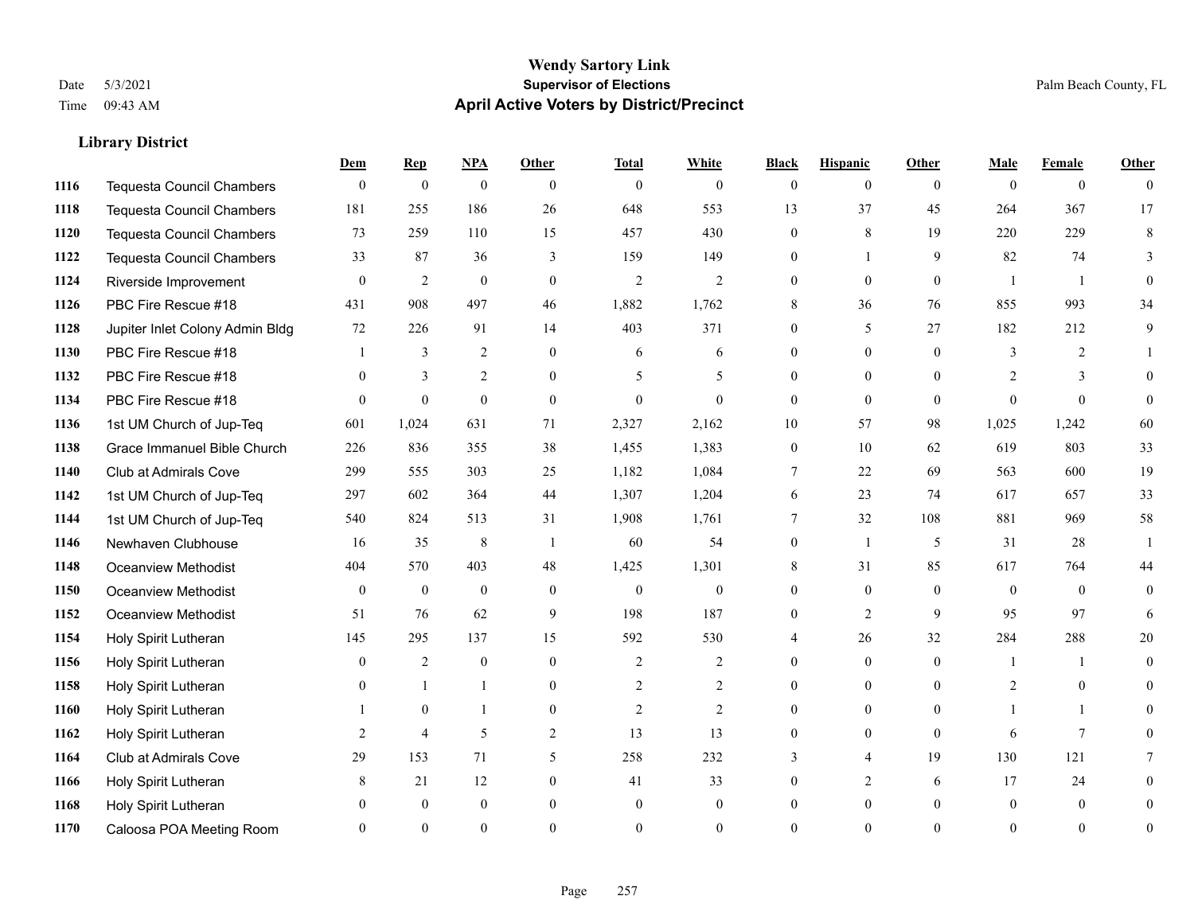# Wendy Sartory Link
## Supervisor of Elections
## April Active Voters by District/Precinct

Date 5/3/2021
Time 09:43 AM

Palm Beach County, FL

### Library District

| | | Dem | Rep | NPA | Other | Total | White | Black | Hispanic | Other | Male | Female | Other |
|---|---|---|---|---|---|---|---|---|---|---|---|---|---|
| 1116 | Tequesta Council Chambers | 0 | 0 | 0 | 0 | 0 | 0 | 0 | 0 | 0 | 0 | 0 | 0 |
| 1118 | Tequesta Council Chambers | 181 | 255 | 186 | 26 | 648 | 553 | 13 | 37 | 45 | 264 | 367 | 17 |
| 1120 | Tequesta Council Chambers | 73 | 259 | 110 | 15 | 457 | 430 | 0 | 8 | 19 | 220 | 229 | 8 |
| 1122 | Tequesta Council Chambers | 33 | 87 | 36 | 3 | 159 | 149 | 0 | 1 | 9 | 82 | 74 | 3 |
| 1124 | Riverside Improvement | 0 | 2 | 0 | 0 | 2 | 2 | 0 | 0 | 0 | 1 | 1 | 0 |
| 1126 | PBC Fire Rescue #18 | 431 | 908 | 497 | 46 | 1,882 | 1,762 | 8 | 36 | 76 | 855 | 993 | 34 |
| 1128 | Jupiter Inlet Colony Admin Bldg | 72 | 226 | 91 | 14 | 403 | 371 | 0 | 5 | 27 | 182 | 212 | 9 |
| 1130 | PBC Fire Rescue #18 | 1 | 3 | 2 | 0 | 6 | 6 | 0 | 0 | 0 | 3 | 2 | 1 |
| 1132 | PBC Fire Rescue #18 | 0 | 3 | 2 | 0 | 5 | 5 | 0 | 0 | 0 | 2 | 3 | 0 |
| 1134 | PBC Fire Rescue #18 | 0 | 0 | 0 | 0 | 0 | 0 | 0 | 0 | 0 | 0 | 0 | 0 |
| 1136 | 1st UM Church of Jup-Teq | 601 | 1,024 | 631 | 71 | 2,327 | 2,162 | 10 | 57 | 98 | 1,025 | 1,242 | 60 |
| 1138 | Grace Immanuel Bible Church | 226 | 836 | 355 | 38 | 1,455 | 1,383 | 0 | 10 | 62 | 619 | 803 | 33 |
| 1140 | Club at Admirals Cove | 299 | 555 | 303 | 25 | 1,182 | 1,084 | 7 | 22 | 69 | 563 | 600 | 19 |
| 1142 | 1st UM Church of Jup-Teq | 297 | 602 | 364 | 44 | 1,307 | 1,204 | 6 | 23 | 74 | 617 | 657 | 33 |
| 1144 | 1st UM Church of Jup-Teq | 540 | 824 | 513 | 31 | 1,908 | 1,761 | 7 | 32 | 108 | 881 | 969 | 58 |
| 1146 | Newhaven Clubhouse | 16 | 35 | 8 | 1 | 60 | 54 | 0 | 1 | 5 | 31 | 28 | 1 |
| 1148 | Oceanview Methodist | 404 | 570 | 403 | 48 | 1,425 | 1,301 | 8 | 31 | 85 | 617 | 764 | 44 |
| 1150 | Oceanview Methodist | 0 | 0 | 0 | 0 | 0 | 0 | 0 | 0 | 0 | 0 | 0 | 0 |
| 1152 | Oceanview Methodist | 51 | 76 | 62 | 9 | 198 | 187 | 0 | 2 | 9 | 95 | 97 | 6 |
| 1154 | Holy Spirit Lutheran | 145 | 295 | 137 | 15 | 592 | 530 | 4 | 26 | 32 | 284 | 288 | 20 |
| 1156 | Holy Spirit Lutheran | 0 | 2 | 0 | 0 | 2 | 2 | 0 | 0 | 0 | 1 | 1 | 0 |
| 1158 | Holy Spirit Lutheran | 0 | 1 | 1 | 0 | 2 | 2 | 0 | 0 | 0 | 2 | 0 | 0 |
| 1160 | Holy Spirit Lutheran | 1 | 0 | 1 | 0 | 2 | 2 | 0 | 0 | 0 | 1 | 1 | 0 |
| 1162 | Holy Spirit Lutheran | 2 | 4 | 5 | 2 | 13 | 13 | 0 | 0 | 0 | 6 | 7 | 0 |
| 1164 | Club at Admirals Cove | 29 | 153 | 71 | 5 | 258 | 232 | 3 | 4 | 19 | 130 | 121 | 7 |
| 1166 | Holy Spirit Lutheran | 8 | 21 | 12 | 0 | 41 | 33 | 0 | 2 | 6 | 17 | 24 | 0 |
| 1168 | Holy Spirit Lutheran | 0 | 0 | 0 | 0 | 0 | 0 | 0 | 0 | 0 | 0 | 0 | 0 |
| 1170 | Caloosa POA Meeting Room | 0 | 0 | 0 | 0 | 0 | 0 | 0 | 0 | 0 | 0 | 0 | 0 |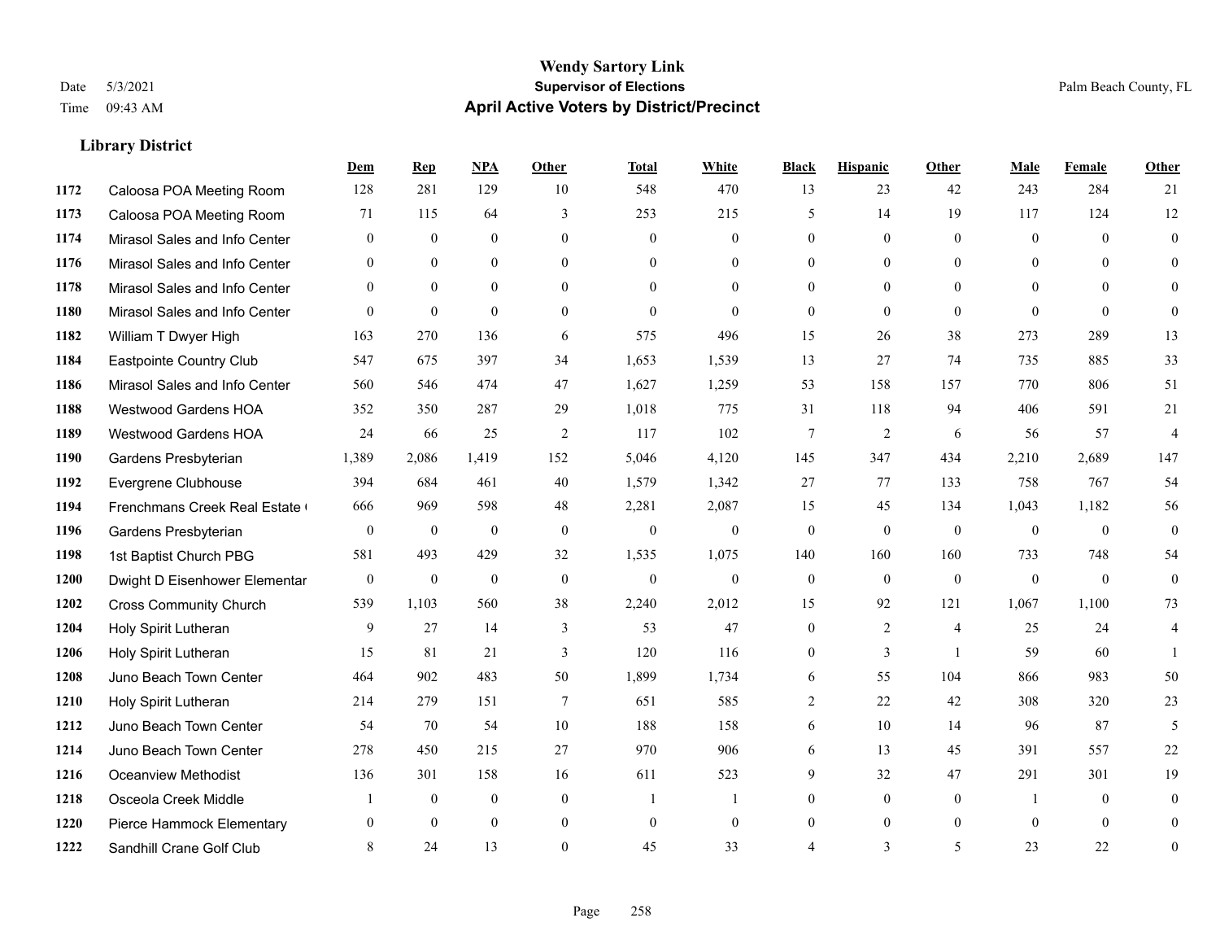# Wendy Sartory Link
## Supervisor of Elections
## April Active Voters by District/Precinct

Date 5/3/2021
Time 09:43 AM

Palm Beach County, FL

### Library District

| | | Dem | Rep | NPA | Other | Total | White | Black | Hispanic | Other | Male | Female | Other |
|---|---|---|---|---|---|---|---|---|---|---|---|---|---|
| 1172 | Caloosa POA Meeting Room | 128 | 281 | 129 | 10 | 548 | 470 | 13 | 23 | 42 | 243 | 284 | 21 |
| 1173 | Caloosa POA Meeting Room | 71 | 115 | 64 | 3 | 253 | 215 | 5 | 14 | 19 | 117 | 124 | 12 |
| 1174 | Mirasol Sales and Info Center | 0 | 0 | 0 | 0 | 0 | 0 | 0 | 0 | 0 | 0 | 0 | 0 |
| 1176 | Mirasol Sales and Info Center | 0 | 0 | 0 | 0 | 0 | 0 | 0 | 0 | 0 | 0 | 0 | 0 |
| 1178 | Mirasol Sales and Info Center | 0 | 0 | 0 | 0 | 0 | 0 | 0 | 0 | 0 | 0 | 0 | 0 |
| 1180 | Mirasol Sales and Info Center | 0 | 0 | 0 | 0 | 0 | 0 | 0 | 0 | 0 | 0 | 0 | 0 |
| 1182 | William T Dwyer High | 163 | 270 | 136 | 6 | 575 | 496 | 15 | 26 | 38 | 273 | 289 | 13 |
| 1184 | Eastpointe Country Club | 547 | 675 | 397 | 34 | 1,653 | 1,539 | 13 | 27 | 74 | 735 | 885 | 33 |
| 1186 | Mirasol Sales and Info Center | 560 | 546 | 474 | 47 | 1,627 | 1,259 | 53 | 158 | 157 | 770 | 806 | 51 |
| 1188 | Westwood Gardens HOA | 352 | 350 | 287 | 29 | 1,018 | 775 | 31 | 118 | 94 | 406 | 591 | 21 |
| 1189 | Westwood Gardens HOA | 24 | 66 | 25 | 2 | 117 | 102 | 7 | 2 | 6 | 56 | 57 | 4 |
| 1190 | Gardens Presbyterian | 1,389 | 2,086 | 1,419 | 152 | 5,046 | 4,120 | 145 | 347 | 434 | 2,210 | 2,689 | 147 |
| 1192 | Evergrene Clubhouse | 394 | 684 | 461 | 40 | 1,579 | 1,342 | 27 | 77 | 133 | 758 | 767 | 54 |
| 1194 | Frenchmans Creek Real Estate ( | 666 | 969 | 598 | 48 | 2,281 | 2,087 | 15 | 45 | 134 | 1,043 | 1,182 | 56 |
| 1196 | Gardens Presbyterian | 0 | 0 | 0 | 0 | 0 | 0 | 0 | 0 | 0 | 0 | 0 | 0 |
| 1198 | 1st Baptist Church PBG | 581 | 493 | 429 | 32 | 1,535 | 1,075 | 140 | 160 | 160 | 733 | 748 | 54 |
| 1200 | Dwight D Eisenhower Elementar | 0 | 0 | 0 | 0 | 0 | 0 | 0 | 0 | 0 | 0 | 0 | 0 |
| 1202 | Cross Community Church | 539 | 1,103 | 560 | 38 | 2,240 | 2,012 | 15 | 92 | 121 | 1,067 | 1,100 | 73 |
| 1204 | Holy Spirit Lutheran | 9 | 27 | 14 | 3 | 53 | 47 | 0 | 2 | 4 | 25 | 24 | 4 |
| 1206 | Holy Spirit Lutheran | 15 | 81 | 21 | 3 | 120 | 116 | 0 | 3 | 1 | 59 | 60 | 1 |
| 1208 | Juno Beach Town Center | 464 | 902 | 483 | 50 | 1,899 | 1,734 | 6 | 55 | 104 | 866 | 983 | 50 |
| 1210 | Holy Spirit Lutheran | 214 | 279 | 151 | 7 | 651 | 585 | 2 | 22 | 42 | 308 | 320 | 23 |
| 1212 | Juno Beach Town Center | 54 | 70 | 54 | 10 | 188 | 158 | 6 | 10 | 14 | 96 | 87 | 5 |
| 1214 | Juno Beach Town Center | 278 | 450 | 215 | 27 | 970 | 906 | 6 | 13 | 45 | 391 | 557 | 22 |
| 1216 | Oceanview Methodist | 136 | 301 | 158 | 16 | 611 | 523 | 9 | 32 | 47 | 291 | 301 | 19 |
| 1218 | Osceola Creek Middle | 1 | 0 | 0 | 0 | 1 | 1 | 0 | 0 | 0 | 1 | 0 | 0 |
| 1220 | Pierce Hammock Elementary | 0 | 0 | 0 | 0 | 0 | 0 | 0 | 0 | 0 | 0 | 0 | 0 |
| 1222 | Sandhill Crane Golf Club | 8 | 24 | 13 | 0 | 45 | 33 | 4 | 3 | 5 | 23 | 22 | 0 |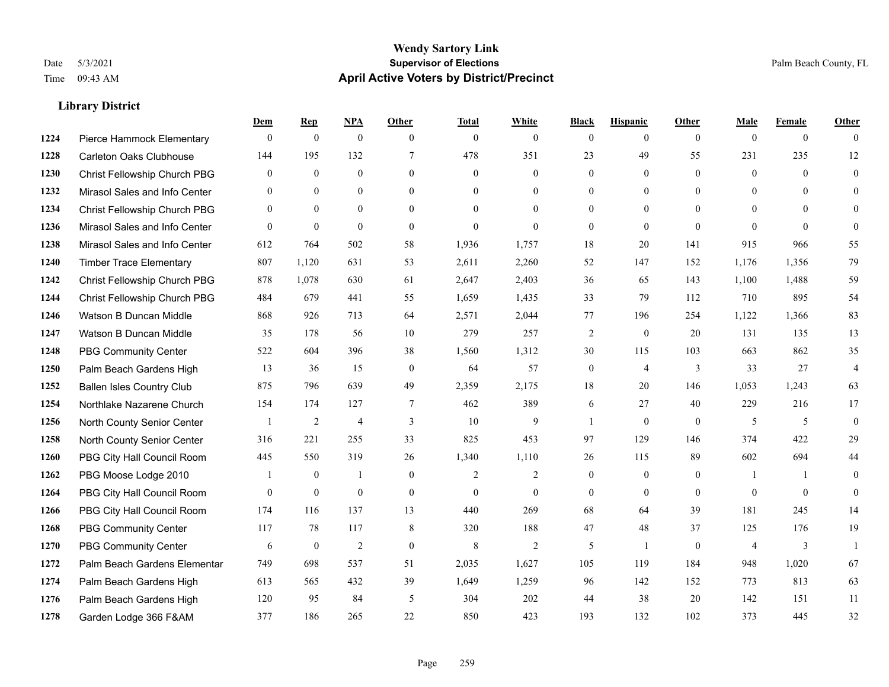# Wendy Sartory Link

**Supervisor of Elections**

**April Active Voters by District/Precinct**

Date 5/3/2021
Time 09:43 AM

Palm Beach County, FL

## Library District

| | | Dem | Rep | NPA | Other | Total | White | Black | Hispanic | Other | Male | Female | Other |
|---|---|---|---|---|---|---|---|---|---|---|---|---|---|
| 1224 | Pierce Hammock Elementary | 0 | 0 | 0 | 0 | 0 | 0 | 0 | 0 | 0 | 0 | 0 | 0 |
| 1228 | Carleton Oaks Clubhouse | 144 | 195 | 132 | 7 | 478 | 351 | 23 | 49 | 55 | 231 | 235 | 12 |
| 1230 | Christ Fellowship Church PBG | 0 | 0 | 0 | 0 | 0 | 0 | 0 | 0 | 0 | 0 | 0 | 0 |
| 1232 | Mirasol Sales and Info Center | 0 | 0 | 0 | 0 | 0 | 0 | 0 | 0 | 0 | 0 | 0 | 0 |
| 1234 | Christ Fellowship Church PBG | 0 | 0 | 0 | 0 | 0 | 0 | 0 | 0 | 0 | 0 | 0 | 0 |
| 1236 | Mirasol Sales and Info Center | 0 | 0 | 0 | 0 | 0 | 0 | 0 | 0 | 0 | 0 | 0 | 0 |
| 1238 | Mirasol Sales and Info Center | 612 | 764 | 502 | 58 | 1,936 | 1,757 | 18 | 20 | 141 | 915 | 966 | 55 |
| 1240 | Timber Trace Elementary | 807 | 1,120 | 631 | 53 | 2,611 | 2,260 | 52 | 147 | 152 | 1,176 | 1,356 | 79 |
| 1242 | Christ Fellowship Church PBG | 878 | 1,078 | 630 | 61 | 2,647 | 2,403 | 36 | 65 | 143 | 1,100 | 1,488 | 59 |
| 1244 | Christ Fellowship Church PBG | 484 | 679 | 441 | 55 | 1,659 | 1,435 | 33 | 79 | 112 | 710 | 895 | 54 |
| 1246 | Watson B Duncan Middle | 868 | 926 | 713 | 64 | 2,571 | 2,044 | 77 | 196 | 254 | 1,122 | 1,366 | 83 |
| 1247 | Watson B Duncan Middle | 35 | 178 | 56 | 10 | 279 | 257 | 2 | 0 | 20 | 131 | 135 | 13 |
| 1248 | PBG Community Center | 522 | 604 | 396 | 38 | 1,560 | 1,312 | 30 | 115 | 103 | 663 | 862 | 35 |
| 1250 | Palm Beach Gardens High | 13 | 36 | 15 | 0 | 64 | 57 | 0 | 4 | 3 | 33 | 27 | 4 |
| 1252 | Ballen Isles Country Club | 875 | 796 | 639 | 49 | 2,359 | 2,175 | 18 | 20 | 146 | 1,053 | 1,243 | 63 |
| 1254 | Northlake Nazarene Church | 154 | 174 | 127 | 7 | 462 | 389 | 6 | 27 | 40 | 229 | 216 | 17 |
| 1256 | North County Senior Center | 1 | 2 | 4 | 3 | 10 | 9 | 1 | 0 | 0 | 5 | 5 | 0 |
| 1258 | North County Senior Center | 316 | 221 | 255 | 33 | 825 | 453 | 97 | 129 | 146 | 374 | 422 | 29 |
| 1260 | PBG City Hall Council Room | 445 | 550 | 319 | 26 | 1,340 | 1,110 | 26 | 115 | 89 | 602 | 694 | 44 |
| 1262 | PBG Moose Lodge 2010 | 1 | 0 | 1 | 0 | 2 | 2 | 0 | 0 | 0 | 1 | 1 | 0 |
| 1264 | PBG City Hall Council Room | 0 | 0 | 0 | 0 | 0 | 0 | 0 | 0 | 0 | 0 | 0 | 0 |
| 1266 | PBG City Hall Council Room | 174 | 116 | 137 | 13 | 440 | 269 | 68 | 64 | 39 | 181 | 245 | 14 |
| 1268 | PBG Community Center | 117 | 78 | 117 | 8 | 320 | 188 | 47 | 48 | 37 | 125 | 176 | 19 |
| 1270 | PBG Community Center | 6 | 0 | 2 | 0 | 8 | 2 | 5 | 1 | 0 | 4 | 3 | 1 |
| 1272 | Palm Beach Gardens Elementar | 749 | 698 | 537 | 51 | 2,035 | 1,627 | 105 | 119 | 184 | 948 | 1,020 | 67 |
| 1274 | Palm Beach Gardens High | 613 | 565 | 432 | 39 | 1,649 | 1,259 | 96 | 142 | 152 | 773 | 813 | 63 |
| 1276 | Palm Beach Gardens High | 120 | 95 | 84 | 5 | 304 | 202 | 44 | 38 | 20 | 142 | 151 | 11 |
| 1278 | Garden Lodge 366 F&AM | 377 | 186 | 265 | 22 | 850 | 423 | 193 | 132 | 102 | 373 | 445 | 32 |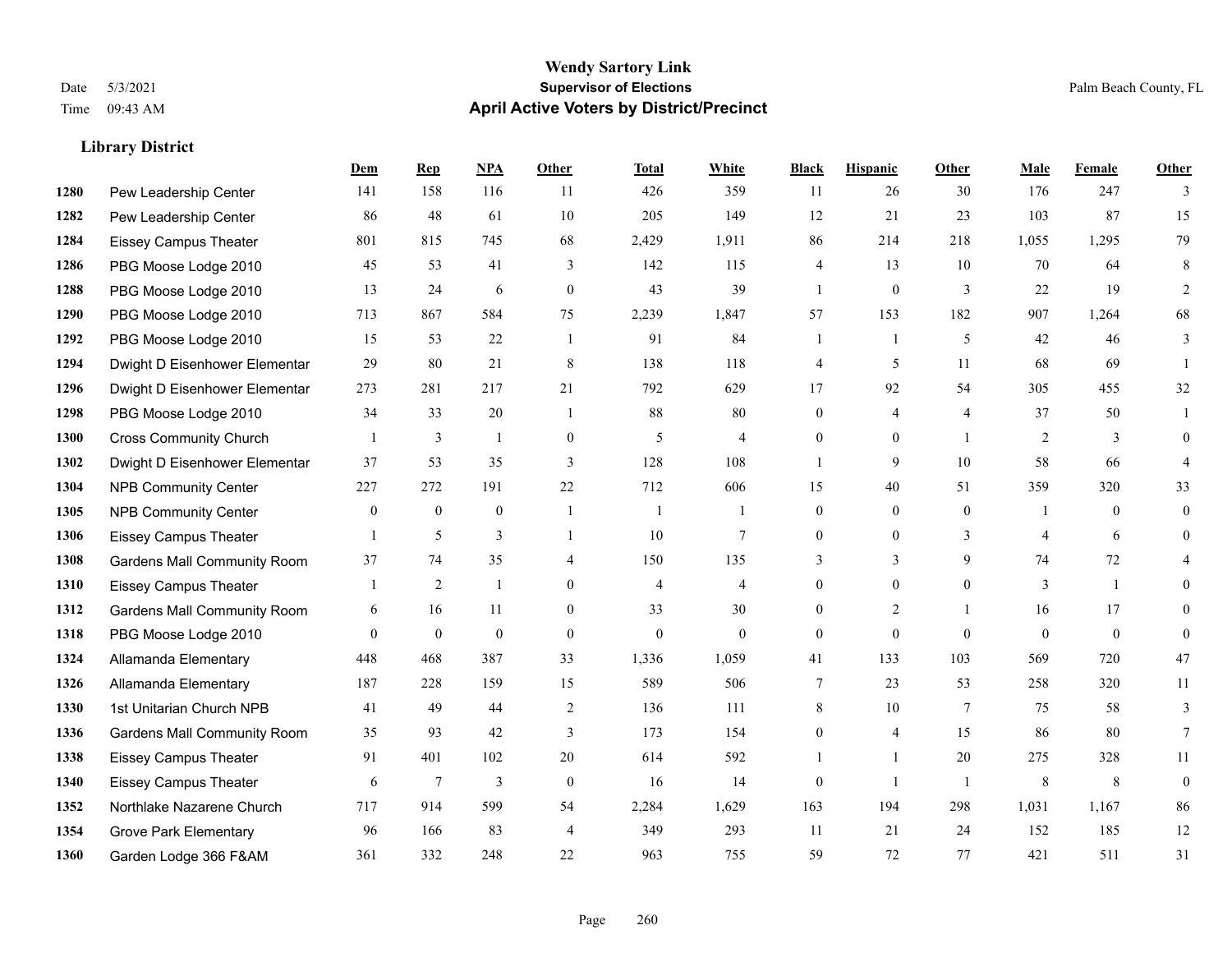# Wendy Sartory Link
## Supervisor of Elections
## April Active Voters by District/Precinct

Date 5/3/2021
Time 09:43 AM

Palm Beach County, FL

### Library District

| | | Dem | Rep | NPA | Other | Total | White | Black | Hispanic | Other | Male | Female | Other |
|---|---|---|---|---|---|---|---|---|---|---|---|---|---|
| 1280 | Pew Leadership Center | 141 | 158 | 116 | 11 | 426 | 359 | 11 | 26 | 30 | 176 | 247 | 3 |
| 1282 | Pew Leadership Center | 86 | 48 | 61 | 10 | 205 | 149 | 12 | 21 | 23 | 103 | 87 | 15 |
| 1284 | Eissey Campus Theater | 801 | 815 | 745 | 68 | 2,429 | 1,911 | 86 | 214 | 218 | 1,055 | 1,295 | 79 |
| 1286 | PBG Moose Lodge 2010 | 45 | 53 | 41 | 3 | 142 | 115 | 4 | 13 | 10 | 70 | 64 | 8 |
| 1288 | PBG Moose Lodge 2010 | 13 | 24 | 6 | 0 | 43 | 39 | 1 | 0 | 3 | 22 | 19 | 2 |
| 1290 | PBG Moose Lodge 2010 | 713 | 867 | 584 | 75 | 2,239 | 1,847 | 57 | 153 | 182 | 907 | 1,264 | 68 |
| 1292 | PBG Moose Lodge 2010 | 15 | 53 | 22 | 1 | 91 | 84 | 1 | 1 | 5 | 42 | 46 | 3 |
| 1294 | Dwight D Eisenhower Elementar | 29 | 80 | 21 | 8 | 138 | 118 | 4 | 5 | 11 | 68 | 69 | 1 |
| 1296 | Dwight D Eisenhower Elementar | 273 | 281 | 217 | 21 | 792 | 629 | 17 | 92 | 54 | 305 | 455 | 32 |
| 1298 | PBG Moose Lodge 2010 | 34 | 33 | 20 | 1 | 88 | 80 | 0 | 4 | 4 | 37 | 50 | 1 |
| 1300 | Cross Community Church | 1 | 3 | 1 | 0 | 5 | 4 | 0 | 0 | 1 | 2 | 3 | 0 |
| 1302 | Dwight D Eisenhower Elementar | 37 | 53 | 35 | 3 | 128 | 108 | 1 | 9 | 10 | 58 | 66 | 4 |
| 1304 | NPB Community Center | 227 | 272 | 191 | 22 | 712 | 606 | 15 | 40 | 51 | 359 | 320 | 33 |
| 1305 | NPB Community Center | 0 | 0 | 0 | 1 | 1 | 1 | 0 | 0 | 0 | 1 | 0 | 0 |
| 1306 | Eissey Campus Theater | 1 | 5 | 3 | 1 | 10 | 7 | 0 | 0 | 3 | 4 | 6 | 0 |
| 1308 | Gardens Mall Community Room | 37 | 74 | 35 | 4 | 150 | 135 | 3 | 3 | 9 | 74 | 72 | 4 |
| 1310 | Eissey Campus Theater | 1 | 2 | 1 | 0 | 4 | 4 | 0 | 0 | 0 | 3 | 1 | 0 |
| 1312 | Gardens Mall Community Room | 6 | 16 | 11 | 0 | 33 | 30 | 0 | 2 | 1 | 16 | 17 | 0 |
| 1318 | PBG Moose Lodge 2010 | 0 | 0 | 0 | 0 | 0 | 0 | 0 | 0 | 0 | 0 | 0 | 0 |
| 1324 | Allamanda Elementary | 448 | 468 | 387 | 33 | 1,336 | 1,059 | 41 | 133 | 103 | 569 | 720 | 47 |
| 1326 | Allamanda Elementary | 187 | 228 | 159 | 15 | 589 | 506 | 7 | 23 | 53 | 258 | 320 | 11 |
| 1330 | 1st Unitarian Church NPB | 41 | 49 | 44 | 2 | 136 | 111 | 8 | 10 | 7 | 75 | 58 | 3 |
| 1336 | Gardens Mall Community Room | 35 | 93 | 42 | 3 | 173 | 154 | 0 | 4 | 15 | 86 | 80 | 7 |
| 1338 | Eissey Campus Theater | 91 | 401 | 102 | 20 | 614 | 592 | 1 | 1 | 20 | 275 | 328 | 11 |
| 1340 | Eissey Campus Theater | 6 | 7 | 3 | 0 | 16 | 14 | 0 | 1 | 1 | 8 | 8 | 0 |
| 1352 | Northlake Nazarene Church | 717 | 914 | 599 | 54 | 2,284 | 1,629 | 163 | 194 | 298 | 1,031 | 1,167 | 86 |
| 1354 | Grove Park Elementary | 96 | 166 | 83 | 4 | 349 | 293 | 11 | 21 | 24 | 152 | 185 | 12 |
| 1360 | Garden Lodge 366 F&AM | 361 | 332 | 248 | 22 | 963 | 755 | 59 | 72 | 77 | 421 | 511 | 31 |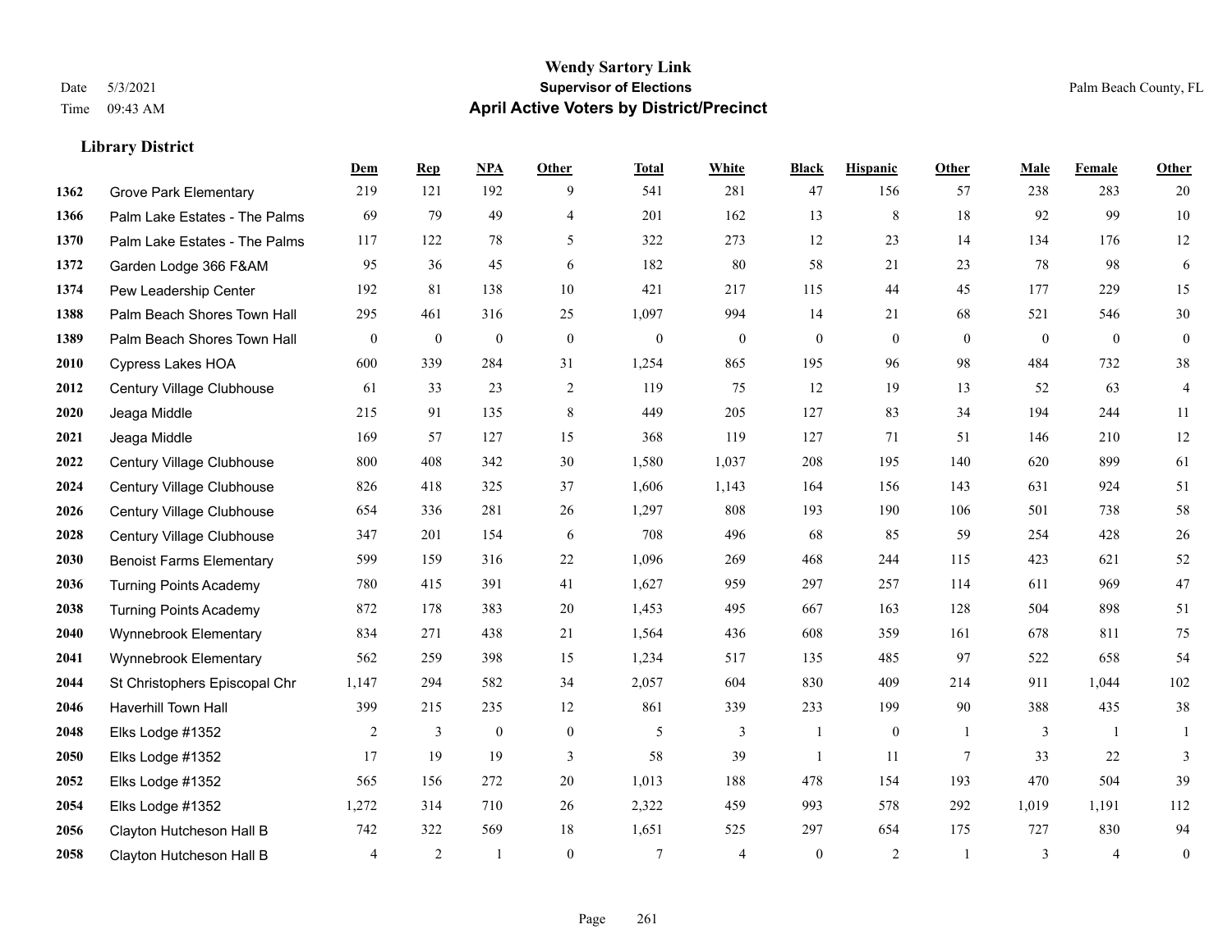# Wendy Sartory Link
**Supervisor of Elections**
**April Active Voters by District/Precinct**

Date 5/3/2021
Time 09:43 AM

Palm Beach County, FL

### Library District

| | | Dem | Rep | NPA | Other | Total | White | Black | Hispanic | Other | Male | Female | Other |
|---|---|---|---|---|---|---|---|---|---|---|---|---|---|
| 1362 | Grove Park Elementary | 219 | 121 | 192 | 9 | 541 | 281 | 47 | 156 | 57 | 238 | 283 | 20 |
| 1366 | Palm Lake Estates - The Palms | 69 | 79 | 49 | 4 | 201 | 162 | 13 | 8 | 18 | 92 | 99 | 10 |
| 1370 | Palm Lake Estates - The Palms | 117 | 122 | 78 | 5 | 322 | 273 | 12 | 23 | 14 | 134 | 176 | 12 |
| 1372 | Garden Lodge 366 F&AM | 95 | 36 | 45 | 6 | 182 | 80 | 58 | 21 | 23 | 78 | 98 | 6 |
| 1374 | Pew Leadership Center | 192 | 81 | 138 | 10 | 421 | 217 | 115 | 44 | 45 | 177 | 229 | 15 |
| 1388 | Palm Beach Shores Town Hall | 295 | 461 | 316 | 25 | 1,097 | 994 | 14 | 21 | 68 | 521 | 546 | 30 |
| 1389 | Palm Beach Shores Town Hall | 0 | 0 | 0 | 0 | 0 | 0 | 0 | 0 | 0 | 0 | 0 | 0 |
| 2010 | Cypress Lakes HOA | 600 | 339 | 284 | 31 | 1,254 | 865 | 195 | 96 | 98 | 484 | 732 | 38 |
| 2012 | Century Village Clubhouse | 61 | 33 | 23 | 2 | 119 | 75 | 12 | 19 | 13 | 52 | 63 | 4 |
| 2020 | Jeaga Middle | 215 | 91 | 135 | 8 | 449 | 205 | 127 | 83 | 34 | 194 | 244 | 11 |
| 2021 | Jeaga Middle | 169 | 57 | 127 | 15 | 368 | 119 | 127 | 71 | 51 | 146 | 210 | 12 |
| 2022 | Century Village Clubhouse | 800 | 408 | 342 | 30 | 1,580 | 1,037 | 208 | 195 | 140 | 620 | 899 | 61 |
| 2024 | Century Village Clubhouse | 826 | 418 | 325 | 37 | 1,606 | 1,143 | 164 | 156 | 143 | 631 | 924 | 51 |
| 2026 | Century Village Clubhouse | 654 | 336 | 281 | 26 | 1,297 | 808 | 193 | 190 | 106 | 501 | 738 | 58 |
| 2028 | Century Village Clubhouse | 347 | 201 | 154 | 6 | 708 | 496 | 68 | 85 | 59 | 254 | 428 | 26 |
| 2030 | Benoist Farms Elementary | 599 | 159 | 316 | 22 | 1,096 | 269 | 468 | 244 | 115 | 423 | 621 | 52 |
| 2036 | Turning Points Academy | 780 | 415 | 391 | 41 | 1,627 | 959 | 297 | 257 | 114 | 611 | 969 | 47 |
| 2038 | Turning Points Academy | 872 | 178 | 383 | 20 | 1,453 | 495 | 667 | 163 | 128 | 504 | 898 | 51 |
| 2040 | Wynnebrook Elementary | 834 | 271 | 438 | 21 | 1,564 | 436 | 608 | 359 | 161 | 678 | 811 | 75 |
| 2041 | Wynnebrook Elementary | 562 | 259 | 398 | 15 | 1,234 | 517 | 135 | 485 | 97 | 522 | 658 | 54 |
| 2044 | St Christophers Episcopal Chr | 1,147 | 294 | 582 | 34 | 2,057 | 604 | 830 | 409 | 214 | 911 | 1,044 | 102 |
| 2046 | Haverhill Town Hall | 399 | 215 | 235 | 12 | 861 | 339 | 233 | 199 | 90 | 388 | 435 | 38 |
| 2048 | Elks Lodge #1352 | 2 | 3 | 0 | 0 | 5 | 3 | 1 | 0 | 1 | 3 | 1 | 1 |
| 2050 | Elks Lodge #1352 | 17 | 19 | 19 | 3 | 58 | 39 | 1 | 11 | 7 | 33 | 22 | 3 |
| 2052 | Elks Lodge #1352 | 565 | 156 | 272 | 20 | 1,013 | 188 | 478 | 154 | 193 | 470 | 504 | 39 |
| 2054 | Elks Lodge #1352 | 1,272 | 314 | 710 | 26 | 2,322 | 459 | 993 | 578 | 292 | 1,019 | 1,191 | 112 |
| 2056 | Clayton Hutcheson Hall B | 742 | 322 | 569 | 18 | 1,651 | 525 | 297 | 654 | 175 | 727 | 830 | 94 |
| 2058 | Clayton Hutcheson Hall B | 4 | 2 | 1 | 0 | 7 | 4 | 0 | 2 | 1 | 3 | 4 | 0 |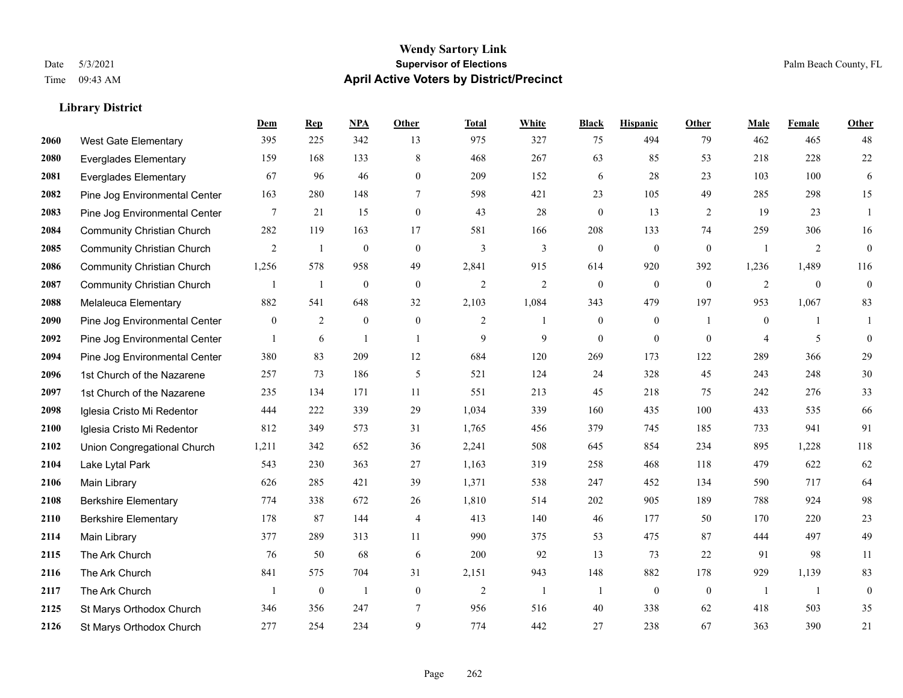**Wendy Sartory Link**
**Supervisor of Elections**
**April Active Voters by District/Precinct**

Date 5/3/2021
Time 09:43 AM

Palm Beach County, FL

### Library District

| | | Dem | Rep | NPA | Other | Total | White | Black | Hispanic | Other | Male | Female | Other |
|---|---|---|---|---|---|---|---|---|---|---|---|---|---|
| 2060 | West Gate Elementary | 395 | 225 | 342 | 13 | 975 | 327 | 75 | 494 | 79 | 462 | 465 | 48 |
| 2080 | Everglades Elementary | 159 | 168 | 133 | 8 | 468 | 267 | 63 | 85 | 53 | 218 | 228 | 22 |
| 2081 | Everglades Elementary | 67 | 96 | 46 | 0 | 209 | 152 | 6 | 28 | 23 | 103 | 100 | 6 |
| 2082 | Pine Jog Environmental Center | 163 | 280 | 148 | 7 | 598 | 421 | 23 | 105 | 49 | 285 | 298 | 15 |
| 2083 | Pine Jog Environmental Center | 7 | 21 | 15 | 0 | 43 | 28 | 0 | 13 | 2 | 19 | 23 | 1 |
| 2084 | Community Christian Church | 282 | 119 | 163 | 17 | 581 | 166 | 208 | 133 | 74 | 259 | 306 | 16 |
| 2085 | Community Christian Church | 2 | 1 | 0 | 0 | 3 | 3 | 0 | 0 | 0 | 1 | 2 | 0 |
| 2086 | Community Christian Church | 1,256 | 578 | 958 | 49 | 2,841 | 915 | 614 | 920 | 392 | 1,236 | 1,489 | 116 |
| 2087 | Community Christian Church | 1 | 1 | 0 | 0 | 2 | 2 | 0 | 0 | 0 | 2 | 0 | 0 |
| 2088 | Melaleuca Elementary | 882 | 541 | 648 | 32 | 2,103 | 1,084 | 343 | 479 | 197 | 953 | 1,067 | 83 |
| 2090 | Pine Jog Environmental Center | 0 | 2 | 0 | 0 | 2 | 1 | 0 | 0 | 1 | 0 | 1 | 1 |
| 2092 | Pine Jog Environmental Center | 1 | 6 | 1 | 1 | 9 | 9 | 0 | 0 | 0 | 4 | 5 | 0 |
| 2094 | Pine Jog Environmental Center | 380 | 83 | 209 | 12 | 684 | 120 | 269 | 173 | 122 | 289 | 366 | 29 |
| 2096 | 1st Church of the Nazarene | 257 | 73 | 186 | 5 | 521 | 124 | 24 | 328 | 45 | 243 | 248 | 30 |
| 2097 | 1st Church of the Nazarene | 235 | 134 | 171 | 11 | 551 | 213 | 45 | 218 | 75 | 242 | 276 | 33 |
| 2098 | Iglesia Cristo Mi Redentor | 444 | 222 | 339 | 29 | 1,034 | 339 | 160 | 435 | 100 | 433 | 535 | 66 |
| 2100 | Iglesia Cristo Mi Redentor | 812 | 349 | 573 | 31 | 1,765 | 456 | 379 | 745 | 185 | 733 | 941 | 91 |
| 2102 | Union Congregational Church | 1,211 | 342 | 652 | 36 | 2,241 | 508 | 645 | 854 | 234 | 895 | 1,228 | 118 |
| 2104 | Lake Lytal Park | 543 | 230 | 363 | 27 | 1,163 | 319 | 258 | 468 | 118 | 479 | 622 | 62 |
| 2106 | Main Library | 626 | 285 | 421 | 39 | 1,371 | 538 | 247 | 452 | 134 | 590 | 717 | 64 |
| 2108 | Berkshire Elementary | 774 | 338 | 672 | 26 | 1,810 | 514 | 202 | 905 | 189 | 788 | 924 | 98 |
| 2110 | Berkshire Elementary | 178 | 87 | 144 | 4 | 413 | 140 | 46 | 177 | 50 | 170 | 220 | 23 |
| 2114 | Main Library | 377 | 289 | 313 | 11 | 990 | 375 | 53 | 475 | 87 | 444 | 497 | 49 |
| 2115 | The Ark Church | 76 | 50 | 68 | 6 | 200 | 92 | 13 | 73 | 22 | 91 | 98 | 11 |
| 2116 | The Ark Church | 841 | 575 | 704 | 31 | 2,151 | 943 | 148 | 882 | 178 | 929 | 1,139 | 83 |
| 2117 | The Ark Church | 1 | 0 | 1 | 0 | 2 | 1 | 1 | 0 | 0 | 1 | 1 | 0 |
| 2125 | St Marys Orthodox Church | 346 | 356 | 247 | 7 | 956 | 516 | 40 | 338 | 62 | 418 | 503 | 35 |
| 2126 | St Marys Orthodox Church | 277 | 254 | 234 | 9 | 774 | 442 | 27 | 238 | 67 | 363 | 390 | 21 |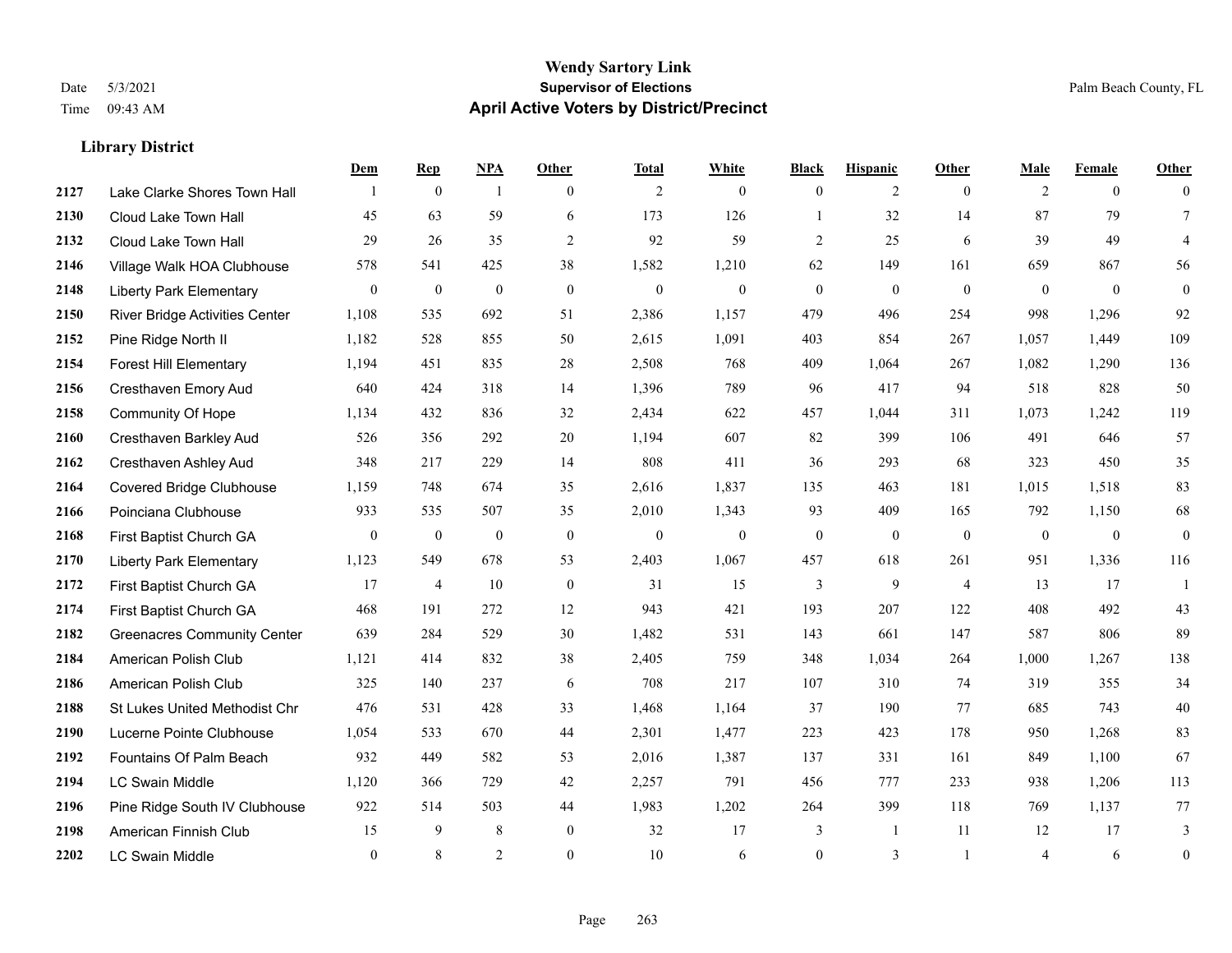# Wendy Sartory Link
## Supervisor of Elections
## April Active Voters by District/Precinct

Date 5/3/2021
Time 09:43 AM

Palm Beach County, FL

### Library District

| | | Dem | Rep | NPA | Other | Total | White | Black | Hispanic | Other | Male | Female | Other |
|---|---|---|---|---|---|---|---|---|---|---|---|---|---|
| 2127 | Lake Clarke Shores Town Hall | 1 | 0 | 1 | 0 | 2 | 0 | 0 | 2 | 0 | 2 | 0 | 0 |
| 2130 | Cloud Lake Town Hall | 45 | 63 | 59 | 6 | 173 | 126 | 1 | 32 | 14 | 87 | 79 | 7 |
| 2132 | Cloud Lake Town Hall | 29 | 26 | 35 | 2 | 92 | 59 | 2 | 25 | 6 | 39 | 49 | 4 |
| 2146 | Village Walk HOA Clubhouse | 578 | 541 | 425 | 38 | 1,582 | 1,210 | 62 | 149 | 161 | 659 | 867 | 56 |
| 2148 | Liberty Park Elementary | 0 | 0 | 0 | 0 | 0 | 0 | 0 | 0 | 0 | 0 | 0 | 0 |
| 2150 | River Bridge Activities Center | 1,108 | 535 | 692 | 51 | 2,386 | 1,157 | 479 | 496 | 254 | 998 | 1,296 | 92 |
| 2152 | Pine Ridge North II | 1,182 | 528 | 855 | 50 | 2,615 | 1,091 | 403 | 854 | 267 | 1,057 | 1,449 | 109 |
| 2154 | Forest Hill Elementary | 1,194 | 451 | 835 | 28 | 2,508 | 768 | 409 | 1,064 | 267 | 1,082 | 1,290 | 136 |
| 2156 | Cresthaven Emory Aud | 640 | 424 | 318 | 14 | 1,396 | 789 | 96 | 417 | 94 | 518 | 828 | 50 |
| 2158 | Community Of Hope | 1,134 | 432 | 836 | 32 | 2,434 | 622 | 457 | 1,044 | 311 | 1,073 | 1,242 | 119 |
| 2160 | Cresthaven Barkley Aud | 526 | 356 | 292 | 20 | 1,194 | 607 | 82 | 399 | 106 | 491 | 646 | 57 |
| 2162 | Cresthaven Ashley Aud | 348 | 217 | 229 | 14 | 808 | 411 | 36 | 293 | 68 | 323 | 450 | 35 |
| 2164 | Covered Bridge Clubhouse | 1,159 | 748 | 674 | 35 | 2,616 | 1,837 | 135 | 463 | 181 | 1,015 | 1,518 | 83 |
| 2166 | Poinciana Clubhouse | 933 | 535 | 507 | 35 | 2,010 | 1,343 | 93 | 409 | 165 | 792 | 1,150 | 68 |
| 2168 | First Baptist Church GA | 0 | 0 | 0 | 0 | 0 | 0 | 0 | 0 | 0 | 0 | 0 | 0 |
| 2170 | Liberty Park Elementary | 1,123 | 549 | 678 | 53 | 2,403 | 1,067 | 457 | 618 | 261 | 951 | 1,336 | 116 |
| 2172 | First Baptist Church GA | 17 | 4 | 10 | 0 | 31 | 15 | 3 | 9 | 4 | 13 | 17 | 1 |
| 2174 | First Baptist Church GA | 468 | 191 | 272 | 12 | 943 | 421 | 193 | 207 | 122 | 408 | 492 | 43 |
| 2182 | Greenacres Community Center | 639 | 284 | 529 | 30 | 1,482 | 531 | 143 | 661 | 147 | 587 | 806 | 89 |
| 2184 | American Polish Club | 1,121 | 414 | 832 | 38 | 2,405 | 759 | 348 | 1,034 | 264 | 1,000 | 1,267 | 138 |
| 2186 | American Polish Club | 325 | 140 | 237 | 6 | 708 | 217 | 107 | 310 | 74 | 319 | 355 | 34 |
| 2188 | St Lukes United Methodist Chr | 476 | 531 | 428 | 33 | 1,468 | 1,164 | 37 | 190 | 77 | 685 | 743 | 40 |
| 2190 | Lucerne Pointe Clubhouse | 1,054 | 533 | 670 | 44 | 2,301 | 1,477 | 223 | 423 | 178 | 950 | 1,268 | 83 |
| 2192 | Fountains Of Palm Beach | 932 | 449 | 582 | 53 | 2,016 | 1,387 | 137 | 331 | 161 | 849 | 1,100 | 67 |
| 2194 | LC Swain Middle | 1,120 | 366 | 729 | 42 | 2,257 | 791 | 456 | 777 | 233 | 938 | 1,206 | 113 |
| 2196 | Pine Ridge South IV Clubhouse | 922 | 514 | 503 | 44 | 1,983 | 1,202 | 264 | 399 | 118 | 769 | 1,137 | 77 |
| 2198 | American Finnish Club | 15 | 9 | 8 | 0 | 32 | 17 | 3 | 1 | 11 | 12 | 17 | 3 |
| 2202 | LC Swain Middle | 0 | 8 | 2 | 0 | 10 | 6 | 0 | 3 | 1 | 4 | 6 | 0 |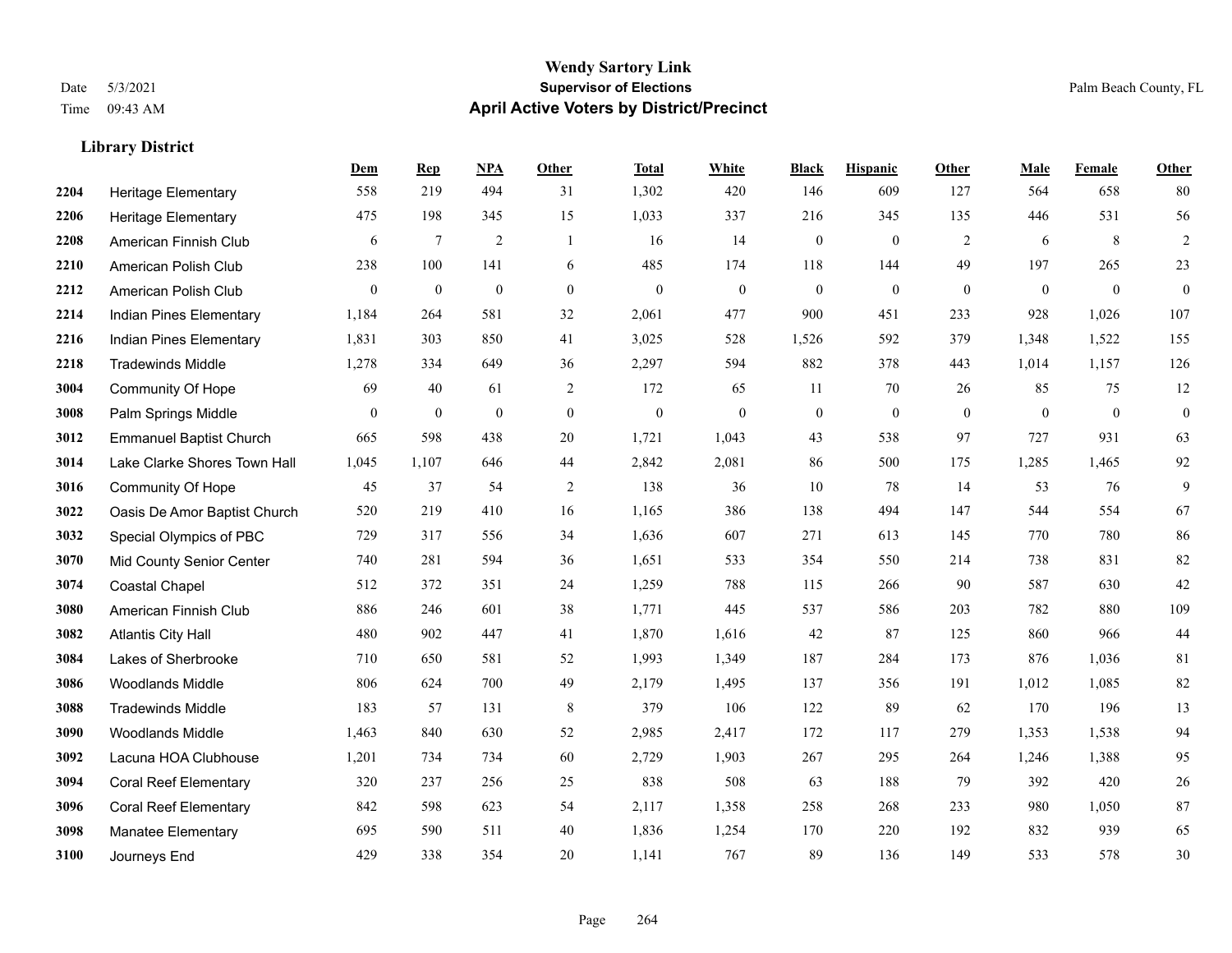**Wendy Sartory Link**
**Supervisor of Elections**
**April Active Voters by District/Precinct**

Date 5/3/2021
Time 09:43 AM

Palm Beach County, FL

### Library District

| | | Dem | Rep | NPA | Other | Total | White | Black | Hispanic | Other | Male | Female | Other |
|---|---|---|---|---|---|---|---|---|---|---|---|---|---|
| 2204 | Heritage Elementary | 558 | 219 | 494 | 31 | 1,302 | 420 | 146 | 609 | 127 | 564 | 658 | 80 |
| 2206 | Heritage Elementary | 475 | 198 | 345 | 15 | 1,033 | 337 | 216 | 345 | 135 | 446 | 531 | 56 |
| 2208 | American Finnish Club | 6 | 7 | 2 | 1 | 16 | 14 | 0 | 0 | 2 | 6 | 8 | 2 |
| 2210 | American Polish Club | 238 | 100 | 141 | 6 | 485 | 174 | 118 | 144 | 49 | 197 | 265 | 23 |
| 2212 | American Polish Club | 0 | 0 | 0 | 0 | 0 | 0 | 0 | 0 | 0 | 0 | 0 | 0 |
| 2214 | Indian Pines Elementary | 1,184 | 264 | 581 | 32 | 2,061 | 477 | 900 | 451 | 233 | 928 | 1,026 | 107 |
| 2216 | Indian Pines Elementary | 1,831 | 303 | 850 | 41 | 3,025 | 528 | 1,526 | 592 | 379 | 1,348 | 1,522 | 155 |
| 2218 | Tradewinds Middle | 1,278 | 334 | 649 | 36 | 2,297 | 594 | 882 | 378 | 443 | 1,014 | 1,157 | 126 |
| 3004 | Community Of Hope | 69 | 40 | 61 | 2 | 172 | 65 | 11 | 70 | 26 | 85 | 75 | 12 |
| 3008 | Palm Springs Middle | 0 | 0 | 0 | 0 | 0 | 0 | 0 | 0 | 0 | 0 | 0 | 0 |
| 3012 | Emmanuel Baptist Church | 665 | 598 | 438 | 20 | 1,721 | 1,043 | 43 | 538 | 97 | 727 | 931 | 63 |
| 3014 | Lake Clarke Shores Town Hall | 1,045 | 1,107 | 646 | 44 | 2,842 | 2,081 | 86 | 500 | 175 | 1,285 | 1,465 | 92 |
| 3016 | Community Of Hope | 45 | 37 | 54 | 2 | 138 | 36 | 10 | 78 | 14 | 53 | 76 | 9 |
| 3022 | Oasis De Amor Baptist Church | 520 | 219 | 410 | 16 | 1,165 | 386 | 138 | 494 | 147 | 544 | 554 | 67 |
| 3032 | Special Olympics of PBC | 729 | 317 | 556 | 34 | 1,636 | 607 | 271 | 613 | 145 | 770 | 780 | 86 |
| 3070 | Mid County Senior Center | 740 | 281 | 594 | 36 | 1,651 | 533 | 354 | 550 | 214 | 738 | 831 | 82 |
| 3074 | Coastal Chapel | 512 | 372 | 351 | 24 | 1,259 | 788 | 115 | 266 | 90 | 587 | 630 | 42 |
| 3080 | American Finnish Club | 886 | 246 | 601 | 38 | 1,771 | 445 | 537 | 586 | 203 | 782 | 880 | 109 |
| 3082 | Atlantis City Hall | 480 | 902 | 447 | 41 | 1,870 | 1,616 | 42 | 87 | 125 | 860 | 966 | 44 |
| 3084 | Lakes of Sherbrooke | 710 | 650 | 581 | 52 | 1,993 | 1,349 | 187 | 284 | 173 | 876 | 1,036 | 81 |
| 3086 | Woodlands Middle | 806 | 624 | 700 | 49 | 2,179 | 1,495 | 137 | 356 | 191 | 1,012 | 1,085 | 82 |
| 3088 | Tradewinds Middle | 183 | 57 | 131 | 8 | 379 | 106 | 122 | 89 | 62 | 170 | 196 | 13 |
| 3090 | Woodlands Middle | 1,463 | 840 | 630 | 52 | 2,985 | 2,417 | 172 | 117 | 279 | 1,353 | 1,538 | 94 |
| 3092 | Lacuna HOA Clubhouse | 1,201 | 734 | 734 | 60 | 2,729 | 1,903 | 267 | 295 | 264 | 1,246 | 1,388 | 95 |
| 3094 | Coral Reef Elementary | 320 | 237 | 256 | 25 | 838 | 508 | 63 | 188 | 79 | 392 | 420 | 26 |
| 3096 | Coral Reef Elementary | 842 | 598 | 623 | 54 | 2,117 | 1,358 | 258 | 268 | 233 | 980 | 1,050 | 87 |
| 3098 | Manatee Elementary | 695 | 590 | 511 | 40 | 1,836 | 1,254 | 170 | 220 | 192 | 832 | 939 | 65 |
| 3100 | Journeys End | 429 | 338 | 354 | 20 | 1,141 | 767 | 89 | 136 | 149 | 533 | 578 | 30 |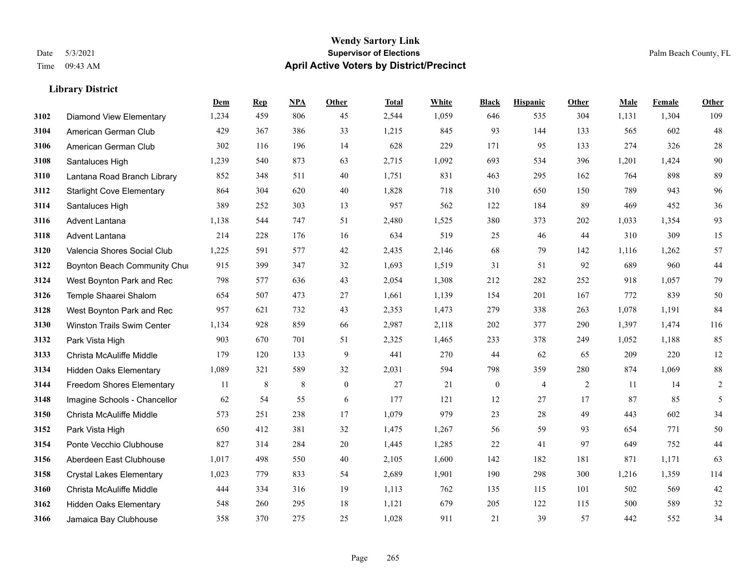# Wendy Sartory Link
## Supervisor of Elections
## April Active Voters by District/Precinct

Date 5/3/2021
Time 09:43 AM

Palm Beach County, FL

### Library District

| | | Dem | Rep | NPA | Other | Total | White | Black | Hispanic | Other | Male | Female | Other |
|---|---|---|---|---|---|---|---|---|---|---|---|---|---|
| 3102 | Diamond View Elementary | 1,234 | 459 | 806 | 45 | 2,544 | 1,059 | 646 | 535 | 304 | 1,131 | 1,304 | 109 |
| 3104 | American German Club | 429 | 367 | 386 | 33 | 1,215 | 845 | 93 | 144 | 133 | 565 | 602 | 48 |
| 3106 | American German Club | 302 | 116 | 196 | 14 | 628 | 229 | 171 | 95 | 133 | 274 | 326 | 28 |
| 3108 | Santaluces High | 1,239 | 540 | 873 | 63 | 2,715 | 1,092 | 693 | 534 | 396 | 1,201 | 1,424 | 90 |
| 3110 | Lantana Road Branch Library | 852 | 348 | 511 | 40 | 1,751 | 831 | 463 | 295 | 162 | 764 | 898 | 89 |
| 3112 | Starlight Cove Elementary | 864 | 304 | 620 | 40 | 1,828 | 718 | 310 | 650 | 150 | 789 | 943 | 96 |
| 3114 | Santaluces High | 389 | 252 | 303 | 13 | 957 | 562 | 122 | 184 | 89 | 469 | 452 | 36 |
| 3116 | Advent Lantana | 1,138 | 544 | 747 | 51 | 2,480 | 1,525 | 380 | 373 | 202 | 1,033 | 1,354 | 93 |
| 3118 | Advent Lantana | 214 | 228 | 176 | 16 | 634 | 519 | 25 | 46 | 44 | 310 | 309 | 15 |
| 3120 | Valencia Shores Social Club | 1,225 | 591 | 577 | 42 | 2,435 | 2,146 | 68 | 79 | 142 | 1,116 | 1,262 | 57 |
| 3122 | Boynton Beach Community Chu | 915 | 399 | 347 | 32 | 1,693 | 1,519 | 31 | 51 | 92 | 689 | 960 | 44 |
| 3124 | West Boynton Park and Rec | 798 | 577 | 636 | 43 | 2,054 | 1,308 | 212 | 282 | 252 | 918 | 1,057 | 79 |
| 3126 | Temple Shaarei Shalom | 654 | 507 | 473 | 27 | 1,661 | 1,139 | 154 | 201 | 167 | 772 | 839 | 50 |
| 3128 | West Boynton Park and Rec | 957 | 621 | 732 | 43 | 2,353 | 1,473 | 279 | 338 | 263 | 1,078 | 1,191 | 84 |
| 3130 | Winston Trails Swim Center | 1,134 | 928 | 859 | 66 | 2,987 | 2,118 | 202 | 377 | 290 | 1,397 | 1,474 | 116 |
| 3132 | Park Vista High | 903 | 670 | 701 | 51 | 2,325 | 1,465 | 233 | 378 | 249 | 1,052 | 1,188 | 85 |
| 3133 | Christa McAuliffe Middle | 179 | 120 | 133 | 9 | 441 | 270 | 44 | 62 | 65 | 209 | 220 | 12 |
| 3134 | Hidden Oaks Elementary | 1,089 | 321 | 589 | 32 | 2,031 | 594 | 798 | 359 | 280 | 874 | 1,069 | 88 |
| 3144 | Freedom Shores Elementary | 11 | 8 | 8 | 0 | 27 | 21 | 0 | 4 | 2 | 11 | 14 | 2 |
| 3148 | Imagine Schools - Chancellor | 62 | 54 | 55 | 6 | 177 | 121 | 12 | 27 | 17 | 87 | 85 | 5 |
| 3150 | Christa McAuliffe Middle | 573 | 251 | 238 | 17 | 1,079 | 979 | 23 | 28 | 49 | 443 | 602 | 34 |
| 3152 | Park Vista High | 650 | 412 | 381 | 32 | 1,475 | 1,267 | 56 | 59 | 93 | 654 | 771 | 50 |
| 3154 | Ponte Vecchio Clubhouse | 827 | 314 | 284 | 20 | 1,445 | 1,285 | 22 | 41 | 97 | 649 | 752 | 44 |
| 3156 | Aberdeen East Clubhouse | 1,017 | 498 | 550 | 40 | 2,105 | 1,600 | 142 | 182 | 181 | 871 | 1,171 | 63 |
| 3158 | Crystal Lakes Elementary | 1,023 | 779 | 833 | 54 | 2,689 | 1,901 | 190 | 298 | 300 | 1,216 | 1,359 | 114 |
| 3160 | Christa McAuliffe Middle | 444 | 334 | 316 | 19 | 1,113 | 762 | 135 | 115 | 101 | 502 | 569 | 42 |
| 3162 | Hidden Oaks Elementary | 548 | 260 | 295 | 18 | 1,121 | 679 | 205 | 122 | 115 | 500 | 589 | 32 |
| 3166 | Jamaica Bay Clubhouse | 358 | 370 | 275 | 25 | 1,028 | 911 | 21 | 39 | 57 | 442 | 552 | 34 |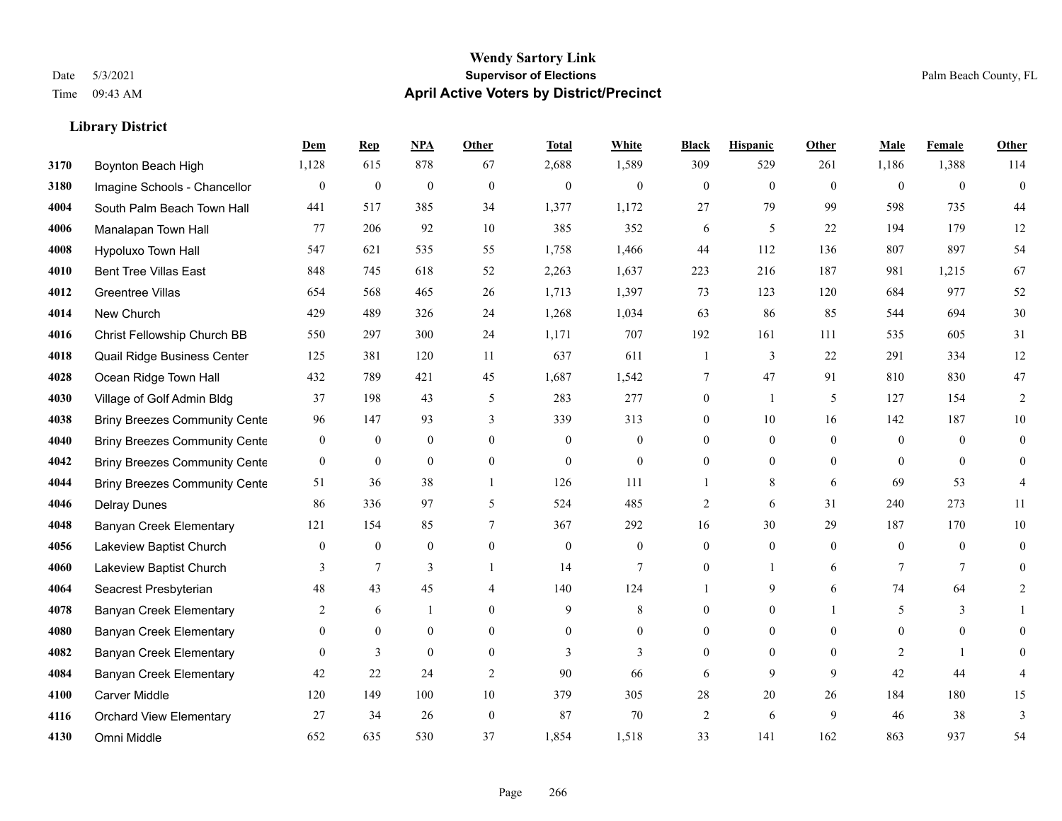# Wendy Sartory Link
## Supervisor of Elections
## April Active Voters by District/Precinct

Date 5/3/2021
Time 09:43 AM

Palm Beach County, FL

### Library District

| | | Dem | Rep | NPA | Other | Total | White | Black | Hispanic | Other | Male | Female | Other |
|---|---|---|---|---|---|---|---|---|---|---|---|---|---|
| 3170 | Boynton Beach High | 1,128 | 615 | 878 | 67 | 2,688 | 1,589 | 309 | 529 | 261 | 1,186 | 1,388 | 114 |
| 3180 | Imagine Schools - Chancellor | 0 | 0 | 0 | 0 | 0 | 0 | 0 | 0 | 0 | 0 | 0 | 0 |
| 4004 | South Palm Beach Town Hall | 441 | 517 | 385 | 34 | 1,377 | 1,172 | 27 | 79 | 99 | 598 | 735 | 44 |
| 4006 | Manalapan Town Hall | 77 | 206 | 92 | 10 | 385 | 352 | 6 | 5 | 22 | 194 | 179 | 12 |
| 4008 | Hypoluxo Town Hall | 547 | 621 | 535 | 55 | 1,758 | 1,466 | 44 | 112 | 136 | 807 | 897 | 54 |
| 4010 | Bent Tree Villas East | 848 | 745 | 618 | 52 | 2,263 | 1,637 | 223 | 216 | 187 | 981 | 1,215 | 67 |
| 4012 | Greentree Villas | 654 | 568 | 465 | 26 | 1,713 | 1,397 | 73 | 123 | 120 | 684 | 977 | 52 |
| 4014 | New Church | 429 | 489 | 326 | 24 | 1,268 | 1,034 | 63 | 86 | 85 | 544 | 694 | 30 |
| 4016 | Christ Fellowship Church BB | 550 | 297 | 300 | 24 | 1,171 | 707 | 192 | 161 | 111 | 535 | 605 | 31 |
| 4018 | Quail Ridge Business Center | 125 | 381 | 120 | 11 | 637 | 611 | 1 | 3 | 22 | 291 | 334 | 12 |
| 4028 | Ocean Ridge Town Hall | 432 | 789 | 421 | 45 | 1,687 | 1,542 | 7 | 47 | 91 | 810 | 830 | 47 |
| 4030 | Village of Golf Admin Bldg | 37 | 198 | 43 | 5 | 283 | 277 | 0 | 1 | 5 | 127 | 154 | 2 |
| 4038 | Briny Breezes Community Cente | 96 | 147 | 93 | 3 | 339 | 313 | 0 | 10 | 16 | 142 | 187 | 10 |
| 4040 | Briny Breezes Community Cente | 0 | 0 | 0 | 0 | 0 | 0 | 0 | 0 | 0 | 0 | 0 | 0 |
| 4042 | Briny Breezes Community Cente | 0 | 0 | 0 | 0 | 0 | 0 | 0 | 0 | 0 | 0 | 0 | 0 |
| 4044 | Briny Breezes Community Cente | 51 | 36 | 38 | 1 | 126 | 111 | 1 | 8 | 6 | 69 | 53 | 4 |
| 4046 | Delray Dunes | 86 | 336 | 97 | 5 | 524 | 485 | 2 | 6 | 31 | 240 | 273 | 11 |
| 4048 | Banyan Creek Elementary | 121 | 154 | 85 | 7 | 367 | 292 | 16 | 30 | 29 | 187 | 170 | 10 |
| 4056 | Lakeview Baptist Church | 0 | 0 | 0 | 0 | 0 | 0 | 0 | 0 | 0 | 0 | 0 | 0 |
| 4060 | Lakeview Baptist Church | 3 | 7 | 3 | 1 | 14 | 7 | 0 | 1 | 6 | 7 | 7 | 0 |
| 4064 | Seacrest Presbyterian | 48 | 43 | 45 | 4 | 140 | 124 | 1 | 9 | 6 | 74 | 64 | 2 |
| 4078 | Banyan Creek Elementary | 2 | 6 | 1 | 0 | 9 | 8 | 0 | 0 | 1 | 5 | 3 | 1 |
| 4080 | Banyan Creek Elementary | 0 | 0 | 0 | 0 | 0 | 0 | 0 | 0 | 0 | 0 | 0 | 0 |
| 4082 | Banyan Creek Elementary | 0 | 3 | 0 | 0 | 3 | 3 | 0 | 0 | 0 | 2 | 1 | 0 |
| 4084 | Banyan Creek Elementary | 42 | 22 | 24 | 2 | 90 | 66 | 6 | 9 | 9 | 42 | 44 | 4 |
| 4100 | Carver Middle | 120 | 149 | 100 | 10 | 379 | 305 | 28 | 20 | 26 | 184 | 180 | 15 |
| 4116 | Orchard View Elementary | 27 | 34 | 26 | 0 | 87 | 70 | 2 | 6 | 9 | 46 | 38 | 3 |
| 4130 | Omni Middle | 652 | 635 | 530 | 37 | 1,854 | 1,518 | 33 | 141 | 162 | 863 | 937 | 54 |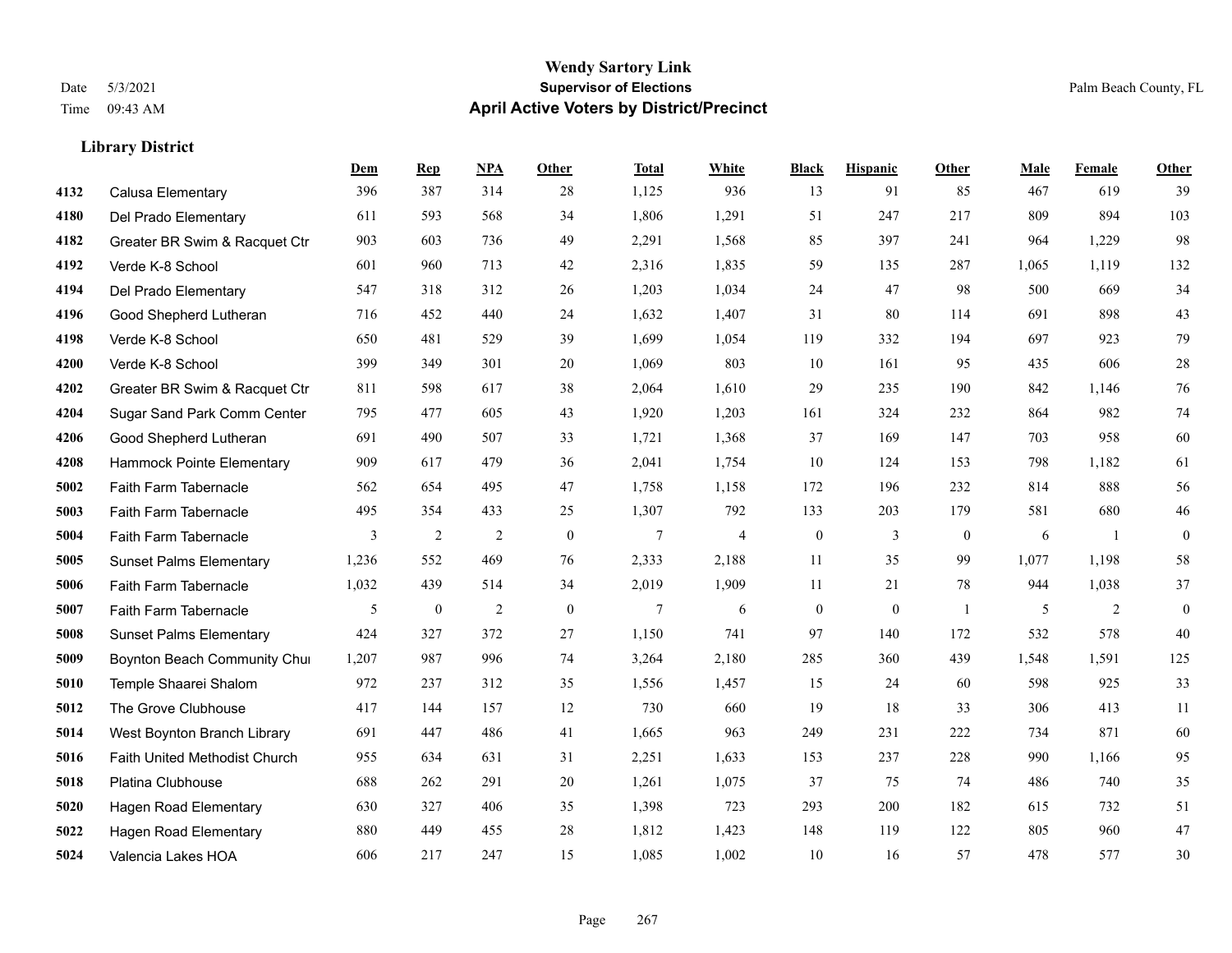# Wendy Sartory Link

**Supervisor of Elections**

**April Active Voters by District/Precinct**

Date 5/3/2021
Time 09:43 AM

Palm Beach County, FL

## Library District

| | | Dem | Rep | NPA | Other | Total | White | Black | Hispanic | Other | Male | Female | Other |
|---|---|---|---|---|---|---|---|---|---|---|---|---|---|
| 4132 | Calusa Elementary | 396 | 387 | 314 | 28 | 1,125 | 936 | 13 | 91 | 85 | 467 | 619 | 39 |
| 4180 | Del Prado Elementary | 611 | 593 | 568 | 34 | 1,806 | 1,291 | 51 | 247 | 217 | 809 | 894 | 103 |
| 4182 | Greater BR Swim & Racquet Ctr | 903 | 603 | 736 | 49 | 2,291 | 1,568 | 85 | 397 | 241 | 964 | 1,229 | 98 |
| 4192 | Verde K-8 School | 601 | 960 | 713 | 42 | 2,316 | 1,835 | 59 | 135 | 287 | 1,065 | 1,119 | 132 |
| 4194 | Del Prado Elementary | 547 | 318 | 312 | 26 | 1,203 | 1,034 | 24 | 47 | 98 | 500 | 669 | 34 |
| 4196 | Good Shepherd Lutheran | 716 | 452 | 440 | 24 | 1,632 | 1,407 | 31 | 80 | 114 | 691 | 898 | 43 |
| 4198 | Verde K-8 School | 650 | 481 | 529 | 39 | 1,699 | 1,054 | 119 | 332 | 194 | 697 | 923 | 79 |
| 4200 | Verde K-8 School | 399 | 349 | 301 | 20 | 1,069 | 803 | 10 | 161 | 95 | 435 | 606 | 28 |
| 4202 | Greater BR Swim & Racquet Ctr | 811 | 598 | 617 | 38 | 2,064 | 1,610 | 29 | 235 | 190 | 842 | 1,146 | 76 |
| 4204 | Sugar Sand Park Comm Center | 795 | 477 | 605 | 43 | 1,920 | 1,203 | 161 | 324 | 232 | 864 | 982 | 74 |
| 4206 | Good Shepherd Lutheran | 691 | 490 | 507 | 33 | 1,721 | 1,368 | 37 | 169 | 147 | 703 | 958 | 60 |
| 4208 | Hammock Pointe Elementary | 909 | 617 | 479 | 36 | 2,041 | 1,754 | 10 | 124 | 153 | 798 | 1,182 | 61 |
| 5002 | Faith Farm Tabernacle | 562 | 654 | 495 | 47 | 1,758 | 1,158 | 172 | 196 | 232 | 814 | 888 | 56 |
| 5003 | Faith Farm Tabernacle | 495 | 354 | 433 | 25 | 1,307 | 792 | 133 | 203 | 179 | 581 | 680 | 46 |
| 5004 | Faith Farm Tabernacle | 3 | 2 | 2 | 0 | 7 | 4 | 0 | 3 | 0 | 6 | 1 | 0 |
| 5005 | Sunset Palms Elementary | 1,236 | 552 | 469 | 76 | 2,333 | 2,188 | 11 | 35 | 99 | 1,077 | 1,198 | 58 |
| 5006 | Faith Farm Tabernacle | 1,032 | 439 | 514 | 34 | 2,019 | 1,909 | 11 | 21 | 78 | 944 | 1,038 | 37 |
| 5007 | Faith Farm Tabernacle | 5 | 0 | 2 | 0 | 7 | 6 | 0 | 0 | 1 | 5 | 2 | 0 |
| 5008 | Sunset Palms Elementary | 424 | 327 | 372 | 27 | 1,150 | 741 | 97 | 140 | 172 | 532 | 578 | 40 |
| 5009 | Boynton Beach Community Chur | 1,207 | 987 | 996 | 74 | 3,264 | 2,180 | 285 | 360 | 439 | 1,548 | 1,591 | 125 |
| 5010 | Temple Shaarei Shalom | 972 | 237 | 312 | 35 | 1,556 | 1,457 | 15 | 24 | 60 | 598 | 925 | 33 |
| 5012 | The Grove Clubhouse | 417 | 144 | 157 | 12 | 730 | 660 | 19 | 18 | 33 | 306 | 413 | 11 |
| 5014 | West Boynton Branch Library | 691 | 447 | 486 | 41 | 1,665 | 963 | 249 | 231 | 222 | 734 | 871 | 60 |
| 5016 | Faith United Methodist Church | 955 | 634 | 631 | 31 | 2,251 | 1,633 | 153 | 237 | 228 | 990 | 1,166 | 95 |
| 5018 | Platina Clubhouse | 688 | 262 | 291 | 20 | 1,261 | 1,075 | 37 | 75 | 74 | 486 | 740 | 35 |
| 5020 | Hagen Road Elementary | 630 | 327 | 406 | 35 | 1,398 | 723 | 293 | 200 | 182 | 615 | 732 | 51 |
| 5022 | Hagen Road Elementary | 880 | 449 | 455 | 28 | 1,812 | 1,423 | 148 | 119 | 122 | 805 | 960 | 47 |
| 5024 | Valencia Lakes HOA | 606 | 217 | 247 | 15 | 1,085 | 1,002 | 10 | 16 | 57 | 478 | 577 | 30 |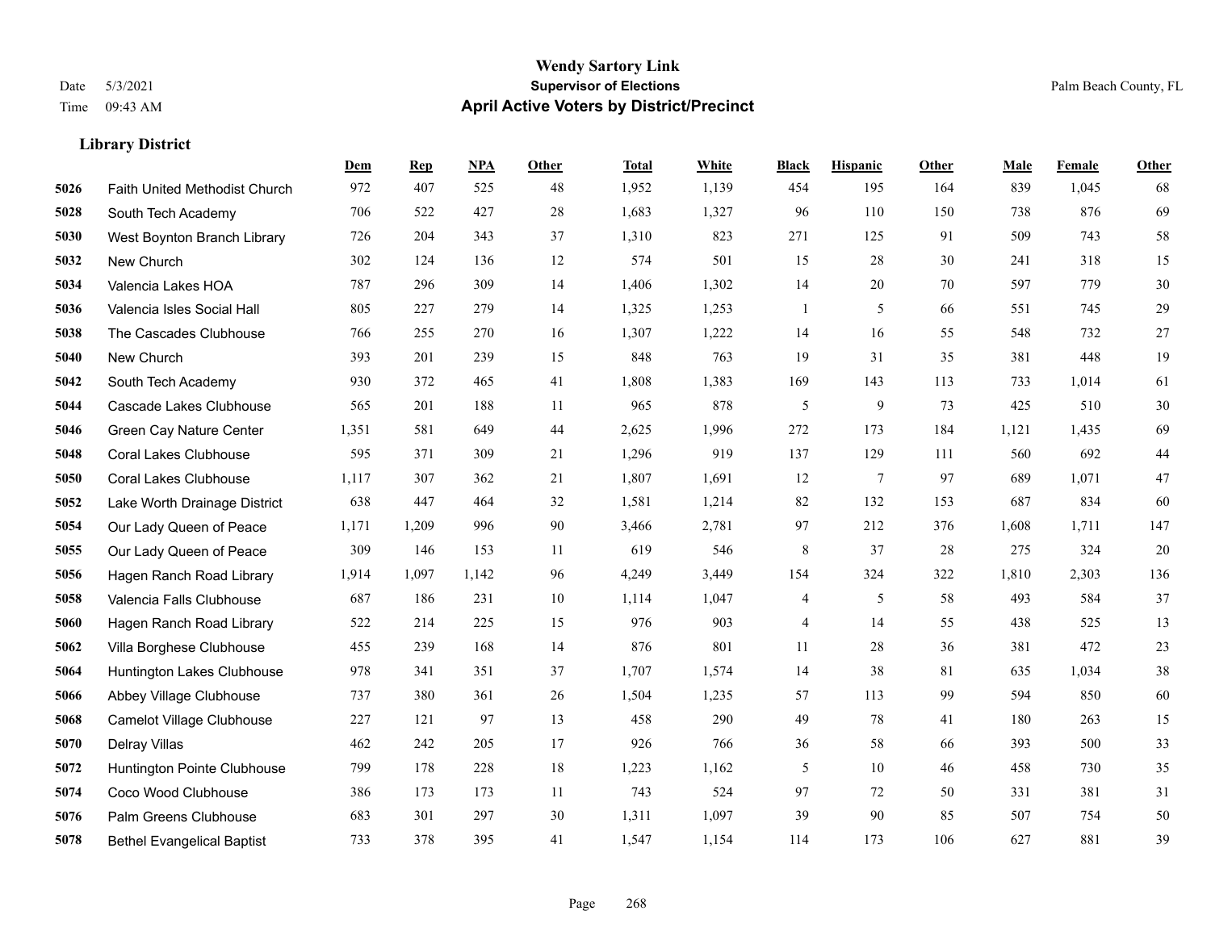# Wendy Sartory Link
## Supervisor of Elections
## April Active Voters by District/Precinct

Date 5/3/2021 Palm Beach County, FL
Time 09:43 AM

### Library District

| | | Dem | Rep | NPA | Other | Total | White | Black | Hispanic | Other | Male | Female | Other |
|---|---|---|---|---|---|---|---|---|---|---|---|---|---|
| 5026 | Faith United Methodist Church | 972 | 407 | 525 | 48 | 1,952 | 1,139 | 454 | 195 | 164 | 839 | 1,045 | 68 |
| 5028 | South Tech Academy | 706 | 522 | 427 | 28 | 1,683 | 1,327 | 96 | 110 | 150 | 738 | 876 | 69 |
| 5030 | West Boynton Branch Library | 726 | 204 | 343 | 37 | 1,310 | 823 | 271 | 125 | 91 | 509 | 743 | 58 |
| 5032 | New Church | 302 | 124 | 136 | 12 | 574 | 501 | 15 | 28 | 30 | 241 | 318 | 15 |
| 5034 | Valencia Lakes HOA | 787 | 296 | 309 | 14 | 1,406 | 1,302 | 14 | 20 | 70 | 597 | 779 | 30 |
| 5036 | Valencia Isles Social Hall | 805 | 227 | 279 | 14 | 1,325 | 1,253 | 1 | 5 | 66 | 551 | 745 | 29 |
| 5038 | The Cascades Clubhouse | 766 | 255 | 270 | 16 | 1,307 | 1,222 | 14 | 16 | 55 | 548 | 732 | 27 |
| 5040 | New Church | 393 | 201 | 239 | 15 | 848 | 763 | 19 | 31 | 35 | 381 | 448 | 19 |
| 5042 | South Tech Academy | 930 | 372 | 465 | 41 | 1,808 | 1,383 | 169 | 143 | 113 | 733 | 1,014 | 61 |
| 5044 | Cascade Lakes Clubhouse | 565 | 201 | 188 | 11 | 965 | 878 | 5 | 9 | 73 | 425 | 510 | 30 |
| 5046 | Green Cay Nature Center | 1,351 | 581 | 649 | 44 | 2,625 | 1,996 | 272 | 173 | 184 | 1,121 | 1,435 | 69 |
| 5048 | Coral Lakes Clubhouse | 595 | 371 | 309 | 21 | 1,296 | 919 | 137 | 129 | 111 | 560 | 692 | 44 |
| 5050 | Coral Lakes Clubhouse | 1,117 | 307 | 362 | 21 | 1,807 | 1,691 | 12 | 7 | 97 | 689 | 1,071 | 47 |
| 5052 | Lake Worth Drainage District | 638 | 447 | 464 | 32 | 1,581 | 1,214 | 82 | 132 | 153 | 687 | 834 | 60 |
| 5054 | Our Lady Queen of Peace | 1,171 | 1,209 | 996 | 90 | 3,466 | 2,781 | 97 | 212 | 376 | 1,608 | 1,711 | 147 |
| 5055 | Our Lady Queen of Peace | 309 | 146 | 153 | 11 | 619 | 546 | 8 | 37 | 28 | 275 | 324 | 20 |
| 5056 | Hagen Ranch Road Library | 1,914 | 1,097 | 1,142 | 96 | 4,249 | 3,449 | 154 | 324 | 322 | 1,810 | 2,303 | 136 |
| 5058 | Valencia Falls Clubhouse | 687 | 186 | 231 | 10 | 1,114 | 1,047 | 4 | 5 | 58 | 493 | 584 | 37 |
| 5060 | Hagen Ranch Road Library | 522 | 214 | 225 | 15 | 976 | 903 | 4 | 14 | 55 | 438 | 525 | 13 |
| 5062 | Villa Borghese Clubhouse | 455 | 239 | 168 | 14 | 876 | 801 | 11 | 28 | 36 | 381 | 472 | 23 |
| 5064 | Huntington Lakes Clubhouse | 978 | 341 | 351 | 37 | 1,707 | 1,574 | 14 | 38 | 81 | 635 | 1,034 | 38 |
| 5066 | Abbey Village Clubhouse | 737 | 380 | 361 | 26 | 1,504 | 1,235 | 57 | 113 | 99 | 594 | 850 | 60 |
| 5068 | Camelot Village Clubhouse | 227 | 121 | 97 | 13 | 458 | 290 | 49 | 78 | 41 | 180 | 263 | 15 |
| 5070 | Delray Villas | 462 | 242 | 205 | 17 | 926 | 766 | 36 | 58 | 66 | 393 | 500 | 33 |
| 5072 | Huntington Pointe Clubhouse | 799 | 178 | 228 | 18 | 1,223 | 1,162 | 5 | 10 | 46 | 458 | 730 | 35 |
| 5074 | Coco Wood Clubhouse | 386 | 173 | 173 | 11 | 743 | 524 | 97 | 72 | 50 | 331 | 381 | 31 |
| 5076 | Palm Greens Clubhouse | 683 | 301 | 297 | 30 | 1,311 | 1,097 | 39 | 90 | 85 | 507 | 754 | 50 |
| 5078 | Bethel Evangelical Baptist | 733 | 378 | 395 | 41 | 1,547 | 1,154 | 114 | 173 | 106 | 627 | 881 | 39 |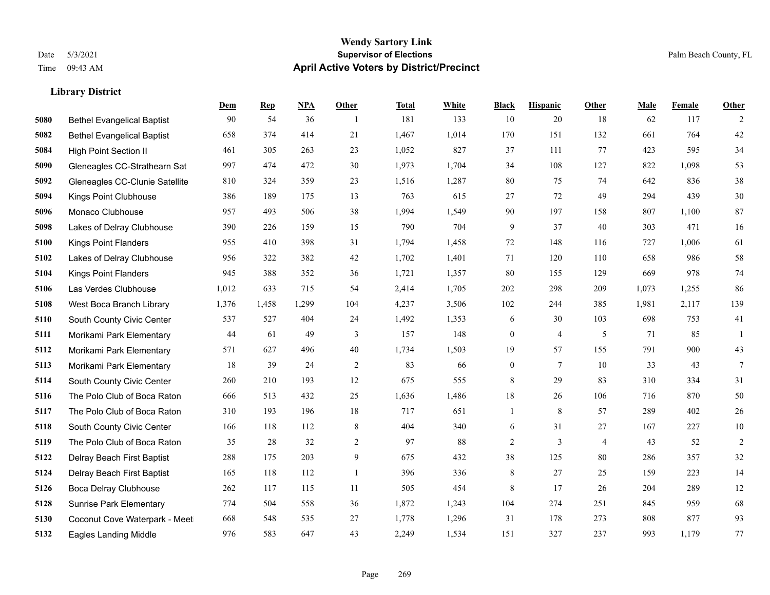**Wendy Sartory Link**
**Supervisor of Elections**
**April Active Voters by District/Precinct**

Date 5/3/2021
Time 09:43 AM

Palm Beach County, FL

### Library District

| | | Dem | Rep | NPA | Other | Total | White | Black | Hispanic | Other | Male | Female | Other |
|---|---|---|---|---|---|---|---|---|---|---|---|---|---|
| 5080 | Bethel Evangelical Baptist | 90 | 54 | 36 | 1 | 181 | 133 | 10 | 20 | 18 | 62 | 117 | 2 |
| 5082 | Bethel Evangelical Baptist | 658 | 374 | 414 | 21 | 1,467 | 1,014 | 170 | 151 | 132 | 661 | 764 | 42 |
| 5084 | High Point Section II | 461 | 305 | 263 | 23 | 1,052 | 827 | 37 | 111 | 77 | 423 | 595 | 34 |
| 5090 | Gleneagles CC-Strathearn Sat | 997 | 474 | 472 | 30 | 1,973 | 1,704 | 34 | 108 | 127 | 822 | 1,098 | 53 |
| 5092 | Gleneagles CC-Clunie Satellite | 810 | 324 | 359 | 23 | 1,516 | 1,287 | 80 | 75 | 74 | 642 | 836 | 38 |
| 5094 | Kings Point Clubhouse | 386 | 189 | 175 | 13 | 763 | 615 | 27 | 72 | 49 | 294 | 439 | 30 |
| 5096 | Monaco Clubhouse | 957 | 493 | 506 | 38 | 1,994 | 1,549 | 90 | 197 | 158 | 807 | 1,100 | 87 |
| 5098 | Lakes of Delray Clubhouse | 390 | 226 | 159 | 15 | 790 | 704 | 9 | 37 | 40 | 303 | 471 | 16 |
| 5100 | Kings Point Flanders | 955 | 410 | 398 | 31 | 1,794 | 1,458 | 72 | 148 | 116 | 727 | 1,006 | 61 |
| 5102 | Lakes of Delray Clubhouse | 956 | 322 | 382 | 42 | 1,702 | 1,401 | 71 | 120 | 110 | 658 | 986 | 58 |
| 5104 | Kings Point Flanders | 945 | 388 | 352 | 36 | 1,721 | 1,357 | 80 | 155 | 129 | 669 | 978 | 74 |
| 5106 | Las Verdes Clubhouse | 1,012 | 633 | 715 | 54 | 2,414 | 1,705 | 202 | 298 | 209 | 1,073 | 1,255 | 86 |
| 5108 | West Boca Branch Library | 1,376 | 1,458 | 1,299 | 104 | 4,237 | 3,506 | 102 | 244 | 385 | 1,981 | 2,117 | 139 |
| 5110 | South County Civic Center | 537 | 527 | 404 | 24 | 1,492 | 1,353 | 6 | 30 | 103 | 698 | 753 | 41 |
| 5111 | Morikami Park Elementary | 44 | 61 | 49 | 3 | 157 | 148 | 0 | 4 | 5 | 71 | 85 | 1 |
| 5112 | Morikami Park Elementary | 571 | 627 | 496 | 40 | 1,734 | 1,503 | 19 | 57 | 155 | 791 | 900 | 43 |
| 5113 | Morikami Park Elementary | 18 | 39 | 24 | 2 | 83 | 66 | 0 | 7 | 10 | 33 | 43 | 7 |
| 5114 | South County Civic Center | 260 | 210 | 193 | 12 | 675 | 555 | 8 | 29 | 83 | 310 | 334 | 31 |
| 5116 | The Polo Club of Boca Raton | 666 | 513 | 432 | 25 | 1,636 | 1,486 | 18 | 26 | 106 | 716 | 870 | 50 |
| 5117 | The Polo Club of Boca Raton | 310 | 193 | 196 | 18 | 717 | 651 | 1 | 8 | 57 | 289 | 402 | 26 |
| 5118 | South County Civic Center | 166 | 118 | 112 | 8 | 404 | 340 | 6 | 31 | 27 | 167 | 227 | 10 |
| 5119 | The Polo Club of Boca Raton | 35 | 28 | 32 | 2 | 97 | 88 | 2 | 3 | 4 | 43 | 52 | 2 |
| 5122 | Delray Beach First Baptist | 288 | 175 | 203 | 9 | 675 | 432 | 38 | 125 | 80 | 286 | 357 | 32 |
| 5124 | Delray Beach First Baptist | 165 | 118 | 112 | 1 | 396 | 336 | 8 | 27 | 25 | 159 | 223 | 14 |
| 5126 | Boca Delray Clubhouse | 262 | 117 | 115 | 11 | 505 | 454 | 8 | 17 | 26 | 204 | 289 | 12 |
| 5128 | Sunrise Park Elementary | 774 | 504 | 558 | 36 | 1,872 | 1,243 | 104 | 274 | 251 | 845 | 959 | 68 |
| 5130 | Coconut Cove Waterpark - Meet | 668 | 548 | 535 | 27 | 1,778 | 1,296 | 31 | 178 | 273 | 808 | 877 | 93 |
| 5132 | Eagles Landing Middle | 976 | 583 | 647 | 43 | 2,249 | 1,534 | 151 | 327 | 237 | 993 | 1,179 | 77 |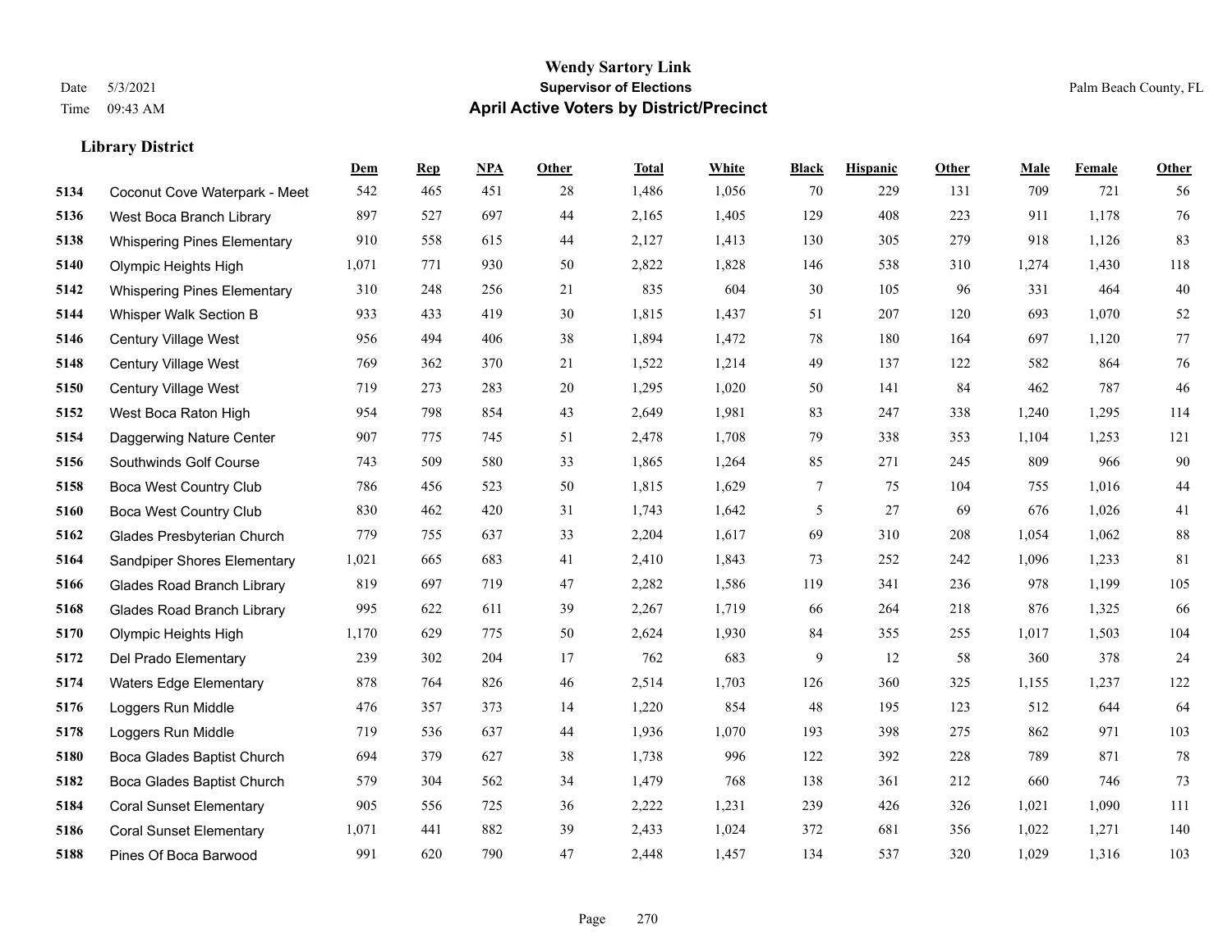# Wendy Sartory Link

**Supervisor of Elections**

**April Active Voters by District/Precinct**

Date 5/3/2021
Time 09:43 AM

Palm Beach County, FL

### Library District

| | | Dem | Rep | NPA | Other | Total | White | Black | Hispanic | Other | Male | Female | Other |
|---|---|---|---|---|---|---|---|---|---|---|---|---|---|
| 5134 | Coconut Cove Waterpark - Meet | 542 | 465 | 451 | 28 | 1,486 | 1,056 | 70 | 229 | 131 | 709 | 721 | 56 |
| 5136 | West Boca Branch Library | 897 | 527 | 697 | 44 | 2,165 | 1,405 | 129 | 408 | 223 | 911 | 1,178 | 76 |
| 5138 | Whispering Pines Elementary | 910 | 558 | 615 | 44 | 2,127 | 1,413 | 130 | 305 | 279 | 918 | 1,126 | 83 |
| 5140 | Olympic Heights High | 1,071 | 771 | 930 | 50 | 2,822 | 1,828 | 146 | 538 | 310 | 1,274 | 1,430 | 118 |
| 5142 | Whispering Pines Elementary | 310 | 248 | 256 | 21 | 835 | 604 | 30 | 105 | 96 | 331 | 464 | 40 |
| 5144 | Whisper Walk Section B | 933 | 433 | 419 | 30 | 1,815 | 1,437 | 51 | 207 | 120 | 693 | 1,070 | 52 |
| 5146 | Century Village West | 956 | 494 | 406 | 38 | 1,894 | 1,472 | 78 | 180 | 164 | 697 | 1,120 | 77 |
| 5148 | Century Village West | 769 | 362 | 370 | 21 | 1,522 | 1,214 | 49 | 137 | 122 | 582 | 864 | 76 |
| 5150 | Century Village West | 719 | 273 | 283 | 20 | 1,295 | 1,020 | 50 | 141 | 84 | 462 | 787 | 46 |
| 5152 | West Boca Raton High | 954 | 798 | 854 | 43 | 2,649 | 1,981 | 83 | 247 | 338 | 1,240 | 1,295 | 114 |
| 5154 | Daggerwing Nature Center | 907 | 775 | 745 | 51 | 2,478 | 1,708 | 79 | 338 | 353 | 1,104 | 1,253 | 121 |
| 5156 | Southwinds Golf Course | 743 | 509 | 580 | 33 | 1,865 | 1,264 | 85 | 271 | 245 | 809 | 966 | 90 |
| 5158 | Boca West Country Club | 786 | 456 | 523 | 50 | 1,815 | 1,629 | 7 | 75 | 104 | 755 | 1,016 | 44 |
| 5160 | Boca West Country Club | 830 | 462 | 420 | 31 | 1,743 | 1,642 | 5 | 27 | 69 | 676 | 1,026 | 41 |
| 5162 | Glades Presbyterian Church | 779 | 755 | 637 | 33 | 2,204 | 1,617 | 69 | 310 | 208 | 1,054 | 1,062 | 88 |
| 5164 | Sandpiper Shores Elementary | 1,021 | 665 | 683 | 41 | 2,410 | 1,843 | 73 | 252 | 242 | 1,096 | 1,233 | 81 |
| 5166 | Glades Road Branch Library | 819 | 697 | 719 | 47 | 2,282 | 1,586 | 119 | 341 | 236 | 978 | 1,199 | 105 |
| 5168 | Glades Road Branch Library | 995 | 622 | 611 | 39 | 2,267 | 1,719 | 66 | 264 | 218 | 876 | 1,325 | 66 |
| 5170 | Olympic Heights High | 1,170 | 629 | 775 | 50 | 2,624 | 1,930 | 84 | 355 | 255 | 1,017 | 1,503 | 104 |
| 5172 | Del Prado Elementary | 239 | 302 | 204 | 17 | 762 | 683 | 9 | 12 | 58 | 360 | 378 | 24 |
| 5174 | Waters Edge Elementary | 878 | 764 | 826 | 46 | 2,514 | 1,703 | 126 | 360 | 325 | 1,155 | 1,237 | 122 |
| 5176 | Loggers Run Middle | 476 | 357 | 373 | 14 | 1,220 | 854 | 48 | 195 | 123 | 512 | 644 | 64 |
| 5178 | Loggers Run Middle | 719 | 536 | 637 | 44 | 1,936 | 1,070 | 193 | 398 | 275 | 862 | 971 | 103 |
| 5180 | Boca Glades Baptist Church | 694 | 379 | 627 | 38 | 1,738 | 996 | 122 | 392 | 228 | 789 | 871 | 78 |
| 5182 | Boca Glades Baptist Church | 579 | 304 | 562 | 34 | 1,479 | 768 | 138 | 361 | 212 | 660 | 746 | 73 |
| 5184 | Coral Sunset Elementary | 905 | 556 | 725 | 36 | 2,222 | 1,231 | 239 | 426 | 326 | 1,021 | 1,090 | 111 |
| 5186 | Coral Sunset Elementary | 1,071 | 441 | 882 | 39 | 2,433 | 1,024 | 372 | 681 | 356 | 1,022 | 1,271 | 140 |
| 5188 | Pines Of Boca Barwood | 991 | 620 | 790 | 47 | 2,448 | 1,457 | 134 | 537 | 320 | 1,029 | 1,316 | 103 |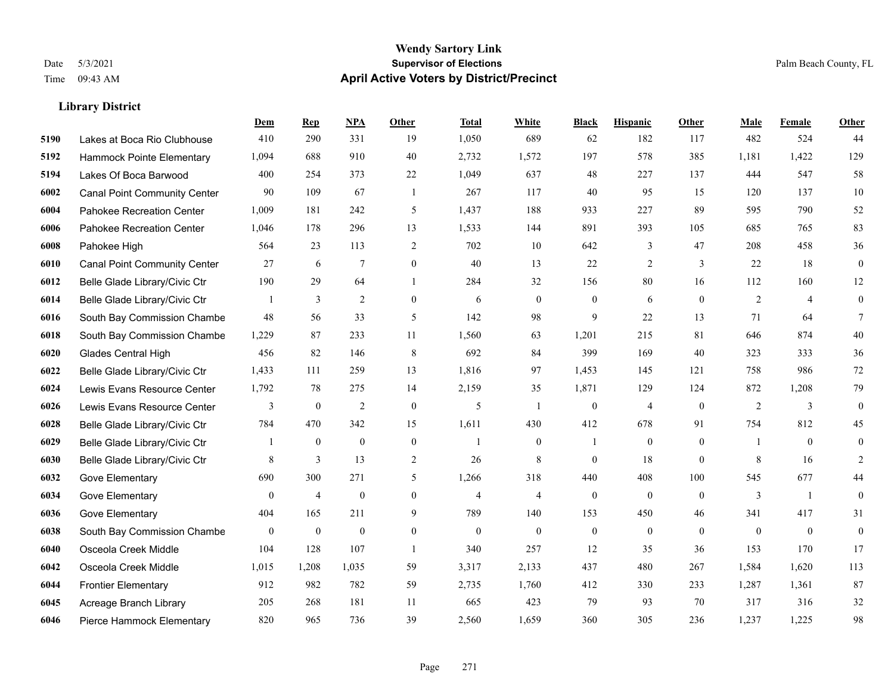# Wendy Sartory Link
## Supervisor of Elections
## April Active Voters by District/Precinct

Date 5/3/2021
Time 09:43 AM

Palm Beach County, FL

### Library District

| | | Dem | Rep | NPA | Other | Total | White | Black | Hispanic | Other | Male | Female | Other |
|---|---|---|---|---|---|---|---|---|---|---|---|---|---|
| 5190 | Lakes at Boca Rio Clubhouse | 410 | 290 | 331 | 19 | 1,050 | 689 | 62 | 182 | 117 | 482 | 524 | 44 |
| 5192 | Hammock Pointe Elementary | 1,094 | 688 | 910 | 40 | 2,732 | 1,572 | 197 | 578 | 385 | 1,181 | 1,422 | 129 |
| 5194 | Lakes Of Boca Barwood | 400 | 254 | 373 | 22 | 1,049 | 637 | 48 | 227 | 137 | 444 | 547 | 58 |
| 6002 | Canal Point Community Center | 90 | 109 | 67 | 1 | 267 | 117 | 40 | 95 | 15 | 120 | 137 | 10 |
| 6004 | Pahokee Recreation Center | 1,009 | 181 | 242 | 5 | 1,437 | 188 | 933 | 227 | 89 | 595 | 790 | 52 |
| 6006 | Pahokee Recreation Center | 1,046 | 178 | 296 | 13 | 1,533 | 144 | 891 | 393 | 105 | 685 | 765 | 83 |
| 6008 | Pahokee High | 564 | 23 | 113 | 2 | 702 | 10 | 642 | 3 | 47 | 208 | 458 | 36 |
| 6010 | Canal Point Community Center | 27 | 6 | 7 | 0 | 40 | 13 | 22 | 2 | 3 | 22 | 18 | 0 |
| 6012 | Belle Glade Library/Civic Ctr | 190 | 29 | 64 | 1 | 284 | 32 | 156 | 80 | 16 | 112 | 160 | 12 |
| 6014 | Belle Glade Library/Civic Ctr | 1 | 3 | 2 | 0 | 6 | 0 | 0 | 6 | 0 | 2 | 4 | 0 |
| 6016 | South Bay Commission Chambe | 48 | 56 | 33 | 5 | 142 | 98 | 9 | 22 | 13 | 71 | 64 | 7 |
| 6018 | South Bay Commission Chambe | 1,229 | 87 | 233 | 11 | 1,560 | 63 | 1,201 | 215 | 81 | 646 | 874 | 40 |
| 6020 | Glades Central High | 456 | 82 | 146 | 8 | 692 | 84 | 399 | 169 | 40 | 323 | 333 | 36 |
| 6022 | Belle Glade Library/Civic Ctr | 1,433 | 111 | 259 | 13 | 1,816 | 97 | 1,453 | 145 | 121 | 758 | 986 | 72 |
| 6024 | Lewis Evans Resource Center | 1,792 | 78 | 275 | 14 | 2,159 | 35 | 1,871 | 129 | 124 | 872 | 1,208 | 79 |
| 6026 | Lewis Evans Resource Center | 3 | 0 | 2 | 0 | 5 | 1 | 0 | 4 | 0 | 2 | 3 | 0 |
| 6028 | Belle Glade Library/Civic Ctr | 784 | 470 | 342 | 15 | 1,611 | 430 | 412 | 678 | 91 | 754 | 812 | 45 |
| 6029 | Belle Glade Library/Civic Ctr | 1 | 0 | 0 | 0 | 1 | 0 | 1 | 0 | 0 | 1 | 0 | 0 |
| 6030 | Belle Glade Library/Civic Ctr | 8 | 3 | 13 | 2 | 26 | 8 | 0 | 18 | 0 | 8 | 16 | 2 |
| 6032 | Gove Elementary | 690 | 300 | 271 | 5 | 1,266 | 318 | 440 | 408 | 100 | 545 | 677 | 44 |
| 6034 | Gove Elementary | 0 | 4 | 0 | 0 | 4 | 4 | 0 | 0 | 0 | 3 | 1 | 0 |
| 6036 | Gove Elementary | 404 | 165 | 211 | 9 | 789 | 140 | 153 | 450 | 46 | 341 | 417 | 31 |
| 6038 | South Bay Commission Chambe | 0 | 0 | 0 | 0 | 0 | 0 | 0 | 0 | 0 | 0 | 0 | 0 |
| 6040 | Osceola Creek Middle | 104 | 128 | 107 | 1 | 340 | 257 | 12 | 35 | 36 | 153 | 170 | 17 |
| 6042 | Osceola Creek Middle | 1,015 | 1,208 | 1,035 | 59 | 3,317 | 2,133 | 437 | 480 | 267 | 1,584 | 1,620 | 113 |
| 6044 | Frontier Elementary | 912 | 982 | 782 | 59 | 2,735 | 1,760 | 412 | 330 | 233 | 1,287 | 1,361 | 87 |
| 6045 | Acreage Branch Library | 205 | 268 | 181 | 11 | 665 | 423 | 79 | 93 | 70 | 317 | 316 | 32 |
| 6046 | Pierce Hammock Elementary | 820 | 965 | 736 | 39 | 2,560 | 1,659 | 360 | 305 | 236 | 1,237 | 1,225 | 98 |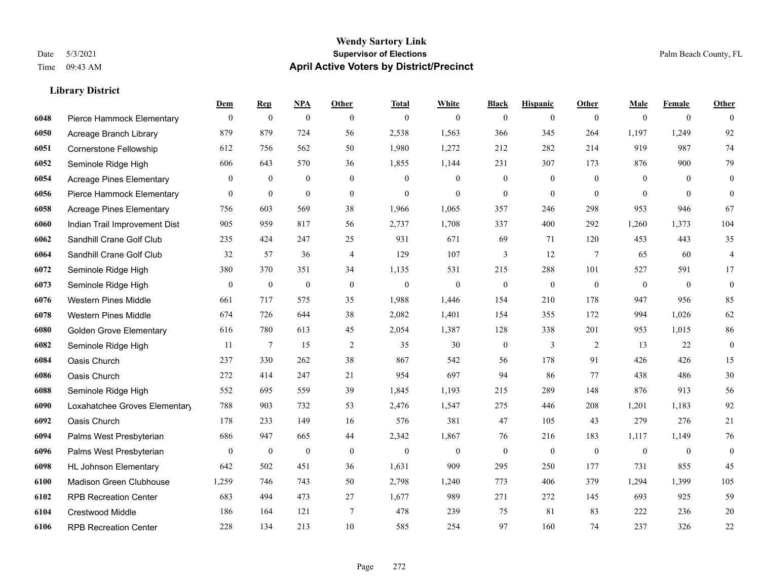# Wendy Sartory Link

**Supervisor of Elections**

**April Active Voters by District/Precinct**

Date 5/3/2021

Time 09:43 AM

Palm Beach County, FL

### Library District

| | | Dem | Rep | NPA | Other | Total | White | Black | Hispanic | Other | Male | Female | Other |
|---|---|---|---|---|---|---|---|---|---|---|---|---|---|
| 6048 | Pierce Hammock Elementary | 0 | 0 | 0 | 0 | 0 | 0 | 0 | 0 | 0 | 0 | 0 | 0 |
| 6050 | Acreage Branch Library | 879 | 879 | 724 | 56 | 2,538 | 1,563 | 366 | 345 | 264 | 1,197 | 1,249 | 92 |
| 6051 | Cornerstone Fellowship | 612 | 756 | 562 | 50 | 1,980 | 1,272 | 212 | 282 | 214 | 919 | 987 | 74 |
| 6052 | Seminole Ridge High | 606 | 643 | 570 | 36 | 1,855 | 1,144 | 231 | 307 | 173 | 876 | 900 | 79 |
| 6054 | Acreage Pines Elementary | 0 | 0 | 0 | 0 | 0 | 0 | 0 | 0 | 0 | 0 | 0 | 0 |
| 6056 | Pierce Hammock Elementary | 0 | 0 | 0 | 0 | 0 | 0 | 0 | 0 | 0 | 0 | 0 | 0 |
| 6058 | Acreage Pines Elementary | 756 | 603 | 569 | 38 | 1,966 | 1,065 | 357 | 246 | 298 | 953 | 946 | 67 |
| 6060 | Indian Trail Improvement Dist | 905 | 959 | 817 | 56 | 2,737 | 1,708 | 337 | 400 | 292 | 1,260 | 1,373 | 104 |
| 6062 | Sandhill Crane Golf Club | 235 | 424 | 247 | 25 | 931 | 671 | 69 | 71 | 120 | 453 | 443 | 35 |
| 6064 | Sandhill Crane Golf Club | 32 | 57 | 36 | 4 | 129 | 107 | 3 | 12 | 7 | 65 | 60 | 4 |
| 6072 | Seminole Ridge High | 380 | 370 | 351 | 34 | 1,135 | 531 | 215 | 288 | 101 | 527 | 591 | 17 |
| 6073 | Seminole Ridge High | 0 | 0 | 0 | 0 | 0 | 0 | 0 | 0 | 0 | 0 | 0 | 0 |
| 6076 | Western Pines Middle | 661 | 717 | 575 | 35 | 1,988 | 1,446 | 154 | 210 | 178 | 947 | 956 | 85 |
| 6078 | Western Pines Middle | 674 | 726 | 644 | 38 | 2,082 | 1,401 | 154 | 355 | 172 | 994 | 1,026 | 62 |
| 6080 | Golden Grove Elementary | 616 | 780 | 613 | 45 | 2,054 | 1,387 | 128 | 338 | 201 | 953 | 1,015 | 86 |
| 6082 | Seminole Ridge High | 11 | 7 | 15 | 2 | 35 | 30 | 0 | 3 | 2 | 13 | 22 | 0 |
| 6084 | Oasis Church | 237 | 330 | 262 | 38 | 867 | 542 | 56 | 178 | 91 | 426 | 426 | 15 |
| 6086 | Oasis Church | 272 | 414 | 247 | 21 | 954 | 697 | 94 | 86 | 77 | 438 | 486 | 30 |
| 6088 | Seminole Ridge High | 552 | 695 | 559 | 39 | 1,845 | 1,193 | 215 | 289 | 148 | 876 | 913 | 56 |
| 6090 | Loxahatchee Groves Elementary | 788 | 903 | 732 | 53 | 2,476 | 1,547 | 275 | 446 | 208 | 1,201 | 1,183 | 92 |
| 6092 | Oasis Church | 178 | 233 | 149 | 16 | 576 | 381 | 47 | 105 | 43 | 279 | 276 | 21 |
| 6094 | Palms West Presbyterian | 686 | 947 | 665 | 44 | 2,342 | 1,867 | 76 | 216 | 183 | 1,117 | 1,149 | 76 |
| 6096 | Palms West Presbyterian | 0 | 0 | 0 | 0 | 0 | 0 | 0 | 0 | 0 | 0 | 0 | 0 |
| 6098 | HL Johnson Elementary | 642 | 502 | 451 | 36 | 1,631 | 909 | 295 | 250 | 177 | 731 | 855 | 45 |
| 6100 | Madison Green Clubhouse | 1,259 | 746 | 743 | 50 | 2,798 | 1,240 | 773 | 406 | 379 | 1,294 | 1,399 | 105 |
| 6102 | RPB Recreation Center | 683 | 494 | 473 | 27 | 1,677 | 989 | 271 | 272 | 145 | 693 | 925 | 59 |
| 6104 | Crestwood Middle | 186 | 164 | 121 | 7 | 478 | 239 | 75 | 81 | 83 | 222 | 236 | 20 |
| 6106 | RPB Recreation Center | 228 | 134 | 213 | 10 | 585 | 254 | 97 | 160 | 74 | 237 | 326 | 22 |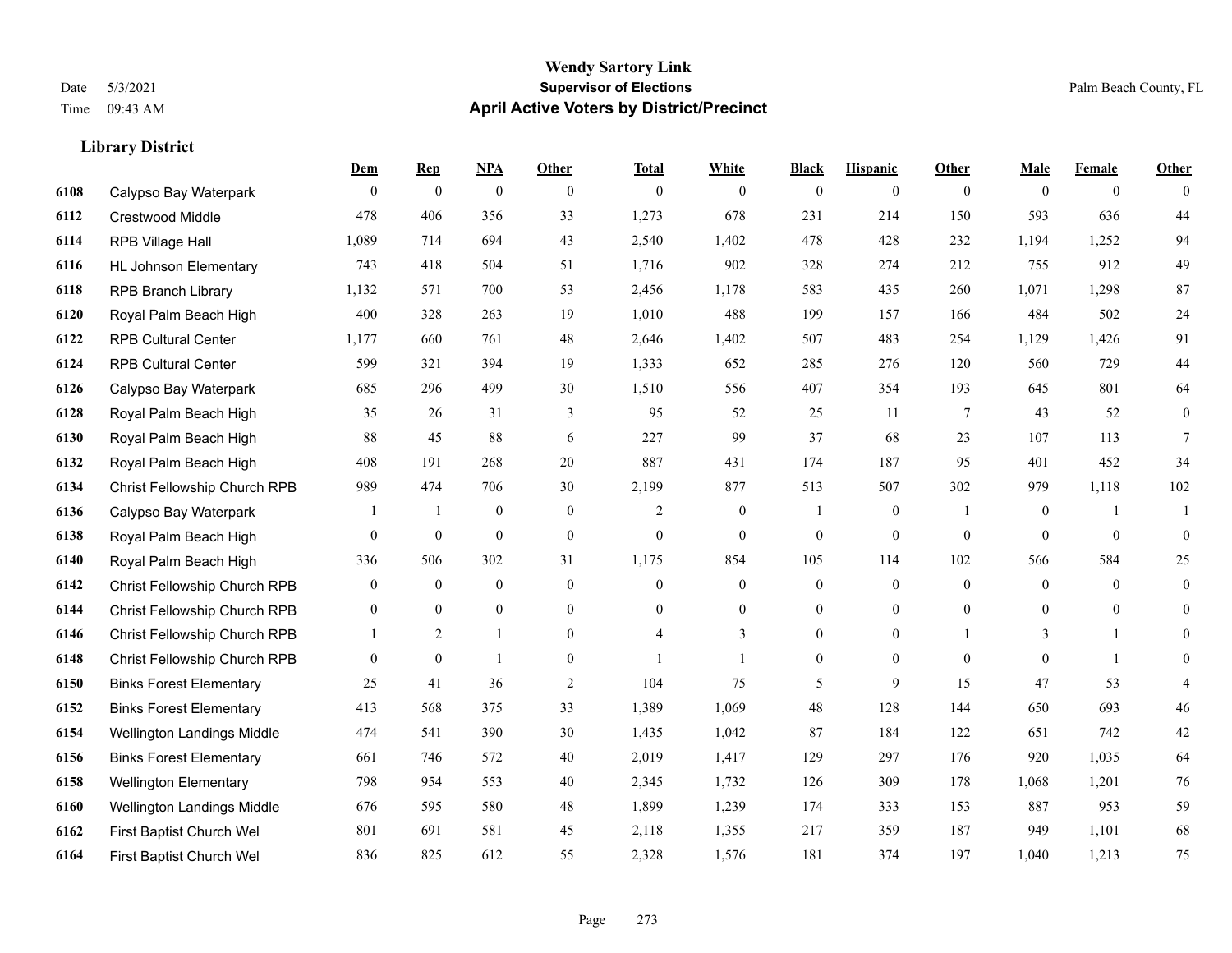# Wendy Sartory Link

## Supervisor of Elections

Date 5/3/2021
Time 09:43 AM

Palm Beach County, FL

## April Active Voters by District/Precinct

### Library District

| | | Dem | Rep | NPA | Other | Total | White | Black | Hispanic | Other | Male | Female | Other |
|---|---|---|---|---|---|---|---|---|---|---|---|---|---|
| 6108 | Calypso Bay Waterpark | 0 | 0 | 0 | 0 | 0 | 0 | 0 | 0 | 0 | 0 | 0 | 0 |
| 6112 | Crestwood Middle | 478 | 406 | 356 | 33 | 1,273 | 678 | 231 | 214 | 150 | 593 | 636 | 44 |
| 6114 | RPB Village Hall | 1,089 | 714 | 694 | 43 | 2,540 | 1,402 | 478 | 428 | 232 | 1,194 | 1,252 | 94 |
| 6116 | HL Johnson Elementary | 743 | 418 | 504 | 51 | 1,716 | 902 | 328 | 274 | 212 | 755 | 912 | 49 |
| 6118 | RPB Branch Library | 1,132 | 571 | 700 | 53 | 2,456 | 1,178 | 583 | 435 | 260 | 1,071 | 1,298 | 87 |
| 6120 | Royal Palm Beach High | 400 | 328 | 263 | 19 | 1,010 | 488 | 199 | 157 | 166 | 484 | 502 | 24 |
| 6122 | RPB Cultural Center | 1,177 | 660 | 761 | 48 | 2,646 | 1,402 | 507 | 483 | 254 | 1,129 | 1,426 | 91 |
| 6124 | RPB Cultural Center | 599 | 321 | 394 | 19 | 1,333 | 652 | 285 | 276 | 120 | 560 | 729 | 44 |
| 6126 | Calypso Bay Waterpark | 685 | 296 | 499 | 30 | 1,510 | 556 | 407 | 354 | 193 | 645 | 801 | 64 |
| 6128 | Royal Palm Beach High | 35 | 26 | 31 | 3 | 95 | 52 | 25 | 11 | 7 | 43 | 52 | 0 |
| 6130 | Royal Palm Beach High | 88 | 45 | 88 | 6 | 227 | 99 | 37 | 68 | 23 | 107 | 113 | 7 |
| 6132 | Royal Palm Beach High | 408 | 191 | 268 | 20 | 887 | 431 | 174 | 187 | 95 | 401 | 452 | 34 |
| 6134 | Christ Fellowship Church RPB | 989 | 474 | 706 | 30 | 2,199 | 877 | 513 | 507 | 302 | 979 | 1,118 | 102 |
| 6136 | Calypso Bay Waterpark | 1 | 1 | 0 | 0 | 2 | 0 | 1 | 0 | 1 | 0 | 1 | 1 |
| 6138 | Royal Palm Beach High | 0 | 0 | 0 | 0 | 0 | 0 | 0 | 0 | 0 | 0 | 0 | 0 |
| 6140 | Royal Palm Beach High | 336 | 506 | 302 | 31 | 1,175 | 854 | 105 | 114 | 102 | 566 | 584 | 25 |
| 6142 | Christ Fellowship Church RPB | 0 | 0 | 0 | 0 | 0 | 0 | 0 | 0 | 0 | 0 | 0 | 0 |
| 6144 | Christ Fellowship Church RPB | 0 | 0 | 0 | 0 | 0 | 0 | 0 | 0 | 0 | 0 | 0 | 0 |
| 6146 | Christ Fellowship Church RPB | 1 | 2 | 1 | 0 | 4 | 3 | 0 | 0 | 1 | 3 | 1 | 0 |
| 6148 | Christ Fellowship Church RPB | 0 | 0 | 1 | 0 | 1 | 1 | 0 | 0 | 0 | 0 | 1 | 0 |
| 6150 | Binks Forest Elementary | 25 | 41 | 36 | 2 | 104 | 75 | 5 | 9 | 15 | 47 | 53 | 4 |
| 6152 | Binks Forest Elementary | 413 | 568 | 375 | 33 | 1,389 | 1,069 | 48 | 128 | 144 | 650 | 693 | 46 |
| 6154 | Wellington Landings Middle | 474 | 541 | 390 | 30 | 1,435 | 1,042 | 87 | 184 | 122 | 651 | 742 | 42 |
| 6156 | Binks Forest Elementary | 661 | 746 | 572 | 40 | 2,019 | 1,417 | 129 | 297 | 176 | 920 | 1,035 | 64 |
| 6158 | Wellington Elementary | 798 | 954 | 553 | 40 | 2,345 | 1,732 | 126 | 309 | 178 | 1,068 | 1,201 | 76 |
| 6160 | Wellington Landings Middle | 676 | 595 | 580 | 48 | 1,899 | 1,239 | 174 | 333 | 153 | 887 | 953 | 59 |
| 6162 | First Baptist Church Wel | 801 | 691 | 581 | 45 | 2,118 | 1,355 | 217 | 359 | 187 | 949 | 1,101 | 68 |
| 6164 | First Baptist Church Wel | 836 | 825 | 612 | 55 | 2,328 | 1,576 | 181 | 374 | 197 | 1,040 | 1,213 | 75 |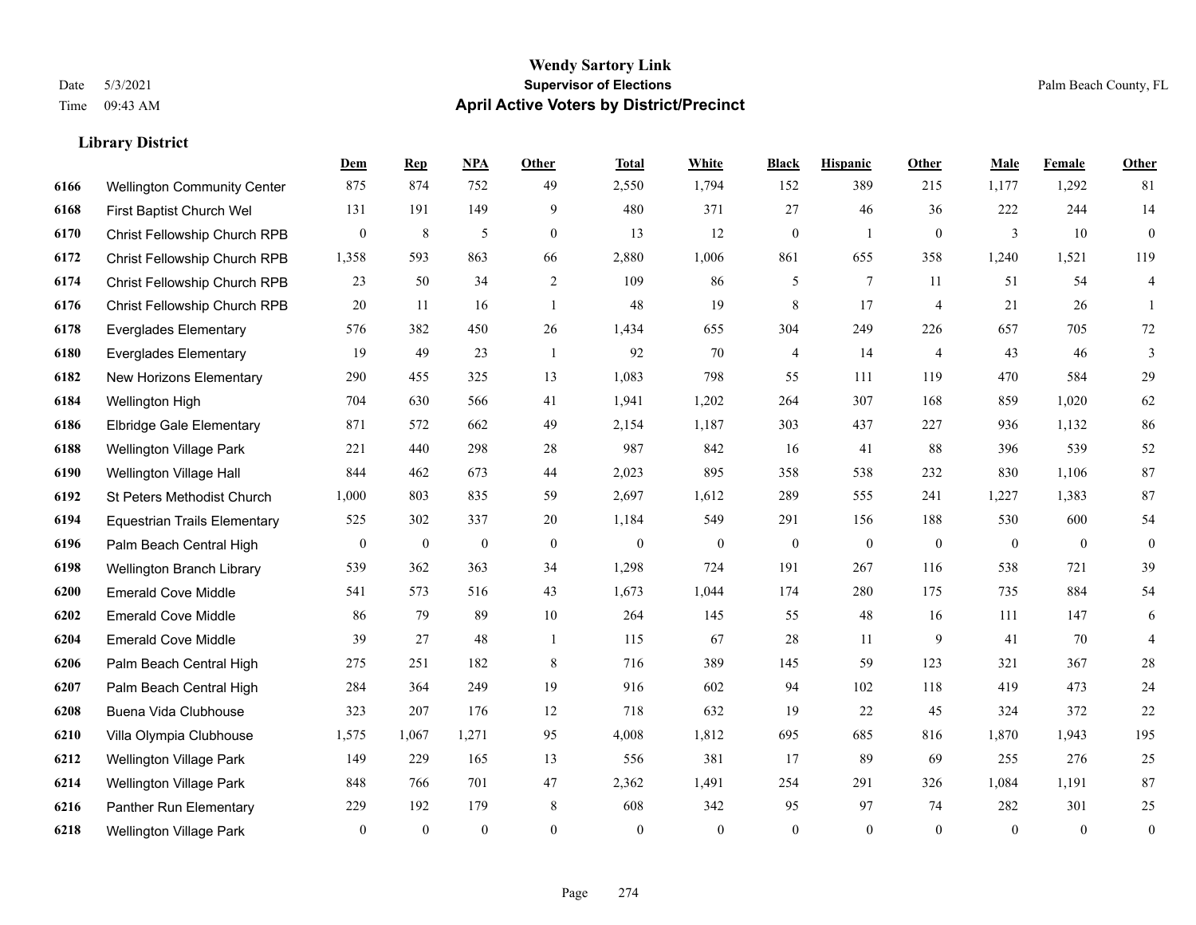# Wendy Sartory Link

**Supervisor of Elections**

**April Active Voters by District/Precinct**

Date 5/3/2021
Time 09:43 AM

Palm Beach County, FL

## Library District

| | | Dem | Rep | NPA | Other | Total | White | Black | Hispanic | Other | Male | Female | Other |
|---|---|---|---|---|---|---|---|---|---|---|---|---|---|
| 6166 | Wellington Community Center | 875 | 874 | 752 | 49 | 2,550 | 1,794 | 152 | 389 | 215 | 1,177 | 1,292 | 81 |
| 6168 | First Baptist Church Wel | 131 | 191 | 149 | 9 | 480 | 371 | 27 | 46 | 36 | 222 | 244 | 14 |
| 6170 | Christ Fellowship Church RPB | 0 | 8 | 5 | 0 | 13 | 12 | 0 | 1 | 0 | 3 | 10 | 0 |
| 6172 | Christ Fellowship Church RPB | 1,358 | 593 | 863 | 66 | 2,880 | 1,006 | 861 | 655 | 358 | 1,240 | 1,521 | 119 |
| 6174 | Christ Fellowship Church RPB | 23 | 50 | 34 | 2 | 109 | 86 | 5 | 7 | 11 | 51 | 54 | 4 |
| 6176 | Christ Fellowship Church RPB | 20 | 11 | 16 | 1 | 48 | 19 | 8 | 17 | 4 | 21 | 26 | 1 |
| 6178 | Everglades Elementary | 576 | 382 | 450 | 26 | 1,434 | 655 | 304 | 249 | 226 | 657 | 705 | 72 |
| 6180 | Everglades Elementary | 19 | 49 | 23 | 1 | 92 | 70 | 4 | 14 | 4 | 43 | 46 | 3 |
| 6182 | New Horizons Elementary | 290 | 455 | 325 | 13 | 1,083 | 798 | 55 | 111 | 119 | 470 | 584 | 29 |
| 6184 | Wellington High | 704 | 630 | 566 | 41 | 1,941 | 1,202 | 264 | 307 | 168 | 859 | 1,020 | 62 |
| 6186 | Elbridge Gale Elementary | 871 | 572 | 662 | 49 | 2,154 | 1,187 | 303 | 437 | 227 | 936 | 1,132 | 86 |
| 6188 | Wellington Village Park | 221 | 440 | 298 | 28 | 987 | 842 | 16 | 41 | 88 | 396 | 539 | 52 |
| 6190 | Wellington Village Hall | 844 | 462 | 673 | 44 | 2,023 | 895 | 358 | 538 | 232 | 830 | 1,106 | 87 |
| 6192 | St Peters Methodist Church | 1,000 | 803 | 835 | 59 | 2,697 | 1,612 | 289 | 555 | 241 | 1,227 | 1,383 | 87 |
| 6194 | Equestrian Trails Elementary | 525 | 302 | 337 | 20 | 1,184 | 549 | 291 | 156 | 188 | 530 | 600 | 54 |
| 6196 | Palm Beach Central High | 0 | 0 | 0 | 0 | 0 | 0 | 0 | 0 | 0 | 0 | 0 | 0 |
| 6198 | Wellington Branch Library | 539 | 362 | 363 | 34 | 1,298 | 724 | 191 | 267 | 116 | 538 | 721 | 39 |
| 6200 | Emerald Cove Middle | 541 | 573 | 516 | 43 | 1,673 | 1,044 | 174 | 280 | 175 | 735 | 884 | 54 |
| 6202 | Emerald Cove Middle | 86 | 79 | 89 | 10 | 264 | 145 | 55 | 48 | 16 | 111 | 147 | 6 |
| 6204 | Emerald Cove Middle | 39 | 27 | 48 | 1 | 115 | 67 | 28 | 11 | 9 | 41 | 70 | 4 |
| 6206 | Palm Beach Central High | 275 | 251 | 182 | 8 | 716 | 389 | 145 | 59 | 123 | 321 | 367 | 28 |
| 6207 | Palm Beach Central High | 284 | 364 | 249 | 19 | 916 | 602 | 94 | 102 | 118 | 419 | 473 | 24 |
| 6208 | Buena Vida Clubhouse | 323 | 207 | 176 | 12 | 718 | 632 | 19 | 22 | 45 | 324 | 372 | 22 |
| 6210 | Villa Olympia Clubhouse | 1,575 | 1,067 | 1,271 | 95 | 4,008 | 1,812 | 695 | 685 | 816 | 1,870 | 1,943 | 195 |
| 6212 | Wellington Village Park | 149 | 229 | 165 | 13 | 556 | 381 | 17 | 89 | 69 | 255 | 276 | 25 |
| 6214 | Wellington Village Park | 848 | 766 | 701 | 47 | 2,362 | 1,491 | 254 | 291 | 326 | 1,084 | 1,191 | 87 |
| 6216 | Panther Run Elementary | 229 | 192 | 179 | 8 | 608 | 342 | 95 | 97 | 74 | 282 | 301 | 25 |
| 6218 | Wellington Village Park | 0 | 0 | 0 | 0 | 0 | 0 | 0 | 0 | 0 | 0 | 0 | 0 |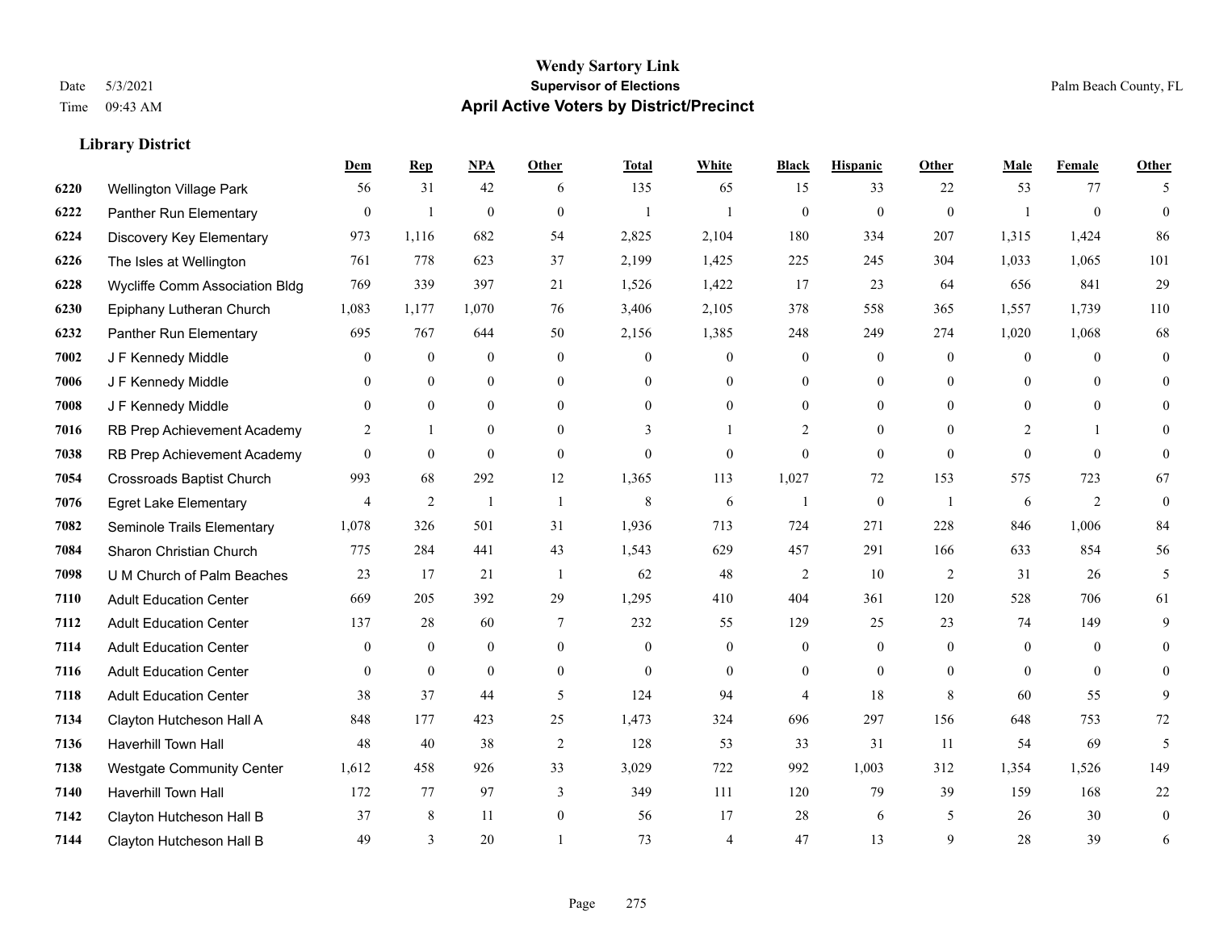# Wendy Sartory Link

## Supervisor of Elections

## April Active Voters by District/Precinct

Date 5/3/2021
Time 09:43 AM

Palm Beach County, FL

### Library District

| | | Dem | Rep | NPA | Other | Total | White | Black | Hispanic | Other | Male | Female | Other |
|---|---|---|---|---|---|---|---|---|---|---|---|---|---|
| 6220 | Wellington Village Park | 56 | 31 | 42 | 6 | 135 | 65 | 15 | 33 | 22 | 53 | 77 | 5 |
| 6222 | Panther Run Elementary | 0 | 1 | 0 | 0 | 1 | 1 | 0 | 0 | 0 | 1 | 0 | 0 |
| 6224 | Discovery Key Elementary | 973 | 1,116 | 682 | 54 | 2,825 | 2,104 | 180 | 334 | 207 | 1,315 | 1,424 | 86 |
| 6226 | The Isles at Wellington | 761 | 778 | 623 | 37 | 2,199 | 1,425 | 225 | 245 | 304 | 1,033 | 1,065 | 101 |
| 6228 | Wycliffe Comm Association Bldg | 769 | 339 | 397 | 21 | 1,526 | 1,422 | 17 | 23 | 64 | 656 | 841 | 29 |
| 6230 | Epiphany Lutheran Church | 1,083 | 1,177 | 1,070 | 76 | 3,406 | 2,105 | 378 | 558 | 365 | 1,557 | 1,739 | 110 |
| 6232 | Panther Run Elementary | 695 | 767 | 644 | 50 | 2,156 | 1,385 | 248 | 249 | 274 | 1,020 | 1,068 | 68 |
| 7002 | J F Kennedy Middle | 0 | 0 | 0 | 0 | 0 | 0 | 0 | 0 | 0 | 0 | 0 | 0 |
| 7006 | J F Kennedy Middle | 0 | 0 | 0 | 0 | 0 | 0 | 0 | 0 | 0 | 0 | 0 | 0 |
| 7008 | J F Kennedy Middle | 0 | 0 | 0 | 0 | 0 | 0 | 0 | 0 | 0 | 0 | 0 | 0 |
| 7016 | RB Prep Achievement Academy | 2 | 1 | 0 | 0 | 3 | 1 | 2 | 0 | 0 | 2 | 1 | 0 |
| 7038 | RB Prep Achievement Academy | 0 | 0 | 0 | 0 | 0 | 0 | 0 | 0 | 0 | 0 | 0 | 0 |
| 7054 | Crossroads Baptist Church | 993 | 68 | 292 | 12 | 1,365 | 113 | 1,027 | 72 | 153 | 575 | 723 | 67 |
| 7076 | Egret Lake Elementary | 4 | 2 | 1 | 1 | 8 | 6 | 1 | 0 | 1 | 6 | 2 | 0 |
| 7082 | Seminole Trails Elementary | 1,078 | 326 | 501 | 31 | 1,936 | 713 | 724 | 271 | 228 | 846 | 1,006 | 84 |
| 7084 | Sharon Christian Church | 775 | 284 | 441 | 43 | 1,543 | 629 | 457 | 291 | 166 | 633 | 854 | 56 |
| 7098 | U M Church of Palm Beaches | 23 | 17 | 21 | 1 | 62 | 48 | 2 | 10 | 2 | 31 | 26 | 5 |
| 7110 | Adult Education Center | 669 | 205 | 392 | 29 | 1,295 | 410 | 404 | 361 | 120 | 528 | 706 | 61 |
| 7112 | Adult Education Center | 137 | 28 | 60 | 7 | 232 | 55 | 129 | 25 | 23 | 74 | 149 | 9 |
| 7114 | Adult Education Center | 0 | 0 | 0 | 0 | 0 | 0 | 0 | 0 | 0 | 0 | 0 | 0 |
| 7116 | Adult Education Center | 0 | 0 | 0 | 0 | 0 | 0 | 0 | 0 | 0 | 0 | 0 | 0 |
| 7118 | Adult Education Center | 38 | 37 | 44 | 5 | 124 | 94 | 4 | 18 | 8 | 60 | 55 | 9 |
| 7134 | Clayton Hutcheson Hall A | 848 | 177 | 423 | 25 | 1,473 | 324 | 696 | 297 | 156 | 648 | 753 | 72 |
| 7136 | Haverhill Town Hall | 48 | 40 | 38 | 2 | 128 | 53 | 33 | 31 | 11 | 54 | 69 | 5 |
| 7138 | Westgate Community Center | 1,612 | 458 | 926 | 33 | 3,029 | 722 | 992 | 1,003 | 312 | 1,354 | 1,526 | 149 |
| 7140 | Haverhill Town Hall | 172 | 77 | 97 | 3 | 349 | 111 | 120 | 79 | 39 | 159 | 168 | 22 |
| 7142 | Clayton Hutcheson Hall B | 37 | 8 | 11 | 0 | 56 | 17 | 28 | 6 | 5 | 26 | 30 | 0 |
| 7144 | Clayton Hutcheson Hall B | 49 | 3 | 20 | 1 | 73 | 4 | 47 | 13 | 9 | 28 | 39 | 6 |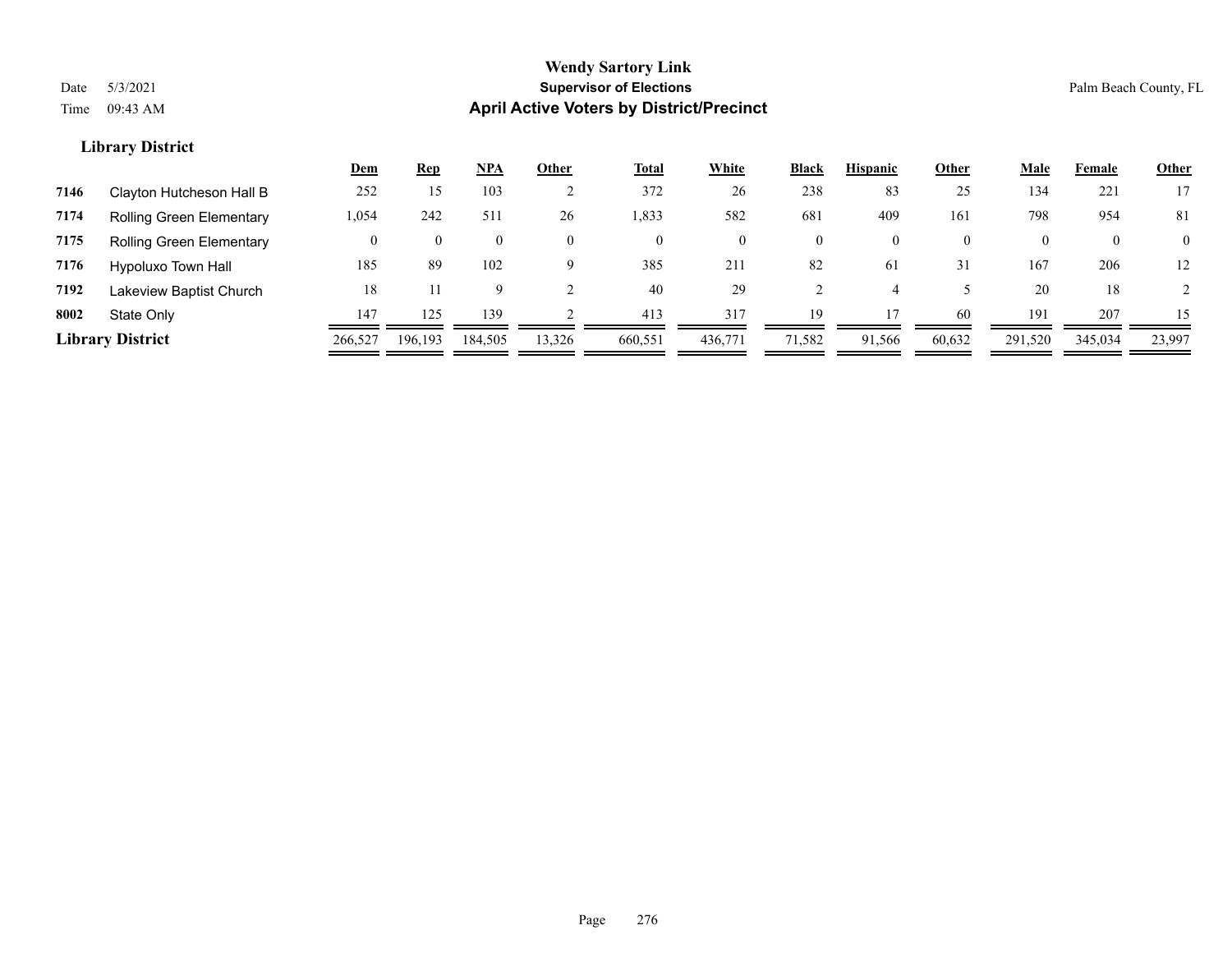**Wendy Sartory Link**
**Supervisor of Elections**
**April Active Voters by District/Precinct**

Date 5/3/2021
Time 09:43 AM

Palm Beach County, FL

### Library District

| | | Dem | Rep | NPA | Other | Total | White | Black | Hispanic | Other | Male | Female | Other |
|---|---|---|---|---|---|---|---|---|---|---|---|---|---|
| 7146 | Clayton Hutcheson Hall B | 252 | 15 | 103 | 2 | 372 | 26 | 238 | 83 | 25 | 134 | 221 | 17 |
| 7174 | Rolling Green Elementary | 1,054 | 242 | 511 | 26 | 1,833 | 582 | 681 | 409 | 161 | 798 | 954 | 81 |
| 7175 | Rolling Green Elementary | 0 | 0 | 0 | 0 | 0 | 0 | 0 | 0 | 0 | 0 | 0 | 0 |
| 7176 | Hypoluxo Town Hall | 185 | 89 | 102 | 9 | 385 | 211 | 82 | 61 | 31 | 167 | 206 | 12 |
| 7192 | Lakeview Baptist Church | 18 | 11 | 9 | 2 | 40 | 29 | 2 | 4 | 5 | 20 | 18 | 2 |
| 8002 | State Only | 147 | 125 | 139 | 2 | 413 | 317 | 19 | 17 | 60 | 191 | 207 | 15 |
| **Library District** | | 266,527 | 196,193 | 184,505 | 13,326 | 660,551 | 436,771 | 71,582 | 91,566 | 60,632 | 291,520 | 345,034 | 23,997 |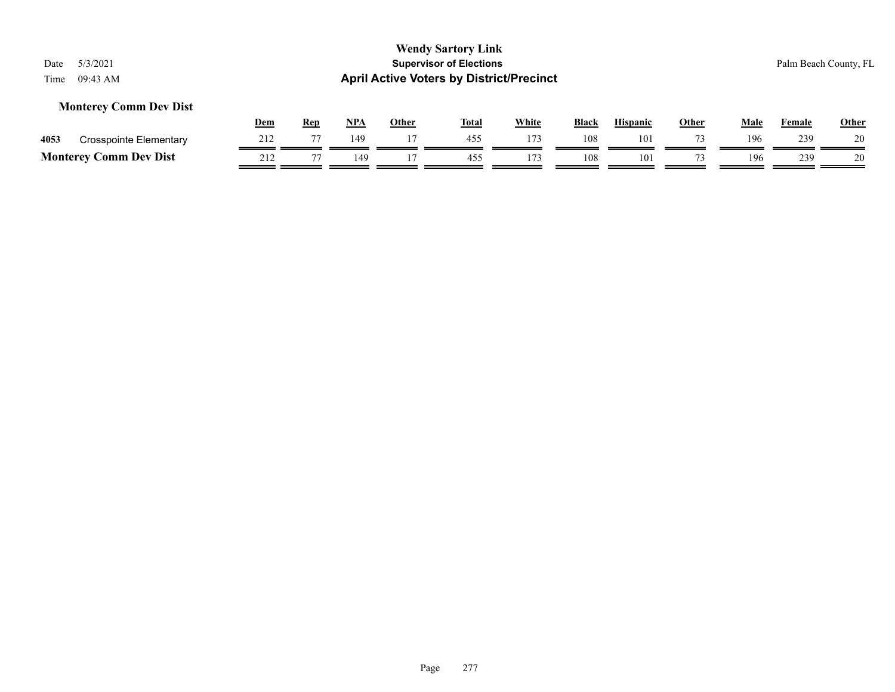**Wendy Sartory Link**
**Supervisor of Elections**
**April Active Voters by District/Precinct**

Date 5/3/2021
Time 09:43 AM

Palm Beach County, FL

### Monterey Comm Dev Dist

| | | Dem | Rep | NPA | Other | Total | White | Black | Hispanic | Other | Male | Female | Other |
|---|---|---|---|---|---|---|---|---|---|---|---|---|---|
| 4053 | Crosspointe Elementary | 212 | 77 | 149 | 17 | 455 | 173 | 108 | 101 | 73 | 196 | 239 | 20 |
| **Monterey Comm Dev Dist** | | 212 | 77 | 149 | 17 | 455 | 173 | 108 | 101 | 73 | 196 | 239 | 20 |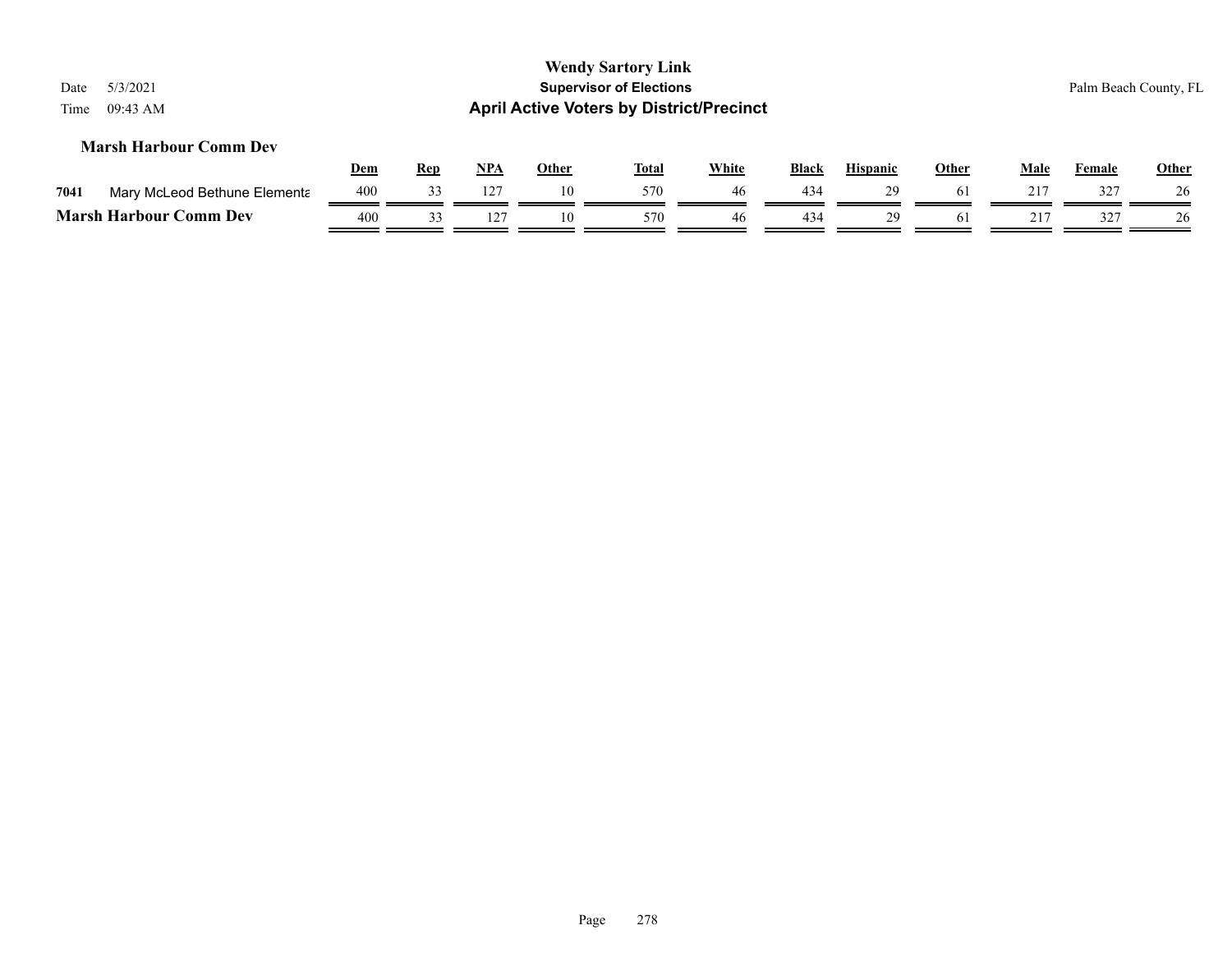**Wendy Sartory Link**
**Supervisor of Elections**
**April Active Voters by District/Precinct**

Date 5/3/2021
Time 09:43 AM

Palm Beach County, FL

### Marsh Harbour Comm Dev

| | | Dem | Rep | NPA | Other | Total | White | Black | Hispanic | Other | Male | Female | Other |
|---|---|---|---|---|---|---|---|---|---|---|---|---|---|
| 7041 | Mary McLeod Bethune Elementa | 400 | 33 | 127 | 10 | 570 | 46 | 434 | 29 | 61 | 217 | 327 | 26 |
| **Marsh Harbour Comm Dev** | | 400 | 33 | 127 | 10 | 570 | 46 | 434 | 29 | 61 | 217 | 327 | 26 |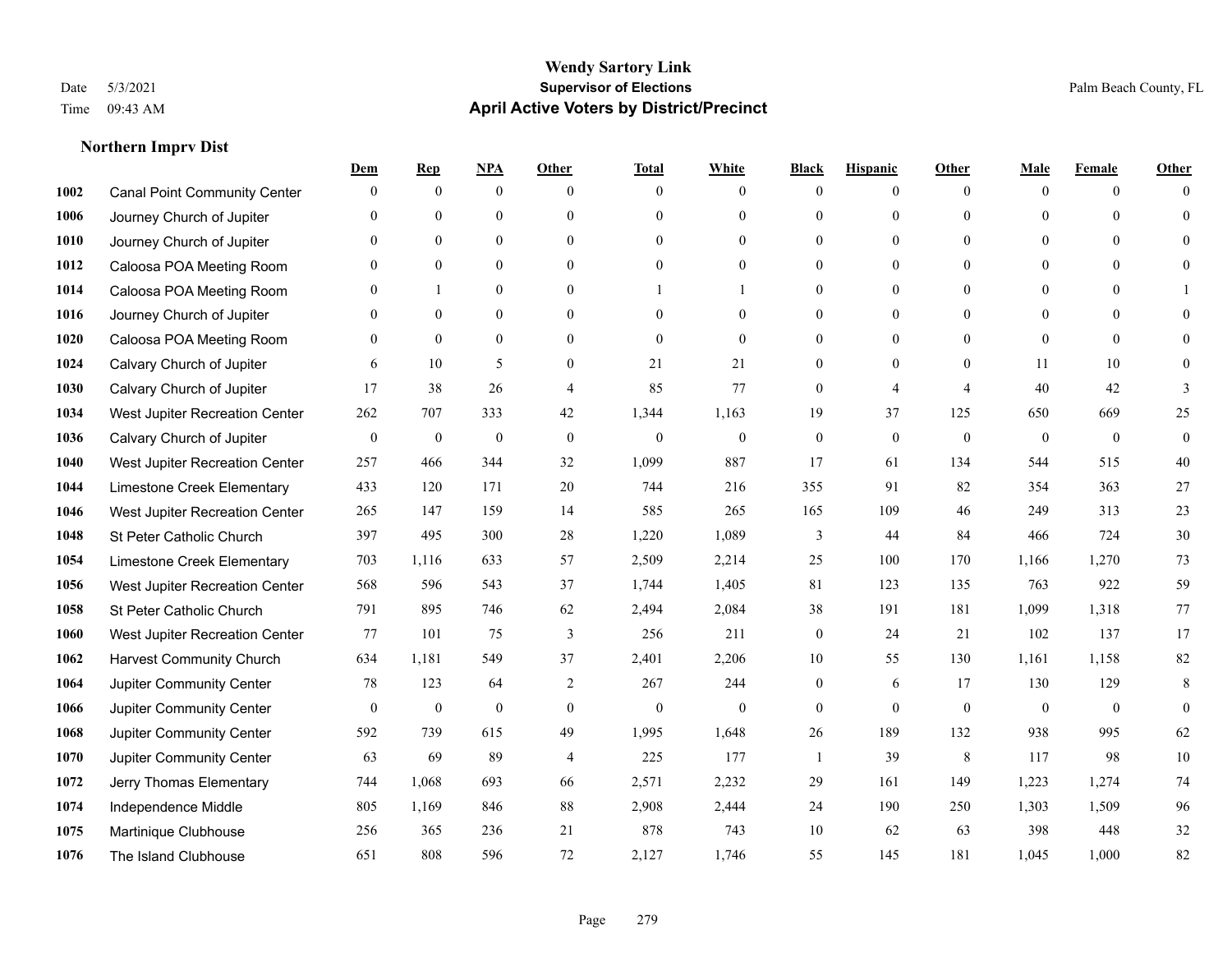# Wendy Sartory Link

**Supervisor of Elections**

**April Active Voters by District/Precinct**

Date 5/3/2021
Time 09:43 AM
Palm Beach County, FL

### Northern Imprv Dist

| | | Dem | Rep | NPA | Other | Total | White | Black | Hispanic | Other | Male | Female | Other |
|---|---|---|---|---|---|---|---|---|---|---|---|---|---|
| 1002 | Canal Point Community Center | 0 | 0 | 0 | 0 | 0 | 0 | 0 | 0 | 0 | 0 | 0 | 0 |
| 1006 | Journey Church of Jupiter | 0 | 0 | 0 | 0 | 0 | 0 | 0 | 0 | 0 | 0 | 0 | 0 |
| 1010 | Journey Church of Jupiter | 0 | 0 | 0 | 0 | 0 | 0 | 0 | 0 | 0 | 0 | 0 | 0 |
| 1012 | Caloosa POA Meeting Room | 0 | 0 | 0 | 0 | 0 | 0 | 0 | 0 | 0 | 0 | 0 | 0 |
| 1014 | Caloosa POA Meeting Room | 0 | 1 | 0 | 0 | 1 | 1 | 0 | 0 | 0 | 0 | 0 | 1 |
| 1016 | Journey Church of Jupiter | 0 | 0 | 0 | 0 | 0 | 0 | 0 | 0 | 0 | 0 | 0 | 0 |
| 1020 | Caloosa POA Meeting Room | 0 | 0 | 0 | 0 | 0 | 0 | 0 | 0 | 0 | 0 | 0 | 0 |
| 1024 | Calvary Church of Jupiter | 6 | 10 | 5 | 0 | 21 | 21 | 0 | 0 | 0 | 11 | 10 | 0 |
| 1030 | Calvary Church of Jupiter | 17 | 38 | 26 | 4 | 85 | 77 | 0 | 4 | 4 | 40 | 42 | 3 |
| 1034 | West Jupiter Recreation Center | 262 | 707 | 333 | 42 | 1,344 | 1,163 | 19 | 37 | 125 | 650 | 669 | 25 |
| 1036 | Calvary Church of Jupiter | 0 | 0 | 0 | 0 | 0 | 0 | 0 | 0 | 0 | 0 | 0 | 0 |
| 1040 | West Jupiter Recreation Center | 257 | 466 | 344 | 32 | 1,099 | 887 | 17 | 61 | 134 | 544 | 515 | 40 |
| 1044 | Limestone Creek Elementary | 433 | 120 | 171 | 20 | 744 | 216 | 355 | 91 | 82 | 354 | 363 | 27 |
| 1046 | West Jupiter Recreation Center | 265 | 147 | 159 | 14 | 585 | 265 | 165 | 109 | 46 | 249 | 313 | 23 |
| 1048 | St Peter Catholic Church | 397 | 495 | 300 | 28 | 1,220 | 1,089 | 3 | 44 | 84 | 466 | 724 | 30 |
| 1054 | Limestone Creek Elementary | 703 | 1,116 | 633 | 57 | 2,509 | 2,214 | 25 | 100 | 170 | 1,166 | 1,270 | 73 |
| 1056 | West Jupiter Recreation Center | 568 | 596 | 543 | 37 | 1,744 | 1,405 | 81 | 123 | 135 | 763 | 922 | 59 |
| 1058 | St Peter Catholic Church | 791 | 895 | 746 | 62 | 2,494 | 2,084 | 38 | 191 | 181 | 1,099 | 1,318 | 77 |
| 1060 | West Jupiter Recreation Center | 77 | 101 | 75 | 3 | 256 | 211 | 0 | 24 | 21 | 102 | 137 | 17 |
| 1062 | Harvest Community Church | 634 | 1,181 | 549 | 37 | 2,401 | 2,206 | 10 | 55 | 130 | 1,161 | 1,158 | 82 |
| 1064 | Jupiter Community Center | 78 | 123 | 64 | 2 | 267 | 244 | 0 | 6 | 17 | 130 | 129 | 8 |
| 1066 | Jupiter Community Center | 0 | 0 | 0 | 0 | 0 | 0 | 0 | 0 | 0 | 0 | 0 | 0 |
| 1068 | Jupiter Community Center | 592 | 739 | 615 | 49 | 1,995 | 1,648 | 26 | 189 | 132 | 938 | 995 | 62 |
| 1070 | Jupiter Community Center | 63 | 69 | 89 | 4 | 225 | 177 | 1 | 39 | 8 | 117 | 98 | 10 |
| 1072 | Jerry Thomas Elementary | 744 | 1,068 | 693 | 66 | 2,571 | 2,232 | 29 | 161 | 149 | 1,223 | 1,274 | 74 |
| 1074 | Independence Middle | 805 | 1,169 | 846 | 88 | 2,908 | 2,444 | 24 | 190 | 250 | 1,303 | 1,509 | 96 |
| 1075 | Martinique Clubhouse | 256 | 365 | 236 | 21 | 878 | 743 | 10 | 62 | 63 | 398 | 448 | 32 |
| 1076 | The Island Clubhouse | 651 | 808 | 596 | 72 | 2,127 | 1,746 | 55 | 145 | 181 | 1,045 | 1,000 | 82 |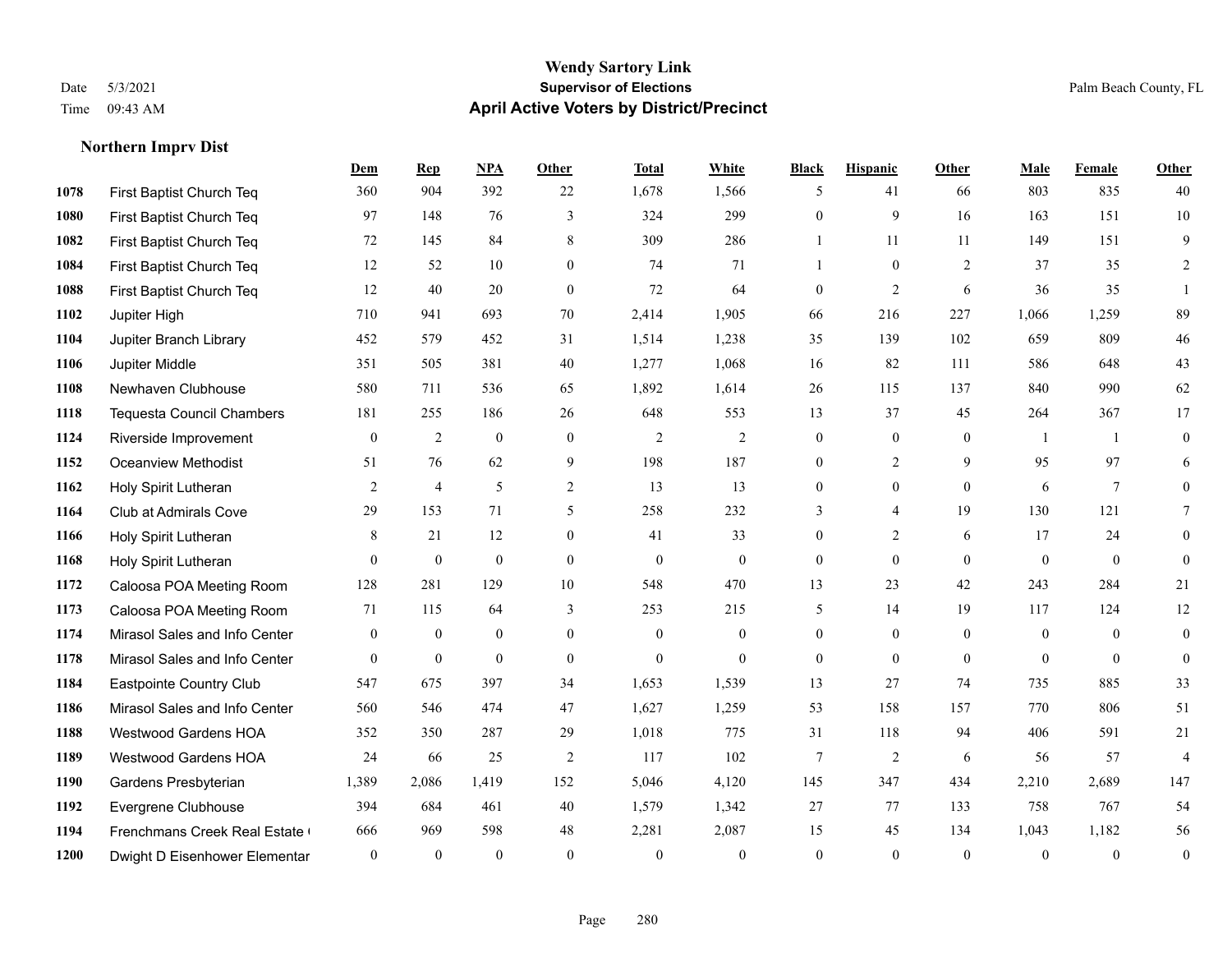**Wendy Sartory Link**
**Supervisor of Elections**
**April Active Voters by District/Precinct**

Date 5/3/2021
Time 09:43 AM

Palm Beach County, FL

### Northern Imprv Dist

| | | Dem | Rep | NPA | Other | Total | White | Black | Hispanic | Other | Male | Female | Other |
|---|---|---|---|---|---|---|---|---|---|---|---|---|---|
| 1078 | First Baptist Church Teq | 360 | 904 | 392 | 22 | 1,678 | 1,566 | 5 | 41 | 66 | 803 | 835 | 40 |
| 1080 | First Baptist Church Teq | 97 | 148 | 76 | 3 | 324 | 299 | 0 | 9 | 16 | 163 | 151 | 10 |
| 1082 | First Baptist Church Teq | 72 | 145 | 84 | 8 | 309 | 286 | 1 | 11 | 11 | 149 | 151 | 9 |
| 1084 | First Baptist Church Teq | 12 | 52 | 10 | 0 | 74 | 71 | 1 | 0 | 2 | 37 | 35 | 2 |
| 1088 | First Baptist Church Teq | 12 | 40 | 20 | 0 | 72 | 64 | 0 | 2 | 6 | 36 | 35 | 1 |
| 1102 | Jupiter High | 710 | 941 | 693 | 70 | 2,414 | 1,905 | 66 | 216 | 227 | 1,066 | 1,259 | 89 |
| 1104 | Jupiter Branch Library | 452 | 579 | 452 | 31 | 1,514 | 1,238 | 35 | 139 | 102 | 659 | 809 | 46 |
| 1106 | Jupiter Middle | 351 | 505 | 381 | 40 | 1,277 | 1,068 | 16 | 82 | 111 | 586 | 648 | 43 |
| 1108 | Newhaven Clubhouse | 580 | 711 | 536 | 65 | 1,892 | 1,614 | 26 | 115 | 137 | 840 | 990 | 62 |
| 1118 | Tequesta Council Chambers | 181 | 255 | 186 | 26 | 648 | 553 | 13 | 37 | 45 | 264 | 367 | 17 |
| 1124 | Riverside Improvement | 0 | 2 | 0 | 0 | 2 | 2 | 0 | 0 | 0 | 1 | 1 | 0 |
| 1152 | Oceanview Methodist | 51 | 76 | 62 | 9 | 198 | 187 | 0 | 2 | 9 | 95 | 97 | 6 |
| 1162 | Holy Spirit Lutheran | 2 | 4 | 5 | 2 | 13 | 13 | 0 | 0 | 0 | 6 | 7 | 0 |
| 1164 | Club at Admirals Cove | 29 | 153 | 71 | 5 | 258 | 232 | 3 | 4 | 19 | 130 | 121 | 7 |
| 1166 | Holy Spirit Lutheran | 8 | 21 | 12 | 0 | 41 | 33 | 0 | 2 | 6 | 17 | 24 | 0 |
| 1168 | Holy Spirit Lutheran | 0 | 0 | 0 | 0 | 0 | 0 | 0 | 0 | 0 | 0 | 0 | 0 |
| 1172 | Caloosa POA Meeting Room | 128 | 281 | 129 | 10 | 548 | 470 | 13 | 23 | 42 | 243 | 284 | 21 |
| 1173 | Caloosa POA Meeting Room | 71 | 115 | 64 | 3 | 253 | 215 | 5 | 14 | 19 | 117 | 124 | 12 |
| 1174 | Mirasol Sales and Info Center | 0 | 0 | 0 | 0 | 0 | 0 | 0 | 0 | 0 | 0 | 0 | 0 |
| 1178 | Mirasol Sales and Info Center | 0 | 0 | 0 | 0 | 0 | 0 | 0 | 0 | 0 | 0 | 0 | 0 |
| 1184 | Eastpointe Country Club | 547 | 675 | 397 | 34 | 1,653 | 1,539 | 13 | 27 | 74 | 735 | 885 | 33 |
| 1186 | Mirasol Sales and Info Center | 560 | 546 | 474 | 47 | 1,627 | 1,259 | 53 | 158 | 157 | 770 | 806 | 51 |
| 1188 | Westwood Gardens HOA | 352 | 350 | 287 | 29 | 1,018 | 775 | 31 | 118 | 94 | 406 | 591 | 21 |
| 1189 | Westwood Gardens HOA | 24 | 66 | 25 | 2 | 117 | 102 | 7 | 2 | 6 | 56 | 57 | 4 |
| 1190 | Gardens Presbyterian | 1,389 | 2,086 | 1,419 | 152 | 5,046 | 4,120 | 145 | 347 | 434 | 2,210 | 2,689 | 147 |
| 1192 | Evergrene Clubhouse | 394 | 684 | 461 | 40 | 1,579 | 1,342 | 27 | 77 | 133 | 758 | 767 | 54 |
| 1194 | Frenchmans Creek Real Estate ( | 666 | 969 | 598 | 48 | 2,281 | 2,087 | 15 | 45 | 134 | 1,043 | 1,182 | 56 |
| 1200 | Dwight D Eisenhower Elementar | 0 | 0 | 0 | 0 | 0 | 0 | 0 | 0 | 0 | 0 | 0 | 0 |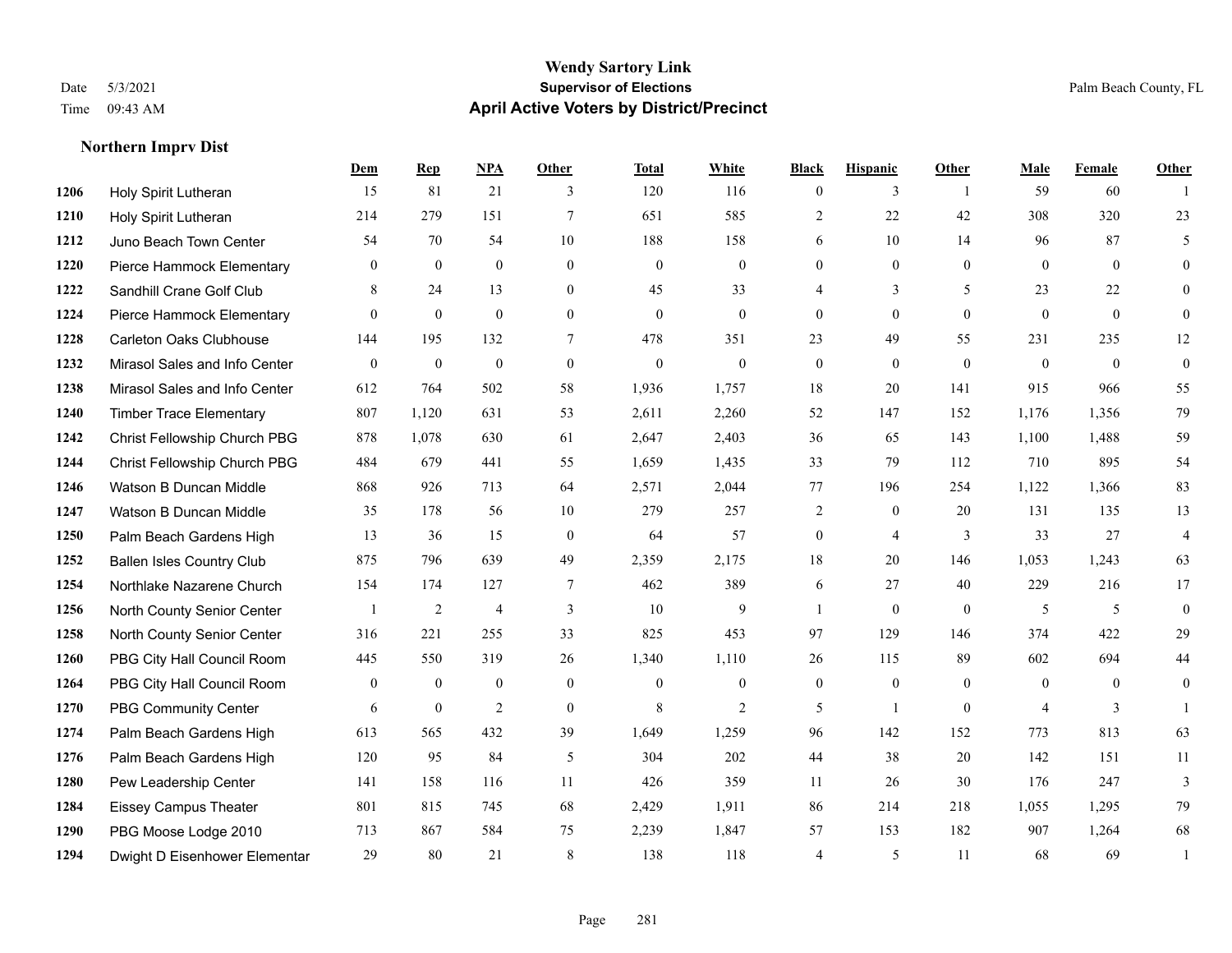# Wendy Sartory Link

**Supervisor of Elections**

**April Active Voters by District/Precinct**

Date 5/3/2021
Time 09:43 AM

Palm Beach County, FL

## Northern Imprv Dist

| | | Dem | Rep | NPA | Other | Total | White | Black | Hispanic | Other | Male | Female | Other |
|---|---|---|---|---|---|---|---|---|---|---|---|---|---|
| 1206 | Holy Spirit Lutheran | 15 | 81 | 21 | 3 | 120 | 116 | 0 | 3 | 1 | 59 | 60 | 1 |
| 1210 | Holy Spirit Lutheran | 214 | 279 | 151 | 7 | 651 | 585 | 2 | 22 | 42 | 308 | 320 | 23 |
| 1212 | Juno Beach Town Center | 54 | 70 | 54 | 10 | 188 | 158 | 6 | 10 | 14 | 96 | 87 | 5 |
| 1220 | Pierce Hammock Elementary | 0 | 0 | 0 | 0 | 0 | 0 | 0 | 0 | 0 | 0 | 0 | 0 |
| 1222 | Sandhill Crane Golf Club | 8 | 24 | 13 | 0 | 45 | 33 | 4 | 3 | 5 | 23 | 22 | 0 |
| 1224 | Pierce Hammock Elementary | 0 | 0 | 0 | 0 | 0 | 0 | 0 | 0 | 0 | 0 | 0 | 0 |
| 1228 | Carleton Oaks Clubhouse | 144 | 195 | 132 | 7 | 478 | 351 | 23 | 49 | 55 | 231 | 235 | 12 |
| 1232 | Mirasol Sales and Info Center | 0 | 0 | 0 | 0 | 0 | 0 | 0 | 0 | 0 | 0 | 0 | 0 |
| 1238 | Mirasol Sales and Info Center | 612 | 764 | 502 | 58 | 1,936 | 1,757 | 18 | 20 | 141 | 915 | 966 | 55 |
| 1240 | Timber Trace Elementary | 807 | 1,120 | 631 | 53 | 2,611 | 2,260 | 52 | 147 | 152 | 1,176 | 1,356 | 79 |
| 1242 | Christ Fellowship Church PBG | 878 | 1,078 | 630 | 61 | 2,647 | 2,403 | 36 | 65 | 143 | 1,100 | 1,488 | 59 |
| 1244 | Christ Fellowship Church PBG | 484 | 679 | 441 | 55 | 1,659 | 1,435 | 33 | 79 | 112 | 710 | 895 | 54 |
| 1246 | Watson B Duncan Middle | 868 | 926 | 713 | 64 | 2,571 | 2,044 | 77 | 196 | 254 | 1,122 | 1,366 | 83 |
| 1247 | Watson B Duncan Middle | 35 | 178 | 56 | 10 | 279 | 257 | 2 | 0 | 20 | 131 | 135 | 13 |
| 1250 | Palm Beach Gardens High | 13 | 36 | 15 | 0 | 64 | 57 | 0 | 4 | 3 | 33 | 27 | 4 |
| 1252 | Ballen Isles Country Club | 875 | 796 | 639 | 49 | 2,359 | 2,175 | 18 | 20 | 146 | 1,053 | 1,243 | 63 |
| 1254 | Northlake Nazarene Church | 154 | 174 | 127 | 7 | 462 | 389 | 6 | 27 | 40 | 229 | 216 | 17 |
| 1256 | North County Senior Center | 1 | 2 | 4 | 3 | 10 | 9 | 1 | 0 | 0 | 5 | 5 | 0 |
| 1258 | North County Senior Center | 316 | 221 | 255 | 33 | 825 | 453 | 97 | 129 | 146 | 374 | 422 | 29 |
| 1260 | PBG City Hall Council Room | 445 | 550 | 319 | 26 | 1,340 | 1,110 | 26 | 115 | 89 | 602 | 694 | 44 |
| 1264 | PBG City Hall Council Room | 0 | 0 | 0 | 0 | 0 | 0 | 0 | 0 | 0 | 0 | 0 | 0 |
| 1270 | PBG Community Center | 6 | 0 | 2 | 0 | 8 | 2 | 5 | 1 | 0 | 4 | 3 | 1 |
| 1274 | Palm Beach Gardens High | 613 | 565 | 432 | 39 | 1,649 | 1,259 | 96 | 142 | 152 | 773 | 813 | 63 |
| 1276 | Palm Beach Gardens High | 120 | 95 | 84 | 5 | 304 | 202 | 44 | 38 | 20 | 142 | 151 | 11 |
| 1280 | Pew Leadership Center | 141 | 158 | 116 | 11 | 426 | 359 | 11 | 26 | 30 | 176 | 247 | 3 |
| 1284 | Eissey Campus Theater | 801 | 815 | 745 | 68 | 2,429 | 1,911 | 86 | 214 | 218 | 1,055 | 1,295 | 79 |
| 1290 | PBG Moose Lodge 2010 | 713 | 867 | 584 | 75 | 2,239 | 1,847 | 57 | 153 | 182 | 907 | 1,264 | 68 |
| 1294 | Dwight D Eisenhower Elementar | 29 | 80 | 21 | 8 | 138 | 118 | 4 | 5 | 11 | 68 | 69 | 1 |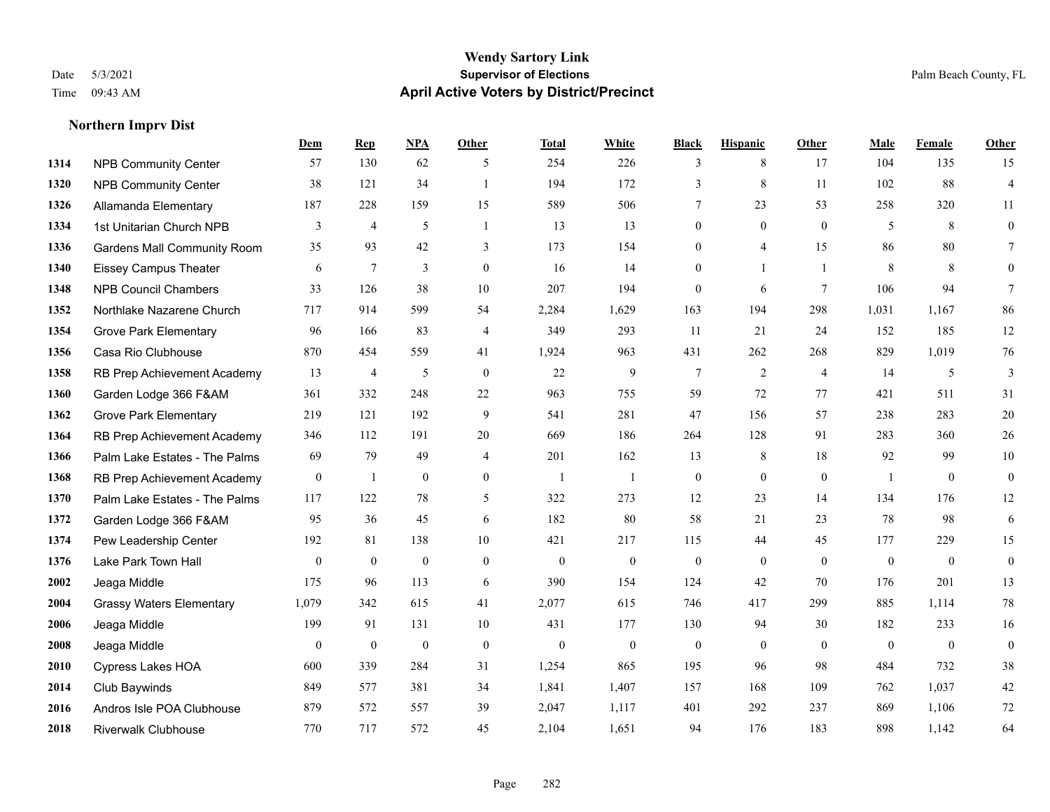# Wendy Sartory Link
## Supervisor of Elections
## April Active Voters by District/Precinct

Date 5/3/2021
Time 09:43 AM

Palm Beach County, FL

### Northern Imprv Dist

| | | Dem | Rep | NPA | Other | Total | White | Black | Hispanic | Other | Male | Female | Other |
|---|---|---|---|---|---|---|---|---|---|---|---|---|---|
| 1314 | NPB Community Center | 57 | 130 | 62 | 5 | 254 | 226 | 3 | 8 | 17 | 104 | 135 | 15 |
| 1320 | NPB Community Center | 38 | 121 | 34 | 1 | 194 | 172 | 3 | 8 | 11 | 102 | 88 | 4 |
| 1326 | Allamanda Elementary | 187 | 228 | 159 | 15 | 589 | 506 | 7 | 23 | 53 | 258 | 320 | 11 |
| 1334 | 1st Unitarian Church NPB | 3 | 4 | 5 | 1 | 13 | 13 | 0 | 0 | 0 | 5 | 8 | 0 |
| 1336 | Gardens Mall Community Room | 35 | 93 | 42 | 3 | 173 | 154 | 0 | 4 | 15 | 86 | 80 | 7 |
| 1340 | Eissey Campus Theater | 6 | 7 | 3 | 0 | 16 | 14 | 0 | 1 | 1 | 8 | 8 | 0 |
| 1348 | NPB Council Chambers | 33 | 126 | 38 | 10 | 207 | 194 | 0 | 6 | 7 | 106 | 94 | 7 |
| 1352 | Northlake Nazarene Church | 717 | 914 | 599 | 54 | 2,284 | 1,629 | 163 | 194 | 298 | 1,031 | 1,167 | 86 |
| 1354 | Grove Park Elementary | 96 | 166 | 83 | 4 | 349 | 293 | 11 | 21 | 24 | 152 | 185 | 12 |
| 1356 | Casa Rio Clubhouse | 870 | 454 | 559 | 41 | 1,924 | 963 | 431 | 262 | 268 | 829 | 1,019 | 76 |
| 1358 | RB Prep Achievement Academy | 13 | 4 | 5 | 0 | 22 | 9 | 7 | 2 | 4 | 14 | 5 | 3 |
| 1360 | Garden Lodge 366 F&AM | 361 | 332 | 248 | 22 | 963 | 755 | 59 | 72 | 77 | 421 | 511 | 31 |
| 1362 | Grove Park Elementary | 219 | 121 | 192 | 9 | 541 | 281 | 47 | 156 | 57 | 238 | 283 | 20 |
| 1364 | RB Prep Achievement Academy | 346 | 112 | 191 | 20 | 669 | 186 | 264 | 128 | 91 | 283 | 360 | 26 |
| 1366 | Palm Lake Estates - The Palms | 69 | 79 | 49 | 4 | 201 | 162 | 13 | 8 | 18 | 92 | 99 | 10 |
| 1368 | RB Prep Achievement Academy | 0 | 1 | 0 | 0 | 1 | 1 | 0 | 0 | 0 | 1 | 0 | 0 |
| 1370 | Palm Lake Estates - The Palms | 117 | 122 | 78 | 5 | 322 | 273 | 12 | 23 | 14 | 134 | 176 | 12 |
| 1372 | Garden Lodge 366 F&AM | 95 | 36 | 45 | 6 | 182 | 80 | 58 | 21 | 23 | 78 | 98 | 6 |
| 1374 | Pew Leadership Center | 192 | 81 | 138 | 10 | 421 | 217 | 115 | 44 | 45 | 177 | 229 | 15 |
| 1376 | Lake Park Town Hall | 0 | 0 | 0 | 0 | 0 | 0 | 0 | 0 | 0 | 0 | 0 | 0 |
| 2002 | Jeaga Middle | 175 | 96 | 113 | 6 | 390 | 154 | 124 | 42 | 70 | 176 | 201 | 13 |
| 2004 | Grassy Waters Elementary | 1,079 | 342 | 615 | 41 | 2,077 | 615 | 746 | 417 | 299 | 885 | 1,114 | 78 |
| 2006 | Jeaga Middle | 199 | 91 | 131 | 10 | 431 | 177 | 130 | 94 | 30 | 182 | 233 | 16 |
| 2008 | Jeaga Middle | 0 | 0 | 0 | 0 | 0 | 0 | 0 | 0 | 0 | 0 | 0 | 0 |
| 2010 | Cypress Lakes HOA | 600 | 339 | 284 | 31 | 1,254 | 865 | 195 | 96 | 98 | 484 | 732 | 38 |
| 2014 | Club Baywinds | 849 | 577 | 381 | 34 | 1,841 | 1,407 | 157 | 168 | 109 | 762 | 1,037 | 42 |
| 2016 | Andros Isle POA Clubhouse | 879 | 572 | 557 | 39 | 2,047 | 1,117 | 401 | 292 | 237 | 869 | 1,106 | 72 |
| 2018 | Riverwalk Clubhouse | 770 | 717 | 572 | 45 | 2,104 | 1,651 | 94 | 176 | 183 | 898 | 1,142 | 64 |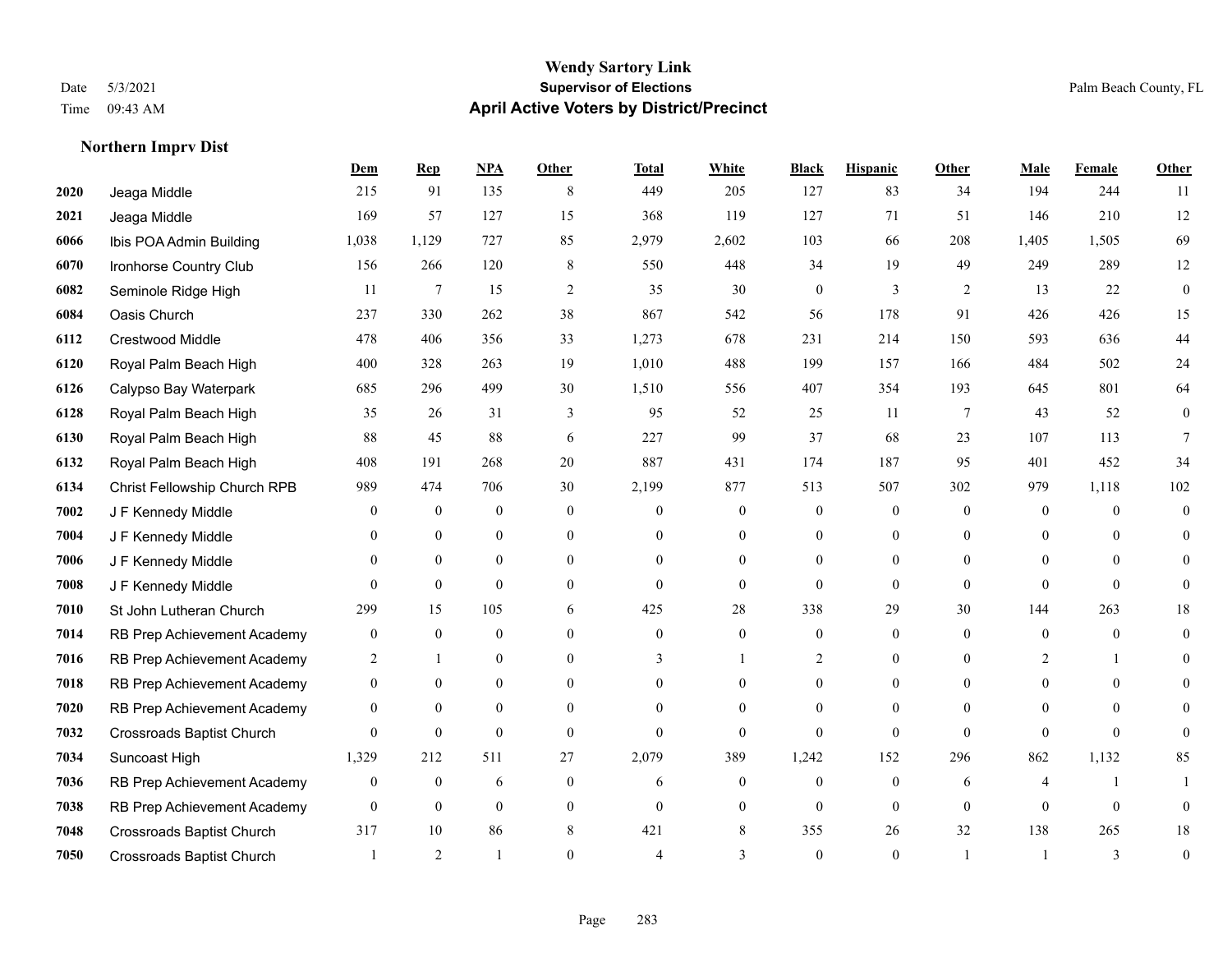# Wendy Sartory Link
## Supervisor of Elections
## April Active Voters by District/Precinct

Date 5/3/2021
Time 09:43 AM

Palm Beach County, FL

### Northern Imprv Dist

| | | Dem | Rep | NPA | Other | Total | White | Black | Hispanic | Other | Male | Female | Other |
|---|---|---|---|---|---|---|---|---|---|---|---|---|---|
| 2020 | Jeaga Middle | 215 | 91 | 135 | 8 | 449 | 205 | 127 | 83 | 34 | 194 | 244 | 11 |
| 2021 | Jeaga Middle | 169 | 57 | 127 | 15 | 368 | 119 | 127 | 71 | 51 | 146 | 210 | 12 |
| 6066 | Ibis POA Admin Building | 1,038 | 1,129 | 727 | 85 | 2,979 | 2,602 | 103 | 66 | 208 | 1,405 | 1,505 | 69 |
| 6070 | Ironhorse Country Club | 156 | 266 | 120 | 8 | 550 | 448 | 34 | 19 | 49 | 249 | 289 | 12 |
| 6082 | Seminole Ridge High | 11 | 7 | 15 | 2 | 35 | 30 | 0 | 3 | 2 | 13 | 22 | 0 |
| 6084 | Oasis Church | 237 | 330 | 262 | 38 | 867 | 542 | 56 | 178 | 91 | 426 | 426 | 15 |
| 6112 | Crestwood Middle | 478 | 406 | 356 | 33 | 1,273 | 678 | 231 | 214 | 150 | 593 | 636 | 44 |
| 6120 | Royal Palm Beach High | 400 | 328 | 263 | 19 | 1,010 | 488 | 199 | 157 | 166 | 484 | 502 | 24 |
| 6126 | Calypso Bay Waterpark | 685 | 296 | 499 | 30 | 1,510 | 556 | 407 | 354 | 193 | 645 | 801 | 64 |
| 6128 | Royal Palm Beach High | 35 | 26 | 31 | 3 | 95 | 52 | 25 | 11 | 7 | 43 | 52 | 0 |
| 6130 | Royal Palm Beach High | 88 | 45 | 88 | 6 | 227 | 99 | 37 | 68 | 23 | 107 | 113 | 7 |
| 6132 | Royal Palm Beach High | 408 | 191 | 268 | 20 | 887 | 431 | 174 | 187 | 95 | 401 | 452 | 34 |
| 6134 | Christ Fellowship Church RPB | 989 | 474 | 706 | 30 | 2,199 | 877 | 513 | 507 | 302 | 979 | 1,118 | 102 |
| 7002 | J F Kennedy Middle | 0 | 0 | 0 | 0 | 0 | 0 | 0 | 0 | 0 | 0 | 0 | 0 |
| 7004 | J F Kennedy Middle | 0 | 0 | 0 | 0 | 0 | 0 | 0 | 0 | 0 | 0 | 0 | 0 |
| 7006 | J F Kennedy Middle | 0 | 0 | 0 | 0 | 0 | 0 | 0 | 0 | 0 | 0 | 0 | 0 |
| 7008 | J F Kennedy Middle | 0 | 0 | 0 | 0 | 0 | 0 | 0 | 0 | 0 | 0 | 0 | 0 |
| 7010 | St John Lutheran Church | 299 | 15 | 105 | 6 | 425 | 28 | 338 | 29 | 30 | 144 | 263 | 18 |
| 7014 | RB Prep Achievement Academy | 0 | 0 | 0 | 0 | 0 | 0 | 0 | 0 | 0 | 0 | 0 | 0 |
| 7016 | RB Prep Achievement Academy | 2 | 1 | 0 | 0 | 3 | 1 | 2 | 0 | 0 | 2 | 1 | 0 |
| 7018 | RB Prep Achievement Academy | 0 | 0 | 0 | 0 | 0 | 0 | 0 | 0 | 0 | 0 | 0 | 0 |
| 7020 | RB Prep Achievement Academy | 0 | 0 | 0 | 0 | 0 | 0 | 0 | 0 | 0 | 0 | 0 | 0 |
| 7032 | Crossroads Baptist Church | 0 | 0 | 0 | 0 | 0 | 0 | 0 | 0 | 0 | 0 | 0 | 0 |
| 7034 | Suncoast High | 1,329 | 212 | 511 | 27 | 2,079 | 389 | 1,242 | 152 | 296 | 862 | 1,132 | 85 |
| 7036 | RB Prep Achievement Academy | 0 | 0 | 6 | 0 | 6 | 0 | 0 | 0 | 6 | 4 | 1 | 1 |
| 7038 | RB Prep Achievement Academy | 0 | 0 | 0 | 0 | 0 | 0 | 0 | 0 | 0 | 0 | 0 | 0 |
| 7048 | Crossroads Baptist Church | 317 | 10 | 86 | 8 | 421 | 8 | 355 | 26 | 32 | 138 | 265 | 18 |
| 7050 | Crossroads Baptist Church | 1 | 2 | 1 | 0 | 4 | 3 | 0 | 0 | 1 | 1 | 3 | 0 |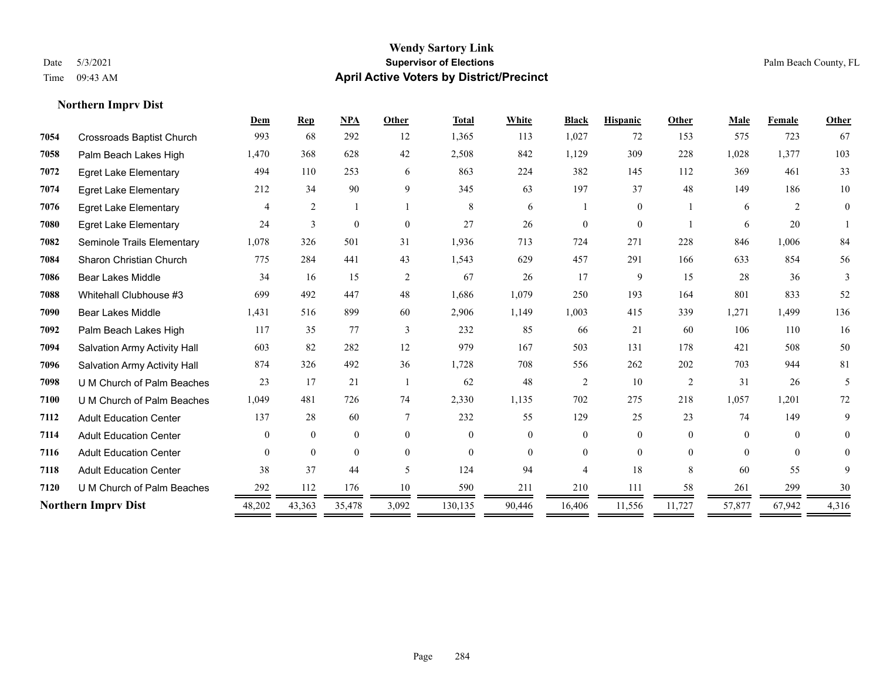# Wendy Sartory Link
## Supervisor of Elections
## April Active Voters by District/Precinct

Date 5/3/2021
Time 09:43 AM

Palm Beach County, FL

### Northern Imprv Dist

| | | Dem | Rep | NPA | Other | Total | White | Black | Hispanic | Other | Male | Female | Other |
|---|---|---|---|---|---|---|---|---|---|---|---|---|---|
| 7054 | Crossroads Baptist Church | 993 | 68 | 292 | 12 | 1,365 | 113 | 1,027 | 72 | 153 | 575 | 723 | 67 |
| 7058 | Palm Beach Lakes High | 1,470 | 368 | 628 | 42 | 2,508 | 842 | 1,129 | 309 | 228 | 1,028 | 1,377 | 103 |
| 7072 | Egret Lake Elementary | 494 | 110 | 253 | 6 | 863 | 224 | 382 | 145 | 112 | 369 | 461 | 33 |
| 7074 | Egret Lake Elementary | 212 | 34 | 90 | 9 | 345 | 63 | 197 | 37 | 48 | 149 | 186 | 10 |
| 7076 | Egret Lake Elementary | 4 | 2 | 1 | 1 | 8 | 6 | 1 | 0 | 1 | 6 | 2 | 0 |
| 7080 | Egret Lake Elementary | 24 | 3 | 0 | 0 | 27 | 26 | 0 | 0 | 1 | 6 | 20 | 1 |
| 7082 | Seminole Trails Elementary | 1,078 | 326 | 501 | 31 | 1,936 | 713 | 724 | 271 | 228 | 846 | 1,006 | 84 |
| 7084 | Sharon Christian Church | 775 | 284 | 441 | 43 | 1,543 | 629 | 457 | 291 | 166 | 633 | 854 | 56 |
| 7086 | Bear Lakes Middle | 34 | 16 | 15 | 2 | 67 | 26 | 17 | 9 | 15 | 28 | 36 | 3 |
| 7088 | Whitehall Clubhouse #3 | 699 | 492 | 447 | 48 | 1,686 | 1,079 | 250 | 193 | 164 | 801 | 833 | 52 |
| 7090 | Bear Lakes Middle | 1,431 | 516 | 899 | 60 | 2,906 | 1,149 | 1,003 | 415 | 339 | 1,271 | 1,499 | 136 |
| 7092 | Palm Beach Lakes High | 117 | 35 | 77 | 3 | 232 | 85 | 66 | 21 | 60 | 106 | 110 | 16 |
| 7094 | Salvation Army Activity Hall | 603 | 82 | 282 | 12 | 979 | 167 | 503 | 131 | 178 | 421 | 508 | 50 |
| 7096 | Salvation Army Activity Hall | 874 | 326 | 492 | 36 | 1,728 | 708 | 556 | 262 | 202 | 703 | 944 | 81 |
| 7098 | U M Church of Palm Beaches | 23 | 17 | 21 | 1 | 62 | 48 | 2 | 10 | 2 | 31 | 26 | 5 |
| 7100 | U M Church of Palm Beaches | 1,049 | 481 | 726 | 74 | 2,330 | 1,135 | 702 | 275 | 218 | 1,057 | 1,201 | 72 |
| 7112 | Adult Education Center | 137 | 28 | 60 | 7 | 232 | 55 | 129 | 25 | 23 | 74 | 149 | 9 |
| 7114 | Adult Education Center | 0 | 0 | 0 | 0 | 0 | 0 | 0 | 0 | 0 | 0 | 0 | 0 |
| 7116 | Adult Education Center | 0 | 0 | 0 | 0 | 0 | 0 | 0 | 0 | 0 | 0 | 0 | 0 |
| 7118 | Adult Education Center | 38 | 37 | 44 | 5 | 124 | 94 | 4 | 18 | 8 | 60 | 55 | 9 |
| 7120 | U M Church of Palm Beaches | 292 | 112 | 176 | 10 | 590 | 211 | 210 | 111 | 58 | 261 | 299 | 30 |
| **Northern Imprv Dist** | | 48,202 | 43,363 | 35,478 | 3,092 | 130,135 | 90,446 | 16,406 | 11,556 | 11,727 | 57,877 | 67,942 | 4,316 |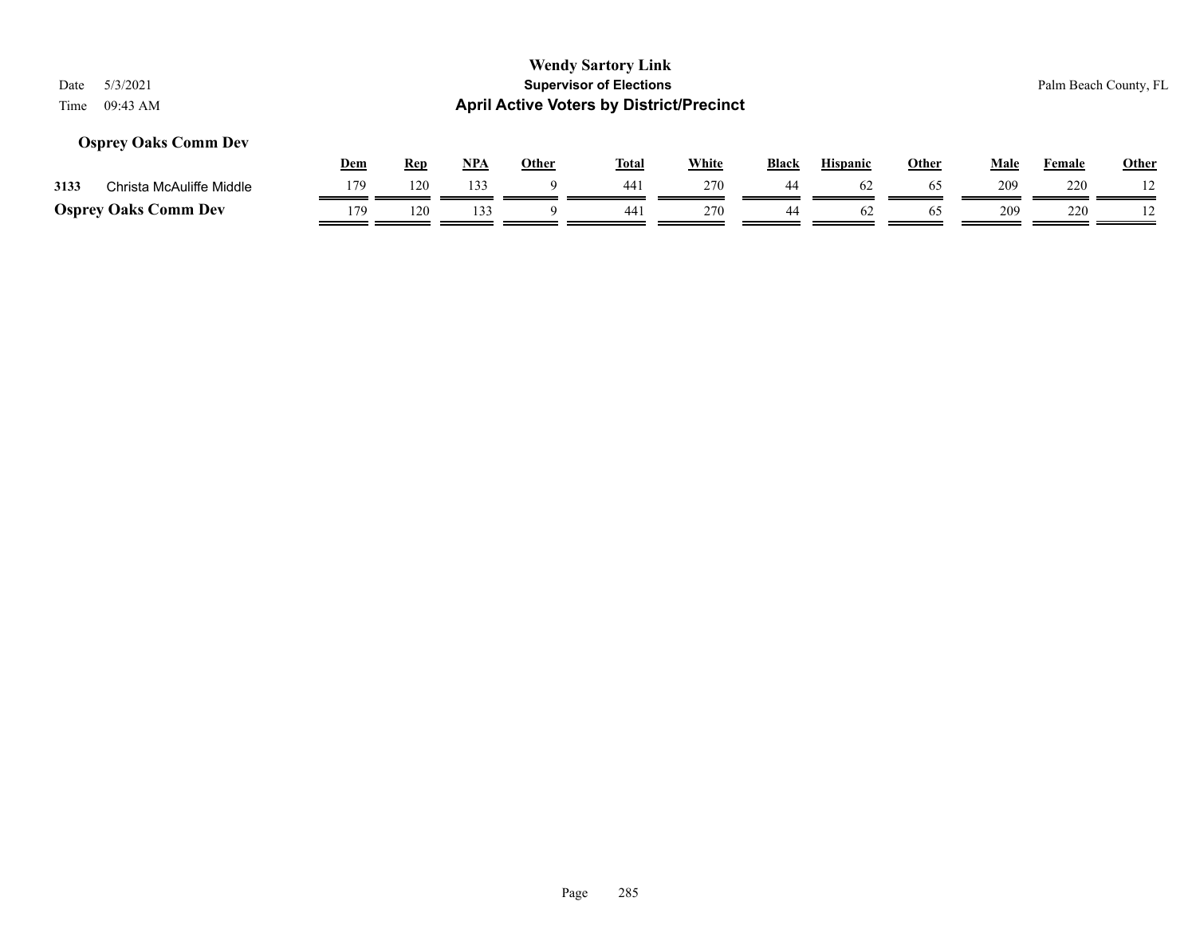# Wendy Sartory Link

**Supervisor of Elections**

**April Active Voters by District/Precinct**

Date 5/3/2021

Time 09:43 AM

Palm Beach County, FL

### Osprey Oaks Comm Dev

| | | Dem | Rep | NPA | Other | Total | White | Black | Hispanic | Other | Male | Female | Other |
|---|---|---|---|---|---|---|---|---|---|---|---|---|---|
| 3133 | Christa McAuliffe Middle | 179 | 120 | 133 | 9 | 441 | 270 | 44 | 62 | 65 | 209 | 220 | 12 |
| **Osprey Oaks Comm Dev** | | 179 | 120 | 133 | 9 | 441 | 270 | 44 | 62 | 65 | 209 | 220 | 12 |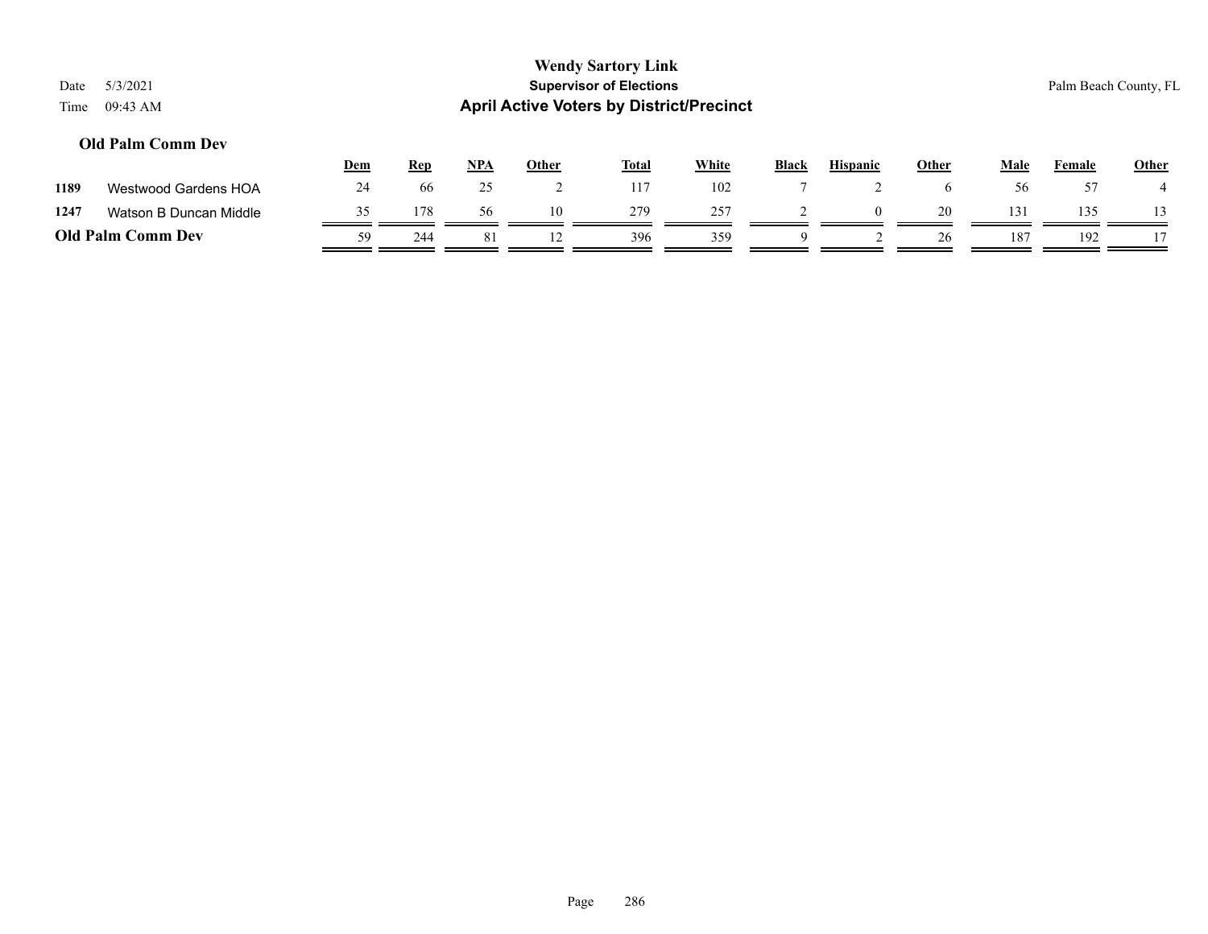# Wendy Sartory Link

**Supervisor of Elections**

**April Active Voters by District/Precinct**

Date 5/3/2021

Time 09:43 AM

Palm Beach County, FL

### Old Palm Comm Dev

| | | Dem | Rep | NPA | Other | Total | White | Black | Hispanic | Other | Male | Female | Other |
|---|---|---|---|---|---|---|---|---|---|---|---|---|---|
| 1189 | Westwood Gardens HOA | 24 | 66 | 25 | 2 | 117 | 102 | 7 | 2 | 6 | 56 | 57 | 4 |
| 1247 | Watson B Duncan Middle | 35 | 178 | 56 | 10 | 279 | 257 | 2 | 0 | 20 | 131 | 135 | 13 |
| **Old Palm Comm Dev** | | 59 | 244 | 81 | 12 | 396 | 359 | 9 | 2 | 26 | 187 | 192 | 17 |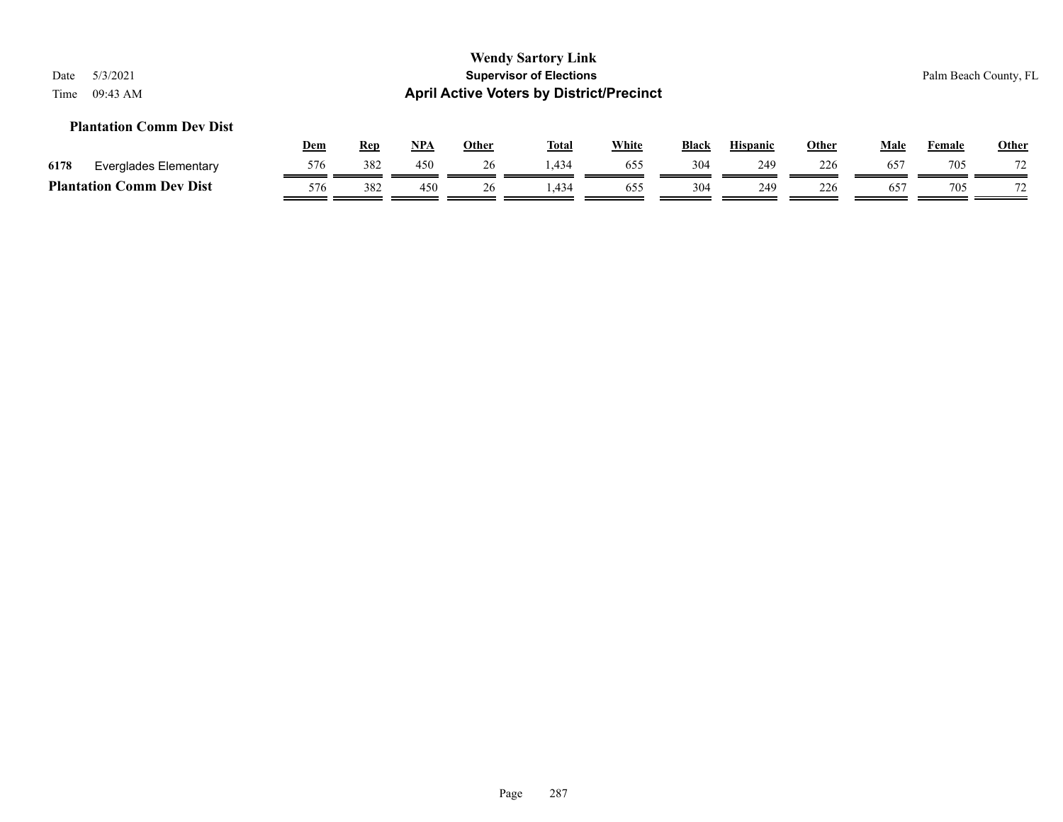## Plantation Comm Dev Dist

| | | Dem | Rep | NPA | Other | Total | White | Black | Hispanic | Other | Male | Female | Other |
|---|---|---|---|---|---|---|---|---|---|---|---|---|---|
| 6178 | Everglades Elementary | 576 | 382 | 450 | 26 | 1,434 | 655 | 304 | 249 | 226 | 657 | 705 | 72 |
| **Plantation Comm Dev Dist** | | 576 | 382 | 450 | 26 | 1,434 | 655 | 304 | 249 | 226 | 657 | 705 | 72 |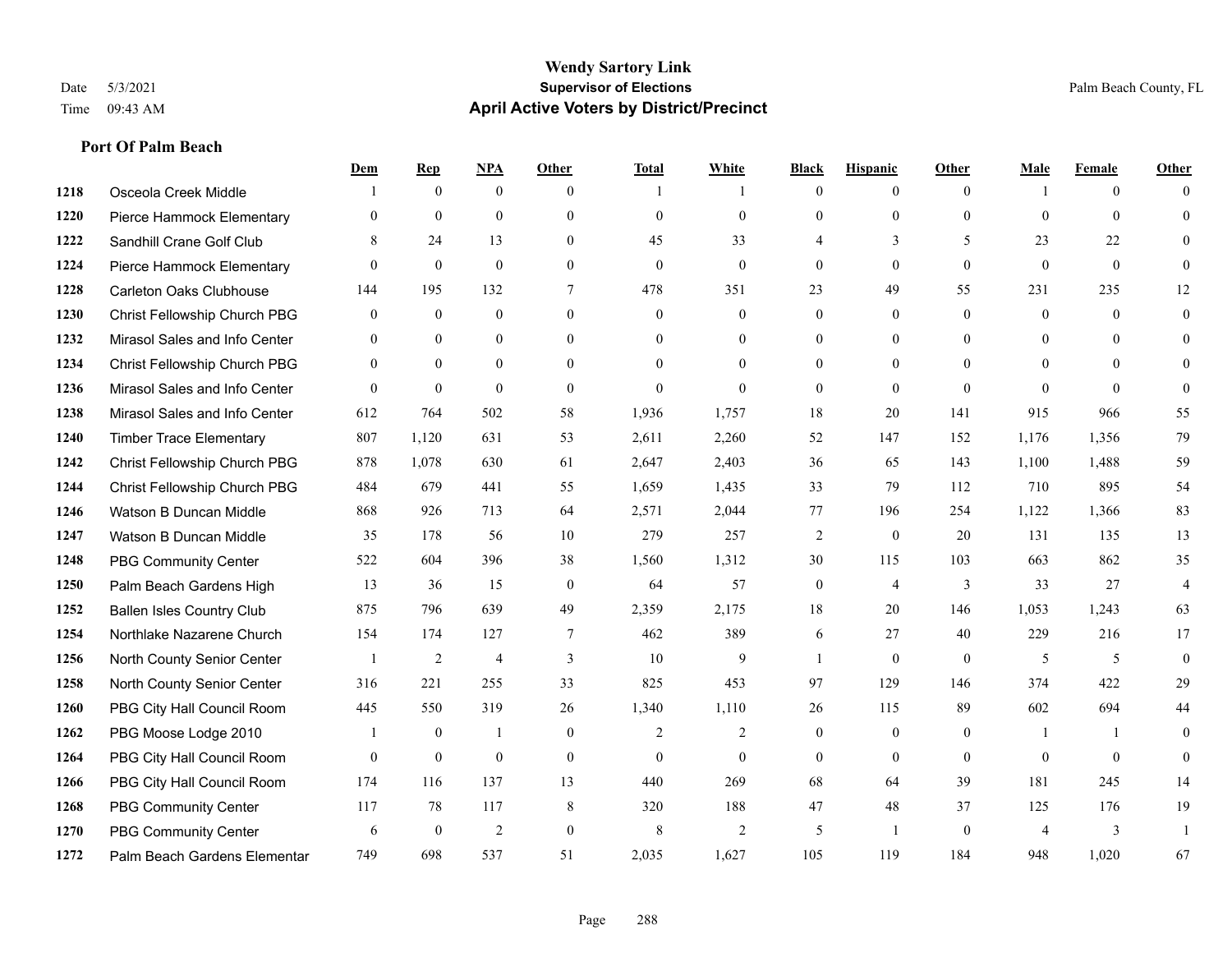**Wendy Sartory Link**
**Supervisor of Elections**
**April Active Voters by District/Precinct**

Date 5/3/2021
Time 09:43 AM
Palm Beach County, FL

### Port Of Palm Beach

| | | Dem | Rep | NPA | Other | Total | White | Black | Hispanic | Other | Male | Female | Other |
|---|---|---|---|---|---|---|---|---|---|---|---|---|---|
| 1218 | Osceola Creek Middle | 1 | 0 | 0 | 0 | 1 | 1 | 0 | 0 | 0 | 1 | 0 | 0 |
| 1220 | Pierce Hammock Elementary | 0 | 0 | 0 | 0 | 0 | 0 | 0 | 0 | 0 | 0 | 0 | 0 |
| 1222 | Sandhill Crane Golf Club | 8 | 24 | 13 | 0 | 45 | 33 | 4 | 3 | 5 | 23 | 22 | 0 |
| 1224 | Pierce Hammock Elementary | 0 | 0 | 0 | 0 | 0 | 0 | 0 | 0 | 0 | 0 | 0 | 0 |
| 1228 | Carleton Oaks Clubhouse | 144 | 195 | 132 | 7 | 478 | 351 | 23 | 49 | 55 | 231 | 235 | 12 |
| 1230 | Christ Fellowship Church PBG | 0 | 0 | 0 | 0 | 0 | 0 | 0 | 0 | 0 | 0 | 0 | 0 |
| 1232 | Mirasol Sales and Info Center | 0 | 0 | 0 | 0 | 0 | 0 | 0 | 0 | 0 | 0 | 0 | 0 |
| 1234 | Christ Fellowship Church PBG | 0 | 0 | 0 | 0 | 0 | 0 | 0 | 0 | 0 | 0 | 0 | 0 |
| 1236 | Mirasol Sales and Info Center | 0 | 0 | 0 | 0 | 0 | 0 | 0 | 0 | 0 | 0 | 0 | 0 |
| 1238 | Mirasol Sales and Info Center | 612 | 764 | 502 | 58 | 1,936 | 1,757 | 18 | 20 | 141 | 915 | 966 | 55 |
| 1240 | Timber Trace Elementary | 807 | 1,120 | 631 | 53 | 2,611 | 2,260 | 52 | 147 | 152 | 1,176 | 1,356 | 79 |
| 1242 | Christ Fellowship Church PBG | 878 | 1,078 | 630 | 61 | 2,647 | 2,403 | 36 | 65 | 143 | 1,100 | 1,488 | 59 |
| 1244 | Christ Fellowship Church PBG | 484 | 679 | 441 | 55 | 1,659 | 1,435 | 33 | 79 | 112 | 710 | 895 | 54 |
| 1246 | Watson B Duncan Middle | 868 | 926 | 713 | 64 | 2,571 | 2,044 | 77 | 196 | 254 | 1,122 | 1,366 | 83 |
| 1247 | Watson B Duncan Middle | 35 | 178 | 56 | 10 | 279 | 257 | 2 | 0 | 20 | 131 | 135 | 13 |
| 1248 | PBG Community Center | 522 | 604 | 396 | 38 | 1,560 | 1,312 | 30 | 115 | 103 | 663 | 862 | 35 |
| 1250 | Palm Beach Gardens High | 13 | 36 | 15 | 0 | 64 | 57 | 0 | 4 | 3 | 33 | 27 | 4 |
| 1252 | Ballen Isles Country Club | 875 | 796 | 639 | 49 | 2,359 | 2,175 | 18 | 20 | 146 | 1,053 | 1,243 | 63 |
| 1254 | Northlake Nazarene Church | 154 | 174 | 127 | 7 | 462 | 389 | 6 | 27 | 40 | 229 | 216 | 17 |
| 1256 | North County Senior Center | 1 | 2 | 4 | 3 | 10 | 9 | 1 | 0 | 0 | 5 | 5 | 0 |
| 1258 | North County Senior Center | 316 | 221 | 255 | 33 | 825 | 453 | 97 | 129 | 146 | 374 | 422 | 29 |
| 1260 | PBG City Hall Council Room | 445 | 550 | 319 | 26 | 1,340 | 1,110 | 26 | 115 | 89 | 602 | 694 | 44 |
| 1262 | PBG Moose Lodge 2010 | 1 | 0 | 1 | 0 | 2 | 2 | 0 | 0 | 0 | 1 | 1 | 0 |
| 1264 | PBG City Hall Council Room | 0 | 0 | 0 | 0 | 0 | 0 | 0 | 0 | 0 | 0 | 0 | 0 |
| 1266 | PBG City Hall Council Room | 174 | 116 | 137 | 13 | 440 | 269 | 68 | 64 | 39 | 181 | 245 | 14 |
| 1268 | PBG Community Center | 117 | 78 | 117 | 8 | 320 | 188 | 47 | 48 | 37 | 125 | 176 | 19 |
| 1270 | PBG Community Center | 6 | 0 | 2 | 0 | 8 | 2 | 5 | 1 | 0 | 4 | 3 | 1 |
| 1272 | Palm Beach Gardens Elementar | 749 | 698 | 537 | 51 | 2,035 | 1,627 | 105 | 119 | 184 | 948 | 1,020 | 67 |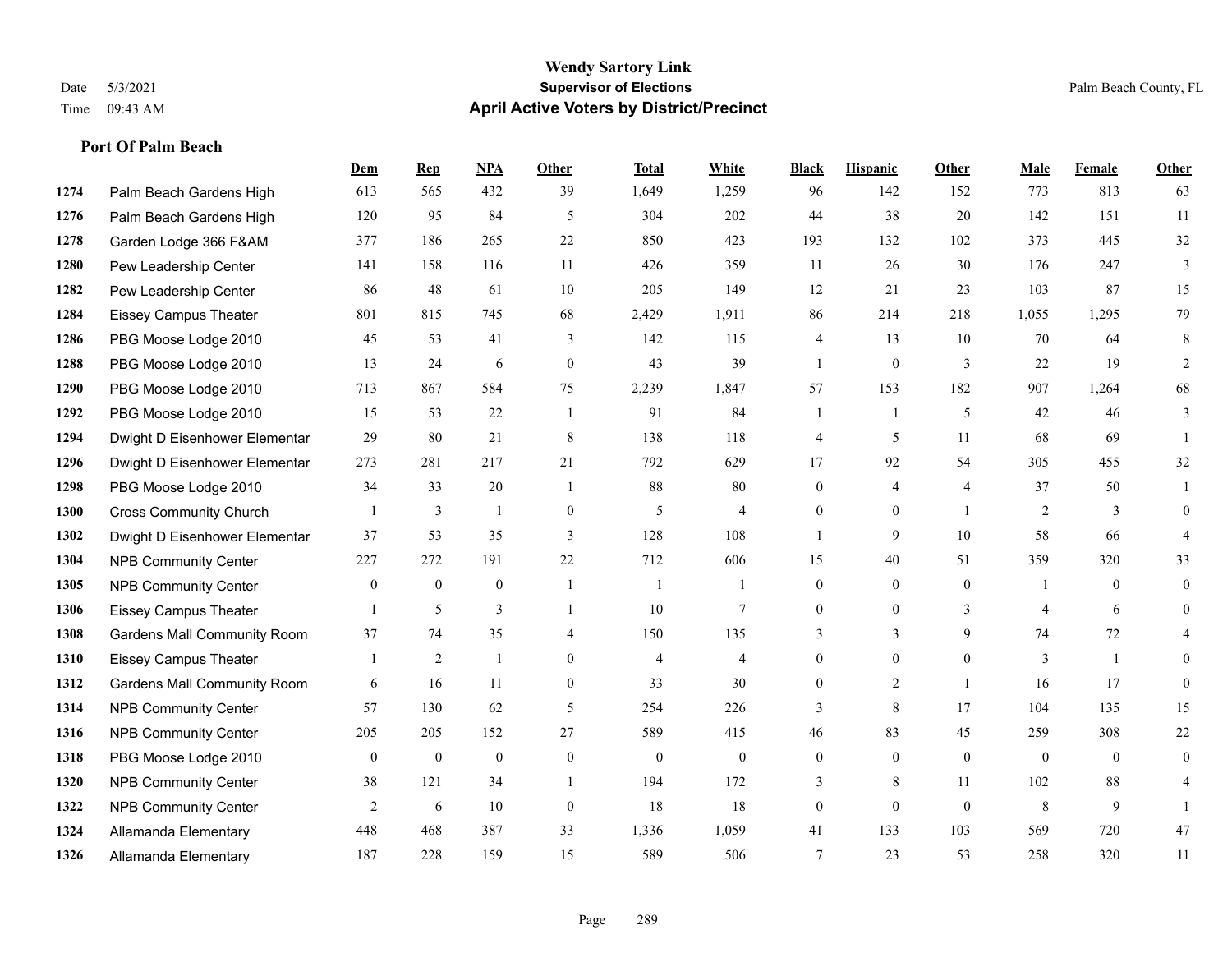**Wendy Sartory Link**
**Supervisor of Elections**
**April Active Voters by District/Precinct**

Date 5/3/2021 Palm Beach County, FL
Time 09:43 AM

### Port Of Palm Beach

| | | Dem | Rep | NPA | Other | Total | White | Black | Hispanic | Other | Male | Female | Other |
|---|---|---|---|---|---|---|---|---|---|---|---|---|---|
| 1274 | Palm Beach Gardens High | 613 | 565 | 432 | 39 | 1,649 | 1,259 | 96 | 142 | 152 | 773 | 813 | 63 |
| 1276 | Palm Beach Gardens High | 120 | 95 | 84 | 5 | 304 | 202 | 44 | 38 | 20 | 142 | 151 | 11 |
| 1278 | Garden Lodge 366 F&AM | 377 | 186 | 265 | 22 | 850 | 423 | 193 | 132 | 102 | 373 | 445 | 32 |
| 1280 | Pew Leadership Center | 141 | 158 | 116 | 11 | 426 | 359 | 11 | 26 | 30 | 176 | 247 | 3 |
| 1282 | Pew Leadership Center | 86 | 48 | 61 | 10 | 205 | 149 | 12 | 21 | 23 | 103 | 87 | 15 |
| 1284 | Eissey Campus Theater | 801 | 815 | 745 | 68 | 2,429 | 1,911 | 86 | 214 | 218 | 1,055 | 1,295 | 79 |
| 1286 | PBG Moose Lodge 2010 | 45 | 53 | 41 | 3 | 142 | 115 | 4 | 13 | 10 | 70 | 64 | 8 |
| 1288 | PBG Moose Lodge 2010 | 13 | 24 | 6 | 0 | 43 | 39 | 1 | 0 | 3 | 22 | 19 | 2 |
| 1290 | PBG Moose Lodge 2010 | 713 | 867 | 584 | 75 | 2,239 | 1,847 | 57 | 153 | 182 | 907 | 1,264 | 68 |
| 1292 | PBG Moose Lodge 2010 | 15 | 53 | 22 | 1 | 91 | 84 | 1 | 1 | 5 | 42 | 46 | 3 |
| 1294 | Dwight D Eisenhower Elementar | 29 | 80 | 21 | 8 | 138 | 118 | 4 | 5 | 11 | 68 | 69 | 1 |
| 1296 | Dwight D Eisenhower Elementar | 273 | 281 | 217 | 21 | 792 | 629 | 17 | 92 | 54 | 305 | 455 | 32 |
| 1298 | PBG Moose Lodge 2010 | 34 | 33 | 20 | 1 | 88 | 80 | 0 | 4 | 4 | 37 | 50 | 1 |
| 1300 | Cross Community Church | 1 | 3 | 1 | 0 | 5 | 4 | 0 | 0 | 1 | 2 | 3 | 0 |
| 1302 | Dwight D Eisenhower Elementar | 37 | 53 | 35 | 3 | 128 | 108 | 1 | 9 | 10 | 58 | 66 | 4 |
| 1304 | NPB Community Center | 227 | 272 | 191 | 22 | 712 | 606 | 15 | 40 | 51 | 359 | 320 | 33 |
| 1305 | NPB Community Center | 0 | 0 | 0 | 1 | 1 | 1 | 0 | 0 | 0 | 1 | 0 | 0 |
| 1306 | Eissey Campus Theater | 1 | 5 | 3 | 1 | 10 | 7 | 0 | 0 | 3 | 4 | 6 | 0 |
| 1308 | Gardens Mall Community Room | 37 | 74 | 35 | 4 | 150 | 135 | 3 | 3 | 9 | 74 | 72 | 4 |
| 1310 | Eissey Campus Theater | 1 | 2 | 1 | 0 | 4 | 4 | 0 | 0 | 0 | 3 | 1 | 0 |
| 1312 | Gardens Mall Community Room | 6 | 16 | 11 | 0 | 33 | 30 | 0 | 2 | 1 | 16 | 17 | 0 |
| 1314 | NPB Community Center | 57 | 130 | 62 | 5 | 254 | 226 | 3 | 8 | 17 | 104 | 135 | 15 |
| 1316 | NPB Community Center | 205 | 205 | 152 | 27 | 589 | 415 | 46 | 83 | 45 | 259 | 308 | 22 |
| 1318 | PBG Moose Lodge 2010 | 0 | 0 | 0 | 0 | 0 | 0 | 0 | 0 | 0 | 0 | 0 | 0 |
| 1320 | NPB Community Center | 38 | 121 | 34 | 1 | 194 | 172 | 3 | 8 | 11 | 102 | 88 | 4 |
| 1322 | NPB Community Center | 2 | 6 | 10 | 0 | 18 | 18 | 0 | 0 | 0 | 8 | 9 | 1 |
| 1324 | Allamanda Elementary | 448 | 468 | 387 | 33 | 1,336 | 1,059 | 41 | 133 | 103 | 569 | 720 | 47 |
| 1326 | Allamanda Elementary | 187 | 228 | 159 | 15 | 589 | 506 | 7 | 23 | 53 | 258 | 320 | 11 |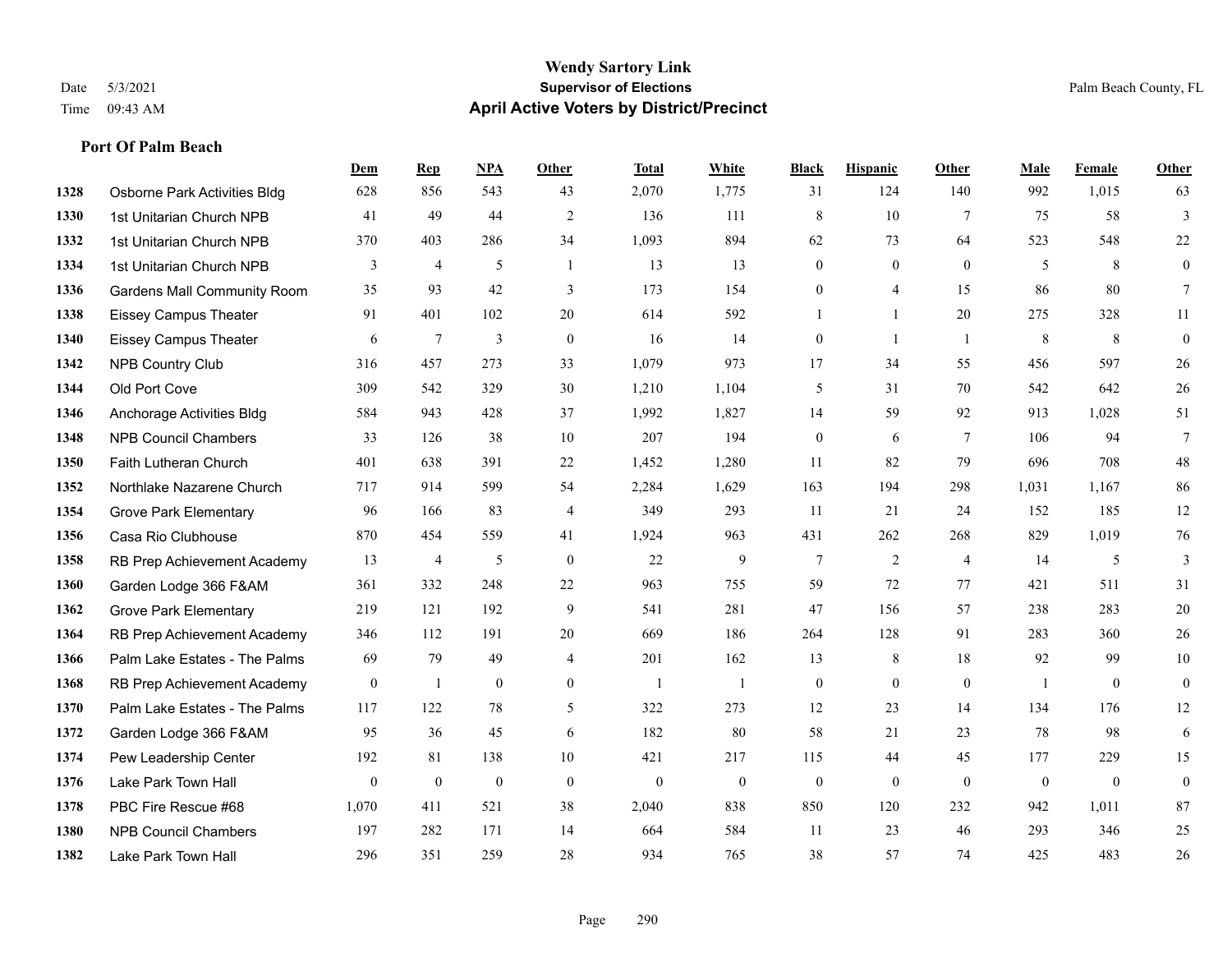# Wendy Sartory Link
## Supervisor of Elections
## April Active Voters by District/Precinct

Date 5/3/2021
Time 09:43 AM
Palm Beach County, FL

### Port Of Palm Beach

| | | Dem | Rep | NPA | Other | Total | White | Black | Hispanic | Other | Male | Female | Other |
|---|---|---|---|---|---|---|---|---|---|---|---|---|---|
| 1328 | Osborne Park Activities Bldg | 628 | 856 | 543 | 43 | 2,070 | 1,775 | 31 | 124 | 140 | 992 | 1,015 | 63 |
| 1330 | 1st Unitarian Church NPB | 41 | 49 | 44 | 2 | 136 | 111 | 8 | 10 | 7 | 75 | 58 | 3 |
| 1332 | 1st Unitarian Church NPB | 370 | 403 | 286 | 34 | 1,093 | 894 | 62 | 73 | 64 | 523 | 548 | 22 |
| 1334 | 1st Unitarian Church NPB | 3 | 4 | 5 | 1 | 13 | 13 | 0 | 0 | 0 | 5 | 8 | 0 |
| 1336 | Gardens Mall Community Room | 35 | 93 | 42 | 3 | 173 | 154 | 0 | 4 | 15 | 86 | 80 | 7 |
| 1338 | Eissey Campus Theater | 91 | 401 | 102 | 20 | 614 | 592 | 1 | 1 | 20 | 275 | 328 | 11 |
| 1340 | Eissey Campus Theater | 6 | 7 | 3 | 0 | 16 | 14 | 0 | 1 | 1 | 8 | 8 | 0 |
| 1342 | NPB Country Club | 316 | 457 | 273 | 33 | 1,079 | 973 | 17 | 34 | 55 | 456 | 597 | 26 |
| 1344 | Old Port Cove | 309 | 542 | 329 | 30 | 1,210 | 1,104 | 5 | 31 | 70 | 542 | 642 | 26 |
| 1346 | Anchorage Activities Bldg | 584 | 943 | 428 | 37 | 1,992 | 1,827 | 14 | 59 | 92 | 913 | 1,028 | 51 |
| 1348 | NPB Council Chambers | 33 | 126 | 38 | 10 | 207 | 194 | 0 | 6 | 7 | 106 | 94 | 7 |
| 1350 | Faith Lutheran Church | 401 | 638 | 391 | 22 | 1,452 | 1,280 | 11 | 82 | 79 | 696 | 708 | 48 |
| 1352 | Northlake Nazarene Church | 717 | 914 | 599 | 54 | 2,284 | 1,629 | 163 | 194 | 298 | 1,031 | 1,167 | 86 |
| 1354 | Grove Park Elementary | 96 | 166 | 83 | 4 | 349 | 293 | 11 | 21 | 24 | 152 | 185 | 12 |
| 1356 | Casa Rio Clubhouse | 870 | 454 | 559 | 41 | 1,924 | 963 | 431 | 262 | 268 | 829 | 1,019 | 76 |
| 1358 | RB Prep Achievement Academy | 13 | 4 | 5 | 0 | 22 | 9 | 7 | 2 | 4 | 14 | 5 | 3 |
| 1360 | Garden Lodge 366 F&AM | 361 | 332 | 248 | 22 | 963 | 755 | 59 | 72 | 77 | 421 | 511 | 31 |
| 1362 | Grove Park Elementary | 219 | 121 | 192 | 9 | 541 | 281 | 47 | 156 | 57 | 238 | 283 | 20 |
| 1364 | RB Prep Achievement Academy | 346 | 112 | 191 | 20 | 669 | 186 | 264 | 128 | 91 | 283 | 360 | 26 |
| 1366 | Palm Lake Estates - The Palms | 69 | 79 | 49 | 4 | 201 | 162 | 13 | 8 | 18 | 92 | 99 | 10 |
| 1368 | RB Prep Achievement Academy | 0 | 1 | 0 | 0 | 1 | 1 | 0 | 0 | 0 | 1 | 0 | 0 |
| 1370 | Palm Lake Estates - The Palms | 117 | 122 | 78 | 5 | 322 | 273 | 12 | 23 | 14 | 134 | 176 | 12 |
| 1372 | Garden Lodge 366 F&AM | 95 | 36 | 45 | 6 | 182 | 80 | 58 | 21 | 23 | 78 | 98 | 6 |
| 1374 | Pew Leadership Center | 192 | 81 | 138 | 10 | 421 | 217 | 115 | 44 | 45 | 177 | 229 | 15 |
| 1376 | Lake Park Town Hall | 0 | 0 | 0 | 0 | 0 | 0 | 0 | 0 | 0 | 0 | 0 | 0 |
| 1378 | PBC Fire Rescue #68 | 1,070 | 411 | 521 | 38 | 2,040 | 838 | 850 | 120 | 232 | 942 | 1,011 | 87 |
| 1380 | NPB Council Chambers | 197 | 282 | 171 | 14 | 664 | 584 | 11 | 23 | 46 | 293 | 346 | 25 |
| 1382 | Lake Park Town Hall | 296 | 351 | 259 | 28 | 934 | 765 | 38 | 57 | 74 | 425 | 483 | 26 |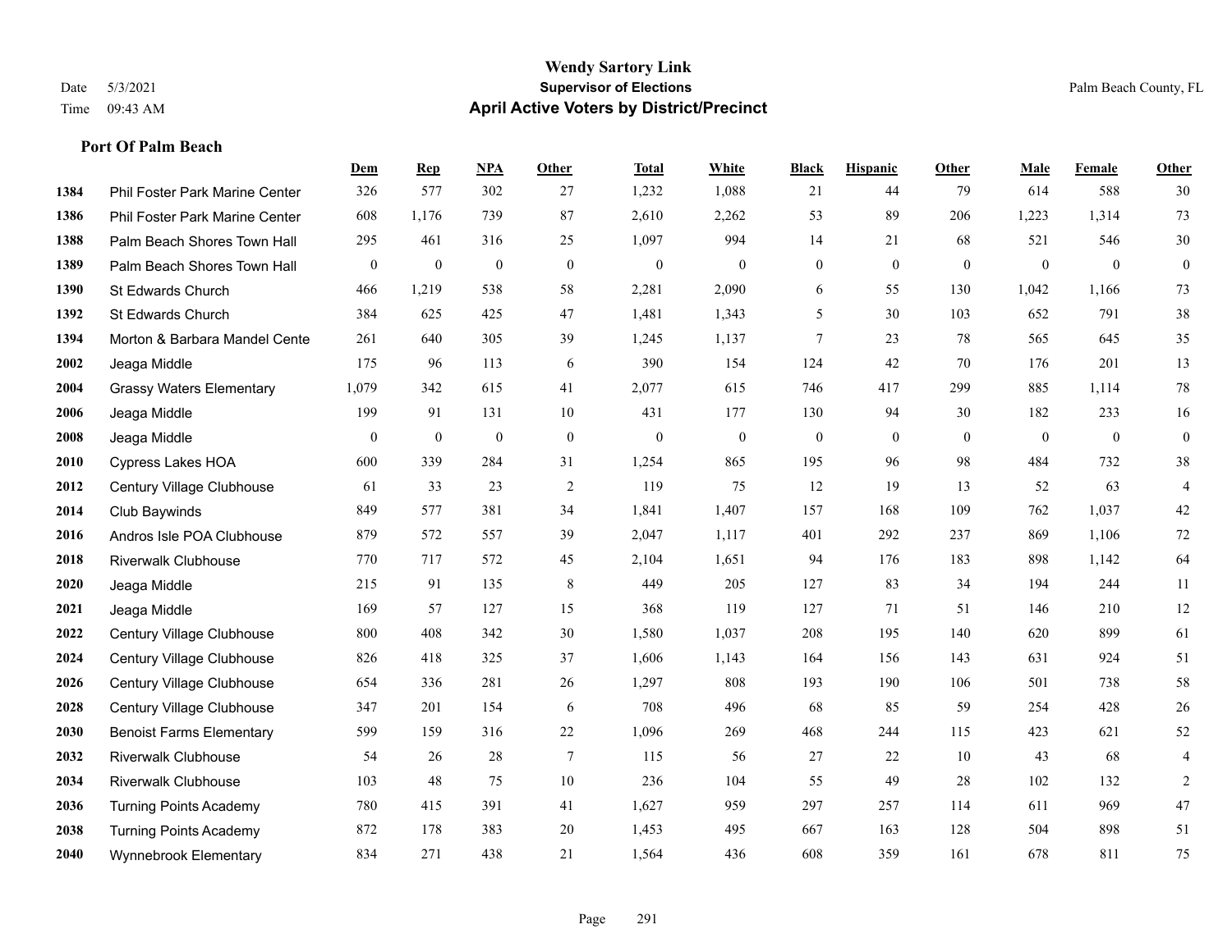**Wendy Sartory Link**
**Supervisor of Elections**
**April Active Voters by District/Precinct**

Date 5/3/2021 | Time 09:43 AM | Palm Beach County, FL

### Port Of Palm Beach

| | | Dem | Rep | NPA | Other | Total | White | Black | Hispanic | Other | Male | Female | Other |
|---|---|---|---|---|---|---|---|---|---|---|---|---|---|
| 1384 | Phil Foster Park Marine Center | 326 | 577 | 302 | 27 | 1,232 | 1,088 | 21 | 44 | 79 | 614 | 588 | 30 |
| 1386 | Phil Foster Park Marine Center | 608 | 1,176 | 739 | 87 | 2,610 | 2,262 | 53 | 89 | 206 | 1,223 | 1,314 | 73 |
| 1388 | Palm Beach Shores Town Hall | 295 | 461 | 316 | 25 | 1,097 | 994 | 14 | 21 | 68 | 521 | 546 | 30 |
| 1389 | Palm Beach Shores Town Hall | 0 | 0 | 0 | 0 | 0 | 0 | 0 | 0 | 0 | 0 | 0 | 0 |
| 1390 | St Edwards Church | 466 | 1,219 | 538 | 58 | 2,281 | 2,090 | 6 | 55 | 130 | 1,042 | 1,166 | 73 |
| 1392 | St Edwards Church | 384 | 625 | 425 | 47 | 1,481 | 1,343 | 5 | 30 | 103 | 652 | 791 | 38 |
| 1394 | Morton & Barbara Mandel Cente | 261 | 640 | 305 | 39 | 1,245 | 1,137 | 7 | 23 | 78 | 565 | 645 | 35 |
| 2002 | Jeaga Middle | 175 | 96 | 113 | 6 | 390 | 154 | 124 | 42 | 70 | 176 | 201 | 13 |
| 2004 | Grassy Waters Elementary | 1,079 | 342 | 615 | 41 | 2,077 | 615 | 746 | 417 | 299 | 885 | 1,114 | 78 |
| 2006 | Jeaga Middle | 199 | 91 | 131 | 10 | 431 | 177 | 130 | 94 | 30 | 182 | 233 | 16 |
| 2008 | Jeaga Middle | 0 | 0 | 0 | 0 | 0 | 0 | 0 | 0 | 0 | 0 | 0 | 0 |
| 2010 | Cypress Lakes HOA | 600 | 339 | 284 | 31 | 1,254 | 865 | 195 | 96 | 98 | 484 | 732 | 38 |
| 2012 | Century Village Clubhouse | 61 | 33 | 23 | 2 | 119 | 75 | 12 | 19 | 13 | 52 | 63 | 4 |
| 2014 | Club Baywinds | 849 | 577 | 381 | 34 | 1,841 | 1,407 | 157 | 168 | 109 | 762 | 1,037 | 42 |
| 2016 | Andros Isle POA Clubhouse | 879 | 572 | 557 | 39 | 2,047 | 1,117 | 401 | 292 | 237 | 869 | 1,106 | 72 |
| 2018 | Riverwalk Clubhouse | 770 | 717 | 572 | 45 | 2,104 | 1,651 | 94 | 176 | 183 | 898 | 1,142 | 64 |
| 2020 | Jeaga Middle | 215 | 91 | 135 | 8 | 449 | 205 | 127 | 83 | 34 | 194 | 244 | 11 |
| 2021 | Jeaga Middle | 169 | 57 | 127 | 15 | 368 | 119 | 127 | 71 | 51 | 146 | 210 | 12 |
| 2022 | Century Village Clubhouse | 800 | 408 | 342 | 30 | 1,580 | 1,037 | 208 | 195 | 140 | 620 | 899 | 61 |
| 2024 | Century Village Clubhouse | 826 | 418 | 325 | 37 | 1,606 | 1,143 | 164 | 156 | 143 | 631 | 924 | 51 |
| 2026 | Century Village Clubhouse | 654 | 336 | 281 | 26 | 1,297 | 808 | 193 | 190 | 106 | 501 | 738 | 58 |
| 2028 | Century Village Clubhouse | 347 | 201 | 154 | 6 | 708 | 496 | 68 | 85 | 59 | 254 | 428 | 26 |
| 2030 | Benoist Farms Elementary | 599 | 159 | 316 | 22 | 1,096 | 269 | 468 | 244 | 115 | 423 | 621 | 52 |
| 2032 | Riverwalk Clubhouse | 54 | 26 | 28 | 7 | 115 | 56 | 27 | 22 | 10 | 43 | 68 | 4 |
| 2034 | Riverwalk Clubhouse | 103 | 48 | 75 | 10 | 236 | 104 | 55 | 49 | 28 | 102 | 132 | 2 |
| 2036 | Turning Points Academy | 780 | 415 | 391 | 41 | 1,627 | 959 | 297 | 257 | 114 | 611 | 969 | 47 |
| 2038 | Turning Points Academy | 872 | 178 | 383 | 20 | 1,453 | 495 | 667 | 163 | 128 | 504 | 898 | 51 |
| 2040 | Wynnebrook Elementary | 834 | 271 | 438 | 21 | 1,564 | 436 | 608 | 359 | 161 | 678 | 811 | 75 |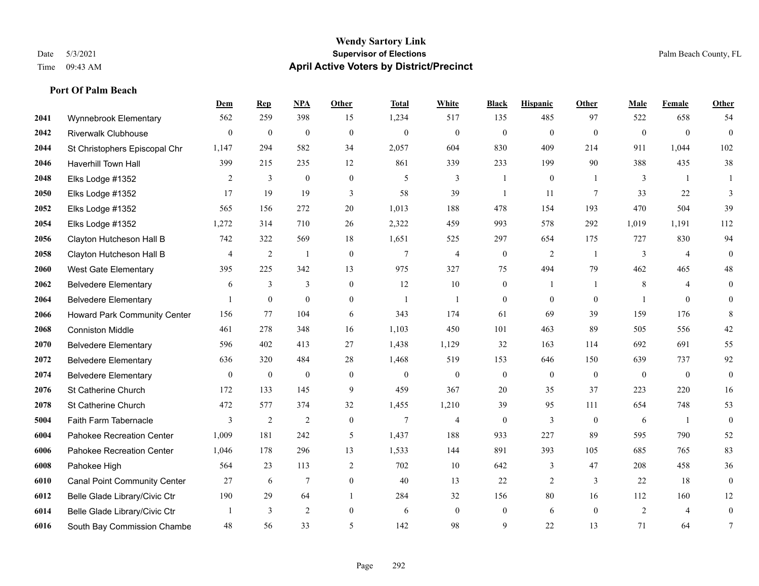# Wendy Sartory Link
## Supervisor of Elections
## April Active Voters by District/Precinct

Date 5/3/2021
Time 09:43 AM

Palm Beach County, FL

### Port Of Palm Beach

| | | Dem | Rep | NPA | Other | Total | White | Black | Hispanic | Other | Male | Female | Other |
|---|---|---|---|---|---|---|---|---|---|---|---|---|---|
| 2041 | Wynnebrook Elementary | 562 | 259 | 398 | 15 | 1,234 | 517 | 135 | 485 | 97 | 522 | 658 | 54 |
| 2042 | Riverwalk Clubhouse | 0 | 0 | 0 | 0 | 0 | 0 | 0 | 0 | 0 | 0 | 0 | 0 |
| 2044 | St Christophers Episcopal Chr | 1,147 | 294 | 582 | 34 | 2,057 | 604 | 830 | 409 | 214 | 911 | 1,044 | 102 |
| 2046 | Haverhill Town Hall | 399 | 215 | 235 | 12 | 861 | 339 | 233 | 199 | 90 | 388 | 435 | 38 |
| 2048 | Elks Lodge #1352 | 2 | 3 | 0 | 0 | 5 | 3 | 1 | 0 | 1 | 3 | 1 | 1 |
| 2050 | Elks Lodge #1352 | 17 | 19 | 19 | 3 | 58 | 39 | 1 | 11 | 7 | 33 | 22 | 3 |
| 2052 | Elks Lodge #1352 | 565 | 156 | 272 | 20 | 1,013 | 188 | 478 | 154 | 193 | 470 | 504 | 39 |
| 2054 | Elks Lodge #1352 | 1,272 | 314 | 710 | 26 | 2,322 | 459 | 993 | 578 | 292 | 1,019 | 1,191 | 112 |
| 2056 | Clayton Hutcheson Hall B | 742 | 322 | 569 | 18 | 1,651 | 525 | 297 | 654 | 175 | 727 | 830 | 94 |
| 2058 | Clayton Hutcheson Hall B | 4 | 2 | 1 | 0 | 7 | 4 | 0 | 2 | 1 | 3 | 4 | 0 |
| 2060 | West Gate Elementary | 395 | 225 | 342 | 13 | 975 | 327 | 75 | 494 | 79 | 462 | 465 | 48 |
| 2062 | Belvedere Elementary | 6 | 3 | 3 | 0 | 12 | 10 | 0 | 1 | 1 | 8 | 4 | 0 |
| 2064 | Belvedere Elementary | 1 | 0 | 0 | 0 | 1 | 1 | 0 | 0 | 0 | 1 | 0 | 0 |
| 2066 | Howard Park Community Center | 156 | 77 | 104 | 6 | 343 | 174 | 61 | 69 | 39 | 159 | 176 | 8 |
| 2068 | Conniston Middle | 461 | 278 | 348 | 16 | 1,103 | 450 | 101 | 463 | 89 | 505 | 556 | 42 |
| 2070 | Belvedere Elementary | 596 | 402 | 413 | 27 | 1,438 | 1,129 | 32 | 163 | 114 | 692 | 691 | 55 |
| 2072 | Belvedere Elementary | 636 | 320 | 484 | 28 | 1,468 | 519 | 153 | 646 | 150 | 639 | 737 | 92 |
| 2074 | Belvedere Elementary | 0 | 0 | 0 | 0 | 0 | 0 | 0 | 0 | 0 | 0 | 0 | 0 |
| 2076 | St Catherine Church | 172 | 133 | 145 | 9 | 459 | 367 | 20 | 35 | 37 | 223 | 220 | 16 |
| 2078 | St Catherine Church | 472 | 577 | 374 | 32 | 1,455 | 1,210 | 39 | 95 | 111 | 654 | 748 | 53 |
| 5004 | Faith Farm Tabernacle | 3 | 2 | 2 | 0 | 7 | 4 | 0 | 3 | 0 | 6 | 1 | 0 |
| 6004 | Pahokee Recreation Center | 1,009 | 181 | 242 | 5 | 1,437 | 188 | 933 | 227 | 89 | 595 | 790 | 52 |
| 6006 | Pahokee Recreation Center | 1,046 | 178 | 296 | 13 | 1,533 | 144 | 891 | 393 | 105 | 685 | 765 | 83 |
| 6008 | Pahokee High | 564 | 23 | 113 | 2 | 702 | 10 | 642 | 3 | 47 | 208 | 458 | 36 |
| 6010 | Canal Point Community Center | 27 | 6 | 7 | 0 | 40 | 13 | 22 | 2 | 3 | 22 | 18 | 0 |
| 6012 | Belle Glade Library/Civic Ctr | 190 | 29 | 64 | 1 | 284 | 32 | 156 | 80 | 16 | 112 | 160 | 12 |
| 6014 | Belle Glade Library/Civic Ctr | 1 | 3 | 2 | 0 | 6 | 0 | 0 | 6 | 0 | 2 | 4 | 0 |
| 6016 | South Bay Commission Chambe | 48 | 56 | 33 | 5 | 142 | 98 | 9 | 22 | 13 | 71 | 64 | 7 |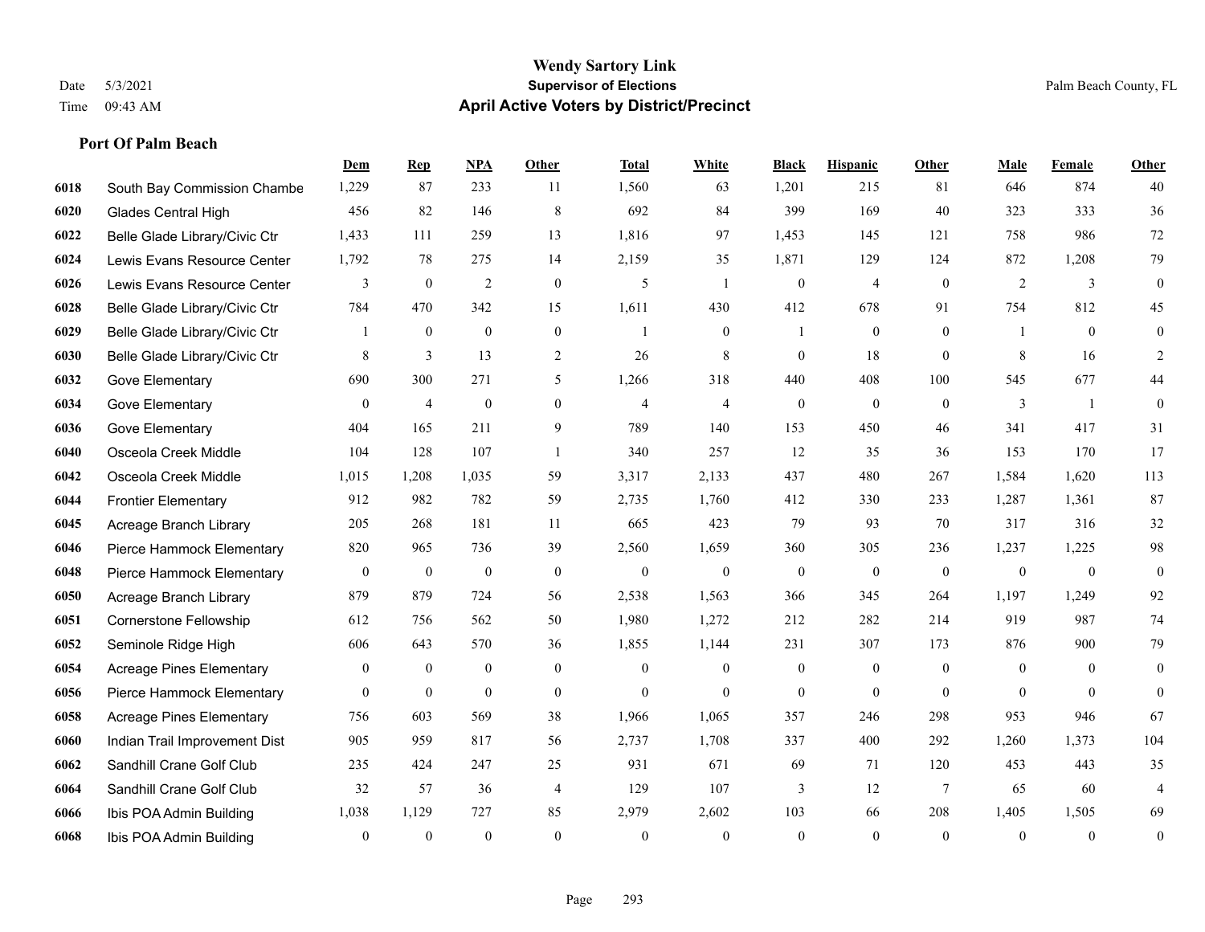# Wendy Sartory Link
## Supervisor of Elections
## April Active Voters by District/Precinct

Date 5/3/2021
Time 09:43 AM

Palm Beach County, FL

### Port Of Palm Beach

| | | Dem | Rep | NPA | Other | Total | White | Black | Hispanic | Other | Male | Female | Other |
|---|---|---|---|---|---|---|---|---|---|---|---|---|---|
| 6018 | South Bay Commission Chambe | 1,229 | 87 | 233 | 11 | 1,560 | 63 | 1,201 | 215 | 81 | 646 | 874 | 40 |
| 6020 | Glades Central High | 456 | 82 | 146 | 8 | 692 | 84 | 399 | 169 | 40 | 323 | 333 | 36 |
| 6022 | Belle Glade Library/Civic Ctr | 1,433 | 111 | 259 | 13 | 1,816 | 97 | 1,453 | 145 | 121 | 758 | 986 | 72 |
| 6024 | Lewis Evans Resource Center | 1,792 | 78 | 275 | 14 | 2,159 | 35 | 1,871 | 129 | 124 | 872 | 1,208 | 79 |
| 6026 | Lewis Evans Resource Center | 3 | 0 | 2 | 0 | 5 | 1 | 0 | 4 | 0 | 2 | 3 | 0 |
| 6028 | Belle Glade Library/Civic Ctr | 784 | 470 | 342 | 15 | 1,611 | 430 | 412 | 678 | 91 | 754 | 812 | 45 |
| 6029 | Belle Glade Library/Civic Ctr | 1 | 0 | 0 | 0 | 1 | 0 | 1 | 0 | 0 | 1 | 0 | 0 |
| 6030 | Belle Glade Library/Civic Ctr | 8 | 3 | 13 | 2 | 26 | 8 | 0 | 18 | 0 | 8 | 16 | 2 |
| 6032 | Gove Elementary | 690 | 300 | 271 | 5 | 1,266 | 318 | 440 | 408 | 100 | 545 | 677 | 44 |
| 6034 | Gove Elementary | 0 | 4 | 0 | 0 | 4 | 4 | 0 | 0 | 0 | 3 | 1 | 0 |
| 6036 | Gove Elementary | 404 | 165 | 211 | 9 | 789 | 140 | 153 | 450 | 46 | 341 | 417 | 31 |
| 6040 | Osceola Creek Middle | 104 | 128 | 107 | 1 | 340 | 257 | 12 | 35 | 36 | 153 | 170 | 17 |
| 6042 | Osceola Creek Middle | 1,015 | 1,208 | 1,035 | 59 | 3,317 | 2,133 | 437 | 480 | 267 | 1,584 | 1,620 | 113 |
| 6044 | Frontier Elementary | 912 | 982 | 782 | 59 | 2,735 | 1,760 | 412 | 330 | 233 | 1,287 | 1,361 | 87 |
| 6045 | Acreage Branch Library | 205 | 268 | 181 | 11 | 665 | 423 | 79 | 93 | 70 | 317 | 316 | 32 |
| 6046 | Pierce Hammock Elementary | 820 | 965 | 736 | 39 | 2,560 | 1,659 | 360 | 305 | 236 | 1,237 | 1,225 | 98 |
| 6048 | Pierce Hammock Elementary | 0 | 0 | 0 | 0 | 0 | 0 | 0 | 0 | 0 | 0 | 0 | 0 |
| 6050 | Acreage Branch Library | 879 | 879 | 724 | 56 | 2,538 | 1,563 | 366 | 345 | 264 | 1,197 | 1,249 | 92 |
| 6051 | Cornerstone Fellowship | 612 | 756 | 562 | 50 | 1,980 | 1,272 | 212 | 282 | 214 | 919 | 987 | 74 |
| 6052 | Seminole Ridge High | 606 | 643 | 570 | 36 | 1,855 | 1,144 | 231 | 307 | 173 | 876 | 900 | 79 |
| 6054 | Acreage Pines Elementary | 0 | 0 | 0 | 0 | 0 | 0 | 0 | 0 | 0 | 0 | 0 | 0 |
| 6056 | Pierce Hammock Elementary | 0 | 0 | 0 | 0 | 0 | 0 | 0 | 0 | 0 | 0 | 0 | 0 |
| 6058 | Acreage Pines Elementary | 756 | 603 | 569 | 38 | 1,966 | 1,065 | 357 | 246 | 298 | 953 | 946 | 67 |
| 6060 | Indian Trail Improvement Dist | 905 | 959 | 817 | 56 | 2,737 | 1,708 | 337 | 400 | 292 | 1,260 | 1,373 | 104 |
| 6062 | Sandhill Crane Golf Club | 235 | 424 | 247 | 25 | 931 | 671 | 69 | 71 | 120 | 453 | 443 | 35 |
| 6064 | Sandhill Crane Golf Club | 32 | 57 | 36 | 4 | 129 | 107 | 3 | 12 | 7 | 65 | 60 | 4 |
| 6066 | Ibis POA Admin Building | 1,038 | 1,129 | 727 | 85 | 2,979 | 2,602 | 103 | 66 | 208 | 1,405 | 1,505 | 69 |
| 6068 | Ibis POA Admin Building | 0 | 0 | 0 | 0 | 0 | 0 | 0 | 0 | 0 | 0 | 0 | 0 |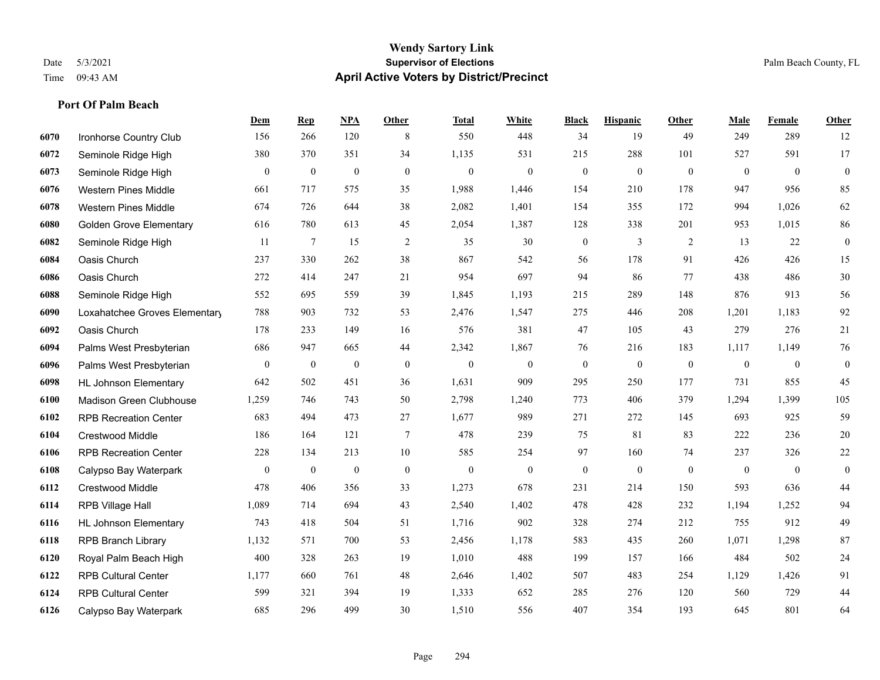# Wendy Sartory Link
## Supervisor of Elections
## April Active Voters by District/Precinct

Date 5/3/2021
Time 09:43 AM

Palm Beach County, FL

### Port Of Palm Beach

| | | Dem | Rep | NPA | Other | Total | White | Black | Hispanic | Other | Male | Female | Other |
|---|---|---|---|---|---|---|---|---|---|---|---|---|---|
| 6070 | Ironhorse Country Club | 156 | 266 | 120 | 8 | 550 | 448 | 34 | 19 | 49 | 249 | 289 | 12 |
| 6072 | Seminole Ridge High | 380 | 370 | 351 | 34 | 1,135 | 531 | 215 | 288 | 101 | 527 | 591 | 17 |
| 6073 | Seminole Ridge High | 0 | 0 | 0 | 0 | 0 | 0 | 0 | 0 | 0 | 0 | 0 | 0 |
| 6076 | Western Pines Middle | 661 | 717 | 575 | 35 | 1,988 | 1,446 | 154 | 210 | 178 | 947 | 956 | 85 |
| 6078 | Western Pines Middle | 674 | 726 | 644 | 38 | 2,082 | 1,401 | 154 | 355 | 172 | 994 | 1,026 | 62 |
| 6080 | Golden Grove Elementary | 616 | 780 | 613 | 45 | 2,054 | 1,387 | 128 | 338 | 201 | 953 | 1,015 | 86 |
| 6082 | Seminole Ridge High | 11 | 7 | 15 | 2 | 35 | 30 | 0 | 3 | 2 | 13 | 22 | 0 |
| 6084 | Oasis Church | 237 | 330 | 262 | 38 | 867 | 542 | 56 | 178 | 91 | 426 | 426 | 15 |
| 6086 | Oasis Church | 272 | 414 | 247 | 21 | 954 | 697 | 94 | 86 | 77 | 438 | 486 | 30 |
| 6088 | Seminole Ridge High | 552 | 695 | 559 | 39 | 1,845 | 1,193 | 215 | 289 | 148 | 876 | 913 | 56 |
| 6090 | Loxahatchee Groves Elementary | 788 | 903 | 732 | 53 | 2,476 | 1,547 | 275 | 446 | 208 | 1,201 | 1,183 | 92 |
| 6092 | Oasis Church | 178 | 233 | 149 | 16 | 576 | 381 | 47 | 105 | 43 | 279 | 276 | 21 |
| 6094 | Palms West Presbyterian | 686 | 947 | 665 | 44 | 2,342 | 1,867 | 76 | 216 | 183 | 1,117 | 1,149 | 76 |
| 6096 | Palms West Presbyterian | 0 | 0 | 0 | 0 | 0 | 0 | 0 | 0 | 0 | 0 | 0 | 0 |
| 6098 | HL Johnson Elementary | 642 | 502 | 451 | 36 | 1,631 | 909 | 295 | 250 | 177 | 731 | 855 | 45 |
| 6100 | Madison Green Clubhouse | 1,259 | 746 | 743 | 50 | 2,798 | 1,240 | 773 | 406 | 379 | 1,294 | 1,399 | 105 |
| 6102 | RPB Recreation Center | 683 | 494 | 473 | 27 | 1,677 | 989 | 271 | 272 | 145 | 693 | 925 | 59 |
| 6104 | Crestwood Middle | 186 | 164 | 121 | 7 | 478 | 239 | 75 | 81 | 83 | 222 | 236 | 20 |
| 6106 | RPB Recreation Center | 228 | 134 | 213 | 10 | 585 | 254 | 97 | 160 | 74 | 237 | 326 | 22 |
| 6108 | Calypso Bay Waterpark | 0 | 0 | 0 | 0 | 0 | 0 | 0 | 0 | 0 | 0 | 0 | 0 |
| 6112 | Crestwood Middle | 478 | 406 | 356 | 33 | 1,273 | 678 | 231 | 214 | 150 | 593 | 636 | 44 |
| 6114 | RPB Village Hall | 1,089 | 714 | 694 | 43 | 2,540 | 1,402 | 478 | 428 | 232 | 1,194 | 1,252 | 94 |
| 6116 | HL Johnson Elementary | 743 | 418 | 504 | 51 | 1,716 | 902 | 328 | 274 | 212 | 755 | 912 | 49 |
| 6118 | RPB Branch Library | 1,132 | 571 | 700 | 53 | 2,456 | 1,178 | 583 | 435 | 260 | 1,071 | 1,298 | 87 |
| 6120 | Royal Palm Beach High | 400 | 328 | 263 | 19 | 1,010 | 488 | 199 | 157 | 166 | 484 | 502 | 24 |
| 6122 | RPB Cultural Center | 1,177 | 660 | 761 | 48 | 2,646 | 1,402 | 507 | 483 | 254 | 1,129 | 1,426 | 91 |
| 6124 | RPB Cultural Center | 599 | 321 | 394 | 19 | 1,333 | 652 | 285 | 276 | 120 | 560 | 729 | 44 |
| 6126 | Calypso Bay Waterpark | 685 | 296 | 499 | 30 | 1,510 | 556 | 407 | 354 | 193 | 645 | 801 | 64 |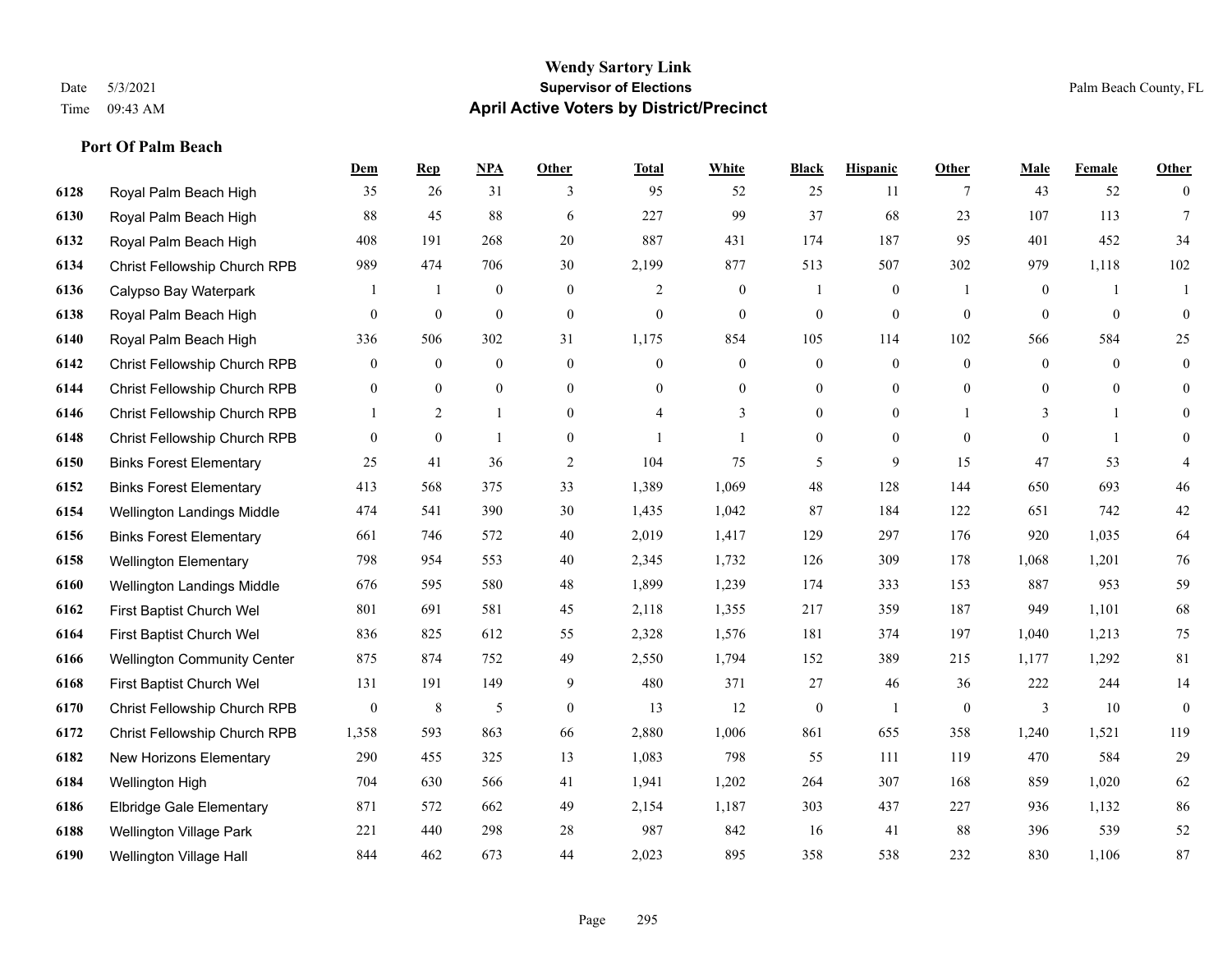# Wendy Sartory Link
## Supervisor of Elections
## April Active Voters by District/Precinct

Date 5/3/2021
Time 09:43 AM

Palm Beach County, FL

### Port Of Palm Beach

| | | Dem | Rep | NPA | Other | Total | White | Black | Hispanic | Other | Male | Female | Other |
|---|---|---|---|---|---|---|---|---|---|---|---|---|---|
| 6128 | Royal Palm Beach High | 35 | 26 | 31 | 3 | 95 | 52 | 25 | 11 | 7 | 43 | 52 | 0 |
| 6130 | Royal Palm Beach High | 88 | 45 | 88 | 6 | 227 | 99 | 37 | 68 | 23 | 107 | 113 | 7 |
| 6132 | Royal Palm Beach High | 408 | 191 | 268 | 20 | 887 | 431 | 174 | 187 | 95 | 401 | 452 | 34 |
| 6134 | Christ Fellowship Church RPB | 989 | 474 | 706 | 30 | 2,199 | 877 | 513 | 507 | 302 | 979 | 1,118 | 102 |
| 6136 | Calypso Bay Waterpark | 1 | 1 | 0 | 0 | 2 | 0 | 1 | 0 | 1 | 0 | 1 | 1 |
| 6138 | Royal Palm Beach High | 0 | 0 | 0 | 0 | 0 | 0 | 0 | 0 | 0 | 0 | 0 | 0 |
| 6140 | Royal Palm Beach High | 336 | 506 | 302 | 31 | 1,175 | 854 | 105 | 114 | 102 | 566 | 584 | 25 |
| 6142 | Christ Fellowship Church RPB | 0 | 0 | 0 | 0 | 0 | 0 | 0 | 0 | 0 | 0 | 0 | 0 |
| 6144 | Christ Fellowship Church RPB | 0 | 0 | 0 | 0 | 0 | 0 | 0 | 0 | 0 | 0 | 0 | 0 |
| 6146 | Christ Fellowship Church RPB | 1 | 2 | 1 | 0 | 4 | 3 | 0 | 0 | 1 | 3 | 1 | 0 |
| 6148 | Christ Fellowship Church RPB | 0 | 0 | 1 | 0 | 1 | 1 | 0 | 0 | 0 | 0 | 1 | 0 |
| 6150 | Binks Forest Elementary | 25 | 41 | 36 | 2 | 104 | 75 | 5 | 9 | 15 | 47 | 53 | 4 |
| 6152 | Binks Forest Elementary | 413 | 568 | 375 | 33 | 1,389 | 1,069 | 48 | 128 | 144 | 650 | 693 | 46 |
| 6154 | Wellington Landings Middle | 474 | 541 | 390 | 30 | 1,435 | 1,042 | 87 | 184 | 122 | 651 | 742 | 42 |
| 6156 | Binks Forest Elementary | 661 | 746 | 572 | 40 | 2,019 | 1,417 | 129 | 297 | 176 | 920 | 1,035 | 64 |
| 6158 | Wellington Elementary | 798 | 954 | 553 | 40 | 2,345 | 1,732 | 126 | 309 | 178 | 1,068 | 1,201 | 76 |
| 6160 | Wellington Landings Middle | 676 | 595 | 580 | 48 | 1,899 | 1,239 | 174 | 333 | 153 | 887 | 953 | 59 |
| 6162 | First Baptist Church Wel | 801 | 691 | 581 | 45 | 2,118 | 1,355 | 217 | 359 | 187 | 949 | 1,101 | 68 |
| 6164 | First Baptist Church Wel | 836 | 825 | 612 | 55 | 2,328 | 1,576 | 181 | 374 | 197 | 1,040 | 1,213 | 75 |
| 6166 | Wellington Community Center | 875 | 874 | 752 | 49 | 2,550 | 1,794 | 152 | 389 | 215 | 1,177 | 1,292 | 81 |
| 6168 | First Baptist Church Wel | 131 | 191 | 149 | 9 | 480 | 371 | 27 | 46 | 36 | 222 | 244 | 14 |
| 6170 | Christ Fellowship Church RPB | 0 | 8 | 5 | 0 | 13 | 12 | 0 | 1 | 0 | 3 | 10 | 0 |
| 6172 | Christ Fellowship Church RPB | 1,358 | 593 | 863 | 66 | 2,880 | 1,006 | 861 | 655 | 358 | 1,240 | 1,521 | 119 |
| 6182 | New Horizons Elementary | 290 | 455 | 325 | 13 | 1,083 | 798 | 55 | 111 | 119 | 470 | 584 | 29 |
| 6184 | Wellington High | 704 | 630 | 566 | 41 | 1,941 | 1,202 | 264 | 307 | 168 | 859 | 1,020 | 62 |
| 6186 | Elbridge Gale Elementary | 871 | 572 | 662 | 49 | 2,154 | 1,187 | 303 | 437 | 227 | 936 | 1,132 | 86 |
| 6188 | Wellington Village Park | 221 | 440 | 298 | 28 | 987 | 842 | 16 | 41 | 88 | 396 | 539 | 52 |
| 6190 | Wellington Village Hall | 844 | 462 | 673 | 44 | 2,023 | 895 | 358 | 538 | 232 | 830 | 1,106 | 87 |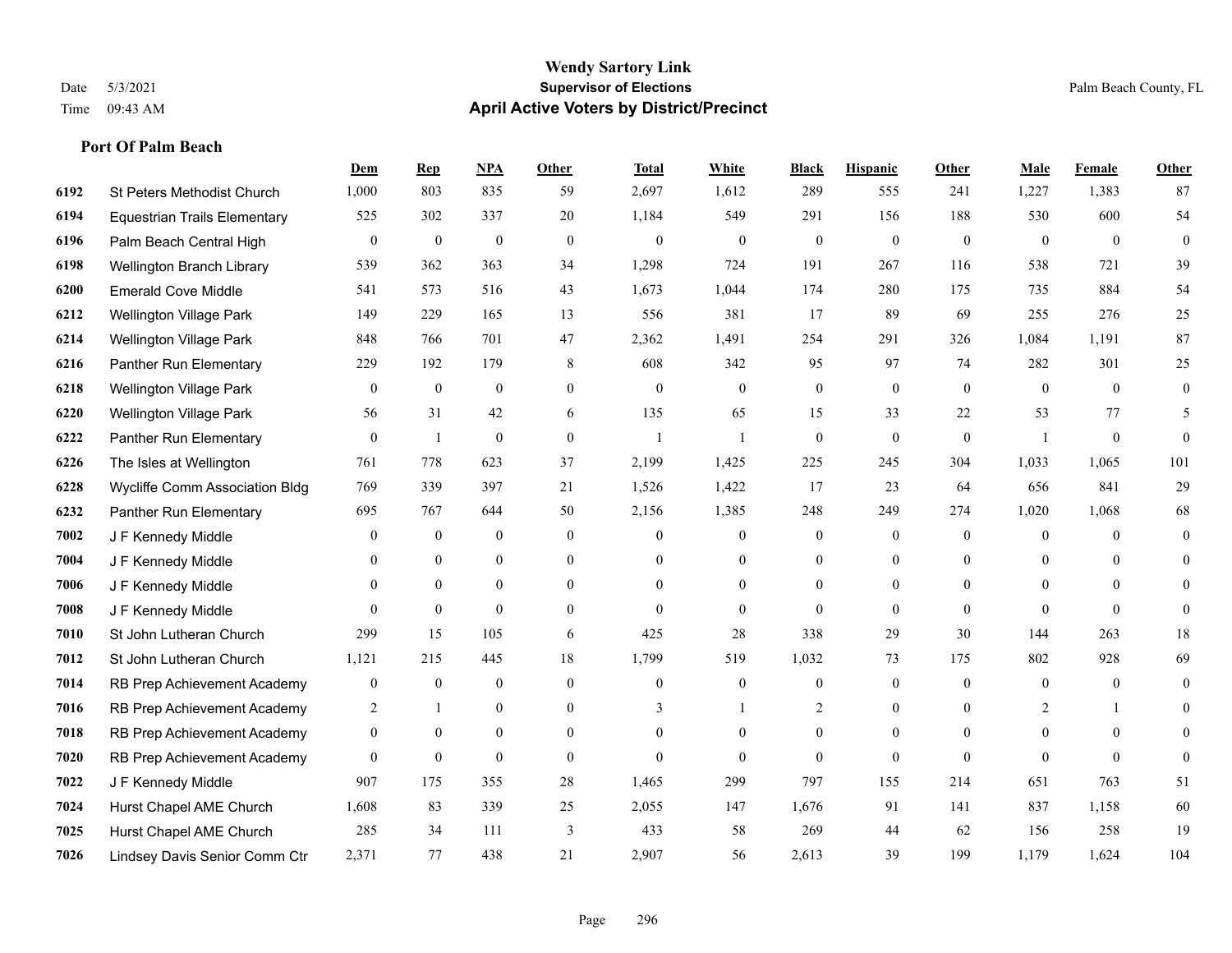# Wendy Sartory Link
## Supervisor of Elections
## April Active Voters by District/Precinct

Date 5/3/2021
Time 09:43 AM

Palm Beach County, FL

### Port Of Palm Beach

| | | Dem | Rep | NPA | Other | Total | White | Black | Hispanic | Other | Male | Female | Other |
|---|---|---|---|---|---|---|---|---|---|---|---|---|---|
| 6192 | St Peters Methodist Church | 1,000 | 803 | 835 | 59 | 2,697 | 1,612 | 289 | 555 | 241 | 1,227 | 1,383 | 87 |
| 6194 | Equestrian Trails Elementary | 525 | 302 | 337 | 20 | 1,184 | 549 | 291 | 156 | 188 | 530 | 600 | 54 |
| 6196 | Palm Beach Central High | 0 | 0 | 0 | 0 | 0 | 0 | 0 | 0 | 0 | 0 | 0 | 0 |
| 6198 | Wellington Branch Library | 539 | 362 | 363 | 34 | 1,298 | 724 | 191 | 267 | 116 | 538 | 721 | 39 |
| 6200 | Emerald Cove Middle | 541 | 573 | 516 | 43 | 1,673 | 1,044 | 174 | 280 | 175 | 735 | 884 | 54 |
| 6212 | Wellington Village Park | 149 | 229 | 165 | 13 | 556 | 381 | 17 | 89 | 69 | 255 | 276 | 25 |
| 6214 | Wellington Village Park | 848 | 766 | 701 | 47 | 2,362 | 1,491 | 254 | 291 | 326 | 1,084 | 1,191 | 87 |
| 6216 | Panther Run Elementary | 229 | 192 | 179 | 8 | 608 | 342 | 95 | 97 | 74 | 282 | 301 | 25 |
| 6218 | Wellington Village Park | 0 | 0 | 0 | 0 | 0 | 0 | 0 | 0 | 0 | 0 | 0 | 0 |
| 6220 | Wellington Village Park | 56 | 31 | 42 | 6 | 135 | 65 | 15 | 33 | 22 | 53 | 77 | 5 |
| 6222 | Panther Run Elementary | 0 | 1 | 0 | 0 | 1 | 1 | 0 | 0 | 0 | 1 | 0 | 0 |
| 6226 | The Isles at Wellington | 761 | 778 | 623 | 37 | 2,199 | 1,425 | 225 | 245 | 304 | 1,033 | 1,065 | 101 |
| 6228 | Wycliffe Comm Association Bldg | 769 | 339 | 397 | 21 | 1,526 | 1,422 | 17 | 23 | 64 | 656 | 841 | 29 |
| 6232 | Panther Run Elementary | 695 | 767 | 644 | 50 | 2,156 | 1,385 | 248 | 249 | 274 | 1,020 | 1,068 | 68 |
| 7002 | J F Kennedy Middle | 0 | 0 | 0 | 0 | 0 | 0 | 0 | 0 | 0 | 0 | 0 | 0 |
| 7004 | J F Kennedy Middle | 0 | 0 | 0 | 0 | 0 | 0 | 0 | 0 | 0 | 0 | 0 | 0 |
| 7006 | J F Kennedy Middle | 0 | 0 | 0 | 0 | 0 | 0 | 0 | 0 | 0 | 0 | 0 | 0 |
| 7008 | J F Kennedy Middle | 0 | 0 | 0 | 0 | 0 | 0 | 0 | 0 | 0 | 0 | 0 | 0 |
| 7010 | St John Lutheran Church | 299 | 15 | 105 | 6 | 425 | 28 | 338 | 29 | 30 | 144 | 263 | 18 |
| 7012 | St John Lutheran Church | 1,121 | 215 | 445 | 18 | 1,799 | 519 | 1,032 | 73 | 175 | 802 | 928 | 69 |
| 7014 | RB Prep Achievement Academy | 0 | 0 | 0 | 0 | 0 | 0 | 0 | 0 | 0 | 0 | 0 | 0 |
| 7016 | RB Prep Achievement Academy | 2 | 1 | 0 | 0 | 3 | 1 | 2 | 0 | 0 | 2 | 1 | 0 |
| 7018 | RB Prep Achievement Academy | 0 | 0 | 0 | 0 | 0 | 0 | 0 | 0 | 0 | 0 | 0 | 0 |
| 7020 | RB Prep Achievement Academy | 0 | 0 | 0 | 0 | 0 | 0 | 0 | 0 | 0 | 0 | 0 | 0 |
| 7022 | J F Kennedy Middle | 907 | 175 | 355 | 28 | 1,465 | 299 | 797 | 155 | 214 | 651 | 763 | 51 |
| 7024 | Hurst Chapel AME Church | 1,608 | 83 | 339 | 25 | 2,055 | 147 | 1,676 | 91 | 141 | 837 | 1,158 | 60 |
| 7025 | Hurst Chapel AME Church | 285 | 34 | 111 | 3 | 433 | 58 | 269 | 44 | 62 | 156 | 258 | 19 |
| 7026 | Lindsey Davis Senior Comm Ctr | 2,371 | 77 | 438 | 21 | 2,907 | 56 | 2,613 | 39 | 199 | 1,179 | 1,624 | 104 |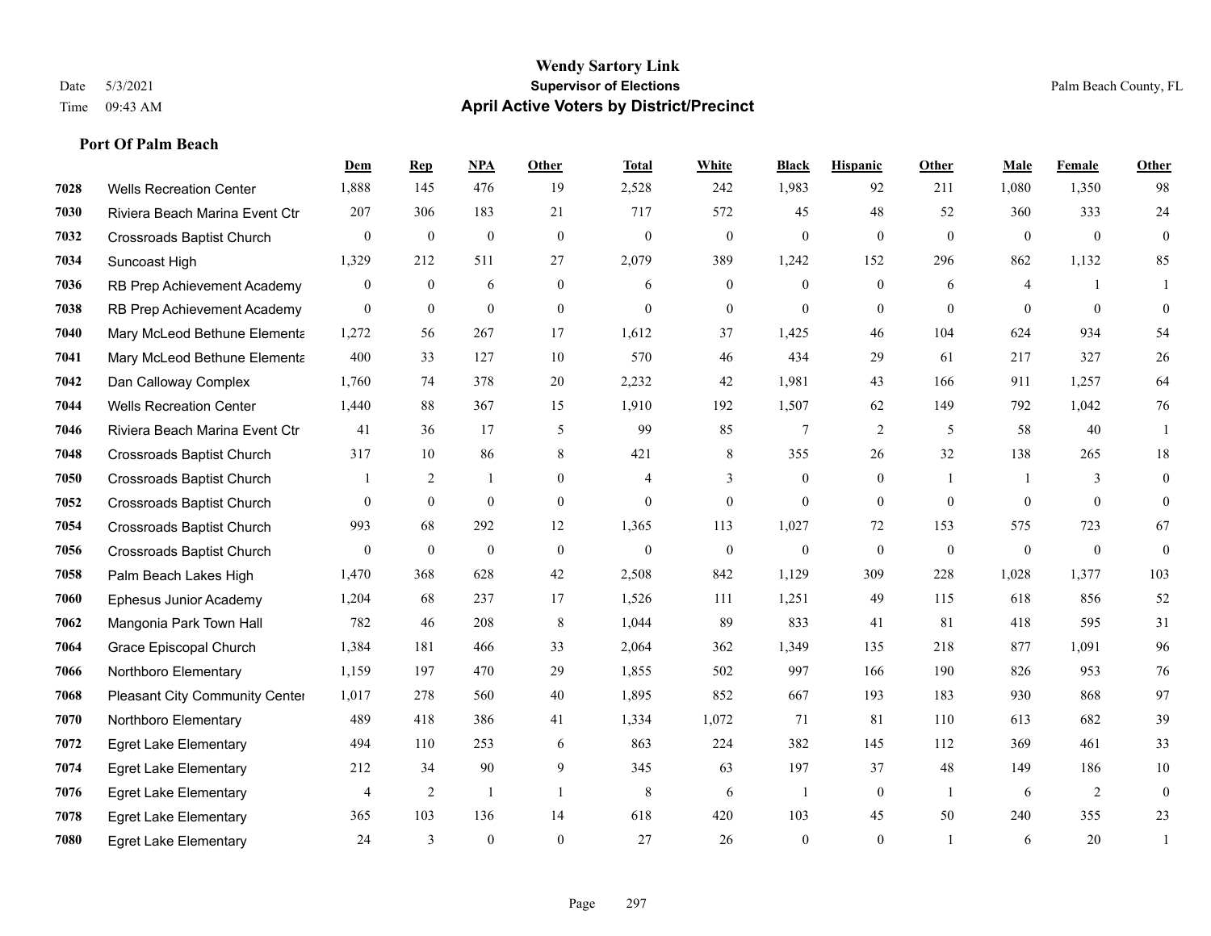# Wendy Sartory Link
## Supervisor of Elections
## April Active Voters by District/Precinct

Date 5/3/2021
Time 09:43 AM

Palm Beach County, FL

### Port Of Palm Beach

| | | Dem | Rep | NPA | Other | Total | White | Black | Hispanic | Other | Male | Female | Other |
|---|---|---|---|---|---|---|---|---|---|---|---|---|---|
| 7028 | Wells Recreation Center | 1,888 | 145 | 476 | 19 | 2,528 | 242 | 1,983 | 92 | 211 | 1,080 | 1,350 | 98 |
| 7030 | Riviera Beach Marina Event Ctr | 207 | 306 | 183 | 21 | 717 | 572 | 45 | 48 | 52 | 360 | 333 | 24 |
| 7032 | Crossroads Baptist Church | 0 | 0 | 0 | 0 | 0 | 0 | 0 | 0 | 0 | 0 | 0 | 0 |
| 7034 | Suncoast High | 1,329 | 212 | 511 | 27 | 2,079 | 389 | 1,242 | 152 | 296 | 862 | 1,132 | 85 |
| 7036 | RB Prep Achievement Academy | 0 | 0 | 6 | 0 | 6 | 0 | 0 | 0 | 6 | 4 | 1 | 1 |
| 7038 | RB Prep Achievement Academy | 0 | 0 | 0 | 0 | 0 | 0 | 0 | 0 | 0 | 0 | 0 | 0 |
| 7040 | Mary McLeod Bethune Elementa | 1,272 | 56 | 267 | 17 | 1,612 | 37 | 1,425 | 46 | 104 | 624 | 934 | 54 |
| 7041 | Mary McLeod Bethune Elementa | 400 | 33 | 127 | 10 | 570 | 46 | 434 | 29 | 61 | 217 | 327 | 26 |
| 7042 | Dan Calloway Complex | 1,760 | 74 | 378 | 20 | 2,232 | 42 | 1,981 | 43 | 166 | 911 | 1,257 | 64 |
| 7044 | Wells Recreation Center | 1,440 | 88 | 367 | 15 | 1,910 | 192 | 1,507 | 62 | 149 | 792 | 1,042 | 76 |
| 7046 | Riviera Beach Marina Event Ctr | 41 | 36 | 17 | 5 | 99 | 85 | 7 | 2 | 5 | 58 | 40 | 1 |
| 7048 | Crossroads Baptist Church | 317 | 10 | 86 | 8 | 421 | 8 | 355 | 26 | 32 | 138 | 265 | 18 |
| 7050 | Crossroads Baptist Church | 1 | 2 | 1 | 0 | 4 | 3 | 0 | 0 | 1 | 1 | 3 | 0 |
| 7052 | Crossroads Baptist Church | 0 | 0 | 0 | 0 | 0 | 0 | 0 | 0 | 0 | 0 | 0 | 0 |
| 7054 | Crossroads Baptist Church | 993 | 68 | 292 | 12 | 1,365 | 113 | 1,027 | 72 | 153 | 575 | 723 | 67 |
| 7056 | Crossroads Baptist Church | 0 | 0 | 0 | 0 | 0 | 0 | 0 | 0 | 0 | 0 | 0 | 0 |
| 7058 | Palm Beach Lakes High | 1,470 | 368 | 628 | 42 | 2,508 | 842 | 1,129 | 309 | 228 | 1,028 | 1,377 | 103 |
| 7060 | Ephesus Junior Academy | 1,204 | 68 | 237 | 17 | 1,526 | 111 | 1,251 | 49 | 115 | 618 | 856 | 52 |
| 7062 | Mangonia Park Town Hall | 782 | 46 | 208 | 8 | 1,044 | 89 | 833 | 41 | 81 | 418 | 595 | 31 |
| 7064 | Grace Episcopal Church | 1,384 | 181 | 466 | 33 | 2,064 | 362 | 1,349 | 135 | 218 | 877 | 1,091 | 96 |
| 7066 | Northboro Elementary | 1,159 | 197 | 470 | 29 | 1,855 | 502 | 997 | 166 | 190 | 826 | 953 | 76 |
| 7068 | Pleasant City Community Center | 1,017 | 278 | 560 | 40 | 1,895 | 852 | 667 | 193 | 183 | 930 | 868 | 97 |
| 7070 | Northboro Elementary | 489 | 418 | 386 | 41 | 1,334 | 1,072 | 71 | 81 | 110 | 613 | 682 | 39 |
| 7072 | Egret Lake Elementary | 494 | 110 | 253 | 6 | 863 | 224 | 382 | 145 | 112 | 369 | 461 | 33 |
| 7074 | Egret Lake Elementary | 212 | 34 | 90 | 9 | 345 | 63 | 197 | 37 | 48 | 149 | 186 | 10 |
| 7076 | Egret Lake Elementary | 4 | 2 | 1 | 1 | 8 | 6 | 1 | 0 | 1 | 6 | 2 | 0 |
| 7078 | Egret Lake Elementary | 365 | 103 | 136 | 14 | 618 | 420 | 103 | 45 | 50 | 240 | 355 | 23 |
| 7080 | Egret Lake Elementary | 24 | 3 | 0 | 0 | 27 | 26 | 0 | 0 | 1 | 6 | 20 | 1 |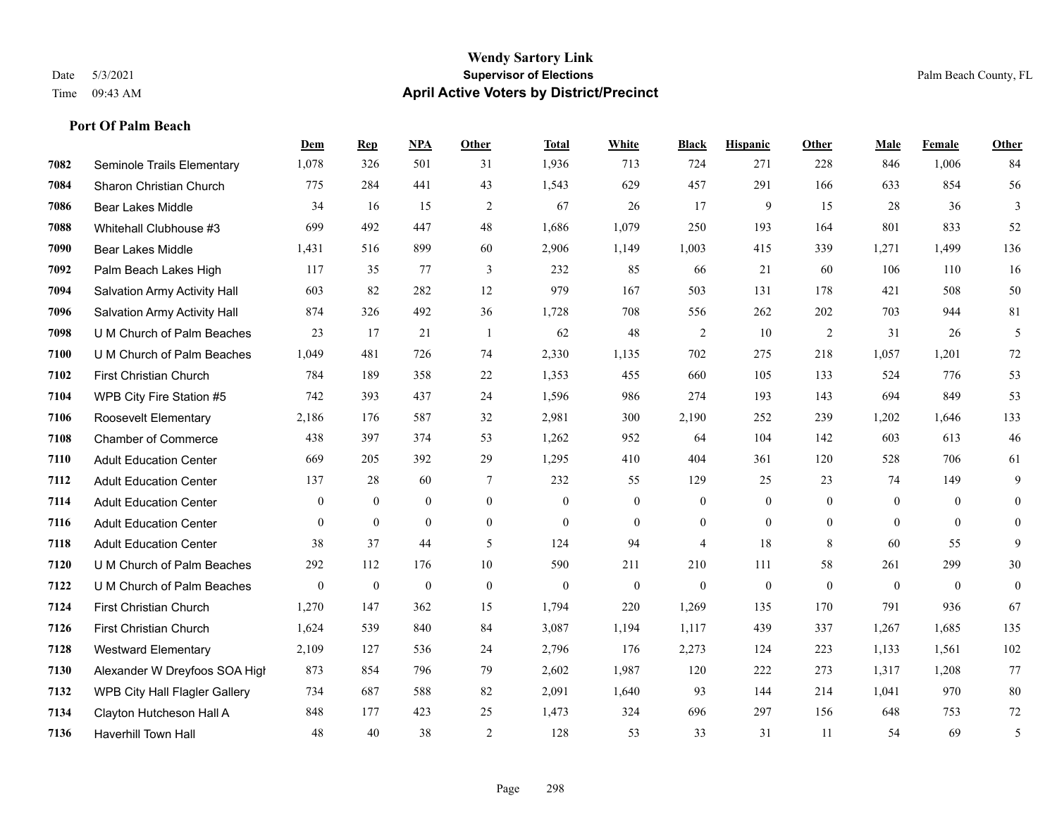# Wendy Sartory Link

**Supervisor of Elections**

**April Active Voters by District/Precinct**

Date 5/3/2021
Time 09:43 AM

Palm Beach County, FL

### Port Of Palm Beach

| | | Dem | Rep | NPA | Other | Total | White | Black | Hispanic | Other | Male | Female | Other |
|---|---|---|---|---|---|---|---|---|---|---|---|---|---|
| 7082 | Seminole Trails Elementary | 1,078 | 326 | 501 | 31 | 1,936 | 713 | 724 | 271 | 228 | 846 | 1,006 | 84 |
| 7084 | Sharon Christian Church | 775 | 284 | 441 | 43 | 1,543 | 629 | 457 | 291 | 166 | 633 | 854 | 56 |
| 7086 | Bear Lakes Middle | 34 | 16 | 15 | 2 | 67 | 26 | 17 | 9 | 15 | 28 | 36 | 3 |
| 7088 | Whitehall Clubhouse #3 | 699 | 492 | 447 | 48 | 1,686 | 1,079 | 250 | 193 | 164 | 801 | 833 | 52 |
| 7090 | Bear Lakes Middle | 1,431 | 516 | 899 | 60 | 2,906 | 1,149 | 1,003 | 415 | 339 | 1,271 | 1,499 | 136 |
| 7092 | Palm Beach Lakes High | 117 | 35 | 77 | 3 | 232 | 85 | 66 | 21 | 60 | 106 | 110 | 16 |
| 7094 | Salvation Army Activity Hall | 603 | 82 | 282 | 12 | 979 | 167 | 503 | 131 | 178 | 421 | 508 | 50 |
| 7096 | Salvation Army Activity Hall | 874 | 326 | 492 | 36 | 1,728 | 708 | 556 | 262 | 202 | 703 | 944 | 81 |
| 7098 | U M Church of Palm Beaches | 23 | 17 | 21 | 1 | 62 | 48 | 2 | 10 | 2 | 31 | 26 | 5 |
| 7100 | U M Church of Palm Beaches | 1,049 | 481 | 726 | 74 | 2,330 | 1,135 | 702 | 275 | 218 | 1,057 | 1,201 | 72 |
| 7102 | First Christian Church | 784 | 189 | 358 | 22 | 1,353 | 455 | 660 | 105 | 133 | 524 | 776 | 53 |
| 7104 | WPB City Fire Station #5 | 742 | 393 | 437 | 24 | 1,596 | 986 | 274 | 193 | 143 | 694 | 849 | 53 |
| 7106 | Roosevelt Elementary | 2,186 | 176 | 587 | 32 | 2,981 | 300 | 2,190 | 252 | 239 | 1,202 | 1,646 | 133 |
| 7108 | Chamber of Commerce | 438 | 397 | 374 | 53 | 1,262 | 952 | 64 | 104 | 142 | 603 | 613 | 46 |
| 7110 | Adult Education Center | 669 | 205 | 392 | 29 | 1,295 | 410 | 404 | 361 | 120 | 528 | 706 | 61 |
| 7112 | Adult Education Center | 137 | 28 | 60 | 7 | 232 | 55 | 129 | 25 | 23 | 74 | 149 | 9 |
| 7114 | Adult Education Center | 0 | 0 | 0 | 0 | 0 | 0 | 0 | 0 | 0 | 0 | 0 | 0 |
| 7116 | Adult Education Center | 0 | 0 | 0 | 0 | 0 | 0 | 0 | 0 | 0 | 0 | 0 | 0 |
| 7118 | Adult Education Center | 38 | 37 | 44 | 5 | 124 | 94 | 4 | 18 | 8 | 60 | 55 | 9 |
| 7120 | U M Church of Palm Beaches | 292 | 112 | 176 | 10 | 590 | 211 | 210 | 111 | 58 | 261 | 299 | 30 |
| 7122 | U M Church of Palm Beaches | 0 | 0 | 0 | 0 | 0 | 0 | 0 | 0 | 0 | 0 | 0 | 0 |
| 7124 | First Christian Church | 1,270 | 147 | 362 | 15 | 1,794 | 220 | 1,269 | 135 | 170 | 791 | 936 | 67 |
| 7126 | First Christian Church | 1,624 | 539 | 840 | 84 | 3,087 | 1,194 | 1,117 | 439 | 337 | 1,267 | 1,685 | 135 |
| 7128 | Westward Elementary | 2,109 | 127 | 536 | 24 | 2,796 | 176 | 2,273 | 124 | 223 | 1,133 | 1,561 | 102 |
| 7130 | Alexander W Dreyfoos SOA High | 873 | 854 | 796 | 79 | 2,602 | 1,987 | 120 | 222 | 273 | 1,317 | 1,208 | 77 |
| 7132 | WPB City Hall Flagler Gallery | 734 | 687 | 588 | 82 | 2,091 | 1,640 | 93 | 144 | 214 | 1,041 | 970 | 80 |
| 7134 | Clayton Hutcheson Hall A | 848 | 177 | 423 | 25 | 1,473 | 324 | 696 | 297 | 156 | 648 | 753 | 72 |
| 7136 | Haverhill Town Hall | 48 | 40 | 38 | 2 | 128 | 53 | 33 | 31 | 11 | 54 | 69 | 5 |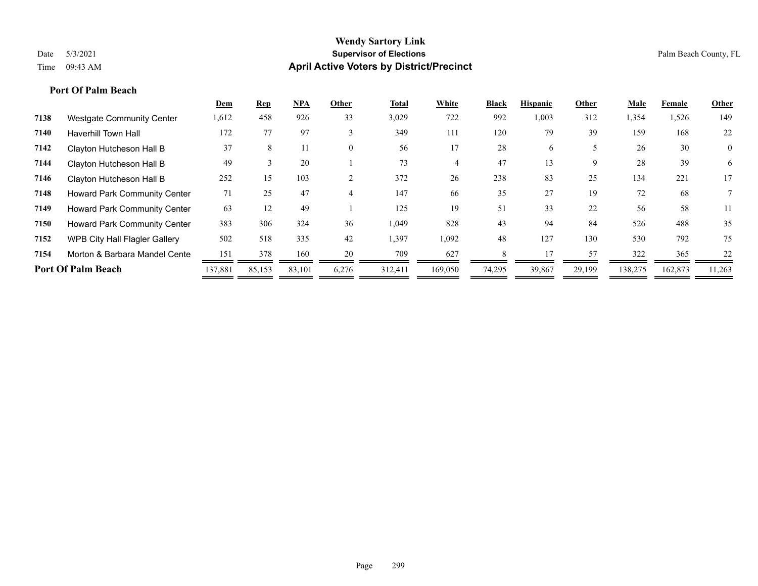**Wendy Sartory Link**
**Supervisor of Elections**
**April Active Voters by District/Precinct**

Date 5/3/2021
Time 09:43 AM

Palm Beach County, FL

### Port Of Palm Beach

| | | Dem | Rep | NPA | Other | Total | White | Black | Hispanic | Other | Male | Female | Other |
|---|---|---|---|---|---|---|---|---|---|---|---|---|---|
| 7138 | Westgate Community Center | 1,612 | 458 | 926 | 33 | 3,029 | 722 | 992 | 1,003 | 312 | 1,354 | 1,526 | 149 |
| 7140 | Haverhill Town Hall | 172 | 77 | 97 | 3 | 349 | 111 | 120 | 79 | 39 | 159 | 168 | 22 |
| 7142 | Clayton Hutcheson Hall B | 37 | 8 | 11 | 0 | 56 | 17 | 28 | 6 | 5 | 26 | 30 | 0 |
| 7144 | Clayton Hutcheson Hall B | 49 | 3 | 20 | 1 | 73 | 4 | 47 | 13 | 9 | 28 | 39 | 6 |
| 7146 | Clayton Hutcheson Hall B | 252 | 15 | 103 | 2 | 372 | 26 | 238 | 83 | 25 | 134 | 221 | 17 |
| 7148 | Howard Park Community Center | 71 | 25 | 47 | 4 | 147 | 66 | 35 | 27 | 19 | 72 | 68 | 7 |
| 7149 | Howard Park Community Center | 63 | 12 | 49 | 1 | 125 | 19 | 51 | 33 | 22 | 56 | 58 | 11 |
| 7150 | Howard Park Community Center | 383 | 306 | 324 | 36 | 1,049 | 828 | 43 | 94 | 84 | 526 | 488 | 35 |
| 7152 | WPB City Hall Flagler Gallery | 502 | 518 | 335 | 42 | 1,397 | 1,092 | 48 | 127 | 130 | 530 | 792 | 75 |
| 7154 | Morton & Barbara Mandel Cente | 151 | 378 | 160 | 20 | 709 | 627 | 8 | 17 | 57 | 322 | 365 | 22 |
| **Port Of Palm Beach** | | 137,881 | 85,153 | 83,101 | 6,276 | 312,411 | 169,050 | 74,295 | 39,867 | 29,199 | 138,275 | 162,873 | 11,263 |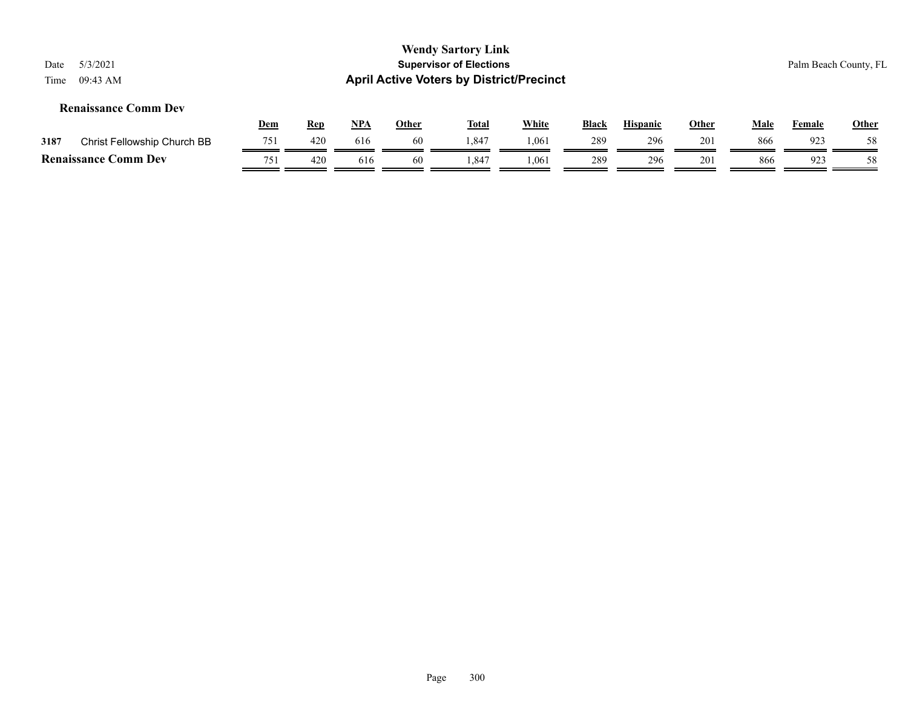# Wendy Sartory Link

## Supervisor of Elections

## April Active Voters by District/Precinct

Date 5/3/2021

Time 09:43 AM

Palm Beach County, FL

### Renaissance Comm Dev

| | | Dem | Rep | NPA | Other | Total | White | Black | Hispanic | Other | Male | Female | Other |
|---|---|---|---|---|---|---|---|---|---|---|---|---|---|
| 3187 | Christ Fellowship Church BB | 751 | 420 | 616 | 60 | 1,847 | 1,061 | 289 | 296 | 201 | 866 | 923 | 58 |
| **Renaissance Comm Dev** | | 751 | 420 | 616 | 60 | 1,847 | 1,061 | 289 | 296 | 201 | 866 | 923 | 58 |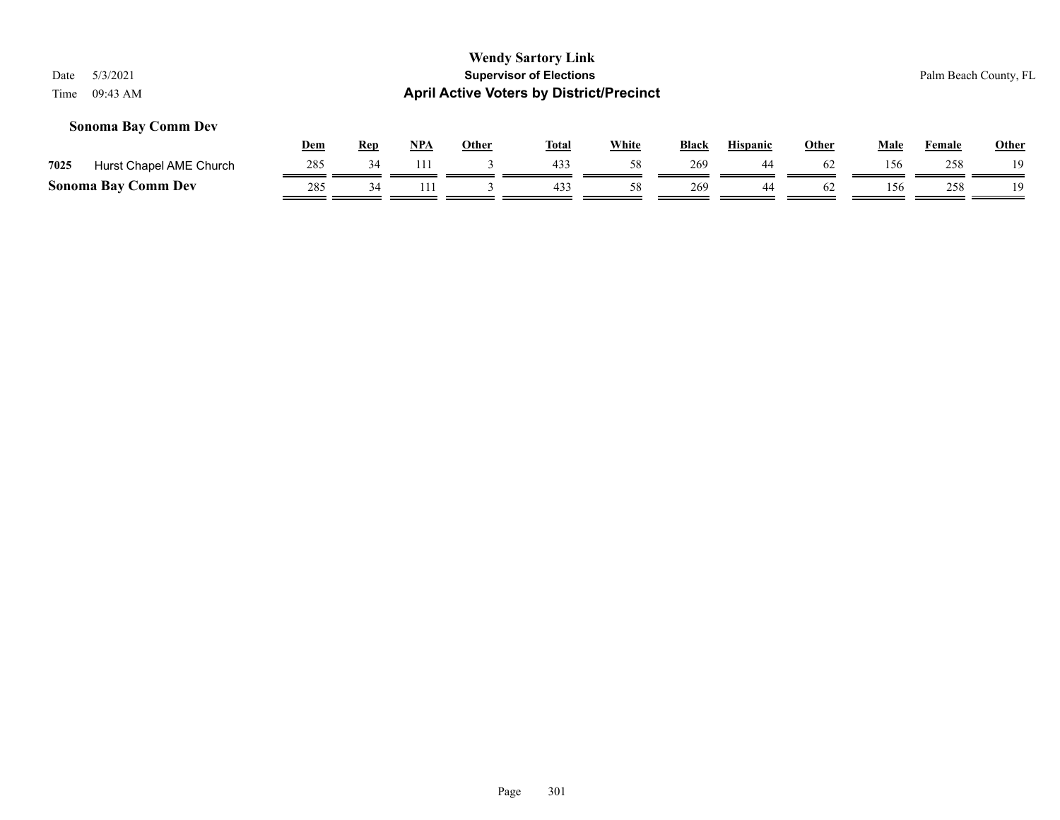# Wendy Sartory Link
## Supervisor of Elections
## April Active Voters by District/Precinct

Date 5/3/2021
Time 09:43 AM

Palm Beach County, FL

### Sonoma Bay Comm Dev

| | | Dem | Rep | NPA | Other | Total | White | Black | Hispanic | Other | Male | Female | Other |
|---|---|---|---|---|---|---|---|---|---|---|---|---|---|
| 7025 | Hurst Chapel AME Church | 285 | 34 | 111 | 3 | 433 | 58 | 269 | 44 | 62 | 156 | 258 | 19 |
| **Sonoma Bay Comm Dev** | | 285 | 34 | 111 | 3 | 433 | 58 | 269 | 44 | 62 | 156 | 258 | 19 |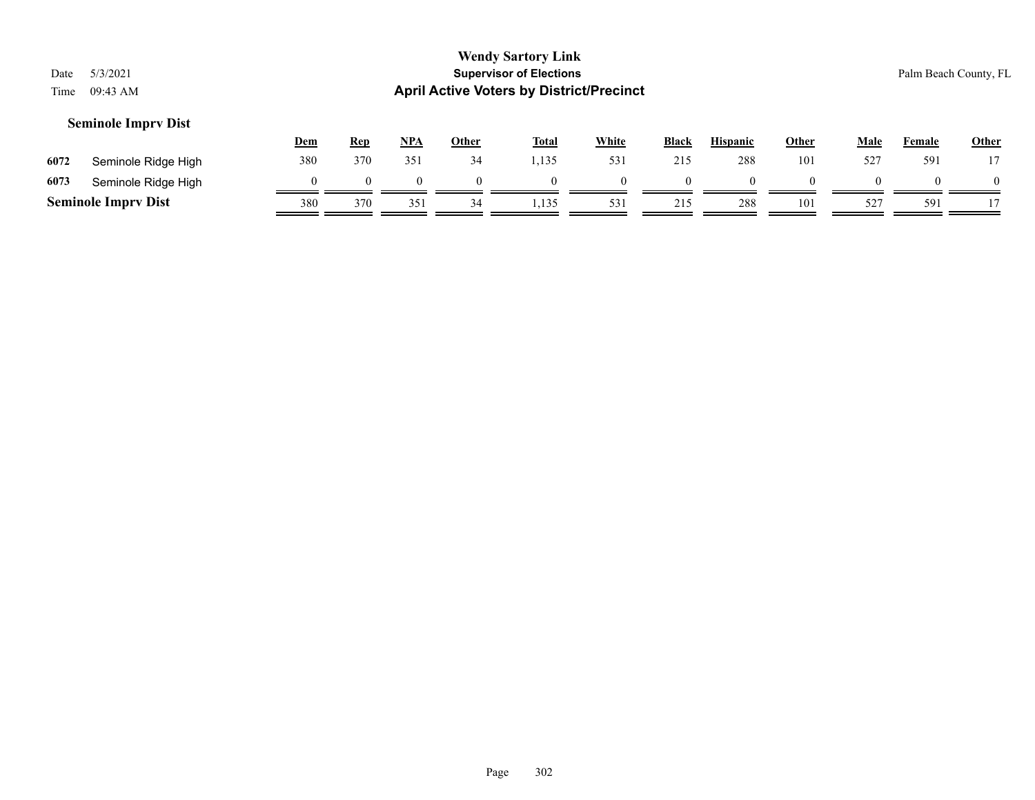## Seminole Imprv Dist

| | | Dem | Rep | NPA | Other | Total | White | Black | Hispanic | Other | Male | Female | Other |
|---|---|---|---|---|---|---|---|---|---|---|---|---|---|
| 6072 | Seminole Ridge High | 380 | 370 | 351 | 34 | 1,135 | 531 | 215 | 288 | 101 | 527 | 591 | 17 |
| 6073 | Seminole Ridge High | 0 | 0 | 0 | 0 | 0 | 0 | 0 | 0 | 0 | 0 | 0 | 0 |
| **Seminole Imprv Dist** | | 380 | 370 | 351 | 34 | 1,135 | 531 | 215 | 288 | 101 | 527 | 591 | 17 |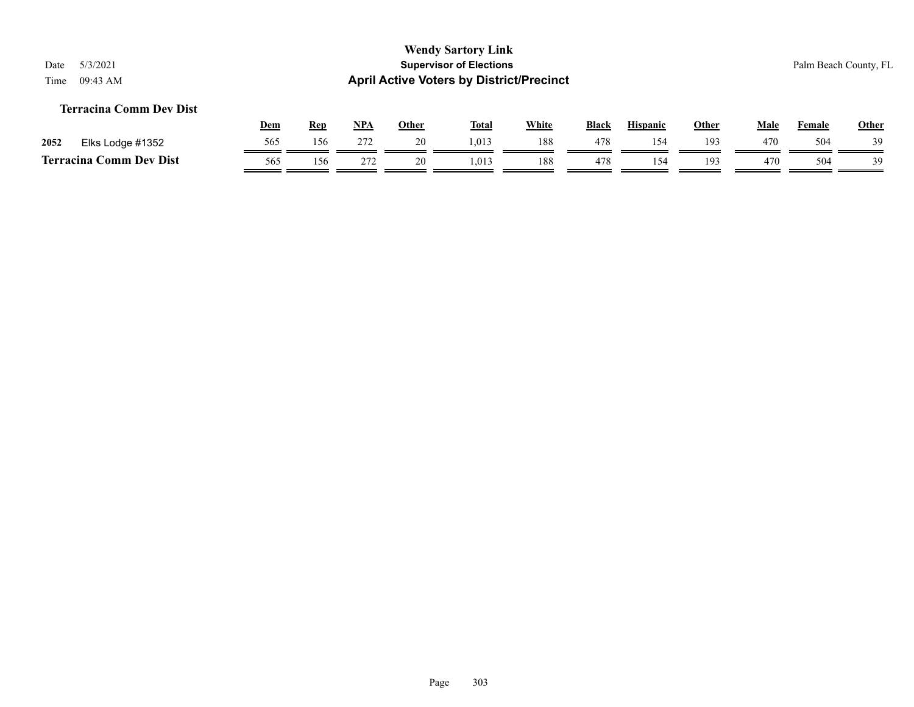# Wendy Sartory Link
## Supervisor of Elections
## April Active Voters by District/Precinct

Date 5/3/2021
Time 09:43 AM

Palm Beach County, FL

### Terracina Comm Dev Dist

| | | Dem | Rep | NPA | Other | Total | White | Black | Hispanic | Other | Male | Female | Other |
|---|---|---|---|---|---|---|---|---|---|---|---|---|---|
| 2052 | Elks Lodge #1352 | 565 | 156 | 272 | 20 | 1,013 | 188 | 478 | 154 | 193 | 470 | 504 | 39 |
| **Terracina Comm Dev Dist** | | 565 | 156 | 272 | 20 | 1,013 | 188 | 478 | 154 | 193 | 470 | 504 | 39 |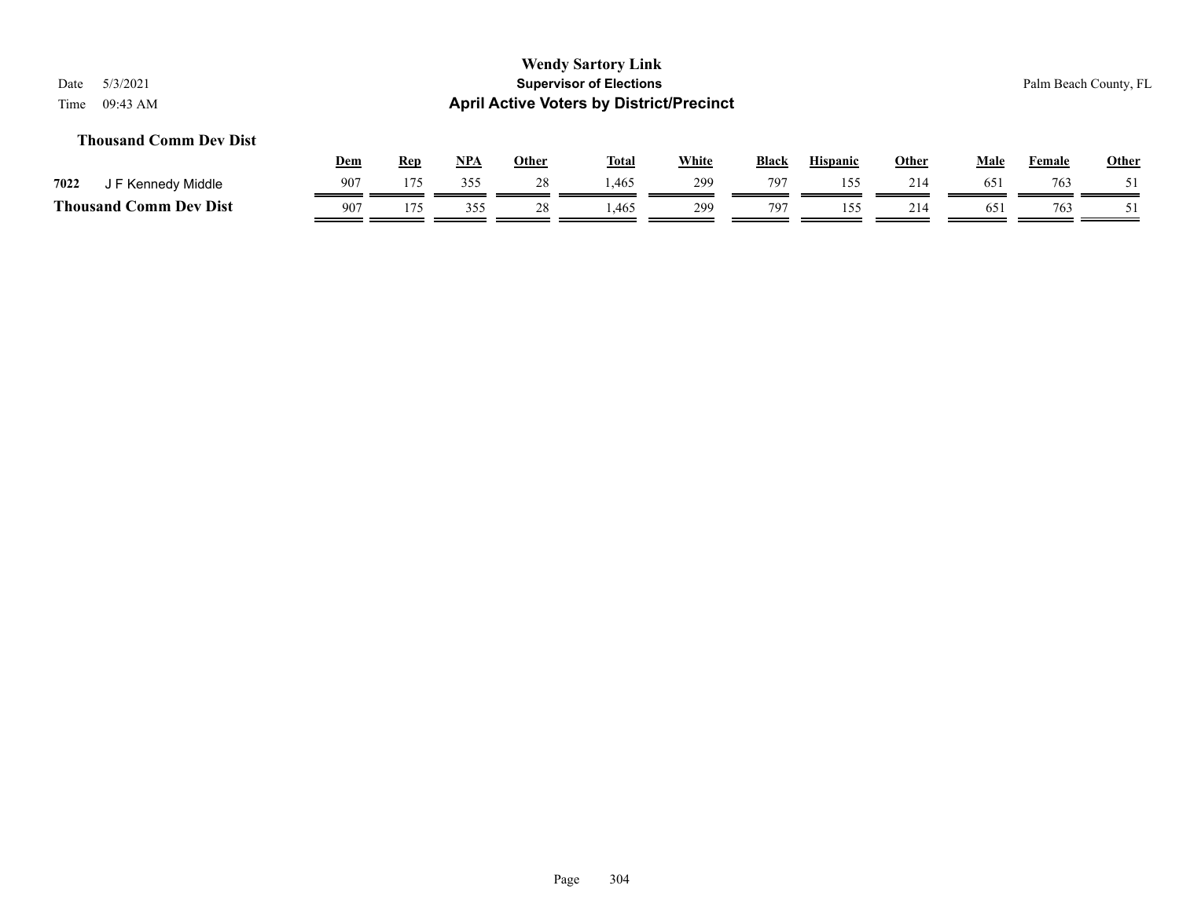**Wendy Sartory Link**
**Supervisor of Elections**
**April Active Voters by District/Precinct**

Date 5/3/2021
Time 09:43 AM

Palm Beach County, FL

### Thousand Comm Dev Dist

| | | Dem | Rep | NPA | Other | Total | White | Black | Hispanic | Other | Male | Female | Other |
|---|---|---|---|---|---|---|---|---|---|---|---|---|---|
| 7022 | J F Kennedy Middle | 907 | 175 | 355 | 28 | 1,465 | 299 | 797 | 155 | 214 | 651 | 763 | 51 |
| **Thousand Comm Dev Dist** | | 907 | 175 | 355 | 28 | 1,465 | 299 | 797 | 155 | 214 | 651 | 763 | 51 |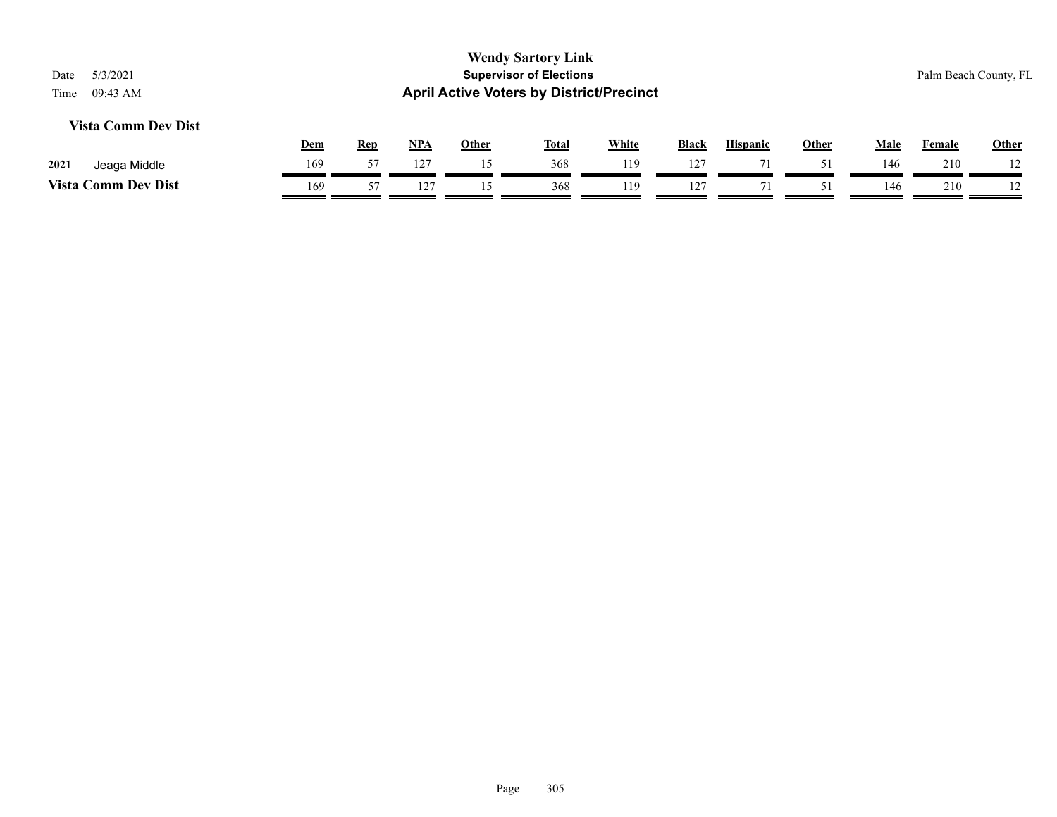# Wendy Sartory Link

**Supervisor of Elections**

**April Active Voters by District/Precinct**

Date 5/3/2021

Time 09:43 AM

Palm Beach County, FL

### Vista Comm Dev Dist

| | | Dem | Rep | NPA | Other | Total | White | Black | Hispanic | Other | Male | Female | Other |
|---|---|---|---|---|---|---|---|---|---|---|---|---|---|
| 2021 | Jeaga Middle | 169 | 57 | 127 | 15 | 368 | 119 | 127 | 71 | 51 | 146 | 210 | 12 |
| **Vista Comm Dev Dist** | | 169 | 57 | 127 | 15 | 368 | 119 | 127 | 71 | 51 | 146 | 210 | 12 |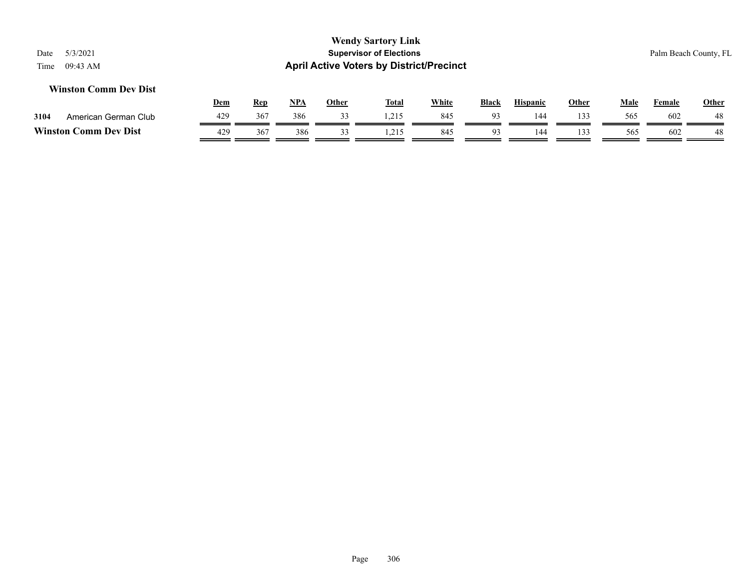**Winston Comm Dev Dist**

| | | Dem | Rep | NPA | Other | Total | White | Black | Hispanic | Other | Male | Female | Other |
|---|---|---|---|---|---|---|---|---|---|---|---|---|---|
| 3104 | American German Club | 429 | 367 | 386 | 33 | 1,215 | 845 | 93 | 144 | 133 | 565 | 602 | 48 |
| **Winston Comm Dev Dist** | | 429 | 367 | 386 | 33 | 1,215 | 845 | 93 | 144 | 133 | 565 | 602 | 48 |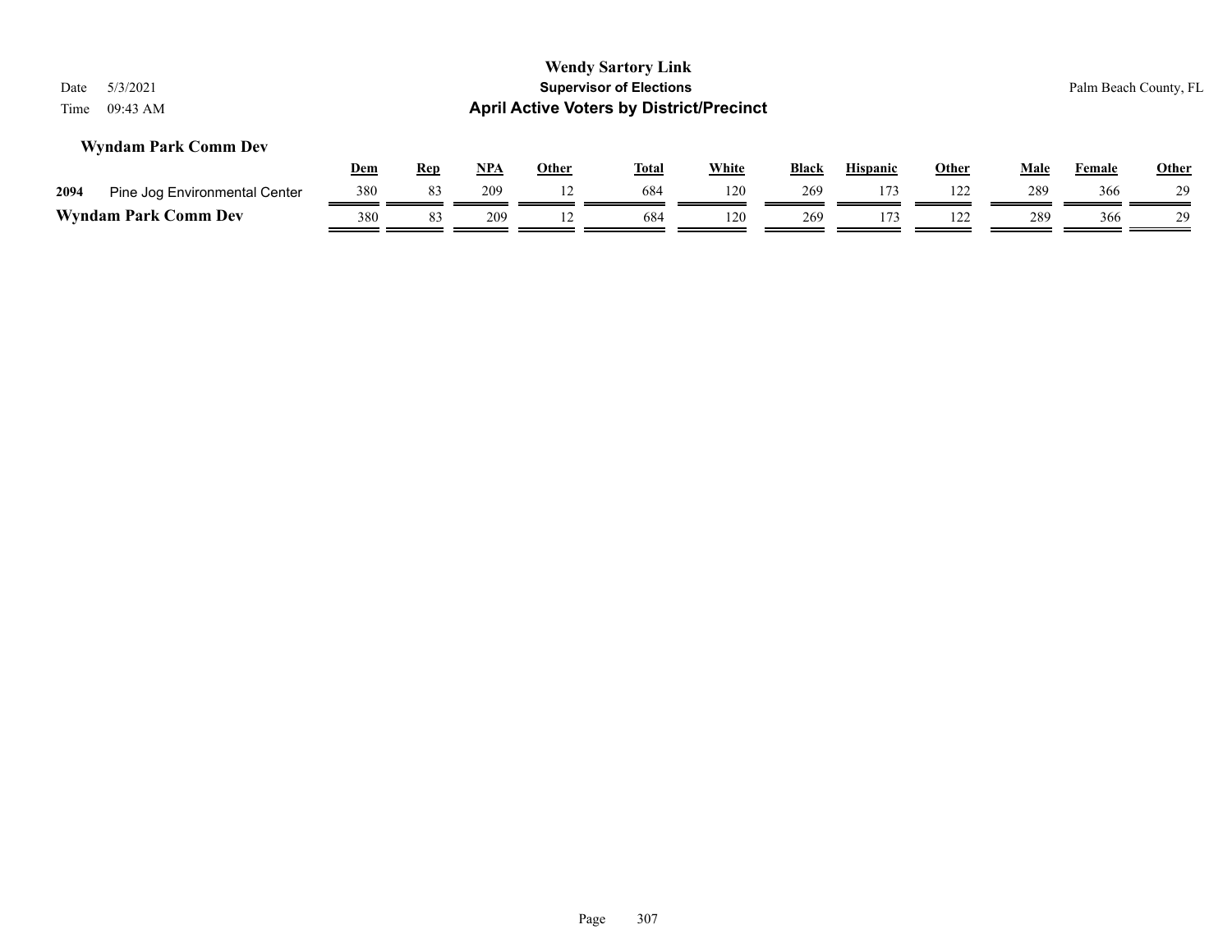# Wendy Sartory Link

**Supervisor of Elections**

**April Active Voters by District/Precinct**

Date 5/3/2021
Time 09:43 AM

Palm Beach County, FL

### Wyndam Park Comm Dev

| | | Dem | Rep | NPA | Other | Total | White | Black | Hispanic | Other | Male | Female | Other |
|---|---|---|---|---|---|---|---|---|---|---|---|---|---|
| 2094 | Pine Jog Environmental Center | 380 | 83 | 209 | 12 | 684 | 120 | 269 | 173 | 122 | 289 | 366 | 29 |
| **Wyndam Park Comm Dev** | | 380 | 83 | 209 | 12 | 684 | 120 | 269 | 173 | 122 | 289 | 366 | 29 |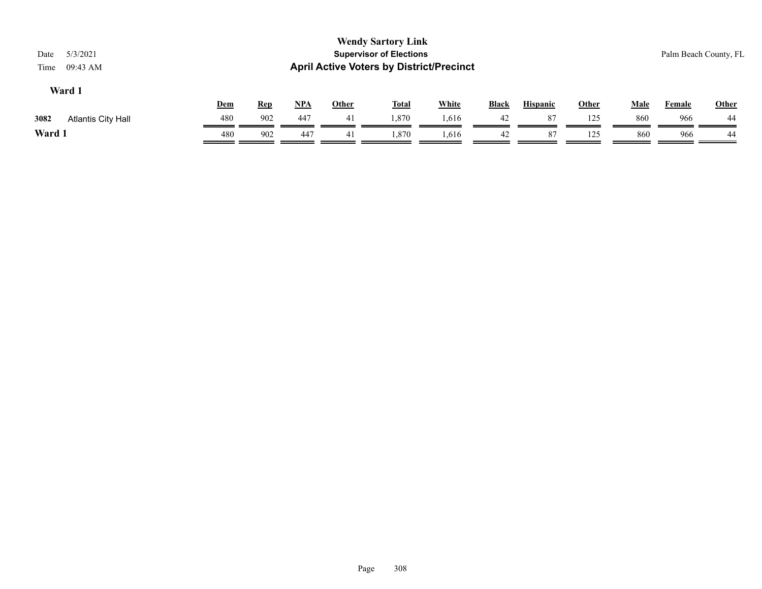**Wendy Sartory Link**
**Supervisor of Elections**
**April Active Voters by District/Precinct**

Date 5/3/2021
Time 09:43 AM

Palm Beach County, FL

### Ward 1

| | | Dem | Rep | NPA | Other | Total | White | Black | Hispanic | Other | Male | Female | Other |
|---|---|---|---|---|---|---|---|---|---|---|---|---|---|
| 3082 | Atlantis City Hall | 480 | 902 | 447 | 41 | 1,870 | 1,616 | 42 | 87 | 125 | 860 | 966 | 44 |
| **Ward 1** | | 480 | 902 | 447 | 41 | 1,870 | 1,616 | 42 | 87 | 125 | 860 | 966 | 44 |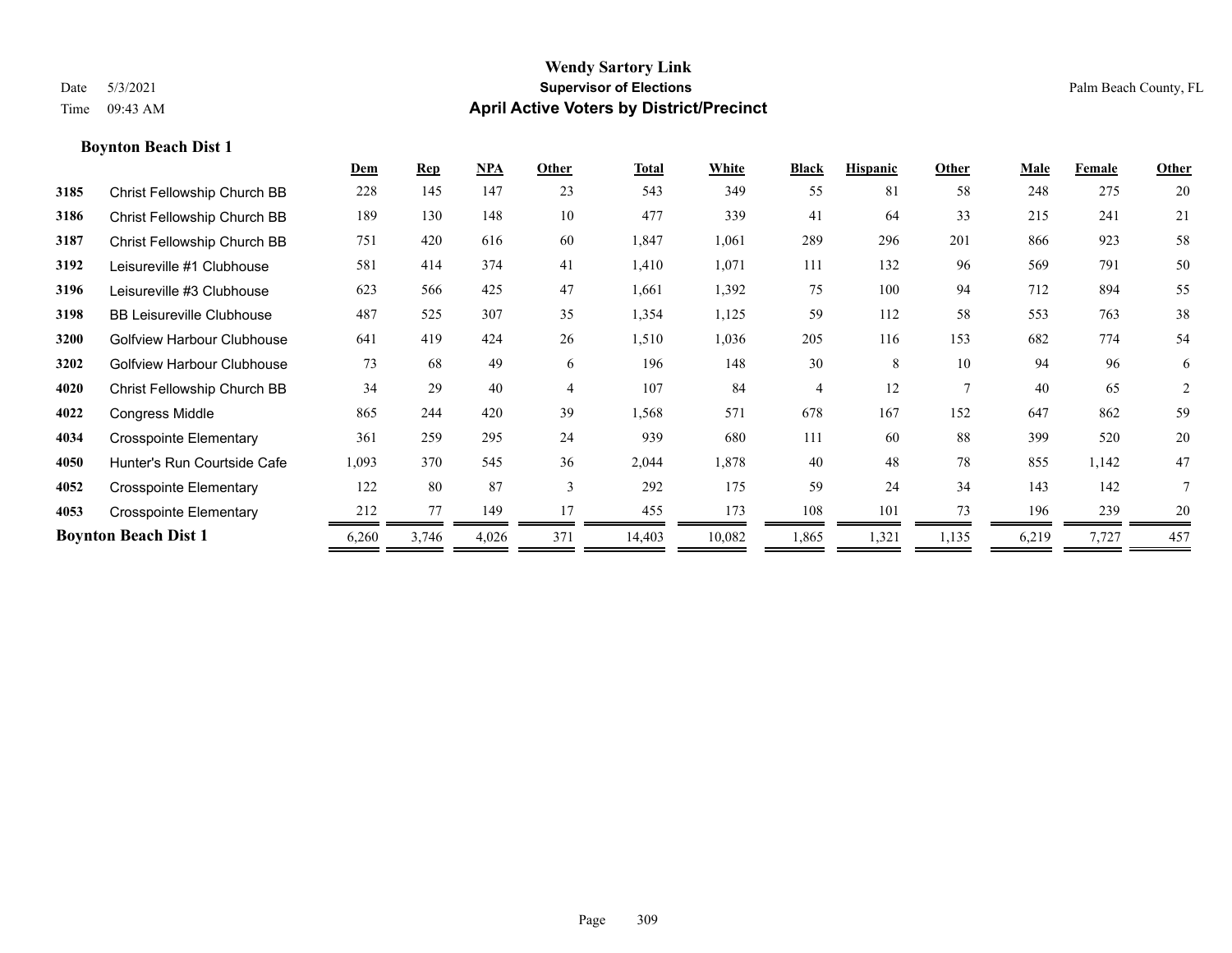# Wendy Sartory Link

**Supervisor of Elections**

**April Active Voters by District/Precinct**

Date 5/3/2021

Time 09:43 AM

Palm Beach County, FL

### Boynton Beach Dist 1

| | | Dem | Rep | NPA | Other | Total | White | Black | Hispanic | Other | Male | Female | Other |
|---|---|---|---|---|---|---|---|---|---|---|---|---|---|
| 3185 | Christ Fellowship Church BB | 228 | 145 | 147 | 23 | 543 | 349 | 55 | 81 | 58 | 248 | 275 | 20 |
| 3186 | Christ Fellowship Church BB | 189 | 130 | 148 | 10 | 477 | 339 | 41 | 64 | 33 | 215 | 241 | 21 |
| 3187 | Christ Fellowship Church BB | 751 | 420 | 616 | 60 | 1,847 | 1,061 | 289 | 296 | 201 | 866 | 923 | 58 |
| 3192 | Leisureville #1 Clubhouse | 581 | 414 | 374 | 41 | 1,410 | 1,071 | 111 | 132 | 96 | 569 | 791 | 50 |
| 3196 | Leisureville #3 Clubhouse | 623 | 566 | 425 | 47 | 1,661 | 1,392 | 75 | 100 | 94 | 712 | 894 | 55 |
| 3198 | BB Leisureville Clubhouse | 487 | 525 | 307 | 35 | 1,354 | 1,125 | 59 | 112 | 58 | 553 | 763 | 38 |
| 3200 | Golfview Harbour Clubhouse | 641 | 419 | 424 | 26 | 1,510 | 1,036 | 205 | 116 | 153 | 682 | 774 | 54 |
| 3202 | Golfview Harbour Clubhouse | 73 | 68 | 49 | 6 | 196 | 148 | 30 | 8 | 10 | 94 | 96 | 6 |
| 4020 | Christ Fellowship Church BB | 34 | 29 | 40 | 4 | 107 | 84 | 4 | 12 | 7 | 40 | 65 | 2 |
| 4022 | Congress Middle | 865 | 244 | 420 | 39 | 1,568 | 571 | 678 | 167 | 152 | 647 | 862 | 59 |
| 4034 | Crosspointe Elementary | 361 | 259 | 295 | 24 | 939 | 680 | 111 | 60 | 88 | 399 | 520 | 20 |
| 4050 | Hunter's Run Courtside Cafe | 1,093 | 370 | 545 | 36 | 2,044 | 1,878 | 40 | 48 | 78 | 855 | 1,142 | 47 |
| 4052 | Crosspointe Elementary | 122 | 80 | 87 | 3 | 292 | 175 | 59 | 24 | 34 | 143 | 142 | 7 |
| 4053 | Crosspointe Elementary | 212 | 77 | 149 | 17 | 455 | 173 | 108 | 101 | 73 | 196 | 239 | 20 |
| **Boynton Beach Dist 1** | | 6,260 | 3,746 | 4,026 | 371 | 14,403 | 10,082 | 1,865 | 1,321 | 1,135 | 6,219 | 7,727 | 457 |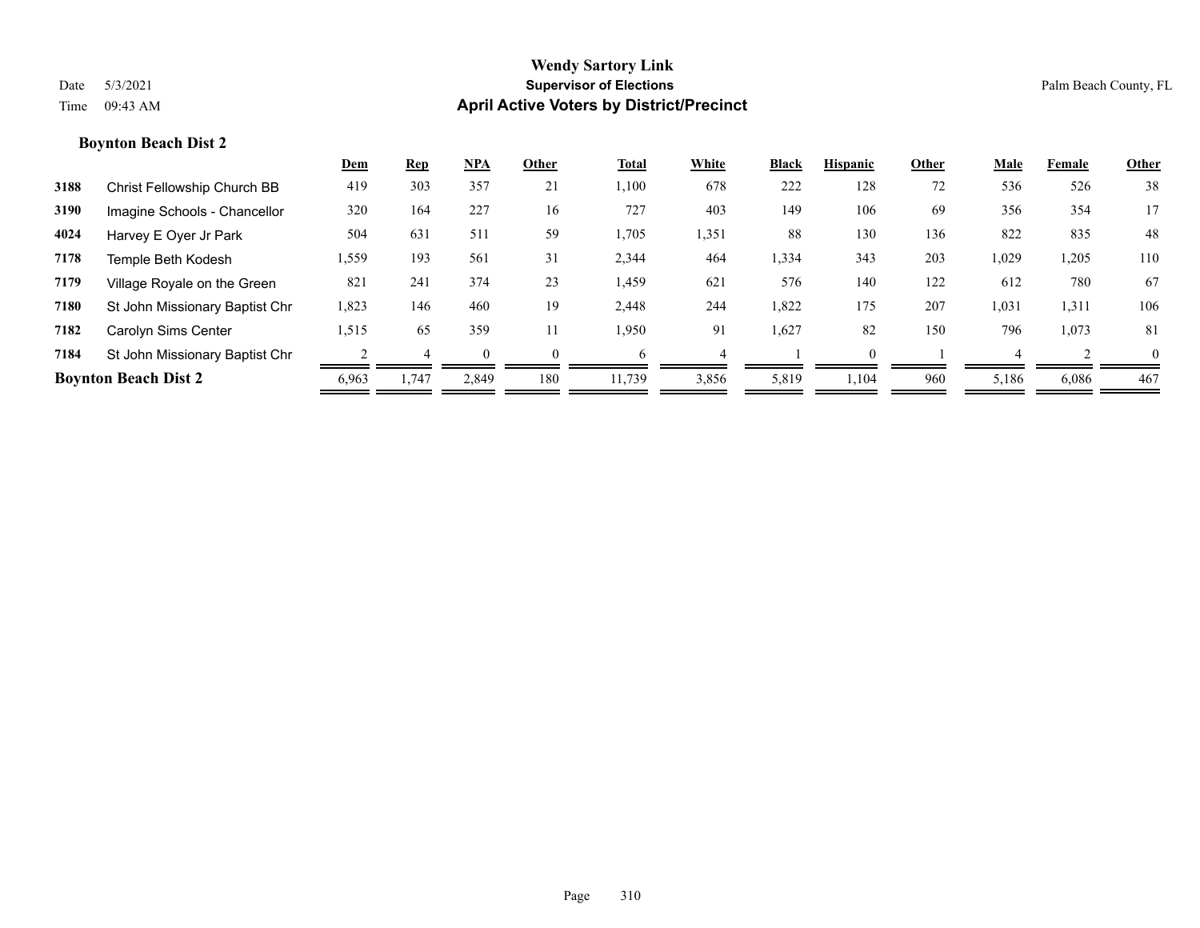**Wendy Sartory Link**
**Supervisor of Elections**
**April Active Voters by District/Precinct**

Date 5/3/2021
Time 09:43 AM

Palm Beach County, FL

### Boynton Beach Dist 2

| | | Dem | Rep | NPA | Other | Total | White | Black | Hispanic | Other | Male | Female | Other |
|---|---|---|---|---|---|---|---|---|---|---|---|---|---|
| 3188 | Christ Fellowship Church BB | 419 | 303 | 357 | 21 | 1,100 | 678 | 222 | 128 | 72 | 536 | 526 | 38 |
| 3190 | Imagine Schools - Chancellor | 320 | 164 | 227 | 16 | 727 | 403 | 149 | 106 | 69 | 356 | 354 | 17 |
| 4024 | Harvey E Oyer Jr Park | 504 | 631 | 511 | 59 | 1,705 | 1,351 | 88 | 130 | 136 | 822 | 835 | 48 |
| 7178 | Temple Beth Kodesh | 1,559 | 193 | 561 | 31 | 2,344 | 464 | 1,334 | 343 | 203 | 1,029 | 1,205 | 110 |
| 7179 | Village Royale on the Green | 821 | 241 | 374 | 23 | 1,459 | 621 | 576 | 140 | 122 | 612 | 780 | 67 |
| 7180 | St John Missionary Baptist Chr | 1,823 | 146 | 460 | 19 | 2,448 | 244 | 1,822 | 175 | 207 | 1,031 | 1,311 | 106 |
| 7182 | Carolyn Sims Center | 1,515 | 65 | 359 | 11 | 1,950 | 91 | 1,627 | 82 | 150 | 796 | 1,073 | 81 |
| 7184 | St John Missionary Baptist Chr | 2 | 4 | 0 | 0 | 6 | 4 | 1 | 0 | 1 | 4 | 2 | 0 |
| **Boynton Beach Dist 2** | | 6,963 | 1,747 | 2,849 | 180 | 11,739 | 3,856 | 5,819 | 1,104 | 960 | 5,186 | 6,086 | 467 |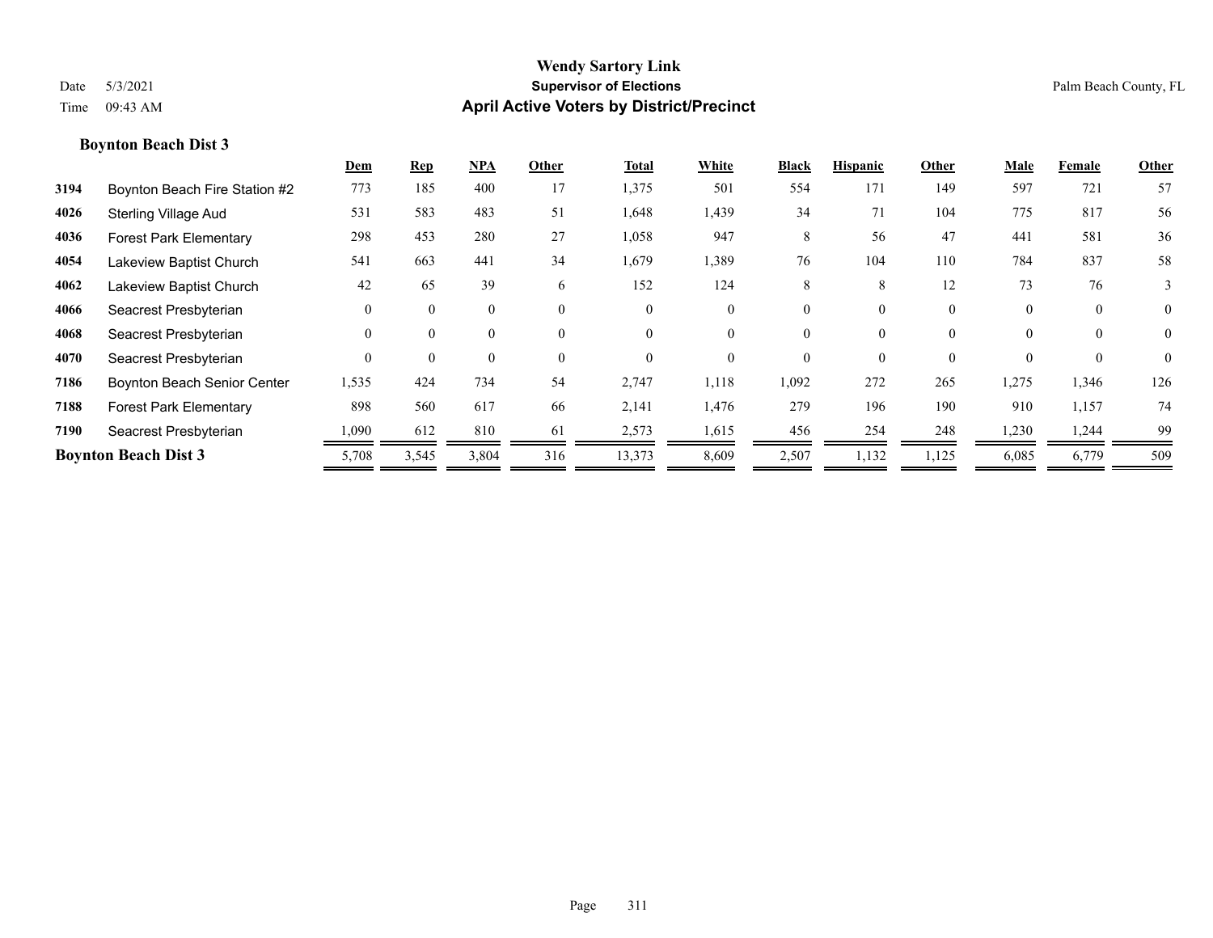# Wendy Sartory Link
## Supervisor of Elections
## April Active Voters by District/Precinct

Date 5/3/2021
Time 09:43 AM

Palm Beach County, FL

### Boynton Beach Dist 3

| | | Dem | Rep | NPA | Other | Total | White | Black | Hispanic | Other | Male | Female | Other |
|---|---|---|---|---|---|---|---|---|---|---|---|---|---|
| 3194 | Boynton Beach Fire Station #2 | 773 | 185 | 400 | 17 | 1,375 | 501 | 554 | 171 | 149 | 597 | 721 | 57 |
| 4026 | Sterling Village Aud | 531 | 583 | 483 | 51 | 1,648 | 1,439 | 34 | 71 | 104 | 775 | 817 | 56 |
| 4036 | Forest Park Elementary | 298 | 453 | 280 | 27 | 1,058 | 947 | 8 | 56 | 47 | 441 | 581 | 36 |
| 4054 | Lakeview Baptist Church | 541 | 663 | 441 | 34 | 1,679 | 1,389 | 76 | 104 | 110 | 784 | 837 | 58 |
| 4062 | Lakeview Baptist Church | 42 | 65 | 39 | 6 | 152 | 124 | 8 | 8 | 12 | 73 | 76 | 3 |
| 4066 | Seacrest Presbyterian | 0 | 0 | 0 | 0 | 0 | 0 | 0 | 0 | 0 | 0 | 0 | 0 |
| 4068 | Seacrest Presbyterian | 0 | 0 | 0 | 0 | 0 | 0 | 0 | 0 | 0 | 0 | 0 | 0 |
| 4070 | Seacrest Presbyterian | 0 | 0 | 0 | 0 | 0 | 0 | 0 | 0 | 0 | 0 | 0 | 0 |
| 7186 | Boynton Beach Senior Center | 1,535 | 424 | 734 | 54 | 2,747 | 1,118 | 1,092 | 272 | 265 | 1,275 | 1,346 | 126 |
| 7188 | Forest Park Elementary | 898 | 560 | 617 | 66 | 2,141 | 1,476 | 279 | 196 | 190 | 910 | 1,157 | 74 |
| 7190 | Seacrest Presbyterian | 1,090 | 612 | 810 | 61 | 2,573 | 1,615 | 456 | 254 | 248 | 1,230 | 1,244 | 99 |
| **Boynton Beach Dist 3** | | 5,708 | 3,545 | 3,804 | 316 | 13,373 | 8,609 | 2,507 | 1,132 | 1,125 | 6,085 | 6,779 | 509 |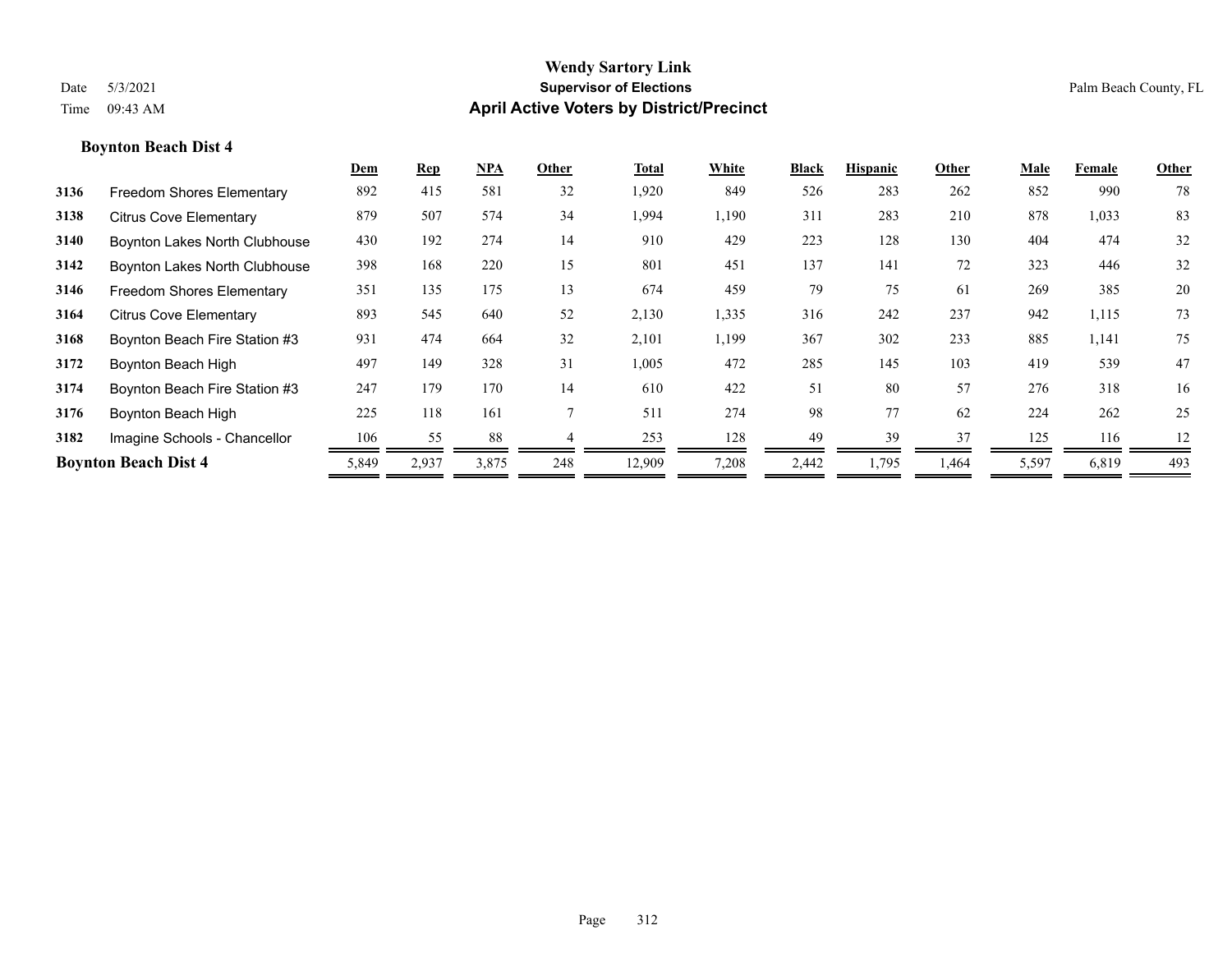# Wendy Sartory Link

**Supervisor of Elections**

**April Active Voters by District/Precinct**

Date 5/3/2021
Time 09:43 AM

Palm Beach County, FL

### Boynton Beach Dist 4

| | | Dem | Rep | NPA | Other | Total | White | Black | Hispanic | Other | Male | Female | Other |
|---|---|---|---|---|---|---|---|---|---|---|---|---|---|
| 3136 | Freedom Shores Elementary | 892 | 415 | 581 | 32 | 1,920 | 849 | 526 | 283 | 262 | 852 | 990 | 78 |
| 3138 | Citrus Cove Elementary | 879 | 507 | 574 | 34 | 1,994 | 1,190 | 311 | 283 | 210 | 878 | 1,033 | 83 |
| 3140 | Boynton Lakes North Clubhouse | 430 | 192 | 274 | 14 | 910 | 429 | 223 | 128 | 130 | 404 | 474 | 32 |
| 3142 | Boynton Lakes North Clubhouse | 398 | 168 | 220 | 15 | 801 | 451 | 137 | 141 | 72 | 323 | 446 | 32 |
| 3146 | Freedom Shores Elementary | 351 | 135 | 175 | 13 | 674 | 459 | 79 | 75 | 61 | 269 | 385 | 20 |
| 3164 | Citrus Cove Elementary | 893 | 545 | 640 | 52 | 2,130 | 1,335 | 316 | 242 | 237 | 942 | 1,115 | 73 |
| 3168 | Boynton Beach Fire Station #3 | 931 | 474 | 664 | 32 | 2,101 | 1,199 | 367 | 302 | 233 | 885 | 1,141 | 75 |
| 3172 | Boynton Beach High | 497 | 149 | 328 | 31 | 1,005 | 472 | 285 | 145 | 103 | 419 | 539 | 47 |
| 3174 | Boynton Beach Fire Station #3 | 247 | 179 | 170 | 14 | 610 | 422 | 51 | 80 | 57 | 276 | 318 | 16 |
| 3176 | Boynton Beach High | 225 | 118 | 161 | 7 | 511 | 274 | 98 | 77 | 62 | 224 | 262 | 25 |
| 3182 | Imagine Schools - Chancellor | 106 | 55 | 88 | 4 | 253 | 128 | 49 | 39 | 37 | 125 | 116 | 12 |
| **Boynton Beach Dist 4** | | 5,849 | 2,937 | 3,875 | 248 | 12,909 | 7,208 | 2,442 | 1,795 | 1,464 | 5,597 | 6,819 | 493 |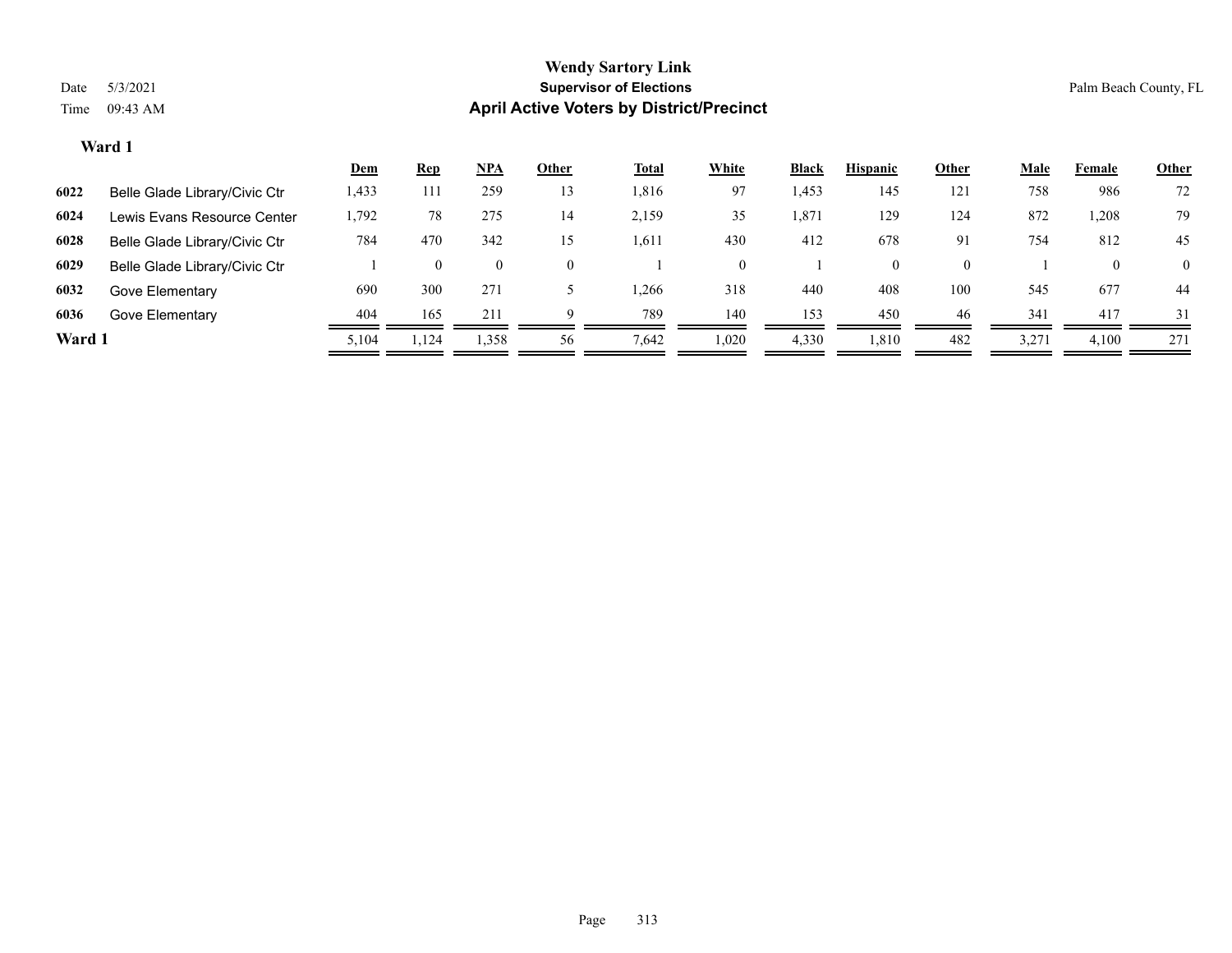# Wendy Sartory Link

## Supervisor of Elections

## April Active Voters by District/Precinct

Date 5/3/2021
Time 09:43 AM

Palm Beach County, FL

### Ward 1

| | | Dem | Rep | NPA | Other | Total | White | Black | Hispanic | Other | Male | Female | Other |
|---|---|---|---|---|---|---|---|---|---|---|---|---|---|
| 6022 | Belle Glade Library/Civic Ctr | 1,433 | 111 | 259 | 13 | 1,816 | 97 | 1,453 | 145 | 121 | 758 | 986 | 72 |
| 6024 | Lewis Evans Resource Center | 1,792 | 78 | 275 | 14 | 2,159 | 35 | 1,871 | 129 | 124 | 872 | 1,208 | 79 |
| 6028 | Belle Glade Library/Civic Ctr | 784 | 470 | 342 | 15 | 1,611 | 430 | 412 | 678 | 91 | 754 | 812 | 45 |
| 6029 | Belle Glade Library/Civic Ctr | 1 | 0 | 0 | 0 | 1 | 0 | 1 | 0 | 0 | 1 | 0 | 0 |
| 6032 | Gove Elementary | 690 | 300 | 271 | 5 | 1,266 | 318 | 440 | 408 | 100 | 545 | 677 | 44 |
| 6036 | Gove Elementary | 404 | 165 | 211 | 9 | 789 | 140 | 153 | 450 | 46 | 341 | 417 | 31 |
| **Ward 1** | | 5,104 | 1,124 | 1,358 | 56 | 7,642 | 1,020 | 4,330 | 1,810 | 482 | 3,271 | 4,100 | 271 |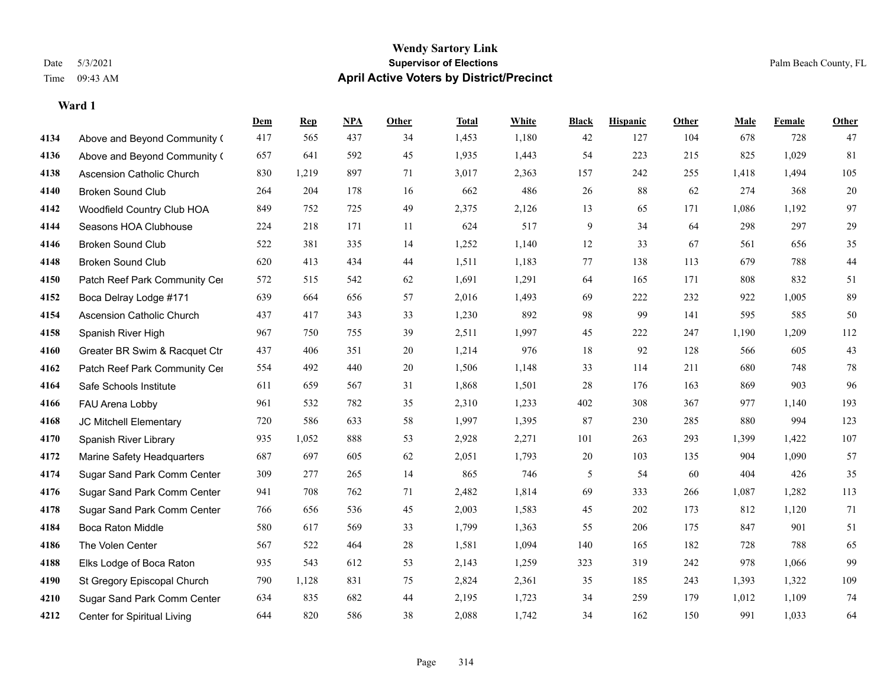# Wendy Sartory Link

**Supervisor of Elections**

**April Active Voters by District/Precinct**

Date 5/3/2021
Time 09:43 AM

Palm Beach County, FL

**Ward 1**

| | | Dem | Rep | NPA | Other | Total | White | Black | Hispanic | Other | Male | Female | Other |
|---|---|---|---|---|---|---|---|---|---|---|---|---|---|
| 4134 | Above and Beyond Community ( | 417 | 565 | 437 | 34 | 1,453 | 1,180 | 42 | 127 | 104 | 678 | 728 | 47 |
| 4136 | Above and Beyond Community ( | 657 | 641 | 592 | 45 | 1,935 | 1,443 | 54 | 223 | 215 | 825 | 1,029 | 81 |
| 4138 | Ascension Catholic Church | 830 | 1,219 | 897 | 71 | 3,017 | 2,363 | 157 | 242 | 255 | 1,418 | 1,494 | 105 |
| 4140 | Broken Sound Club | 264 | 204 | 178 | 16 | 662 | 486 | 26 | 88 | 62 | 274 | 368 | 20 |
| 4142 | Woodfield Country Club HOA | 849 | 752 | 725 | 49 | 2,375 | 2,126 | 13 | 65 | 171 | 1,086 | 1,192 | 97 |
| 4144 | Seasons HOA Clubhouse | 224 | 218 | 171 | 11 | 624 | 517 | 9 | 34 | 64 | 298 | 297 | 29 |
| 4146 | Broken Sound Club | 522 | 381 | 335 | 14 | 1,252 | 1,140 | 12 | 33 | 67 | 561 | 656 | 35 |
| 4148 | Broken Sound Club | 620 | 413 | 434 | 44 | 1,511 | 1,183 | 77 | 138 | 113 | 679 | 788 | 44 |
| 4150 | Patch Reef Park Community Cer | 572 | 515 | 542 | 62 | 1,691 | 1,291 | 64 | 165 | 171 | 808 | 832 | 51 |
| 4152 | Boca Delray Lodge #171 | 639 | 664 | 656 | 57 | 2,016 | 1,493 | 69 | 222 | 232 | 922 | 1,005 | 89 |
| 4154 | Ascension Catholic Church | 437 | 417 | 343 | 33 | 1,230 | 892 | 98 | 99 | 141 | 595 | 585 | 50 |
| 4158 | Spanish River High | 967 | 750 | 755 | 39 | 2,511 | 1,997 | 45 | 222 | 247 | 1,190 | 1,209 | 112 |
| 4160 | Greater BR Swim & Racquet Ctr | 437 | 406 | 351 | 20 | 1,214 | 976 | 18 | 92 | 128 | 566 | 605 | 43 |
| 4162 | Patch Reef Park Community Cer | 554 | 492 | 440 | 20 | 1,506 | 1,148 | 33 | 114 | 211 | 680 | 748 | 78 |
| 4164 | Safe Schools Institute | 611 | 659 | 567 | 31 | 1,868 | 1,501 | 28 | 176 | 163 | 869 | 903 | 96 |
| 4166 | FAU Arena Lobby | 961 | 532 | 782 | 35 | 2,310 | 1,233 | 402 | 308 | 367 | 977 | 1,140 | 193 |
| 4168 | JC Mitchell Elementary | 720 | 586 | 633 | 58 | 1,997 | 1,395 | 87 | 230 | 285 | 880 | 994 | 123 |
| 4170 | Spanish River Library | 935 | 1,052 | 888 | 53 | 2,928 | 2,271 | 101 | 263 | 293 | 1,399 | 1,422 | 107 |
| 4172 | Marine Safety Headquarters | 687 | 697 | 605 | 62 | 2,051 | 1,793 | 20 | 103 | 135 | 904 | 1,090 | 57 |
| 4174 | Sugar Sand Park Comm Center | 309 | 277 | 265 | 14 | 865 | 746 | 5 | 54 | 60 | 404 | 426 | 35 |
| 4176 | Sugar Sand Park Comm Center | 941 | 708 | 762 | 71 | 2,482 | 1,814 | 69 | 333 | 266 | 1,087 | 1,282 | 113 |
| 4178 | Sugar Sand Park Comm Center | 766 | 656 | 536 | 45 | 2,003 | 1,583 | 45 | 202 | 173 | 812 | 1,120 | 71 |
| 4184 | Boca Raton Middle | 580 | 617 | 569 | 33 | 1,799 | 1,363 | 55 | 206 | 175 | 847 | 901 | 51 |
| 4186 | The Volen Center | 567 | 522 | 464 | 28 | 1,581 | 1,094 | 140 | 165 | 182 | 728 | 788 | 65 |
| 4188 | Elks Lodge of Boca Raton | 935 | 543 | 612 | 53 | 2,143 | 1,259 | 323 | 319 | 242 | 978 | 1,066 | 99 |
| 4190 | St Gregory Episcopal Church | 790 | 1,128 | 831 | 75 | 2,824 | 2,361 | 35 | 185 | 243 | 1,393 | 1,322 | 109 |
| 4210 | Sugar Sand Park Comm Center | 634 | 835 | 682 | 44 | 2,195 | 1,723 | 34 | 259 | 179 | 1,012 | 1,109 | 74 |
| 4212 | Center for Spiritual Living | 644 | 820 | 586 | 38 | 2,088 | 1,742 | 34 | 162 | 150 | 991 | 1,033 | 64 |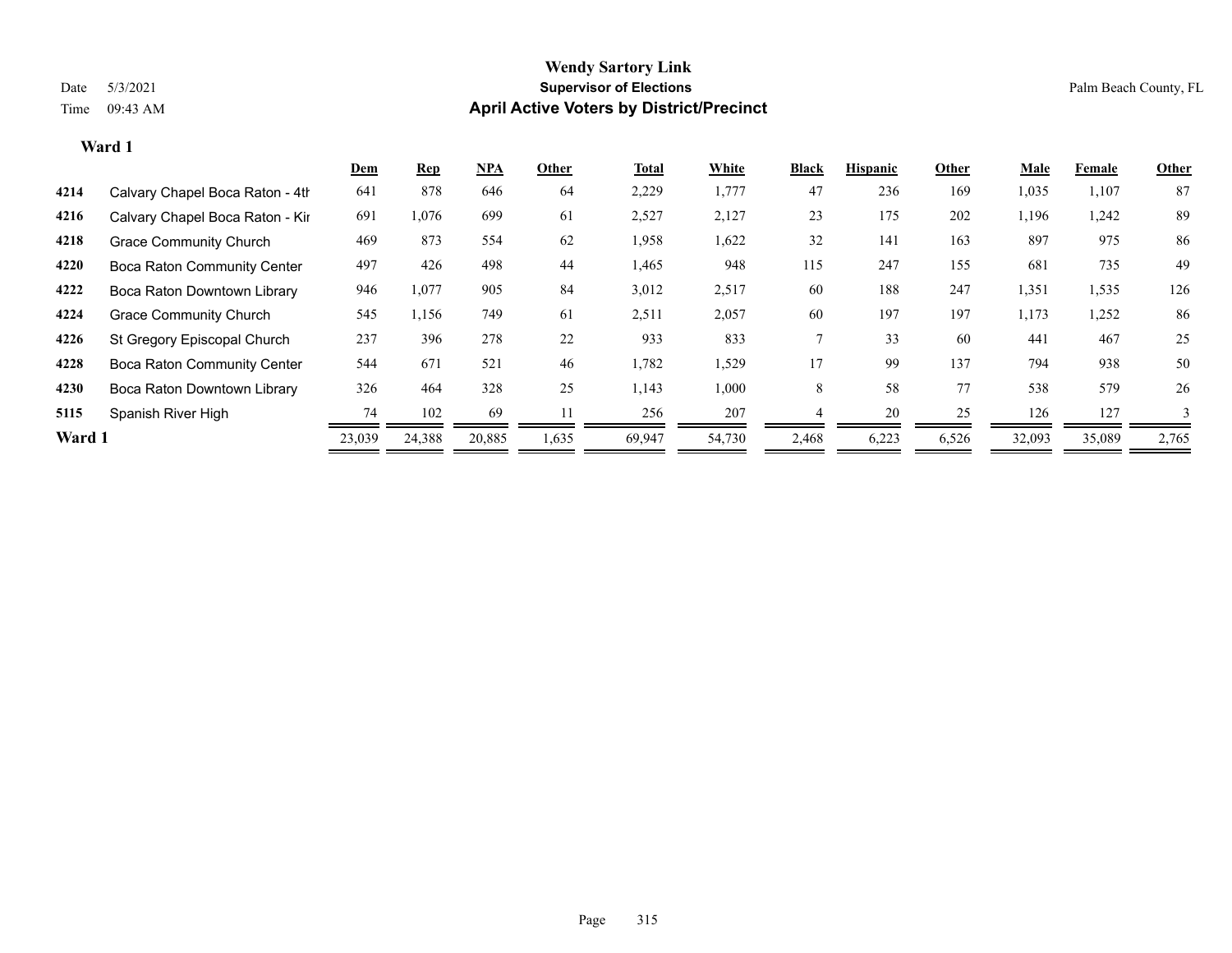# Wendy Sartory Link

## Supervisor of Elections

## April Active Voters by District/Precinct

Date 5/3/2021
Time 09:43 AM

Palm Beach County, FL

**Ward 1**

| | | Dem | Rep | NPA | Other | Total | White | Black | Hispanic | Other | Male | Female | Other |
|---|---|---|---|---|---|---|---|---|---|---|---|---|---|
| 4214 | Calvary Chapel Boca Raton - 4th | 641 | 878 | 646 | 64 | 2,229 | 1,777 | 47 | 236 | 169 | 1,035 | 1,107 | 87 |
| 4216 | Calvary Chapel Boca Raton - Kir | 691 | 1,076 | 699 | 61 | 2,527 | 2,127 | 23 | 175 | 202 | 1,196 | 1,242 | 89 |
| 4218 | Grace Community Church | 469 | 873 | 554 | 62 | 1,958 | 1,622 | 32 | 141 | 163 | 897 | 975 | 86 |
| 4220 | Boca Raton Community Center | 497 | 426 | 498 | 44 | 1,465 | 948 | 115 | 247 | 155 | 681 | 735 | 49 |
| 4222 | Boca Raton Downtown Library | 946 | 1,077 | 905 | 84 | 3,012 | 2,517 | 60 | 188 | 247 | 1,351 | 1,535 | 126 |
| 4224 | Grace Community Church | 545 | 1,156 | 749 | 61 | 2,511 | 2,057 | 60 | 197 | 197 | 1,173 | 1,252 | 86 |
| 4226 | St Gregory Episcopal Church | 237 | 396 | 278 | 22 | 933 | 833 | 7 | 33 | 60 | 441 | 467 | 25 |
| 4228 | Boca Raton Community Center | 544 | 671 | 521 | 46 | 1,782 | 1,529 | 17 | 99 | 137 | 794 | 938 | 50 |
| 4230 | Boca Raton Downtown Library | 326 | 464 | 328 | 25 | 1,143 | 1,000 | 8 | 58 | 77 | 538 | 579 | 26 |
| 5115 | Spanish River High | 74 | 102 | 69 | 11 | 256 | 207 | 4 | 20 | 25 | 126 | 127 | 3 |
| **Ward 1** | | 23,039 | 24,388 | 20,885 | 1,635 | 69,947 | 54,730 | 2,468 | 6,223 | 6,526 | 32,093 | 35,089 | 2,765 |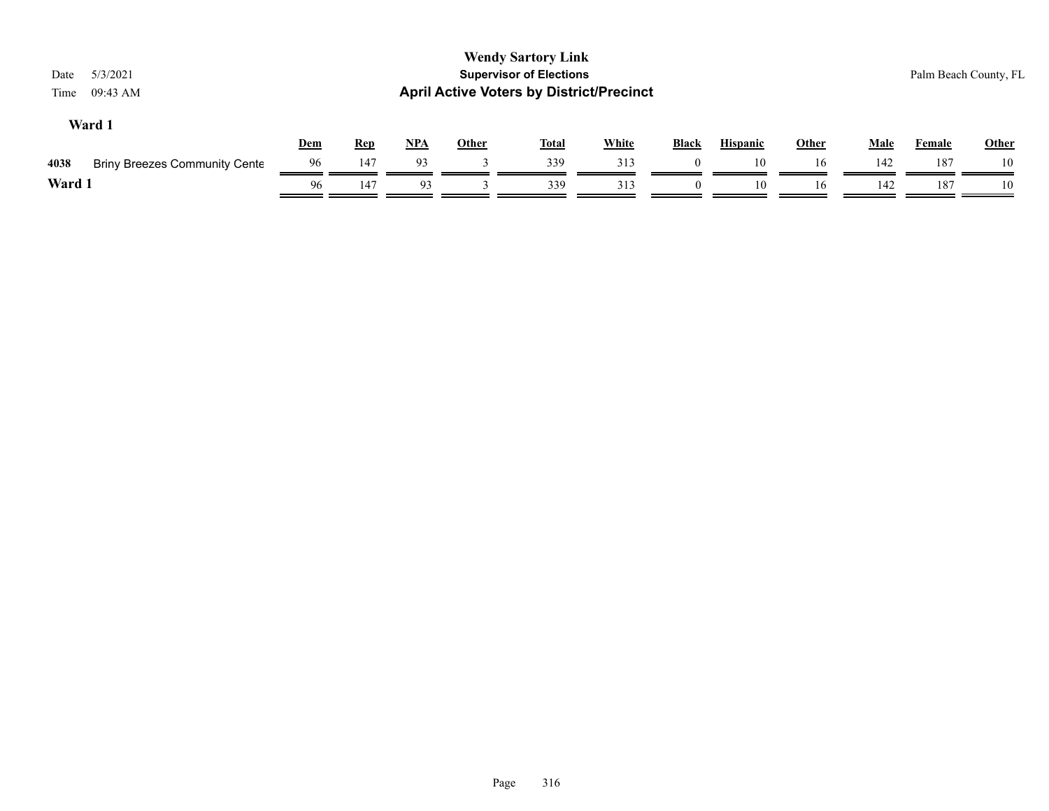**Wendy Sartory Link**
**Supervisor of Elections**
**April Active Voters by District/Precinct**

Date 5/3/2021
Time 09:43 AM

Palm Beach County, FL

## Ward 1

| | | Dem | Rep | NPA | Other | Total | White | Black | Hispanic | Other | Male | Female | Other |
|---|---|---|---|---|---|---|---|---|---|---|---|---|---|
| 4038 | Briny Breezes Community Cente | 96 | 147 | 93 | 3 | 339 | 313 | 0 | 10 | 16 | 142 | 187 | 10 |
| **Ward 1** | | 96 | 147 | 93 | 3 | 339 | 313 | 0 | 10 | 16 | 142 | 187 | 10 |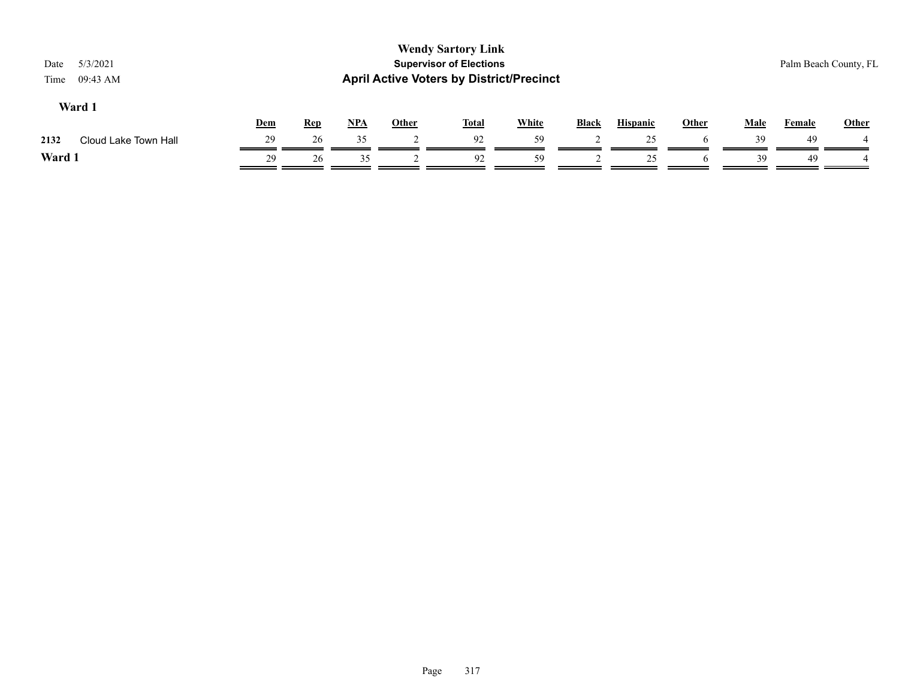**Wendy Sartory Link**
**Supervisor of Elections**
**April Active Voters by District/Precinct**

Date 5/3/2021
Time 09:43 AM

Palm Beach County, FL

### Ward 1

| | | Dem | Rep | NPA | Other | Total | White | Black | Hispanic | Other | Male | Female | Other |
|---|---|---|---|---|---|---|---|---|---|---|---|---|---|
| 2132 | Cloud Lake Town Hall | 29 | 26 | 35 | 2 | 92 | 59 | 2 | 25 | 6 | 39 | 49 | 4 |
| **Ward 1** | | 29 | 26 | 35 | 2 | 92 | 59 | 2 | 25 | 6 | 39 | 49 | 4 |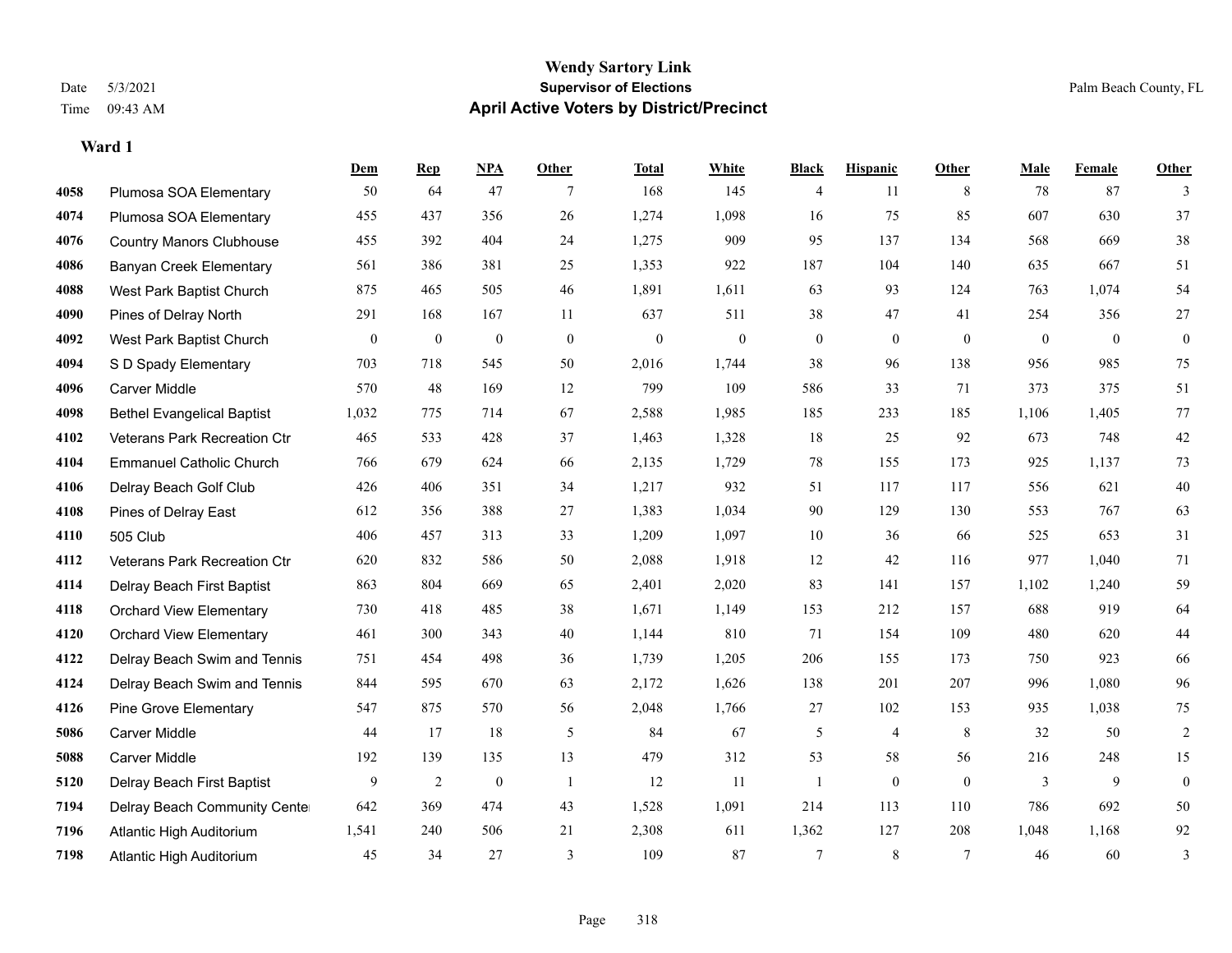# Wendy Sartory Link

## Supervisor of Elections

## April Active Voters by District/Precinct

Date 5/3/2021
Time 09:43 AM

Palm Beach County, FL

### Ward 1

| | | Dem | Rep | NPA | Other | Total | White | Black | Hispanic | Other | Male | Female | Other |
|---|---|---|---|---|---|---|---|---|---|---|---|---|---|
| 4058 | Plumosa SOA Elementary | 50 | 64 | 47 | 7 | 168 | 145 | 4 | 11 | 8 | 78 | 87 | 3 |
| 4074 | Plumosa SOA Elementary | 455 | 437 | 356 | 26 | 1,274 | 1,098 | 16 | 75 | 85 | 607 | 630 | 37 |
| 4076 | Country Manors Clubhouse | 455 | 392 | 404 | 24 | 1,275 | 909 | 95 | 137 | 134 | 568 | 669 | 38 |
| 4086 | Banyan Creek Elementary | 561 | 386 | 381 | 25 | 1,353 | 922 | 187 | 104 | 140 | 635 | 667 | 51 |
| 4088 | West Park Baptist Church | 875 | 465 | 505 | 46 | 1,891 | 1,611 | 63 | 93 | 124 | 763 | 1,074 | 54 |
| 4090 | Pines of Delray North | 291 | 168 | 167 | 11 | 637 | 511 | 38 | 47 | 41 | 254 | 356 | 27 |
| 4092 | West Park Baptist Church | 0 | 0 | 0 | 0 | 0 | 0 | 0 | 0 | 0 | 0 | 0 | 0 |
| 4094 | S D Spady Elementary | 703 | 718 | 545 | 50 | 2,016 | 1,744 | 38 | 96 | 138 | 956 | 985 | 75 |
| 4096 | Carver Middle | 570 | 48 | 169 | 12 | 799 | 109 | 586 | 33 | 71 | 373 | 375 | 51 |
| 4098 | Bethel Evangelical Baptist | 1,032 | 775 | 714 | 67 | 2,588 | 1,985 | 185 | 233 | 185 | 1,106 | 1,405 | 77 |
| 4102 | Veterans Park Recreation Ctr | 465 | 533 | 428 | 37 | 1,463 | 1,328 | 18 | 25 | 92 | 673 | 748 | 42 |
| 4104 | Emmanuel Catholic Church | 766 | 679 | 624 | 66 | 2,135 | 1,729 | 78 | 155 | 173 | 925 | 1,137 | 73 |
| 4106 | Delray Beach Golf Club | 426 | 406 | 351 | 34 | 1,217 | 932 | 51 | 117 | 117 | 556 | 621 | 40 |
| 4108 | Pines of Delray East | 612 | 356 | 388 | 27 | 1,383 | 1,034 | 90 | 129 | 130 | 553 | 767 | 63 |
| 4110 | 505 Club | 406 | 457 | 313 | 33 | 1,209 | 1,097 | 10 | 36 | 66 | 525 | 653 | 31 |
| 4112 | Veterans Park Recreation Ctr | 620 | 832 | 586 | 50 | 2,088 | 1,918 | 12 | 42 | 116 | 977 | 1,040 | 71 |
| 4114 | Delray Beach First Baptist | 863 | 804 | 669 | 65 | 2,401 | 2,020 | 83 | 141 | 157 | 1,102 | 1,240 | 59 |
| 4118 | Orchard View Elementary | 730 | 418 | 485 | 38 | 1,671 | 1,149 | 153 | 212 | 157 | 688 | 919 | 64 |
| 4120 | Orchard View Elementary | 461 | 300 | 343 | 40 | 1,144 | 810 | 71 | 154 | 109 | 480 | 620 | 44 |
| 4122 | Delray Beach Swim and Tennis | 751 | 454 | 498 | 36 | 1,739 | 1,205 | 206 | 155 | 173 | 750 | 923 | 66 |
| 4124 | Delray Beach Swim and Tennis | 844 | 595 | 670 | 63 | 2,172 | 1,626 | 138 | 201 | 207 | 996 | 1,080 | 96 |
| 4126 | Pine Grove Elementary | 547 | 875 | 570 | 56 | 2,048 | 1,766 | 27 | 102 | 153 | 935 | 1,038 | 75 |
| 5086 | Carver Middle | 44 | 17 | 18 | 5 | 84 | 67 | 5 | 4 | 8 | 32 | 50 | 2 |
| 5088 | Carver Middle | 192 | 139 | 135 | 13 | 479 | 312 | 53 | 58 | 56 | 216 | 248 | 15 |
| 5120 | Delray Beach First Baptist | 9 | 2 | 0 | 1 | 12 | 11 | 1 | 0 | 0 | 3 | 9 | 0 |
| 7194 | Delray Beach Community Cente | 642 | 369 | 474 | 43 | 1,528 | 1,091 | 214 | 113 | 110 | 786 | 692 | 50 |
| 7196 | Atlantic High Auditorium | 1,541 | 240 | 506 | 21 | 2,308 | 611 | 1,362 | 127 | 208 | 1,048 | 1,168 | 92 |
| 7198 | Atlantic High Auditorium | 45 | 34 | 27 | 3 | 109 | 87 | 7 | 8 | 7 | 46 | 60 | 3 |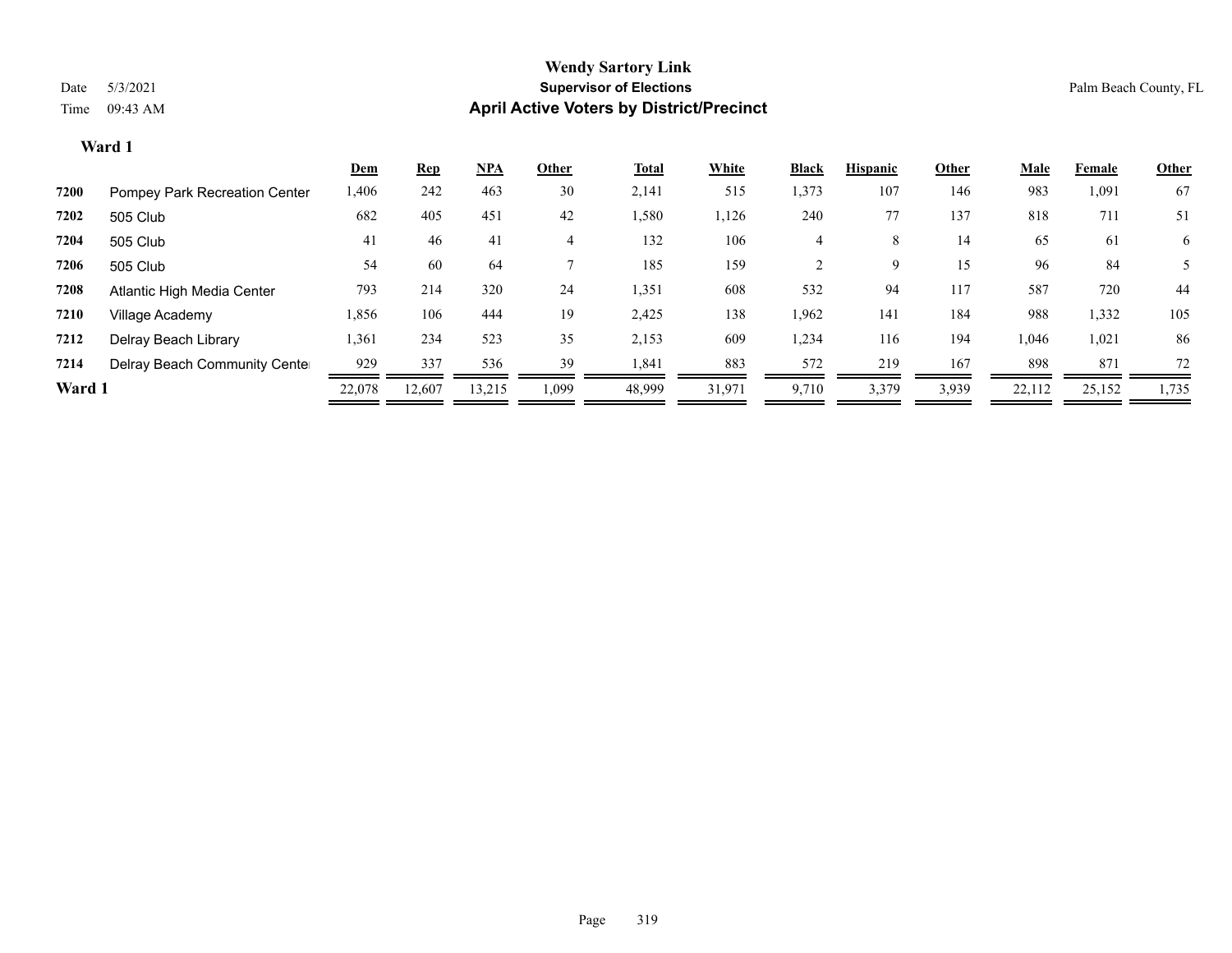**Wendy Sartory Link**
**Supervisor of Elections**
**April Active Voters by District/Precinct**

Date 5/3/2021
Time 09:43 AM

Palm Beach County, FL

## Ward 1

| | | Dem | Rep | NPA | Other | Total | White | Black | Hispanic | Other | Male | Female | Other |
|---|---|---|---|---|---|---|---|---|---|---|---|---|---|
| 7200 | Pompey Park Recreation Center | 1,406 | 242 | 463 | 30 | 2,141 | 515 | 1,373 | 107 | 146 | 983 | 1,091 | 67 |
| 7202 | 505 Club | 682 | 405 | 451 | 42 | 1,580 | 1,126 | 240 | 77 | 137 | 818 | 711 | 51 |
| 7204 | 505 Club | 41 | 46 | 41 | 4 | 132 | 106 | 4 | 8 | 14 | 65 | 61 | 6 |
| 7206 | 505 Club | 54 | 60 | 64 | 7 | 185 | 159 | 2 | 9 | 15 | 96 | 84 | 5 |
| 7208 | Atlantic High Media Center | 793 | 214 | 320 | 24 | 1,351 | 608 | 532 | 94 | 117 | 587 | 720 | 44 |
| 7210 | Village Academy | 1,856 | 106 | 444 | 19 | 2,425 | 138 | 1,962 | 141 | 184 | 988 | 1,332 | 105 |
| 7212 | Delray Beach Library | 1,361 | 234 | 523 | 35 | 2,153 | 609 | 1,234 | 116 | 194 | 1,046 | 1,021 | 86 |
| 7214 | Delray Beach Community Center | 929 | 337 | 536 | 39 | 1,841 | 883 | 572 | 219 | 167 | 898 | 871 | 72 |
| **Ward 1** | | 22,078 | 12,607 | 13,215 | 1,099 | 48,999 | 31,971 | 9,710 | 3,379 | 3,939 | 22,112 | 25,152 | 1,735 |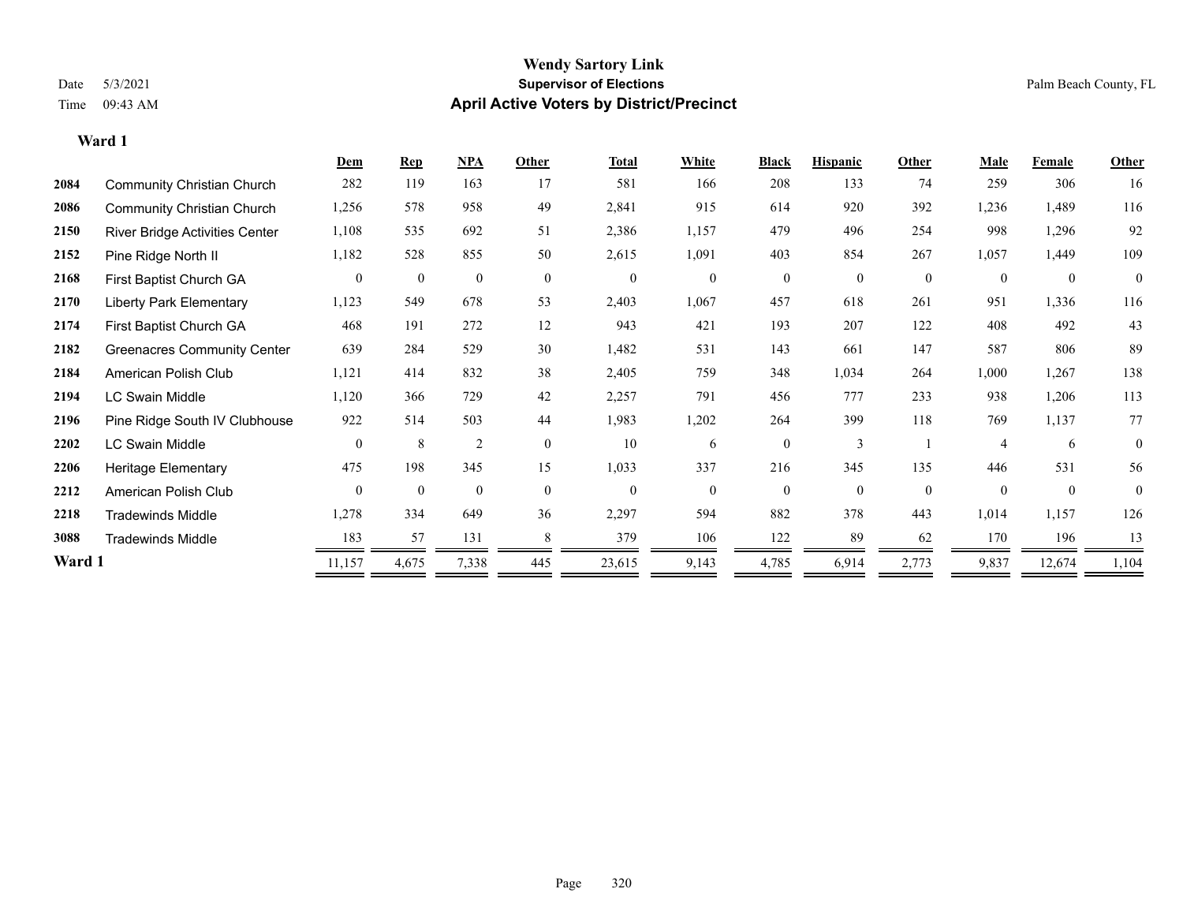# Wendy Sartory Link

**Supervisor of Elections**

**April Active Voters by District/Precinct**

Date 5/3/2021
Time 09:43 AM

Palm Beach County, FL

## Ward 1

| | | Dem | Rep | NPA | Other | Total | White | Black | Hispanic | Other | Male | Female | Other |
|---|---|---|---|---|---|---|---|---|---|---|---|---|---|
| 2084 | Community Christian Church | 282 | 119 | 163 | 17 | 581 | 166 | 208 | 133 | 74 | 259 | 306 | 16 |
| 2086 | Community Christian Church | 1,256 | 578 | 958 | 49 | 2,841 | 915 | 614 | 920 | 392 | 1,236 | 1,489 | 116 |
| 2150 | River Bridge Activities Center | 1,108 | 535 | 692 | 51 | 2,386 | 1,157 | 479 | 496 | 254 | 998 | 1,296 | 92 |
| 2152 | Pine Ridge North II | 1,182 | 528 | 855 | 50 | 2,615 | 1,091 | 403 | 854 | 267 | 1,057 | 1,449 | 109 |
| 2168 | First Baptist Church GA | 0 | 0 | 0 | 0 | 0 | 0 | 0 | 0 | 0 | 0 | 0 | 0 |
| 2170 | Liberty Park Elementary | 1,123 | 549 | 678 | 53 | 2,403 | 1,067 | 457 | 618 | 261 | 951 | 1,336 | 116 |
| 2174 | First Baptist Church GA | 468 | 191 | 272 | 12 | 943 | 421 | 193 | 207 | 122 | 408 | 492 | 43 |
| 2182 | Greenacres Community Center | 639 | 284 | 529 | 30 | 1,482 | 531 | 143 | 661 | 147 | 587 | 806 | 89 |
| 2184 | American Polish Club | 1,121 | 414 | 832 | 38 | 2,405 | 759 | 348 | 1,034 | 264 | 1,000 | 1,267 | 138 |
| 2194 | LC Swain Middle | 1,120 | 366 | 729 | 42 | 2,257 | 791 | 456 | 777 | 233 | 938 | 1,206 | 113 |
| 2196 | Pine Ridge South IV Clubhouse | 922 | 514 | 503 | 44 | 1,983 | 1,202 | 264 | 399 | 118 | 769 | 1,137 | 77 |
| 2202 | LC Swain Middle | 0 | 8 | 2 | 0 | 10 | 6 | 0 | 3 | 1 | 4 | 6 | 0 |
| 2206 | Heritage Elementary | 475 | 198 | 345 | 15 | 1,033 | 337 | 216 | 345 | 135 | 446 | 531 | 56 |
| 2212 | American Polish Club | 0 | 0 | 0 | 0 | 0 | 0 | 0 | 0 | 0 | 0 | 0 | 0 |
| 2218 | Tradewinds Middle | 1,278 | 334 | 649 | 36 | 2,297 | 594 | 882 | 378 | 443 | 1,014 | 1,157 | 126 |
| 3088 | Tradewinds Middle | 183 | 57 | 131 | 8 | 379 | 106 | 122 | 89 | 62 | 170 | 196 | 13 |
| **Ward 1** | | 11,157 | 4,675 | 7,338 | 445 | 23,615 | 9,143 | 4,785 | 6,914 | 2,773 | 9,837 | 12,674 | 1,104 |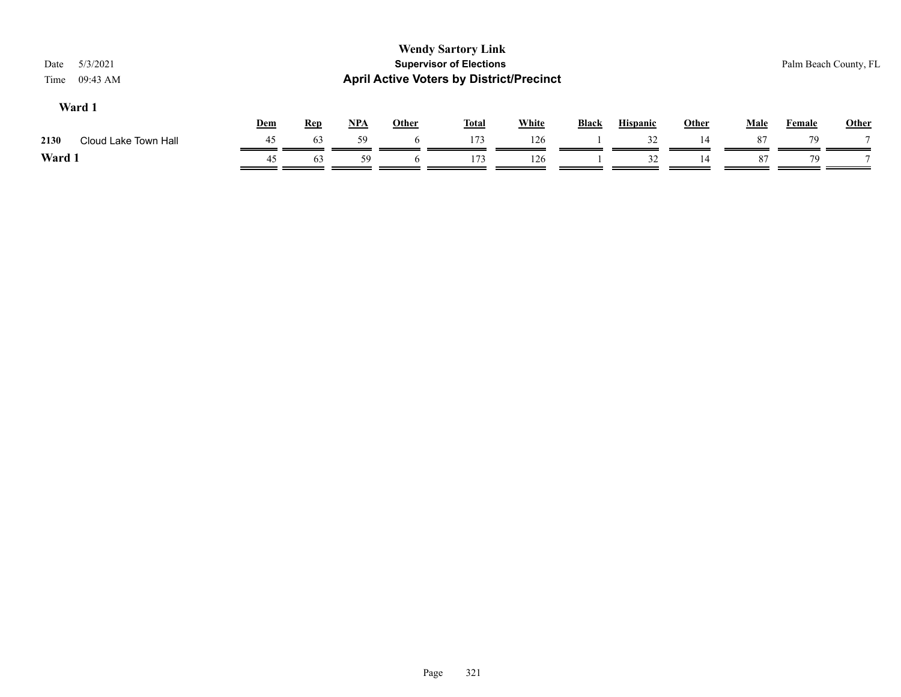**Wendy Sartory Link**
**Supervisor of Elections**
**April Active Voters by District/Precinct**

Date 5/3/2021
Time 09:43 AM

Palm Beach County, FL

## Ward 1

| | | Dem | Rep | NPA | Other | Total | White | Black | Hispanic | Other | Male | Female | Other |
|---|---|---|---|---|---|---|---|---|---|---|---|---|---|
| 2130 | Cloud Lake Town Hall | 45 | 63 | 59 | 6 | 173 | 126 | 1 | 32 | 14 | 87 | 79 | 7 |
| **Ward 1** | | 45 | 63 | 59 | 6 | 173 | 126 | 1 | 32 | 14 | 87 | 79 | 7 |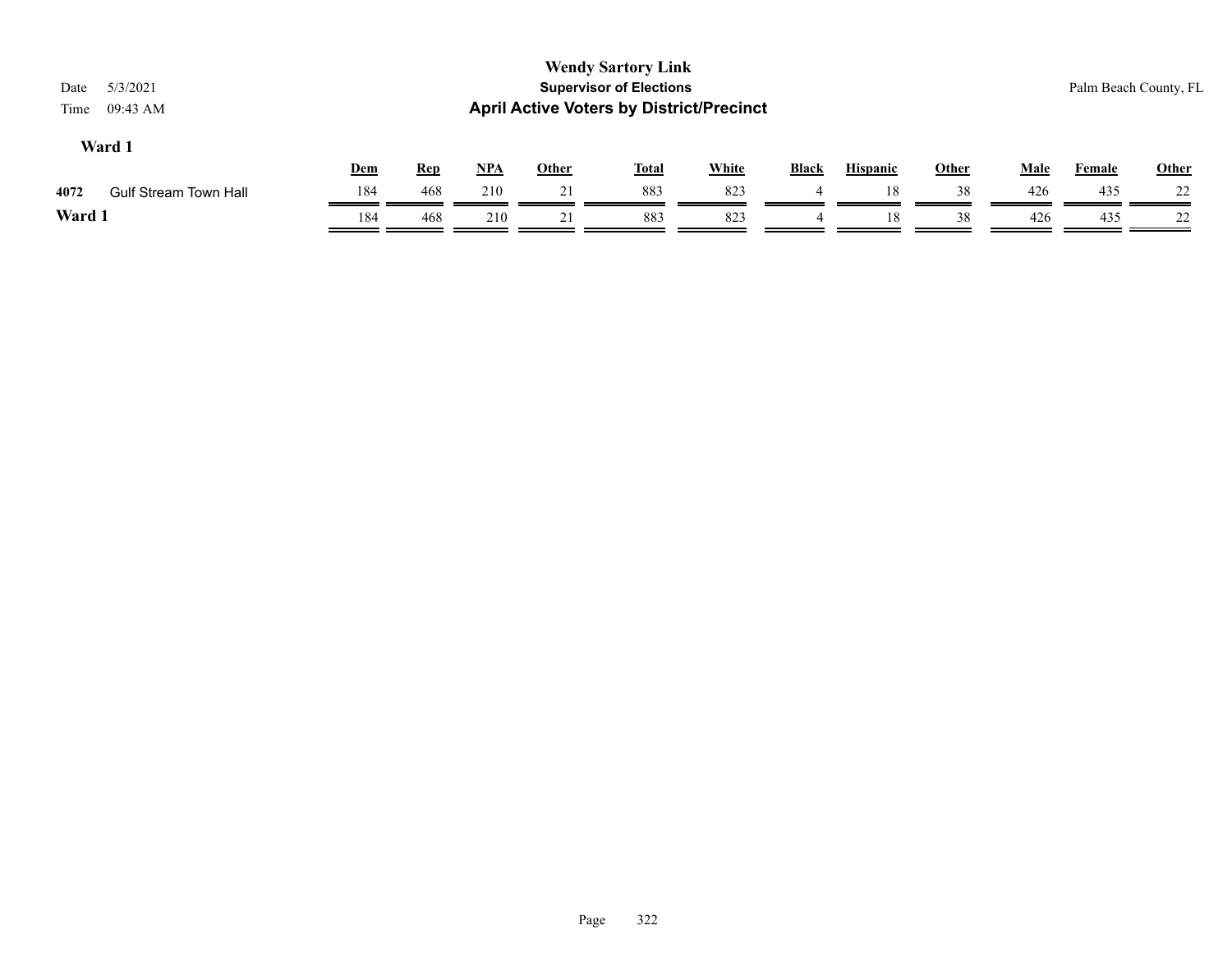**Wendy Sartory Link**
**Supervisor of Elections**
**April Active Voters by District/Precinct**

Date 5/3/2021
Time 09:43 AM

Palm Beach County, FL

### Ward 1

| | | Dem | Rep | NPA | Other | Total | White | Black | Hispanic | Other | Male | Female | Other |
|---|---|---|---|---|---|---|---|---|---|---|---|---|---|
| 4072 | Gulf Stream Town Hall | 184 | 468 | 210 | 21 | 883 | 823 | 4 | 18 | 38 | 426 | 435 | 22 |
| **Ward 1** | | 184 | 468 | 210 | 21 | 883 | 823 | 4 | 18 | 38 | 426 | 435 | 22 |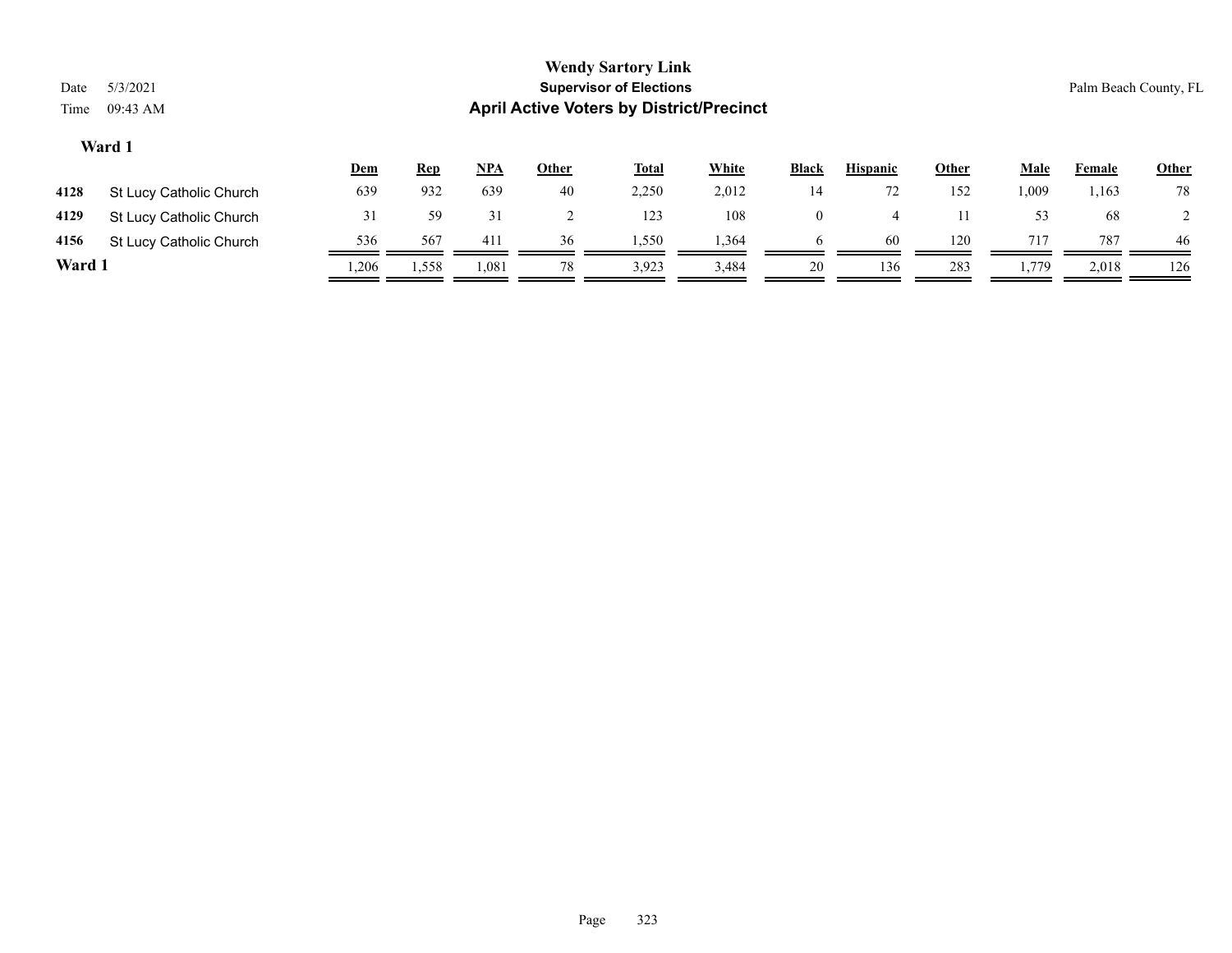**Wendy Sartory Link**
**Supervisor of Elections**
**April Active Voters by District/Precinct**

Date 5/3/2021
Time 09:43 AM

Palm Beach County, FL

### Ward 1

| | | Dem | Rep | NPA | Other | Total | White | Black | Hispanic | Other | Male | Female | Other |
|---|---|---|---|---|---|---|---|---|---|---|---|---|---|
| 4128 | St Lucy Catholic Church | 639 | 932 | 639 | 40 | 2,250 | 2,012 | 14 | 72 | 152 | 1,009 | 1,163 | 78 |
| 4129 | St Lucy Catholic Church | 31 | 59 | 31 | 2 | 123 | 108 | 0 | 4 | 11 | 53 | 68 | 2 |
| 4156 | St Lucy Catholic Church | 536 | 567 | 411 | 36 | 1,550 | 1,364 | 6 | 60 | 120 | 717 | 787 | 46 |
| **Ward 1** | | 1,206 | 1,558 | 1,081 | 78 | 3,923 | 3,484 | 20 | 136 | 283 | 1,779 | 2,018 | 126 |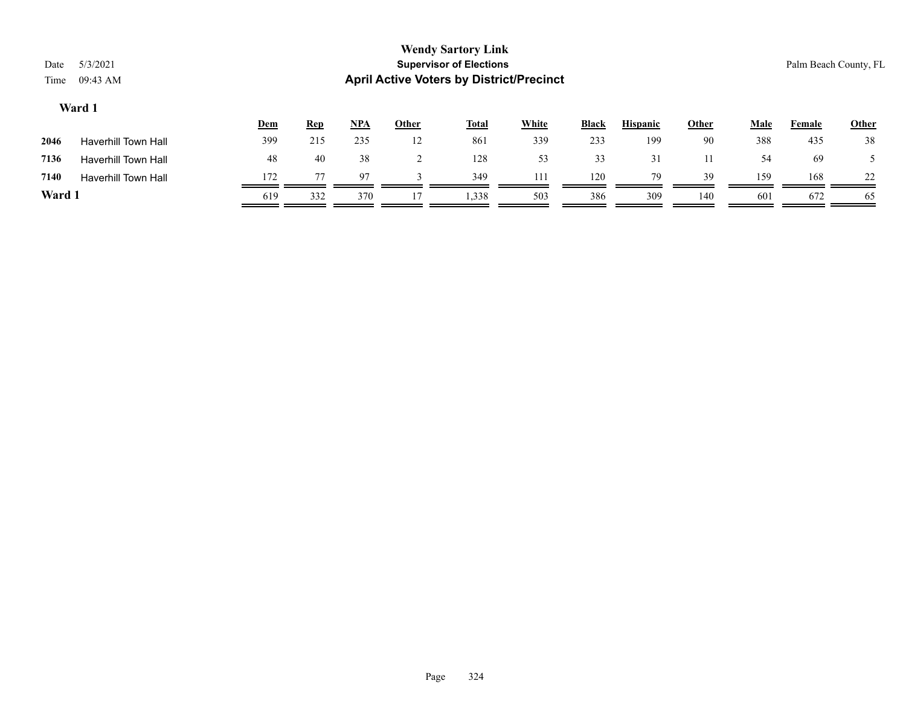**Wendy Sartory Link**
**Supervisor of Elections**
**April Active Voters by District/Precinct**

Date 5/3/2021
Time 09:43 AM

Palm Beach County, FL

**Ward 1**

| | | Dem | Rep | NPA | Other | Total | White | Black | Hispanic | Other | Male | Female | Other |
|---|---|---|---|---|---|---|---|---|---|---|---|---|---|
| **2046** | Haverhill Town Hall | 399 | 215 | 235 | 12 | 861 | 339 | 233 | 199 | 90 | 388 | 435 | 38 |
| **7136** | Haverhill Town Hall | 48 | 40 | 38 | 2 | 128 | 53 | 33 | 31 | 11 | 54 | 69 | 5 |
| **7140** | Haverhill Town Hall | 172 | 77 | 97 | 3 | 349 | 111 | 120 | 79 | 39 | 159 | 168 | 22 |
| **Ward 1** | | 619 | 332 | 370 | 17 | 1,338 | 503 | 386 | 309 | 140 | 601 | 672 | 65 |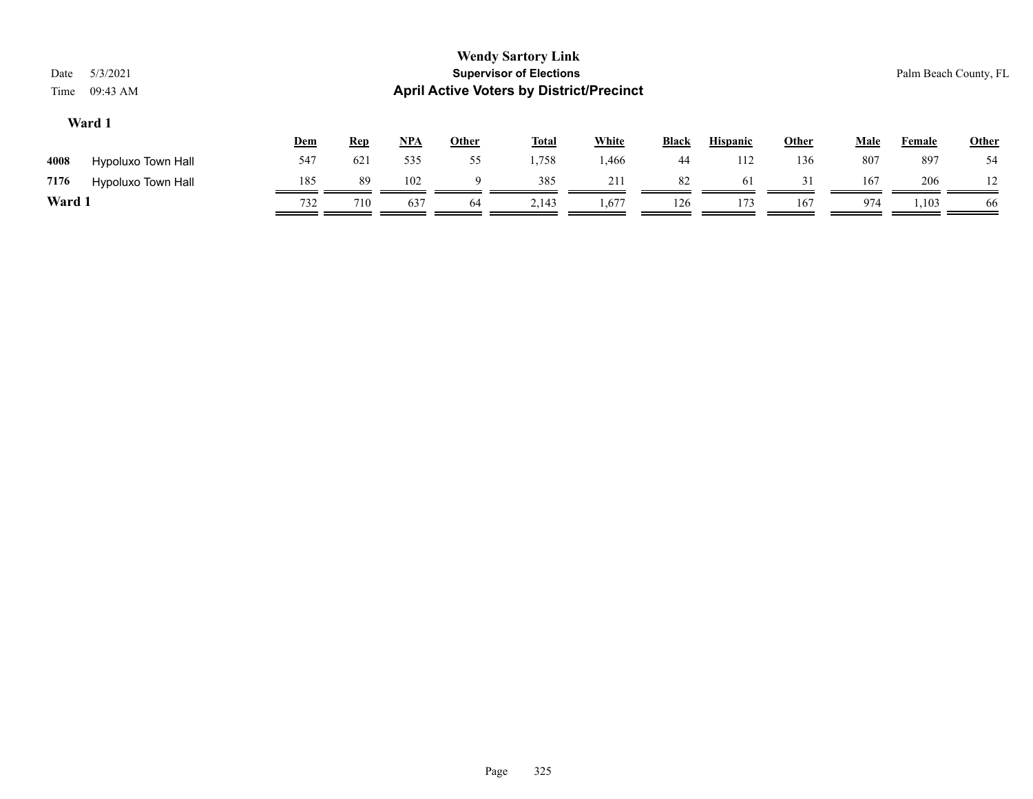# Wendy Sartory Link

## Supervisor of Elections

## April Active Voters by District/Precinct

Date 5/3/2021
Time 09:43 AM

Palm Beach County, FL

### Ward 1

| | | Dem | Rep | NPA | Other | Total | White | Black | Hispanic | Other | Male | Female | Other |
|---|---|---|---|---|---|---|---|---|---|---|---|---|---|
| 4008 | Hypoluxo Town Hall | 547 | 621 | 535 | 55 | 1,758 | 1,466 | 44 | 112 | 136 | 807 | 897 | 54 |
| 7176 | Hypoluxo Town Hall | 185 | 89 | 102 | 9 | 385 | 211 | 82 | 61 | 31 | 167 | 206 | 12 |
| **Ward 1** | | 732 | 710 | 637 | 64 | 2,143 | 1,677 | 126 | 173 | 167 | 974 | 1,103 | 66 |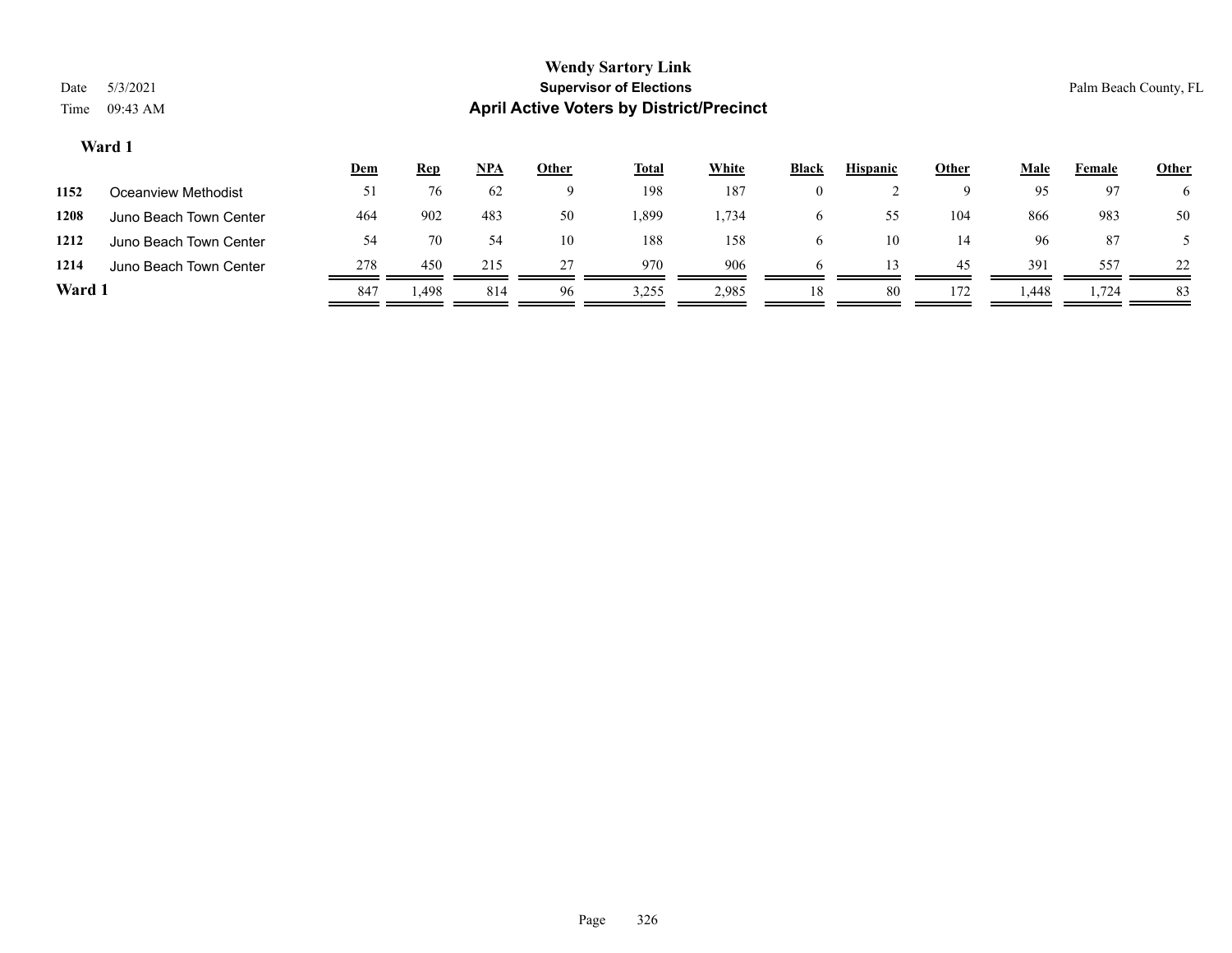# Wendy Sartory Link

## Supervisor of Elections

## April Active Voters by District/Precinct

Date 5/3/2021
Time 09:43 AM

Palm Beach County, FL

### Ward 1

| | | Dem | Rep | NPA | Other | Total | White | Black | Hispanic | Other | Male | Female | Other |
|---|---|---|---|---|---|---|---|---|---|---|---|---|---|
| 1152 | Oceanview Methodist | 51 | 76 | 62 | 9 | 198 | 187 | 0 | 2 | 9 | 95 | 97 | 6 |
| 1208 | Juno Beach Town Center | 464 | 902 | 483 | 50 | 1,899 | 1,734 | 6 | 55 | 104 | 866 | 983 | 50 |
| 1212 | Juno Beach Town Center | 54 | 70 | 54 | 10 | 188 | 158 | 6 | 10 | 14 | 96 | 87 | 5 |
| 1214 | Juno Beach Town Center | 278 | 450 | 215 | 27 | 970 | 906 | 6 | 13 | 45 | 391 | 557 | 22 |
| **Ward 1** | | 847 | 1,498 | 814 | 96 | 3,255 | 2,985 | 18 | 80 | 172 | 1,448 | 1,724 | 83 |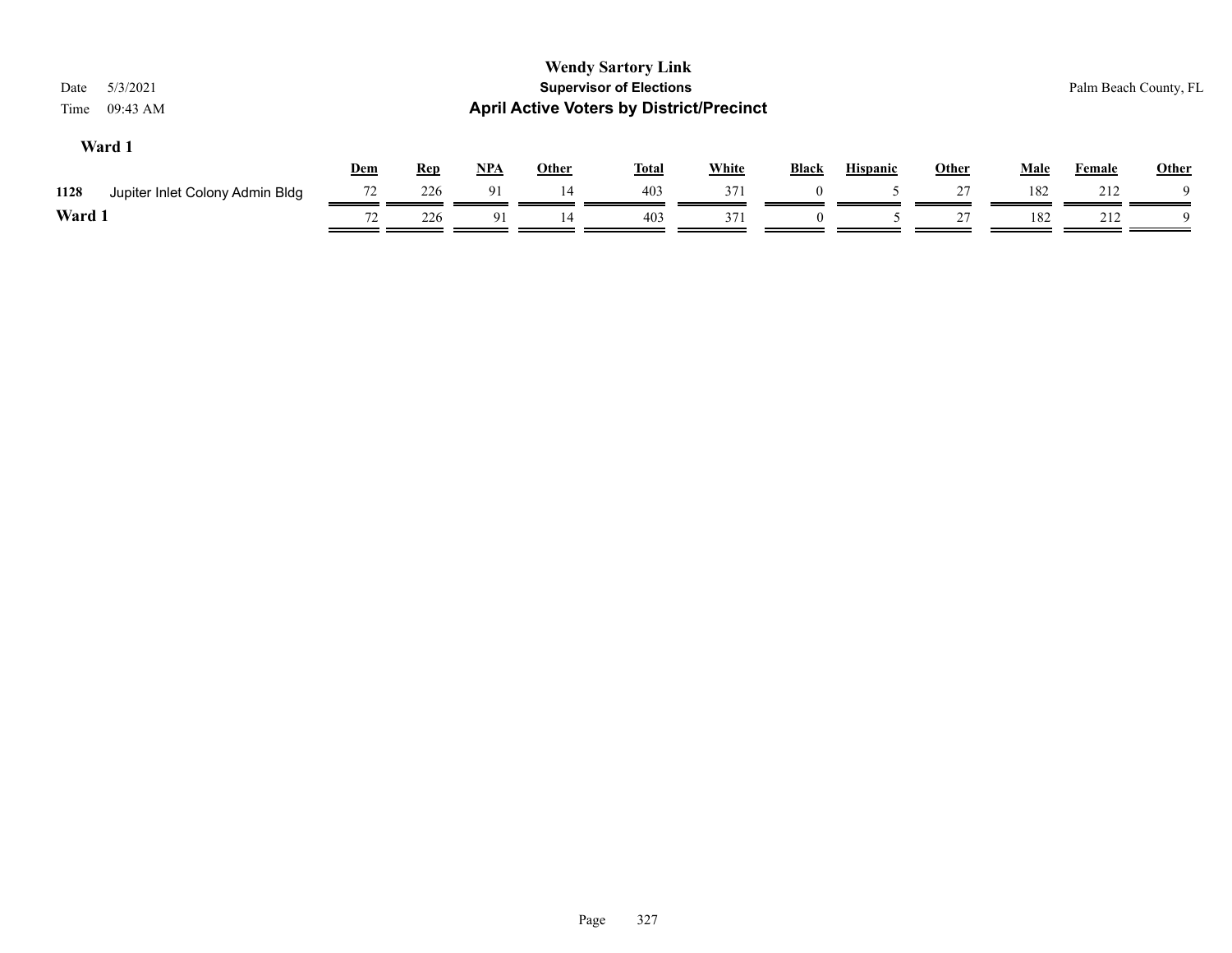**Wendy Sartory Link**

**Supervisor of Elections**

**April Active Voters by District/Precinct**

Date 5/3/2021

Time 09:43 AM

Palm Beach County, FL

## Ward 1

| | | Dem | Rep | NPA | Other | Total | White | Black | Hispanic | Other | Male | Female | Other |
|---|---|---|---|---|---|---|---|---|---|---|---|---|---|
| 1128 | Jupiter Inlet Colony Admin Bldg | 72 | 226 | 91 | 14 | 403 | 371 | 0 | 5 | 27 | 182 | 212 | 9 |
| **Ward 1** | | 72 | 226 | 91 | 14 | 403 | 371 | 0 | 5 | 27 | 182 | 212 | 9 |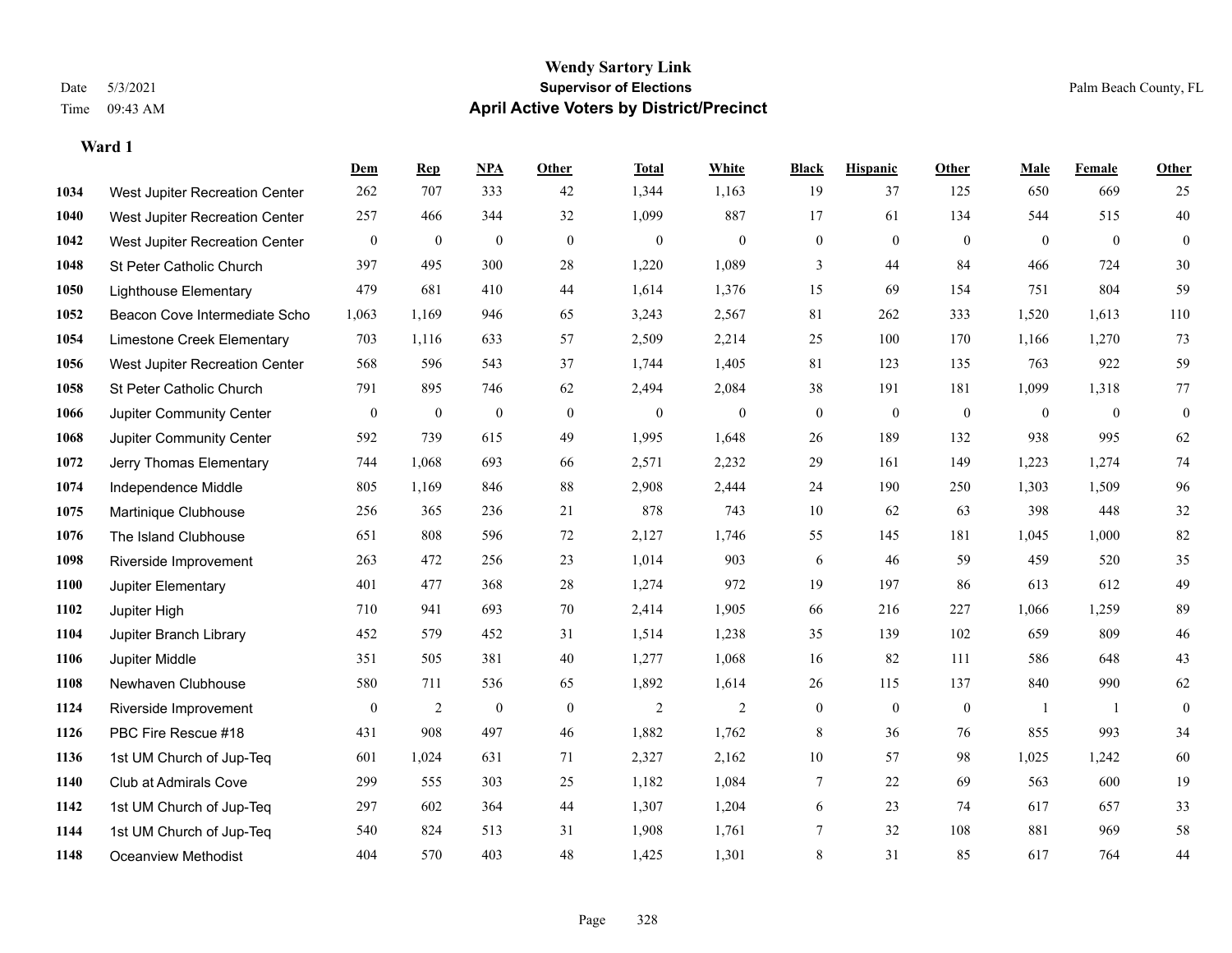# Wendy Sartory Link

**Supervisor of Elections**

Date 5/3/2021 Palm Beach County, FL

Time 09:43 AM

## April Active Voters by District/Precinct

### Ward 1

| | | Dem | Rep | NPA | Other | Total | White | Black | Hispanic | Other | Male | Female | Other |
|---|---|---|---|---|---|---|---|---|---|---|---|---|---|
| 1034 | West Jupiter Recreation Center | 262 | 707 | 333 | 42 | 1,344 | 1,163 | 19 | 37 | 125 | 650 | 669 | 25 |
| 1040 | West Jupiter Recreation Center | 257 | 466 | 344 | 32 | 1,099 | 887 | 17 | 61 | 134 | 544 | 515 | 40 |
| 1042 | West Jupiter Recreation Center | 0 | 0 | 0 | 0 | 0 | 0 | 0 | 0 | 0 | 0 | 0 | 0 |
| 1048 | St Peter Catholic Church | 397 | 495 | 300 | 28 | 1,220 | 1,089 | 3 | 44 | 84 | 466 | 724 | 30 |
| 1050 | Lighthouse Elementary | 479 | 681 | 410 | 44 | 1,614 | 1,376 | 15 | 69 | 154 | 751 | 804 | 59 |
| 1052 | Beacon Cove Intermediate Scho | 1,063 | 1,169 | 946 | 65 | 3,243 | 2,567 | 81 | 262 | 333 | 1,520 | 1,613 | 110 |
| 1054 | Limestone Creek Elementary | 703 | 1,116 | 633 | 57 | 2,509 | 2,214 | 25 | 100 | 170 | 1,166 | 1,270 | 73 |
| 1056 | West Jupiter Recreation Center | 568 | 596 | 543 | 37 | 1,744 | 1,405 | 81 | 123 | 135 | 763 | 922 | 59 |
| 1058 | St Peter Catholic Church | 791 | 895 | 746 | 62 | 2,494 | 2,084 | 38 | 191 | 181 | 1,099 | 1,318 | 77 |
| 1066 | Jupiter Community Center | 0 | 0 | 0 | 0 | 0 | 0 | 0 | 0 | 0 | 0 | 0 | 0 |
| 1068 | Jupiter Community Center | 592 | 739 | 615 | 49 | 1,995 | 1,648 | 26 | 189 | 132 | 938 | 995 | 62 |
| 1072 | Jerry Thomas Elementary | 744 | 1,068 | 693 | 66 | 2,571 | 2,232 | 29 | 161 | 149 | 1,223 | 1,274 | 74 |
| 1074 | Independence Middle | 805 | 1,169 | 846 | 88 | 2,908 | 2,444 | 24 | 190 | 250 | 1,303 | 1,509 | 96 |
| 1075 | Martinique Clubhouse | 256 | 365 | 236 | 21 | 878 | 743 | 10 | 62 | 63 | 398 | 448 | 32 |
| 1076 | The Island Clubhouse | 651 | 808 | 596 | 72 | 2,127 | 1,746 | 55 | 145 | 181 | 1,045 | 1,000 | 82 |
| 1098 | Riverside Improvement | 263 | 472 | 256 | 23 | 1,014 | 903 | 6 | 46 | 59 | 459 | 520 | 35 |
| 1100 | Jupiter Elementary | 401 | 477 | 368 | 28 | 1,274 | 972 | 19 | 197 | 86 | 613 | 612 | 49 |
| 1102 | Jupiter High | 710 | 941 | 693 | 70 | 2,414 | 1,905 | 66 | 216 | 227 | 1,066 | 1,259 | 89 |
| 1104 | Jupiter Branch Library | 452 | 579 | 452 | 31 | 1,514 | 1,238 | 35 | 139 | 102 | 659 | 809 | 46 |
| 1106 | Jupiter Middle | 351 | 505 | 381 | 40 | 1,277 | 1,068 | 16 | 82 | 111 | 586 | 648 | 43 |
| 1108 | Newhaven Clubhouse | 580 | 711 | 536 | 65 | 1,892 | 1,614 | 26 | 115 | 137 | 840 | 990 | 62 |
| 1124 | Riverside Improvement | 0 | 2 | 0 | 0 | 2 | 2 | 0 | 0 | 0 | 1 | 1 | 0 |
| 1126 | PBC Fire Rescue #18 | 431 | 908 | 497 | 46 | 1,882 | 1,762 | 8 | 36 | 76 | 855 | 993 | 34 |
| 1136 | 1st UM Church of Jup-Teq | 601 | 1,024 | 631 | 71 | 2,327 | 2,162 | 10 | 57 | 98 | 1,025 | 1,242 | 60 |
| 1140 | Club at Admirals Cove | 299 | 555 | 303 | 25 | 1,182 | 1,084 | 7 | 22 | 69 | 563 | 600 | 19 |
| 1142 | 1st UM Church of Jup-Teq | 297 | 602 | 364 | 44 | 1,307 | 1,204 | 6 | 23 | 74 | 617 | 657 | 33 |
| 1144 | 1st UM Church of Jup-Teq | 540 | 824 | 513 | 31 | 1,908 | 1,761 | 7 | 32 | 108 | 881 | 969 | 58 |
| 1148 | Oceanview Methodist | 404 | 570 | 403 | 48 | 1,425 | 1,301 | 8 | 31 | 85 | 617 | 764 | 44 |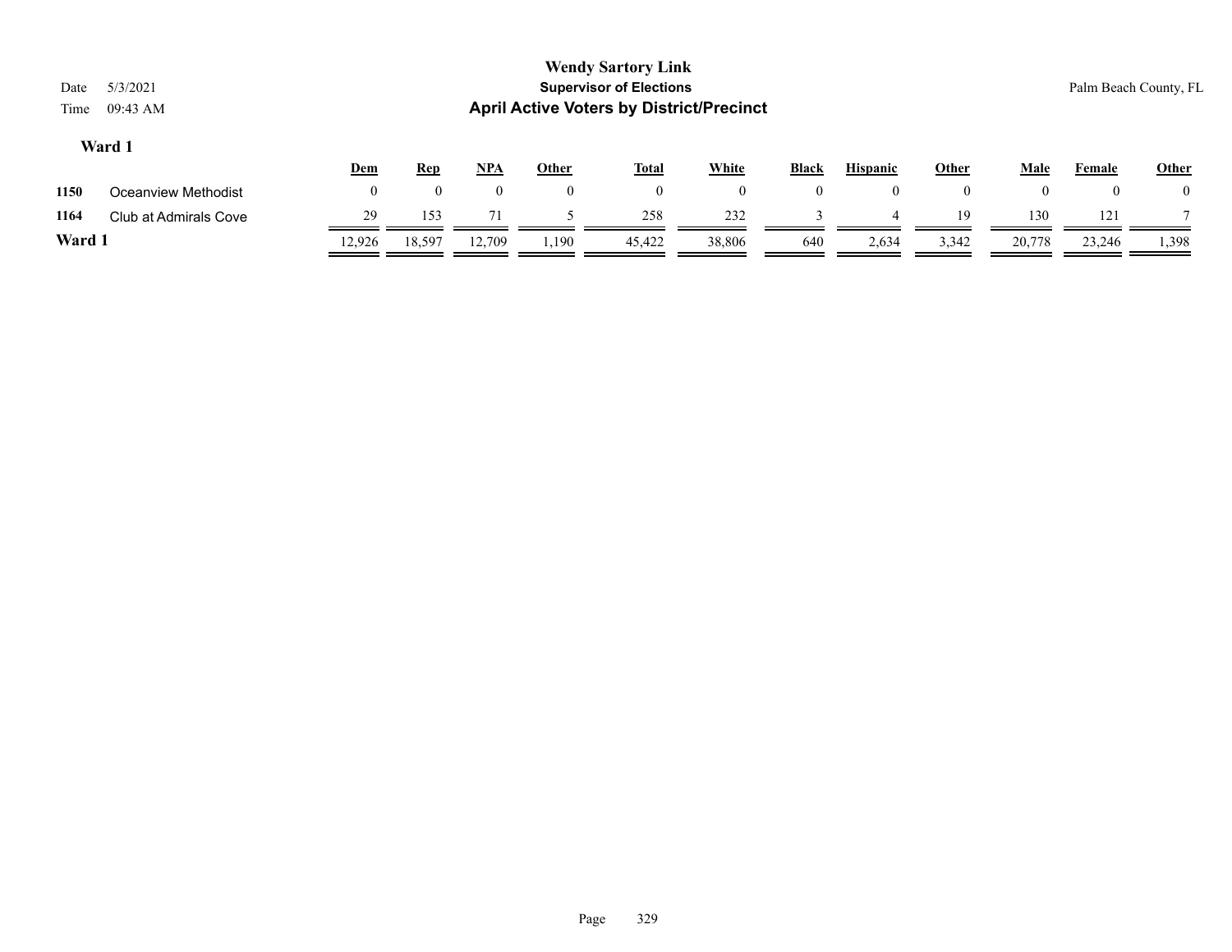**Wendy Sartory Link**
**Supervisor of Elections**
**April Active Voters by District/Precinct**

Date 5/3/2021
Time 09:43 AM

Palm Beach County, FL

### Ward 1

| | | Dem | Rep | NPA | Other | Total | White | Black | Hispanic | Other | Male | Female | Other |
|---|---|---|---|---|---|---|---|---|---|---|---|---|---|
| 1150 | Oceanview Methodist | 0 | 0 | 0 | 0 | 0 | 0 | 0 | 0 | 0 | 0 | 0 | 0 |
| 1164 | Club at Admirals Cove | 29 | 153 | 71 | 5 | 258 | 232 | 3 | 4 | 19 | 130 | 121 | 7 |
| **Ward 1** | | 12,926 | 18,597 | 12,709 | 1,190 | 45,422 | 38,806 | 640 | 2,634 | 3,342 | 20,778 | 23,246 | 1,398 |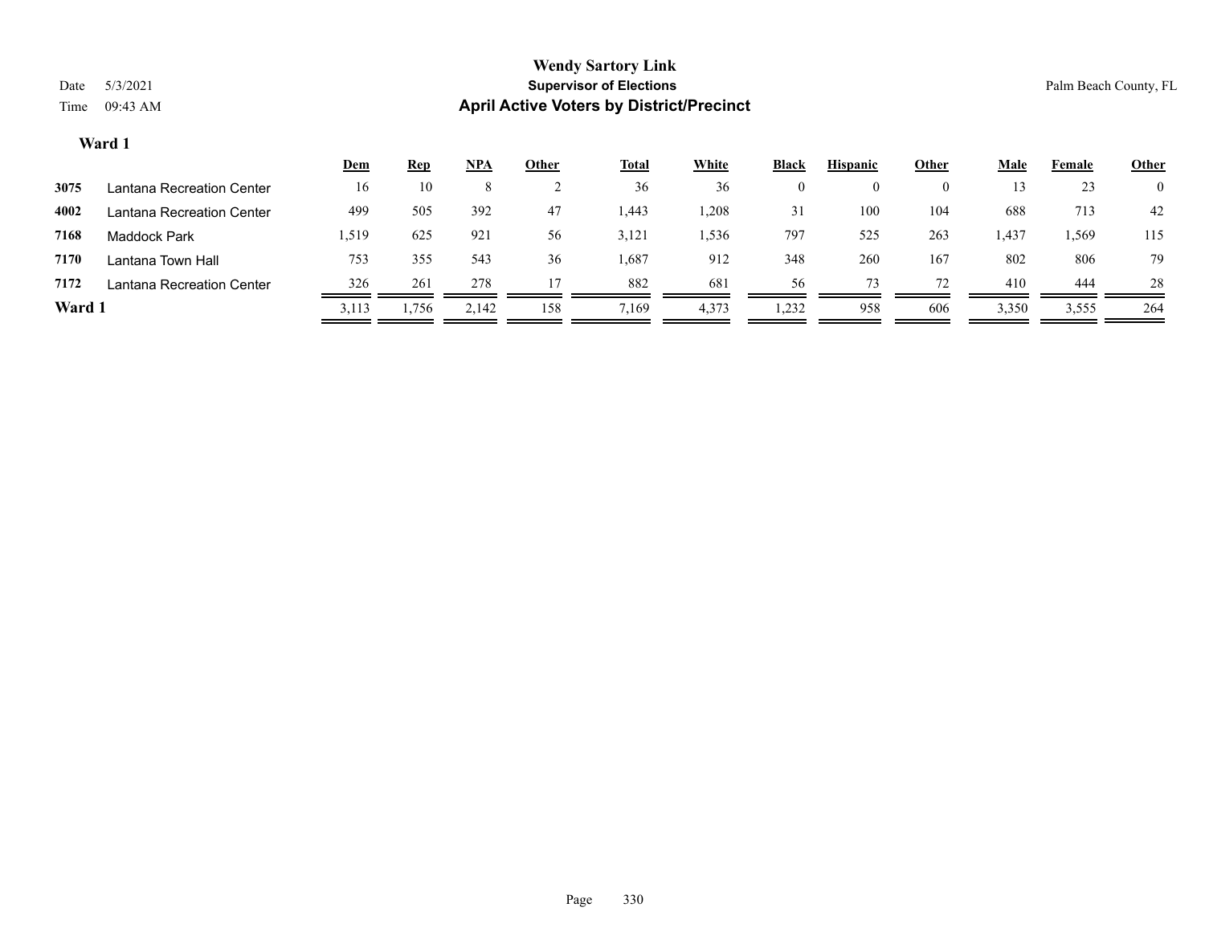# Wendy Sartory Link
## Supervisor of Elections
## April Active Voters by District/Precinct

Date 5/3/2021
Time 09:43 AM

Palm Beach County, FL

### Ward 1

| | | Dem | Rep | NPA | Other | Total | White | Black | Hispanic | Other | Male | Female | Other |
|---|---|---|---|---|---|---|---|---|---|---|---|---|---|
| 3075 | Lantana Recreation Center | 16 | 10 | 8 | 2 | 36 | 36 | 0 | 0 | 0 | 13 | 23 | 0 |
| 4002 | Lantana Recreation Center | 499 | 505 | 392 | 47 | 1,443 | 1,208 | 31 | 100 | 104 | 688 | 713 | 42 |
| 7168 | Maddock Park | 1,519 | 625 | 921 | 56 | 3,121 | 1,536 | 797 | 525 | 263 | 1,437 | 1,569 | 115 |
| 7170 | Lantana Town Hall | 753 | 355 | 543 | 36 | 1,687 | 912 | 348 | 260 | 167 | 802 | 806 | 79 |
| 7172 | Lantana Recreation Center | 326 | 261 | 278 | 17 | 882 | 681 | 56 | 73 | 72 | 410 | 444 | 28 |
| **Ward 1** | | 3,113 | 1,756 | 2,142 | 158 | 7,169 | 4,373 | 1,232 | 958 | 606 | 3,350 | 3,555 | 264 |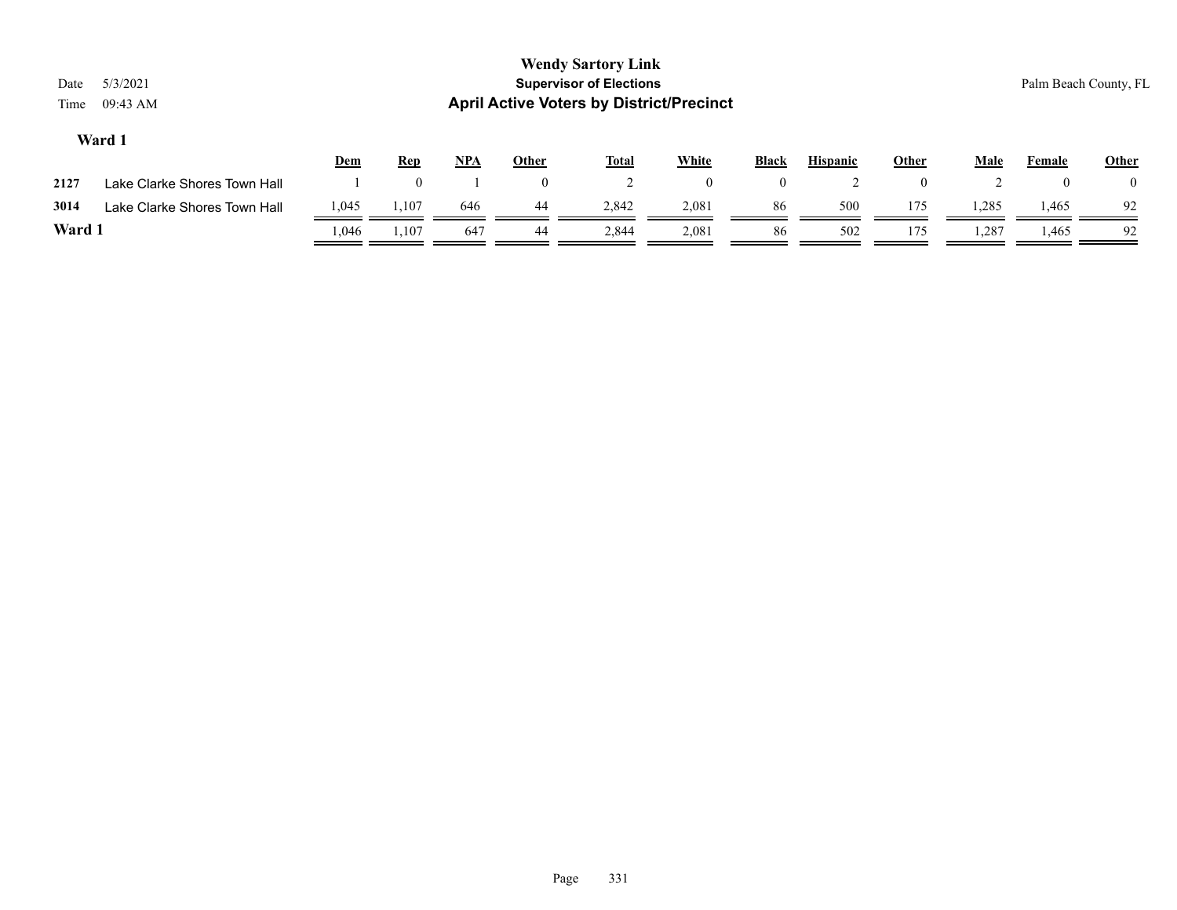# Wendy Sartory Link

**Supervisor of Elections**

**April Active Voters by District/Precinct**

Date 5/3/2021
Time 09:43 AM

Palm Beach County, FL

## Ward 1

| | | Dem | Rep | NPA | Other | Total | White | Black | Hispanic | Other | Male | Female | Other |
|---|---|---|---|---|---|---|---|---|---|---|---|---|---|
| 2127 | Lake Clarke Shores Town Hall | 1 | 0 | 1 | 0 | 2 | 0 | 0 | 2 | 0 | 2 | 0 | 0 |
| 3014 | Lake Clarke Shores Town Hall | 1,045 | 1,107 | 646 | 44 | 2,842 | 2,081 | 86 | 500 | 175 | 1,285 | 1,465 | 92 |
| **Ward 1** | | 1,046 | 1,107 | 647 | 44 | 2,844 | 2,081 | 86 | 502 | 175 | 1,287 | 1,465 | 92 |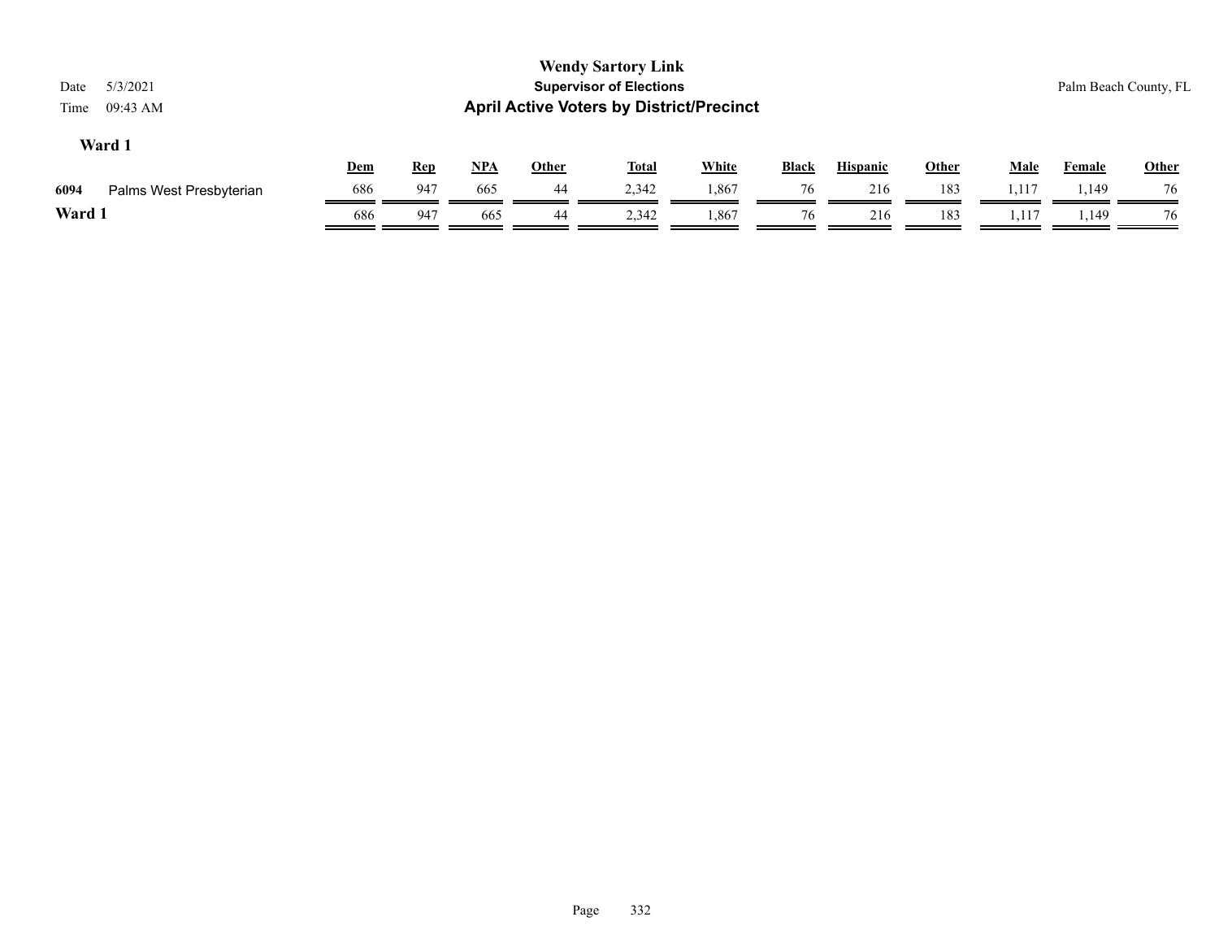# Wendy Sartory Link

## Supervisor of Elections

## April Active Voters by District/Precinct

Date 5/3/2021

Time 09:43 AM

Palm Beach County, FL

### Ward 1

| | | Dem | Rep | NPA | Other | Total | White | Black | Hispanic | Other | Male | Female | Other |
|---|---|---|---|---|---|---|---|---|---|---|---|---|---|
| 6094 | Palms West Presbyterian | 686 | 947 | 665 | 44 | 2,342 | 1,867 | 76 | 216 | 183 | 1,117 | 1,149 | 76 |
| **Ward 1** | | 686 | 947 | 665 | 44 | 2,342 | 1,867 | 76 | 216 | 183 | 1,117 | 1,149 | 76 |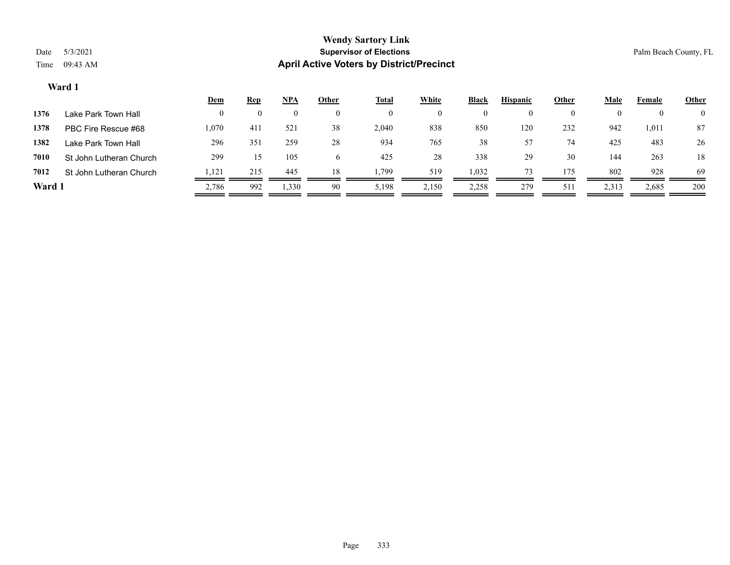# Wendy Sartory Link

## Supervisor of Elections

## April Active Voters by District/Precinct

Date 5/3/2021

Time 09:43 AM

Palm Beach County, FL

### Ward 1

| | | Dem | Rep | NPA | Other | Total | White | Black | Hispanic | Other | Male | Female | Other |
|---|---|---|---|---|---|---|---|---|---|---|---|---|---|
| 1376 | Lake Park Town Hall | 0 | 0 | 0 | 0 | 0 | 0 | 0 | 0 | 0 | 0 | 0 | 0 |
| 1378 | PBC Fire Rescue #68 | 1,070 | 411 | 521 | 38 | 2,040 | 838 | 850 | 120 | 232 | 942 | 1,011 | 87 |
| 1382 | Lake Park Town Hall | 296 | 351 | 259 | 28 | 934 | 765 | 38 | 57 | 74 | 425 | 483 | 26 |
| 7010 | St John Lutheran Church | 299 | 15 | 105 | 6 | 425 | 28 | 338 | 29 | 30 | 144 | 263 | 18 |
| 7012 | St John Lutheran Church | 1,121 | 215 | 445 | 18 | 1,799 | 519 | 1,032 | 73 | 175 | 802 | 928 | 69 |
| **Ward 1** | | 2,786 | 992 | 1,330 | 90 | 5,198 | 2,150 | 2,258 | 279 | 511 | 2,313 | 2,685 | 200 |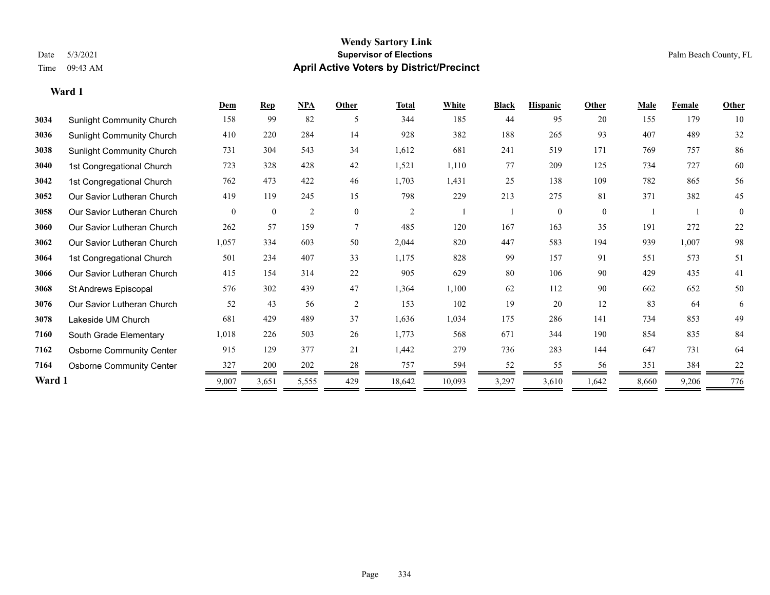# Wendy Sartory Link

## Supervisor of Elections

## April Active Voters by District/Precinct

Date 5/3/2021 Palm Beach County, FL

Time 09:43 AM

### Ward 1

| | | Dem | Rep | NPA | Other | Total | White | Black | Hispanic | Other | Male | Female | Other |
|---|---|---|---|---|---|---|---|---|---|---|---|---|---|
| 3034 | Sunlight Community Church | 158 | 99 | 82 | 5 | 344 | 185 | 44 | 95 | 20 | 155 | 179 | 10 |
| 3036 | Sunlight Community Church | 410 | 220 | 284 | 14 | 928 | 382 | 188 | 265 | 93 | 407 | 489 | 32 |
| 3038 | Sunlight Community Church | 731 | 304 | 543 | 34 | 1,612 | 681 | 241 | 519 | 171 | 769 | 757 | 86 |
| 3040 | 1st Congregational Church | 723 | 328 | 428 | 42 | 1,521 | 1,110 | 77 | 209 | 125 | 734 | 727 | 60 |
| 3042 | 1st Congregational Church | 762 | 473 | 422 | 46 | 1,703 | 1,431 | 25 | 138 | 109 | 782 | 865 | 56 |
| 3052 | Our Savior Lutheran Church | 419 | 119 | 245 | 15 | 798 | 229 | 213 | 275 | 81 | 371 | 382 | 45 |
| 3058 | Our Savior Lutheran Church | 0 | 0 | 2 | 0 | 2 | 1 | 1 | 0 | 0 | 1 | 1 | 0 |
| 3060 | Our Savior Lutheran Church | 262 | 57 | 159 | 7 | 485 | 120 | 167 | 163 | 35 | 191 | 272 | 22 |
| 3062 | Our Savior Lutheran Church | 1,057 | 334 | 603 | 50 | 2,044 | 820 | 447 | 583 | 194 | 939 | 1,007 | 98 |
| 3064 | 1st Congregational Church | 501 | 234 | 407 | 33 | 1,175 | 828 | 99 | 157 | 91 | 551 | 573 | 51 |
| 3066 | Our Savior Lutheran Church | 415 | 154 | 314 | 22 | 905 | 629 | 80 | 106 | 90 | 429 | 435 | 41 |
| 3068 | St Andrews Episcopal | 576 | 302 | 439 | 47 | 1,364 | 1,100 | 62 | 112 | 90 | 662 | 652 | 50 |
| 3076 | Our Savior Lutheran Church | 52 | 43 | 56 | 2 | 153 | 102 | 19 | 20 | 12 | 83 | 64 | 6 |
| 3078 | Lakeside UM Church | 681 | 429 | 489 | 37 | 1,636 | 1,034 | 175 | 286 | 141 | 734 | 853 | 49 |
| 7160 | South Grade Elementary | 1,018 | 226 | 503 | 26 | 1,773 | 568 | 671 | 344 | 190 | 854 | 835 | 84 |
| 7162 | Osborne Community Center | 915 | 129 | 377 | 21 | 1,442 | 279 | 736 | 283 | 144 | 647 | 731 | 64 |
| 7164 | Osborne Community Center | 327 | 200 | 202 | 28 | 757 | 594 | 52 | 55 | 56 | 351 | 384 | 22 |
| **Ward 1** | | 9,007 | 3,651 | 5,555 | 429 | 18,642 | 10,093 | 3,297 | 3,610 | 1,642 | 8,660 | 9,206 | 776 |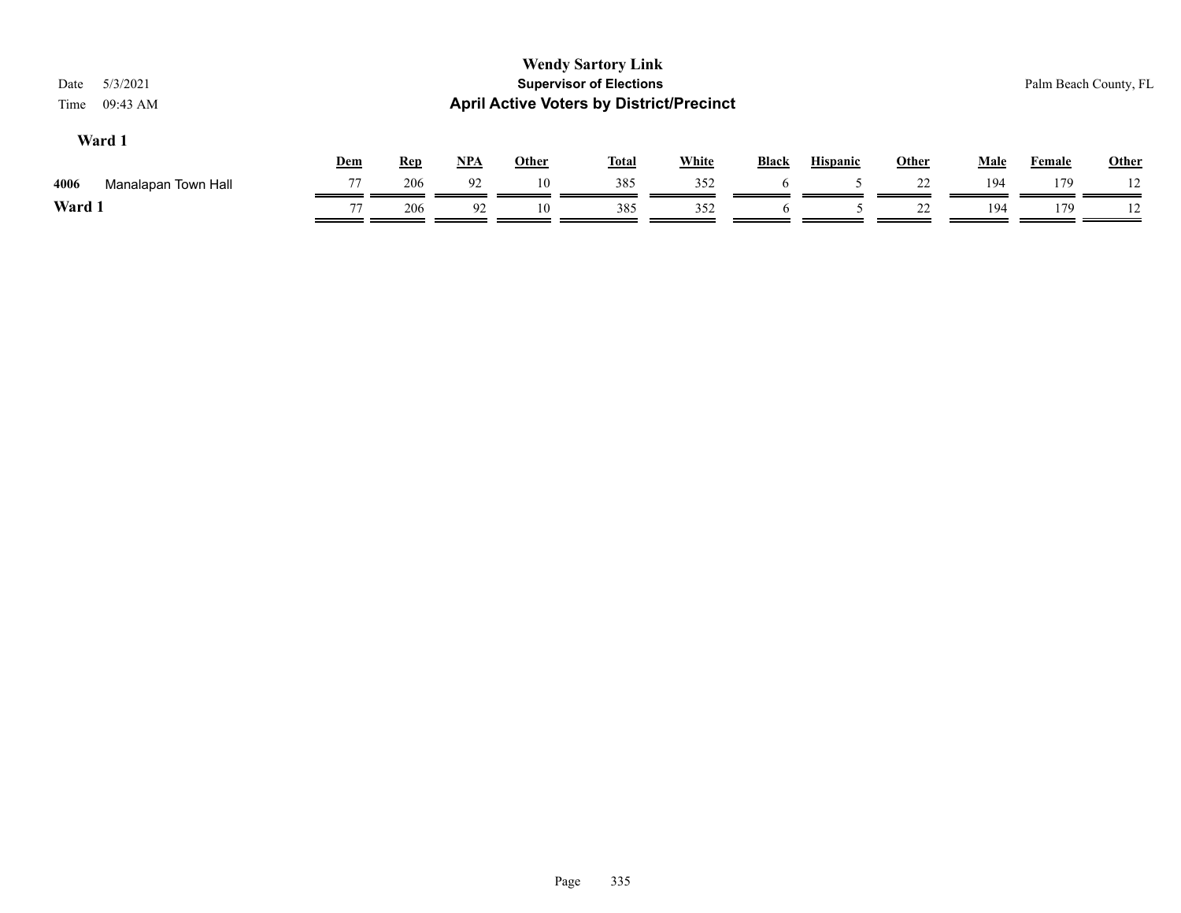# Wendy Sartory Link

## Supervisor of Elections

## April Active Voters by District/Precinct

Date 5/3/2021
Time 09:43 AM

Palm Beach County, FL

### Ward 1

| | | Dem | Rep | NPA | Other | Total | White | Black | Hispanic | Other | Male | Female | Other |
|---|---|---|---|---|---|---|---|---|---|---|---|---|---|
| 4006 | Manalapan Town Hall | 77 | 206 | 92 | 10 | 385 | 352 | 6 | 5 | 22 | 194 | 179 | 12 |
| **Ward 1** | | 77 | 206 | 92 | 10 | 385 | 352 | 6 | 5 | 22 | 194 | 179 | 12 |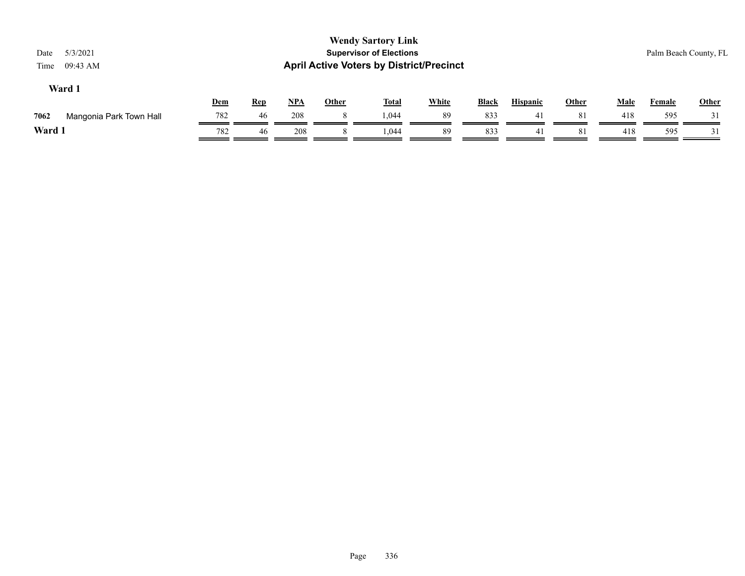# Wendy Sartory Link
## Supervisor of Elections
## April Active Voters by District/Precinct

Date 5/3/2021
Time 09:43 AM

Palm Beach County, FL

### Ward 1

| | | Dem | Rep | NPA | Other | Total | White | Black | Hispanic | Other | Male | Female | Other |
|---|---|---|---|---|---|---|---|---|---|---|---|---|---|
| 7062 | Mangonia Park Town Hall | 782 | 46 | 208 | 8 | 1,044 | 89 | 833 | 41 | 81 | 418 | 595 | 31 |
| **Ward 1** | | 782 | 46 | 208 | 8 | 1,044 | 89 | 833 | 41 | 81 | 418 | 595 | 31 |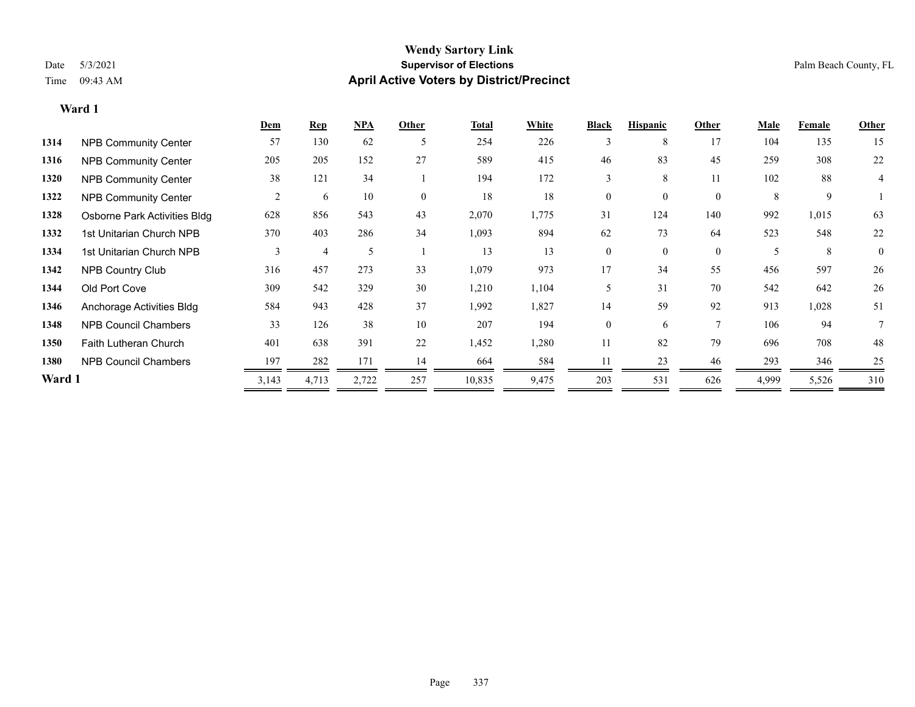# Wendy Sartory Link
## Supervisor of Elections
## April Active Voters by District/Precinct

Date 5/3/2021
Time 09:43 AM

Palm Beach County, FL

### Ward 1

| | | Dem | Rep | NPA | Other | Total | White | Black | Hispanic | Other | Male | Female | Other |
|---|---|---|---|---|---|---|---|---|---|---|---|---|---|
| 1314 | NPB Community Center | 57 | 130 | 62 | 5 | 254 | 226 | 3 | 8 | 17 | 104 | 135 | 15 |
| 1316 | NPB Community Center | 205 | 205 | 152 | 27 | 589 | 415 | 46 | 83 | 45 | 259 | 308 | 22 |
| 1320 | NPB Community Center | 38 | 121 | 34 | 1 | 194 | 172 | 3 | 8 | 11 | 102 | 88 | 4 |
| 1322 | NPB Community Center | 2 | 6 | 10 | 0 | 18 | 18 | 0 | 0 | 0 | 8 | 9 | 1 |
| 1328 | Osborne Park Activities Bldg | 628 | 856 | 543 | 43 | 2,070 | 1,775 | 31 | 124 | 140 | 992 | 1,015 | 63 |
| 1332 | 1st Unitarian Church NPB | 370 | 403 | 286 | 34 | 1,093 | 894 | 62 | 73 | 64 | 523 | 548 | 22 |
| 1334 | 1st Unitarian Church NPB | 3 | 4 | 5 | 1 | 13 | 13 | 0 | 0 | 0 | 5 | 8 | 0 |
| 1342 | NPB Country Club | 316 | 457 | 273 | 33 | 1,079 | 973 | 17 | 34 | 55 | 456 | 597 | 26 |
| 1344 | Old Port Cove | 309 | 542 | 329 | 30 | 1,210 | 1,104 | 5 | 31 | 70 | 542 | 642 | 26 |
| 1346 | Anchorage Activities Bldg | 584 | 943 | 428 | 37 | 1,992 | 1,827 | 14 | 59 | 92 | 913 | 1,028 | 51 |
| 1348 | NPB Council Chambers | 33 | 126 | 38 | 10 | 207 | 194 | 0 | 6 | 7 | 106 | 94 | 7 |
| 1350 | Faith Lutheran Church | 401 | 638 | 391 | 22 | 1,452 | 1,280 | 11 | 82 | 79 | 696 | 708 | 48 |
| 1380 | NPB Council Chambers | 197 | 282 | 171 | 14 | 664 | 584 | 11 | 23 | 46 | 293 | 346 | 25 |
| **Ward 1** | | 3,143 | 4,713 | 2,722 | 257 | 10,835 | 9,475 | 203 | 531 | 626 | 4,999 | 5,526 | 310 |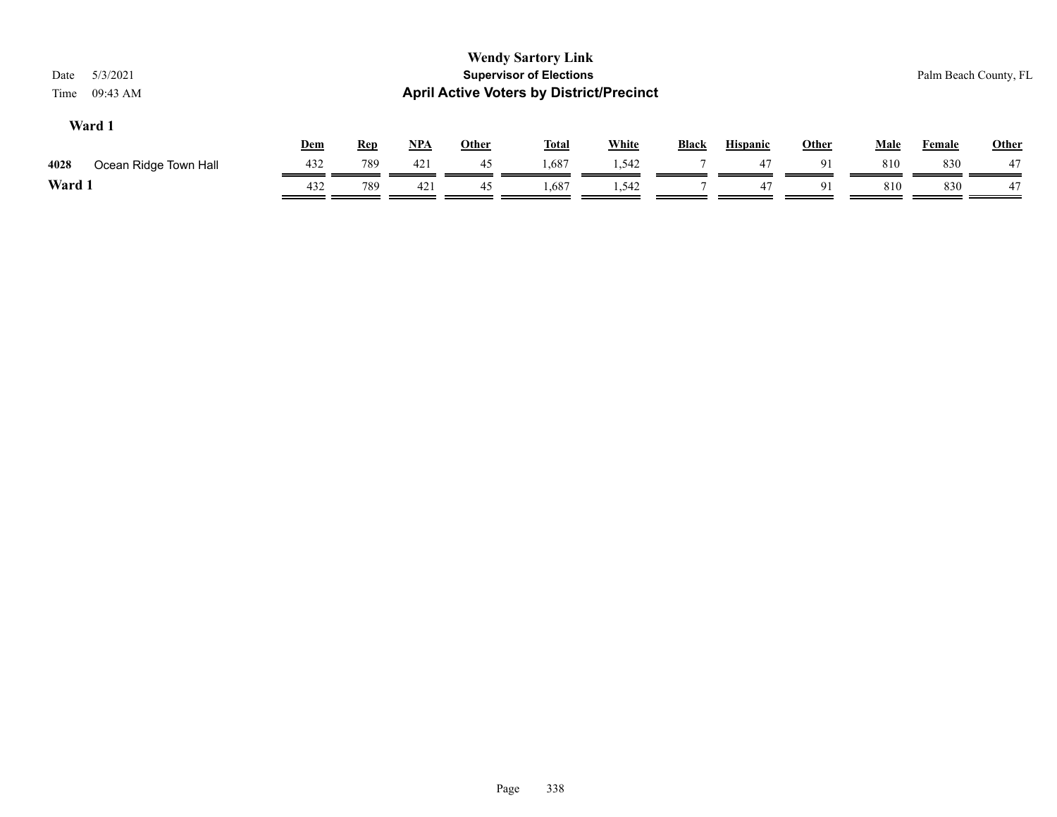# Wendy Sartory Link

## Supervisor of Elections

## April Active Voters by District/Precinct

Date 5/3/2021

Time 09:43 AM

Palm Beach County, FL

### Ward 1

| | | Dem | Rep | NPA | Other | Total | White | Black | Hispanic | Other | Male | Female | Other |
|---|---|---|---|---|---|---|---|---|---|---|---|---|---|
| 4028 | Ocean Ridge Town Hall | 432 | 789 | 421 | 45 | 1,687 | 1,542 | 7 | 47 | 91 | 810 | 830 | 47 |
| **Ward 1** | | 432 | 789 | 421 | 45 | 1,687 | 1,542 | 7 | 47 | 91 | 810 | 830 | 47 |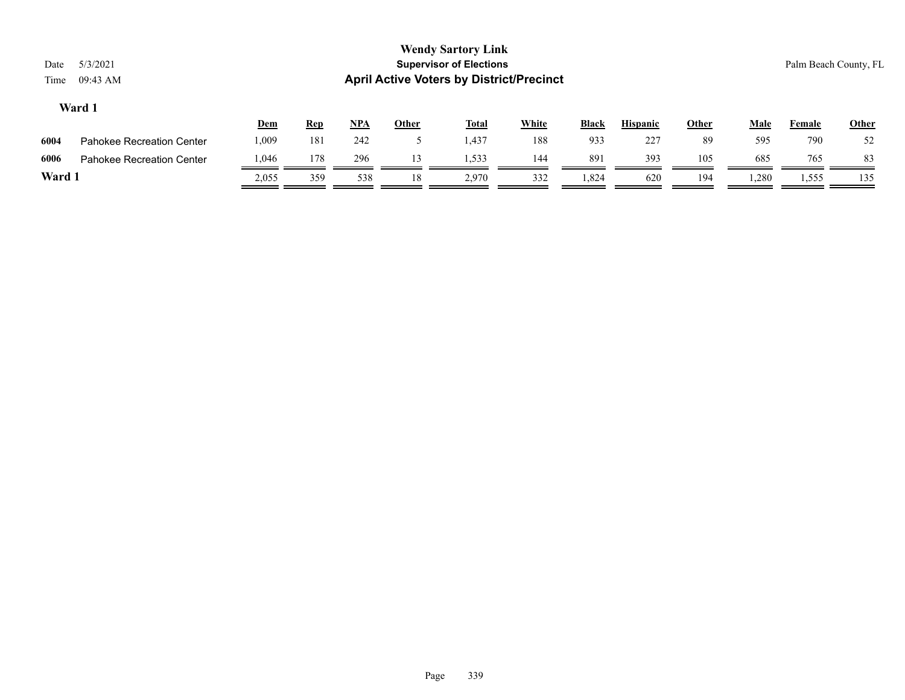# Wendy Sartory Link

## Supervisor of Elections

## April Active Voters by District/Precinct

Date 5/3/2021

Time 09:43 AM

Palm Beach County, FL

### Ward 1

| | | Dem | Rep | NPA | Other | Total | White | Black | Hispanic | Other | Male | Female | Other |
|---|---|---|---|---|---|---|---|---|---|---|---|---|---|
| 6004 | Pahokee Recreation Center | 1,009 | 181 | 242 | 5 | 1,437 | 188 | 933 | 227 | 89 | 595 | 790 | 52 |
| 6006 | Pahokee Recreation Center | 1,046 | 178 | 296 | 13 | 1,533 | 144 | 891 | 393 | 105 | 685 | 765 | 83 |
| **Ward 1** | | 2,055 | 359 | 538 | 18 | 2,970 | 332 | 1,824 | 620 | 194 | 1,280 | 1,555 | 135 |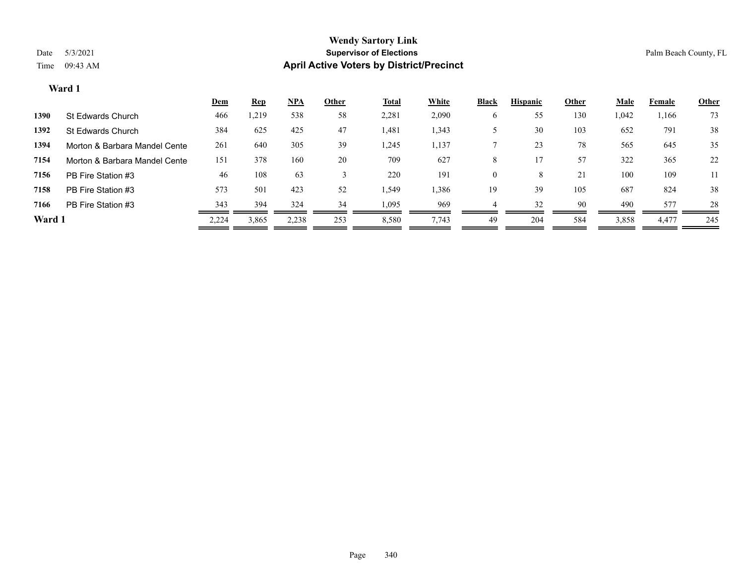# Wendy Sartory Link

## Supervisor of Elections

## April Active Voters by District/Precinct

Date 5/3/2021

Time 09:43 AM

Palm Beach County, FL

### Ward 1

| | | Dem | Rep | NPA | Other | Total | White | Black | Hispanic | Other | Male | Female | Other |
|---|---|---|---|---|---|---|---|---|---|---|---|---|---|
| 1390 | St Edwards Church | 466 | 1,219 | 538 | 58 | 2,281 | 2,090 | 6 | 55 | 130 | 1,042 | 1,166 | 73 |
| 1392 | St Edwards Church | 384 | 625 | 425 | 47 | 1,481 | 1,343 | 5 | 30 | 103 | 652 | 791 | 38 |
| 1394 | Morton & Barbara Mandel Cente | 261 | 640 | 305 | 39 | 1,245 | 1,137 | 7 | 23 | 78 | 565 | 645 | 35 |
| 7154 | Morton & Barbara Mandel Cente | 151 | 378 | 160 | 20 | 709 | 627 | 8 | 17 | 57 | 322 | 365 | 22 |
| 7156 | PB Fire Station #3 | 46 | 108 | 63 | 3 | 220 | 191 | 0 | 8 | 21 | 100 | 109 | 11 |
| 7158 | PB Fire Station #3 | 573 | 501 | 423 | 52 | 1,549 | 1,386 | 19 | 39 | 105 | 687 | 824 | 38 |
| 7166 | PB Fire Station #3 | 343 | 394 | 324 | 34 | 1,095 | 969 | 4 | 32 | 90 | 490 | 577 | 28 |
| **Ward 1** | | 2,224 | 3,865 | 2,238 | 253 | 8,580 | 7,743 | 49 | 204 | 584 | 3,858 | 4,477 | 245 |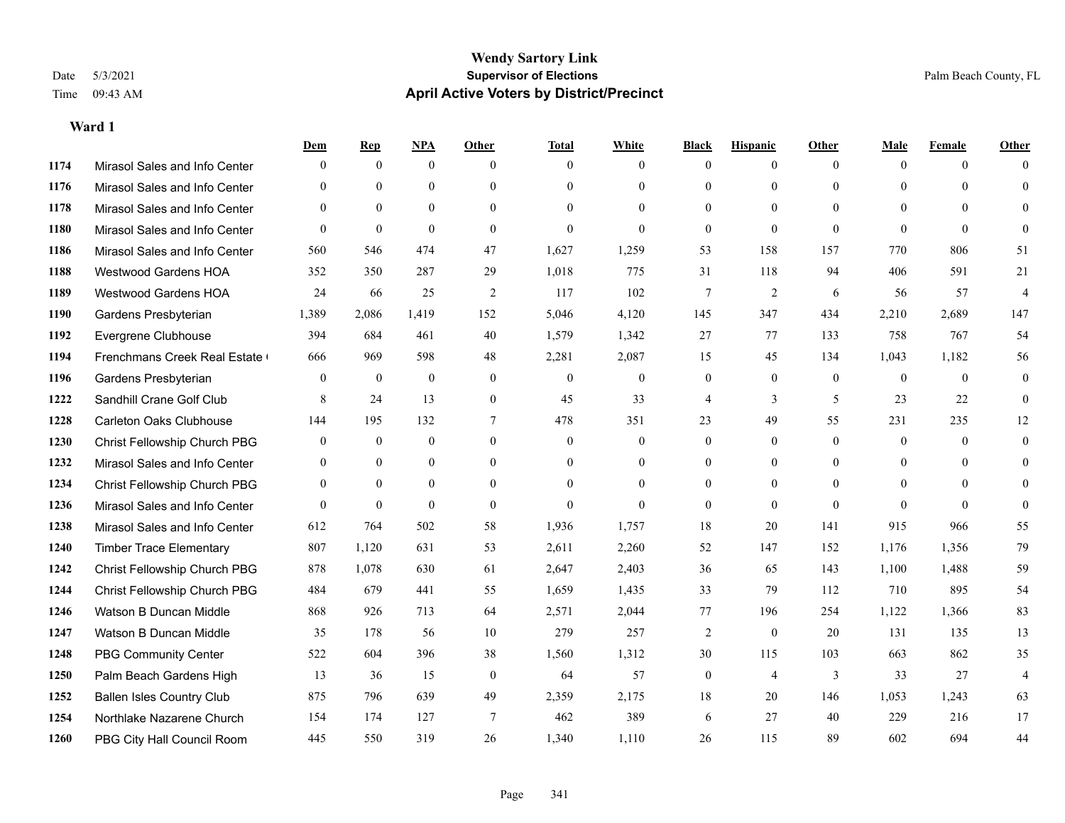**Wendy Sartory Link**
**Supervisor of Elections**
**April Active Voters by District/Precinct**

Date 5/3/2021
Time 09:43 AM
Palm Beach County, FL

## Ward 1

| | | Dem | Rep | NPA | Other | Total | White | Black | Hispanic | Other | Male | Female | Other |
|---|---|---|---|---|---|---|---|---|---|---|---|---|---|
| 1174 | Mirasol Sales and Info Center | 0 | 0 | 0 | 0 | 0 | 0 | 0 | 0 | 0 | 0 | 0 | 0 |
| 1176 | Mirasol Sales and Info Center | 0 | 0 | 0 | 0 | 0 | 0 | 0 | 0 | 0 | 0 | 0 | 0 |
| 1178 | Mirasol Sales and Info Center | 0 | 0 | 0 | 0 | 0 | 0 | 0 | 0 | 0 | 0 | 0 | 0 |
| 1180 | Mirasol Sales and Info Center | 0 | 0 | 0 | 0 | 0 | 0 | 0 | 0 | 0 | 0 | 0 | 0 |
| 1186 | Mirasol Sales and Info Center | 560 | 546 | 474 | 47 | 1,627 | 1,259 | 53 | 158 | 157 | 770 | 806 | 51 |
| 1188 | Westwood Gardens HOA | 352 | 350 | 287 | 29 | 1,018 | 775 | 31 | 118 | 94 | 406 | 591 | 21 |
| 1189 | Westwood Gardens HOA | 24 | 66 | 25 | 2 | 117 | 102 | 7 | 2 | 6 | 56 | 57 | 4 |
| 1190 | Gardens Presbyterian | 1,389 | 2,086 | 1,419 | 152 | 5,046 | 4,120 | 145 | 347 | 434 | 2,210 | 2,689 | 147 |
| 1192 | Evergrene Clubhouse | 394 | 684 | 461 | 40 | 1,579 | 1,342 | 27 | 77 | 133 | 758 | 767 | 54 |
| 1194 | Frenchmans Creek Real Estate ( | 666 | 969 | 598 | 48 | 2,281 | 2,087 | 15 | 45 | 134 | 1,043 | 1,182 | 56 |
| 1196 | Gardens Presbyterian | 0 | 0 | 0 | 0 | 0 | 0 | 0 | 0 | 0 | 0 | 0 | 0 |
| 1222 | Sandhill Crane Golf Club | 8 | 24 | 13 | 0 | 45 | 33 | 4 | 3 | 5 | 23 | 22 | 0 |
| 1228 | Carleton Oaks Clubhouse | 144 | 195 | 132 | 7 | 478 | 351 | 23 | 49 | 55 | 231 | 235 | 12 |
| 1230 | Christ Fellowship Church PBG | 0 | 0 | 0 | 0 | 0 | 0 | 0 | 0 | 0 | 0 | 0 | 0 |
| 1232 | Mirasol Sales and Info Center | 0 | 0 | 0 | 0 | 0 | 0 | 0 | 0 | 0 | 0 | 0 | 0 |
| 1234 | Christ Fellowship Church PBG | 0 | 0 | 0 | 0 | 0 | 0 | 0 | 0 | 0 | 0 | 0 | 0 |
| 1236 | Mirasol Sales and Info Center | 0 | 0 | 0 | 0 | 0 | 0 | 0 | 0 | 0 | 0 | 0 | 0 |
| 1238 | Mirasol Sales and Info Center | 612 | 764 | 502 | 58 | 1,936 | 1,757 | 18 | 20 | 141 | 915 | 966 | 55 |
| 1240 | Timber Trace Elementary | 807 | 1,120 | 631 | 53 | 2,611 | 2,260 | 52 | 147 | 152 | 1,176 | 1,356 | 79 |
| 1242 | Christ Fellowship Church PBG | 878 | 1,078 | 630 | 61 | 2,647 | 2,403 | 36 | 65 | 143 | 1,100 | 1,488 | 59 |
| 1244 | Christ Fellowship Church PBG | 484 | 679 | 441 | 55 | 1,659 | 1,435 | 33 | 79 | 112 | 710 | 895 | 54 |
| 1246 | Watson B Duncan Middle | 868 | 926 | 713 | 64 | 2,571 | 2,044 | 77 | 196 | 254 | 1,122 | 1,366 | 83 |
| 1247 | Watson B Duncan Middle | 35 | 178 | 56 | 10 | 279 | 257 | 2 | 0 | 20 | 131 | 135 | 13 |
| 1248 | PBG Community Center | 522 | 604 | 396 | 38 | 1,560 | 1,312 | 30 | 115 | 103 | 663 | 862 | 35 |
| 1250 | Palm Beach Gardens High | 13 | 36 | 15 | 0 | 64 | 57 | 0 | 4 | 3 | 33 | 27 | 4 |
| 1252 | Ballen Isles Country Club | 875 | 796 | 639 | 49 | 2,359 | 2,175 | 18 | 20 | 146 | 1,053 | 1,243 | 63 |
| 1254 | Northlake Nazarene Church | 154 | 174 | 127 | 7 | 462 | 389 | 6 | 27 | 40 | 229 | 216 | 17 |
| 1260 | PBG City Hall Council Room | 445 | 550 | 319 | 26 | 1,340 | 1,110 | 26 | 115 | 89 | 602 | 694 | 44 |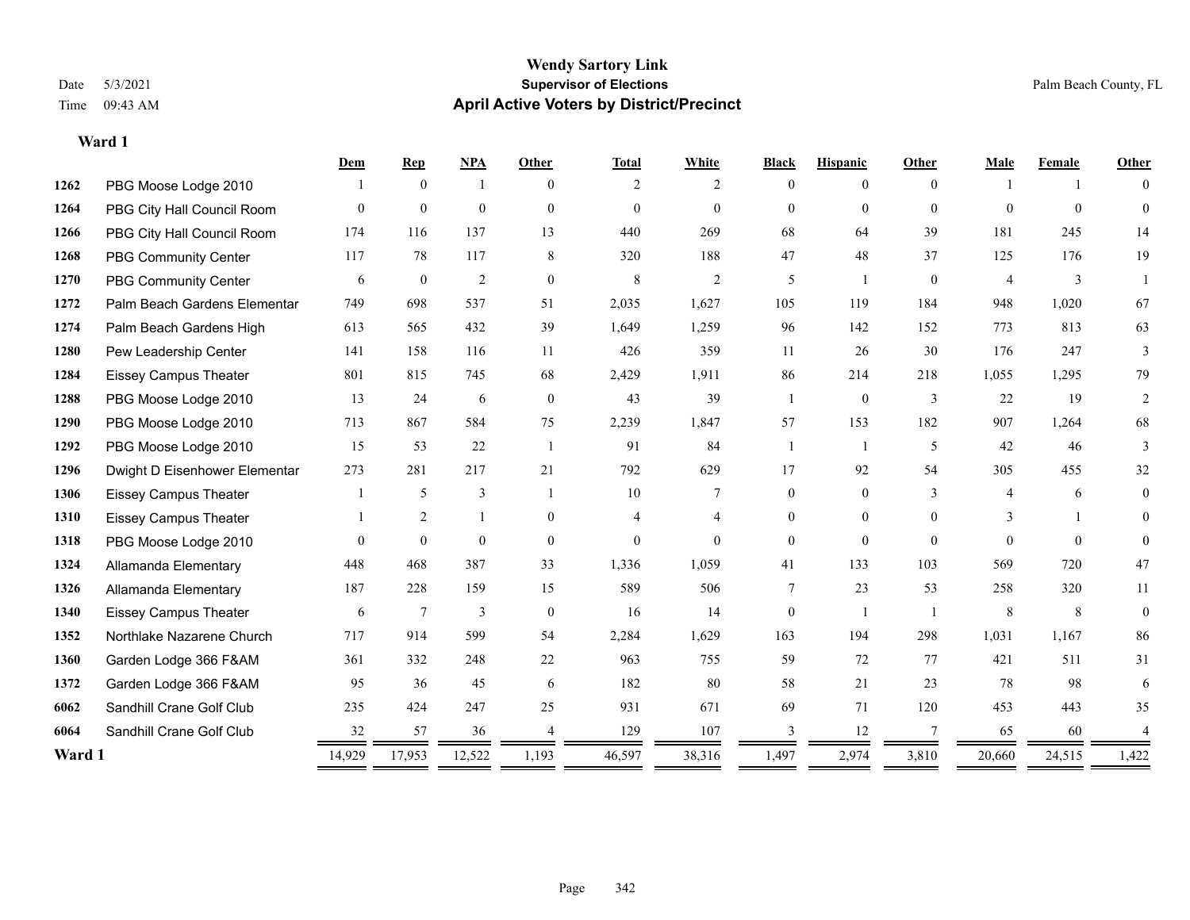# Wendy Sartory Link

**Supervisor of Elections**

**April Active Voters by District/Precinct**

Date 5/3/2021
Time 09:43 AM

Palm Beach County, FL

## Ward 1

| | | Dem | Rep | NPA | Other | Total | White | Black | Hispanic | Other | Male | Female | Other |
|---|---|---|---|---|---|---|---|---|---|---|---|---|---|
| 1262 | PBG Moose Lodge 2010 | 1 | 0 | 1 | 0 | 2 | 2 | 0 | 0 | 0 | 1 | 1 | 0 |
| 1264 | PBG City Hall Council Room | 0 | 0 | 0 | 0 | 0 | 0 | 0 | 0 | 0 | 0 | 0 | 0 |
| 1266 | PBG City Hall Council Room | 174 | 116 | 137 | 13 | 440 | 269 | 68 | 64 | 39 | 181 | 245 | 14 |
| 1268 | PBG Community Center | 117 | 78 | 117 | 8 | 320 | 188 | 47 | 48 | 37 | 125 | 176 | 19 |
| 1270 | PBG Community Center | 6 | 0 | 2 | 0 | 8 | 2 | 5 | 1 | 0 | 4 | 3 | 1 |
| 1272 | Palm Beach Gardens Elementar | 749 | 698 | 537 | 51 | 2,035 | 1,627 | 105 | 119 | 184 | 948 | 1,020 | 67 |
| 1274 | Palm Beach Gardens High | 613 | 565 | 432 | 39 | 1,649 | 1,259 | 96 | 142 | 152 | 773 | 813 | 63 |
| 1280 | Pew Leadership Center | 141 | 158 | 116 | 11 | 426 | 359 | 11 | 26 | 30 | 176 | 247 | 3 |
| 1284 | Eissey Campus Theater | 801 | 815 | 745 | 68 | 2,429 | 1,911 | 86 | 214 | 218 | 1,055 | 1,295 | 79 |
| 1288 | PBG Moose Lodge 2010 | 13 | 24 | 6 | 0 | 43 | 39 | 1 | 0 | 3 | 22 | 19 | 2 |
| 1290 | PBG Moose Lodge 2010 | 713 | 867 | 584 | 75 | 2,239 | 1,847 | 57 | 153 | 182 | 907 | 1,264 | 68 |
| 1292 | PBG Moose Lodge 2010 | 15 | 53 | 22 | 1 | 91 | 84 | 1 | 1 | 5 | 42 | 46 | 3 |
| 1296 | Dwight D Eisenhower Elementar | 273 | 281 | 217 | 21 | 792 | 629 | 17 | 92 | 54 | 305 | 455 | 32 |
| 1306 | Eissey Campus Theater | 1 | 5 | 3 | 1 | 10 | 7 | 0 | 0 | 3 | 4 | 6 | 0 |
| 1310 | Eissey Campus Theater | 1 | 2 | 1 | 0 | 4 | 4 | 0 | 0 | 0 | 3 | 1 | 0 |
| 1318 | PBG Moose Lodge 2010 | 0 | 0 | 0 | 0 | 0 | 0 | 0 | 0 | 0 | 0 | 0 | 0 |
| 1324 | Allamanda Elementary | 448 | 468 | 387 | 33 | 1,336 | 1,059 | 41 | 133 | 103 | 569 | 720 | 47 |
| 1326 | Allamanda Elementary | 187 | 228 | 159 | 15 | 589 | 506 | 7 | 23 | 53 | 258 | 320 | 11 |
| 1340 | Eissey Campus Theater | 6 | 7 | 3 | 0 | 16 | 14 | 0 | 1 | 1 | 8 | 8 | 0 |
| 1352 | Northlake Nazarene Church | 717 | 914 | 599 | 54 | 2,284 | 1,629 | 163 | 194 | 298 | 1,031 | 1,167 | 86 |
| 1360 | Garden Lodge 366 F&AM | 361 | 332 | 248 | 22 | 963 | 755 | 59 | 72 | 77 | 421 | 511 | 31 |
| 1372 | Garden Lodge 366 F&AM | 95 | 36 | 45 | 6 | 182 | 80 | 58 | 21 | 23 | 78 | 98 | 6 |
| 6062 | Sandhill Crane Golf Club | 235 | 424 | 247 | 25 | 931 | 671 | 69 | 71 | 120 | 453 | 443 | 35 |
| 6064 | Sandhill Crane Golf Club | 32 | 57 | 36 | 4 | 129 | 107 | 3 | 12 | 7 | 65 | 60 | 4 |
| **Ward 1** | | 14,929 | 17,953 | 12,522 | 1,193 | 46,597 | 38,316 | 1,497 | 2,974 | 3,810 | 20,660 | 24,515 | 1,422 |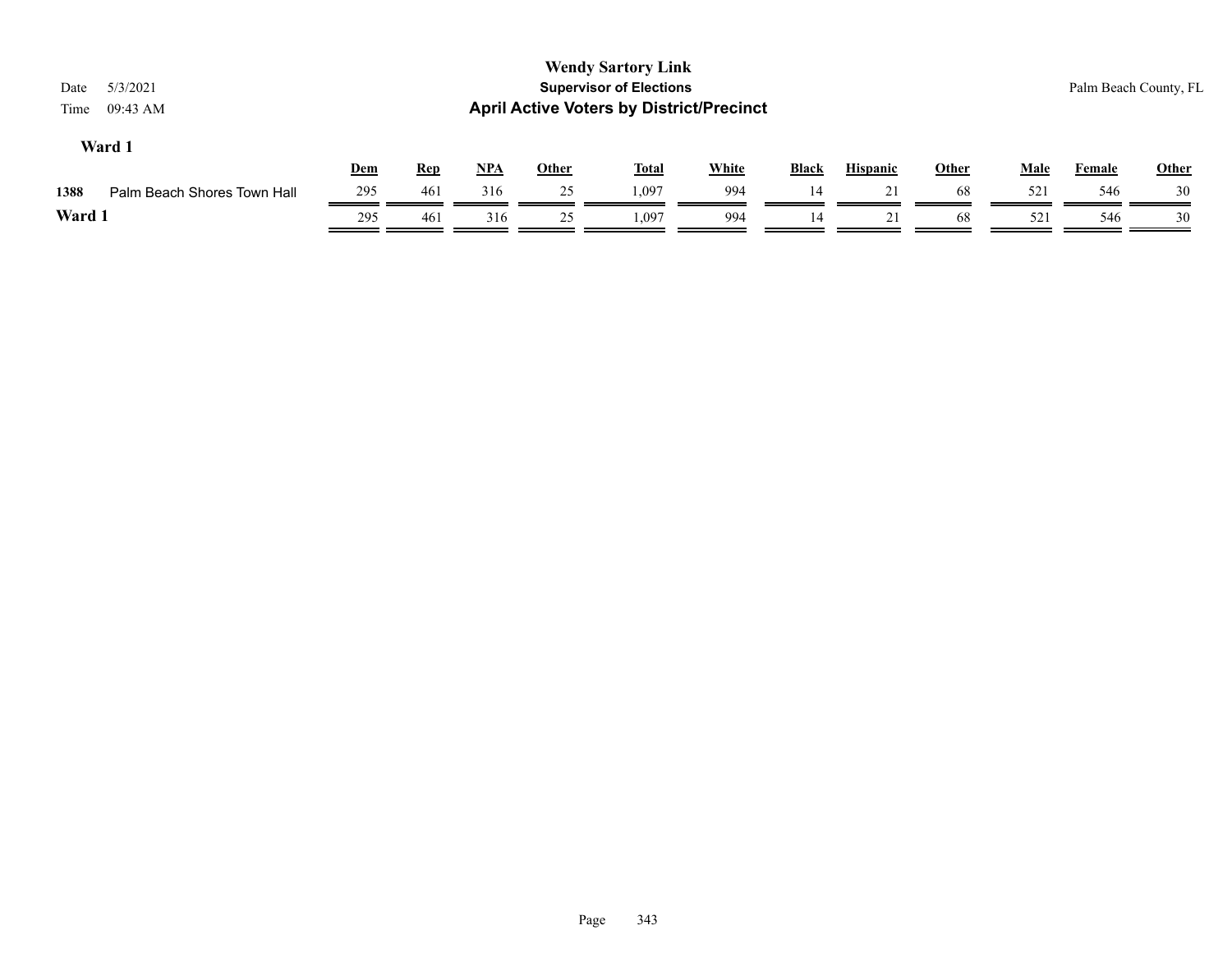**Wendy Sartory Link**
**Supervisor of Elections**
**April Active Voters by District/Precinct**

Date 5/3/2021
Time 09:43 AM

Palm Beach County, FL

### Ward 1

| | | Dem | Rep | NPA | Other | Total | White | Black | Hispanic | Other | Male | Female | Other |
|---|---|---|---|---|---|---|---|---|---|---|---|---|---|
| 1388 | Palm Beach Shores Town Hall | 295 | 461 | 316 | 25 | 1,097 | 994 | 14 | 21 | 68 | 521 | 546 | 30 |
| **Ward 1** | | 295 | 461 | 316 | 25 | 1,097 | 994 | 14 | 21 | 68 | 521 | 546 | 30 |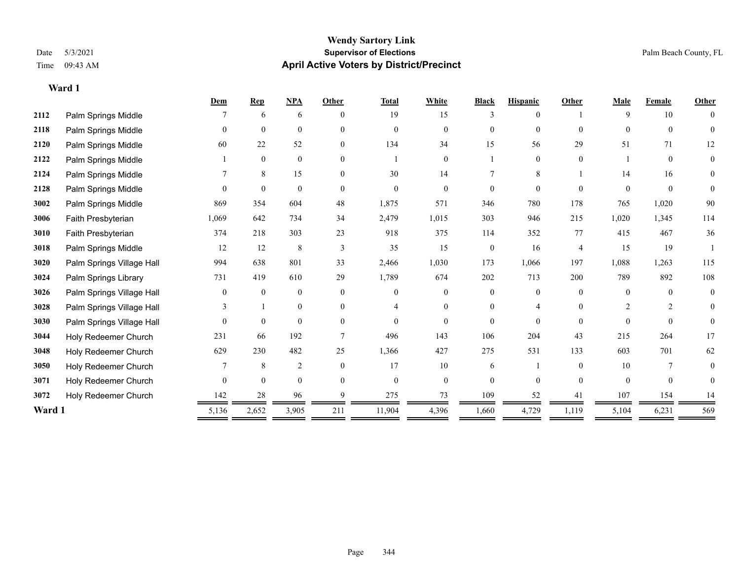# Wendy Sartory Link

**Supervisor of Elections**

**April Active Voters by District/Precinct**

Date 5/3/2021
Time 09:43 AM

Palm Beach County, FL

### Ward 1

| | | Dem | Rep | NPA | Other | Total | White | Black | Hispanic | Other | Male | Female | Other |
|---|---|---|---|---|---|---|---|---|---|---|---|---|---|
| 2112 | Palm Springs Middle | 7 | 6 | 6 | 0 | 19 | 15 | 3 | 0 | 1 | 9 | 10 | 0 |
| 2118 | Palm Springs Middle | 0 | 0 | 0 | 0 | 0 | 0 | 0 | 0 | 0 | 0 | 0 | 0 |
| 2120 | Palm Springs Middle | 60 | 22 | 52 | 0 | 134 | 34 | 15 | 56 | 29 | 51 | 71 | 12 |
| 2122 | Palm Springs Middle | 1 | 0 | 0 | 0 | 1 | 0 | 1 | 0 | 0 | 1 | 0 | 0 |
| 2124 | Palm Springs Middle | 7 | 8 | 15 | 0 | 30 | 14 | 7 | 8 | 1 | 14 | 16 | 0 |
| 2128 | Palm Springs Middle | 0 | 0 | 0 | 0 | 0 | 0 | 0 | 0 | 0 | 0 | 0 | 0 |
| 3002 | Palm Springs Middle | 869 | 354 | 604 | 48 | 1,875 | 571 | 346 | 780 | 178 | 765 | 1,020 | 90 |
| 3006 | Faith Presbyterian | 1,069 | 642 | 734 | 34 | 2,479 | 1,015 | 303 | 946 | 215 | 1,020 | 1,345 | 114 |
| 3010 | Faith Presbyterian | 374 | 218 | 303 | 23 | 918 | 375 | 114 | 352 | 77 | 415 | 467 | 36 |
| 3018 | Palm Springs Middle | 12 | 12 | 8 | 3 | 35 | 15 | 0 | 16 | 4 | 15 | 19 | 1 |
| 3020 | Palm Springs Village Hall | 994 | 638 | 801 | 33 | 2,466 | 1,030 | 173 | 1,066 | 197 | 1,088 | 1,263 | 115 |
| 3024 | Palm Springs Library | 731 | 419 | 610 | 29 | 1,789 | 674 | 202 | 713 | 200 | 789 | 892 | 108 |
| 3026 | Palm Springs Village Hall | 0 | 0 | 0 | 0 | 0 | 0 | 0 | 0 | 0 | 0 | 0 | 0 |
| 3028 | Palm Springs Village Hall | 3 | 1 | 0 | 0 | 4 | 0 | 0 | 4 | 0 | 2 | 2 | 0 |
| 3030 | Palm Springs Village Hall | 0 | 0 | 0 | 0 | 0 | 0 | 0 | 0 | 0 | 0 | 0 | 0 |
| 3044 | Holy Redeemer Church | 231 | 66 | 192 | 7 | 496 | 143 | 106 | 204 | 43 | 215 | 264 | 17 |
| 3048 | Holy Redeemer Church | 629 | 230 | 482 | 25 | 1,366 | 427 | 275 | 531 | 133 | 603 | 701 | 62 |
| 3050 | Holy Redeemer Church | 7 | 8 | 2 | 0 | 17 | 10 | 6 | 1 | 0 | 10 | 7 | 0 |
| 3071 | Holy Redeemer Church | 0 | 0 | 0 | 0 | 0 | 0 | 0 | 0 | 0 | 0 | 0 | 0 |
| 3072 | Holy Redeemer Church | 142 | 28 | 96 | 9 | 275 | 73 | 109 | 52 | 41 | 107 | 154 | 14 |
| **Ward 1** | | 5,136 | 2,652 | 3,905 | 211 | 11,904 | 4,396 | 1,660 | 4,729 | 1,119 | 5,104 | 6,231 | 569 |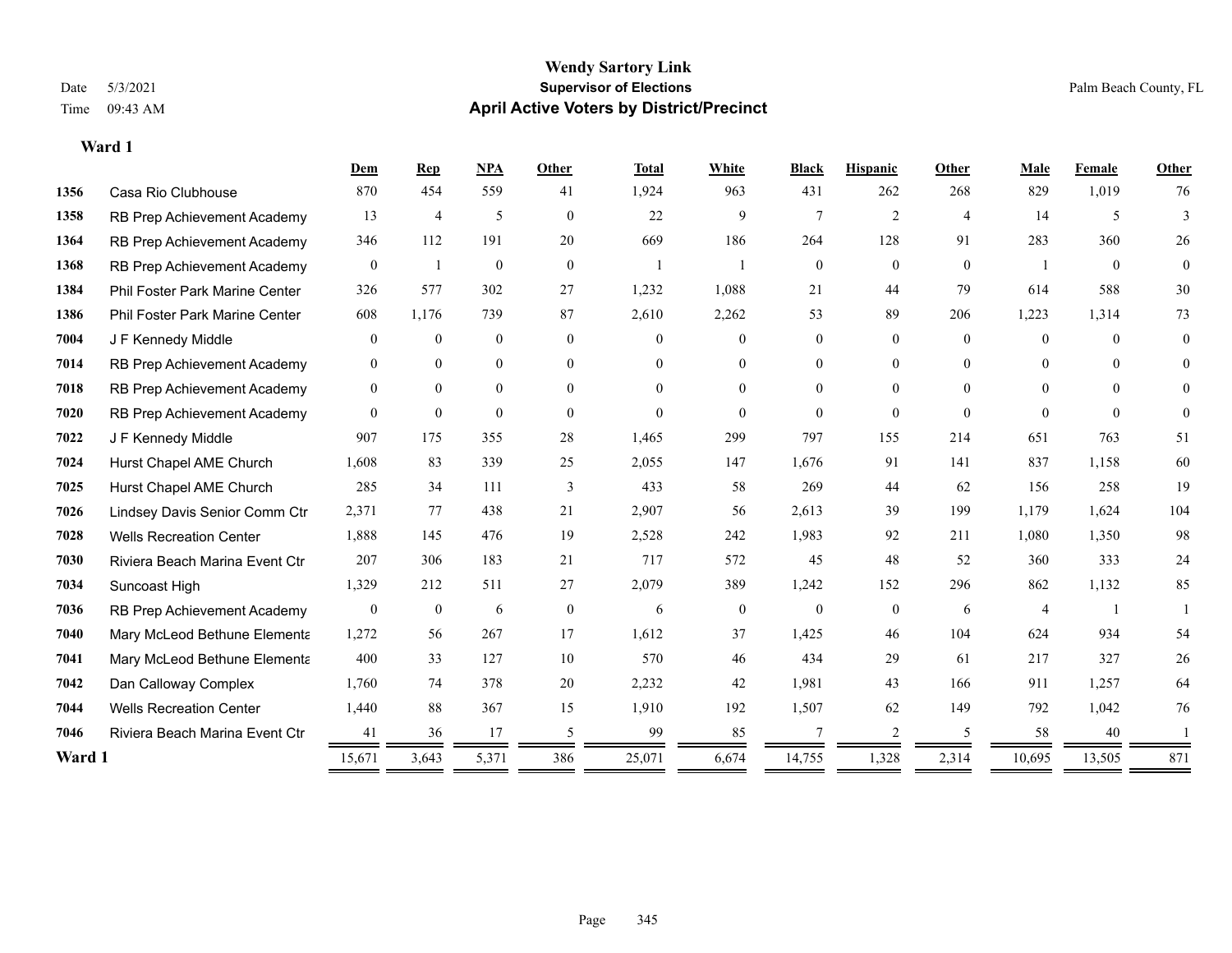# Wendy Sartory Link
## Supervisor of Elections
## April Active Voters by District/Precinct

Date 5/3/2021
Time 09:43 AM

Palm Beach County, FL

**Ward 1**

| | | Dem | Rep | NPA | Other | Total | White | Black | Hispanic | Other | Male | Female | Other |
|---|---|---|---|---|---|---|---|---|---|---|---|---|---|
| 1356 | Casa Rio Clubhouse | 870 | 454 | 559 | 41 | 1,924 | 963 | 431 | 262 | 268 | 829 | 1,019 | 76 |
| 1358 | RB Prep Achievement Academy | 13 | 4 | 5 | 0 | 22 | 9 | 7 | 2 | 4 | 14 | 5 | 3 |
| 1364 | RB Prep Achievement Academy | 346 | 112 | 191 | 20 | 669 | 186 | 264 | 128 | 91 | 283 | 360 | 26 |
| 1368 | RB Prep Achievement Academy | 0 | 1 | 0 | 0 | 1 | 1 | 0 | 0 | 0 | 1 | 0 | 0 |
| 1384 | Phil Foster Park Marine Center | 326 | 577 | 302 | 27 | 1,232 | 1,088 | 21 | 44 | 79 | 614 | 588 | 30 |
| 1386 | Phil Foster Park Marine Center | 608 | 1,176 | 739 | 87 | 2,610 | 2,262 | 53 | 89 | 206 | 1,223 | 1,314 | 73 |
| 7004 | J F Kennedy Middle | 0 | 0 | 0 | 0 | 0 | 0 | 0 | 0 | 0 | 0 | 0 | 0 |
| 7014 | RB Prep Achievement Academy | 0 | 0 | 0 | 0 | 0 | 0 | 0 | 0 | 0 | 0 | 0 | 0 |
| 7018 | RB Prep Achievement Academy | 0 | 0 | 0 | 0 | 0 | 0 | 0 | 0 | 0 | 0 | 0 | 0 |
| 7020 | RB Prep Achievement Academy | 0 | 0 | 0 | 0 | 0 | 0 | 0 | 0 | 0 | 0 | 0 | 0 |
| 7022 | J F Kennedy Middle | 907 | 175 | 355 | 28 | 1,465 | 299 | 797 | 155 | 214 | 651 | 763 | 51 |
| 7024 | Hurst Chapel AME Church | 1,608 | 83 | 339 | 25 | 2,055 | 147 | 1,676 | 91 | 141 | 837 | 1,158 | 60 |
| 7025 | Hurst Chapel AME Church | 285 | 34 | 111 | 3 | 433 | 58 | 269 | 44 | 62 | 156 | 258 | 19 |
| 7026 | Lindsey Davis Senior Comm Ctr | 2,371 | 77 | 438 | 21 | 2,907 | 56 | 2,613 | 39 | 199 | 1,179 | 1,624 | 104 |
| 7028 | Wells Recreation Center | 1,888 | 145 | 476 | 19 | 2,528 | 242 | 1,983 | 92 | 211 | 1,080 | 1,350 | 98 |
| 7030 | Riviera Beach Marina Event Ctr | 207 | 306 | 183 | 21 | 717 | 572 | 45 | 48 | 52 | 360 | 333 | 24 |
| 7034 | Suncoast High | 1,329 | 212 | 511 | 27 | 2,079 | 389 | 1,242 | 152 | 296 | 862 | 1,132 | 85 |
| 7036 | RB Prep Achievement Academy | 0 | 0 | 6 | 0 | 6 | 0 | 0 | 0 | 6 | 4 | 1 | 1 |
| 7040 | Mary McLeod Bethune Elementa | 1,272 | 56 | 267 | 17 | 1,612 | 37 | 1,425 | 46 | 104 | 624 | 934 | 54 |
| 7041 | Mary McLeod Bethune Elementa | 400 | 33 | 127 | 10 | 570 | 46 | 434 | 29 | 61 | 217 | 327 | 26 |
| 7042 | Dan Calloway Complex | 1,760 | 74 | 378 | 20 | 2,232 | 42 | 1,981 | 43 | 166 | 911 | 1,257 | 64 |
| 7044 | Wells Recreation Center | 1,440 | 88 | 367 | 15 | 1,910 | 192 | 1,507 | 62 | 149 | 792 | 1,042 | 76 |
| 7046 | Riviera Beach Marina Event Ctr | 41 | 36 | 17 | 5 | 99 | 85 | 7 | 2 | 5 | 58 | 40 | 1 |
| **Ward 1** | | 15,671 | 3,643 | 5,371 | 386 | 25,071 | 6,674 | 14,755 | 1,328 | 2,314 | 10,695 | 13,505 | 871 |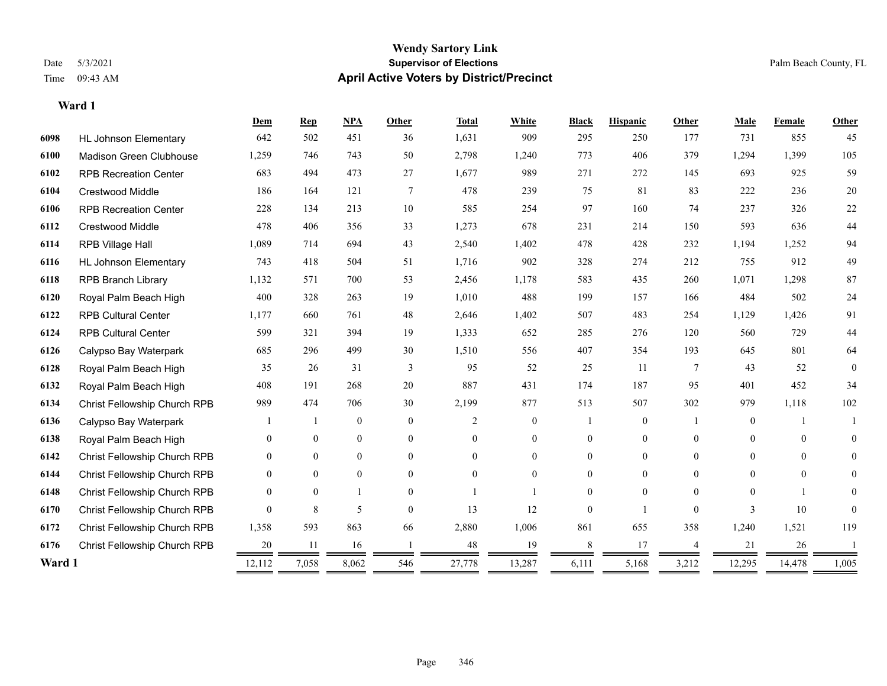# Wendy Sartory Link
## Supervisor of Elections
## April Active Voters by District/Precinct

Date 5/3/2021
Time 09:43 AM

Palm Beach County, FL

**Ward 1**

| | | Dem | Rep | NPA | Other | Total | White | Black | Hispanic | Other | Male | Female | Other |
|---|---|---|---|---|---|---|---|---|---|---|---|---|---|
| 6098 | HL Johnson Elementary | 642 | 502 | 451 | 36 | 1,631 | 909 | 295 | 250 | 177 | 731 | 855 | 45 |
| 6100 | Madison Green Clubhouse | 1,259 | 746 | 743 | 50 | 2,798 | 1,240 | 773 | 406 | 379 | 1,294 | 1,399 | 105 |
| 6102 | RPB Recreation Center | 683 | 494 | 473 | 27 | 1,677 | 989 | 271 | 272 | 145 | 693 | 925 | 59 |
| 6104 | Crestwood Middle | 186 | 164 | 121 | 7 | 478 | 239 | 75 | 81 | 83 | 222 | 236 | 20 |
| 6106 | RPB Recreation Center | 228 | 134 | 213 | 10 | 585 | 254 | 97 | 160 | 74 | 237 | 326 | 22 |
| 6112 | Crestwood Middle | 478 | 406 | 356 | 33 | 1,273 | 678 | 231 | 214 | 150 | 593 | 636 | 44 |
| 6114 | RPB Village Hall | 1,089 | 714 | 694 | 43 | 2,540 | 1,402 | 478 | 428 | 232 | 1,194 | 1,252 | 94 |
| 6116 | HL Johnson Elementary | 743 | 418 | 504 | 51 | 1,716 | 902 | 328 | 274 | 212 | 755 | 912 | 49 |
| 6118 | RPB Branch Library | 1,132 | 571 | 700 | 53 | 2,456 | 1,178 | 583 | 435 | 260 | 1,071 | 1,298 | 87 |
| 6120 | Royal Palm Beach High | 400 | 328 | 263 | 19 | 1,010 | 488 | 199 | 157 | 166 | 484 | 502 | 24 |
| 6122 | RPB Cultural Center | 1,177 | 660 | 761 | 48 | 2,646 | 1,402 | 507 | 483 | 254 | 1,129 | 1,426 | 91 |
| 6124 | RPB Cultural Center | 599 | 321 | 394 | 19 | 1,333 | 652 | 285 | 276 | 120 | 560 | 729 | 44 |
| 6126 | Calypso Bay Waterpark | 685 | 296 | 499 | 30 | 1,510 | 556 | 407 | 354 | 193 | 645 | 801 | 64 |
| 6128 | Royal Palm Beach High | 35 | 26 | 31 | 3 | 95 | 52 | 25 | 11 | 7 | 43 | 52 | 0 |
| 6132 | Royal Palm Beach High | 408 | 191 | 268 | 20 | 887 | 431 | 174 | 187 | 95 | 401 | 452 | 34 |
| 6134 | Christ Fellowship Church RPB | 989 | 474 | 706 | 30 | 2,199 | 877 | 513 | 507 | 302 | 979 | 1,118 | 102 |
| 6136 | Calypso Bay Waterpark | 1 | 1 | 0 | 0 | 2 | 0 | 1 | 0 | 1 | 0 | 1 | 1 |
| 6138 | Royal Palm Beach High | 0 | 0 | 0 | 0 | 0 | 0 | 0 | 0 | 0 | 0 | 0 | 0 |
| 6142 | Christ Fellowship Church RPB | 0 | 0 | 0 | 0 | 0 | 0 | 0 | 0 | 0 | 0 | 0 | 0 |
| 6144 | Christ Fellowship Church RPB | 0 | 0 | 0 | 0 | 0 | 0 | 0 | 0 | 0 | 0 | 0 | 0 |
| 6148 | Christ Fellowship Church RPB | 0 | 0 | 1 | 0 | 1 | 1 | 0 | 0 | 0 | 0 | 1 | 0 |
| 6170 | Christ Fellowship Church RPB | 0 | 8 | 5 | 0 | 13 | 12 | 0 | 1 | 0 | 3 | 10 | 0 |
| 6172 | Christ Fellowship Church RPB | 1,358 | 593 | 863 | 66 | 2,880 | 1,006 | 861 | 655 | 358 | 1,240 | 1,521 | 119 |
| 6176 | Christ Fellowship Church RPB | 20 | 11 | 16 | 1 | 48 | 19 | 8 | 17 | 4 | 21 | 26 | 1 |
| **Ward 1** | | 12,112 | 7,058 | 8,062 | 546 | 27,778 | 13,287 | 6,111 | 5,168 | 3,212 | 12,295 | 14,478 | 1,005 |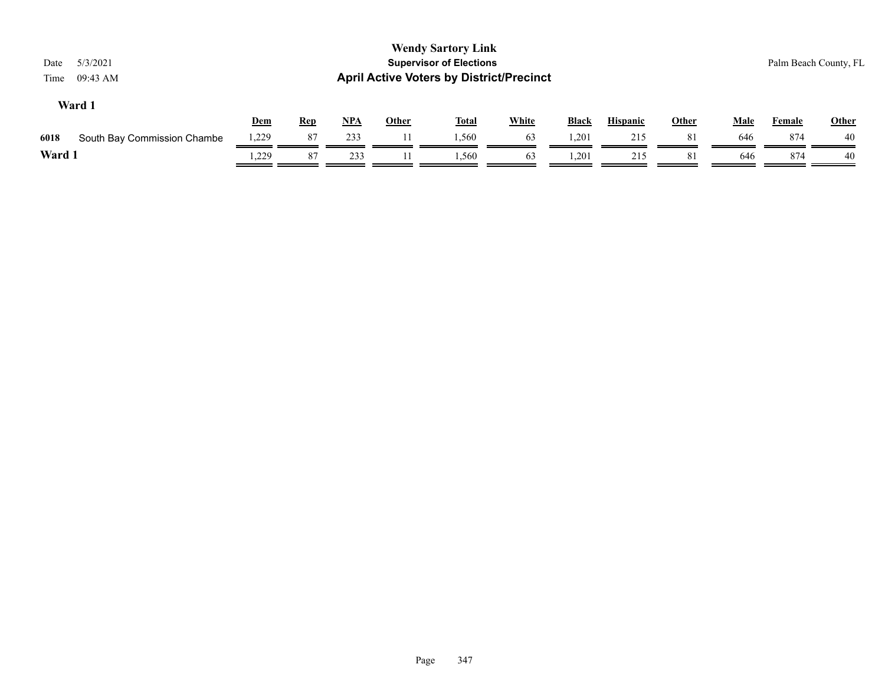# Wendy Sartory Link

## Supervisor of Elections

## April Active Voters by District/Precinct

Date 5/3/2021
Time 09:43 AM

Palm Beach County, FL

### Ward 1

| | | Dem | Rep | NPA | Other | Total | White | Black | Hispanic | Other | Male | Female | Other |
|---|---|---|---|---|---|---|---|---|---|---|---|---|---|
| 6018 | South Bay Commission Chambe | 1,229 | 87 | 233 | 11 | 1,560 | 63 | 1,201 | 215 | 81 | 646 | 874 | 40 |
| **Ward 1** | | 1,229 | 87 | 233 | 11 | 1,560 | 63 | 1,201 | 215 | 81 | 646 | 874 | 40 |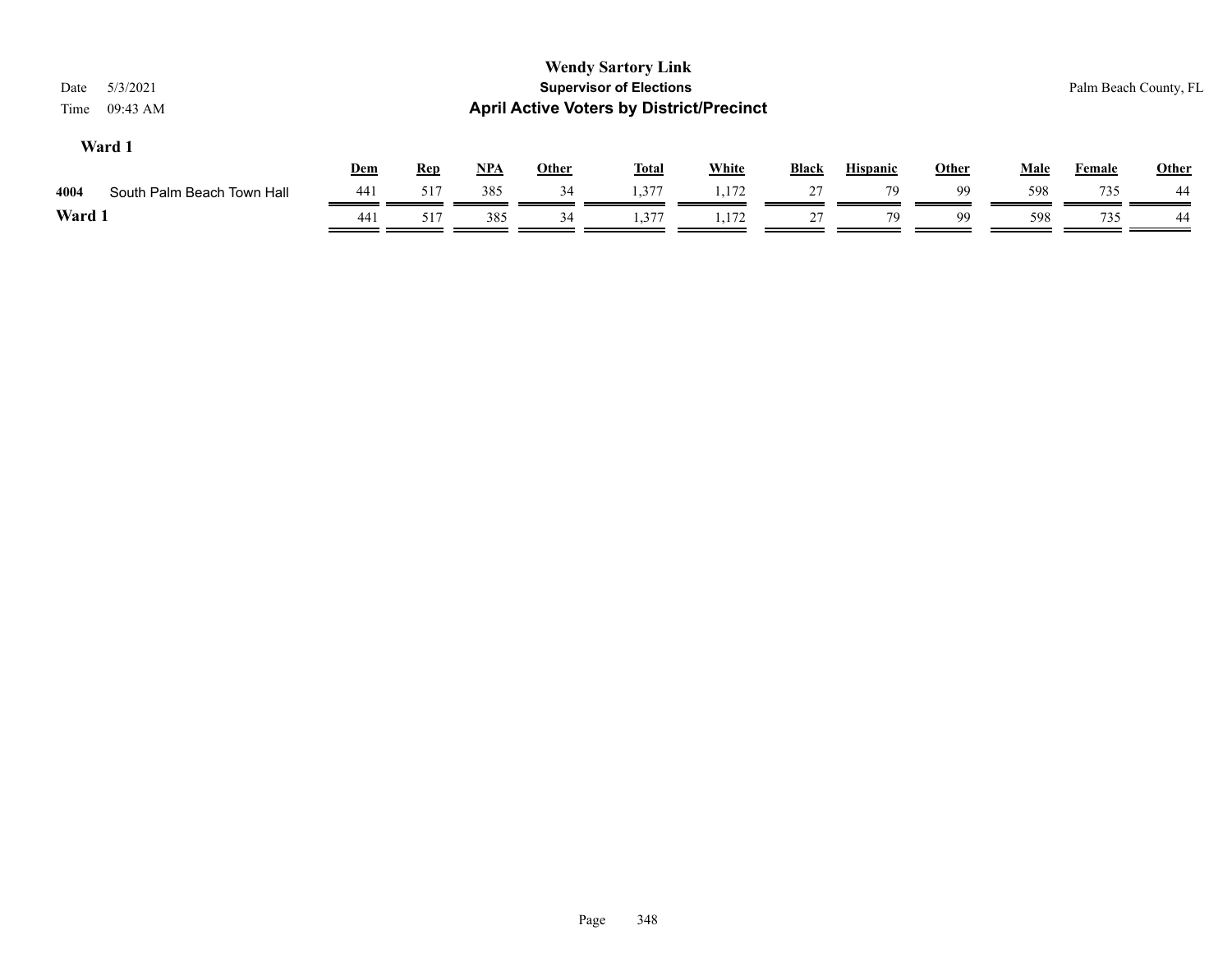# Wendy Sartory Link

## Supervisor of Elections

## April Active Voters by District/Precinct

Date 5/3/2021
Time 09:43 AM

Palm Beach County, FL

### Ward 1

| | | Dem | Rep | NPA | Other | Total | White | Black | Hispanic | Other | Male | Female | Other |
|---|---|---|---|---|---|---|---|---|---|---|---|---|---|
| 4004 | South Palm Beach Town Hall | 441 | 517 | 385 | 34 | 1,377 | 1,172 | 27 | 79 | 99 | 598 | 735 | 44 |
| **Ward 1** | | 441 | 517 | 385 | 34 | 1,377 | 1,172 | 27 | 79 | 99 | 598 | 735 | 44 |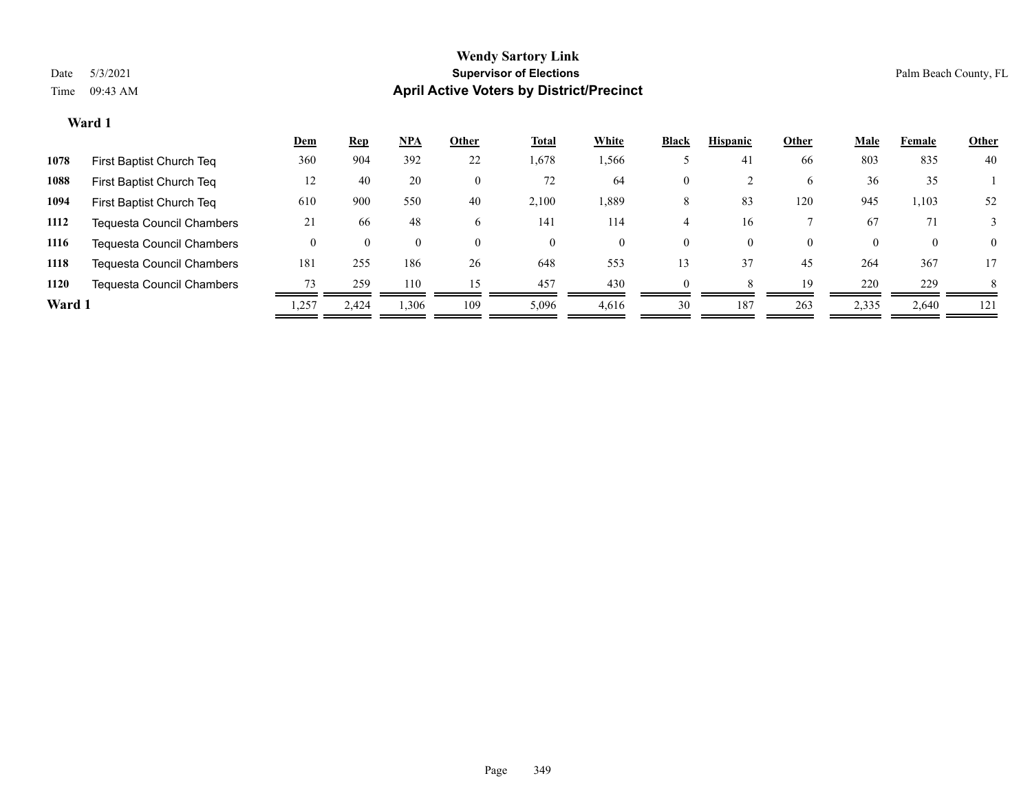**Wendy Sartory Link**
**Supervisor of Elections**
**April Active Voters by District/Precinct**

Date 5/3/2021
Time 09:43 AM

Palm Beach County, FL

### Ward 1

| | | Dem | Rep | NPA | Other | Total | White | Black | Hispanic | Other | Male | Female | Other |
|---|---|---|---|---|---|---|---|---|---|---|---|---|---|
| 1078 | First Baptist Church Teq | 360 | 904 | 392 | 22 | 1,678 | 1,566 | 5 | 41 | 66 | 803 | 835 | 40 |
| 1088 | First Baptist Church Teq | 12 | 40 | 20 | 0 | 72 | 64 | 0 | 2 | 6 | 36 | 35 | 1 |
| 1094 | First Baptist Church Teq | 610 | 900 | 550 | 40 | 2,100 | 1,889 | 8 | 83 | 120 | 945 | 1,103 | 52 |
| 1112 | Tequesta Council Chambers | 21 | 66 | 48 | 6 | 141 | 114 | 4 | 16 | 7 | 67 | 71 | 3 |
| 1116 | Tequesta Council Chambers | 0 | 0 | 0 | 0 | 0 | 0 | 0 | 0 | 0 | 0 | 0 | 0 |
| 1118 | Tequesta Council Chambers | 181 | 255 | 186 | 26 | 648 | 553 | 13 | 37 | 45 | 264 | 367 | 17 |
| 1120 | Tequesta Council Chambers | 73 | 259 | 110 | 15 | 457 | 430 | 0 | 8 | 19 | 220 | 229 | 8 |
| **Ward 1** | | 1,257 | 2,424 | 1,306 | 109 | 5,096 | 4,616 | 30 | 187 | 263 | 2,335 | 2,640 | 121 |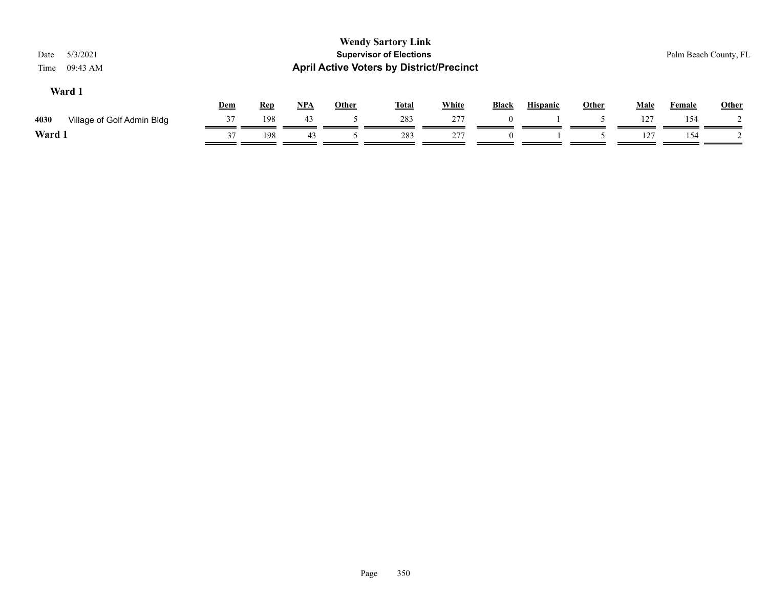# Wendy Sartory Link

## Supervisor of Elections

## April Active Voters by District/Precinct

Date 5/3/2021

Time 09:43 AM

Palm Beach County, FL

### Ward 1

| | | Dem | Rep | NPA | Other | Total | White | Black | Hispanic | Other | Male | Female | Other |
|---|---|---|---|---|---|---|---|---|---|---|---|---|---|
| 4030 | Village of Golf Admin Bldg | 37 | 198 | 43 | 5 | 283 | 277 | 0 | 1 | 5 | 127 | 154 | 2 |
| **Ward 1** | | 37 | 198 | 43 | 5 | 283 | 277 | 0 | 1 | 5 | 127 | 154 | 2 |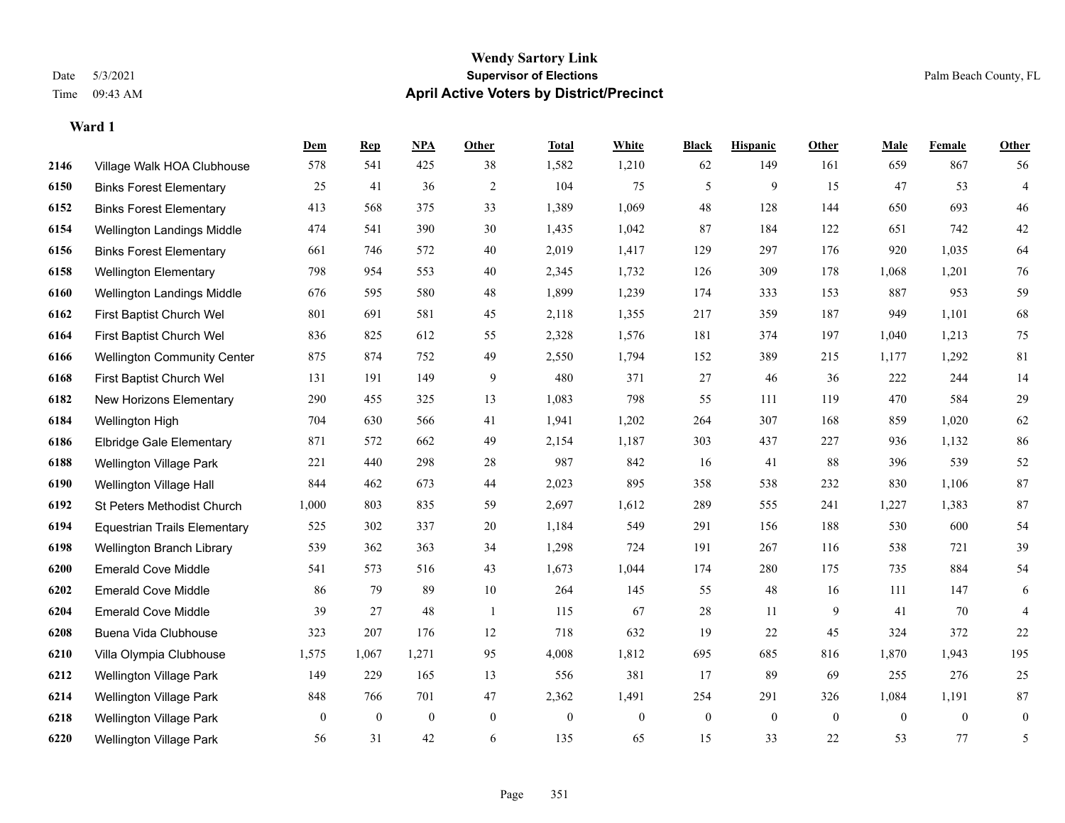# Wendy Sartory Link
## Supervisor of Elections
## April Active Voters by District/Precinct

Date 5/3/2021
Time 09:43 AM

Palm Beach County, FL

**Ward 1**

| | | Dem | Rep | NPA | Other | Total | White | Black | Hispanic | Other | Male | Female | Other |
|---|---|---|---|---|---|---|---|---|---|---|---|---|---|
| 2146 | Village Walk HOA Clubhouse | 578 | 541 | 425 | 38 | 1,582 | 1,210 | 62 | 149 | 161 | 659 | 867 | 56 |
| 6150 | Binks Forest Elementary | 25 | 41 | 36 | 2 | 104 | 75 | 5 | 9 | 15 | 47 | 53 | 4 |
| 6152 | Binks Forest Elementary | 413 | 568 | 375 | 33 | 1,389 | 1,069 | 48 | 128 | 144 | 650 | 693 | 46 |
| 6154 | Wellington Landings Middle | 474 | 541 | 390 | 30 | 1,435 | 1,042 | 87 | 184 | 122 | 651 | 742 | 42 |
| 6156 | Binks Forest Elementary | 661 | 746 | 572 | 40 | 2,019 | 1,417 | 129 | 297 | 176 | 920 | 1,035 | 64 |
| 6158 | Wellington Elementary | 798 | 954 | 553 | 40 | 2,345 | 1,732 | 126 | 309 | 178 | 1,068 | 1,201 | 76 |
| 6160 | Wellington Landings Middle | 676 | 595 | 580 | 48 | 1,899 | 1,239 | 174 | 333 | 153 | 887 | 953 | 59 |
| 6162 | First Baptist Church Wel | 801 | 691 | 581 | 45 | 2,118 | 1,355 | 217 | 359 | 187 | 949 | 1,101 | 68 |
| 6164 | First Baptist Church Wel | 836 | 825 | 612 | 55 | 2,328 | 1,576 | 181 | 374 | 197 | 1,040 | 1,213 | 75 |
| 6166 | Wellington Community Center | 875 | 874 | 752 | 49 | 2,550 | 1,794 | 152 | 389 | 215 | 1,177 | 1,292 | 81 |
| 6168 | First Baptist Church Wel | 131 | 191 | 149 | 9 | 480 | 371 | 27 | 46 | 36 | 222 | 244 | 14 |
| 6182 | New Horizons Elementary | 290 | 455 | 325 | 13 | 1,083 | 798 | 55 | 111 | 119 | 470 | 584 | 29 |
| 6184 | Wellington High | 704 | 630 | 566 | 41 | 1,941 | 1,202 | 264 | 307 | 168 | 859 | 1,020 | 62 |
| 6186 | Elbridge Gale Elementary | 871 | 572 | 662 | 49 | 2,154 | 1,187 | 303 | 437 | 227 | 936 | 1,132 | 86 |
| 6188 | Wellington Village Park | 221 | 440 | 298 | 28 | 987 | 842 | 16 | 41 | 88 | 396 | 539 | 52 |
| 6190 | Wellington Village Hall | 844 | 462 | 673 | 44 | 2,023 | 895 | 358 | 538 | 232 | 830 | 1,106 | 87 |
| 6192 | St Peters Methodist Church | 1,000 | 803 | 835 | 59 | 2,697 | 1,612 | 289 | 555 | 241 | 1,227 | 1,383 | 87 |
| 6194 | Equestrian Trails Elementary | 525 | 302 | 337 | 20 | 1,184 | 549 | 291 | 156 | 188 | 530 | 600 | 54 |
| 6198 | Wellington Branch Library | 539 | 362 | 363 | 34 | 1,298 | 724 | 191 | 267 | 116 | 538 | 721 | 39 |
| 6200 | Emerald Cove Middle | 541 | 573 | 516 | 43 | 1,673 | 1,044 | 174 | 280 | 175 | 735 | 884 | 54 |
| 6202 | Emerald Cove Middle | 86 | 79 | 89 | 10 | 264 | 145 | 55 | 48 | 16 | 111 | 147 | 6 |
| 6204 | Emerald Cove Middle | 39 | 27 | 48 | 1 | 115 | 67 | 28 | 11 | 9 | 41 | 70 | 4 |
| 6208 | Buena Vida Clubhouse | 323 | 207 | 176 | 12 | 718 | 632 | 19 | 22 | 45 | 324 | 372 | 22 |
| 6210 | Villa Olympia Clubhouse | 1,575 | 1,067 | 1,271 | 95 | 4,008 | 1,812 | 695 | 685 | 816 | 1,870 | 1,943 | 195 |
| 6212 | Wellington Village Park | 149 | 229 | 165 | 13 | 556 | 381 | 17 | 89 | 69 | 255 | 276 | 25 |
| 6214 | Wellington Village Park | 848 | 766 | 701 | 47 | 2,362 | 1,491 | 254 | 291 | 326 | 1,084 | 1,191 | 87 |
| 6218 | Wellington Village Park | 0 | 0 | 0 | 0 | 0 | 0 | 0 | 0 | 0 | 0 | 0 | 0 |
| 6220 | Wellington Village Park | 56 | 31 | 42 | 6 | 135 | 65 | 15 | 33 | 22 | 53 | 77 | 5 |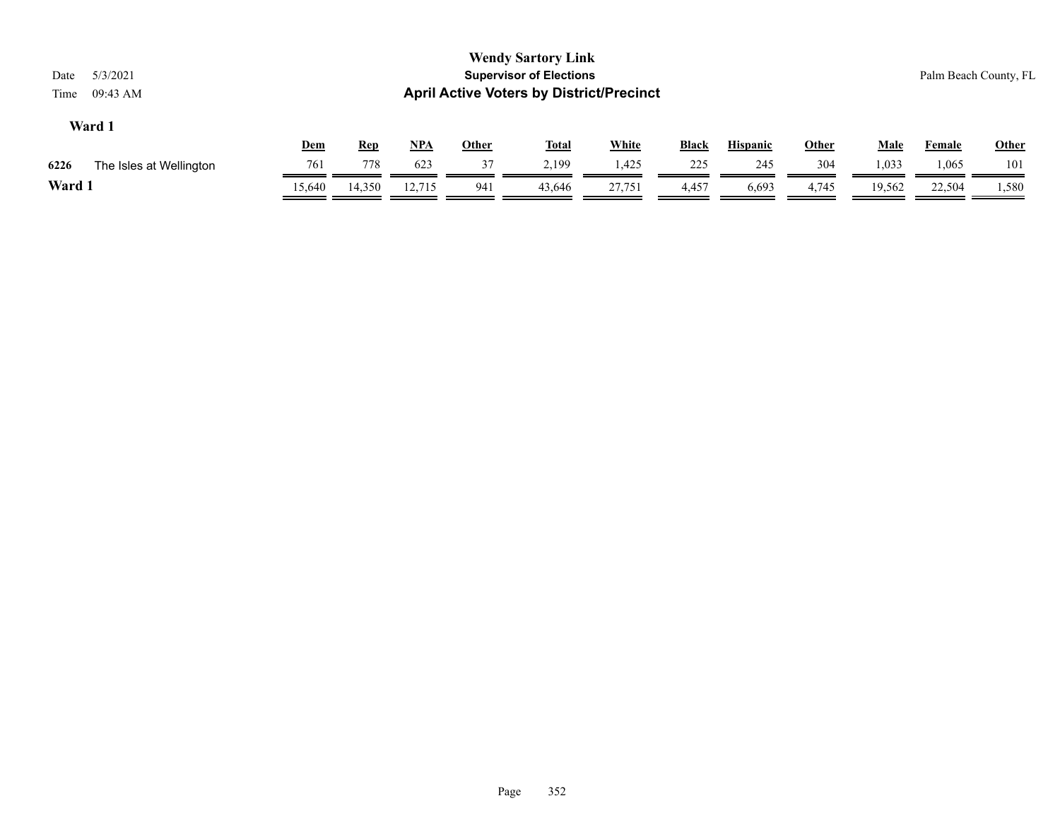**Wendy Sartory Link**
**Supervisor of Elections**
**April Active Voters by District/Precinct**

Date 5/3/2021
Time 09:43 AM

Palm Beach County, FL

### Ward 1

| | | Dem | Rep | NPA | Other | Total | White | Black | Hispanic | Other | Male | Female | Other |
|---|---|---|---|---|---|---|---|---|---|---|---|---|---|
| 6226 | The Isles at Wellington | 761 | 778 | 623 | 37 | 2,199 | 1,425 | 225 | 245 | 304 | 1,033 | 1,065 | 101 |
| **Ward 1** | | 15,640 | 14,350 | 12,715 | 941 | 43,646 | 27,751 | 4,457 | 6,693 | 4,745 | 19,562 | 22,504 | 1,580 |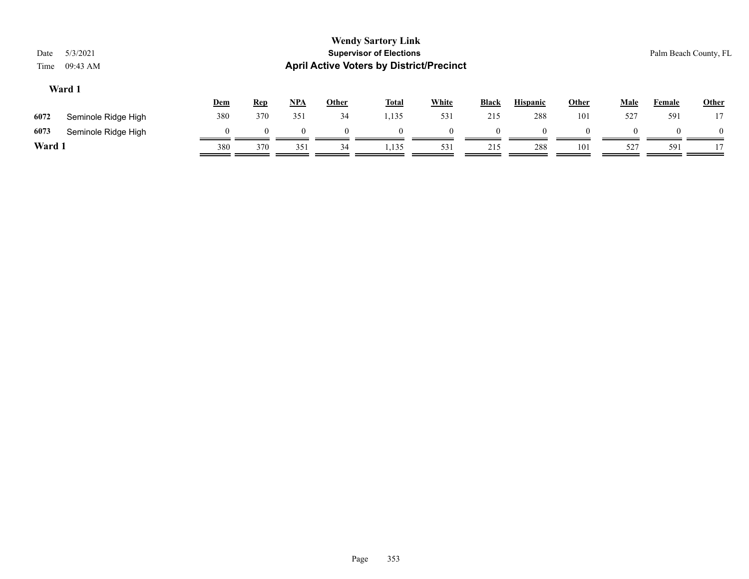# Wendy Sartory Link

## Supervisor of Elections

## April Active Voters by District/Precinct

Date 5/3/2021
Time 09:43 AM

Palm Beach County, FL

### Ward 1

| | | Dem | Rep | NPA | Other | Total | White | Black | Hispanic | Other | Male | Female | Other |
|---|---|---|---|---|---|---|---|---|---|---|---|---|---|
| 6072 | Seminole Ridge High | 380 | 370 | 351 | 34 | 1,135 | 531 | 215 | 288 | 101 | 527 | 591 | 17 |
| 6073 | Seminole Ridge High | 0 | 0 | 0 | 0 | 0 | 0 | 0 | 0 | 0 | 0 | 0 | 0 |
| **Ward 1** | | 380 | 370 | 351 | 34 | 1,135 | 531 | 215 | 288 | 101 | 527 | 591 | 17 |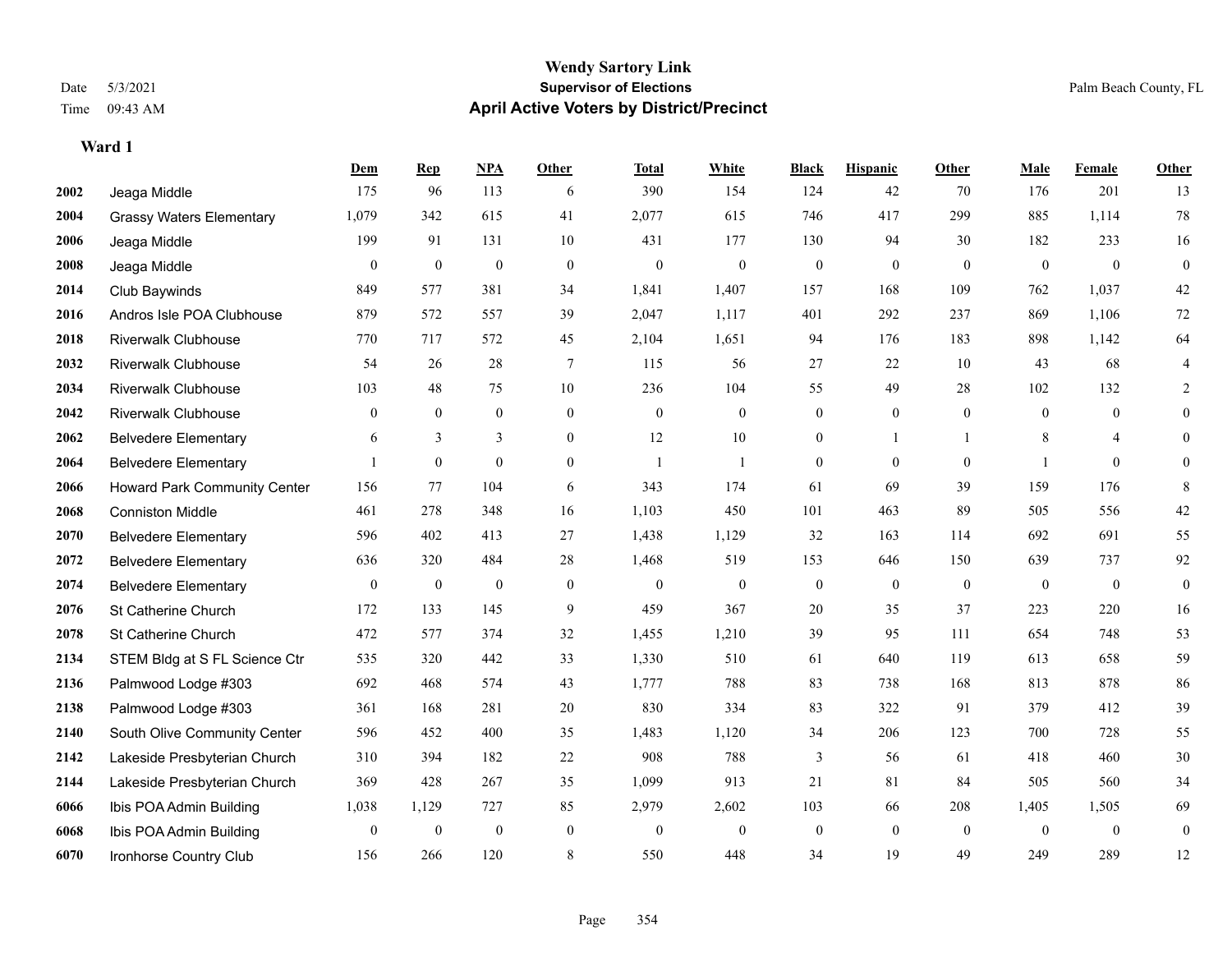# Wendy Sartory Link

**Supervisor of Elections**

**April Active Voters by District/Precinct**

Date 5/3/2021
Time 09:43 AM

Palm Beach County, FL

## Ward 1

| | | Dem | Rep | NPA | Other | Total | White | Black | Hispanic | Other | Male | Female | Other |
|---|---|---|---|---|---|---|---|---|---|---|---|---|---|
| 2002 | Jeaga Middle | 175 | 96 | 113 | 6 | 390 | 154 | 124 | 42 | 70 | 176 | 201 | 13 |
| 2004 | Grassy Waters Elementary | 1,079 | 342 | 615 | 41 | 2,077 | 615 | 746 | 417 | 299 | 885 | 1,114 | 78 |
| 2006 | Jeaga Middle | 199 | 91 | 131 | 10 | 431 | 177 | 130 | 94 | 30 | 182 | 233 | 16 |
| 2008 | Jeaga Middle | 0 | 0 | 0 | 0 | 0 | 0 | 0 | 0 | 0 | 0 | 0 | 0 |
| 2014 | Club Baywinds | 849 | 577 | 381 | 34 | 1,841 | 1,407 | 157 | 168 | 109 | 762 | 1,037 | 42 |
| 2016 | Andros Isle POA Clubhouse | 879 | 572 | 557 | 39 | 2,047 | 1,117 | 401 | 292 | 237 | 869 | 1,106 | 72 |
| 2018 | Riverwalk Clubhouse | 770 | 717 | 572 | 45 | 2,104 | 1,651 | 94 | 176 | 183 | 898 | 1,142 | 64 |
| 2032 | Riverwalk Clubhouse | 54 | 26 | 28 | 7 | 115 | 56 | 27 | 22 | 10 | 43 | 68 | 4 |
| 2034 | Riverwalk Clubhouse | 103 | 48 | 75 | 10 | 236 | 104 | 55 | 49 | 28 | 102 | 132 | 2 |
| 2042 | Riverwalk Clubhouse | 0 | 0 | 0 | 0 | 0 | 0 | 0 | 0 | 0 | 0 | 0 | 0 |
| 2062 | Belvedere Elementary | 6 | 3 | 3 | 0 | 12 | 10 | 0 | 1 | 1 | 8 | 4 | 0 |
| 2064 | Belvedere Elementary | 1 | 0 | 0 | 0 | 1 | 1 | 0 | 0 | 0 | 1 | 0 | 0 |
| 2066 | Howard Park Community Center | 156 | 77 | 104 | 6 | 343 | 174 | 61 | 69 | 39 | 159 | 176 | 8 |
| 2068 | Conniston Middle | 461 | 278 | 348 | 16 | 1,103 | 450 | 101 | 463 | 89 | 505 | 556 | 42 |
| 2070 | Belvedere Elementary | 596 | 402 | 413 | 27 | 1,438 | 1,129 | 32 | 163 | 114 | 692 | 691 | 55 |
| 2072 | Belvedere Elementary | 636 | 320 | 484 | 28 | 1,468 | 519 | 153 | 646 | 150 | 639 | 737 | 92 |
| 2074 | Belvedere Elementary | 0 | 0 | 0 | 0 | 0 | 0 | 0 | 0 | 0 | 0 | 0 | 0 |
| 2076 | St Catherine Church | 172 | 133 | 145 | 9 | 459 | 367 | 20 | 35 | 37 | 223 | 220 | 16 |
| 2078 | St Catherine Church | 472 | 577 | 374 | 32 | 1,455 | 1,210 | 39 | 95 | 111 | 654 | 748 | 53 |
| 2134 | STEM Bldg at S FL Science Ctr | 535 | 320 | 442 | 33 | 1,330 | 510 | 61 | 640 | 119 | 613 | 658 | 59 |
| 2136 | Palmwood Lodge #303 | 692 | 468 | 574 | 43 | 1,777 | 788 | 83 | 738 | 168 | 813 | 878 | 86 |
| 2138 | Palmwood Lodge #303 | 361 | 168 | 281 | 20 | 830 | 334 | 83 | 322 | 91 | 379 | 412 | 39 |
| 2140 | South Olive Community Center | 596 | 452 | 400 | 35 | 1,483 | 1,120 | 34 | 206 | 123 | 700 | 728 | 55 |
| 2142 | Lakeside Presbyterian Church | 310 | 394 | 182 | 22 | 908 | 788 | 3 | 56 | 61 | 418 | 460 | 30 |
| 2144 | Lakeside Presbyterian Church | 369 | 428 | 267 | 35 | 1,099 | 913 | 21 | 81 | 84 | 505 | 560 | 34 |
| 6066 | Ibis POA Admin Building | 1,038 | 1,129 | 727 | 85 | 2,979 | 2,602 | 103 | 66 | 208 | 1,405 | 1,505 | 69 |
| 6068 | Ibis POA Admin Building | 0 | 0 | 0 | 0 | 0 | 0 | 0 | 0 | 0 | 0 | 0 | 0 |
| 6070 | Ironhorse Country Club | 156 | 266 | 120 | 8 | 550 | 448 | 34 | 19 | 49 | 249 | 289 | 12 |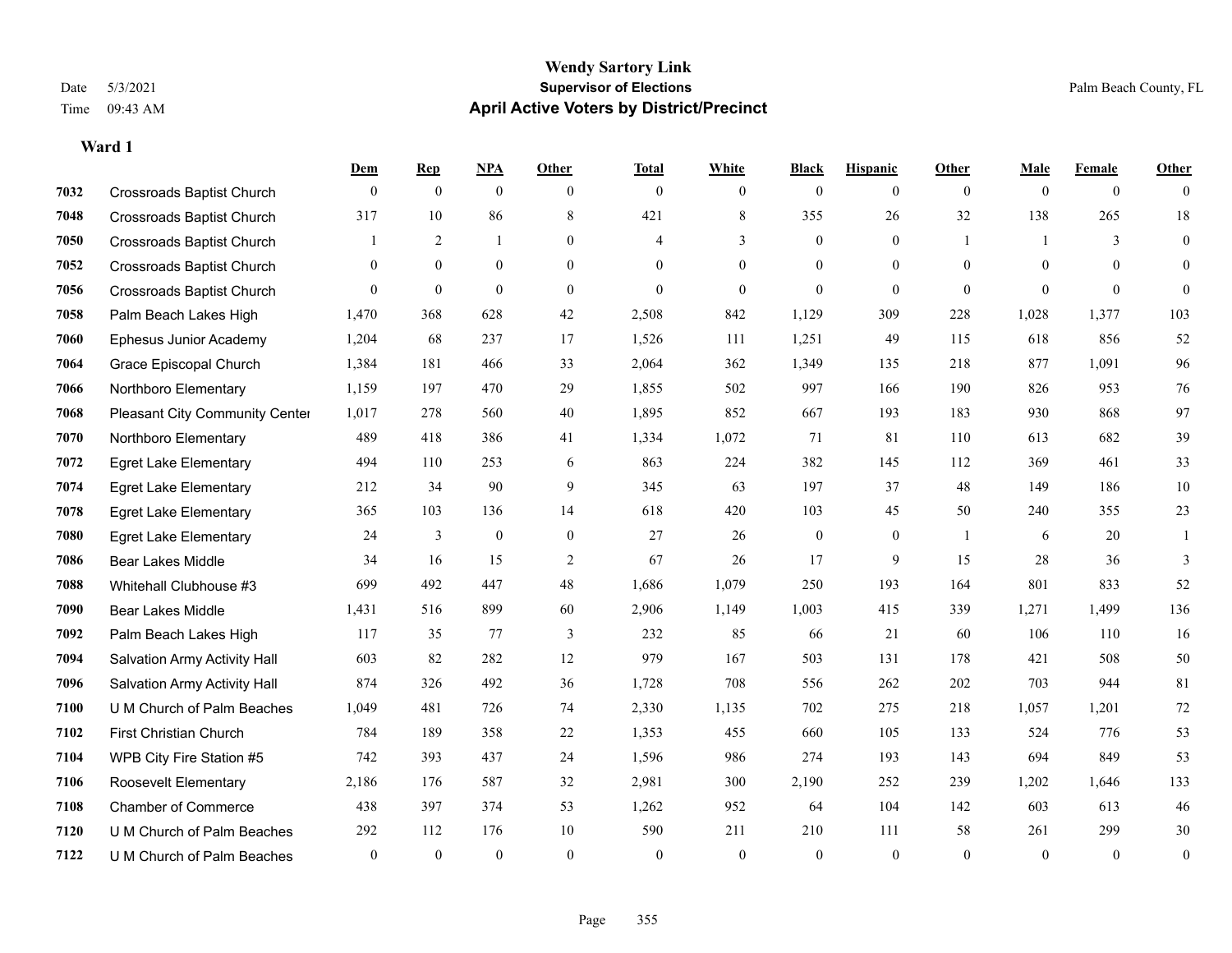**Wendy Sartory Link**

**Supervisor of Elections**

**April Active Voters by District/Precinct**

Date 5/3/2021

Time 09:43 AM

Palm Beach County, FL

**Ward 1**

| | | Dem | Rep | NPA | Other | Total | White | Black | Hispanic | Other | Male | Female | Other |
|---|---|---|---|---|---|---|---|---|---|---|---|---|---|
| 7032 | Crossroads Baptist Church | 0 | 0 | 0 | 0 | 0 | 0 | 0 | 0 | 0 | 0 | 0 | 0 |
| 7048 | Crossroads Baptist Church | 317 | 10 | 86 | 8 | 421 | 8 | 355 | 26 | 32 | 138 | 265 | 18 |
| 7050 | Crossroads Baptist Church | 1 | 2 | 1 | 0 | 4 | 3 | 0 | 0 | 1 | 1 | 3 | 0 |
| 7052 | Crossroads Baptist Church | 0 | 0 | 0 | 0 | 0 | 0 | 0 | 0 | 0 | 0 | 0 | 0 |
| 7056 | Crossroads Baptist Church | 0 | 0 | 0 | 0 | 0 | 0 | 0 | 0 | 0 | 0 | 0 | 0 |
| 7058 | Palm Beach Lakes High | 1,470 | 368 | 628 | 42 | 2,508 | 842 | 1,129 | 309 | 228 | 1,028 | 1,377 | 103 |
| 7060 | Ephesus Junior Academy | 1,204 | 68 | 237 | 17 | 1,526 | 111 | 1,251 | 49 | 115 | 618 | 856 | 52 |
| 7064 | Grace Episcopal Church | 1,384 | 181 | 466 | 33 | 2,064 | 362 | 1,349 | 135 | 218 | 877 | 1,091 | 96 |
| 7066 | Northboro Elementary | 1,159 | 197 | 470 | 29 | 1,855 | 502 | 997 | 166 | 190 | 826 | 953 | 76 |
| 7068 | Pleasant City Community Center | 1,017 | 278 | 560 | 40 | 1,895 | 852 | 667 | 193 | 183 | 930 | 868 | 97 |
| 7070 | Northboro Elementary | 489 | 418 | 386 | 41 | 1,334 | 1,072 | 71 | 81 | 110 | 613 | 682 | 39 |
| 7072 | Egret Lake Elementary | 494 | 110 | 253 | 6 | 863 | 224 | 382 | 145 | 112 | 369 | 461 | 33 |
| 7074 | Egret Lake Elementary | 212 | 34 | 90 | 9 | 345 | 63 | 197 | 37 | 48 | 149 | 186 | 10 |
| 7078 | Egret Lake Elementary | 365 | 103 | 136 | 14 | 618 | 420 | 103 | 45 | 50 | 240 | 355 | 23 |
| 7080 | Egret Lake Elementary | 24 | 3 | 0 | 0 | 27 | 26 | 0 | 0 | 1 | 6 | 20 | 1 |
| 7086 | Bear Lakes Middle | 34 | 16 | 15 | 2 | 67 | 26 | 17 | 9 | 15 | 28 | 36 | 3 |
| 7088 | Whitehall Clubhouse #3 | 699 | 492 | 447 | 48 | 1,686 | 1,079 | 250 | 193 | 164 | 801 | 833 | 52 |
| 7090 | Bear Lakes Middle | 1,431 | 516 | 899 | 60 | 2,906 | 1,149 | 1,003 | 415 | 339 | 1,271 | 1,499 | 136 |
| 7092 | Palm Beach Lakes High | 117 | 35 | 77 | 3 | 232 | 85 | 66 | 21 | 60 | 106 | 110 | 16 |
| 7094 | Salvation Army Activity Hall | 603 | 82 | 282 | 12 | 979 | 167 | 503 | 131 | 178 | 421 | 508 | 50 |
| 7096 | Salvation Army Activity Hall | 874 | 326 | 492 | 36 | 1,728 | 708 | 556 | 262 | 202 | 703 | 944 | 81 |
| 7100 | U M Church of Palm Beaches | 1,049 | 481 | 726 | 74 | 2,330 | 1,135 | 702 | 275 | 218 | 1,057 | 1,201 | 72 |
| 7102 | First Christian Church | 784 | 189 | 358 | 22 | 1,353 | 455 | 660 | 105 | 133 | 524 | 776 | 53 |
| 7104 | WPB City Fire Station #5 | 742 | 393 | 437 | 24 | 1,596 | 986 | 274 | 193 | 143 | 694 | 849 | 53 |
| 7106 | Roosevelt Elementary | 2,186 | 176 | 587 | 32 | 2,981 | 300 | 2,190 | 252 | 239 | 1,202 | 1,646 | 133 |
| 7108 | Chamber of Commerce | 438 | 397 | 374 | 53 | 1,262 | 952 | 64 | 104 | 142 | 603 | 613 | 46 |
| 7120 | U M Church of Palm Beaches | 292 | 112 | 176 | 10 | 590 | 211 | 210 | 111 | 58 | 261 | 299 | 30 |
| 7122 | U M Church of Palm Beaches | 0 | 0 | 0 | 0 | 0 | 0 | 0 | 0 | 0 | 0 | 0 | 0 |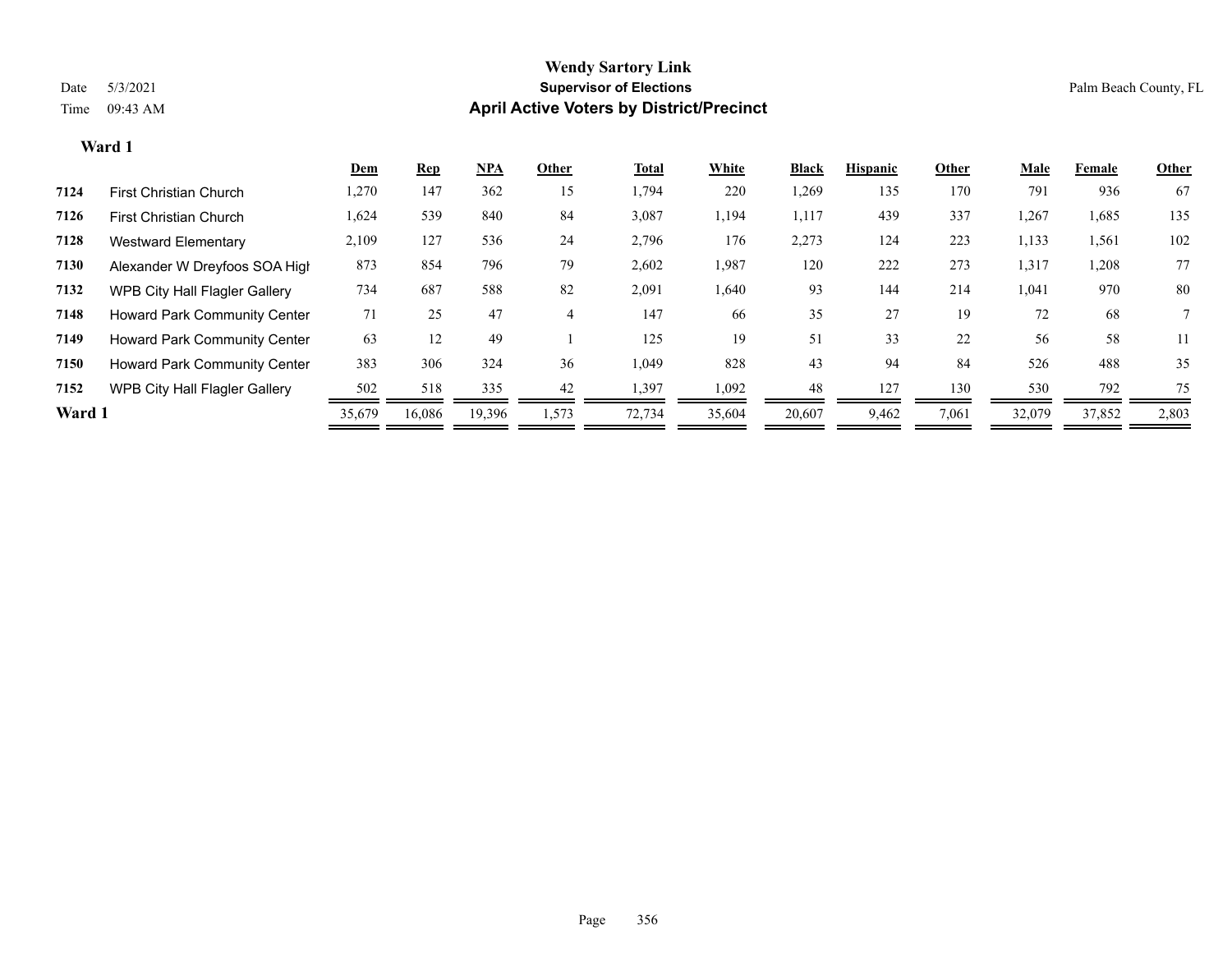# Wendy Sartory Link

## Supervisor of Elections

## April Active Voters by District/Precinct

Date 5/3/2021
Time 09:43 AM

Palm Beach County, FL

### Ward 1

| | | Dem | Rep | NPA | Other | Total | White | Black | Hispanic | Other | Male | Female | Other |
|---|---|---|---|---|---|---|---|---|---|---|---|---|---|
| 7124 | First Christian Church | 1,270 | 147 | 362 | 15 | 1,794 | 220 | 1,269 | 135 | 170 | 791 | 936 | 67 |
| 7126 | First Christian Church | 1,624 | 539 | 840 | 84 | 3,087 | 1,194 | 1,117 | 439 | 337 | 1,267 | 1,685 | 135 |
| 7128 | Westward Elementary | 2,109 | 127 | 536 | 24 | 2,796 | 176 | 2,273 | 124 | 223 | 1,133 | 1,561 | 102 |
| 7130 | Alexander W Dreyfoos SOA High | 873 | 854 | 796 | 79 | 2,602 | 1,987 | 120 | 222 | 273 | 1,317 | 1,208 | 77 |
| 7132 | WPB City Hall Flagler Gallery | 734 | 687 | 588 | 82 | 2,091 | 1,640 | 93 | 144 | 214 | 1,041 | 970 | 80 |
| 7148 | Howard Park Community Center | 71 | 25 | 47 | 4 | 147 | 66 | 35 | 27 | 19 | 72 | 68 | 7 |
| 7149 | Howard Park Community Center | 63 | 12 | 49 | 1 | 125 | 19 | 51 | 33 | 22 | 56 | 58 | 11 |
| 7150 | Howard Park Community Center | 383 | 306 | 324 | 36 | 1,049 | 828 | 43 | 94 | 84 | 526 | 488 | 35 |
| 7152 | WPB City Hall Flagler Gallery | 502 | 518 | 335 | 42 | 1,397 | 1,092 | 48 | 127 | 130 | 530 | 792 | 75 |
| **Ward 1** | | 35,679 | 16,086 | 19,396 | 1,573 | 72,734 | 35,604 | 20,607 | 9,462 | 7,061 | 32,079 | 37,852 | 2,803 |